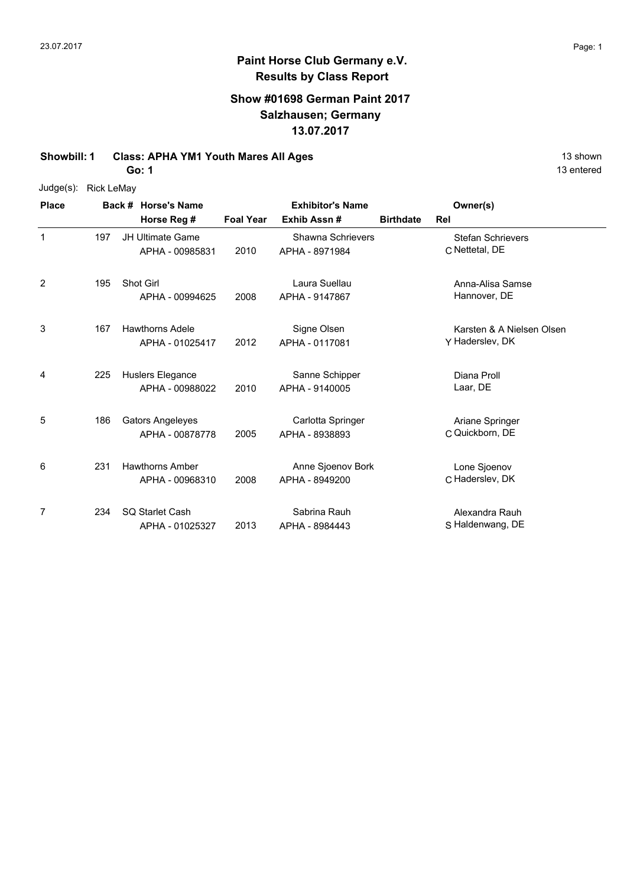# Paint Horse Club Germany e.V.

## Results by Class Report

### Show #01698 German Paint 2017
### Salzhausen; Germany
### 13.07.2017

**Showbill: 1** **Class: APHA YM1 Youth Mares All Ages** 13 shown

**Go: 1** 13 entered

Judge(s): Rick LeMay

| Place | Back # | Horse's Name / Horse Reg # | Foal Year | Exhibitor's Name / Exhib Assn # | Birthdate | Rel | Owner(s) |
|---|---|---|---|---|---|---|---|
| 1 | 197 | JH Ultimate Game<br>APHA - 00985831 | 2010 | Shawna Schrievers<br>APHA - 8971984 | | C | Stefan Schrievers<br>Nettetal, DE |
| 2 | 195 | Shot Girl<br>APHA - 00994625 | 2008 | Laura Suellau<br>APHA - 9147867 | | | Anna-Alisa Samse<br>Hannover, DE |
| 3 | 167 | Hawthorns Adele<br>APHA - 01025417 | 2012 | Signe Olsen<br>APHA - 0117081 | | Y | Karsten & A Nielsen Olsen<br>Haderslev, DK |
| 4 | 225 | Huslers Elegance<br>APHA - 00988022 | 2010 | Sanne Schipper<br>APHA - 9140005 | | | Diana Proll<br>Laar, DE |
| 5 | 186 | Gators Angeleyes<br>APHA - 00878778 | 2005 | Carlotta Springer<br>APHA - 8938893 | | C | Ariane Springer<br>Quickborn, DE |
| 6 | 231 | Hawthorns Amber<br>APHA - 00968310 | 2008 | Anne Sjoenov Bork<br>APHA - 8949200 | | C | Lone Sjoenov<br>Haderslev, DK |
| 7 | 234 | SQ Starlet Cash<br>APHA - 01025327 | 2013 | Sabrina Rauh<br>APHA - 8984443 | | S | Alexandra Rauh<br>Haldenwang, DE |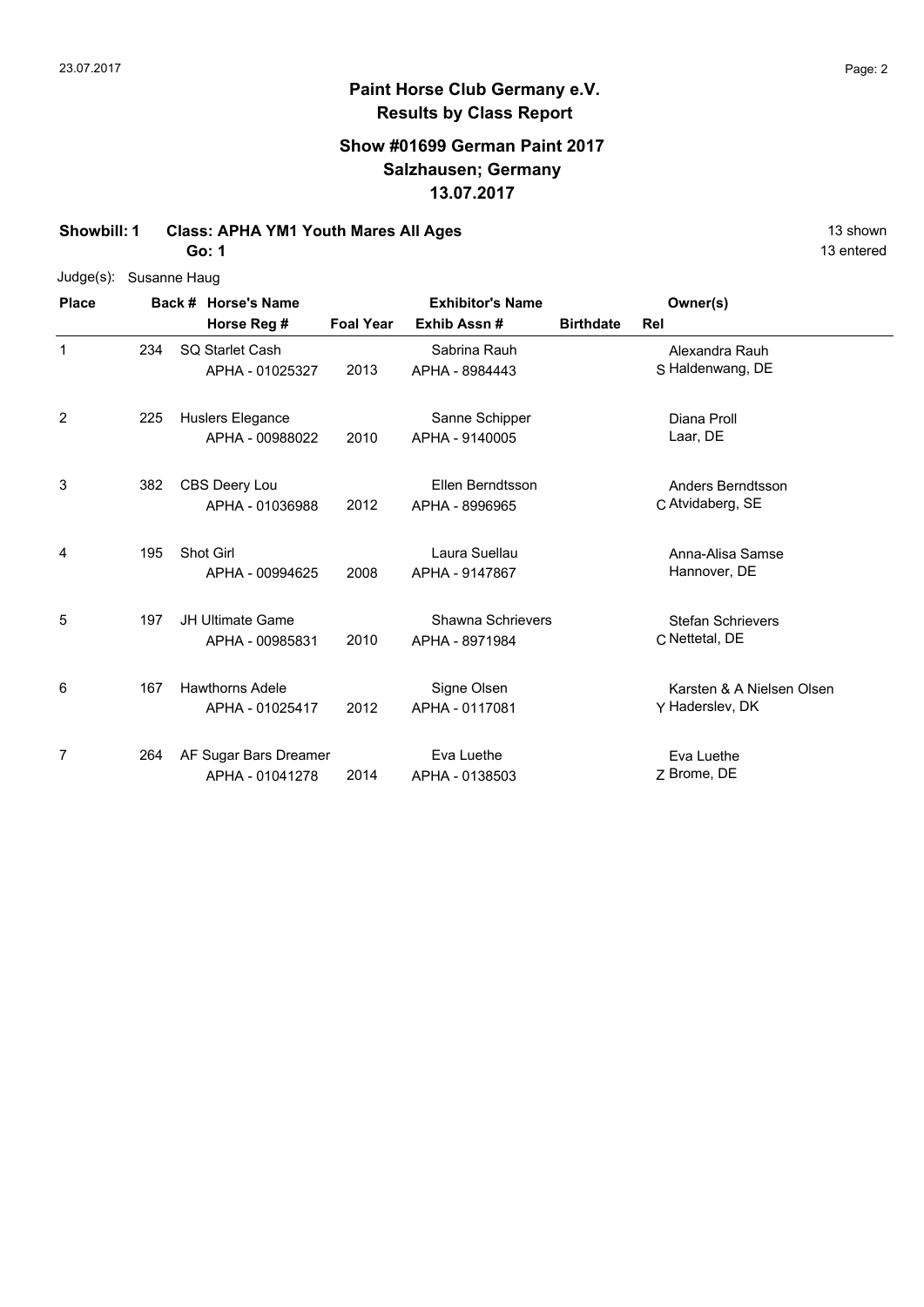**Paint Horse Club Germany e.V.**
**Results by Class Report**

**Show #01699 German Paint 2017**
**Salzhausen; Germany**
**13.07.2017**

**Showbill: 1 Class: APHA YM1 Youth Mares All Ages** 13 shown
**Go: 1** 13 entered

Judge(s): Susanne Haug

| Place | Back # | Horse's Name / Horse Reg # | Foal Year | Exhibitor's Name / Exhib Assn # | Birthdate | Rel | Owner(s) |
|---|---|---|---|---|---|---|---|
| 1 | 234 | SQ Starlet Cash<br>APHA - 01025327 | 2013 | Sabrina Rauh<br>APHA - 8984443 | | S | Alexandra Rauh<br>Haldenwang, DE |
| 2 | 225 | Huslers Elegance<br>APHA - 00988022 | 2010 | Sanne Schipper<br>APHA - 9140005 | | | Diana Proll<br>Laar, DE |
| 3 | 382 | CBS Deery Lou<br>APHA - 01036988 | 2012 | Ellen Berndtsson<br>APHA - 8996965 | | C | Anders Berndtsson<br>Atvidaberg, SE |
| 4 | 195 | Shot Girl<br>APHA - 00994625 | 2008 | Laura Suellau<br>APHA - 9147867 | | | Anna-Alisa Samse<br>Hannover, DE |
| 5 | 197 | JH Ultimate Game<br>APHA - 00985831 | 2010 | Shawna Schrievers<br>APHA - 8971984 | | C | Stefan Schrievers<br>Nettetal, DE |
| 6 | 167 | Hawthorns Adele<br>APHA - 01025417 | 2012 | Signe Olsen<br>APHA - 0117081 | | Y | Karsten & A Nielsen Olsen<br>Haderslev, DK |
| 7 | 264 | AF Sugar Bars Dreamer<br>APHA - 01041278 | 2014 | Eva Luethe<br>APHA - 0138503 | | Z | Eva Luethe<br>Brome, DE |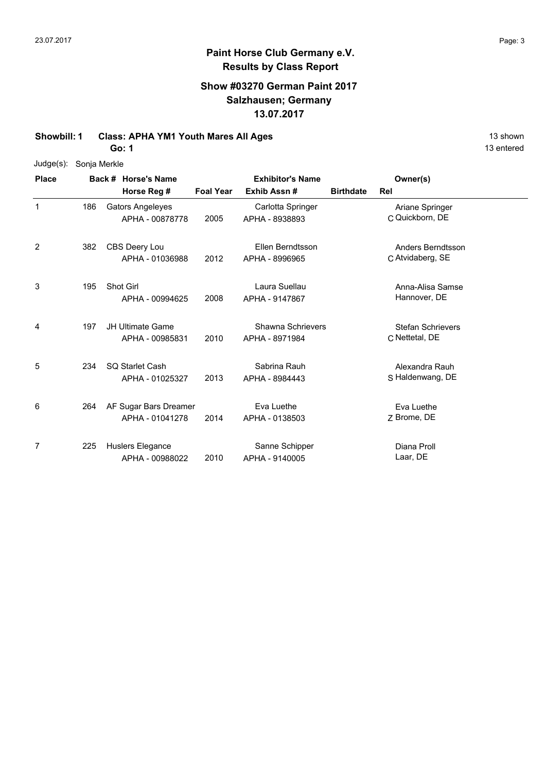# Paint Horse Club Germany e.V.

## Results by Class Report

### Show #03270 German Paint 2017
### Salzhausen; Germany
### 13.07.2017

**Showbill: 1 Class: APHA YM1 Youth Mares All Ages** 13 shown

**Go: 1** 13 entered

Judge(s): Sonja Merkle

| Place | Back # | Horse's Name / Horse Reg # | Foal Year | Exhibitor's Name / Exhib Assn # | Birthdate | Rel | Owner(s) |
|---|---|---|---|---|---|---|---|
| 1 | 186 | Gators Angeleyes<br>APHA - 00878778 | 2005 | Carlotta Springer<br>APHA - 8938893 | | C | Ariane Springer<br>Quickborn, DE |
| 2 | 382 | CBS Deery Lou<br>APHA - 01036988 | 2012 | Ellen Berndtsson<br>APHA - 8996965 | | C | Anders Berndtsson<br>Atvidaberg, SE |
| 3 | 195 | Shot Girl<br>APHA - 00994625 | 2008 | Laura Suellau<br>APHA - 9147867 | | | Anna-Alisa Samse<br>Hannover, DE |
| 4 | 197 | JH Ultimate Game<br>APHA - 00985831 | 2010 | Shawna Schrievers<br>APHA - 8971984 | | C | Stefan Schrievers<br>Nettetal, DE |
| 5 | 234 | SQ Starlet Cash<br>APHA - 01025327 | 2013 | Sabrina Rauh<br>APHA - 8984443 | | S | Alexandra Rauh<br>Haldenwang, DE |
| 6 | 264 | AF Sugar Bars Dreamer<br>APHA - 01041278 | 2014 | Eva Luethe<br>APHA - 0138503 | | Z | Eva Luethe<br>Brome, DE |
| 7 | 225 | Huslers Elegance<br>APHA - 00988022 | 2010 | Sanne Schipper<br>APHA - 9140005 | | | Diana Proll<br>Laar, DE |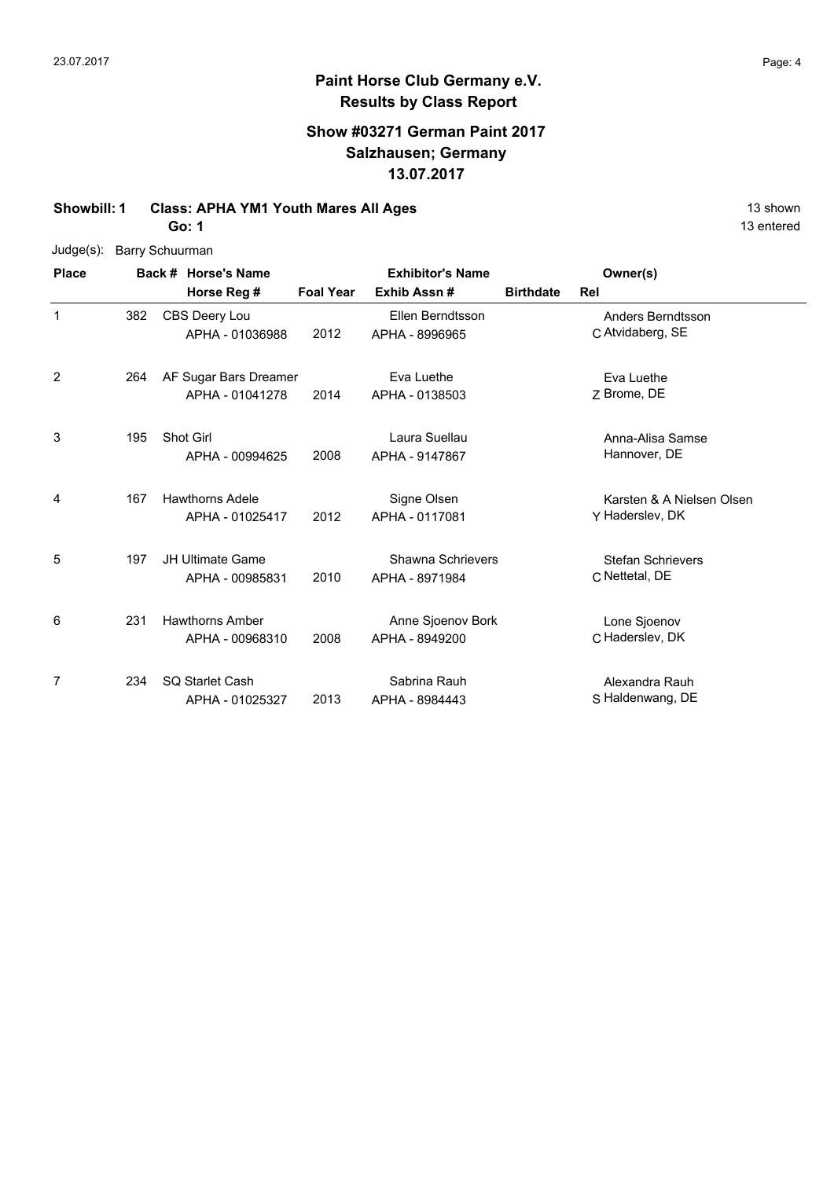# Paint Horse Club Germany e.V.

## Results by Class Report

### Show #03271 German Paint 2017
### Salzhausen; Germany
### 13.07.2017

**Showbill: 1 Class: APHA YM1 Youth Mares All Ages** 13 shown

**Go: 1** 13 entered

Judge(s): Barry Schuurman

| Place | Back # | Horse's Name / Horse Reg # | Foal Year | Exhibitor's Name / Exhib Assn # | Birthdate | Rel | Owner(s) |
|---|---|---|---|---|---|---|---|
| 1 | 382 | CBS Deery Lou<br>APHA - 01036988 | 2012 | Ellen Berndtsson<br>APHA - 8996965 | | C | Anders Berndtsson<br>Atvidaberg, SE |
| 2 | 264 | AF Sugar Bars Dreamer<br>APHA - 01041278 | 2014 | Eva Luethe<br>APHA - 0138503 | | Z | Eva Luethe<br>Brome, DE |
| 3 | 195 | Shot Girl<br>APHA - 00994625 | 2008 | Laura Suellau<br>APHA - 9147867 | | | Anna-Alisa Samse<br>Hannover, DE |
| 4 | 167 | Hawthorns Adele<br>APHA - 01025417 | 2012 | Signe Olsen<br>APHA - 0117081 | | Y | Karsten & A Nielsen Olsen<br>Haderslev, DK |
| 5 | 197 | JH Ultimate Game<br>APHA - 00985831 | 2010 | Shawna Schrievers<br>APHA - 8971984 | | C | Stefan Schrievers<br>Nettetal, DE |
| 6 | 231 | Hawthorns Amber<br>APHA - 00968310 | 2008 | Anne Sjoenov Bork<br>APHA - 8949200 | | C | Lone Sjoenov<br>Haderslev, DK |
| 7 | 234 | SQ Starlet Cash<br>APHA - 01025327 | 2013 | Sabrina Rauh<br>APHA - 8984443 | | S | Alexandra Rauh<br>Haldenwang, DE |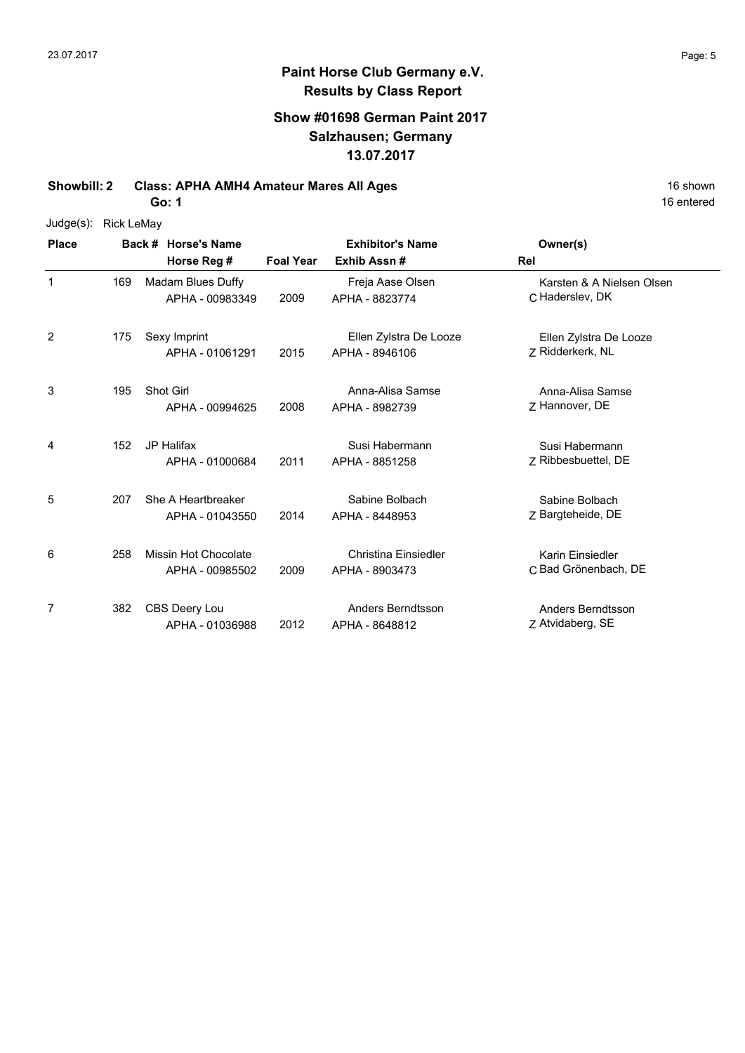# Paint Horse Club Germany e.V.
## Results by Class Report

### Show #01698 German Paint 2017
### Salzhausen; Germany
### 13.07.2017

**Showbill: 2 Class: APHA AMH4 Amateur Mares All Ages** 16 shown

**Go: 1** 16 entered

Judge(s): Rick LeMay

| Place | Back # | Horse's Name / Horse Reg # | Foal Year | Exhibitor's Name / Exhib Assn # | Rel | Owner(s) |
|---|---|---|---|---|---|---|
| 1 | 169 | Madam Blues Duffy<br>APHA - 00983349 | 2009 | Freja Aase Olsen<br>APHA - 8823774 | C | Karsten & A Nielsen Olsen<br>Haderslev, DK |
| 2 | 175 | Sexy Imprint<br>APHA - 01061291 | 2015 | Ellen Zylstra De Looze<br>APHA - 8946106 | Z | Ellen Zylstra De Looze<br>Ridderkerk, NL |
| 3 | 195 | Shot Girl<br>APHA - 00994625 | 2008 | Anna-Alisa Samse<br>APHA - 8982739 | Z | Anna-Alisa Samse<br>Hannover, DE |
| 4 | 152 | JP Halifax<br>APHA - 01000684 | 2011 | Susi Habermann<br>APHA - 8851258 | Z | Susi Habermann<br>Ribbesbuettel, DE |
| 5 | 207 | She A Heartbreaker<br>APHA - 01043550 | 2014 | Sabine Bolbach<br>APHA - 8448953 | Z | Sabine Bolbach<br>Bargteheide, DE |
| 6 | 258 | Missin Hot Chocolate<br>APHA - 00985502 | 2009 | Christina Einsiedler<br>APHA - 8903473 | C | Karin Einsiedler<br>Bad Grönenbach, DE |
| 7 | 382 | CBS Deery Lou<br>APHA - 01036988 | 2012 | Anders Berndtsson<br>APHA - 8648812 | Z | Anders Berndtsson<br>Atvidaberg, SE |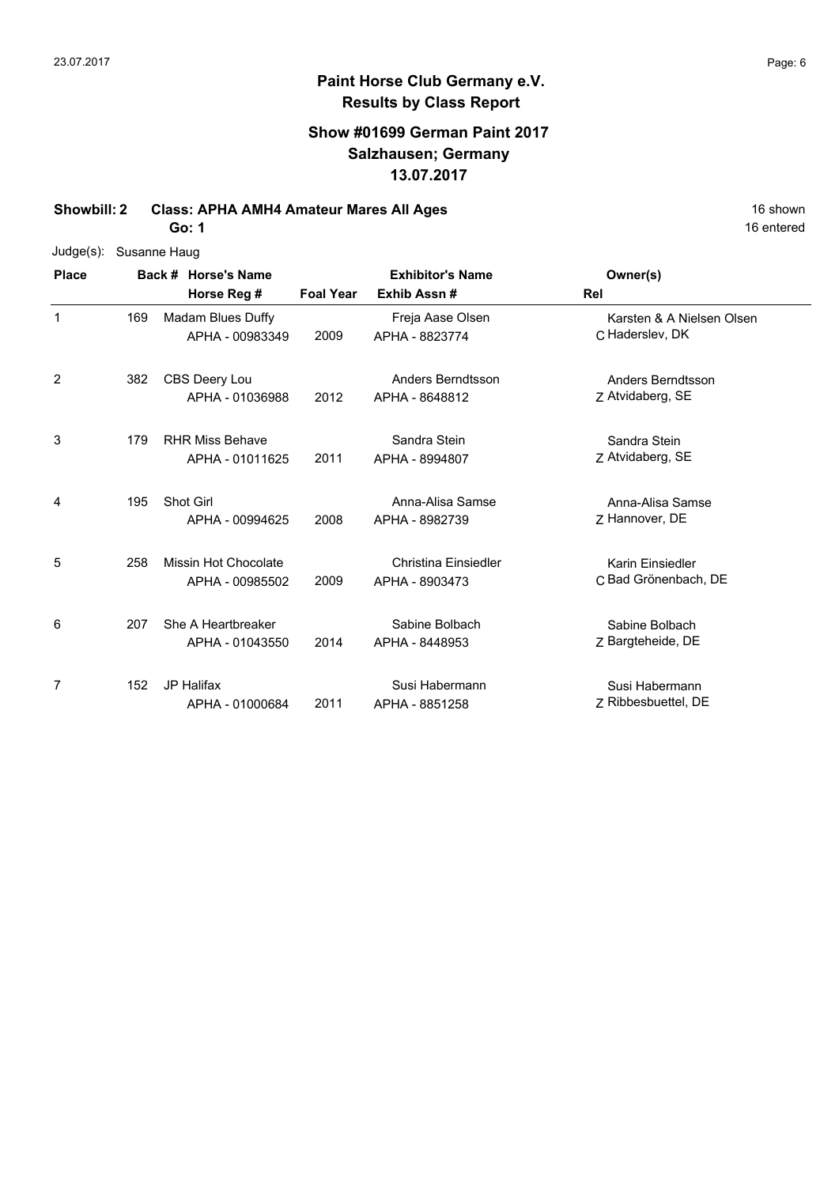**Paint Horse Club Germany e.V.**
**Results by Class Report**

**Show #01699 German Paint 2017**
**Salzhausen; Germany**
**13.07.2017**

**Showbill: 2 Class: APHA AMH4 Amateur Mares All Ages** 16 shown

**Go: 1** 16 entered

Judge(s): Susanne Haug

| Place | Back # | Horse's Name / Horse Reg # | Foal Year | Exhibitor's Name / Exhib Assn # | Rel | Owner(s) |
|---|---|---|---|---|---|---|
| 1 | 169 | Madam Blues Duffy<br>APHA - 00983349 | 2009 | Freja Aase Olsen<br>APHA - 8823774 | C | Karsten & A Nielsen Olsen<br>Haderslev, DK |
| 2 | 382 | CBS Deery Lou<br>APHA - 01036988 | 2012 | Anders Berndtsson<br>APHA - 8648812 | Z | Anders Berndtsson<br>Atvidaberg, SE |
| 3 | 179 | RHR Miss Behave<br>APHA - 01011625 | 2011 | Sandra Stein<br>APHA - 8994807 | Z | Sandra Stein<br>Atvidaberg, SE |
| 4 | 195 | Shot Girl<br>APHA - 00994625 | 2008 | Anna-Alisa Samse<br>APHA - 8982739 | Z | Anna-Alisa Samse<br>Hannover, DE |
| 5 | 258 | Missin Hot Chocolate<br>APHA - 00985502 | 2009 | Christina Einsiedler<br>APHA - 8903473 | C | Karin Einsiedler<br>Bad Grönenbach, DE |
| 6 | 207 | She A Heartbreaker<br>APHA - 01043550 | 2014 | Sabine Bolbach<br>APHA - 8448953 | Z | Sabine Bolbach<br>Bargteheide, DE |
| 7 | 152 | JP Halifax<br>APHA - 01000684 | 2011 | Susi Habermann<br>APHA - 8851258 | Z | Susi Habermann<br>Ribbesbuettel, DE |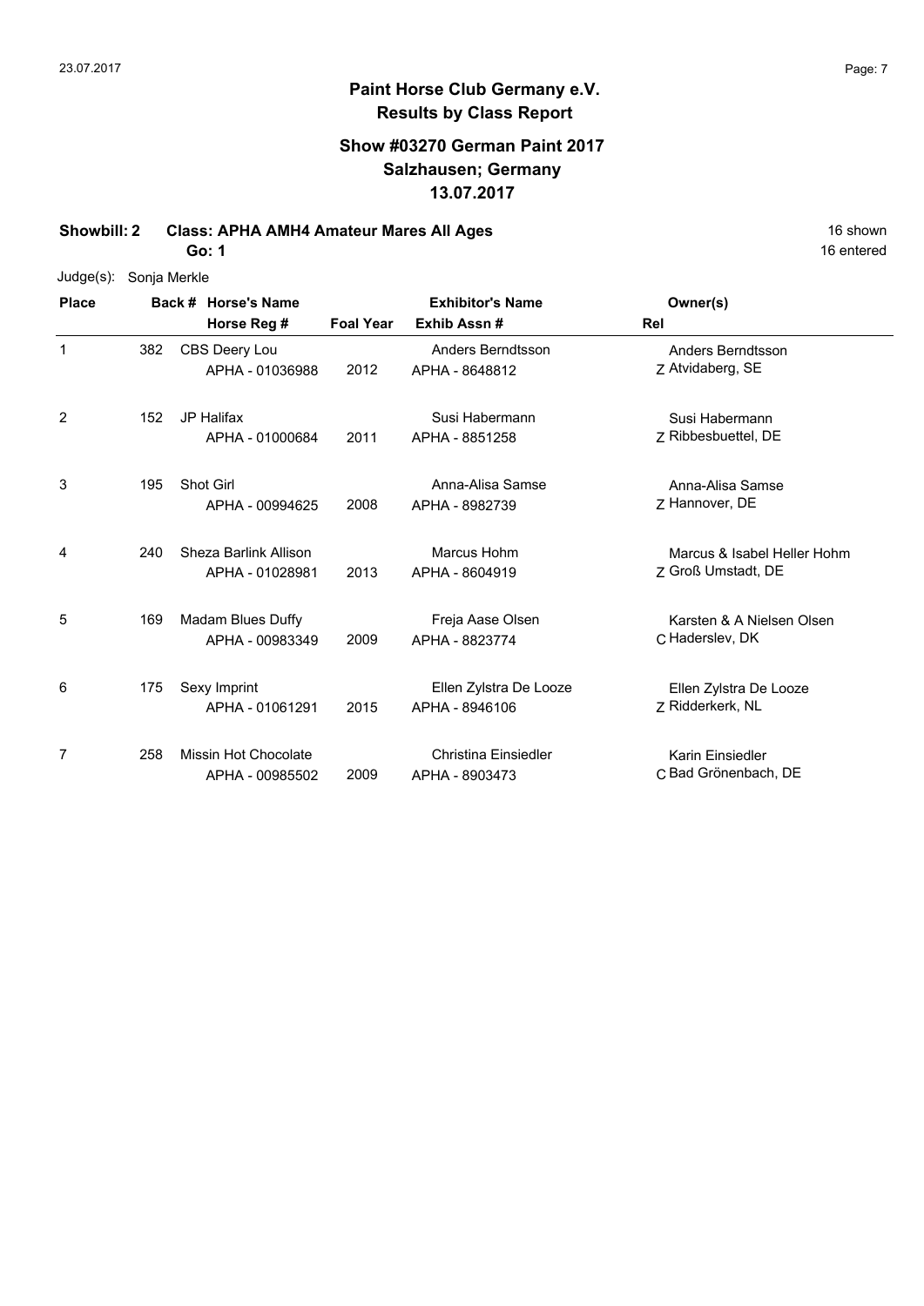# Paint Horse Club Germany e.V.

## Results by Class Report

### Show #03270 German Paint 2017
### Salzhausen; Germany
### 13.07.2017

**Showbill: 2 Class: APHA AMH4 Amateur Mares All Ages** — 16 shown

**Go: 1** — 16 entered

Judge(s): Sonja Merkle

| Place | Back # | Horse's Name / Horse Reg # | Foal Year | Exhibitor's Name / Exhib Assn # | Rel | Owner(s) |
|---|---|---|---|---|---|---|
| 1 | 382 | CBS Deery Lou<br>APHA - 01036988 | 2012 | Anders Berndtsson<br>APHA - 8648812 | Z | Anders Berndtsson<br>Atvidaberg, SE |
| 2 | 152 | JP Halifax<br>APHA - 01000684 | 2011 | Susi Habermann<br>APHA - 8851258 | Z | Susi Habermann<br>Ribbesbuettel, DE |
| 3 | 195 | Shot Girl<br>APHA - 00994625 | 2008 | Anna-Alisa Samse<br>APHA - 8982739 | Z | Anna-Alisa Samse<br>Hannover, DE |
| 4 | 240 | Sheza Barlink Allison<br>APHA - 01028981 | 2013 | Marcus Hohm<br>APHA - 8604919 | Z | Marcus & Isabel Heller Hohm<br>Groß Umstadt, DE |
| 5 | 169 | Madam Blues Duffy<br>APHA - 00983349 | 2009 | Freja Aase Olsen<br>APHA - 8823774 | C | Karsten & A Nielsen Olsen<br>Haderslev, DK |
| 6 | 175 | Sexy Imprint<br>APHA - 01061291 | 2015 | Ellen Zylstra De Looze<br>APHA - 8946106 | Z | Ellen Zylstra De Looze<br>Ridderkerk, NL |
| 7 | 258 | Missin Hot Chocolate<br>APHA - 00985502 | 2009 | Christina Einsiedler<br>APHA - 8903473 | C | Karin Einsiedler<br>Bad Grönenbach, DE |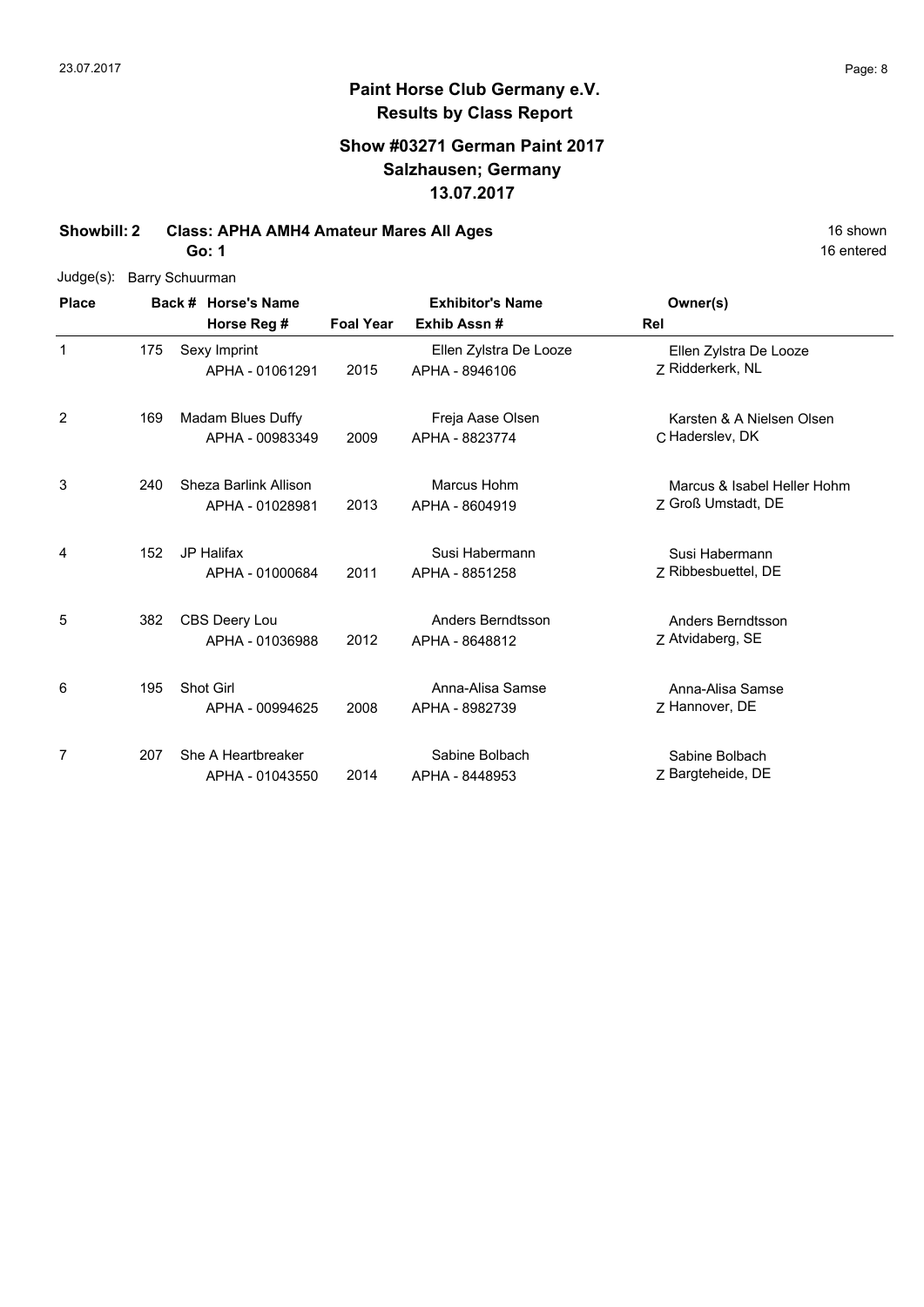**Paint Horse Club Germany e.V.**
**Results by Class Report**

**Show #03271 German Paint 2017**
**Salzhausen; Germany**
**13.07.2017**

**Showbill: 2 Class: APHA AMH4 Amateur Mares All Ages** 16 shown
**Go: 1** 16 entered

Judge(s): Barry Schuurman

| Place | Back # | Horse's Name / Horse Reg # | Foal Year | Exhibitor's Name / Exhib Assn # | Rel | Owner(s) |
|---|---|---|---|---|---|---|
| 1 | 175 | Sexy Imprint<br>APHA - 01061291 | 2015 | Ellen Zylstra De Looze<br>APHA - 8946106 | Z | Ellen Zylstra De Looze<br>Ridderkerk, NL |
| 2 | 169 | Madam Blues Duffy<br>APHA - 00983349 | 2009 | Freja Aase Olsen<br>APHA - 8823774 | C | Karsten & A Nielsen Olsen<br>Haderslev, DK |
| 3 | 240 | Sheza Barlink Allison<br>APHA - 01028981 | 2013 | Marcus Hohm<br>APHA - 8604919 | Z | Marcus & Isabel Heller Hohm<br>Groß Umstadt, DE |
| 4 | 152 | JP Halifax<br>APHA - 01000684 | 2011 | Susi Habermann<br>APHA - 8851258 | Z | Susi Habermann<br>Ribbesbuettel, DE |
| 5 | 382 | CBS Deery Lou<br>APHA - 01036988 | 2012 | Anders Berndtsson<br>APHA - 8648812 | Z | Anders Berndtsson<br>Atvidaberg, SE |
| 6 | 195 | Shot Girl<br>APHA - 00994625 | 2008 | Anna-Alisa Samse<br>APHA - 8982739 | Z | Anna-Alisa Samse<br>Hannover, DE |
| 7 | 207 | She A Heartbreaker<br>APHA - 01043550 | 2014 | Sabine Bolbach<br>APHA - 8448953 | Z | Sabine Bolbach<br>Bargteheide, DE |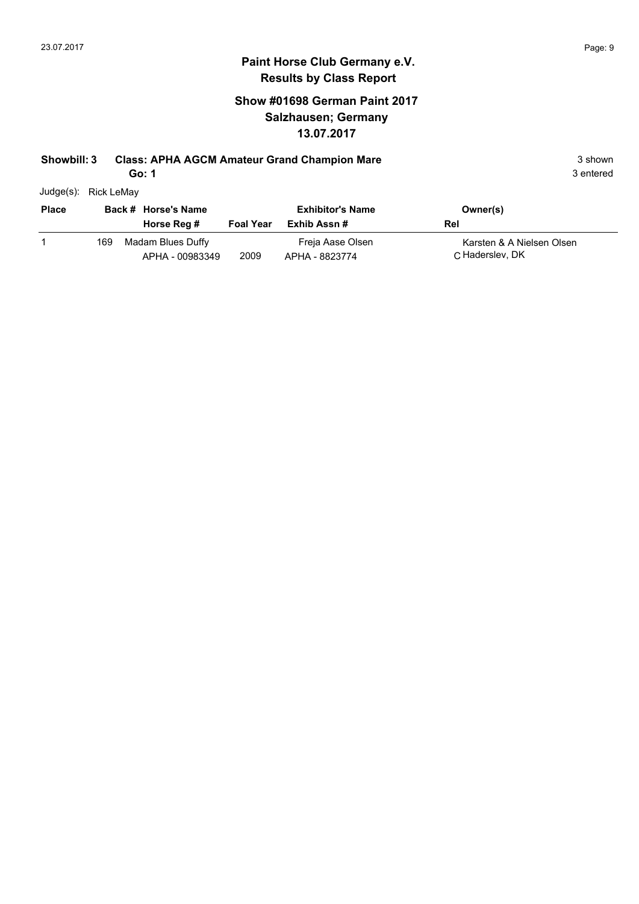# Paint Horse Club Germany e.V.
## Results by Class Report

### Show #01698 German Paint 2017
### Salzhausen; Germany
### 13.07.2017

**Showbill: 3 Class: APHA AGCM Amateur Grand Champion Mare** 3 shown
**Go: 1** 3 entered

Judge(s): Rick LeMay

| Place | Back # | Horse's Name / Horse Reg # | Foal Year | Exhibitor's Name / Exhib Assn # | Rel | Owner(s) |
|---|---|---|---|---|---|---|
| 1 | 169 | Madam Blues Duffy / APHA - 00983349 | 2009 | Freja Aase Olsen / APHA - 8823774 | C | Karsten & A Nielsen Olsen / Haderslev, DK |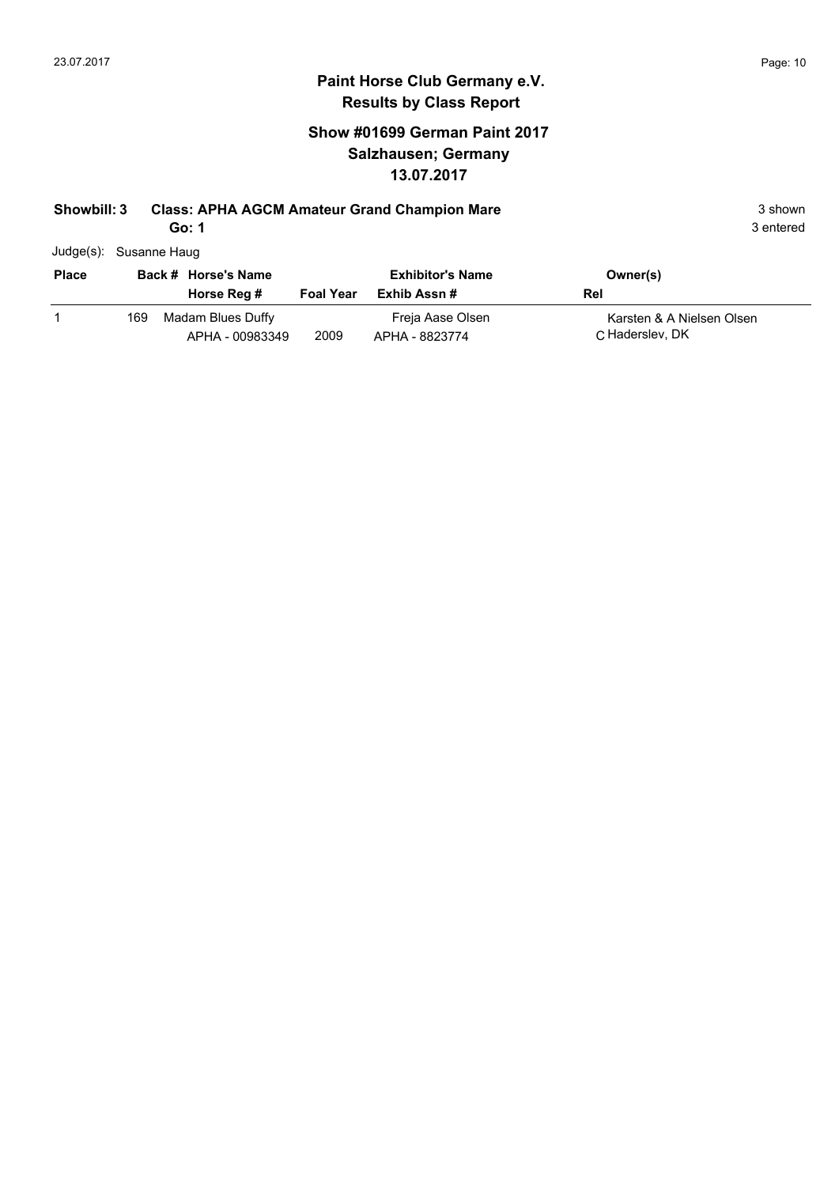# Paint Horse Club Germany e.V.
## Results by Class Report

### Show #01699 German Paint 2017
### Salzhausen; Germany
### 13.07.2017

**Showbill: 3 Class: APHA AGCM Amateur Grand Champion Mare** 3 shown
**Go: 1** 3 entered

Judge(s): Susanne Haug

| Place | Back # | Horse's Name / Horse Reg # | Foal Year | Exhibitor's Name / Exhib Assn # | Owner(s) / Rel |
|---|---|---|---|---|---|
| 1 | 169 | Madam Blues Duffy / APHA - 00983349 | 2009 | Freja Aase Olsen / APHA - 8823774 | Karsten & A Nielsen Olsen / C Haderslev, DK |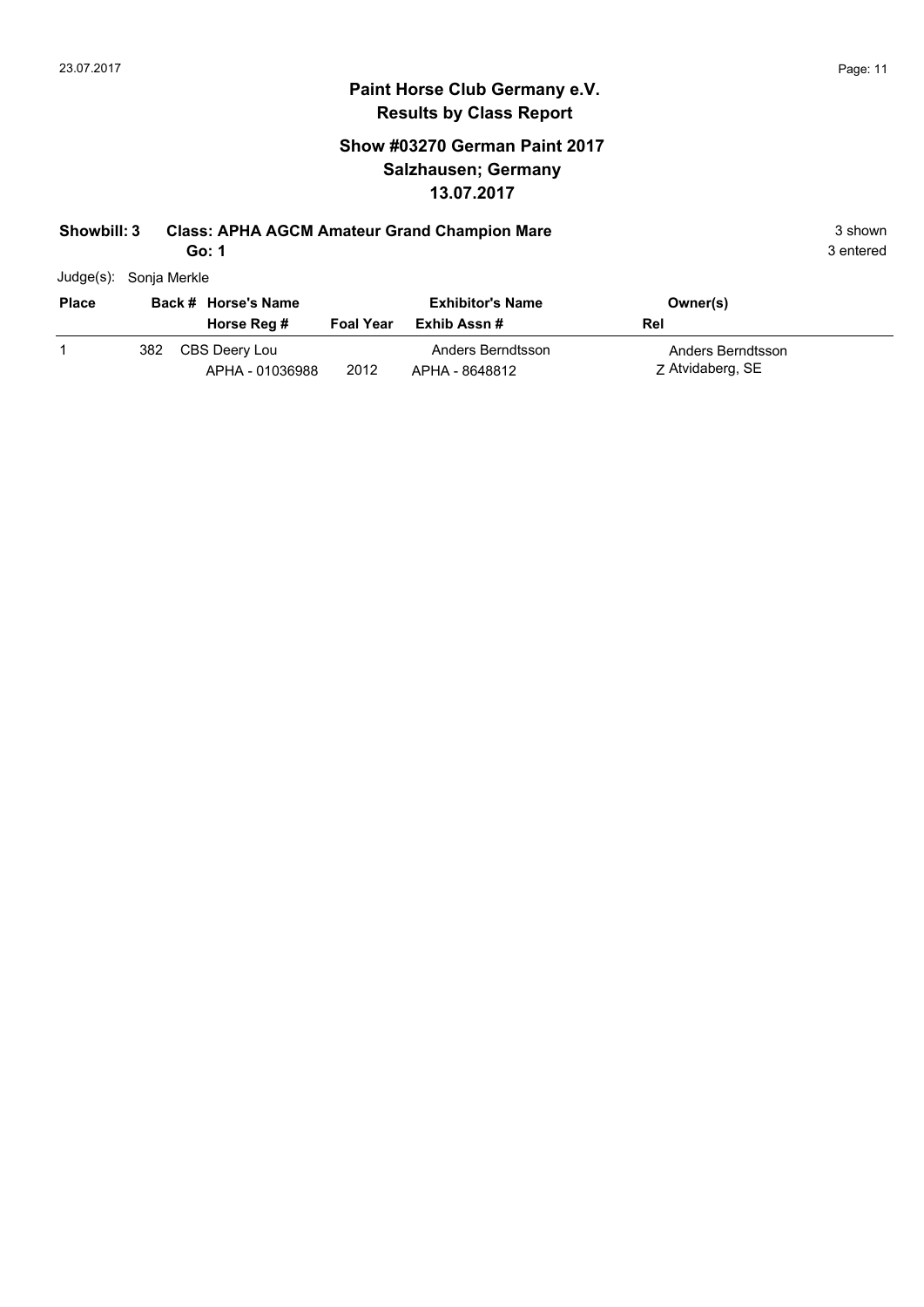# Paint Horse Club Germany e.V.
## Results by Class Report

### Show #03270 German Paint 2017
### Salzhausen; Germany
### 13.07.2017

**Showbill: 3 Class: APHA AGCM Amateur Grand Champion Mare** 3 shown

**Go: 1** 3 entered

Judge(s): Sonja Merkle

| Place | Back # | Horse's Name / Horse Reg # | Foal Year | Exhibitor's Name / Exhib Assn # | Owner(s) / Rel |
|---|---|---|---|---|---|
| 1 | 382 | CBS Deery Lou<br>APHA - 01036988 | 2012 | Anders Berndtsson<br>APHA - 8648812 | Anders Berndtsson<br>Z Atvidaberg, SE |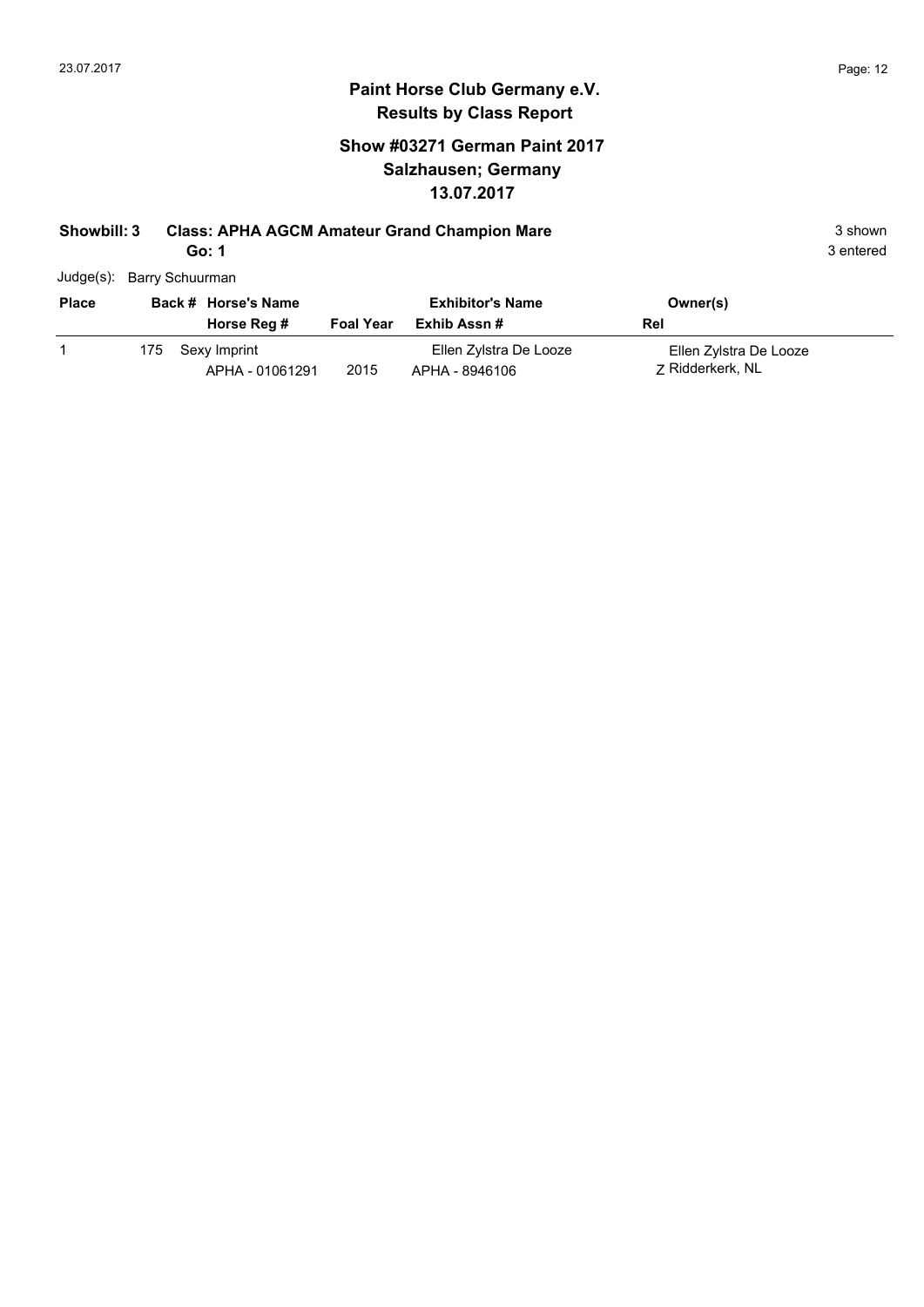## Paint Horse Club Germany e.V.
## Results by Class Report

### Show #03271 German Paint 2017
### Salzhausen; Germany
### 13.07.2017

**Showbill: 3** **Class: APHA AGCM Amateur Grand Champion Mare** 3 shown

**Go: 1** 3 entered

Judge(s): Barry Schuurman

| Place | Back # | Horse's Name / Horse Reg # | Foal Year | Exhibitor's Name / Exhib Assn # | Owner(s) / Rel |
|---|---|---|---|---|---|
| 1 | 175 | Sexy Imprint<br>APHA - 01061291 | 2015 | Ellen Zylstra De Looze<br>APHA - 8946106 | Ellen Zylstra De Looze<br>Z Ridderkerk, NL |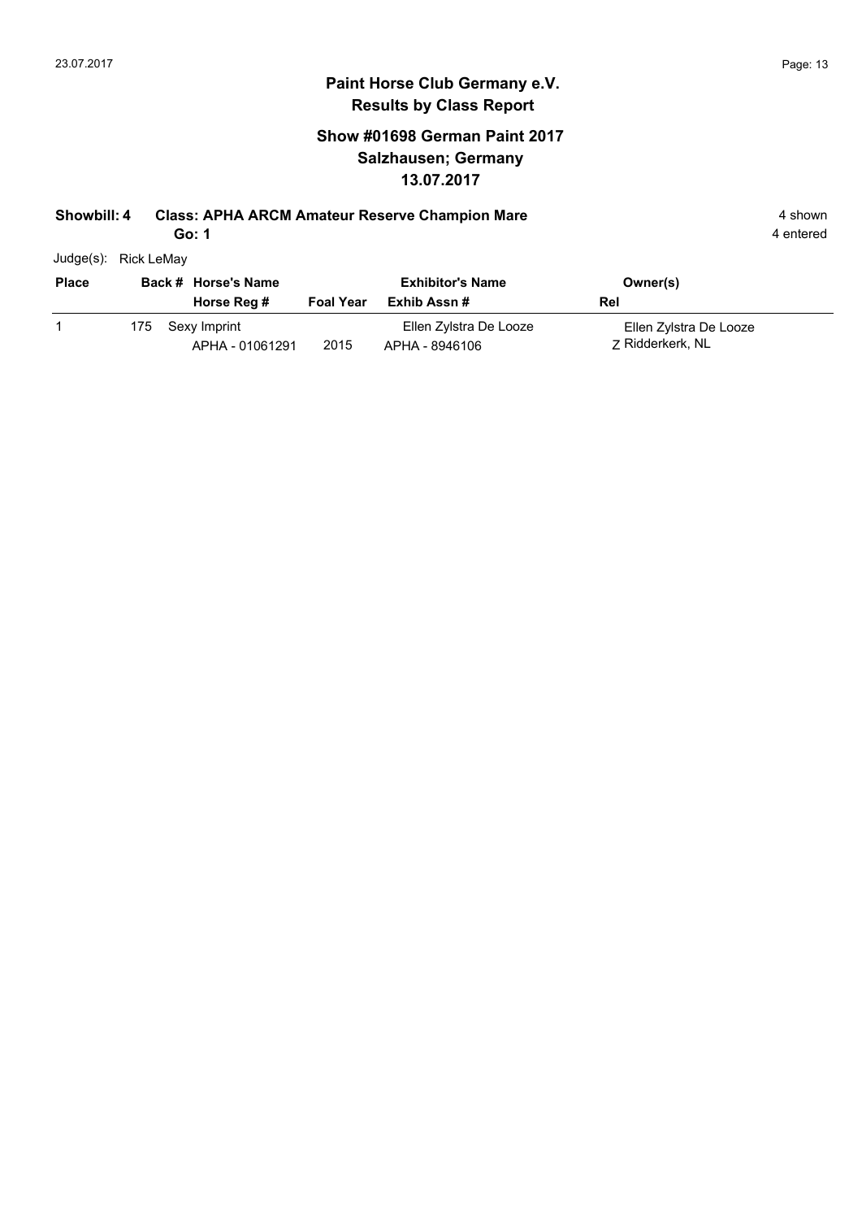# Paint Horse Club Germany e.V.

## Results by Class Report

### Show #01698 German Paint 2017
### Salzhausen; Germany
### 13.07.2017

**Showbill: 4 Class: APHA ARCM Amateur Reserve Champion Mare** 4 shown

**Go: 1** 4 entered

Judge(s): Rick LeMay

| Place | Back # | Horse's Name / Horse Reg # | Foal Year | Exhibitor's Name / Exhib Assn # | Owner(s) / Rel |
|---|---|---|---|---|---|
| 1 | 175 | Sexy Imprint<br>APHA - 01061291 | 2015 | Ellen Zylstra De Looze<br>APHA - 8946106 | Ellen Zylstra De Looze<br>Z Ridderkerk, NL |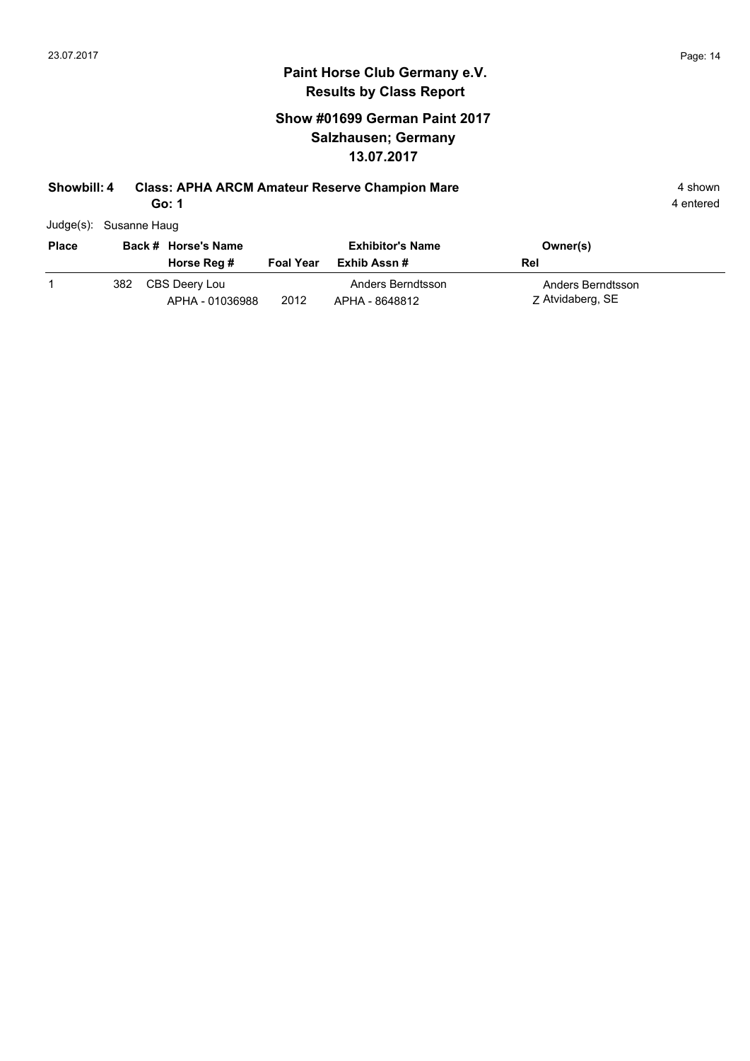**Paint Horse Club Germany e.V.**
**Results by Class Report**

**Show #01699 German Paint 2017**
**Salzhausen; Germany**
**13.07.2017**

**Showbill: 4 Class: APHA ARCM Amateur Reserve Champion Mare** 4 shown
**Go: 1** 4 entered

Judge(s): Susanne Haug

| Place | Back # | Horse's Name / Horse Reg # | Foal Year | Exhibitor's Name / Exhib Assn # | Owner(s) / Rel |
|---|---|---|---|---|---|
| 1 | 382 | CBS Deery Lou<br>APHA - 01036988 | 2012 | Anders Berndtsson<br>APHA - 8648812 | Anders Berndtsson<br>Z Atvidaberg, SE |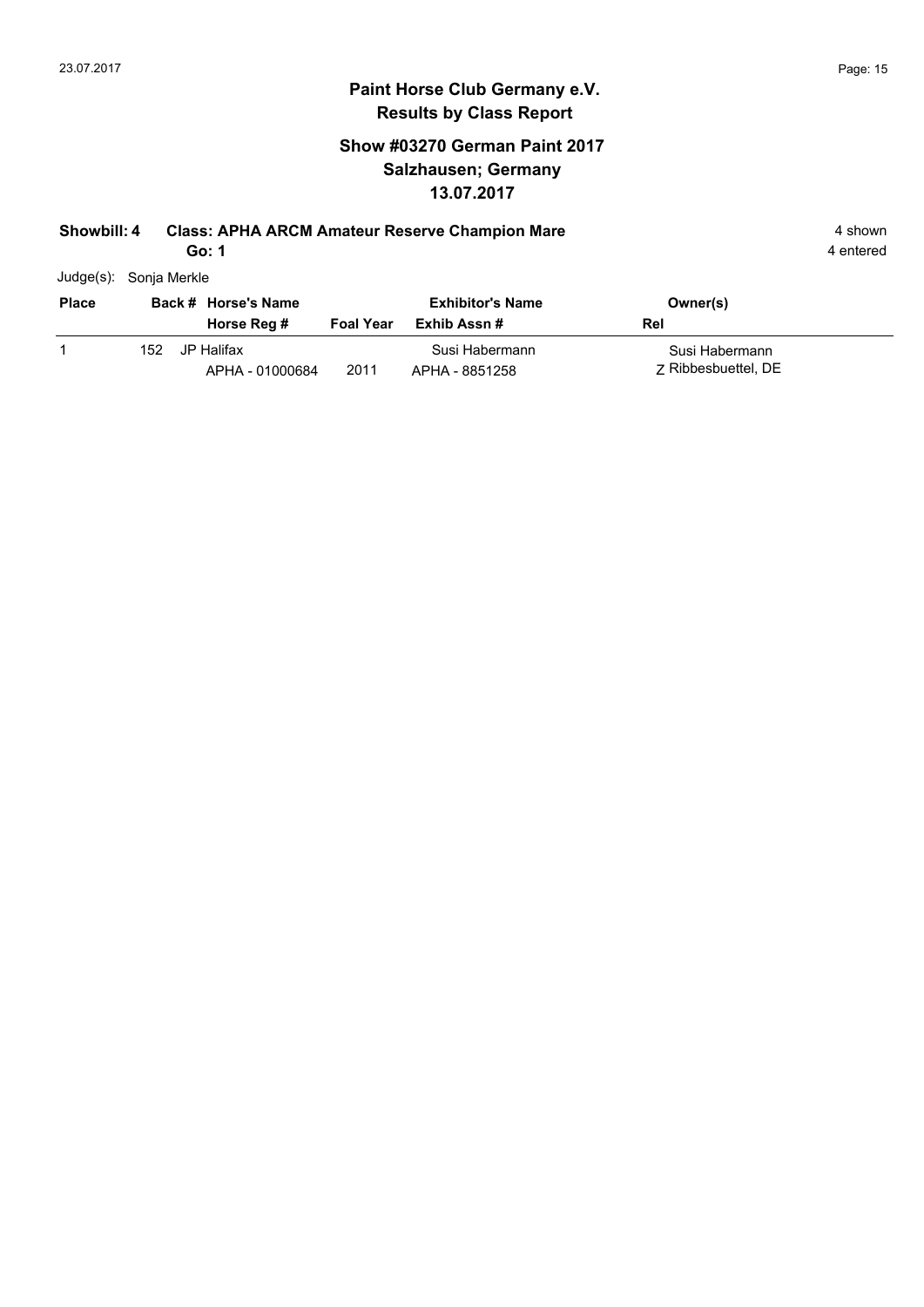# Paint Horse Club Germany e.V.

## Results by Class Report

### Show #03270 German Paint 2017
### Salzhausen; Germany
### 13.07.2017

**Showbill: 4 Class: APHA ARCM Amateur Reserve Champion Mare** 4 shown

**Go: 1** 4 entered

Judge(s): Sonja Merkle

| Place | Back # | Horse's Name / Horse Reg # | Foal Year | Exhibitor's Name / Exhib Assn # | Owner(s) / Rel |
|---|---|---|---|---|---|
| 1 | 152 | JP Halifax<br>APHA - 01000684 | 2011 | Susi Habermann<br>APHA - 8851258 | Susi Habermann<br>Z Ribbesbuettel, DE |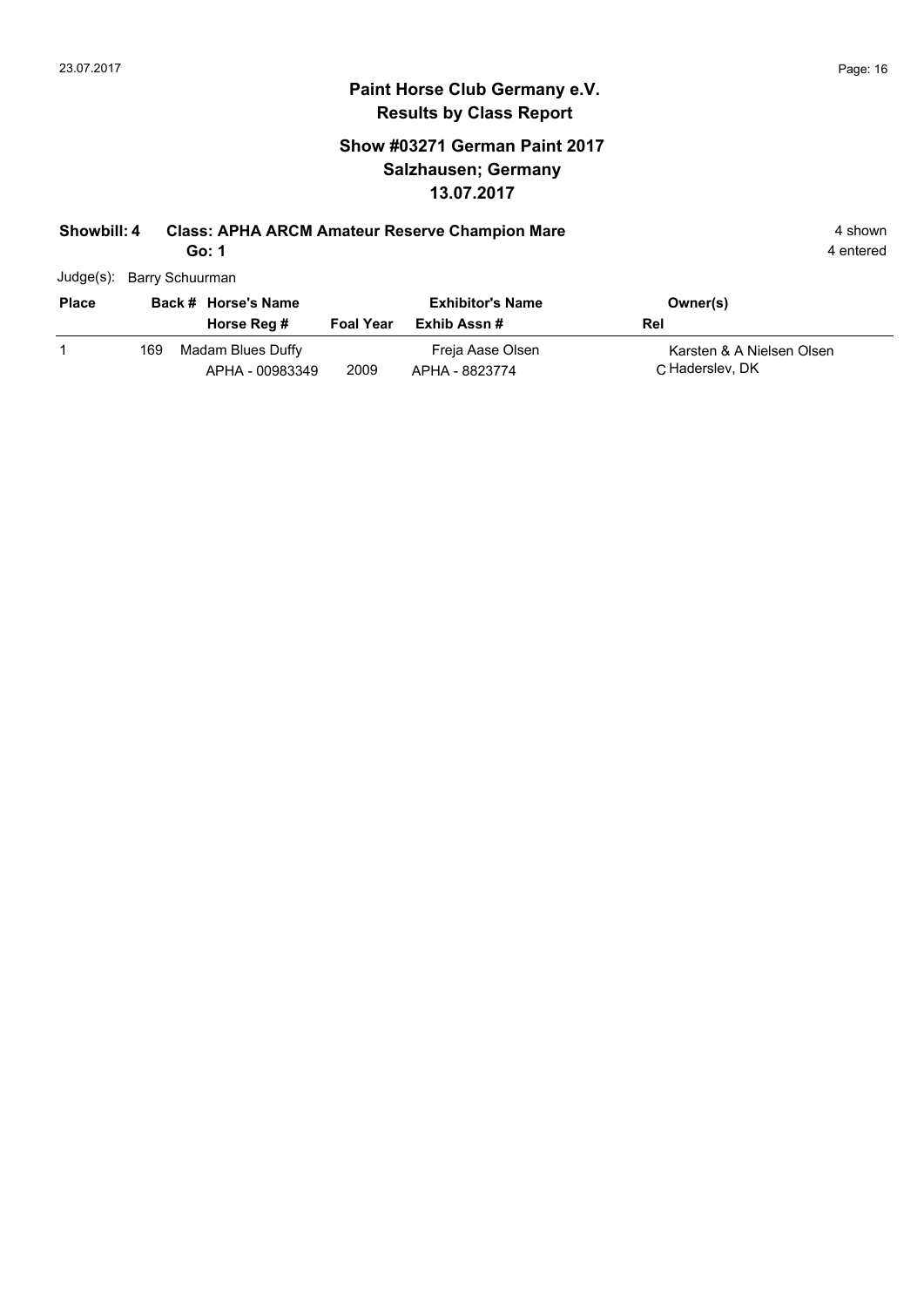# Paint Horse Club Germany e.V.
## Results by Class Report

### Show #03271 German Paint 2017
### Salzhausen; Germany
### 13.07.2017

**Showbill: 4 Class: APHA ARCM Amateur Reserve Champion Mare** 4 shown

**Go: 1** 4 entered

Judge(s): Barry Schuurman

| Place | Back # | Horse's Name / Horse Reg # | Foal Year | Exhibitor's Name / Exhib Assn # | Owner(s) / Rel |
|---|---|---|---|---|---|
| 1 | 169 | Madam Blues Duffy<br>APHA - 00983349 | 2009 | Freja Aase Olsen<br>APHA - 8823774 | Karsten & A Nielsen Olsen<br>C Haderslev, DK |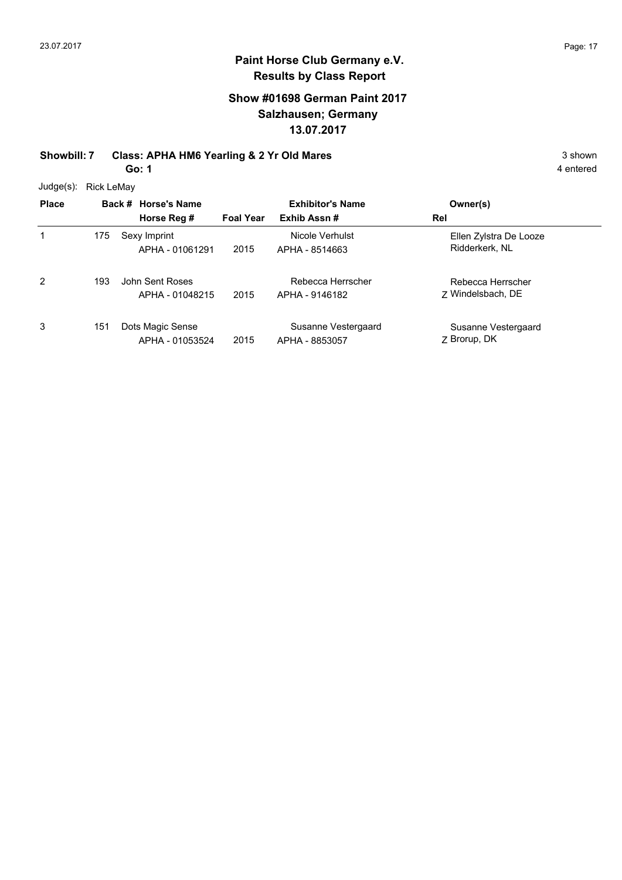# Paint Horse Club Germany e.V.

## Results by Class Report

### Show #01698 German Paint 2017
### Salzhausen; Germany
### 13.07.2017

**Showbill: 7 Class: APHA HM6 Yearling & 2 Yr Old Mares** 3 shown

**Go: 1** 4 entered

Judge(s): Rick LeMay

| Place | Back # | Horse's Name / Horse Reg # | Foal Year | Exhibitor's Name / Exhib Assn # | Rel | Owner(s) |
|---|---|---|---|---|---|---|
| 1 | 175 | Sexy Imprint<br>APHA - 01061291 | 2015 | Nicole Verhulst<br>APHA - 8514663 | | Ellen Zylstra De Looze<br>Ridderkerk, NL |
| 2 | 193 | John Sent Roses<br>APHA - 01048215 | 2015 | Rebecca Herrscher<br>APHA - 9146182 | Z | Rebecca Herrscher<br>Windelsbach, DE |
| 3 | 151 | Dots Magic Sense<br>APHA - 01053524 | 2015 | Susanne Vestergaard<br>APHA - 8853057 | Z | Susanne Vestergaard<br>Brorup, DK |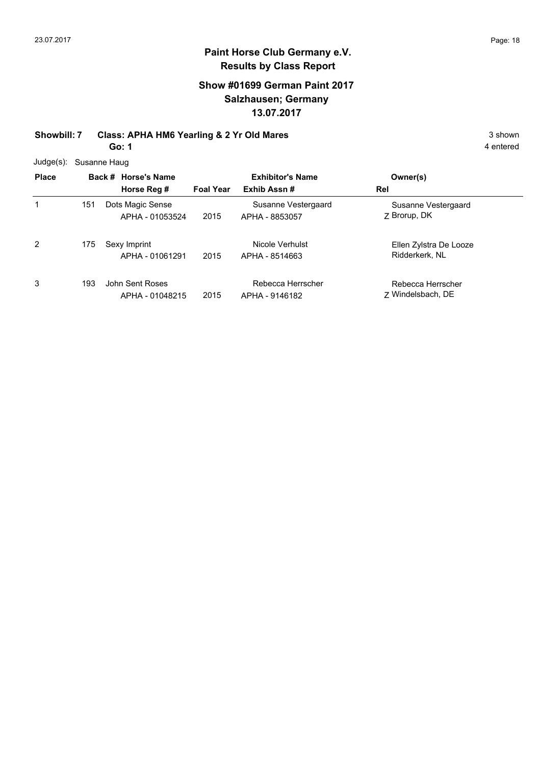# Paint Horse Club Germany e.V.

## Results by Class Report

### Show #01699 German Paint 2017
### Salzhausen; Germany
### 13.07.2017

**Showbill: 7 Class: APHA HM6 Yearling & 2 Yr Old Mares** 3 shown

**Go: 1** 4 entered

Judge(s): Susanne Haug

| Place | Back # | Horse's Name / Horse Reg # | Foal Year | Exhibitor's Name / Exhib Assn # | Rel | Owner(s) |
|---|---|---|---|---|---|---|
| 1 | 151 | Dots Magic Sense<br>APHA - 01053524 | 2015 | Susanne Vestergaard<br>APHA - 8853057 | Z | Susanne Vestergaard<br>Brorup, DK |
| 2 | 175 | Sexy Imprint<br>APHA - 01061291 | 2015 | Nicole Verhulst<br>APHA - 8514663 | | Ellen Zylstra De Looze<br>Ridderkerk, NL |
| 3 | 193 | John Sent Roses<br>APHA - 01048215 | 2015 | Rebecca Herrscher<br>APHA - 9146182 | Z | Rebecca Herrscher<br>Windelsbach, DE |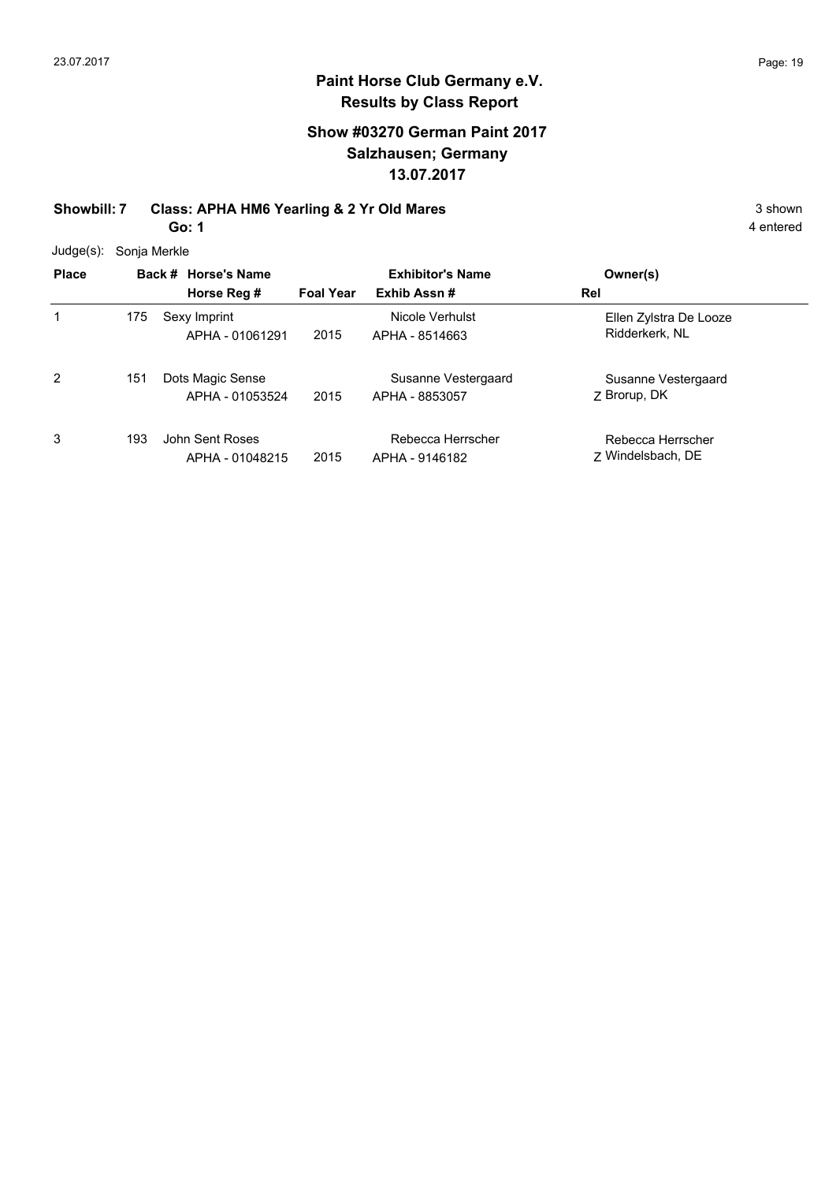# Paint Horse Club Germany e.V.
## Results by Class Report

### Show #03270 German Paint 2017
### Salzhausen; Germany
### 13.07.2017

**Showbill: 7  Class: APHA HM6 Yearling & 2 Yr Old Mares** — 3 shown

**Go: 1** — 4 entered

Judge(s): Sonja Merkle

| Place | Back # | Horse's Name / Horse Reg # | Foal Year | Exhibitor's Name / Exhib Assn # | Rel | Owner(s) |
|---|---|---|---|---|---|---|
| 1 | 175 | Sexy Imprint<br>APHA - 01061291 | 2015 | Nicole Verhulst<br>APHA - 8514663 | | Ellen Zylstra De Looze<br>Ridderkerk, NL |
| 2 | 151 | Dots Magic Sense<br>APHA - 01053524 | 2015 | Susanne Vestergaard<br>APHA - 8853057 | Z | Susanne Vestergaard<br>Brorup, DK |
| 3 | 193 | John Sent Roses<br>APHA - 01048215 | 2015 | Rebecca Herrscher<br>APHA - 9146182 | Z | Rebecca Herrscher<br>Windelsbach, DE |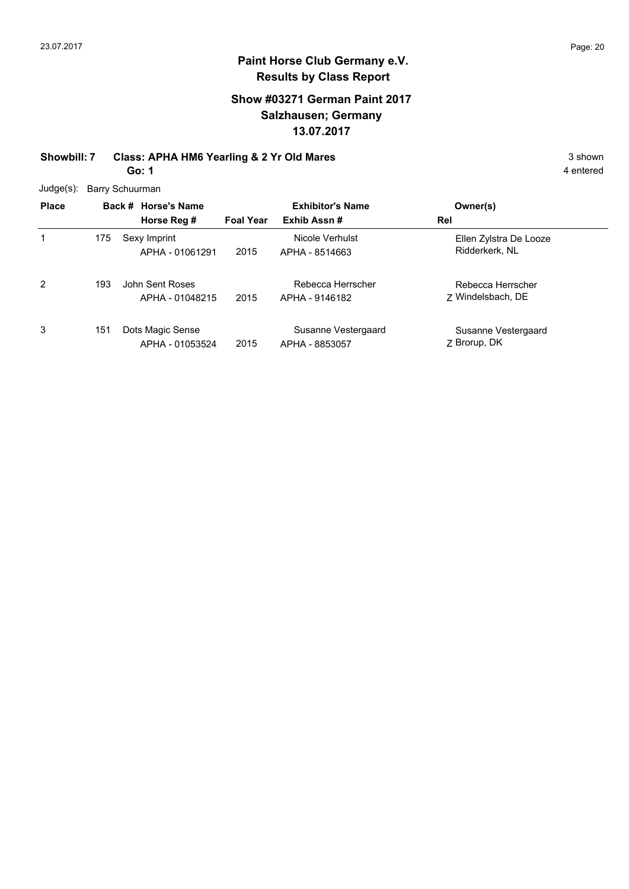**Paint Horse Club Germany e.V.**
**Results by Class Report**

## Show #03271 German Paint 2017
## Salzhausen; Germany
## 13.07.2017

**Showbill: 7 Class: APHA HM6 Yearling & 2 Yr Old Mares** 3 shown
**Go: 1** 4 entered

Judge(s): Barry Schuurman

| Place | Back # | Horse's Name / Horse Reg # | Foal Year | Exhibitor's Name / Exhib Assn # | Rel | Owner(s) |
|---|---|---|---|---|---|---|
| 1 | 175 | Sexy Imprint<br>APHA - 01061291 | 2015 | Nicole Verhulst<br>APHA - 8514663 | | Ellen Zylstra De Looze<br>Ridderkerk, NL |
| 2 | 193 | John Sent Roses<br>APHA - 01048215 | 2015 | Rebecca Herrscher<br>APHA - 9146182 | Z | Rebecca Herrscher<br>Windelsbach, DE |
| 3 | 151 | Dots Magic Sense<br>APHA - 01053524 | 2015 | Susanne Vestergaard<br>APHA - 8853057 | Z | Susanne Vestergaard<br>Brorup, DK |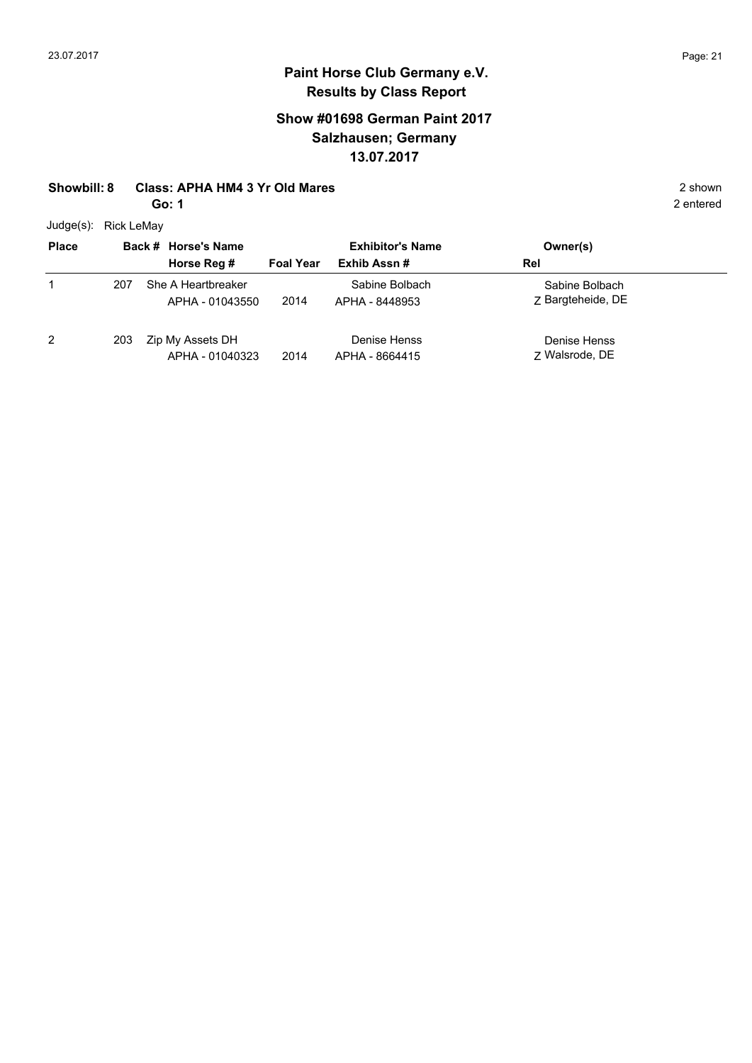# Paint Horse Club Germany e.V.

## Results by Class Report

### Show #01698 German Paint 2017
### Salzhausen; Germany
### 13.07.2017

**Showbill: 8 Class: APHA HM4 3 Yr Old Mares** 2 shown

**Go: 1** 2 entered

Judge(s): Rick LeMay

| Place | Back # | Horse's Name / Horse Reg # | Foal Year | Exhibitor's Name / Exhib Assn # | Owner(s) / Rel |
|---|---|---|---|---|---|
| 1 | 207 | She A Heartbreaker / APHA - 01043550 | 2014 | Sabine Bolbach / APHA - 8448953 | Sabine Bolbach / Z Bargteheide, DE |
| 2 | 203 | Zip My Assets DH / APHA - 01040323 | 2014 | Denise Henss / APHA - 8664415 | Denise Henss / Z Walsrode, DE |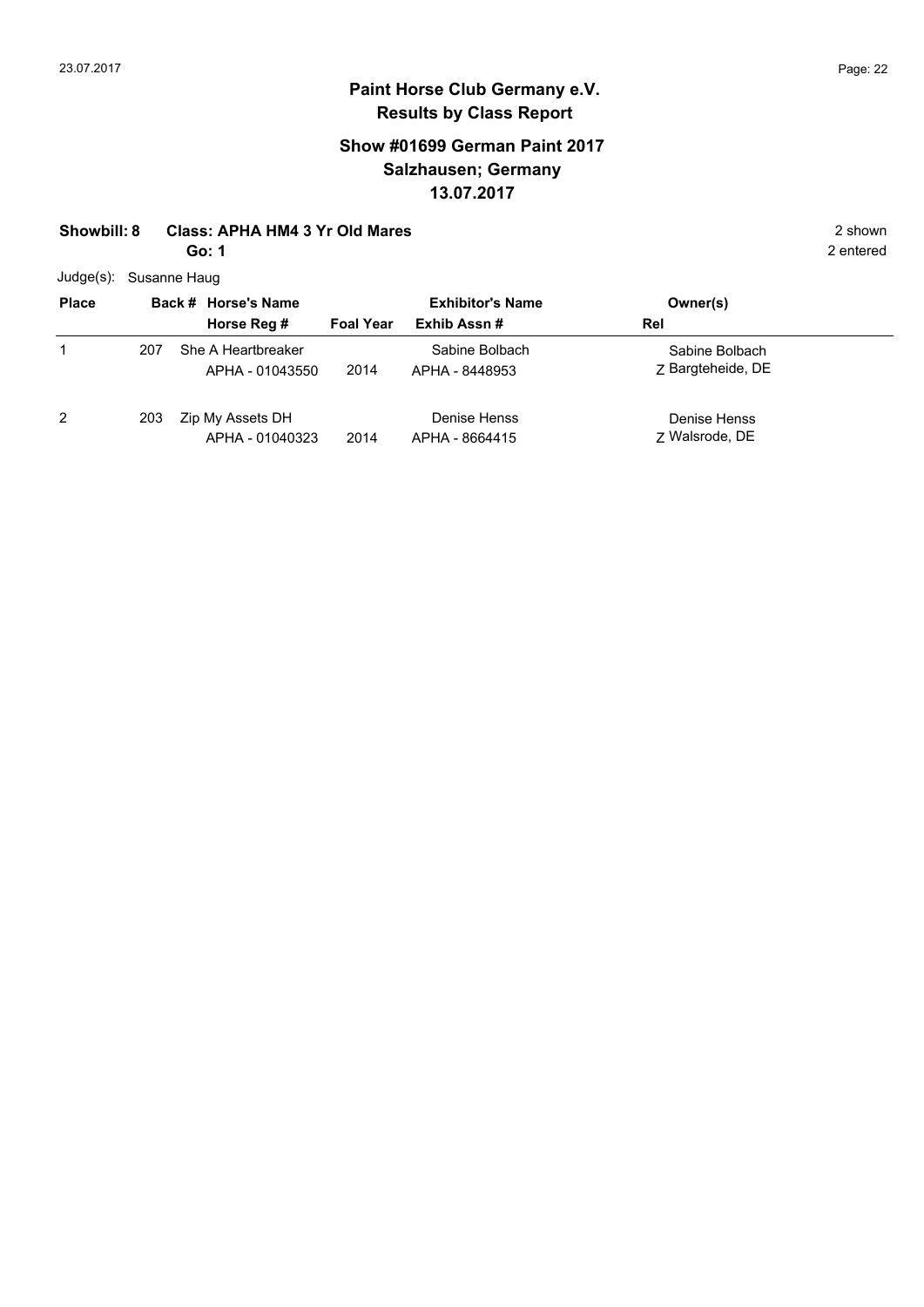# Paint Horse Club Germany e.V.
## Results by Class Report

### Show #01699 German Paint 2017
### Salzhausen; Germany
### 13.07.2017

**Showbill: 8 Class: APHA HM4 3 Yr Old Mares** 2 shown

**Go: 1** 2 entered

Judge(s): Susanne Haug

| Place | Back # | Horse's Name / Horse Reg # | Foal Year | Exhibitor's Name / Exhib Assn # | Rel | Owner(s) |
|---|---|---|---|---|---|---|
| 1 | 207 | She A Heartbreaker<br>APHA - 01043550 | 2014 | Sabine Bolbach<br>APHA - 8448953 | Z | Sabine Bolbach<br>Bargteheide, DE |
| 2 | 203 | Zip My Assets DH<br>APHA - 01040323 | 2014 | Denise Henss<br>APHA - 8664415 | Z | Denise Henss<br>Walsrode, DE |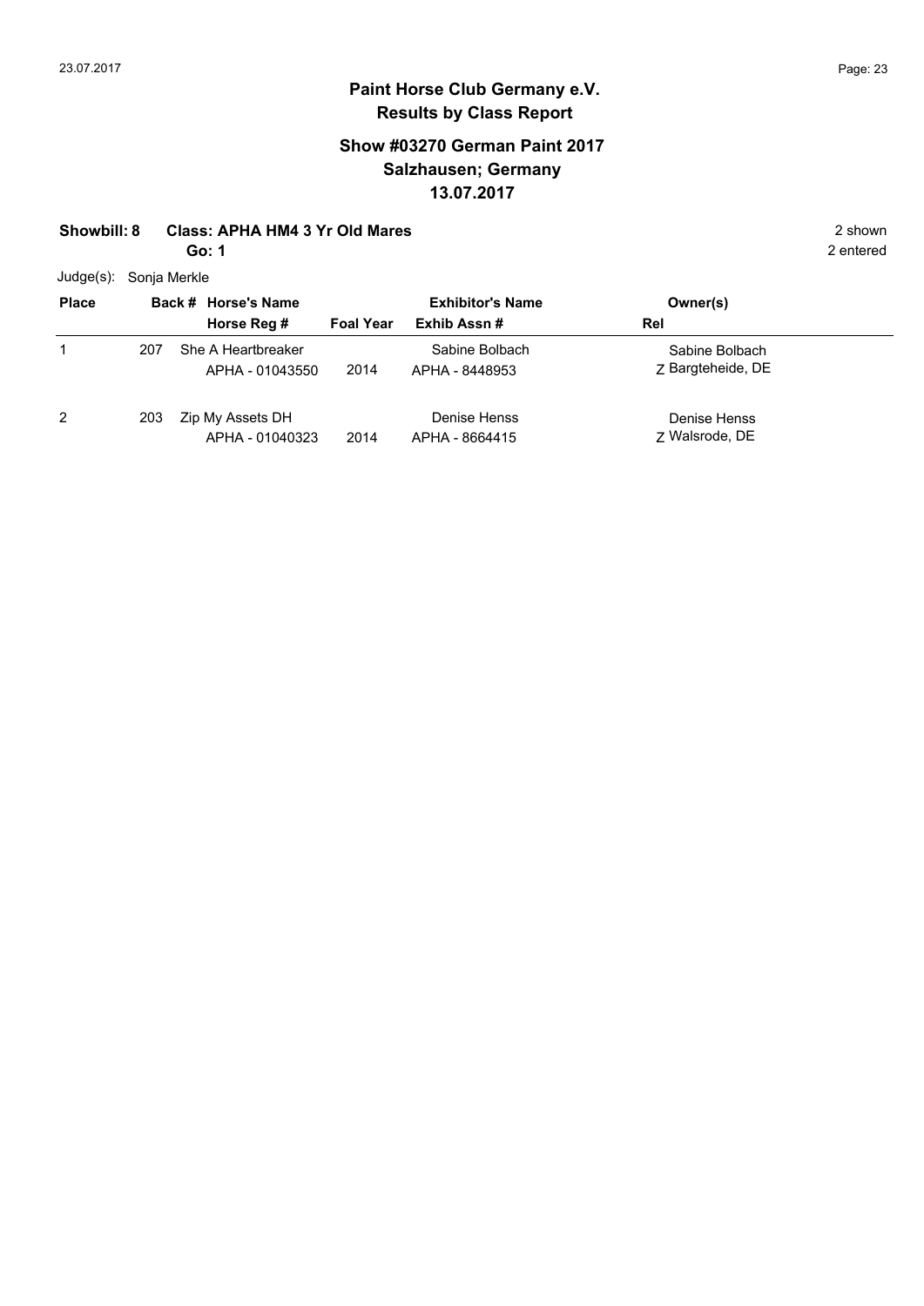## Paint Horse Club Germany e.V.
## Results by Class Report

### Show #03270 German Paint 2017
### Salzhausen; Germany
### 13.07.2017

**Showbill: 8** **Class: APHA HM4 3 Yr Old Mares** 2 shown

**Go: 1** 2 entered

Judge(s): Sonja Merkle

| Place | Back # | Horse's Name / Horse Reg # | Foal Year | Exhibitor's Name / Exhib Assn # | Owner(s) / Rel |
|---|---|---|---|---|---|
| 1 | 207 | She A Heartbreaker<br>APHA - 01043550 | 2014 | Sabine Bolbach<br>APHA - 8448953 | Sabine Bolbach<br>Z Bargteheide, DE |
| 2 | 203 | Zip My Assets DH<br>APHA - 01040323 | 2014 | Denise Henss<br>APHA - 8664415 | Denise Henss<br>Z Walsrode, DE |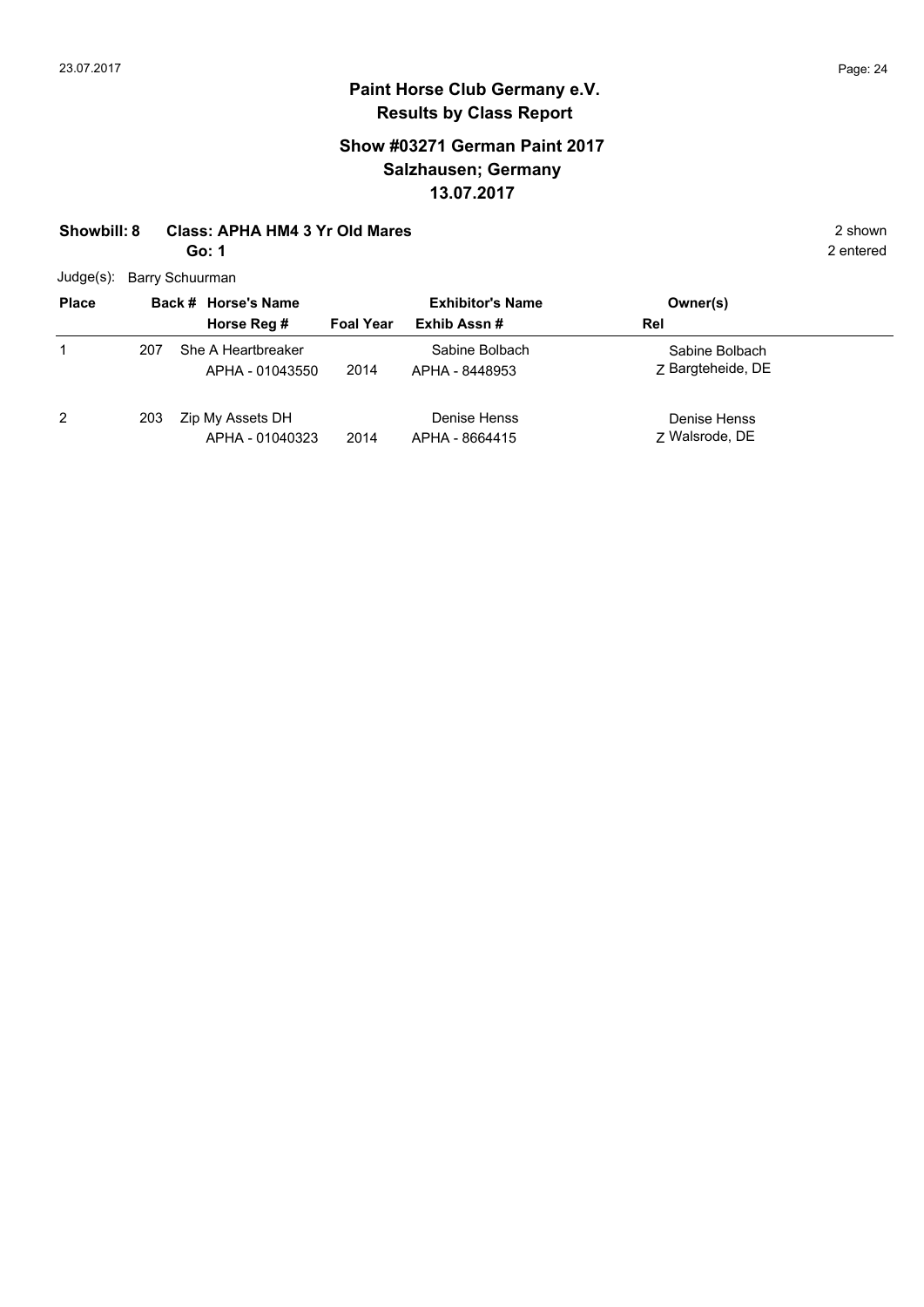## Paint Horse Club Germany e.V.
## Results by Class Report

### Show #03271 German Paint 2017
### Salzhausen; Germany
### 13.07.2017

**Showbill: 8 Class: APHA HM4 3 Yr Old Mares** 2 shown

**Go: 1** 2 entered

Judge(s): Barry Schuurman

| Place | Back # | Horse's Name / Horse Reg # | Foal Year | Exhibitor's Name / Exhib Assn # | Owner(s) / Rel |
|---|---|---|---|---|---|
| 1 | 207 | She A Heartbreaker / APHA - 01043550 | 2014 | Sabine Bolbach / APHA - 8448953 | Sabine Bolbach / Z Bargteheide, DE |
| 2 | 203 | Zip My Assets DH / APHA - 01040323 | 2014 | Denise Henss / APHA - 8664415 | Denise Henss / Z Walsrode, DE |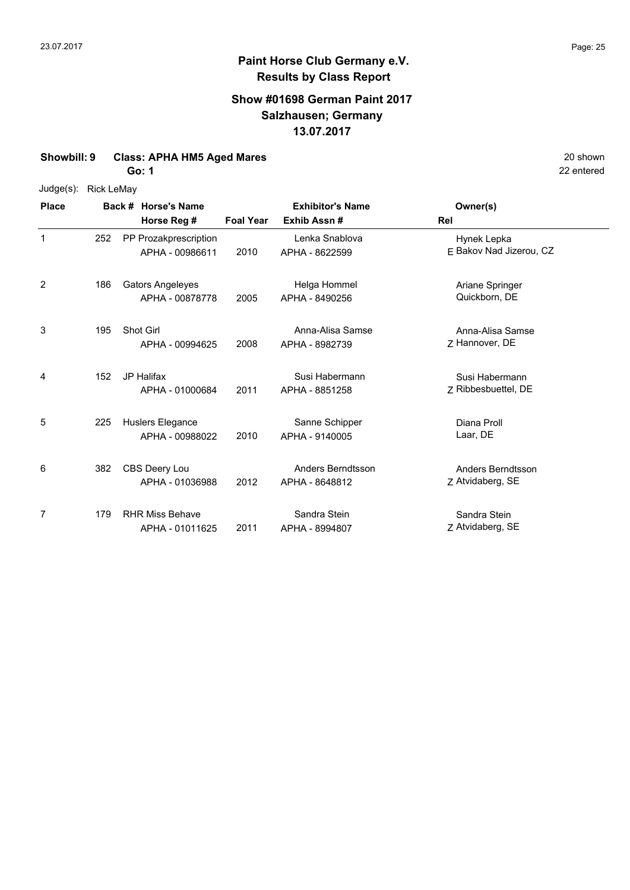# Paint Horse Club Germany e.V.

## Results by Class Report

### Show #01698 German Paint 2017
### Salzhausen; Germany
### 13.07.2017

**Showbill: 9 Class: APHA HM5 Aged Mares** 20 shown

**Go: 1** 22 entered

Judge(s): Rick LeMay

| Place | Back # | Horse's Name / Horse Reg # | Foal Year | Exhibitor's Name / Exhib Assn # | Rel | Owner(s) |
|---|---|---|---|---|---|---|
| 1 | 252 | PP Prozakprescription<br>APHA - 00986611 | 2010 | Lenka Snablova<br>APHA - 8622599 | E | Hynek Lepka<br>Bakov Nad Jizerou, CZ |
| 2 | 186 | Gators Angeleyes<br>APHA - 00878778 | 2005 | Helga Hommel<br>APHA - 8490256 | | Ariane Springer<br>Quickborn, DE |
| 3 | 195 | Shot Girl<br>APHA - 00994625 | 2008 | Anna-Alisa Samse<br>APHA - 8982739 | Z | Anna-Alisa Samse<br>Hannover, DE |
| 4 | 152 | JP Halifax<br>APHA - 01000684 | 2011 | Susi Habermann<br>APHA - 8851258 | Z | Susi Habermann<br>Ribbesbuettel, DE |
| 5 | 225 | Huslers Elegance<br>APHA - 00988022 | 2010 | Sanne Schipper<br>APHA - 9140005 | | Diana Proll<br>Laar, DE |
| 6 | 382 | CBS Deery Lou<br>APHA - 01036988 | 2012 | Anders Berndtsson<br>APHA - 8648812 | Z | Anders Berndtsson<br>Atvidaberg, SE |
| 7 | 179 | RHR Miss Behave<br>APHA - 01011625 | 2011 | Sandra Stein<br>APHA - 8994807 | Z | Sandra Stein<br>Atvidaberg, SE |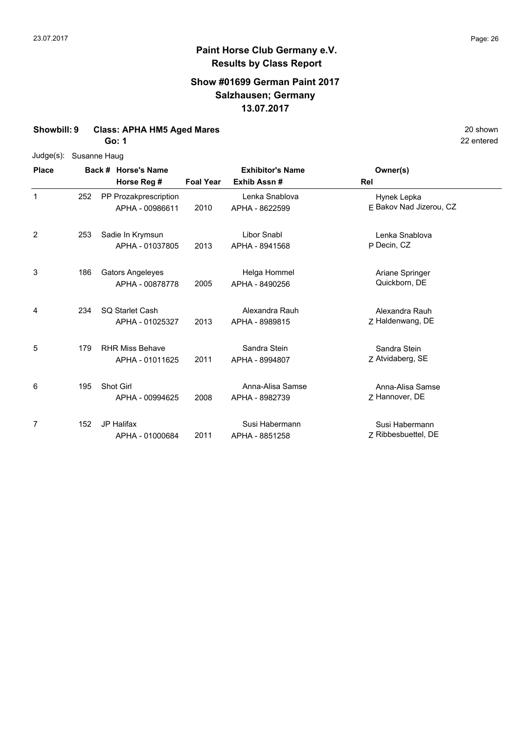**Paint Horse Club Germany e.V.**
**Results by Class Report**

**Show #01699 German Paint 2017**
**Salzhausen; Germany**
**13.07.2017**

**Showbill: 9 Class: APHA HM5 Aged Mares** 20 shown
**Go: 1** 22 entered

Judge(s): Susanne Haug

| Place | Back # | Horse's Name / Horse Reg # | Foal Year | Exhibitor's Name / Exhib Assn # | Rel | Owner(s) |
|---|---|---|---|---|---|---|
| 1 | 252 | PP Prozakprescription<br>APHA - 00986611 | 2010 | Lenka Snablova<br>APHA - 8622599 | E | Hynek Lepka<br>Bakov Nad Jizerou, CZ |
| 2 | 253 | Sadie In Krymsun<br>APHA - 01037805 | 2013 | Libor Snabl<br>APHA - 8941568 | P | Lenka Snablova<br>Decin, CZ |
| 3 | 186 | Gators Angeleyes<br>APHA - 00878778 | 2005 | Helga Hommel<br>APHA - 8490256 | | Ariane Springer<br>Quickborn, DE |
| 4 | 234 | SQ Starlet Cash<br>APHA - 01025327 | 2013 | Alexandra Rauh<br>APHA - 8989815 | Z | Alexandra Rauh<br>Haldenwang, DE |
| 5 | 179 | RHR Miss Behave<br>APHA - 01011625 | 2011 | Sandra Stein<br>APHA - 8994807 | Z | Sandra Stein<br>Atvidaberg, SE |
| 6 | 195 | Shot Girl<br>APHA - 00994625 | 2008 | Anna-Alisa Samse<br>APHA - 8982739 | Z | Anna-Alisa Samse<br>Hannover, DE |
| 7 | 152 | JP Halifax<br>APHA - 01000684 | 2011 | Susi Habermann<br>APHA - 8851258 | Z | Susi Habermann<br>Ribbesbuettel, DE |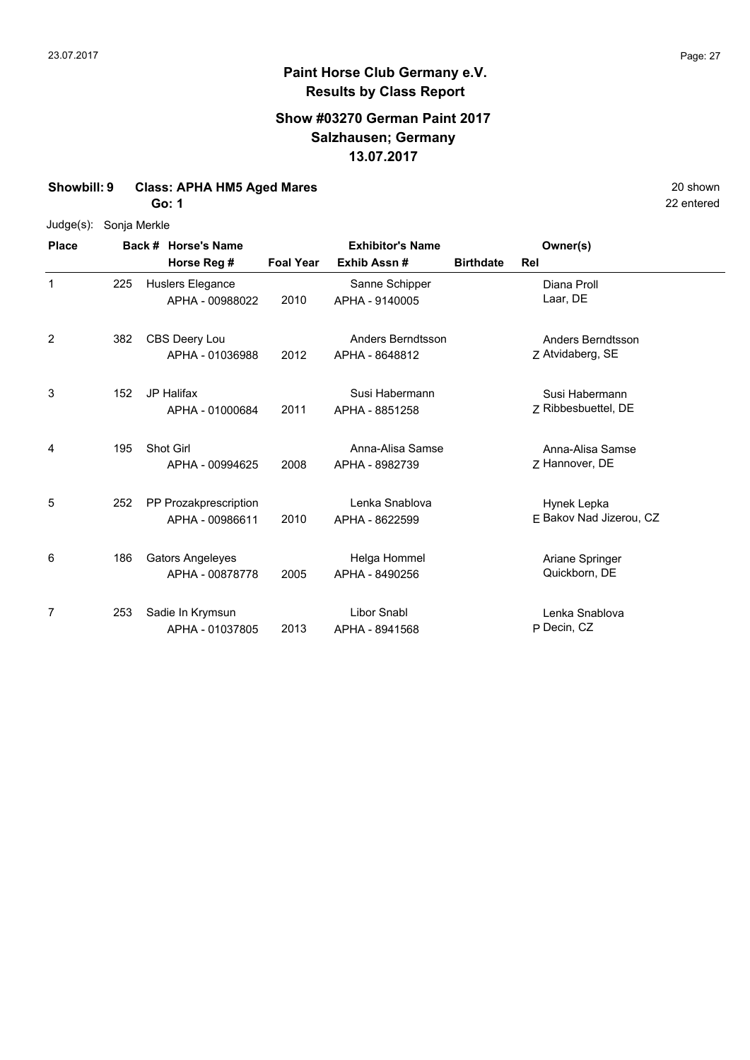**Paint Horse Club Germany e.V.**
**Results by Class Report**

**Show #03270 German Paint 2017**
**Salzhausen; Germany**
**13.07.2017**

**Showbill: 9 Class: APHA HM5 Aged Mares** 20 shown
**Go: 1** 22 entered

Judge(s): Sonja Merkle

| Place | Back # | Horse's Name / Horse Reg # | Foal Year | Exhibitor's Name / Exhib Assn # | Birthdate | Rel | Owner(s) |
|---|---|---|---|---|---|---|---|
| 1 | 225 | Huslers Elegance<br>APHA - 00988022 | 2010 | Sanne Schipper<br>APHA - 9140005 | | | Diana Proll<br>Laar, DE |
| 2 | 382 | CBS Deery Lou<br>APHA - 01036988 | 2012 | Anders Berndtsson<br>APHA - 8648812 | | Z | Anders Berndtsson<br>Atvidaberg, SE |
| 3 | 152 | JP Halifax<br>APHA - 01000684 | 2011 | Susi Habermann<br>APHA - 8851258 | | Z | Susi Habermann<br>Ribbesbuettel, DE |
| 4 | 195 | Shot Girl<br>APHA - 00994625 | 2008 | Anna-Alisa Samse<br>APHA - 8982739 | | Z | Anna-Alisa Samse<br>Hannover, DE |
| 5 | 252 | PP Prozakprescription<br>APHA - 00986611 | 2010 | Lenka Snablova<br>APHA - 8622599 | | E | Hynek Lepka<br>Bakov Nad Jizerou, CZ |
| 6 | 186 | Gators Angeleyes<br>APHA - 00878778 | 2005 | Helga Hommel<br>APHA - 8490256 | | | Ariane Springer<br>Quickborn, DE |
| 7 | 253 | Sadie In Krymsun<br>APHA - 01037805 | 2013 | Libor Snabl<br>APHA - 8941568 | | P | Lenka Snablova<br>Decin, CZ |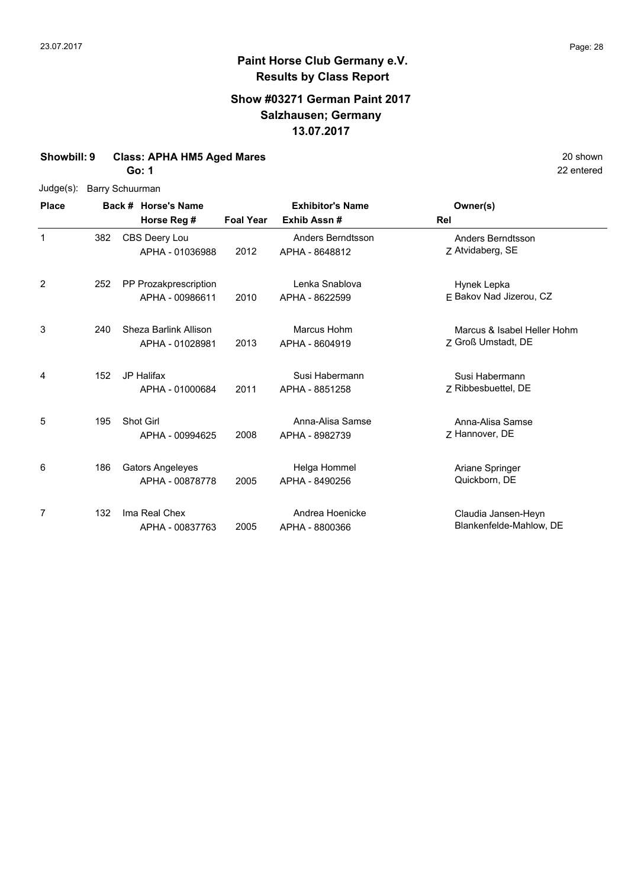**Paint Horse Club Germany e.V.**
**Results by Class Report**

**Show #03271 German Paint 2017**
**Salzhausen; Germany**
**13.07.2017**

**Showbill: 9 Class: APHA HM5 Aged Mares** 20 shown
**Go: 1** 22 entered

Judge(s): Barry Schuurman

| Place | Back # | Horse's Name / Horse Reg # | Foal Year | Exhibitor's Name / Exhib Assn # | Rel | Owner(s) |
|---|---|---|---|---|---|---|
| 1 | 382 | CBS Deery Lou<br>APHA - 01036988 | 2012 | Anders Berndtsson<br>APHA - 8648812 | Z | Anders Berndtsson<br>Atvidaberg, SE |
| 2 | 252 | PP Prozakprescription<br>APHA - 00986611 | 2010 | Lenka Snablova<br>APHA - 8622599 | E | Hynek Lepka<br>Bakov Nad Jizerou, CZ |
| 3 | 240 | Sheza Barlink Allison<br>APHA - 01028981 | 2013 | Marcus Hohm<br>APHA - 8604919 | Z | Marcus & Isabel Heller Hohm<br>Groß Umstadt, DE |
| 4 | 152 | JP Halifax<br>APHA - 01000684 | 2011 | Susi Habermann<br>APHA - 8851258 | Z | Susi Habermann<br>Ribbesbuettel, DE |
| 5 | 195 | Shot Girl<br>APHA - 00994625 | 2008 | Anna-Alisa Samse<br>APHA - 8982739 | Z | Anna-Alisa Samse<br>Hannover, DE |
| 6 | 186 | Gators Angeleyes<br>APHA - 00878778 | 2005 | Helga Hommel<br>APHA - 8490256 | | Ariane Springer<br>Quickborn, DE |
| 7 | 132 | Ima Real Chex<br>APHA - 00837763 | 2005 | Andrea Hoenicke<br>APHA - 8800366 | | Claudia Jansen-Heyn<br>Blankenfelde-Mahlow, DE |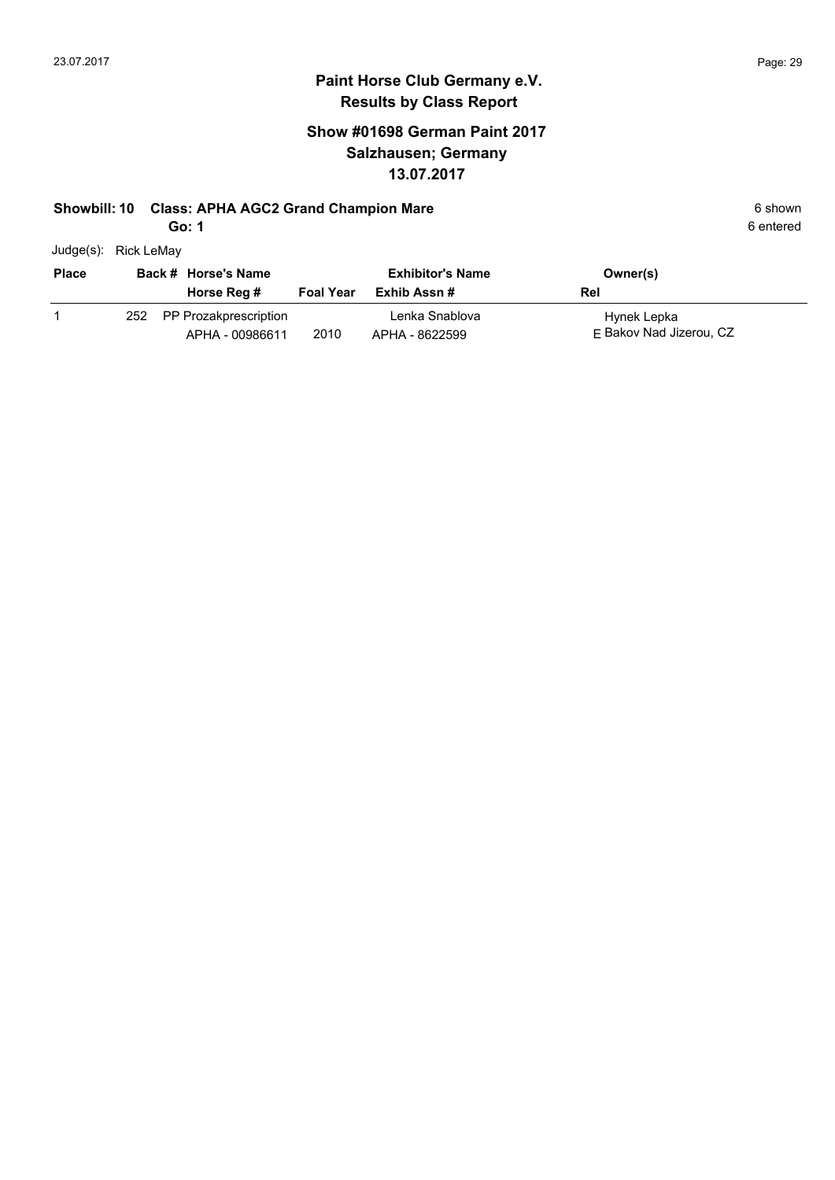## Paint Horse Club Germany e.V.
## Results by Class Report

### Show #01698 German Paint 2017
### Salzhausen; Germany
### 13.07.2017

**Showbill: 10 Class: APHA AGC2 Grand Champion Mare** — 6 shown, 6 entered

**Go: 1**

Judge(s): Rick LeMay

| Place | Back # | Horse's Name / Horse Reg # | Foal Year | Exhibitor's Name / Exhib Assn # | Rel | Owner(s) |
|---|---|---|---|---|---|---|
| 1 | 252 | PP Prozakprescription<br>APHA - 00986611 | 2010 | Lenka Snablova<br>APHA - 8622599 | E | Hynek Lepka<br>Bakov Nad Jizerou, CZ |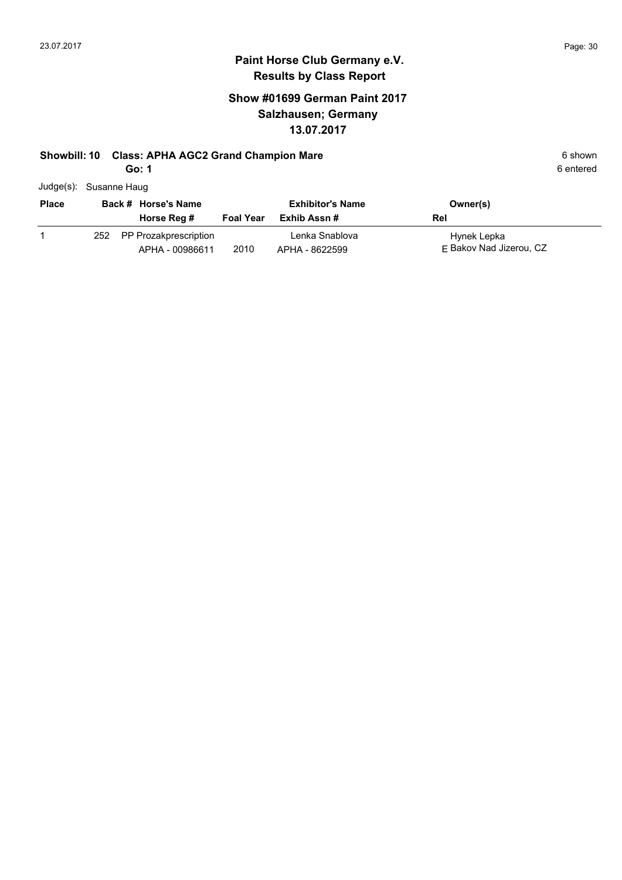# Paint Horse Club Germany e.V.

## Results by Class Report

### Show #01699 German Paint 2017
### Salzhausen; Germany
### 13.07.2017

**Showbill: 10 Class: APHA AGC2 Grand Champion Mare** 6 shown

**Go: 1** 6 entered

Judge(s): Susanne Haug

| Place | Back # | Horse's Name / Horse Reg # | Foal Year | Exhibitor's Name / Exhib Assn # | Owner(s) / Rel |
|---|---|---|---|---|---|
| 1 | 252 | PP Prozakprescription<br>APHA - 00986611 | 2010 | Lenka Snablova<br>APHA - 8622599 | Hynek Lepka<br>E Bakov Nad Jizerou, CZ |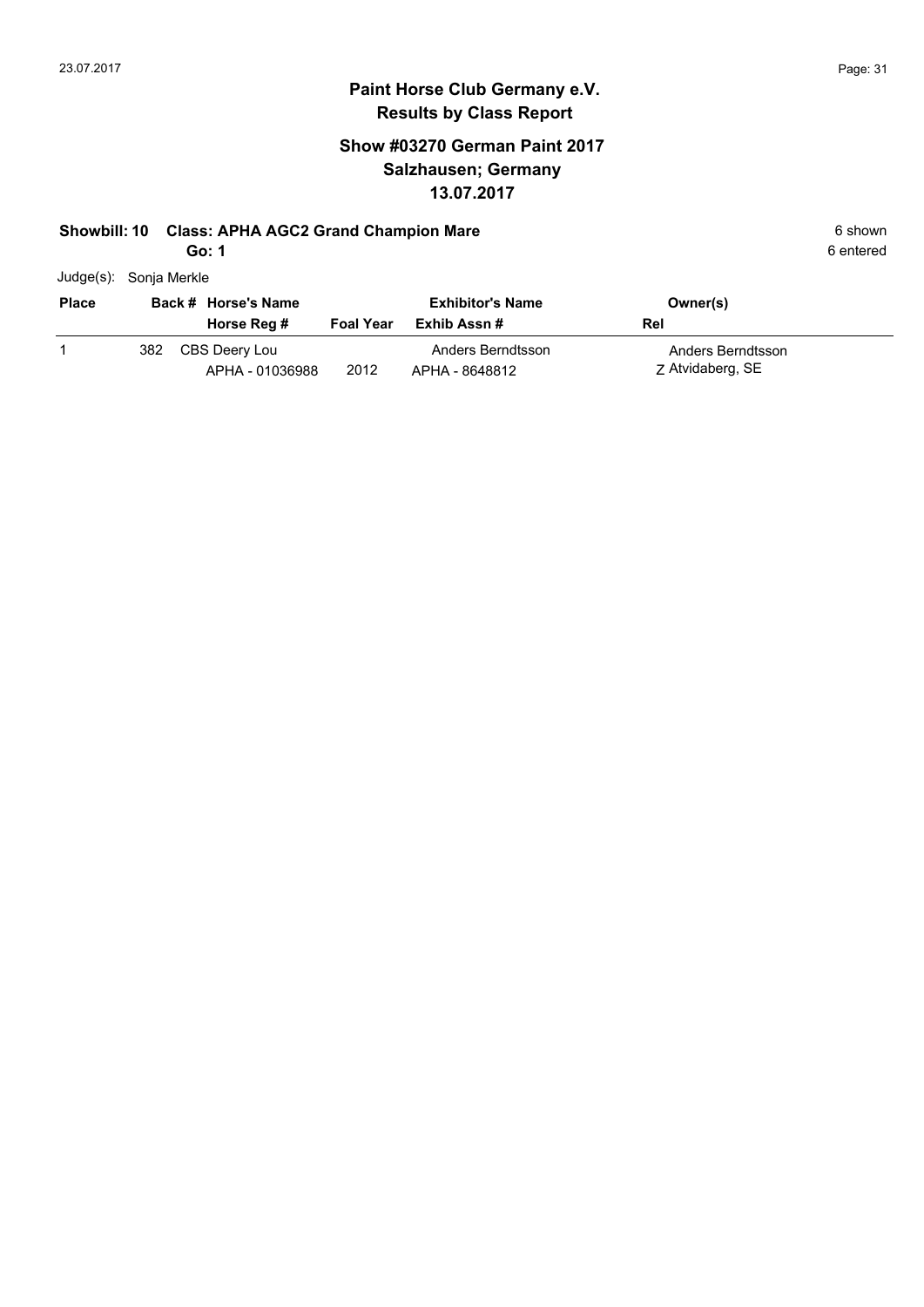# Paint Horse Club Germany e.V.

## Results by Class Report

### Show #03270 German Paint 2017
### Salzhausen; Germany
### 13.07.2017

**Showbill: 10 Class: APHA AGC2 Grand Champion Mare** — 6 shown

**Go: 1** — 6 entered

Judge(s): Sonja Merkle

| Place | Back # | Horse's Name / Horse Reg # | Foal Year | Exhibitor's Name / Exhib Assn # | Owner(s) / Rel |
|---|---|---|---|---|---|
| 1 | 382 | CBS Deery Lou / APHA - 01036988 | 2012 | Anders Berndtsson / APHA - 8648812 | Anders Berndtsson / Z Atvidaberg, SE |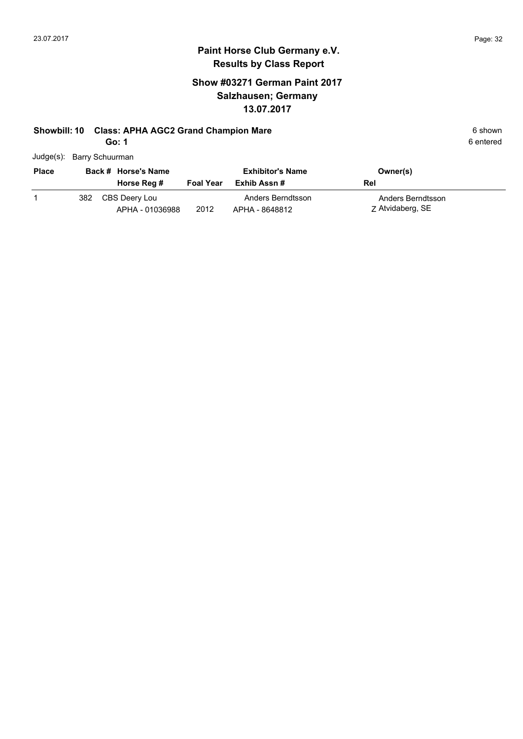# Paint Horse Club Germany e.V.
## Results by Class Report

### Show #03271 German Paint 2017
### Salzhausen; Germany
### 13.07.2017

**Showbill: 10 Class: APHA AGC2 Grand Champion Mare** 6 shown

**Go: 1** 6 entered

Judge(s): Barry Schuurman

| Place | Back # | Horse's Name / Horse Reg # | Foal Year | Exhibitor's Name / Exhib Assn # | Owner(s) / Rel |
|---|---|---|---|---|---|
| 1 | 382 | CBS Deery Lou<br>APHA - 01036988 | 2012 | Anders Berndtsson<br>APHA - 8648812 | Anders Berndtsson<br>Z Atvidaberg, SE |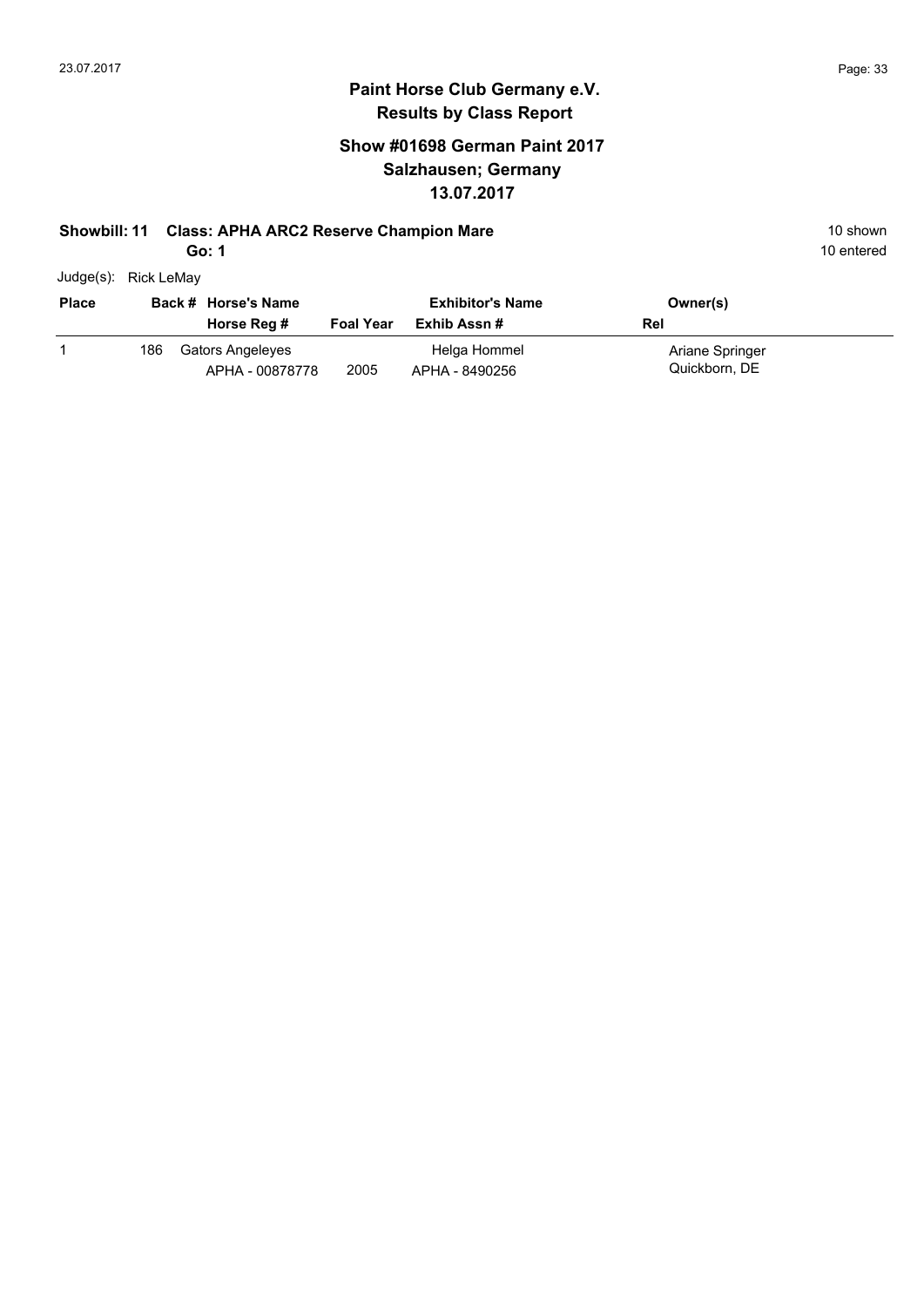## Paint Horse Club Germany e.V.
## Results by Class Report

### Show #01698 German Paint 2017
### Salzhausen; Germany
### 13.07.2017

**Showbill: 11 Class: APHA ARC2 Reserve Champion Mare** — 10 shown

**Go: 1** — 10 entered

Judge(s): Rick LeMay

| Place | Back # | Horse's Name / Horse Reg # | Foal Year | Exhibitor's Name / Exhib Assn # | Owner(s) / Rel |
|---|---|---|---|---|---|
| 1 | 186 | Gators Angeleyes<br>APHA - 00878778 | 2005 | Helga Hommel<br>APHA - 8490256 | Ariane Springer<br>Quickborn, DE |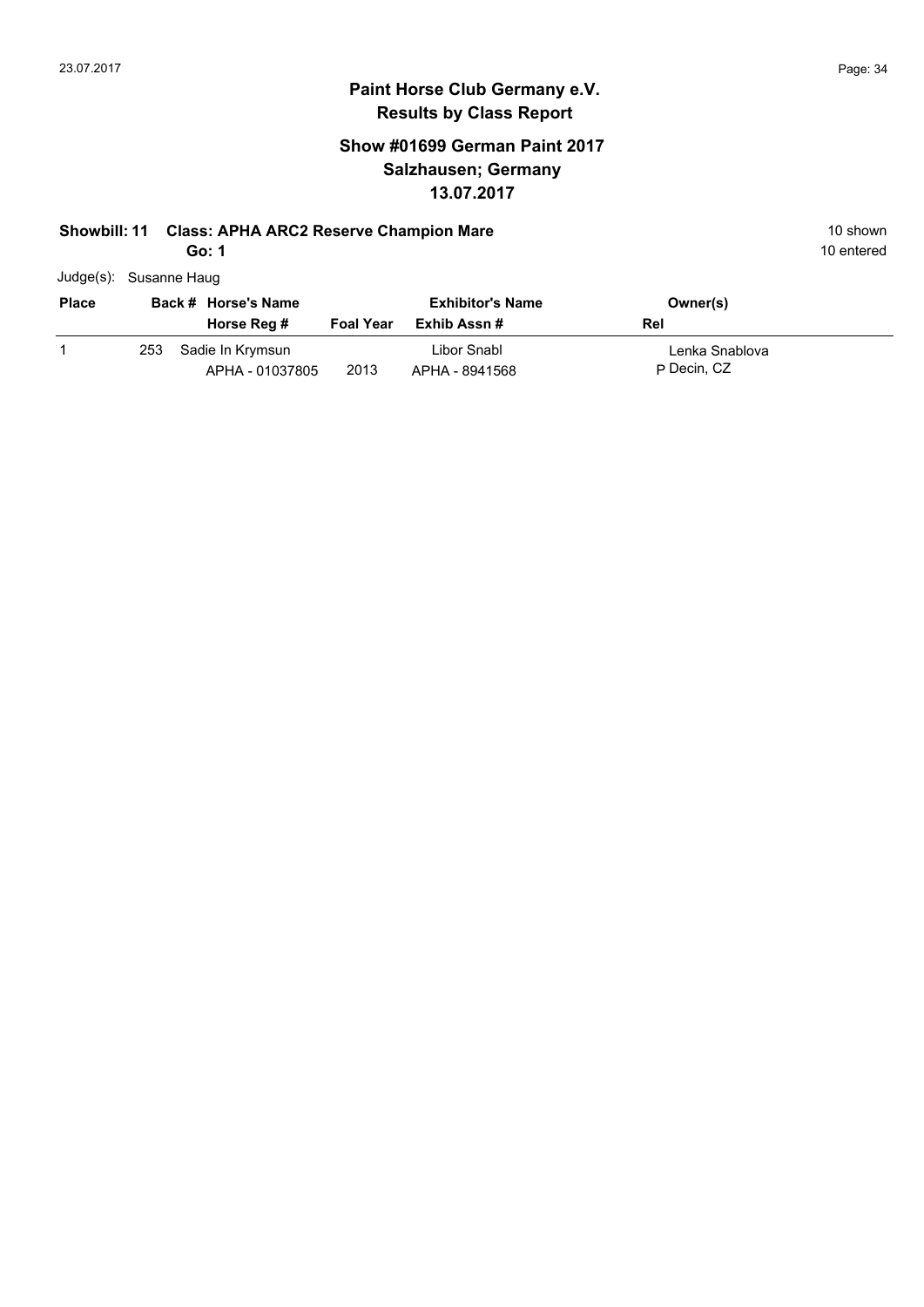## Paint Horse Club Germany e.V.
## Results by Class Report

### Show #01699 German Paint 2017
### Salzhausen; Germany
### 13.07.2017

**Showbill: 11 Class: APHA ARC2 Reserve Champion Mare** 10 shown

**Go: 1** 10 entered

Judge(s): Susanne Haug

| Place | Back # | Horse's Name / Horse Reg # | Foal Year | Exhibitor's Name / Exhib Assn # | Owner(s) / Rel |
|---|---|---|---|---|---|
| 1 | 253 | Sadie In Krymsun<br>APHA - 01037805 | 2013 | Libor Snabl<br>APHA - 8941568 | Lenka Snablova<br>P Decin, CZ |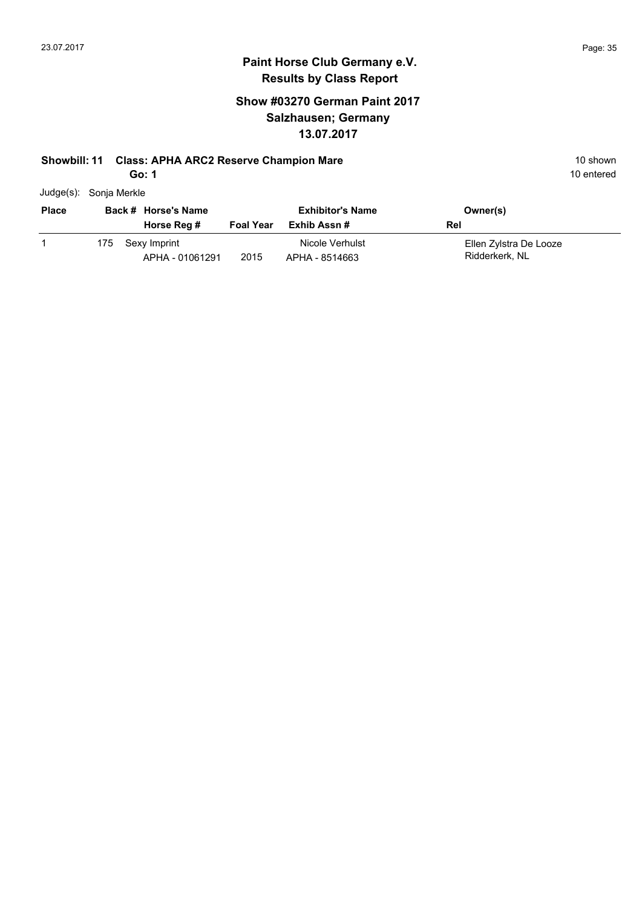# Paint Horse Club Germany e.V.
## Results by Class Report

### Show #03270 German Paint 2017
### Salzhausen; Germany
### 13.07.2017

**Showbill: 11 Class: APHA ARC2 Reserve Champion Mare** 10 shown

**Go: 1** 10 entered

Judge(s): Sonja Merkle

| Place | Back # | Horse's Name / Horse Reg # | Foal Year | Exhibitor's Name / Exhib Assn # | Owner(s) / Rel |
|---|---|---|---|---|---|
| 1 | 175 | Sexy Imprint<br>APHA - 01061291 | 2015 | Nicole Verhulst<br>APHA - 8514663 | Ellen Zylstra De Looze<br>Ridderkerk, NL |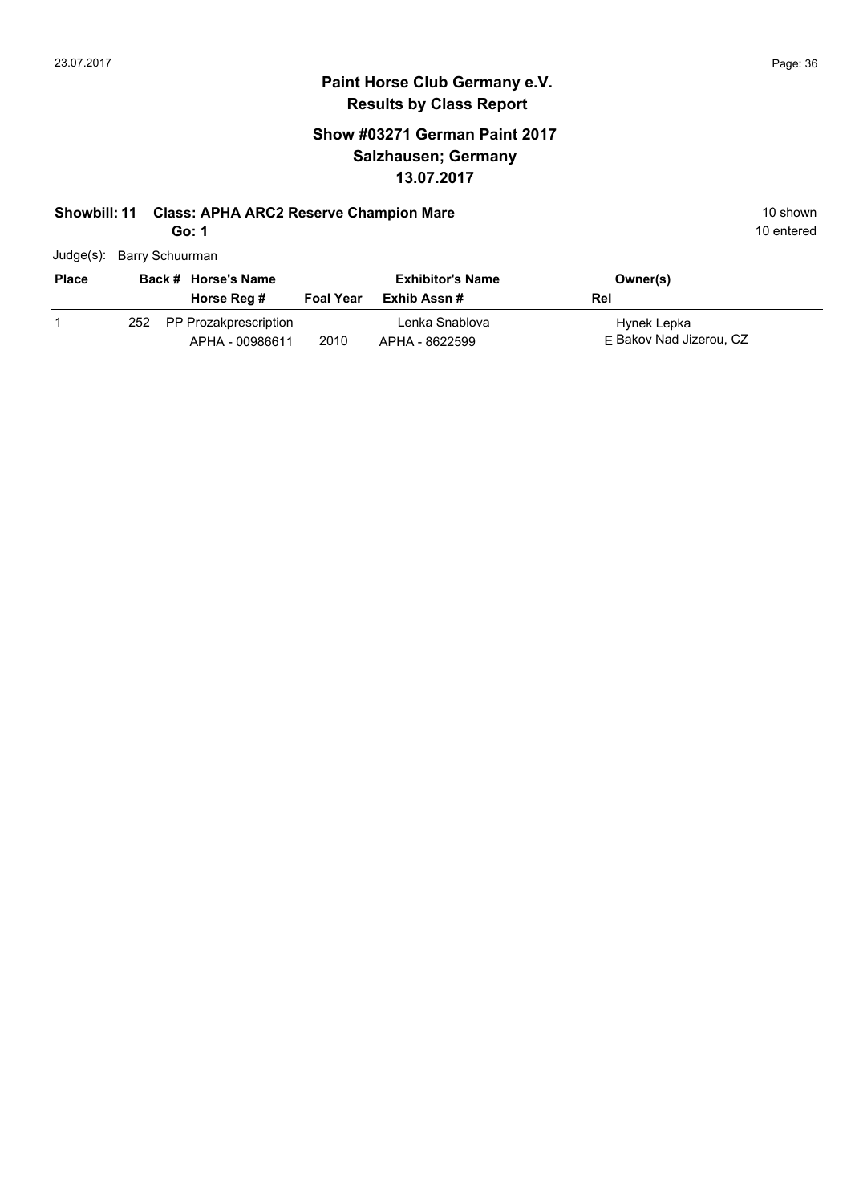# Paint Horse Club Germany e.V.

## Results by Class Report

### Show #03271 German Paint 2017
### Salzhausen; Germany
### 13.07.2017

**Showbill: 11 Class: APHA ARC2 Reserve Champion Mare** — 10 shown

**Go: 1** — 10 entered

Judge(s): Barry Schuurman

| Place | Back # | Horse's Name / Horse Reg # | Foal Year | Exhibitor's Name / Exhib Assn # | Rel | Owner(s) |
|---|---|---|---|---|---|---|
| 1 | 252 | PP Prozakprescription / APHA - 00986611 | 2010 | Lenka Snablova / APHA - 8622599 | E | Hynek Lepka / Bakov Nad Jizerou, CZ |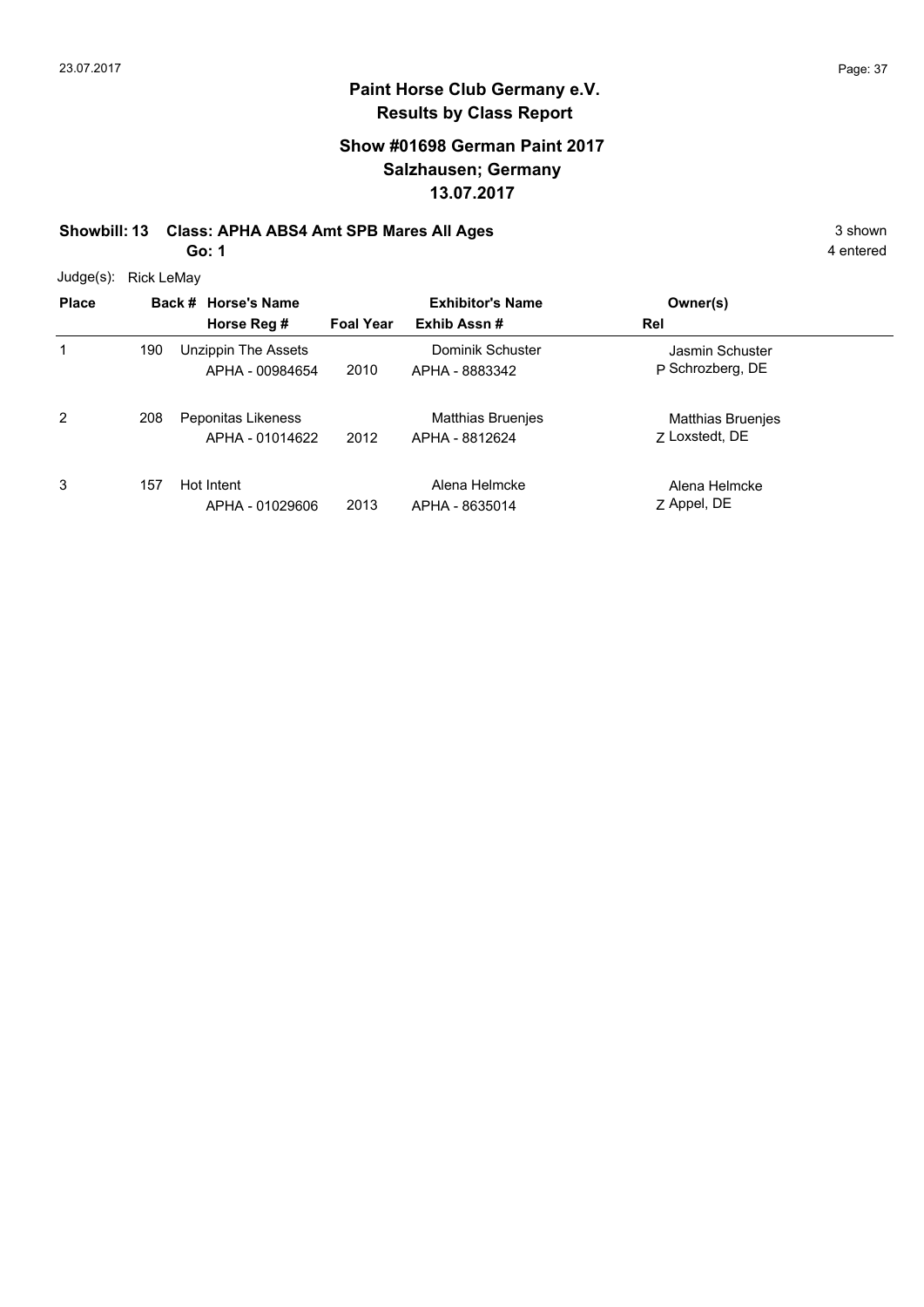# Paint Horse Club Germany e.V.
## Results by Class Report

### Show #01698 German Paint 2017
### Salzhausen; Germany
### 13.07.2017

**Showbill: 13 Class: APHA ABS4 Amt SPB Mares All Ages** 3 shown

**Go: 1** 4 entered

Judge(s): Rick LeMay

| Place | Back # | Horse's Name / Horse Reg # | Foal Year | Exhibitor's Name / Exhib Assn # | Rel | Owner(s) |
|---|---|---|---|---|---|---|
| 1 | 190 | Unzippin The Assets<br>APHA - 00984654 | 2010 | Dominik Schuster<br>APHA - 8883342 | P | Jasmin Schuster<br>Schrozberg, DE |
| 2 | 208 | Peponitas Likeness<br>APHA - 01014622 | 2012 | Matthias Bruenjes<br>APHA - 8812624 | Z | Matthias Bruenjes<br>Loxstedt, DE |
| 3 | 157 | Hot Intent<br>APHA - 01029606 | 2013 | Alena Helmcke<br>APHA - 8635014 | Z | Alena Helmcke<br>Appel, DE |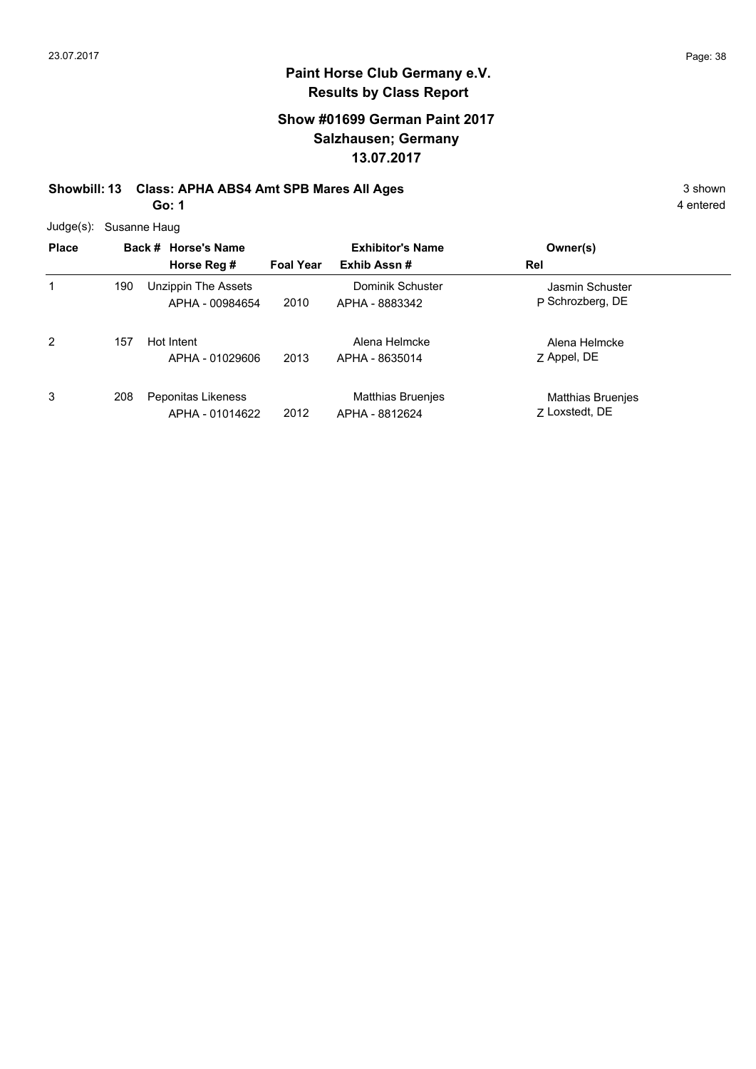## Paint Horse Club Germany e.V.
## Results by Class Report

### Show #01699 German Paint 2017
### Salzhausen; Germany
### 13.07.2017

**Showbill: 13 Class: APHA ABS4 Amt SPB Mares All Ages** 3 shown

**Go: 1** 4 entered

Judge(s): Susanne Haug

| Place | Back # | Horse's Name / Horse Reg # | Foal Year | Exhibitor's Name / Exhib Assn # | Rel | Owner(s) |
|---|---|---|---|---|---|---|
| 1 | 190 | Unzippin The Assets<br>APHA - 00984654 | 2010 | Dominik Schuster<br>APHA - 8883342 | P | Jasmin Schuster<br>Schrozberg, DE |
| 2 | 157 | Hot Intent<br>APHA - 01029606 | 2013 | Alena Helmcke<br>APHA - 8635014 | Z | Alena Helmcke<br>Appel, DE |
| 3 | 208 | Peponitas Likeness<br>APHA - 01014622 | 2012 | Matthias Bruenjes<br>APHA - 8812624 | Z | Matthias Bruenjes<br>Loxstedt, DE |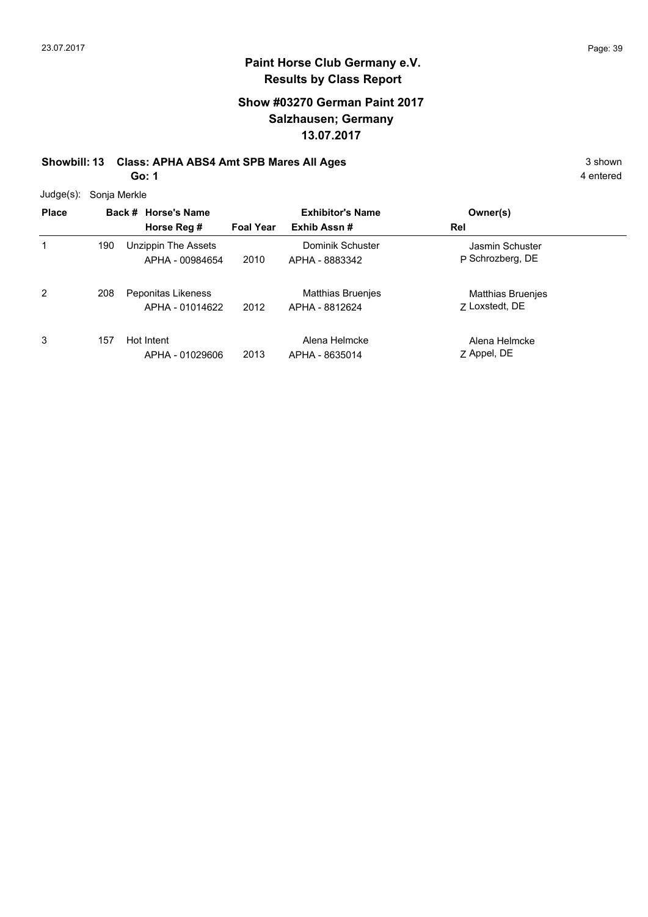## Paint Horse Club Germany e.V.
## Results by Class Report

### Show #03270 German Paint 2017
### Salzhausen; Germany
### 13.07.2017

**Showbill: 13 Class: APHA ABS4 Amt SPB Mares All Ages** 3 shown

**Go: 1** 4 entered

Judge(s): Sonja Merkle

| Place | Back # | Horse's Name / Horse Reg # | Foal Year | Exhibitor's Name / Exhib Assn # | Rel | Owner(s) |
|---|---|---|---|---|---|---|
| 1 | 190 | Unzippin The Assets<br>APHA - 00984654 | 2010 | Dominik Schuster<br>APHA - 8883342 | P | Jasmin Schuster<br>Schrozberg, DE |
| 2 | 208 | Peponitas Likeness<br>APHA - 01014622 | 2012 | Matthias Bruenjes<br>APHA - 8812624 | Z | Matthias Bruenjes<br>Loxstedt, DE |
| 3 | 157 | Hot Intent<br>APHA - 01029606 | 2013 | Alena Helmcke<br>APHA - 8635014 | Z | Alena Helmcke<br>Appel, DE |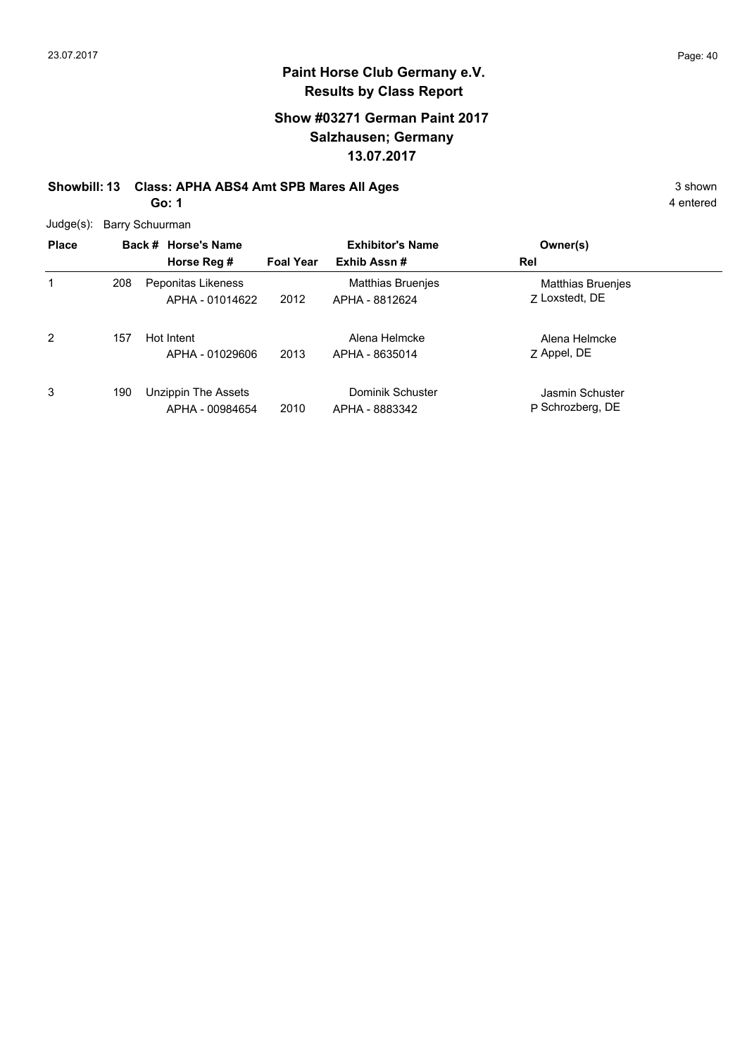# Paint Horse Club Germany e.V.
## Results by Class Report

### Show #03271 German Paint 2017
### Salzhausen; Germany
### 13.07.2017

**Showbill: 13 Class: APHA ABS4 Amt SPB Mares All Ages** 3 shown

**Go: 1** 4 entered

Judge(s): Barry Schuurman

| Place | Back # | Horse's Name / Horse Reg # | Foal Year | Exhibitor's Name / Exhib Assn # | Rel | Owner(s) |
|---|---|---|---|---|---|---|
| 1 | 208 | Peponitas Likeness<br>APHA - 01014622 | 2012 | Matthias Bruenjes<br>APHA - 8812624 | Z | Matthias Bruenjes<br>Loxstedt, DE |
| 2 | 157 | Hot Intent<br>APHA - 01029606 | 2013 | Alena Helmcke<br>APHA - 8635014 | Z | Alena Helmcke<br>Appel, DE |
| 3 | 190 | Unzippin The Assets<br>APHA - 00984654 | 2010 | Dominik Schuster<br>APHA - 8883342 | P | Jasmin Schuster<br>Schrozberg, DE |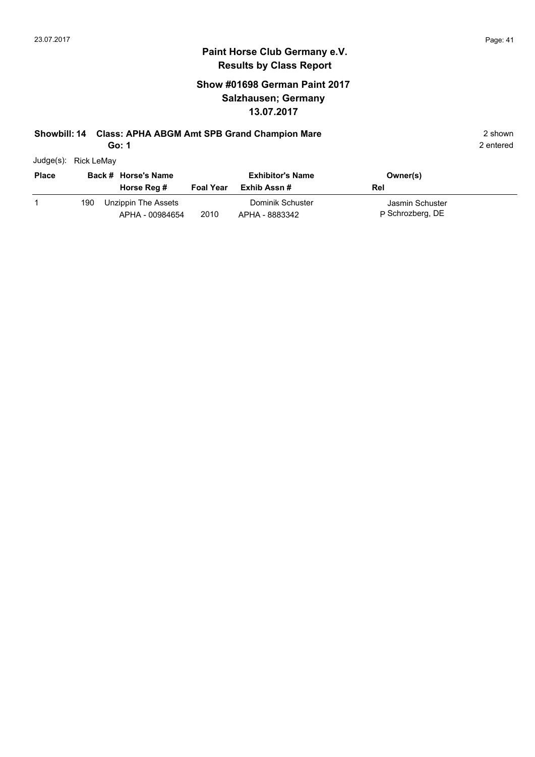## Paint Horse Club Germany e.V.
## Results by Class Report

### Show #01698 German Paint 2017
### Salzhausen; Germany
### 13.07.2017

**Showbill: 14 Class: APHA ABGM Amt SPB Grand Champion Mare** 2 shown
**Go: 1** 2 entered

Judge(s): Rick LeMay

| Place | Back # | Horse's Name / Horse Reg # | Foal Year | Exhibitor's Name / Exhib Assn # | Owner(s) / Rel |
|---|---|---|---|---|---|
| 1 | 190 | Unzippin The Assets<br>APHA - 00984654 | 2010 | Dominik Schuster<br>APHA - 8883342 | Jasmin Schuster<br>P Schrozberg, DE |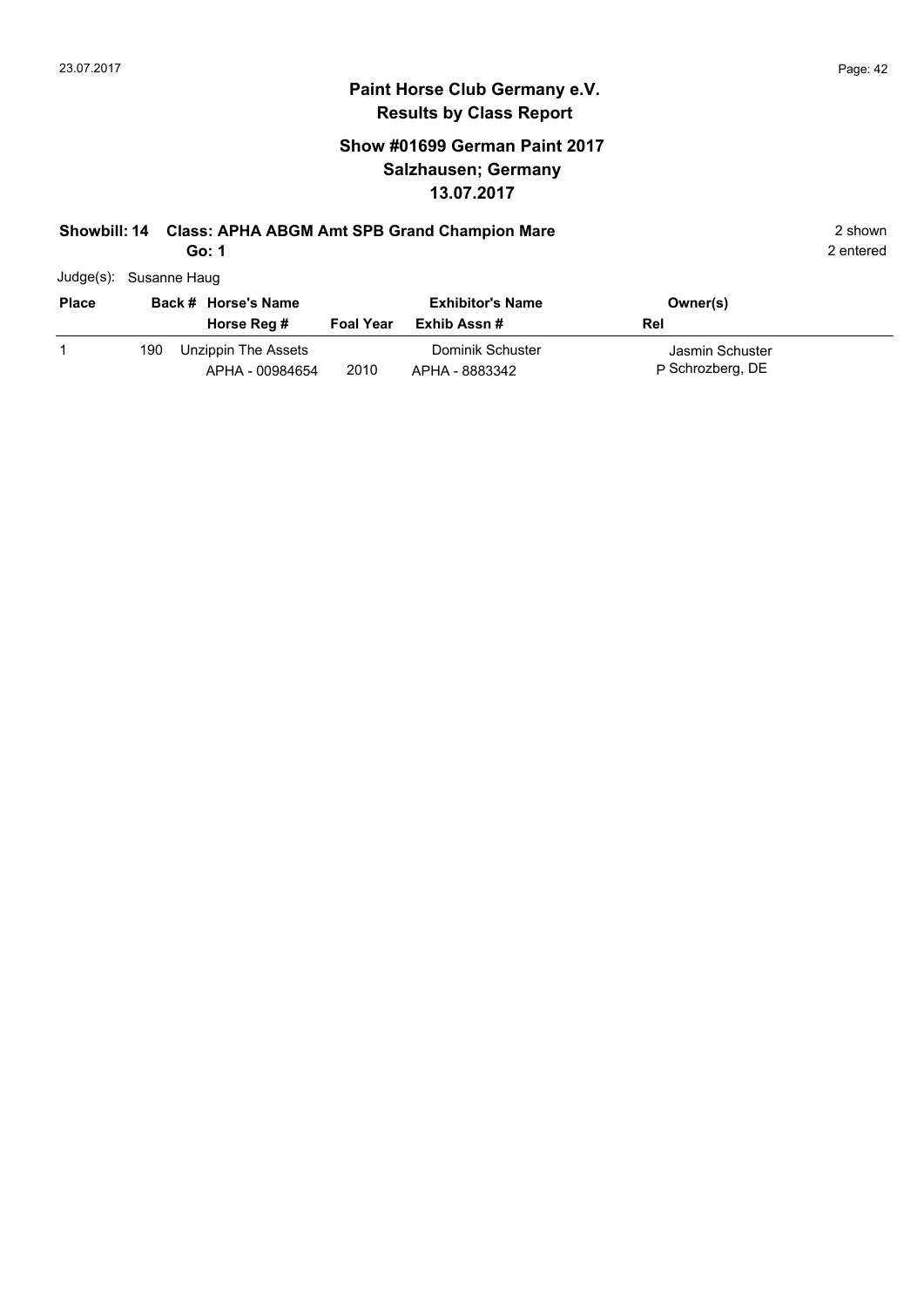# Paint Horse Club Germany e.V.
## Results by Class Report

### Show #01699 German Paint 2017
### Salzhausen; Germany
### 13.07.2017

**Showbill: 14 Class: APHA ABGM Amt SPB Grand Champion Mare** 2 shown

**Go: 1** 2 entered

Judge(s): Susanne Haug

| Place | Back # | Horse's Name / Horse Reg # | Foal Year | Exhibitor's Name / Exhib Assn # | Rel | Owner(s) |
|---|---|---|---|---|---|---|
| 1 | 190 | Unzippin The Assets<br>APHA - 00984654 | 2010 | Dominik Schuster<br>APHA - 8883342 | P | Jasmin Schuster<br>Schrozberg, DE |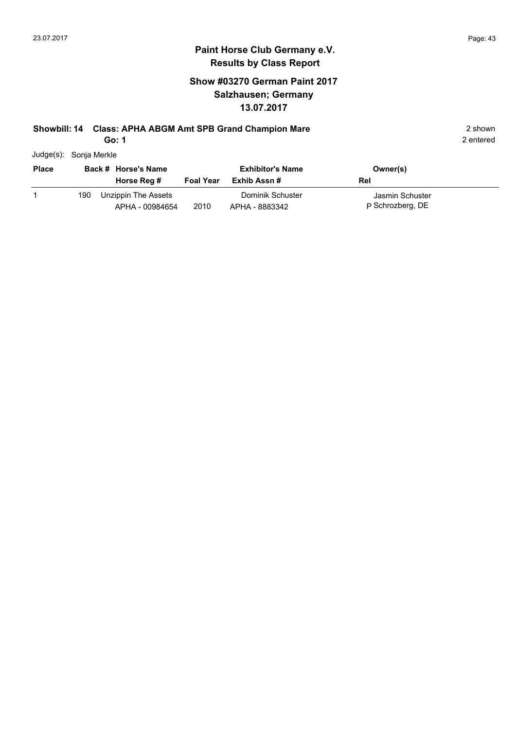# Paint Horse Club Germany e.V.

## Results by Class Report

### Show #03270 German Paint 2017
### Salzhausen; Germany
### 13.07.2017

**Showbill: 14 Class: APHA ABGM Amt SPB Grand Champion Mare** 2 shown

**Go: 1** 2 entered

Judge(s): Sonja Merkle

| Place | Back # | Horse's Name / Horse Reg # | Foal Year | Exhibitor's Name / Exhib Assn # | Owner(s) / Rel |
|---|---|---|---|---|---|
| 1 | 190 | Unzippin The Assets<br>APHA - 00984654 | 2010 | Dominik Schuster<br>APHA - 8883342 | Jasmin Schuster<br>P Schrozberg, DE |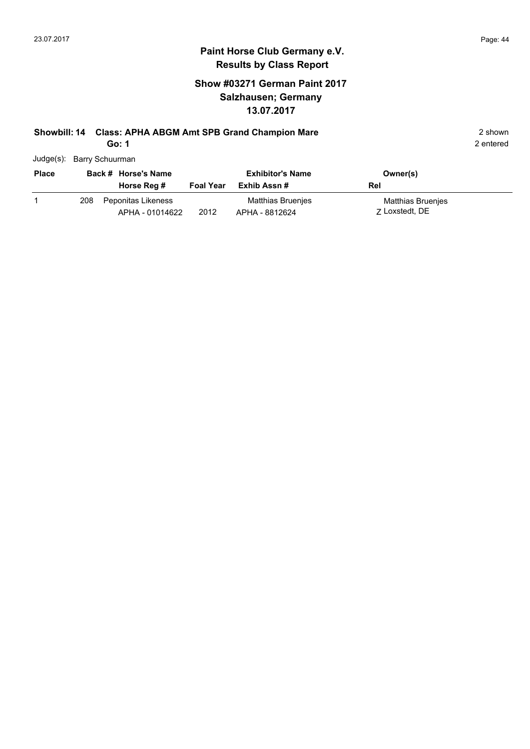**Paint Horse Club Germany e.V.**
**Results by Class Report**

## Show #03271 German Paint 2017
## Salzhausen; Germany
## 13.07.2017

**Showbill: 14 Class: APHA ABGM Amt SPB Grand Champion Mare** 2 shown
**Go: 1** 2 entered

Judge(s): Barry Schuurman

| Place | Back # | Horse's Name / Horse Reg # | Foal Year | Exhibitor's Name / Exhib Assn # | Owner(s) / Rel |
|---|---|---|---|---|---|
| 1 | 208 | Peponitas Likeness<br>APHA - 01014622 | 2012 | Matthias Bruenjes<br>APHA - 8812624 | Matthias Bruenjes<br>Z Loxstedt, DE |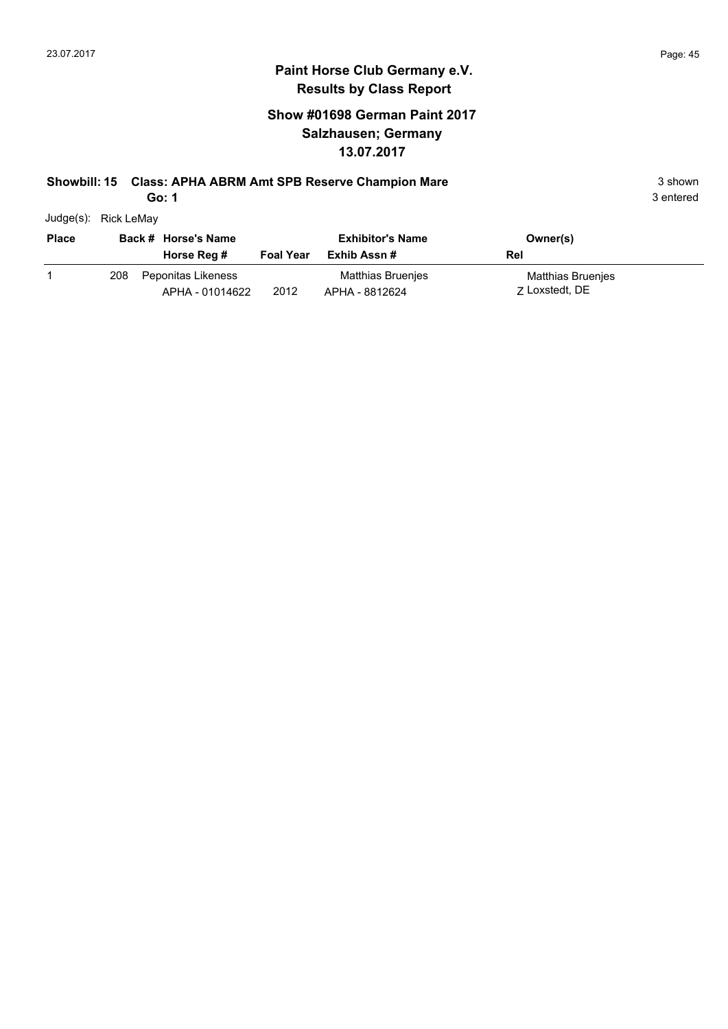# Paint Horse Club Germany e.V.

## Results by Class Report

### Show #01698 German Paint 2017
### Salzhausen; Germany
### 13.07.2017

**Showbill: 15 Class: APHA ABRM Amt SPB Reserve Champion Mare** 3 shown

**Go: 1** 3 entered

Judge(s): Rick LeMay

| Place | Back # | Horse's Name / Horse Reg # | Foal Year | Exhibitor's Name / Exhib Assn # | Owner(s) / Rel |
|---|---|---|---|---|---|
| 1 | 208 | Peponitas Likeness / APHA - 01014622 | 2012 | Matthias Bruenjes / APHA - 8812624 | Matthias Bruenjes / Z Loxstedt, DE |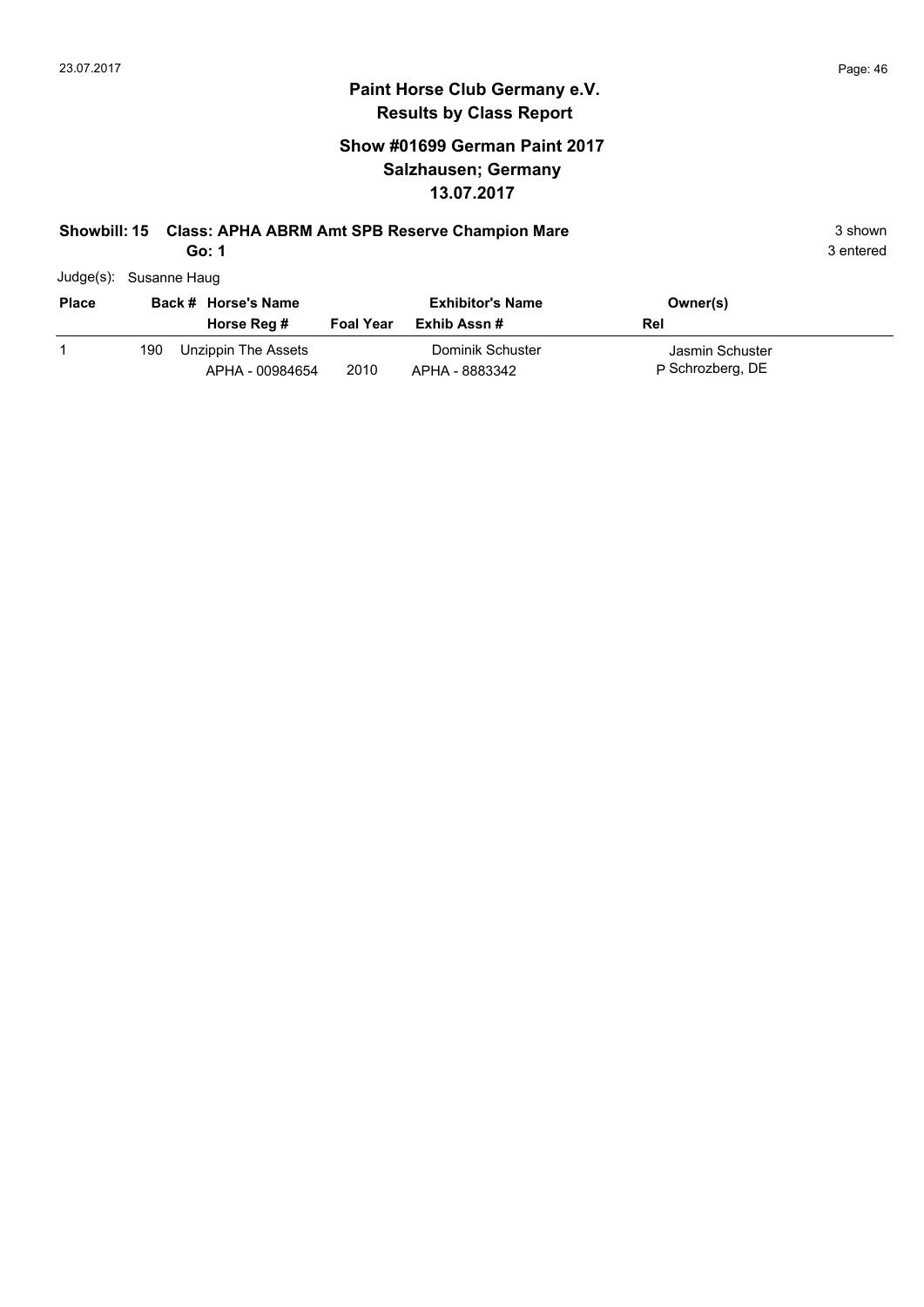# Paint Horse Club Germany e.V.

## Results by Class Report

### Show #01699 German Paint 2017
### Salzhausen; Germany
### 13.07.2017

**Showbill: 15 Class: APHA ABRM Amt SPB Reserve Champion Mare** — 3 shown

**Go: 1** — 3 entered

Judge(s): Susanne Haug

| Place | Back # | Horse's Name / Horse Reg # | Foal Year | Exhibitor's Name / Exhib Assn # | Owner(s) / Rel |
|---|---|---|---|---|---|
| 1 | 190 | Unzippin The Assets<br>APHA - 00984654 | 2010 | Dominik Schuster<br>APHA - 8883342 | Jasmin Schuster<br>P Schrozberg, DE |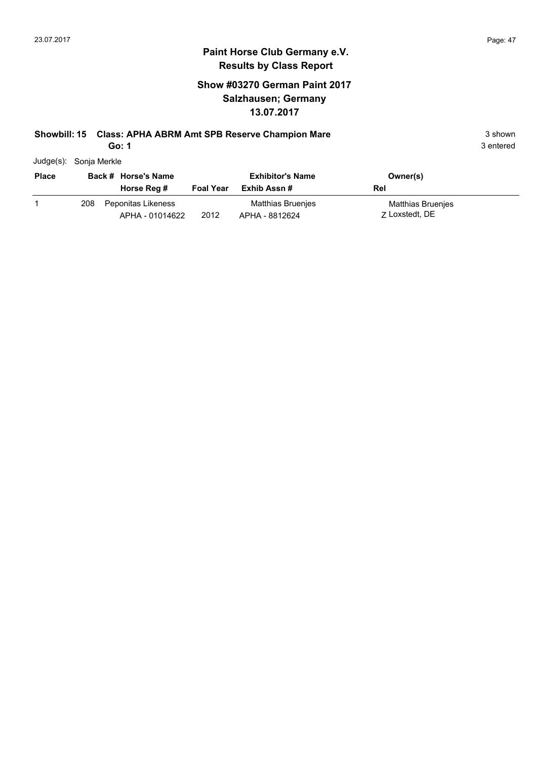## Paint Horse Club Germany e.V.
## Results by Class Report

### Show #03270 German Paint 2017
### Salzhausen; Germany
### 13.07.2017

**Showbill: 15 Class: APHA ABRM Amt SPB Reserve Champion Mare** 3 shown

**Go: 1** 3 entered

Judge(s): Sonja Merkle

| Place | Back # | Horse's Name / Horse Reg # | Foal Year | Exhibitor's Name / Exhib Assn # | Owner(s) / Rel |
|---|---|---|---|---|---|
| 1 | 208 | Peponitas Likeness<br>APHA - 01014622 | 2012 | Matthias Bruenjes<br>APHA - 8812624 | Matthias Bruenjes<br>Z Loxstedt, DE |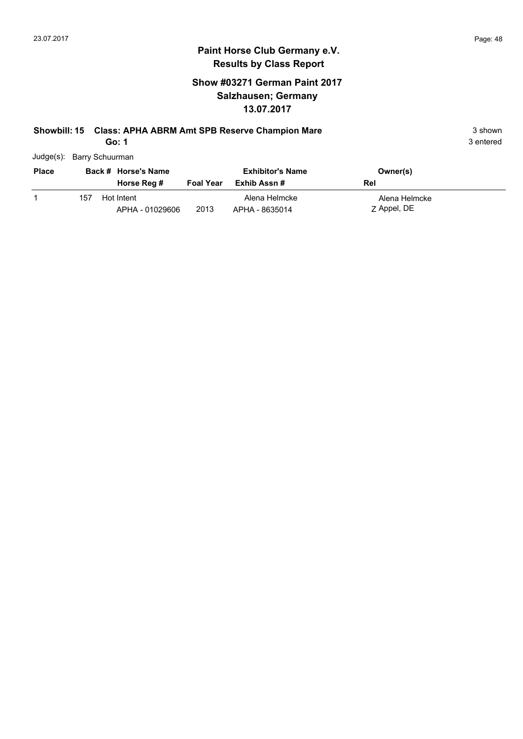# Paint Horse Club Germany e.V.
## Results by Class Report

### Show #03271 German Paint 2017
### Salzhausen; Germany
### 13.07.2017

**Showbill: 15 Class: APHA ABRM Amt SPB Reserve Champion Mare** 3 shown
**Go: 1** 3 entered

Judge(s): Barry Schuurman

| Place | Back # | Horse's Name / Horse Reg # | Foal Year | Exhibitor's Name / Exhib Assn # | Owner(s) / Rel |
|---|---|---|---|---|---|
| 1 | 157 | Hot Intent / APHA - 01029606 | 2013 | Alena Helmcke / APHA - 8635014 | Alena Helmcke / Z Appel, DE |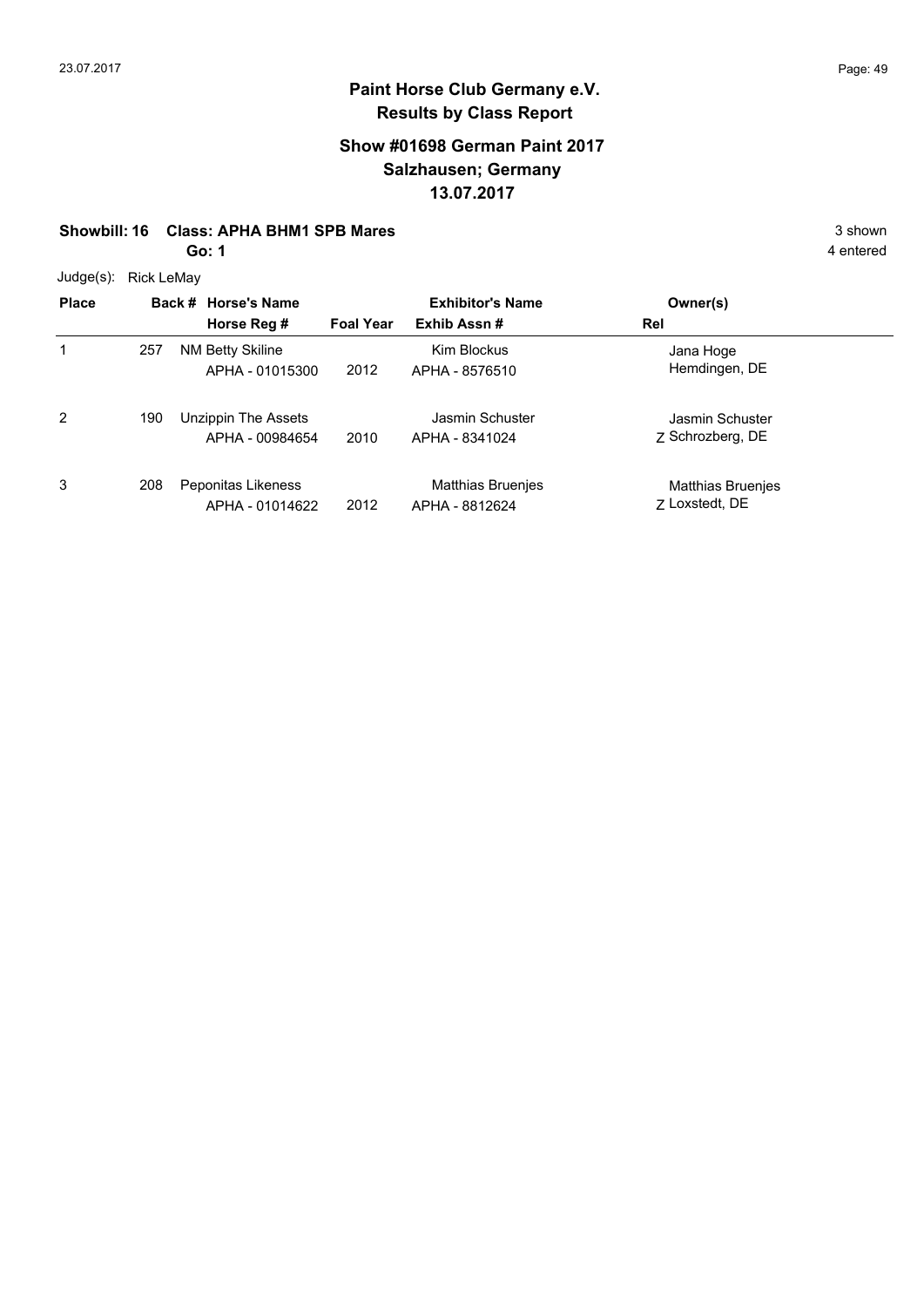# Paint Horse Club Germany e.V.
## Results by Class Report

### Show #01698 German Paint 2017
### Salzhausen; Germany
### 13.07.2017

**Showbill: 16 Class: APHA BHM1 SPB Mares** 3 shown
**Go: 1** 4 entered

Judge(s): Rick LeMay

| Place | Back # | Horse's Name / Horse Reg # | Foal Year | Exhibitor's Name / Exhib Assn # | Rel | Owner(s) |
|---|---|---|---|---|---|---|
| 1 | 257 | NM Betty Skiline<br>APHA - 01015300 | 2012 | Kim Blockus<br>APHA - 8576510 | | Jana Hoge<br>Hemdingen, DE |
| 2 | 190 | Unzippin The Assets<br>APHA - 00984654 | 2010 | Jasmin Schuster<br>APHA - 8341024 | Z | Jasmin Schuster<br>Schrozberg, DE |
| 3 | 208 | Peponitas Likeness<br>APHA - 01014622 | 2012 | Matthias Bruenjes<br>APHA - 8812624 | Z | Matthias Bruenjes<br>Loxstedt, DE |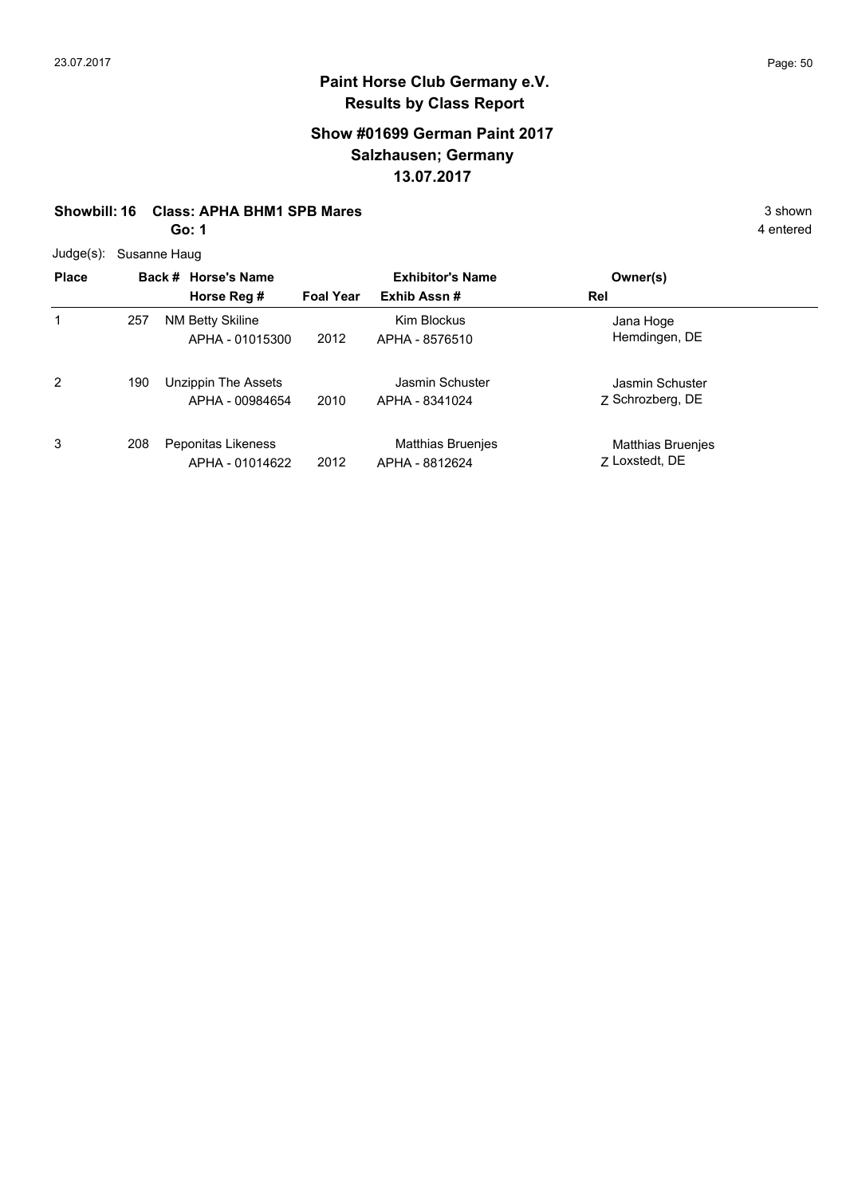**Paint Horse Club Germany e.V.**
**Results by Class Report**

## Show #01699 German Paint 2017
## Salzhausen; Germany
## 13.07.2017

**Showbill: 16 Class: APHA BHM1 SPB Mares** 3 shown

**Go: 1** 4 entered

Judge(s): Susanne Haug

| Place | Back # | Horse's Name / Horse Reg # | Foal Year | Exhibitor's Name / Exhib Assn # | Rel | Owner(s) |
|---|---|---|---|---|---|---|
| 1 | 257 | NM Betty Skiline<br>APHA - 01015300 | 2012 | Kim Blockus<br>APHA - 8576510 | | Jana Hoge<br>Hemdingen, DE |
| 2 | 190 | Unzippin The Assets<br>APHA - 00984654 | 2010 | Jasmin Schuster<br>APHA - 8341024 | Z | Jasmin Schuster<br>Schrozberg, DE |
| 3 | 208 | Peponitas Likeness<br>APHA - 01014622 | 2012 | Matthias Bruenjes<br>APHA - 8812624 | Z | Matthias Bruenjes<br>Loxstedt, DE |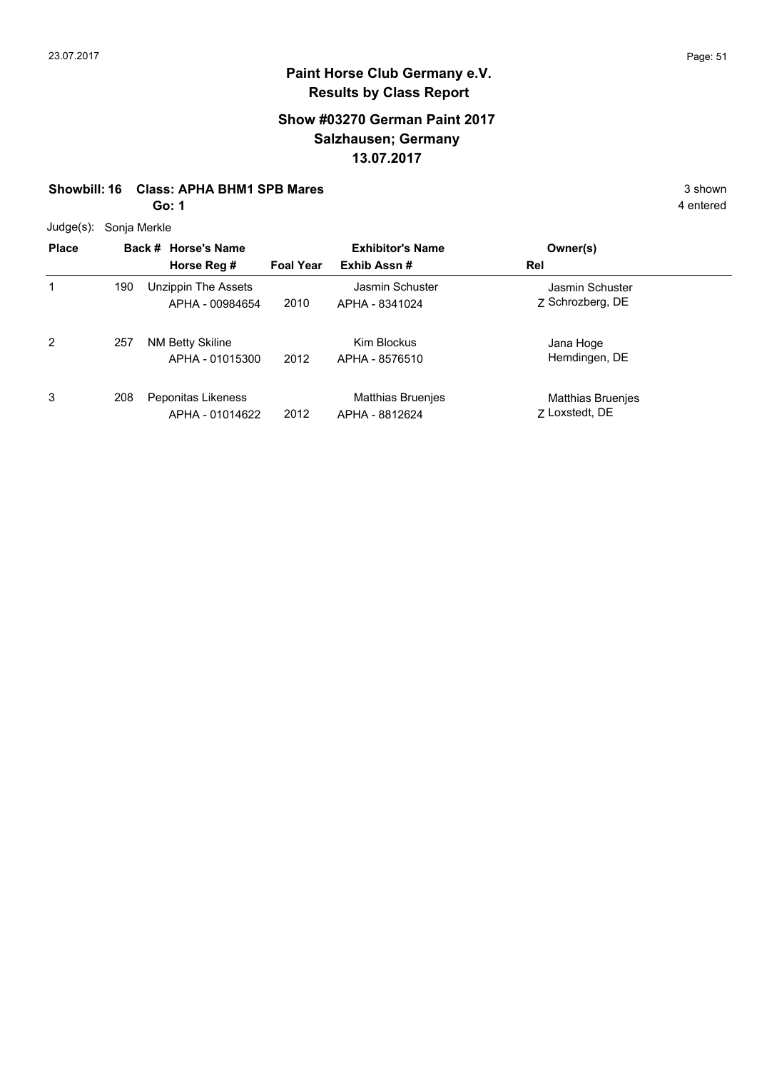# Paint Horse Club Germany e.V.
## Results by Class Report

### Show #03270 German Paint 2017
### Salzhausen; Germany
### 13.07.2017

**Showbill: 16 Class: APHA BHM1 SPB Mares** — 3 shown

**Go: 1** — 4 entered

Judge(s): Sonja Merkle

| Place | Back # | Horse's Name / Horse Reg # | Foal Year | Exhibitor's Name / Exhib Assn # | Rel | Owner(s) |
|---|---|---|---|---|---|---|
| 1 | 190 | Unzippin The Assets<br>APHA - 00984654 | 2010 | Jasmin Schuster<br>APHA - 8341024 | Z | Jasmin Schuster<br>Schrozberg, DE |
| 2 | 257 | NM Betty Skiline<br>APHA - 01015300 | 2012 | Kim Blockus<br>APHA - 8576510 | | Jana Hoge<br>Hemdingen, DE |
| 3 | 208 | Peponitas Likeness<br>APHA - 01014622 | 2012 | Matthias Bruenjes<br>APHA - 8812624 | Z | Matthias Bruenjes<br>Loxstedt, DE |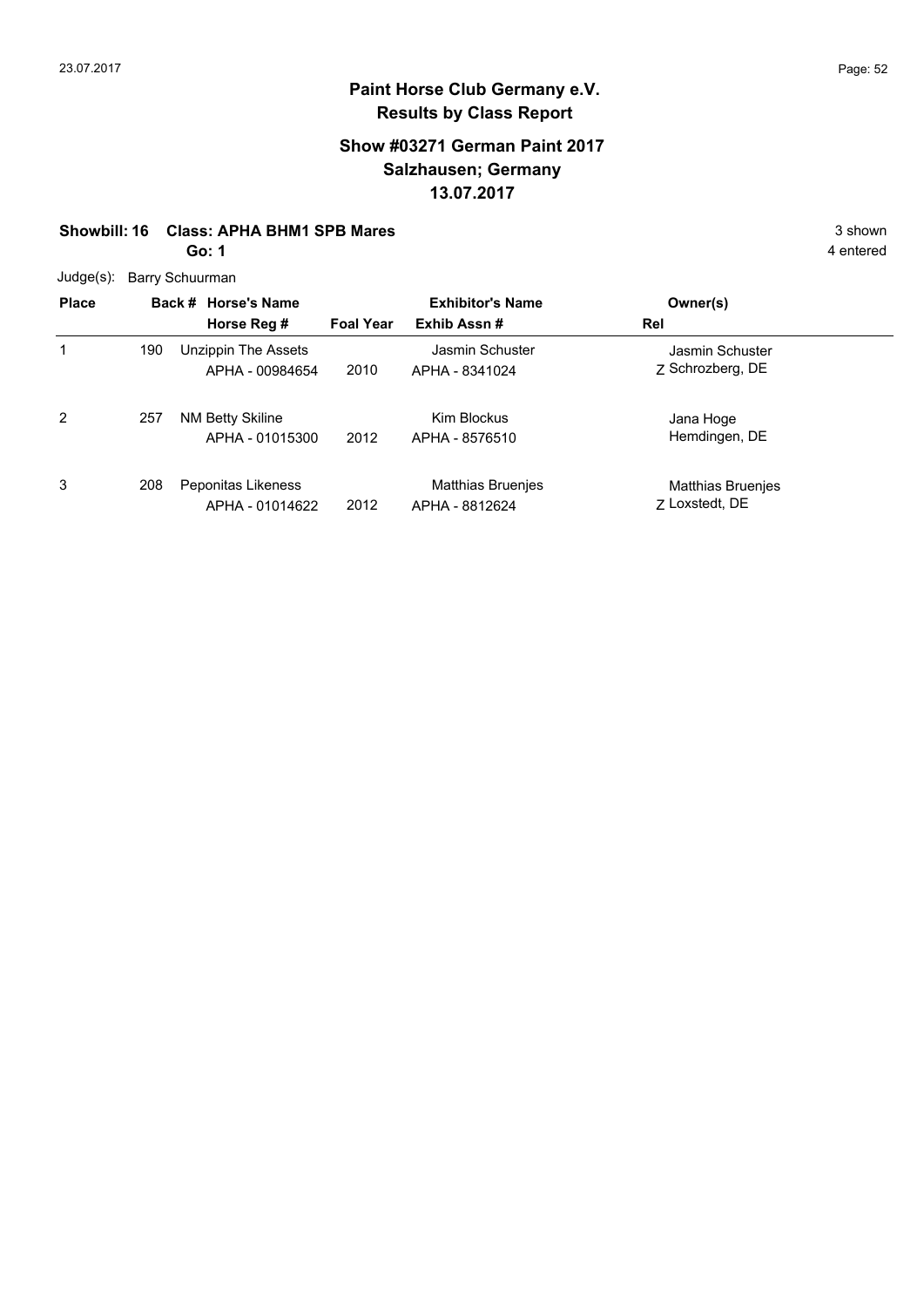## Paint Horse Club Germany e.V.
## Results by Class Report

### Show #03271 German Paint 2017
### Salzhausen; Germany
### 13.07.2017

**Showbill: 16 Class: APHA BHM1 SPB Mares** 3 shown

**Go: 1** 4 entered

Judge(s): Barry Schuurman

| Place | Back # | Horse's Name / Horse Reg # | Foal Year | Exhibitor's Name / Exhib Assn # | Rel | Owner(s) |
|---|---|---|---|---|---|---|
| 1 | 190 | Unzippin The Assets<br>APHA - 00984654 | 2010 | Jasmin Schuster<br>APHA - 8341024 | Z | Jasmin Schuster<br>Schrozberg, DE |
| 2 | 257 | NM Betty Skiline<br>APHA - 01015300 | 2012 | Kim Blockus<br>APHA - 8576510 | | Jana Hoge<br>Hemdingen, DE |
| 3 | 208 | Peponitas Likeness<br>APHA - 01014622 | 2012 | Matthias Bruenjes<br>APHA - 8812624 | Z | Matthias Bruenjes<br>Loxstedt, DE |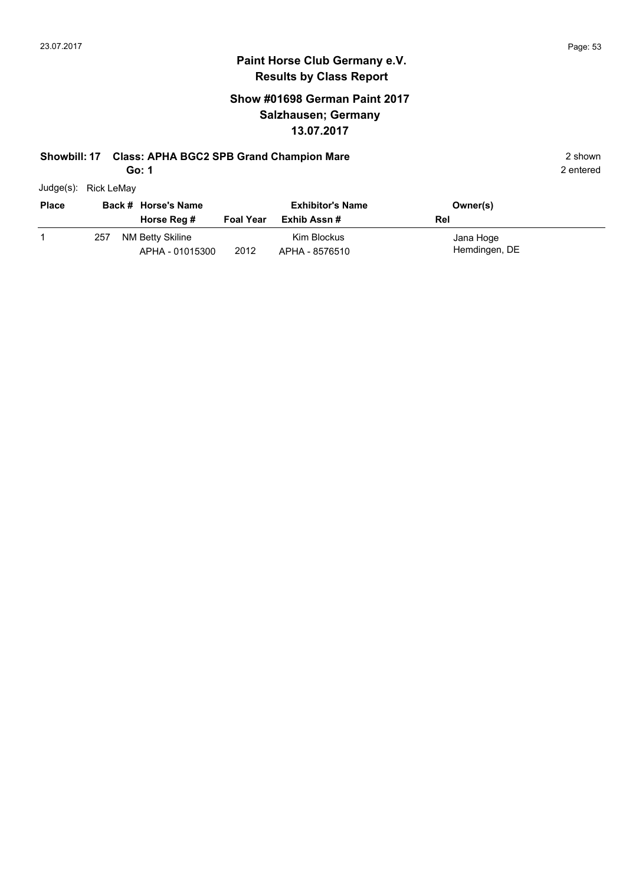# Paint Horse Club Germany e.V.

## Results by Class Report

### Show #01698 German Paint 2017
### Salzhausen; Germany
### 13.07.2017

**Showbill: 17 Class: APHA BGC2 SPB Grand Champion Mare** 2 shown

**Go: 1** 2 entered

Judge(s): Rick LeMay

| Place | Back # | Horse's Name / Horse Reg # | Foal Year | Exhibitor's Name / Exhib Assn # | Owner(s) / Rel |
|---|---|---|---|---|---|
| 1 | 257 | NM Betty Skiline<br>APHA - 01015300 | 2012 | Kim Blockus<br>APHA - 8576510 | Jana Hoge<br>Hemdingen, DE |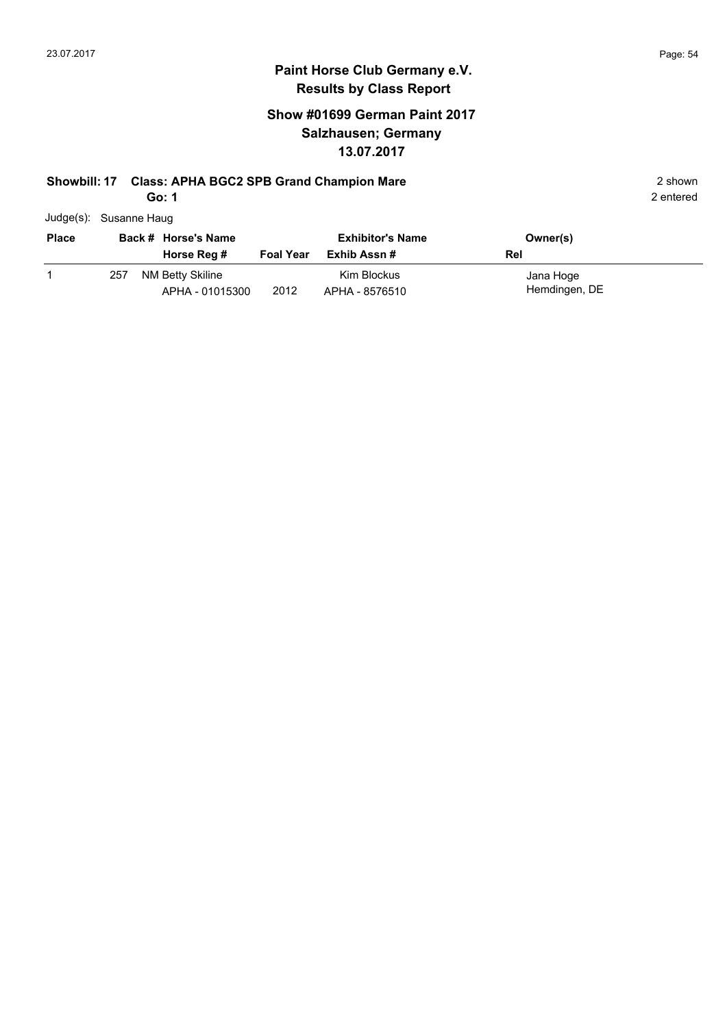## Paint Horse Club Germany e.V.
## Results by Class Report

### Show #01699 German Paint 2017
### Salzhausen; Germany
### 13.07.2017

**Showbill: 17 Class: APHA BGC2 SPB Grand Champion Mare** 2 shown

**Go: 1** 2 entered

Judge(s): Susanne Haug

| Place | Back # | Horse's Name / Horse Reg # | Foal Year | Exhibitor's Name / Exhib Assn # | Owner(s) / Rel |
|---|---|---|---|---|---|
| 1 | 257 | NM Betty Skiline<br>APHA - 01015300 | 2012 | Kim Blockus<br>APHA - 8576510 | Jana Hoge<br>Hemdingen, DE |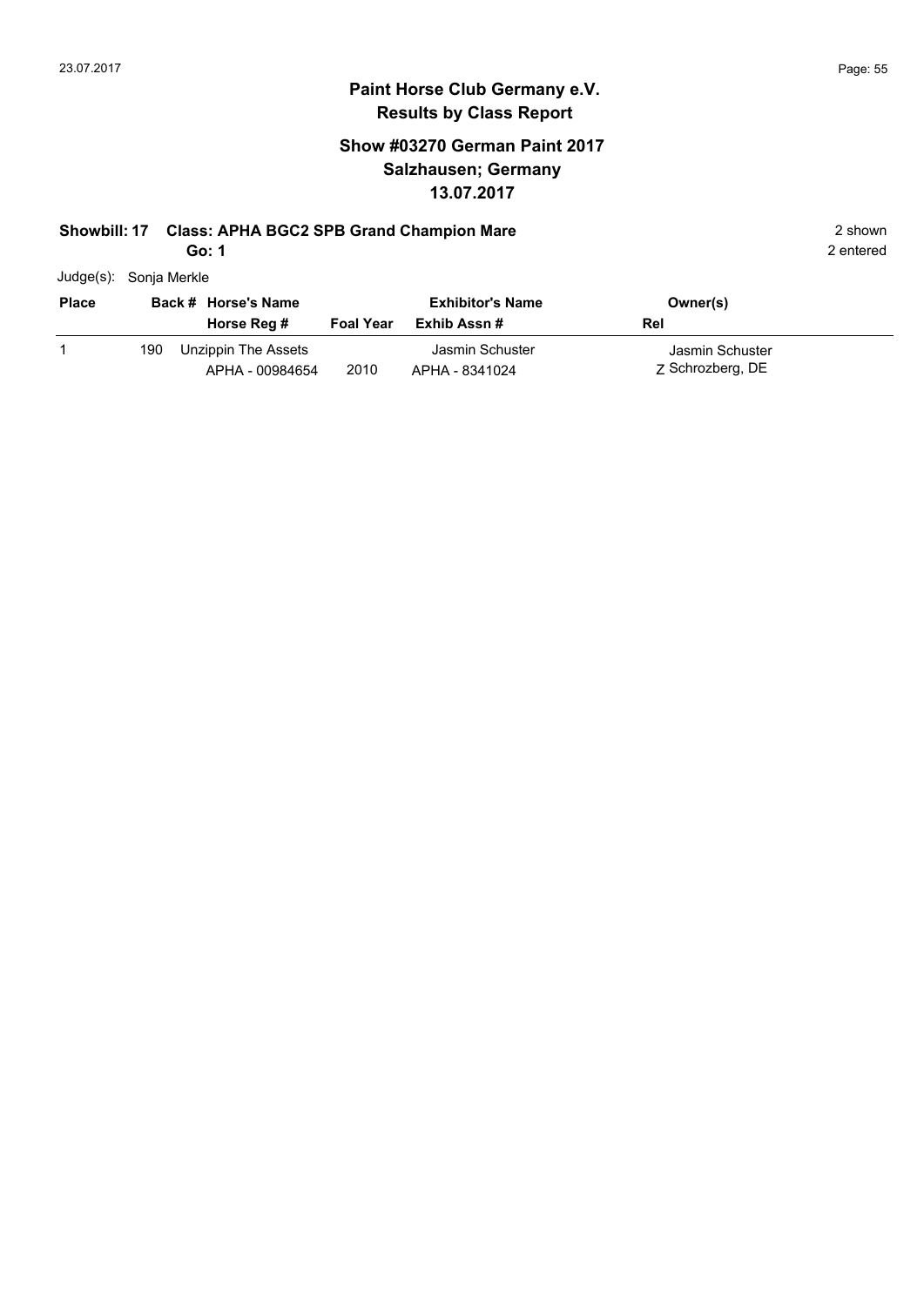# Paint Horse Club Germany e.V.
## Results by Class Report

### Show #03270 German Paint 2017
### Salzhausen; Germany
### 13.07.2017

**Showbill: 17 Class: APHA BGC2 SPB Grand Champion Mare** 2 shown

**Go: 1** 2 entered

Judge(s): Sonja Merkle

| Place | Back # | Horse's Name / Horse Reg # | Foal Year | Exhibitor's Name / Exhib Assn # | Owner(s) / Rel |
|---|---|---|---|---|---|
| 1 | 190 | Unzippin The Assets<br>APHA - 00984654 | 2010 | Jasmin Schuster<br>APHA - 8341024 | Jasmin Schuster<br>Z Schrozberg, DE |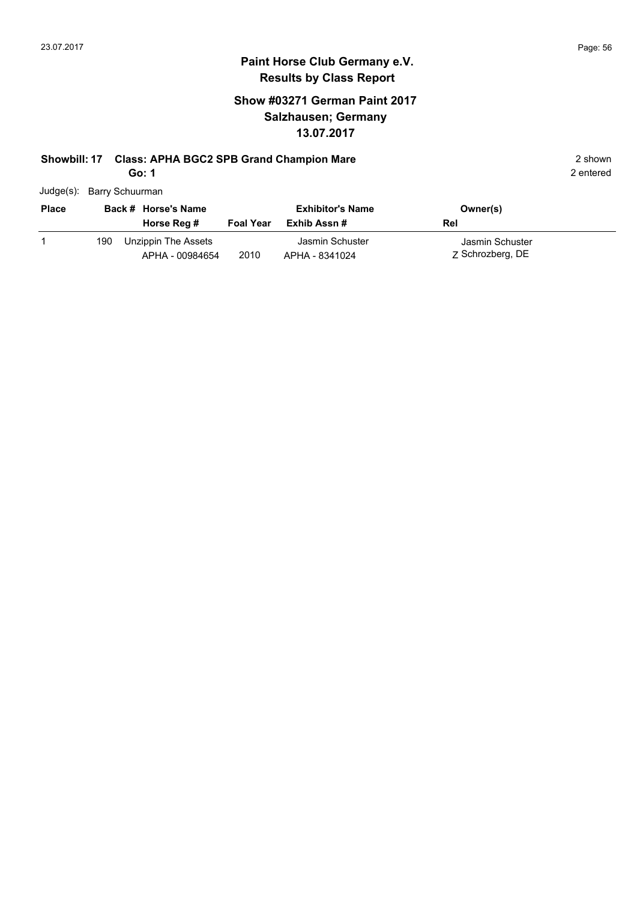# Paint Horse Club Germany e.V.

## Results by Class Report

### Show #03271 German Paint 2017
### Salzhausen; Germany
### 13.07.2017

**Showbill: 17 Class: APHA BGC2 SPB Grand Champion Mare** 2 shown

**Go: 1** 2 entered

Judge(s): Barry Schuurman

| Place | Back # | Horse's Name / Horse Reg # | Foal Year | Exhibitor's Name / Exhib Assn # | Owner(s) / Rel |
|---|---|---|---|---|---|
| 1 | 190 | Unzippin The Assets<br>APHA - 00984654 | 2010 | Jasmin Schuster<br>APHA - 8341024 | Jasmin Schuster<br>Z Schrozberg, DE |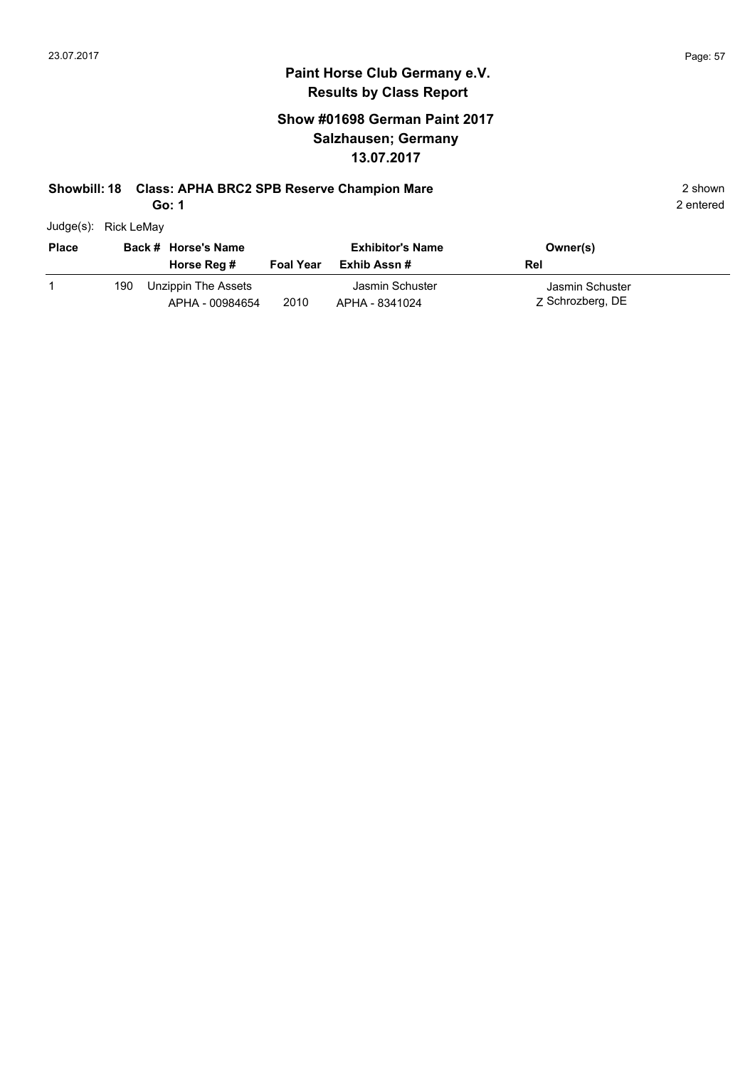## Paint Horse Club Germany e.V.
### Results by Class Report

### Show #01698 German Paint 2017
### Salzhausen; Germany
### 13.07.2017

**Showbill: 18 Class: APHA BRC2 SPB Reserve Champion Mare** 2 shown

**Go: 1** 2 entered

Judge(s): Rick LeMay

| Place | Back # | Horse's Name / Horse Reg # | Foal Year | Exhibitor's Name / Exhib Assn # | Owner(s) / Rel |
|---|---|---|---|---|---|
| 1 | 190 | Unzippin The Assets<br>APHA - 00984654 | 2010 | Jasmin Schuster<br>APHA - 8341024 | Jasmin Schuster<br>Z Schrozberg, DE |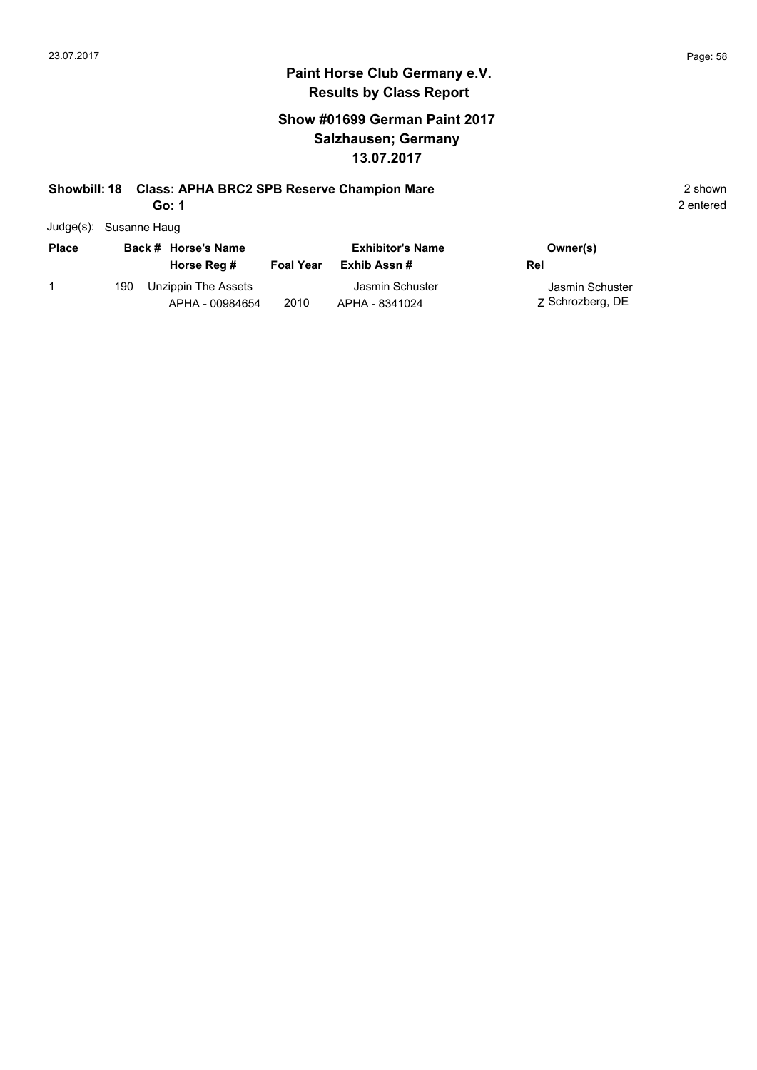# Paint Horse Club Germany e.V.
## Results by Class Report

### Show #01699 German Paint 2017
### Salzhausen; Germany
### 13.07.2017

**Showbill: 18 Class: APHA BRC2 SPB Reserve Champion Mare** 2 shown

**Go: 1** 2 entered

Judge(s): Susanne Haug

| Place | Back # | Horse's Name / Horse Reg # | Foal Year | Exhibitor's Name / Exhib Assn # | Owner(s) / Rel |
|---|---|---|---|---|---|
| 1 | 190 | Unzippin The Assets<br>APHA - 00984654 | 2010 | Jasmin Schuster<br>APHA - 8341024 | Jasmin Schuster<br>Z Schrozberg, DE |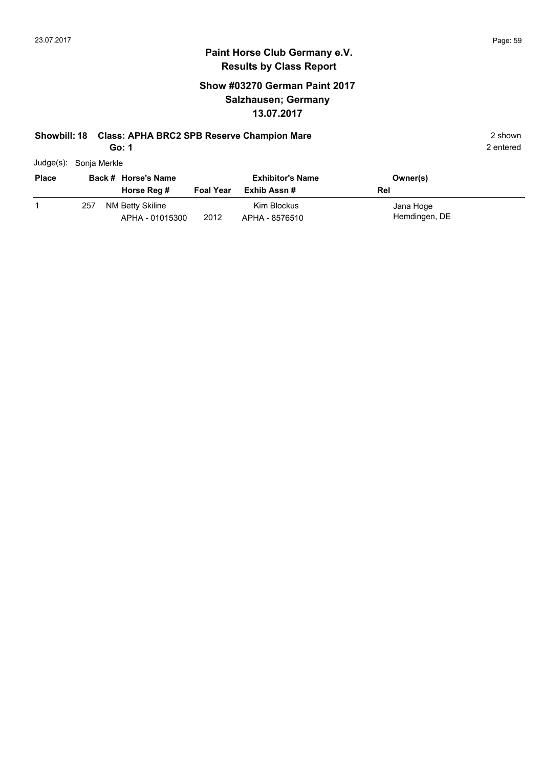## Paint Horse Club Germany e.V.
## Results by Class Report

### Show #03270 German Paint 2017
### Salzhausen; Germany
### 13.07.2017

**Showbill: 18 Class: APHA BRC2 SPB Reserve Champion Mare** — 2 shown

**Go: 1** — 2 entered

Judge(s): Sonja Merkle

| Place | Back # | Horse's Name / Horse Reg # | Foal Year | Exhibitor's Name / Exhib Assn # | Owner(s) / Rel |
|---|---|---|---|---|---|
| 1 | 257 | NM Betty Skiline<br>APHA - 01015300 | 2012 | Kim Blockus<br>APHA - 8576510 | Jana Hoge<br>Hemdingen, DE |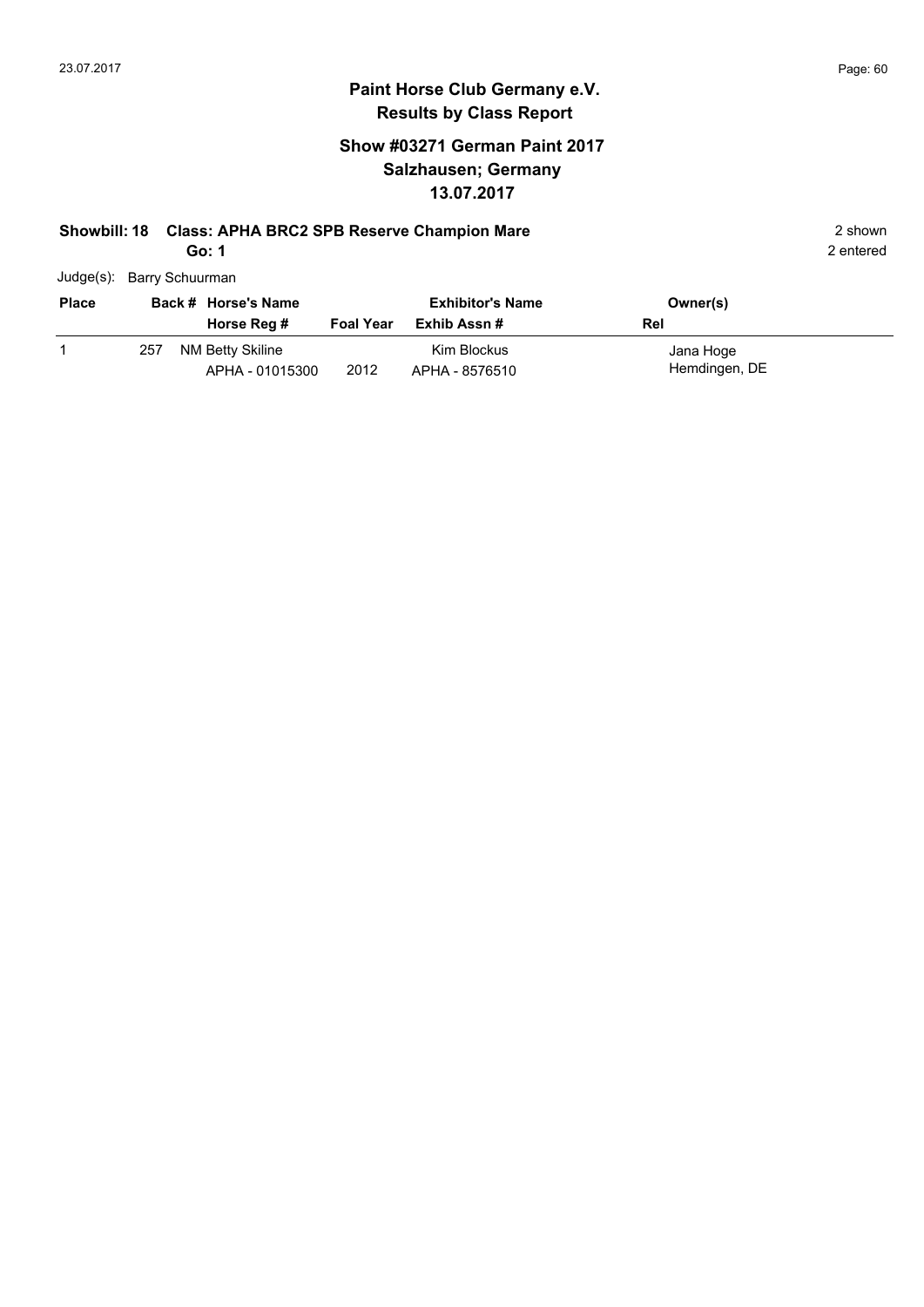## Paint Horse Club Germany e.V.
## Results by Class Report

### Show #03271 German Paint 2017
### Salzhausen; Germany
### 13.07.2017

**Showbill: 18 Class: APHA BRC2 SPB Reserve Champion Mare** — 2 shown

**Go: 1** — 2 entered

Judge(s): Barry Schuurman

| Place | Back # | Horse's Name / Horse Reg # | Foal Year | Exhibitor's Name / Exhib Assn # | Owner(s) / Rel |
|---|---|---|---|---|---|
| 1 | 257 | NM Betty Skiline<br>APHA - 01015300 | 2012 | Kim Blockus<br>APHA - 8576510 | Jana Hoge<br>Hemdingen, DE |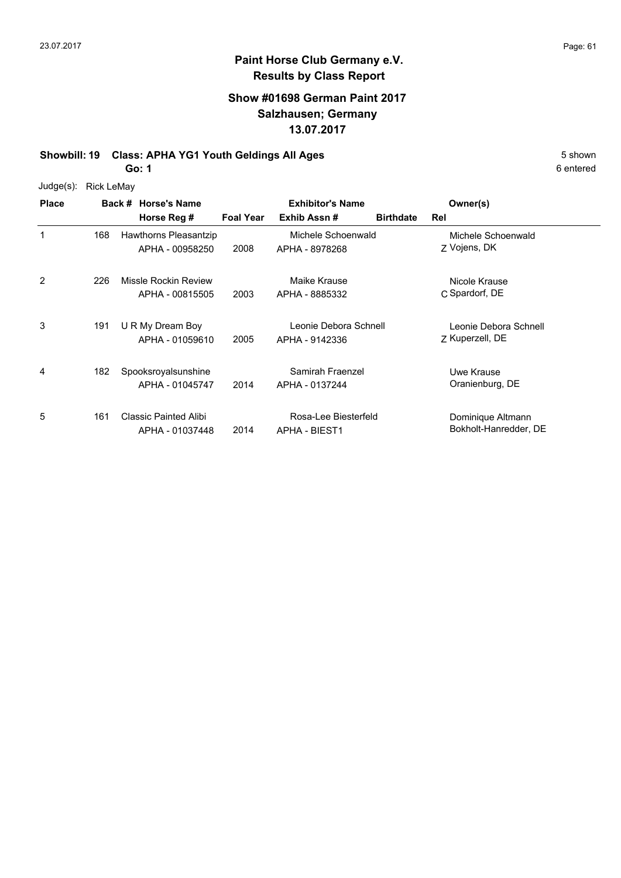# Paint Horse Club Germany e.V.

## Results by Class Report

### Show #01698 German Paint 2017
### Salzhausen; Germany
### 13.07.2017

**Showbill: 19 Class: APHA YG1 Youth Geldings All Ages** — 5 shown, 6 entered

**Go: 1**

Judge(s): Rick LeMay

| Place | Back # | Horse's Name / Horse Reg # | Foal Year | Exhibitor's Name / Exhib Assn # | Birthdate | Rel | Owner(s) |
|---|---|---|---|---|---|---|---|
| 1 | 168 | Hawthorns Pleasantzip<br>APHA - 00958250 | 2008 | Michele Schoenwald<br>APHA - 8978268 | | Z | Michele Schoenwald<br>Vojens, DK |
| 2 | 226 | Missle Rockin Review<br>APHA - 00815505 | 2003 | Maike Krause<br>APHA - 8885332 | | C | Nicole Krause<br>Spardorf, DE |
| 3 | 191 | U R My Dream Boy<br>APHA - 01059610 | 2005 | Leonie Debora Schnell<br>APHA - 9142336 | | Z | Leonie Debora Schnell<br>Kuperzell, DE |
| 4 | 182 | Spooksroyalsunshine<br>APHA - 01045747 | 2014 | Samirah Fraenzel<br>APHA - 0137244 | | | Uwe Krause<br>Oranienburg, DE |
| 5 | 161 | Classic Painted Alibi<br>APHA - 01037448 | 2014 | Rosa-Lee Biesterfeld<br>APHA - BIEST1 | | | Dominique Altmann<br>Bokholt-Hanredder, DE |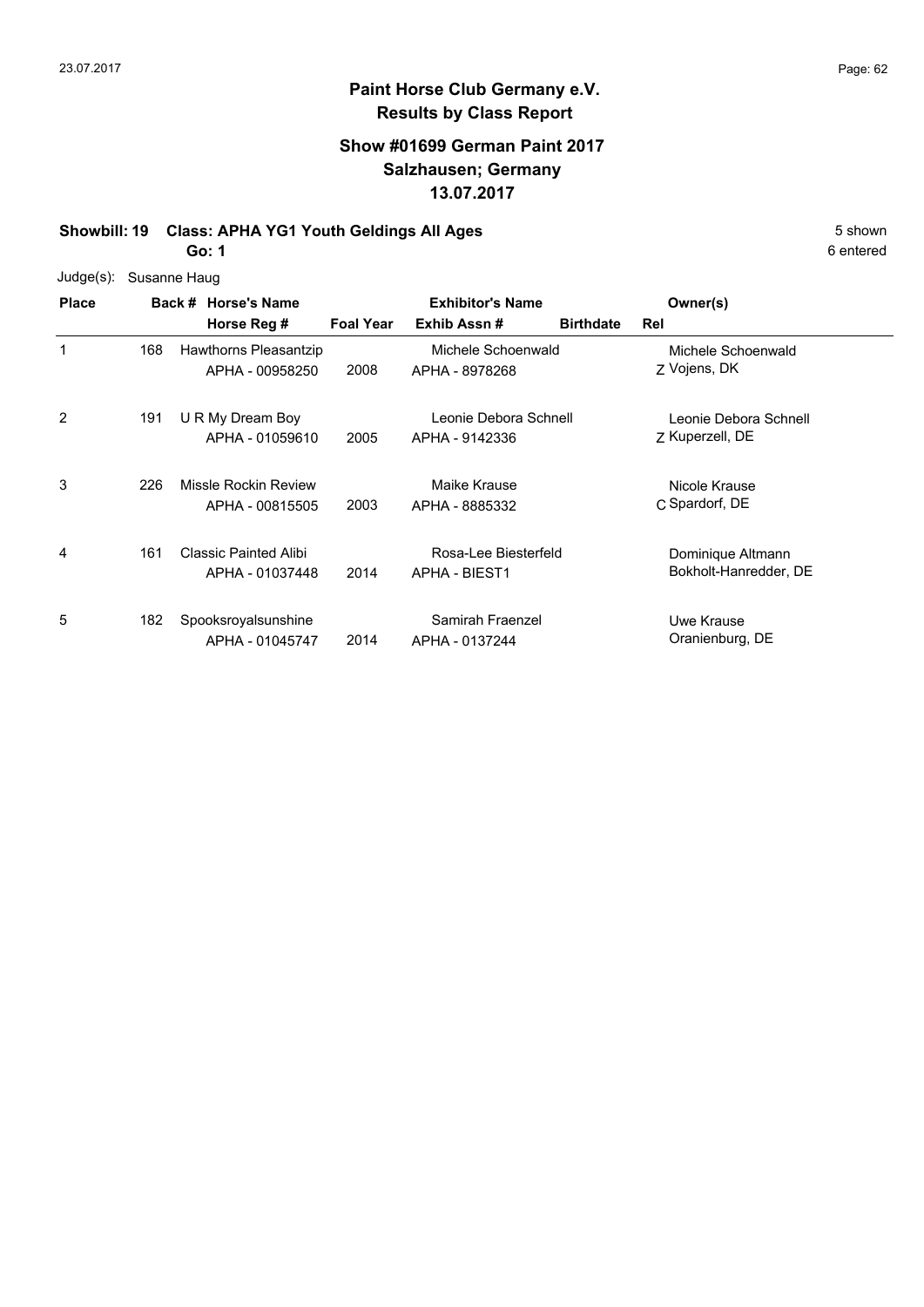## Paint Horse Club Germany e.V.
## Results by Class Report

### Show #01699 German Paint 2017
### Salzhausen; Germany
### 13.07.2017

**Showbill: 19 Class: APHA YG1 Youth Geldings All Ages** — 5 shown, 6 entered

**Go: 1**

Judge(s): Susanne Haug

| Place | Back # | Horse's Name / Horse Reg # | Foal Year | Exhibitor's Name / Exhib Assn # | Birthdate | Rel | Owner(s) |
|---|---|---|---|---|---|---|---|
| 1 | 168 | Hawthorns Pleasantzip<br>APHA - 00958250 | 2008 | Michele Schoenwald<br>APHA - 8978268 | | Z | Michele Schoenwald<br>Vojens, DK |
| 2 | 191 | U R My Dream Boy<br>APHA - 01059610 | 2005 | Leonie Debora Schnell<br>APHA - 9142336 | | Z | Leonie Debora Schnell<br>Kuperzell, DE |
| 3 | 226 | Missle Rockin Review<br>APHA - 00815505 | 2003 | Maike Krause<br>APHA - 8885332 | | C | Nicole Krause<br>Spardorf, DE |
| 4 | 161 | Classic Painted Alibi<br>APHA - 01037448 | 2014 | Rosa-Lee Biesterfeld<br>APHA - BIEST1 | | | Dominique Altmann<br>Bokholt-Hanredder, DE |
| 5 | 182 | Spooksroyalsunshine<br>APHA - 01045747 | 2014 | Samirah Fraenzel<br>APHA - 0137244 | | | Uwe Krause<br>Oranienburg, DE |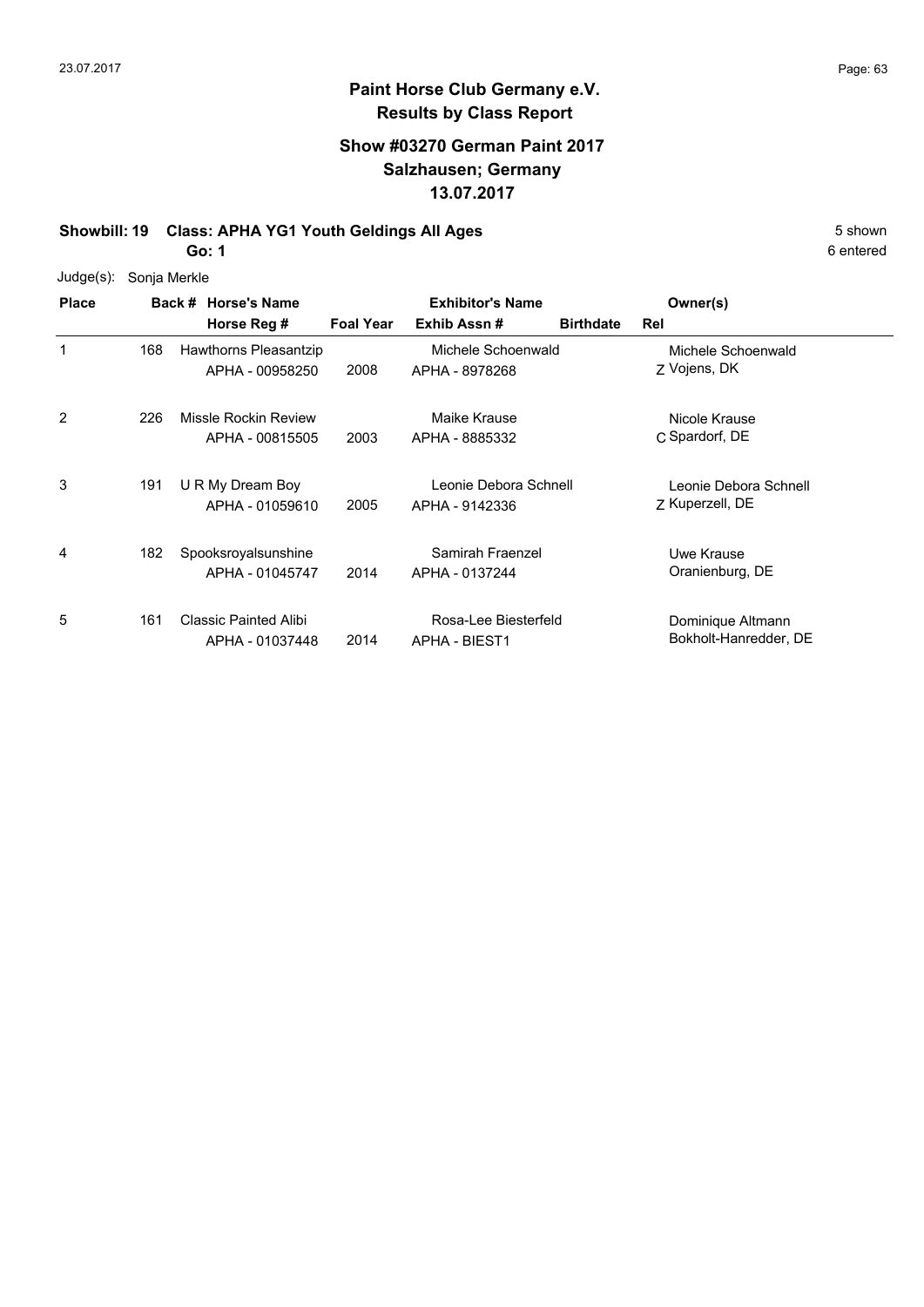**Paint Horse Club Germany e.V.**
**Results by Class Report**

## Show #03270 German Paint 2017
## Salzhausen; Germany
## 13.07.2017

**Showbill: 19 Class: APHA YG1 Youth Geldings All Ages** — 5 shown

**Go: 1** — 6 entered

Judge(s): Sonja Merkle

| Place | Back # | Horse's Name / Horse Reg # | Foal Year | Exhibitor's Name / Exhib Assn # | Birthdate | Rel | Owner(s) |
|---|---|---|---|---|---|---|---|
| 1 | 168 | Hawthorns Pleasantzip<br>APHA - 00958250 | 2008 | Michele Schoenwald<br>APHA - 8978268 | | Z | Michele Schoenwald<br>Vojens, DK |
| 2 | 226 | Missle Rockin Review<br>APHA - 00815505 | 2003 | Maike Krause<br>APHA - 8885332 | | C | Nicole Krause<br>Spardorf, DE |
| 3 | 191 | U R My Dream Boy<br>APHA - 01059610 | 2005 | Leonie Debora Schnell<br>APHA - 9142336 | | Z | Leonie Debora Schnell<br>Kuperzell, DE |
| 4 | 182 | Spooksroyalsunshine<br>APHA - 01045747 | 2014 | Samirah Fraenzel<br>APHA - 0137244 | | | Uwe Krause<br>Oranienburg, DE |
| 5 | 161 | Classic Painted Alibi<br>APHA - 01037448 | 2014 | Rosa-Lee Biesterfeld<br>APHA - BIEST1 | | | Dominique Altmann<br>Bokholt-Hanredder, DE |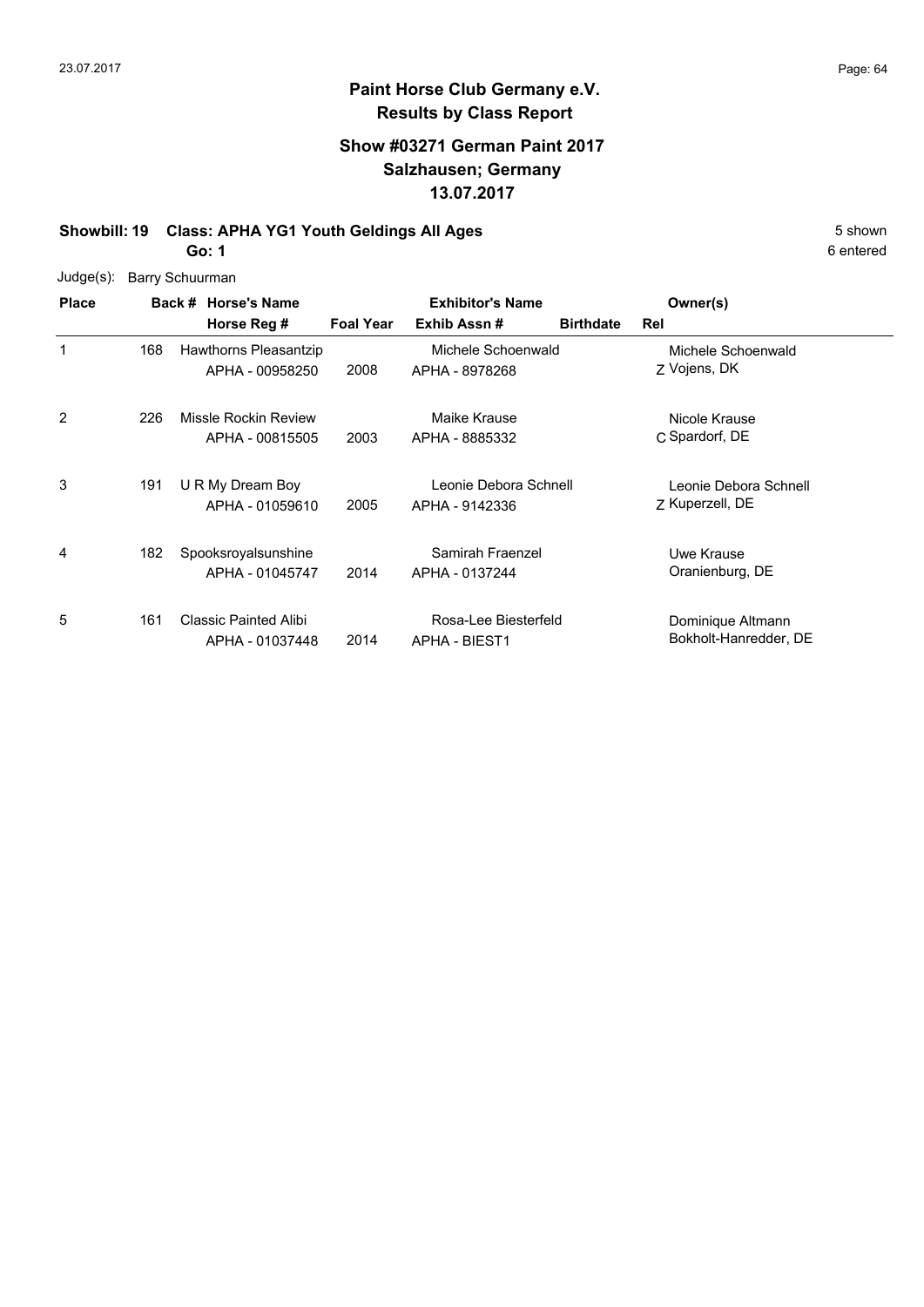# Paint Horse Club Germany e.V.
## Results by Class Report

### Show #03271 German Paint 2017
### Salzhausen; Germany
### 13.07.2017

**Showbill: 19 Class: APHA YG1 Youth Geldings All Ages** 5 shown

**Go: 1** 6 entered

Judge(s): Barry Schuurman

| Place | Back # | Horse's Name / Horse Reg # | Foal Year | Exhibitor's Name / Exhib Assn # | Birthdate | Rel | Owner(s) |
|---|---|---|---|---|---|---|---|
| 1 | 168 | Hawthorns Pleasantzip<br>APHA - 00958250 | 2008 | Michele Schoenwald<br>APHA - 8978268 | | Z | Michele Schoenwald<br>Vojens, DK |
| 2 | 226 | Missle Rockin Review<br>APHA - 00815505 | 2003 | Maike Krause<br>APHA - 8885332 | | C | Nicole Krause<br>Spardorf, DE |
| 3 | 191 | U R My Dream Boy<br>APHA - 01059610 | 2005 | Leonie Debora Schnell<br>APHA - 9142336 | | Z | Leonie Debora Schnell<br>Kuperzell, DE |
| 4 | 182 | Spooksroyalsunshine<br>APHA - 01045747 | 2014 | Samirah Fraenzel<br>APHA - 0137244 | | | Uwe Krause<br>Oranienburg, DE |
| 5 | 161 | Classic Painted Alibi<br>APHA - 01037448 | 2014 | Rosa-Lee Biesterfeld<br>APHA - BIEST1 | | | Dominique Altmann<br>Bokholt-Hanredder, DE |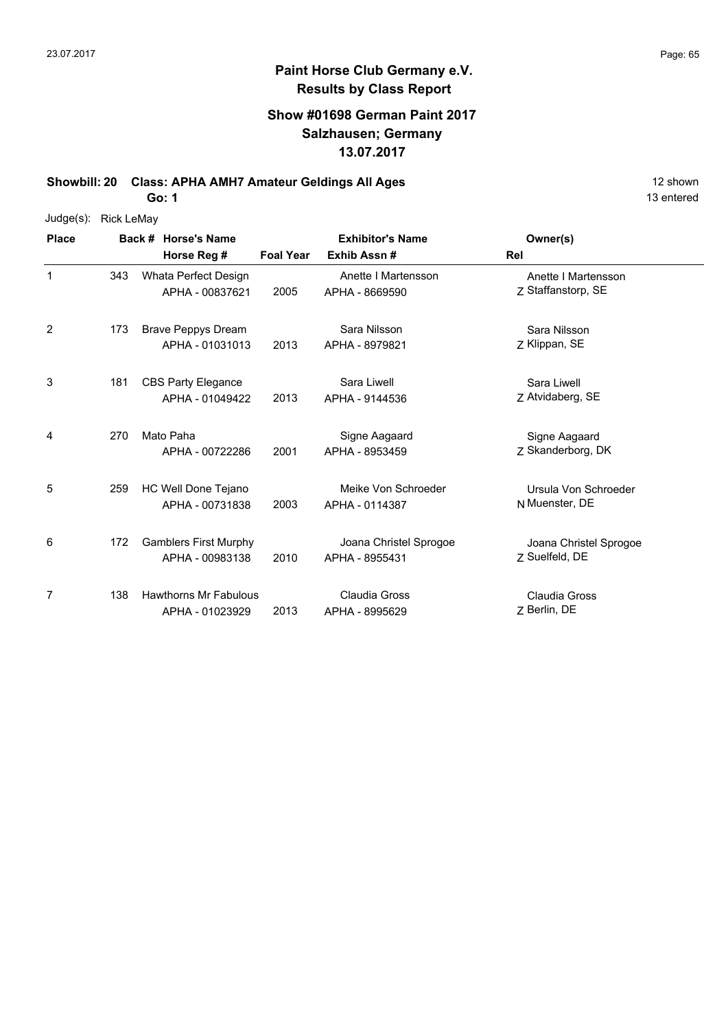# Paint Horse Club Germany e.V.
## Results by Class Report

### Show #01698 German Paint 2017
### Salzhausen; Germany
### 13.07.2017

**Showbill: 20 Class: APHA AMH7 Amateur Geldings All Ages** 12 shown

**Go: 1** 13 entered

Judge(s): Rick LeMay

| Place | Back # | Horse's Name / Horse Reg # | Foal Year | Exhibitor's Name / Exhib Assn # | Rel | Owner(s) |
|---|---|---|---|---|---|---|
| 1 | 343 | Whata Perfect Design<br>APHA - 00837621 | 2005 | Anette I Martensson<br>APHA - 8669590 | Z | Anette I Martensson<br>Staffanstorp, SE |
| 2 | 173 | Brave Peppys Dream<br>APHA - 01031013 | 2013 | Sara Nilsson<br>APHA - 8979821 | Z | Sara Nilsson<br>Klippan, SE |
| 3 | 181 | CBS Party Elegance<br>APHA - 01049422 | 2013 | Sara Liwell<br>APHA - 9144536 | Z | Sara Liwell<br>Atvidaberg, SE |
| 4 | 270 | Mato Paha<br>APHA - 00722286 | 2001 | Signe Aagaard<br>APHA - 8953459 | Z | Signe Aagaard<br>Skanderborg, DK |
| 5 | 259 | HC Well Done Tejano<br>APHA - 00731838 | 2003 | Meike Von Schroeder<br>APHA - 0114387 | N | Ursula Von Schroeder<br>Muenster, DE |
| 6 | 172 | Gamblers First Murphy<br>APHA - 00983138 | 2010 | Joana Christel Sprogoe<br>APHA - 8955431 | Z | Joana Christel Sprogoe<br>Suelfeld, DE |
| 7 | 138 | Hawthorns Mr Fabulous<br>APHA - 01023929 | 2013 | Claudia Gross<br>APHA - 8995629 | Z | Claudia Gross<br>Berlin, DE |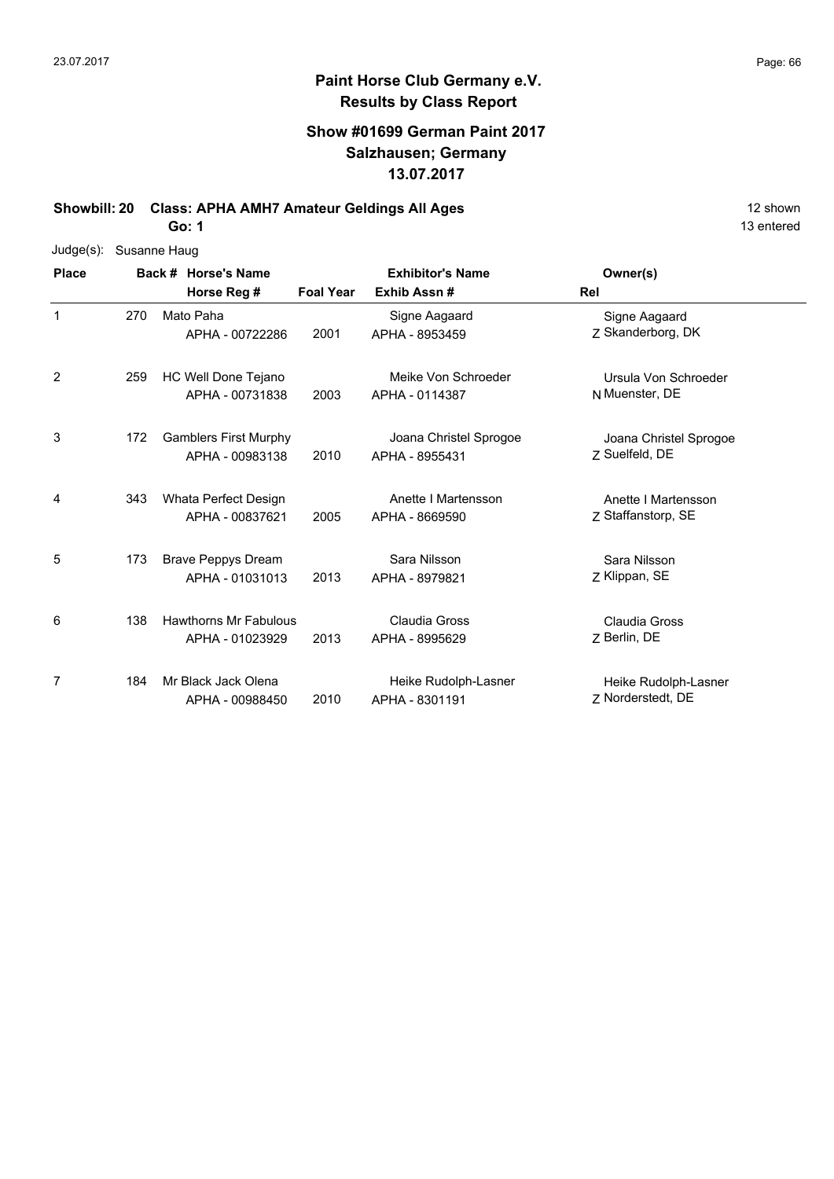## Paint Horse Club Germany e.V.
## Results by Class Report

### Show #01699 German Paint 2017
### Salzhausen; Germany
### 13.07.2017

**Showbill: 20 Class: APHA AMH7 Amateur Geldings All Ages** 12 shown

**Go: 1** 13 entered

Judge(s): Susanne Haug

| Place | Back # | Horse's Name / Horse Reg # | Foal Year | Exhibitor's Name / Exhib Assn # | Rel | Owner(s) |
|---|---|---|---|---|---|---|
| 1 | 270 | Mato Paha<br>APHA - 00722286 | 2001 | Signe Aagaard<br>APHA - 8953459 | Z | Signe Aagaard<br>Skanderborg, DK |
| 2 | 259 | HC Well Done Tejano<br>APHA - 00731838 | 2003 | Meike Von Schroeder<br>APHA - 0114387 | N | Ursula Von Schroeder<br>Muenster, DE |
| 3 | 172 | Gamblers First Murphy<br>APHA - 00983138 | 2010 | Joana Christel Sprogoe<br>APHA - 8955431 | Z | Joana Christel Sprogoe<br>Suelfeld, DE |
| 4 | 343 | Whata Perfect Design<br>APHA - 00837621 | 2005 | Anette I Martensson<br>APHA - 8669590 | Z | Anette I Martensson<br>Staffanstorp, SE |
| 5 | 173 | Brave Peppys Dream<br>APHA - 01031013 | 2013 | Sara Nilsson<br>APHA - 8979821 | Z | Sara Nilsson<br>Klippan, SE |
| 6 | 138 | Hawthorns Mr Fabulous<br>APHA - 01023929 | 2013 | Claudia Gross<br>APHA - 8995629 | Z | Claudia Gross<br>Berlin, DE |
| 7 | 184 | Mr Black Jack Olena<br>APHA - 00988450 | 2010 | Heike Rudolph-Lasner<br>APHA - 8301191 | Z | Heike Rudolph-Lasner<br>Norderstedt, DE |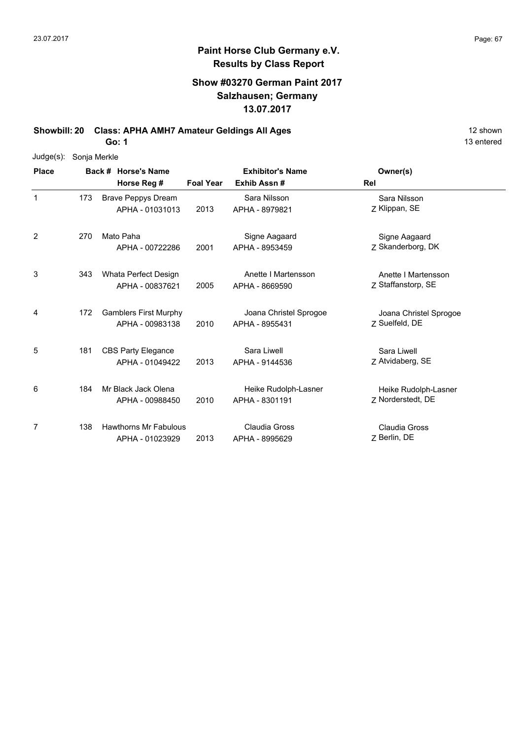# Paint Horse Club Germany e.V.

## Results by Class Report

### Show #03270 German Paint 2017
### Salzhausen; Germany
### 13.07.2017

**Showbill: 20 Class: APHA AMH7 Amateur Geldings All Ages** 12 shown

**Go: 1** 13 entered

Judge(s): Sonja Merkle

| Place | Back # | Horse's Name / Horse Reg # | Foal Year | Exhibitor's Name / Exhib Assn # | Rel | Owner(s) |
|---|---|---|---|---|---|---|
| 1 | 173 | Brave Peppys Dream<br>APHA - 01031013 | 2013 | Sara Nilsson<br>APHA - 8979821 | Z | Sara Nilsson<br>Klippan, SE |
| 2 | 270 | Mato Paha<br>APHA - 00722286 | 2001 | Signe Aagaard<br>APHA - 8953459 | Z | Signe Aagaard<br>Skanderborg, DK |
| 3 | 343 | Whata Perfect Design<br>APHA - 00837621 | 2005 | Anette I Martensson<br>APHA - 8669590 | Z | Anette I Martensson<br>Staffanstorp, SE |
| 4 | 172 | Gamblers First Murphy<br>APHA - 00983138 | 2010 | Joana Christel Sprogoe<br>APHA - 8955431 | Z | Joana Christel Sprogoe<br>Suelfeld, DE |
| 5 | 181 | CBS Party Elegance<br>APHA - 01049422 | 2013 | Sara Liwell<br>APHA - 9144536 | Z | Sara Liwell<br>Atvidaberg, SE |
| 6 | 184 | Mr Black Jack Olena<br>APHA - 00988450 | 2010 | Heike Rudolph-Lasner<br>APHA - 8301191 | Z | Heike Rudolph-Lasner<br>Norderstedt, DE |
| 7 | 138 | Hawthorns Mr Fabulous<br>APHA - 01023929 | 2013 | Claudia Gross<br>APHA - 8995629 | Z | Claudia Gross<br>Berlin, DE |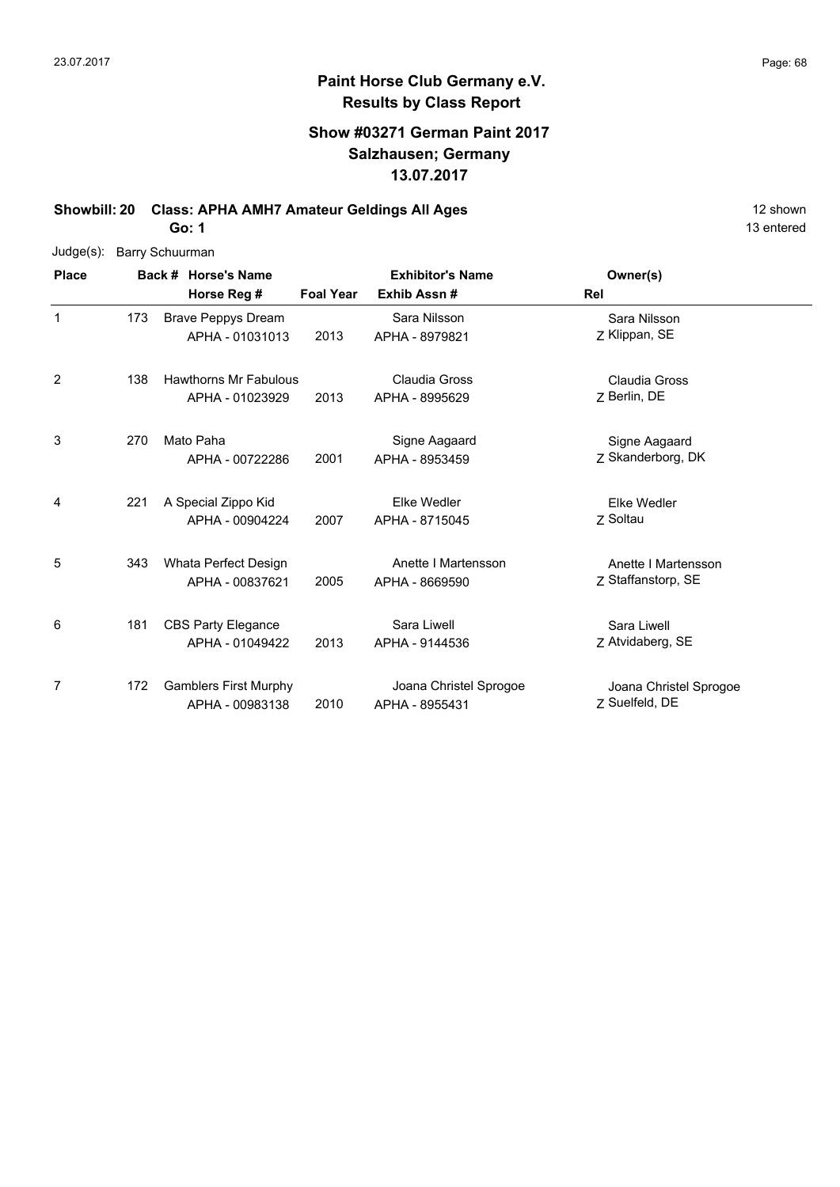# Paint Horse Club Germany e.V.
## Results by Class Report

### Show #03271 German Paint 2017
### Salzhausen; Germany
### 13.07.2017

**Showbill: 20 Class: APHA AMH7 Amateur Geldings All Ages** 12 shown

**Go: 1** 13 entered

Judge(s): Barry Schuurman

| Place | Back # | Horse's Name / Horse Reg # | Foal Year | Exhibitor's Name / Exhib Assn # | Owner(s) / Rel |
|---|---|---|---|---|---|
| 1 | 173 | Brave Peppys Dream<br>APHA - 01031013 | 2013 | Sara Nilsson<br>APHA - 8979821 | Sara Nilsson<br>Z Klippan, SE |
| 2 | 138 | Hawthorns Mr Fabulous<br>APHA - 01023929 | 2013 | Claudia Gross<br>APHA - 8995629 | Claudia Gross<br>Z Berlin, DE |
| 3 | 270 | Mato Paha<br>APHA - 00722286 | 2001 | Signe Aagaard<br>APHA - 8953459 | Signe Aagaard<br>Z Skanderborg, DK |
| 4 | 221 | A Special Zippo Kid<br>APHA - 00904224 | 2007 | Elke Wedler<br>APHA - 8715045 | Elke Wedler<br>Z Soltau |
| 5 | 343 | Whata Perfect Design<br>APHA - 00837621 | 2005 | Anette I Martensson<br>APHA - 8669590 | Anette I Martensson<br>Z Staffanstorp, SE |
| 6 | 181 | CBS Party Elegance<br>APHA - 01049422 | 2013 | Sara Liwell<br>APHA - 9144536 | Sara Liwell<br>Z Atvidaberg, SE |
| 7 | 172 | Gamblers First Murphy<br>APHA - 00983138 | 2010 | Joana Christel Sprogoe<br>APHA - 8955431 | Joana Christel Sprogoe<br>Z Suelfeld, DE |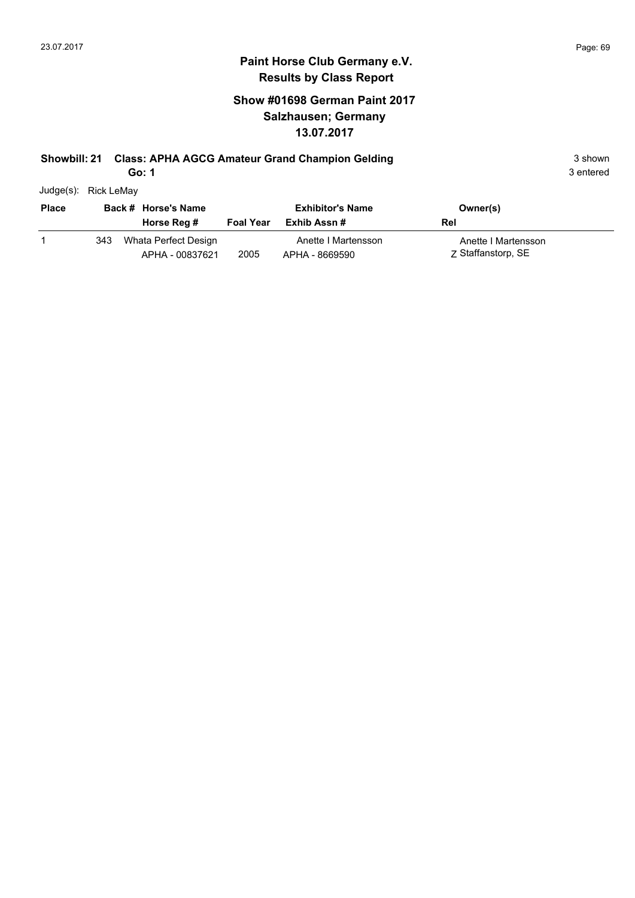# Paint Horse Club Germany e.V.

## Results by Class Report

### Show #01698 German Paint 2017
### Salzhausen; Germany
### 13.07.2017

**Showbill: 21 Class: APHA AGCG Amateur Grand Champion Gelding** 3 shown

**Go: 1** 3 entered

Judge(s): Rick LeMay

| Place | Back # | Horse's Name / Horse Reg # | Foal Year | Exhibitor's Name / Exhib Assn # | Owner(s) / Rel |
|---|---|---|---|---|---|
| 1 | 343 | Whata Perfect Design<br>APHA - 00837621 | 2005 | Anette I Martensson<br>APHA - 8669590 | Anette I Martensson<br>Z Staffanstorp, SE |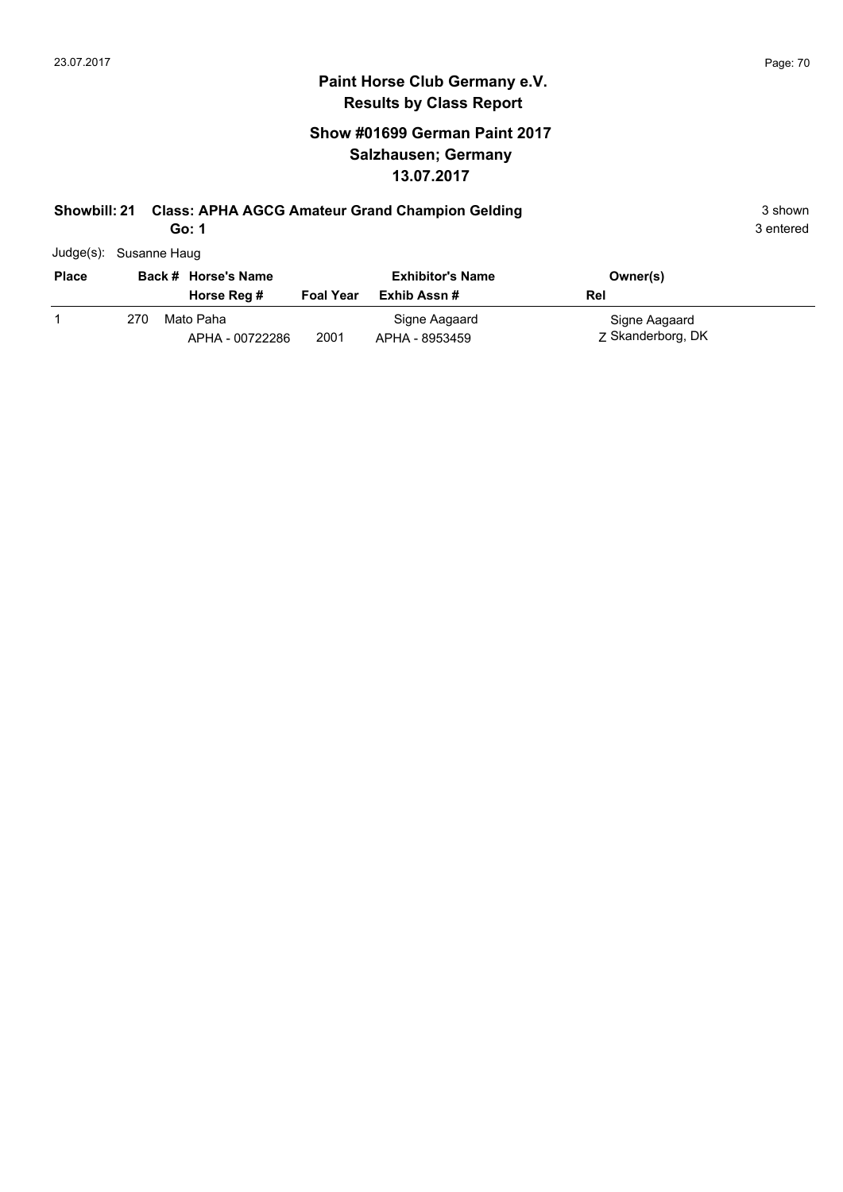# Paint Horse Club Germany e.V.
## Results by Class Report

### Show #01699 German Paint 2017
### Salzhausen; Germany
### 13.07.2017

**Showbill: 21 Class: APHA AGCG Amateur Grand Champion Gelding** 3 shown

**Go: 1** 3 entered

Judge(s): Susanne Haug

| Place | Back # | Horse's Name / Horse Reg # | Foal Year | Exhibitor's Name / Exhib Assn # | Owner(s) / Rel |
|---|---|---|---|---|---|
| 1 | 270 | Mato Paha<br>APHA - 00722286 | 2001 | Signe Aagaard<br>APHA - 8953459 | Signe Aagaard<br>Z Skanderborg, DK |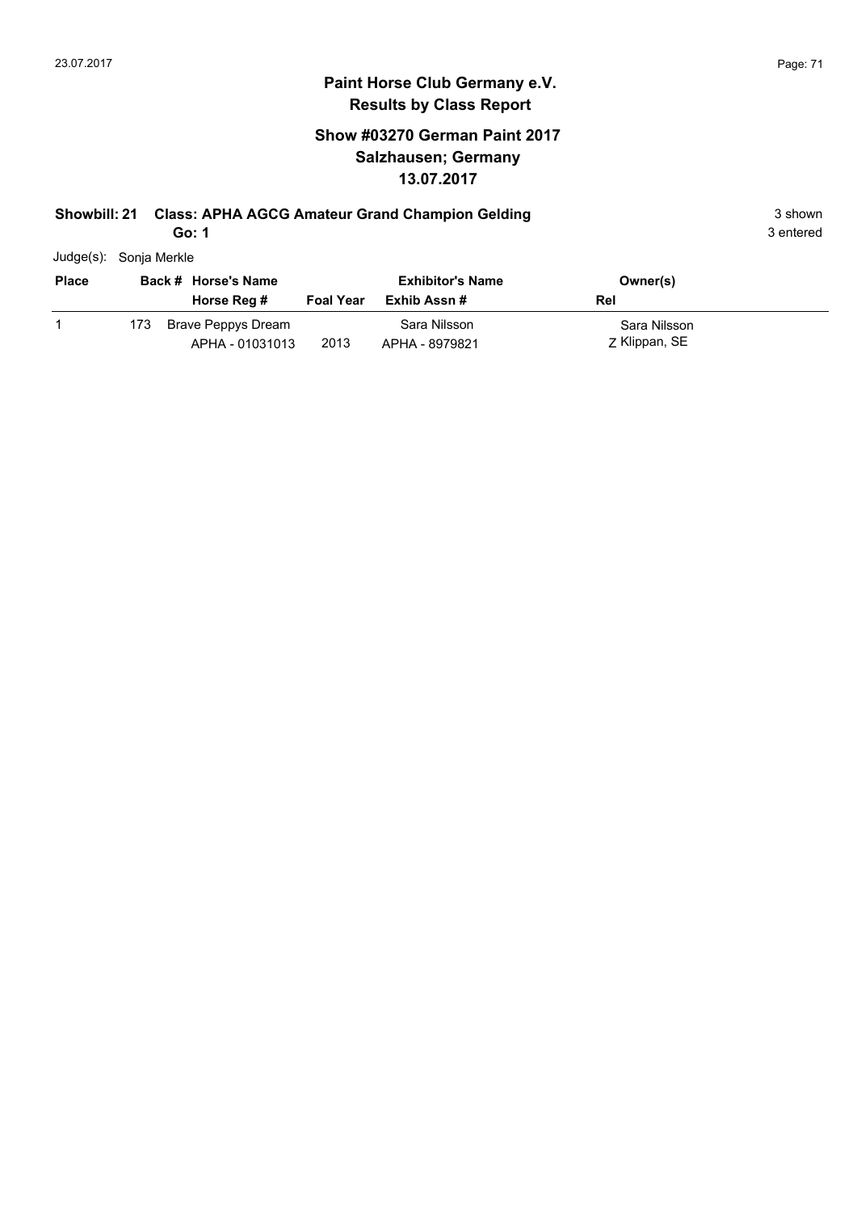# Paint Horse Club Germany e.V.
## Results by Class Report

### Show #03270 German Paint 2017
### Salzhausen; Germany
### 13.07.2017

**Showbill: 21 Class: APHA AGCG Amateur Grand Champion Gelding** 3 shown

**Go: 1** 3 entered

Judge(s): Sonja Merkle

| Place | Back # | Horse's Name / Horse Reg # | Foal Year | Exhibitor's Name / Exhib Assn # | Owner(s) / Rel |
|---|---|---|---|---|---|
| 1 | 173 | Brave Peppys Dream<br>APHA - 01031013 | 2013 | Sara Nilsson<br>APHA - 8979821 | Sara Nilsson<br>Z Klippan, SE |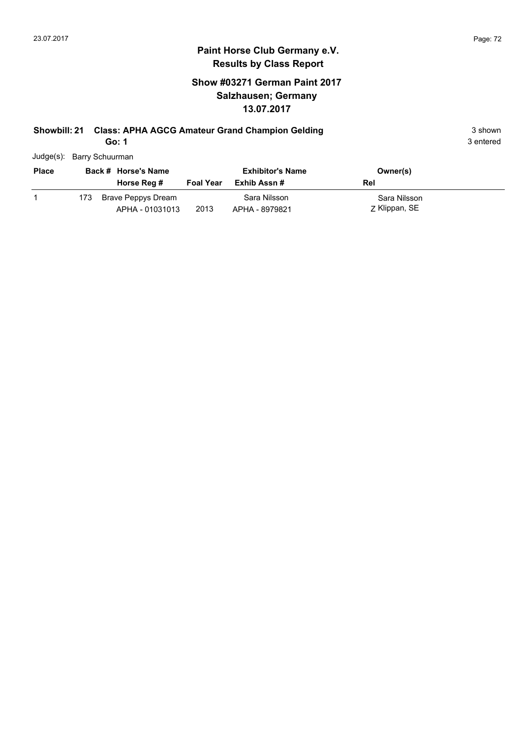## Paint Horse Club Germany e.V.
## Results by Class Report

### Show #03271 German Paint 2017
### Salzhausen; Germany
### 13.07.2017

**Showbill: 21 Class: APHA AGCG Amateur Grand Champion Gelding** 3 shown

**Go: 1** 3 entered

Judge(s): Barry Schuurman

| Place | Back # | Horse's Name / Horse Reg # | Foal Year | Exhibitor's Name / Exhib Assn # | Owner(s) / Rel |
|---|---|---|---|---|---|
| 1 | 173 | Brave Peppys Dream<br>APHA - 01031013 | 2013 | Sara Nilsson<br>APHA - 8979821 | Sara Nilsson<br>Z Klippan, SE |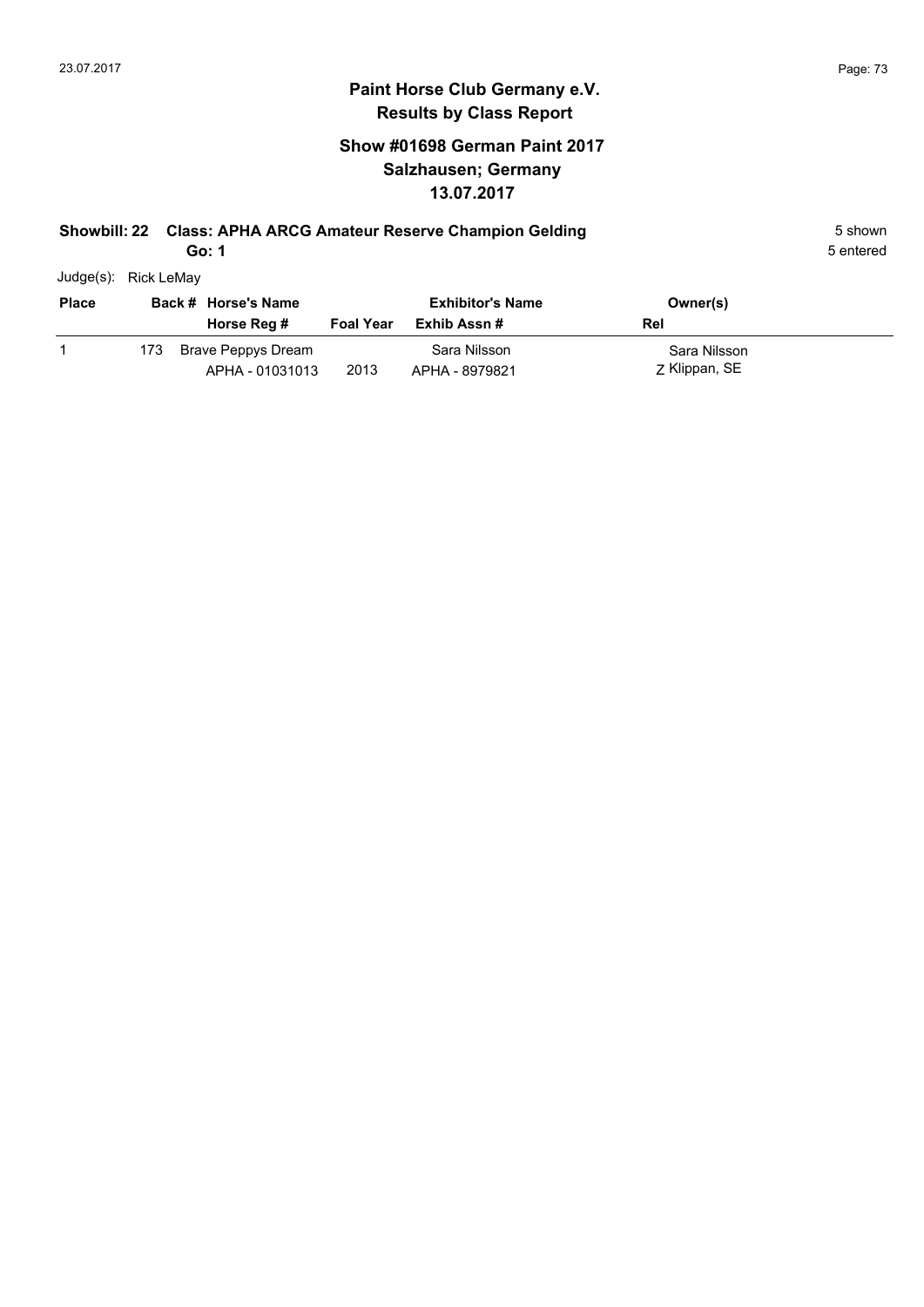# Paint Horse Club Germany e.V.
## Results by Class Report

### Show #01698 German Paint 2017
### Salzhausen; Germany
### 13.07.2017

**Showbill: 22 Class: APHA ARCG Amateur Reserve Champion Gelding** 5 shown

**Go: 1** 5 entered

Judge(s): Rick LeMay

| Place | Back # | Horse's Name / Horse Reg # | Foal Year | Exhibitor's Name / Exhib Assn # | Owner(s) / Rel |
|---|---|---|---|---|---|
| 1 | 173 | Brave Peppys Dream / APHA - 01031013 | 2013 | Sara Nilsson / APHA - 8979821 | Sara Nilsson / Z Klippan, SE |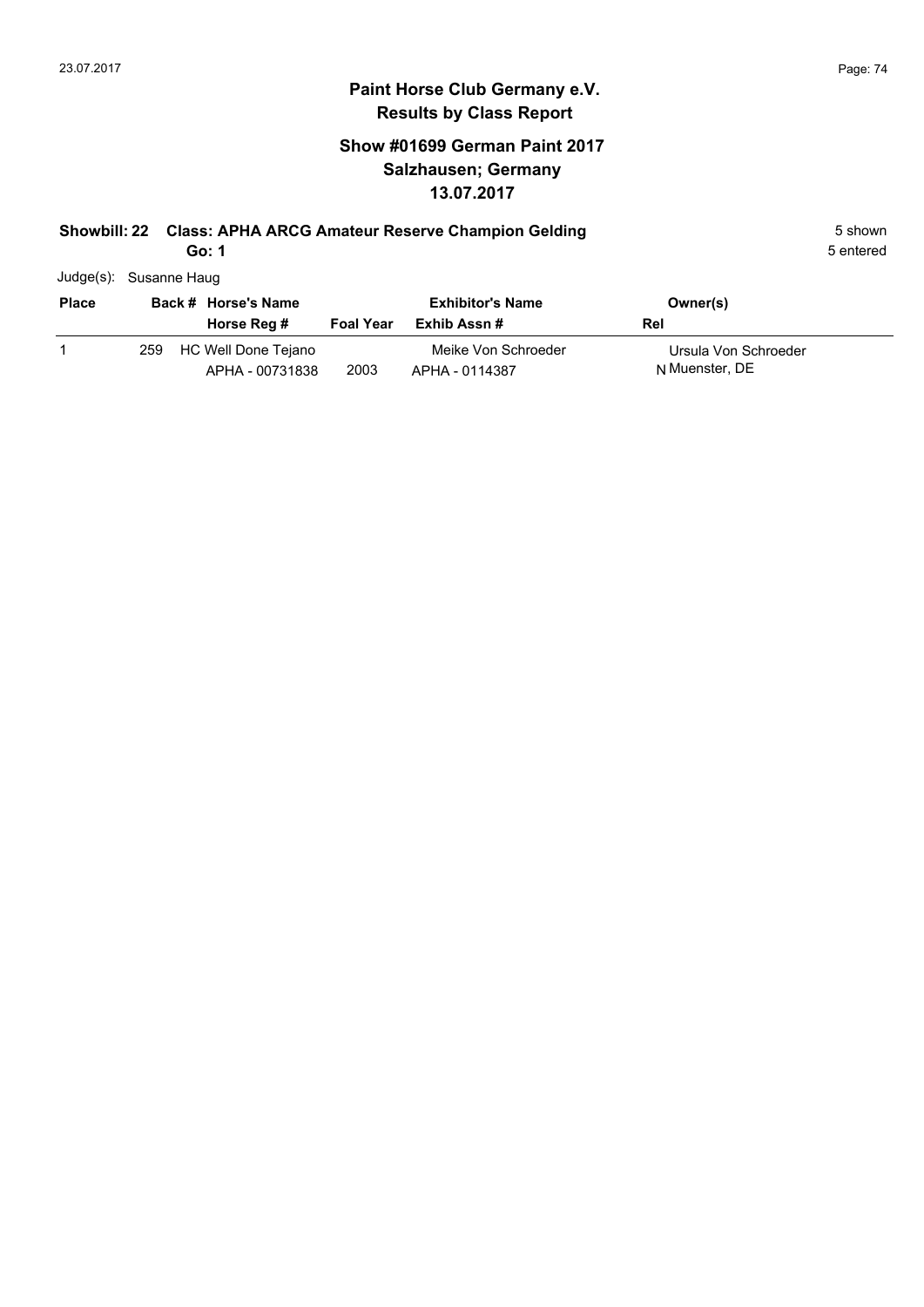## Paint Horse Club Germany e.V.
## Results by Class Report

### Show #01699 German Paint 2017
### Salzhausen; Germany
### 13.07.2017

**Showbill: 22 Class: APHA ARCG Amateur Reserve Champion Gelding** 5 shown
**Go: 1** 5 entered

Judge(s): Susanne Haug

| Place | Back # | Horse's Name / Horse Reg # | Foal Year | Exhibitor's Name / Exhib Assn # | Owner(s) / Rel |
|---|---|---|---|---|---|
| 1 | 259 | HC Well Done Tejano<br>APHA - 00731838 | 2003 | Meike Von Schroeder<br>APHA - 0114387 | Ursula Von Schroeder<br>N Muenster, DE |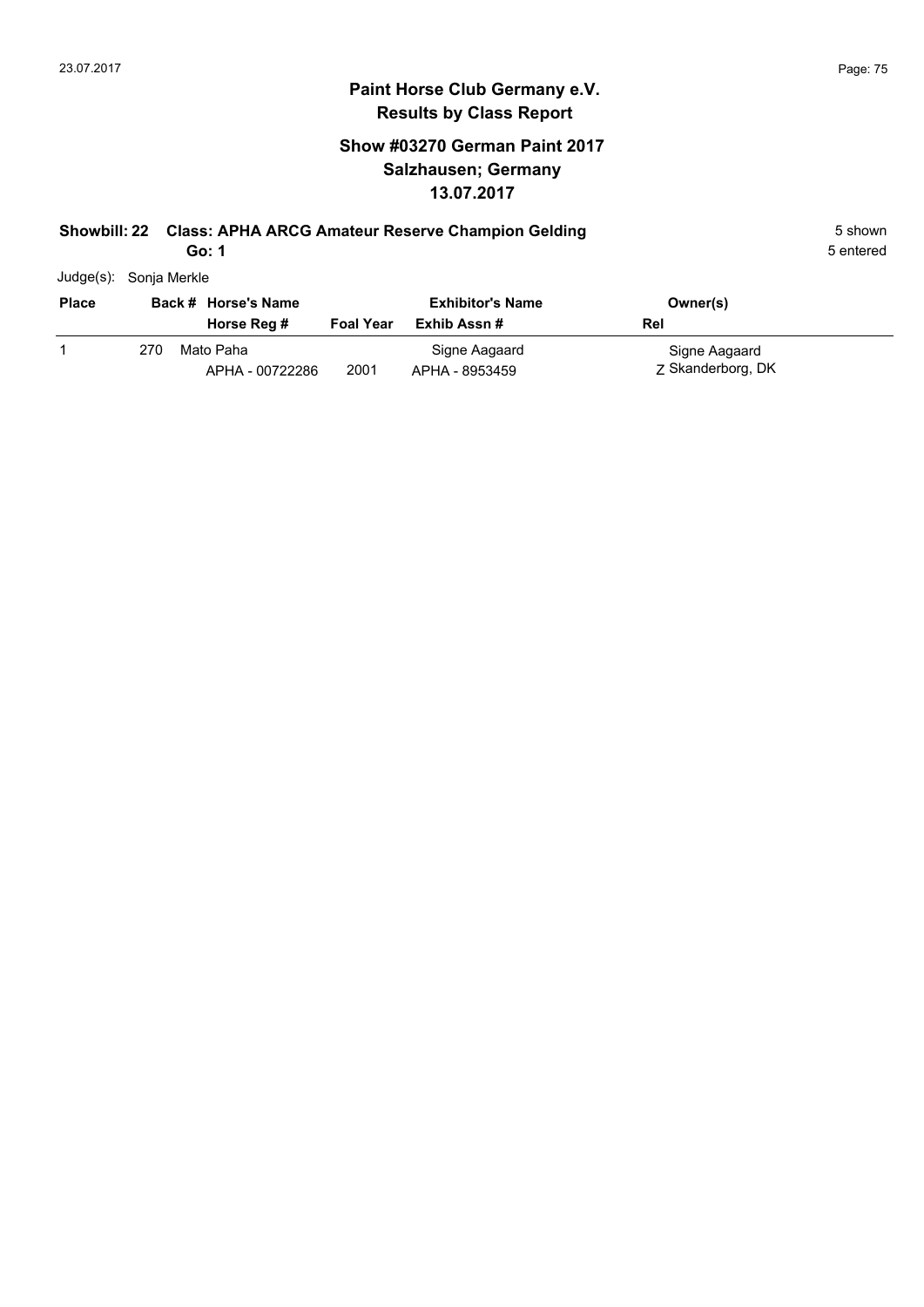## Paint Horse Club Germany e.V.
## Results by Class Report

### Show #03270 German Paint 2017
### Salzhausen; Germany
### 13.07.2017

**Showbill: 22 Class: APHA ARCG Amateur Reserve Champion Gelding** 5 shown

**Go: 1** 5 entered

Judge(s): Sonja Merkle

| Place | Back # | Horse's Name / Horse Reg # | Foal Year | Exhibitor's Name / Exhib Assn # | Owner(s) / Rel |
|---|---|---|---|---|---|
| 1 | 270 | Mato Paha<br>APHA - 00722286 | 2001 | Signe Aagaard<br>APHA - 8953459 | Signe Aagaard<br>Z Skanderborg, DK |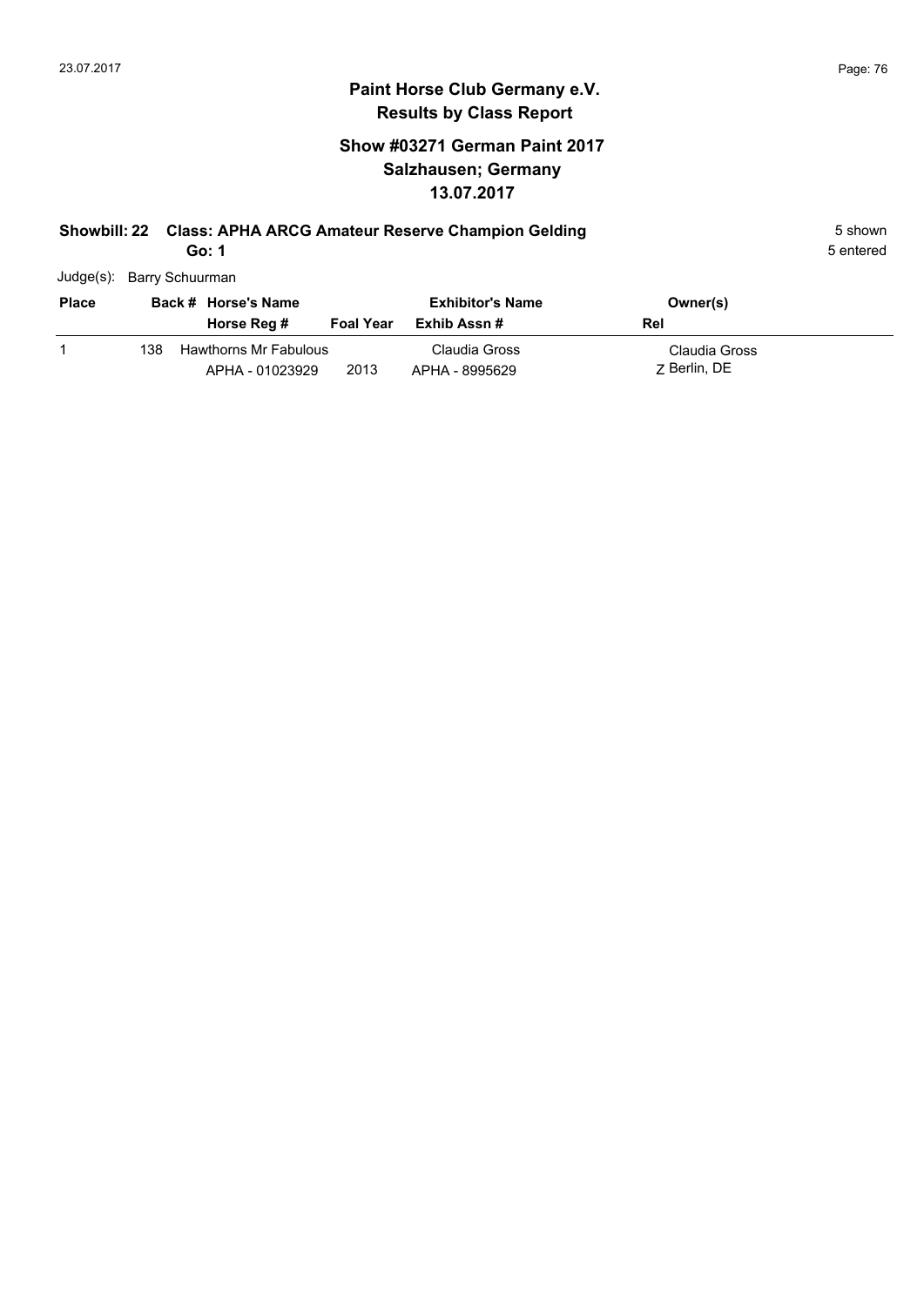# Paint Horse Club Germany e.V.

## Results by Class Report

### Show #03271 German Paint 2017
### Salzhausen; Germany
### 13.07.2017

**Showbill: 22 Class: APHA ARCG Amateur Reserve Champion Gelding** 5 shown

**Go: 1** 5 entered

Judge(s): Barry Schuurman

| Place | Back # | Horse's Name / Horse Reg # | Foal Year | Exhibitor's Name / Exhib Assn # | Owner(s) / Rel |
|---|---|---|---|---|---|
| 1 | 138 | Hawthorns Mr Fabulous<br>APHA - 01023929 | 2013 | Claudia Gross<br>APHA - 8995629 | Claudia Gross<br>Z Berlin, DE |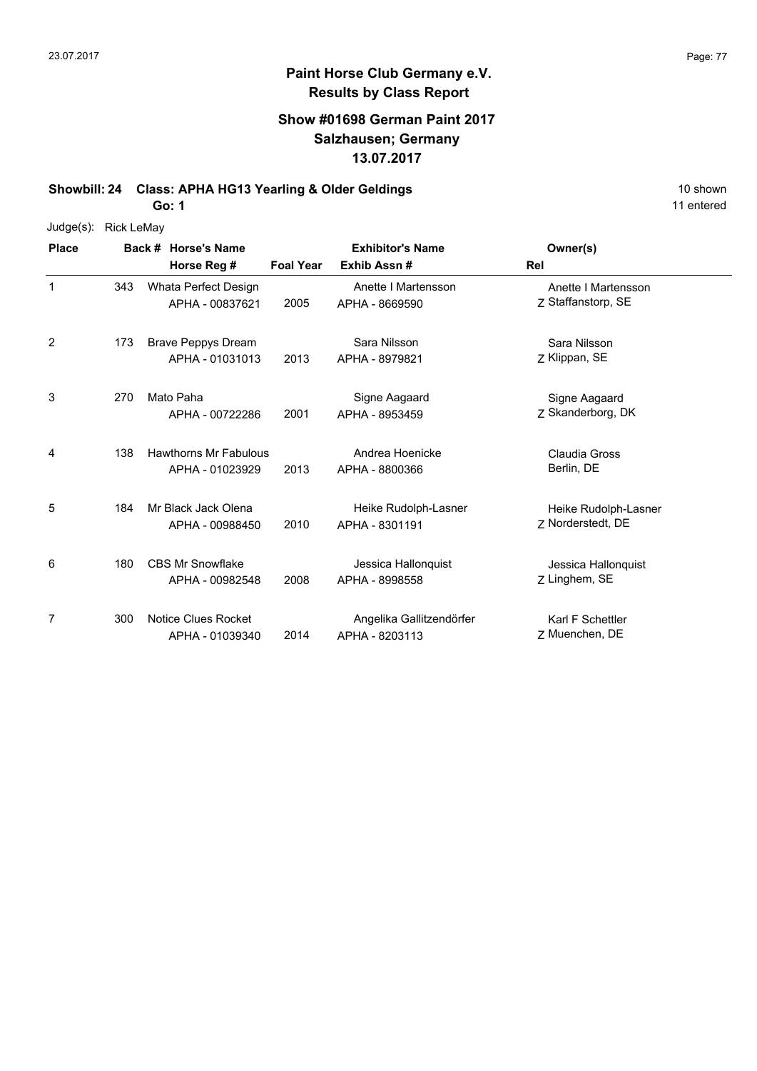**Paint Horse Club Germany e.V.**
**Results by Class Report**

**Show #01698 German Paint 2017**
**Salzhausen; Germany**
**13.07.2017**

**Showbill: 24 Class: APHA HG13 Yearling & Older Geldings** 10 shown

**Go: 1** 11 entered

Judge(s): Rick LeMay

| Place | Back # | Horse's Name / Horse Reg # | Foal Year | Exhibitor's Name / Exhib Assn # | Rel | Owner(s) |
|---|---|---|---|---|---|---|
| 1 | 343 | Whata Perfect Design<br>APHA - 00837621 | 2005 | Anette I Martensson<br>APHA - 8669590 | Z | Anette I Martensson<br>Staffanstorp, SE |
| 2 | 173 | Brave Peppys Dream<br>APHA - 01031013 | 2013 | Sara Nilsson<br>APHA - 8979821 | Z | Sara Nilsson<br>Klippan, SE |
| 3 | 270 | Mato Paha<br>APHA - 00722286 | 2001 | Signe Aagaard<br>APHA - 8953459 | Z | Signe Aagaard<br>Skanderborg, DK |
| 4 | 138 | Hawthorns Mr Fabulous<br>APHA - 01023929 | 2013 | Andrea Hoenicke<br>APHA - 8800366 | | Claudia Gross<br>Berlin, DE |
| 5 | 184 | Mr Black Jack Olena<br>APHA - 00988450 | 2010 | Heike Rudolph-Lasner<br>APHA - 8301191 | Z | Heike Rudolph-Lasner<br>Norderstedt, DE |
| 6 | 180 | CBS Mr Snowflake<br>APHA - 00982548 | 2008 | Jessica Hallonquist<br>APHA - 8998558 | Z | Jessica Hallonquist<br>Linghem, SE |
| 7 | 300 | Notice Clues Rocket<br>APHA - 01039340 | 2014 | Angelika Gallitzendörfer<br>APHA - 8203113 | Z | Karl F Schettler<br>Muenchen, DE |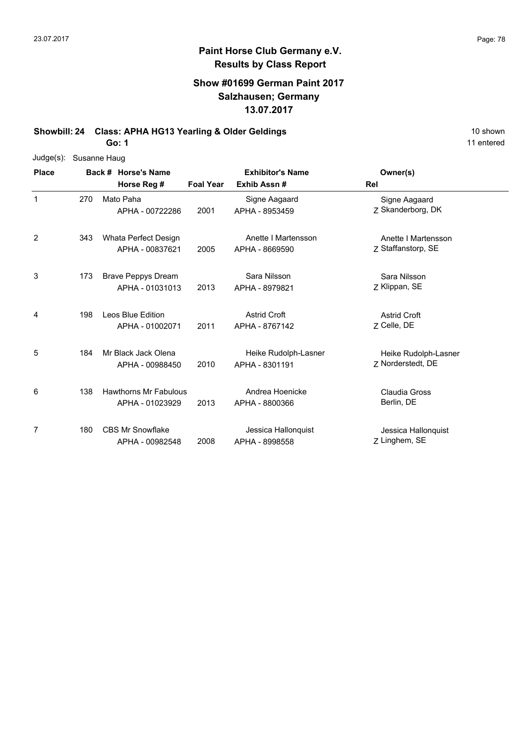**Paint Horse Club Germany e.V.**
**Results by Class Report**

**Show #01699 German Paint 2017**
**Salzhausen; Germany**
**13.07.2017**

**Showbill: 24 Class: APHA HG13 Yearling & Older Geldings** — 10 shown

**Go: 1** — 11 entered

Judge(s): Susanne Haug

| Place | Back # | Horse's Name / Horse Reg # | Foal Year | Exhibitor's Name / Exhib Assn # | Rel | Owner(s) |
|---|---|---|---|---|---|---|
| 1 | 270 | Mato Paha<br>APHA - 00722286 | 2001 | Signe Aagaard<br>APHA - 8953459 | Z | Signe Aagaard<br>Skanderborg, DK |
| 2 | 343 | Whata Perfect Design<br>APHA - 00837621 | 2005 | Anette I Martensson<br>APHA - 8669590 | Z | Anette I Martensson<br>Staffanstorp, SE |
| 3 | 173 | Brave Peppys Dream<br>APHA - 01031013 | 2013 | Sara Nilsson<br>APHA - 8979821 | Z | Sara Nilsson<br>Klippan, SE |
| 4 | 198 | Leos Blue Edition<br>APHA - 01002071 | 2011 | Astrid Croft<br>APHA - 8767142 | Z | Astrid Croft<br>Celle, DE |
| 5 | 184 | Mr Black Jack Olena<br>APHA - 00988450 | 2010 | Heike Rudolph-Lasner<br>APHA - 8301191 | Z | Heike Rudolph-Lasner<br>Norderstedt, DE |
| 6 | 138 | Hawthorns Mr Fabulous<br>APHA - 01023929 | 2013 | Andrea Hoenicke<br>APHA - 8800366 | | Claudia Gross<br>Berlin, DE |
| 7 | 180 | CBS Mr Snowflake<br>APHA - 00982548 | 2008 | Jessica Hallonquist<br>APHA - 8998558 | Z | Jessica Hallonquist<br>Linghem, SE |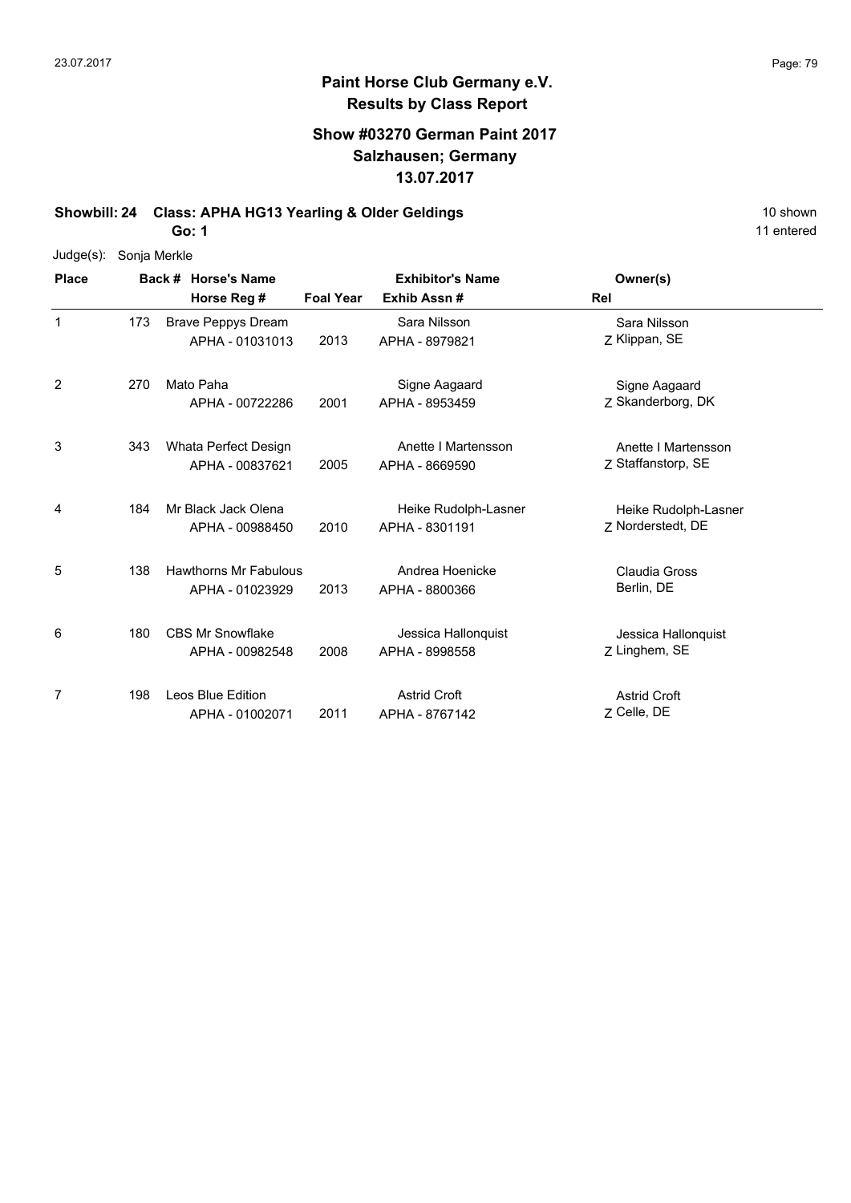**Paint Horse Club Germany e.V.**
**Results by Class Report**

**Show #03270 German Paint 2017**
**Salzhausen; Germany**
**13.07.2017**

**Showbill: 24 Class: APHA HG13 Yearling & Older Geldings** — 10 shown, 11 entered

**Go: 1**

Judge(s): Sonja Merkle

| Place | Back # | Horse's Name / Horse Reg # | Foal Year | Exhibitor's Name / Exhib Assn # | Rel | Owner(s) |
|---|---|---|---|---|---|---|
| 1 | 173 | Brave Peppys Dream<br>APHA - 01031013 | 2013 | Sara Nilsson<br>APHA - 8979821 | Z | Sara Nilsson<br>Klippan, SE |
| 2 | 270 | Mato Paha<br>APHA - 00722286 | 2001 | Signe Aagaard<br>APHA - 8953459 | Z | Signe Aagaard<br>Skanderborg, DK |
| 3 | 343 | Whata Perfect Design<br>APHA - 00837621 | 2005 | Anette I Martensson<br>APHA - 8669590 | Z | Anette I Martensson<br>Staffanstorp, SE |
| 4 | 184 | Mr Black Jack Olena<br>APHA - 00988450 | 2010 | Heike Rudolph-Lasner<br>APHA - 8301191 | Z | Heike Rudolph-Lasner<br>Norderstedt, DE |
| 5 | 138 | Hawthorns Mr Fabulous<br>APHA - 01023929 | 2013 | Andrea Hoenicke<br>APHA - 8800366 | | Claudia Gross<br>Berlin, DE |
| 6 | 180 | CBS Mr Snowflake<br>APHA - 00982548 | 2008 | Jessica Hallonquist<br>APHA - 8998558 | Z | Jessica Hallonquist<br>Linghem, SE |
| 7 | 198 | Leos Blue Edition<br>APHA - 01002071 | 2011 | Astrid Croft<br>APHA - 8767142 | Z | Astrid Croft<br>Celle, DE |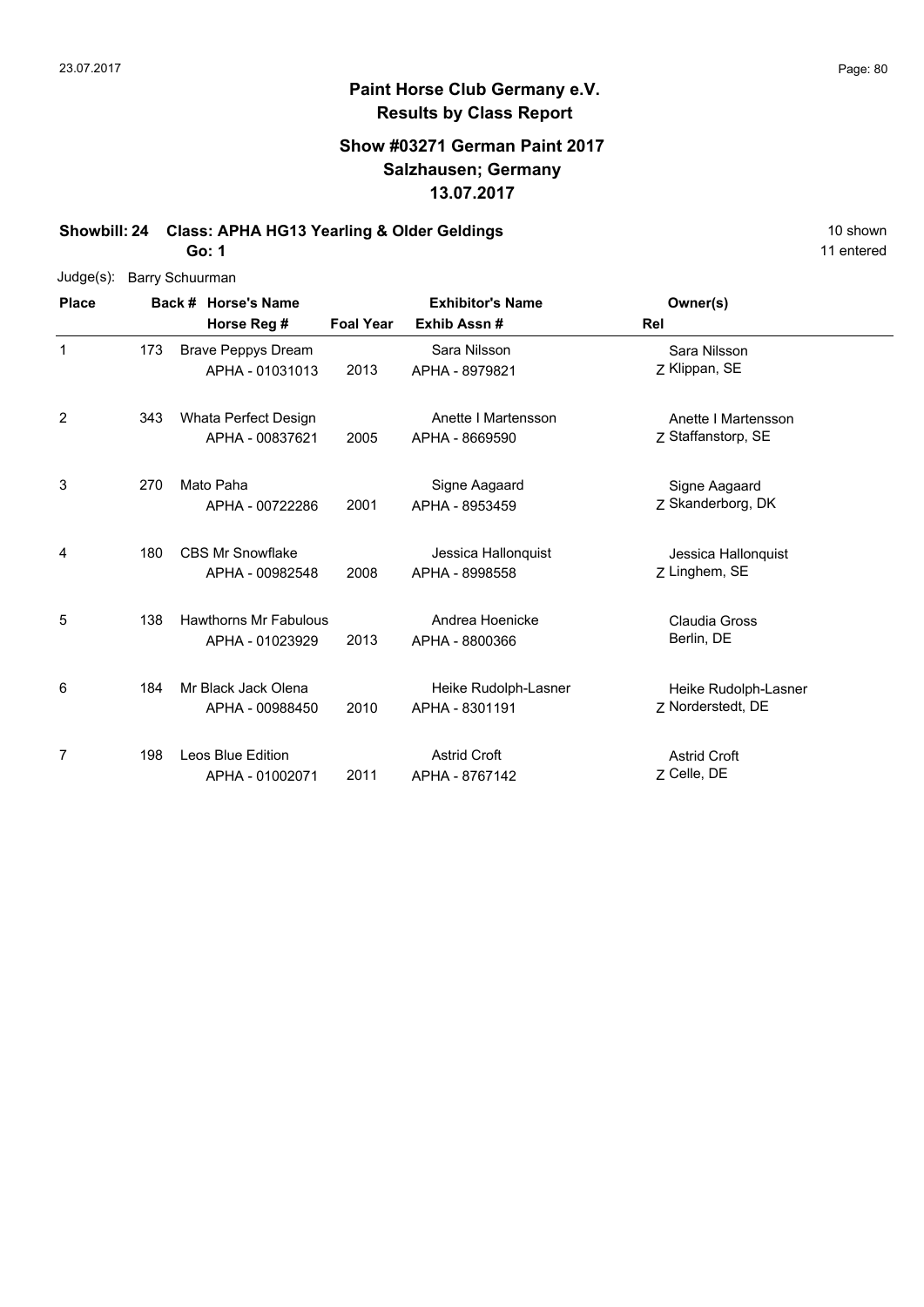# Paint Horse Club Germany e.V.
## Results by Class Report

### Show #03271 German Paint 2017
### Salzhausen; Germany
### 13.07.2017

**Showbill: 24 Class: APHA HG13 Yearling & Older Geldings** 10 shown

**Go: 1** 11 entered

Judge(s): Barry Schuurman

| Place | Back # | Horse's Name / Horse Reg # | Foal Year | Exhibitor's Name / Exhib Assn # | Rel | Owner(s) |
|---|---|---|---|---|---|---|
| 1 | 173 | Brave Peppys Dream<br>APHA - 01031013 | 2013 | Sara Nilsson<br>APHA - 8979821 | Z | Sara Nilsson<br>Klippan, SE |
| 2 | 343 | Whata Perfect Design<br>APHA - 00837621 | 2005 | Anette I Martensson<br>APHA - 8669590 | Z | Anette I Martensson<br>Staffanstorp, SE |
| 3 | 270 | Mato Paha<br>APHA - 00722286 | 2001 | Signe Aagaard<br>APHA - 8953459 | Z | Signe Aagaard<br>Skanderborg, DK |
| 4 | 180 | CBS Mr Snowflake<br>APHA - 00982548 | 2008 | Jessica Hallonquist<br>APHA - 8998558 | Z | Jessica Hallonquist<br>Linghem, SE |
| 5 | 138 | Hawthorns Mr Fabulous<br>APHA - 01023929 | 2013 | Andrea Hoenicke<br>APHA - 8800366 | | Claudia Gross<br>Berlin, DE |
| 6 | 184 | Mr Black Jack Olena<br>APHA - 00988450 | 2010 | Heike Rudolph-Lasner<br>APHA - 8301191 | Z | Heike Rudolph-Lasner<br>Norderstedt, DE |
| 7 | 198 | Leos Blue Edition<br>APHA - 01002071 | 2011 | Astrid Croft<br>APHA - 8767142 | Z | Astrid Croft<br>Celle, DE |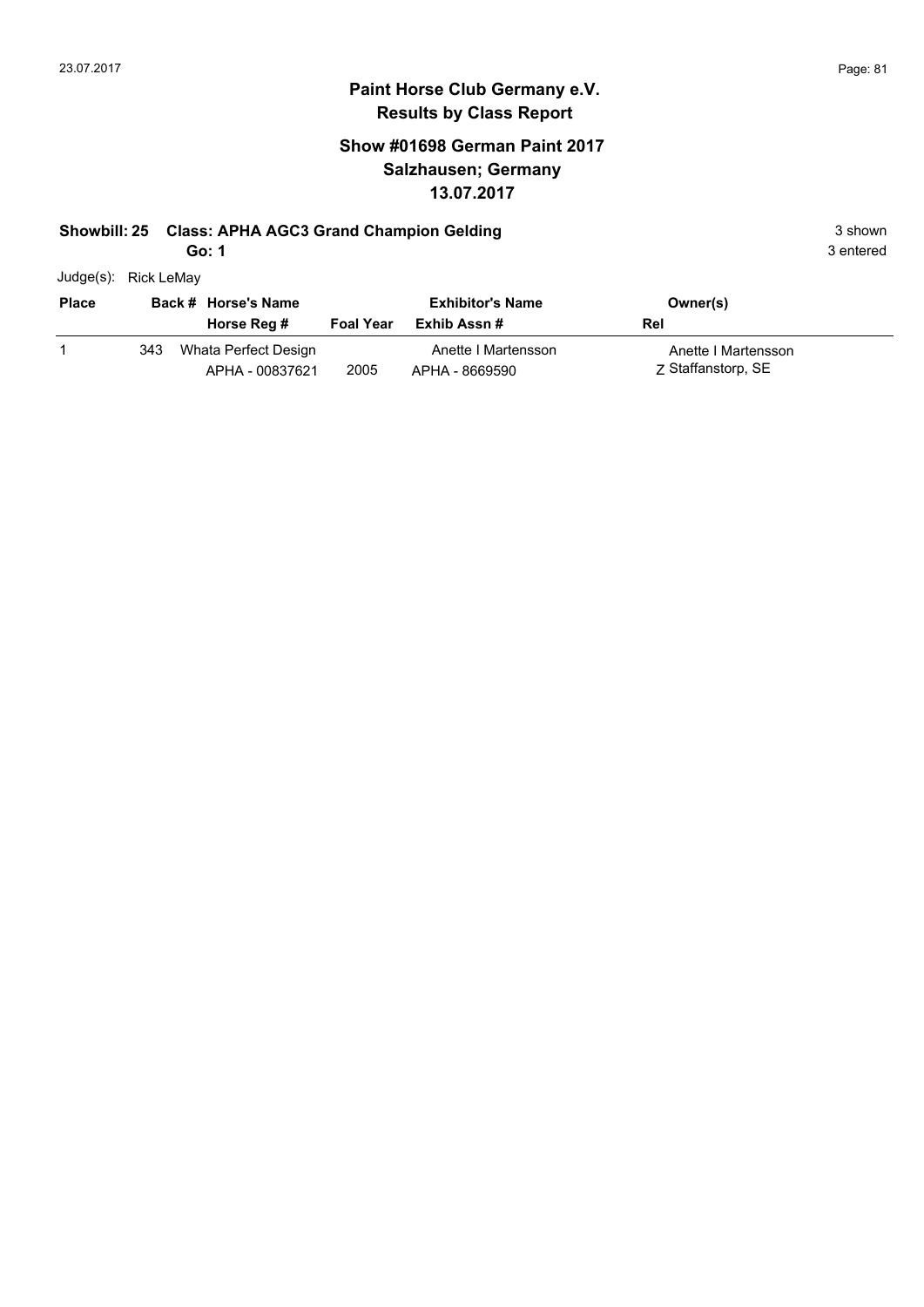## Paint Horse Club Germany e.V.
## Results by Class Report

### Show #01698 German Paint 2017
### Salzhausen; Germany
### 13.07.2017

**Showbill: 25 Class: APHA AGC3 Grand Champion Gelding** 3 shown

**Go: 1** 3 entered

Judge(s): Rick LeMay

| Place | Back # | Horse's Name / Horse Reg # | Foal Year | Exhibitor's Name / Exhib Assn # | Owner(s) / Rel |
|---|---|---|---|---|---|
| 1 | 343 | Whata Perfect Design<br>APHA - 00837621 | 2005 | Anette I Martensson<br>APHA - 8669590 | Anette I Martensson<br>Z Staffanstorp, SE |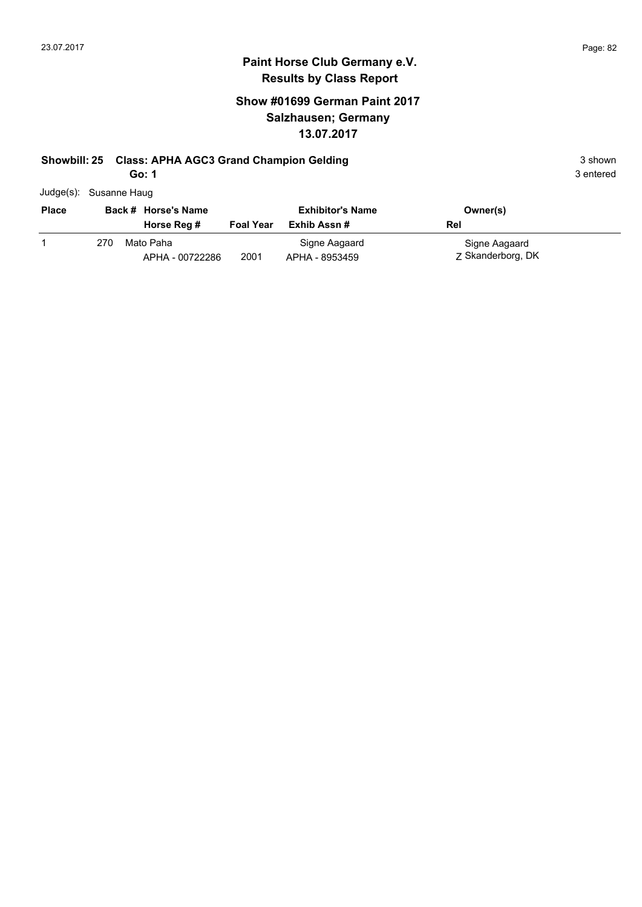# Paint Horse Club Germany e.V.

## Results by Class Report

### Show #01699 German Paint 2017
### Salzhausen; Germany
### 13.07.2017

**Showbill: 25 Class: APHA AGC3 Grand Champion Gelding** 3 shown

**Go: 1** 3 entered

Judge(s): Susanne Haug

| Place | Back # | Horse's Name / Horse Reg # | Foal Year | Exhibitor's Name / Exhib Assn # | Owner(s) / Rel |
|---|---|---|---|---|---|
| 1 | 270 | Mato Paha<br>APHA - 00722286 | 2001 | Signe Aagaard<br>APHA - 8953459 | Signe Aagaard<br>Z Skanderborg, DK |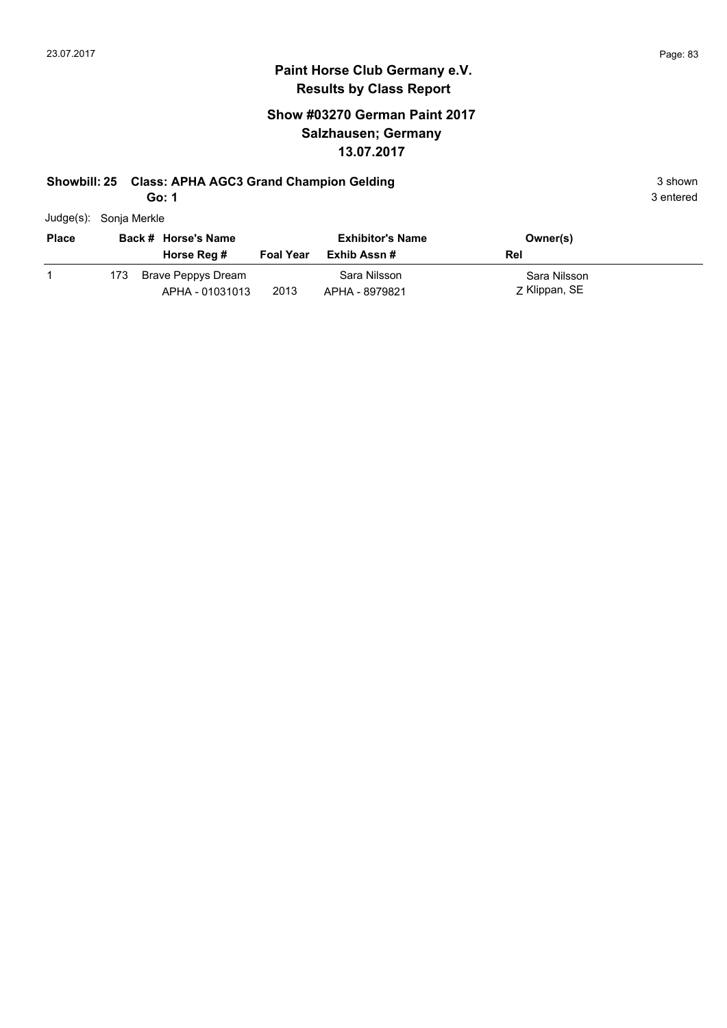## Paint Horse Club Germany e.V.
## Results by Class Report

### Show #03270 German Paint 2017
### Salzhausen; Germany
### 13.07.2017

**Showbill: 25 Class: APHA AGC3 Grand Champion Gelding** 3 shown

**Go: 1** 3 entered

Judge(s): Sonja Merkle

| Place | Back # | Horse's Name / Horse Reg # | Foal Year | Exhibitor's Name / Exhib Assn # | Owner(s) / Rel |
|---|---|---|---|---|---|
| 1 | 173 | Brave Peppys Dream<br>APHA - 01031013 | 2013 | Sara Nilsson<br>APHA - 8979821 | Sara Nilsson<br>Z Klippan, SE |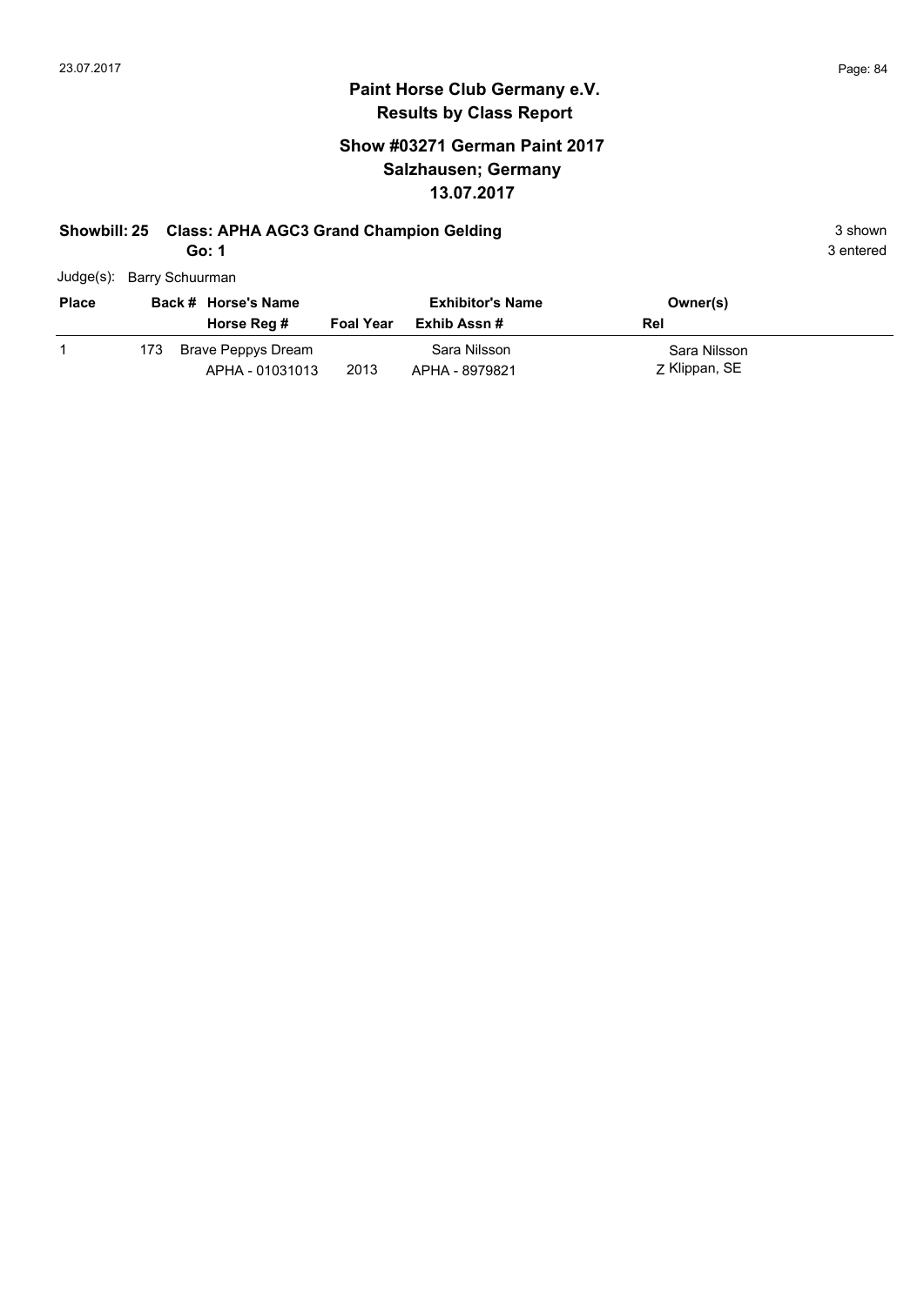# Paint Horse Club Germany e.V.
## Results by Class Report

### Show #03271 German Paint 2017
### Salzhausen; Germany
### 13.07.2017

**Showbill: 25 Class: APHA AGC3 Grand Champion Gelding** 3 shown

**Go: 1** 3 entered

Judge(s): Barry Schuurman

| Place | Back # | Horse's Name / Horse Reg # | Foal Year | Exhibitor's Name / Exhib Assn # | Owner(s) / Rel |
|---|---|---|---|---|---|
| 1 | 173 | Brave Peppys Dream<br>APHA - 01031013 | 2013 | Sara Nilsson<br>APHA - 8979821 | Sara Nilsson<br>Z Klippan, SE |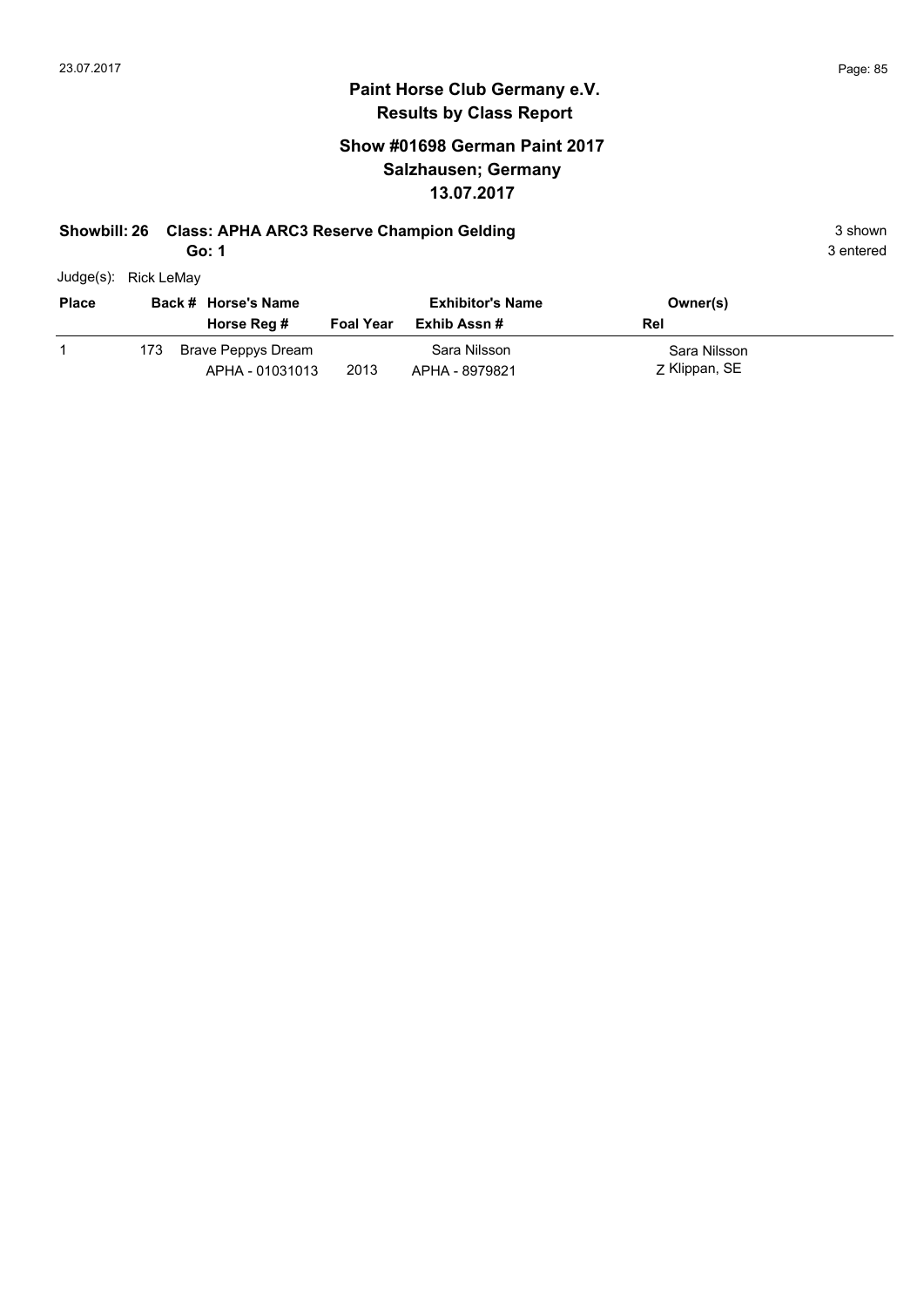## Paint Horse Club Germany e.V.
## Results by Class Report

### Show #01698 German Paint 2017
### Salzhausen; Germany
### 13.07.2017

**Showbill: 26 Class: APHA ARC3 Reserve Champion Gelding** 3 shown

**Go: 1** 3 entered

Judge(s): Rick LeMay

| Place | Back # | Horse's Name / Horse Reg # | Foal Year | Exhibitor's Name / Exhib Assn # | Owner(s) / Rel |
|---|---|---|---|---|---|
| 1 | 173 | Brave Peppys Dream<br>APHA - 01031013 | 2013 | Sara Nilsson<br>APHA - 8979821 | Sara Nilsson<br>Z Klippan, SE |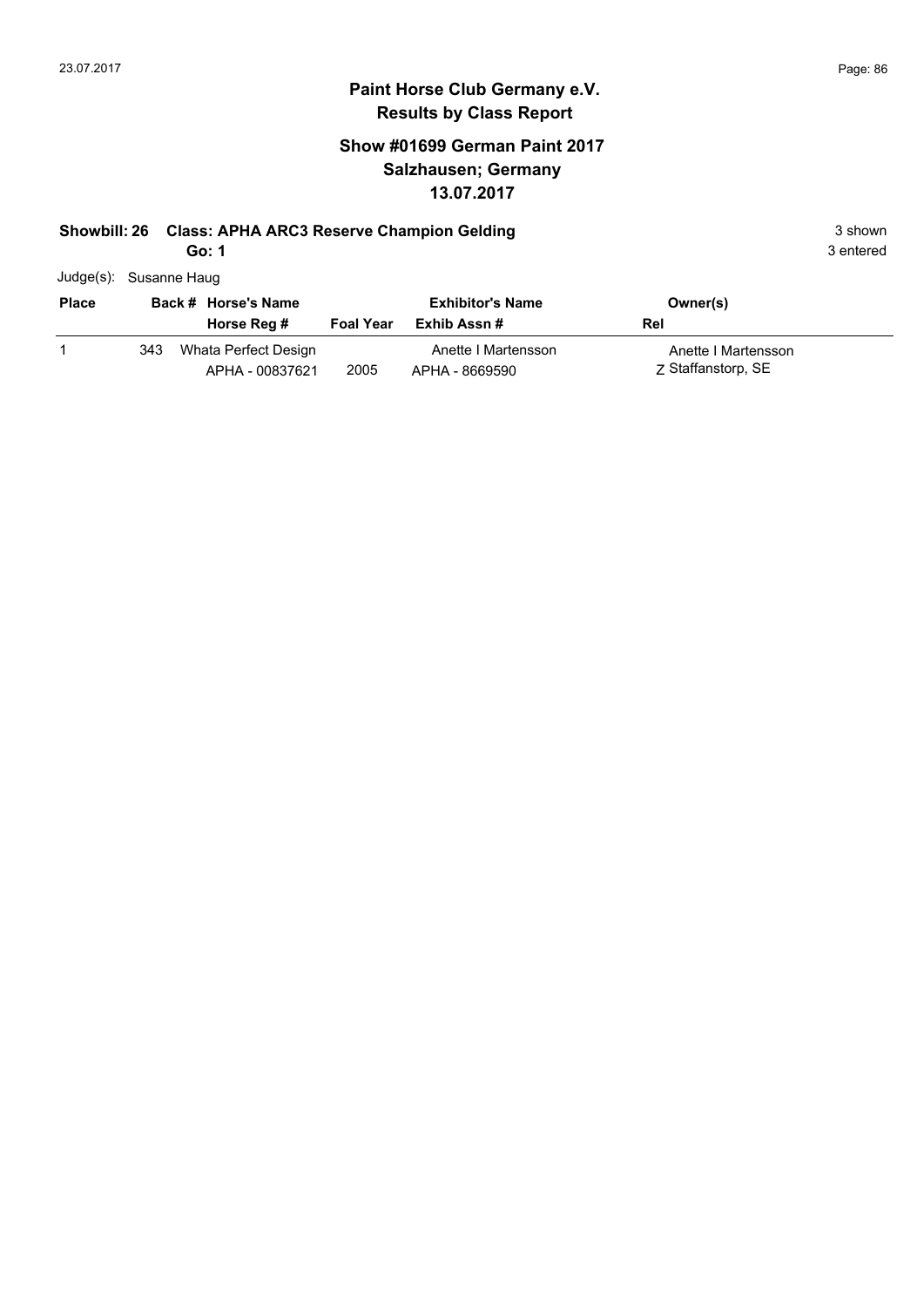## Paint Horse Club Germany e.V.
## Results by Class Report

### Show #01699 German Paint 2017
### Salzhausen; Germany
### 13.07.2017

**Showbill: 26 Class: APHA ARC3 Reserve Champion Gelding** 3 shown

**Go: 1** 3 entered

Judge(s): Susanne Haug

| Place | Back # | Horse's Name / Horse Reg # | Foal Year | Exhibitor's Name / Exhib Assn # | Rel | Owner(s) |
|---|---|---|---|---|---|---|
| 1 | 343 | Whata Perfect Design<br>APHA - 00837621 | 2005 | Anette I Martensson<br>APHA - 8669590 | Z | Anette I Martensson<br>Staffanstorp, SE |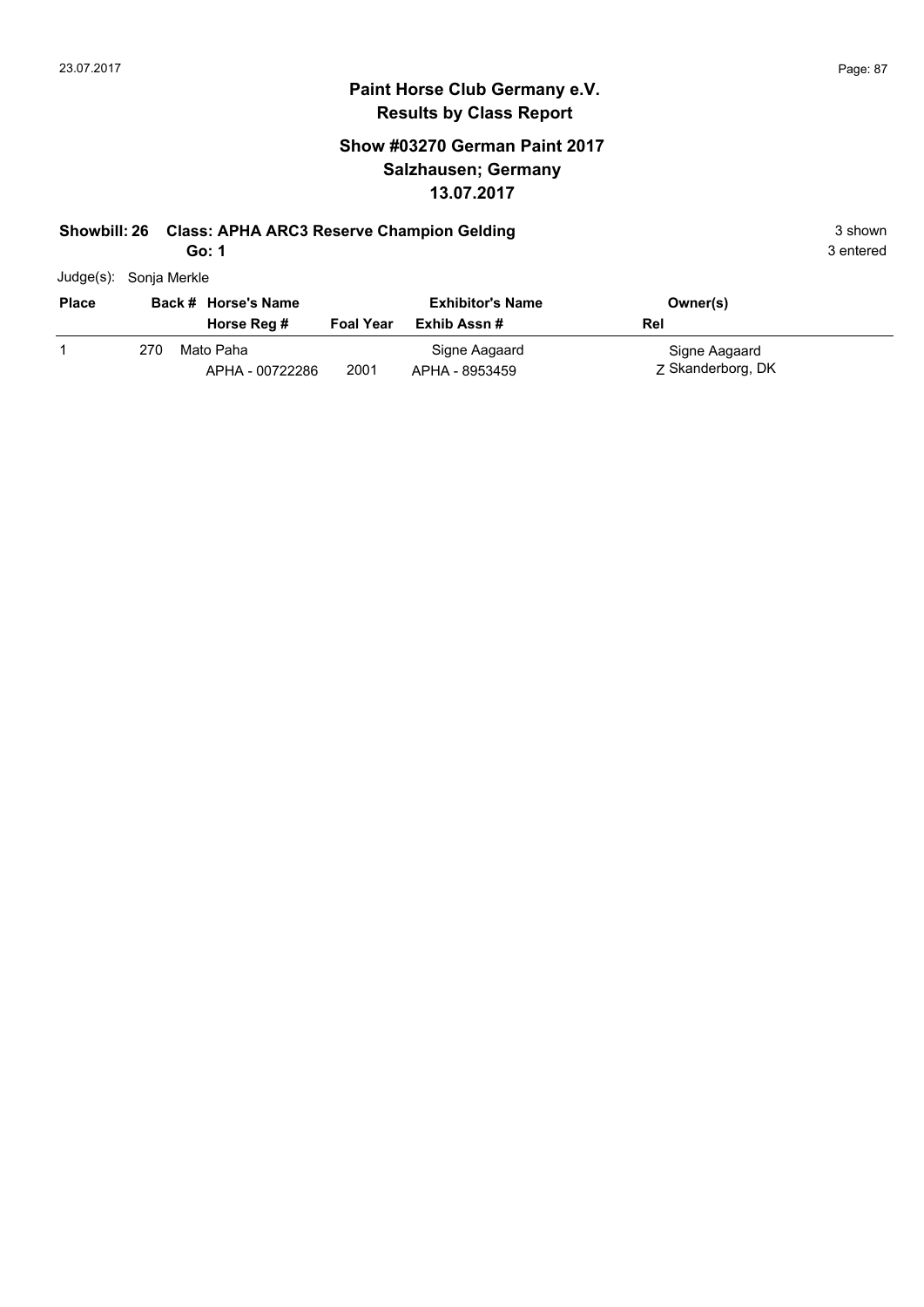# Paint Horse Club Germany e.V.

## Results by Class Report

### Show #03270 German Paint 2017
### Salzhausen; Germany
### 13.07.2017

**Showbill: 26 Class: APHA ARC3 Reserve Champion Gelding** 3 shown

**Go: 1** 3 entered

Judge(s): Sonja Merkle

| Place | Back # | Horse's Name / Horse Reg # | Foal Year | Exhibitor's Name / Exhib Assn # | Owner(s) / Rel |
|---|---|---|---|---|---|
| 1 | 270 | Mato Paha<br>APHA - 00722286 | 2001 | Signe Aagaard<br>APHA - 8953459 | Signe Aagaard<br>Z Skanderborg, DK |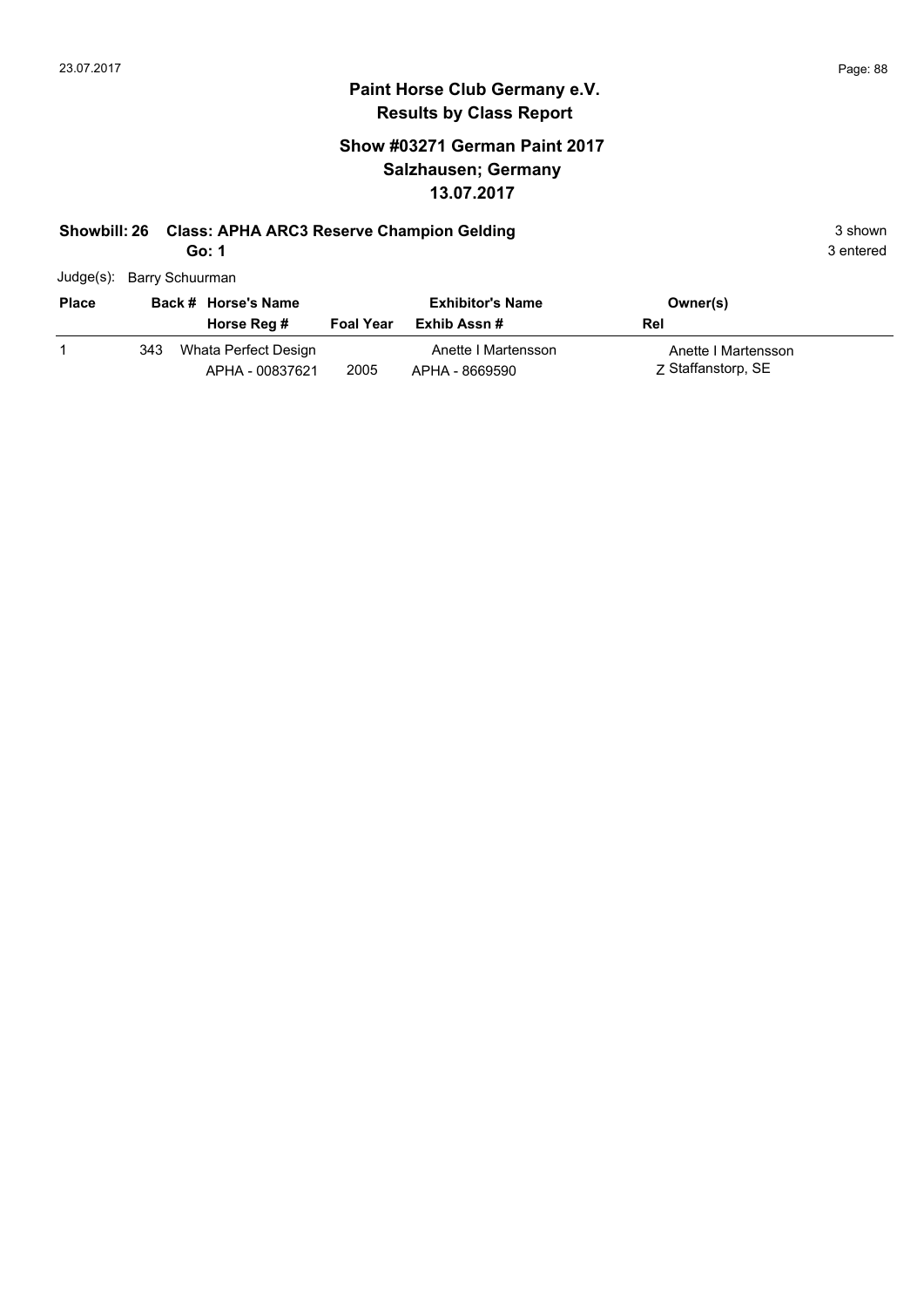# Paint Horse Club Germany e.V.
## Results by Class Report

### Show #03271 German Paint 2017
### Salzhausen; Germany
### 13.07.2017

**Showbill: 26 Class: APHA ARC3 Reserve Champion Gelding** — 3 shown

**Go: 1** — 3 entered

Judge(s): Barry Schuurman

| Place | Back # | Horse's Name / Horse Reg # | Foal Year | Exhibitor's Name / Exhib Assn # | Owner(s) / Rel |
|---|---|---|---|---|---|
| 1 | 343 | Whata Perfect Design<br>APHA - 00837621 | 2005 | Anette I Martensson<br>APHA - 8669590 | Anette I Martensson<br>Z Staffanstorp, SE |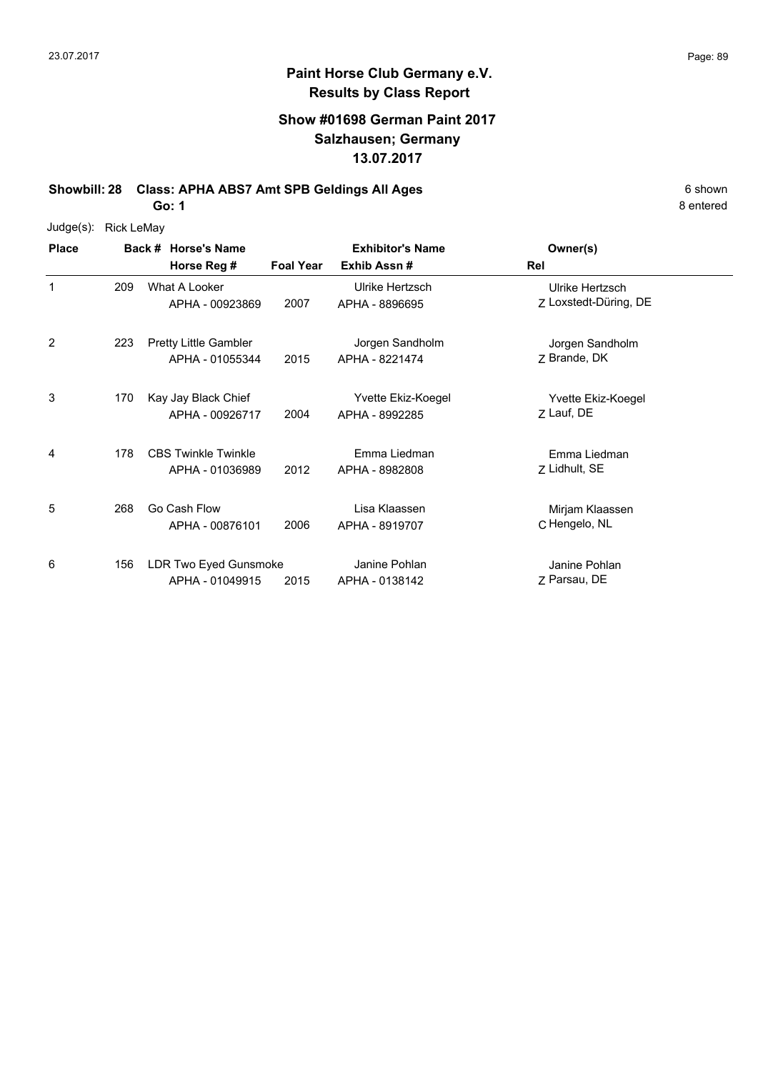# Paint Horse Club Germany e.V.

## Results by Class Report

### Show #01698 German Paint 2017
### Salzhausen; Germany
### 13.07.2017

**Showbill: 28 Class: APHA ABS7 Amt SPB Geldings All Ages** 6 shown

**Go: 1** 8 entered

Judge(s): Rick LeMay

| Place | Back # | Horse's Name / Horse Reg # | Foal Year | Exhibitor's Name / Exhib Assn # | Rel | Owner(s) |
|---|---|---|---|---|---|---|
| 1 | 209 | What A Looker<br>APHA - 00923869 | 2007 | Ulrike Hertzsch<br>APHA - 8896695 | Z | Ulrike Hertzsch<br>Loxstedt-Düring, DE |
| 2 | 223 | Pretty Little Gambler<br>APHA - 01055344 | 2015 | Jorgen Sandholm<br>APHA - 8221474 | Z | Jorgen Sandholm<br>Brande, DK |
| 3 | 170 | Kay Jay Black Chief<br>APHA - 00926717 | 2004 | Yvette Ekiz-Koegel<br>APHA - 8992285 | Z | Yvette Ekiz-Koegel<br>Lauf, DE |
| 4 | 178 | CBS Twinkle Twinkle<br>APHA - 01036989 | 2012 | Emma Liedman<br>APHA - 8982808 | Z | Emma Liedman<br>Lidhult, SE |
| 5 | 268 | Go Cash Flow<br>APHA - 00876101 | 2006 | Lisa Klaassen<br>APHA - 8919707 | C | Mirjam Klaassen<br>Hengelo, NL |
| 6 | 156 | LDR Two Eyed Gunsmoke<br>APHA - 01049915 | 2015 | Janine Pohlan<br>APHA - 0138142 | Z | Janine Pohlan<br>Parsau, DE |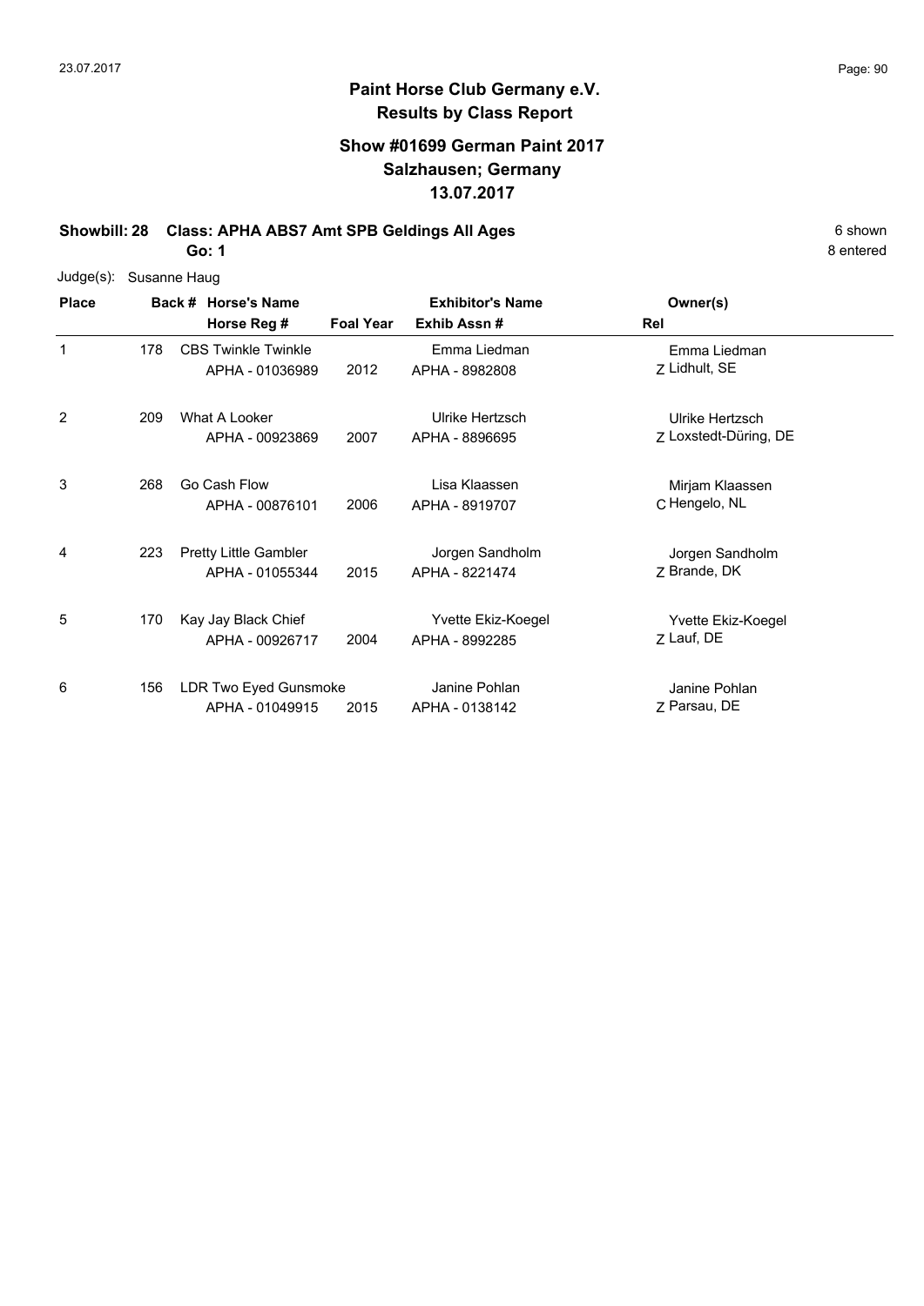# Paint Horse Club Germany e.V.

## Results by Class Report

### Show #01699 German Paint 2017
### Salzhausen; Germany
### 13.07.2017

**Showbill: 28 Class: APHA ABS7 Amt SPB Geldings All Ages** 6 shown

**Go: 1** 8 entered

Judge(s): Susanne Haug

| Place | Back # | Horse's Name / Horse Reg # | Foal Year | Exhibitor's Name / Exhib Assn # | Rel | Owner(s) |
|---|---|---|---|---|---|---|
| 1 | 178 | CBS Twinkle Twinkle<br>APHA - 01036989 | 2012 | Emma Liedman<br>APHA - 8982808 | Z | Emma Liedman<br>Lidhult, SE |
| 2 | 209 | What A Looker<br>APHA - 00923869 | 2007 | Ulrike Hertzsch<br>APHA - 8896695 | Z | Ulrike Hertzsch<br>Loxstedt-Düring, DE |
| 3 | 268 | Go Cash Flow<br>APHA - 00876101 | 2006 | Lisa Klaassen<br>APHA - 8919707 | C | Mirjam Klaassen<br>Hengelo, NL |
| 4 | 223 | Pretty Little Gambler<br>APHA - 01055344 | 2015 | Jorgen Sandholm<br>APHA - 8221474 | Z | Jorgen Sandholm<br>Brande, DK |
| 5 | 170 | Kay Jay Black Chief<br>APHA - 00926717 | 2004 | Yvette Ekiz-Koegel<br>APHA - 8992285 | Z | Yvette Ekiz-Koegel<br>Lauf, DE |
| 6 | 156 | LDR Two Eyed Gunsmoke<br>APHA - 01049915 | 2015 | Janine Pohlan<br>APHA - 0138142 | Z | Janine Pohlan<br>Parsau, DE |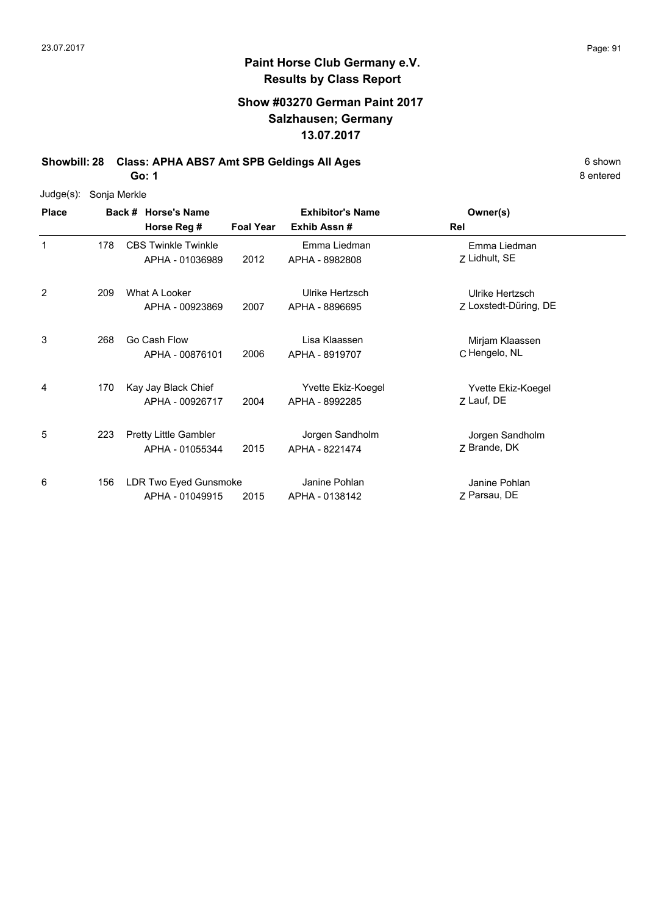# Paint Horse Club Germany e.V.

## Results by Class Report

### Show #03270 German Paint 2017
### Salzhausen; Germany
### 13.07.2017

**Showbill: 28 Class: APHA ABS7 Amt SPB Geldings All Ages** 6 shown

**Go: 1** 8 entered

Judge(s): Sonja Merkle

| Place | Back # | Horse's Name / Horse Reg # | Foal Year | Exhibitor's Name / Exhib Assn # | Rel | Owner(s) |
|---|---|---|---|---|---|---|
| 1 | 178 | CBS Twinkle Twinkle<br>APHA - 01036989 | 2012 | Emma Liedman<br>APHA - 8982808 | Z | Emma Liedman<br>Lidhult, SE |
| 2 | 209 | What A Looker<br>APHA - 00923869 | 2007 | Ulrike Hertzsch<br>APHA - 8896695 | Z | Ulrike Hertzsch<br>Loxstedt-Düring, DE |
| 3 | 268 | Go Cash Flow<br>APHA - 00876101 | 2006 | Lisa Klaassen<br>APHA - 8919707 | C | Mirjam Klaassen<br>Hengelo, NL |
| 4 | 170 | Kay Jay Black Chief<br>APHA - 00926717 | 2004 | Yvette Ekiz-Koegel<br>APHA - 8992285 | Z | Yvette Ekiz-Koegel<br>Lauf, DE |
| 5 | 223 | Pretty Little Gambler<br>APHA - 01055344 | 2015 | Jorgen Sandholm<br>APHA - 8221474 | Z | Jorgen Sandholm<br>Brande, DK |
| 6 | 156 | LDR Two Eyed Gunsmoke<br>APHA - 01049915 | 2015 | Janine Pohlan<br>APHA - 0138142 | Z | Janine Pohlan<br>Parsau, DE |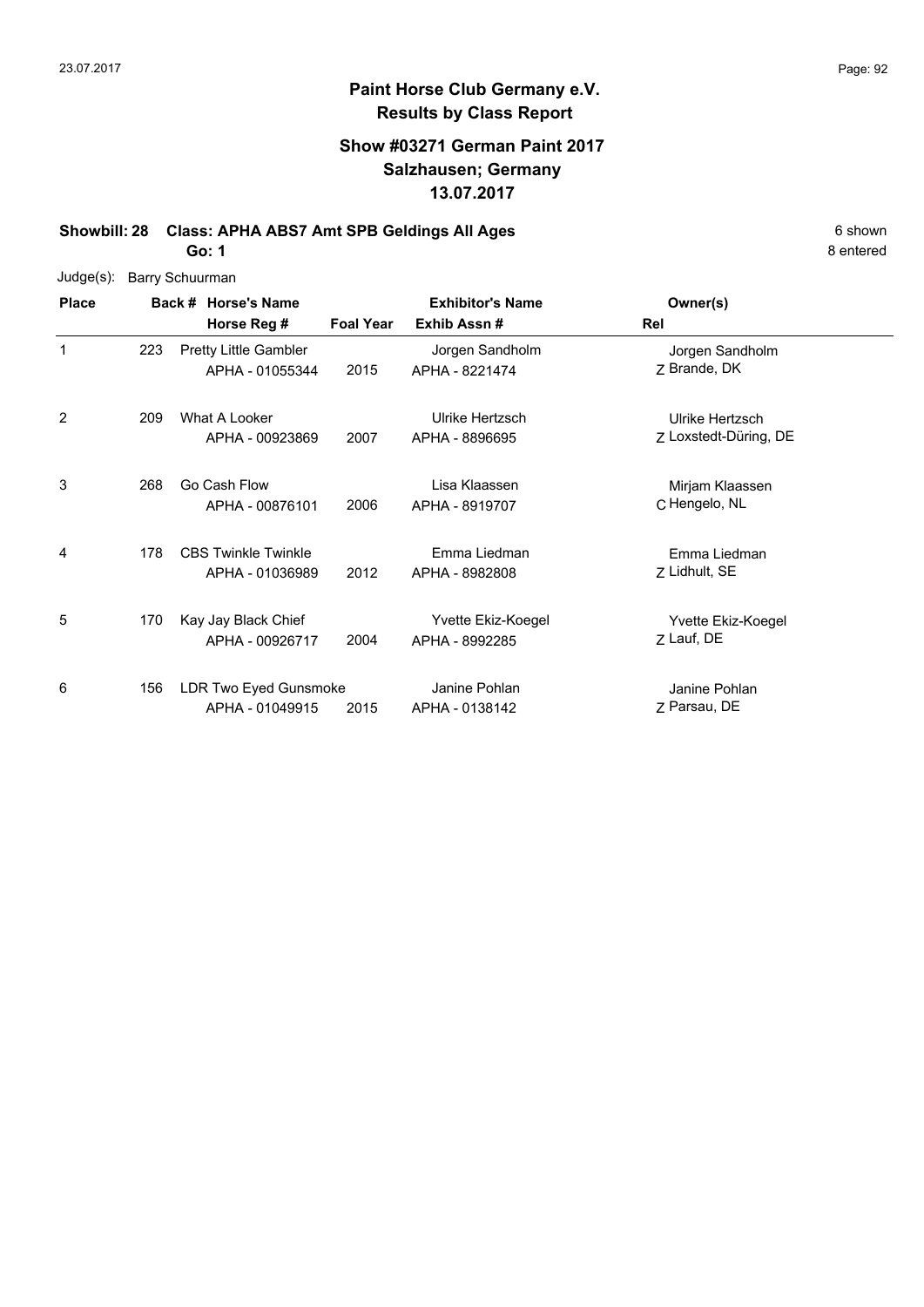**Paint Horse Club Germany e.V.**
**Results by Class Report**

**Show #03271 German Paint 2017**
**Salzhausen; Germany**
**13.07.2017**

**Showbill: 28 Class: APHA ABS7 Amt SPB Geldings All Ages** 6 shown
**Go: 1** 8 entered

Judge(s): Barry Schuurman

| Place | Back # | Horse's Name / Horse Reg # | Foal Year | Exhibitor's Name / Exhib Assn # | Rel | Owner(s) |
|---|---|---|---|---|---|---|
| 1 | 223 | Pretty Little Gambler<br>APHA - 01055344 | 2015 | Jorgen Sandholm<br>APHA - 8221474 | Z | Jorgen Sandholm<br>Brande, DK |
| 2 | 209 | What A Looker<br>APHA - 00923869 | 2007 | Ulrike Hertzsch<br>APHA - 8896695 | Z | Ulrike Hertzsch<br>Loxstedt-Düring, DE |
| 3 | 268 | Go Cash Flow<br>APHA - 00876101 | 2006 | Lisa Klaassen<br>APHA - 8919707 | C | Mirjam Klaassen<br>Hengelo, NL |
| 4 | 178 | CBS Twinkle Twinkle<br>APHA - 01036989 | 2012 | Emma Liedman<br>APHA - 8982808 | Z | Emma Liedman<br>Lidhult, SE |
| 5 | 170 | Kay Jay Black Chief<br>APHA - 00926717 | 2004 | Yvette Ekiz-Koegel<br>APHA - 8992285 | Z | Yvette Ekiz-Koegel<br>Lauf, DE |
| 6 | 156 | LDR Two Eyed Gunsmoke<br>APHA - 01049915 | 2015 | Janine Pohlan<br>APHA - 0138142 | Z | Janine Pohlan<br>Parsau, DE |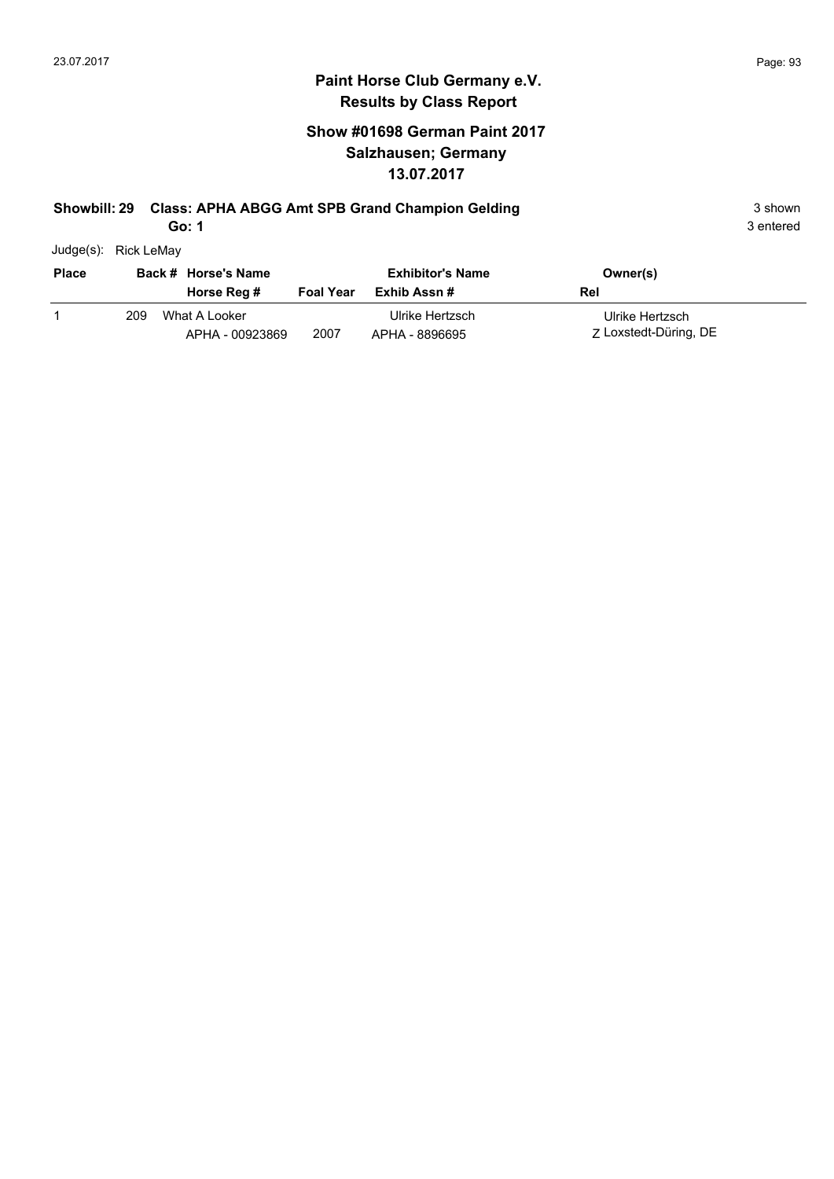## Paint Horse Club Germany e.V.
## Results by Class Report

### Show #01698 German Paint 2017
### Salzhausen; Germany
### 13.07.2017

**Showbill: 29 Class: APHA ABGG Amt SPB Grand Champion Gelding** 3 shown

**Go: 1** 3 entered

Judge(s): Rick LeMay

| Place | Back # | Horse's Name / Horse Reg # | Foal Year | Exhibitor's Name / Exhib Assn # | Owner(s) / Rel |
|---|---|---|---|---|---|
| 1 | 209 | What A Looker<br>APHA - 00923869 | 2007 | Ulrike Hertzsch<br>APHA - 8896695 | Ulrike Hertzsch<br>Z Loxstedt-Düring, DE |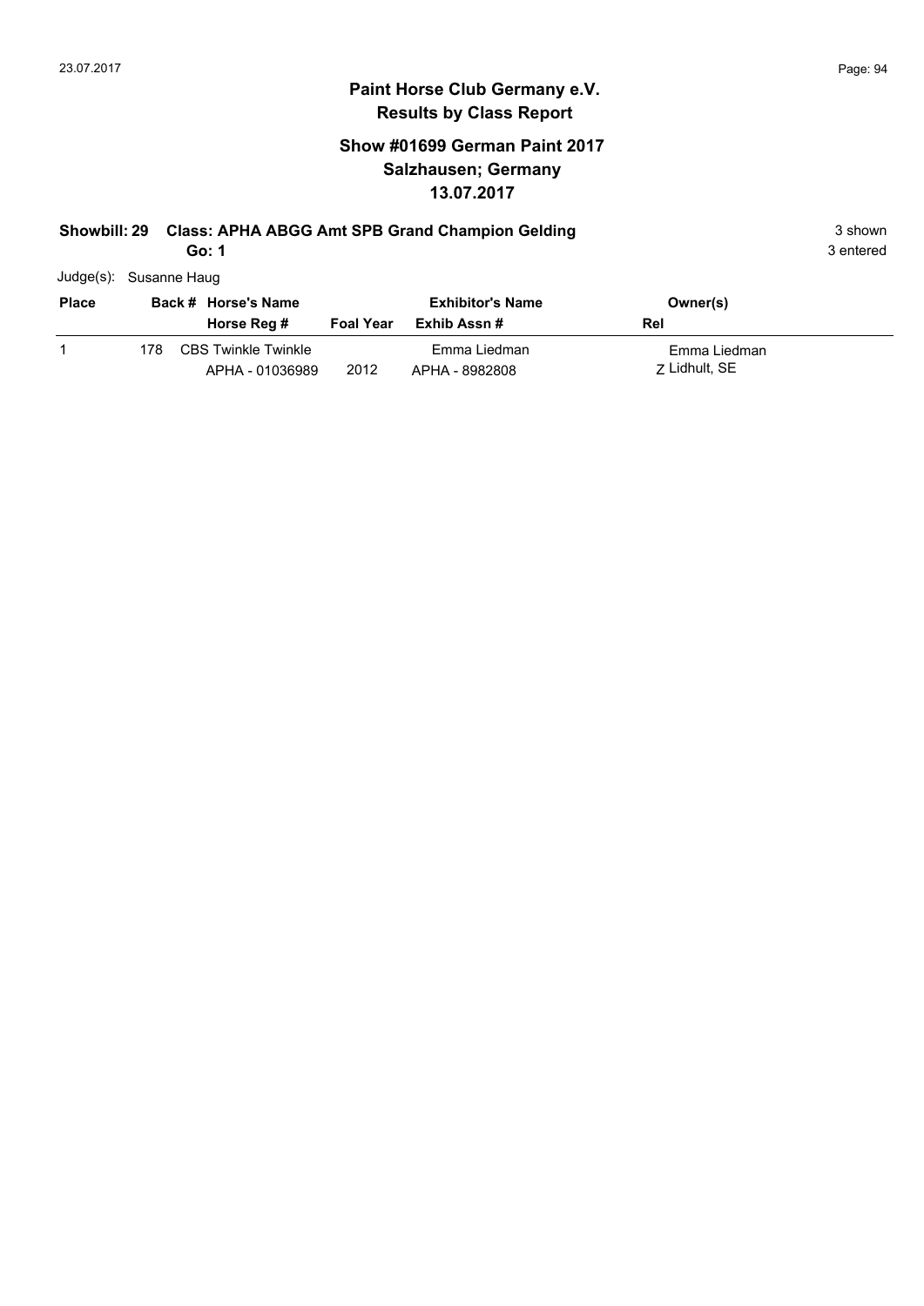# Paint Horse Club Germany e.V.

## Results by Class Report

### Show #01699 German Paint 2017
### Salzhausen; Germany
### 13.07.2017

**Showbill: 29 Class: APHA ABGG Amt SPB Grand Champion Gelding** 3 shown

**Go: 1** 3 entered

Judge(s): Susanne Haug

| Place | Back # | Horse's Name / Horse Reg # | Foal Year | Exhibitor's Name / Exhib Assn # | Owner(s) / Rel |
|---|---|---|---|---|---|
| 1 | 178 | CBS Twinkle Twinkle<br>APHA - 01036989 | 2012 | Emma Liedman<br>APHA - 8982808 | Emma Liedman<br>Z Lidhult, SE |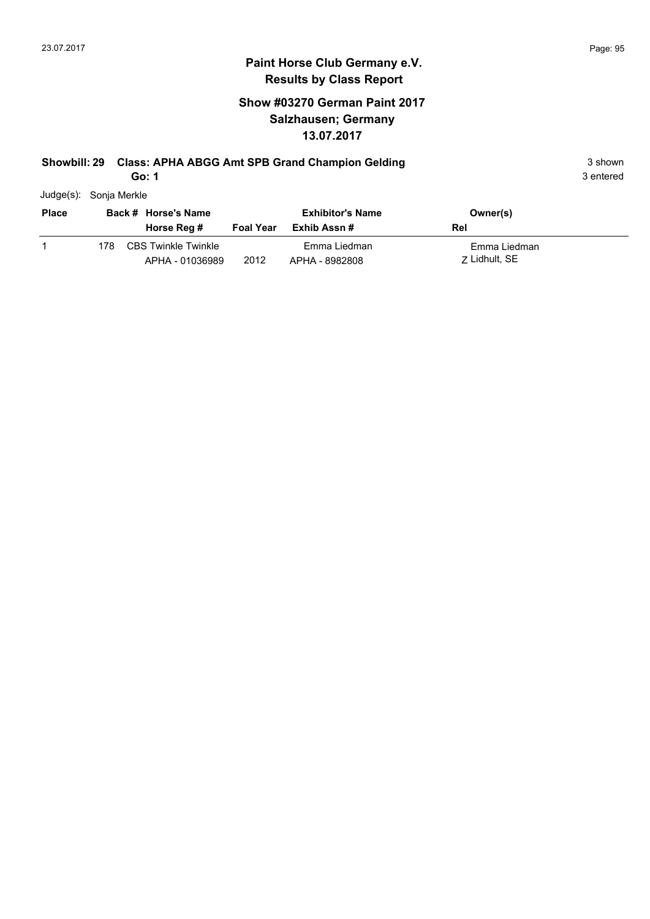# Paint Horse Club Germany e.V.

## Results by Class Report

### Show #03270 German Paint 2017
### Salzhausen; Germany
### 13.07.2017

**Showbill: 29 Class: APHA ABGG Amt SPB Grand Champion Gelding** — 3 shown

**Go: 1** — 3 entered

Judge(s): Sonja Merkle

| Place | Back # | Horse's Name / Horse Reg # | Foal Year | Exhibitor's Name / Exhib Assn # | Owner(s) / Rel |
|---|---|---|---|---|---|
| 1 | 178 | CBS Twinkle Twinkle<br>APHA - 01036989 | 2012 | Emma Liedman<br>APHA - 8982808 | Emma Liedman<br>Z Lidhult, SE |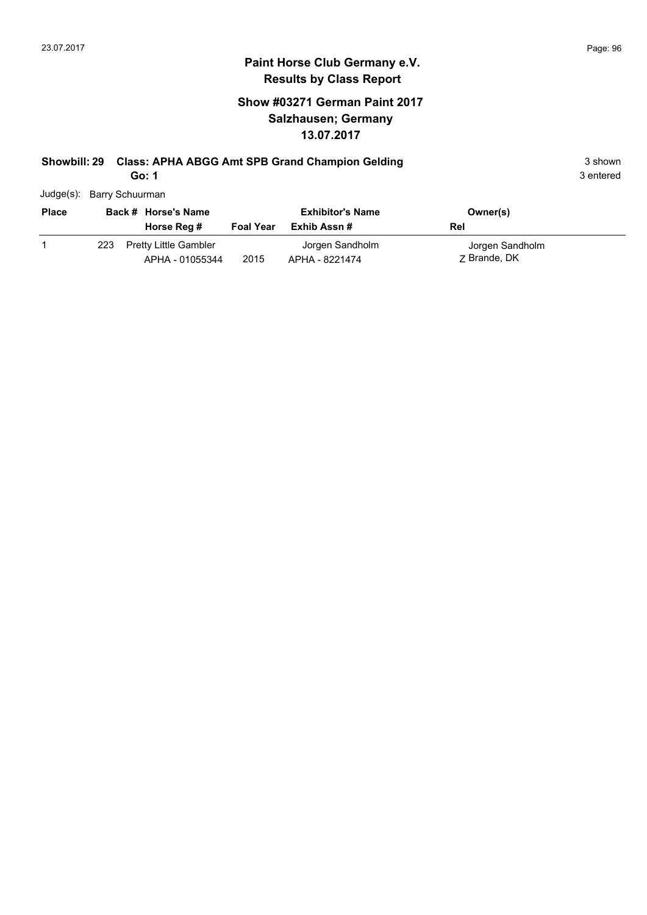## Paint Horse Club Germany e.V.
## Results by Class Report

### Show #03271 German Paint 2017
### Salzhausen; Germany
### 13.07.2017

**Showbill: 29 Class: APHA ABGG Amt SPB Grand Champion Gelding** 3 shown

**Go: 1** 3 entered

Judge(s): Barry Schuurman

| Place | Back # | Horse's Name / Horse Reg # | Foal Year | Exhibitor's Name / Exhib Assn # | Owner(s) / Rel |
|---|---|---|---|---|---|
| 1 | 223 | Pretty Little Gambler<br>APHA - 01055344 | 2015 | Jorgen Sandholm<br>APHA - 8221474 | Jorgen Sandholm<br>Z Brande, DK |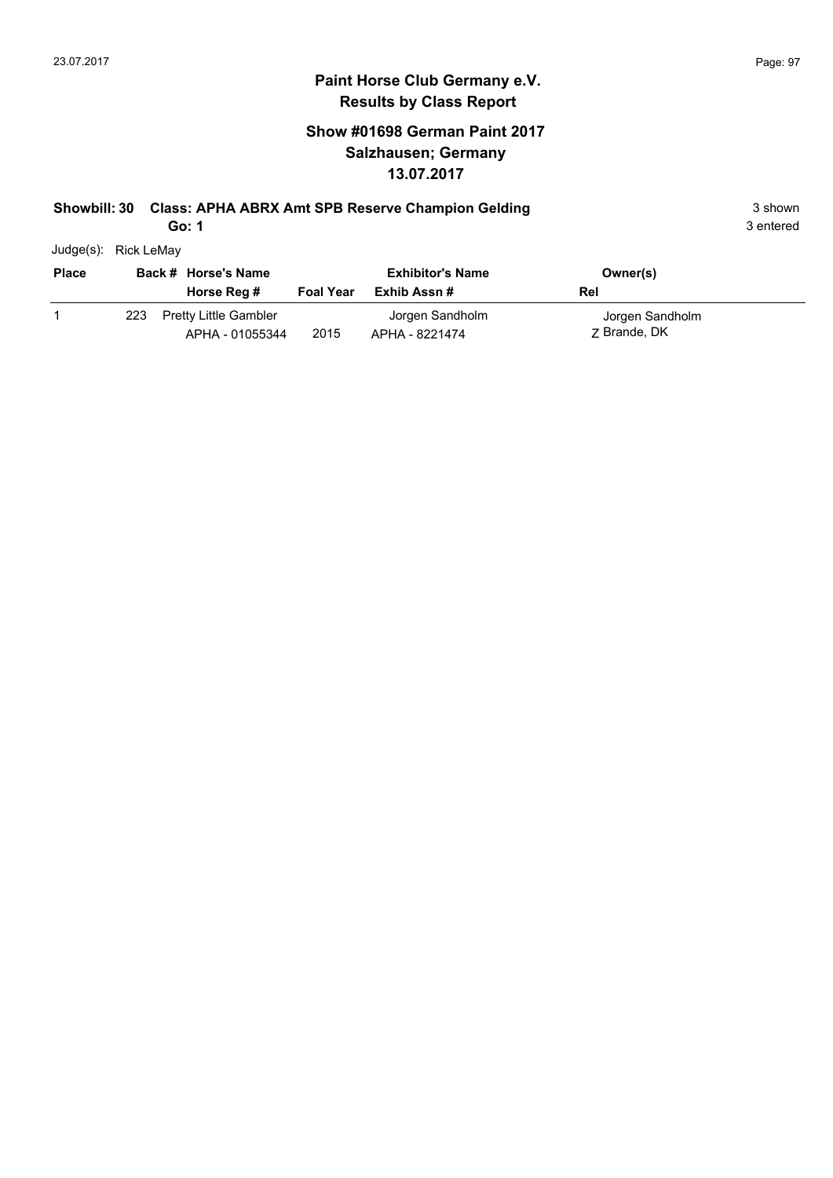# Paint Horse Club Germany e.V.
## Results by Class Report

### Show #01698 German Paint 2017
### Salzhausen; Germany
### 13.07.2017

**Showbill: 30 Class: APHA ABRX Amt SPB Reserve Champion Gelding** 3 shown

**Go: 1** 3 entered

Judge(s): Rick LeMay

| Place | Back # | Horse's Name / Horse Reg # | Foal Year | Exhibitor's Name / Exhib Assn # | Owner(s) / Rel |
|---|---|---|---|---|---|
| 1 | 223 | Pretty Little Gambler<br>APHA - 01055344 | 2015 | Jorgen Sandholm<br>APHA - 8221474 | Jorgen Sandholm<br>Z Brande, DK |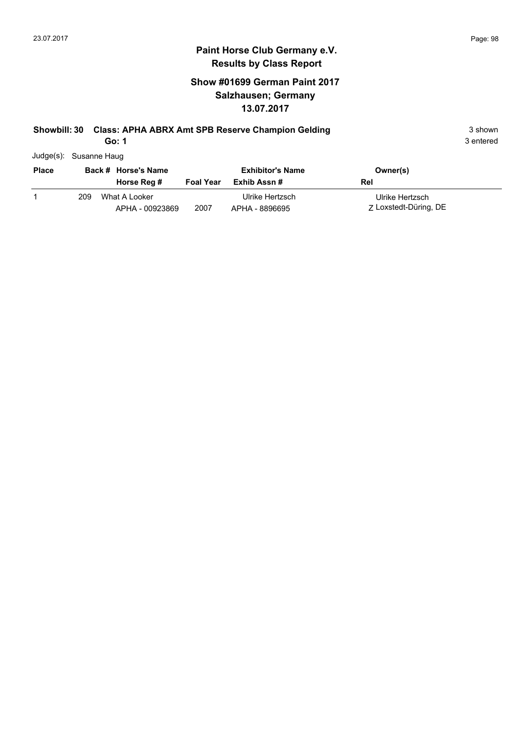# Paint Horse Club Germany e.V.

## Results by Class Report

### Show #01699 German Paint 2017
### Salzhausen; Germany
### 13.07.2017

**Showbill: 30 Class: APHA ABRX Amt SPB Reserve Champion Gelding** — 3 shown, 3 entered

**Go: 1**

Judge(s): Susanne Haug

| Place | Back # | Horse's Name / Horse Reg # | Foal Year | Exhibitor's Name / Exhib Assn # | Owner(s) / Rel |
|---|---|---|---|---|---|
| 1 | 209 | What A Looker<br>APHA - 00923869 | 2007 | Ulrike Hertzsch<br>APHA - 8896695 | Ulrike Hertzsch<br>Z Loxstedt-Düring, DE |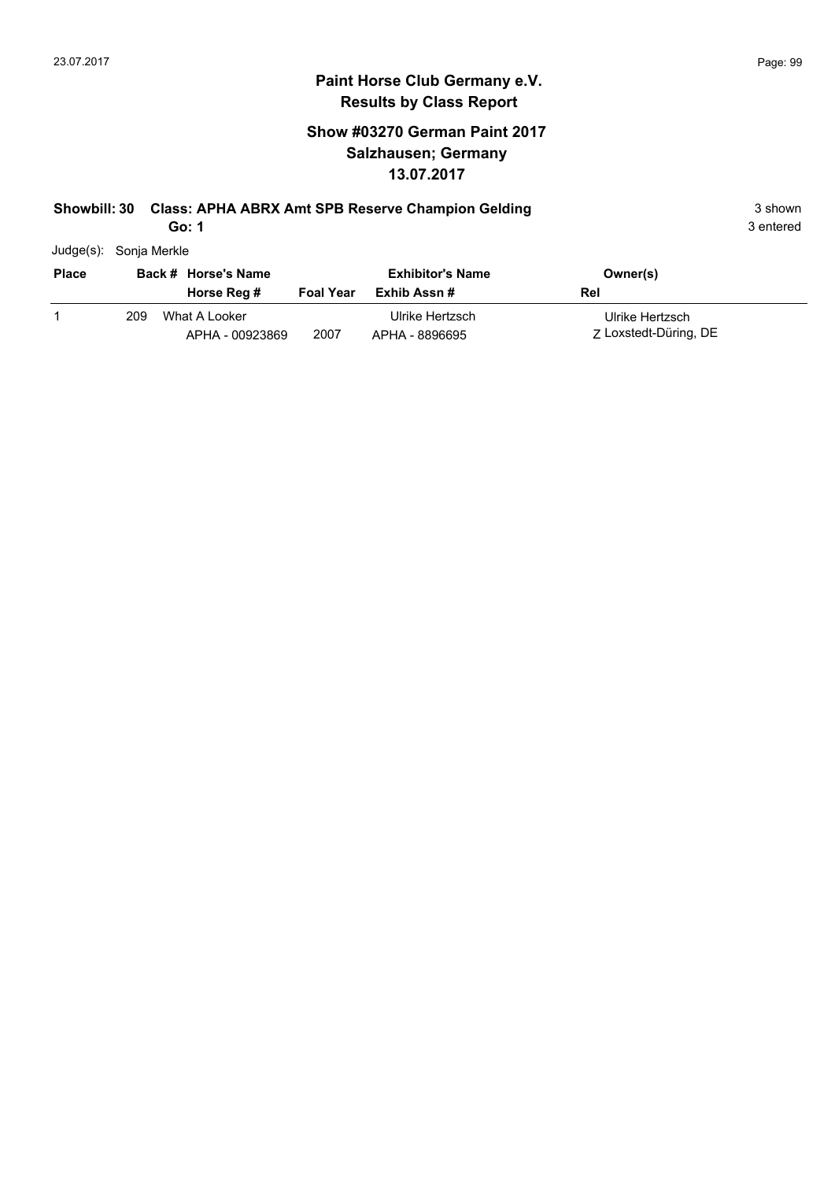# Paint Horse Club Germany e.V.

## Results by Class Report

### Show #03270 German Paint 2017
### Salzhausen; Germany
### 13.07.2017

**Showbill: 30 Class: APHA ABRX Amt SPB Reserve Champion Gelding** 3 shown

**Go: 1** 3 entered

Judge(s): Sonja Merkle

| Place | Back # | Horse's Name / Horse Reg # | Foal Year | Exhibitor's Name / Exhib Assn # | Owner(s) / Rel |
|---|---|---|---|---|---|
| 1 | 209 | What A Looker<br>APHA - 00923869 | 2007 | Ulrike Hertzsch<br>APHA - 8896695 | Ulrike Hertzsch<br>Z Loxstedt-Düring, DE |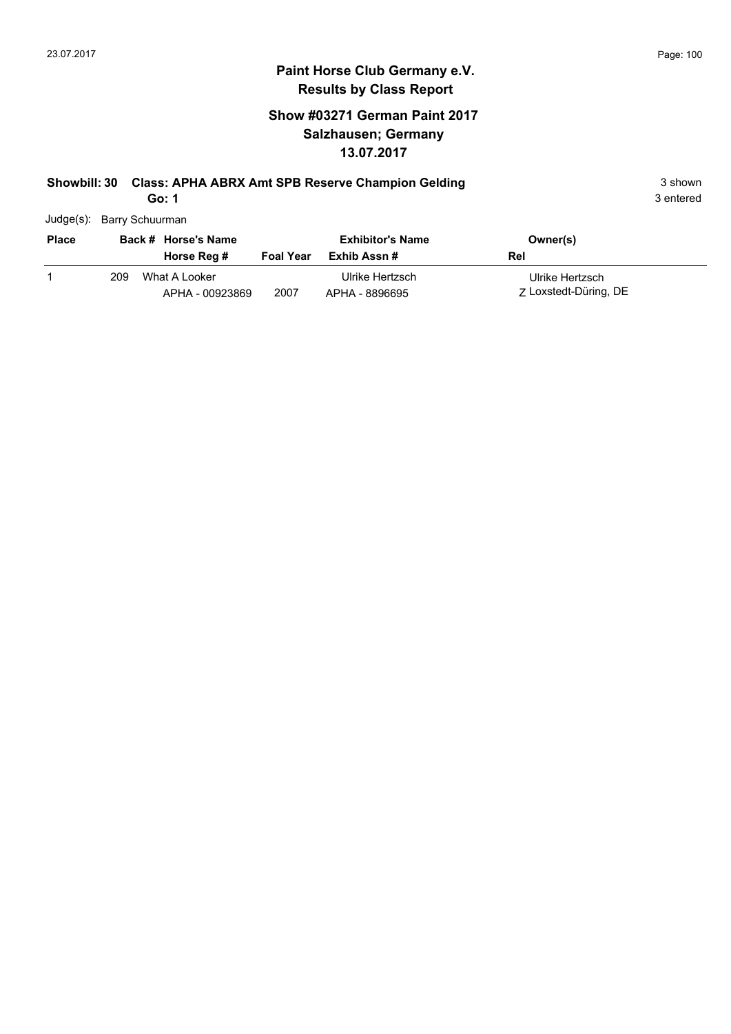## Paint Horse Club Germany e.V.
## Results by Class Report

### Show #03271 German Paint 2017
### Salzhausen; Germany
### 13.07.2017

**Showbill: 30 Class: APHA ABRX Amt SPB Reserve Champion Gelding** 3 shown

**Go: 1** 3 entered

Judge(s): Barry Schuurman

| Place | Back # | Horse's Name / Horse Reg # | Foal Year | Exhibitor's Name / Exhib Assn # | Owner(s) / Rel |
|---|---|---|---|---|---|
| 1 | 209 | What A Looker<br>APHA - 00923869 | 2007 | Ulrike Hertzsch<br>APHA - 8896695 | Ulrike Hertzsch<br>Z Loxstedt-Düring, DE |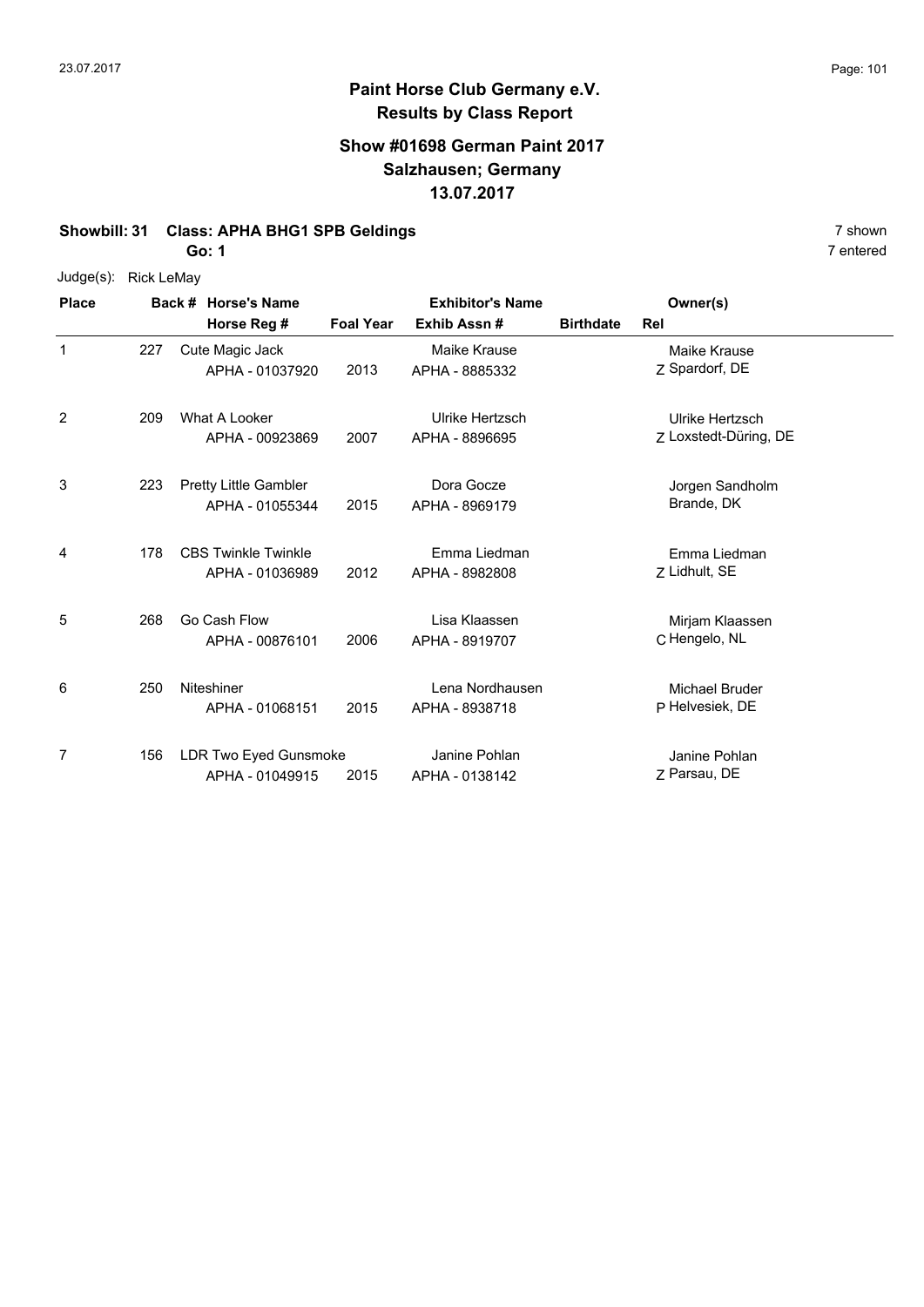## Paint Horse Club Germany e.V.
## Results by Class Report

### Show #01698 German Paint 2017
### Salzhausen; Germany
### 13.07.2017

**Showbill: 31 Class: APHA BHG1 SPB Geldings** 7 shown

**Go: 1** 7 entered

Judge(s): Rick LeMay

| Place | Back # | Horse's Name / Horse Reg # | Foal Year | Exhibitor's Name / Exhib Assn # | Birthdate | Rel | Owner(s) |
|---|---|---|---|---|---|---|---|
| 1 | 227 | Cute Magic Jack<br>APHA - 01037920 | 2013 | Maike Krause<br>APHA - 8885332 | | Z | Maike Krause<br>Spardorf, DE |
| 2 | 209 | What A Looker<br>APHA - 00923869 | 2007 | Ulrike Hertzsch<br>APHA - 8896695 | | Z | Ulrike Hertzsch<br>Loxstedt-Düring, DE |
| 3 | 223 | Pretty Little Gambler<br>APHA - 01055344 | 2015 | Dora Gocze<br>APHA - 8969179 | | | Jorgen Sandholm<br>Brande, DK |
| 4 | 178 | CBS Twinkle Twinkle<br>APHA - 01036989 | 2012 | Emma Liedman<br>APHA - 8982808 | | Z | Emma Liedman<br>Lidhult, SE |
| 5 | 268 | Go Cash Flow<br>APHA - 00876101 | 2006 | Lisa Klaassen<br>APHA - 8919707 | | C | Mirjam Klaassen<br>Hengelo, NL |
| 6 | 250 | Niteshiner<br>APHA - 01068151 | 2015 | Lena Nordhausen<br>APHA - 8938718 | | P | Michael Bruder<br>Helvesiek, DE |
| 7 | 156 | LDR Two Eyed Gunsmoke<br>APHA - 01049915 | 2015 | Janine Pohlan<br>APHA - 0138142 | | Z | Janine Pohlan<br>Parsau, DE |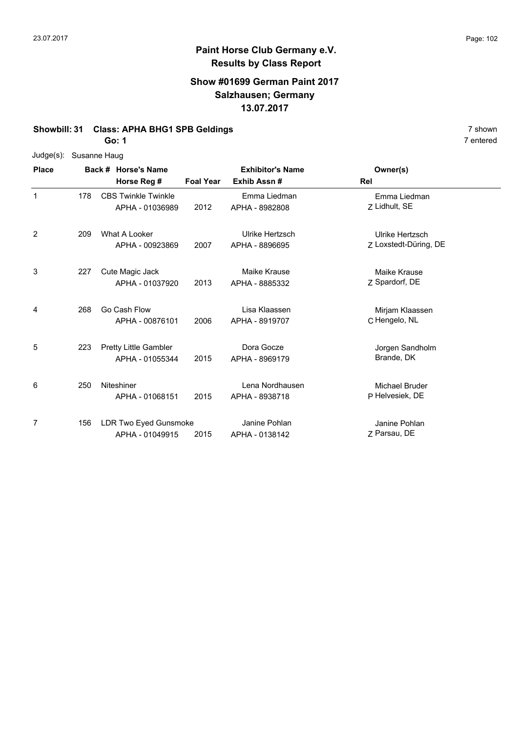# Paint Horse Club Germany e.V.
## Results by Class Report

### Show #01699 German Paint 2017
### Salzhausen; Germany
### 13.07.2017

**Showbill: 31 Class: APHA BHG1 SPB Geldings** — 7 shown

**Go: 1** — 7 entered

Judge(s): Susanne Haug

| Place | Back # | Horse's Name / Horse Reg # | Foal Year | Exhibitor's Name / Exhib Assn # | Rel | Owner(s) |
|---|---|---|---|---|---|---|
| 1 | 178 | CBS Twinkle Twinkle<br>APHA - 01036989 | 2012 | Emma Liedman<br>APHA - 8982808 | Z | Emma Liedman<br>Lidhult, SE |
| 2 | 209 | What A Looker<br>APHA - 00923869 | 2007 | Ulrike Hertzsch<br>APHA - 8896695 | Z | Ulrike Hertzsch<br>Loxstedt-Düring, DE |
| 3 | 227 | Cute Magic Jack<br>APHA - 01037920 | 2013 | Maike Krause<br>APHA - 8885332 | Z | Maike Krause<br>Spardorf, DE |
| 4 | 268 | Go Cash Flow<br>APHA - 00876101 | 2006 | Lisa Klaassen<br>APHA - 8919707 | C | Mirjam Klaassen<br>Hengelo, NL |
| 5 | 223 | Pretty Little Gambler<br>APHA - 01055344 | 2015 | Dora Gocze<br>APHA - 8969179 | | Jorgen Sandholm<br>Brande, DK |
| 6 | 250 | Niteshiner<br>APHA - 01068151 | 2015 | Lena Nordhausen<br>APHA - 8938718 | P | Michael Bruder<br>Helvesiek, DE |
| 7 | 156 | LDR Two Eyed Gunsmoke<br>APHA - 01049915 | 2015 | Janine Pohlan<br>APHA - 0138142 | Z | Janine Pohlan<br>Parsau, DE |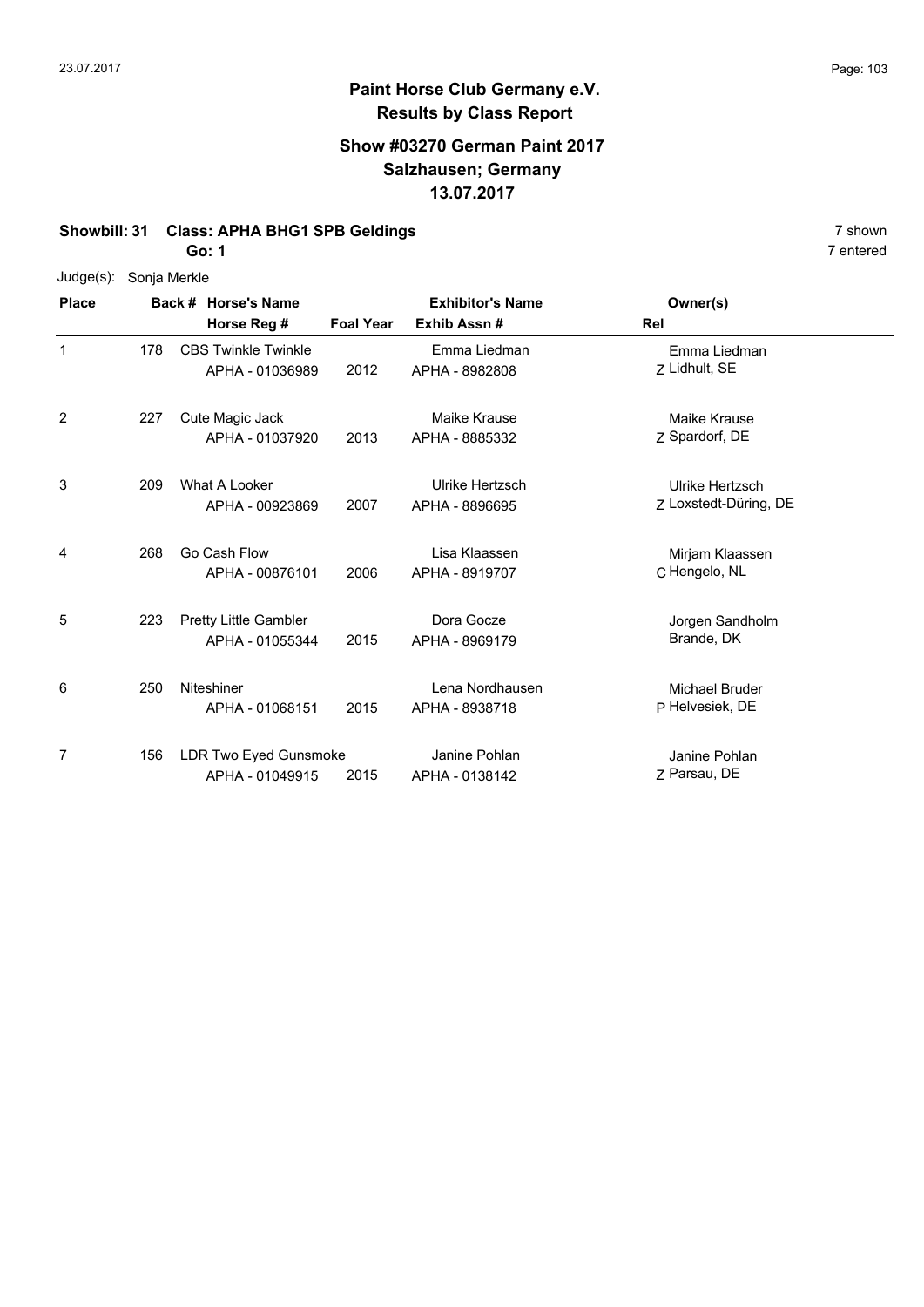# Paint Horse Club Germany e.V.
## Results by Class Report

### Show #03270 German Paint 2017
### Salzhausen; Germany
### 13.07.2017

**Showbill: 31 Class: APHA BHG1 SPB Geldings** 7 shown

**Go: 1** 7 entered

Judge(s): Sonja Merkle

| Place | Back # | Horse's Name / Horse Reg # | Foal Year | Exhibitor's Name / Exhib Assn # | Rel | Owner(s) |
|---|---|---|---|---|---|---|
| 1 | 178 | CBS Twinkle Twinkle<br>APHA - 01036989 | 2012 | Emma Liedman<br>APHA - 8982808 | Z | Emma Liedman<br>Lidhult, SE |
| 2 | 227 | Cute Magic Jack<br>APHA - 01037920 | 2013 | Maike Krause<br>APHA - 8885332 | Z | Maike Krause<br>Spardorf, DE |
| 3 | 209 | What A Looker<br>APHA - 00923869 | 2007 | Ulrike Hertzsch<br>APHA - 8896695 | Z | Ulrike Hertzsch<br>Loxstedt-Düring, DE |
| 4 | 268 | Go Cash Flow<br>APHA - 00876101 | 2006 | Lisa Klaassen<br>APHA - 8919707 | C | Mirjam Klaassen<br>Hengelo, NL |
| 5 | 223 | Pretty Little Gambler<br>APHA - 01055344 | 2015 | Dora Gocze<br>APHA - 8969179 | | Jorgen Sandholm<br>Brande, DK |
| 6 | 250 | Niteshiner<br>APHA - 01068151 | 2015 | Lena Nordhausen<br>APHA - 8938718 | P | Michael Bruder<br>Helvesiek, DE |
| 7 | 156 | LDR Two Eyed Gunsmoke<br>APHA - 01049915 | 2015 | Janine Pohlan<br>APHA - 0138142 | Z | Janine Pohlan<br>Parsau, DE |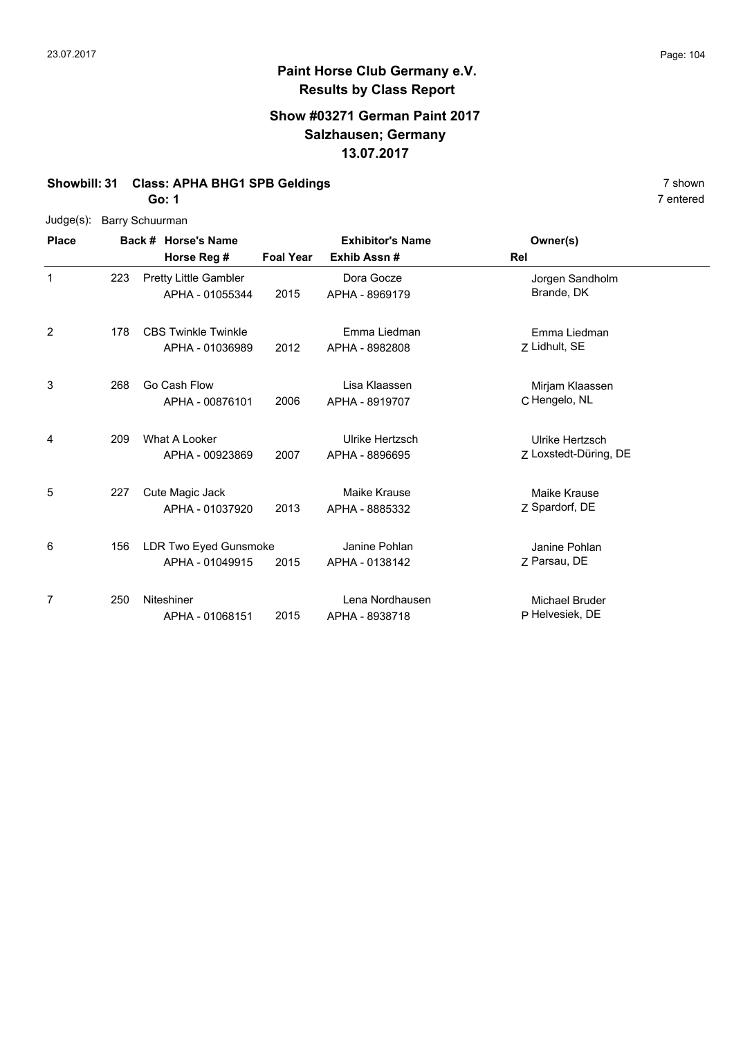# Paint Horse Club Germany e.V.
## Results by Class Report

### Show #03271 German Paint 2017
### Salzhausen; Germany
### 13.07.2017

**Showbill: 31 Class: APHA BHG1 SPB Geldings** 7 shown

**Go: 1** 7 entered

Judge(s): Barry Schuurman

| Place | Back # | Horse's Name / Horse Reg # | Foal Year | Exhibitor's Name / Exhib Assn # | Rel | Owner(s) |
|---|---|---|---|---|---|---|
| 1 | 223 | Pretty Little Gambler<br>APHA - 01055344 | 2015 | Dora Gocze<br>APHA - 8969179 | | Jorgen Sandholm<br>Brande, DK |
| 2 | 178 | CBS Twinkle Twinkle<br>APHA - 01036989 | 2012 | Emma Liedman<br>APHA - 8982808 | Z | Emma Liedman<br>Lidhult, SE |
| 3 | 268 | Go Cash Flow<br>APHA - 00876101 | 2006 | Lisa Klaassen<br>APHA - 8919707 | C | Mirjam Klaassen<br>Hengelo, NL |
| 4 | 209 | What A Looker<br>APHA - 00923869 | 2007 | Ulrike Hertzsch<br>APHA - 8896695 | Z | Ulrike Hertzsch<br>Loxstedt-Düring, DE |
| 5 | 227 | Cute Magic Jack<br>APHA - 01037920 | 2013 | Maike Krause<br>APHA - 8885332 | Z | Maike Krause<br>Spardorf, DE |
| 6 | 156 | LDR Two Eyed Gunsmoke<br>APHA - 01049915 | 2015 | Janine Pohlan<br>APHA - 0138142 | Z | Janine Pohlan<br>Parsau, DE |
| 7 | 250 | Niteshiner<br>APHA - 01068151 | 2015 | Lena Nordhausen<br>APHA - 8938718 | P | Michael Bruder<br>Helvesiek, DE |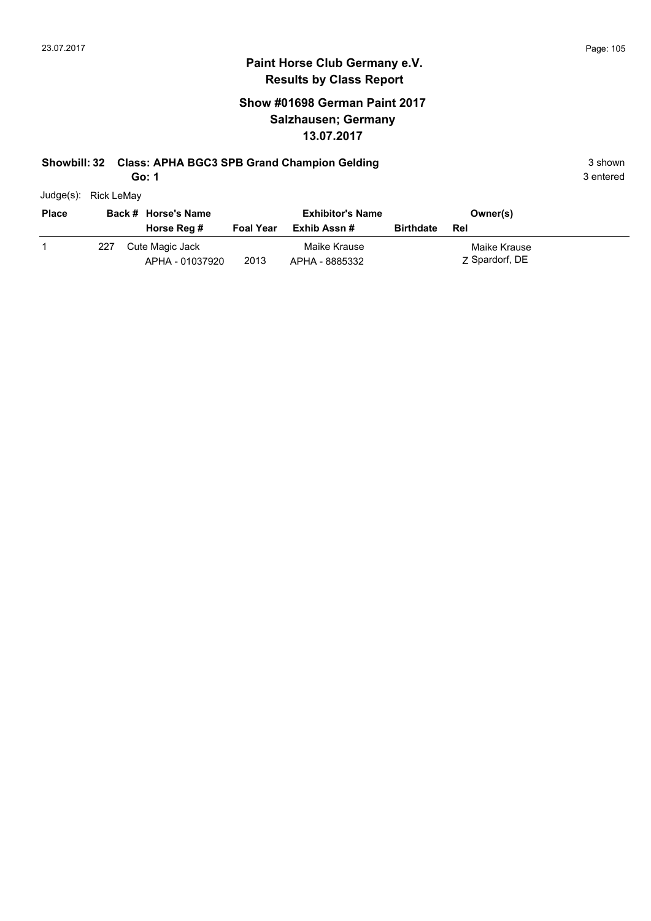## Paint Horse Club Germany e.V.
## Results by Class Report

### Show #01698 German Paint 2017
### Salzhausen; Germany
### 13.07.2017

**Showbill: 32 Class: APHA BGC3 SPB Grand Champion Gelding** 3 shown

**Go: 1** 3 entered

Judge(s): Rick LeMay

| Place | Back # | Horse's Name / Horse Reg # | Foal Year | Exhibitor's Name / Exhib Assn # | Birthdate | Owner(s) / Rel |
|---|---|---|---|---|---|---|
| 1 | 227 | Cute Magic Jack<br>APHA - 01037920 | 2013 | Maike Krause<br>APHA - 8885332 | | Maike Krause<br>Z Spardorf, DE |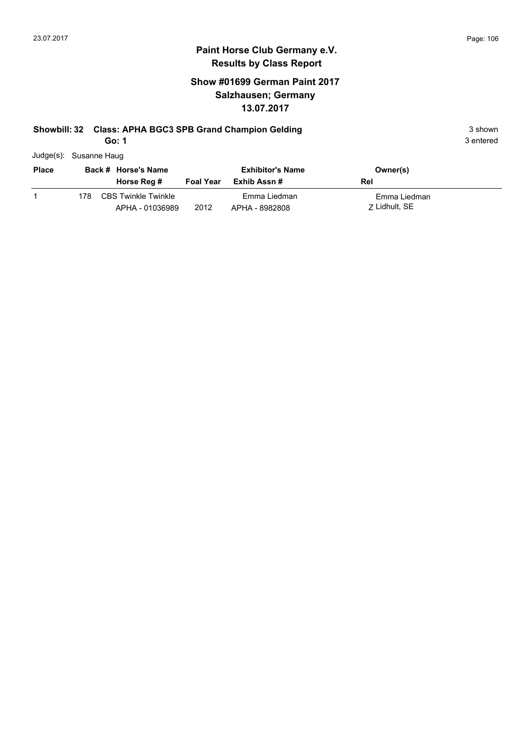# Paint Horse Club Germany e.V.

## Results by Class Report

### Show #01699 German Paint 2017
### Salzhausen; Germany
### 13.07.2017

**Showbill: 32 Class: APHA BGC3 SPB Grand Champion Gelding** 3 shown

**Go: 1** 3 entered

Judge(s): Susanne Haug

| Place | Back # | Horse's Name / Horse Reg # | Foal Year | Exhibitor's Name / Exhib Assn # | Owner(s) / Rel |
|---|---|---|---|---|---|
| 1 | 178 | CBS Twinkle Twinkle<br>APHA - 01036989 | 2012 | Emma Liedman<br>APHA - 8982808 | Emma Liedman<br>Z Lidhult, SE |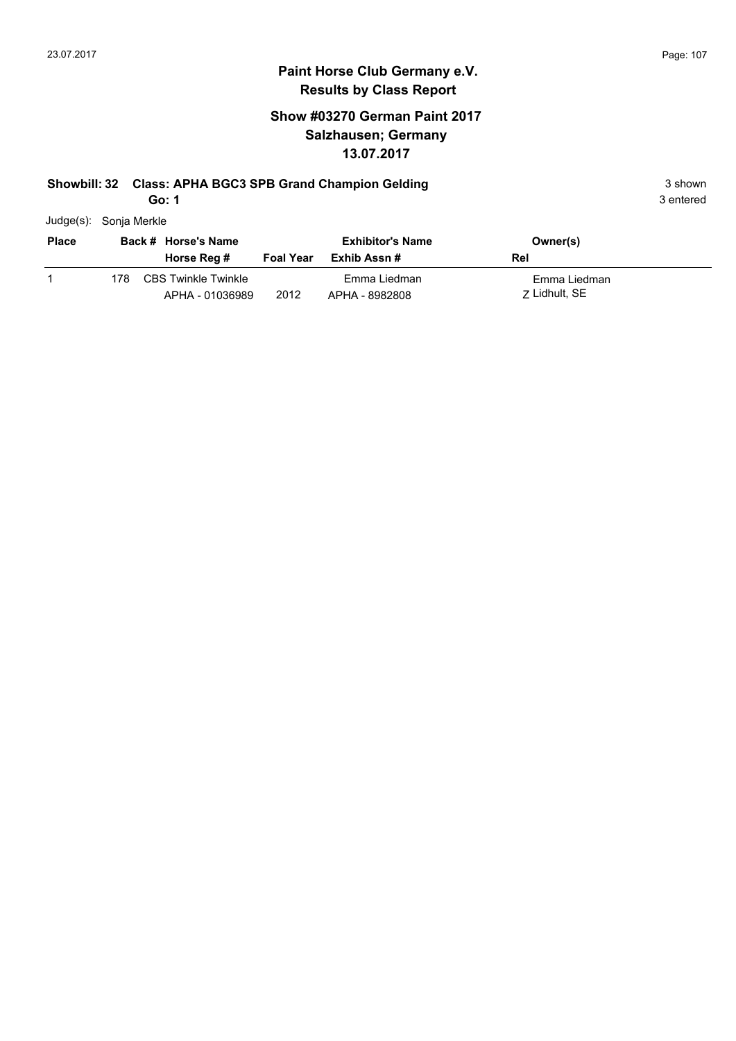# Paint Horse Club Germany e.V.

## Results by Class Report

### Show #03270 German Paint 2017
### Salzhausen; Germany
### 13.07.2017

**Showbill: 32 Class: APHA BGC3 SPB Grand Champion Gelding** 3 shown

**Go: 1** 3 entered

Judge(s): Sonja Merkle

| Place | Back # | Horse's Name / Horse Reg # | Foal Year | Exhibitor's Name / Exhib Assn # | Owner(s) / Rel |
|---|---|---|---|---|---|
| 1 | 178 | CBS Twinkle Twinkle<br>APHA - 01036989 | 2012 | Emma Liedman<br>APHA - 8982808 | Emma Liedman<br>Z Lidhult, SE |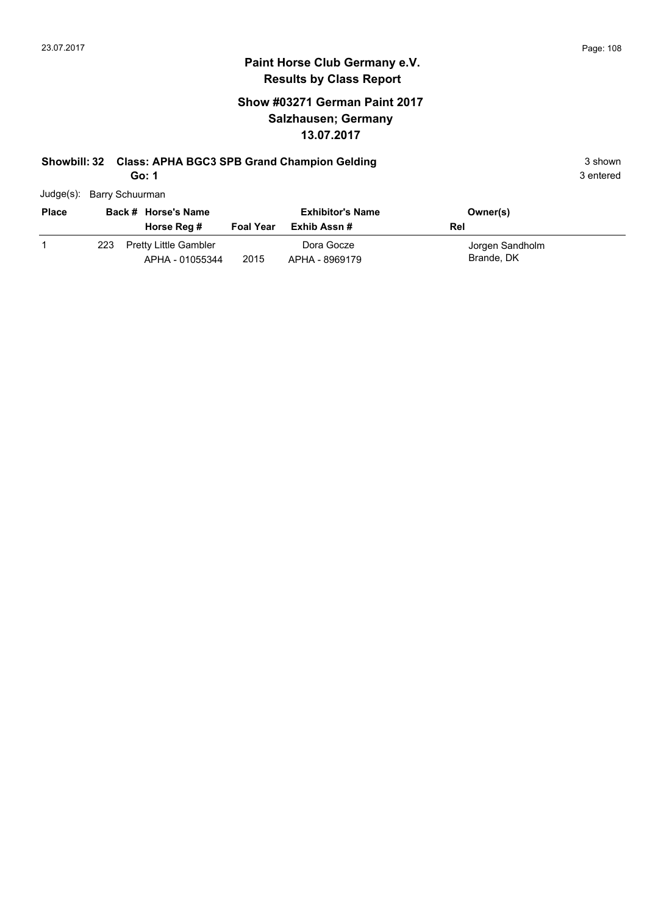# Paint Horse Club Germany e.V.
## Results by Class Report

### Show #03271 German Paint 2017
### Salzhausen; Germany
### 13.07.2017

**Showbill: 32 Class: APHA BGC3 SPB Grand Champion Gelding** 3 shown

**Go: 1** 3 entered

Judge(s): Barry Schuurman

| Place | Back # | Horse's Name / Horse Reg # | Foal Year | Exhibitor's Name / Exhib Assn # | Owner(s) / Rel |
|---|---|---|---|---|---|
| 1 | 223 | Pretty Little Gambler<br>APHA - 01055344 | 2015 | Dora Gocze<br>APHA - 8969179 | Jorgen Sandholm<br>Brande, DK |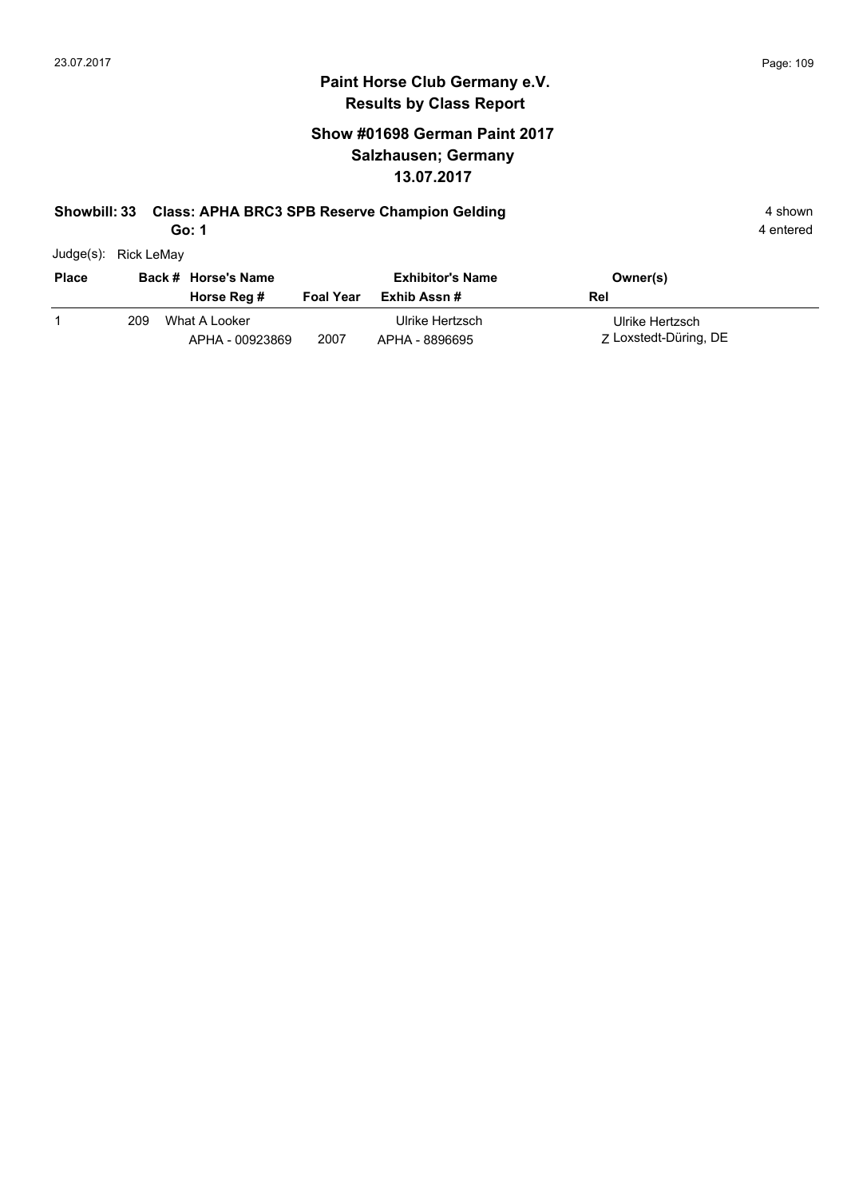# Paint Horse Club Germany e.V.
## Results by Class Report

### Show #01698 German Paint 2017
### Salzhausen; Germany
### 13.07.2017

**Showbill: 33 Class: APHA BRC3 SPB Reserve Champion Gelding** 4 shown

**Go: 1** 4 entered

Judge(s): Rick LeMay

| Place | Back # | Horse's Name / Horse Reg # | Foal Year | Exhibitor's Name / Exhib Assn # | Owner(s) / Rel |
|---|---|---|---|---|---|
| 1 | 209 | What A Looker<br>APHA - 00923869 | 2007 | Ulrike Hertzsch<br>APHA - 8896695 | Ulrike Hertzsch<br>Z Loxstedt-Düring, DE |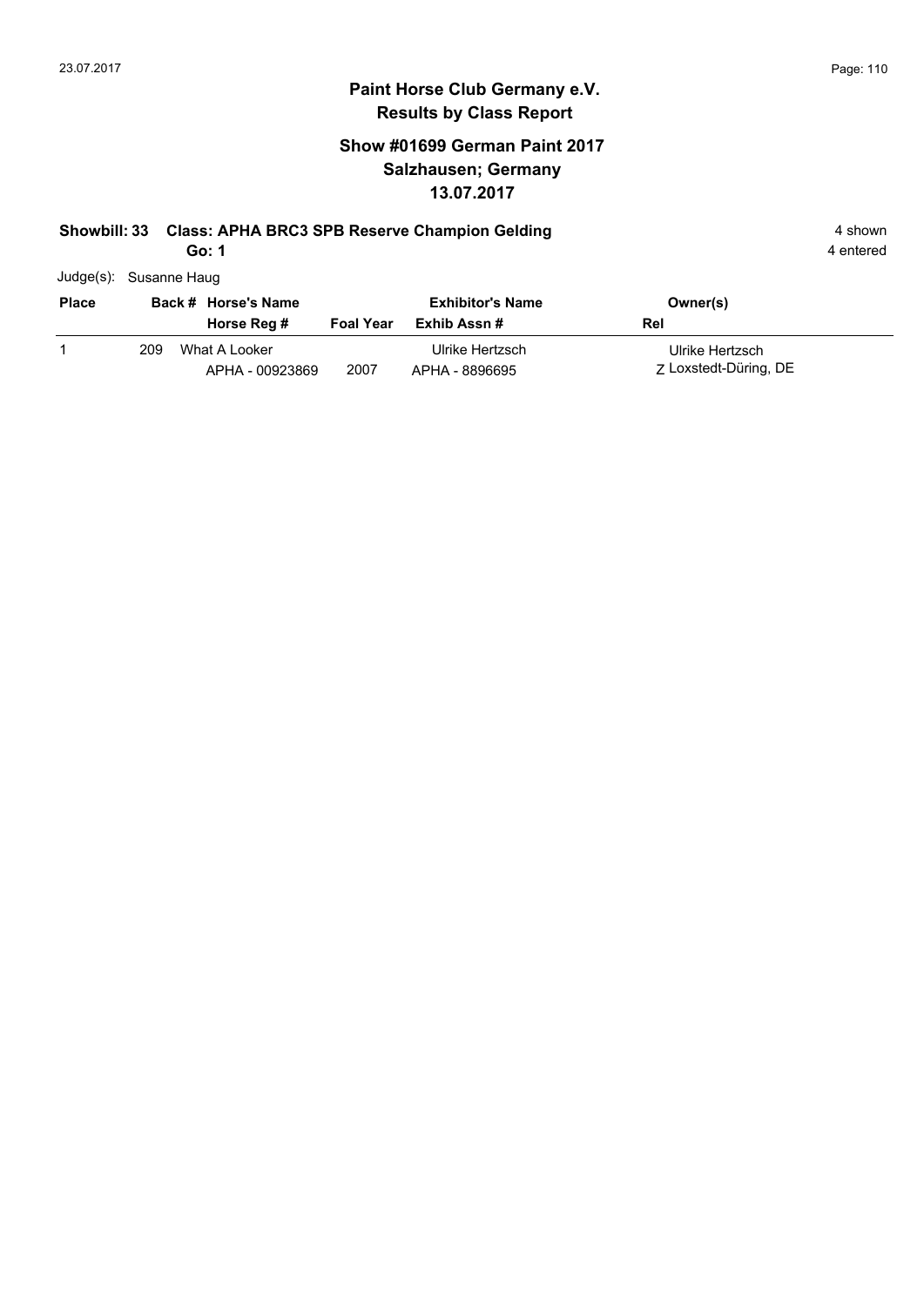# Paint Horse Club Germany e.V.

## Results by Class Report

### Show #01699 German Paint 2017

### Salzhausen; Germany

### 13.07.2017

**Showbill: 33 Class: APHA BRC3 SPB Reserve Champion Gelding** 4 shown

**Go: 1** 4 entered

Judge(s): Susanne Haug

| Place | Back # | Horse's Name / Horse Reg # | Foal Year | Exhibitor's Name / Exhib Assn # | Owner(s) / Rel |
|---|---|---|---|---|---|
| 1 | 209 | What A Looker<br>APHA - 00923869 | 2007 | Ulrike Hertzsch<br>APHA - 8896695 | Ulrike Hertzsch<br>Z Loxstedt-Düring, DE |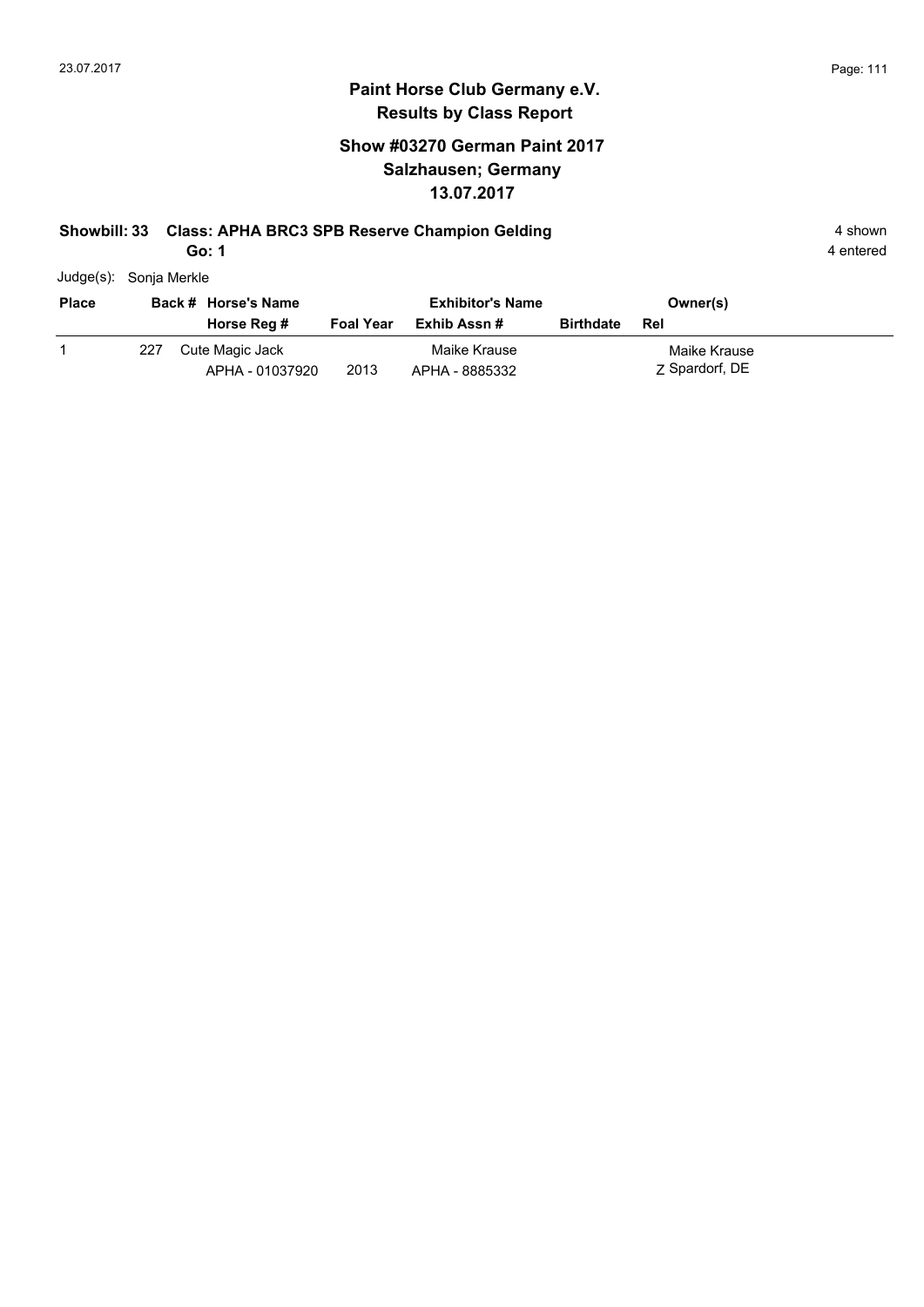## Paint Horse Club Germany e.V.
## Results by Class Report

### Show #03270 German Paint 2017
### Salzhausen; Germany
### 13.07.2017

**Showbill: 33 Class: APHA BRC3 SPB Reserve Champion Gelding** — 4 shown

**Go: 1** — 4 entered

Judge(s): Sonja Merkle

| Place | Back # | Horse's Name / Horse Reg # | Foal Year | Exhibitor's Name / Exhib Assn # | Birthdate | Owner(s) / Rel |
|---|---|---|---|---|---|---|
| 1 | 227 | Cute Magic Jack<br>APHA - 01037920 | 2013 | Maike Krause<br>APHA - 8885332 | | Maike Krause<br>Z Spardorf, DE |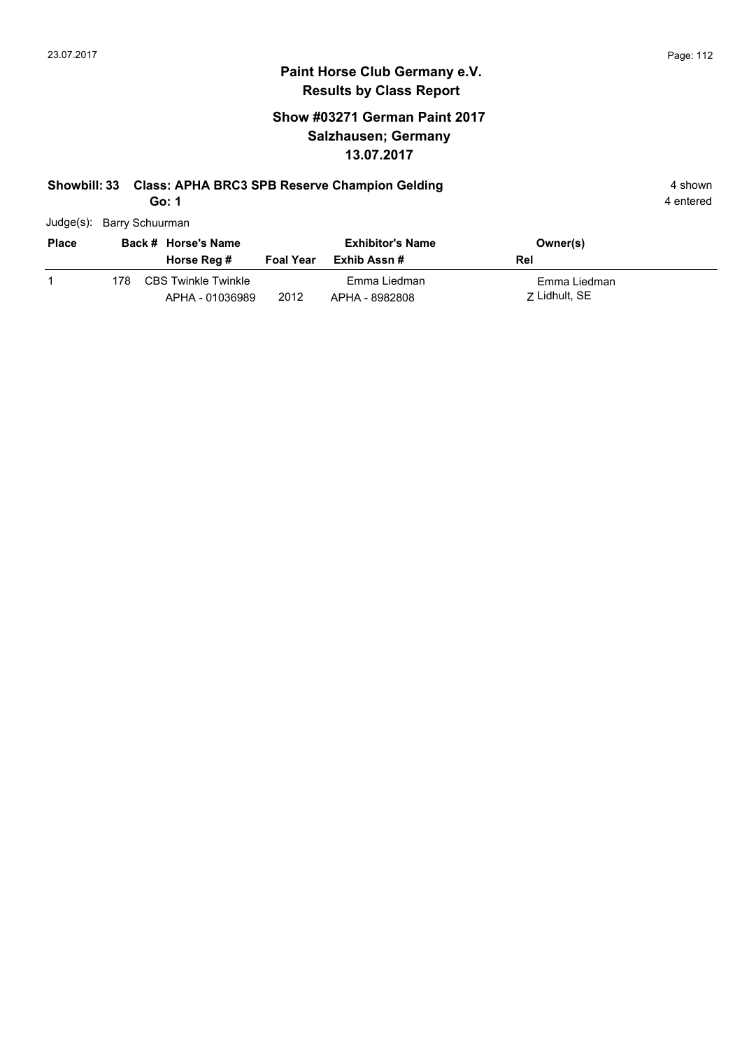# Paint Horse Club Germany e.V.
## Results by Class Report

### Show #03271 German Paint 2017
### Salzhausen; Germany
### 13.07.2017

**Showbill: 33 Class: APHA BRC3 SPB Reserve Champion Gelding** 4 shown

**Go: 1** 4 entered

Judge(s): Barry Schuurman

| Place | Back # | Horse's Name / Horse Reg # | Foal Year | Exhibitor's Name / Exhib Assn # | Owner(s) / Rel |
|---|---|---|---|---|---|
| 1 | 178 | CBS Twinkle Twinkle<br>APHA - 01036989 | 2012 | Emma Liedman<br>APHA - 8982808 | Emma Liedman<br>Z Lidhult, SE |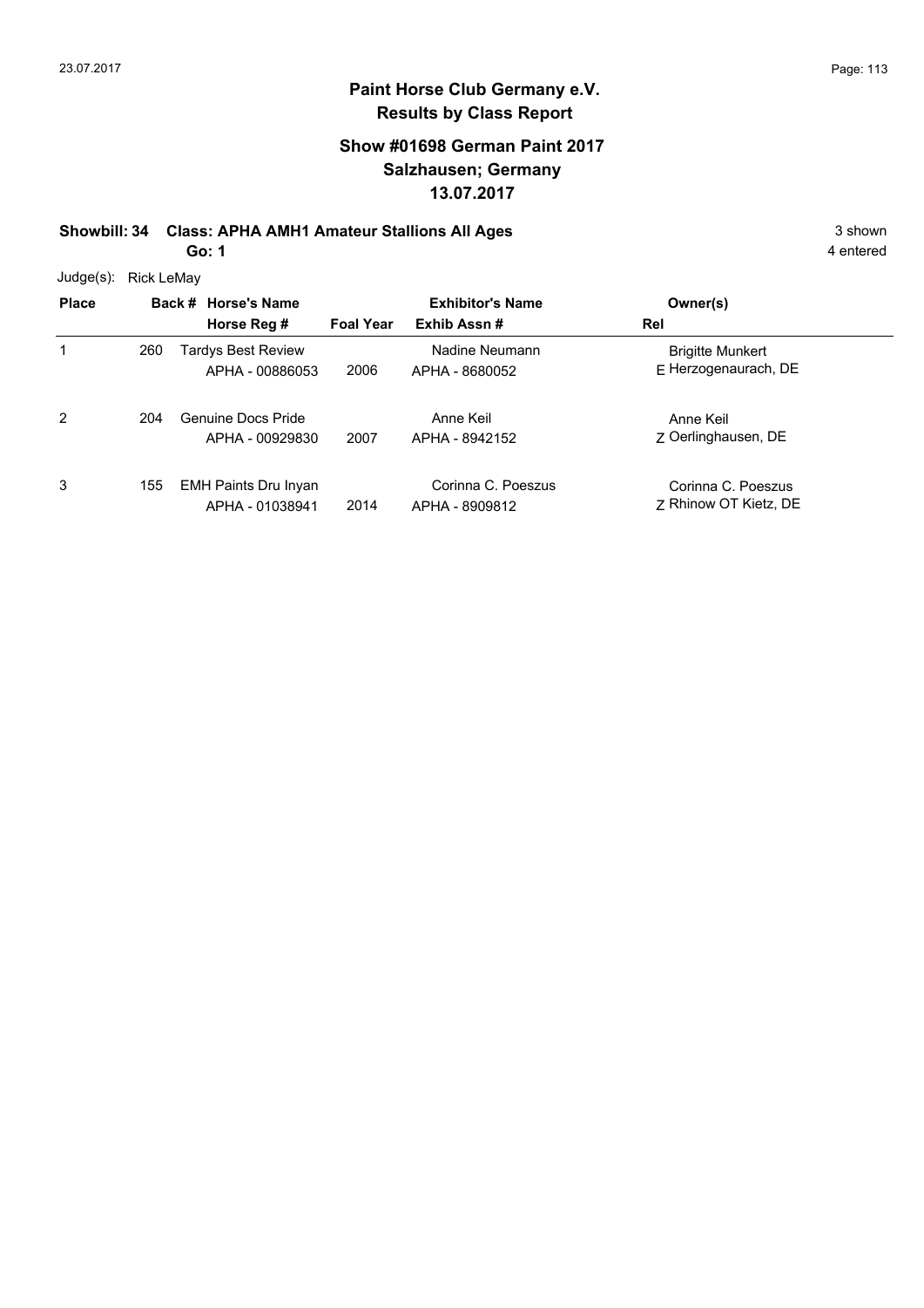# Paint Horse Club Germany e.V.
## Results by Class Report

### Show #01698 German Paint 2017
### Salzhausen; Germany
### 13.07.2017

**Showbill: 34 Class: APHA AMH1 Amateur Stallions All Ages** 3 shown

**Go: 1** 4 entered

Judge(s): Rick LeMay

| Place | Back # | Horse's Name / Horse Reg # | Foal Year | Exhibitor's Name / Exhib Assn # | Rel | Owner(s) |
|---|---|---|---|---|---|---|
| 1 | 260 | Tardys Best Review<br>APHA - 00886053 | 2006 | Nadine Neumann<br>APHA - 8680052 | E | Brigitte Munkert<br>Herzogenaurach, DE |
| 2 | 204 | Genuine Docs Pride<br>APHA - 00929830 | 2007 | Anne Keil<br>APHA - 8942152 | Z | Anne Keil<br>Oerlinghausen, DE |
| 3 | 155 | EMH Paints Dru Inyan<br>APHA - 01038941 | 2014 | Corinna C. Poeszus<br>APHA - 8909812 | Z | Corinna C. Poeszus<br>Rhinow OT Kietz, DE |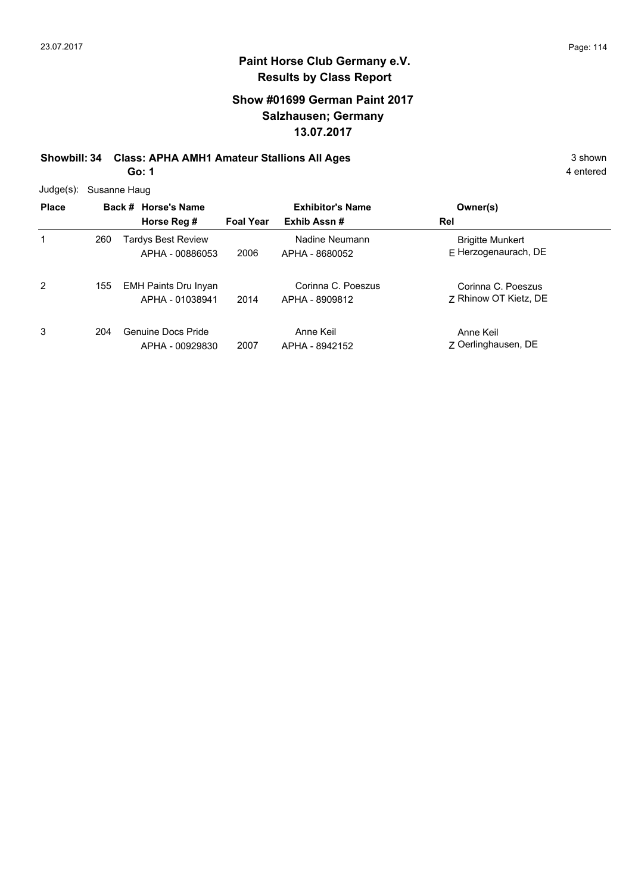# Paint Horse Club Germany e.V.
## Results by Class Report

### Show #01699 German Paint 2017
### Salzhausen; Germany
### 13.07.2017

**Showbill: 34 Class: APHA AMH1 Amateur Stallions All Ages** 3 shown

**Go: 1** 4 entered

Judge(s): Susanne Haug

| Place | Back # | Horse's Name / Horse Reg # | Foal Year | Exhibitor's Name / Exhib Assn # | Rel | Owner(s) |
|---|---|---|---|---|---|---|
| 1 | 260 | Tardys Best Review<br>APHA - 00886053 | 2006 | Nadine Neumann<br>APHA - 8680052 | E | Brigitte Munkert<br>Herzogenaurach, DE |
| 2 | 155 | EMH Paints Dru Inyan<br>APHA - 01038941 | 2014 | Corinna C. Poeszus<br>APHA - 8909812 | Z | Corinna C. Poeszus<br>Rhinow OT Kietz, DE |
| 3 | 204 | Genuine Docs Pride<br>APHA - 00929830 | 2007 | Anne Keil<br>APHA - 8942152 | Z | Anne Keil<br>Oerlinghausen, DE |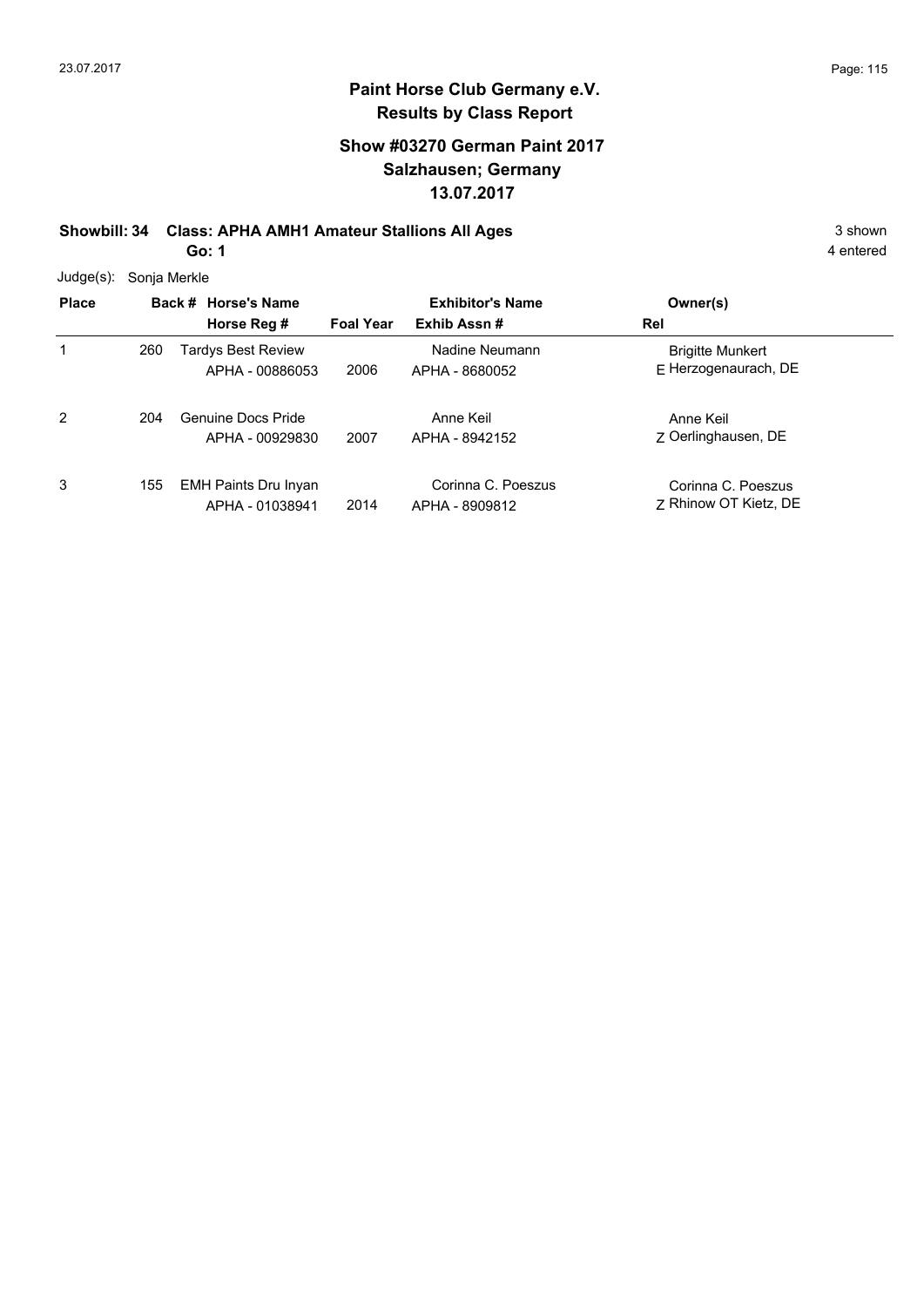# Paint Horse Club Germany e.V.

## Results by Class Report

### Show #03270 German Paint 2017
### Salzhausen; Germany
### 13.07.2017

**Showbill: 34 Class: APHA AMH1 Amateur Stallions All Ages** 3 shown

**Go: 1** 4 entered

Judge(s): Sonja Merkle

| Place | Back # | Horse's Name / Horse Reg # | Foal Year | Exhibitor's Name / Exhib Assn # | Rel | Owner(s) |
|---|---|---|---|---|---|---|
| 1 | 260 | Tardys Best Review<br>APHA - 00886053 | 2006 | Nadine Neumann<br>APHA - 8680052 | E | Brigitte Munkert<br>Herzogenaurach, DE |
| 2 | 204 | Genuine Docs Pride<br>APHA - 00929830 | 2007 | Anne Keil<br>APHA - 8942152 | Z | Anne Keil<br>Oerlinghausen, DE |
| 3 | 155 | EMH Paints Dru Inyan<br>APHA - 01038941 | 2014 | Corinna C. Poeszus<br>APHA - 8909812 | Z | Corinna C. Poeszus<br>Rhinow OT Kietz, DE |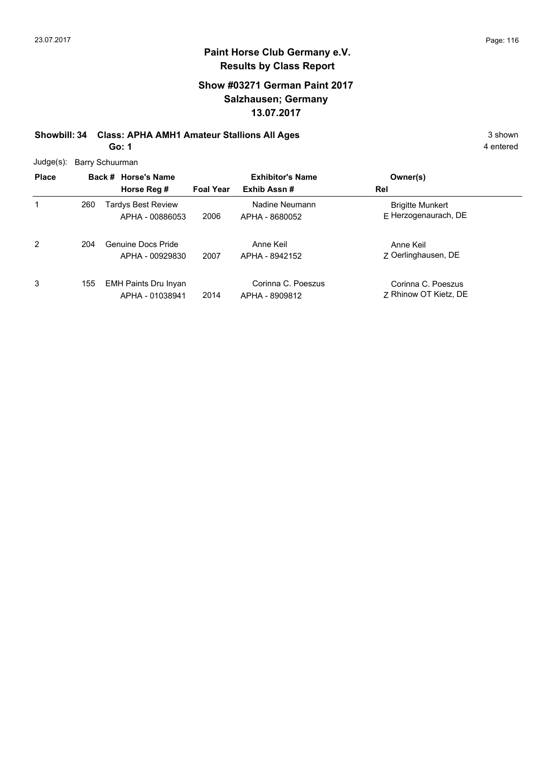# Paint Horse Club Germany e.V.

## Results by Class Report

### Show #03271 German Paint 2017
### Salzhausen; Germany
### 13.07.2017

**Showbill: 34 Class: APHA AMH1 Amateur Stallions All Ages** 3 shown

**Go: 1** 4 entered

Judge(s): Barry Schuurman

| Place | Back # | Horse's Name / Horse Reg # | Foal Year | Exhibitor's Name / Exhib Assn # | Rel | Owner(s) |
|---|---|---|---|---|---|---|
| 1 | 260 | Tardys Best Review<br>APHA - 00886053 | 2006 | Nadine Neumann<br>APHA - 8680052 | E | Brigitte Munkert<br>Herzogenaurach, DE |
| 2 | 204 | Genuine Docs Pride<br>APHA - 00929830 | 2007 | Anne Keil<br>APHA - 8942152 | Z | Anne Keil<br>Oerlinghausen, DE |
| 3 | 155 | EMH Paints Dru Inyan<br>APHA - 01038941 | 2014 | Corinna C. Poeszus<br>APHA - 8909812 | Z | Corinna C. Poeszus<br>Rhinow OT Kietz, DE |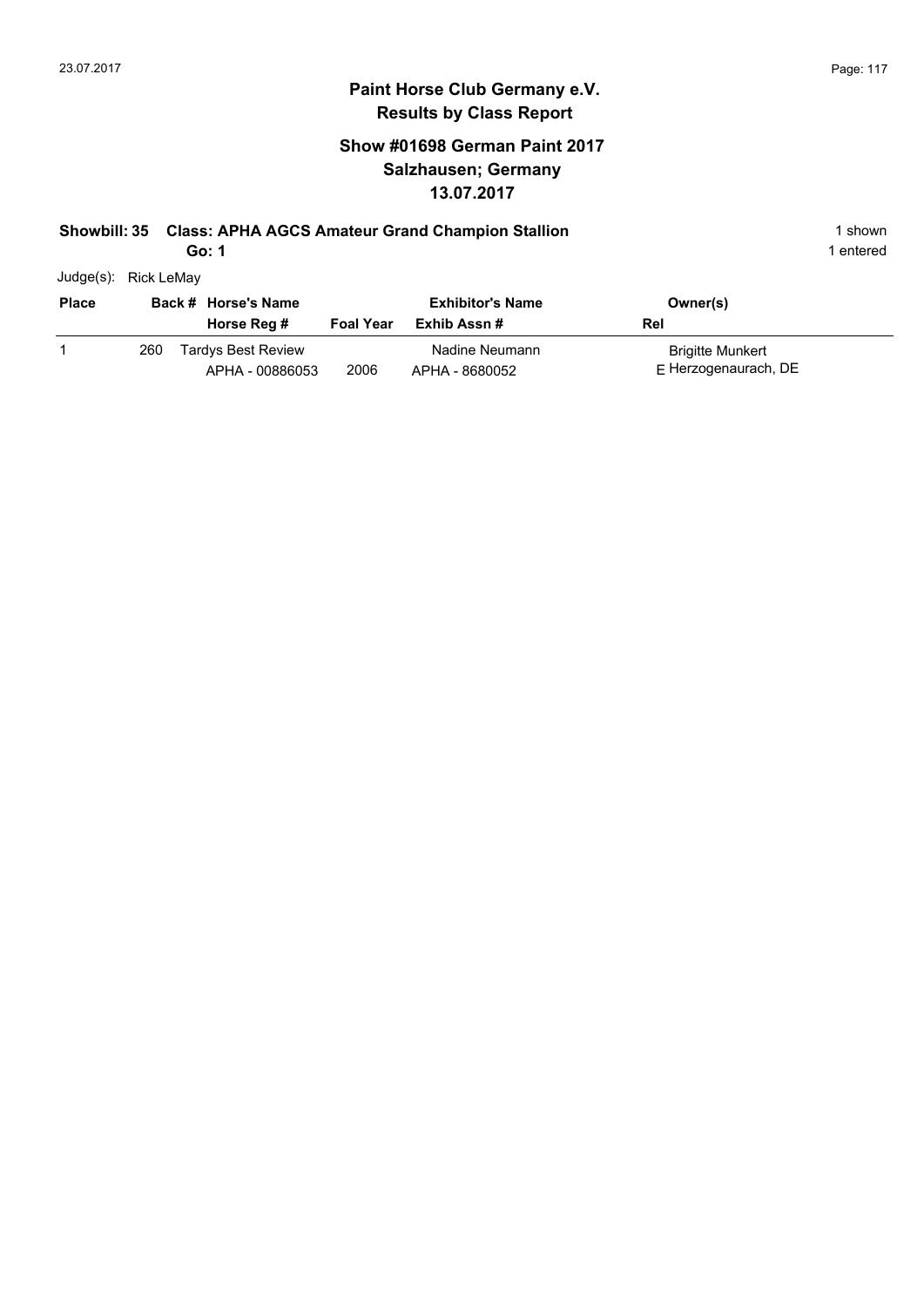# Paint Horse Club Germany e.V.

## Results by Class Report

### Show #01698 German Paint 2017

### Salzhausen; Germany

### 13.07.2017

**Showbill: 35 Class: APHA AGCS Amateur Grand Champion Stallion** 1 shown

**Go: 1** 1 entered

Judge(s): Rick LeMay

| Place | Back # | Horse's Name / Horse Reg # | Foal Year | Exhibitor's Name / Exhib Assn # | Rel | Owner(s) |
|---|---|---|---|---|---|---|
| 1 | 260 | Tardys Best Review<br>APHA - 00886053 | 2006 | Nadine Neumann<br>APHA - 8680052 | E | Brigitte Munkert<br>Herzogenaurach, DE |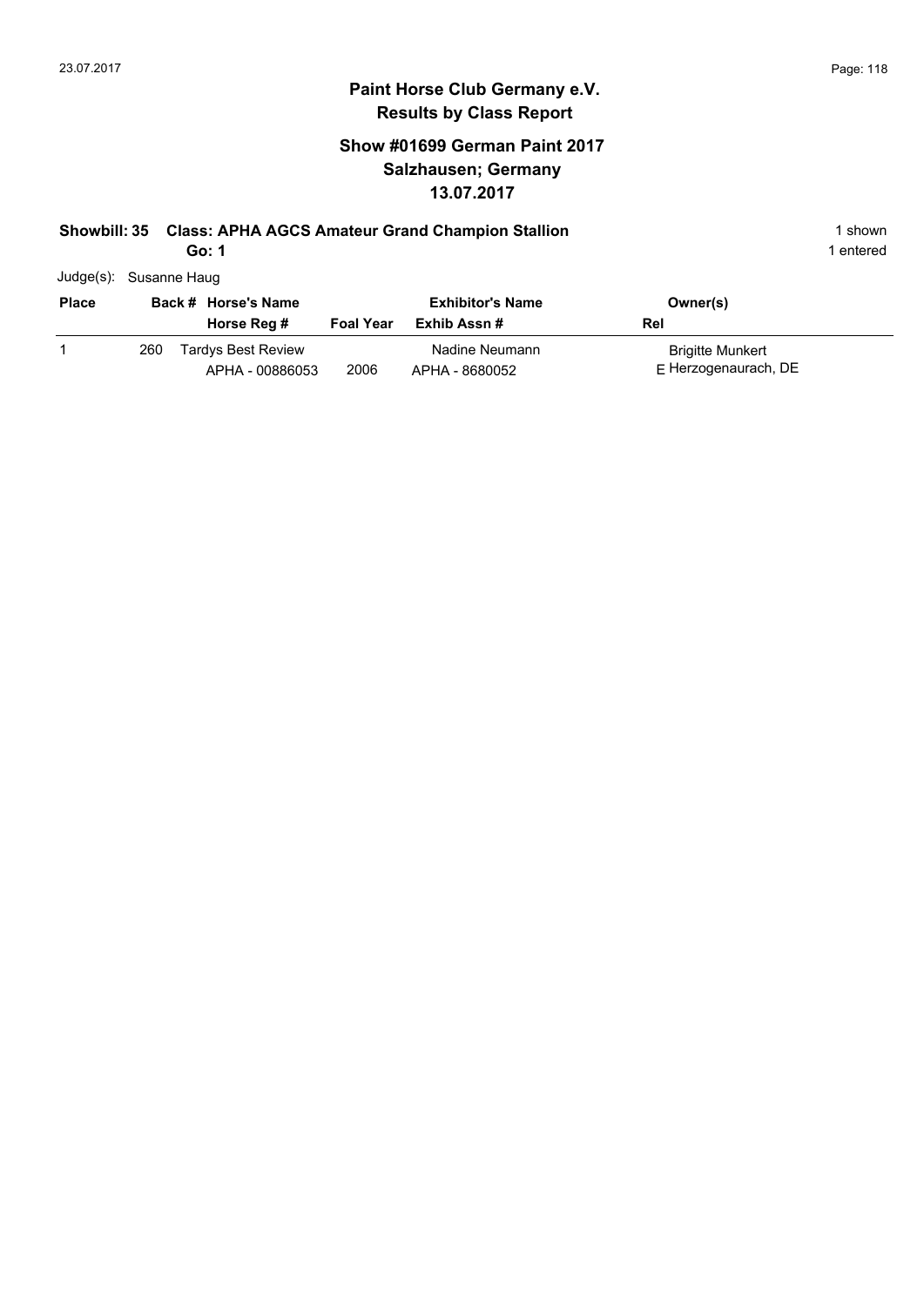# Paint Horse Club Germany e.V.
## Results by Class Report

### Show #01699 German Paint 2017
### Salzhausen; Germany
### 13.07.2017

**Showbill: 35 Class: APHA AGCS Amateur Grand Champion Stallion** — 1 shown

**Go: 1** — 1 entered

Judge(s): Susanne Haug

| Place | Back # | Horse's Name / Horse Reg # | Foal Year | Exhibitor's Name / Exhib Assn # | Rel | Owner(s) |
|---|---|---|---|---|---|---|
| 1 | 260 | Tardys Best Review / APHA - 00886053 | 2006 | Nadine Neumann / APHA - 8680052 | E | Brigitte Munkert / Herzogenaurach, DE |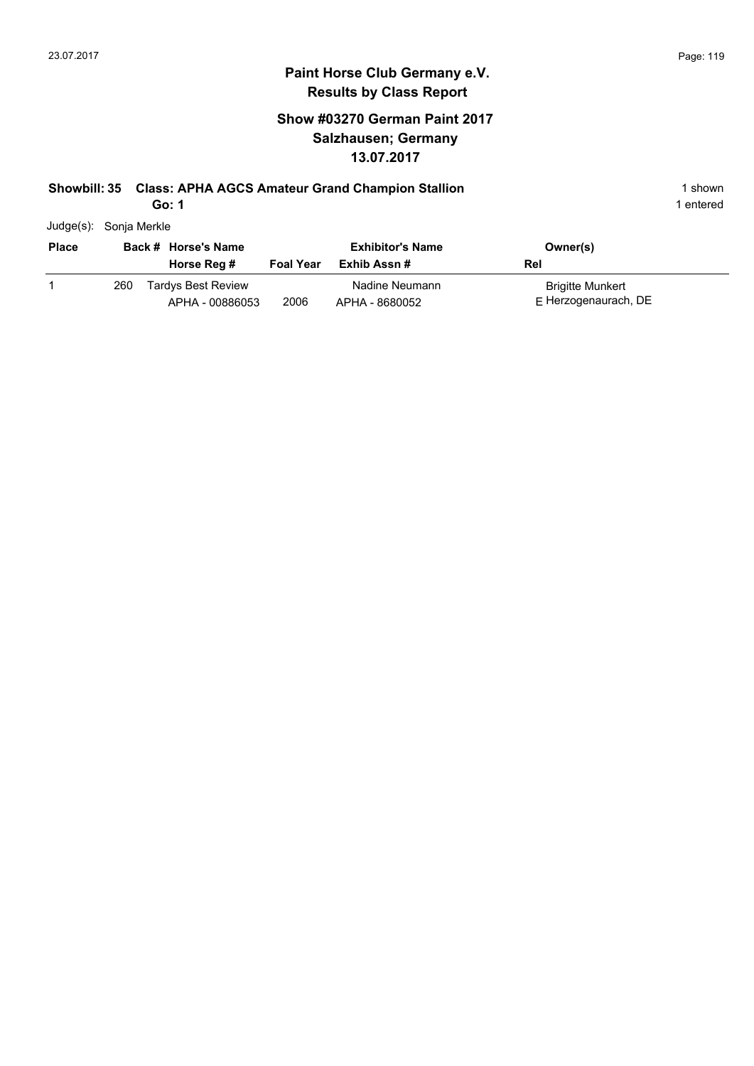## Paint Horse Club Germany e.V.
## Results by Class Report

### Show #03270 German Paint 2017
### Salzhausen; Germany
### 13.07.2017

**Showbill: 35 Class: APHA AGCS Amateur Grand Champion Stallion** 1 shown

**Go: 1** 1 entered

Judge(s): Sonja Merkle

| Place | Back # | Horse's Name / Horse Reg # | Foal Year | Exhibitor's Name / Exhib Assn # | Rel | Owner(s) |
|---|---|---|---|---|---|---|
| 1 | 260 | Tardys Best Review / APHA - 00886053 | 2006 | Nadine Neumann / APHA - 8680052 | E | Brigitte Munkert / Herzogenaurach, DE |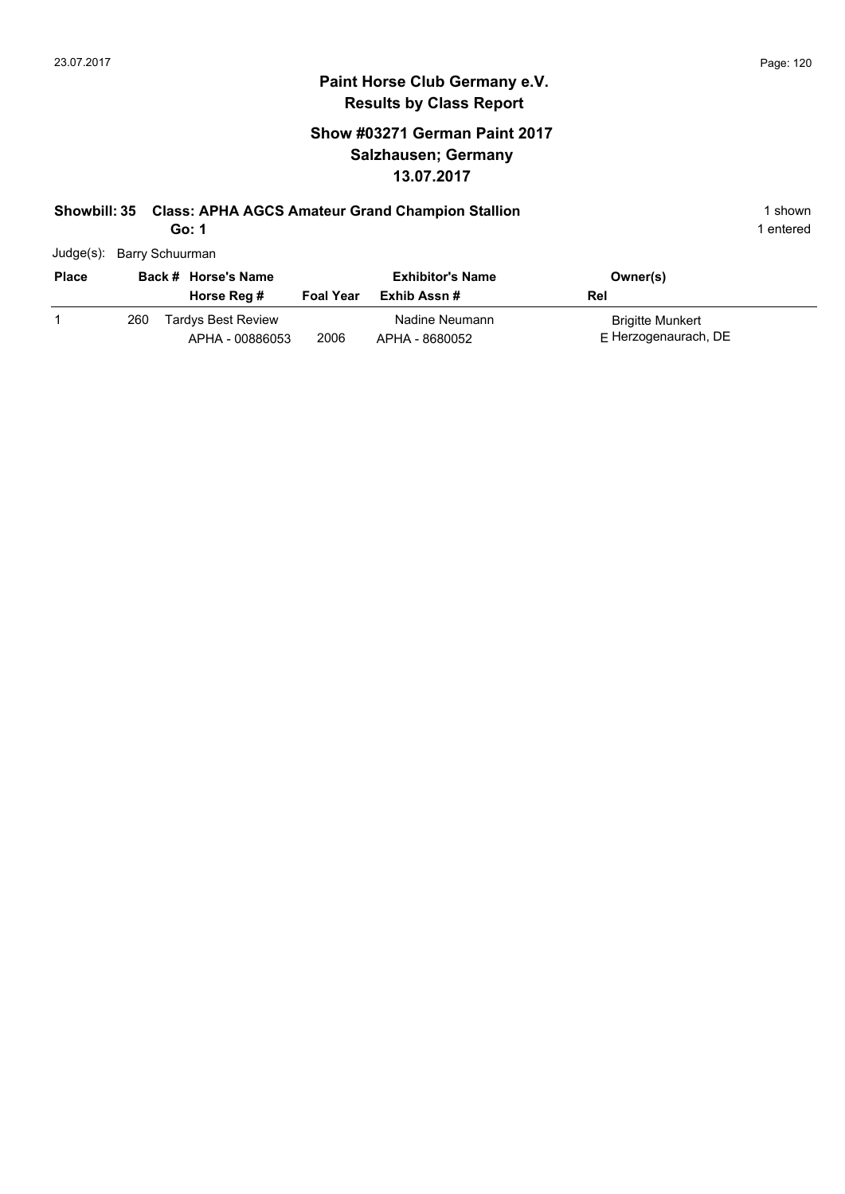# Paint Horse Club Germany e.V.

## Results by Class Report

### Show #03271 German Paint 2017
### Salzhausen; Germany
### 13.07.2017

**Showbill: 35 Class: APHA AGCS Amateur Grand Champion Stallion** — 1 shown

**Go: 1** — 1 entered

Judge(s): Barry Schuurman

| Place | Back # | Horse's Name / Horse Reg # | Foal Year | Exhibitor's Name / Exhib Assn # | Rel | Owner(s) |
|---|---|---|---|---|---|---|
| 1 | 260 | Tardys Best Review<br>APHA - 00886053 | 2006 | Nadine Neumann<br>APHA - 8680052 | E | Brigitte Munkert<br>Herzogenaurach, DE |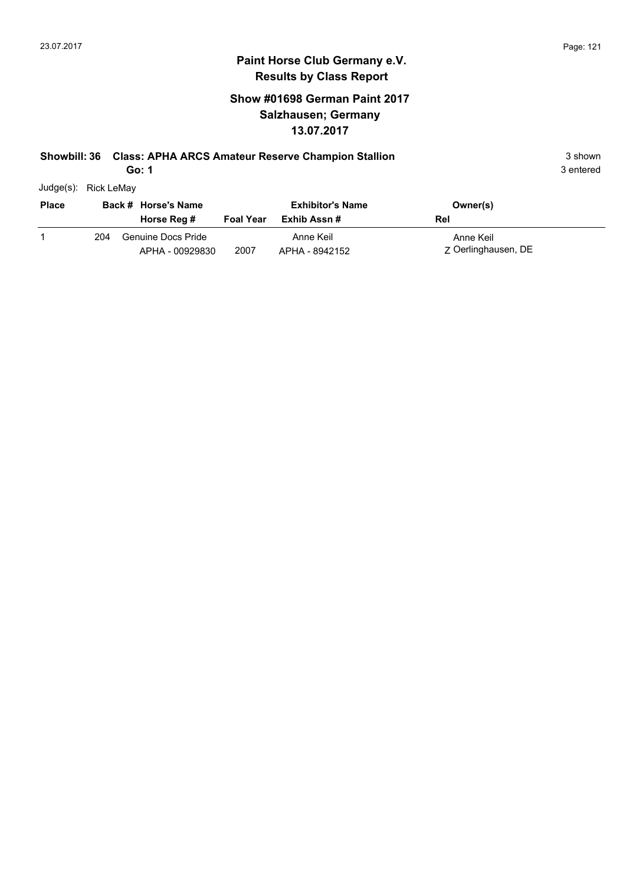**Paint Horse Club Germany e.V.**
**Results by Class Report**

## Show #01698 German Paint 2017
## Salzhausen; Germany
## 13.07.2017

**Showbill: 36 Class: APHA ARCS Amateur Reserve Champion Stallion** 3 shown
**Go: 1** 3 entered

Judge(s): Rick LeMay

| Place | Back # | Horse's Name / Horse Reg # | Foal Year | Exhibitor's Name / Exhib Assn # | Rel | Owner(s) |
|---|---|---|---|---|---|---|
| 1 | 204 | Genuine Docs Pride / APHA - 00929830 | 2007 | Anne Keil / APHA - 8942152 | Z | Anne Keil / Oerlinghausen, DE |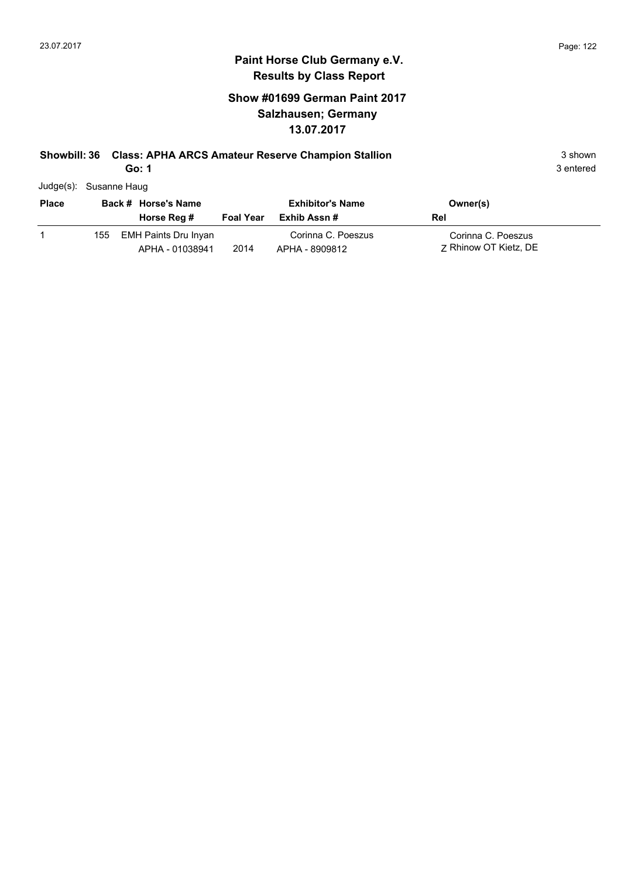# Paint Horse Club Germany e.V.
## Results by Class Report

### Show #01699 German Paint 2017
### Salzhausen; Germany
### 13.07.2017

**Showbill: 36 Class: APHA ARCS Amateur Reserve Champion Stallion** 3 shown
**Go: 1** 3 entered

Judge(s): Susanne Haug

| Place | Back # | Horse's Name / Horse Reg # | Foal Year | Exhibitor's Name / Exhib Assn # | Owner(s) / Rel |
|---|---|---|---|---|---|
| 1 | 155 | EMH Paints Dru Inyan<br>APHA - 01038941 | 2014 | Corinna C. Poeszus<br>APHA - 8909812 | Corinna C. Poeszus<br>Z Rhinow OT Kietz, DE |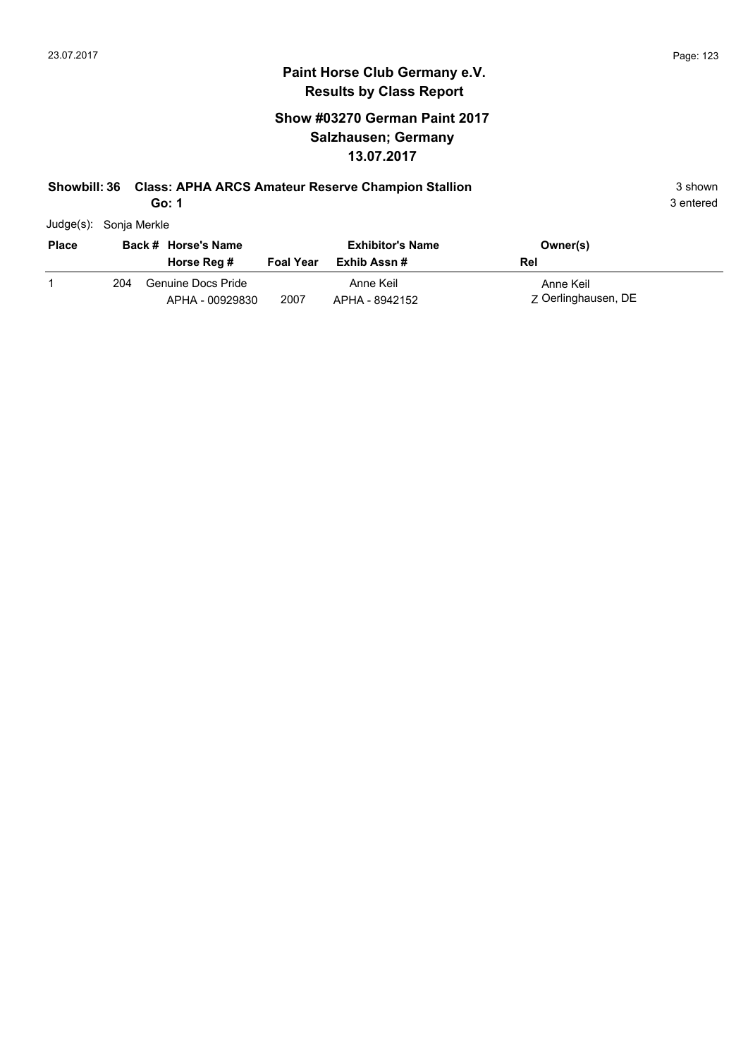## Paint Horse Club Germany e.V.
## Results by Class Report

### Show #03270 German Paint 2017
### Salzhausen; Germany
### 13.07.2017

**Showbill: 36 Class: APHA ARCS Amateur Reserve Champion Stallion** 3 shown

**Go: 1** 3 entered

Judge(s): Sonja Merkle

| Place | Back # | Horse's Name / Horse Reg # | Foal Year | Exhibitor's Name / Exhib Assn # | Owner(s) / Rel |
|---|---|---|---|---|---|
| 1 | 204 | Genuine Docs Pride<br>APHA - 00929830 | 2007 | Anne Keil<br>APHA - 8942152 | Anne Keil<br>Z Oerlinghausen, DE |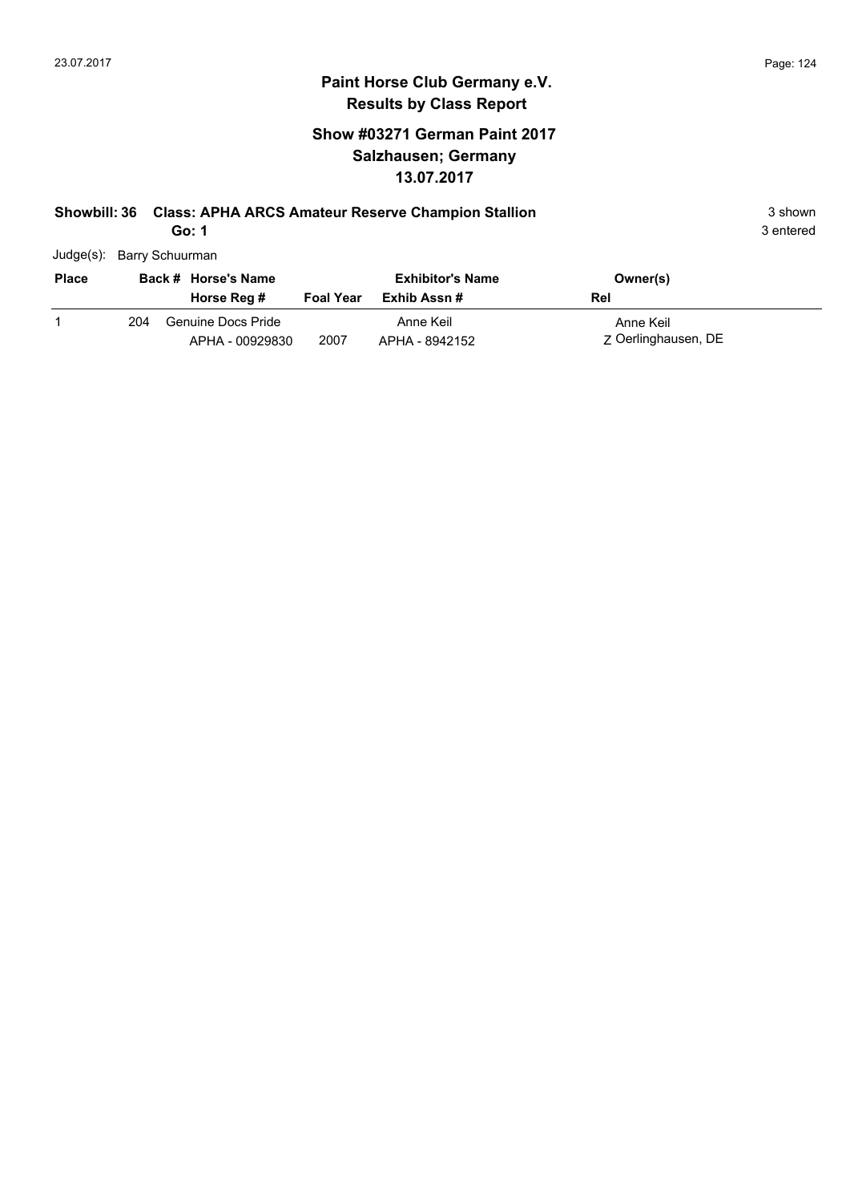# Paint Horse Club Germany e.V.
## Results by Class Report

### Show #03271 German Paint 2017
### Salzhausen; Germany
### 13.07.2017

**Showbill: 36 Class: APHA ARCS Amateur Reserve Champion Stallion** — 3 shown

**Go: 1** — 3 entered

Judge(s): Barry Schuurman

| Place | Back # | Horse's Name / Horse Reg # | Foal Year | Exhibitor's Name / Exhib Assn # | Rel | Owner(s) |
|---|---|---|---|---|---|---|
| 1 | 204 | Genuine Docs Pride / APHA - 00929830 | 2007 | Anne Keil / APHA - 8942152 | Z | Anne Keil / Oerlinghausen, DE |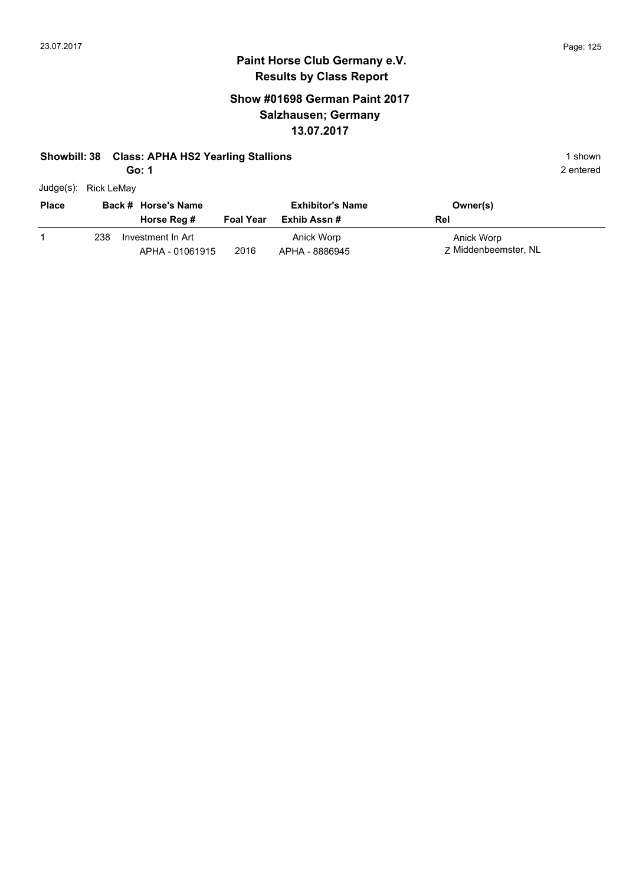# Paint Horse Club Germany e.V.
## Results by Class Report

### Show #01698 German Paint 2017
### Salzhausen; Germany
### 13.07.2017

**Showbill: 38 Class: APHA HS2 Yearling Stallions** — 1 shown

**Go: 1** — 2 entered

Judge(s): Rick LeMay

| Place | Back # | Horse's Name / Horse Reg # | Foal Year | Exhibitor's Name / Exhib Assn # | Owner(s) / Rel |
|---|---|---|---|---|---|
| 1 | 238 | Investment In Art<br>APHA - 01061915 | 2016 | Anick Worp<br>APHA - 8886945 | Anick Worp<br>Z Middenbeemster, NL |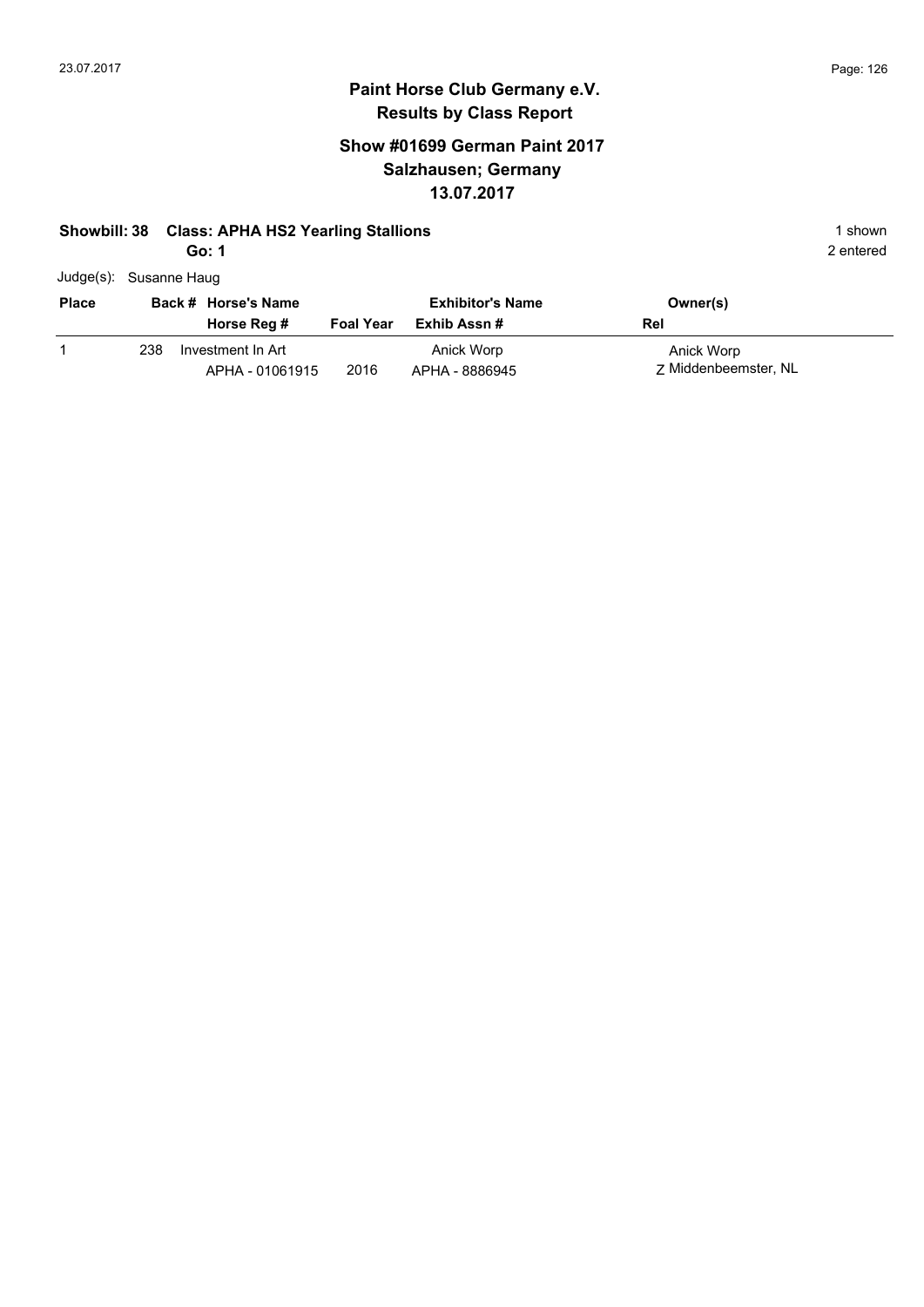# Paint Horse Club Germany e.V.
## Results by Class Report

### Show #01699 German Paint 2017
### Salzhausen; Germany
### 13.07.2017

**Showbill: 38 Class: APHA HS2 Yearling Stallions** 1 shown

**Go: 1** 2 entered

Judge(s): Susanne Haug

| Place | Back # | Horse's Name / Horse Reg # | Foal Year | Exhibitor's Name / Exhib Assn # | Owner(s) / Rel |
|---|---|---|---|---|---|
| 1 | 238 | Investment In Art<br>APHA - 01061915 | 2016 | Anick Worp<br>APHA - 8886945 | Anick Worp<br>Z Middenbeemster, NL |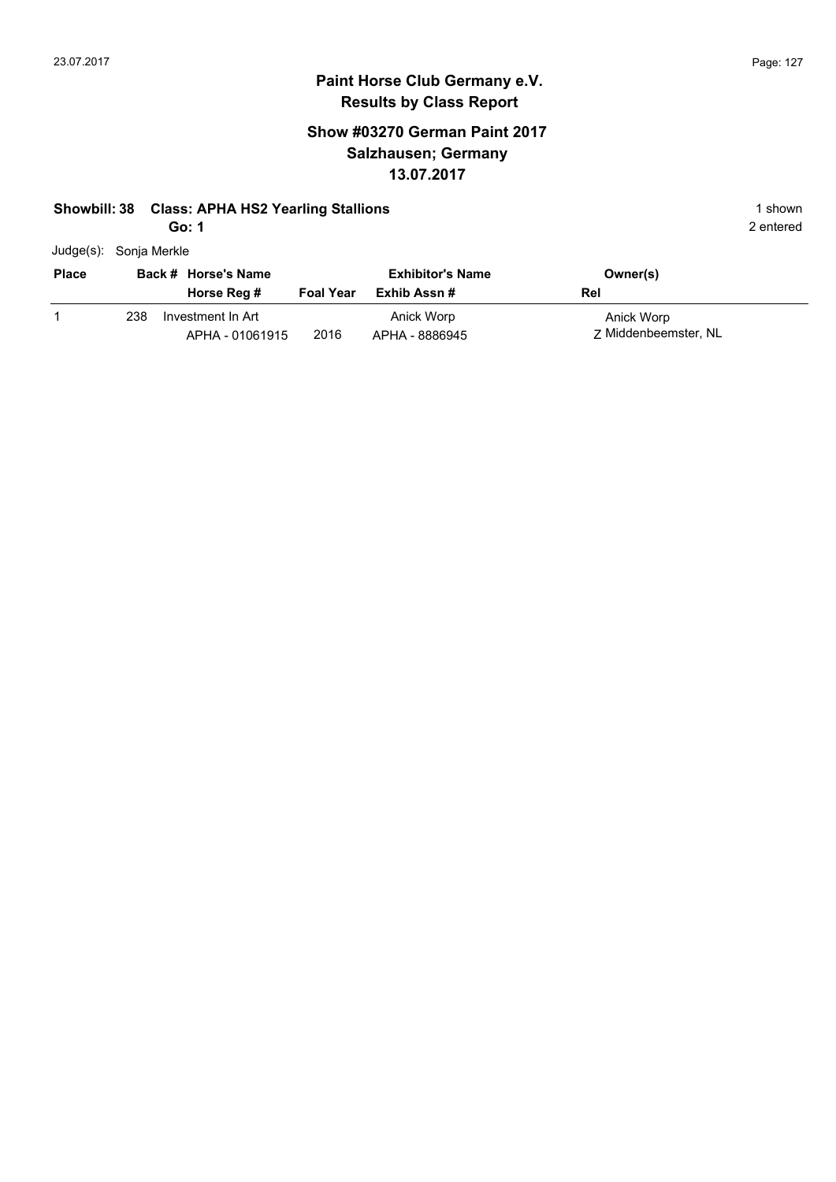# Paint Horse Club Germany e.V.
## Results by Class Report

### Show #03270 German Paint 2017
### Salzhausen; Germany
### 13.07.2017

**Showbill: 38 Class: APHA HS2 Yearling Stallions** 1 shown

**Go: 1** 2 entered

Judge(s): Sonja Merkle

| Place | Back # | Horse's Name / Horse Reg # | Foal Year | Exhibitor's Name / Exhib Assn # | Owner(s) / Rel |
|---|---|---|---|---|---|
| 1 | 238 | Investment In Art<br>APHA - 01061915 | 2016 | Anick Worp<br>APHA - 8886945 | Anick Worp<br>Z Middenbeemster, NL |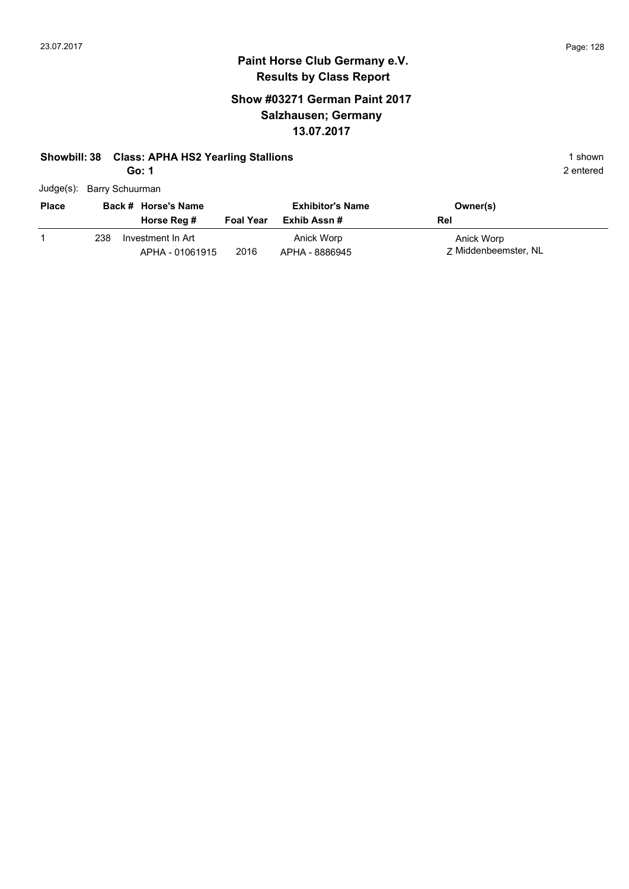# Paint Horse Club Germany e.V.
## Results by Class Report

### Show #03271 German Paint 2017
### Salzhausen; Germany
### 13.07.2017

**Showbill: 38 Class: APHA HS2 Yearling Stallions** 1 shown

**Go: 1** 2 entered

Judge(s): Barry Schuurman

| Place | Back # | Horse's Name / Horse Reg # | Foal Year | Exhibitor's Name / Exhib Assn # | Rel | Owner(s) |
|---|---|---|---|---|---|---|
| 1 | 238 | Investment In Art<br>APHA - 01061915 | 2016 | Anick Worp<br>APHA - 8886945 | Z | Anick Worp<br>Middenbeemster, NL |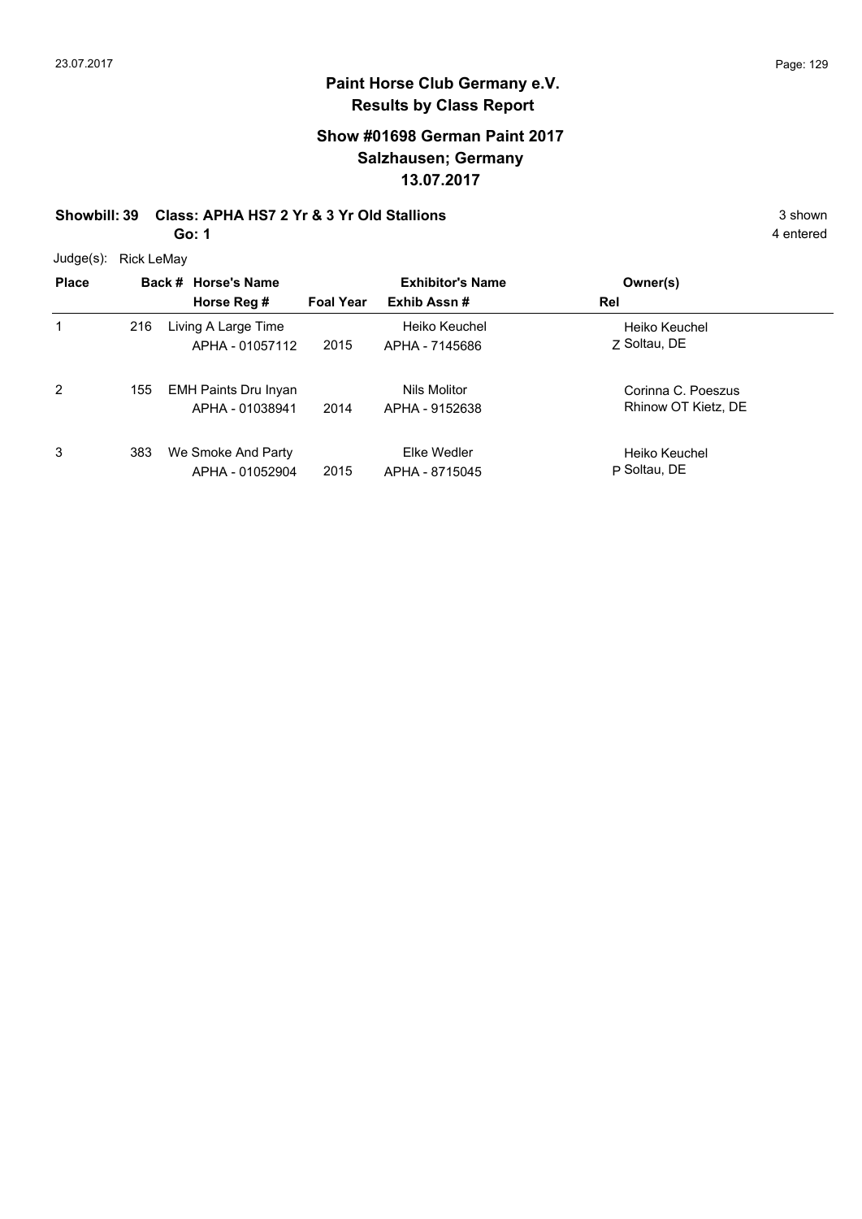## Paint Horse Club Germany e.V.
## Results by Class Report

### Show #01698 German Paint 2017
### Salzhausen; Germany
### 13.07.2017

**Showbill: 39 Class: APHA HS7 2 Yr & 3 Yr Old Stallions** 3 shown

**Go: 1** 4 entered

Judge(s): Rick LeMay

| Place | Back # | Horse's Name / Horse Reg # | Foal Year | Exhibitor's Name / Exhib Assn # | Rel | Owner(s) |
|---|---|---|---|---|---|---|
| 1 | 216 | Living A Large Time / APHA - 01057112 | 2015 | Heiko Keuchel / APHA - 7145686 | Z | Heiko Keuchel / Soltau, DE |
| 2 | 155 | EMH Paints Dru Inyan / APHA - 01038941 | 2014 | Nils Molitor / APHA - 9152638 | | Corinna C. Poeszus / Rhinow OT Kietz, DE |
| 3 | 383 | We Smoke And Party / APHA - 01052904 | 2015 | Elke Wedler / APHA - 8715045 | P | Heiko Keuchel / Soltau, DE |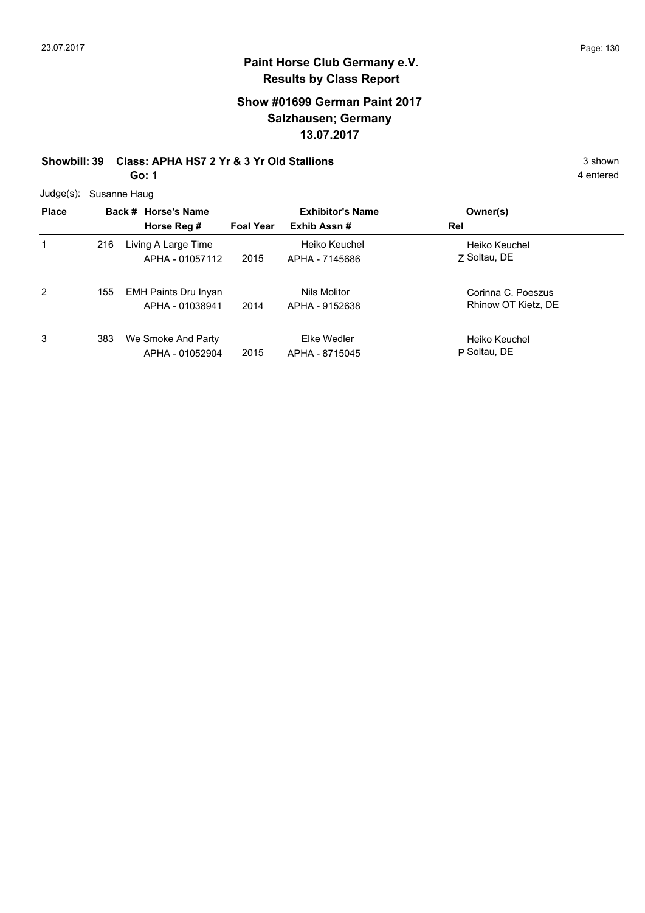**Paint Horse Club Germany e.V.**
**Results by Class Report**

**Show #01699 German Paint 2017**
**Salzhausen; Germany**
**13.07.2017**

**Showbill: 39 Class: APHA HS7 2 Yr & 3 Yr Old Stallions** 3 shown
**Go: 1** 4 entered

Judge(s): Susanne Haug

| Place | Back # | Horse's Name / Horse Reg # | Foal Year | Exhibitor's Name / Exhib Assn # | Rel | Owner(s) |
|---|---|---|---|---|---|---|
| 1 | 216 | Living A Large Time<br>APHA - 01057112 | 2015 | Heiko Keuchel<br>APHA - 7145686 | Z | Heiko Keuchel<br>Soltau, DE |
| 2 | 155 | EMH Paints Dru Inyan<br>APHA - 01038941 | 2014 | Nils Molitor<br>APHA - 9152638 | | Corinna C. Poeszus<br>Rhinow OT Kietz, DE |
| 3 | 383 | We Smoke And Party<br>APHA - 01052904 | 2015 | Elke Wedler<br>APHA - 8715045 | P | Heiko Keuchel<br>Soltau, DE |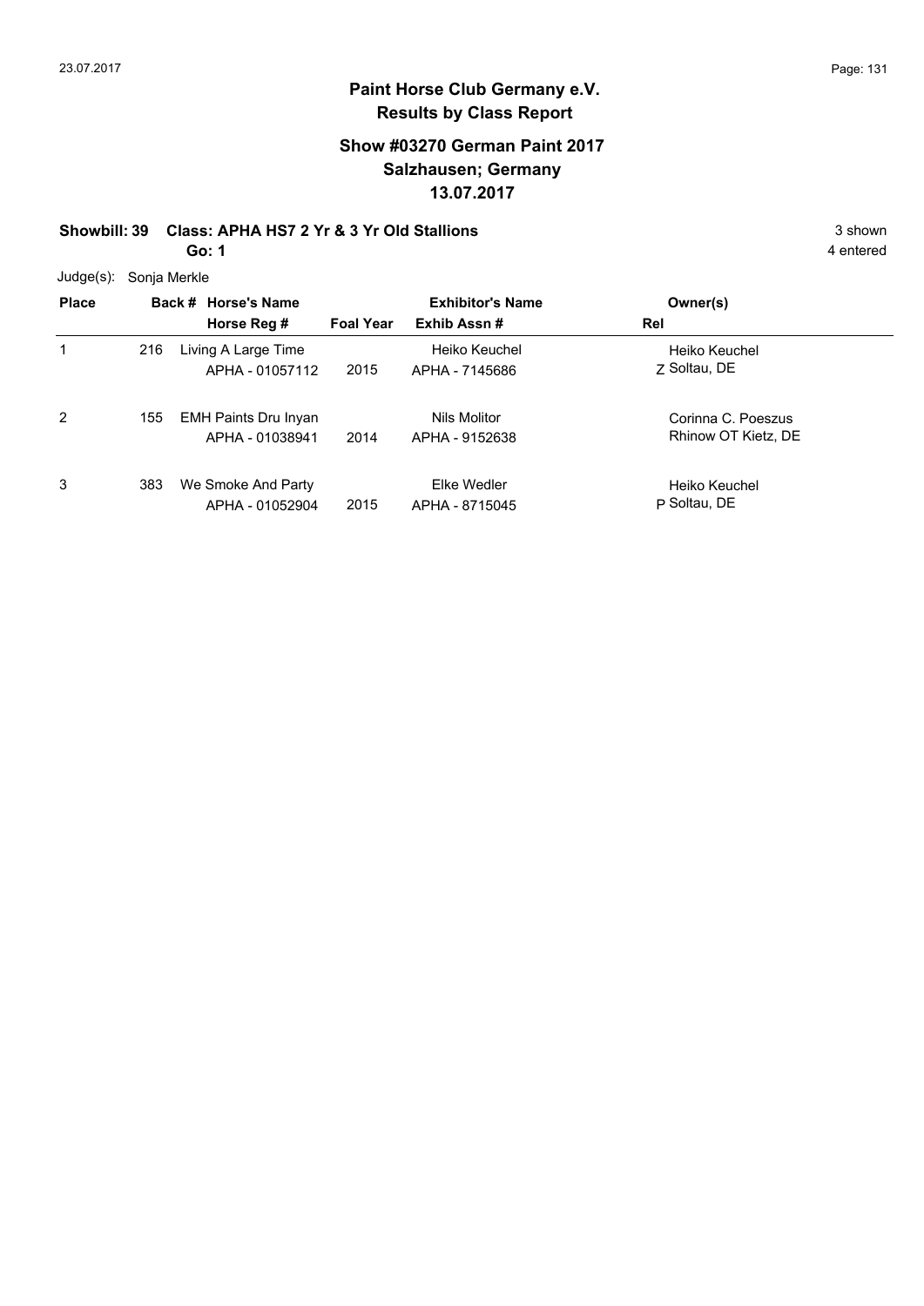# Paint Horse Club Germany e.V.
## Results by Class Report

### Show #03270 German Paint 2017
### Salzhausen; Germany
### 13.07.2017

**Showbill: 39 Class: APHA HS7 2 Yr & 3 Yr Old Stallions** 3 shown

**Go: 1** 4 entered

Judge(s): Sonja Merkle

| Place | Back # | Horse's Name / Horse Reg # | Foal Year | Exhibitor's Name / Exhib Assn # | Rel | Owner(s) |
|---|---|---|---|---|---|---|
| 1 | 216 | Living A Large Time<br>APHA - 01057112 | 2015 | Heiko Keuchel<br>APHA - 7145686 | Z | Heiko Keuchel<br>Soltau, DE |
| 2 | 155 | EMH Paints Dru Inyan<br>APHA - 01038941 | 2014 | Nils Molitor<br>APHA - 9152638 | | Corinna C. Poeszus<br>Rhinow OT Kietz, DE |
| 3 | 383 | We Smoke And Party<br>APHA - 01052904 | 2015 | Elke Wedler<br>APHA - 8715045 | P | Heiko Keuchel<br>Soltau, DE |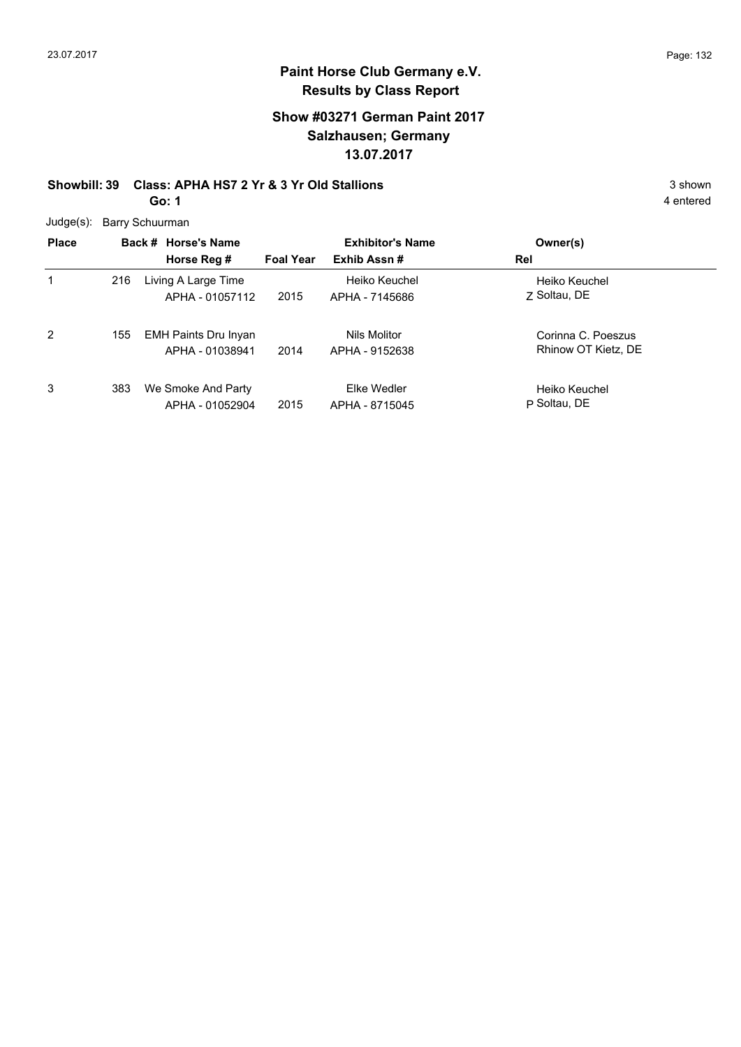## Paint Horse Club Germany e.V.
## Results by Class Report

### Show #03271 German Paint 2017
### Salzhausen; Germany
### 13.07.2017

**Showbill: 39 Class: APHA HS7 2 Yr & 3 Yr Old Stallions** 3 shown

**Go: 1** 4 entered

Judge(s): Barry Schuurman

| Place | Back # | Horse's Name / Horse Reg # | Foal Year | Exhibitor's Name / Exhib Assn # | Rel | Owner(s) |
|---|---|---|---|---|---|---|
| 1 | 216 | Living A Large Time<br>APHA - 01057112 | 2015 | Heiko Keuchel<br>APHA - 7145686 | Z | Heiko Keuchel<br>Soltau, DE |
| 2 | 155 | EMH Paints Dru Inyan<br>APHA - 01038941 | 2014 | Nils Molitor<br>APHA - 9152638 | | Corinna C. Poeszus<br>Rhinow OT Kietz, DE |
| 3 | 383 | We Smoke And Party<br>APHA - 01052904 | 2015 | Elke Wedler<br>APHA - 8715045 | P | Heiko Keuchel<br>Soltau, DE |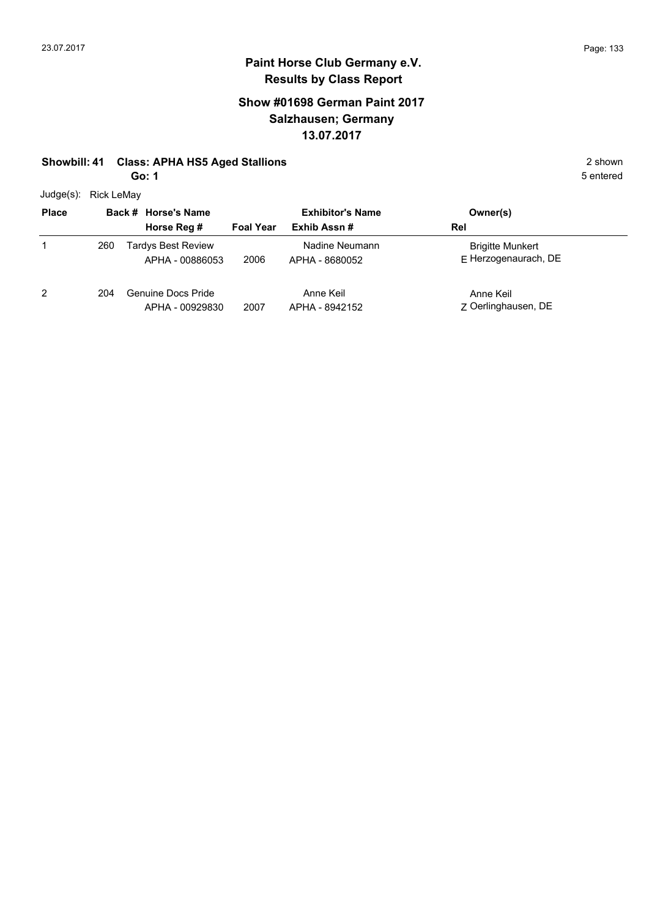# Paint Horse Club Germany e.V.
## Results by Class Report

### Show #01698 German Paint 2017
### Salzhausen; Germany
### 13.07.2017

**Showbill: 41 Class: APHA HS5 Aged Stallions** 2 shown

**Go: 1** 5 entered

Judge(s): Rick LeMay

| Place | Back # | Horse's Name / Horse Reg # | Foal Year | Exhibitor's Name / Exhib Assn # | Rel | Owner(s) |
|---|---|---|---|---|---|---|
| 1 | 260 | Tardys Best Review<br>APHA - 00886053 | 2006 | Nadine Neumann<br>APHA - 8680052 | E | Brigitte Munkert<br>Herzogenaurach, DE |
| 2 | 204 | Genuine Docs Pride<br>APHA - 00929830 | 2007 | Anne Keil<br>APHA - 8942152 | Z | Anne Keil<br>Oerlinghausen, DE |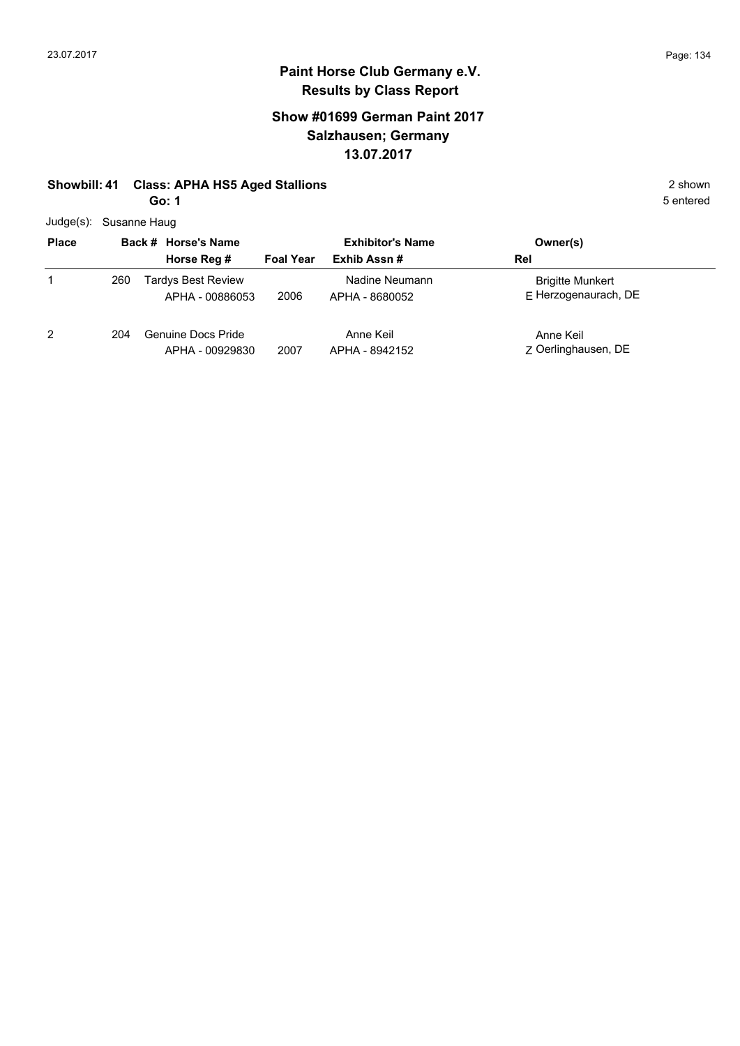# Paint Horse Club Germany e.V.

## Results by Class Report

### Show #01699 German Paint 2017
### Salzhausen; Germany
### 13.07.2017

**Showbill: 41 Class: APHA HS5 Aged Stallions** 2 shown

**Go: 1** 5 entered

Judge(s): Susanne Haug

| Place | Back # | Horse's Name / Horse Reg # | Foal Year | Exhibitor's Name / Exhib Assn # | Rel | Owner(s) |
|---|---|---|---|---|---|---|
| 1 | 260 | Tardys Best Review<br>APHA - 00886053 | 2006 | Nadine Neumann<br>APHA - 8680052 | E | Brigitte Munkert<br>Herzogenaurach, DE |
| 2 | 204 | Genuine Docs Pride<br>APHA - 00929830 | 2007 | Anne Keil<br>APHA - 8942152 | Z | Anne Keil<br>Oerlinghausen, DE |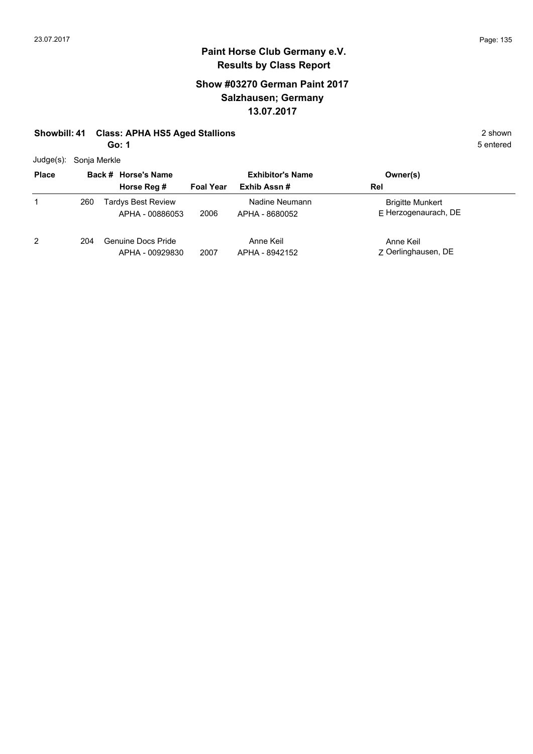**Paint Horse Club Germany e.V.**
**Results by Class Report**

## Show #03270 German Paint 2017
## Salzhausen; Germany
## 13.07.2017

**Showbill: 41 Class: APHA HS5 Aged Stallions** — 2 shown

**Go: 1** — 5 entered

Judge(s): Sonja Merkle

| Place | Back # | Horse's Name / Horse Reg # | Foal Year | Exhibitor's Name / Exhib Assn # | Rel | Owner(s) |
|---|---|---|---|---|---|---|
| 1 | 260 | Tardys Best Review<br>APHA - 00886053 | 2006 | Nadine Neumann<br>APHA - 8680052 | E | Brigitte Munkert<br>Herzogenaurach, DE |
| 2 | 204 | Genuine Docs Pride<br>APHA - 00929830 | 2007 | Anne Keil<br>APHA - 8942152 | Z | Anne Keil<br>Oerlinghausen, DE |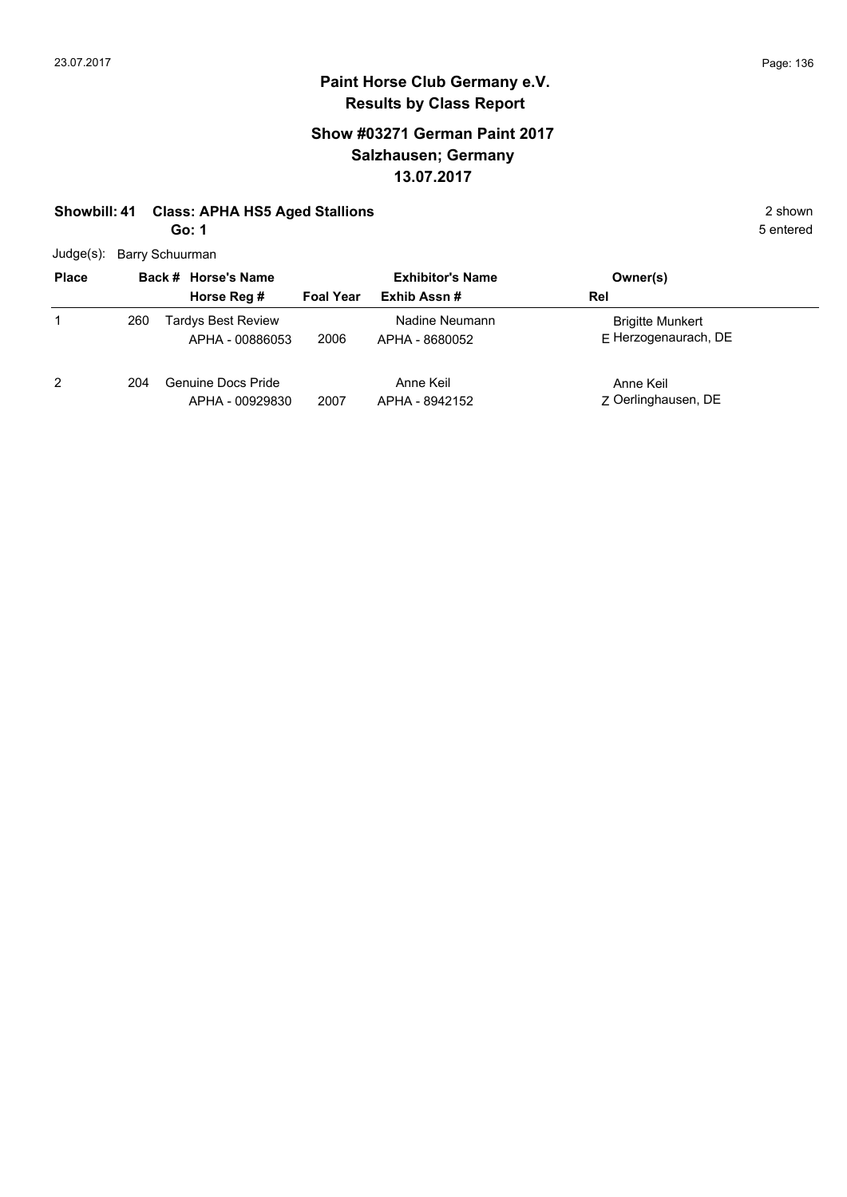**Paint Horse Club Germany e.V.**
**Results by Class Report**

**Show #03271 German Paint 2017**
**Salzhausen; Germany**
**13.07.2017**

**Showbill: 41 Class: APHA HS5 Aged Stallions** 2 shown

**Go: 1** 5 entered

Judge(s): Barry Schuurman

| Place | Back # | Horse's Name / Horse Reg # | Foal Year | Exhibitor's Name / Exhib Assn # | Rel | Owner(s) |
|---|---|---|---|---|---|---|
| 1 | 260 | Tardys Best Review<br>APHA - 00886053 | 2006 | Nadine Neumann<br>APHA - 8680052 | E | Brigitte Munkert<br>Herzogenaurach, DE |
| 2 | 204 | Genuine Docs Pride<br>APHA - 00929830 | 2007 | Anne Keil<br>APHA - 8942152 | Z | Anne Keil<br>Oerlinghausen, DE |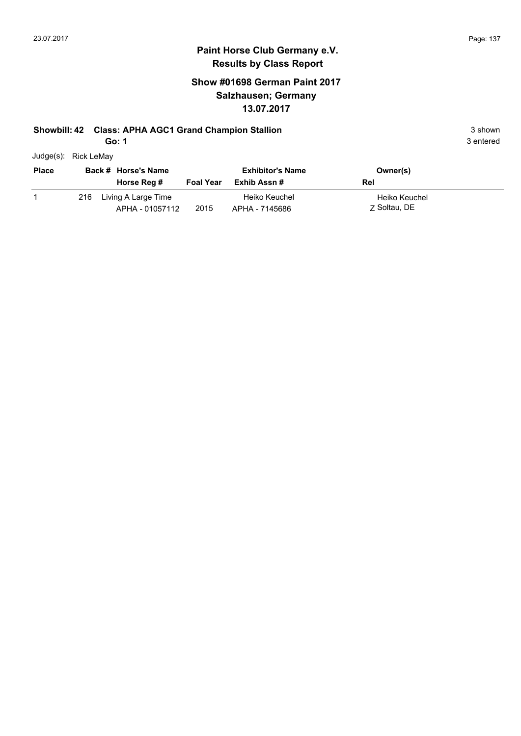# Paint Horse Club Germany e.V.
## Results by Class Report

### Show #01698 German Paint 2017
### Salzhausen; Germany
### 13.07.2017

**Showbill: 42 Class: APHA AGC1 Grand Champion Stallion** 3 shown

**Go: 1** 3 entered

Judge(s): Rick LeMay

| Place | Back # | Horse's Name / Horse Reg # | Foal Year | Exhibitor's Name / Exhib Assn # | Owner(s) / Rel |
|---|---|---|---|---|---|
| 1 | 216 | Living A Large Time<br>APHA - 01057112 | 2015 | Heiko Keuchel<br>APHA - 7145686 | Heiko Keuchel<br>Z Soltau, DE |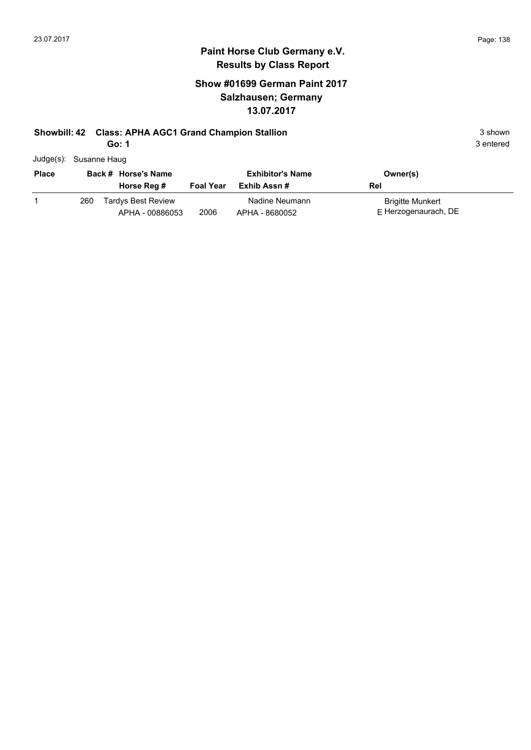# Paint Horse Club Germany e.V.
## Results by Class Report

### Show #01699 German Paint 2017
### Salzhausen; Germany
### 13.07.2017

**Showbill: 42 Class: APHA AGC1 Grand Champion Stallion** 3 shown

**Go: 1** 3 entered

Judge(s): Susanne Haug

| Place | Back # | Horse's Name / Horse Reg # | Foal Year | Exhibitor's Name / Exhib Assn # | Owner(s) / Rel |
|---|---|---|---|---|---|
| 1 | 260 | Tardys Best Review<br>APHA - 00886053 | 2006 | Nadine Neumann<br>APHA - 8680052 | Brigitte Munkert<br>E Herzogenaurach, DE |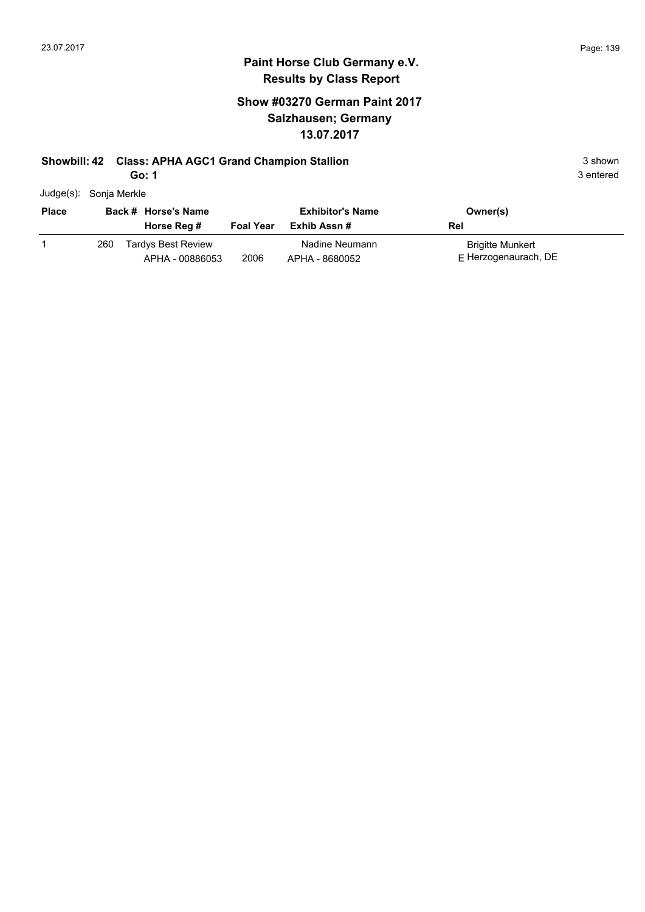# Paint Horse Club Germany e.V.

## Results by Class Report

### Show #03270 German Paint 2017
### Salzhausen; Germany
### 13.07.2017

**Showbill: 42 Class: APHA AGC1 Grand Champion Stallion** 3 shown

**Go: 1** 3 entered

Judge(s): Sonja Merkle

| Place | Back # | Horse's Name / Horse Reg # | Foal Year | Exhibitor's Name / Exhib Assn # | Rel | Owner(s) |
|---|---|---|---|---|---|---|
| 1 | 260 | Tardys Best Review<br>APHA - 00886053 | 2006 | Nadine Neumann<br>APHA - 8680052 | E | Brigitte Munkert<br>Herzogenaurach, DE |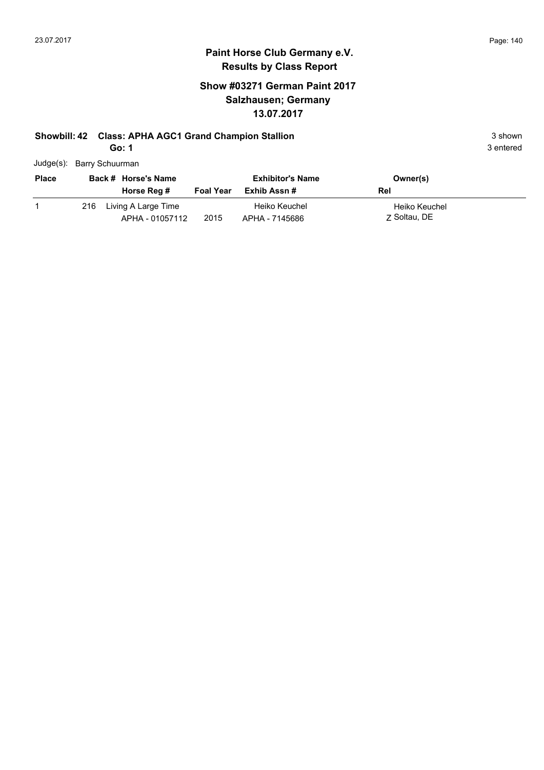# Paint Horse Club Germany e.V.
## Results by Class Report

### Show #03271 German Paint 2017
### Salzhausen; Germany
### 13.07.2017

**Showbill: 42 Class: APHA AGC1 Grand Champion Stallion** 3 shown

**Go: 1** 3 entered

Judge(s): Barry Schuurman

| Place | Back # | Horse's Name / Horse Reg # | Foal Year | Exhibitor's Name / Exhib Assn # | Owner(s) / Rel |
|---|---|---|---|---|---|
| 1 | 216 | Living A Large Time<br>APHA - 01057112 | 2015 | Heiko Keuchel<br>APHA - 7145686 | Heiko Keuchel<br>Z Soltau, DE |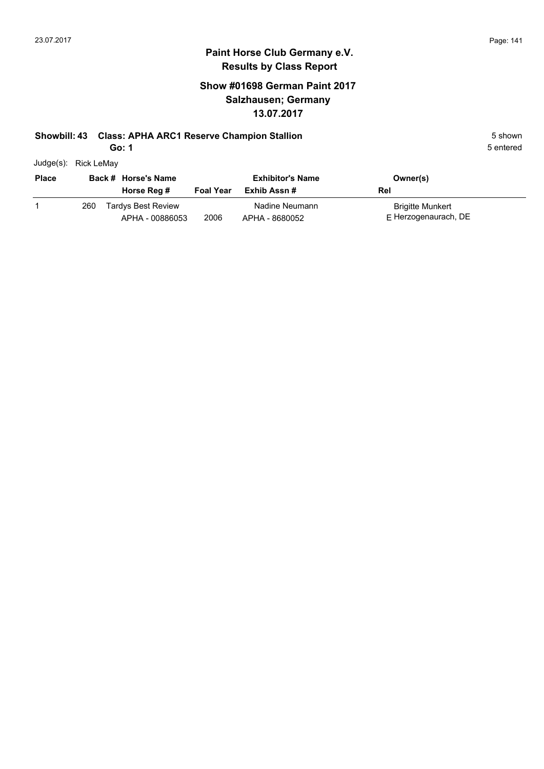# Paint Horse Club Germany e.V.
## Results by Class Report

### Show #01698 German Paint 2017
### Salzhausen; Germany
### 13.07.2017

**Showbill: 43 Class: APHA ARC1 Reserve Champion Stallion** — 5 shown

**Go: 1** — 5 entered

Judge(s): Rick LeMay

| Place | Back # | Horse's Name / Horse Reg # | Foal Year | Exhibitor's Name / Exhib Assn # | Owner(s) / Rel |
|---|---|---|---|---|---|
| 1 | 260 | Tardys Best Review<br>APHA - 00886053 | 2006 | Nadine Neumann<br>APHA - 8680052 | Brigitte Munkert<br>E Herzogenaurach, DE |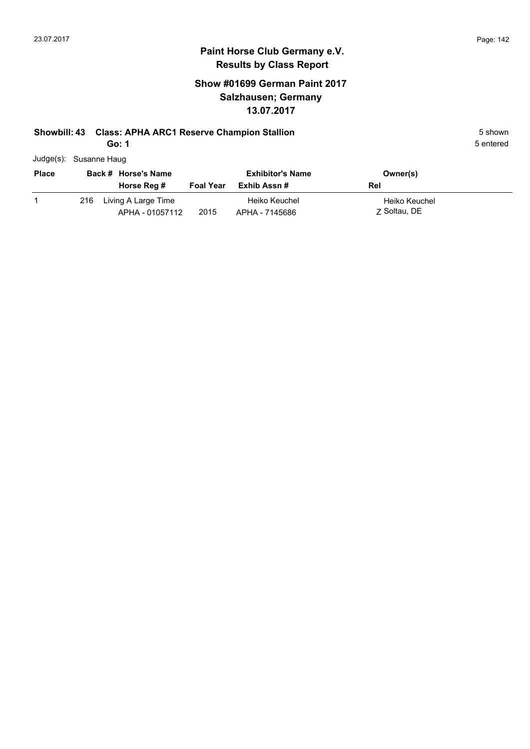# Paint Horse Club Germany e.V.
## Results by Class Report

### Show #01699 German Paint 2017
### Salzhausen; Germany
### 13.07.2017

**Showbill: 43 Class: APHA ARC1 Reserve Champion Stallion** — 5 shown

**Go: 1** — 5 entered

Judge(s): Susanne Haug

| Place | Back # | Horse's Name / Horse Reg # | Foal Year | Exhibitor's Name / Exhib Assn # | Owner(s) / Rel |
|---|---|---|---|---|---|
| 1 | 216 | Living A Large Time<br>APHA - 01057112 | 2015 | Heiko Keuchel<br>APHA - 7145686 | Heiko Keuchel<br>Z Soltau, DE |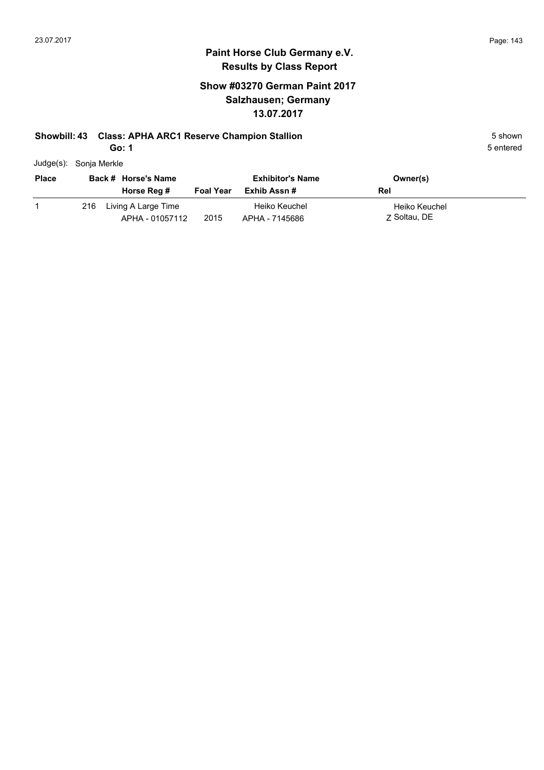# Paint Horse Club Germany e.V.

## Results by Class Report

### Show #03270 German Paint 2017
### Salzhausen; Germany
### 13.07.2017

**Showbill: 43 Class: APHA ARC1 Reserve Champion Stallion** 5 shown

**Go: 1** 5 entered

Judge(s): Sonja Merkle

| Place | Back # | Horse's Name / Horse Reg # | Foal Year | Exhibitor's Name / Exhib Assn # | Owner(s) / Rel |
|---|---|---|---|---|---|
| 1 | 216 | Living A Large Time<br>APHA - 01057112 | 2015 | Heiko Keuchel<br>APHA - 7145686 | Heiko Keuchel<br>Z Soltau, DE |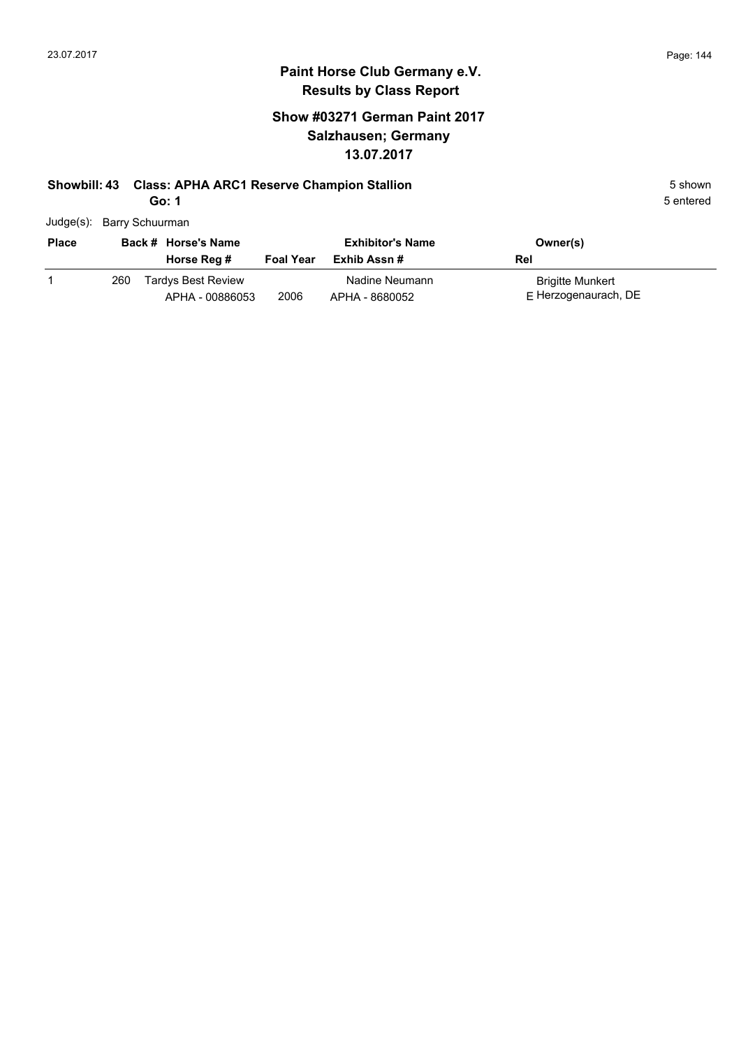# Paint Horse Club Germany e.V.
## Results by Class Report

### Show #03271 German Paint 2017
### Salzhausen; Germany
### 13.07.2017

**Showbill: 43 Class: APHA ARC1 Reserve Champion Stallion** 5 shown

**Go: 1** 5 entered

Judge(s): Barry Schuurman

| Place | Back # | Horse's Name / Horse Reg # | Foal Year | Exhibitor's Name / Exhib Assn # | Owner(s) / Rel |
|---|---|---|---|---|---|
| 1 | 260 | Tardys Best Review<br>APHA - 00886053 | 2006 | Nadine Neumann<br>APHA - 8680052 | Brigitte Munkert<br>E Herzogenaurach, DE |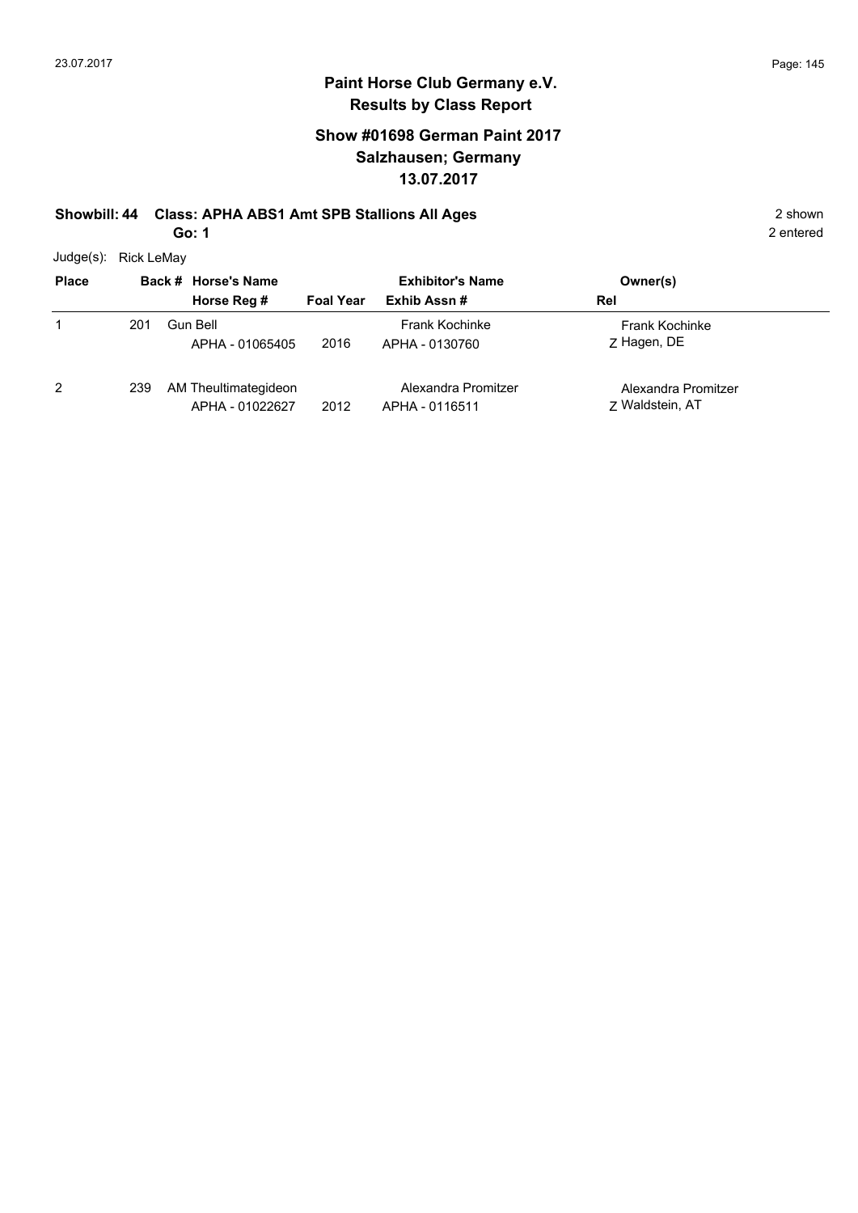## Paint Horse Club Germany e.V.
## Results by Class Report

### Show #01698 German Paint 2017
### Salzhausen; Germany
### 13.07.2017

**Showbill: 44 Class: APHA ABS1 Amt SPB Stallions All Ages** 2 shown

**Go: 1** 2 entered

Judge(s): Rick LeMay

| Place | Back # | Horse's Name / Horse Reg # | Foal Year | Exhibitor's Name / Exhib Assn # | Owner(s) / Rel |
|---|---|---|---|---|---|
| 1 | 201 | Gun Bell<br>APHA - 01065405 | 2016 | Frank Kochinke<br>APHA - 0130760 | Frank Kochinke<br>Z Hagen, DE |
| 2 | 239 | AM Theultimategideon<br>APHA - 01022627 | 2012 | Alexandra Promitzer<br>APHA - 0116511 | Alexandra Promitzer<br>Z Waldstein, AT |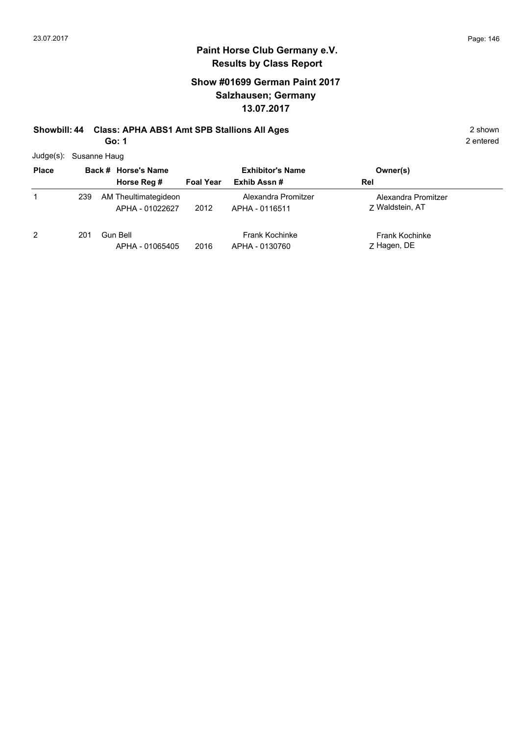# Paint Horse Club Germany e.V.

## Results by Class Report

### Show #01699 German Paint 2017
### Salzhausen; Germany
### 13.07.2017

**Showbill: 44 Class: APHA ABS1 Amt SPB Stallions All Ages** 2 shown

**Go: 1** 2 entered

Judge(s): Susanne Haug

| Place | Back # | Horse's Name / Horse Reg # | Foal Year | Exhibitor's Name / Exhib Assn # | Owner(s) / Rel |
|---|---|---|---|---|---|
| 1 | 239 | AM Theultimategideon<br>APHA - 01022627 | 2012 | Alexandra Promitzer<br>APHA - 0116511 | Alexandra Promitzer<br>Z Waldstein, AT |
| 2 | 201 | Gun Bell<br>APHA - 01065405 | 2016 | Frank Kochinke<br>APHA - 0130760 | Frank Kochinke<br>Z Hagen, DE |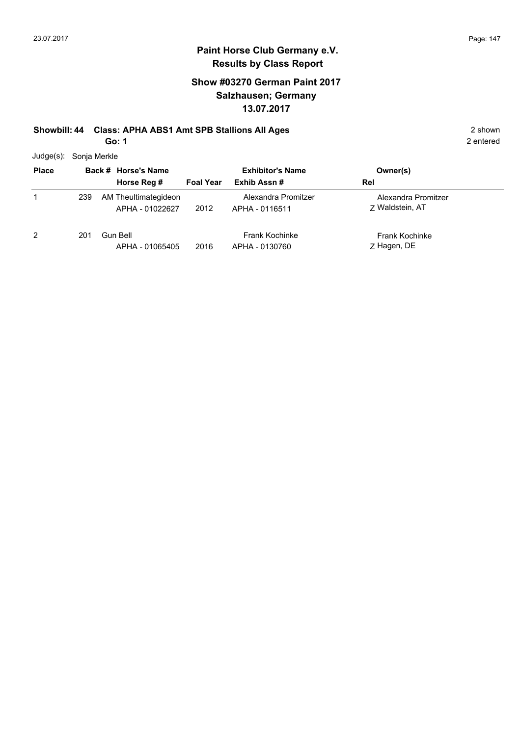# Paint Horse Club Germany e.V.
## Results by Class Report

### Show #03270 German Paint 2017
### Salzhausen; Germany
### 13.07.2017

**Showbill: 44 Class: APHA ABS1 Amt SPB Stallions All Ages** — 2 shown

**Go: 1** — 2 entered

Judge(s): Sonja Merkle

| Place | Back # | Horse's Name / Horse Reg # | Foal Year | Exhibitor's Name / Exhib Assn # | Owner(s) / Rel |
|---|---|---|---|---|---|
| 1 | 239 | AM Theultimategideon<br>APHA - 01022627 | 2012 | Alexandra Promitzer<br>APHA - 0116511 | Alexandra Promitzer<br>Z Waldstein, AT |
| 2 | 201 | Gun Bell<br>APHA - 01065405 | 2016 | Frank Kochinke<br>APHA - 0130760 | Frank Kochinke<br>Z Hagen, DE |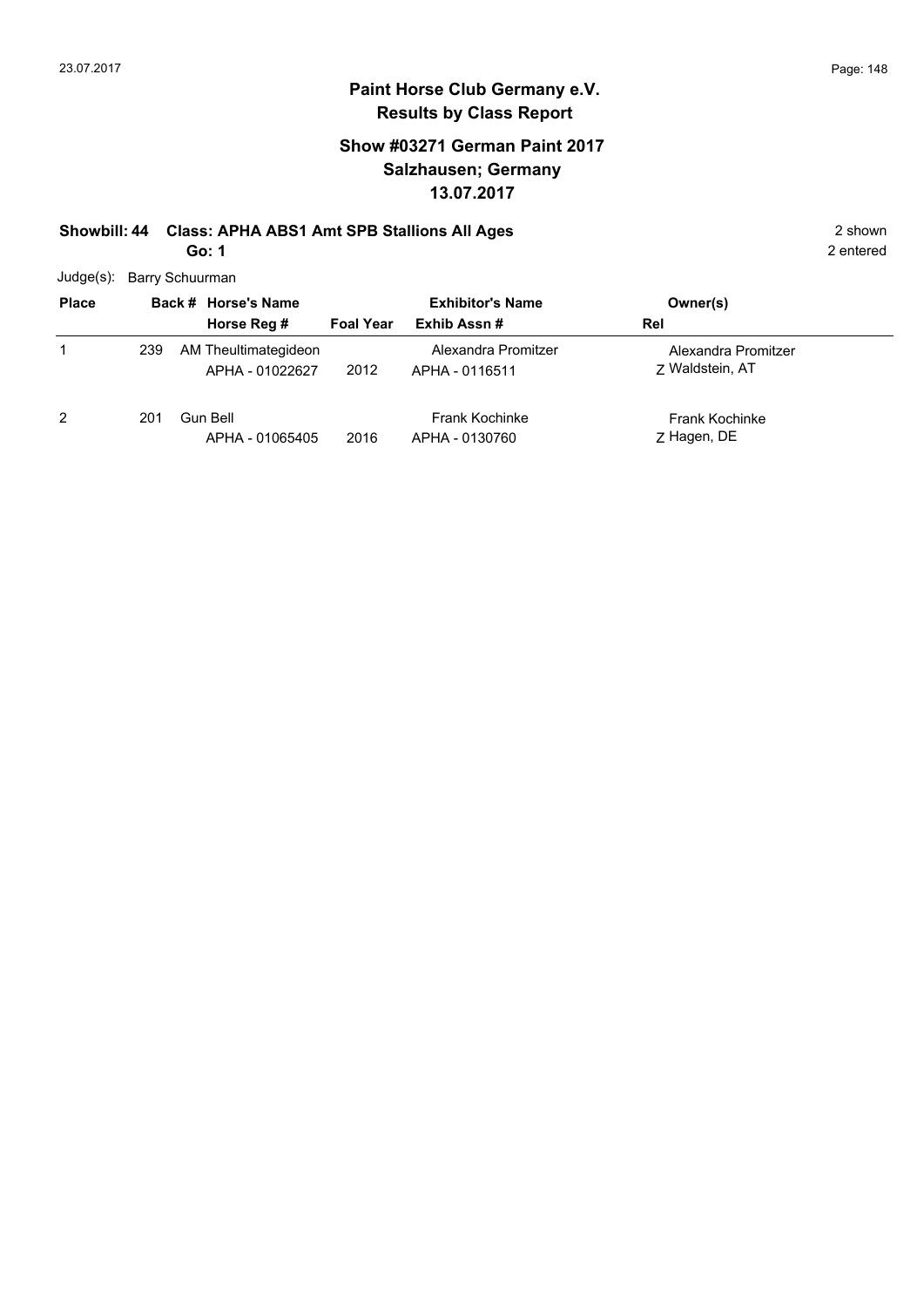**Paint Horse Club Germany e.V.**
**Results by Class Report**

**Show #03271 German Paint 2017**
**Salzhausen; Germany**
**13.07.2017**

**Showbill: 44 Class: APHA ABS1 Amt SPB Stallions All Ages** — 2 shown, 2 entered

**Go: 1**

Judge(s): Barry Schuurman

| Place | Back # | Horse's Name / Horse Reg # | Foal Year | Exhibitor's Name / Exhib Assn # | Owner(s) / Rel |
|---|---|---|---|---|---|
| 1 | 239 | AM Theultimategideon<br>APHA - 01022627 | 2012 | Alexandra Promitzer<br>APHA - 0116511 | Alexandra Promitzer<br>Z Waldstein, AT |
| 2 | 201 | Gun Bell<br>APHA - 01065405 | 2016 | Frank Kochinke<br>APHA - 0130760 | Frank Kochinke<br>Z Hagen, DE |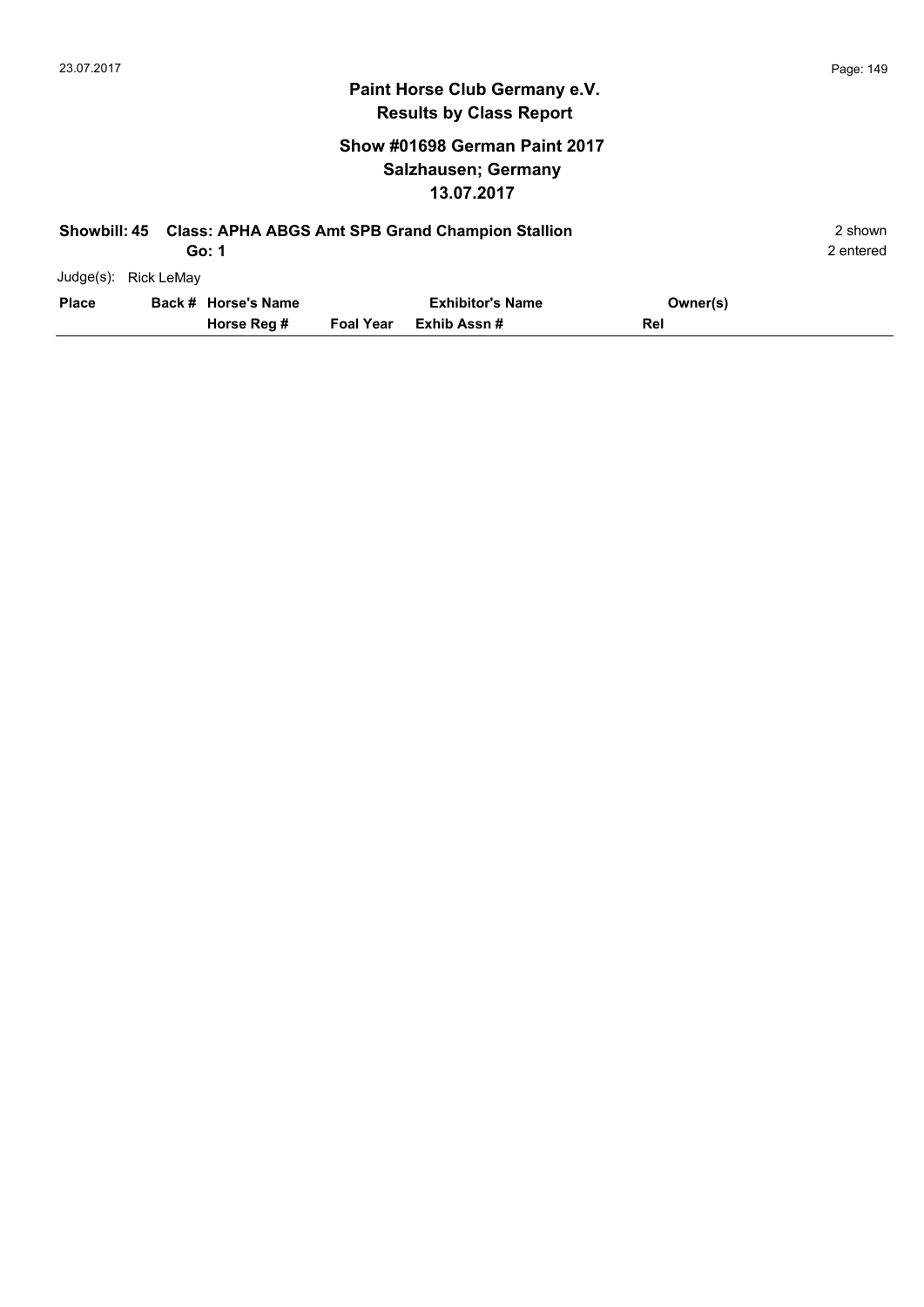# Paint Horse Club Germany e.V.
## Results by Class Report

### Show #01698 German Paint 2017
### Salzhausen; Germany
### 13.07.2017

**Showbill: 45 Class: APHA ABGS Amt SPB Grand Champion Stallion** 2 shown

**Go: 1** 2 entered

Judge(s): Rick LeMay

| Place | Back # | Horse's Name / Horse Reg # | Foal Year | Exhibitor's Name / Exhib Assn # | Owner(s) / Rel |
|---|---|---|---|---|---|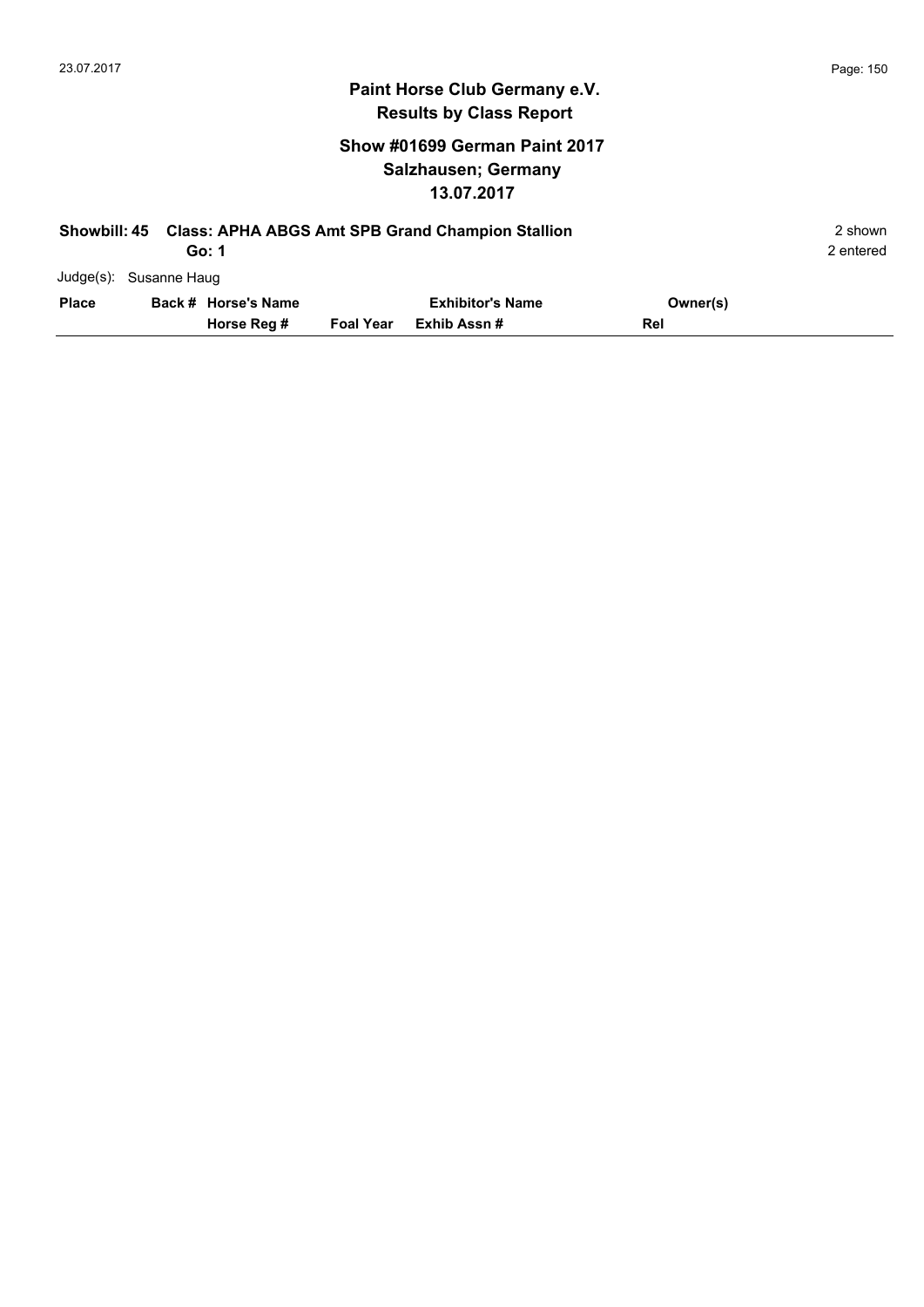## Paint Horse Club Germany e.V.
## Results by Class Report

### Show #01699 German Paint 2017
### Salzhausen; Germany
### 13.07.2017

**Showbill: 45 Class: APHA ABGS Amt SPB Grand Champion Stallion** — 2 shown

**Go: 1** — 2 entered

Judge(s): Susanne Haug

| Place | Back # | Horse's Name / Horse Reg # | Foal Year | Exhibitor's Name / Exhib Assn # | Owner(s) / Rel |
|---|---|---|---|---|---|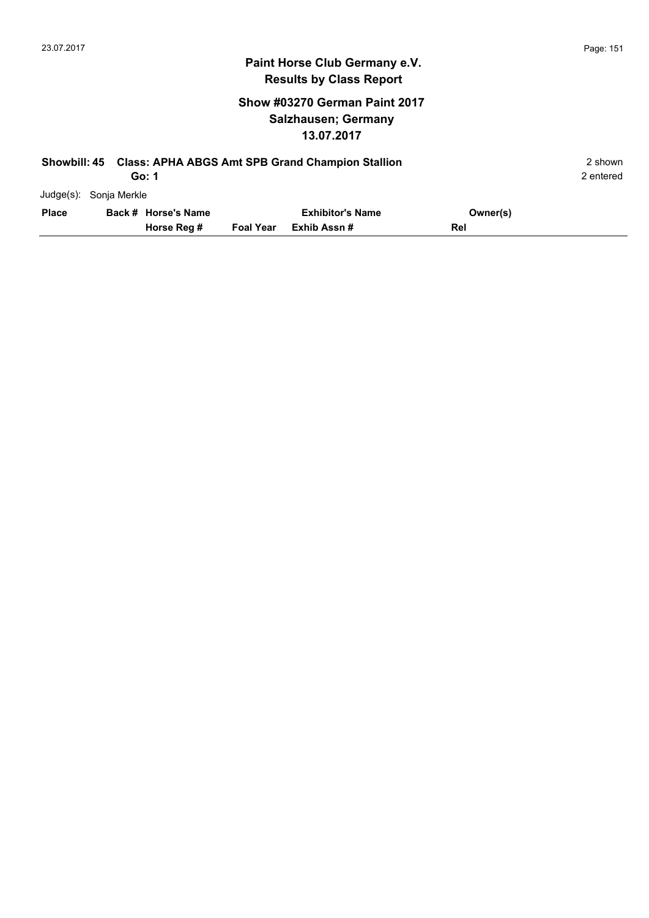## Paint Horse Club Germany e.V.
## Results by Class Report

### Show #03270 German Paint 2017
### Salzhausen; Germany
### 13.07.2017

**Showbill: 45 Class: APHA ABGS Amt SPB Grand Champion Stallion** — 2 shown

**Go: 1** — 2 entered

Judge(s): Sonja Merkle

| Place | Back # | Horse's Name / Horse Reg # | Foal Year | Exhibitor's Name / Exhib Assn # | Owner(s) / Rel |
|---|---|---|---|---|---|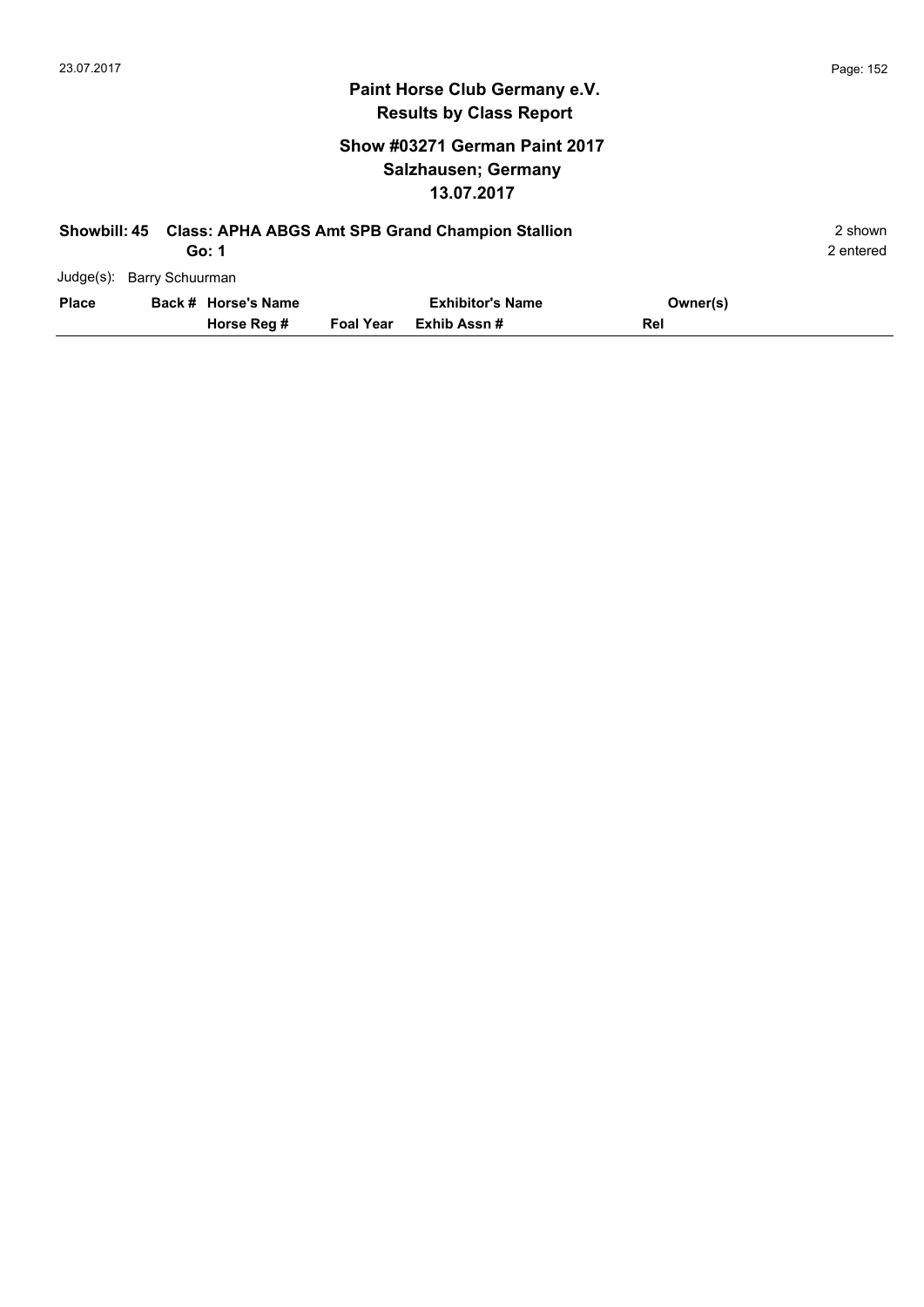## Paint Horse Club Germany e.V.
## Results by Class Report

### Show #03271 German Paint 2017
### Salzhausen; Germany
### 13.07.2017

**Showbill: 45 Class: APHA ABGS Amt SPB Grand Champion Stallion** 2 shown

**Go: 1** 2 entered

Judge(s): Barry Schuurman

| Place | Back # | Horse's Name / Horse Reg # | Foal Year | Exhibitor's Name / Exhib Assn # | Owner(s) / Rel |
|---|---|---|---|---|---|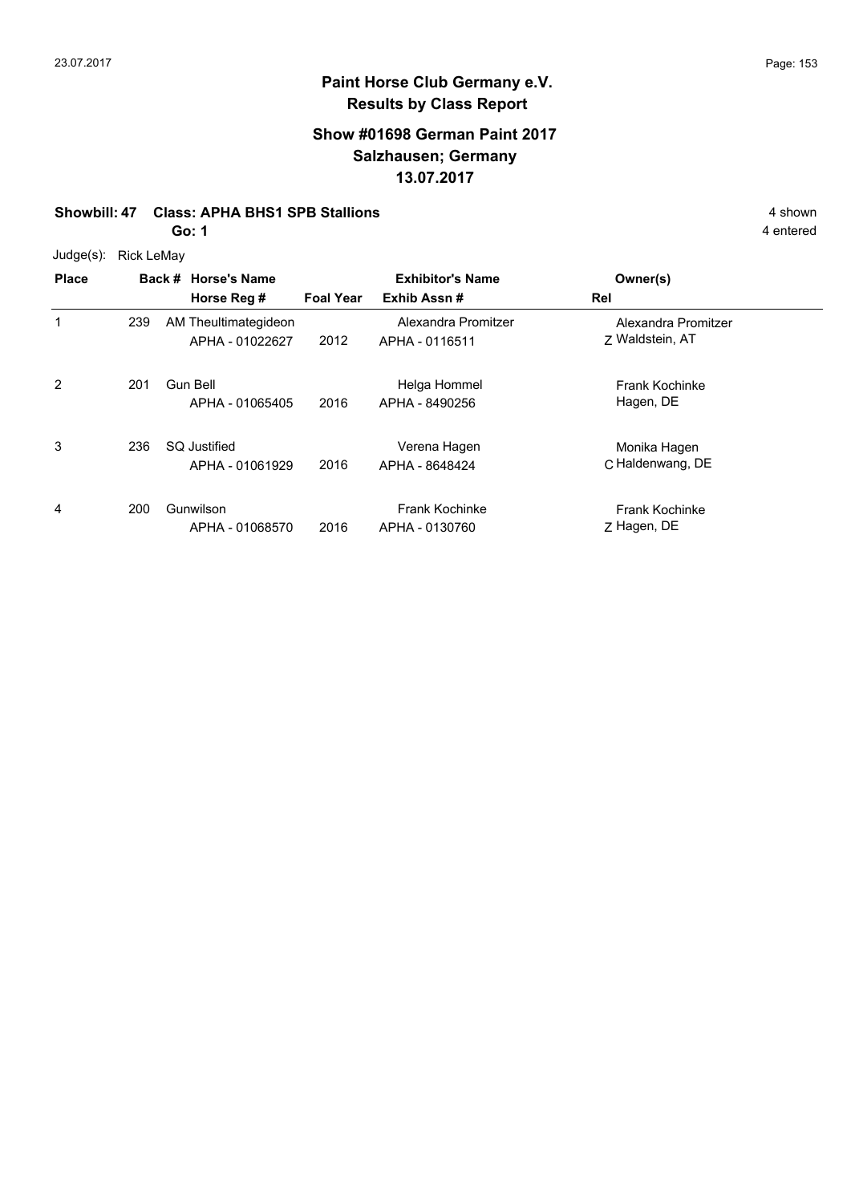# Paint Horse Club Germany e.V.
## Results by Class Report

### Show #01698 German Paint 2017
### Salzhausen; Germany
### 13.07.2017

**Showbill: 47 Class: APHA BHS1 SPB Stallions** 4 shown

**Go: 1** 4 entered

Judge(s): Rick LeMay

| Place | Back # | Horse's Name / Horse Reg # | Foal Year | Exhibitor's Name / Exhib Assn # | Rel | Owner(s) |
|---|---|---|---|---|---|---|
| 1 | 239 | AM Theultimategideon<br>APHA - 01022627 | 2012 | Alexandra Promitzer<br>APHA - 0116511 | Z | Alexandra Promitzer<br>Waldstein, AT |
| 2 | 201 | Gun Bell<br>APHA - 01065405 | 2016 | Helga Hommel<br>APHA - 8490256 | | Frank Kochinke<br>Hagen, DE |
| 3 | 236 | SQ Justified<br>APHA - 01061929 | 2016 | Verena Hagen<br>APHA - 8648424 | C | Monika Hagen<br>Haldenwang, DE |
| 4 | 200 | Gunwilson<br>APHA - 01068570 | 2016 | Frank Kochinke<br>APHA - 0130760 | Z | Frank Kochinke<br>Hagen, DE |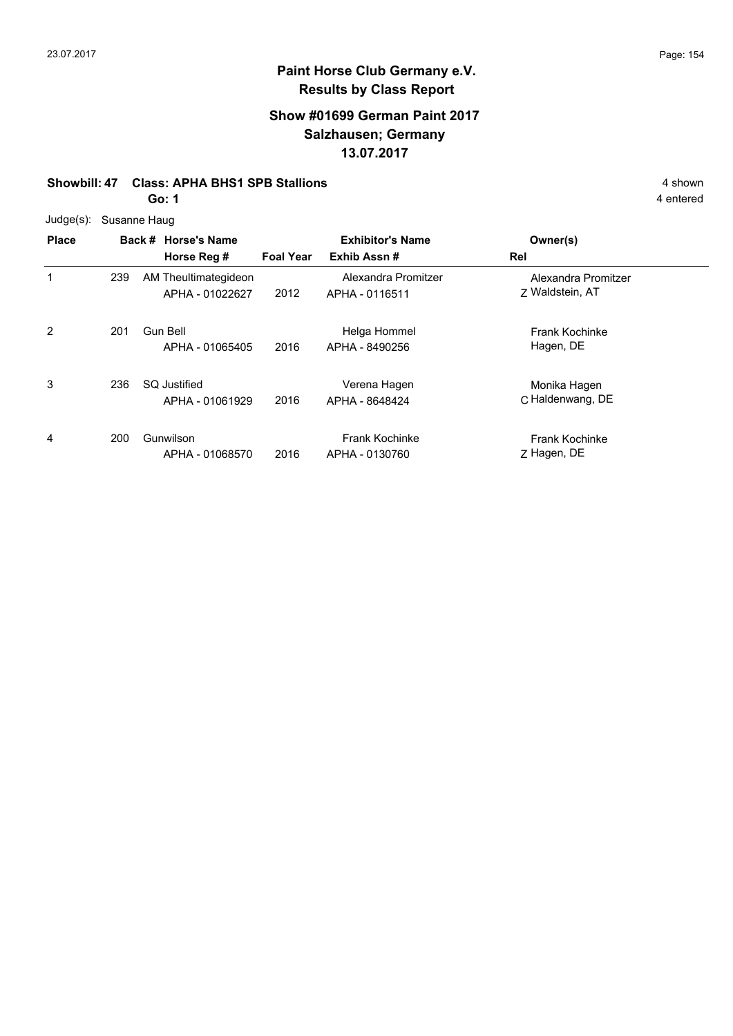# Paint Horse Club Germany e.V.
## Results by Class Report

### Show #01699 German Paint 2017
### Salzhausen; Germany
### 13.07.2017

**Showbill: 47 Class: APHA BHS1 SPB Stallions** 4 shown

**Go: 1** 4 entered

Judge(s): Susanne Haug

| Place | Back # | Horse's Name / Horse Reg # | Foal Year | Exhibitor's Name / Exhib Assn # | Rel | Owner(s) |
|---|---|---|---|---|---|---|
| 1 | 239 | AM Theultimategideon<br>APHA - 01022627 | 2012 | Alexandra Promitzer<br>APHA - 0116511 | Z | Alexandra Promitzer<br>Waldstein, AT |
| 2 | 201 | Gun Bell<br>APHA - 01065405 | 2016 | Helga Hommel<br>APHA - 8490256 | | Frank Kochinke<br>Hagen, DE |
| 3 | 236 | SQ Justified<br>APHA - 01061929 | 2016 | Verena Hagen<br>APHA - 8648424 | C | Monika Hagen<br>Haldenwang, DE |
| 4 | 200 | Gunwilson<br>APHA - 01068570 | 2016 | Frank Kochinke<br>APHA - 0130760 | Z | Frank Kochinke<br>Hagen, DE |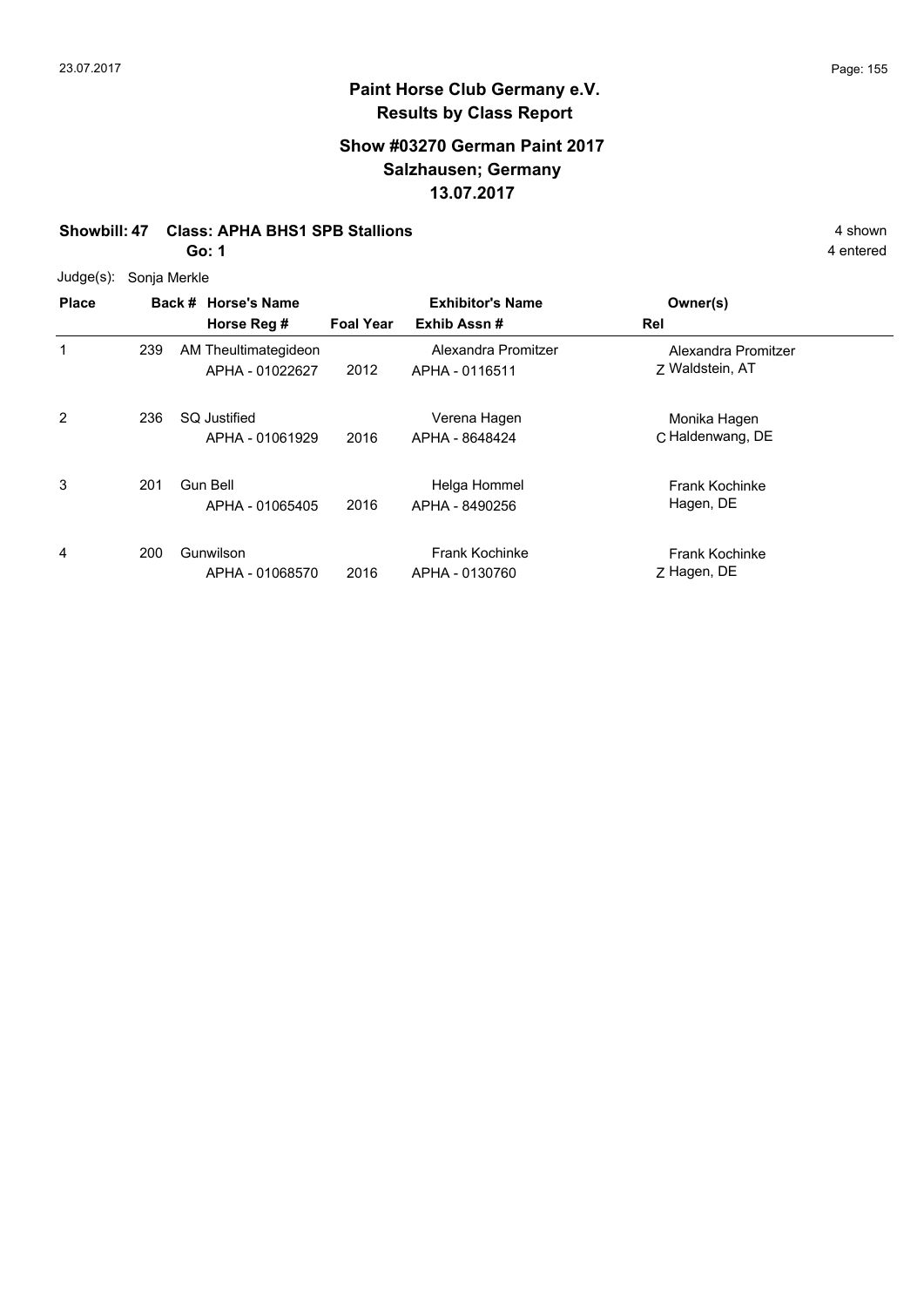**Paint Horse Club Germany e.V.**
**Results by Class Report**

**Show #03270 German Paint 2017**
**Salzhausen; Germany**
**13.07.2017**

**Showbill: 47 Class: APHA BHS1 SPB Stallions** 4 shown
**Go: 1** 4 entered

Judge(s): Sonja Merkle

| Place | Back # | Horse's Name / Horse Reg # | Foal Year | Exhibitor's Name / Exhib Assn # | Rel | Owner(s) |
|---|---|---|---|---|---|---|
| 1 | 239 | AM Theultimategideon<br>APHA - 01022627 | 2012 | Alexandra Promitzer<br>APHA - 0116511 | Z | Alexandra Promitzer<br>Waldstein, AT |
| 2 | 236 | SQ Justified<br>APHA - 01061929 | 2016 | Verena Hagen<br>APHA - 8648424 | C | Monika Hagen<br>Haldenwang, DE |
| 3 | 201 | Gun Bell<br>APHA - 01065405 | 2016 | Helga Hommel<br>APHA - 8490256 | | Frank Kochinke<br>Hagen, DE |
| 4 | 200 | Gunwilson<br>APHA - 01068570 | 2016 | Frank Kochinke<br>APHA - 0130760 | Z | Frank Kochinke<br>Hagen, DE |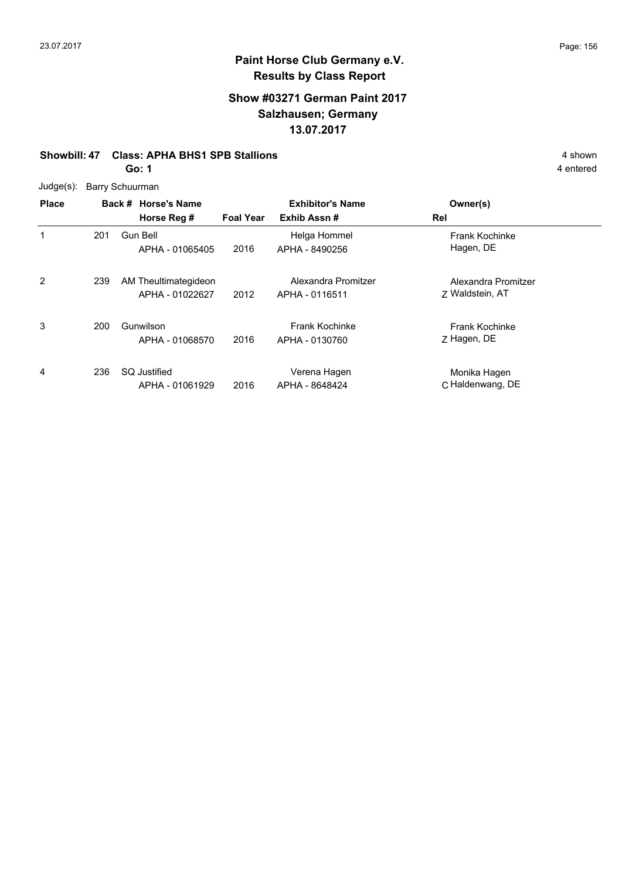# Paint Horse Club Germany e.V.
## Results by Class Report

### Show #03271 German Paint 2017
### Salzhausen; Germany
### 13.07.2017

**Showbill: 47 Class: APHA BHS1 SPB Stallions** — 4 shown

**Go: 1** — 4 entered

Judge(s): Barry Schuurman

| Place | Back # | Horse's Name / Horse Reg # | Foal Year | Exhibitor's Name / Exhib Assn # | Rel | Owner(s) |
|---|---|---|---|---|---|---|
| 1 | 201 | Gun Bell<br>APHA - 01065405 | 2016 | Helga Hommel<br>APHA - 8490256 | | Frank Kochinke<br>Hagen, DE |
| 2 | 239 | AM Theultimategideon<br>APHA - 01022627 | 2012 | Alexandra Promitzer<br>APHA - 0116511 | Z | Alexandra Promitzer<br>Waldstein, AT |
| 3 | 200 | Gunwilson<br>APHA - 01068570 | 2016 | Frank Kochinke<br>APHA - 0130760 | Z | Frank Kochinke<br>Hagen, DE |
| 4 | 236 | SQ Justified<br>APHA - 01061929 | 2016 | Verena Hagen<br>APHA - 8648424 | C | Monika Hagen<br>Haldenwang, DE |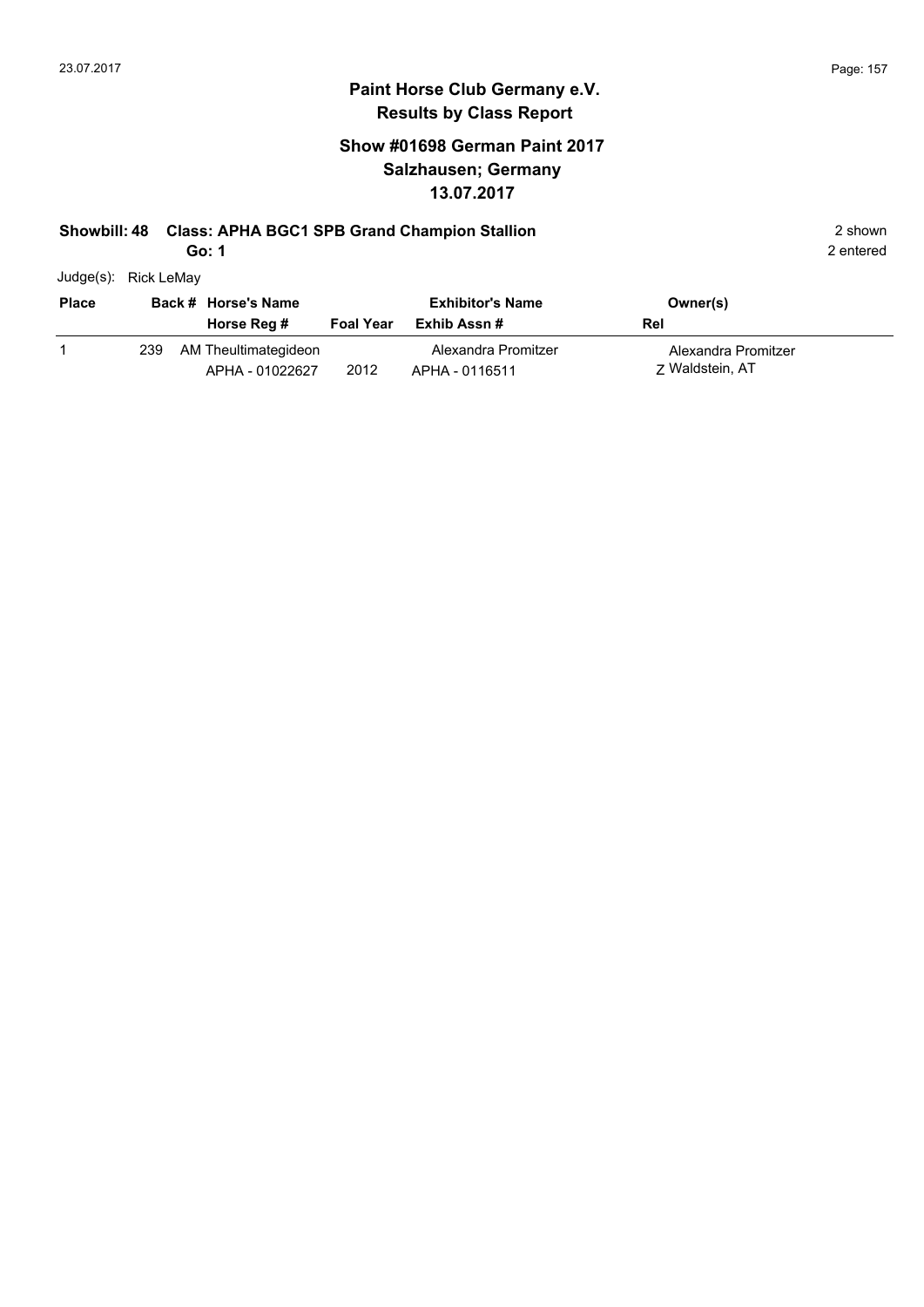## Paint Horse Club Germany e.V.
## Results by Class Report

### Show #01698 German Paint 2017
### Salzhausen; Germany
### 13.07.2017

**Showbill: 48 Class: APHA BGC1 SPB Grand Champion Stallion** 2 shown

**Go: 1** 2 entered

Judge(s): Rick LeMay

| Place | Back # | Horse's Name / Horse Reg # | Foal Year | Exhibitor's Name / Exhib Assn # | Owner(s) / Rel |
|---|---|---|---|---|---|
| 1 | 239 | AM Theultimategideon<br>APHA - 01022627 | 2012 | Alexandra Promitzer<br>APHA - 0116511 | Alexandra Promitzer<br>Z Waldstein, AT |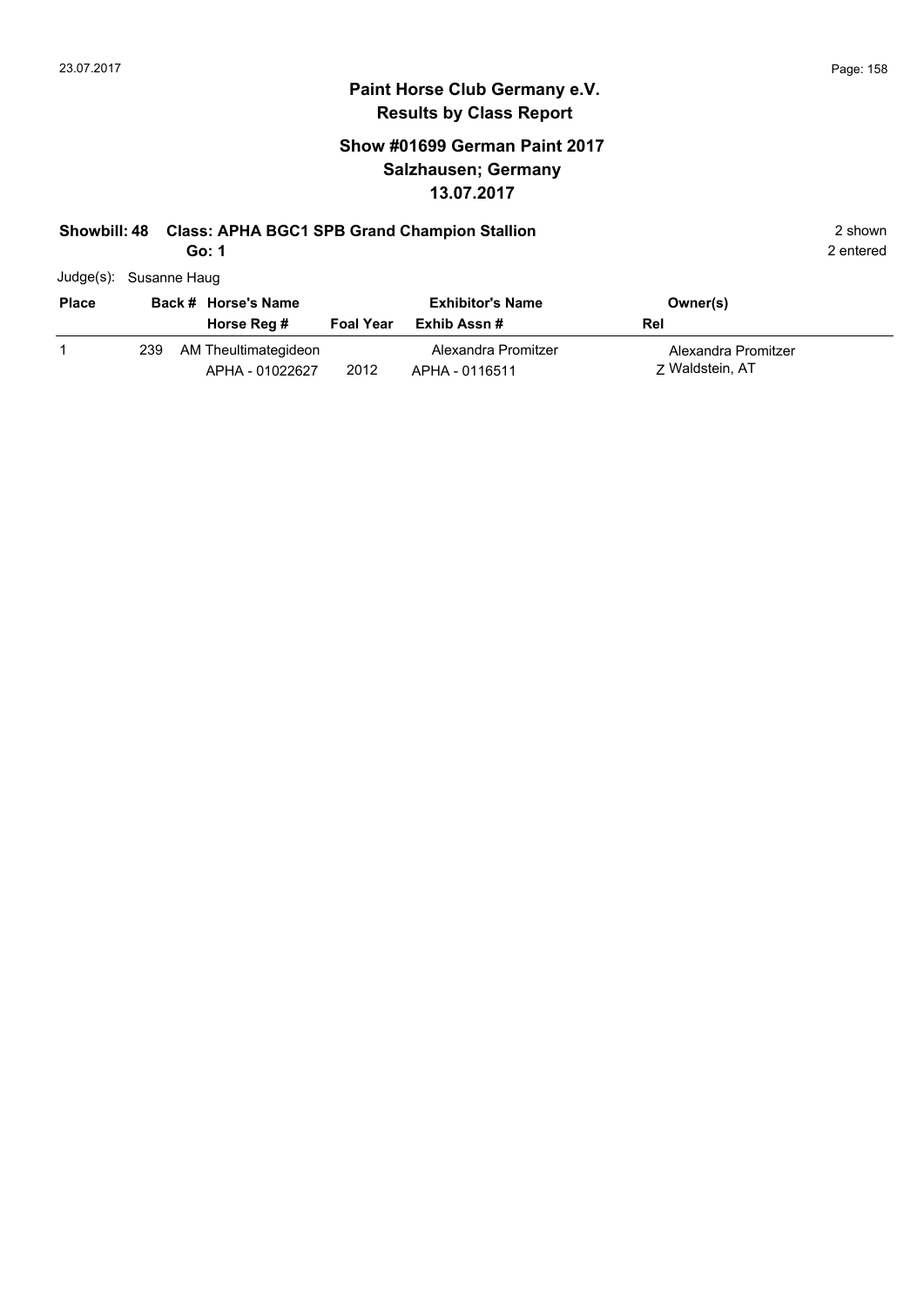# Paint Horse Club Germany e.V.
## Results by Class Report

### Show #01699 German Paint 2017
### Salzhausen; Germany
### 13.07.2017

**Showbill: 48 Class: APHA BGC1 SPB Grand Champion Stallion** 2 shown

**Go: 1** 2 entered

Judge(s): Susanne Haug

| Place | Back # | Horse's Name / Horse Reg # | Foal Year | Exhibitor's Name / Exhib Assn # | Owner(s) / Rel |
|---|---|---|---|---|---|
| 1 | 239 | AM Theultimategideon<br>APHA - 01022627 | 2012 | Alexandra Promitzer<br>APHA - 0116511 | Alexandra Promitzer<br>Z Waldstein, AT |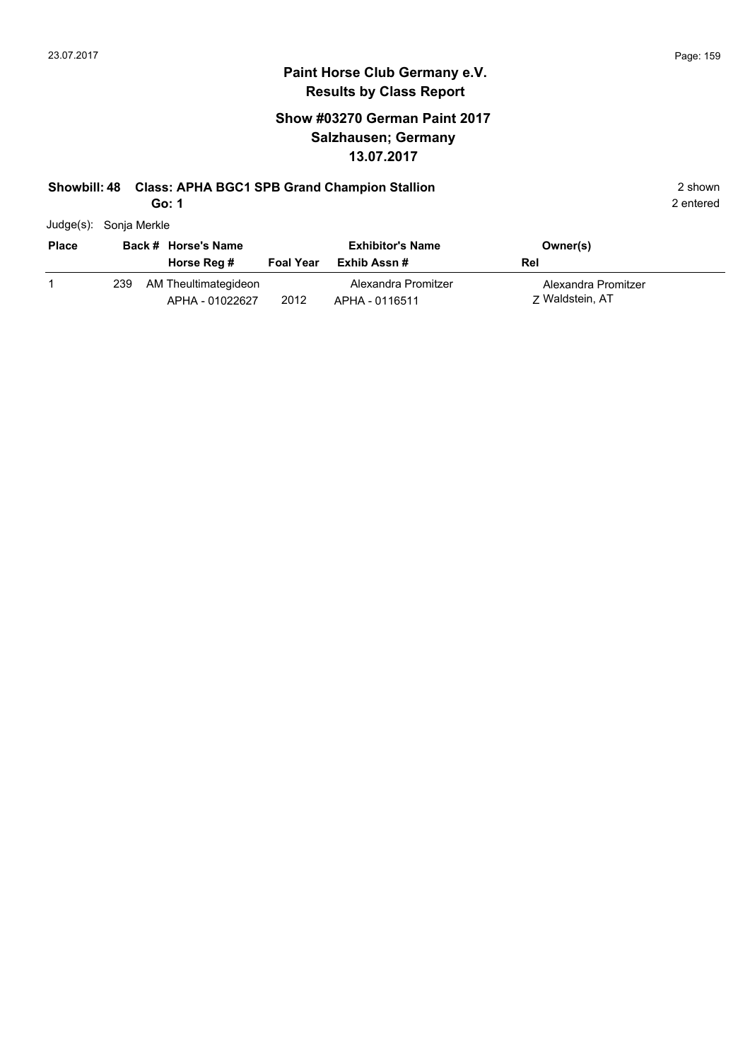# Paint Horse Club Germany e.V.
## Results by Class Report

### Show #03270 German Paint 2017
### Salzhausen; Germany
### 13.07.2017

**Showbill: 48 Class: APHA BGC1 SPB Grand Champion Stallion** 2 shown

**Go: 1** 2 entered

Judge(s): Sonja Merkle

| Place | Back # | Horse's Name / Horse Reg # | Foal Year | Exhibitor's Name / Exhib Assn # | Owner(s) / Rel |
|---|---|---|---|---|---|
| 1 | 239 | AM Theultimategideon<br>APHA - 01022627 | 2012 | Alexandra Promitzer<br>APHA - 0116511 | Alexandra Promitzer<br>Z Waldstein, AT |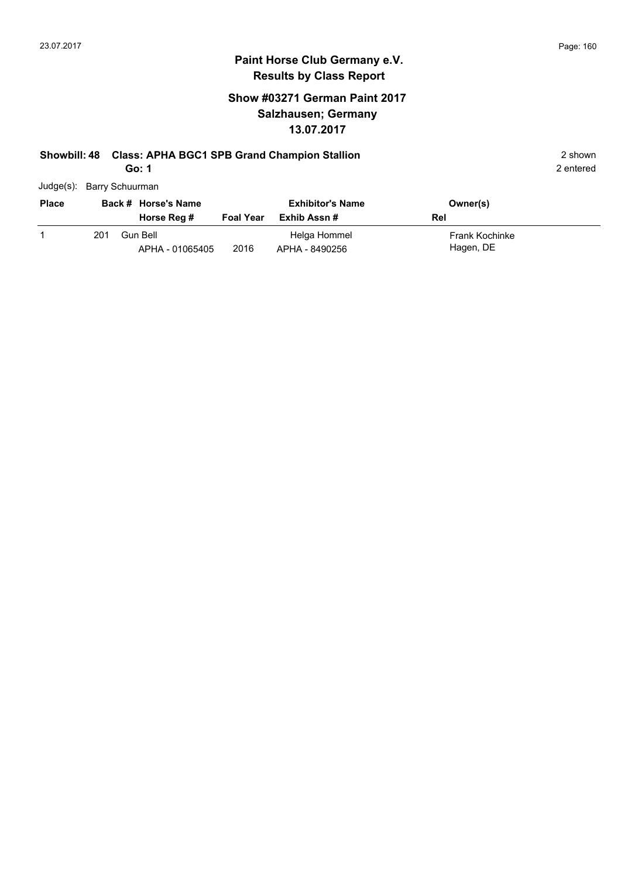# Paint Horse Club Germany e.V.

## Results by Class Report

### Show #03271 German Paint 2017
### Salzhausen; Germany
### 13.07.2017

**Showbill: 48 Class: APHA BGC1 SPB Grand Champion Stallion** 2 shown

**Go: 1** 2 entered

Judge(s): Barry Schuurman

| Place | Back # | Horse's Name / Horse Reg # | Foal Year | Exhibitor's Name / Exhib Assn # | Owner(s) / Rel |
|---|---|---|---|---|---|
| 1 | 201 | Gun Bell<br>APHA - 01065405 | 2016 | Helga Hommel<br>APHA - 8490256 | Frank Kochinke<br>Hagen, DE |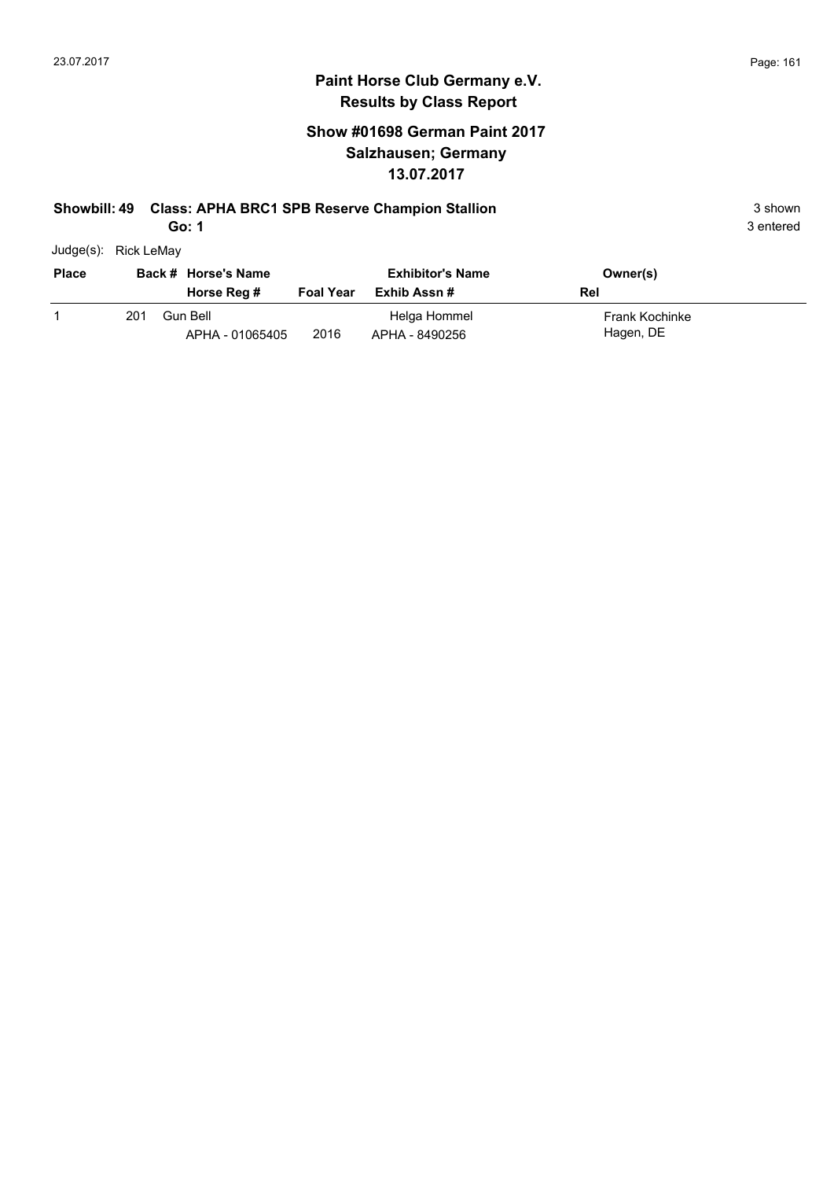# Paint Horse Club Germany e.V.
## Results by Class Report

### Show #01698 German Paint 2017
### Salzhausen; Germany
### 13.07.2017

**Showbill: 49 Class: APHA BRC1 SPB Reserve Champion Stallion** 3 shown

**Go: 1** 3 entered

Judge(s): Rick LeMay

| Place | Back # | Horse's Name / Horse Reg # | Foal Year | Exhibitor's Name / Exhib Assn # | Owner(s) / Rel |
|---|---|---|---|---|---|
| 1 | 201 | Gun Bell<br>APHA - 01065405 | 2016 | Helga Hommel<br>APHA - 8490256 | Frank Kochinke<br>Hagen, DE |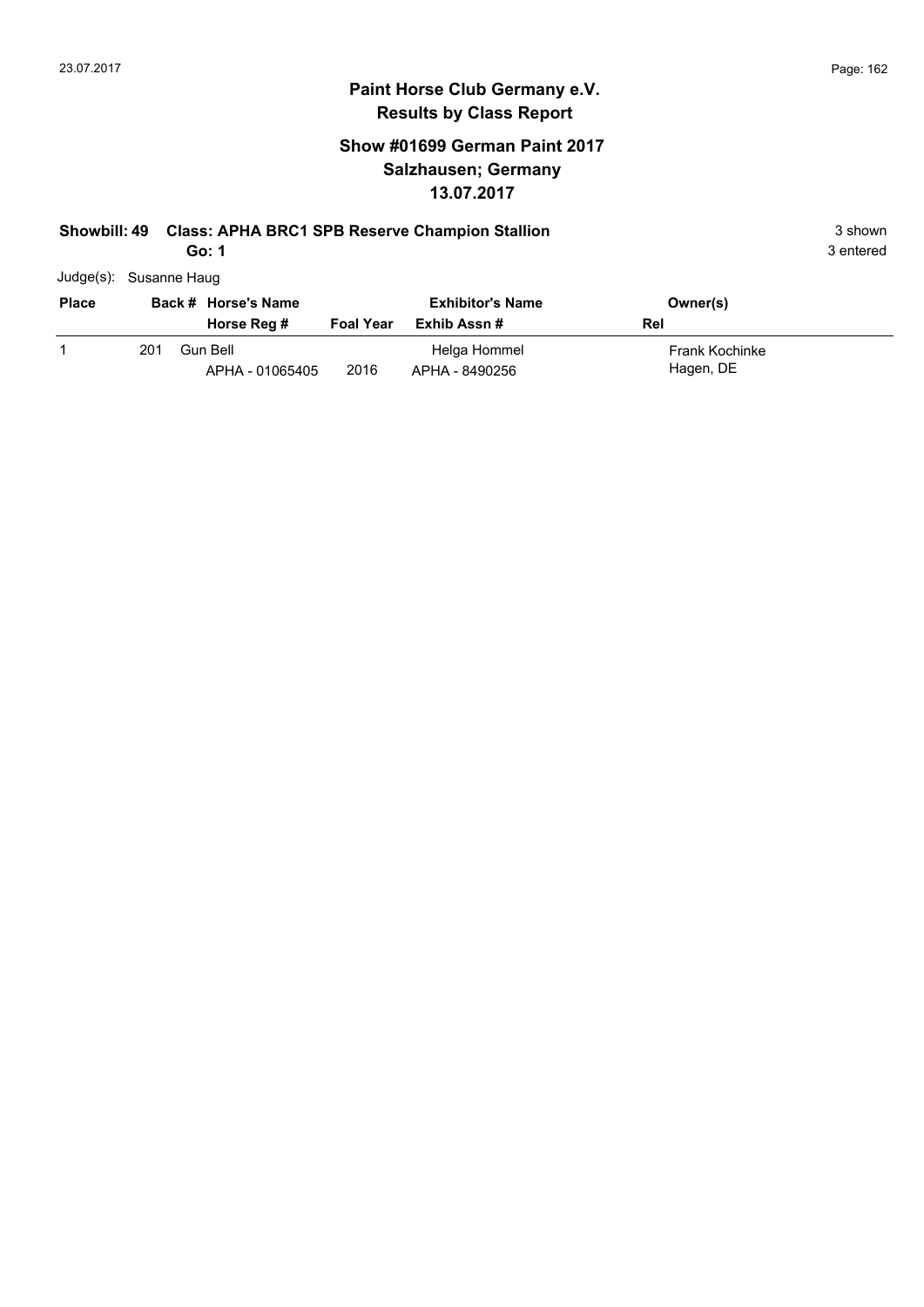# Paint Horse Club Germany e.V.
## Results by Class Report

### Show #01699 German Paint 2017
### Salzhausen; Germany
### 13.07.2017

**Showbill: 49 Class: APHA BRC1 SPB Reserve Champion Stallion** 3 shown

**Go: 1** 3 entered

Judge(s): Susanne Haug

| Place | Back # | Horse's Name / Horse Reg # | Foal Year | Exhibitor's Name / Exhib Assn # | Owner(s) / Rel |
|---|---|---|---|---|---|
| 1 | 201 | Gun Bell<br>APHA - 01065405 | 2016 | Helga Hommel<br>APHA - 8490256 | Frank Kochinke<br>Hagen, DE |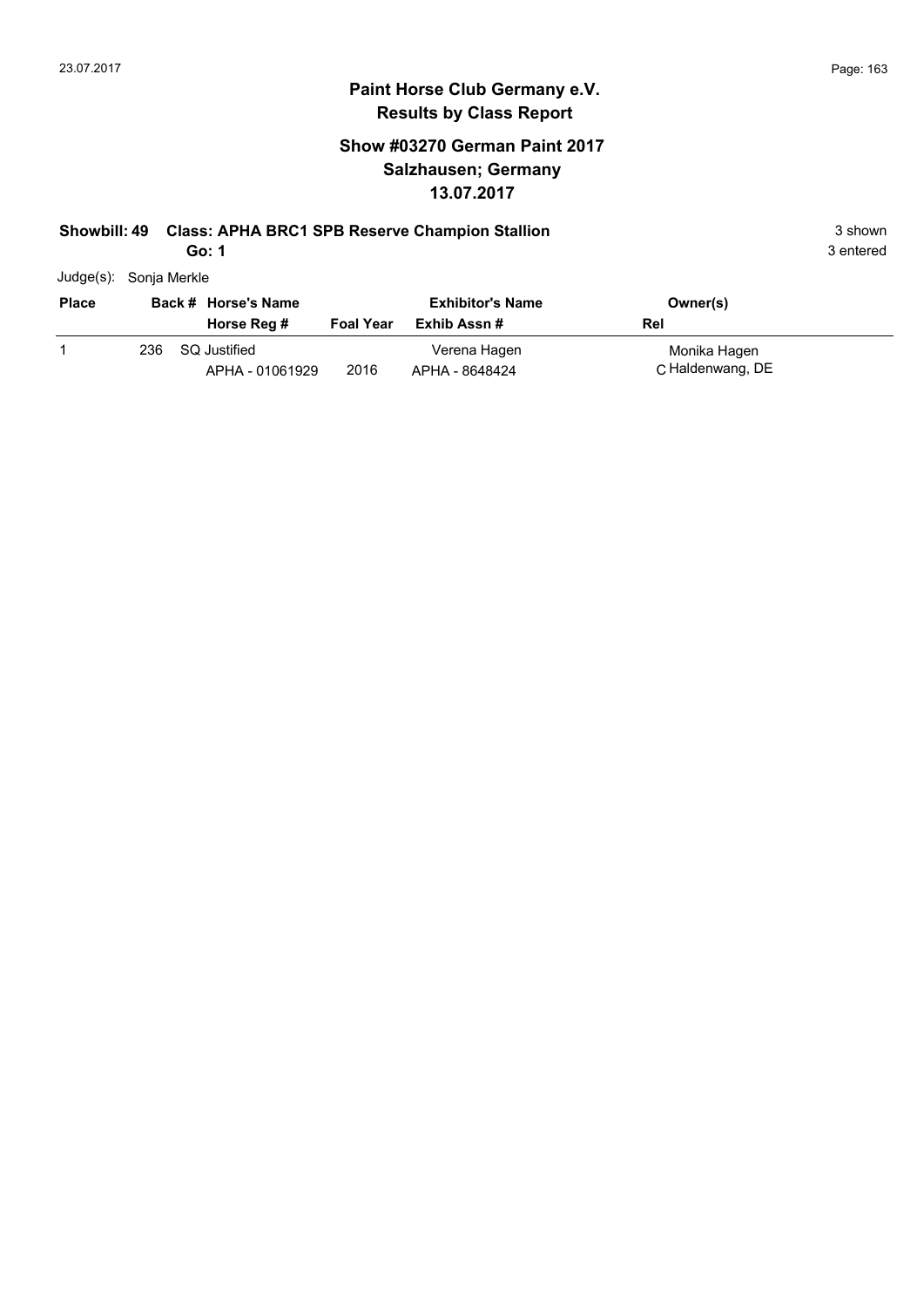# Paint Horse Club Germany e.V.

## Results by Class Report

### Show #03270 German Paint 2017
### Salzhausen; Germany
### 13.07.2017

**Showbill: 49 Class: APHA BRC1 SPB Reserve Champion Stallion** — 3 shown

**Go: 1** — 3 entered

Judge(s): Sonja Merkle

| Place | Back # | Horse's Name / Horse Reg # | Foal Year | Exhibitor's Name / Exhib Assn # | Owner(s) / Rel |
|---|---|---|---|---|---|
| 1 | 236 | SQ Justified<br>APHA - 01061929 | 2016 | Verena Hagen<br>APHA - 8648424 | Monika Hagen<br>C Haldenwang, DE |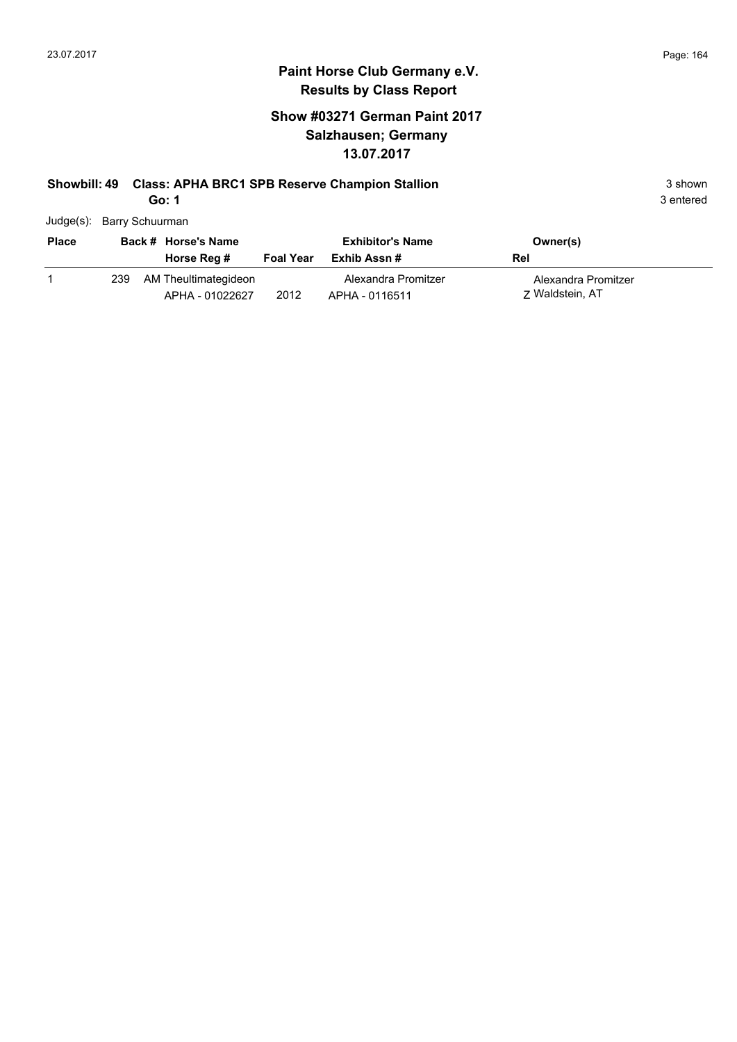# Paint Horse Club Germany e.V.

## Results by Class Report

### Show #03271 German Paint 2017
### Salzhausen; Germany
### 13.07.2017

**Showbill: 49 Class: APHA BRC1 SPB Reserve Champion Stallion** 3 shown

**Go: 1** 3 entered

Judge(s): Barry Schuurman

| Place | Back # | Horse's Name / Horse Reg # | Foal Year | Exhibitor's Name / Exhib Assn # | Owner(s) / Rel |
|---|---|---|---|---|---|
| 1 | 239 | AM Theultimategideon<br>APHA - 01022627 | 2012 | Alexandra Promitzer<br>APHA - 0116511 | Alexandra Promitzer<br>Z Waldstein, AT |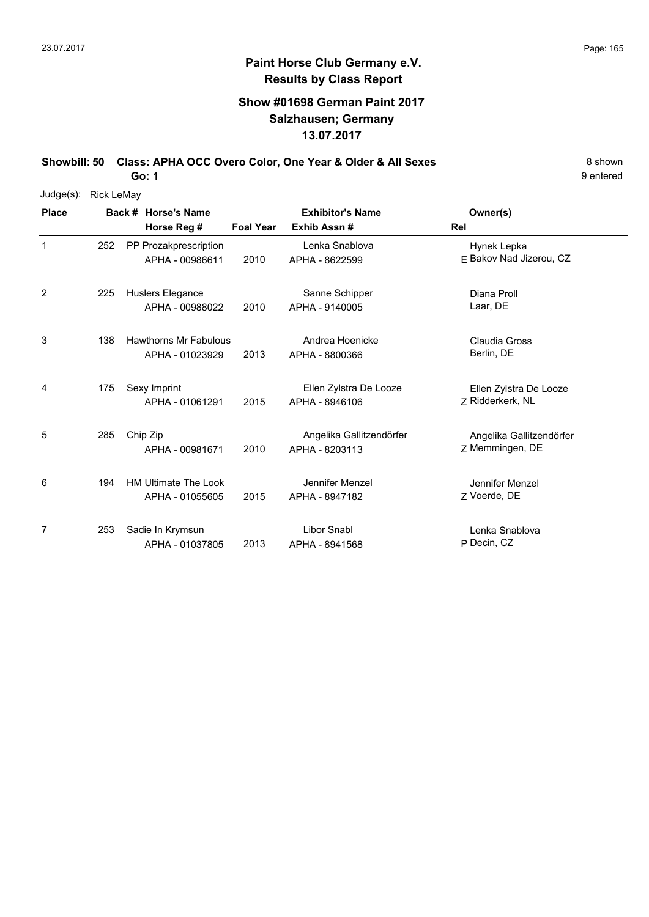# Paint Horse Club Germany e.V.

## Results by Class Report

### Show #01698 German Paint 2017
### Salzhausen; Germany
### 13.07.2017

**Showbill: 50 Class: APHA OCC Overo Color, One Year & Older & All Sexes** — 8 shown

**Go: 1** — 9 entered

Judge(s): Rick LeMay

| Place | Back # | Horse's Name / Horse Reg # | Foal Year | Exhibitor's Name / Exhib Assn # | Rel | Owner(s) |
|---|---|---|---|---|---|---|
| 1 | 252 | PP Prozakprescription<br>APHA - 00986611 | 2010 | Lenka Snablova<br>APHA - 8622599 | E | Hynek Lepka<br>Bakov Nad Jizerou, CZ |
| 2 | 225 | Huslers Elegance<br>APHA - 00988022 | 2010 | Sanne Schipper<br>APHA - 9140005 | | Diana Proll<br>Laar, DE |
| 3 | 138 | Hawthorns Mr Fabulous<br>APHA - 01023929 | 2013 | Andrea Hoenicke<br>APHA - 8800366 | | Claudia Gross<br>Berlin, DE |
| 4 | 175 | Sexy Imprint<br>APHA - 01061291 | 2015 | Ellen Zylstra De Looze<br>APHA - 8946106 | Z | Ellen Zylstra De Looze<br>Ridderkerk, NL |
| 5 | 285 | Chip Zip<br>APHA - 00981671 | 2010 | Angelika Gallitzendörfer<br>APHA - 8203113 | Z | Angelika Gallitzendörfer<br>Memmingen, DE |
| 6 | 194 | HM Ultimate The Look<br>APHA - 01055605 | 2015 | Jennifer Menzel<br>APHA - 8947182 | Z | Jennifer Menzel<br>Voerde, DE |
| 7 | 253 | Sadie In Krymsun<br>APHA - 01037805 | 2013 | Libor Snabl<br>APHA - 8941568 | P | Lenka Snablova<br>Decin, CZ |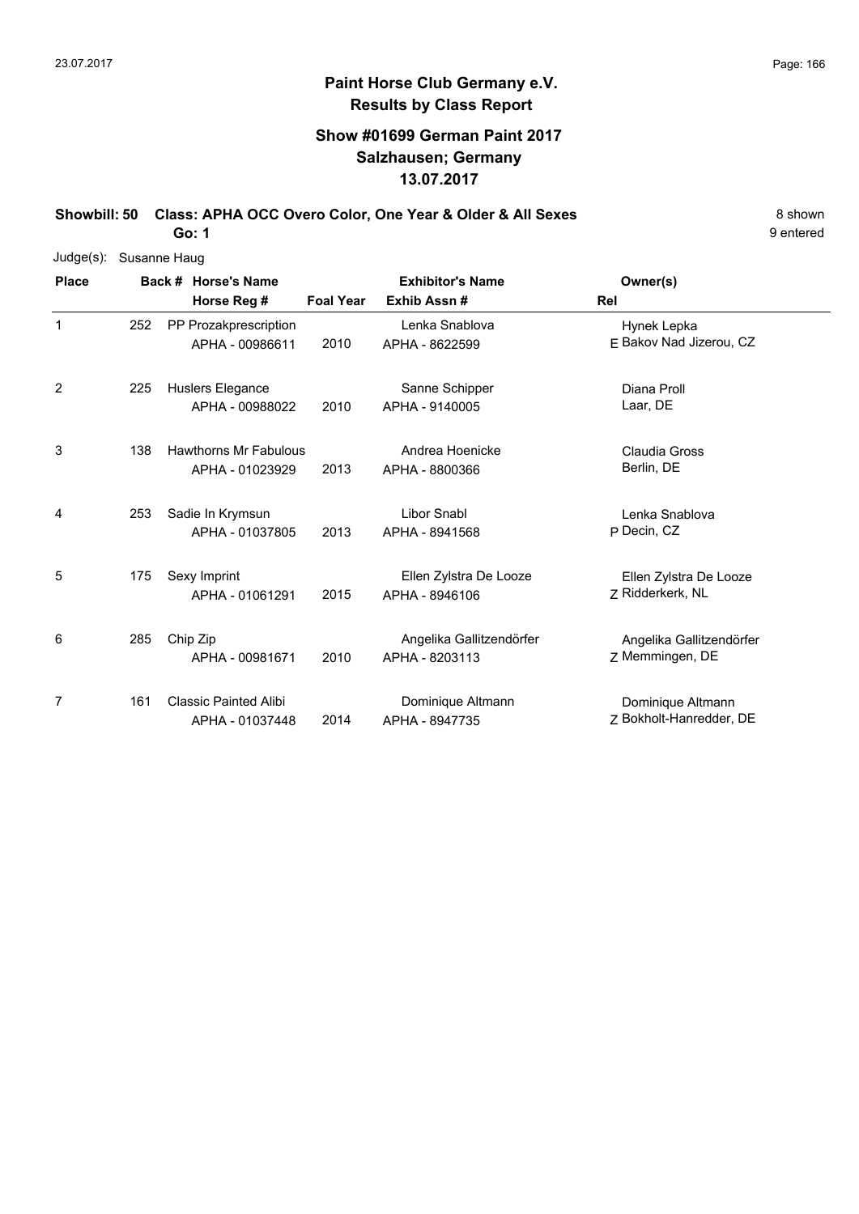# Paint Horse Club Germany e.V.

## Results by Class Report

### Show #01699 German Paint 2017
### Salzhausen; Germany
### 13.07.2017

**Showbill: 50 Class: APHA OCC Overo Color, One Year & Older & All Sexes** 8 shown

**Go: 1** 9 entered

Judge(s): Susanne Haug

| Place | Back # | Horse's Name / Horse Reg # | Foal Year | Exhibitor's Name / Exhib Assn # | Rel | Owner(s) |
|---|---|---|---|---|---|---|
| 1 | 252 | PP Prozakprescription<br>APHA - 00986611 | 2010 | Lenka Snablova<br>APHA - 8622599 | E | Hynek Lepka<br>Bakov Nad Jizerou, CZ |
| 2 | 225 | Huslers Elegance<br>APHA - 00988022 | 2010 | Sanne Schipper<br>APHA - 9140005 | | Diana Proll<br>Laar, DE |
| 3 | 138 | Hawthorns Mr Fabulous<br>APHA - 01023929 | 2013 | Andrea Hoenicke<br>APHA - 8800366 | | Claudia Gross<br>Berlin, DE |
| 4 | 253 | Sadie In Krymsun<br>APHA - 01037805 | 2013 | Libor Snabl<br>APHA - 8941568 | P | Lenka Snablova<br>Decin, CZ |
| 5 | 175 | Sexy Imprint<br>APHA - 01061291 | 2015 | Ellen Zylstra De Looze<br>APHA - 8946106 | Z | Ellen Zylstra De Looze<br>Ridderkerk, NL |
| 6 | 285 | Chip Zip<br>APHA - 00981671 | 2010 | Angelika Gallitzendörfer<br>APHA - 8203113 | Z | Angelika Gallitzendörfer<br>Memmingen, DE |
| 7 | 161 | Classic Painted Alibi<br>APHA - 01037448 | 2014 | Dominique Altmann<br>APHA - 8947735 | Z | Dominique Altmann<br>Bokholt-Hanredder, DE |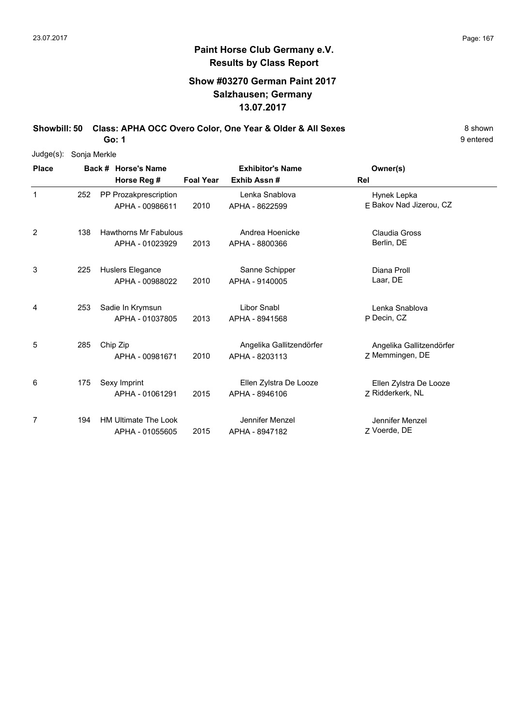## Paint Horse Club Germany e.V.
## Results by Class Report

### Show #03270 German Paint 2017
### Salzhausen; Germany
### 13.07.2017

**Showbill: 50 Class: APHA OCC Overo Color, One Year & Older & All Sexes** 8 shown

**Go: 1** 9 entered

Judge(s): Sonja Merkle

| Place | Back # | Horse's Name / Horse Reg # | Foal Year | Exhibitor's Name / Exhib Assn # | Rel | Owner(s) |
|---|---|---|---|---|---|---|
| 1 | 252 | PP Prozakprescription<br>APHA - 00986611 | 2010 | Lenka Snablova<br>APHA - 8622599 | E | Hynek Lepka<br>Bakov Nad Jizerou, CZ |
| 2 | 138 | Hawthorns Mr Fabulous<br>APHA - 01023929 | 2013 | Andrea Hoenicke<br>APHA - 8800366 | | Claudia Gross<br>Berlin, DE |
| 3 | 225 | Huslers Elegance<br>APHA - 00988022 | 2010 | Sanne Schipper<br>APHA - 9140005 | | Diana Proll<br>Laar, DE |
| 4 | 253 | Sadie In Krymsun<br>APHA - 01037805 | 2013 | Libor Snabl<br>APHA - 8941568 | P | Lenka Snablova<br>Decin, CZ |
| 5 | 285 | Chip Zip<br>APHA - 00981671 | 2010 | Angelika Gallitzendörfer<br>APHA - 8203113 | Z | Angelika Gallitzendörfer<br>Memmingen, DE |
| 6 | 175 | Sexy Imprint<br>APHA - 01061291 | 2015 | Ellen Zylstra De Looze<br>APHA - 8946106 | Z | Ellen Zylstra De Looze<br>Ridderkerk, NL |
| 7 | 194 | HM Ultimate The Look<br>APHA - 01055605 | 2015 | Jennifer Menzel<br>APHA - 8947182 | Z | Jennifer Menzel<br>Voerde, DE |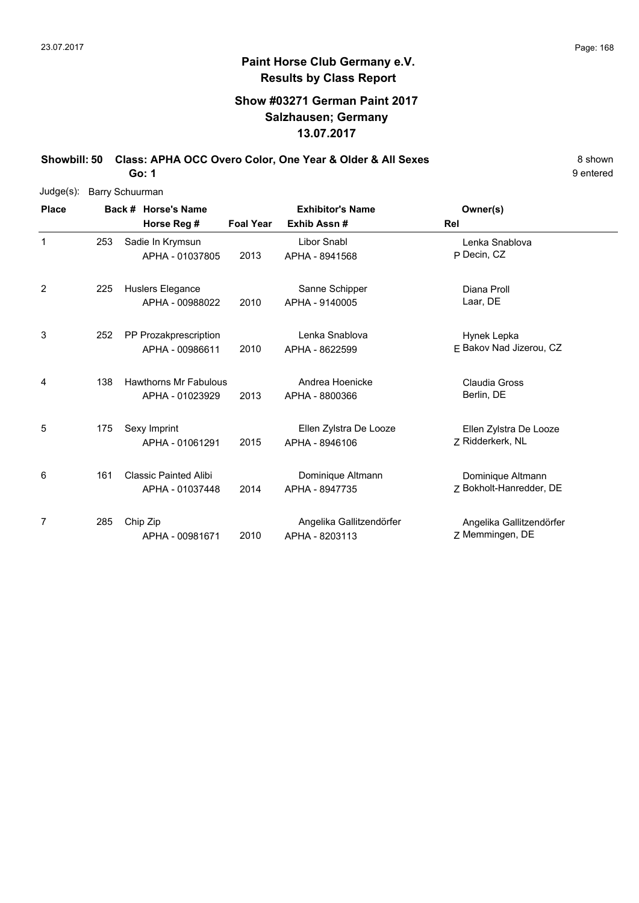# Paint Horse Club Germany e.V.
## Results by Class Report

### Show #03271 German Paint 2017
### Salzhausen; Germany
### 13.07.2017

**Showbill: 50 Class: APHA OCC Overo Color, One Year & Older & All Sexes** 8 shown

**Go: 1** 9 entered

Judge(s): Barry Schuurman

| Place | Back # | Horse's Name / Horse Reg # | Foal Year | Exhibitor's Name / Exhib Assn # | Rel | Owner(s) |
|---|---|---|---|---|---|---|
| 1 | 253 | Sadie In Krymsun<br>APHA - 01037805 | 2013 | Libor Snabl<br>APHA - 8941568 | P | Lenka Snablova<br>Decin, CZ |
| 2 | 225 | Huslers Elegance<br>APHA - 00988022 | 2010 | Sanne Schipper<br>APHA - 9140005 | | Diana Proll<br>Laar, DE |
| 3 | 252 | PP Prozakprescription<br>APHA - 00986611 | 2010 | Lenka Snablova<br>APHA - 8622599 | E | Hynek Lepka<br>Bakov Nad Jizerou, CZ |
| 4 | 138 | Hawthorns Mr Fabulous<br>APHA - 01023929 | 2013 | Andrea Hoenicke<br>APHA - 8800366 | | Claudia Gross<br>Berlin, DE |
| 5 | 175 | Sexy Imprint<br>APHA - 01061291 | 2015 | Ellen Zylstra De Looze<br>APHA - 8946106 | Z | Ellen Zylstra De Looze<br>Ridderkerk, NL |
| 6 | 161 | Classic Painted Alibi<br>APHA - 01037448 | 2014 | Dominique Altmann<br>APHA - 8947735 | Z | Dominique Altmann<br>Bokholt-Hanredder, DE |
| 7 | 285 | Chip Zip<br>APHA - 00981671 | 2010 | Angelika Gallitzendörfer<br>APHA - 8203113 | Z | Angelika Gallitzendörfer<br>Memmingen, DE |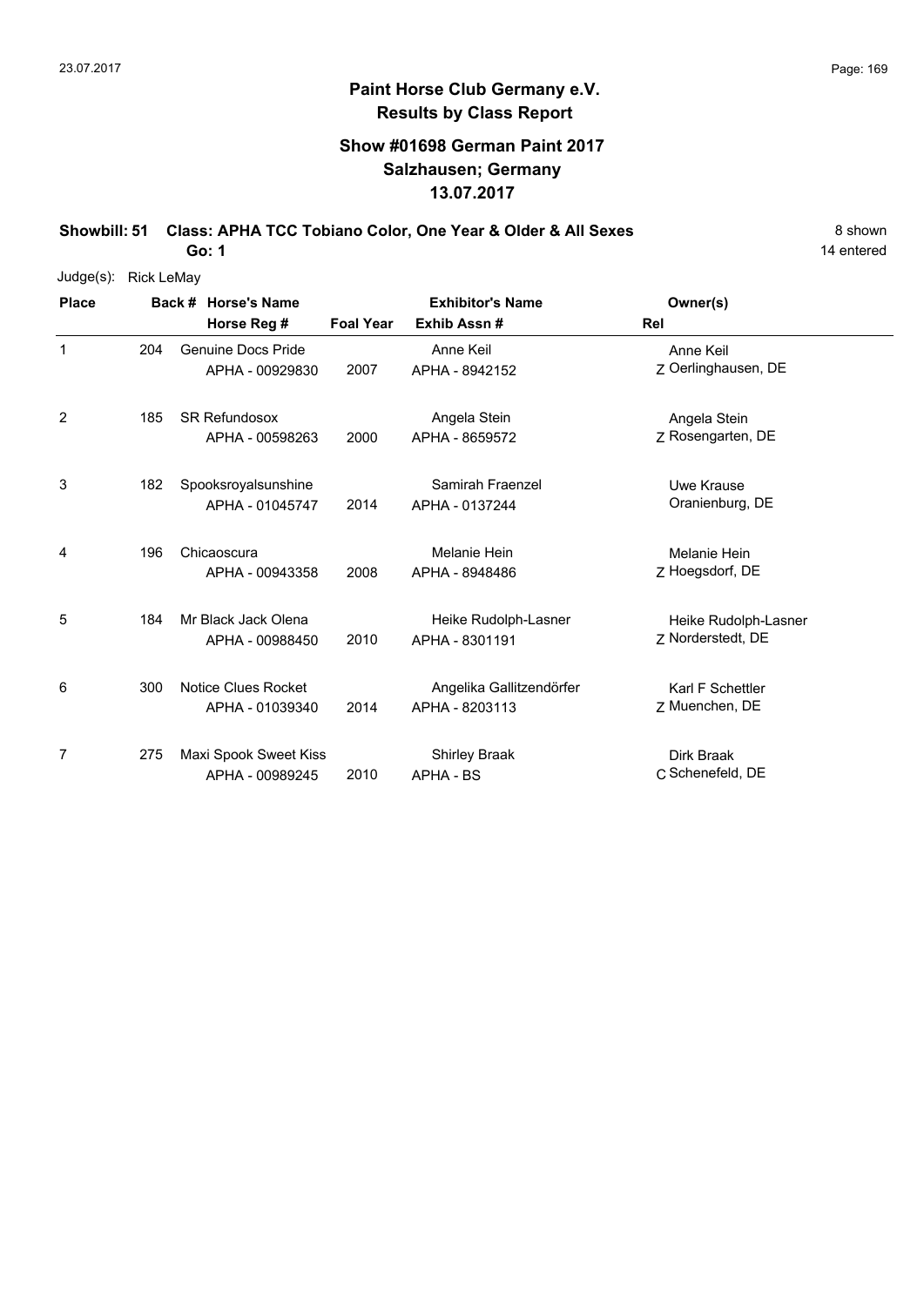## Paint Horse Club Germany e.V.
## Results by Class Report

### Show #01698 German Paint 2017
### Salzhausen; Germany
### 13.07.2017

**Showbill: 51 Class: APHA TCC Tobiano Color, One Year & Older & All Sexes** 8 shown

**Go: 1** 14 entered

Judge(s): Rick LeMay

| Place | Back # | Horse's Name / Horse Reg # | Foal Year | Exhibitor's Name / Exhib Assn # | Rel | Owner(s) |
|---|---|---|---|---|---|---|
| 1 | 204 | Genuine Docs Pride<br>APHA - 00929830 | 2007 | Anne Keil<br>APHA - 8942152 | Z | Anne Keil<br>Oerlinghausen, DE |
| 2 | 185 | SR Refundosox<br>APHA - 00598263 | 2000 | Angela Stein<br>APHA - 8659572 | Z | Angela Stein<br>Rosengarten, DE |
| 3 | 182 | Spooksroyalsunshine<br>APHA - 01045747 | 2014 | Samirah Fraenzel<br>APHA - 0137244 | | Uwe Krause<br>Oranienburg, DE |
| 4 | 196 | Chicaoscura<br>APHA - 00943358 | 2008 | Melanie Hein<br>APHA - 8948486 | Z | Melanie Hein<br>Hoegsdorf, DE |
| 5 | 184 | Mr Black Jack Olena<br>APHA - 00988450 | 2010 | Heike Rudolph-Lasner<br>APHA - 8301191 | Z | Heike Rudolph-Lasner<br>Norderstedt, DE |
| 6 | 300 | Notice Clues Rocket<br>APHA - 01039340 | 2014 | Angelika Gallitzendörfer<br>APHA - 8203113 | Z | Karl F Schettler<br>Muenchen, DE |
| 7 | 275 | Maxi Spook Sweet Kiss<br>APHA - 00989245 | 2010 | Shirley Braak<br>APHA - BS | C | Dirk Braak<br>Schenefeld, DE |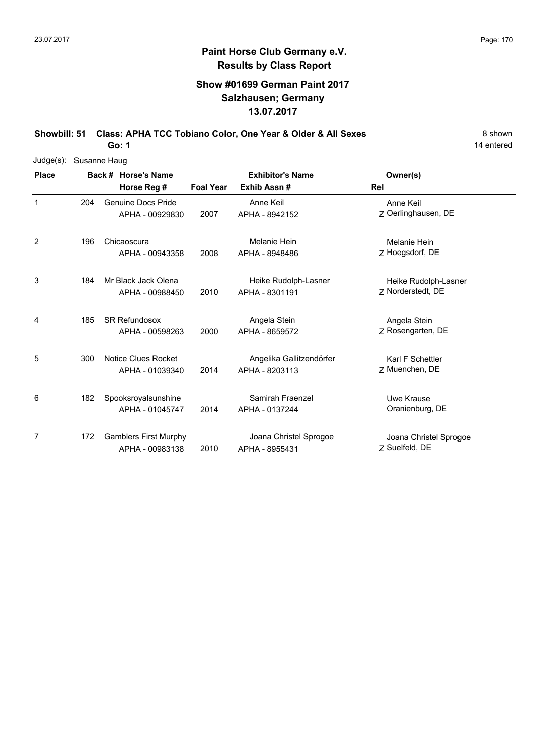## Paint Horse Club Germany e.V.
## Results by Class Report

### Show #01699 German Paint 2017
### Salzhausen; Germany
### 13.07.2017

**Showbill: 51 Class: APHA TCC Tobiano Color, One Year & Older & All Sexes** 8 shown

**Go: 1** 14 entered

Judge(s): Susanne Haug

| Place | Back # | Horse's Name / Horse Reg # | Foal Year | Exhibitor's Name / Exhib Assn # | Rel | Owner(s) |
|---|---|---|---|---|---|---|
| 1 | 204 | Genuine Docs Pride<br>APHA - 00929830 | 2007 | Anne Keil<br>APHA - 8942152 | Z | Anne Keil<br>Oerlinghausen, DE |
| 2 | 196 | Chicaoscura<br>APHA - 00943358 | 2008 | Melanie Hein<br>APHA - 8948486 | Z | Melanie Hein<br>Hoegsdorf, DE |
| 3 | 184 | Mr Black Jack Olena<br>APHA - 00988450 | 2010 | Heike Rudolph-Lasner<br>APHA - 8301191 | Z | Heike Rudolph-Lasner<br>Norderstedt, DE |
| 4 | 185 | SR Refundosox<br>APHA - 00598263 | 2000 | Angela Stein<br>APHA - 8659572 | Z | Angela Stein<br>Rosengarten, DE |
| 5 | 300 | Notice Clues Rocket<br>APHA - 01039340 | 2014 | Angelika Gallitzendörfer<br>APHA - 8203113 | Z | Karl F Schettler<br>Muenchen, DE |
| 6 | 182 | Spooksroyalsunshine<br>APHA - 01045747 | 2014 | Samirah Fraenzel<br>APHA - 0137244 | | Uwe Krause<br>Oranienburg, DE |
| 7 | 172 | Gamblers First Murphy<br>APHA - 00983138 | 2010 | Joana Christel Sprogoe<br>APHA - 8955431 | Z | Joana Christel Sprogoe<br>Suelfeld, DE |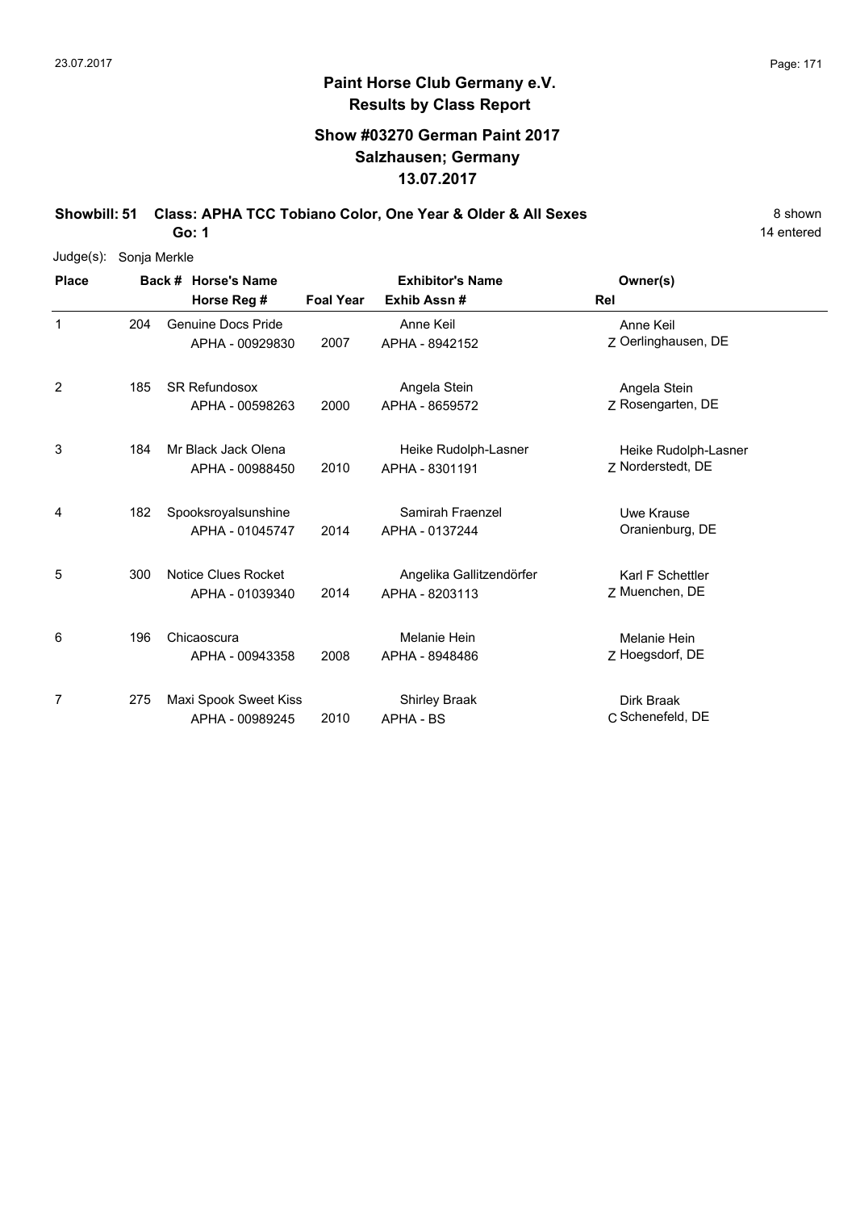# Paint Horse Club Germany e.V.
## Results by Class Report

### Show #03270 German Paint 2017
### Salzhausen; Germany
### 13.07.2017

**Showbill: 51 Class: APHA TCC Tobiano Color, One Year & Older & All Sexes** 8 shown

**Go: 1** 14 entered

Judge(s): Sonja Merkle

| Place | Back # | Horse's Name / Horse Reg # | Foal Year | Exhibitor's Name / Exhib Assn # | Rel | Owner(s) |
|---|---|---|---|---|---|---|
| 1 | 204 | Genuine Docs Pride<br>APHA - 00929830 | 2007 | Anne Keil<br>APHA - 8942152 | Z | Anne Keil<br>Oerlinghausen, DE |
| 2 | 185 | SR Refundosox<br>APHA - 00598263 | 2000 | Angela Stein<br>APHA - 8659572 | Z | Angela Stein<br>Rosengarten, DE |
| 3 | 184 | Mr Black Jack Olena<br>APHA - 00988450 | 2010 | Heike Rudolph-Lasner<br>APHA - 8301191 | Z | Heike Rudolph-Lasner<br>Norderstedt, DE |
| 4 | 182 | Spooksroyalsunshine<br>APHA - 01045747 | 2014 | Samirah Fraenzel<br>APHA - 0137244 | | Uwe Krause<br>Oranienburg, DE |
| 5 | 300 | Notice Clues Rocket<br>APHA - 01039340 | 2014 | Angelika Gallitzendörfer<br>APHA - 8203113 | Z | Karl F Schettler<br>Muenchen, DE |
| 6 | 196 | Chicaoscura<br>APHA - 00943358 | 2008 | Melanie Hein<br>APHA - 8948486 | Z | Melanie Hein<br>Hoegsdorf, DE |
| 7 | 275 | Maxi Spook Sweet Kiss<br>APHA - 00989245 | 2010 | Shirley Braak<br>APHA - BS | C | Dirk Braak<br>Schenefeld, DE |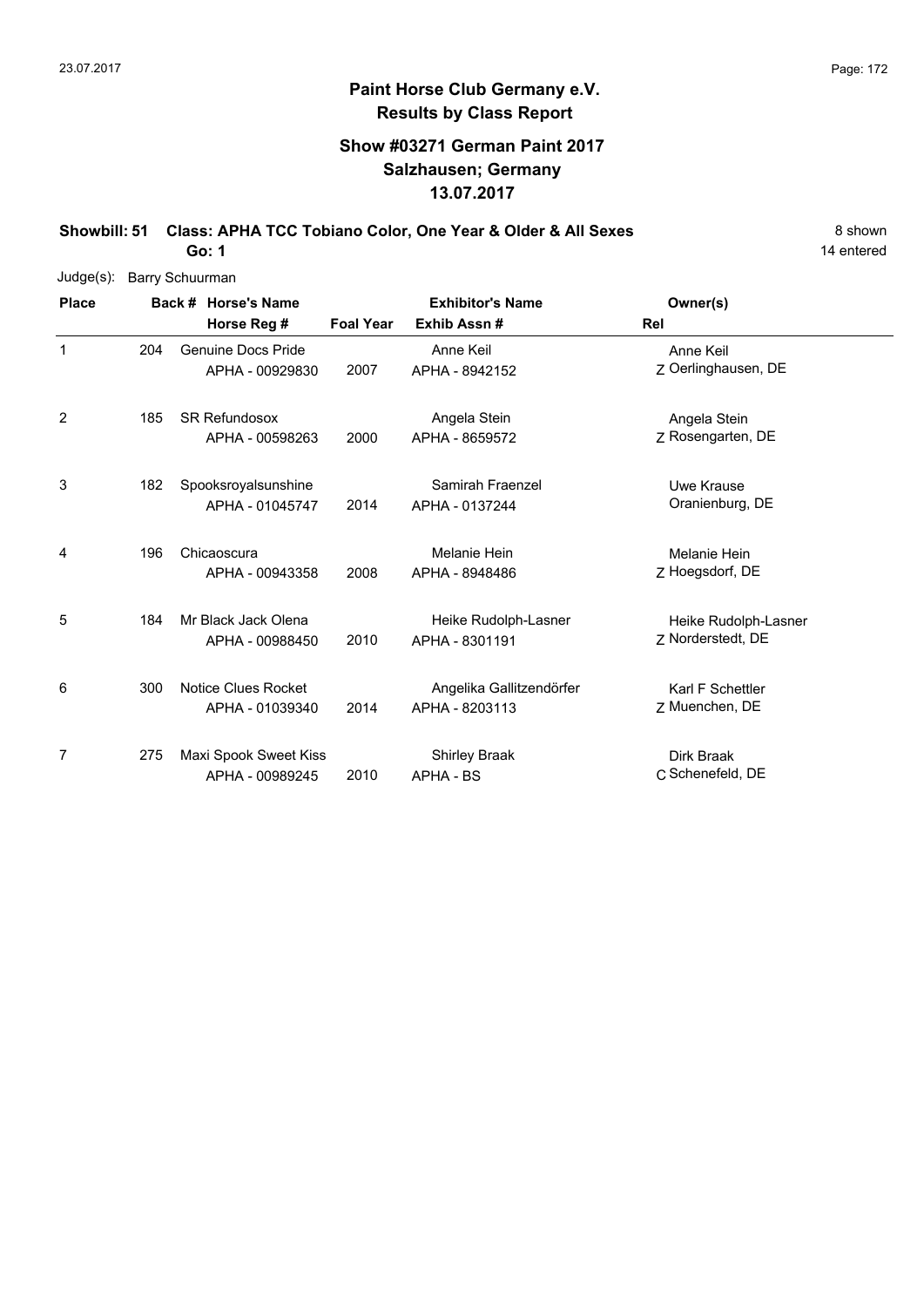# Paint Horse Club Germany e.V.

## Results by Class Report

### Show #03271 German Paint 2017
### Salzhausen; Germany
### 13.07.2017

**Showbill: 51 Class: APHA TCC Tobiano Color, One Year & Older & All Sexes** 8 shown

**Go: 1** 14 entered

Judge(s): Barry Schuurman

| Place | Back # | Horse's Name / Horse Reg # | Foal Year | Exhibitor's Name / Exhib Assn # | Rel | Owner(s) |
|---|---|---|---|---|---|---|
| 1 | 204 | Genuine Docs Pride<br>APHA - 00929830 | 2007 | Anne Keil<br>APHA - 8942152 | Z | Anne Keil<br>Oerlinghausen, DE |
| 2 | 185 | SR Refundosox<br>APHA - 00598263 | 2000 | Angela Stein<br>APHA - 8659572 | Z | Angela Stein<br>Rosengarten, DE |
| 3 | 182 | Spooksroyalsunshine<br>APHA - 01045747 | 2014 | Samirah Fraenzel<br>APHA - 0137244 | | Uwe Krause<br>Oranienburg, DE |
| 4 | 196 | Chicaoscura<br>APHA - 00943358 | 2008 | Melanie Hein<br>APHA - 8948486 | Z | Melanie Hein<br>Hoegsdorf, DE |
| 5 | 184 | Mr Black Jack Olena<br>APHA - 00988450 | 2010 | Heike Rudolph-Lasner<br>APHA - 8301191 | Z | Heike Rudolph-Lasner<br>Norderstedt, DE |
| 6 | 300 | Notice Clues Rocket<br>APHA - 01039340 | 2014 | Angelika Gallitzendörfer<br>APHA - 8203113 | Z | Karl F Schettler<br>Muenchen, DE |
| 7 | 275 | Maxi Spook Sweet Kiss<br>APHA - 00989245 | 2010 | Shirley Braak<br>APHA - BS | C | Dirk Braak<br>Schenefeld, DE |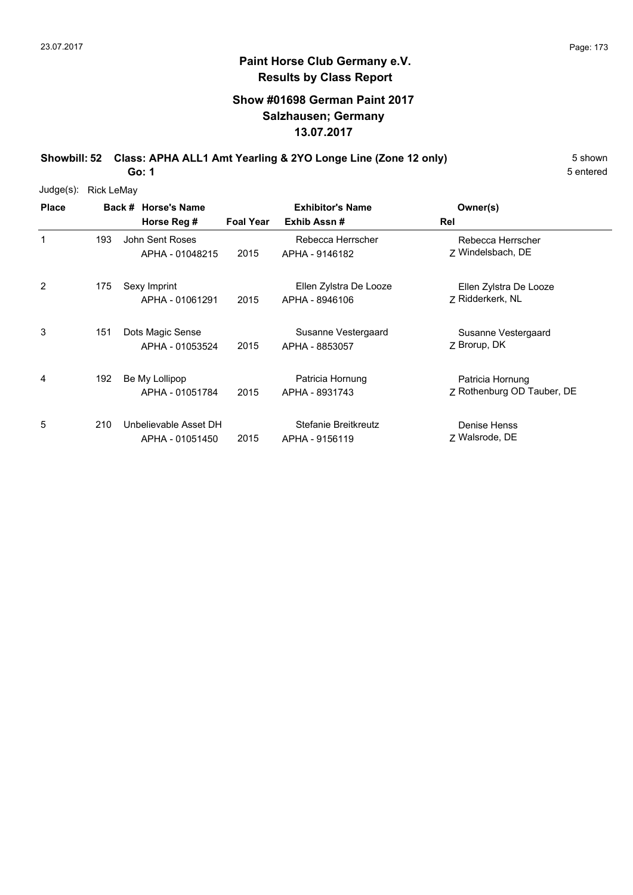**Paint Horse Club Germany e.V.**
**Results by Class Report**

**Show #01698 German Paint 2017**
**Salzhausen; Germany**
**13.07.2017**

**Showbill: 52 Class: APHA ALL1 Amt Yearling & 2YO Longe Line (Zone 12 only)** 5 shown
**Go: 1** 5 entered

Judge(s): Rick LeMay

| Place | Back # | Horse's Name / Horse Reg # | Foal Year | Exhibitor's Name / Exhib Assn # | Owner(s) / Rel |
|---|---|---|---|---|---|
| 1 | 193 | John Sent Roses<br>APHA - 01048215 | 2015 | Rebecca Herrscher<br>APHA - 9146182 | Rebecca Herrscher<br>Z Windelsbach, DE |
| 2 | 175 | Sexy Imprint<br>APHA - 01061291 | 2015 | Ellen Zylstra De Looze<br>APHA - 8946106 | Ellen Zylstra De Looze<br>Z Ridderkerk, NL |
| 3 | 151 | Dots Magic Sense<br>APHA - 01053524 | 2015 | Susanne Vestergaard<br>APHA - 8853057 | Susanne Vestergaard<br>Z Brorup, DK |
| 4 | 192 | Be My Lollipop<br>APHA - 01051784 | 2015 | Patricia Hornung<br>APHA - 8931743 | Patricia Hornung<br>Z Rothenburg OD Tauber, DE |
| 5 | 210 | Unbelievable Asset DH<br>APHA - 01051450 | 2015 | Stefanie Breitkreutz<br>APHA - 9156119 | Denise Henss<br>Z Walsrode, DE |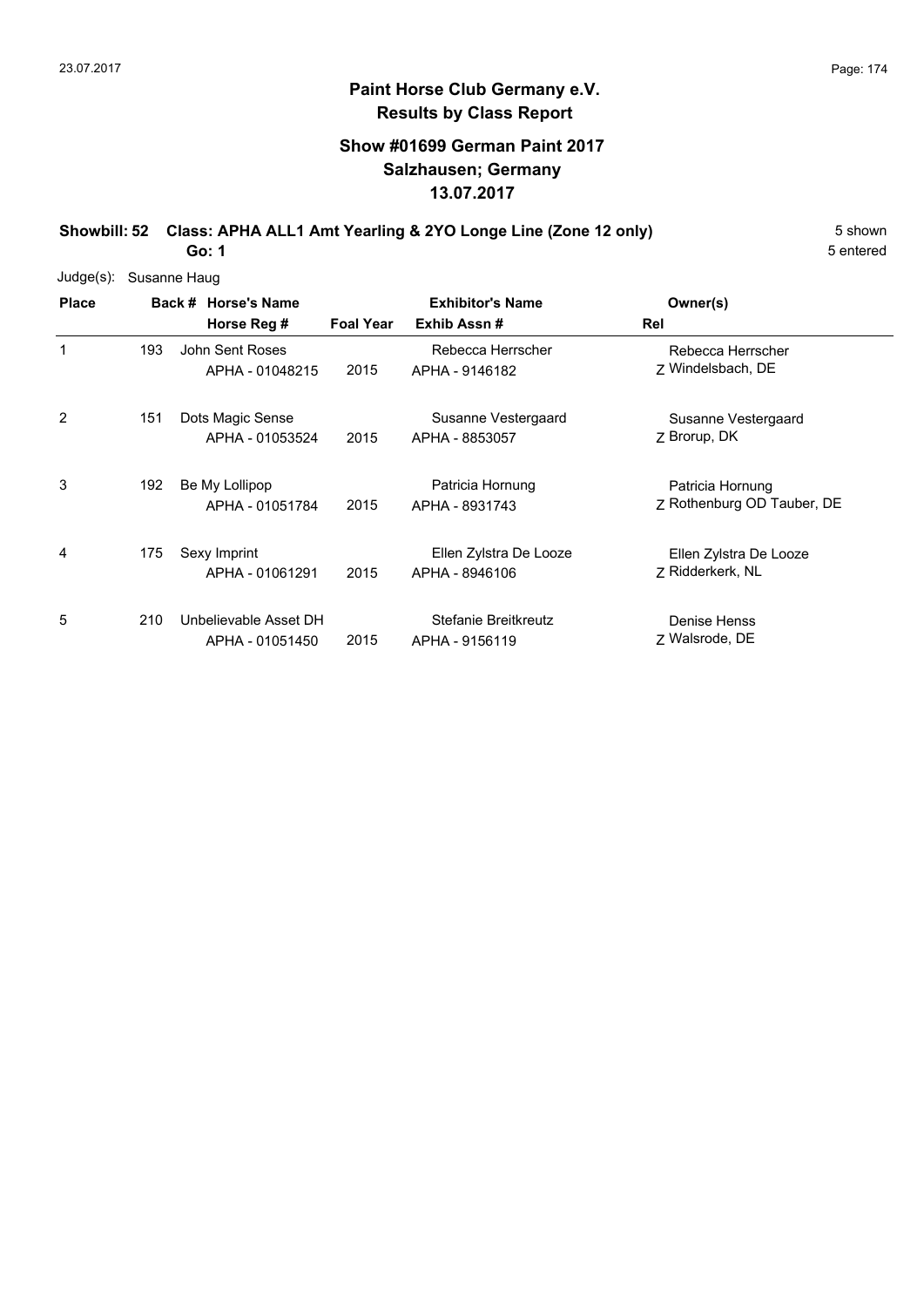# Paint Horse Club Germany e.V.

## Results by Class Report

### Show #01699 German Paint 2017
### Salzhausen; Germany
### 13.07.2017

**Showbill: 52 Class: APHA ALL1 Amt Yearling & 2YO Longe Line (Zone 12 only)** 5 shown

**Go: 1** 5 entered

Judge(s): Susanne Haug

| Place | Back # | Horse's Name / Horse Reg # | Foal Year | Exhibitor's Name / Exhib Assn # | Owner(s) / Rel |
|---|---|---|---|---|---|
| 1 | 193 | John Sent Roses<br>APHA - 01048215 | 2015 | Rebecca Herrscher<br>APHA - 9146182 | Rebecca Herrscher<br>Z Windelsbach, DE |
| 2 | 151 | Dots Magic Sense<br>APHA - 01053524 | 2015 | Susanne Vestergaard<br>APHA - 8853057 | Susanne Vestergaard<br>Z Brorup, DK |
| 3 | 192 | Be My Lollipop<br>APHA - 01051784 | 2015 | Patricia Hornung<br>APHA - 8931743 | Patricia Hornung<br>Z Rothenburg OD Tauber, DE |
| 4 | 175 | Sexy Imprint<br>APHA - 01061291 | 2015 | Ellen Zylstra De Looze<br>APHA - 8946106 | Ellen Zylstra De Looze<br>Z Ridderkerk, NL |
| 5 | 210 | Unbelievable Asset DH<br>APHA - 01051450 | 2015 | Stefanie Breitkreutz<br>APHA - 9156119 | Denise Henss<br>Z Walsrode, DE |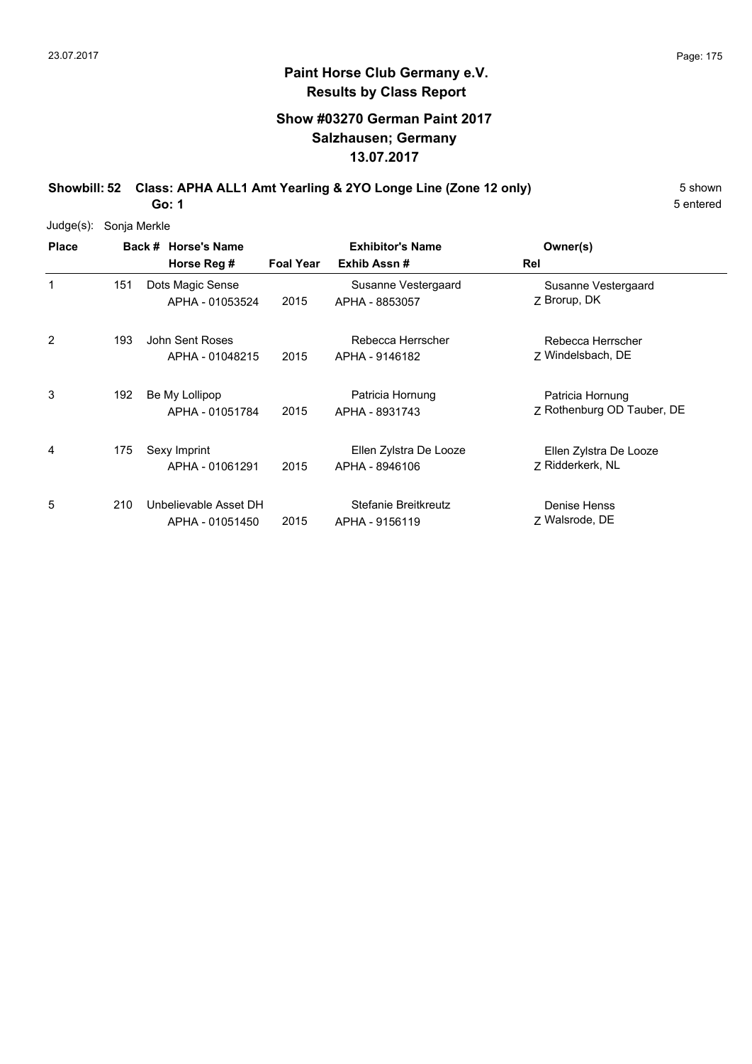## Paint Horse Club Germany e.V.
## Results by Class Report

### Show #03270 German Paint 2017
### Salzhausen; Germany
### 13.07.2017

**Showbill: 52 Class: APHA ALL1 Amt Yearling & 2YO Longe Line (Zone 12 only)** 5 shown

**Go: 1** 5 entered

Judge(s): Sonja Merkle

| Place | Back # | Horse's Name / Horse Reg # | Foal Year | Exhibitor's Name / Exhib Assn # | Rel | Owner(s) |
|---|---|---|---|---|---|---|
| 1 | 151 | Dots Magic Sense<br>APHA - 01053524 | 2015 | Susanne Vestergaard<br>APHA - 8853057 | Z | Susanne Vestergaard<br>Brorup, DK |
| 2 | 193 | John Sent Roses<br>APHA - 01048215 | 2015 | Rebecca Herrscher<br>APHA - 9146182 | Z | Rebecca Herrscher<br>Windelsbach, DE |
| 3 | 192 | Be My Lollipop<br>APHA - 01051784 | 2015 | Patricia Hornung<br>APHA - 8931743 | Z | Patricia Hornung<br>Rothenburg OD Tauber, DE |
| 4 | 175 | Sexy Imprint<br>APHA - 01061291 | 2015 | Ellen Zylstra De Looze<br>APHA - 8946106 | Z | Ellen Zylstra De Looze<br>Ridderkerk, NL |
| 5 | 210 | Unbelievable Asset DH<br>APHA - 01051450 | 2015 | Stefanie Breitkreutz<br>APHA - 9156119 | Z | Denise Henss<br>Walsrode, DE |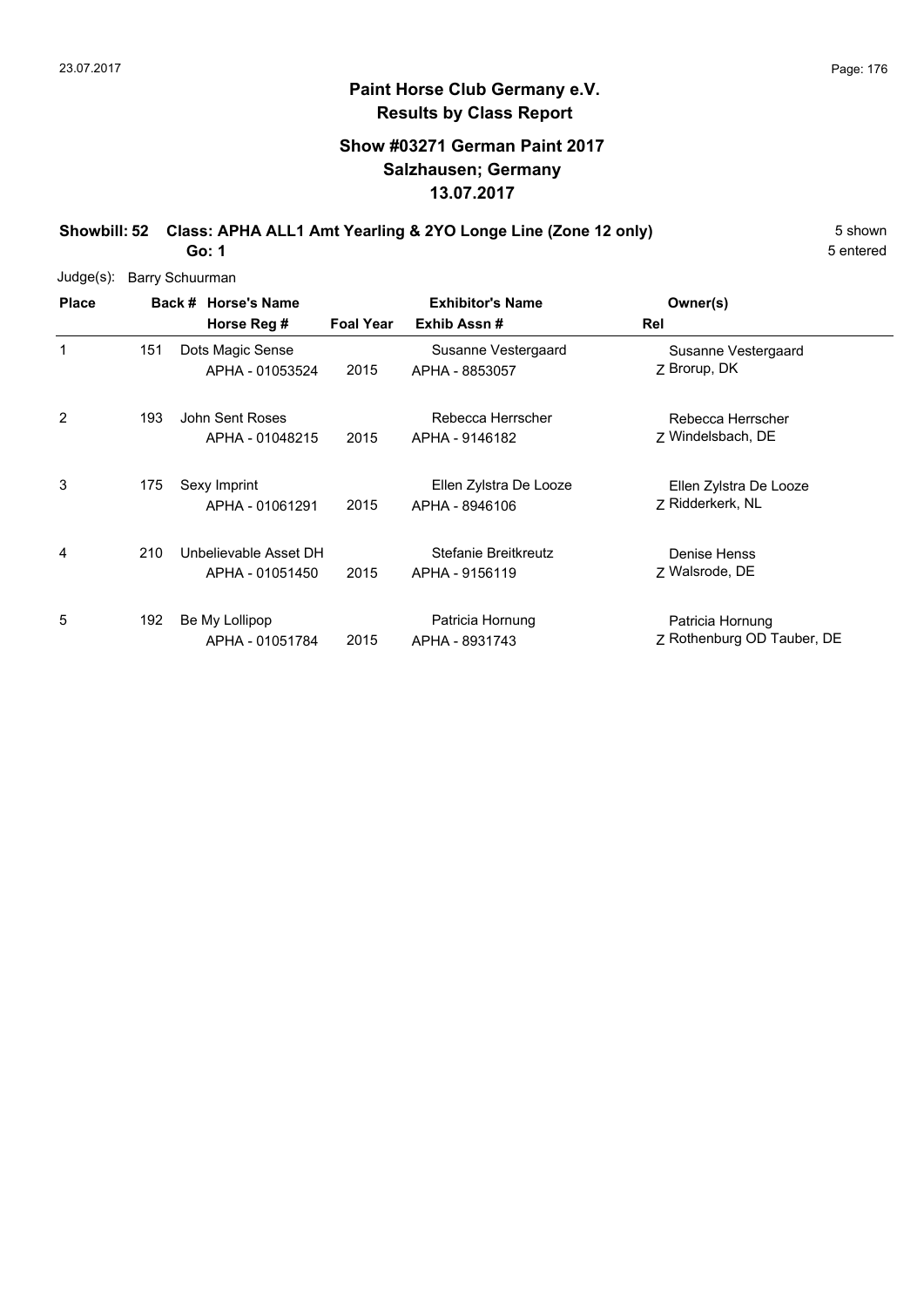## Paint Horse Club Germany e.V.
## Results by Class Report

### Show #03271 German Paint 2017
### Salzhausen; Germany
### 13.07.2017

**Showbill: 52 Class: APHA ALL1 Amt Yearling & 2YO Longe Line (Zone 12 only)** 5 shown
**Go: 1** 5 entered

Judge(s): Barry Schuurman

| Place | Back # | Horse's Name / Horse Reg # | Foal Year | Exhibitor's Name / Exhib Assn # | Owner(s) / Rel |
|---|---|---|---|---|---|
| 1 | 151 | Dots Magic Sense<br>APHA - 01053524 | 2015 | Susanne Vestergaard<br>APHA - 8853057 | Susanne Vestergaard<br>Z Brorup, DK |
| 2 | 193 | John Sent Roses<br>APHA - 01048215 | 2015 | Rebecca Herrscher<br>APHA - 9146182 | Rebecca Herrscher<br>Z Windelsbach, DE |
| 3 | 175 | Sexy Imprint<br>APHA - 01061291 | 2015 | Ellen Zylstra De Looze<br>APHA - 8946106 | Ellen Zylstra De Looze<br>Z Ridderkerk, NL |
| 4 | 210 | Unbelievable Asset DH<br>APHA - 01051450 | 2015 | Stefanie Breitkreutz<br>APHA - 9156119 | Denise Henss<br>Z Walsrode, DE |
| 5 | 192 | Be My Lollipop<br>APHA - 01051784 | 2015 | Patricia Hornung<br>APHA - 8931743 | Patricia Hornung<br>Z Rothenburg OD Tauber, DE |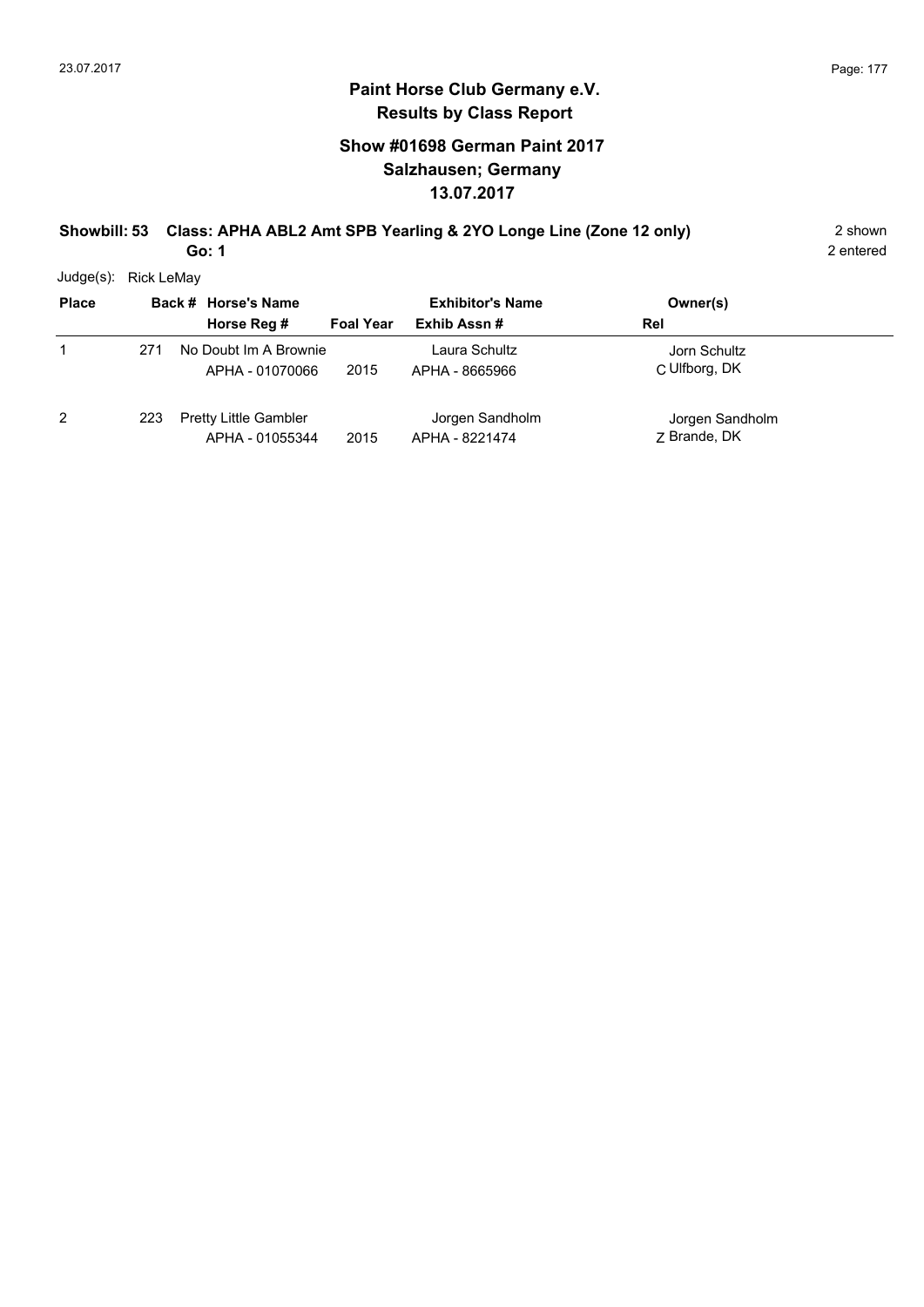# Paint Horse Club Germany e.V.
## Results by Class Report

### Show #01698 German Paint 2017
### Salzhausen; Germany
### 13.07.2017

**Showbill: 53 Class: APHA ABL2 Amt SPB Yearling & 2YO Longe Line (Zone 12 only)** 2 shown

**Go: 1** 2 entered

Judge(s): Rick LeMay

| Place | Back # | Horse's Name / Horse Reg # | Foal Year | Exhibitor's Name / Exhib Assn # | Rel | Owner(s) |
|---|---|---|---|---|---|---|
| 1 | 271 | No Doubt Im A Brownie<br>APHA - 01070066 | 2015 | Laura Schultz<br>APHA - 8665966 | C | Jorn Schultz<br>Ulfborg, DK |
| 2 | 223 | Pretty Little Gambler<br>APHA - 01055344 | 2015 | Jorgen Sandholm<br>APHA - 8221474 | Z | Jorgen Sandholm<br>Brande, DK |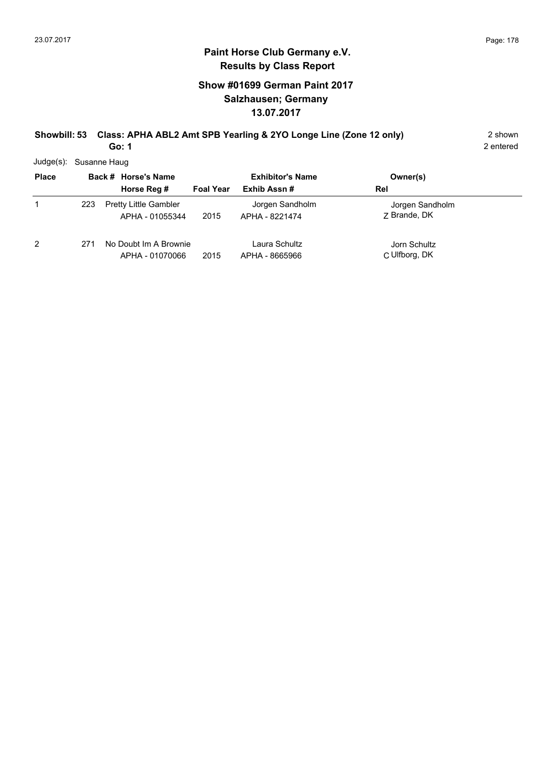## Paint Horse Club Germany e.V.
## Results by Class Report

### Show #01699 German Paint 2017
### Salzhausen; Germany
### 13.07.2017

**Showbill: 53 Class: APHA ABL2 Amt SPB Yearling & 2YO Longe Line (Zone 12 only)** 2 shown

**Go: 1** 2 entered

Judge(s): Susanne Haug

| Place | Back # | Horse's Name / Horse Reg # | Foal Year | Exhibitor's Name / Exhib Assn # | Owner(s) / Rel |
|---|---|---|---|---|---|
| 1 | 223 | Pretty Little Gambler<br>APHA - 01055344 | 2015 | Jorgen Sandholm<br>APHA - 8221474 | Jorgen Sandholm<br>Z Brande, DK |
| 2 | 271 | No Doubt Im A Brownie<br>APHA - 01070066 | 2015 | Laura Schultz<br>APHA - 8665966 | Jorn Schultz<br>C Ulfborg, DK |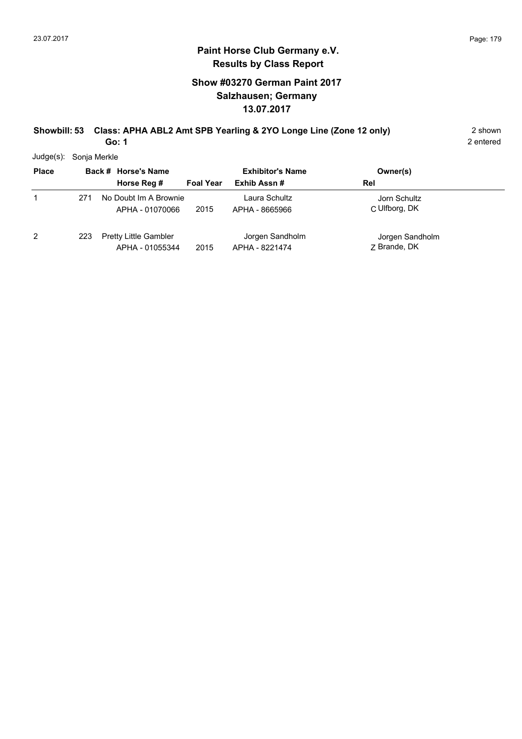# Paint Horse Club Germany e.V.
## Results by Class Report

### Show #03270 German Paint 2017
### Salzhausen; Germany
### 13.07.2017

**Showbill: 53 Class: APHA ABL2 Amt SPB Yearling & 2YO Longe Line (Zone 12 only)** 2 shown
**Go: 1** 2 entered

Judge(s): Sonja Merkle

| Place | Back # | Horse's Name / Horse Reg # | Foal Year | Exhibitor's Name / Exhib Assn # | Rel | Owner(s) |
|---|---|---|---|---|---|---|
| 1 | 271 | No Doubt Im A Brownie<br>APHA - 01070066 | 2015 | Laura Schultz<br>APHA - 8665966 | C | Jorn Schultz<br>Ulfborg, DK |
| 2 | 223 | Pretty Little Gambler<br>APHA - 01055344 | 2015 | Jorgen Sandholm<br>APHA - 8221474 | Z | Jorgen Sandholm<br>Brande, DK |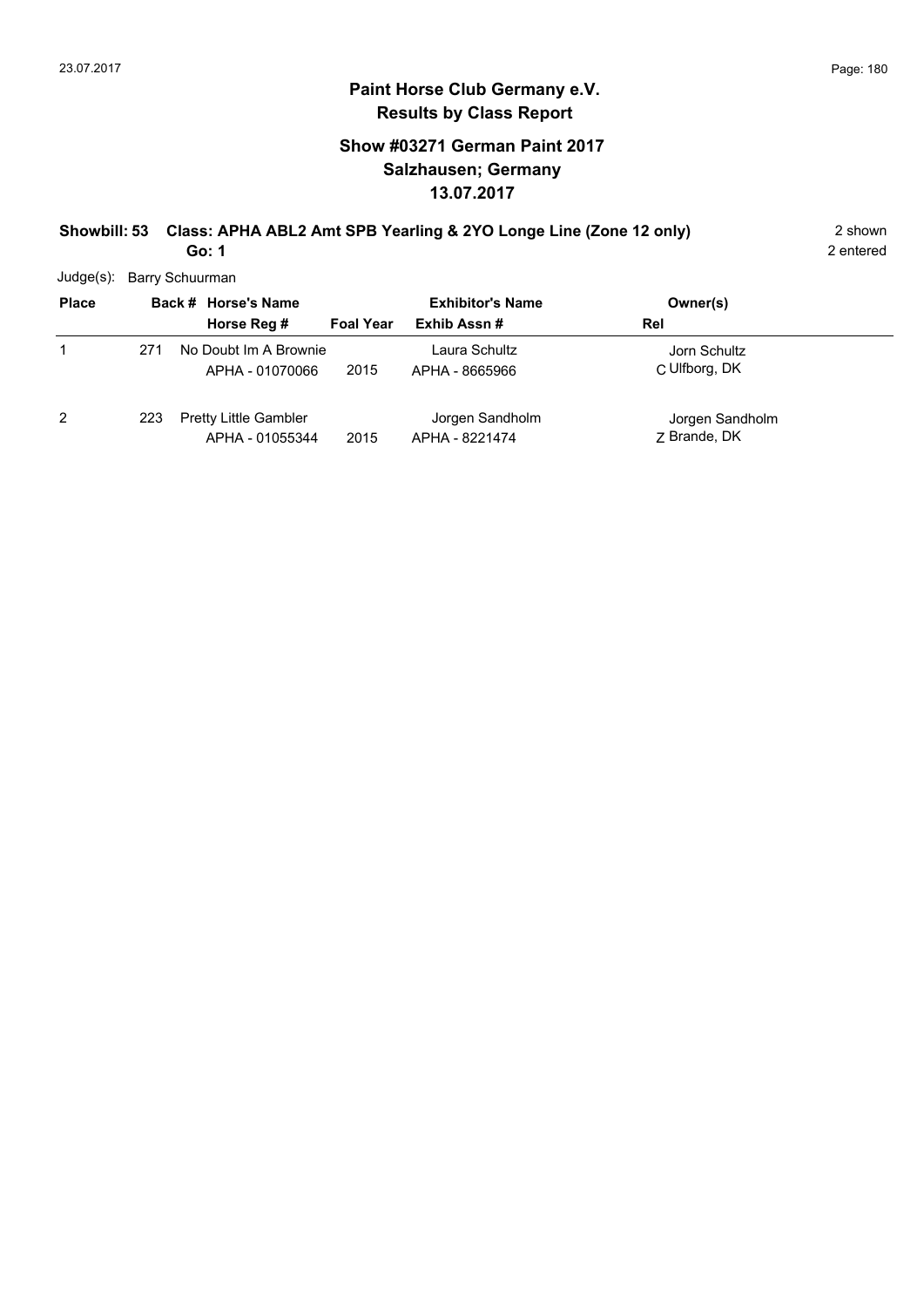**Paint Horse Club Germany e.V.**
**Results by Class Report**

## Show #03271 German Paint 2017
## Salzhausen; Germany
## 13.07.2017

**Showbill: 53 Class: APHA ABL2 Amt SPB Yearling & 2YO Longe Line (Zone 12 only)** 2 shown

**Go: 1** 2 entered

Judge(s): Barry Schuurman

| Place | Back # | Horse's Name / Horse Reg # | Foal Year | Exhibitor's Name / Exhib Assn # | Owner(s) / Rel |
|---|---|---|---|---|---|
| 1 | 271 | No Doubt Im A Brownie<br>APHA - 01070066 | 2015 | Laura Schultz<br>APHA - 8665966 | Jorn Schultz<br>C Ulfborg, DK |
| 2 | 223 | Pretty Little Gambler<br>APHA - 01055344 | 2015 | Jorgen Sandholm<br>APHA - 8221474 | Jorgen Sandholm<br>Z Brande, DK |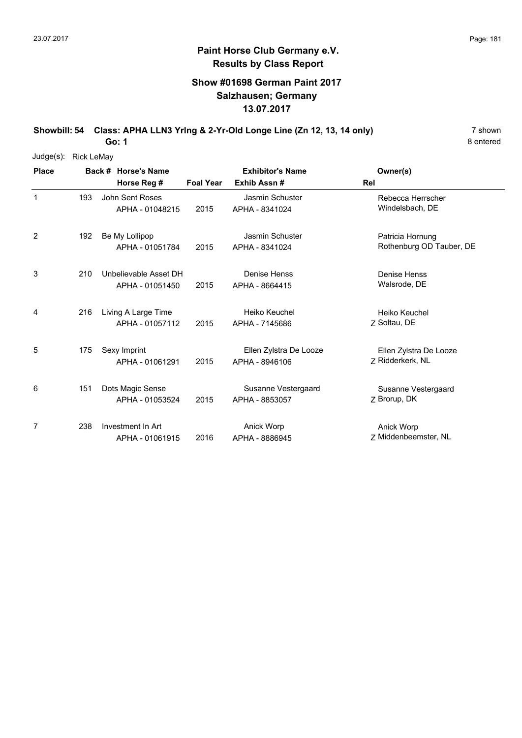# Paint Horse Club Germany e.V.

## Results by Class Report

### Show #01698 German Paint 2017
### Salzhausen; Germany
### 13.07.2017

**Showbill: 54 Class: APHA LLN3 Yrlng & 2-Yr-Old Longe Line (Zn 12, 13, 14 only)** 7 shown

**Go: 1** 8 entered

Judge(s): Rick LeMay

| Place | Back # | Horse's Name / Horse Reg # | Foal Year | Exhibitor's Name / Exhib Assn # | Rel | Owner(s) |
|---|---|---|---|---|---|---|
| 1 | 193 | John Sent Roses<br>APHA - 01048215 | 2015 | Jasmin Schuster<br>APHA - 8341024 | | Rebecca Herrscher<br>Windelsbach, DE |
| 2 | 192 | Be My Lollipop<br>APHA - 01051784 | 2015 | Jasmin Schuster<br>APHA - 8341024 | | Patricia Hornung<br>Rothenburg OD Tauber, DE |
| 3 | 210 | Unbelievable Asset DH<br>APHA - 01051450 | 2015 | Denise Henss<br>APHA - 8664415 | | Denise Henss<br>Walsrode, DE |
| 4 | 216 | Living A Large Time<br>APHA - 01057112 | 2015 | Heiko Keuchel<br>APHA - 7145686 | Z | Heiko Keuchel<br>Soltau, DE |
| 5 | 175 | Sexy Imprint<br>APHA - 01061291 | 2015 | Ellen Zylstra De Looze<br>APHA - 8946106 | Z | Ellen Zylstra De Looze<br>Ridderkerk, NL |
| 6 | 151 | Dots Magic Sense<br>APHA - 01053524 | 2015 | Susanne Vestergaard<br>APHA - 8853057 | Z | Susanne Vestergaard<br>Brorup, DK |
| 7 | 238 | Investment In Art<br>APHA - 01061915 | 2016 | Anick Worp<br>APHA - 8886945 | Z | Anick Worp<br>Middenbeemster, NL |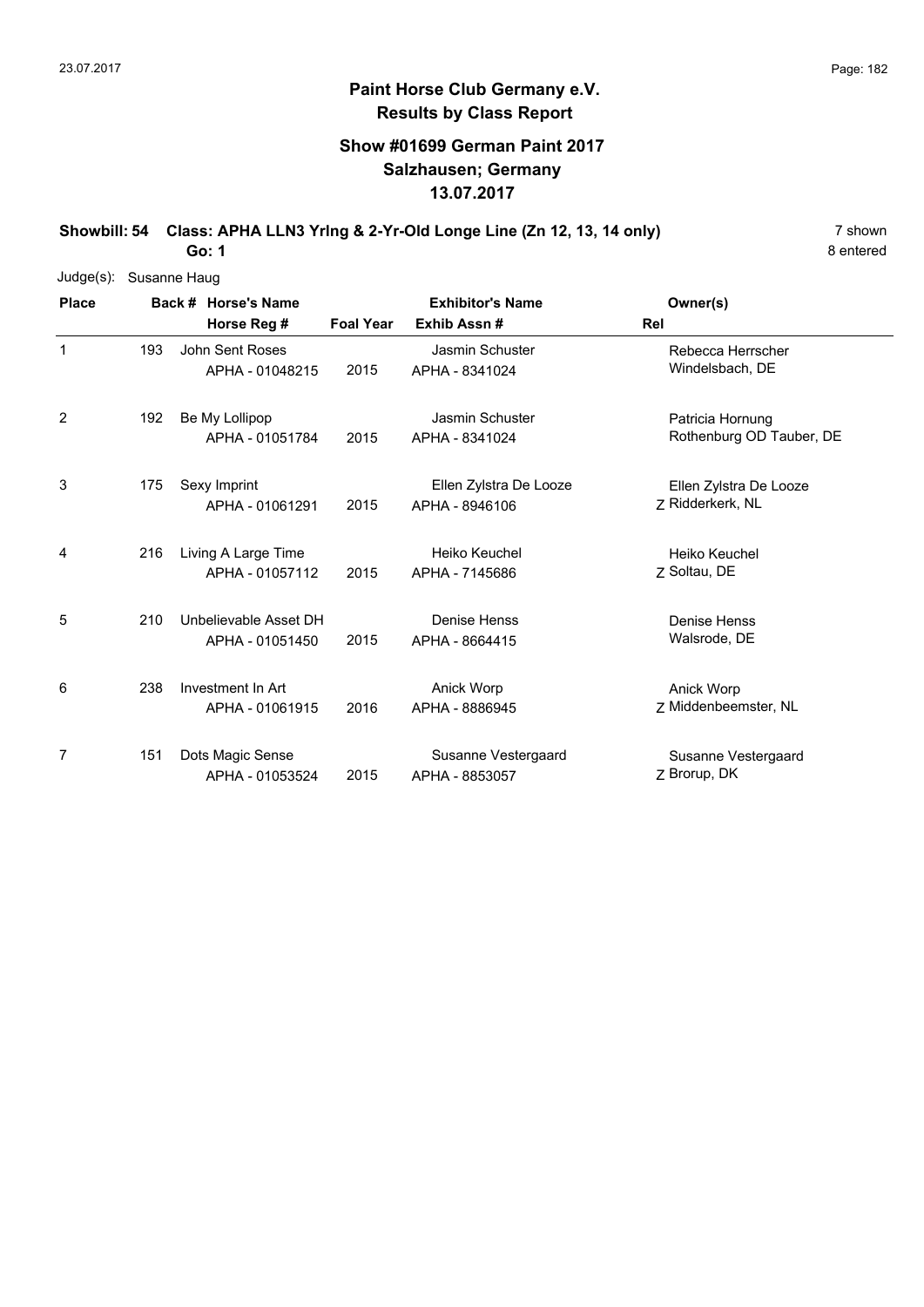# Paint Horse Club Germany e.V.
## Results by Class Report

### Show #01699 German Paint 2017
### Salzhausen; Germany
### 13.07.2017

**Showbill: 54 Class: APHA LLN3 Yrlng & 2-Yr-Old Longe Line (Zn 12, 13, 14 only)** 7 shown

**Go: 1** 8 entered

Judge(s): Susanne Haug

| Place | Back # | Horse's Name / Horse Reg # | Foal Year | Exhibitor's Name / Exhib Assn # | Rel | Owner(s) |
|---|---|---|---|---|---|---|
| 1 | 193 | John Sent Roses<br>APHA - 01048215 | 2015 | Jasmin Schuster<br>APHA - 8341024 | | Rebecca Herrscher<br>Windelsbach, DE |
| 2 | 192 | Be My Lollipop<br>APHA - 01051784 | 2015 | Jasmin Schuster<br>APHA - 8341024 | | Patricia Hornung<br>Rothenburg OD Tauber, DE |
| 3 | 175 | Sexy Imprint<br>APHA - 01061291 | 2015 | Ellen Zylstra De Looze<br>APHA - 8946106 | Z | Ellen Zylstra De Looze<br>Ridderkerk, NL |
| 4 | 216 | Living A Large Time<br>APHA - 01057112 | 2015 | Heiko Keuchel<br>APHA - 7145686 | Z | Heiko Keuchel<br>Soltau, DE |
| 5 | 210 | Unbelievable Asset DH<br>APHA - 01051450 | 2015 | Denise Henss<br>APHA - 8664415 | | Denise Henss<br>Walsrode, DE |
| 6 | 238 | Investment In Art<br>APHA - 01061915 | 2016 | Anick Worp<br>APHA - 8886945 | Z | Anick Worp<br>Middenbeemster, NL |
| 7 | 151 | Dots Magic Sense<br>APHA - 01053524 | 2015 | Susanne Vestergaard<br>APHA - 8853057 | Z | Susanne Vestergaard<br>Brorup, DK |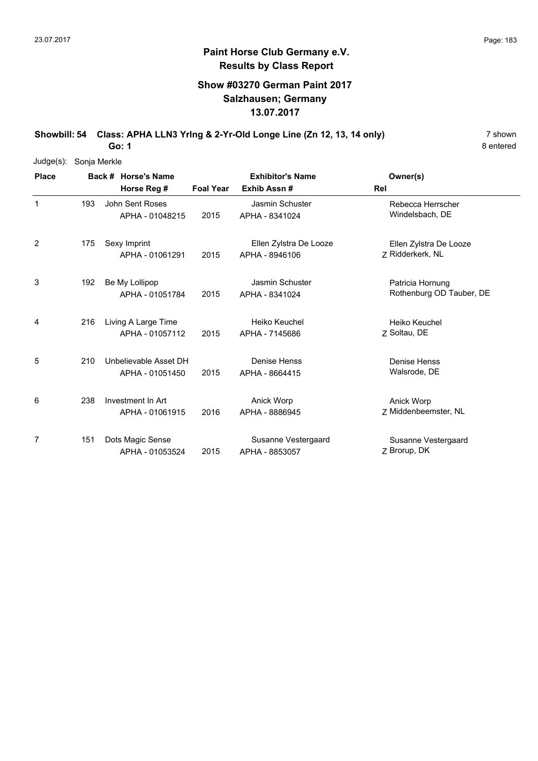## Paint Horse Club Germany e.V.
## Results by Class Report

### Show #03270 German Paint 2017
### Salzhausen; Germany
### 13.07.2017

**Showbill: 54 Class: APHA LLN3 Yrlng & 2-Yr-Old Longe Line (Zn 12, 13, 14 only)** 7 shown

**Go: 1** 8 entered

Judge(s): Sonja Merkle

| Place | Back # | Horse's Name / Horse Reg # | Foal Year | Exhibitor's Name / Exhib Assn # | Rel | Owner(s) |
|---|---|---|---|---|---|---|
| 1 | 193 | John Sent Roses<br>APHA - 01048215 | 2015 | Jasmin Schuster<br>APHA - 8341024 | | Rebecca Herrscher<br>Windelsbach, DE |
| 2 | 175 | Sexy Imprint<br>APHA - 01061291 | 2015 | Ellen Zylstra De Looze<br>APHA - 8946106 | Z | Ellen Zylstra De Looze<br>Ridderkerk, NL |
| 3 | 192 | Be My Lollipop<br>APHA - 01051784 | 2015 | Jasmin Schuster<br>APHA - 8341024 | | Patricia Hornung<br>Rothenburg OD Tauber, DE |
| 4 | 216 | Living A Large Time<br>APHA - 01057112 | 2015 | Heiko Keuchel<br>APHA - 7145686 | Z | Heiko Keuchel<br>Soltau, DE |
| 5 | 210 | Unbelievable Asset DH<br>APHA - 01051450 | 2015 | Denise Henss<br>APHA - 8664415 | | Denise Henss<br>Walsrode, DE |
| 6 | 238 | Investment In Art<br>APHA - 01061915 | 2016 | Anick Worp<br>APHA - 8886945 | Z | Anick Worp<br>Middenbeemster, NL |
| 7 | 151 | Dots Magic Sense<br>APHA - 01053524 | 2015 | Susanne Vestergaard<br>APHA - 8853057 | Z | Susanne Vestergaard<br>Brorup, DK |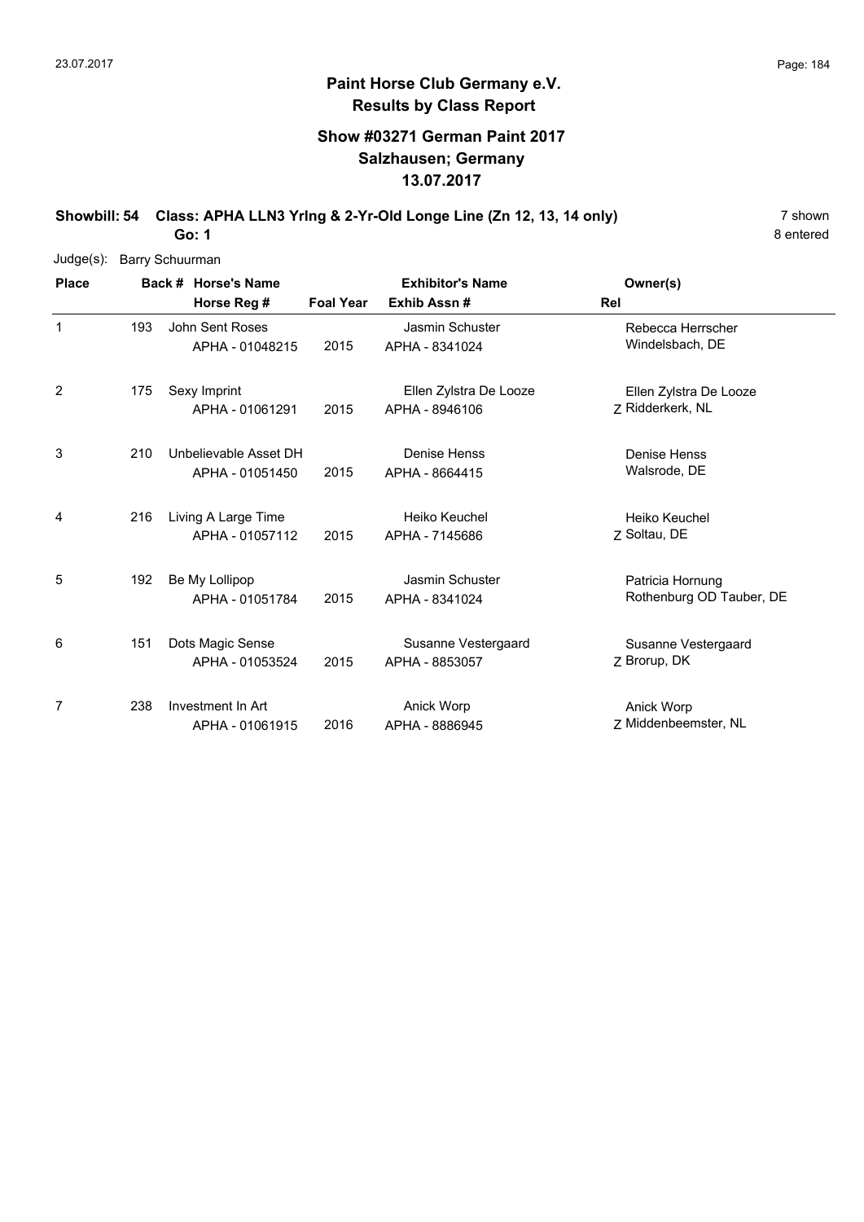**Paint Horse Club Germany e.V.**
**Results by Class Report**

**Show #03271 German Paint 2017**
**Salzhausen; Germany**
**13.07.2017**

**Showbill: 54 Class: APHA LLN3 Yrlng & 2-Yr-Old Longe Line (Zn 12, 13, 14 only)** 7 shown
**Go: 1** 8 entered

Judge(s): Barry Schuurman

| Place | Back # | Horse's Name / Horse Reg # | Foal Year | Exhibitor's Name / Exhib Assn # | Rel | Owner(s) |
|---|---|---|---|---|---|---|
| 1 | 193 | John Sent Roses<br>APHA - 01048215 | 2015 | Jasmin Schuster<br>APHA - 8341024 | | Rebecca Herrscher<br>Windelsbach, DE |
| 2 | 175 | Sexy Imprint<br>APHA - 01061291 | 2015 | Ellen Zylstra De Looze<br>APHA - 8946106 | Z | Ellen Zylstra De Looze<br>Ridderkerk, NL |
| 3 | 210 | Unbelievable Asset DH<br>APHA - 01051450 | 2015 | Denise Henss<br>APHA - 8664415 | | Denise Henss<br>Walsrode, DE |
| 4 | 216 | Living A Large Time<br>APHA - 01057112 | 2015 | Heiko Keuchel<br>APHA - 7145686 | Z | Heiko Keuchel<br>Soltau, DE |
| 5 | 192 | Be My Lollipop<br>APHA - 01051784 | 2015 | Jasmin Schuster<br>APHA - 8341024 | | Patricia Hornung<br>Rothenburg OD Tauber, DE |
| 6 | 151 | Dots Magic Sense<br>APHA - 01053524 | 2015 | Susanne Vestergaard<br>APHA - 8853057 | Z | Susanne Vestergaard<br>Brorup, DK |
| 7 | 238 | Investment In Art<br>APHA - 01061915 | 2016 | Anick Worp<br>APHA - 8886945 | Z | Anick Worp<br>Middenbeemster, NL |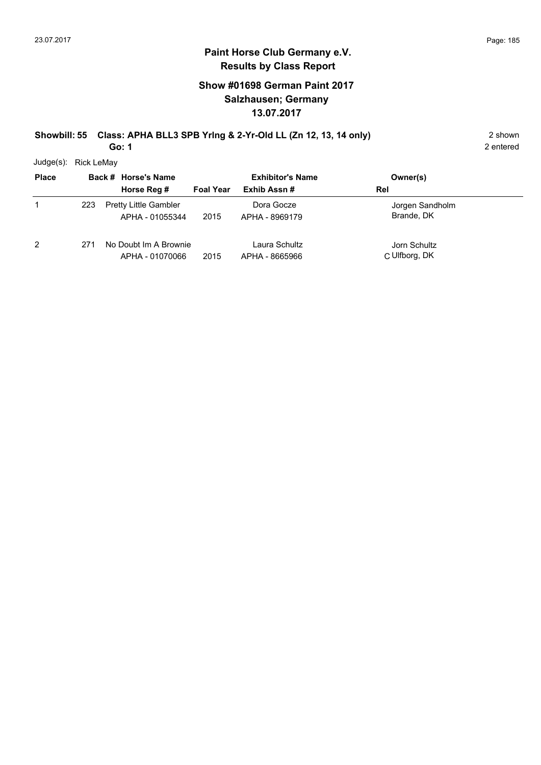## Paint Horse Club Germany e.V.
## Results by Class Report

### Show #01698 German Paint 2017
### Salzhausen; Germany
### 13.07.2017

**Showbill: 55 Class: APHA BLL3 SPB Yrlng & 2-Yr-Old LL (Zn 12, 13, 14 only)** 2 shown

**Go: 1** 2 entered

Judge(s): Rick LeMay

| Place | Back # | Horse's Name / Horse Reg # | Foal Year | Exhibitor's Name / Exhib Assn # | Owner(s) / Rel |
|---|---|---|---|---|---|
| 1 | 223 | Pretty Little Gambler<br>APHA - 01055344 | 2015 | Dora Gocze<br>APHA - 8969179 | Jorgen Sandholm<br>Brande, DK |
| 2 | 271 | No Doubt Im A Brownie<br>APHA - 01070066 | 2015 | Laura Schultz<br>APHA - 8665966 | Jorn Schultz<br>C Ulfborg, DK |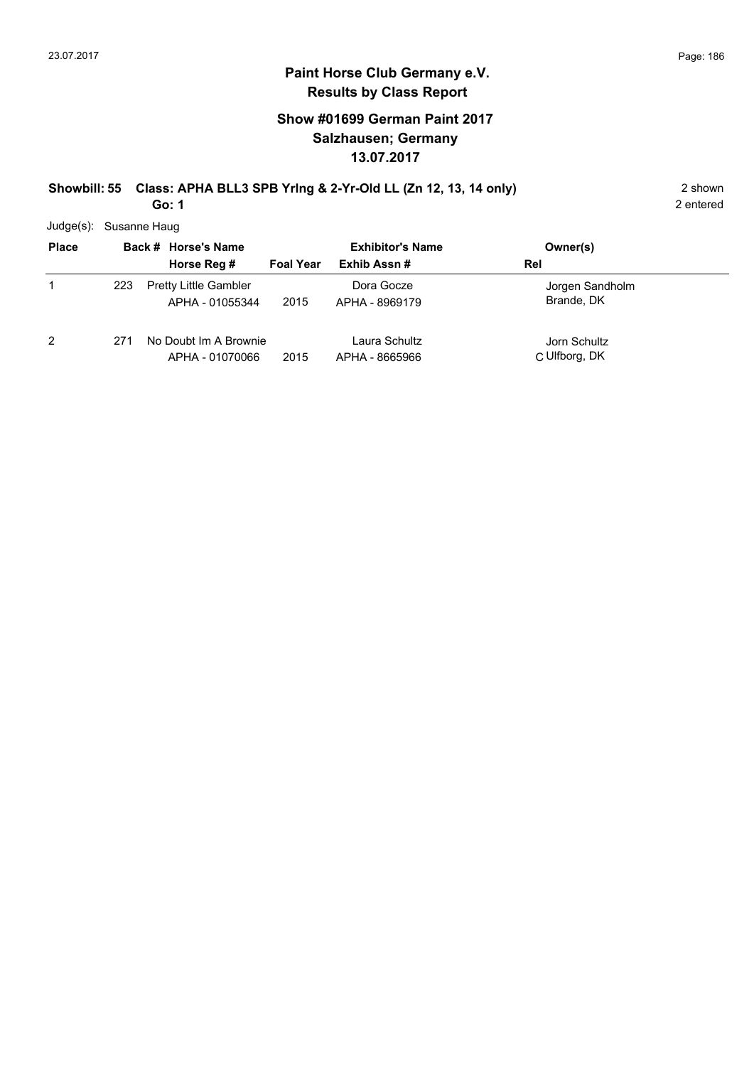## Paint Horse Club Germany e.V.
## Results by Class Report

### Show #01699 German Paint 2017
### Salzhausen; Germany
### 13.07.2017

**Showbill: 55 Class: APHA BLL3 SPB Yrlng & 2-Yr-Old LL (Zn 12, 13, 14 only)** 2 shown
**Go: 1** 2 entered

Judge(s): Susanne Haug

| Place | Back # | Horse's Name / Horse Reg # | Foal Year | Exhibitor's Name / Exhib Assn # | Owner(s) / Rel |
|---|---|---|---|---|---|
| 1 | 223 | Pretty Little Gambler<br>APHA - 01055344 | 2015 | Dora Gocze<br>APHA - 8969179 | Jorgen Sandholm<br>Brande, DK |
| 2 | 271 | No Doubt Im A Brownie<br>APHA - 01070066 | 2015 | Laura Schultz<br>APHA - 8665966 | Jorn Schultz<br>C Ulfborg, DK |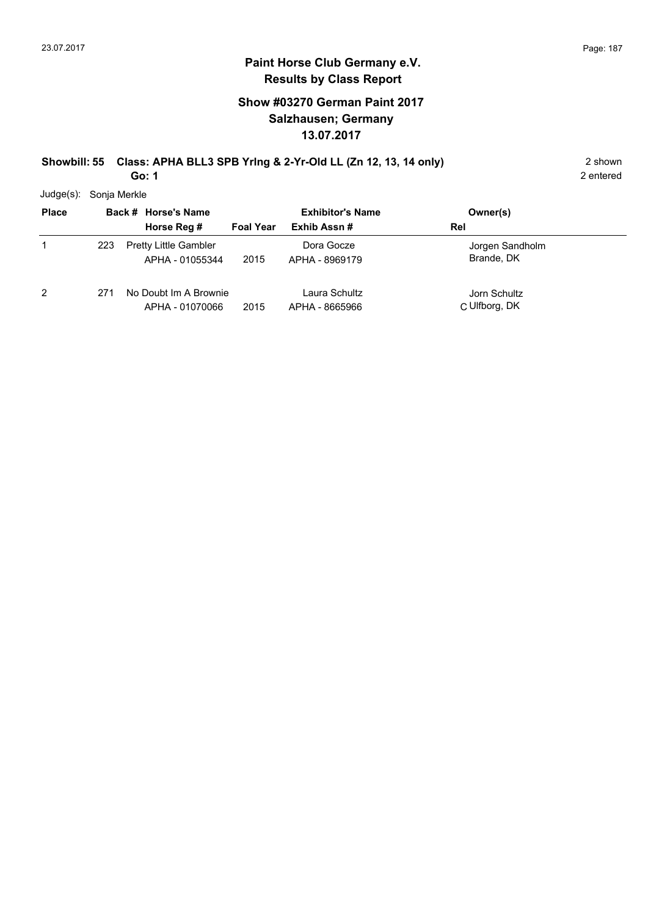# Paint Horse Club Germany e.V.

## Results by Class Report

### Show #03270 German Paint 2017
### Salzhausen; Germany
### 13.07.2017

**Showbill: 55 Class: APHA BLL3 SPB Yrlng & 2-Yr-Old LL (Zn 12, 13, 14 only)** 2 shown

**Go: 1** 2 entered

Judge(s): Sonja Merkle

| Place | Back # | Horse's Name / Horse Reg # | Foal Year | Exhibitor's Name / Exhib Assn # | Rel | Owner(s) |
|---|---|---|---|---|---|---|
| 1 | 223 | Pretty Little Gambler<br>APHA - 01055344 | 2015 | Dora Gocze<br>APHA - 8969179 | | Jorgen Sandholm<br>Brande, DK |
| 2 | 271 | No Doubt Im A Brownie<br>APHA - 01070066 | 2015 | Laura Schultz<br>APHA - 8665966 | C | Jorn Schultz<br>Ulfborg, DK |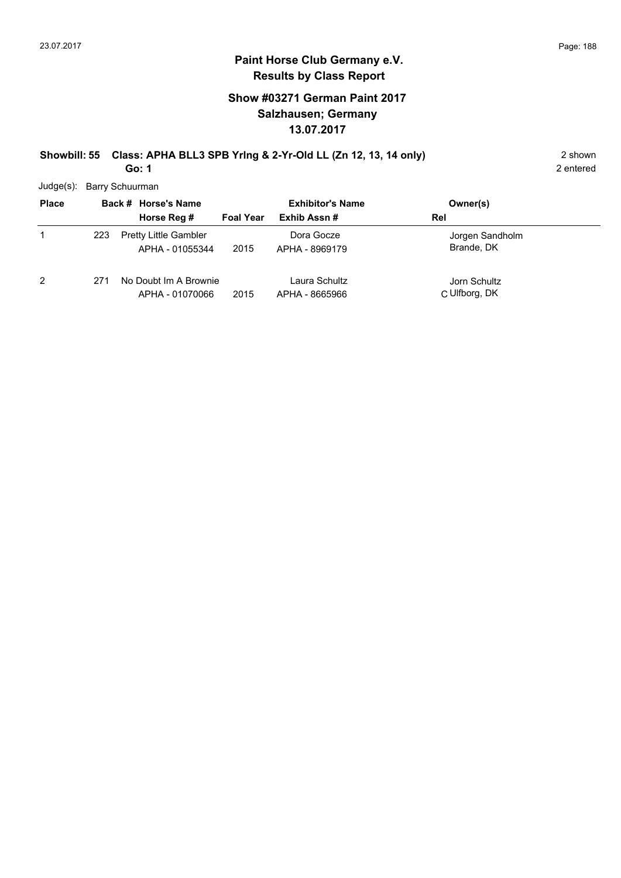# Paint Horse Club Germany e.V.
## Results by Class Report

### Show #03271 German Paint 2017
### Salzhausen; Germany
### 13.07.2017

**Showbill: 55 Class: APHA BLL3 SPB Yrlng & 2-Yr-Old LL (Zn 12, 13, 14 only)** 2 shown

**Go: 1** 2 entered

Judge(s): Barry Schuurman

| Place | Back # | Horse's Name / Horse Reg # | Foal Year | Exhibitor's Name / Exhib Assn # | Rel | Owner(s) |
|---|---|---|---|---|---|---|
| 1 | 223 | Pretty Little Gambler<br>APHA - 01055344 | 2015 | Dora Gocze<br>APHA - 8969179 | | Jorgen Sandholm<br>Brande, DK |
| 2 | 271 | No Doubt Im A Brownie<br>APHA - 01070066 | 2015 | Laura Schultz<br>APHA - 8665966 | C | Jorn Schultz<br>Ulfborg, DK |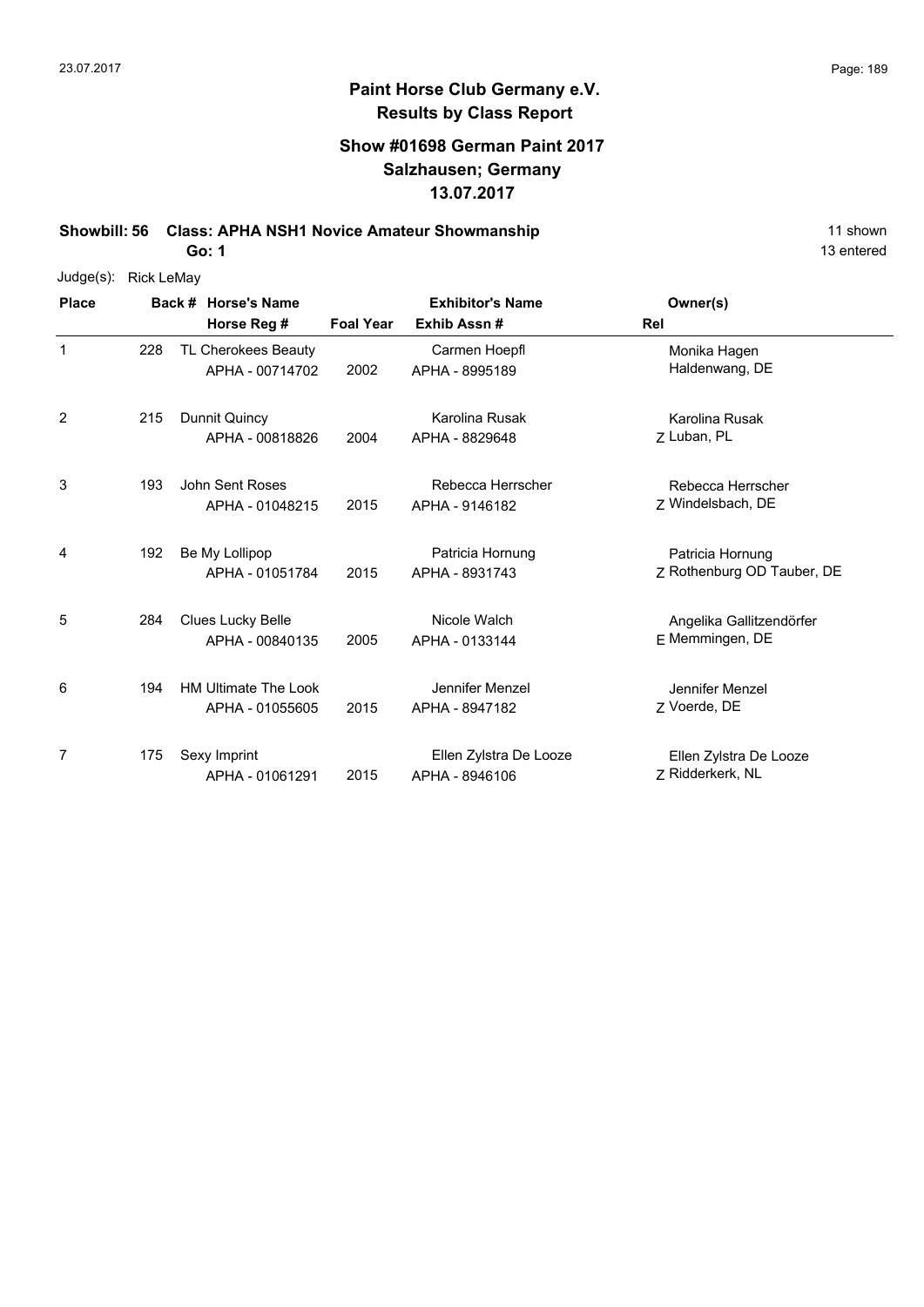# Paint Horse Club Germany e.V.
## Results by Class Report

### Show #01698 German Paint 2017
### Salzhausen; Germany
### 13.07.2017

**Showbill: 56 Class: APHA NSH1 Novice Amateur Showmanship** — 11 shown, 13 entered

**Go: 1**

Judge(s): Rick LeMay

| Place | Back # | Horse's Name / Horse Reg # | Foal Year | Exhibitor's Name / Exhib Assn # | Rel | Owner(s) |
|---|---|---|---|---|---|---|
| 1 | 228 | TL Cherokees Beauty<br>APHA - 00714702 | 2002 | Carmen Hoepfl<br>APHA - 8995189 | | Monika Hagen<br>Haldenwang, DE |
| 2 | 215 | Dunnit Quincy<br>APHA - 00818826 | 2004 | Karolina Rusak<br>APHA - 8829648 | Z | Karolina Rusak<br>Luban, PL |
| 3 | 193 | John Sent Roses<br>APHA - 01048215 | 2015 | Rebecca Herrscher<br>APHA - 9146182 | Z | Rebecca Herrscher<br>Windelsbach, DE |
| 4 | 192 | Be My Lollipop<br>APHA - 01051784 | 2015 | Patricia Hornung<br>APHA - 8931743 | Z | Patricia Hornung<br>Rothenburg OD Tauber, DE |
| 5 | 284 | Clues Lucky Belle<br>APHA - 00840135 | 2005 | Nicole Walch<br>APHA - 0133144 | E | Angelika Gallitzendörfer<br>Memmingen, DE |
| 6 | 194 | HM Ultimate The Look<br>APHA - 01055605 | 2015 | Jennifer Menzel<br>APHA - 8947182 | Z | Jennifer Menzel<br>Voerde, DE |
| 7 | 175 | Sexy Imprint<br>APHA - 01061291 | 2015 | Ellen Zylstra De Looze<br>APHA - 8946106 | Z | Ellen Zylstra De Looze<br>Ridderkerk, NL |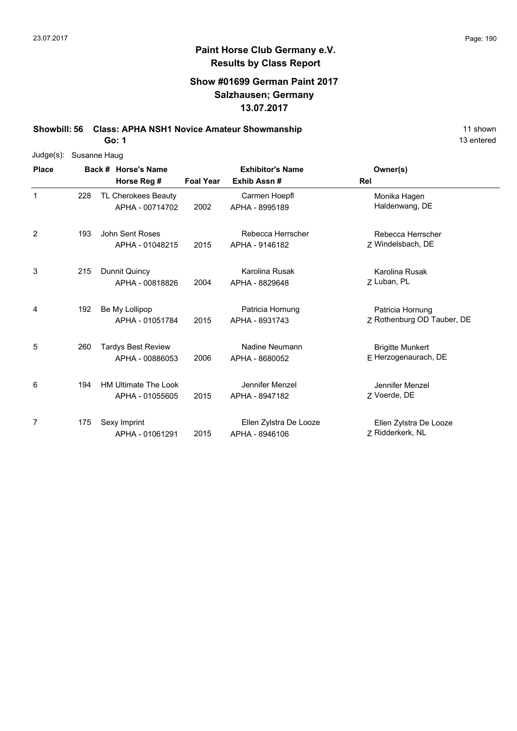# Paint Horse Club Germany e.V.
## Results by Class Report

### Show #01699 German Paint 2017
### Salzhausen; Germany
### 13.07.2017

**Showbill: 56 Class: APHA NSH1 Novice Amateur Showmanship** 11 shown

**Go: 1** 13 entered

Judge(s): Susanne Haug

| Place | Back # | Horse's Name / Horse Reg # | Foal Year | Exhibitor's Name / Exhib Assn # | Rel | Owner(s) |
|---|---|---|---|---|---|---|
| 1 | 228 | TL Cherokees Beauty<br>APHA - 00714702 | 2002 | Carmen Hoepfl<br>APHA - 8995189 | | Monika Hagen<br>Haldenwang, DE |
| 2 | 193 | John Sent Roses<br>APHA - 01048215 | 2015 | Rebecca Herrscher<br>APHA - 9146182 | Z | Rebecca Herrscher<br>Windelsbach, DE |
| 3 | 215 | Dunnit Quincy<br>APHA - 00818826 | 2004 | Karolina Rusak<br>APHA - 8829648 | Z | Karolina Rusak<br>Luban, PL |
| 4 | 192 | Be My Lollipop<br>APHA - 01051784 | 2015 | Patricia Hornung<br>APHA - 8931743 | Z | Patricia Hornung<br>Rothenburg OD Tauber, DE |
| 5 | 260 | Tardys Best Review<br>APHA - 00886053 | 2006 | Nadine Neumann<br>APHA - 8680052 | E | Brigitte Munkert<br>Herzogenaurach, DE |
| 6 | 194 | HM Ultimate The Look<br>APHA - 01055605 | 2015 | Jennifer Menzel<br>APHA - 8947182 | Z | Jennifer Menzel<br>Voerde, DE |
| 7 | 175 | Sexy Imprint<br>APHA - 01061291 | 2015 | Ellen Zylstra De Looze<br>APHA - 8946106 | Z | Ellen Zylstra De Looze<br>Ridderkerk, NL |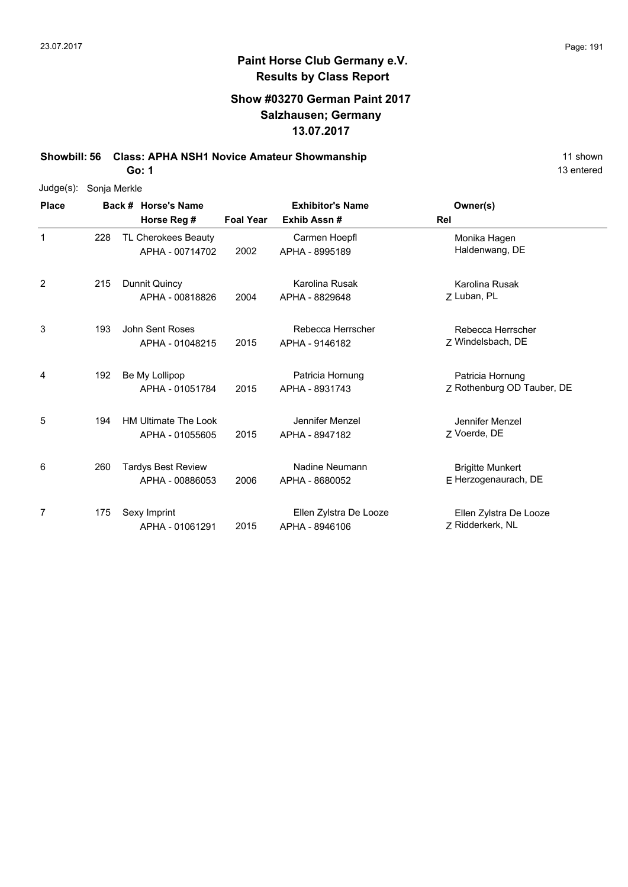# Paint Horse Club Germany e.V.
## Results by Class Report

### Show #03270 German Paint 2017
### Salzhausen; Germany
### 13.07.2017

**Showbill: 56 Class: APHA NSH1 Novice Amateur Showmanship** 11 shown

**Go: 1** 13 entered

Judge(s): Sonja Merkle

| Place | Back # | Horse's Name / Horse Reg # | Foal Year | Exhibitor's Name / Exhib Assn # | Rel | Owner(s) |
|---|---|---|---|---|---|---|
| 1 | 228 | TL Cherokees Beauty<br>APHA - 00714702 | 2002 | Carmen Hoepfl<br>APHA - 8995189 | | Monika Hagen<br>Haldenwang, DE |
| 2 | 215 | Dunnit Quincy<br>APHA - 00818826 | 2004 | Karolina Rusak<br>APHA - 8829648 | Z | Karolina Rusak<br>Luban, PL |
| 3 | 193 | John Sent Roses<br>APHA - 01048215 | 2015 | Rebecca Herrscher<br>APHA - 9146182 | Z | Rebecca Herrscher<br>Windelsbach, DE |
| 4 | 192 | Be My Lollipop<br>APHA - 01051784 | 2015 | Patricia Hornung<br>APHA - 8931743 | Z | Patricia Hornung<br>Rothenburg OD Tauber, DE |
| 5 | 194 | HM Ultimate The Look<br>APHA - 01055605 | 2015 | Jennifer Menzel<br>APHA - 8947182 | Z | Jennifer Menzel<br>Voerde, DE |
| 6 | 260 | Tardys Best Review<br>APHA - 00886053 | 2006 | Nadine Neumann<br>APHA - 8680052 | E | Brigitte Munkert<br>Herzogenaurach, DE |
| 7 | 175 | Sexy Imprint<br>APHA - 01061291 | 2015 | Ellen Zylstra De Looze<br>APHA - 8946106 | Z | Ellen Zylstra De Looze<br>Ridderkerk, NL |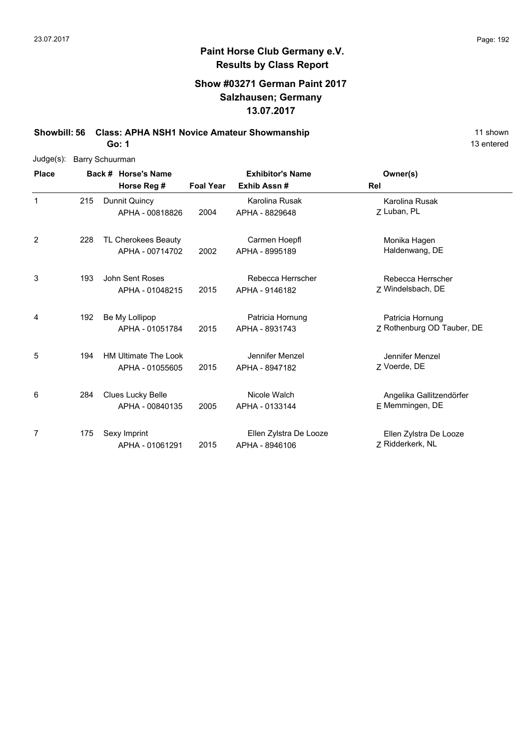# Paint Horse Club Germany e.V.

## Results by Class Report

### Show #03271 German Paint 2017
### Salzhausen; Germany
### 13.07.2017

**Showbill: 56 Class: APHA NSH1 Novice Amateur Showmanship** — 11 shown, 13 entered

**Go: 1**

Judge(s): Barry Schuurman

| Place | Back # | Horse's Name / Horse Reg # | Foal Year | Exhibitor's Name / Exhib Assn # | Rel | Owner(s) |
|---|---|---|---|---|---|---|
| 1 | 215 | Dunnit Quincy<br>APHA - 00818826 | 2004 | Karolina Rusak<br>APHA - 8829648 | Z | Karolina Rusak<br>Luban, PL |
| 2 | 228 | TL Cherokees Beauty<br>APHA - 00714702 | 2002 | Carmen Hoepfl<br>APHA - 8995189 | | Monika Hagen<br>Haldenwang, DE |
| 3 | 193 | John Sent Roses<br>APHA - 01048215 | 2015 | Rebecca Herrscher<br>APHA - 9146182 | Z | Rebecca Herrscher<br>Windelsbach, DE |
| 4 | 192 | Be My Lollipop<br>APHA - 01051784 | 2015 | Patricia Hornung<br>APHA - 8931743 | Z | Patricia Hornung<br>Rothenburg OD Tauber, DE |
| 5 | 194 | HM Ultimate The Look<br>APHA - 01055605 | 2015 | Jennifer Menzel<br>APHA - 8947182 | Z | Jennifer Menzel<br>Voerde, DE |
| 6 | 284 | Clues Lucky Belle<br>APHA - 00840135 | 2005 | Nicole Walch<br>APHA - 0133144 | E | Angelika Gallitzendörfer<br>Memmingen, DE |
| 7 | 175 | Sexy Imprint<br>APHA - 01061291 | 2015 | Ellen Zylstra De Looze<br>APHA - 8946106 | Z | Ellen Zylstra De Looze<br>Ridderkerk, NL |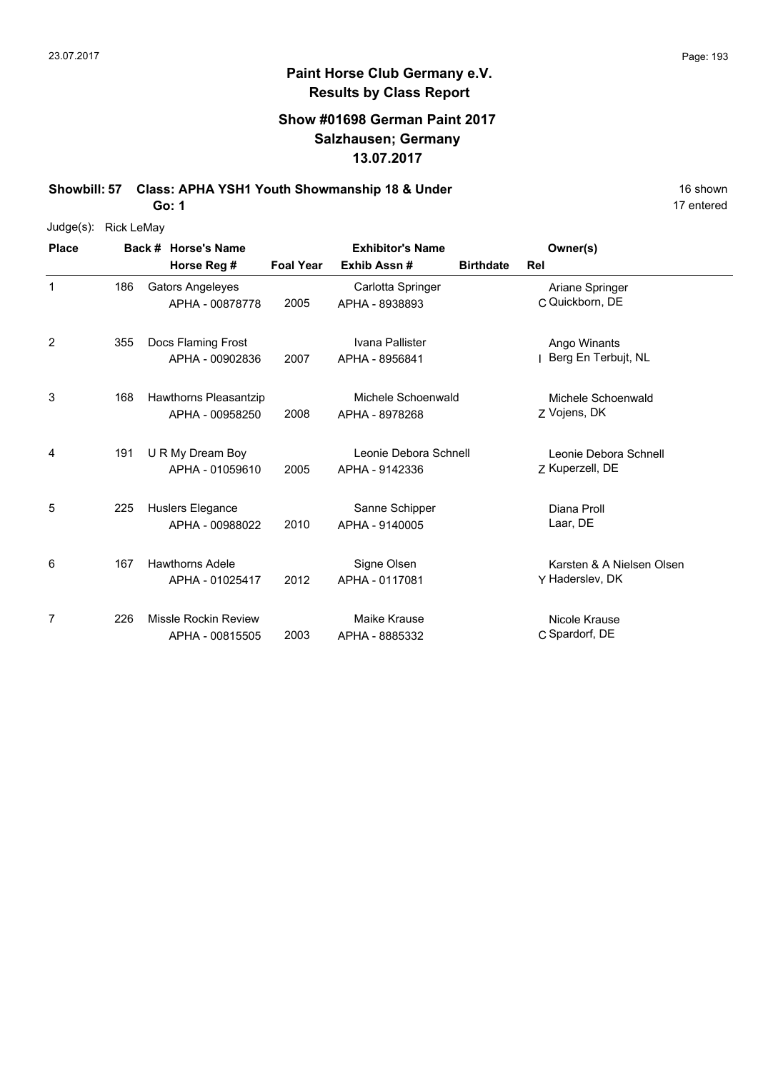**Paint Horse Club Germany e.V.**
**Results by Class Report**

**Show #01698 German Paint 2017**
**Salzhausen; Germany**
**13.07.2017**

**Showbill: 57 Class: APHA YSH1 Youth Showmanship 18 & Under** — 16 shown
**Go: 1** — 17 entered

Judge(s): Rick LeMay

| Place | Back # | Horse's Name / Horse Reg # | Foal Year | Exhibitor's Name / Exhib Assn # | Birthdate | Rel | Owner(s) |
|---|---|---|---|---|---|---|---|
| 1 | 186 | Gators Angeleyes<br>APHA - 00878778 | 2005 | Carlotta Springer<br>APHA - 8938893 | | C | Ariane Springer<br>Quickborn, DE |
| 2 | 355 | Docs Flaming Frost<br>APHA - 00902836 | 2007 | Ivana Pallister<br>APHA - 8956841 | | I | Ango Winants<br>Berg En Terbujt, NL |
| 3 | 168 | Hawthorns Pleasantzip<br>APHA - 00958250 | 2008 | Michele Schoenwald<br>APHA - 8978268 | | Z | Michele Schoenwald<br>Vojens, DK |
| 4 | 191 | U R My Dream Boy<br>APHA - 01059610 | 2005 | Leonie Debora Schnell<br>APHA - 9142336 | | Z | Leonie Debora Schnell<br>Kuperzell, DE |
| 5 | 225 | Huslers Elegance<br>APHA - 00988022 | 2010 | Sanne Schipper<br>APHA - 9140005 | | | Diana Proll<br>Laar, DE |
| 6 | 167 | Hawthorns Adele<br>APHA - 01025417 | 2012 | Signe Olsen<br>APHA - 0117081 | | Y | Karsten & A Nielsen Olsen<br>Haderslev, DK |
| 7 | 226 | Missle Rockin Review<br>APHA - 00815505 | 2003 | Maike Krause<br>APHA - 8885332 | | C | Nicole Krause<br>Spardorf, DE |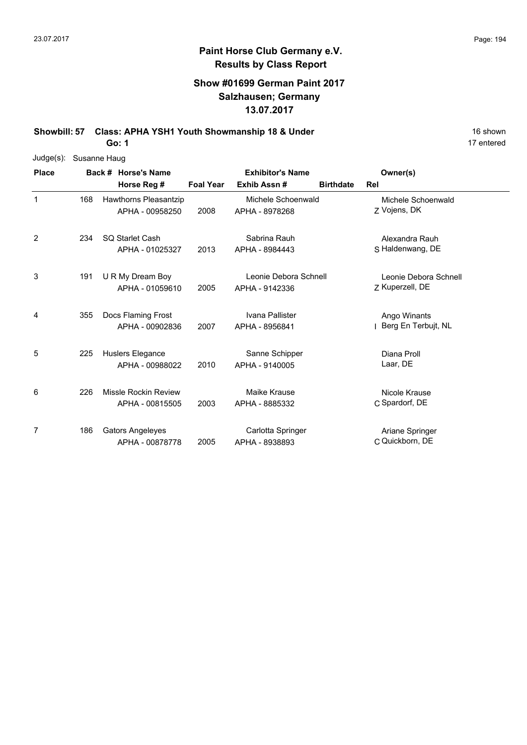## Paint Horse Club Germany e.V.
## Results by Class Report

### Show #01699 German Paint 2017
### Salzhausen; Germany
### 13.07.2017

**Showbill: 57 Class: APHA YSH1 Youth Showmanship 18 & Under** 16 shown

**Go: 1** 17 entered

Judge(s): Susanne Haug

| Place | Back # | Horse's Name / Horse Reg # | Foal Year | Exhibitor's Name / Exhib Assn # | Birthdate | Rel | Owner(s) |
|---|---|---|---|---|---|---|---|
| 1 | 168 | Hawthorns Pleasantzip<br>APHA - 00958250 | 2008 | Michele Schoenwald<br>APHA - 8978268 | | Z | Michele Schoenwald<br>Vojens, DK |
| 2 | 234 | SQ Starlet Cash<br>APHA - 01025327 | 2013 | Sabrina Rauh<br>APHA - 8984443 | | S | Alexandra Rauh<br>Haldenwang, DE |
| 3 | 191 | U R My Dream Boy<br>APHA - 01059610 | 2005 | Leonie Debora Schnell<br>APHA - 9142336 | | Z | Leonie Debora Schnell<br>Kuperzell, DE |
| 4 | 355 | Docs Flaming Frost<br>APHA - 00902836 | 2007 | Ivana Pallister<br>APHA - 8956841 | | I | Ango Winants<br>Berg En Terbujt, NL |
| 5 | 225 | Huslers Elegance<br>APHA - 00988022 | 2010 | Sanne Schipper<br>APHA - 9140005 | | | Diana Proll<br>Laar, DE |
| 6 | 226 | Missle Rockin Review<br>APHA - 00815505 | 2003 | Maike Krause<br>APHA - 8885332 | | C | Nicole Krause<br>Spardorf, DE |
| 7 | 186 | Gators Angeleyes<br>APHA - 00878778 | 2005 | Carlotta Springer<br>APHA - 8938893 | | C | Ariane Springer<br>Quickborn, DE |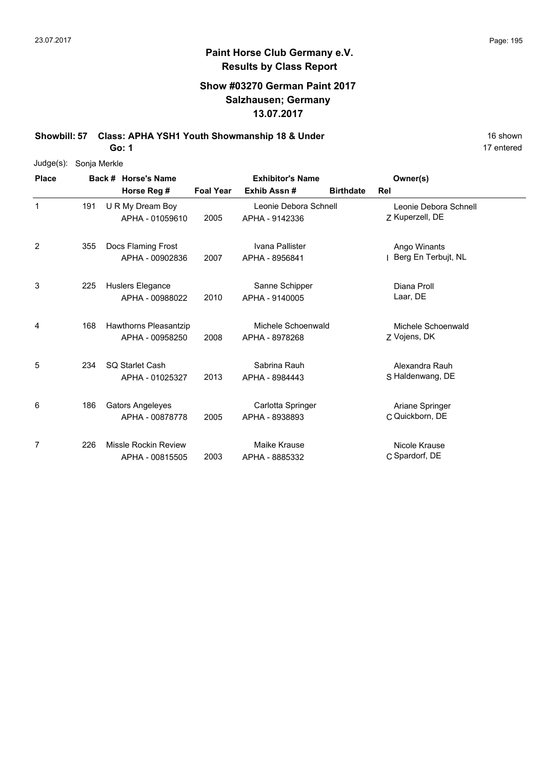## Paint Horse Club Germany e.V.
## Results by Class Report

### Show #03270 German Paint 2017
### Salzhausen; Germany
### 13.07.2017

**Showbill: 57 Class: APHA YSH1 Youth Showmanship 18 & Under** 16 shown

**Go: 1** 17 entered

Judge(s): Sonja Merkle

| Place | Back # | Horse's Name / Horse Reg # | Foal Year | Exhibitor's Name / Exhib Assn # | Birthdate | Rel | Owner(s) |
|---|---|---|---|---|---|---|---|
| 1 | 191 | U R My Dream Boy<br>APHA - 01059610 | 2005 | Leonie Debora Schnell<br>APHA - 9142336 | | Z | Leonie Debora Schnell<br>Kuperzell, DE |
| 2 | 355 | Docs Flaming Frost<br>APHA - 00902836 | 2007 | Ivana Pallister<br>APHA - 8956841 | | I | Ango Winants<br>Berg En Terbujt, NL |
| 3 | 225 | Huslers Elegance<br>APHA - 00988022 | 2010 | Sanne Schipper<br>APHA - 9140005 | | | Diana Proll<br>Laar, DE |
| 4 | 168 | Hawthorns Pleasantzip<br>APHA - 00958250 | 2008 | Michele Schoenwald<br>APHA - 8978268 | | Z | Michele Schoenwald<br>Vojens, DK |
| 5 | 234 | SQ Starlet Cash<br>APHA - 01025327 | 2013 | Sabrina Rauh<br>APHA - 8984443 | | S | Alexandra Rauh<br>Haldenwang, DE |
| 6 | 186 | Gators Angeleyes<br>APHA - 00878778 | 2005 | Carlotta Springer<br>APHA - 8938893 | | C | Ariane Springer<br>Quickborn, DE |
| 7 | 226 | Missle Rockin Review<br>APHA - 00815505 | 2003 | Maike Krause<br>APHA - 8885332 | | C | Nicole Krause<br>Spardorf, DE |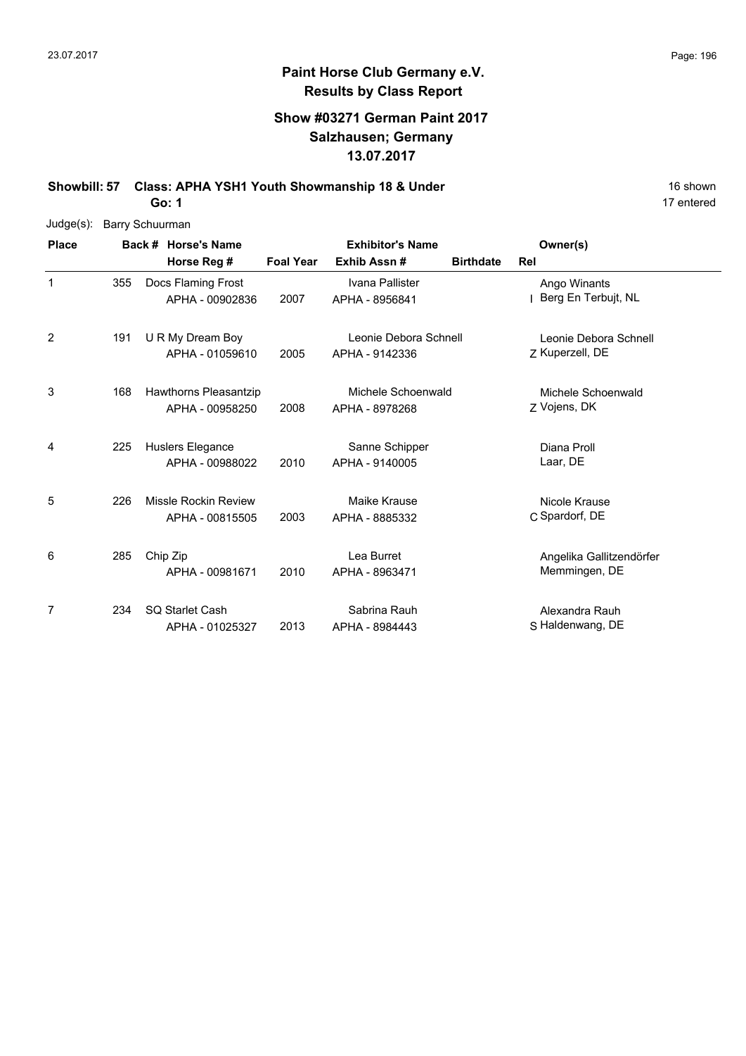# Paint Horse Club Germany e.V.

## Results by Class Report

### Show #03271 German Paint 2017
### Salzhausen; Germany
### 13.07.2017

**Showbill: 57 Class: APHA YSH1 Youth Showmanship 18 & Under** 16 shown

**Go: 1** 17 entered

Judge(s): Barry Schuurman

| Place | Back # | Horse's Name / Horse Reg # | Foal Year | Exhibitor's Name / Exhib Assn # | Birthdate | Rel | Owner(s) |
|---|---|---|---|---|---|---|---|
| 1 | 355 | Docs Flaming Frost<br>APHA - 00902836 | 2007 | Ivana Pallister<br>APHA - 8956841 | | I | Ango Winants<br>Berg En Terbujt, NL |
| 2 | 191 | U R My Dream Boy<br>APHA - 01059610 | 2005 | Leonie Debora Schnell<br>APHA - 9142336 | | Z | Leonie Debora Schnell<br>Kuperzell, DE |
| 3 | 168 | Hawthorns Pleasantzip<br>APHA - 00958250 | 2008 | Michele Schoenwald<br>APHA - 8978268 | | Z | Michele Schoenwald<br>Vojens, DK |
| 4 | 225 | Huslers Elegance<br>APHA - 00988022 | 2010 | Sanne Schipper<br>APHA - 9140005 | | | Diana Proll<br>Laar, DE |
| 5 | 226 | Missle Rockin Review<br>APHA - 00815505 | 2003 | Maike Krause<br>APHA - 8885332 | | C | Nicole Krause<br>Spardorf, DE |
| 6 | 285 | Chip Zip<br>APHA - 00981671 | 2010 | Lea Burret<br>APHA - 8963471 | | | Angelika Gallitzendörfer<br>Memmingen, DE |
| 7 | 234 | SQ Starlet Cash<br>APHA - 01025327 | 2013 | Sabrina Rauh<br>APHA - 8984443 | | S | Alexandra Rauh<br>Haldenwang, DE |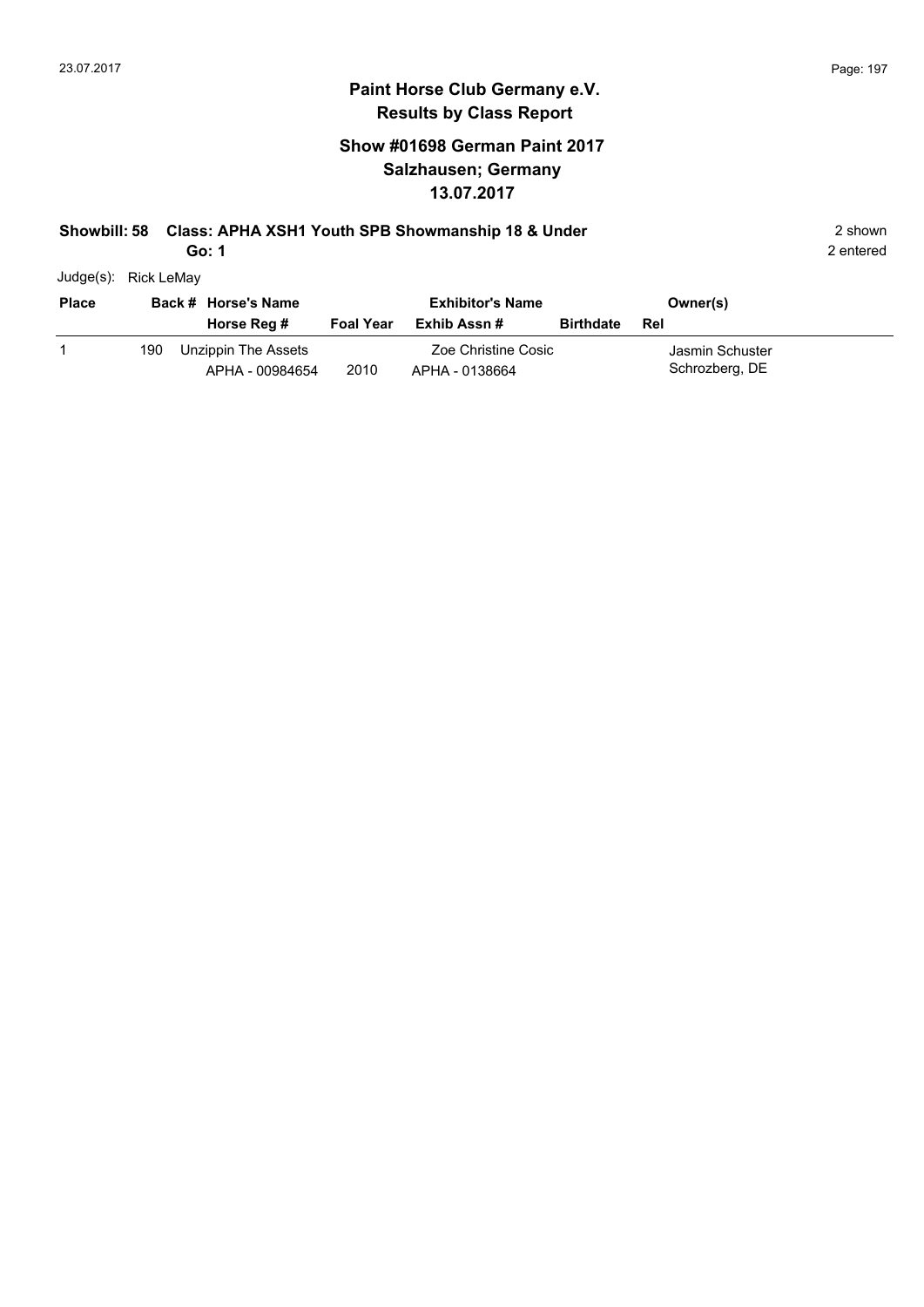# Paint Horse Club Germany e.V.

## Results by Class Report

### Show #01698 German Paint 2017
### Salzhausen; Germany
### 13.07.2017

**Showbill: 58 Class: APHA XSH1 Youth SPB Showmanship 18 & Under** — 2 shown

**Go: 1** — 2 entered

Judge(s): Rick LeMay

| Place | Back # | Horse's Name / Horse Reg # | Foal Year | Exhibitor's Name / Exhib Assn # | Birthdate | Owner(s) / Rel |
|---|---|---|---|---|---|---|
| 1 | 190 | Unzippin The Assets<br>APHA - 00984654 | 2010 | Zoe Christine Cosic<br>APHA - 0138664 | | Jasmin Schuster<br>Schrozberg, DE |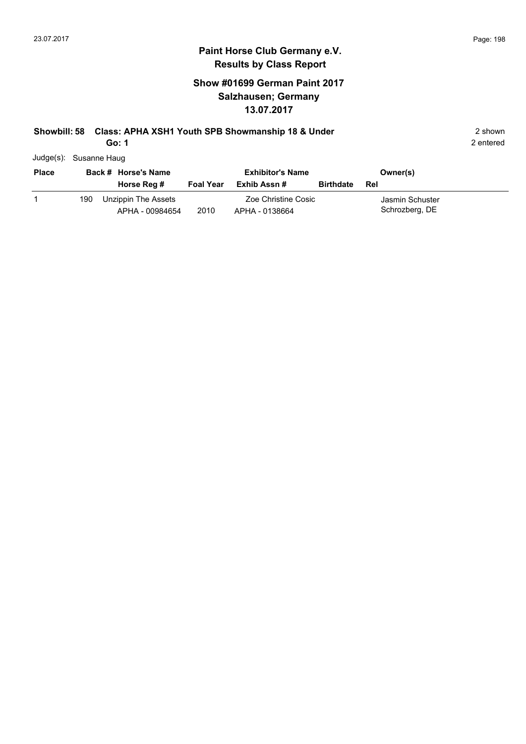## Paint Horse Club Germany e.V.
## Results by Class Report

### Show #01699 German Paint 2017
### Salzhausen; Germany
### 13.07.2017

**Showbill: 58 Class: APHA XSH1 Youth SPB Showmanship 18 & Under** 2 shown
**Go: 1** 2 entered

Judge(s): Susanne Haug

| Place | Back # | Horse's Name / Horse Reg # | Foal Year | Exhibitor's Name / Exhib Assn # | Birthdate | Owner(s) / Rel |
|---|---|---|---|---|---|---|
| 1 | 190 | Unzippin The Assets<br>APHA - 00984654 | 2010 | Zoe Christine Cosic<br>APHA - 0138664 | | Jasmin Schuster<br>Schrozberg, DE |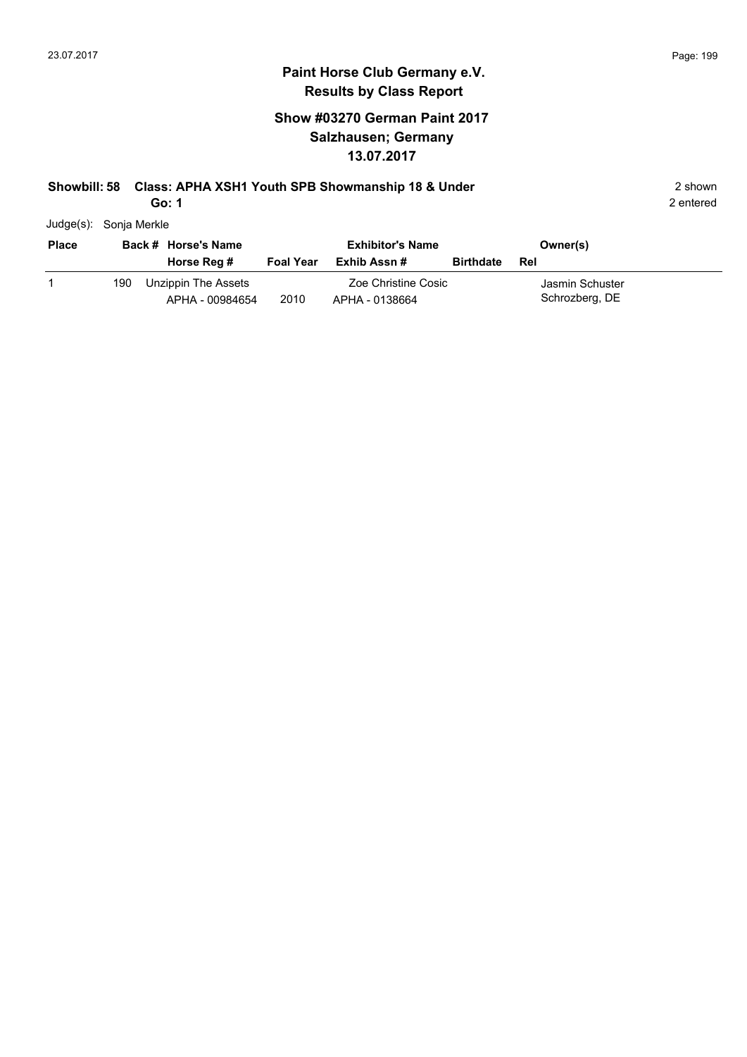# Paint Horse Club Germany e.V.

## Results by Class Report

### Show #03270 German Paint 2017
### Salzhausen; Germany
### 13.07.2017

**Showbill: 58 Class: APHA XSH1 Youth SPB Showmanship 18 & Under** 2 shown

**Go: 1** 2 entered

Judge(s): Sonja Merkle

| Place | Back # | Horse's Name / Horse Reg # | Foal Year | Exhibitor's Name / Exhib Assn # | Birthdate | Owner(s) / Rel |
|---|---|---|---|---|---|---|
| 1 | 190 | Unzippin The Assets<br>APHA - 00984654 | 2010 | Zoe Christine Cosic<br>APHA - 0138664 | | Jasmin Schuster<br>Schrozberg, DE |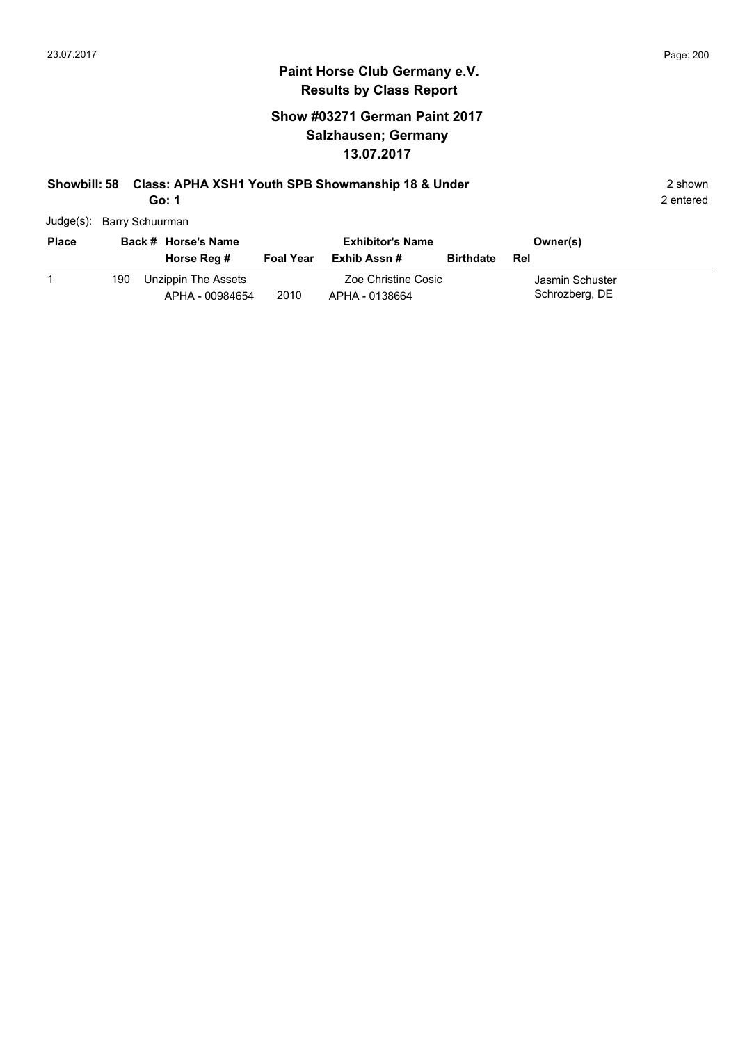# Paint Horse Club Germany e.V.
## Results by Class Report

### Show #03271 German Paint 2017
### Salzhausen; Germany
### 13.07.2017

**Showbill: 58 Class: APHA XSH1 Youth SPB Showmanship 18 & Under** — 2 shown

**Go: 1** — 2 entered

Judge(s): Barry Schuurman

| Place | Back # | Horse's Name / Horse Reg # | Foal Year | Exhibitor's Name / Exhib Assn # | Birthdate | Owner(s) / Rel |
|---|---|---|---|---|---|---|
| 1 | 190 | Unzippin The Assets<br>APHA - 00984654 | 2010 | Zoe Christine Cosic<br>APHA - 0138664 | | Jasmin Schuster<br>Schrozberg, DE |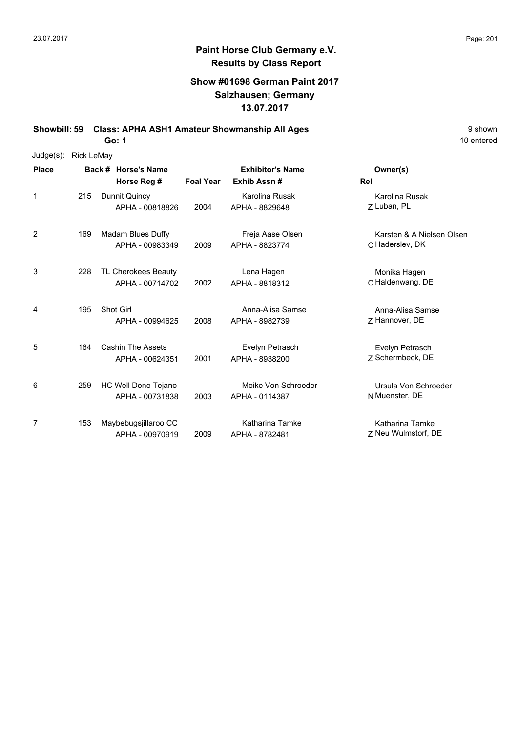# Paint Horse Club Germany e.V.

## Results by Class Report

### Show #01698 German Paint 2017
### Salzhausen; Germany
### 13.07.2017

**Showbill: 59 Class: APHA ASH1 Amateur Showmanship All Ages** — 9 shown, 10 entered

**Go: 1**

Judge(s): Rick LeMay

| Place | Back # | Horse's Name / Horse Reg # | Foal Year | Exhibitor's Name / Exhib Assn # | Rel | Owner(s) |
|---|---|---|---|---|---|---|
| 1 | 215 | Dunnit Quincy<br>APHA - 00818826 | 2004 | Karolina Rusak<br>APHA - 8829648 | Z | Karolina Rusak<br>Luban, PL |
| 2 | 169 | Madam Blues Duffy<br>APHA - 00983349 | 2009 | Freja Aase Olsen<br>APHA - 8823774 | C | Karsten & A Nielsen Olsen<br>Haderslev, DK |
| 3 | 228 | TL Cherokees Beauty<br>APHA - 00714702 | 2002 | Lena Hagen<br>APHA - 8818312 | C | Monika Hagen<br>Haldenwang, DE |
| 4 | 195 | Shot Girl<br>APHA - 00994625 | 2008 | Anna-Alisa Samse<br>APHA - 8982739 | Z | Anna-Alisa Samse<br>Hannover, DE |
| 5 | 164 | Cashin The Assets<br>APHA - 00624351 | 2001 | Evelyn Petrasch<br>APHA - 8938200 | Z | Evelyn Petrasch<br>Schermbeck, DE |
| 6 | 259 | HC Well Done Tejano<br>APHA - 00731838 | 2003 | Meike Von Schroeder<br>APHA - 0114387 | N | Ursula Von Schroeder<br>Muenster, DE |
| 7 | 153 | Maybebugsjillaroo CC<br>APHA - 00970919 | 2009 | Katharina Tamke<br>APHA - 8782481 | Z | Katharina Tamke<br>Neu Wulmstorf, DE |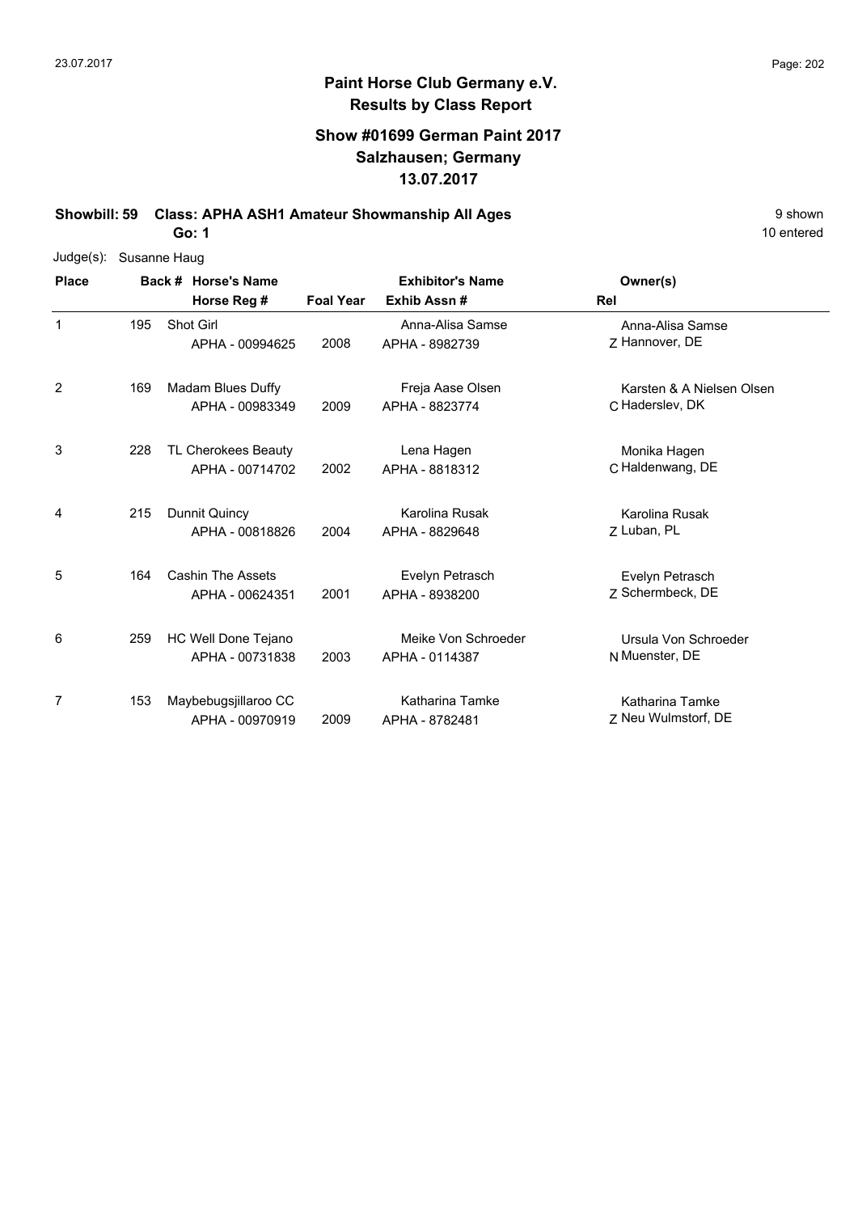# Paint Horse Club Germany e.V.
## Results by Class Report

### Show #01699 German Paint 2017
### Salzhausen; Germany
### 13.07.2017

**Showbill: 59 Class: APHA ASH1 Amateur Showmanship All Ages** — 9 shown

**Go: 1** — 10 entered

Judge(s): Susanne Haug

| Place | Back # | Horse's Name / Horse Reg # | Foal Year | Exhibitor's Name / Exhib Assn # | Rel | Owner(s) |
|---|---|---|---|---|---|---|
| 1 | 195 | Shot Girl<br>APHA - 00994625 | 2008 | Anna-Alisa Samse<br>APHA - 8982739 | Z | Anna-Alisa Samse<br>Hannover, DE |
| 2 | 169 | Madam Blues Duffy<br>APHA - 00983349 | 2009 | Freja Aase Olsen<br>APHA - 8823774 | C | Karsten & A Nielsen Olsen<br>Haderslev, DK |
| 3 | 228 | TL Cherokees Beauty<br>APHA - 00714702 | 2002 | Lena Hagen<br>APHA - 8818312 | C | Monika Hagen<br>Haldenwang, DE |
| 4 | 215 | Dunnit Quincy<br>APHA - 00818826 | 2004 | Karolina Rusak<br>APHA - 8829648 | Z | Karolina Rusak<br>Luban, PL |
| 5 | 164 | Cashin The Assets<br>APHA - 00624351 | 2001 | Evelyn Petrasch<br>APHA - 8938200 | Z | Evelyn Petrasch<br>Schermbeck, DE |
| 6 | 259 | HC Well Done Tejano<br>APHA - 00731838 | 2003 | Meike Von Schroeder<br>APHA - 0114387 | N | Ursula Von Schroeder<br>Muenster, DE |
| 7 | 153 | Maybebugsjillaroo CC<br>APHA - 00970919 | 2009 | Katharina Tamke<br>APHA - 8782481 | Z | Katharina Tamke<br>Neu Wulmstorf, DE |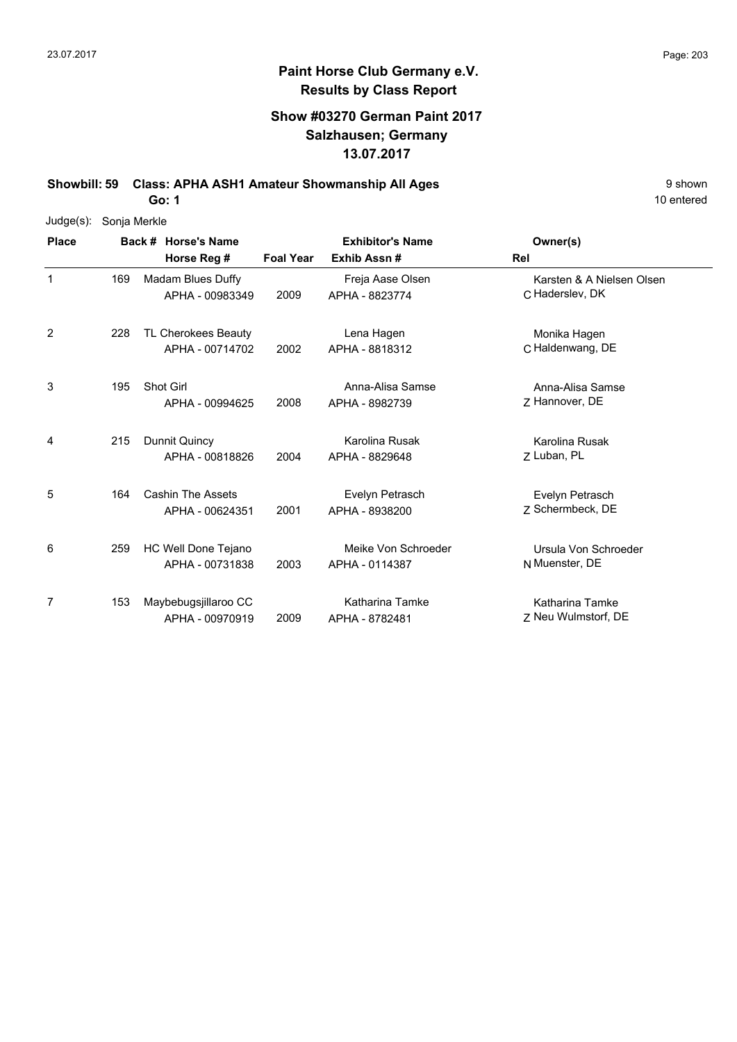**Paint Horse Club Germany e.V.**
**Results by Class Report**

**Show #03270 German Paint 2017**
**Salzhausen; Germany**
**13.07.2017**

**Showbill: 59 Class: APHA ASH1 Amateur Showmanship All Ages** 9 shown

**Go: 1** 10 entered

Judge(s): Sonja Merkle

| Place | Back # | Horse's Name / Horse Reg # | Foal Year | Exhibitor's Name / Exhib Assn # | Rel | Owner(s) |
|---|---|---|---|---|---|---|
| 1 | 169 | Madam Blues Duffy<br>APHA - 00983349 | 2009 | Freja Aase Olsen<br>APHA - 8823774 | C | Karsten & A Nielsen Olsen<br>Haderslev, DK |
| 2 | 228 | TL Cherokees Beauty<br>APHA - 00714702 | 2002 | Lena Hagen<br>APHA - 8818312 | C | Monika Hagen<br>Haldenwang, DE |
| 3 | 195 | Shot Girl<br>APHA - 00994625 | 2008 | Anna-Alisa Samse<br>APHA - 8982739 | Z | Anna-Alisa Samse<br>Hannover, DE |
| 4 | 215 | Dunnit Quincy<br>APHA - 00818826 | 2004 | Karolina Rusak<br>APHA - 8829648 | Z | Karolina Rusak<br>Luban, PL |
| 5 | 164 | Cashin The Assets<br>APHA - 00624351 | 2001 | Evelyn Petrasch<br>APHA - 8938200 | Z | Evelyn Petrasch<br>Schermbeck, DE |
| 6 | 259 | HC Well Done Tejano<br>APHA - 00731838 | 2003 | Meike Von Schroeder<br>APHA - 0114387 | N | Ursula Von Schroeder<br>Muenster, DE |
| 7 | 153 | Maybebugsjillaroo CC<br>APHA - 00970919 | 2009 | Katharina Tamke<br>APHA - 8782481 | Z | Katharina Tamke<br>Neu Wulmstorf, DE |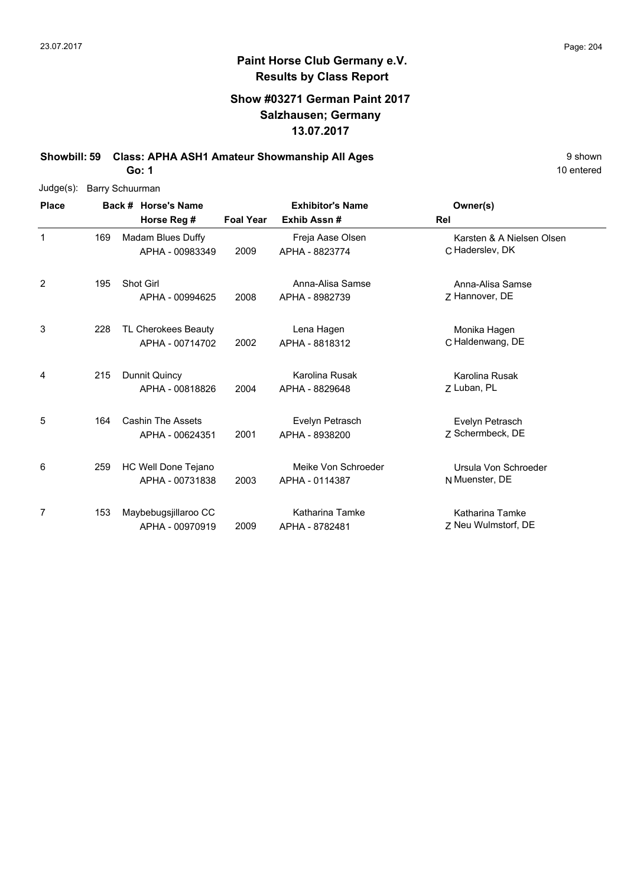# Paint Horse Club Germany e.V.

## Results by Class Report

### Show #03271 German Paint 2017
### Salzhausen; Germany
### 13.07.2017

**Showbill: 59 Class: APHA ASH1 Amateur Showmanship All Ages** — 9 shown

**Go: 1** — 10 entered

Judge(s): Barry Schuurman

| Place | Back # | Horse's Name / Horse Reg # | Foal Year | Exhibitor's Name / Exhib Assn # | Rel | Owner(s) |
|---|---|---|---|---|---|---|
| 1 | 169 | Madam Blues Duffy<br>APHA - 00983349 | 2009 | Freja Aase Olsen<br>APHA - 8823774 | C | Karsten & A Nielsen Olsen<br>Haderslev, DK |
| 2 | 195 | Shot Girl<br>APHA - 00994625 | 2008 | Anna-Alisa Samse<br>APHA - 8982739 | Z | Anna-Alisa Samse<br>Hannover, DE |
| 3 | 228 | TL Cherokees Beauty<br>APHA - 00714702 | 2002 | Lena Hagen<br>APHA - 8818312 | C | Monika Hagen<br>Haldenwang, DE |
| 4 | 215 | Dunnit Quincy<br>APHA - 00818826 | 2004 | Karolina Rusak<br>APHA - 8829648 | Z | Karolina Rusak<br>Luban, PL |
| 5 | 164 | Cashin The Assets<br>APHA - 00624351 | 2001 | Evelyn Petrasch<br>APHA - 8938200 | Z | Evelyn Petrasch<br>Schermbeck, DE |
| 6 | 259 | HC Well Done Tejano<br>APHA - 00731838 | 2003 | Meike Von Schroeder<br>APHA - 0114387 | N | Ursula Von Schroeder<br>Muenster, DE |
| 7 | 153 | Maybebugsjillaroo CC<br>APHA - 00970919 | 2009 | Katharina Tamke<br>APHA - 8782481 | Z | Katharina Tamke<br>Neu Wulmstorf, DE |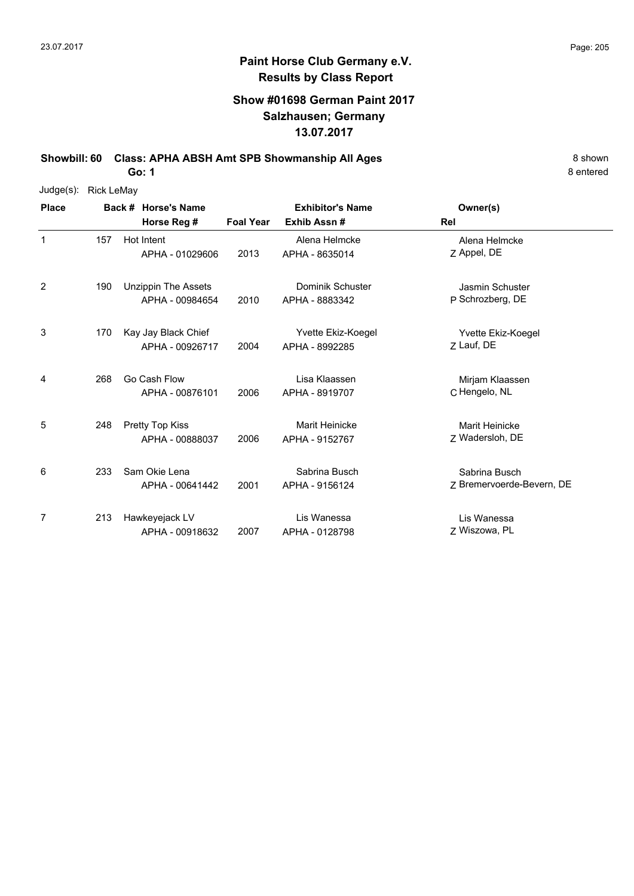**Paint Horse Club Germany e.V.**
**Results by Class Report**

**Show #01698 German Paint 2017**
**Salzhausen; Germany**
**13.07.2017**

**Showbill: 60 Class: APHA ABSH Amt SPB Showmanship All Ages** — 8 shown

**Go: 1** — 8 entered

Judge(s): Rick LeMay

| Place | Back # | Horse's Name / Horse Reg # | Foal Year | Exhibitor's Name / Exhib Assn # | Rel | Owner(s) |
|---|---|---|---|---|---|---|
| 1 | 157 | Hot Intent<br>APHA - 01029606 | 2013 | Alena Helmcke<br>APHA - 8635014 | Z | Alena Helmcke<br>Appel, DE |
| 2 | 190 | Unzippin The Assets<br>APHA - 00984654 | 2010 | Dominik Schuster<br>APHA - 8883342 | P | Jasmin Schuster<br>Schrozberg, DE |
| 3 | 170 | Kay Jay Black Chief<br>APHA - 00926717 | 2004 | Yvette Ekiz-Koegel<br>APHA - 8992285 | Z | Yvette Ekiz-Koegel<br>Lauf, DE |
| 4 | 268 | Go Cash Flow<br>APHA - 00876101 | 2006 | Lisa Klaassen<br>APHA - 8919707 | C | Mirjam Klaassen<br>Hengelo, NL |
| 5 | 248 | Pretty Top Kiss<br>APHA - 00888037 | 2006 | Marit Heinicke<br>APHA - 9152767 | Z | Marit Heinicke<br>Wadersloh, DE |
| 6 | 233 | Sam Okie Lena<br>APHA - 00641442 | 2001 | Sabrina Busch<br>APHA - 9156124 | Z | Sabrina Busch<br>Bremervoerde-Bevern, DE |
| 7 | 213 | Hawkeyejack LV<br>APHA - 00918632 | 2007 | Lis Wanessa<br>APHA - 0128798 | Z | Lis Wanessa<br>Wiszowa, PL |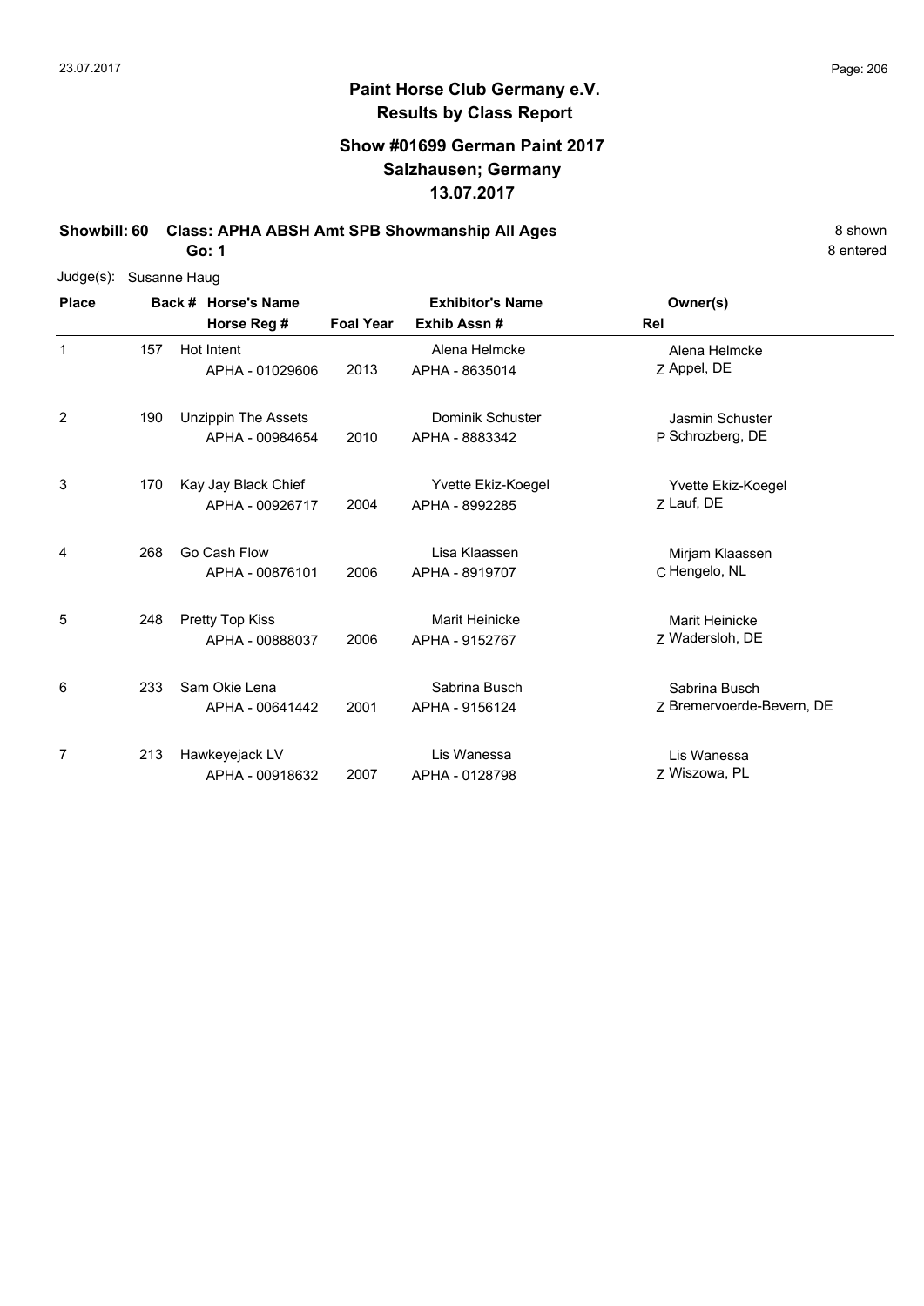## Paint Horse Club Germany e.V.
## Results by Class Report

### Show #01699 German Paint 2017
### Salzhausen; Germany
### 13.07.2017

**Showbill: 60 Class: APHA ABSH Amt SPB Showmanship All Ages** 8 shown

**Go: 1** 8 entered

Judge(s): Susanne Haug

| Place | Back # | Horse's Name / Horse Reg # | Foal Year | Exhibitor's Name / Exhib Assn # | Rel | Owner(s) |
|---|---|---|---|---|---|---|
| 1 | 157 | Hot Intent<br>APHA - 01029606 | 2013 | Alena Helmcke<br>APHA - 8635014 | Z | Alena Helmcke<br>Appel, DE |
| 2 | 190 | Unzippin The Assets<br>APHA - 00984654 | 2010 | Dominik Schuster<br>APHA - 8883342 | P | Jasmin Schuster<br>Schrozberg, DE |
| 3 | 170 | Kay Jay Black Chief<br>APHA - 00926717 | 2004 | Yvette Ekiz-Koegel<br>APHA - 8992285 | Z | Yvette Ekiz-Koegel<br>Lauf, DE |
| 4 | 268 | Go Cash Flow<br>APHA - 00876101 | 2006 | Lisa Klaassen<br>APHA - 8919707 | C | Mirjam Klaassen<br>Hengelo, NL |
| 5 | 248 | Pretty Top Kiss<br>APHA - 00888037 | 2006 | Marit Heinicke<br>APHA - 9152767 | Z | Marit Heinicke<br>Wadersloh, DE |
| 6 | 233 | Sam Okie Lena<br>APHA - 00641442 | 2001 | Sabrina Busch<br>APHA - 9156124 | Z | Sabrina Busch<br>Bremervoerde-Bevern, DE |
| 7 | 213 | Hawkeyejack LV<br>APHA - 00918632 | 2007 | Lis Wanessa<br>APHA - 0128798 | Z | Lis Wanessa<br>Wiszowa, PL |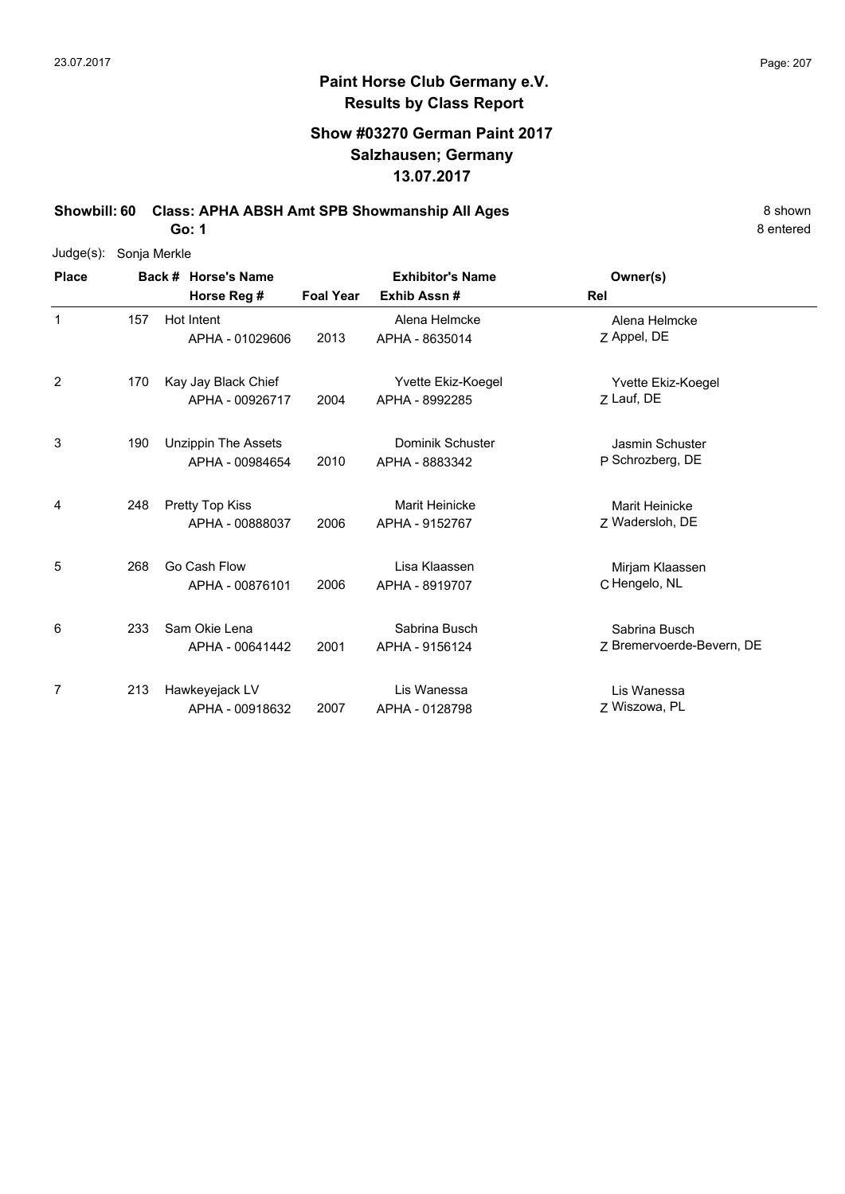# Paint Horse Club Germany e.V.
## Results by Class Report

### Show #03270 German Paint 2017
### Salzhausen; Germany
### 13.07.2017

**Showbill: 60 Class: APHA ABSH Amt SPB Showmanship All Ages** 8 shown

**Go: 1** 8 entered

Judge(s): Sonja Merkle

| Place | Back # | Horse's Name / Horse Reg # | Foal Year | Exhibitor's Name / Exhib Assn # | Rel | Owner(s) |
|---|---|---|---|---|---|---|
| 1 | 157 | Hot Intent<br>APHA - 01029606 | 2013 | Alena Helmcke<br>APHA - 8635014 | Z | Alena Helmcke<br>Appel, DE |
| 2 | 170 | Kay Jay Black Chief<br>APHA - 00926717 | 2004 | Yvette Ekiz-Koegel<br>APHA - 8992285 | Z | Yvette Ekiz-Koegel<br>Lauf, DE |
| 3 | 190 | Unzippin The Assets<br>APHA - 00984654 | 2010 | Dominik Schuster<br>APHA - 8883342 | P | Jasmin Schuster<br>Schrozberg, DE |
| 4 | 248 | Pretty Top Kiss<br>APHA - 00888037 | 2006 | Marit Heinicke<br>APHA - 9152767 | Z | Marit Heinicke<br>Wadersloh, DE |
| 5 | 268 | Go Cash Flow<br>APHA - 00876101 | 2006 | Lisa Klaassen<br>APHA - 8919707 | C | Mirjam Klaassen<br>Hengelo, NL |
| 6 | 233 | Sam Okie Lena<br>APHA - 00641442 | 2001 | Sabrina Busch<br>APHA - 9156124 | Z | Sabrina Busch<br>Bremervoerde-Bevern, DE |
| 7 | 213 | Hawkeyejack LV<br>APHA - 00918632 | 2007 | Lis Wanessa<br>APHA - 0128798 | Z | Lis Wanessa<br>Wiszowa, PL |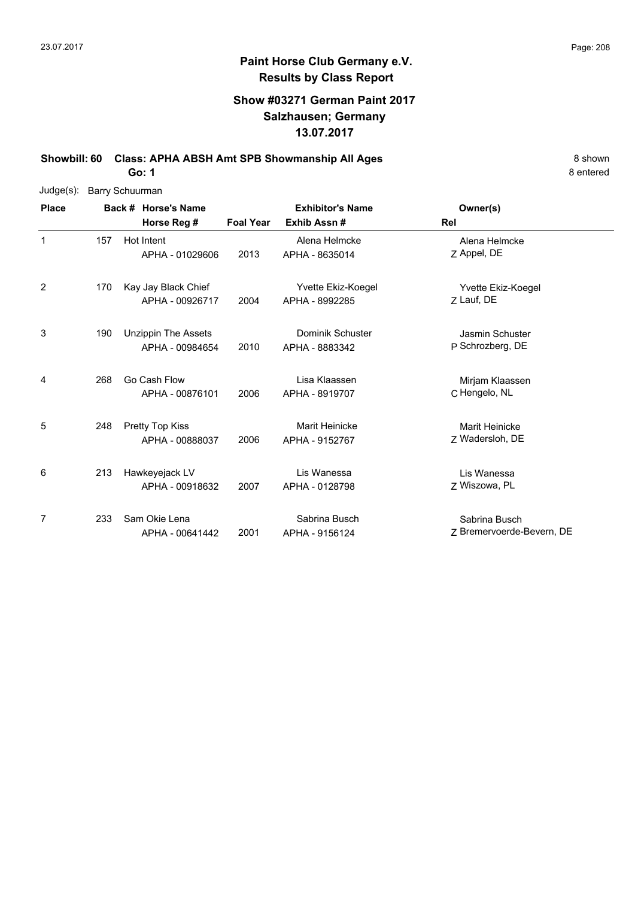**Paint Horse Club Germany e.V.**
**Results by Class Report**

**Show #03271 German Paint 2017**
**Salzhausen; Germany**
**13.07.2017**

**Showbill: 60 Class: APHA ABSH Amt SPB Showmanship All Ages** 8 shown
**Go: 1** 8 entered

Judge(s): Barry Schuurman

| Place | Back # | Horse's Name / Horse Reg # | Foal Year | Exhibitor's Name / Exhib Assn # | Rel | Owner(s) |
|---|---|---|---|---|---|---|
| 1 | 157 | Hot Intent<br>APHA - 01029606 | 2013 | Alena Helmcke<br>APHA - 8635014 | Z | Alena Helmcke<br>Appel, DE |
| 2 | 170 | Kay Jay Black Chief<br>APHA - 00926717 | 2004 | Yvette Ekiz-Koegel<br>APHA - 8992285 | Z | Yvette Ekiz-Koegel<br>Lauf, DE |
| 3 | 190 | Unzippin The Assets<br>APHA - 00984654 | 2010 | Dominik Schuster<br>APHA - 8883342 | P | Jasmin Schuster<br>Schrozberg, DE |
| 4 | 268 | Go Cash Flow<br>APHA - 00876101 | 2006 | Lisa Klaassen<br>APHA - 8919707 | C | Mirjam Klaassen<br>Hengelo, NL |
| 5 | 248 | Pretty Top Kiss<br>APHA - 00888037 | 2006 | Marit Heinicke<br>APHA - 9152767 | Z | Marit Heinicke<br>Wadersloh, DE |
| 6 | 213 | Hawkeyejack LV<br>APHA - 00918632 | 2007 | Lis Wanessa<br>APHA - 0128798 | Z | Lis Wanessa<br>Wiszowa, PL |
| 7 | 233 | Sam Okie Lena<br>APHA - 00641442 | 2001 | Sabrina Busch<br>APHA - 9156124 | Z | Sabrina Busch<br>Bremervoerde-Bevern, DE |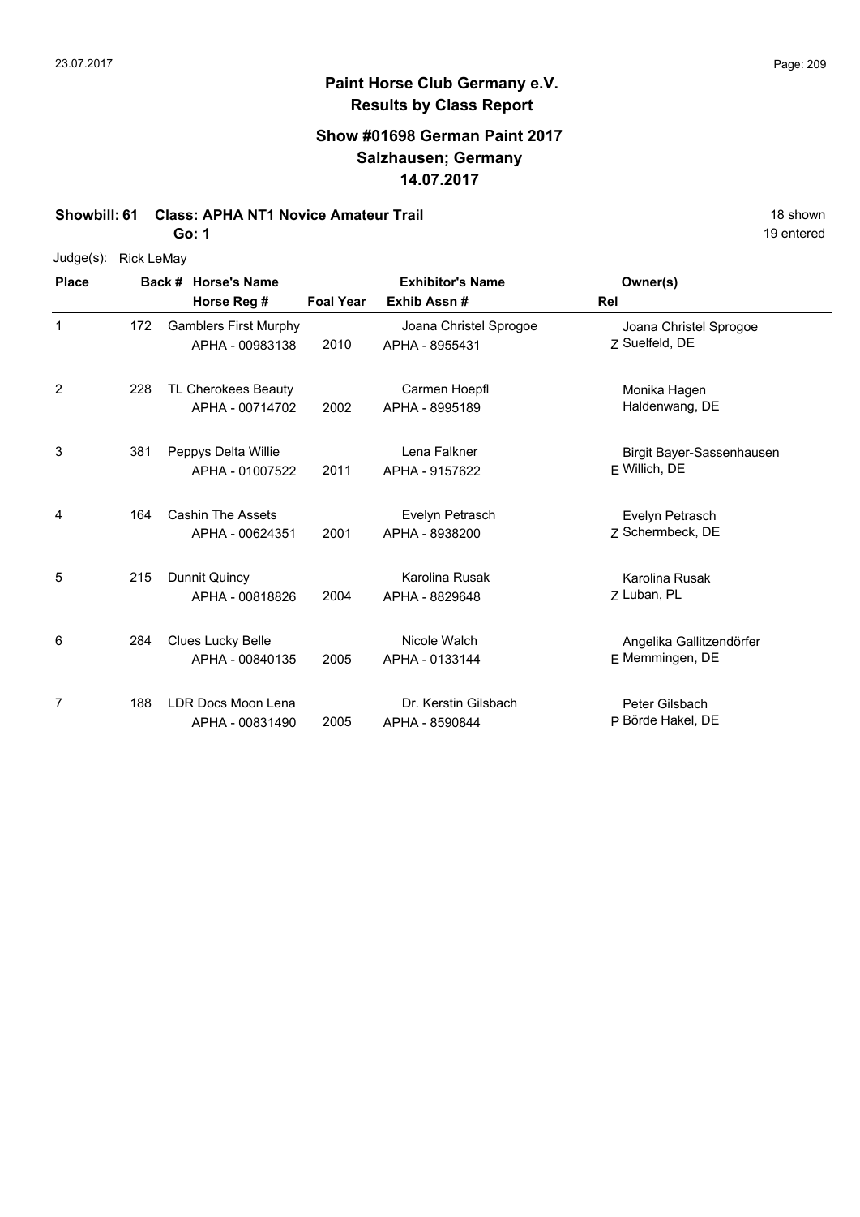## Paint Horse Club Germany e.V.
## Results by Class Report

### Show #01698 German Paint 2017
### Salzhausen; Germany
### 14.07.2017

**Showbill: 61 Class: APHA NT1 Novice Amateur Trail** 18 shown

**Go: 1** 19 entered

Judge(s): Rick LeMay

| Place | Back # | Horse's Name / Horse Reg # | Foal Year | Exhibitor's Name / Exhib Assn # | Rel | Owner(s) |
|---|---|---|---|---|---|---|
| 1 | 172 | Gamblers First Murphy<br>APHA - 00983138 | 2010 | Joana Christel Sprogoe<br>APHA - 8955431 | Z | Joana Christel Sprogoe<br>Suelfeld, DE |
| 2 | 228 | TL Cherokees Beauty<br>APHA - 00714702 | 2002 | Carmen Hoepfl<br>APHA - 8995189 | | Monika Hagen<br>Haldenwang, DE |
| 3 | 381 | Peppys Delta Willie<br>APHA - 01007522 | 2011 | Lena Falkner<br>APHA - 9157622 | E | Birgit Bayer-Sassenhausen<br>Willich, DE |
| 4 | 164 | Cashin The Assets<br>APHA - 00624351 | 2001 | Evelyn Petrasch<br>APHA - 8938200 | Z | Evelyn Petrasch<br>Schermbeck, DE |
| 5 | 215 | Dunnit Quincy<br>APHA - 00818826 | 2004 | Karolina Rusak<br>APHA - 8829648 | Z | Karolina Rusak<br>Luban, PL |
| 6 | 284 | Clues Lucky Belle<br>APHA - 00840135 | 2005 | Nicole Walch<br>APHA - 0133144 | E | Angelika Gallitzendörfer<br>Memmingen, DE |
| 7 | 188 | LDR Docs Moon Lena<br>APHA - 00831490 | 2005 | Dr. Kerstin Gilsbach<br>APHA - 8590844 | P | Peter Gilsbach<br>Börde Hakel, DE |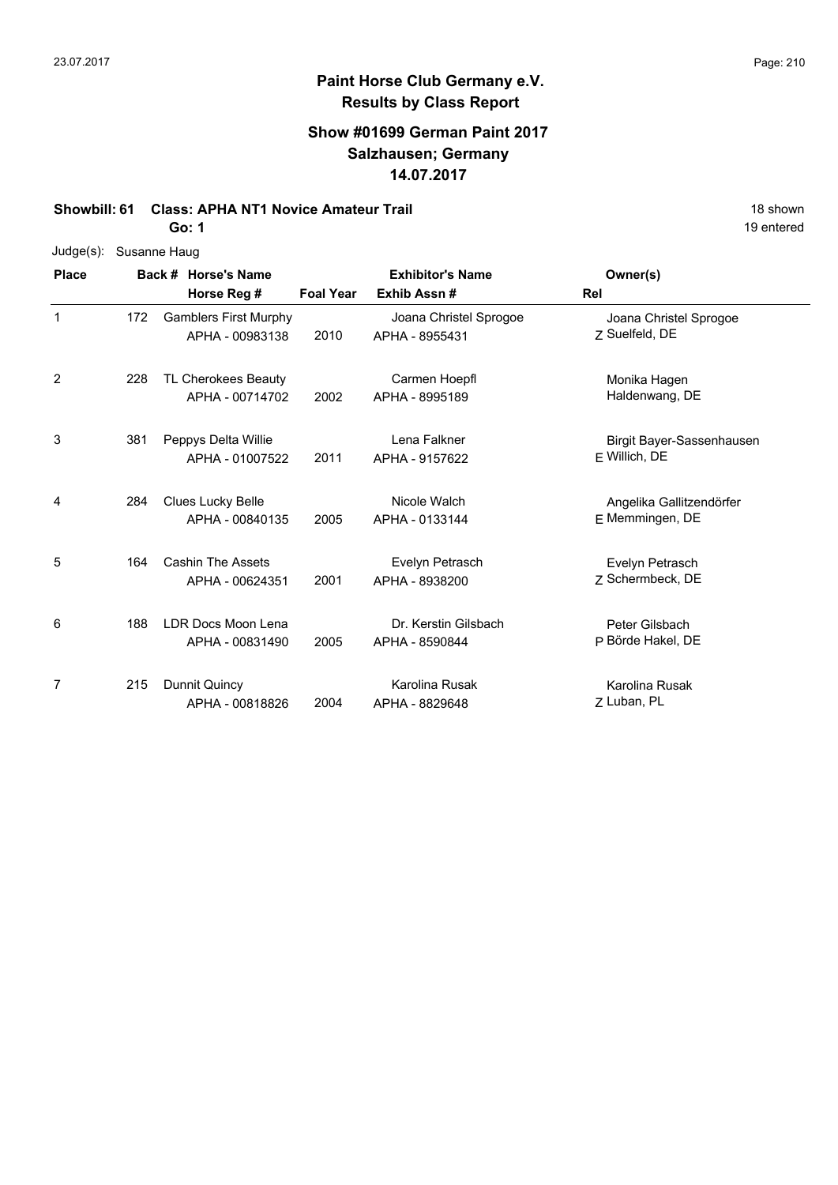## Paint Horse Club Germany e.V.
## Results by Class Report

### Show #01699 German Paint 2017
### Salzhausen; Germany
### 14.07.2017

**Showbill: 61 Class: APHA NT1 Novice Amateur Trail** 18 shown

**Go: 1** 19 entered

Judge(s): Susanne Haug

| Place | Back # | Horse's Name / Horse Reg # | Foal Year | Exhibitor's Name / Exhib Assn # | Rel | Owner(s) |
|---|---|---|---|---|---|---|
| 1 | 172 | Gamblers First Murphy<br>APHA - 00983138 | 2010 | Joana Christel Sprogoe<br>APHA - 8955431 | Z | Joana Christel Sprogoe<br>Suelfeld, DE |
| 2 | 228 | TL Cherokees Beauty<br>APHA - 00714702 | 2002 | Carmen Hoepfl<br>APHA - 8995189 | | Monika Hagen<br>Haldenwang, DE |
| 3 | 381 | Peppys Delta Willie<br>APHA - 01007522 | 2011 | Lena Falkner<br>APHA - 9157622 | E | Birgit Bayer-Sassenhausen<br>Willich, DE |
| 4 | 284 | Clues Lucky Belle<br>APHA - 00840135 | 2005 | Nicole Walch<br>APHA - 0133144 | E | Angelika Gallitzendörfer<br>Memmingen, DE |
| 5 | 164 | Cashin The Assets<br>APHA - 00624351 | 2001 | Evelyn Petrasch<br>APHA - 8938200 | Z | Evelyn Petrasch<br>Schermbeck, DE |
| 6 | 188 | LDR Docs Moon Lena<br>APHA - 00831490 | 2005 | Dr. Kerstin Gilsbach<br>APHA - 8590844 | P | Peter Gilsbach<br>Börde Hakel, DE |
| 7 | 215 | Dunnit Quincy<br>APHA - 00818826 | 2004 | Karolina Rusak<br>APHA - 8829648 | Z | Karolina Rusak<br>Luban, PL |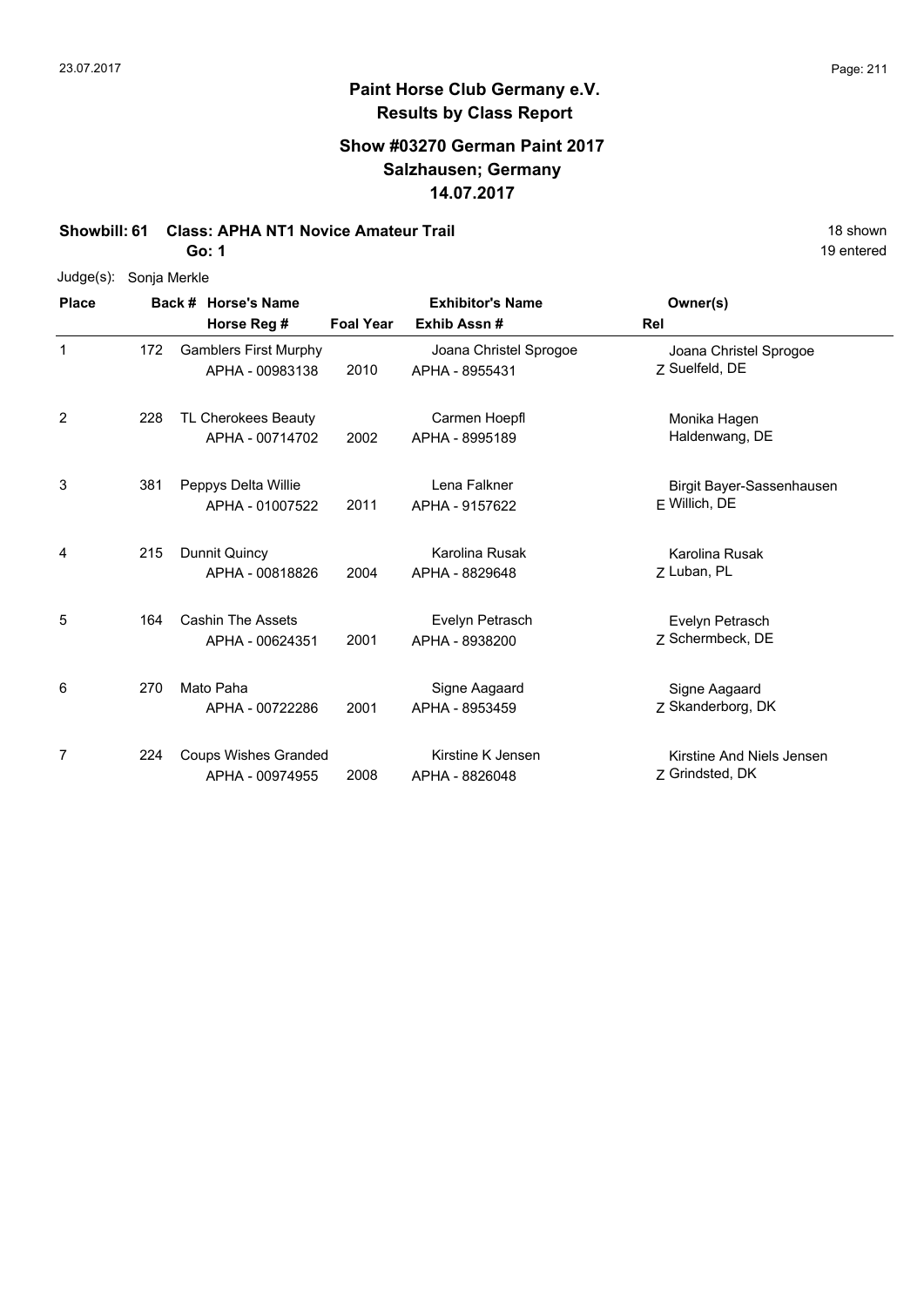## Paint Horse Club Germany e.V.
## Results by Class Report

### Show #03270 German Paint 2017
### Salzhausen; Germany
### 14.07.2017

**Showbill: 61 Class: APHA NT1 Novice Amateur Trail** 18 shown

**Go: 1** 19 entered

Judge(s): Sonja Merkle

| Place | Back # | Horse's Name / Horse Reg # | Foal Year | Exhibitor's Name / Exhib Assn # | Rel | Owner(s) |
|---|---|---|---|---|---|---|
| 1 | 172 | Gamblers First Murphy<br>APHA - 00983138 | 2010 | Joana Christel Sprogoe<br>APHA - 8955431 | Z | Joana Christel Sprogoe<br>Suelfeld, DE |
| 2 | 228 | TL Cherokees Beauty<br>APHA - 00714702 | 2002 | Carmen Hoepfl<br>APHA - 8995189 | | Monika Hagen<br>Haldenwang, DE |
| 3 | 381 | Peppys Delta Willie<br>APHA - 01007522 | 2011 | Lena Falkner<br>APHA - 9157622 | E | Birgit Bayer-Sassenhausen<br>Willich, DE |
| 4 | 215 | Dunnit Quincy<br>APHA - 00818826 | 2004 | Karolina Rusak<br>APHA - 8829648 | Z | Karolina Rusak<br>Luban, PL |
| 5 | 164 | Cashin The Assets<br>APHA - 00624351 | 2001 | Evelyn Petrasch<br>APHA - 8938200 | Z | Evelyn Petrasch<br>Schermbeck, DE |
| 6 | 270 | Mato Paha<br>APHA - 00722286 | 2001 | Signe Aagaard<br>APHA - 8953459 | Z | Signe Aagaard<br>Skanderborg, DK |
| 7 | 224 | Coups Wishes Granded<br>APHA - 00974955 | 2008 | Kirstine K Jensen<br>APHA - 8826048 | Z | Kirstine And Niels Jensen<br>Grindsted, DK |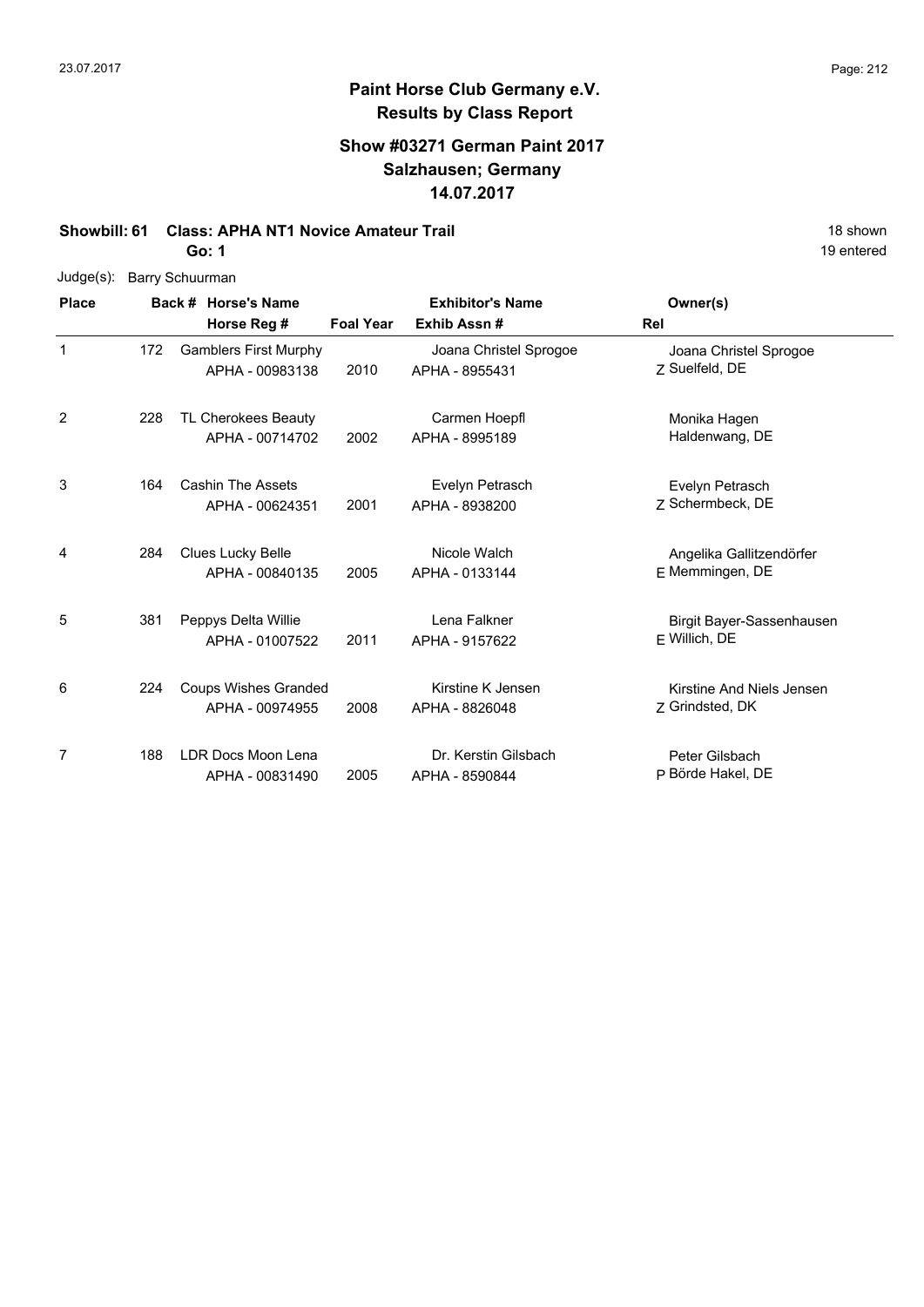# Paint Horse Club Germany e.V.

## Results by Class Report

### Show #03271 German Paint 2017
### Salzhausen; Germany
### 14.07.2017

**Showbill: 61 Class: APHA NT1 Novice Amateur Trail** 18 shown

**Go: 1** 19 entered

Judge(s): Barry Schuurman

| Place | Back # | Horse's Name / Horse Reg # | Foal Year | Exhibitor's Name / Exhib Assn # | Rel | Owner(s) |
|---|---|---|---|---|---|---|
| 1 | 172 | Gamblers First Murphy<br>APHA - 00983138 | 2010 | Joana Christel Sprogoe<br>APHA - 8955431 | Z | Joana Christel Sprogoe<br>Suelfeld, DE |
| 2 | 228 | TL Cherokees Beauty<br>APHA - 00714702 | 2002 | Carmen Hoepfl<br>APHA - 8995189 | | Monika Hagen<br>Haldenwang, DE |
| 3 | 164 | Cashin The Assets<br>APHA - 00624351 | 2001 | Evelyn Petrasch<br>APHA - 8938200 | Z | Evelyn Petrasch<br>Schermbeck, DE |
| 4 | 284 | Clues Lucky Belle<br>APHA - 00840135 | 2005 | Nicole Walch<br>APHA - 0133144 | E | Angelika Gallitzendörfer<br>Memmingen, DE |
| 5 | 381 | Peppys Delta Willie<br>APHA - 01007522 | 2011 | Lena Falkner<br>APHA - 9157622 | E | Birgit Bayer-Sassenhausen<br>Willich, DE |
| 6 | 224 | Coups Wishes Granded<br>APHA - 00974955 | 2008 | Kirstine K Jensen<br>APHA - 8826048 | Z | Kirstine And Niels Jensen<br>Grindsted, DK |
| 7 | 188 | LDR Docs Moon Lena<br>APHA - 00831490 | 2005 | Dr. Kerstin Gilsbach<br>APHA - 8590844 | P | Peter Gilsbach<br>Börde Hakel, DE |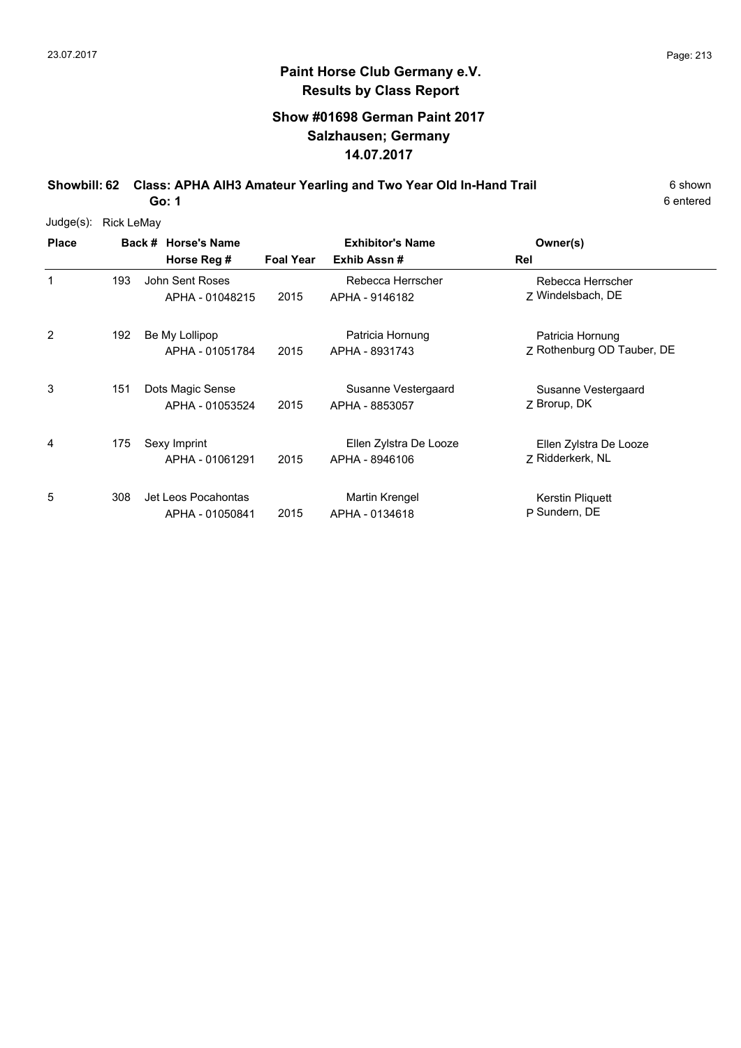# Paint Horse Club Germany e.V.

## Results by Class Report

### Show #01698 German Paint 2017
### Salzhausen; Germany
### 14.07.2017

**Showbill: 62 Class: APHA AIH3 Amateur Yearling and Two Year Old In-Hand Trail** 6 shown

**Go: 1** 6 entered

Judge(s): Rick LeMay

| Place | Back # | Horse's Name / Horse Reg # | Foal Year | Exhibitor's Name / Exhib Assn # | Rel | Owner(s) |
|---|---|---|---|---|---|---|
| 1 | 193 | John Sent Roses<br>APHA - 01048215 | 2015 | Rebecca Herrscher<br>APHA - 9146182 | Z | Rebecca Herrscher<br>Windelsbach, DE |
| 2 | 192 | Be My Lollipop<br>APHA - 01051784 | 2015 | Patricia Hornung<br>APHA - 8931743 | Z | Patricia Hornung<br>Rothenburg OD Tauber, DE |
| 3 | 151 | Dots Magic Sense<br>APHA - 01053524 | 2015 | Susanne Vestergaard<br>APHA - 8853057 | Z | Susanne Vestergaard<br>Brorup, DK |
| 4 | 175 | Sexy Imprint<br>APHA - 01061291 | 2015 | Ellen Zylstra De Looze<br>APHA - 8946106 | Z | Ellen Zylstra De Looze<br>Ridderkerk, NL |
| 5 | 308 | Jet Leos Pocahontas<br>APHA - 01050841 | 2015 | Martin Krengel<br>APHA - 0134618 | P | Kerstin Pliquett<br>Sundern, DE |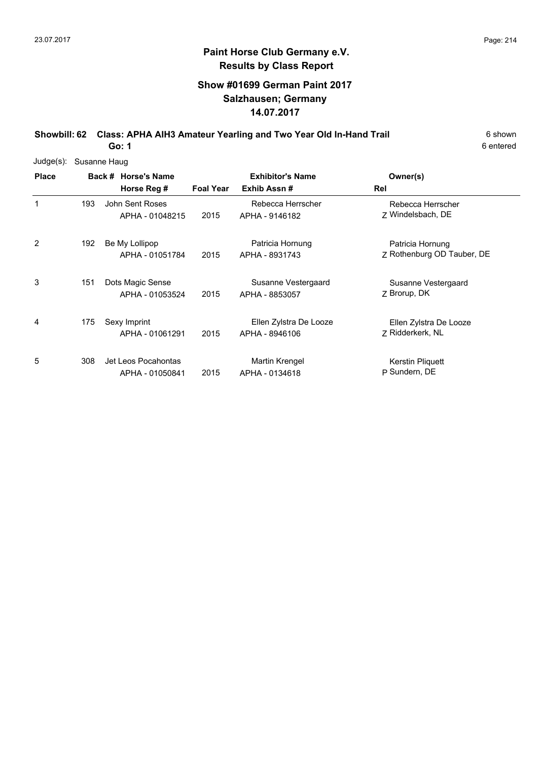# Paint Horse Club Germany e.V.

## Results by Class Report

### Show #01699 German Paint 2017
### Salzhausen; Germany
### 14.07.2017

**Showbill: 62 Class: APHA AIH3 Amateur Yearling and Two Year Old In-Hand Trail** — 6 shown

**Go: 1** — 6 entered

Judge(s): Susanne Haug

| Place | Back # | Horse's Name / Horse Reg # | Foal Year | Exhibitor's Name / Exhib Assn # | Rel | Owner(s) |
|---|---|---|---|---|---|---|
| 1 | 193 | John Sent Roses<br>APHA - 01048215 | 2015 | Rebecca Herrscher<br>APHA - 9146182 | Z | Rebecca Herrscher<br>Windelsbach, DE |
| 2 | 192 | Be My Lollipop<br>APHA - 01051784 | 2015 | Patricia Hornung<br>APHA - 8931743 | Z | Patricia Hornung<br>Rothenburg OD Tauber, DE |
| 3 | 151 | Dots Magic Sense<br>APHA - 01053524 | 2015 | Susanne Vestergaard<br>APHA - 8853057 | Z | Susanne Vestergaard<br>Brorup, DK |
| 4 | 175 | Sexy Imprint<br>APHA - 01061291 | 2015 | Ellen Zylstra De Looze<br>APHA - 8946106 | Z | Ellen Zylstra De Looze<br>Ridderkerk, NL |
| 5 | 308 | Jet Leos Pocahontas<br>APHA - 01050841 | 2015 | Martin Krengel<br>APHA - 0134618 | P | Kerstin Pliquett<br>Sundern, DE |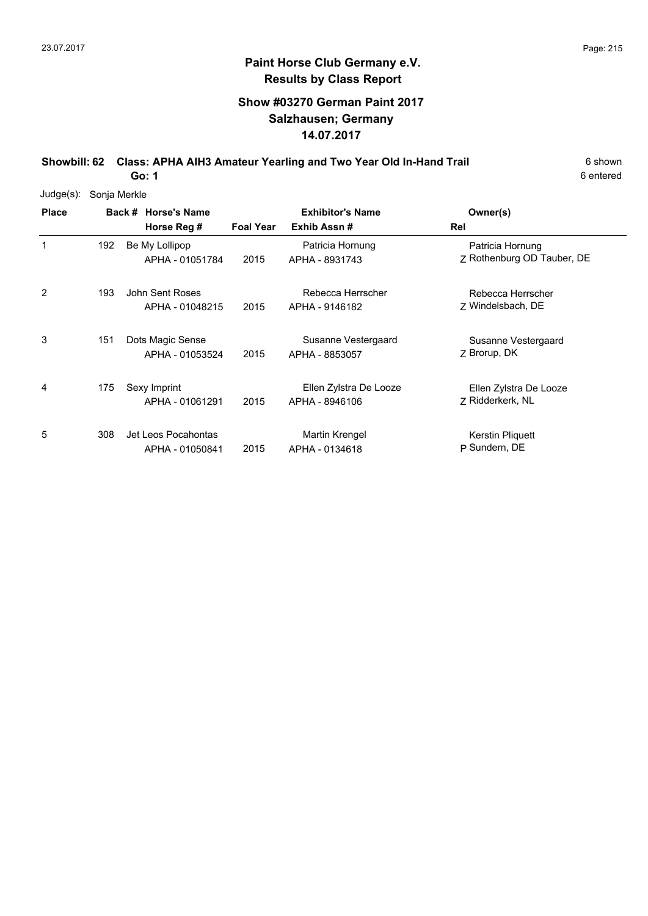# Paint Horse Club Germany e.V.

## Results by Class Report

### Show #03270 German Paint 2017
### Salzhausen; Germany
### 14.07.2017

**Showbill: 62 Class: APHA AIH3 Amateur Yearling and Two Year Old In-Hand Trail** 6 shown

**Go: 1** 6 entered

Judge(s): Sonja Merkle

| Place | Back # | Horse's Name / Horse Reg # | Foal Year | Exhibitor's Name / Exhib Assn # | Rel | Owner(s) |
|---|---|---|---|---|---|---|
| 1 | 192 | Be My Lollipop<br>APHA - 01051784 | 2015 | Patricia Hornung<br>APHA - 8931743 | Z | Patricia Hornung<br>Rothenburg OD Tauber, DE |
| 2 | 193 | John Sent Roses<br>APHA - 01048215 | 2015 | Rebecca Herrscher<br>APHA - 9146182 | Z | Rebecca Herrscher<br>Windelsbach, DE |
| 3 | 151 | Dots Magic Sense<br>APHA - 01053524 | 2015 | Susanne Vestergaard<br>APHA - 8853057 | Z | Susanne Vestergaard<br>Brorup, DK |
| 4 | 175 | Sexy Imprint<br>APHA - 01061291 | 2015 | Ellen Zylstra De Looze<br>APHA - 8946106 | Z | Ellen Zylstra De Looze<br>Ridderkerk, NL |
| 5 | 308 | Jet Leos Pocahontas<br>APHA - 01050841 | 2015 | Martin Krengel<br>APHA - 0134618 | P | Kerstin Pliquett<br>Sundern, DE |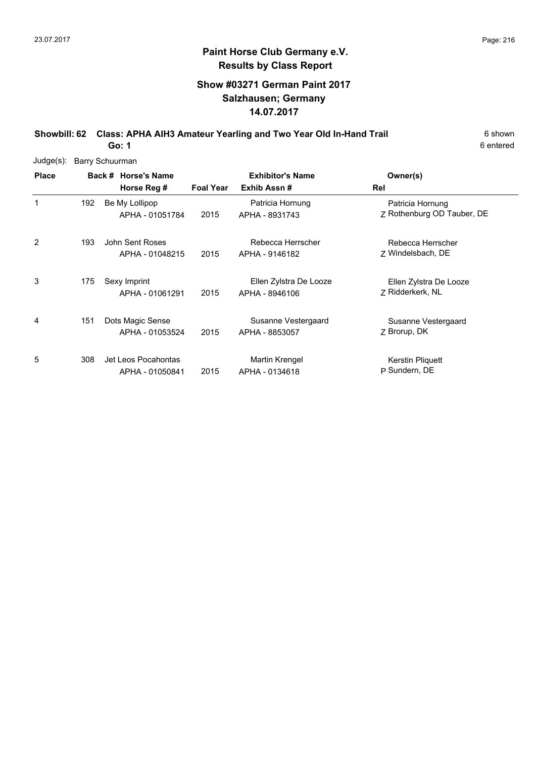## Paint Horse Club Germany e.V.
## Results by Class Report

### Show #03271 German Paint 2017
### Salzhausen; Germany
### 14.07.2017

**Showbill: 62 Class: APHA AIH3 Amateur Yearling and Two Year Old In-Hand Trail** 6 shown
**Go: 1** 6 entered

Judge(s): Barry Schuurman

| Place | Back # | Horse's Name / Horse Reg # | Foal Year | Exhibitor's Name / Exhib Assn # | Rel | Owner(s) |
|---|---|---|---|---|---|---|
| 1 | 192 | Be My Lollipop<br>APHA - 01051784 | 2015 | Patricia Hornung<br>APHA - 8931743 | Z | Patricia Hornung<br>Rothenburg OD Tauber, DE |
| 2 | 193 | John Sent Roses<br>APHA - 01048215 | 2015 | Rebecca Herrscher<br>APHA - 9146182 | Z | Rebecca Herrscher<br>Windelsbach, DE |
| 3 | 175 | Sexy Imprint<br>APHA - 01061291 | 2015 | Ellen Zylstra De Looze<br>APHA - 8946106 | Z | Ellen Zylstra De Looze<br>Ridderkerk, NL |
| 4 | 151 | Dots Magic Sense<br>APHA - 01053524 | 2015 | Susanne Vestergaard<br>APHA - 8853057 | Z | Susanne Vestergaard<br>Brorup, DK |
| 5 | 308 | Jet Leos Pocahontas<br>APHA - 01050841 | 2015 | Martin Krengel<br>APHA - 0134618 | P | Kerstin Pliquett<br>Sundern, DE |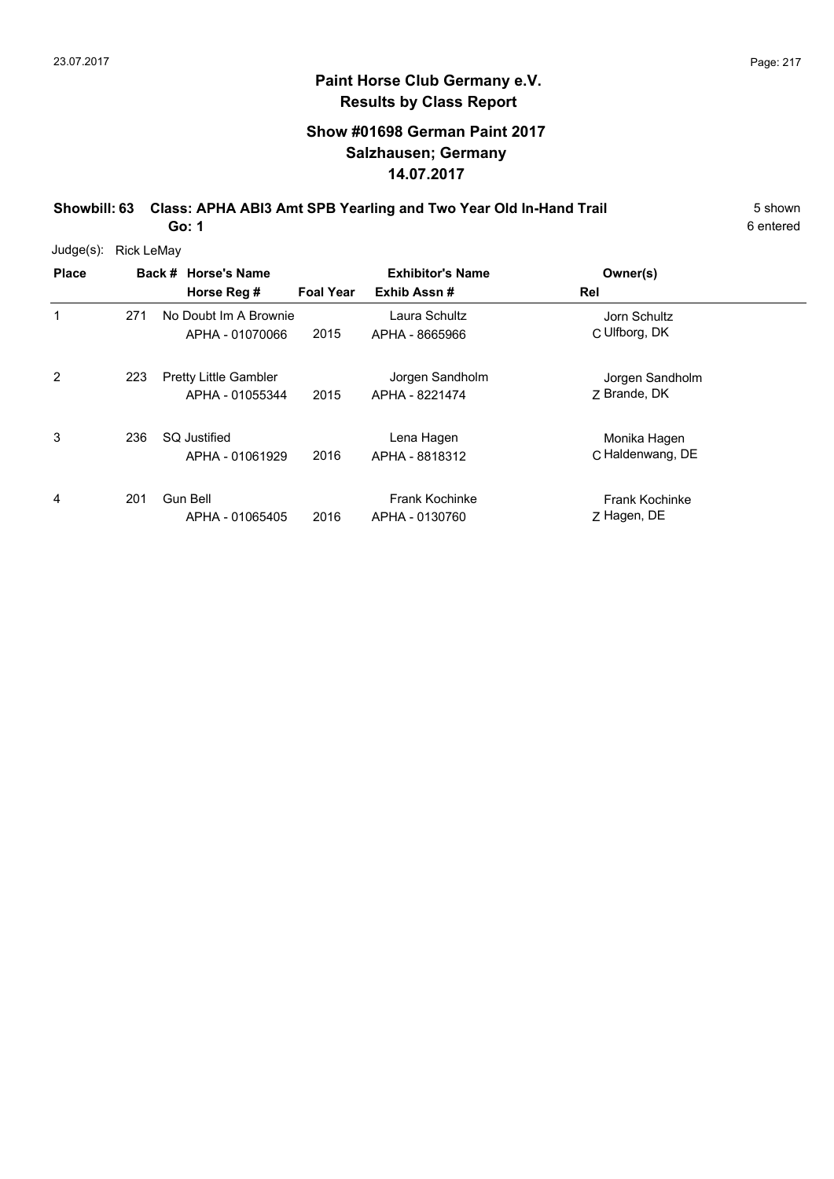# Paint Horse Club Germany e.V.
## Results by Class Report

### Show #01698 German Paint 2017
### Salzhausen; Germany
### 14.07.2017

**Showbill: 63 Class: APHA ABI3 Amt SPB Yearling and Two Year Old In-Hand Trail** 5 shown

**Go: 1** 6 entered

Judge(s): Rick LeMay

| Place | Back # | Horse's Name / Horse Reg # | Foal Year | Exhibitor's Name / Exhib Assn # | Rel | Owner(s) |
|---|---|---|---|---|---|---|
| 1 | 271 | No Doubt Im A Brownie<br>APHA - 01070066 | 2015 | Laura Schultz<br>APHA - 8665966 | C | Jorn Schultz<br>Ulfborg, DK |
| 2 | 223 | Pretty Little Gambler<br>APHA - 01055344 | 2015 | Jorgen Sandholm<br>APHA - 8221474 | Z | Jorgen Sandholm<br>Brande, DK |
| 3 | 236 | SQ Justified<br>APHA - 01061929 | 2016 | Lena Hagen<br>APHA - 8818312 | C | Monika Hagen<br>Haldenwang, DE |
| 4 | 201 | Gun Bell<br>APHA - 01065405 | 2016 | Frank Kochinke<br>APHA - 0130760 | Z | Frank Kochinke<br>Hagen, DE |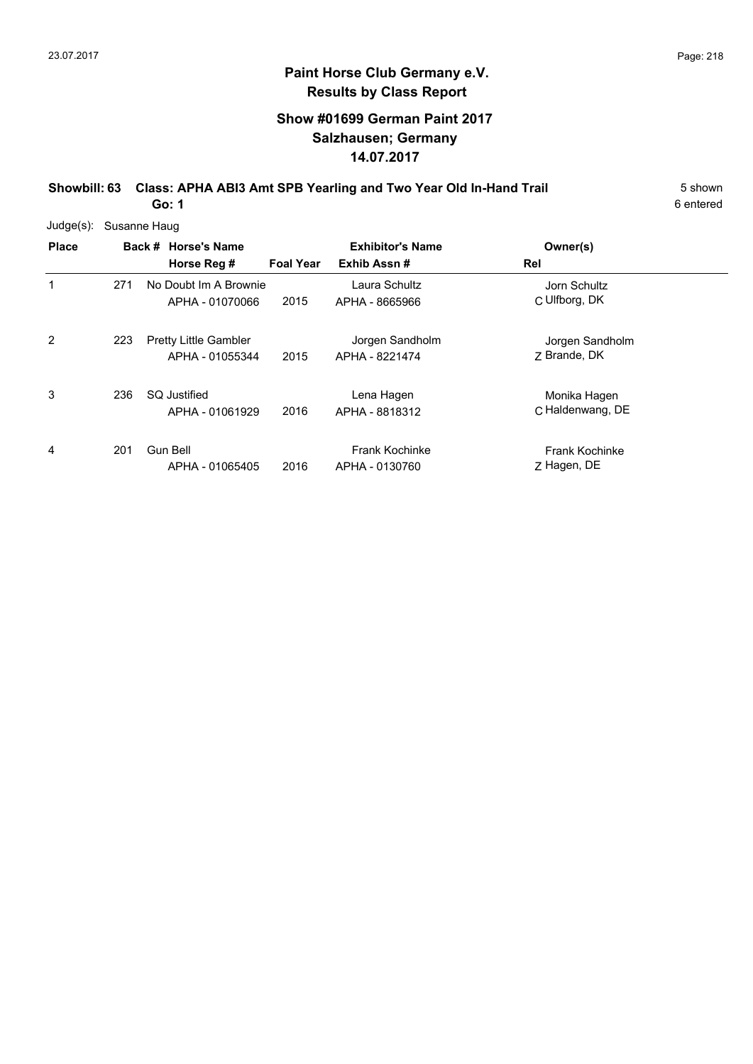# Paint Horse Club Germany e.V.
## Results by Class Report

### Show #01699 German Paint 2017
### Salzhausen; Germany
### 14.07.2017

**Showbill: 63 Class: APHA ABI3 Amt SPB Yearling and Two Year Old In-Hand Trail** 5 shown

**Go: 1** 6 entered

Judge(s): Susanne Haug

| Place | Back # | Horse's Name / Horse Reg # | Foal Year | Exhibitor's Name / Exhib Assn # | Rel | Owner(s) |
|---|---|---|---|---|---|---|
| 1 | 271 | No Doubt Im A Brownie<br>APHA - 01070066 | 2015 | Laura Schultz<br>APHA - 8665966 | C | Jorn Schultz<br>Ulfborg, DK |
| 2 | 223 | Pretty Little Gambler<br>APHA - 01055344 | 2015 | Jorgen Sandholm<br>APHA - 8221474 | Z | Jorgen Sandholm<br>Brande, DK |
| 3 | 236 | SQ Justified<br>APHA - 01061929 | 2016 | Lena Hagen<br>APHA - 8818312 | C | Monika Hagen<br>Haldenwang, DE |
| 4 | 201 | Gun Bell<br>APHA - 01065405 | 2016 | Frank Kochinke<br>APHA - 0130760 | Z | Frank Kochinke<br>Hagen, DE |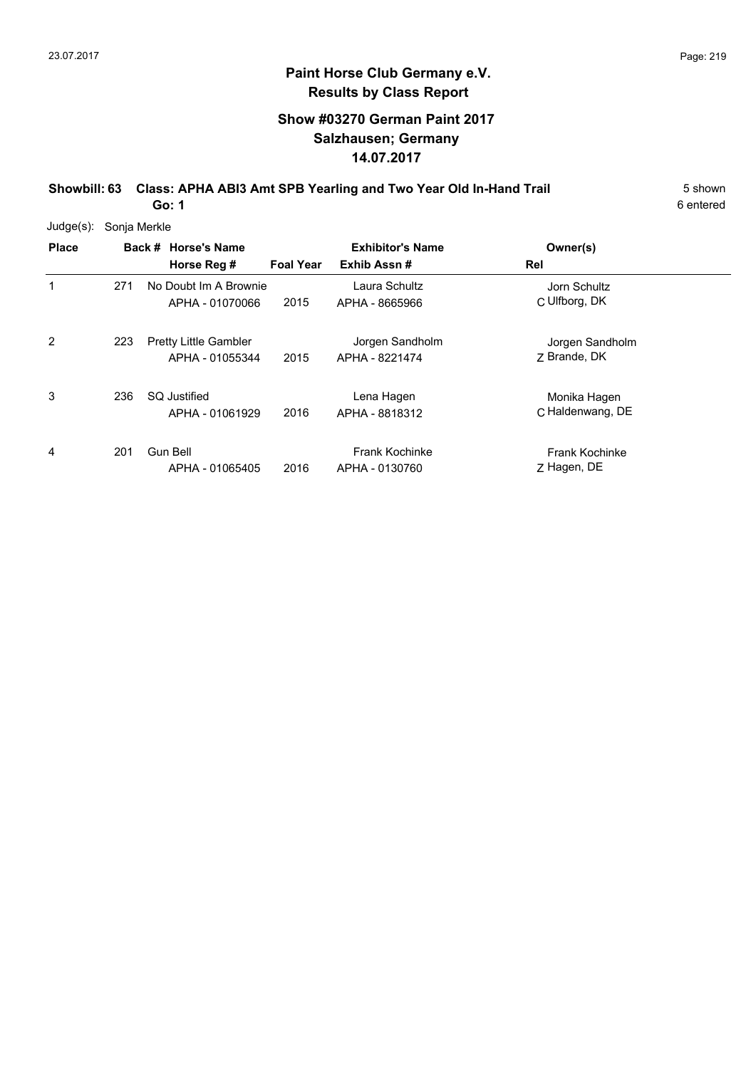# Paint Horse Club Germany e.V.
## Results by Class Report

### Show #03270 German Paint 2017
### Salzhausen; Germany
### 14.07.2017

**Showbill: 63 Class: APHA ABI3 Amt SPB Yearling and Two Year Old In-Hand Trail** 5 shown

**Go: 1** 6 entered

Judge(s): Sonja Merkle

| Place | Back # | Horse's Name / Horse Reg # | Foal Year | Exhibitor's Name / Exhib Assn # | Rel | Owner(s) |
|---|---|---|---|---|---|---|
| 1 | 271 | No Doubt Im A Brownie<br>APHA - 01070066 | 2015 | Laura Schultz<br>APHA - 8665966 | C | Jorn Schultz<br>Ulfborg, DK |
| 2 | 223 | Pretty Little Gambler<br>APHA - 01055344 | 2015 | Jorgen Sandholm<br>APHA - 8221474 | Z | Jorgen Sandholm<br>Brande, DK |
| 3 | 236 | SQ Justified<br>APHA - 01061929 | 2016 | Lena Hagen<br>APHA - 8818312 | C | Monika Hagen<br>Haldenwang, DE |
| 4 | 201 | Gun Bell<br>APHA - 01065405 | 2016 | Frank Kochinke<br>APHA - 0130760 | Z | Frank Kochinke<br>Hagen, DE |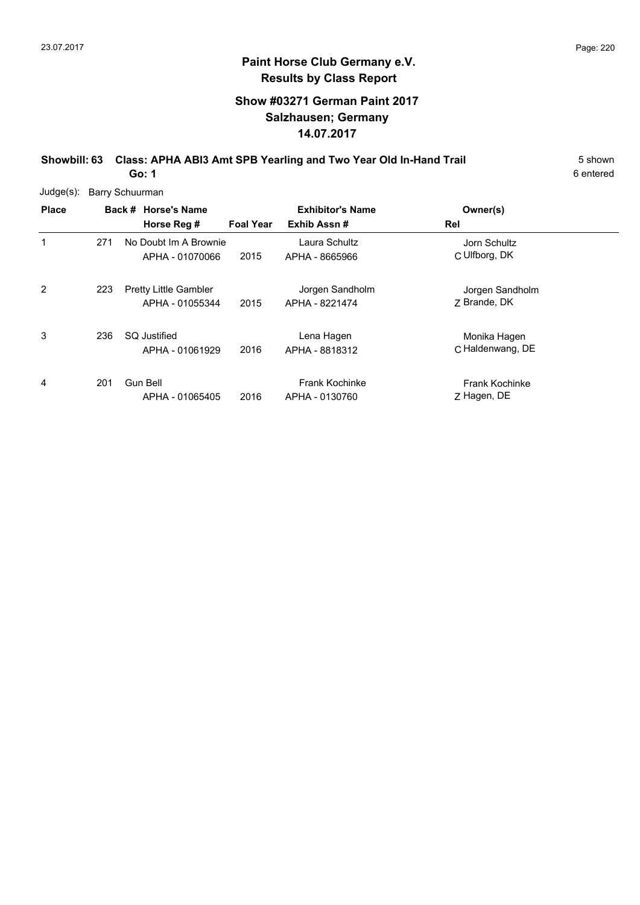# Paint Horse Club Germany e.V.

## Results by Class Report

### Show #03271 German Paint 2017
### Salzhausen; Germany
### 14.07.2017

**Showbill: 63 Class: APHA ABI3 Amt SPB Yearling and Two Year Old In-Hand Trail** 5 shown

**Go: 1** 6 entered

Judge(s): Barry Schuurman

| Place | Back # | Horse's Name / Horse Reg # | Foal Year | Exhibitor's Name / Exhib Assn # | Owner(s) / Rel |
|---|---|---|---|---|---|
| 1 | 271 | No Doubt Im A Brownie<br>APHA - 01070066 | 2015 | Laura Schultz<br>APHA - 8665966 | Jorn Schultz<br>C Ulfborg, DK |
| 2 | 223 | Pretty Little Gambler<br>APHA - 01055344 | 2015 | Jorgen Sandholm<br>APHA - 8221474 | Jorgen Sandholm<br>Z Brande, DK |
| 3 | 236 | SQ Justified<br>APHA - 01061929 | 2016 | Lena Hagen<br>APHA - 8818312 | Monika Hagen<br>C Haldenwang, DE |
| 4 | 201 | Gun Bell<br>APHA - 01065405 | 2016 | Frank Kochinke<br>APHA - 0130760 | Frank Kochinke<br>Z Hagen, DE |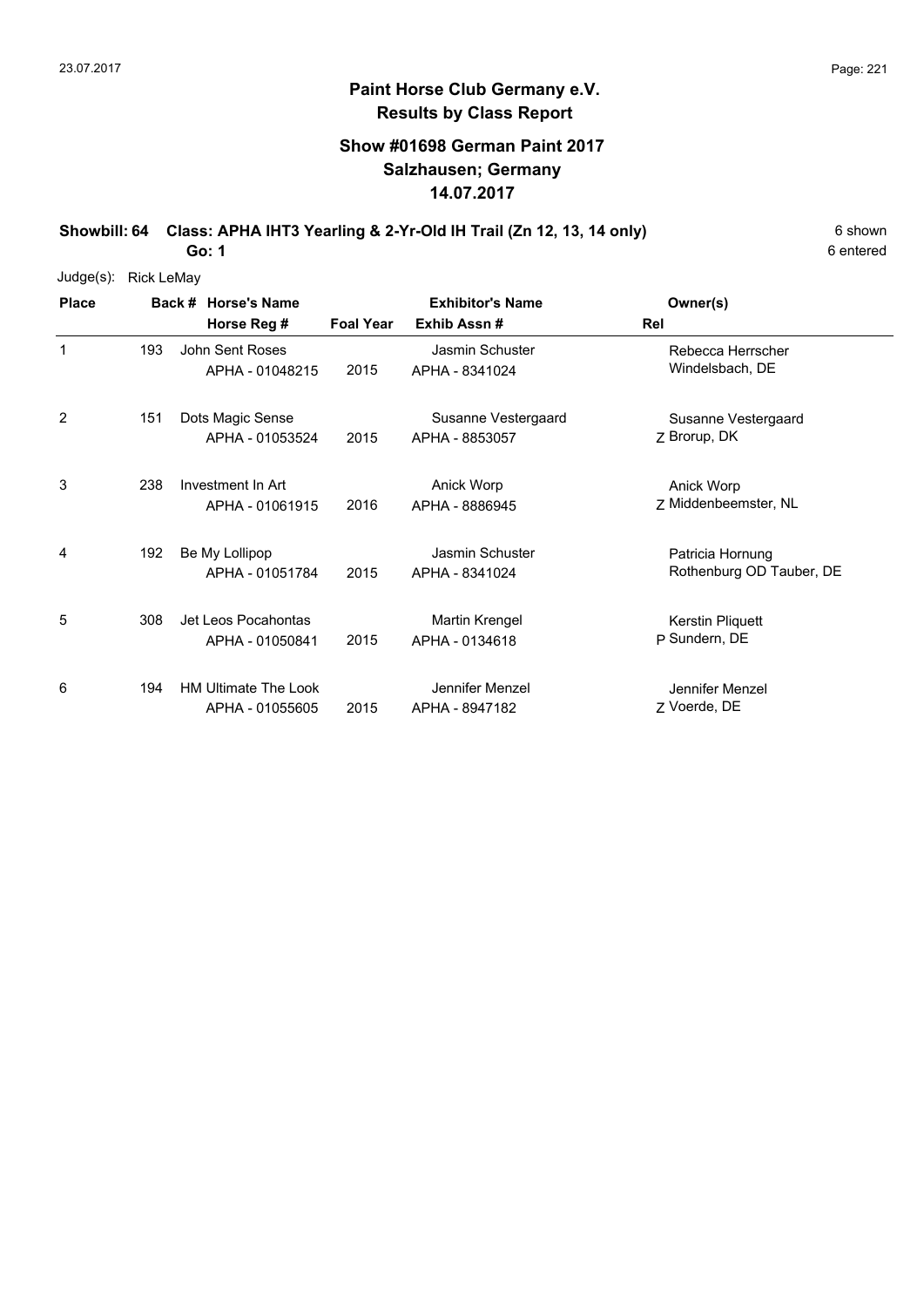**Paint Horse Club Germany e.V.**
**Results by Class Report**

**Show #01698 German Paint 2017**
**Salzhausen; Germany**
**14.07.2017**

**Showbill: 64 Class: APHA IHT3 Yearling & 2-Yr-Old IH Trail (Zn 12, 13, 14 only)** 6 shown
**Go: 1** 6 entered

Judge(s): Rick LeMay

| Place | Back # | Horse's Name / Horse Reg # | Foal Year | Exhibitor's Name / Exhib Assn # | Rel | Owner(s) |
|---|---|---|---|---|---|---|
| 1 | 193 | John Sent Roses<br>APHA - 01048215 | 2015 | Jasmin Schuster<br>APHA - 8341024 | | Rebecca Herrscher<br>Windelsbach, DE |
| 2 | 151 | Dots Magic Sense<br>APHA - 01053524 | 2015 | Susanne Vestergaard<br>APHA - 8853057 | Z | Susanne Vestergaard<br>Brorup, DK |
| 3 | 238 | Investment In Art<br>APHA - 01061915 | 2016 | Anick Worp<br>APHA - 8886945 | Z | Anick Worp<br>Middenbeemster, NL |
| 4 | 192 | Be My Lollipop<br>APHA - 01051784 | 2015 | Jasmin Schuster<br>APHA - 8341024 | | Patricia Hornung<br>Rothenburg OD Tauber, DE |
| 5 | 308 | Jet Leos Pocahontas<br>APHA - 01050841 | 2015 | Martin Krengel<br>APHA - 0134618 | P | Kerstin Pliquett<br>Sundern, DE |
| 6 | 194 | HM Ultimate The Look<br>APHA - 01055605 | 2015 | Jennifer Menzel<br>APHA - 8947182 | Z | Jennifer Menzel<br>Voerde, DE |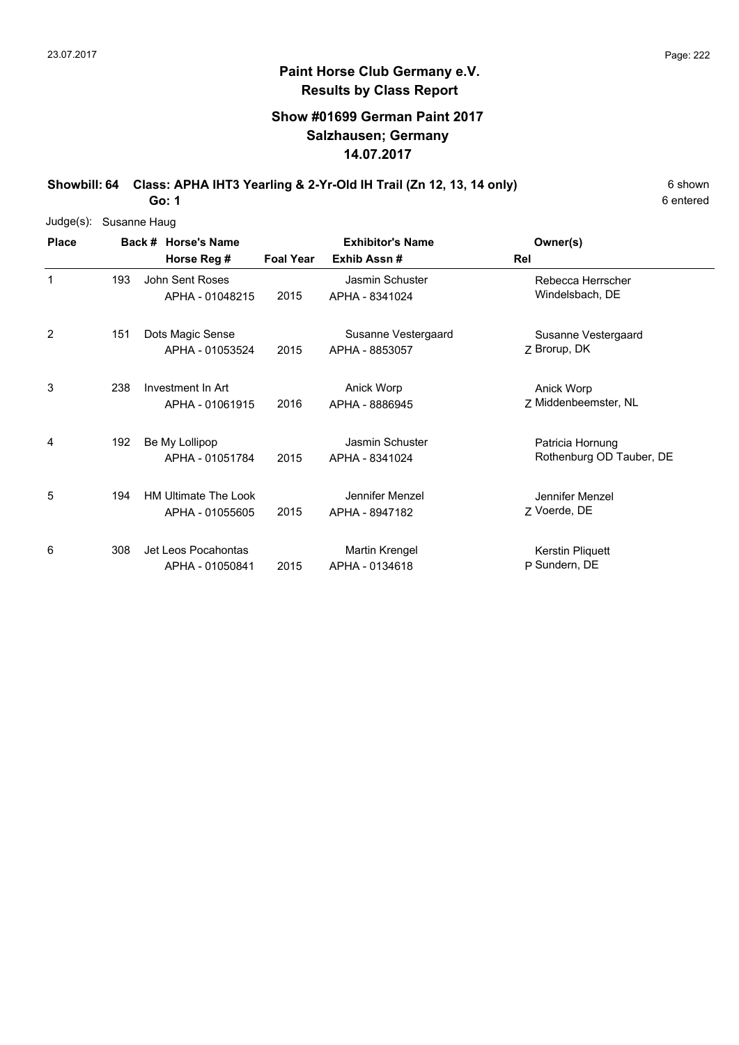# Paint Horse Club Germany e.V.

## Results by Class Report

### Show #01699 German Paint 2017
### Salzhausen; Germany
### 14.07.2017

**Showbill: 64 Class: APHA IHT3 Yearling & 2-Yr-Old IH Trail (Zn 12, 13, 14 only)** 6 shown

**Go: 1** 6 entered

Judge(s): Susanne Haug

| Place | Back # | Horse's Name / Horse Reg # | Foal Year | Exhibitor's Name / Exhib Assn # | Rel | Owner(s) |
|---|---|---|---|---|---|---|
| 1 | 193 | John Sent Roses / APHA - 01048215 | 2015 | Jasmin Schuster / APHA - 8341024 | | Rebecca Herrscher / Windelsbach, DE |
| 2 | 151 | Dots Magic Sense / APHA - 01053524 | 2015 | Susanne Vestergaard / APHA - 8853057 | Z | Susanne Vestergaard / Brorup, DK |
| 3 | 238 | Investment In Art / APHA - 01061915 | 2016 | Anick Worp / APHA - 8886945 | Z | Anick Worp / Middenbeemster, NL |
| 4 | 192 | Be My Lollipop / APHA - 01051784 | 2015 | Jasmin Schuster / APHA - 8341024 | | Patricia Hornung / Rothenburg OD Tauber, DE |
| 5 | 194 | HM Ultimate The Look / APHA - 01055605 | 2015 | Jennifer Menzel / APHA - 8947182 | Z | Jennifer Menzel / Voerde, DE |
| 6 | 308 | Jet Leos Pocahontas / APHA - 01050841 | 2015 | Martin Krengel / APHA - 0134618 | P | Kerstin Pliquett / Sundern, DE |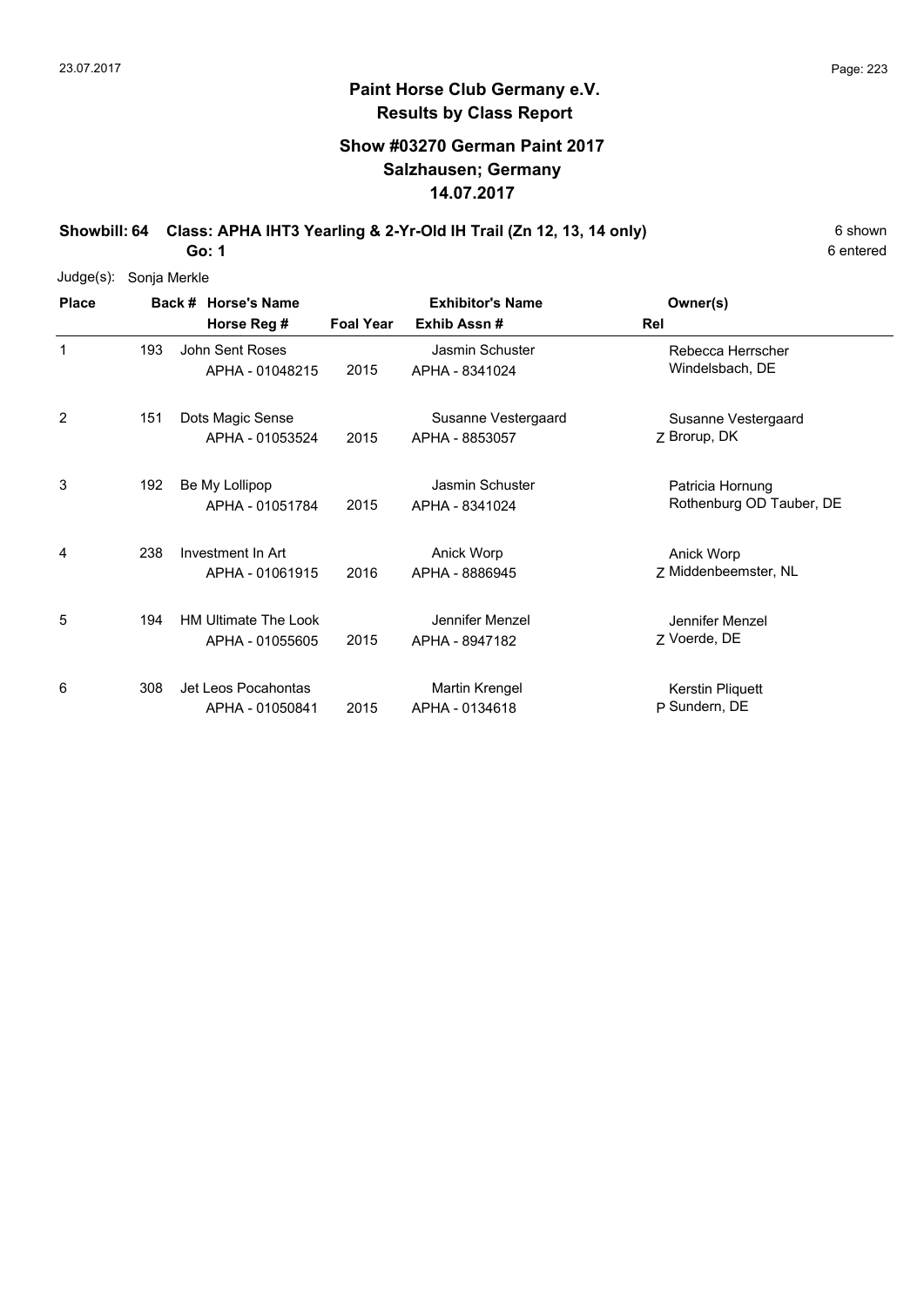**Paint Horse Club Germany e.V.**
**Results by Class Report**

**Show #03270 German Paint 2017**
**Salzhausen; Germany**
**14.07.2017**

**Showbill: 64 Class: APHA IHT3 Yearling & 2-Yr-Old IH Trail (Zn 12, 13, 14 only)** 6 shown
**Go: 1** 6 entered

Judge(s): Sonja Merkle

| Place | Back # | Horse's Name / Horse Reg # | Foal Year | Exhibitor's Name / Exhib Assn # | Rel | Owner(s) |
|---|---|---|---|---|---|---|
| 1 | 193 | John Sent Roses<br>APHA - 01048215 | 2015 | Jasmin Schuster<br>APHA - 8341024 | | Rebecca Herrscher<br>Windelsbach, DE |
| 2 | 151 | Dots Magic Sense<br>APHA - 01053524 | 2015 | Susanne Vestergaard<br>APHA - 8853057 | Z | Susanne Vestergaard<br>Brorup, DK |
| 3 | 192 | Be My Lollipop<br>APHA - 01051784 | 2015 | Jasmin Schuster<br>APHA - 8341024 | | Patricia Hornung<br>Rothenburg OD Tauber, DE |
| 4 | 238 | Investment In Art<br>APHA - 01061915 | 2016 | Anick Worp<br>APHA - 8886945 | Z | Anick Worp<br>Middenbeemster, NL |
| 5 | 194 | HM Ultimate The Look<br>APHA - 01055605 | 2015 | Jennifer Menzel<br>APHA - 8947182 | Z | Jennifer Menzel<br>Voerde, DE |
| 6 | 308 | Jet Leos Pocahontas<br>APHA - 01050841 | 2015 | Martin Krengel<br>APHA - 0134618 | P | Kerstin Pliquett<br>Sundern, DE |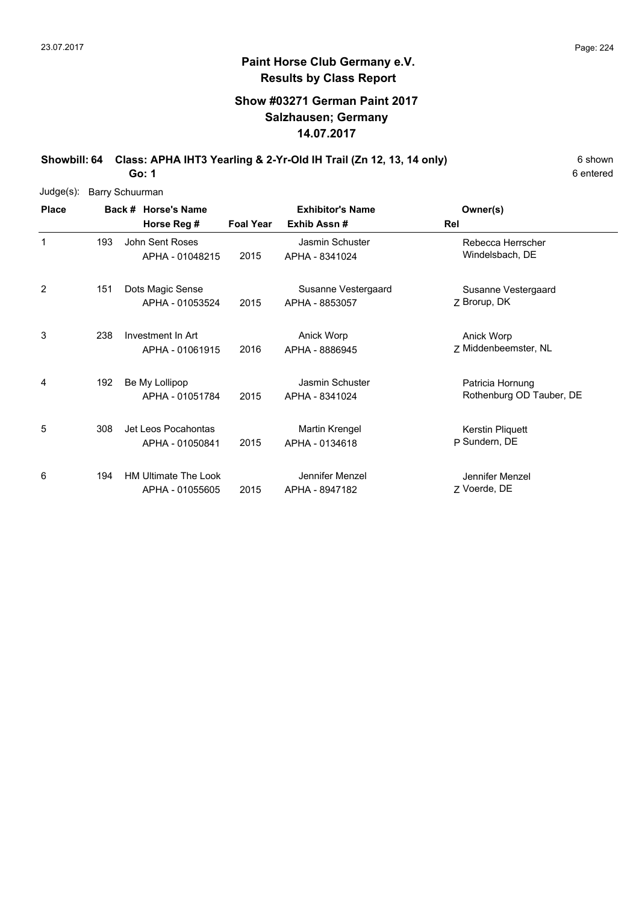# Paint Horse Club Germany e.V.

## Results by Class Report

### Show #03271 German Paint 2017
### Salzhausen; Germany
### 14.07.2017

**Showbill: 64 Class: APHA IHT3 Yearling & 2-Yr-Old IH Trail (Zn 12, 13, 14 only)** 6 shown

**Go: 1** 6 entered

Judge(s): Barry Schuurman

| Place | Back # | Horse's Name / Horse Reg # | Foal Year | Exhibitor's Name / Exhib Assn # | Rel | Owner(s) |
|---|---|---|---|---|---|---|
| 1 | 193 | John Sent Roses<br>APHA - 01048215 | 2015 | Jasmin Schuster<br>APHA - 8341024 | | Rebecca Herrscher<br>Windelsbach, DE |
| 2 | 151 | Dots Magic Sense<br>APHA - 01053524 | 2015 | Susanne Vestergaard<br>APHA - 8853057 | Z | Susanne Vestergaard<br>Brorup, DK |
| 3 | 238 | Investment In Art<br>APHA - 01061915 | 2016 | Anick Worp<br>APHA - 8886945 | Z | Anick Worp<br>Middenbeemster, NL |
| 4 | 192 | Be My Lollipop<br>APHA - 01051784 | 2015 | Jasmin Schuster<br>APHA - 8341024 | | Patricia Hornung<br>Rothenburg OD Tauber, DE |
| 5 | 308 | Jet Leos Pocahontas<br>APHA - 01050841 | 2015 | Martin Krengel<br>APHA - 0134618 | P | Kerstin Pliquett<br>Sundern, DE |
| 6 | 194 | HM Ultimate The Look<br>APHA - 01055605 | 2015 | Jennifer Menzel<br>APHA - 8947182 | Z | Jennifer Menzel<br>Voerde, DE |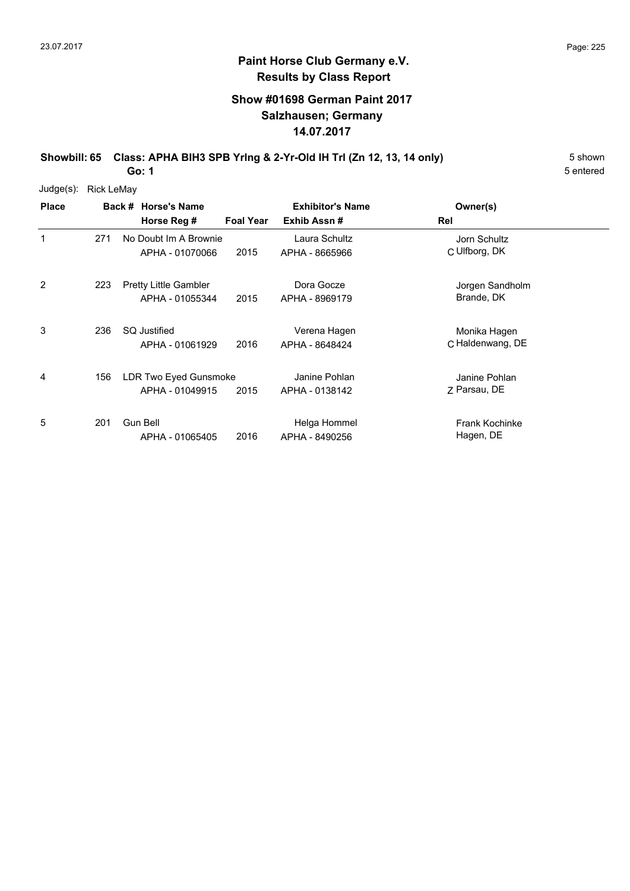# Paint Horse Club Germany e.V.
## Results by Class Report

### Show #01698 German Paint 2017
### Salzhausen; Germany
### 14.07.2017

**Showbill: 65 Class: APHA BIH3 SPB Yrlng & 2-Yr-Old IH Trl (Zn 12, 13, 14 only)** 5 shown

**Go: 1** 5 entered

Judge(s): Rick LeMay

| Place | Back # | Horse's Name / Horse Reg # | Foal Year | Exhibitor's Name / Exhib Assn # | Rel | Owner(s) |
|---|---|---|---|---|---|---|
| 1 | 271 | No Doubt Im A Brownie<br>APHA - 01070066 | 2015 | Laura Schultz<br>APHA - 8665966 | C | Jorn Schultz<br>Ulfborg, DK |
| 2 | 223 | Pretty Little Gambler<br>APHA - 01055344 | 2015 | Dora Gocze<br>APHA - 8969179 | | Jorgen Sandholm<br>Brande, DK |
| 3 | 236 | SQ Justified<br>APHA - 01061929 | 2016 | Verena Hagen<br>APHA - 8648424 | C | Monika Hagen<br>Haldenwang, DE |
| 4 | 156 | LDR Two Eyed Gunsmoke<br>APHA - 01049915 | 2015 | Janine Pohlan<br>APHA - 0138142 | Z | Janine Pohlan<br>Parsau, DE |
| 5 | 201 | Gun Bell<br>APHA - 01065405 | 2016 | Helga Hommel<br>APHA - 8490256 | | Frank Kochinke<br>Hagen, DE |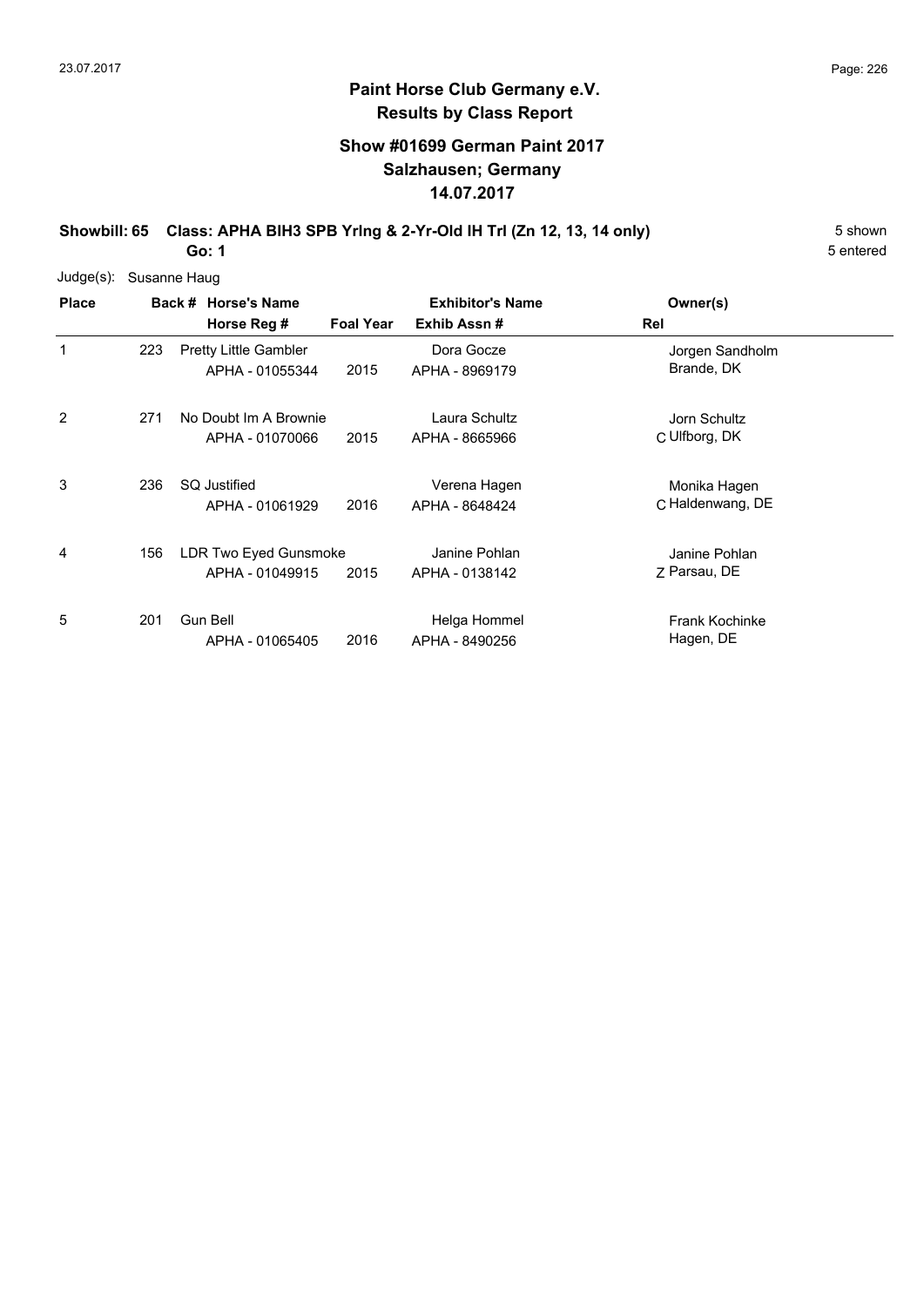## Paint Horse Club Germany e.V.
## Results by Class Report

### Show #01699 German Paint 2017
### Salzhausen; Germany
### 14.07.2017

**Showbill: 65 Class: APHA BIH3 SPB Yrlng & 2-Yr-Old IH Trl (Zn 12, 13, 14 only)** 5 shown

**Go: 1** 5 entered

Judge(s): Susanne Haug

| Place | Back # | Horse's Name / Horse Reg # | Foal Year | Exhibitor's Name / Exhib Assn # | Rel | Owner(s) |
|---|---|---|---|---|---|---|
| 1 | 223 | Pretty Little Gambler<br>APHA - 01055344 | 2015 | Dora Gocze<br>APHA - 8969179 | | Jorgen Sandholm<br>Brande, DK |
| 2 | 271 | No Doubt Im A Brownie<br>APHA - 01070066 | 2015 | Laura Schultz<br>APHA - 8665966 | C | Jorn Schultz<br>Ulfborg, DK |
| 3 | 236 | SQ Justified<br>APHA - 01061929 | 2016 | Verena Hagen<br>APHA - 8648424 | C | Monika Hagen<br>Haldenwang, DE |
| 4 | 156 | LDR Two Eyed Gunsmoke<br>APHA - 01049915 | 2015 | Janine Pohlan<br>APHA - 0138142 | Z | Janine Pohlan<br>Parsau, DE |
| 5 | 201 | Gun Bell<br>APHA - 01065405 | 2016 | Helga Hommel<br>APHA - 8490256 | | Frank Kochinke<br>Hagen, DE |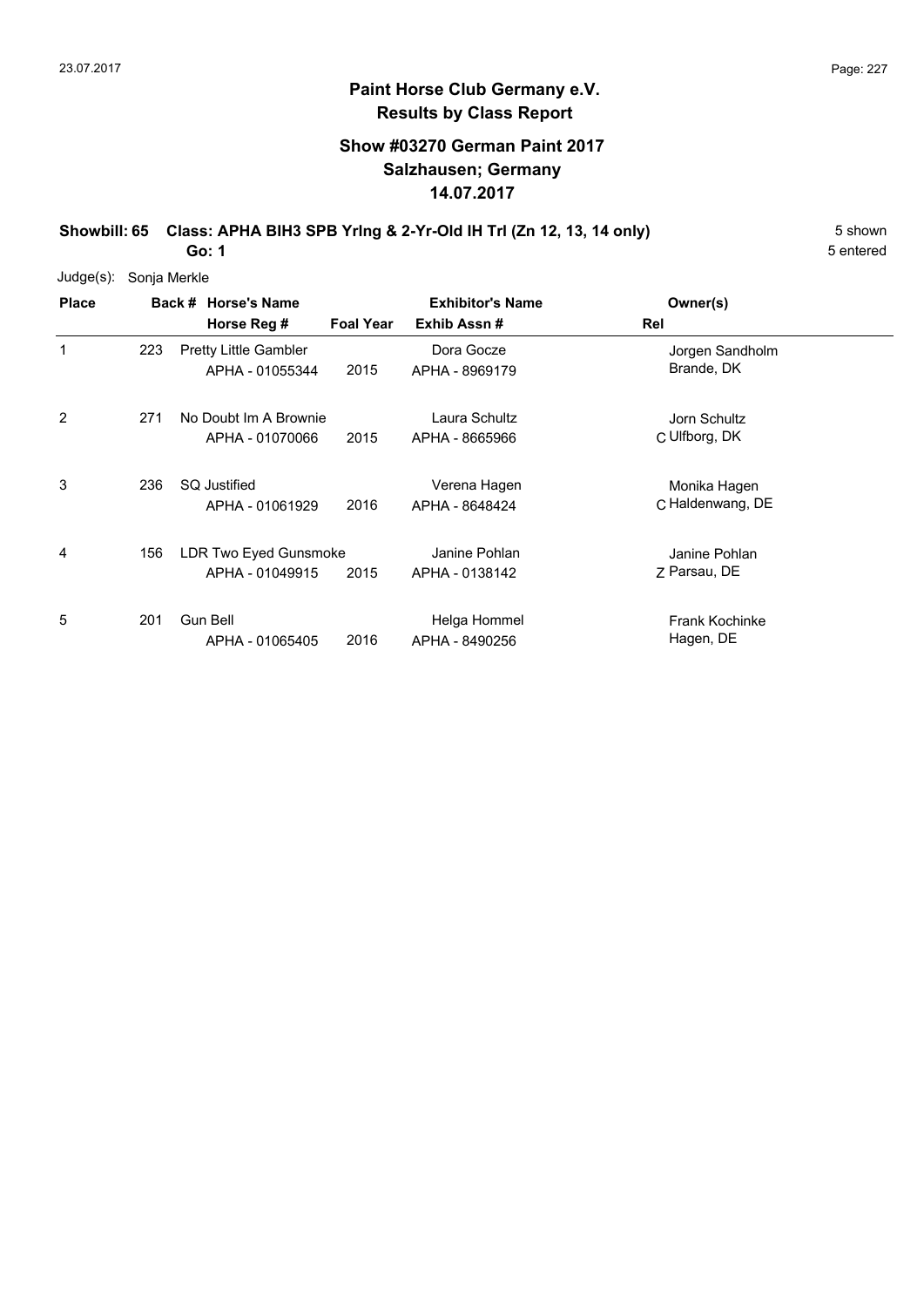# Paint Horse Club Germany e.V.

## Results by Class Report

### Show #03270 German Paint 2017
### Salzhausen; Germany
### 14.07.2017

**Showbill: 65 Class: APHA BIH3 SPB Yrlng & 2-Yr-Old IH Trl (Zn 12, 13, 14 only)** 5 shown

**Go: 1** 5 entered

Judge(s): Sonja Merkle

| Place | Back # | Horse's Name / Horse Reg # | Foal Year | Exhibitor's Name / Exhib Assn # | Rel | Owner(s) |
|---|---|---|---|---|---|---|
| 1 | 223 | Pretty Little Gambler<br>APHA - 01055344 | 2015 | Dora Gocze<br>APHA - 8969179 | | Jorgen Sandholm<br>Brande, DK |
| 2 | 271 | No Doubt Im A Brownie<br>APHA - 01070066 | 2015 | Laura Schultz<br>APHA - 8665966 | C | Jorn Schultz<br>Ulfborg, DK |
| 3 | 236 | SQ Justified<br>APHA - 01061929 | 2016 | Verena Hagen<br>APHA - 8648424 | C | Monika Hagen<br>Haldenwang, DE |
| 4 | 156 | LDR Two Eyed Gunsmoke<br>APHA - 01049915 | 2015 | Janine Pohlan<br>APHA - 0138142 | Z | Janine Pohlan<br>Parsau, DE |
| 5 | 201 | Gun Bell<br>APHA - 01065405 | 2016 | Helga Hommel<br>APHA - 8490256 | | Frank Kochinke<br>Hagen, DE |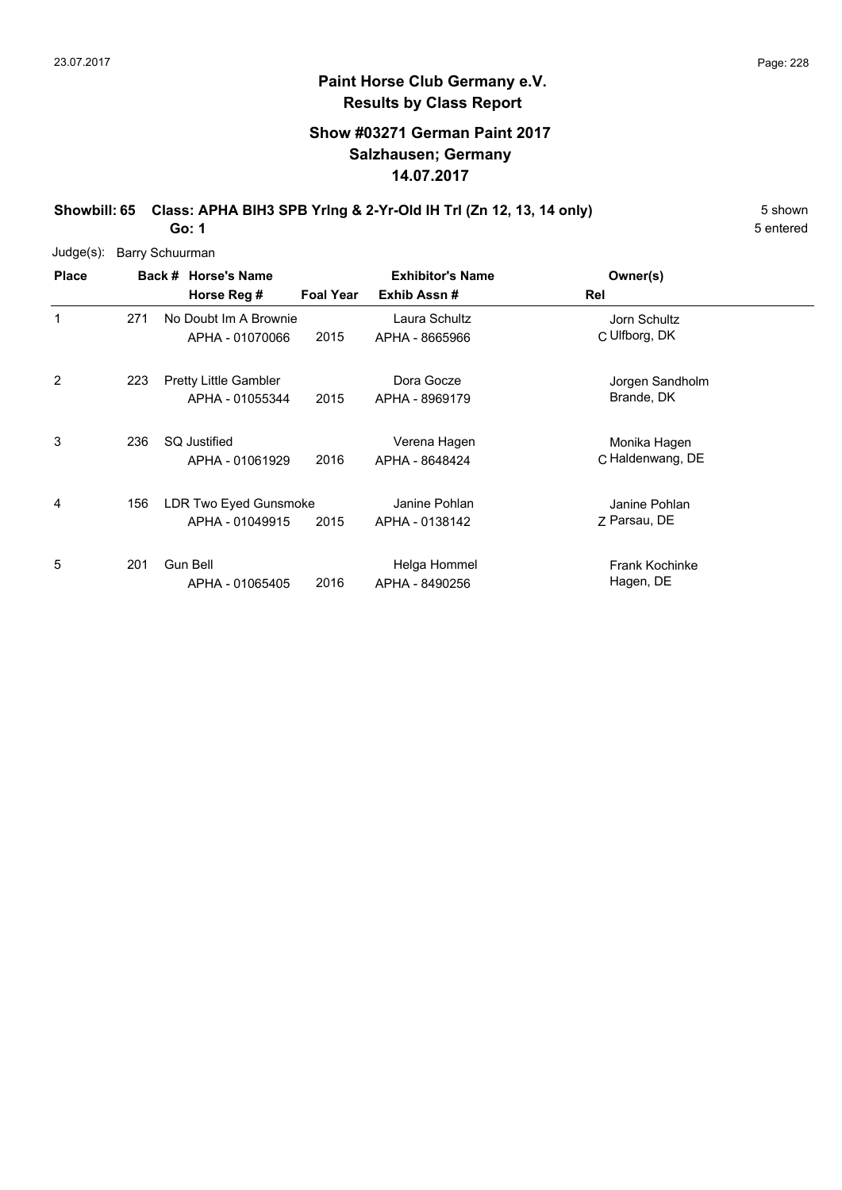# Paint Horse Club Germany e.V.
## Results by Class Report

### Show #03271 German Paint 2017
### Salzhausen; Germany
### 14.07.2017

**Showbill: 65 Class: APHA BIH3 SPB Yrlng & 2-Yr-Old IH Trl (Zn 12, 13, 14 only)** 5 shown

**Go: 1** 5 entered

Judge(s): Barry Schuurman

| Place | Back # | Horse's Name / Horse Reg # | Foal Year | Exhibitor's Name / Exhib Assn # | Rel | Owner(s) |
|---|---|---|---|---|---|---|
| 1 | 271 | No Doubt Im A Brownie<br>APHA - 01070066 | 2015 | Laura Schultz<br>APHA - 8665966 | C | Jorn Schultz<br>Ulfborg, DK |
| 2 | 223 | Pretty Little Gambler<br>APHA - 01055344 | 2015 | Dora Gocze<br>APHA - 8969179 | | Jorgen Sandholm<br>Brande, DK |
| 3 | 236 | SQ Justified<br>APHA - 01061929 | 2016 | Verena Hagen<br>APHA - 8648424 | C | Monika Hagen<br>Haldenwang, DE |
| 4 | 156 | LDR Two Eyed Gunsmoke<br>APHA - 01049915 | 2015 | Janine Pohlan<br>APHA - 0138142 | Z | Janine Pohlan<br>Parsau, DE |
| 5 | 201 | Gun Bell<br>APHA - 01065405 | 2016 | Helga Hommel<br>APHA - 8490256 | | Frank Kochinke<br>Hagen, DE |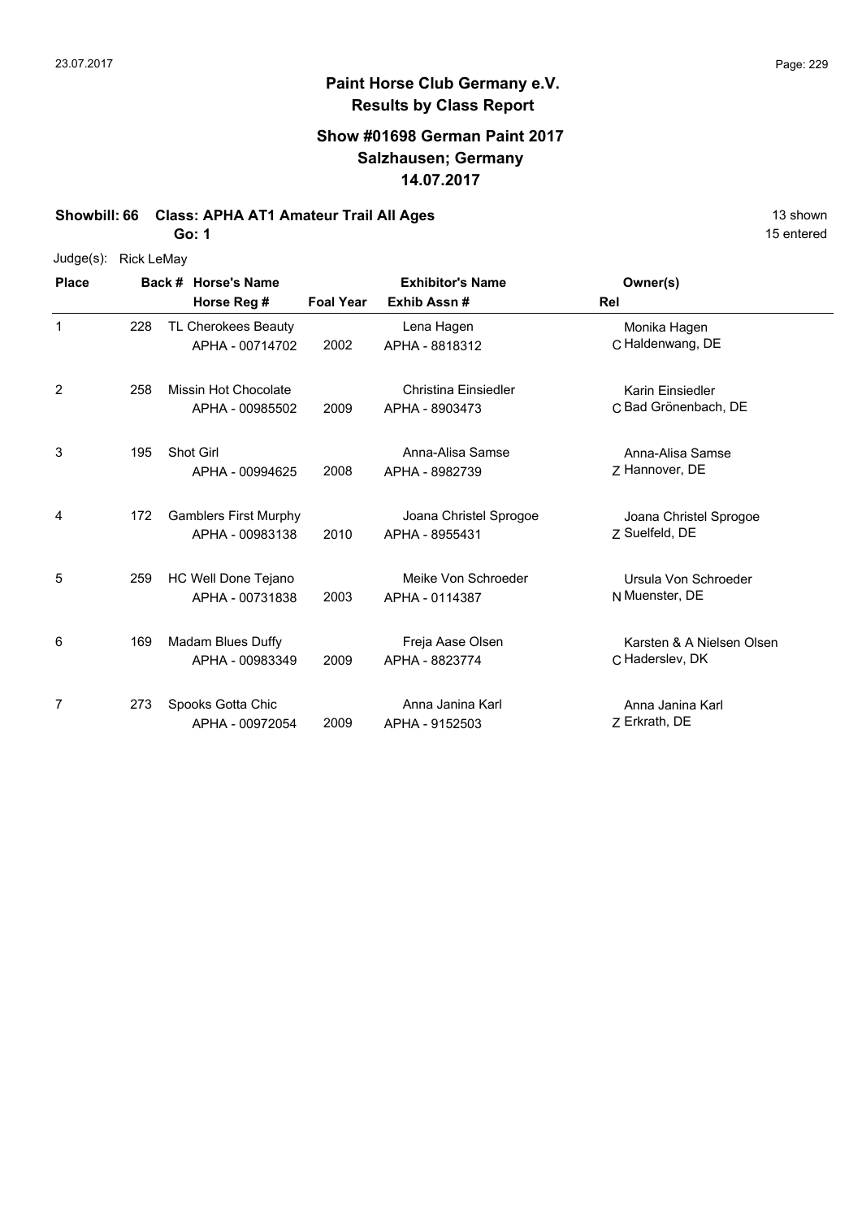## Paint Horse Club Germany e.V.
## Results by Class Report

### Show #01698 German Paint 2017
### Salzhausen; Germany
### 14.07.2017

**Showbill: 66 Class: APHA AT1 Amateur Trail All Ages** 13 shown

**Go: 1** 15 entered

Judge(s): Rick LeMay

| Place | Back # | Horse's Name / Horse Reg # | Foal Year | Exhibitor's Name / Exhib Assn # | Rel | Owner(s) |
|---|---|---|---|---|---|---|
| 1 | 228 | TL Cherokees Beauty<br>APHA - 00714702 | 2002 | Lena Hagen<br>APHA - 8818312 | C | Monika Hagen<br>Haldenwang, DE |
| 2 | 258 | Missin Hot Chocolate<br>APHA - 00985502 | 2009 | Christina Einsiedler<br>APHA - 8903473 | C | Karin Einsiedler<br>Bad Grönenbach, DE |
| 3 | 195 | Shot Girl<br>APHA - 00994625 | 2008 | Anna-Alisa Samse<br>APHA - 8982739 | Z | Anna-Alisa Samse<br>Hannover, DE |
| 4 | 172 | Gamblers First Murphy<br>APHA - 00983138 | 2010 | Joana Christel Sprogoe<br>APHA - 8955431 | Z | Joana Christel Sprogoe<br>Suelfeld, DE |
| 5 | 259 | HC Well Done Tejano<br>APHA - 00731838 | 2003 | Meike Von Schroeder<br>APHA - 0114387 | N | Ursula Von Schroeder<br>Muenster, DE |
| 6 | 169 | Madam Blues Duffy<br>APHA - 00983349 | 2009 | Freja Aase Olsen<br>APHA - 8823774 | C | Karsten & A Nielsen Olsen<br>Haderslev, DK |
| 7 | 273 | Spooks Gotta Chic<br>APHA - 00972054 | 2009 | Anna Janina Karl<br>APHA - 9152503 | Z | Anna Janina Karl<br>Erkrath, DE |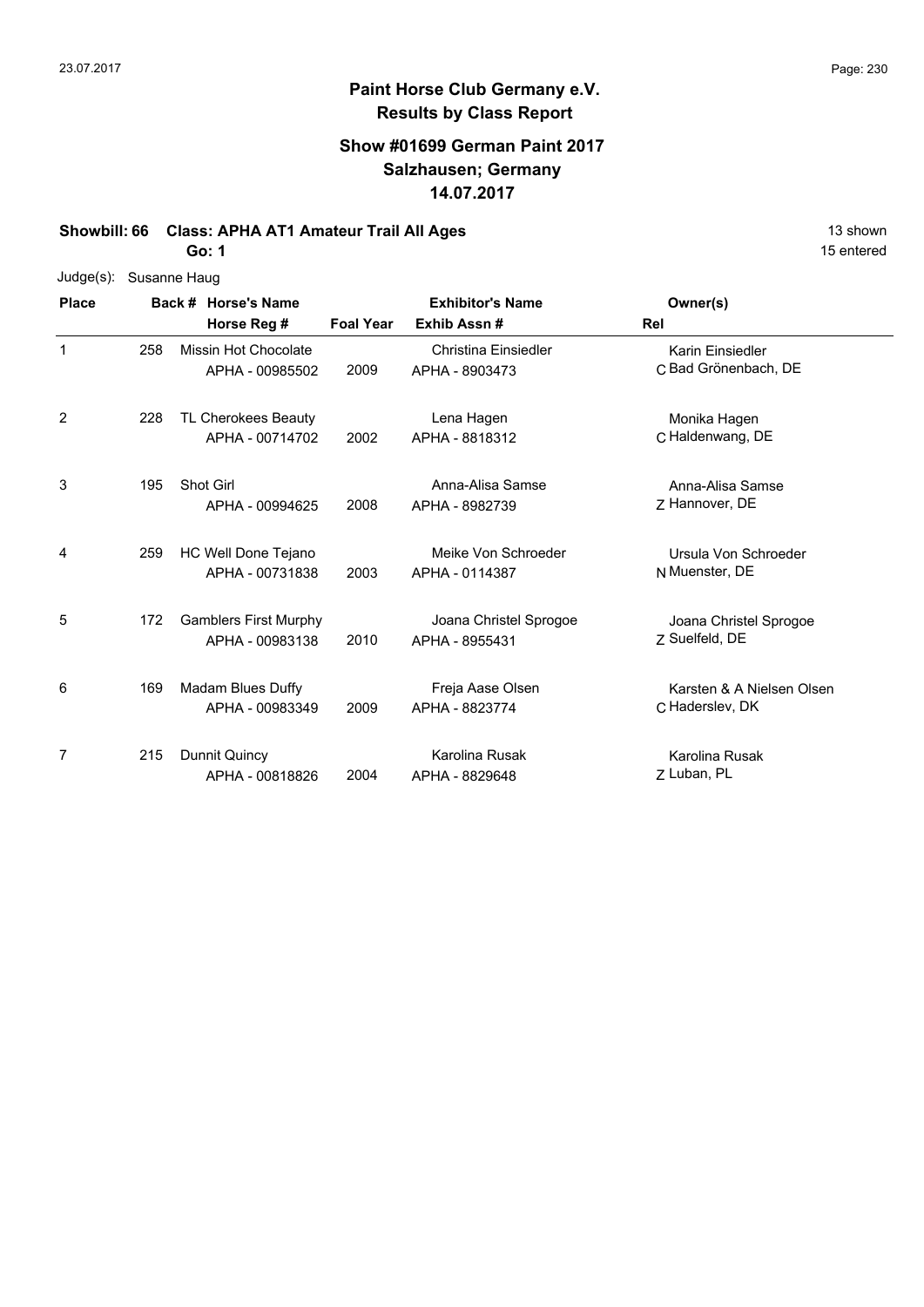**Paint Horse Club Germany e.V.**
**Results by Class Report**

**Show #01699 German Paint 2017**
**Salzhausen; Germany**
**14.07.2017**

**Showbill: 66 Class: APHA AT1 Amateur Trail All Ages** — 13 shown

**Go: 1** — 15 entered

Judge(s): Susanne Haug

| Place | Back # | Horse's Name / Horse Reg # | Foal Year | Exhibitor's Name / Exhib Assn # | Rel | Owner(s) |
|---|---|---|---|---|---|---|
| 1 | 258 | Missin Hot Chocolate<br>APHA - 00985502 | 2009 | Christina Einsiedler<br>APHA - 8903473 | C | Karin Einsiedler<br>Bad Grönenbach, DE |
| 2 | 228 | TL Cherokees Beauty<br>APHA - 00714702 | 2002 | Lena Hagen<br>APHA - 8818312 | C | Monika Hagen<br>Haldenwang, DE |
| 3 | 195 | Shot Girl<br>APHA - 00994625 | 2008 | Anna-Alisa Samse<br>APHA - 8982739 | Z | Anna-Alisa Samse<br>Hannover, DE |
| 4 | 259 | HC Well Done Tejano<br>APHA - 00731838 | 2003 | Meike Von Schroeder<br>APHA - 0114387 | N | Ursula Von Schroeder<br>Muenster, DE |
| 5 | 172 | Gamblers First Murphy<br>APHA - 00983138 | 2010 | Joana Christel Sprogoe<br>APHA - 8955431 | Z | Joana Christel Sprogoe<br>Suelfeld, DE |
| 6 | 169 | Madam Blues Duffy<br>APHA - 00983349 | 2009 | Freja Aase Olsen<br>APHA - 8823774 | C | Karsten & A Nielsen Olsen<br>Haderslev, DK |
| 7 | 215 | Dunnit Quincy<br>APHA - 00818826 | 2004 | Karolina Rusak<br>APHA - 8829648 | Z | Karolina Rusak<br>Luban, PL |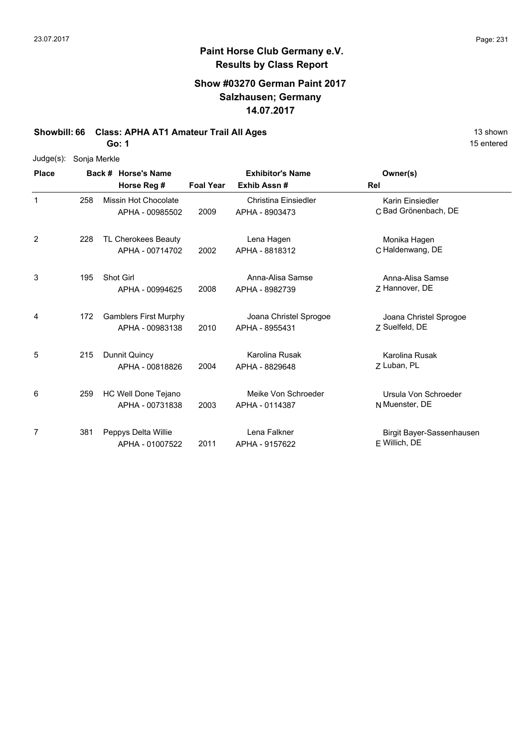# Paint Horse Club Germany e.V.
## Results by Class Report

### Show #03270 German Paint 2017
### Salzhausen; Germany
### 14.07.2017

**Showbill: 66 Class: APHA AT1 Amateur Trail All Ages** — 13 shown, 15 entered

**Go: 1**

Judge(s): Sonja Merkle

| Place | Back # | Horse's Name / Horse Reg # | Foal Year | Exhibitor's Name / Exhib Assn # | Rel | Owner(s) |
|---|---|---|---|---|---|---|
| 1 | 258 | Missin Hot Chocolate<br>APHA - 00985502 | 2009 | Christina Einsiedler<br>APHA - 8903473 | C | Karin Einsiedler<br>Bad Grönenbach, DE |
| 2 | 228 | TL Cherokees Beauty<br>APHA - 00714702 | 2002 | Lena Hagen<br>APHA - 8818312 | C | Monika Hagen<br>Haldenwang, DE |
| 3 | 195 | Shot Girl<br>APHA - 00994625 | 2008 | Anna-Alisa Samse<br>APHA - 8982739 | Z | Anna-Alisa Samse<br>Hannover, DE |
| 4 | 172 | Gamblers First Murphy<br>APHA - 00983138 | 2010 | Joana Christel Sprogoe<br>APHA - 8955431 | Z | Joana Christel Sprogoe<br>Suelfeld, DE |
| 5 | 215 | Dunnit Quincy<br>APHA - 00818826 | 2004 | Karolina Rusak<br>APHA - 8829648 | Z | Karolina Rusak<br>Luban, PL |
| 6 | 259 | HC Well Done Tejano<br>APHA - 00731838 | 2003 | Meike Von Schroeder<br>APHA - 0114387 | N | Ursula Von Schroeder<br>Muenster, DE |
| 7 | 381 | Peppys Delta Willie<br>APHA - 01007522 | 2011 | Lena Falkner<br>APHA - 9157622 | E | Birgit Bayer-Sassenhausen<br>Willich, DE |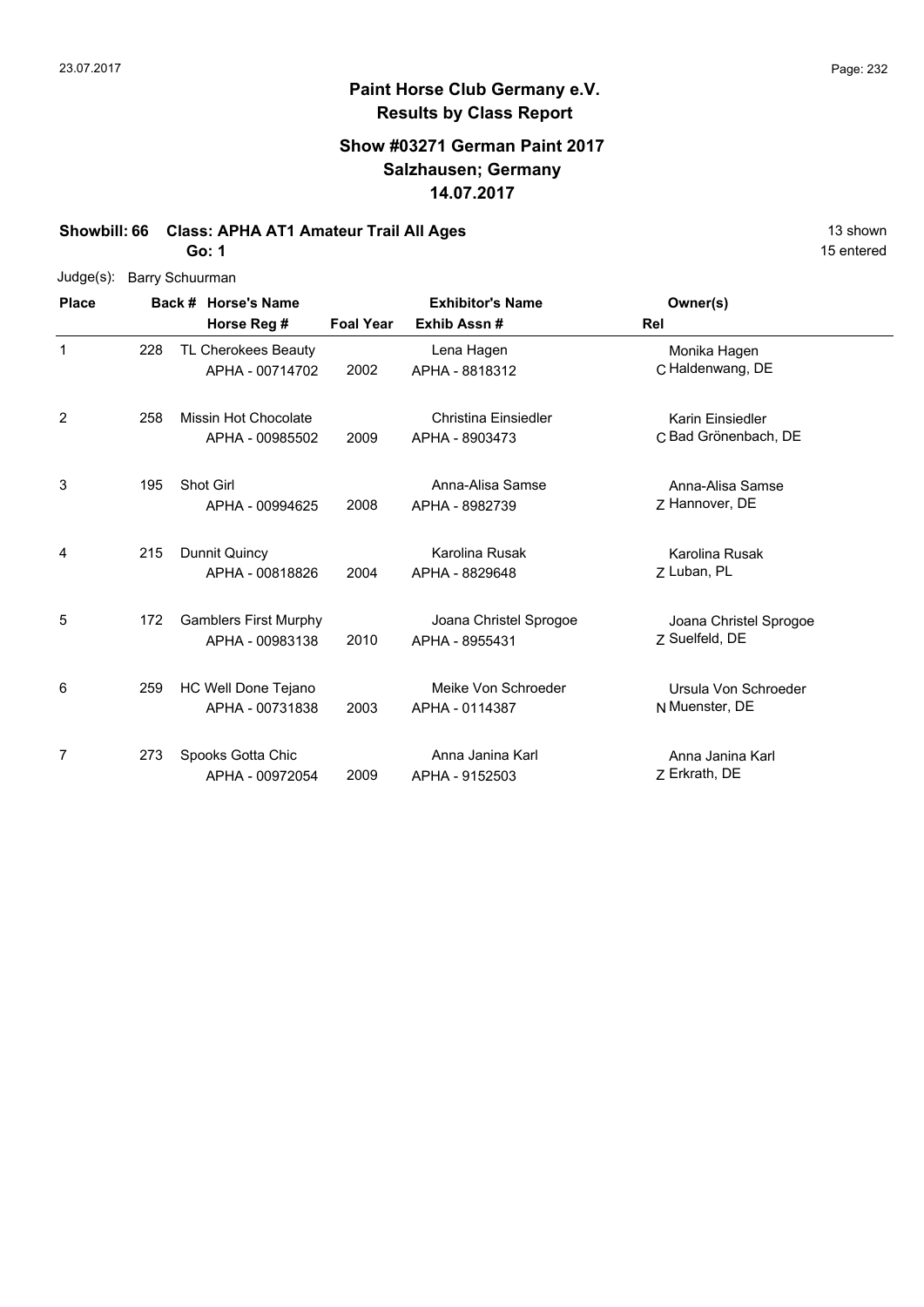**Paint Horse Club Germany e.V.**
**Results by Class Report**

**Show #03271 German Paint 2017**
**Salzhausen; Germany**
**14.07.2017**

**Showbill: 66 Class: APHA AT1 Amateur Trail All Ages** — 13 shown

**Go: 1** — 15 entered

Judge(s): Barry Schuurman

| Place | Back # | Horse's Name / Horse Reg # | Foal Year | Exhibitor's Name / Exhib Assn # | Rel | Owner(s) |
|---|---|---|---|---|---|---|
| 1 | 228 | TL Cherokees Beauty<br>APHA - 00714702 | 2002 | Lena Hagen<br>APHA - 8818312 | C | Monika Hagen<br>Haldenwang, DE |
| 2 | 258 | Missin Hot Chocolate<br>APHA - 00985502 | 2009 | Christina Einsiedler<br>APHA - 8903473 | C | Karin Einsiedler<br>Bad Grönenbach, DE |
| 3 | 195 | Shot Girl<br>APHA - 00994625 | 2008 | Anna-Alisa Samse<br>APHA - 8982739 | Z | Anna-Alisa Samse<br>Hannover, DE |
| 4 | 215 | Dunnit Quincy<br>APHA - 00818826 | 2004 | Karolina Rusak<br>APHA - 8829648 | Z | Karolina Rusak<br>Luban, PL |
| 5 | 172 | Gamblers First Murphy<br>APHA - 00983138 | 2010 | Joana Christel Sprogoe<br>APHA - 8955431 | Z | Joana Christel Sprogoe<br>Suelfeld, DE |
| 6 | 259 | HC Well Done Tejano<br>APHA - 00731838 | 2003 | Meike Von Schroeder<br>APHA - 0114387 | N | Ursula Von Schroeder<br>Muenster, DE |
| 7 | 273 | Spooks Gotta Chic<br>APHA - 00972054 | 2009 | Anna Janina Karl<br>APHA - 9152503 | Z | Anna Janina Karl<br>Erkrath, DE |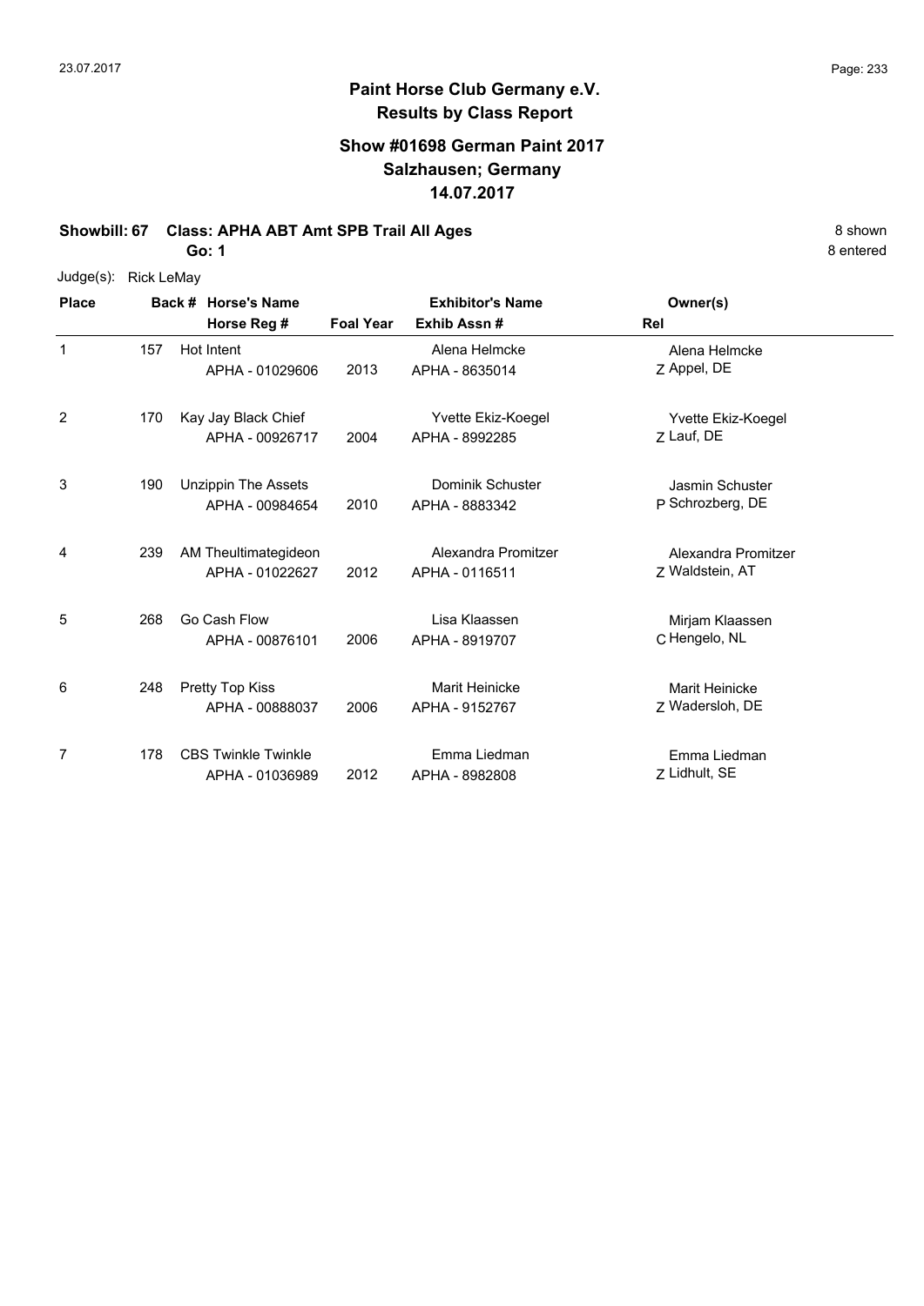# Paint Horse Club Germany e.V.
## Results by Class Report

### Show #01698 German Paint 2017
### Salzhausen; Germany
### 14.07.2017

**Showbill: 67 Class: APHA ABT Amt SPB Trail All Ages** — 8 shown

**Go: 1** — 8 entered

Judge(s): Rick LeMay

| Place | Back # | Horse's Name / Horse Reg # | Foal Year | Exhibitor's Name / Exhib Assn # | Owner(s) | Rel |
|---|---|---|---|---|---|---|
| 1 | 157 | Hot Intent<br>APHA - 01029606 | 2013 | Alena Helmcke<br>APHA - 8635014 | Alena Helmcke<br>Appel, DE | Z |
| 2 | 170 | Kay Jay Black Chief<br>APHA - 00926717 | 2004 | Yvette Ekiz-Koegel<br>APHA - 8992285 | Yvette Ekiz-Koegel<br>Lauf, DE | Z |
| 3 | 190 | Unzippin The Assets<br>APHA - 00984654 | 2010 | Dominik Schuster<br>APHA - 8883342 | Jasmin Schuster<br>Schrozberg, DE | P |
| 4 | 239 | AM Theultimategideon<br>APHA - 01022627 | 2012 | Alexandra Promitzer<br>APHA - 0116511 | Alexandra Promitzer<br>Waldstein, AT | Z |
| 5 | 268 | Go Cash Flow<br>APHA - 00876101 | 2006 | Lisa Klaassen<br>APHA - 8919707 | Mirjam Klaassen<br>Hengelo, NL | C |
| 6 | 248 | Pretty Top Kiss<br>APHA - 00888037 | 2006 | Marit Heinicke<br>APHA - 9152767 | Marit Heinicke<br>Wadersloh, DE | Z |
| 7 | 178 | CBS Twinkle Twinkle<br>APHA - 01036989 | 2012 | Emma Liedman<br>APHA - 8982808 | Emma Liedman<br>Lidhult, SE | Z |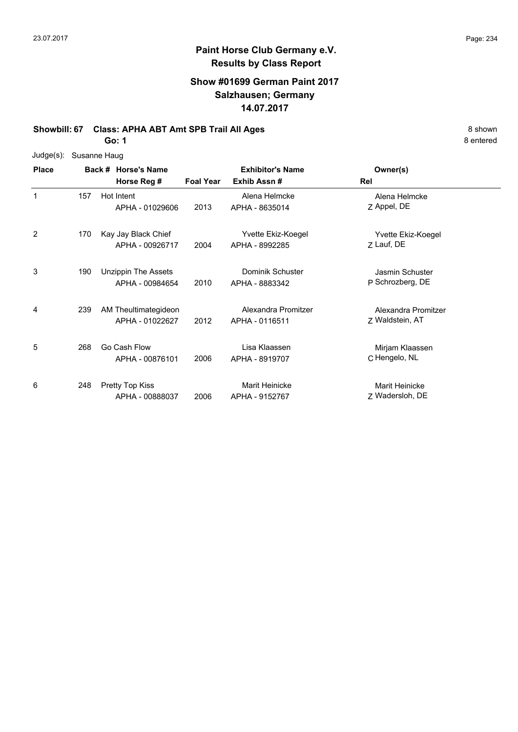**Paint Horse Club Germany e.V.**
**Results by Class Report**

**Show #01699 German Paint 2017**
**Salzhausen; Germany**
**14.07.2017**

**Showbill: 67 Class: APHA ABT Amt SPB Trail All Ages** 8 shown
**Go: 1** 8 entered

Judge(s): Susanne Haug

| Place | Back # | Horse's Name / Horse Reg # | Foal Year | Exhibitor's Name / Exhib Assn # | Rel | Owner(s) |
|---|---|---|---|---|---|---|
| 1 | 157 | Hot Intent<br>APHA - 01029606 | 2013 | Alena Helmcke<br>APHA - 8635014 | Z | Alena Helmcke<br>Appel, DE |
| 2 | 170 | Kay Jay Black Chief<br>APHA - 00926717 | 2004 | Yvette Ekiz-Koegel<br>APHA - 8992285 | Z | Yvette Ekiz-Koegel<br>Lauf, DE |
| 3 | 190 | Unzippin The Assets<br>APHA - 00984654 | 2010 | Dominik Schuster<br>APHA - 8883342 | P | Jasmin Schuster<br>Schrozberg, DE |
| 4 | 239 | AM Theultimategideon<br>APHA - 01022627 | 2012 | Alexandra Promitzer<br>APHA - 0116511 | Z | Alexandra Promitzer<br>Waldstein, AT |
| 5 | 268 | Go Cash Flow<br>APHA - 00876101 | 2006 | Lisa Klaassen<br>APHA - 8919707 | C | Mirjam Klaassen<br>Hengelo, NL |
| 6 | 248 | Pretty Top Kiss<br>APHA - 00888037 | 2006 | Marit Heinicke<br>APHA - 9152767 | Z | Marit Heinicke<br>Wadersloh, DE |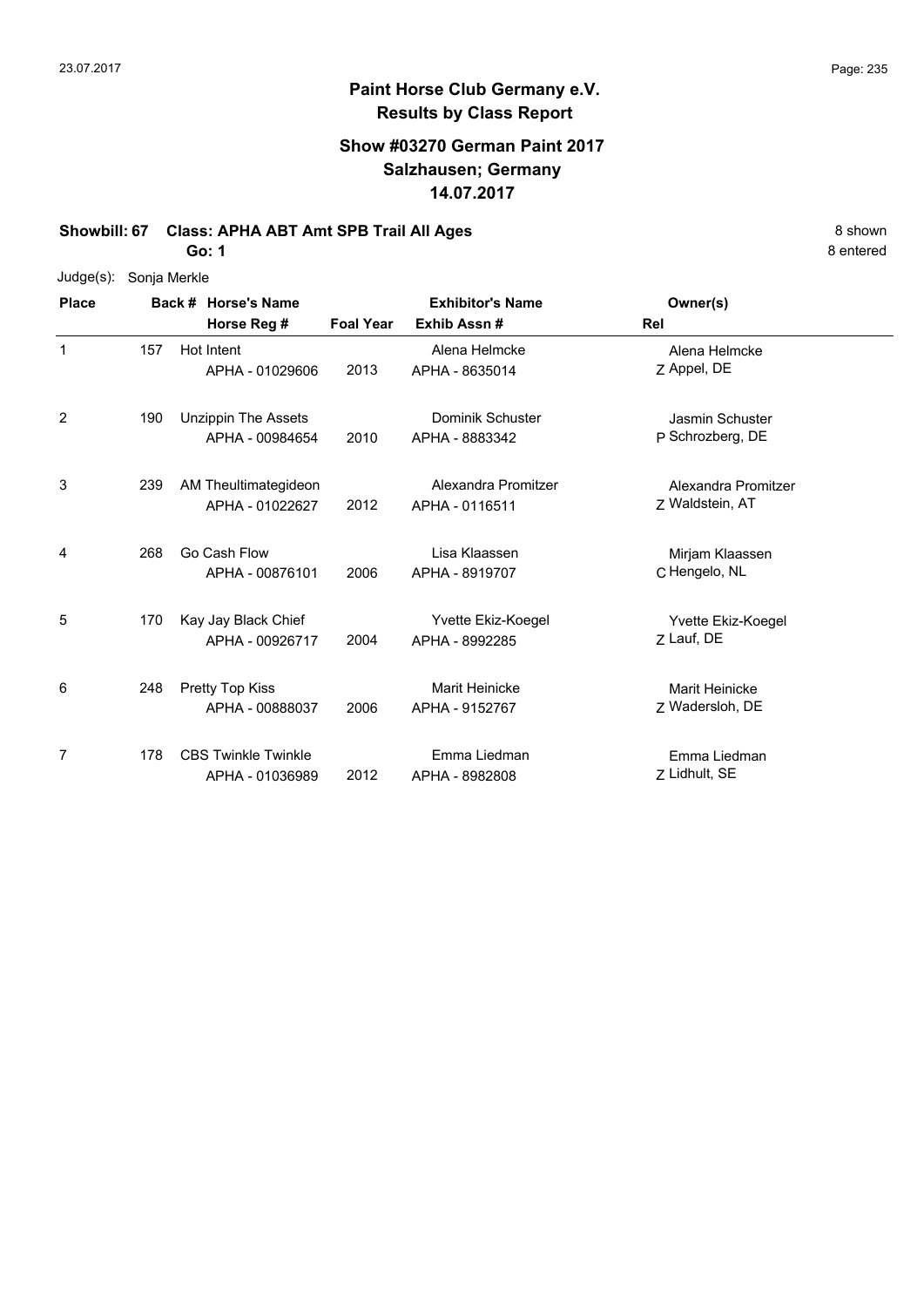# Paint Horse Club Germany e.V.
## Results by Class Report

### Show #03270 German Paint 2017
### Salzhausen; Germany
### 14.07.2017

**Showbill: 67 Class: APHA ABT Amt SPB Trail All Ages** 8 shown

**Go: 1** 8 entered

Judge(s): Sonja Merkle

| Place | Back # | Horse's Name / Horse Reg # | Foal Year | Exhibitor's Name / Exhib Assn # | Rel | Owner(s) |
|---|---|---|---|---|---|---|
| 1 | 157 | Hot Intent<br>APHA - 01029606 | 2013 | Alena Helmcke<br>APHA - 8635014 | Z | Alena Helmcke<br>Appel, DE |
| 2 | 190 | Unzippin The Assets<br>APHA - 00984654 | 2010 | Dominik Schuster<br>APHA - 8883342 | P | Jasmin Schuster<br>Schrozberg, DE |
| 3 | 239 | AM Theultimategideon<br>APHA - 01022627 | 2012 | Alexandra Promitzer<br>APHA - 0116511 | Z | Alexandra Promitzer<br>Waldstein, AT |
| 4 | 268 | Go Cash Flow<br>APHA - 00876101 | 2006 | Lisa Klaassen<br>APHA - 8919707 | C | Mirjam Klaassen<br>Hengelo, NL |
| 5 | 170 | Kay Jay Black Chief<br>APHA - 00926717 | 2004 | Yvette Ekiz-Koegel<br>APHA - 8992285 | Z | Yvette Ekiz-Koegel<br>Lauf, DE |
| 6 | 248 | Pretty Top Kiss<br>APHA - 00888037 | 2006 | Marit Heinicke<br>APHA - 9152767 | Z | Marit Heinicke<br>Wadersloh, DE |
| 7 | 178 | CBS Twinkle Twinkle<br>APHA - 01036989 | 2012 | Emma Liedman<br>APHA - 8982808 | Z | Emma Liedman<br>Lidhult, SE |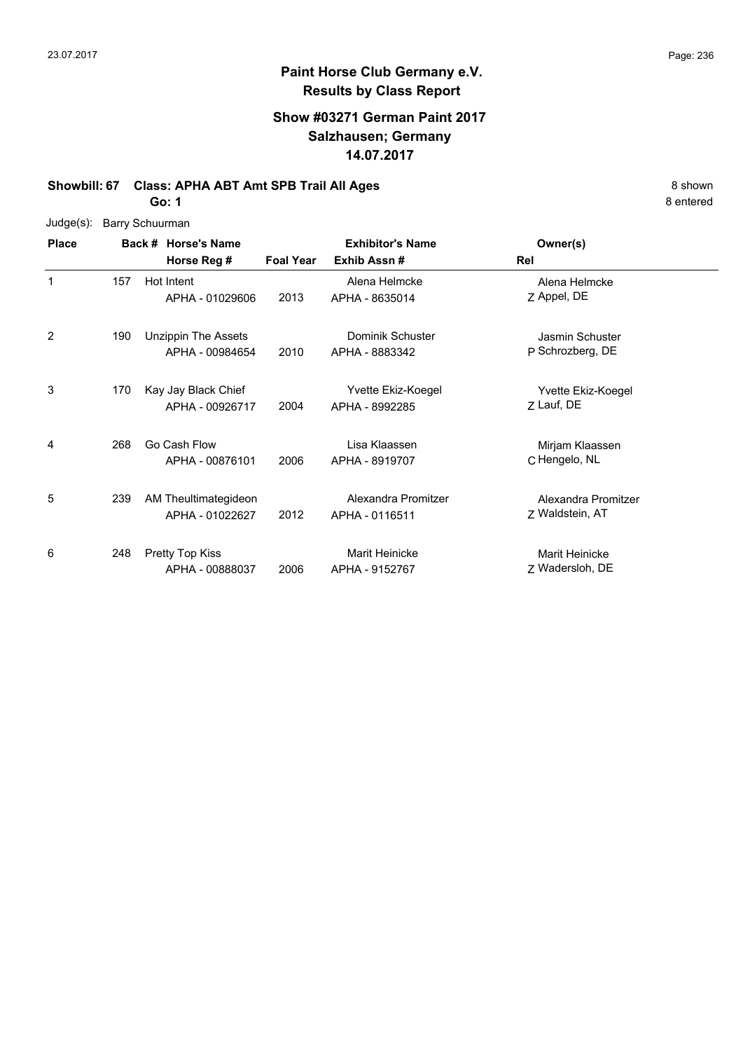**Paint Horse Club Germany e.V.**
**Results by Class Report**

**Show #03271 German Paint 2017**
**Salzhausen; Germany**
**14.07.2017**

**Showbill: 67 Class: APHA ABT Amt SPB Trail All Ages** 8 shown

**Go: 1** 8 entered

Judge(s): Barry Schuurman

| Place | Back # | Horse's Name / Horse Reg # | Foal Year | Exhibitor's Name / Exhib Assn # | Rel | Owner(s) |
|---|---|---|---|---|---|---|
| 1 | 157 | Hot Intent<br>APHA - 01029606 | 2013 | Alena Helmcke<br>APHA - 8635014 | Z | Alena Helmcke<br>Appel, DE |
| 2 | 190 | Unzippin The Assets<br>APHA - 00984654 | 2010 | Dominik Schuster<br>APHA - 8883342 | P | Jasmin Schuster<br>Schrozberg, DE |
| 3 | 170 | Kay Jay Black Chief<br>APHA - 00926717 | 2004 | Yvette Ekiz-Koegel<br>APHA - 8992285 | Z | Yvette Ekiz-Koegel<br>Lauf, DE |
| 4 | 268 | Go Cash Flow<br>APHA - 00876101 | 2006 | Lisa Klaassen<br>APHA - 8919707 | C | Mirjam Klaassen<br>Hengelo, NL |
| 5 | 239 | AM Theultimategideon<br>APHA - 01022627 | 2012 | Alexandra Promitzer<br>APHA - 0116511 | Z | Alexandra Promitzer<br>Waldstein, AT |
| 6 | 248 | Pretty Top Kiss<br>APHA - 00888037 | 2006 | Marit Heinicke<br>APHA - 9152767 | Z | Marit Heinicke<br>Wadersloh, DE |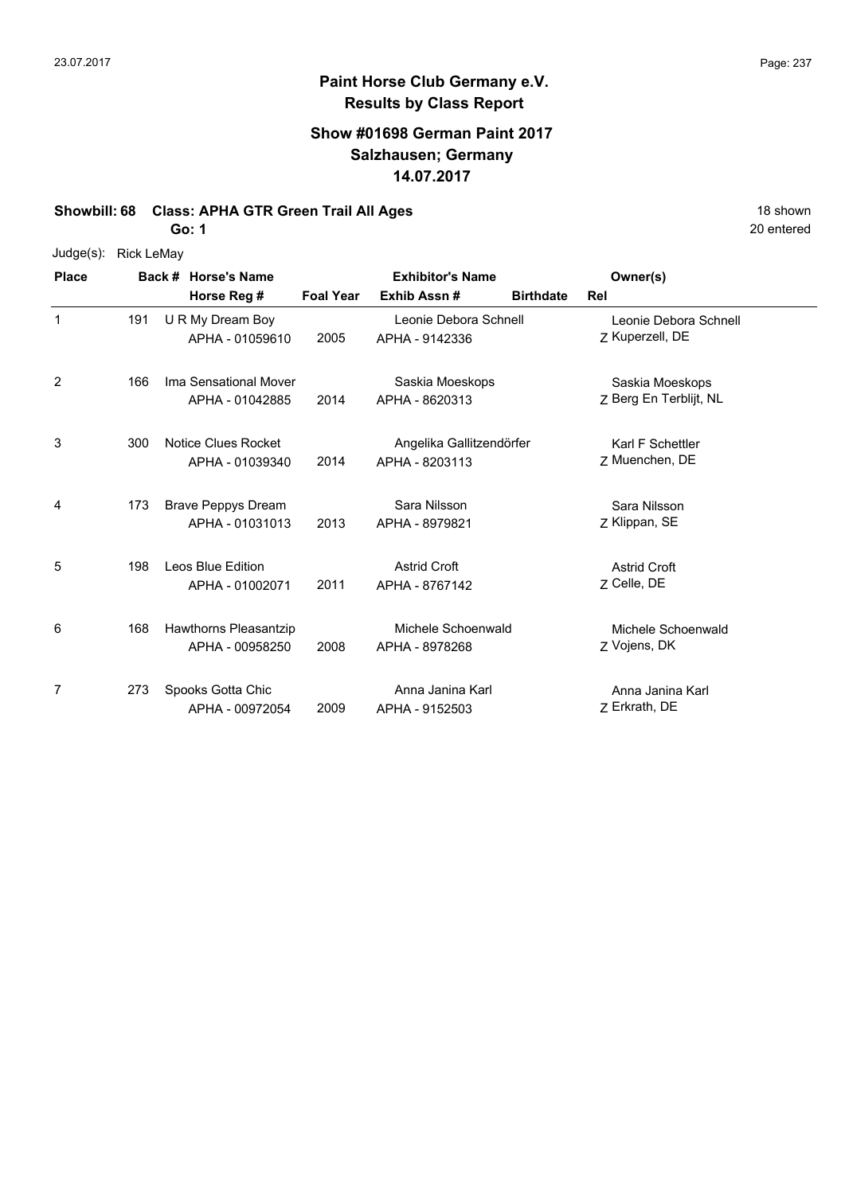**Paint Horse Club Germany e.V.**
**Results by Class Report**

**Show #01698 German Paint 2017**
**Salzhausen; Germany**
**14.07.2017**

**Showbill: 68 Class: APHA GTR Green Trail All Ages** 18 shown

**Go: 1** 20 entered

Judge(s): Rick LeMay

| Place | Back # | Horse's Name / Horse Reg # | Foal Year | Exhibitor's Name / Exhib Assn # | Birthdate | Rel | Owner(s) |
|---|---|---|---|---|---|---|---|
| 1 | 191 | U R My Dream Boy<br>APHA - 01059610 | 2005 | Leonie Debora Schnell<br>APHA - 9142336 | | Z | Leonie Debora Schnell<br>Kuperzell, DE |
| 2 | 166 | Ima Sensational Mover<br>APHA - 01042885 | 2014 | Saskia Moeskops<br>APHA - 8620313 | | Z | Saskia Moeskops<br>Berg En Terblijt, NL |
| 3 | 300 | Notice Clues Rocket<br>APHA - 01039340 | 2014 | Angelika Gallitzendörfer<br>APHA - 8203113 | | Z | Karl F Schettler<br>Muenchen, DE |
| 4 | 173 | Brave Peppys Dream<br>APHA - 01031013 | 2013 | Sara Nilsson<br>APHA - 8979821 | | Z | Sara Nilsson<br>Klippan, SE |
| 5 | 198 | Leos Blue Edition<br>APHA - 01002071 | 2011 | Astrid Croft<br>APHA - 8767142 | | Z | Astrid Croft<br>Celle, DE |
| 6 | 168 | Hawthorns Pleasantzip<br>APHA - 00958250 | 2008 | Michele Schoenwald<br>APHA - 8978268 | | Z | Michele Schoenwald<br>Vojens, DK |
| 7 | 273 | Spooks Gotta Chic<br>APHA - 00972054 | 2009 | Anna Janina Karl<br>APHA - 9152503 | | Z | Anna Janina Karl<br>Erkrath, DE |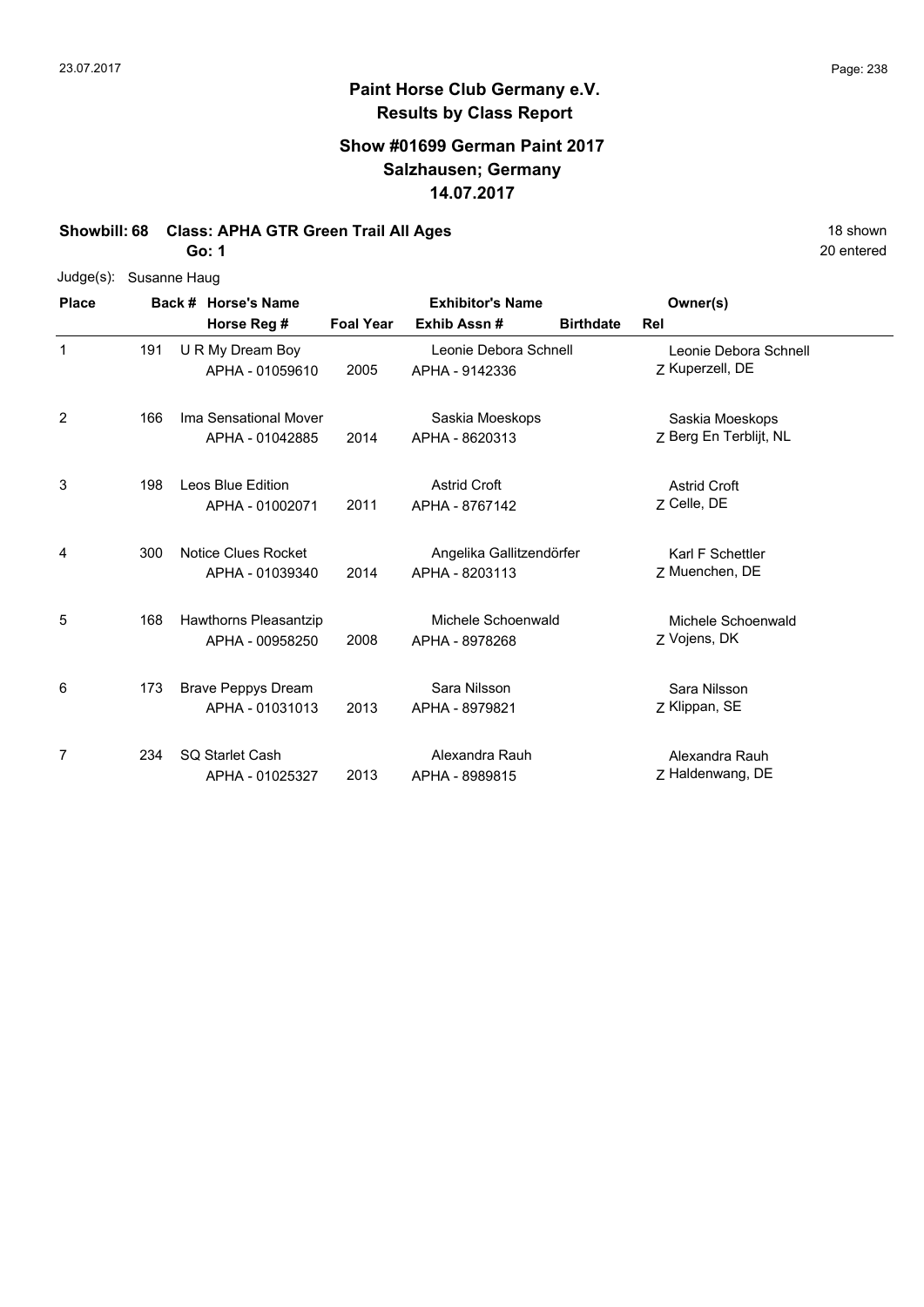## Paint Horse Club Germany e.V.
## Results by Class Report

### Show #01699 German Paint 2017
### Salzhausen; Germany
### 14.07.2017

**Showbill: 68 Class: APHA GTR Green Trail All Ages** 18 shown

**Go: 1** 20 entered

Judge(s): Susanne Haug

| Place | Back # | Horse's Name / Horse Reg # | Foal Year | Exhibitor's Name / Exhib Assn # | Birthdate | Rel | Owner(s) |
|---|---|---|---|---|---|---|---|
| 1 | 191 | U R My Dream Boy<br>APHA - 01059610 | 2005 | Leonie Debora Schnell<br>APHA - 9142336 | | Z | Leonie Debora Schnell<br>Kuperzell, DE |
| 2 | 166 | Ima Sensational Mover<br>APHA - 01042885 | 2014 | Saskia Moeskops<br>APHA - 8620313 | | Z | Saskia Moeskops<br>Berg En Terblijt, NL |
| 3 | 198 | Leos Blue Edition<br>APHA - 01002071 | 2011 | Astrid Croft<br>APHA - 8767142 | | Z | Astrid Croft<br>Celle, DE |
| 4 | 300 | Notice Clues Rocket<br>APHA - 01039340 | 2014 | Angelika Gallitzendörfer<br>APHA - 8203113 | | Z | Karl F Schettler<br>Muenchen, DE |
| 5 | 168 | Hawthorns Pleasantzip<br>APHA - 00958250 | 2008 | Michele Schoenwald<br>APHA - 8978268 | | Z | Michele Schoenwald<br>Vojens, DK |
| 6 | 173 | Brave Peppys Dream<br>APHA - 01031013 | 2013 | Sara Nilsson<br>APHA - 8979821 | | Z | Sara Nilsson<br>Klippan, SE |
| 7 | 234 | SQ Starlet Cash<br>APHA - 01025327 | 2013 | Alexandra Rauh<br>APHA - 8989815 | | Z | Alexandra Rauh<br>Haldenwang, DE |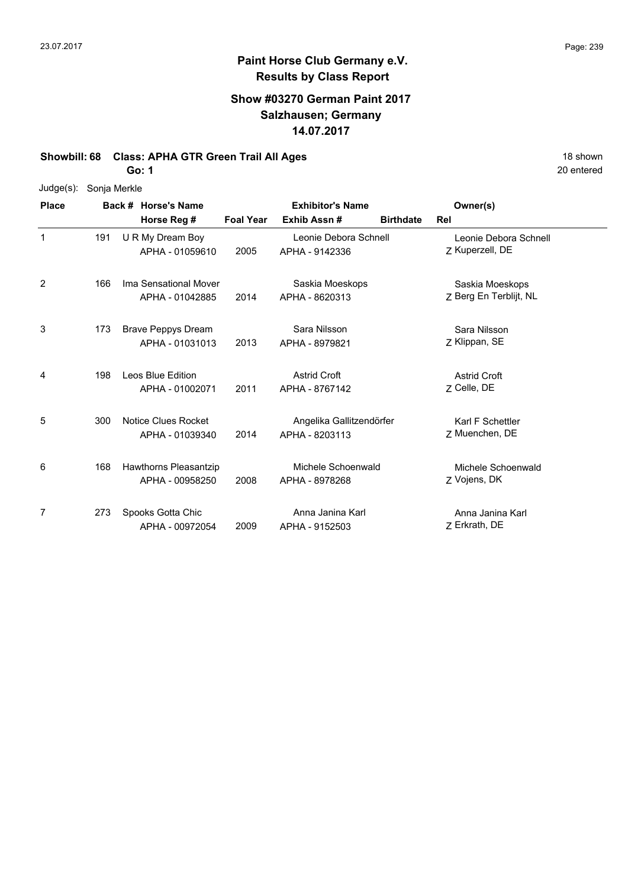# Paint Horse Club Germany e.V.

## Results by Class Report

### Show #03270 German Paint 2017
### Salzhausen; Germany
### 14.07.2017

**Showbill: 68 Class: APHA GTR Green Trail All Ages** — 18 shown, 20 entered

**Go: 1**

Judge(s): Sonja Merkle

| Place | Back # | Horse's Name / Horse Reg # | Foal Year | Exhibitor's Name / Exhib Assn # | Birthdate | Rel | Owner(s) |
|---|---|---|---|---|---|---|---|
| 1 | 191 | U R My Dream Boy<br>APHA - 01059610 | 2005 | Leonie Debora Schnell<br>APHA - 9142336 | | Z | Leonie Debora Schnell<br>Kuperzell, DE |
| 2 | 166 | Ima Sensational Mover<br>APHA - 01042885 | 2014 | Saskia Moeskops<br>APHA - 8620313 | | Z | Saskia Moeskops<br>Berg En Terblijt, NL |
| 3 | 173 | Brave Peppys Dream<br>APHA - 01031013 | 2013 | Sara Nilsson<br>APHA - 8979821 | | Z | Sara Nilsson<br>Klippan, SE |
| 4 | 198 | Leos Blue Edition<br>APHA - 01002071 | 2011 | Astrid Croft<br>APHA - 8767142 | | Z | Astrid Croft<br>Celle, DE |
| 5 | 300 | Notice Clues Rocket<br>APHA - 01039340 | 2014 | Angelika Gallitzendörfer<br>APHA - 8203113 | | Z | Karl F Schettler<br>Muenchen, DE |
| 6 | 168 | Hawthorns Pleasantzip<br>APHA - 00958250 | 2008 | Michele Schoenwald<br>APHA - 8978268 | | Z | Michele Schoenwald<br>Vojens, DK |
| 7 | 273 | Spooks Gotta Chic<br>APHA - 00972054 | 2009 | Anna Janina Karl<br>APHA - 9152503 | | Z | Anna Janina Karl<br>Erkrath, DE |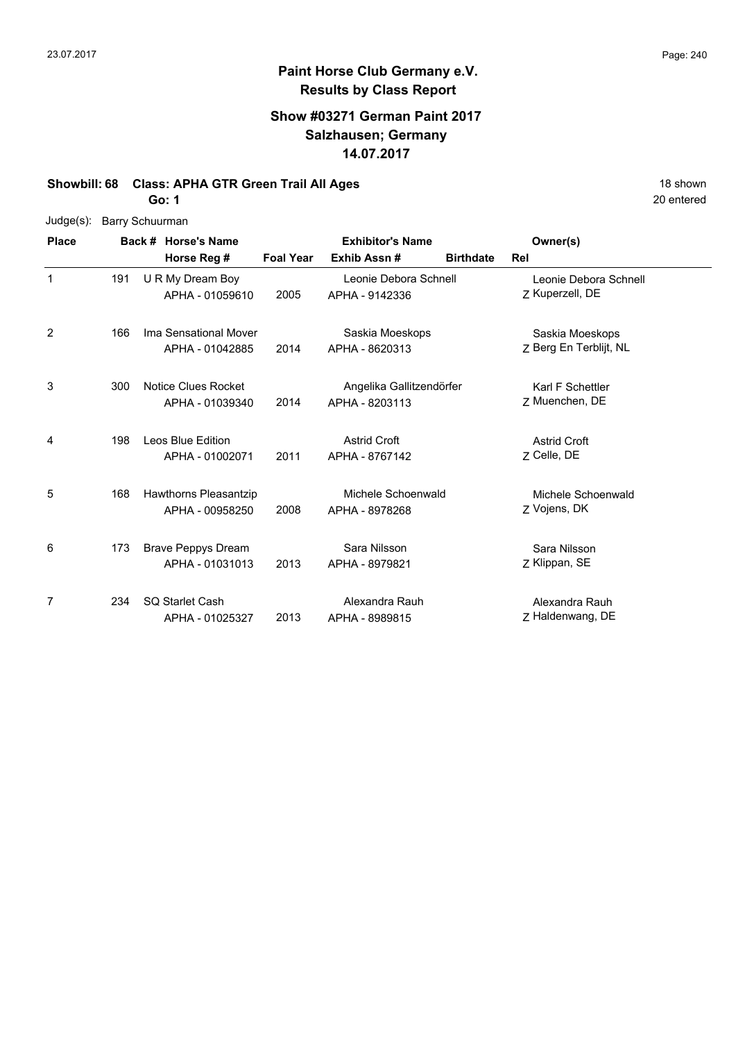**Paint Horse Club Germany e.V.**
**Results by Class Report**

**Show #03271 German Paint 2017**
**Salzhausen; Germany**
**14.07.2017**

**Showbill: 68 Class: APHA GTR Green Trail All Ages** — 18 shown

**Go: 1** — 20 entered

Judge(s): Barry Schuurman

| Place | Back # | Horse's Name / Horse Reg # | Foal Year | Exhibitor's Name / Exhib Assn # | Birthdate | Rel | Owner(s) |
|---|---|---|---|---|---|---|---|
| 1 | 191 | U R My Dream Boy<br>APHA - 01059610 | 2005 | Leonie Debora Schnell<br>APHA - 9142336 | | Z | Leonie Debora Schnell<br>Kuperzell, DE |
| 2 | 166 | Ima Sensational Mover<br>APHA - 01042885 | 2014 | Saskia Moeskops<br>APHA - 8620313 | | Z | Saskia Moeskops<br>Berg En Terblijt, NL |
| 3 | 300 | Notice Clues Rocket<br>APHA - 01039340 | 2014 | Angelika Gallitzendörfer<br>APHA - 8203113 | | Z | Karl F Schettler<br>Muenchen, DE |
| 4 | 198 | Leos Blue Edition<br>APHA - 01002071 | 2011 | Astrid Croft<br>APHA - 8767142 | | Z | Astrid Croft<br>Celle, DE |
| 5 | 168 | Hawthorns Pleasantzip<br>APHA - 00958250 | 2008 | Michele Schoenwald<br>APHA - 8978268 | | Z | Michele Schoenwald<br>Vojens, DK |
| 6 | 173 | Brave Peppys Dream<br>APHA - 01031013 | 2013 | Sara Nilsson<br>APHA - 8979821 | | Z | Sara Nilsson<br>Klippan, SE |
| 7 | 234 | SQ Starlet Cash<br>APHA - 01025327 | 2013 | Alexandra Rauh<br>APHA - 8989815 | | Z | Alexandra Rauh<br>Haldenwang, DE |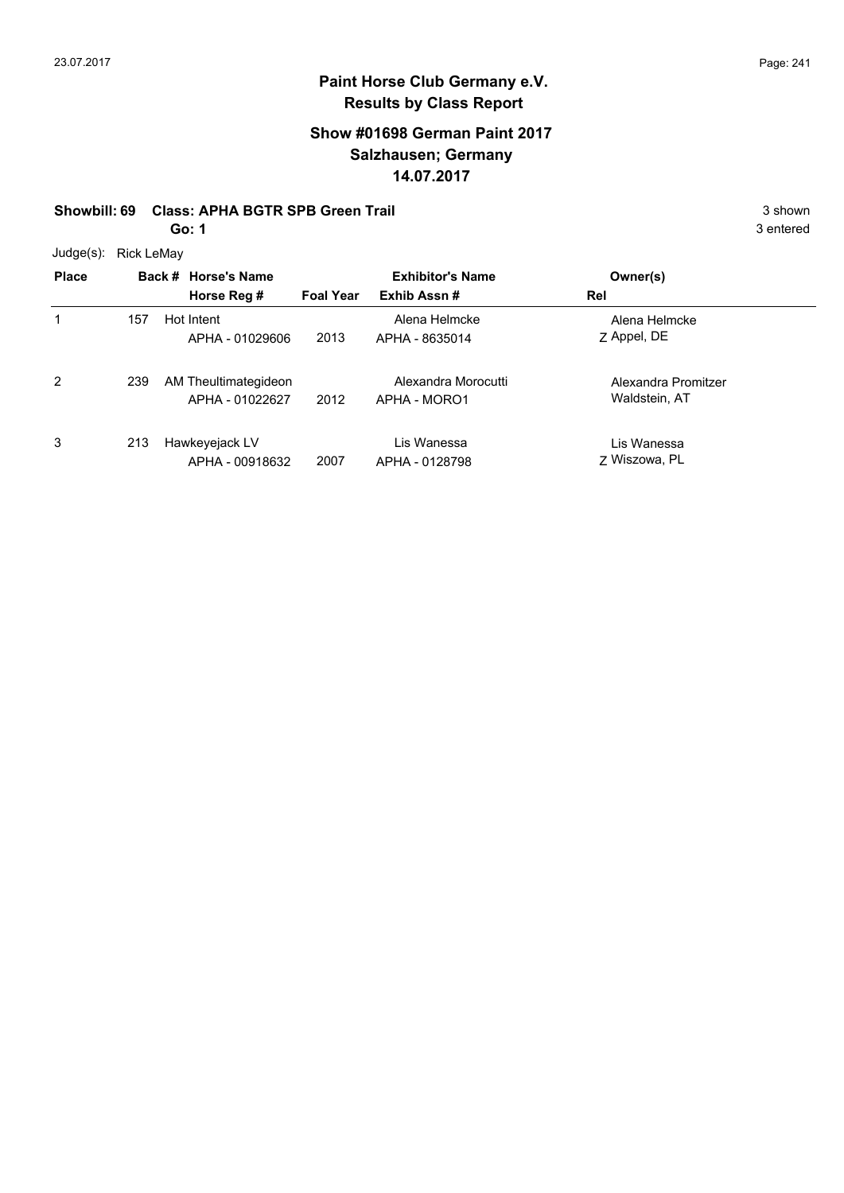# Paint Horse Club Germany e.V.
## Results by Class Report

### Show #01698 German Paint 2017
### Salzhausen; Germany
### 14.07.2017

**Showbill: 69 Class: APHA BGTR SPB Green Trail** — 3 shown

**Go: 1** — 3 entered

Judge(s): Rick LeMay

| Place | Back # | Horse's Name / Horse Reg # | Foal Year | Exhibitor's Name / Exhib Assn # | Rel | Owner(s) |
|---|---|---|---|---|---|---|
| 1 | 157 | Hot Intent<br>APHA - 01029606 | 2013 | Alena Helmcke<br>APHA - 8635014 | Z | Alena Helmcke<br>Appel, DE |
| 2 | 239 | AM Theultimategideon<br>APHA - 01022627 | 2012 | Alexandra Morocutti<br>APHA - MORO1 | | Alexandra Promitzer<br>Waldstein, AT |
| 3 | 213 | Hawkeyejack LV<br>APHA - 00918632 | 2007 | Lis Wanessa<br>APHA - 0128798 | Z | Lis Wanessa<br>Wiszowa, PL |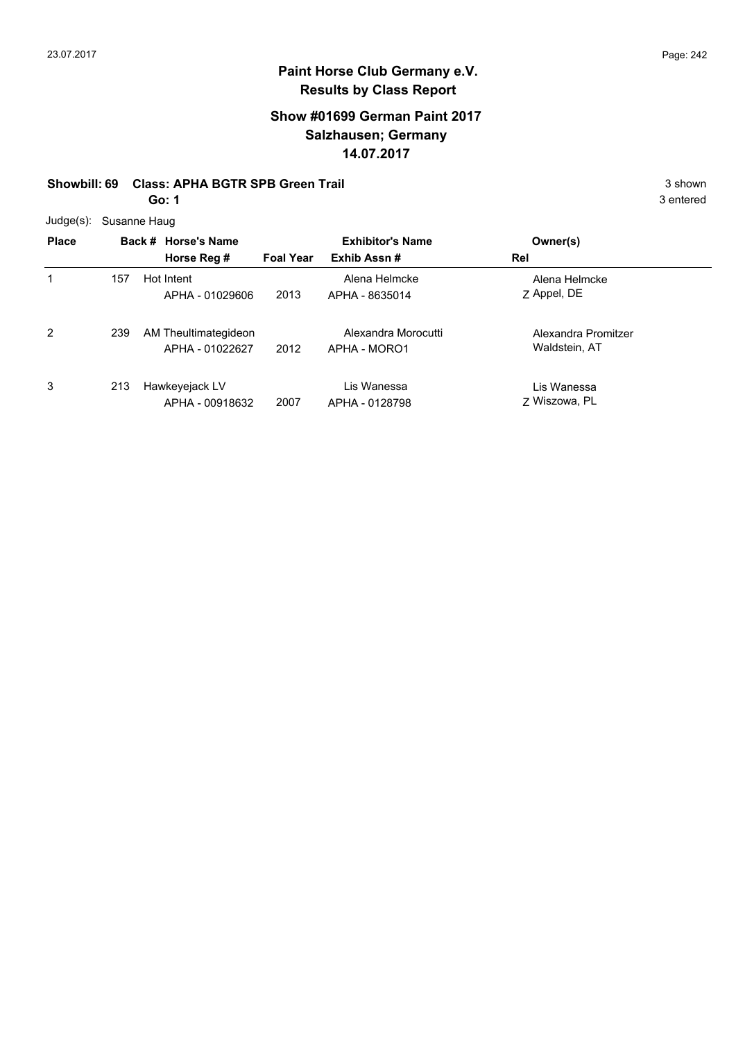# Paint Horse Club Germany e.V.
## Results by Class Report

### Show #01699 German Paint 2017
### Salzhausen; Germany
### 14.07.2017

**Showbill: 69 Class: APHA BGTR SPB Green Trail** — 3 shown

**Go: 1** — 3 entered

Judge(s): Susanne Haug

| Place | Back # | Horse's Name / Horse Reg # | Foal Year | Exhibitor's Name / Exhib Assn # | Owner(s) / Rel |
|---|---|---|---|---|---|
| 1 | 157 | Hot Intent<br>APHA - 01029606 | 2013 | Alena Helmcke<br>APHA - 8635014 | Alena Helmcke<br>Z Appel, DE |
| 2 | 239 | AM Theultimategideon<br>APHA - 01022627 | 2012 | Alexandra Morocutti<br>APHA - MORO1 | Alexandra Promitzer<br>Waldstein, AT |
| 3 | 213 | Hawkeyejack LV<br>APHA - 00918632 | 2007 | Lis Wanessa<br>APHA - 0128798 | Lis Wanessa<br>Z Wiszowa, PL |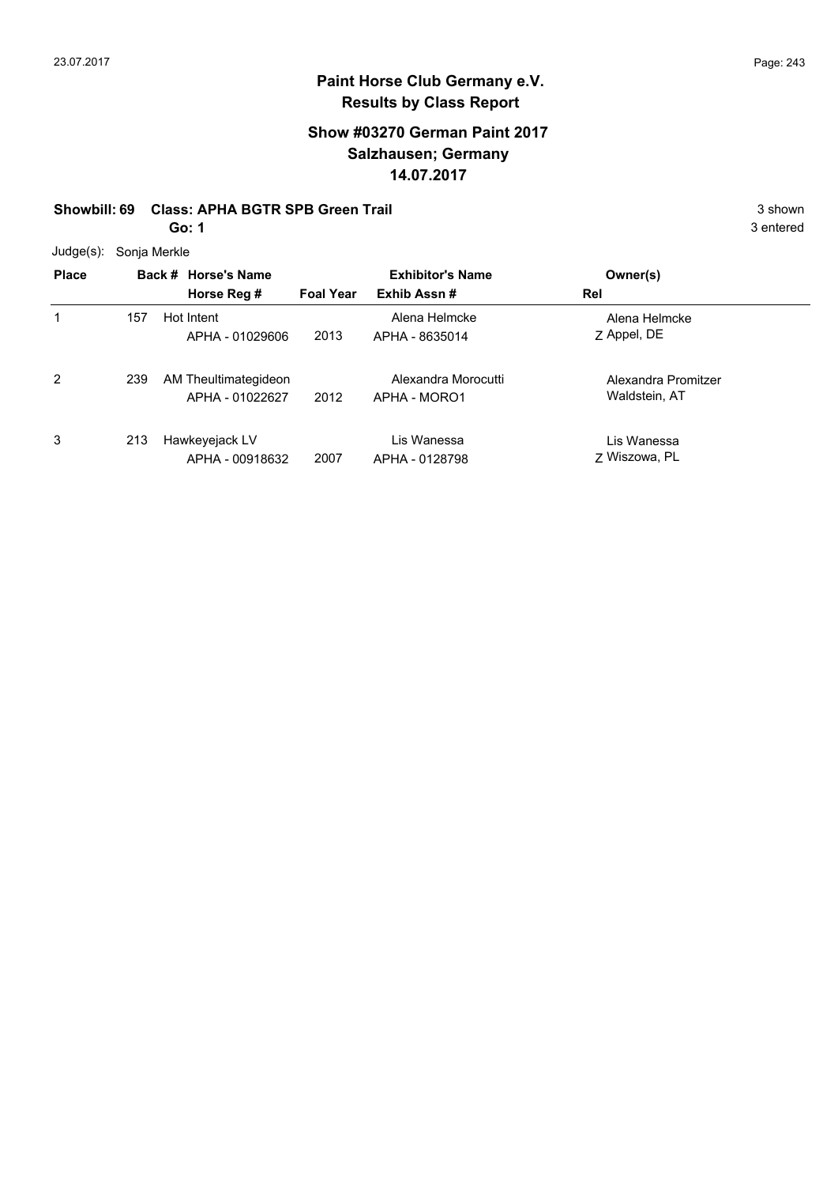# Paint Horse Club Germany e.V.
## Results by Class Report

### Show #03270 German Paint 2017
### Salzhausen; Germany
### 14.07.2017

**Showbill: 69 Class: APHA BGTR SPB Green Trail** 3 shown

**Go: 1** 3 entered

Judge(s): Sonja Merkle

| Place | Back # | Horse's Name / Horse Reg # | Foal Year | Exhibitor's Name / Exhib Assn # | Owner(s) / Rel |
|---|---|---|---|---|---|
| 1 | 157 | Hot Intent<br>APHA - 01029606 | 2013 | Alena Helmcke<br>APHA - 8635014 | Alena Helmcke<br>Z Appel, DE |
| 2 | 239 | AM Theultimategideon<br>APHA - 01022627 | 2012 | Alexandra Morocutti<br>APHA - MORO1 | Alexandra Promitzer<br>Waldstein, AT |
| 3 | 213 | Hawkeyejack LV<br>APHA - 00918632 | 2007 | Lis Wanessa<br>APHA - 0128798 | Lis Wanessa<br>Z Wiszowa, PL |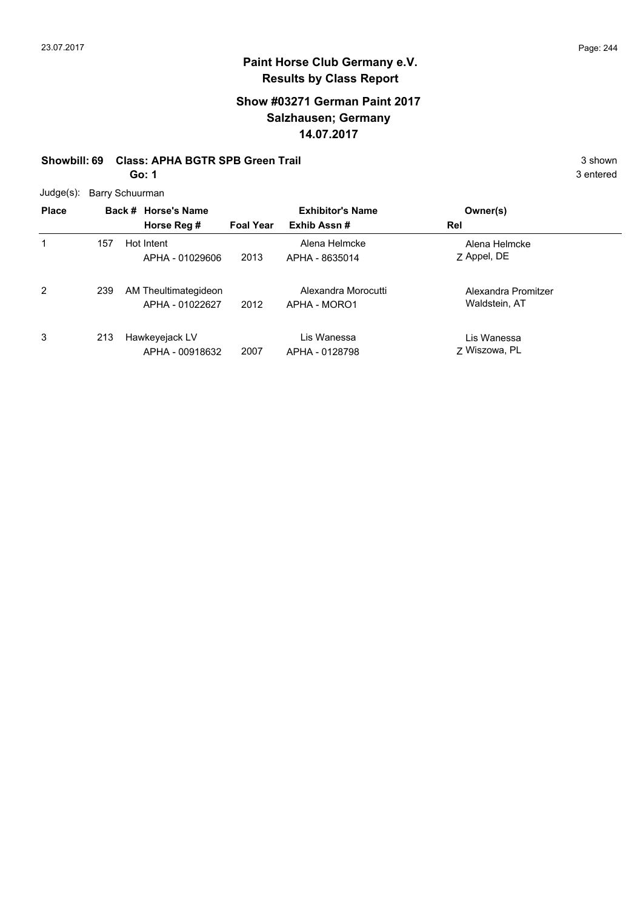## Paint Horse Club Germany e.V.
## Results by Class Report

### Show #03271 German Paint 2017
### Salzhausen; Germany
### 14.07.2017

**Showbill: 69 Class: APHA BGTR SPB Green Trail** 3 shown

**Go: 1** 3 entered

Judge(s): Barry Schuurman

| Place | Back # | Horse's Name / Horse Reg # | Foal Year | Exhibitor's Name / Exhib Assn # | Rel | Owner(s) |
|---|---|---|---|---|---|---|
| 1 | 157 | Hot Intent<br>APHA - 01029606 | 2013 | Alena Helmcke<br>APHA - 8635014 | Z | Alena Helmcke<br>Appel, DE |
| 2 | 239 | AM Theultimategideon<br>APHA - 01022627 | 2012 | Alexandra Morocutti<br>APHA - MORO1 | | Alexandra Promitzer<br>Waldstein, AT |
| 3 | 213 | Hawkeyejack LV<br>APHA - 00918632 | 2007 | Lis Wanessa<br>APHA - 0128798 | Z | Lis Wanessa<br>Wiszowa, PL |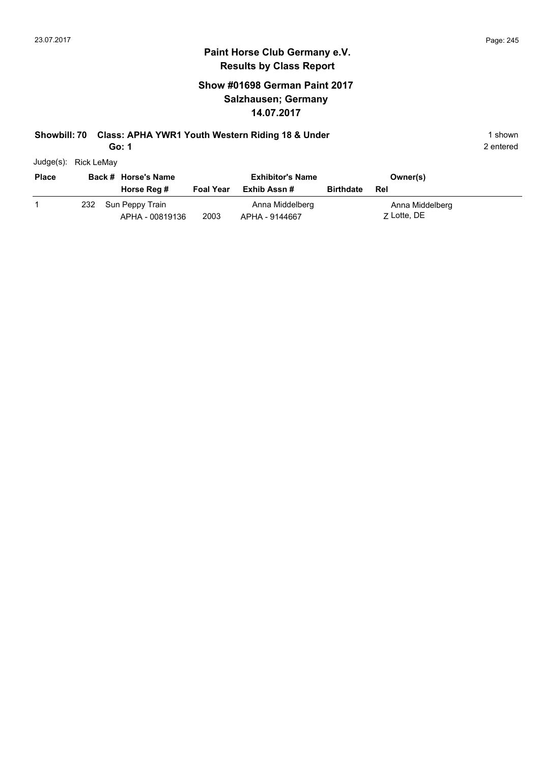# Paint Horse Club Germany e.V.

## Results by Class Report

### Show #01698 German Paint 2017
### Salzhausen; Germany
### 14.07.2017

**Showbill: 70 Class: APHA YWR1 Youth Western Riding 18 & Under** 1 shown

**Go: 1** 2 entered

Judge(s): Rick LeMay

| Place | Back # | Horse's Name / Horse Reg # | Foal Year | Exhibitor's Name / Exhib Assn # | Birthdate | Owner(s) / Rel |
|---|---|---|---|---|---|---|
| 1 | 232 | Sun Peppy Train<br>APHA - 00819136 | 2003 | Anna Middelberg<br>APHA - 9144667 | | Anna Middelberg<br>Z Lotte, DE |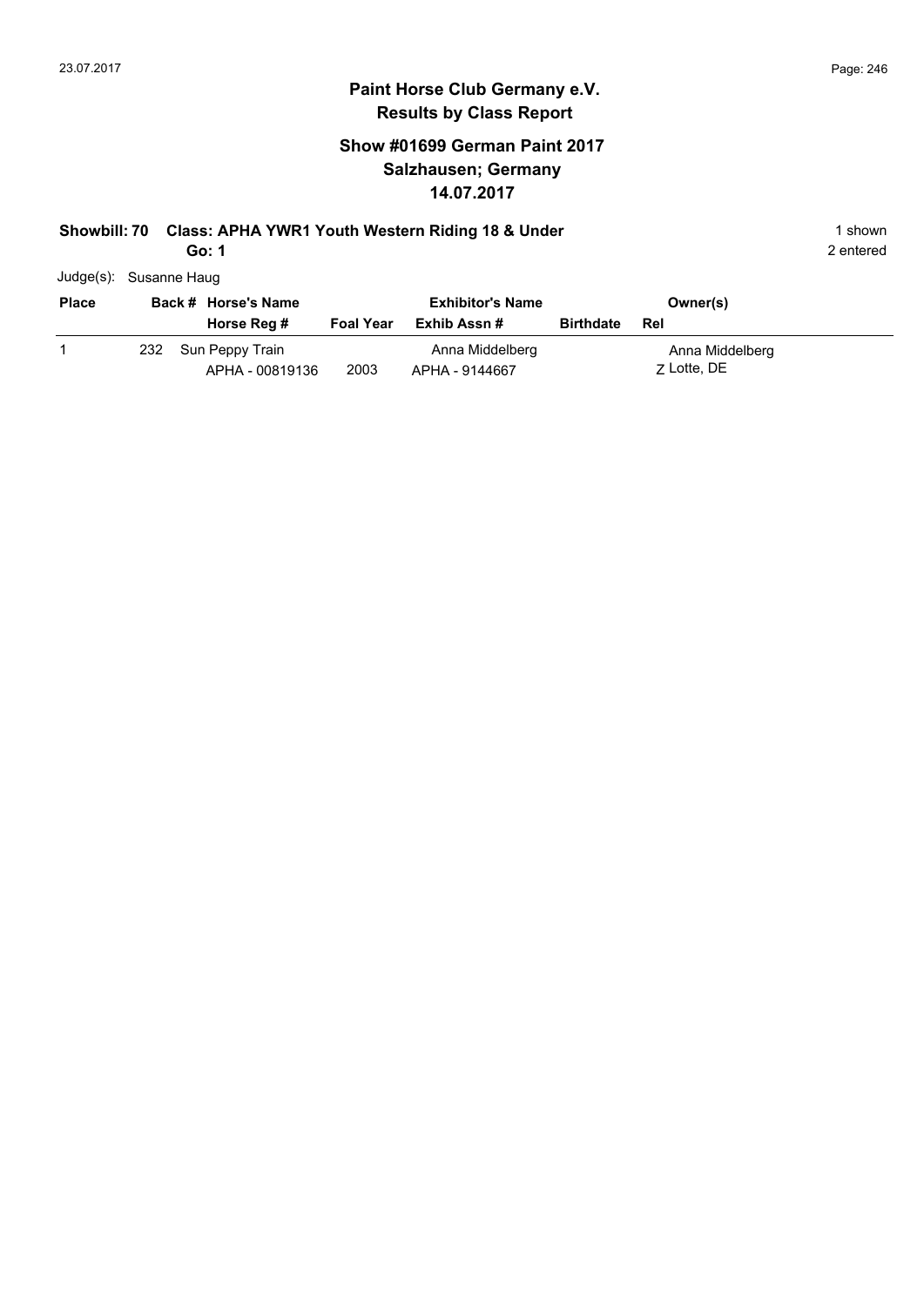## Paint Horse Club Germany e.V.
### Results by Class Report

### Show #01699 German Paint 2017
### Salzhausen; Germany
### 14.07.2017

**Showbill: 70 Class: APHA YWR1 Youth Western Riding 18 & Under** 1 shown
**Go: 1** 2 entered

Judge(s): Susanne Haug

| Place | Back # | Horse's Name / Horse Reg # | Foal Year | Exhibitor's Name / Exhib Assn # | Birthdate | Owner(s) / Rel |
|---|---|---|---|---|---|---|
| 1 | 232 | Sun Peppy Train<br>APHA - 00819136 | 2003 | Anna Middelberg<br>APHA - 9144667 | | Anna Middelberg<br>Z Lotte, DE |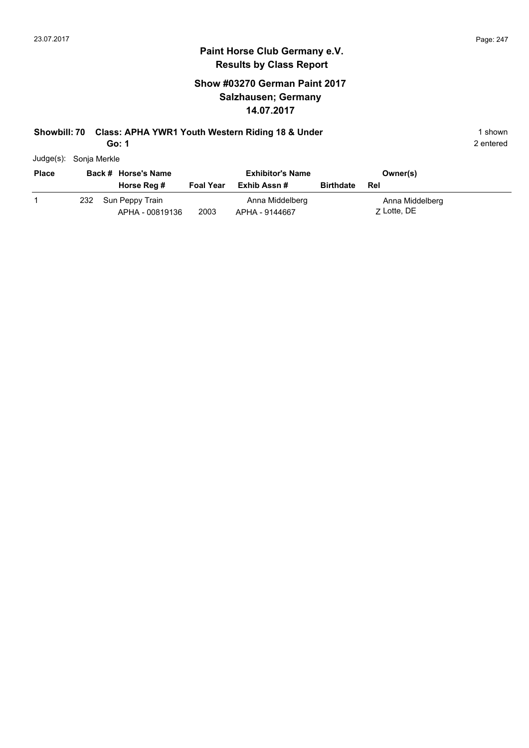## Paint Horse Club Germany e.V.
## Results by Class Report

### Show #03270 German Paint 2017
### Salzhausen; Germany
### 14.07.2017

**Showbill: 70 Class: APHA YWR1 Youth Western Riding 18 & Under** 1 shown

**Go: 1** 2 entered

Judge(s): Sonja Merkle

| Place | Back # | Horse's Name / Horse Reg # | Foal Year | Exhibitor's Name / Exhib Assn # | Birthdate | Owner(s) / Rel |
|---|---|---|---|---|---|---|
| 1 | 232 | Sun Peppy Train / APHA - 00819136 | 2003 | Anna Middelberg / APHA - 9144667 | | Anna Middelberg / Z Lotte, DE |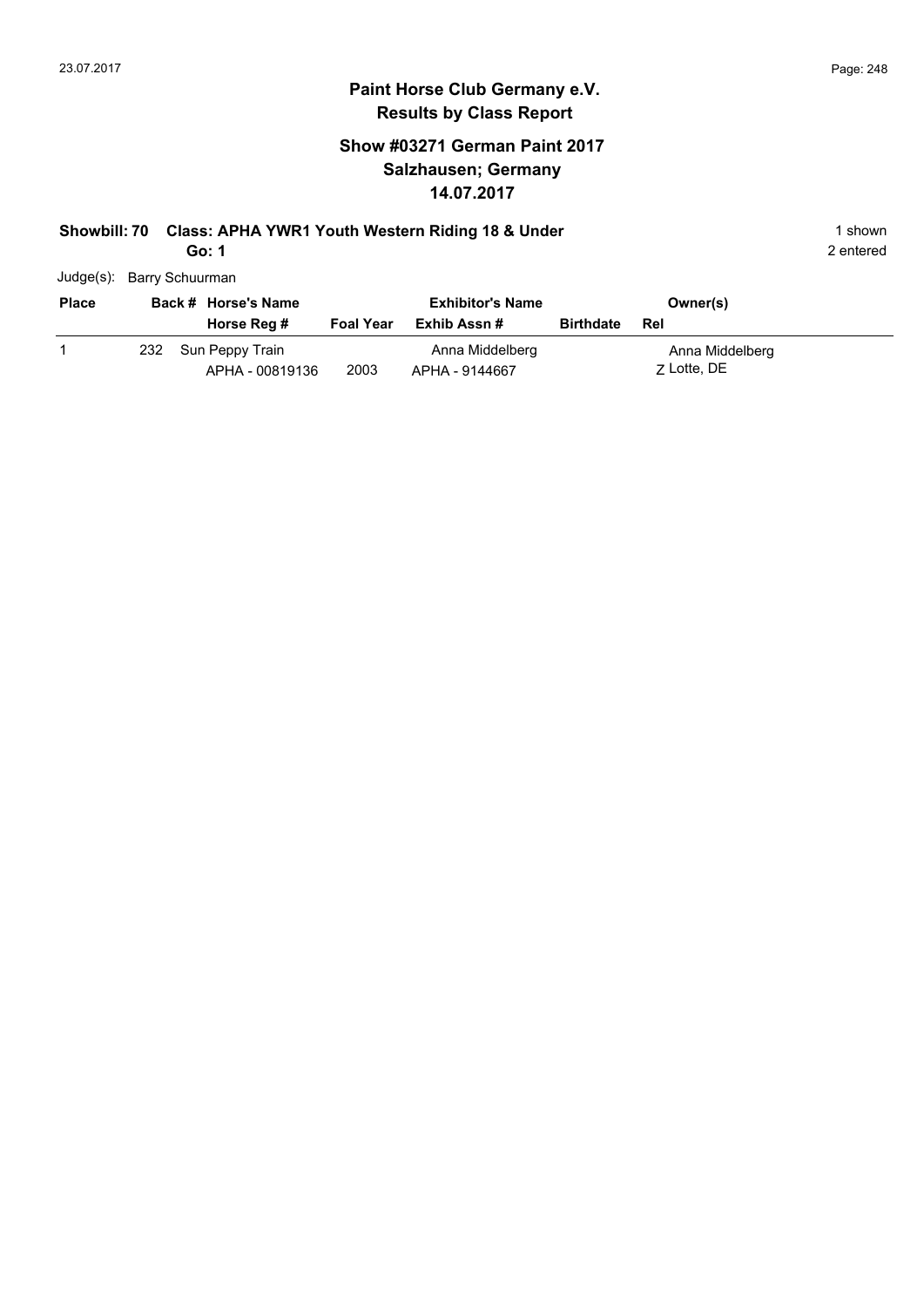# Paint Horse Club Germany e.V.
## Results by Class Report

### Show #03271 German Paint 2017
### Salzhausen; Germany
### 14.07.2017

**Showbill: 70 Class: APHA YWR1 Youth Western Riding 18 & Under** 1 shown

**Go: 1** 2 entered

Judge(s): Barry Schuurman

| Place | Back # | Horse's Name / Horse Reg # | Foal Year | Exhibitor's Name / Exhib Assn # | Birthdate | Owner(s) / Rel |
|---|---|---|---|---|---|---|
| 1 | 232 | Sun Peppy Train<br>APHA - 00819136 | 2003 | Anna Middelberg<br>APHA - 9144667 | | Anna Middelberg<br>Z Lotte, DE |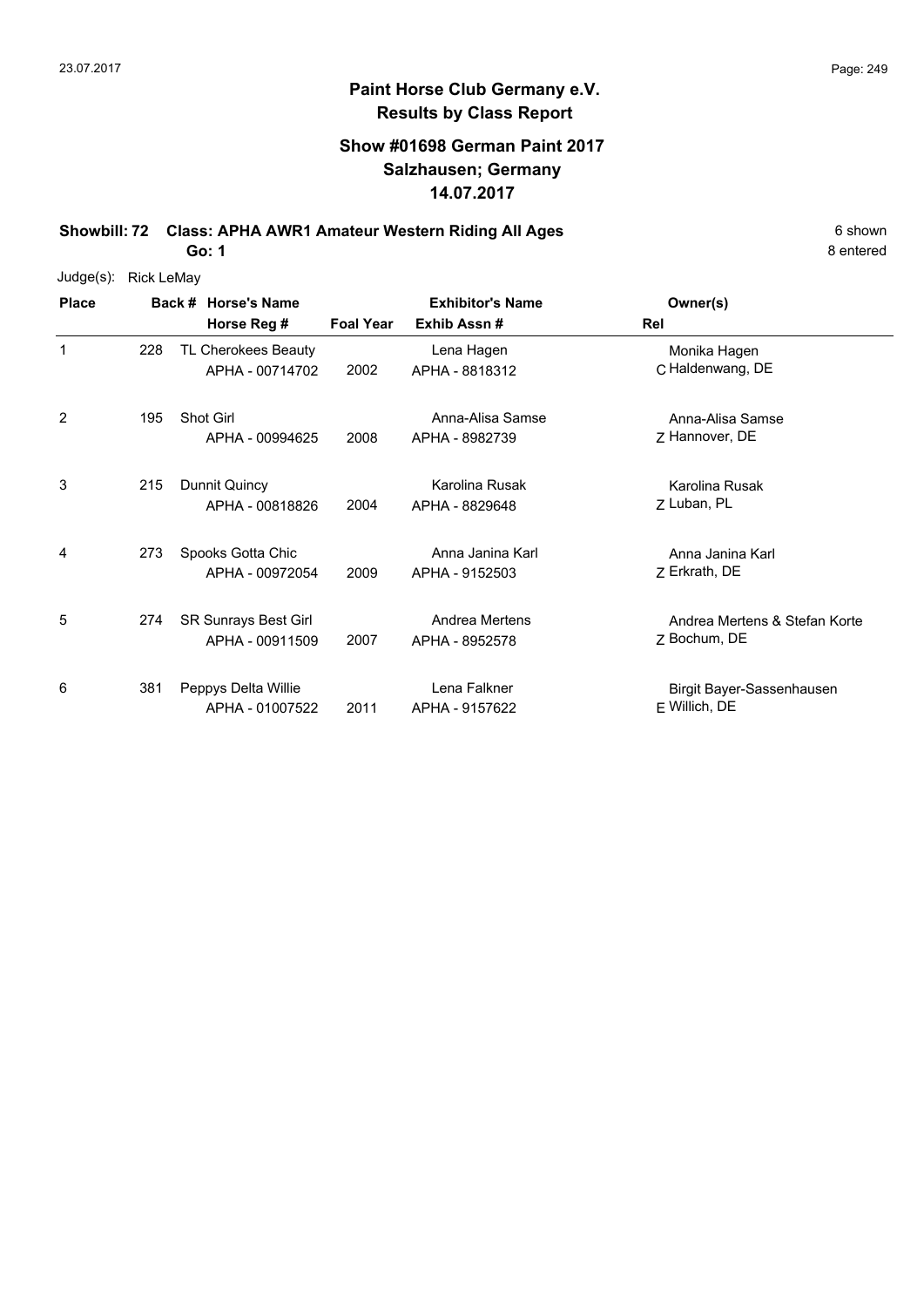# Paint Horse Club Germany e.V.

## Results by Class Report

### Show #01698 German Paint 2017
### Salzhausen; Germany
### 14.07.2017

**Showbill: 72 Class: APHA AWR1 Amateur Western Riding All Ages** 6 shown

**Go: 1** 8 entered

Judge(s): Rick LeMay

| Place | Back # | Horse's Name / Horse Reg # | Foal Year | Exhibitor's Name / Exhib Assn # | Rel | Owner(s) |
|---|---|---|---|---|---|---|
| 1 | 228 | TL Cherokees Beauty<br>APHA - 00714702 | 2002 | Lena Hagen<br>APHA - 8818312 | C | Monika Hagen<br>Haldenwang, DE |
| 2 | 195 | Shot Girl<br>APHA - 00994625 | 2008 | Anna-Alisa Samse<br>APHA - 8982739 | Z | Anna-Alisa Samse<br>Hannover, DE |
| 3 | 215 | Dunnit Quincy<br>APHA - 00818826 | 2004 | Karolina Rusak<br>APHA - 8829648 | Z | Karolina Rusak<br>Luban, PL |
| 4 | 273 | Spooks Gotta Chic<br>APHA - 00972054 | 2009 | Anna Janina Karl<br>APHA - 9152503 | Z | Anna Janina Karl<br>Erkrath, DE |
| 5 | 274 | SR Sunrays Best Girl<br>APHA - 00911509 | 2007 | Andrea Mertens<br>APHA - 8952578 | Z | Andrea Mertens & Stefan Korte<br>Bochum, DE |
| 6 | 381 | Peppys Delta Willie<br>APHA - 01007522 | 2011 | Lena Falkner<br>APHA - 9157622 | E | Birgit Bayer-Sassenhausen<br>Willich, DE |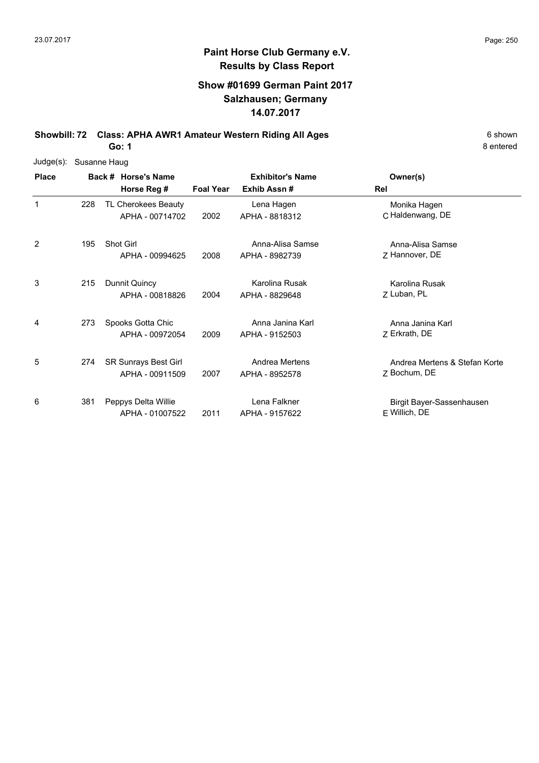**Paint Horse Club Germany e.V.**
**Results by Class Report**

**Show #01699 German Paint 2017**
**Salzhausen; Germany**
**14.07.2017**

**Showbill: 72 Class: APHA AWR1 Amateur Western Riding All Ages** 6 shown
**Go: 1** 8 entered

Judge(s): Susanne Haug

| Place | Back # | Horse's Name / Horse Reg # | Foal Year | Exhibitor's Name / Exhib Assn # | Rel | Owner(s) |
|---|---|---|---|---|---|---|
| 1 | 228 | TL Cherokees Beauty<br>APHA - 00714702 | 2002 | Lena Hagen<br>APHA - 8818312 | C | Monika Hagen<br>Haldenwang, DE |
| 2 | 195 | Shot Girl<br>APHA - 00994625 | 2008 | Anna-Alisa Samse<br>APHA - 8982739 | Z | Anna-Alisa Samse<br>Hannover, DE |
| 3 | 215 | Dunnit Quincy<br>APHA - 00818826 | 2004 | Karolina Rusak<br>APHA - 8829648 | Z | Karolina Rusak<br>Luban, PL |
| 4 | 273 | Spooks Gotta Chic<br>APHA - 00972054 | 2009 | Anna Janina Karl<br>APHA - 9152503 | Z | Anna Janina Karl<br>Erkrath, DE |
| 5 | 274 | SR Sunrays Best Girl<br>APHA - 00911509 | 2007 | Andrea Mertens<br>APHA - 8952578 | Z | Andrea Mertens & Stefan Korte<br>Bochum, DE |
| 6 | 381 | Peppys Delta Willie<br>APHA - 01007522 | 2011 | Lena Falkner<br>APHA - 9157622 | E | Birgit Bayer-Sassenhausen<br>Willich, DE |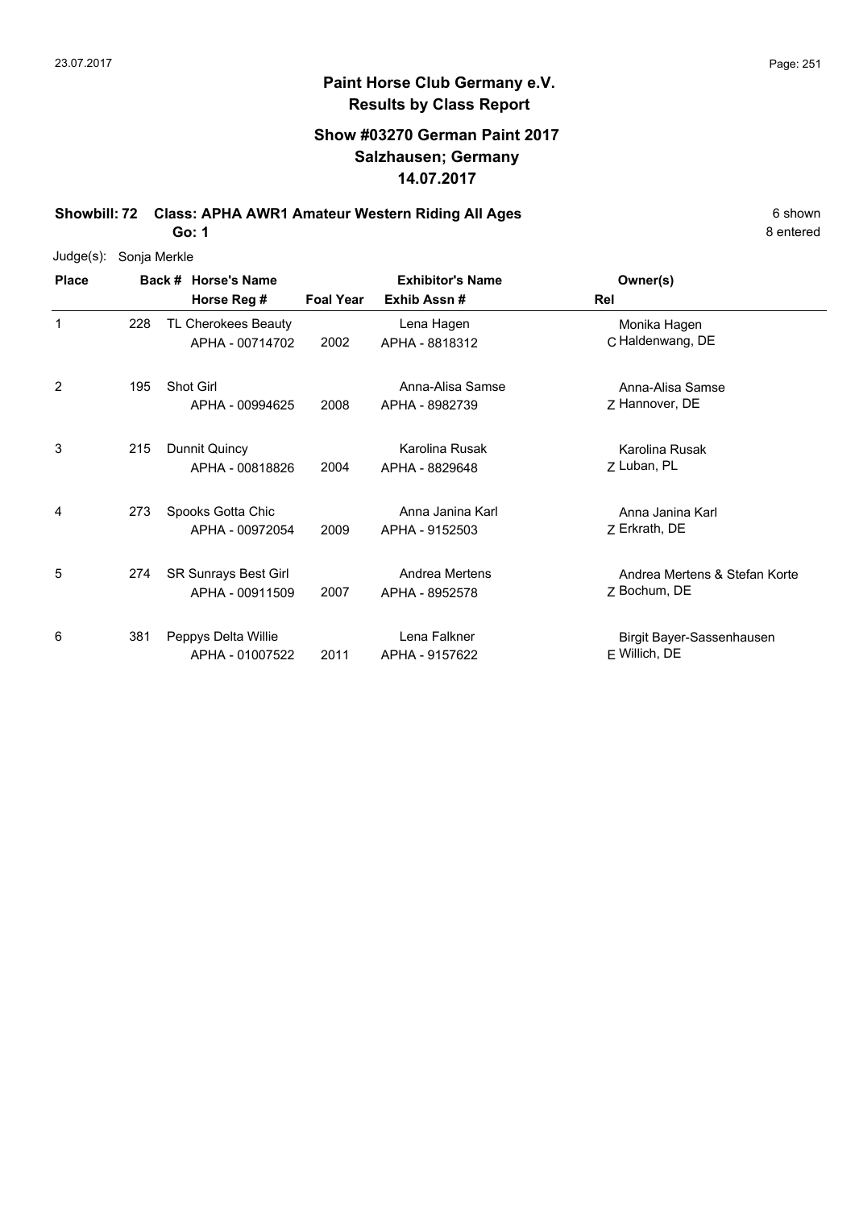# Paint Horse Club Germany e.V.

## Results by Class Report

### Show #03270 German Paint 2017
### Salzhausen; Germany
### 14.07.2017

**Showbill: 72 Class: APHA AWR1 Amateur Western Riding All Ages** — 6 shown, 8 entered

**Go: 1**

Judge(s): Sonja Merkle

| Place | Back # | Horse's Name / Horse Reg # | Foal Year | Exhibitor's Name / Exhib Assn # | Rel | Owner(s) |
|---|---|---|---|---|---|---|
| 1 | 228 | TL Cherokees Beauty<br>APHA - 00714702 | 2002 | Lena Hagen<br>APHA - 8818312 | C | Monika Hagen<br>Haldenwang, DE |
| 2 | 195 | Shot Girl<br>APHA - 00994625 | 2008 | Anna-Alisa Samse<br>APHA - 8982739 | Z | Anna-Alisa Samse<br>Hannover, DE |
| 3 | 215 | Dunnit Quincy<br>APHA - 00818826 | 2004 | Karolina Rusak<br>APHA - 8829648 | Z | Karolina Rusak<br>Luban, PL |
| 4 | 273 | Spooks Gotta Chic<br>APHA - 00972054 | 2009 | Anna Janina Karl<br>APHA - 9152503 | Z | Anna Janina Karl<br>Erkrath, DE |
| 5 | 274 | SR Sunrays Best Girl<br>APHA - 00911509 | 2007 | Andrea Mertens<br>APHA - 8952578 | Z | Andrea Mertens & Stefan Korte<br>Bochum, DE |
| 6 | 381 | Peppys Delta Willie<br>APHA - 01007522 | 2011 | Lena Falkner<br>APHA - 9157622 | E | Birgit Bayer-Sassenhausen<br>Willich, DE |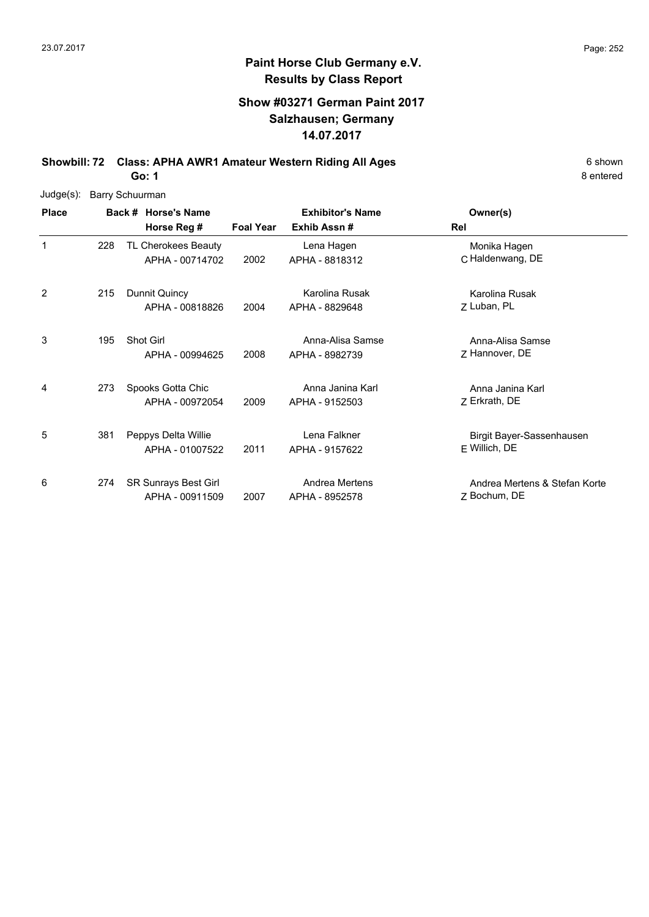# Paint Horse Club Germany e.V.
## Results by Class Report

### Show #03271 German Paint 2017
### Salzhausen; Germany
### 14.07.2017

**Showbill: 72 Class: APHA AWR1 Amateur Western Riding All Ages** 6 shown

**Go: 1** 8 entered

Judge(s): Barry Schuurman

| Place | Back # | Horse's Name / Horse Reg # | Foal Year | Exhibitor's Name / Exhib Assn # | Rel | Owner(s) |
|---|---|---|---|---|---|---|
| 1 | 228 | TL Cherokees Beauty<br>APHA - 00714702 | 2002 | Lena Hagen<br>APHA - 8818312 | C | Monika Hagen<br>Haldenwang, DE |
| 2 | 215 | Dunnit Quincy<br>APHA - 00818826 | 2004 | Karolina Rusak<br>APHA - 8829648 | Z | Karolina Rusak<br>Luban, PL |
| 3 | 195 | Shot Girl<br>APHA - 00994625 | 2008 | Anna-Alisa Samse<br>APHA - 8982739 | Z | Anna-Alisa Samse<br>Hannover, DE |
| 4 | 273 | Spooks Gotta Chic<br>APHA - 00972054 | 2009 | Anna Janina Karl<br>APHA - 9152503 | Z | Anna Janina Karl<br>Erkrath, DE |
| 5 | 381 | Peppys Delta Willie<br>APHA - 01007522 | 2011 | Lena Falkner<br>APHA - 9157622 | E | Birgit Bayer-Sassenhausen<br>Willich, DE |
| 6 | 274 | SR Sunrays Best Girl<br>APHA - 00911509 | 2007 | Andrea Mertens<br>APHA - 8952578 | Z | Andrea Mertens & Stefan Korte<br>Bochum, DE |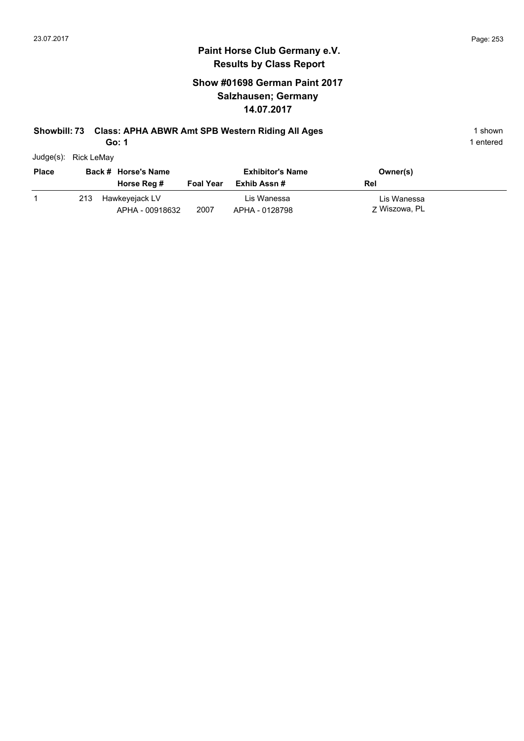# Paint Horse Club Germany e.V.
## Results by Class Report

### Show #01698 German Paint 2017
### Salzhausen; Germany
### 14.07.2017

**Showbill: 73 Class: APHA ABWR Amt SPB Western Riding All Ages** 1 shown

**Go: 1** 1 entered

Judge(s): Rick LeMay

| Place | Back # | Horse's Name / Horse Reg # | Foal Year | Exhibitor's Name / Exhib Assn # | Owner(s) / Rel |
|---|---|---|---|---|---|
| 1 | 213 | Hawkeyejack LV<br>APHA - 00918632 | 2007 | Lis Wanessa<br>APHA - 0128798 | Lis Wanessa<br>Z Wiszowa, PL |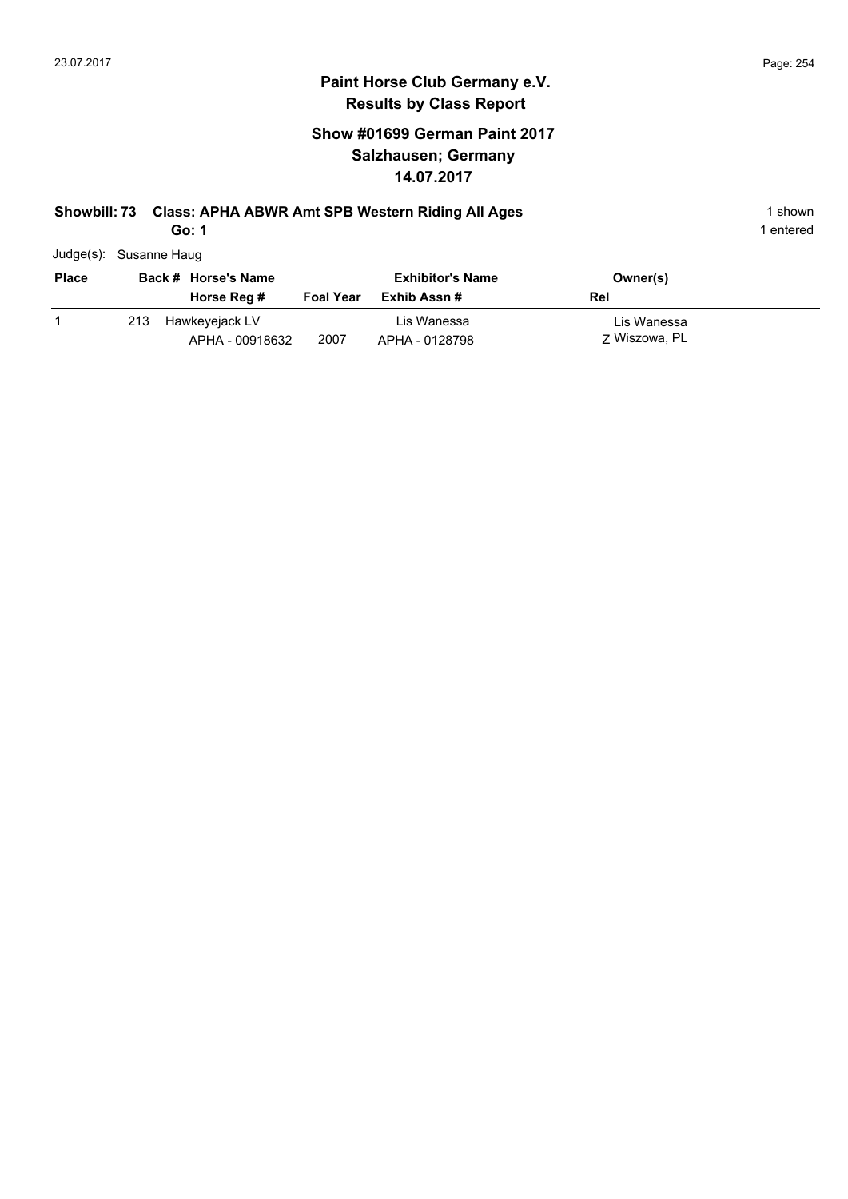# Paint Horse Club Germany e.V.

## Results by Class Report

### Show #01699 German Paint 2017
### Salzhausen; Germany
### 14.07.2017

**Showbill: 73 Class: APHA ABWR Amt SPB Western Riding All Ages** — 1 shown

**Go: 1** — 1 entered

Judge(s): Susanne Haug

| Place | Back # | Horse's Name / Horse Reg # | Foal Year | Exhibitor's Name / Exhib Assn # | Owner(s) / Rel |
|---|---|---|---|---|---|
| 1 | 213 | Hawkeyejack LV<br>APHA - 00918632 | 2007 | Lis Wanessa<br>APHA - 0128798 | Lis Wanessa<br>Z Wiszowa, PL |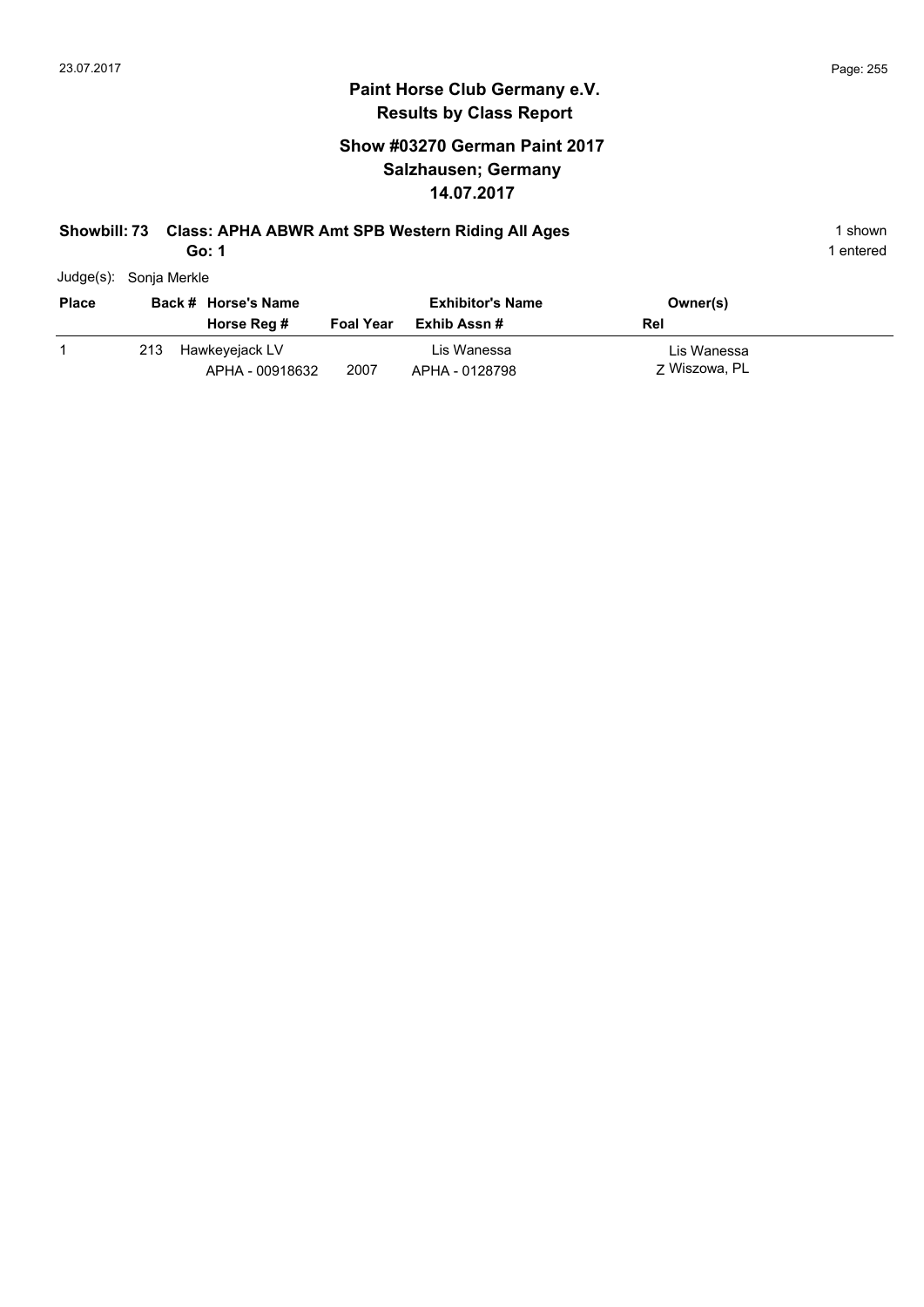# Paint Horse Club Germany e.V.
## Results by Class Report

### Show #03270 German Paint 2017
### Salzhausen; Germany
### 14.07.2017

**Showbill: 73 Class: APHA ABWR Amt SPB Western Riding All Ages** — 1 shown

**Go: 1** — 1 entered

Judge(s): Sonja Merkle

| Place | Back # | Horse's Name / Horse Reg # | Foal Year | Exhibitor's Name / Exhib Assn # | Owner(s) / Rel |
|---|---|---|---|---|---|
| 1 | 213 | Hawkeyejack LV<br>APHA - 00918632 | 2007 | Lis Wanesa<br>APHA - 0128798 | Lis Wanessa<br>Z Wiszowa, PL |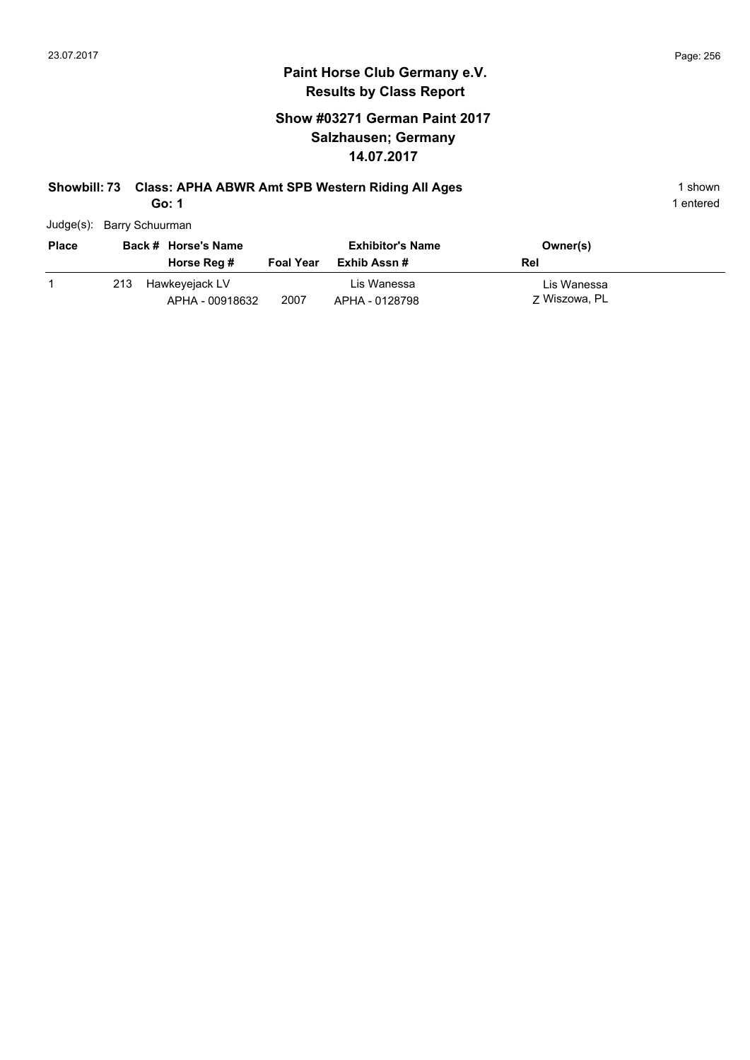# Paint Horse Club Germany e.V.

## Results by Class Report

### Show #03271 German Paint 2017
### Salzhausen; Germany
### 14.07.2017

**Showbill: 73 Class: APHA ABWR Amt SPB Western Riding All Ages** 1 shown

**Go: 1** 1 entered

Judge(s): Barry Schuurman

| Place | Back # | Horse's Name / Horse Reg # | Foal Year | Exhibitor's Name / Exhib Assn # | Owner(s) / Rel |
|---|---|---|---|---|---|
| 1 | 213 | Hawkeyejack LV<br>APHA - 00918632 | 2007 | Lis Wanessa<br>APHA - 0128798 | Lis Wanessa<br>Z Wiszowa, PL |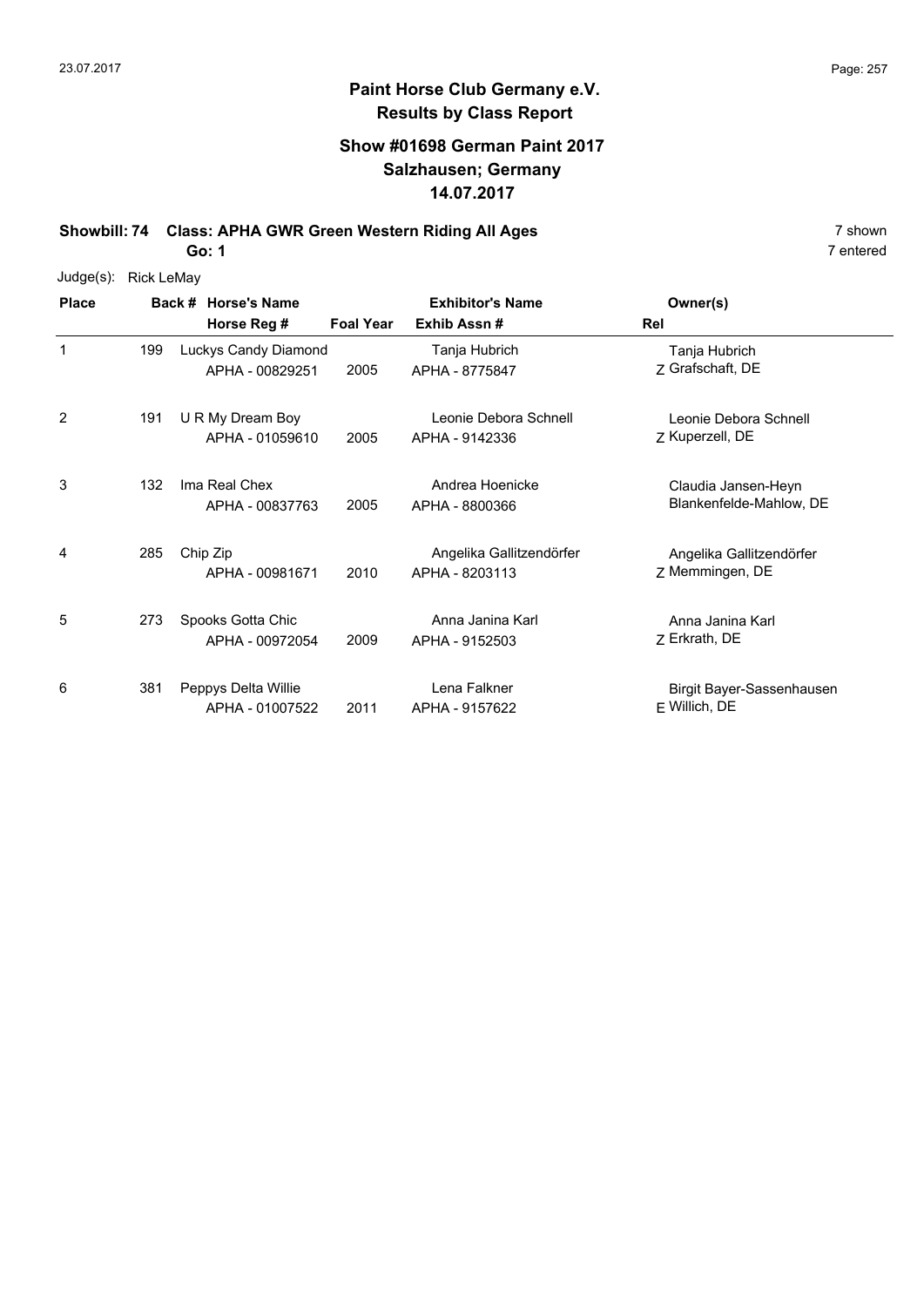# Paint Horse Club Germany e.V.
## Results by Class Report

### Show #01698 German Paint 2017
### Salzhausen; Germany
### 14.07.2017

**Showbill: 74 Class: APHA GWR Green Western Riding All Ages** — 7 shown

**Go: 1** — 7 entered

Judge(s): Rick LeMay

| Place | Back # | Horse's Name / Horse Reg # | Foal Year | Exhibitor's Name / Exhib Assn # | Rel | Owner(s) |
|---|---|---|---|---|---|---|
| 1 | 199 | Luckys Candy Diamond<br>APHA - 00829251 | 2005 | Tanja Hubrich<br>APHA - 8775847 | Z | Tanja Hubrich<br>Grafschaft, DE |
| 2 | 191 | U R My Dream Boy<br>APHA - 01059610 | 2005 | Leonie Debora Schnell<br>APHA - 9142336 | Z | Leonie Debora Schnell<br>Kuperzell, DE |
| 3 | 132 | Ima Real Chex<br>APHA - 00837763 | 2005 | Andrea Hoenicke<br>APHA - 8800366 | | Claudia Jansen-Heyn<br>Blankenfelde-Mahlow, DE |
| 4 | 285 | Chip Zip<br>APHA - 00981671 | 2010 | Angelika Gallitzendörfer<br>APHA - 8203113 | Z | Angelika Gallitzendörfer<br>Memmingen, DE |
| 5 | 273 | Spooks Gotta Chic<br>APHA - 00972054 | 2009 | Anna Janina Karl<br>APHA - 9152503 | Z | Anna Janina Karl<br>Erkrath, DE |
| 6 | 381 | Peppys Delta Willie<br>APHA - 01007522 | 2011 | Lena Falkner<br>APHA - 9157622 | E | Birgit Bayer-Sassenhausen<br>Willich, DE |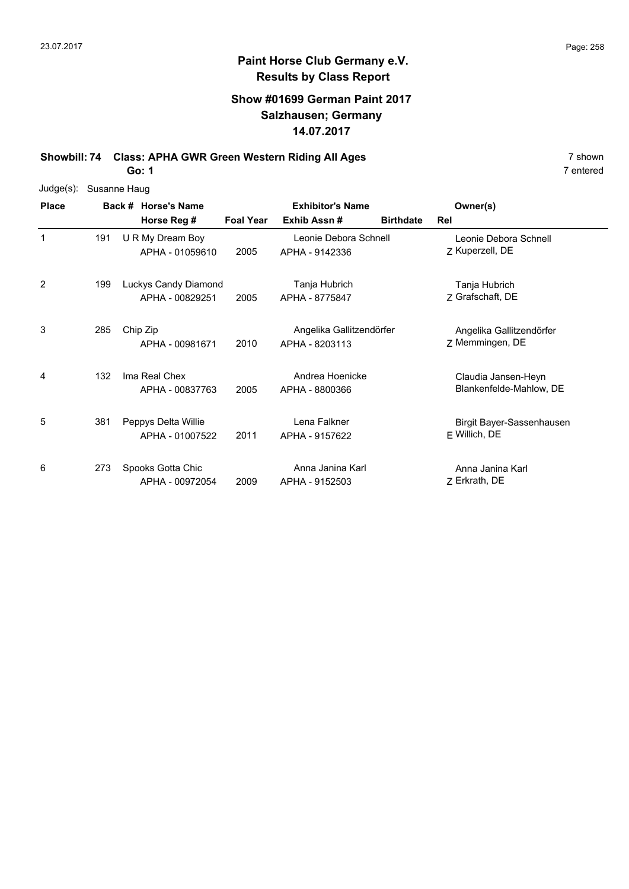## Paint Horse Club Germany e.V.
## Results by Class Report

### Show #01699 German Paint 2017
### Salzhausen; Germany
### 14.07.2017

**Showbill: 74 Class: APHA GWR Green Western Riding All Ages** 7 shown

**Go: 1** 7 entered

Judge(s): Susanne Haug

| Place | Back # | Horse's Name / Horse Reg # | Foal Year | Exhibitor's Name / Exhib Assn # | Birthdate | Rel | Owner(s) |
|---|---|---|---|---|---|---|---|
| 1 | 191 | U R My Dream Boy<br>APHA - 01059610 | 2005 | Leonie Debora Schnell<br>APHA - 9142336 | | Z | Leonie Debora Schnell<br>Kuperzell, DE |
| 2 | 199 | Luckys Candy Diamond<br>APHA - 00829251 | 2005 | Tanja Hubrich<br>APHA - 8775847 | | Z | Tanja Hubrich<br>Grafschaft, DE |
| 3 | 285 | Chip Zip<br>APHA - 00981671 | 2010 | Angelika Gallitzendörfer<br>APHA - 8203113 | | Z | Angelika Gallitzendörfer<br>Memmingen, DE |
| 4 | 132 | Ima Real Chex<br>APHA - 00837763 | 2005 | Andrea Hoenicke<br>APHA - 8800366 | | | Claudia Jansen-Heyn<br>Blankenfelde-Mahlow, DE |
| 5 | 381 | Peppys Delta Willie<br>APHA - 01007522 | 2011 | Lena Falkner<br>APHA - 9157622 | | E | Birgit Bayer-Sassenhausen<br>Willich, DE |
| 6 | 273 | Spooks Gotta Chic<br>APHA - 00972054 | 2009 | Anna Janina Karl<br>APHA - 9152503 | | Z | Anna Janina Karl<br>Erkrath, DE |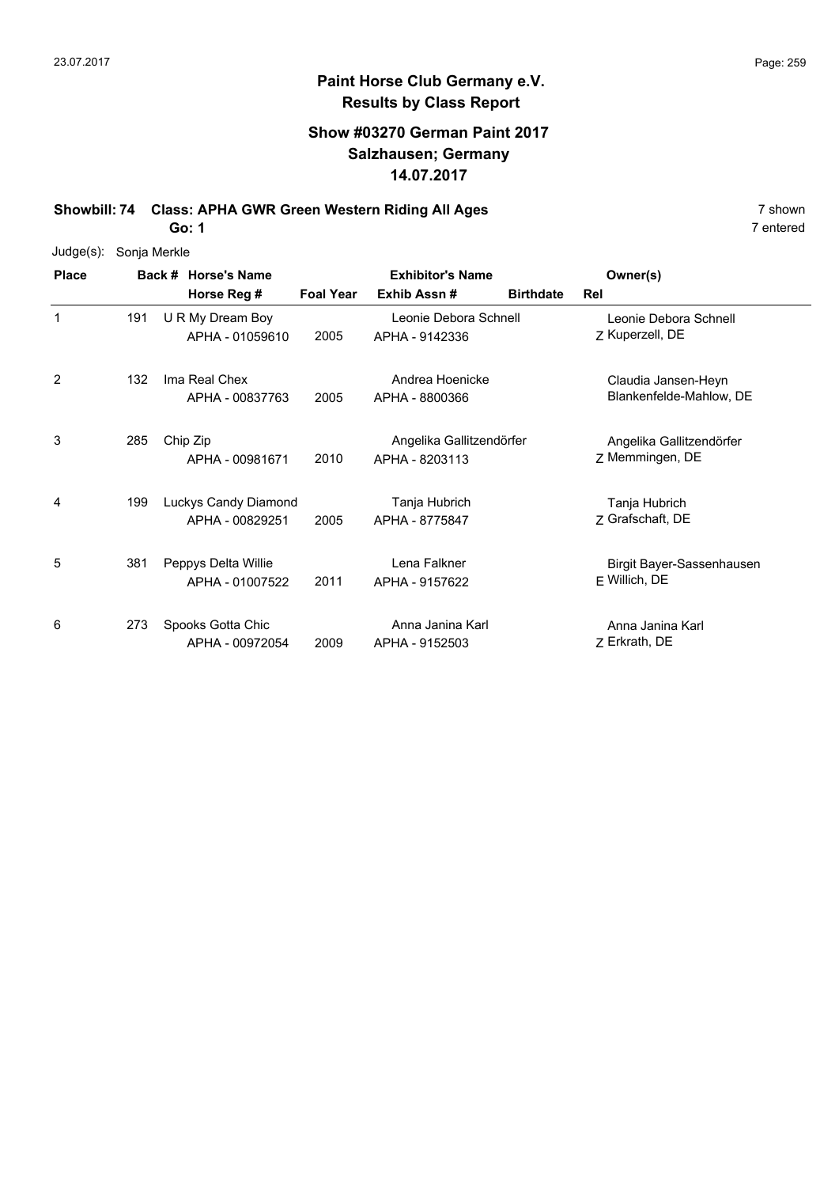# Paint Horse Club Germany e.V.
## Results by Class Report

### Show #03270 German Paint 2017
### Salzhausen; Germany
### 14.07.2017

**Showbill: 74 Class: APHA GWR Green Western Riding All Ages** — 7 shown, 7 entered

**Go: 1**

Judge(s): Sonja Merkle

| Place | Back # | Horse's Name / Horse Reg # | Foal Year | Exhibitor's Name / Exhib Assn # | Birthdate | Rel | Owner(s) |
|---|---|---|---|---|---|---|---|
| 1 | 191 | U R My Dream Boy<br>APHA - 01059610 | 2005 | Leonie Debora Schnell<br>APHA - 9142336 | | Z | Leonie Debora Schnell<br>Kuperzell, DE |
| 2 | 132 | Ima Real Chex<br>APHA - 00837763 | 2005 | Andrea Hoenicke<br>APHA - 8800366 | | | Claudia Jansen-Heyn<br>Blankenfelde-Mahlow, DE |
| 3 | 285 | Chip Zip<br>APHA - 00981671 | 2010 | Angelika Gallitzendörfer<br>APHA - 8203113 | | Z | Angelika Gallitzendörfer<br>Memmingen, DE |
| 4 | 199 | Luckys Candy Diamond<br>APHA - 00829251 | 2005 | Tanja Hubrich<br>APHA - 8775847 | | Z | Tanja Hubrich<br>Grafschaft, DE |
| 5 | 381 | Peppys Delta Willie<br>APHA - 01007522 | 2011 | Lena Falkner<br>APHA - 9157622 | | E | Birgit Bayer-Sassenhausen<br>Willich, DE |
| 6 | 273 | Spooks Gotta Chic<br>APHA - 00972054 | 2009 | Anna Janina Karl<br>APHA - 9152503 | | Z | Anna Janina Karl<br>Erkrath, DE |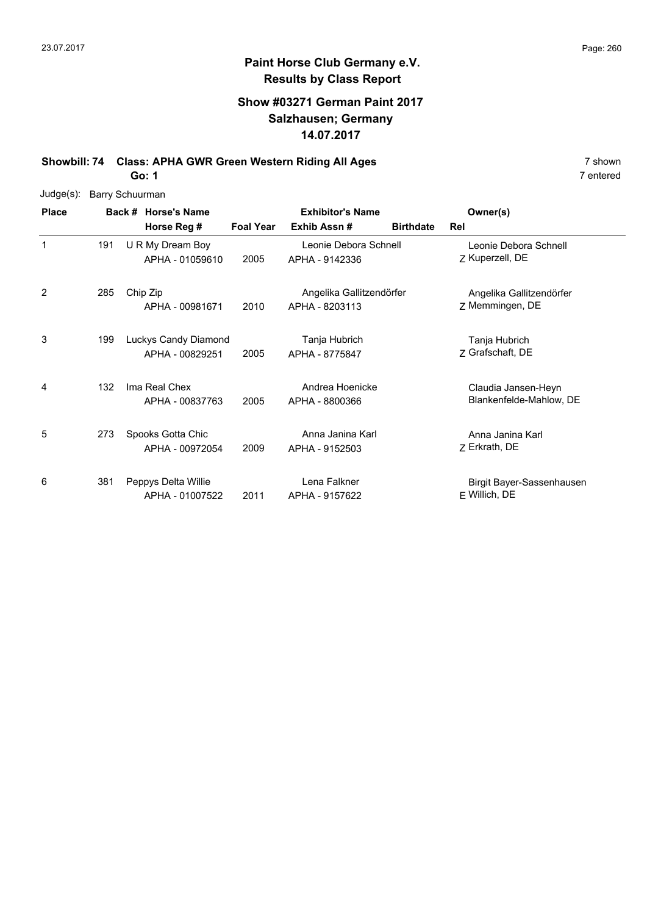# Paint Horse Club Germany e.V.
## Results by Class Report

### Show #03271 German Paint 2017
### Salzhausen; Germany
### 14.07.2017

**Showbill: 74 Class: APHA GWR Green Western Riding All Ages** 7 shown

**Go: 1** 7 entered

Judge(s): Barry Schuurman

| Place | Back # | Horse's Name / Horse Reg # | Foal Year | Exhibitor's Name / Exhib Assn # | Birthdate | Rel | Owner(s) |
|---|---|---|---|---|---|---|---|
| 1 | 191 | U R My Dream Boy<br>APHA - 01059610 | 2005 | Leonie Debora Schnell<br>APHA - 9142336 | | Z | Leonie Debora Schnell<br>Kuperzell, DE |
| 2 | 285 | Chip Zip<br>APHA - 00981671 | 2010 | Angelika Gallitzendörfer<br>APHA - 8203113 | | Z | Angelika Gallitzendörfer<br>Memmingen, DE |
| 3 | 199 | Luckys Candy Diamond<br>APHA - 00829251 | 2005 | Tanja Hubrich<br>APHA - 8775847 | | Z | Tanja Hubrich<br>Grafschaft, DE |
| 4 | 132 | Ima Real Chex<br>APHA - 00837763 | 2005 | Andrea Hoenicke<br>APHA - 8800366 | | | Claudia Jansen-Heyn<br>Blankenfelde-Mahlow, DE |
| 5 | 273 | Spooks Gotta Chic<br>APHA - 00972054 | 2009 | Anna Janina Karl<br>APHA - 9152503 | | Z | Anna Janina Karl<br>Erkrath, DE |
| 6 | 381 | Peppys Delta Willie<br>APHA - 01007522 | 2011 | Lena Falkner<br>APHA - 9157622 | | E | Birgit Bayer-Sassenhausen<br>Willich, DE |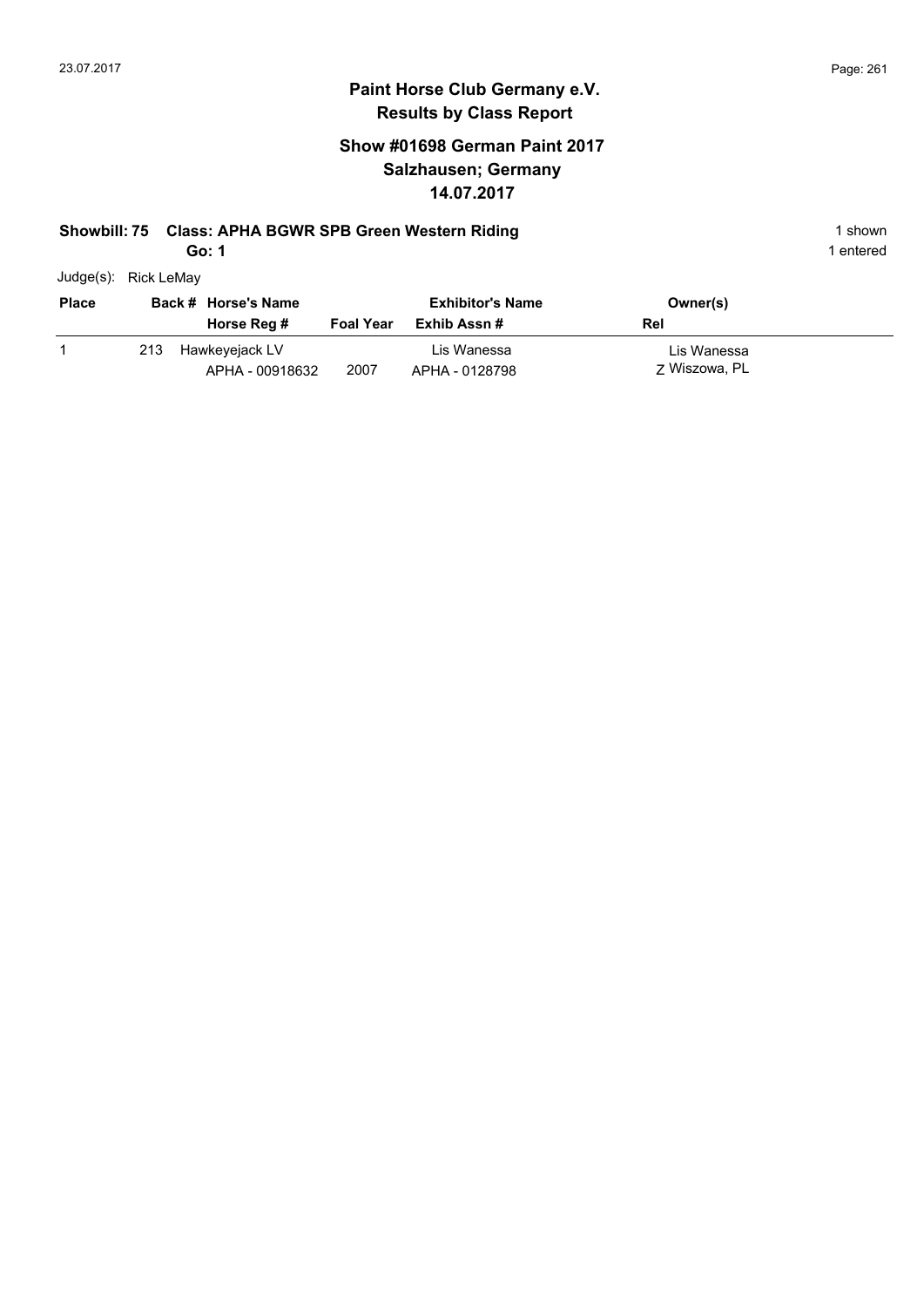# Paint Horse Club Germany e.V.
## Results by Class Report

### Show #01698 German Paint 2017
### Salzhausen; Germany
### 14.07.2017

**Showbill: 75 Class: APHA BGWR SPB Green Western Riding** — 1 shown

**Go: 1** — 1 entered

Judge(s): Rick LeMay

| Place | Back # | Horse's Name / Horse Reg # | Foal Year | Exhibitor's Name / Exhib Assn # | Owner(s) / Rel |
|---|---|---|---|---|---|
| 1 | 213 | Hawkeyejack LV<br>APHA - 00918632 | 2007 | Lis Wanessa<br>APHA - 0128798 | Lis Wanessa<br>Z Wiszowa, PL |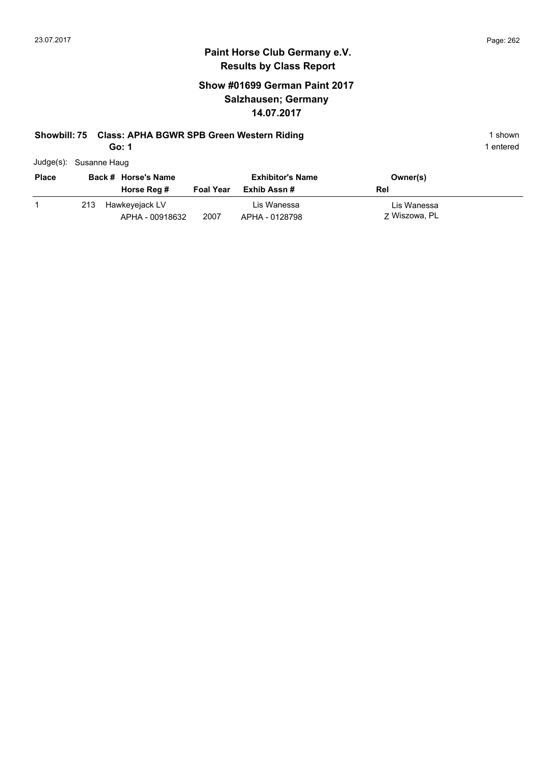# Paint Horse Club Germany e.V.

## Results by Class Report

### Show #01699 German Paint 2017
### Salzhausen; Germany
### 14.07.2017

**Showbill: 75 Class: APHA BGWR SPB Green Western Riding** 1 shown

**Go: 1** 1 entered

Judge(s): Susanne Haug

| Place | Back # | Horse's Name / Horse Reg # | Foal Year | Exhibitor's Name / Exhib Assn # | Owner(s) / Rel |
|---|---|---|---|---|---|
| 1 | 213 | Hawkeyejack LV<br>APHA - 00918632 | 2007 | Lis Wanessa<br>APHA - 0128798 | Lis Wanessa<br>Z Wiszowa, PL |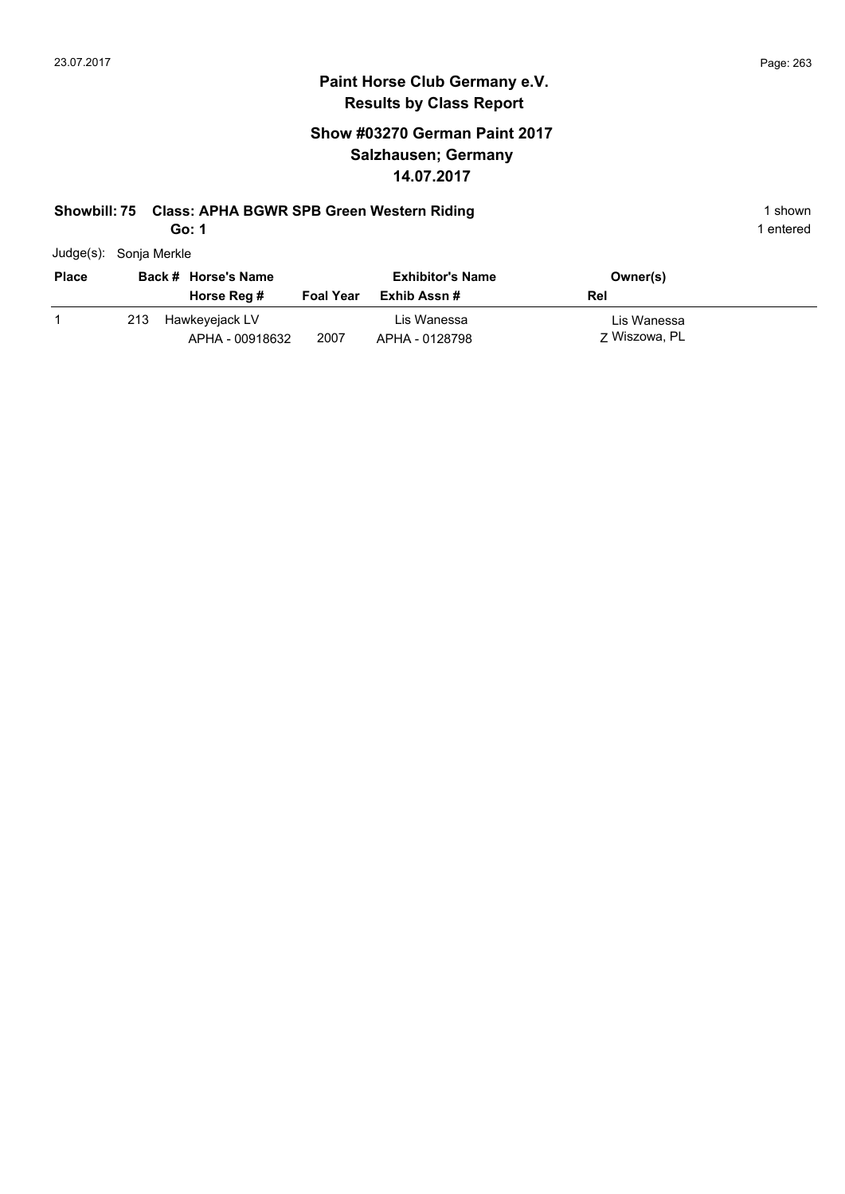## Paint Horse Club Germany e.V.
## Results by Class Report

### Show #03270 German Paint 2017
### Salzhausen; Germany
### 14.07.2017

**Showbill: 75 Class: APHA BGWR SPB Green Western Riding** 1 shown
**Go: 1** 1 entered

Judge(s): Sonja Merkle

| Place | Back # | Horse's Name / Horse Reg # | Foal Year | Exhibitor's Name / Exhib Assn # | Owner(s) / Rel |
|---|---|---|---|---|---|
| 1 | 213 | Hawkeyejack LV<br>APHA - 00918632 | 2007 | Lis Wanessa<br>APHA - 0128798 | Lis Wanessa<br>Z Wiszowa, PL |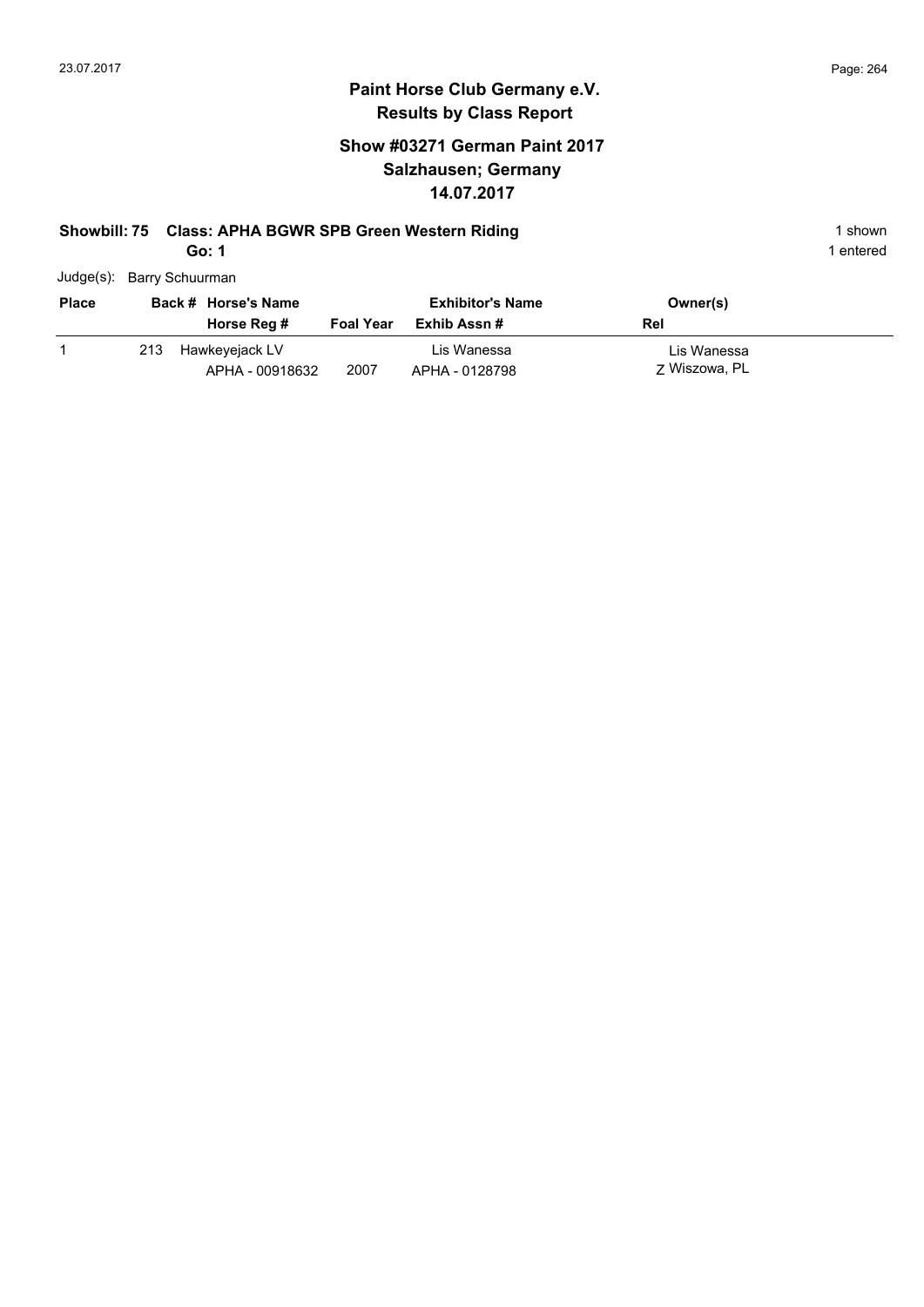# Paint Horse Club Germany e.V.

## Results by Class Report

### Show #03271 German Paint 2017
### Salzhausen; Germany
### 14.07.2017

**Showbill: 75 Class: APHA BGWR SPB Green Western Riding** 1 shown

**Go: 1** 1 entered

Judge(s): Barry Schuurman

| Place | Back # | Horse's Name / Horse Reg # | Foal Year | Exhibitor's Name / Exhib Assn # | Owner(s) / Rel |
|---|---|---|---|---|---|
| 1 | 213 | Hawkeyejack LV<br>APHA - 00918632 | 2007 | Lis Wanessa<br>APHA - 0128798 | Lis Wanessa<br>Z Wiszowa, PL |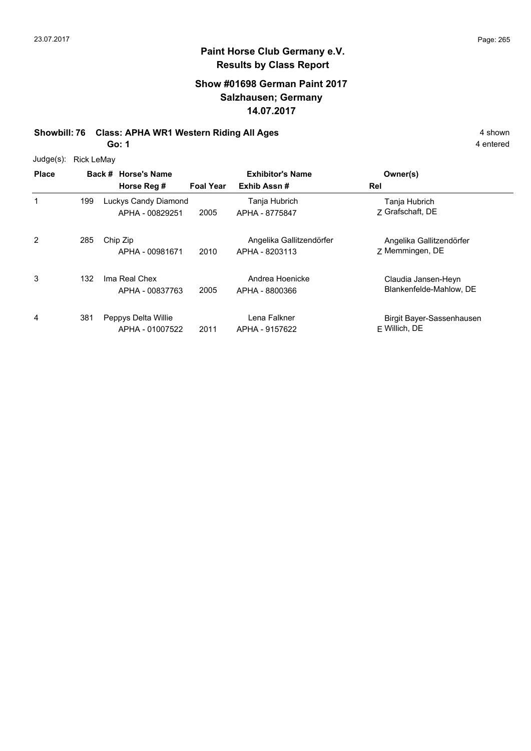# Paint Horse Club Germany e.V.

## Results by Class Report

### Show #01698 German Paint 2017
### Salzhausen; Germany
### 14.07.2017

**Showbill: 76 Class: APHA WR1 Western Riding All Ages** — 4 shown, 4 entered

**Go: 1**

Judge(s): Rick LeMay

| Place | Back # | Horse's Name / Horse Reg # | Foal Year | Exhibitor's Name / Exhib Assn # | Rel | Owner(s) |
|---|---|---|---|---|---|---|
| 1 | 199 | Luckys Candy Diamond<br>APHA - 00829251 | 2005 | Tanja Hubrich<br>APHA - 8775847 | Z | Tanja Hubrich<br>Grafschaft, DE |
| 2 | 285 | Chip Zip<br>APHA - 00981671 | 2010 | Angelika Gallitzendörfer<br>APHA - 8203113 | Z | Angelika Gallitzendörfer<br>Memmingen, DE |
| 3 | 132 | Ima Real Chex<br>APHA - 00837763 | 2005 | Andrea Hoenicke<br>APHA - 8800366 | | Claudia Jansen-Heyn<br>Blankenfelde-Mahlow, DE |
| 4 | 381 | Peppys Delta Willie<br>APHA - 01007522 | 2011 | Lena Falkner<br>APHA - 9157622 | E | Birgit Bayer-Sassenhausen<br>Willich, DE |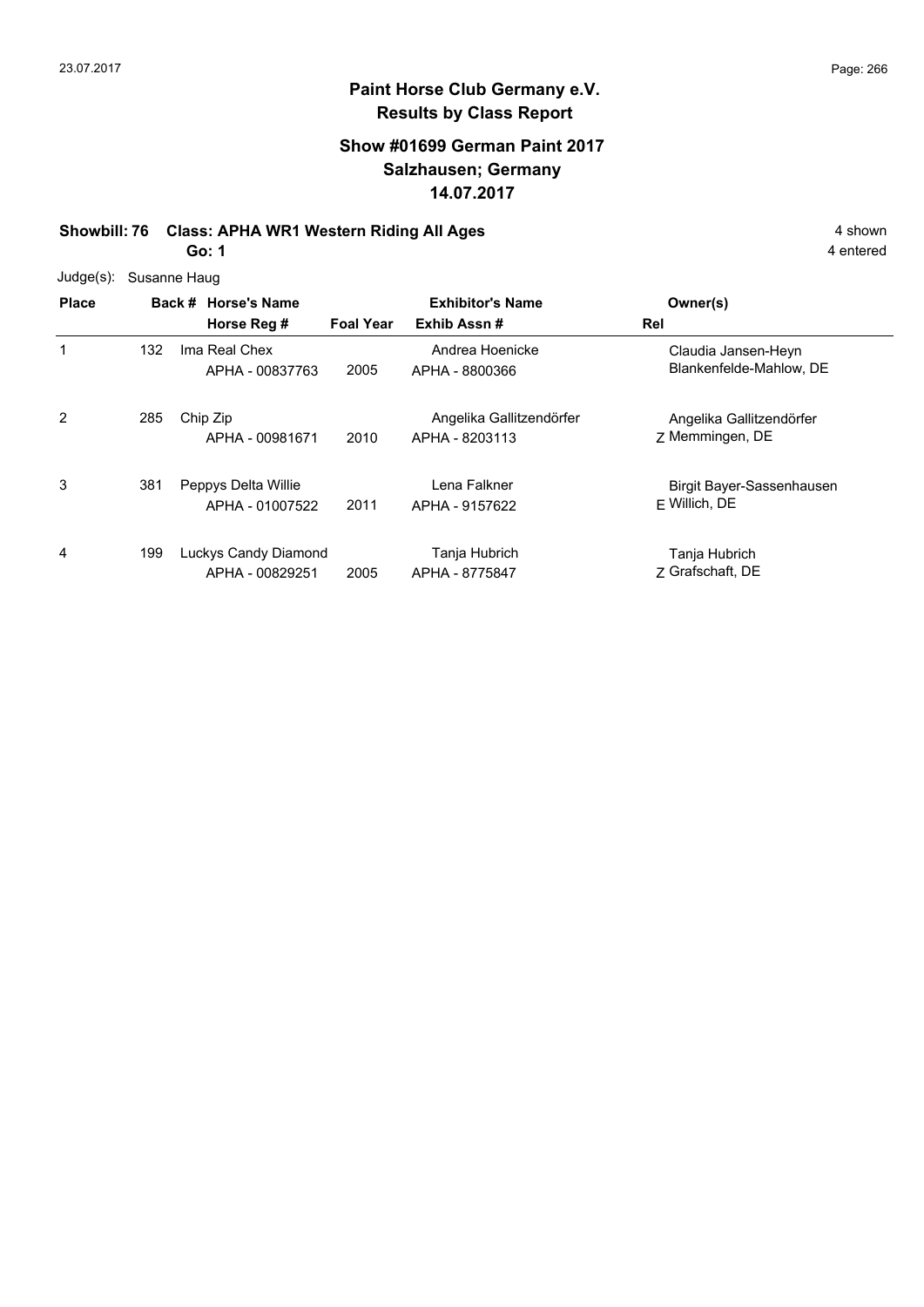# Paint Horse Club Germany e.V.
## Results by Class Report

### Show #01699 German Paint 2017
### Salzhausen; Germany
### 14.07.2017

**Showbill: 76 Class: APHA WR1 Western Riding All Ages** 4 shown

**Go: 1** 4 entered

Judge(s): Susanne Haug

| Place | Back # | Horse's Name / Horse Reg # | Foal Year | Exhibitor's Name / Exhib Assn # | Rel | Owner(s) |
|---|---|---|---|---|---|---|
| 1 | 132 | Ima Real Chex<br>APHA - 00837763 | 2005 | Andrea Hoenicke<br>APHA - 8800366 | | Claudia Jansen-Heyn<br>Blankenfelde-Mahlow, DE |
| 2 | 285 | Chip Zip<br>APHA - 00981671 | 2010 | Angelika Gallitzendörfer<br>APHA - 8203113 | Z | Angelika Gallitzendörfer<br>Memmingen, DE |
| 3 | 381 | Peppys Delta Willie<br>APHA - 01007522 | 2011 | Lena Falkner<br>APHA - 9157622 | E | Birgit Bayer-Sassenhausen<br>Willich, DE |
| 4 | 199 | Luckys Candy Diamond<br>APHA - 00829251 | 2005 | Tanja Hubrich<br>APHA - 8775847 | Z | Tanja Hubrich<br>Grafschaft, DE |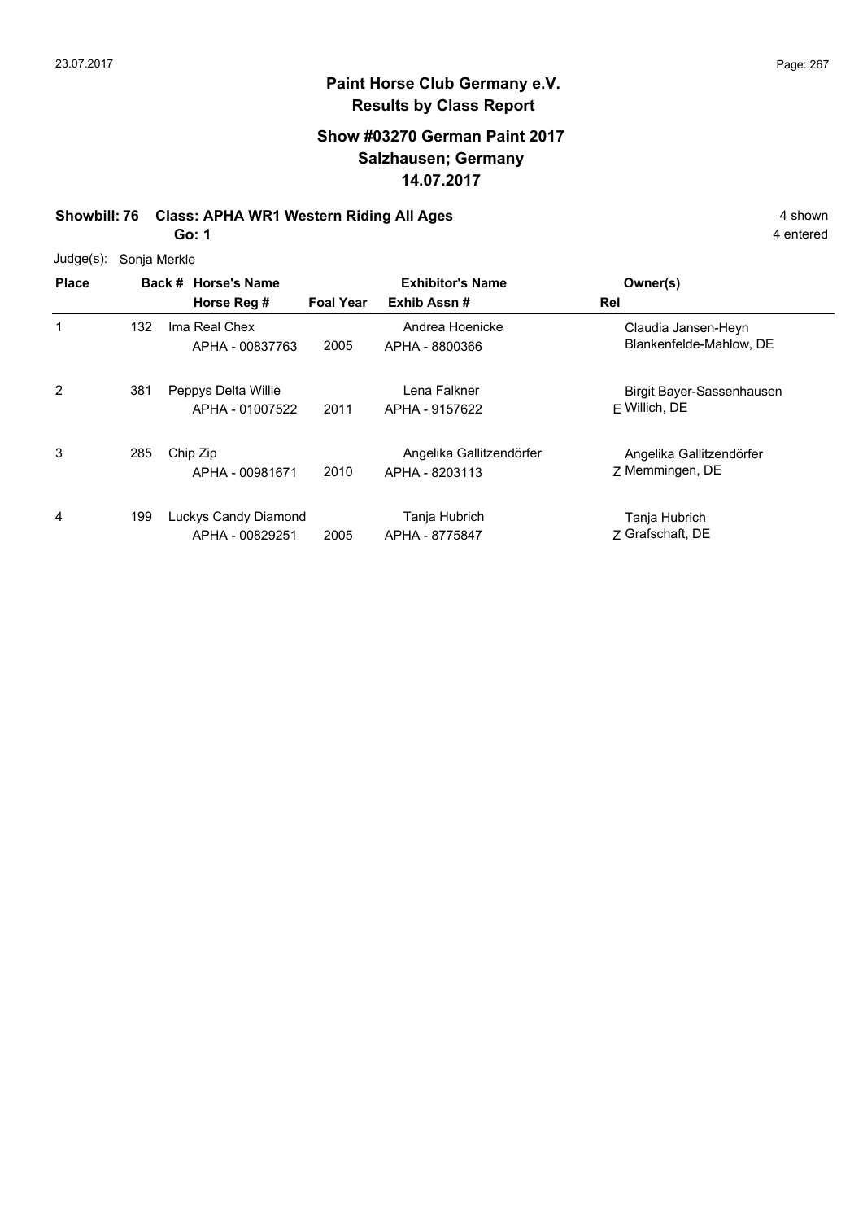# Paint Horse Club Germany e.V.

## Results by Class Report

### Show #03270 German Paint 2017
### Salzhausen; Germany
### 14.07.2017

**Showbill: 76 Class: APHA WR1 Western Riding All Ages** 4 shown

**Go: 1** 4 entered

Judge(s): Sonja Merkle

| Place | Back # | Horse's Name / Horse Reg # | Foal Year | Exhibitor's Name / Exhib Assn # | Rel | Owner(s) |
|---|---|---|---|---|---|---|
| 1 | 132 | Ima Real Chex<br>APHA - 00837763 | 2005 | Andrea Hoenicke<br>APHA - 8800366 | | Claudia Jansen-Heyn<br>Blankenfelde-Mahlow, DE |
| 2 | 381 | Peppys Delta Willie<br>APHA - 01007522 | 2011 | Lena Falkner<br>APHA - 9157622 | E | Birgit Bayer-Sassenhausen<br>Willich, DE |
| 3 | 285 | Chip Zip<br>APHA - 00981671 | 2010 | Angelika Gallitzendörfer<br>APHA - 8203113 | Z | Angelika Gallitzendörfer<br>Memmingen, DE |
| 4 | 199 | Luckys Candy Diamond<br>APHA - 00829251 | 2005 | Tanja Hubrich<br>APHA - 8775847 | Z | Tanja Hubrich<br>Grafschaft, DE |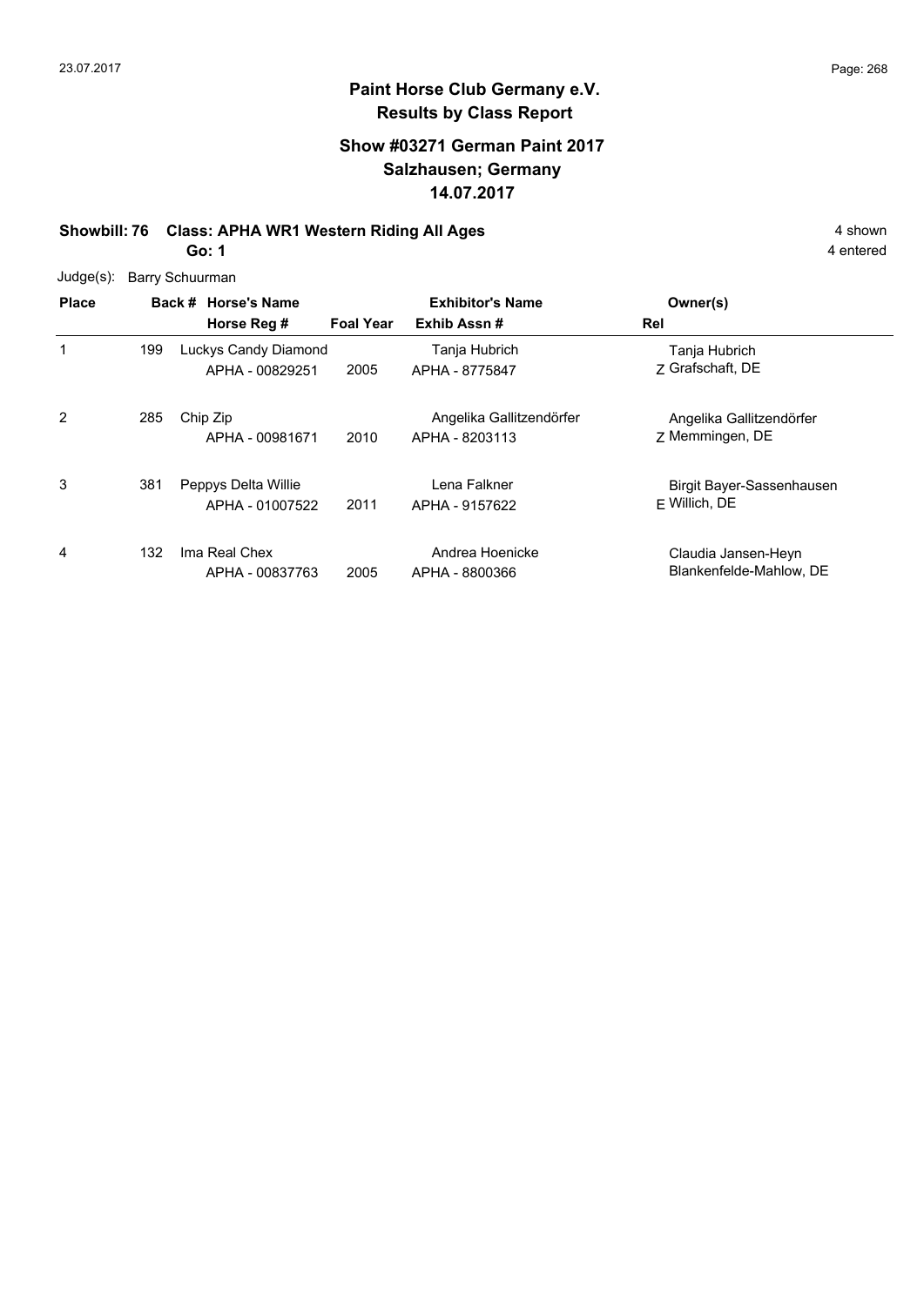**Paint Horse Club Germany e.V.**
**Results by Class Report**

**Show #03271 German Paint 2017**
**Salzhausen; Germany**
**14.07.2017**

**Showbill: 76 Class: APHA WR1 Western Riding All Ages** 4 shown
**Go: 1** 4 entered

Judge(s): Barry Schuurman

| Place | Back # | Horse's Name / Horse Reg # | Foal Year | Exhibitor's Name / Exhib Assn # | Rel | Owner(s) |
|---|---|---|---|---|---|---|
| 1 | 199 | Luckys Candy Diamond<br>APHA - 00829251 | 2005 | Tanja Hubrich<br>APHA - 8775847 | Z | Tanja Hubrich<br>Grafschaft, DE |
| 2 | 285 | Chip Zip<br>APHA - 00981671 | 2010 | Angelika Gallitzendörfer<br>APHA - 8203113 | Z | Angelika Gallitzendörfer<br>Memmingen, DE |
| 3 | 381 | Peppys Delta Willie<br>APHA - 01007522 | 2011 | Lena Falkner<br>APHA - 9157622 | E | Birgit Bayer-Sassenhausen<br>Willich, DE |
| 4 | 132 | Ima Real Chex<br>APHA - 00837763 | 2005 | Andrea Hoenicke<br>APHA - 8800366 | | Claudia Jansen-Heyn<br>Blankenfelde-Mahlow, DE |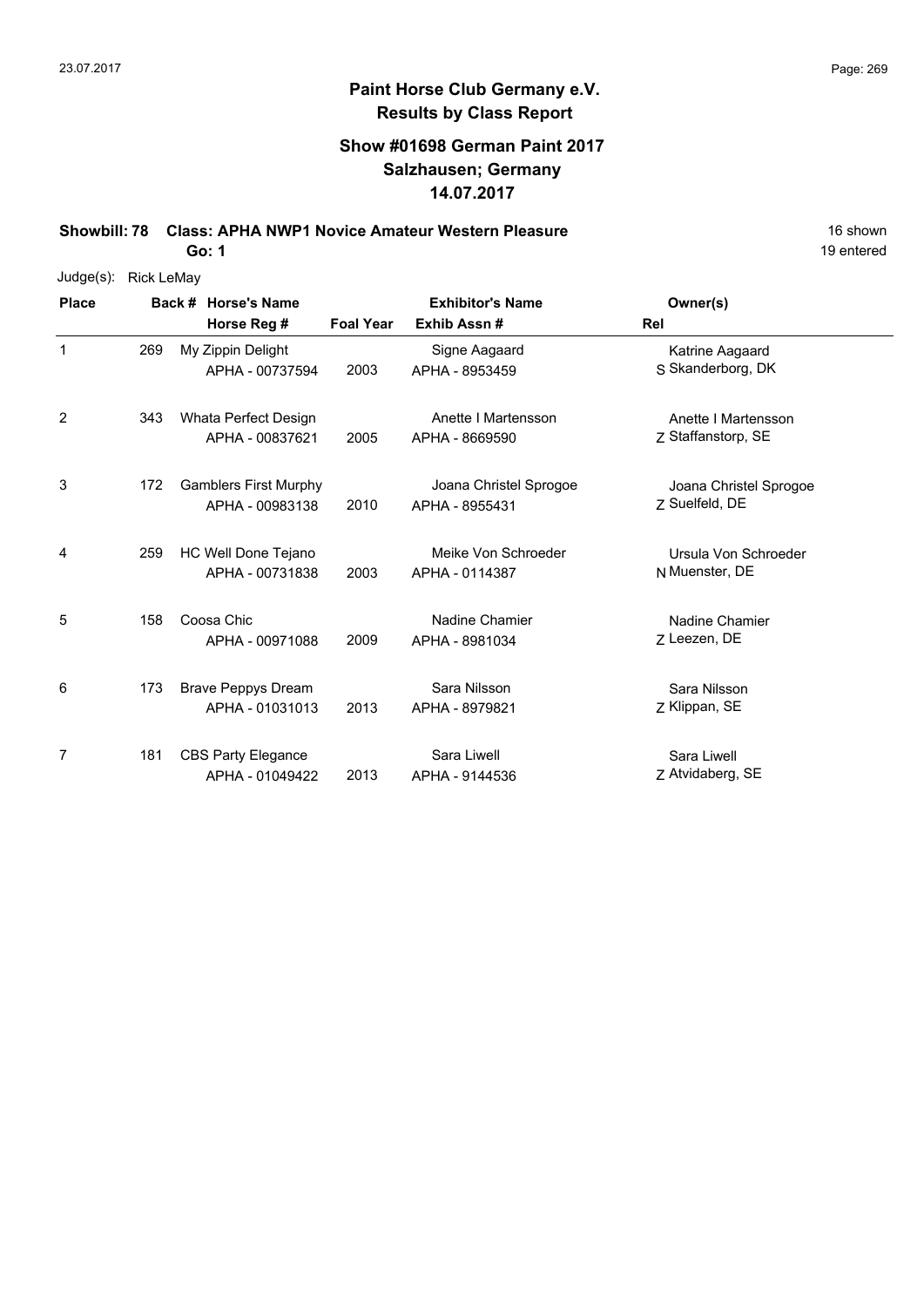## Paint Horse Club Germany e.V.
## Results by Class Report

### Show #01698 German Paint 2017
### Salzhausen; Germany
### 14.07.2017

**Showbill: 78 Class: APHA NWP1 Novice Amateur Western Pleasure** 16 shown

**Go: 1** 19 entered

Judge(s): Rick LeMay

| Place | Back # | Horse's Name / Horse Reg # | Foal Year | Exhibitor's Name / Exhib Assn # | Rel | Owner(s) |
|---|---|---|---|---|---|---|
| 1 | 269 | My Zippin Delight<br>APHA - 00737594 | 2003 | Signe Aagaard<br>APHA - 8953459 | S | Katrine Aagaard<br>Skanderborg, DK |
| 2 | 343 | Whata Perfect Design<br>APHA - 00837621 | 2005 | Anette I Martensson<br>APHA - 8669590 | Z | Anette I Martensson<br>Staffanstorp, SE |
| 3 | 172 | Gamblers First Murphy<br>APHA - 00983138 | 2010 | Joana Christel Sprogoe<br>APHA - 8955431 | Z | Joana Christel Sprogoe<br>Suelfeld, DE |
| 4 | 259 | HC Well Done Tejano<br>APHA - 00731838 | 2003 | Meike Von Schroeder<br>APHA - 0114387 | N | Ursula Von Schroeder<br>Muenster, DE |
| 5 | 158 | Coosa Chic<br>APHA - 00971088 | 2009 | Nadine Chamier<br>APHA - 8981034 | Z | Nadine Chamier<br>Leezen, DE |
| 6 | 173 | Brave Peppys Dream<br>APHA - 01031013 | 2013 | Sara Nilsson<br>APHA - 8979821 | Z | Sara Nilsson<br>Klippan, SE |
| 7 | 181 | CBS Party Elegance<br>APHA - 01049422 | 2013 | Sara Liwell<br>APHA - 9144536 | Z | Sara Liwell<br>Atvidaberg, SE |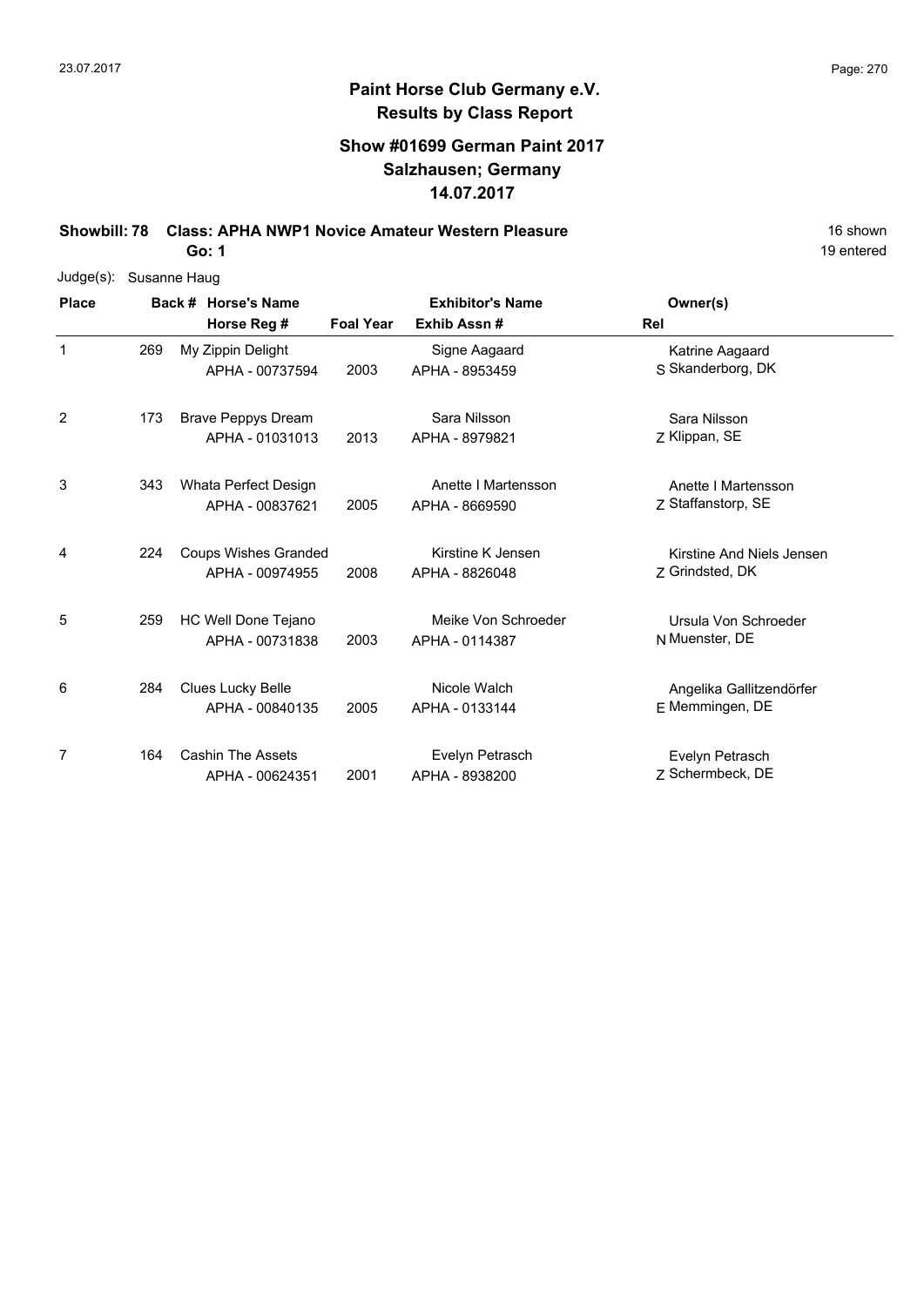# Paint Horse Club Germany e.V.

## Results by Class Report

### Show #01699 German Paint 2017
### Salzhausen; Germany
### 14.07.2017

**Showbill: 78 Class: APHA NWP1 Novice Amateur Western Pleasure** 16 shown

**Go: 1** 19 entered

Judge(s): Susanne Haug

| Place | Back # | Horse's Name / Horse Reg # | Foal Year | Exhibitor's Name / Exhib Assn # | Rel | Owner(s) |
|---|---|---|---|---|---|---|
| 1 | 269 | My Zippin Delight<br>APHA - 00737594 | 2003 | Signe Aagaard<br>APHA - 8953459 | S | Katrine Aagaard<br>Skanderborg, DK |
| 2 | 173 | Brave Peppys Dream<br>APHA - 01031013 | 2013 | Sara Nilsson<br>APHA - 8979821 | Z | Sara Nilsson<br>Klippan, SE |
| 3 | 343 | Whata Perfect Design<br>APHA - 00837621 | 2005 | Anette I Martensson<br>APHA - 8669590 | Z | Anette I Martensson<br>Staffanstorp, SE |
| 4 | 224 | Coups Wishes Granded<br>APHA - 00974955 | 2008 | Kirstine K Jensen<br>APHA - 8826048 | Z | Kirstine And Niels Jensen<br>Grindsted, DK |
| 5 | 259 | HC Well Done Tejano<br>APHA - 00731838 | 2003 | Meike Von Schroeder<br>APHA - 0114387 | N | Ursula Von Schroeder<br>Muenster, DE |
| 6 | 284 | Clues Lucky Belle<br>APHA - 00840135 | 2005 | Nicole Walch<br>APHA - 0133144 | E | Angelika Gallitzendörfer<br>Memmingen, DE |
| 7 | 164 | Cashin The Assets<br>APHA - 00624351 | 2001 | Evelyn Petrasch<br>APHA - 8938200 | Z | Evelyn Petrasch<br>Schermbeck, DE |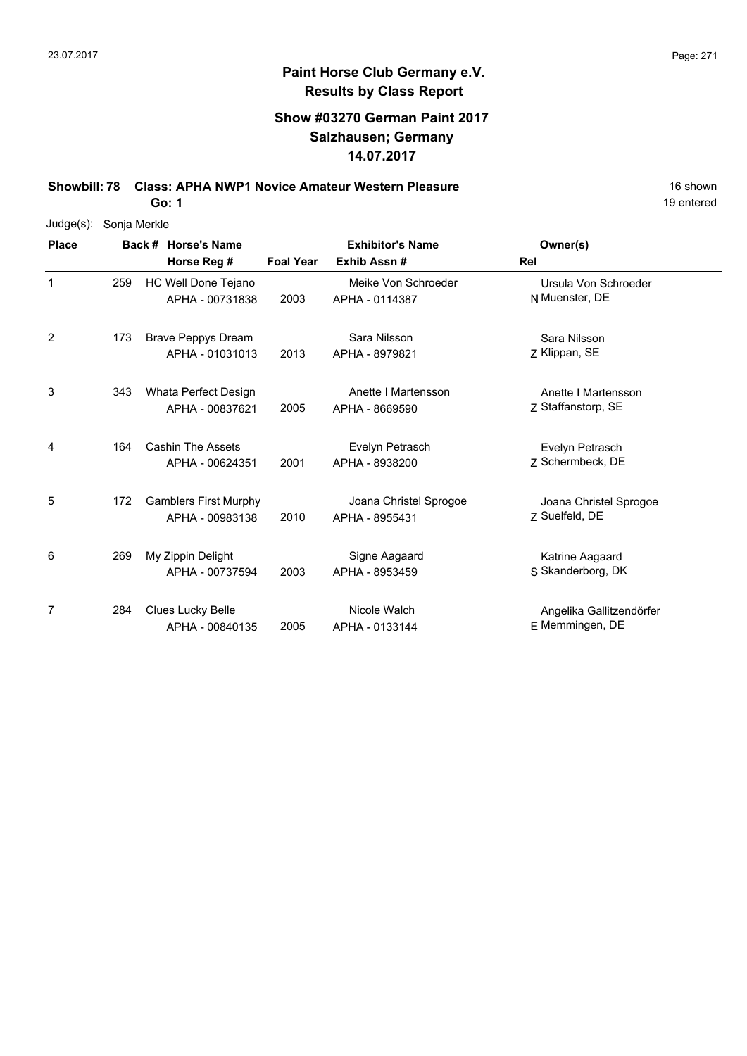# Paint Horse Club Germany e.V.
## Results by Class Report

### Show #03270 German Paint 2017
### Salzhausen; Germany
### 14.07.2017

**Showbill: 78 Class: APHA NWP1 Novice Amateur Western Pleasure** 16 shown

**Go: 1** 19 entered

Judge(s): Sonja Merkle

| Place | Back # | Horse's Name / Horse Reg # | Foal Year | Exhibitor's Name / Exhib Assn # | Rel | Owner(s) |
|---|---|---|---|---|---|---|
| 1 | 259 | HC Well Done Tejano<br>APHA - 00731838 | 2003 | Meike Von Schroeder<br>APHA - 0114387 | N | Ursula Von Schroeder<br>Muenster, DE |
| 2 | 173 | Brave Peppys Dream<br>APHA - 01031013 | 2013 | Sara Nilsson<br>APHA - 8979821 | Z | Sara Nilsson<br>Klippan, SE |
| 3 | 343 | Whata Perfect Design<br>APHA - 00837621 | 2005 | Anette I Martensson<br>APHA - 8669590 | Z | Anette I Martensson<br>Staffanstorp, SE |
| 4 | 164 | Cashin The Assets<br>APHA - 00624351 | 2001 | Evelyn Petrasch<br>APHA - 8938200 | Z | Evelyn Petrasch<br>Schermbeck, DE |
| 5 | 172 | Gamblers First Murphy<br>APHA - 00983138 | 2010 | Joana Christel Sprogoe<br>APHA - 8955431 | Z | Joana Christel Sprogoe<br>Suelfeld, DE |
| 6 | 269 | My Zippin Delight<br>APHA - 00737594 | 2003 | Signe Aagaard<br>APHA - 8953459 | S | Katrine Aagaard<br>Skanderborg, DK |
| 7 | 284 | Clues Lucky Belle<br>APHA - 00840135 | 2005 | Nicole Walch<br>APHA - 0133144 | E | Angelika Gallitzendörfer<br>Memmingen, DE |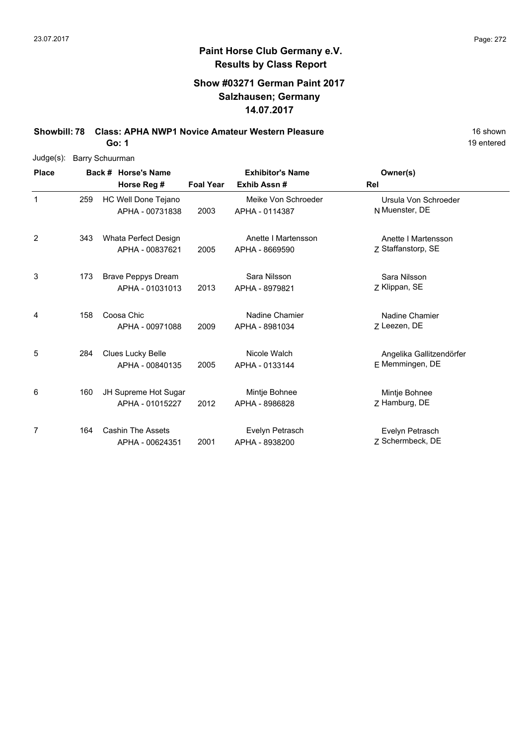# Paint Horse Club Germany e.V.

## Results by Class Report

### Show #03271 German Paint 2017
### Salzhausen; Germany
### 14.07.2017

**Showbill: 78 Class: APHA NWP1 Novice Amateur Western Pleasure** 16 shown

**Go: 1** 19 entered

Judge(s): Barry Schuurman

| Place | Back # | Horse's Name / Horse Reg # | Foal Year | Exhibitor's Name / Exhib Assn # | Rel | Owner(s) |
|---|---|---|---|---|---|---|
| 1 | 259 | HC Well Done Tejano<br>APHA - 00731838 | 2003 | Meike Von Schroeder<br>APHA - 0114387 | N | Ursula Von Schroeder<br>Muenster, DE |
| 2 | 343 | Whata Perfect Design<br>APHA - 00837621 | 2005 | Anette I Martensson<br>APHA - 8669590 | Z | Anette I Martensson<br>Staffanstorp, SE |
| 3 | 173 | Brave Peppys Dream<br>APHA - 01031013 | 2013 | Sara Nilsson<br>APHA - 8979821 | Z | Sara Nilsson<br>Klippan, SE |
| 4 | 158 | Coosa Chic<br>APHA - 00971088 | 2009 | Nadine Chamier<br>APHA - 8981034 | Z | Nadine Chamier<br>Leezen, DE |
| 5 | 284 | Clues Lucky Belle<br>APHA - 00840135 | 2005 | Nicole Walch<br>APHA - 0133144 | E | Angelika Gallitzendörfer<br>Memmingen, DE |
| 6 | 160 | JH Supreme Hot Sugar<br>APHA - 01015227 | 2012 | Mintje Bohnee<br>APHA - 8986828 | Z | Mintje Bohnee<br>Hamburg, DE |
| 7 | 164 | Cashin The Assets<br>APHA - 00624351 | 2001 | Evelyn Petrasch<br>APHA - 8938200 | Z | Evelyn Petrasch<br>Schermbeck, DE |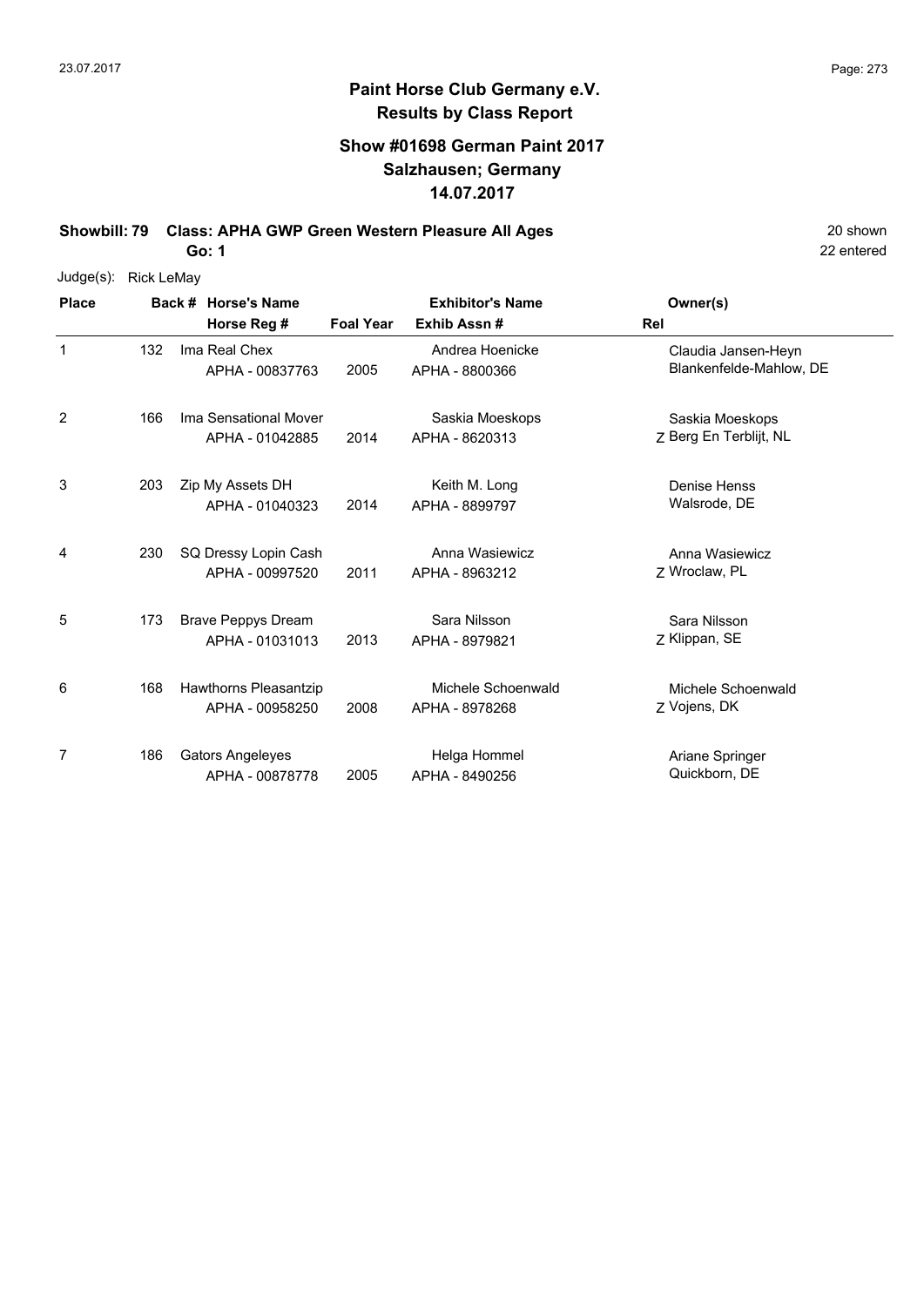# Paint Horse Club Germany e.V.
## Results by Class Report

### Show #01698 German Paint 2017
### Salzhausen; Germany
### 14.07.2017

**Showbill: 79 Class: APHA GWP Green Western Pleasure All Ages** 20 shown

**Go: 1** 22 entered

Judge(s): Rick LeMay

| Place | Back # | Horse's Name / Horse Reg # | Foal Year | Exhibitor's Name / Exhib Assn # | Rel | Owner(s) |
|---|---|---|---|---|---|---|
| 1 | 132 | Ima Real Chex<br>APHA - 00837763 | 2005 | Andrea Hoenicke<br>APHA - 8800366 | | Claudia Jansen-Heyn<br>Blankenfelde-Mahlow, DE |
| 2 | 166 | Ima Sensational Mover<br>APHA - 01042885 | 2014 | Saskia Moeskops<br>APHA - 8620313 | Z | Saskia Moeskops<br>Berg En Terblijt, NL |
| 3 | 203 | Zip My Assets DH<br>APHA - 01040323 | 2014 | Keith M. Long<br>APHA - 8899797 | | Denise Henss<br>Walsrode, DE |
| 4 | 230 | SQ Dressy Lopin Cash<br>APHA - 00997520 | 2011 | Anna Wasiewicz<br>APHA - 8963212 | Z | Anna Wasiewicz<br>Wroclaw, PL |
| 5 | 173 | Brave Peppys Dream<br>APHA - 01031013 | 2013 | Sara Nilsson<br>APHA - 8979821 | Z | Sara Nilsson<br>Klippan, SE |
| 6 | 168 | Hawthorns Pleasantzip<br>APHA - 00958250 | 2008 | Michele Schoenwald<br>APHA - 8978268 | Z | Michele Schoenwald<br>Vojens, DK |
| 7 | 186 | Gators Angeleyes<br>APHA - 00878778 | 2005 | Helga Hommel<br>APHA - 8490256 | | Ariane Springer<br>Quickborn, DE |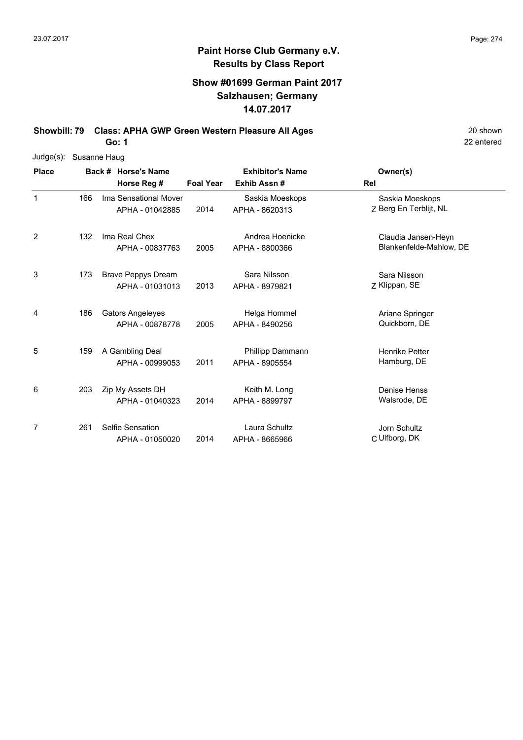**Paint Horse Club Germany e.V.**
**Results by Class Report**

**Show #01699 German Paint 2017**
**Salzhausen; Germany**
**14.07.2017**

**Showbill: 79 Class: APHA GWP Green Western Pleasure All Ages** — 20 shown, 22 entered

**Go: 1**

Judge(s): Susanne Haug

| Place | Back # | Horse's Name / Horse Reg # | Foal Year | Exhibitor's Name / Exhib Assn # | Rel | Owner(s) |
|---|---|---|---|---|---|---|
| 1 | 166 | Ima Sensational Mover<br>APHA - 01042885 | 2014 | Saskia Moeskops<br>APHA - 8620313 | Z | Saskia Moeskops<br>Berg En Terblijt, NL |
| 2 | 132 | Ima Real Chex<br>APHA - 00837763 | 2005 | Andrea Hoenicke<br>APHA - 8800366 | | Claudia Jansen-Heyn<br>Blankenfelde-Mahlow, DE |
| 3 | 173 | Brave Peppys Dream<br>APHA - 01031013 | 2013 | Sara Nilsson<br>APHA - 8979821 | Z | Sara Nilsson<br>Klippan, SE |
| 4 | 186 | Gators Angeleyes<br>APHA - 00878778 | 2005 | Helga Hommel<br>APHA - 8490256 | | Ariane Springer<br>Quickborn, DE |
| 5 | 159 | A Gambling Deal<br>APHA - 00999053 | 2011 | Phillipp Dammann<br>APHA - 8905554 | | Henrike Petter<br>Hamburg, DE |
| 6 | 203 | Zip My Assets DH<br>APHA - 01040323 | 2014 | Keith M. Long<br>APHA - 8899797 | | Denise Henss<br>Walsrode, DE |
| 7 | 261 | Selfie Sensation<br>APHA - 01050020 | 2014 | Laura Schultz<br>APHA - 8665966 | C | Jorn Schultz<br>Ulfborg, DK |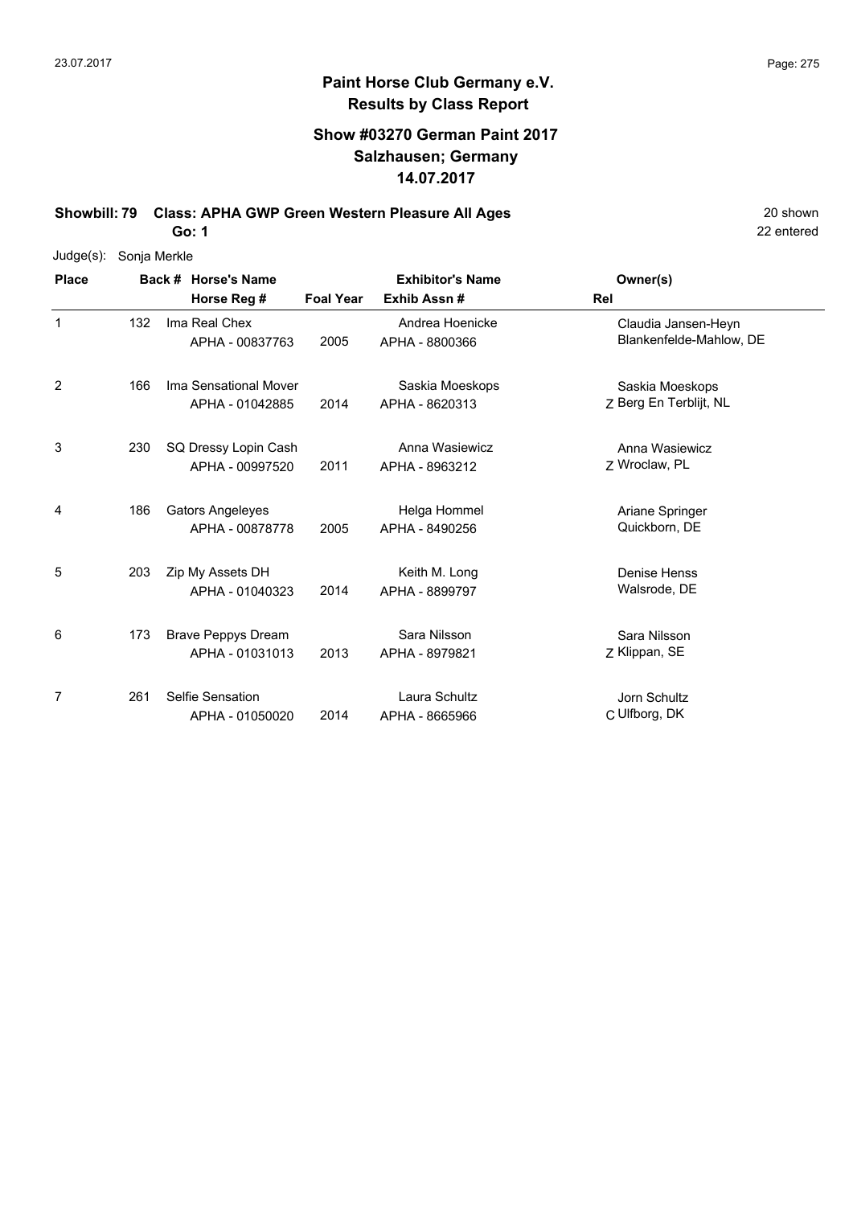# Paint Horse Club Germany e.V.

## Results by Class Report

### Show #03270 German Paint 2017
### Salzhausen; Germany
### 14.07.2017

**Showbill: 79 Class: APHA GWP Green Western Pleasure All Ages** 20 shown

**Go: 1** 22 entered

Judge(s): Sonja Merkle

| Place | Back # | Horse's Name / Horse Reg # | Foal Year | Exhibitor's Name / Exhib Assn # | Rel | Owner(s) |
|---|---|---|---|---|---|---|
| 1 | 132 | Ima Real Chex<br>APHA - 00837763 | 2005 | Andrea Hoenicke<br>APHA - 8800366 | | Claudia Jansen-Heyn<br>Blankenfelde-Mahlow, DE |
| 2 | 166 | Ima Sensational Mover<br>APHA - 01042885 | 2014 | Saskia Moeskops<br>APHA - 8620313 | Z | Saskia Moeskops<br>Berg En Terblijt, NL |
| 3 | 230 | SQ Dressy Lopin Cash<br>APHA - 00997520 | 2011 | Anna Wasiewicz<br>APHA - 8963212 | Z | Anna Wasiewicz<br>Wroclaw, PL |
| 4 | 186 | Gators Angeleyes<br>APHA - 00878778 | 2005 | Helga Hommel<br>APHA - 8490256 | | Ariane Springer<br>Quickborn, DE |
| 5 | 203 | Zip My Assets DH<br>APHA - 01040323 | 2014 | Keith M. Long<br>APHA - 8899797 | | Denise Henss<br>Walsrode, DE |
| 6 | 173 | Brave Peppys Dream<br>APHA - 01031013 | 2013 | Sara Nilsson<br>APHA - 8979821 | Z | Sara Nilsson<br>Klippan, SE |
| 7 | 261 | Selfie Sensation<br>APHA - 01050020 | 2014 | Laura Schultz<br>APHA - 8665966 | C | Jorn Schultz<br>Ulfborg, DK |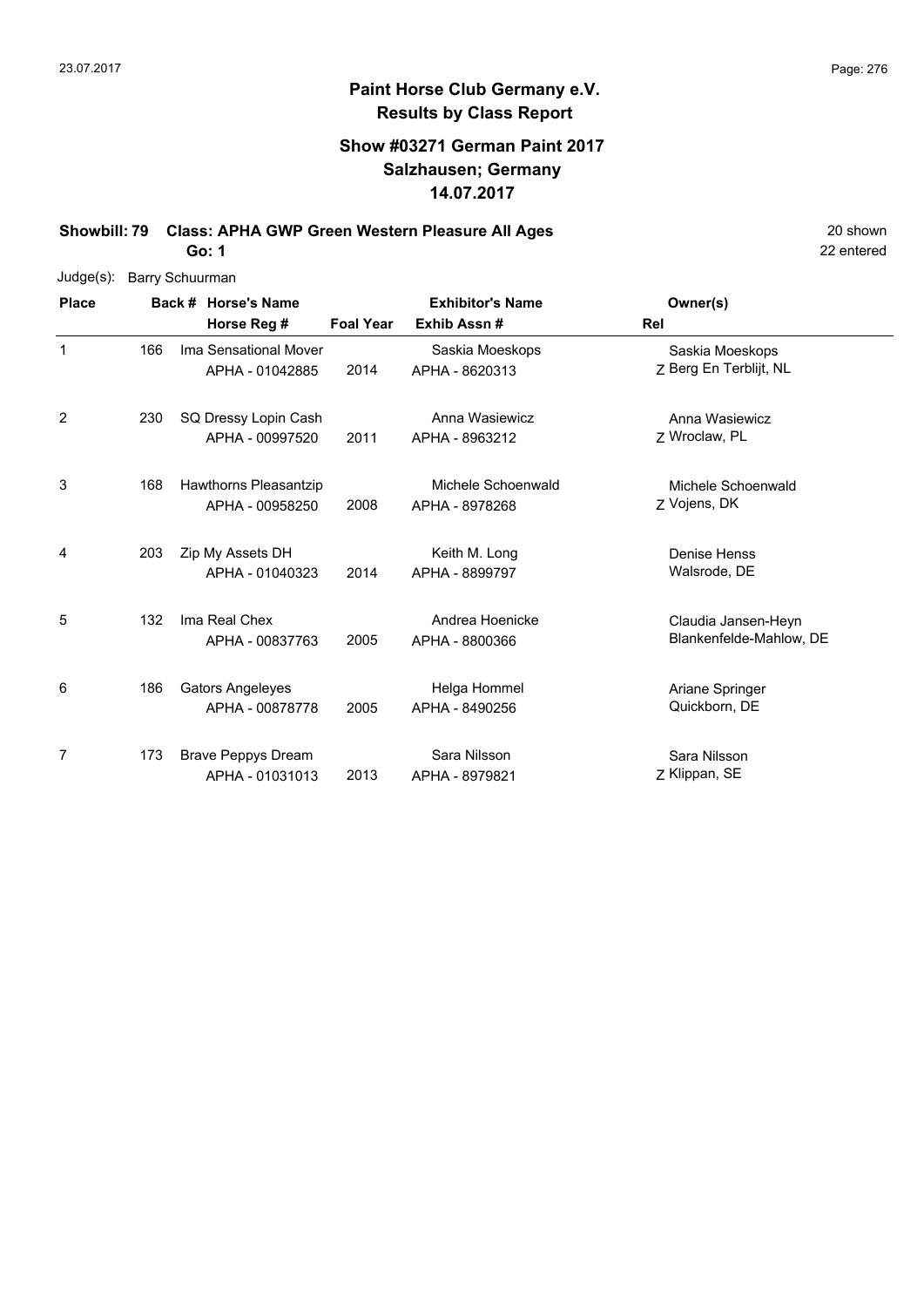**Paint Horse Club Germany e.V.**
**Results by Class Report**

**Show #03271 German Paint 2017**
**Salzhausen; Germany**
**14.07.2017**

**Showbill: 79 Class: APHA GWP Green Western Pleasure All Ages** 20 shown

**Go: 1** 22 entered

Judge(s): Barry Schuurman

| Place | Back # | Horse's Name / Horse Reg # | Foal Year | Exhibitor's Name / Exhib Assn # | Rel | Owner(s) |
|---|---|---|---|---|---|---|
| 1 | 166 | Ima Sensational Mover<br>APHA - 01042885 | 2014 | Saskia Moeskops<br>APHA - 8620313 | Z | Saskia Moeskops<br>Berg En Terblijt, NL |
| 2 | 230 | SQ Dressy Lopin Cash<br>APHA - 00997520 | 2011 | Anna Wasiewicz<br>APHA - 8963212 | Z | Anna Wasiewicz<br>Wroclaw, PL |
| 3 | 168 | Hawthorns Pleasantzip<br>APHA - 00958250 | 2008 | Michele Schoenwald<br>APHA - 8978268 | Z | Michele Schoenwald<br>Vojens, DK |
| 4 | 203 | Zip My Assets DH<br>APHA - 01040323 | 2014 | Keith M. Long<br>APHA - 8899797 | | Denise Henss<br>Walsrode, DE |
| 5 | 132 | Ima Real Chex<br>APHA - 00837763 | 2005 | Andrea Hoenicke<br>APHA - 8800366 | | Claudia Jansen-Heyn<br>Blankenfelde-Mahlow, DE |
| 6 | 186 | Gators Angeleyes<br>APHA - 00878778 | 2005 | Helga Hommel<br>APHA - 8490256 | | Ariane Springer<br>Quickborn, DE |
| 7 | 173 | Brave Peppys Dream<br>APHA - 01031013 | 2013 | Sara Nilsson<br>APHA - 8979821 | Z | Sara Nilsson<br>Klippan, SE |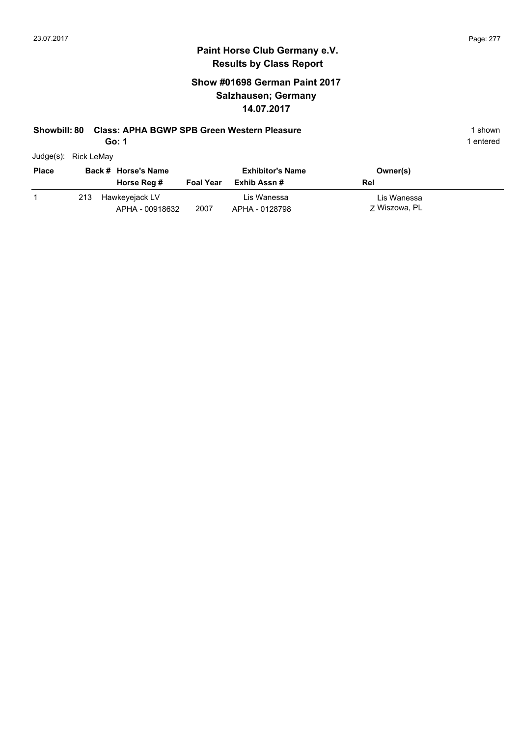# Paint Horse Club Germany e.V.
## Results by Class Report

### Show #01698 German Paint 2017
### Salzhausen; Germany
### 14.07.2017

**Showbill: 80 Class: APHA BGWP SPB Green Western Pleasure** 1 shown

**Go: 1** 1 entered

Judge(s): Rick LeMay

| Place | Back # | Horse's Name / Horse Reg # | Foal Year | Exhibitor's Name / Exhib Assn # | Owner(s) / Rel |
|---|---|---|---|---|---|
| 1 | 213 | Hawkeyejack LV<br>APHA - 00918632 | 2007 | Lis Wanessa<br>APHA - 0128798 | Lis Wanessa<br>Z Wiszowa, PL |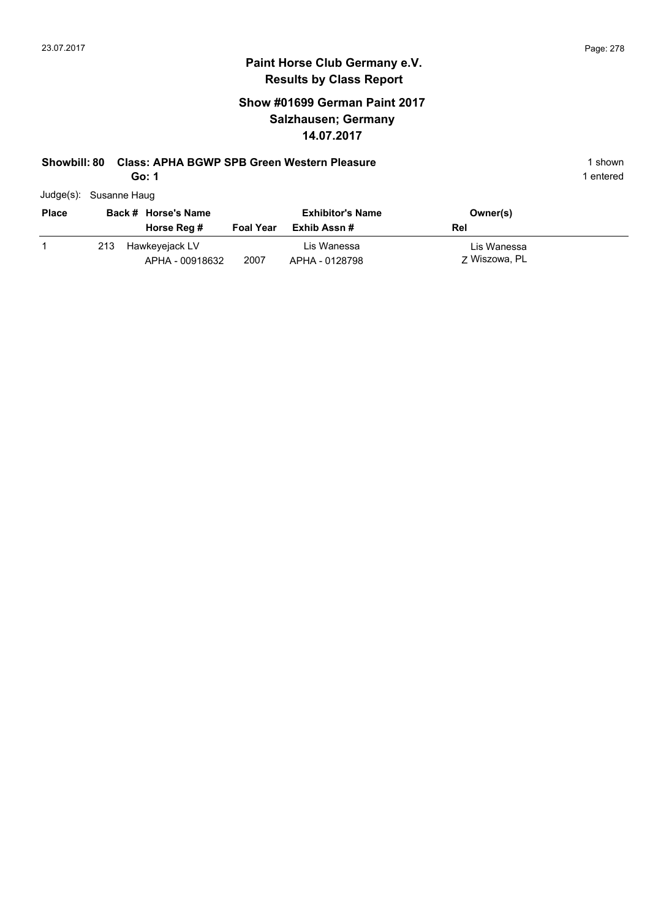# Paint Horse Club Germany e.V.
## Results by Class Report

### Show #01699 German Paint 2017
### Salzhausen; Germany
### 14.07.2017

**Showbill: 80 Class: APHA BGWP SPB Green Western Pleasure** 1 shown

**Go: 1** 1 entered

Judge(s): Susanne Haug

| Place | Back # | Horse's Name / Horse Reg # | Foal Year | Exhibitor's Name / Exhib Assn # | Owner(s) / Rel |
|---|---|---|---|---|---|
| 1 | 213 | Hawkeyejack LV<br>APHA - 00918632 | 2007 | Lis Wanessa<br>APHA - 0128798 | Lis Wanessa<br>Z Wiszowa, PL |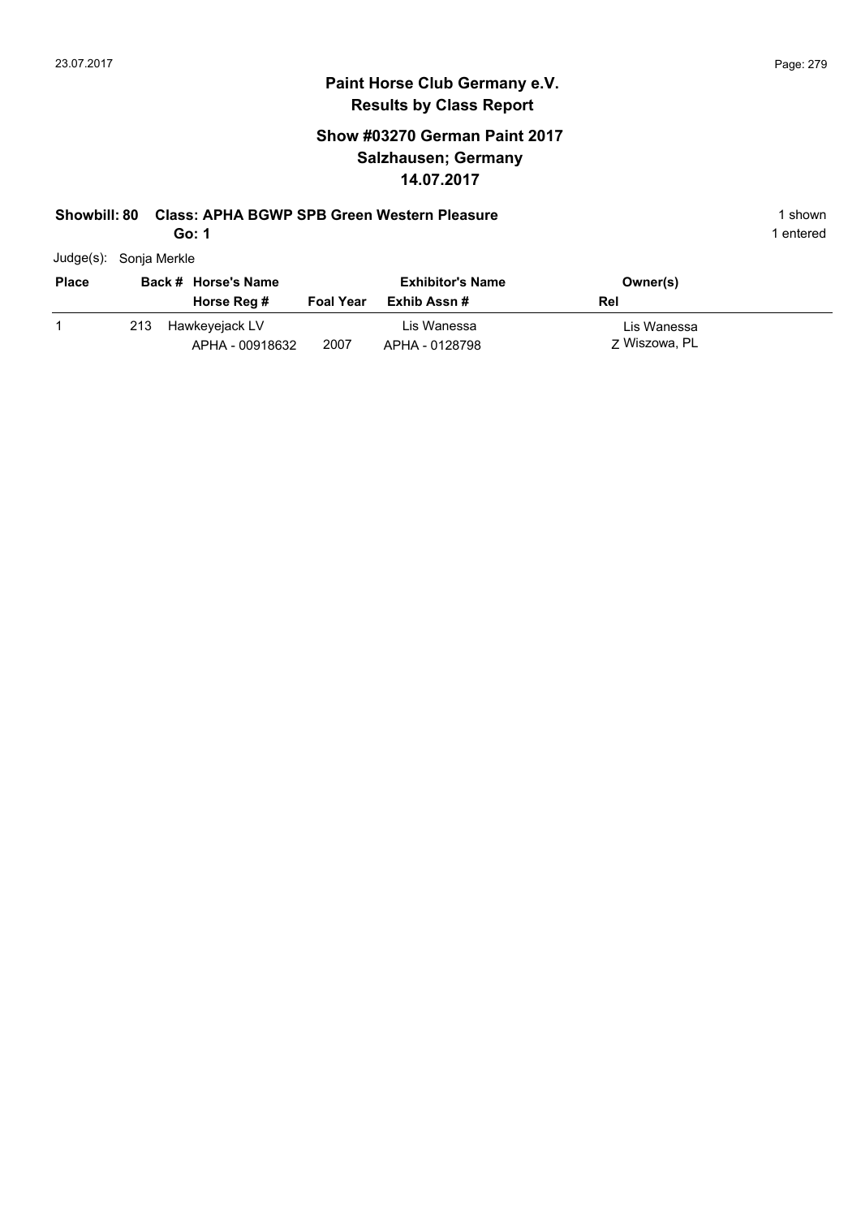# Paint Horse Club Germany e.V.
## Results by Class Report

### Show #03270 German Paint 2017
### Salzhausen; Germany
### 14.07.2017

**Showbill: 80 Class: APHA BGWP SPB Green Western Pleasure** — 1 shown

**Go: 1** — 1 entered

Judge(s): Sonja Merkle

| Place | Back # | Horse's Name / Horse Reg # | Foal Year | Exhibitor's Name / Exhib Assn # | Owner(s) / Rel |
|---|---|---|---|---|---|
| 1 | 213 | Hawkeyejack LV<br>APHA - 00918632 | 2007 | Lis Wanessa<br>APHA - 0128798 | Lis Wanessa<br>Z Wiszowa, PL |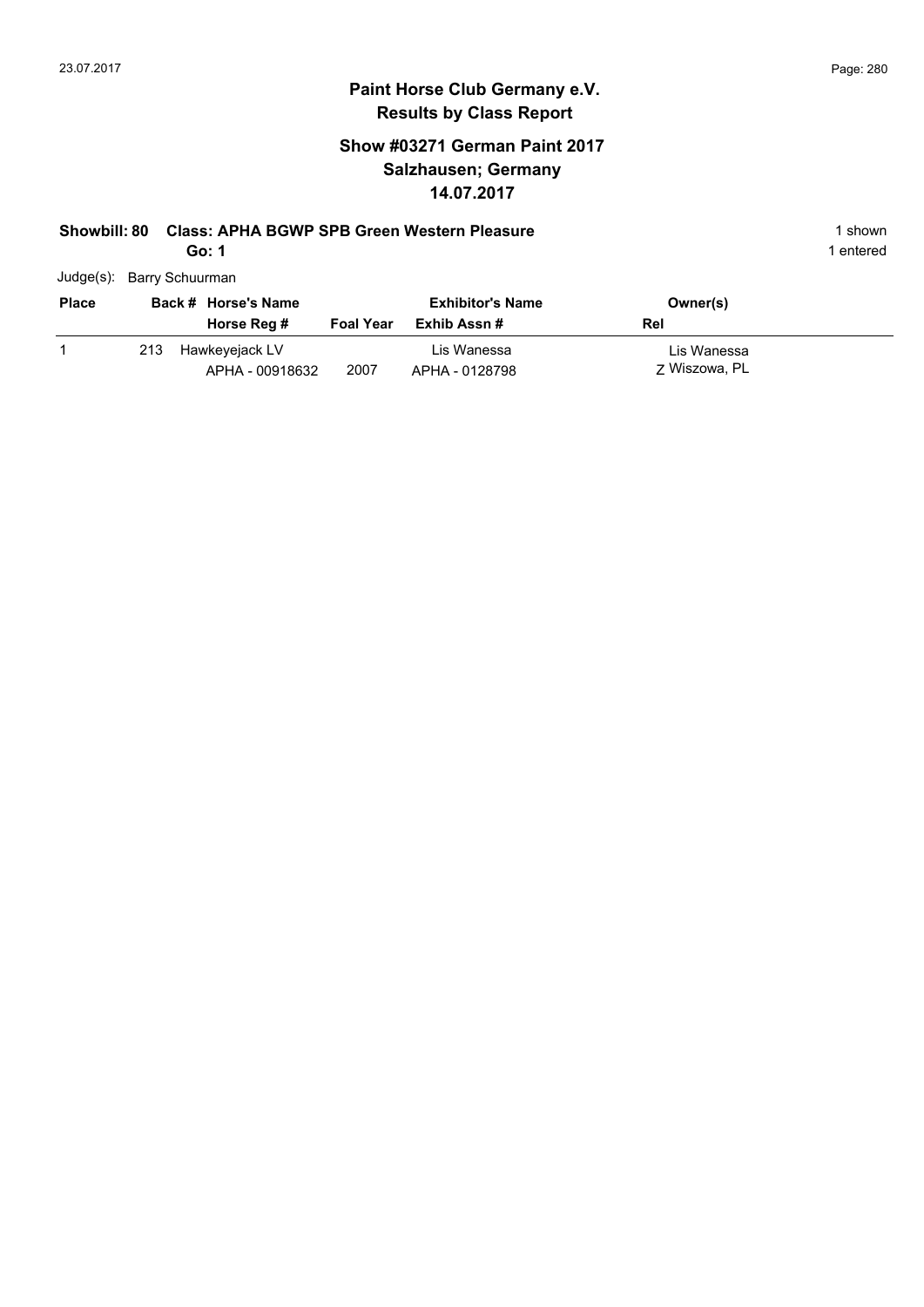# Paint Horse Club Germany e.V.
## Results by Class Report

### Show #03271 German Paint 2017
### Salzhausen; Germany
### 14.07.2017

**Showbill: 80 Class: APHA BGWP SPB Green Western Pleasure** 1 shown

**Go: 1** 1 entered

Judge(s): Barry Schuurman

| Place | Back # | Horse's Name / Horse Reg # | Foal Year | Exhibitor's Name / Exhib Assn # | Owner(s) / Rel |
|---|---|---|---|---|---|
| 1 | 213 | Hawkeyejack LV / APHA - 00918632 | 2007 | Lis Wanessa / APHA - 0128798 | Lis Wanessa / Z Wiszowa, PL |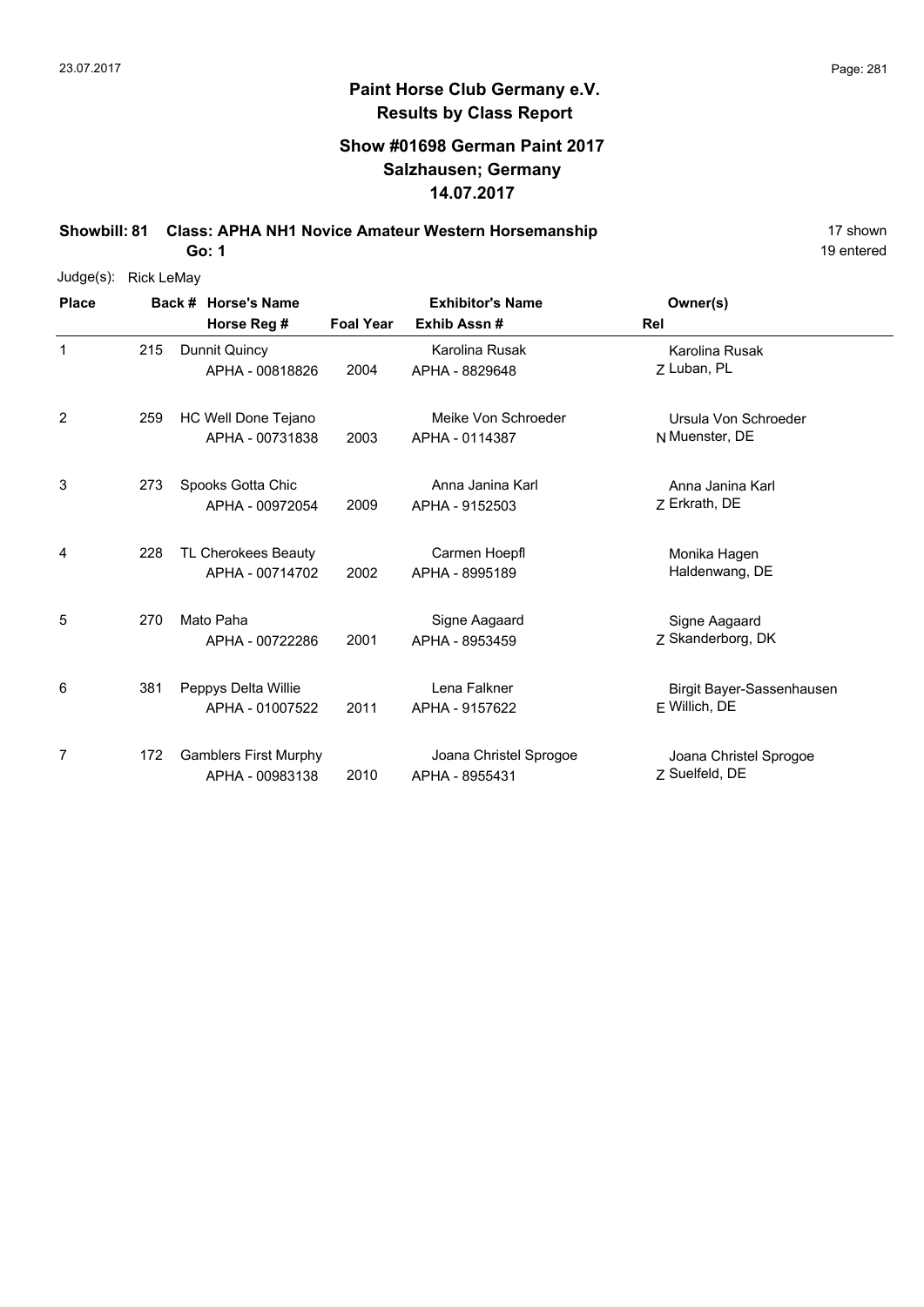## Paint Horse Club Germany e.V.
## Results by Class Report

### Show #01698 German Paint 2017
### Salzhausen; Germany
### 14.07.2017

**Showbill: 81 Class: APHA NH1 Novice Amateur Western Horsemanship** 17 shown
**Go: 1** 19 entered

Judge(s): Rick LeMay

| Place | Back # | Horse's Name / Horse Reg # | Foal Year | Exhibitor's Name / Exhib Assn # | Rel | Owner(s) |
|---|---|---|---|---|---|---|
| 1 | 215 | Dunnit Quincy<br>APHA - 00818826 | 2004 | Karolina Rusak<br>APHA - 8829648 | Z | Karolina Rusak<br>Luban, PL |
| 2 | 259 | HC Well Done Tejano<br>APHA - 00731838 | 2003 | Meike Von Schroeder<br>APHA - 0114387 | N | Ursula Von Schroeder<br>Muenster, DE |
| 3 | 273 | Spooks Gotta Chic<br>APHA - 00972054 | 2009 | Anna Janina Karl<br>APHA - 9152503 | Z | Anna Janina Karl<br>Erkrath, DE |
| 4 | 228 | TL Cherokees Beauty<br>APHA - 00714702 | 2002 | Carmen Hoepfl<br>APHA - 8995189 | | Monika Hagen<br>Haldenwang, DE |
| 5 | 270 | Mato Paha<br>APHA - 00722286 | 2001 | Signe Aagaard<br>APHA - 8953459 | Z | Signe Aagaard<br>Skanderborg, DK |
| 6 | 381 | Peppys Delta Willie<br>APHA - 01007522 | 2011 | Lena Falkner<br>APHA - 9157622 | E | Birgit Bayer-Sassenhausen<br>Willich, DE |
| 7 | 172 | Gamblers First Murphy<br>APHA - 00983138 | 2010 | Joana Christel Sprogoe<br>APHA - 8955431 | Z | Joana Christel Sprogoe<br>Suelfeld, DE |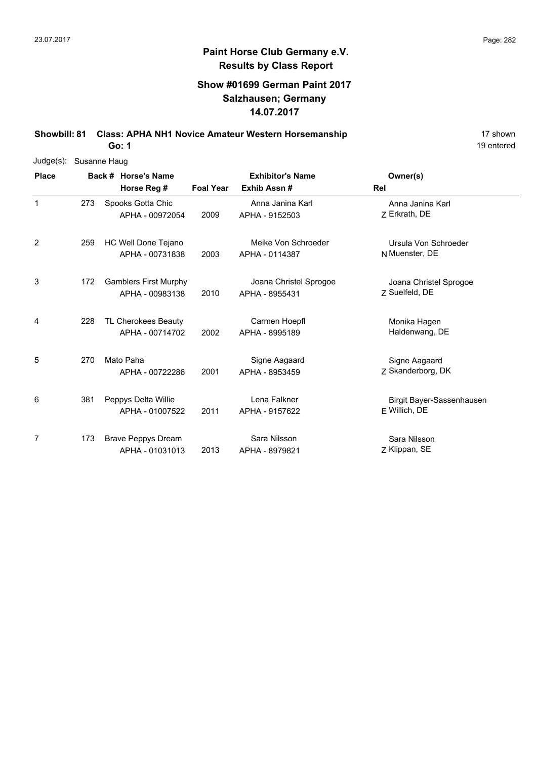**Paint Horse Club Germany e.V.**
**Results by Class Report**

**Show #01699 German Paint 2017**
**Salzhausen; Germany**
**14.07.2017**

**Showbill: 81 Class: APHA NH1 Novice Amateur Western Horsemanship** 17 shown
**Go: 1** 19 entered

Judge(s): Susanne Haug

| Place | Back # | Horse's Name / Horse Reg # | Foal Year | Exhibitor's Name / Exhib Assn # | Rel | Owner(s) |
|---|---|---|---|---|---|---|
| 1 | 273 | Spooks Gotta Chic<br>APHA - 00972054 | 2009 | Anna Janina Karl<br>APHA - 9152503 | Z | Anna Janina Karl<br>Erkrath, DE |
| 2 | 259 | HC Well Done Tejano<br>APHA - 00731838 | 2003 | Meike Von Schroeder<br>APHA - 0114387 | N | Ursula Von Schroeder<br>Muenster, DE |
| 3 | 172 | Gamblers First Murphy<br>APHA - 00983138 | 2010 | Joana Christel Sprogoe<br>APHA - 8955431 | Z | Joana Christel Sprogoe<br>Suelfeld, DE |
| 4 | 228 | TL Cherokees Beauty<br>APHA - 00714702 | 2002 | Carmen Hoepfl<br>APHA - 8995189 | | Monika Hagen<br>Haldenwang, DE |
| 5 | 270 | Mato Paha<br>APHA - 00722286 | 2001 | Signe Aagaard<br>APHA - 8953459 | Z | Signe Aagaard<br>Skanderborg, DK |
| 6 | 381 | Peppys Delta Willie<br>APHA - 01007522 | 2011 | Lena Falkner<br>APHA - 9157622 | E | Birgit Bayer-Sassenhausen<br>Willich, DE |
| 7 | 173 | Brave Peppys Dream<br>APHA - 01031013 | 2013 | Sara Nilsson<br>APHA - 8979821 | Z | Sara Nilsson<br>Klippan, SE |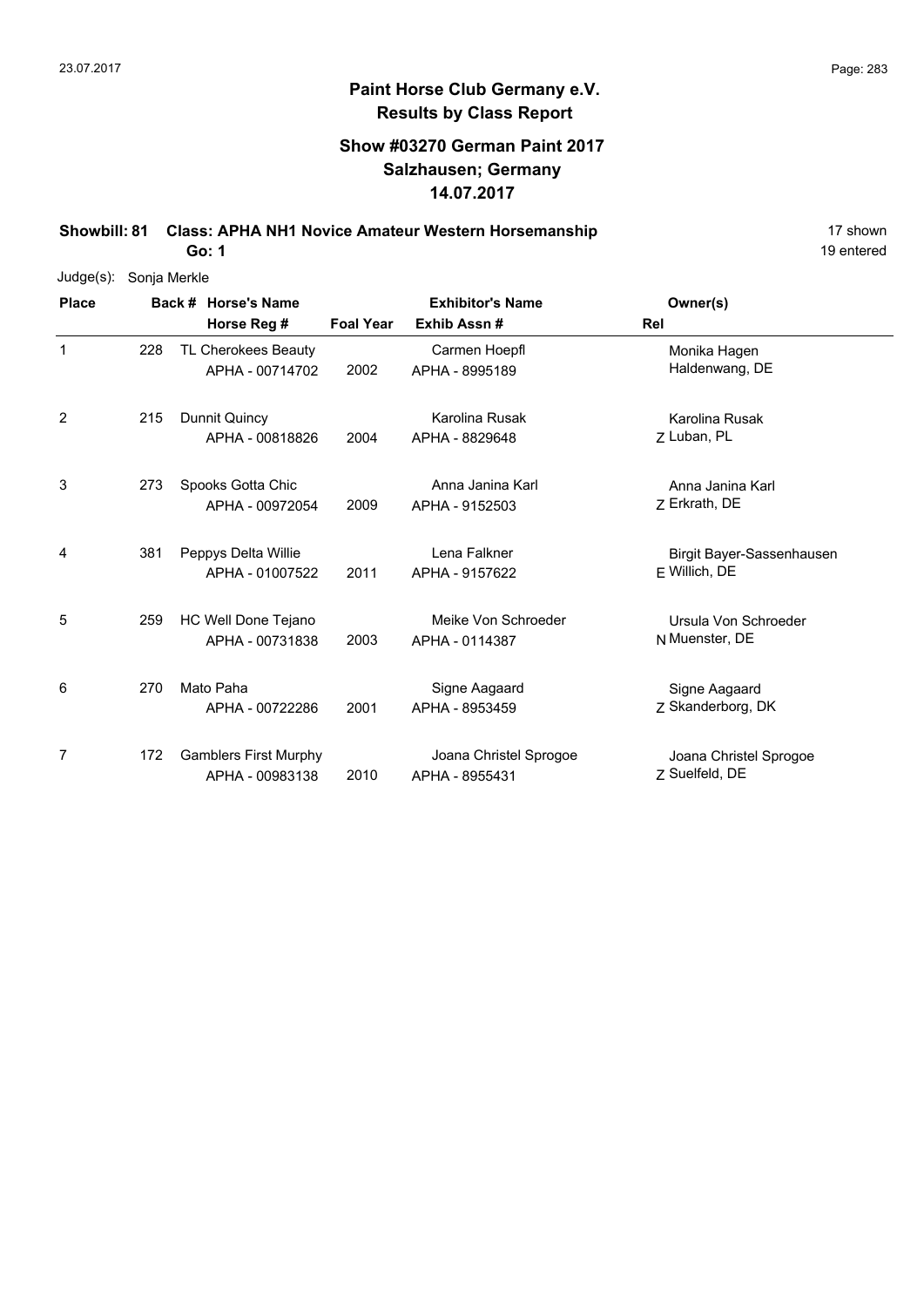# Paint Horse Club Germany e.V.
## Results by Class Report

### Show #03270 German Paint 2017
### Salzhausen; Germany
### 14.07.2017

**Showbill: 81 Class: APHA NH1 Novice Amateur Western Horsemanship** — 17 shown

**Go: 1** — 19 entered

Judge(s): Sonja Merkle

| Place | Back # | Horse's Name / Horse Reg # | Foal Year | Exhibitor's Name / Exhib Assn # | Rel | Owner(s) |
|---|---|---|---|---|---|---|
| 1 | 228 | TL Cherokees Beauty<br>APHA - 00714702 | 2002 | Carmen Hoepfl<br>APHA - 8995189 | | Monika Hagen<br>Haldenwang, DE |
| 2 | 215 | Dunnit Quincy<br>APHA - 00818826 | 2004 | Karolina Rusak<br>APHA - 8829648 | Z | Karolina Rusak<br>Luban, PL |
| 3 | 273 | Spooks Gotta Chic<br>APHA - 00972054 | 2009 | Anna Janina Karl<br>APHA - 9152503 | Z | Anna Janina Karl<br>Erkrath, DE |
| 4 | 381 | Peppys Delta Willie<br>APHA - 01007522 | 2011 | Lena Falkner<br>APHA - 9157622 | E | Birgit Bayer-Sassenhausen<br>Willich, DE |
| 5 | 259 | HC Well Done Tejano<br>APHA - 00731838 | 2003 | Meike Von Schroeder<br>APHA - 0114387 | N | Ursula Von Schroeder<br>Muenster, DE |
| 6 | 270 | Mato Paha<br>APHA - 00722286 | 2001 | Signe Aagaard<br>APHA - 8953459 | Z | Signe Aagaard<br>Skanderborg, DK |
| 7 | 172 | Gamblers First Murphy<br>APHA - 00983138 | 2010 | Joana Christel Sprogoe<br>APHA - 8955431 | Z | Joana Christel Sprogoe<br>Suelfeld, DE |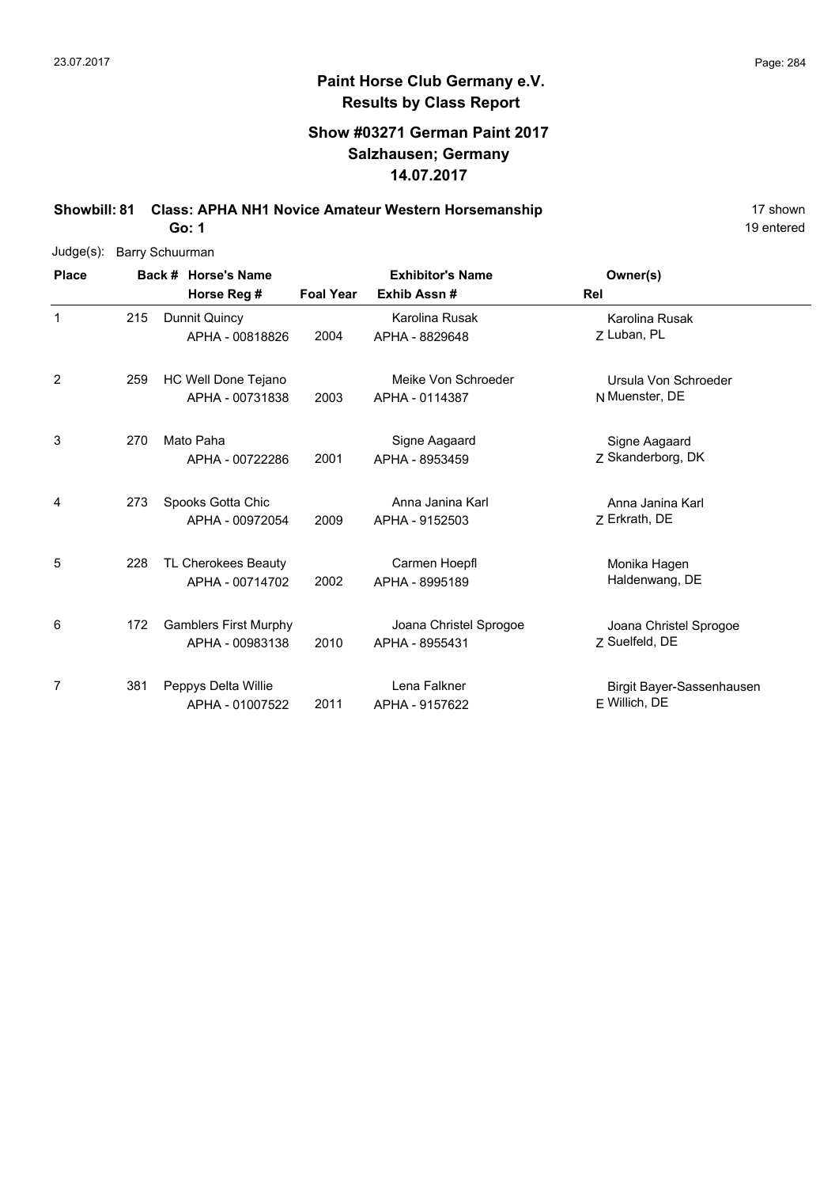**Paint Horse Club Germany e.V.**
**Results by Class Report**

**Show #03271 German Paint 2017**
**Salzhausen; Germany**
**14.07.2017**

**Showbill: 81 Class: APHA NH1 Novice Amateur Western Horsemanship** 17 shown
**Go: 1** 19 entered

Judge(s): Barry Schuurman

| Place | Back # | Horse's Name / Horse Reg # | Foal Year | Exhibitor's Name / Exhib Assn # | Rel | Owner(s) |
|---|---|---|---|---|---|---|
| 1 | 215 | Dunnit Quincy<br>APHA - 00818826 | 2004 | Karolina Rusak<br>APHA - 8829648 | Z | Karolina Rusak<br>Luban, PL |
| 2 | 259 | HC Well Done Tejano<br>APHA - 00731838 | 2003 | Meike Von Schroeder<br>APHA - 0114387 | N | Ursula Von Schroeder<br>Muenster, DE |
| 3 | 270 | Mato Paha<br>APHA - 00722286 | 2001 | Signe Aagaard<br>APHA - 8953459 | Z | Signe Aagaard<br>Skanderborg, DK |
| 4 | 273 | Spooks Gotta Chic<br>APHA - 00972054 | 2009 | Anna Janina Karl<br>APHA - 9152503 | Z | Anna Janina Karl<br>Erkrath, DE |
| 5 | 228 | TL Cherokees Beauty<br>APHA - 00714702 | 2002 | Carmen Hoepfl<br>APHA - 8995189 | | Monika Hagen<br>Haldenwang, DE |
| 6 | 172 | Gamblers First Murphy<br>APHA - 00983138 | 2010 | Joana Christel Sprogoe<br>APHA - 8955431 | Z | Joana Christel Sprogoe<br>Suelfeld, DE |
| 7 | 381 | Peppys Delta Willie<br>APHA - 01007522 | 2011 | Lena Falkner<br>APHA - 9157622 | E | Birgit Bayer-Sassenhausen<br>Willich, DE |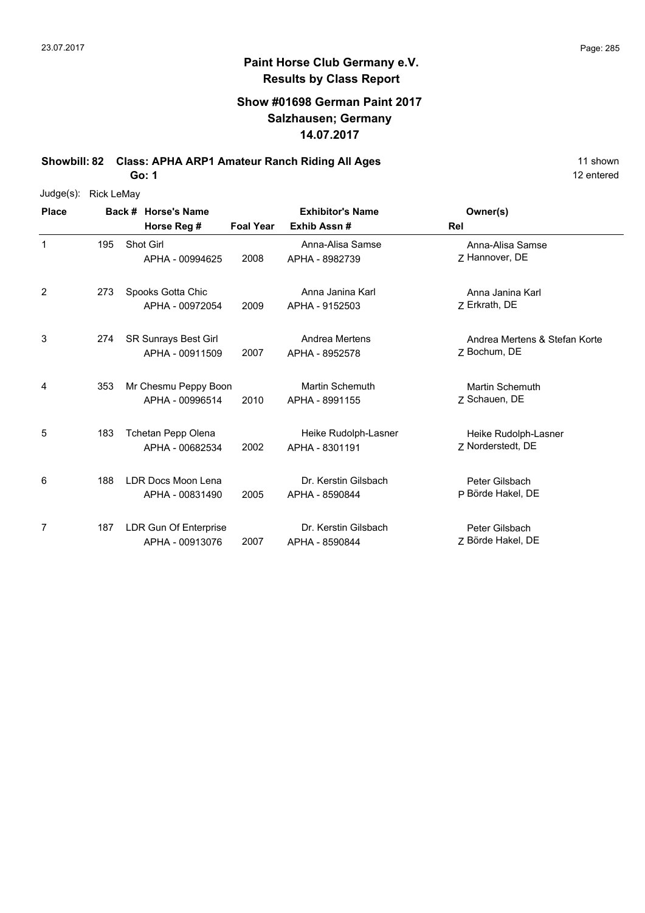# Paint Horse Club Germany e.V.

## Results by Class Report

### Show #01698 German Paint 2017
### Salzhausen; Germany
### 14.07.2017

**Showbill: 82 Class: APHA ARP1 Amateur Ranch Riding All Ages** 11 shown

**Go: 1** 12 entered

Judge(s): Rick LeMay

| Place | Back # | Horse's Name / Horse Reg # | Foal Year | Exhibitor's Name / Exhib Assn # | Rel | Owner(s) |
|---|---|---|---|---|---|---|
| 1 | 195 | Shot Girl<br>APHA - 00994625 | 2008 | Anna-Alisa Samse<br>APHA - 8982739 | Z | Anna-Alisa Samse<br>Hannover, DE |
| 2 | 273 | Spooks Gotta Chic<br>APHA - 00972054 | 2009 | Anna Janina Karl<br>APHA - 9152503 | Z | Anna Janina Karl<br>Erkrath, DE |
| 3 | 274 | SR Sunrays Best Girl<br>APHA - 00911509 | 2007 | Andrea Mertens<br>APHA - 8952578 | Z | Andrea Mertens & Stefan Korte<br>Bochum, DE |
| 4 | 353 | Mr Chesmu Peppy Boon<br>APHA - 00996514 | 2010 | Martin Schemuth<br>APHA - 8991155 | Z | Martin Schemuth<br>Schauen, DE |
| 5 | 183 | Tchetan Pepp Olena<br>APHA - 00682534 | 2002 | Heike Rudolph-Lasner<br>APHA - 8301191 | Z | Heike Rudolph-Lasner<br>Norderstedt, DE |
| 6 | 188 | LDR Docs Moon Lena<br>APHA - 00831490 | 2005 | Dr. Kerstin Gilsbach<br>APHA - 8590844 | P | Peter Gilsbach<br>Börde Hakel, DE |
| 7 | 187 | LDR Gun Of Enterprise<br>APHA - 00913076 | 2007 | Dr. Kerstin Gilsbach<br>APHA - 8590844 | Z | Peter Gilsbach<br>Börde Hakel, DE |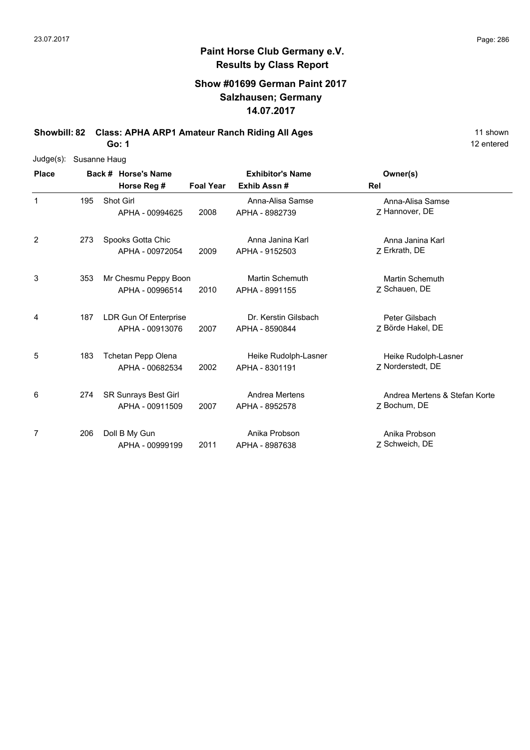## Paint Horse Club Germany e.V.
### Results by Class Report

### Show #01699 German Paint 2017
### Salzhausen; Germany
### 14.07.2017

**Showbill: 82 Class: APHA ARP1 Amateur Ranch Riding All Ages** — 11 shown, 12 entered

**Go: 1**

Judge(s): Susanne Haug

| Place | Back # | Horse's Name / Horse Reg # | Foal Year | Exhibitor's Name / Exhib Assn # | Owner(s) / Rel |
|---|---|---|---|---|---|
| 1 | 195 | Shot Girl<br>APHA - 00994625 | 2008 | Anna-Alisa Samse<br>APHA - 8982739 | Anna-Alisa Samse<br>Z Hannover, DE |
| 2 | 273 | Spooks Gotta Chic<br>APHA - 00972054 | 2009 | Anna Janina Karl<br>APHA - 9152503 | Anna Janina Karl<br>Z Erkrath, DE |
| 3 | 353 | Mr Chesmu Peppy Boon<br>APHA - 00996514 | 2010 | Martin Schemuth<br>APHA - 8991155 | Martin Schemuth<br>Z Schauen, DE |
| 4 | 187 | LDR Gun Of Enterprise<br>APHA - 00913076 | 2007 | Dr. Kerstin Gilsbach<br>APHA - 8590844 | Peter Gilsbach<br>Z Börde Hakel, DE |
| 5 | 183 | Tchetan Pepp Olena<br>APHA - 00682534 | 2002 | Heike Rudolph-Lasner<br>APHA - 8301191 | Heike Rudolph-Lasner<br>Z Norderstedt, DE |
| 6 | 274 | SR Sunrays Best Girl<br>APHA - 00911509 | 2007 | Andrea Mertens<br>APHA - 8952578 | Andrea Mertens & Stefan Korte<br>Z Bochum, DE |
| 7 | 206 | Doll B My Gun<br>APHA - 00999199 | 2011 | Anika Probson<br>APHA - 8987638 | Anika Probson<br>Z Schweich, DE |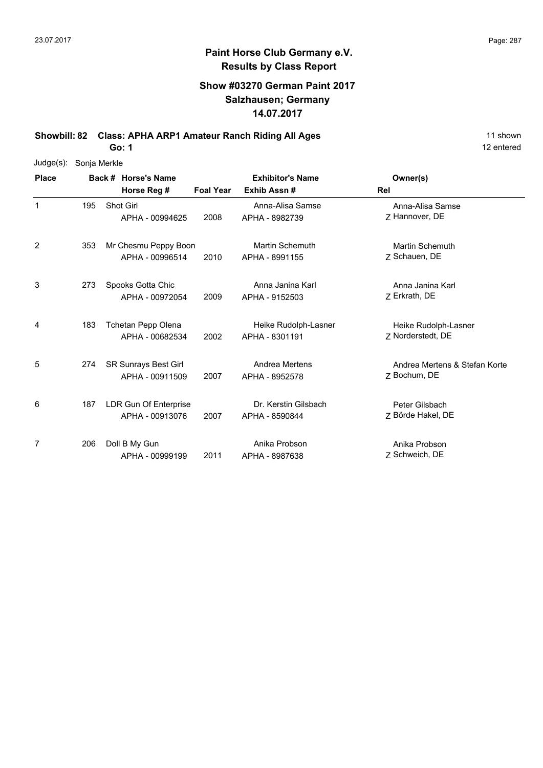# Paint Horse Club Germany e.V.

## Results by Class Report

### Show #03270 German Paint 2017
### Salzhausen; Germany
### 14.07.2017

**Showbill: 82 Class: APHA ARP1 Amateur Ranch Riding All Ages** 11 shown

**Go: 1** 12 entered

Judge(s): Sonja Merkle

| Place | Back # | Horse's Name / Horse Reg # | Foal Year | Exhibitor's Name / Exhib Assn # | Rel | Owner(s) |
|---|---|---|---|---|---|---|
| 1 | 195 | Shot Girl<br>APHA - 00994625 | 2008 | Anna-Alisa Samse<br>APHA - 8982739 | Z | Anna-Alisa Samse<br>Hannover, DE |
| 2 | 353 | Mr Chesmu Peppy Boon<br>APHA - 00996514 | 2010 | Martin Schemuth<br>APHA - 8991155 | Z | Martin Schemuth<br>Schauen, DE |
| 3 | 273 | Spooks Gotta Chic<br>APHA - 00972054 | 2009 | Anna Janina Karl<br>APHA - 9152503 | Z | Anna Janina Karl<br>Erkrath, DE |
| 4 | 183 | Tchetan Pepp Olena<br>APHA - 00682534 | 2002 | Heike Rudolph-Lasner<br>APHA - 8301191 | Z | Heike Rudolph-Lasner<br>Norderstedt, DE |
| 5 | 274 | SR Sunrays Best Girl<br>APHA - 00911509 | 2007 | Andrea Mertens<br>APHA - 8952578 | Z | Andrea Mertens & Stefan Korte<br>Bochum, DE |
| 6 | 187 | LDR Gun Of Enterprise<br>APHA - 00913076 | 2007 | Dr. Kerstin Gilsbach<br>APHA - 8590844 | Z | Peter Gilsbach<br>Börde Hakel, DE |
| 7 | 206 | Doll B My Gun<br>APHA - 00999199 | 2011 | Anika Probson<br>APHA - 8987638 | Z | Anika Probson<br>Schweich, DE |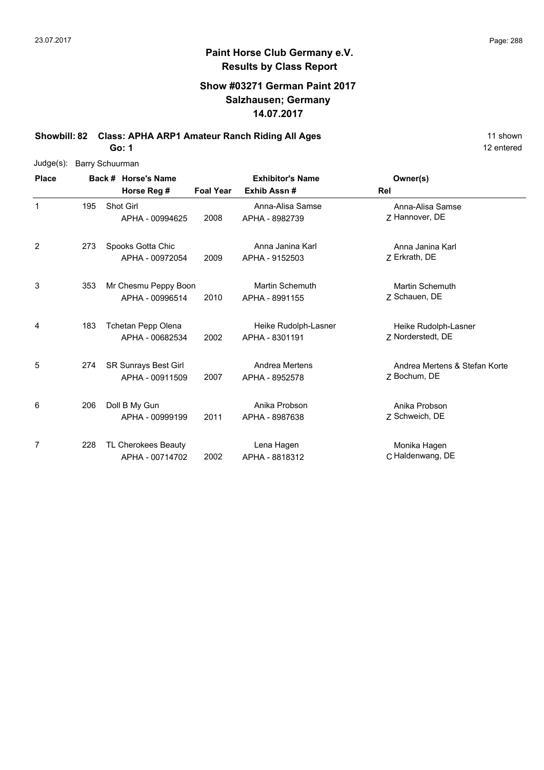# Paint Horse Club Germany e.V.
## Results by Class Report

### Show #03271 German Paint 2017
### Salzhausen; Germany
### 14.07.2017

**Showbill: 82 Class: APHA ARP1 Amateur Ranch Riding All Ages** 11 shown

**Go: 1** 12 entered

Judge(s): Barry Schuurman

| Place | Back # | Horse's Name / Horse Reg # | Foal Year | Exhibitor's Name / Exhib Assn # | Rel | Owner(s) |
|---|---|---|---|---|---|---|
| 1 | 195 | Shot Girl<br>APHA - 00994625 | 2008 | Anna-Alisa Samse<br>APHA - 8982739 | Z | Anna-Alisa Samse<br>Hannover, DE |
| 2 | 273 | Spooks Gotta Chic<br>APHA - 00972054 | 2009 | Anna Janina Karl<br>APHA - 9152503 | Z | Anna Janina Karl<br>Erkrath, DE |
| 3 | 353 | Mr Chesmu Peppy Boon<br>APHA - 00996514 | 2010 | Martin Schemuth<br>APHA - 8991155 | Z | Martin Schemuth<br>Schauen, DE |
| 4 | 183 | Tchetan Pepp Olena<br>APHA - 00682534 | 2002 | Heike Rudolph-Lasner<br>APHA - 8301191 | Z | Heike Rudolph-Lasner<br>Norderstedt, DE |
| 5 | 274 | SR Sunrays Best Girl<br>APHA - 00911509 | 2007 | Andrea Mertens<br>APHA - 8952578 | Z | Andrea Mertens & Stefan Korte<br>Bochum, DE |
| 6 | 206 | Doll B My Gun<br>APHA - 00999199 | 2011 | Anika Probson<br>APHA - 8987638 | Z | Anika Probson<br>Schweich, DE |
| 7 | 228 | TL Cherokees Beauty<br>APHA - 00714702 | 2002 | Lena Hagen<br>APHA - 8818312 | C | Monika Hagen<br>Haldenwang, DE |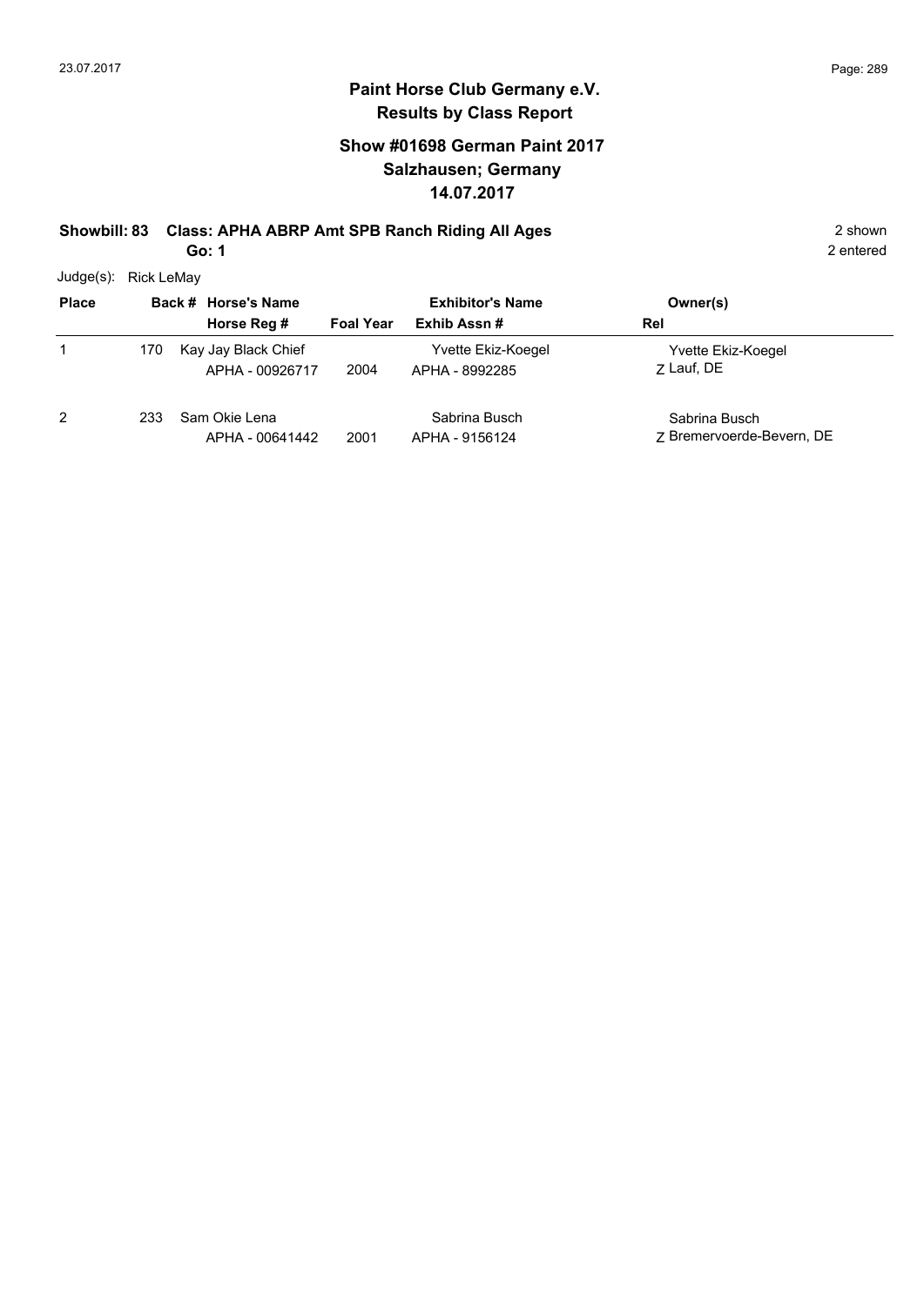# Paint Horse Club Germany e.V.
## Results by Class Report

### Show #01698 German Paint 2017
### Salzhausen; Germany
### 14.07.2017

**Showbill: 83 Class: APHA ABRP Amt SPB Ranch Riding All Ages** 2 shown

**Go: 1** 2 entered

Judge(s): Rick LeMay

| Place | Back # | Horse's Name / Horse Reg # | Foal Year | Exhibitor's Name / Exhib Assn # | Owner(s) / Rel |
|---|---|---|---|---|---|
| 1 | 170 | Kay Jay Black Chief<br>APHA - 00926717 | 2004 | Yvette Ekiz-Koegel<br>APHA - 8992285 | Yvette Ekiz-Koegel<br>Z Lauf, DE |
| 2 | 233 | Sam Okie Lena<br>APHA - 00641442 | 2001 | Sabrina Busch<br>APHA - 9156124 | Sabrina Busch<br>Z Bremervoerde-Bevern, DE |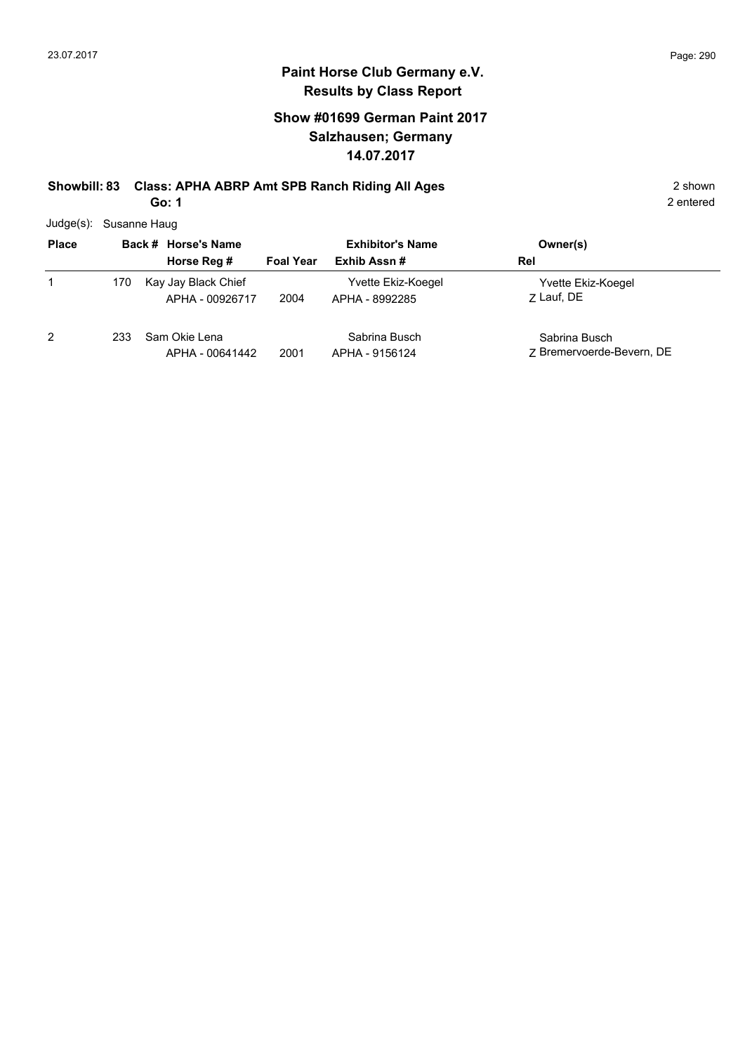**Paint Horse Club Germany e.V.**
**Results by Class Report**

**Show #01699 German Paint 2017**
**Salzhausen; Germany**
**14.07.2017**

**Showbill: 83 Class: APHA ABRP Amt SPB Ranch Riding All Ages** 2 shown
**Go: 1** 2 entered

Judge(s): Susanne Haug

| Place | Back # | Horse's Name / Horse Reg # | Foal Year | Exhibitor's Name / Exhib Assn # | Owner(s) / Rel |
|---|---|---|---|---|---|
| 1 | 170 | Kay Jay Black Chief<br>APHA - 00926717 | 2004 | Yvette Ekiz-Koegel<br>APHA - 8992285 | Yvette Ekiz-Koegel<br>Z Lauf, DE |
| 2 | 233 | Sam Okie Lena<br>APHA - 00641442 | 2001 | Sabrina Busch<br>APHA - 9156124 | Sabrina Busch<br>Z Bremervoerde-Bevern, DE |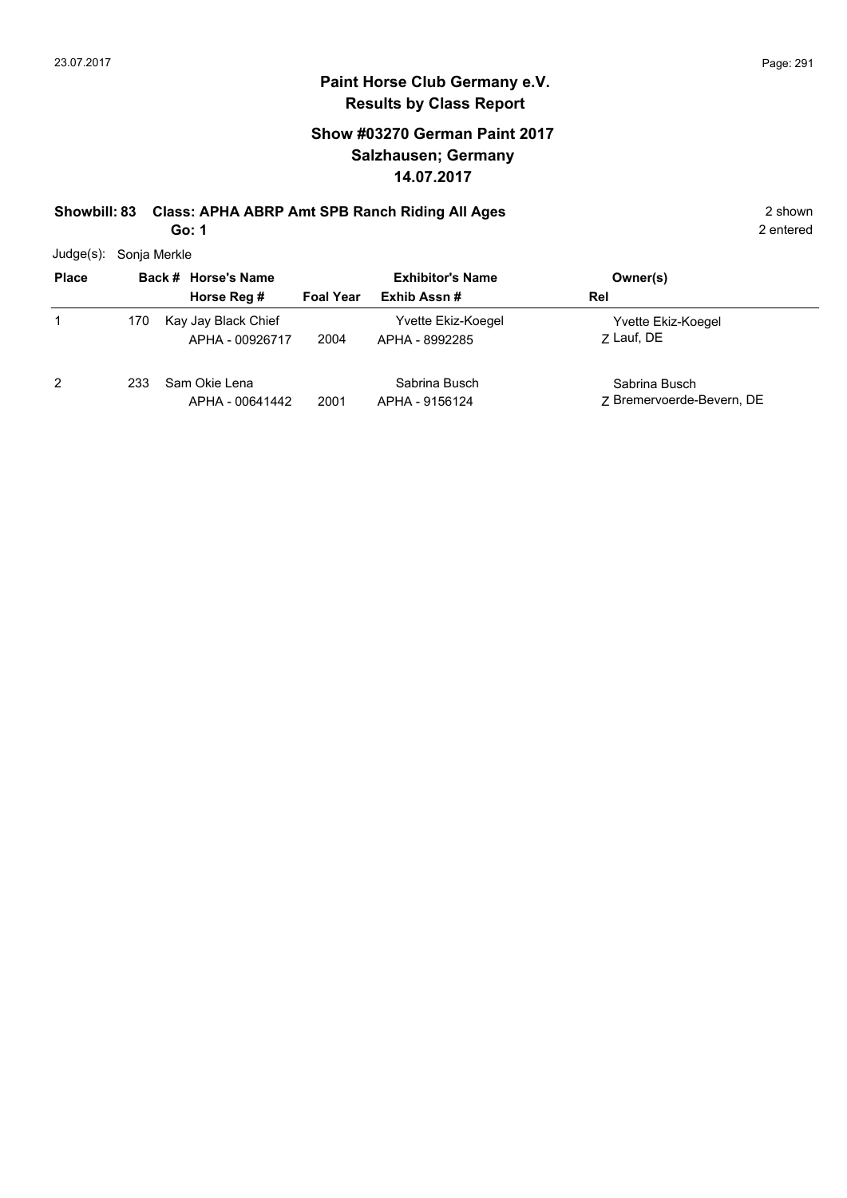## Paint Horse Club Germany e.V.
## Results by Class Report

### Show #03270 German Paint 2017
### Salzhausen; Germany
### 14.07.2017

**Showbill: 83 Class: APHA ABRP Amt SPB Ranch Riding All Ages** 2 shown

**Go: 1** 2 entered

Judge(s): Sonja Merkle

| Place | Back # | Horse's Name / Horse Reg # | Foal Year | Exhibitor's Name / Exhib Assn # | Owner(s) / Rel |
|---|---|---|---|---|---|
| 1 | 170 | Kay Jay Black Chief<br>APHA - 00926717 | 2004 | Yvette Ekiz-Koegel<br>APHA - 8992285 | Yvette Ekiz-Koegel<br>Z Lauf, DE |
| 2 | 233 | Sam Okie Lena<br>APHA - 00641442 | 2001 | Sabrina Busch<br>APHA - 9156124 | Sabrina Busch<br>Z Bremervoerde-Bevern, DE |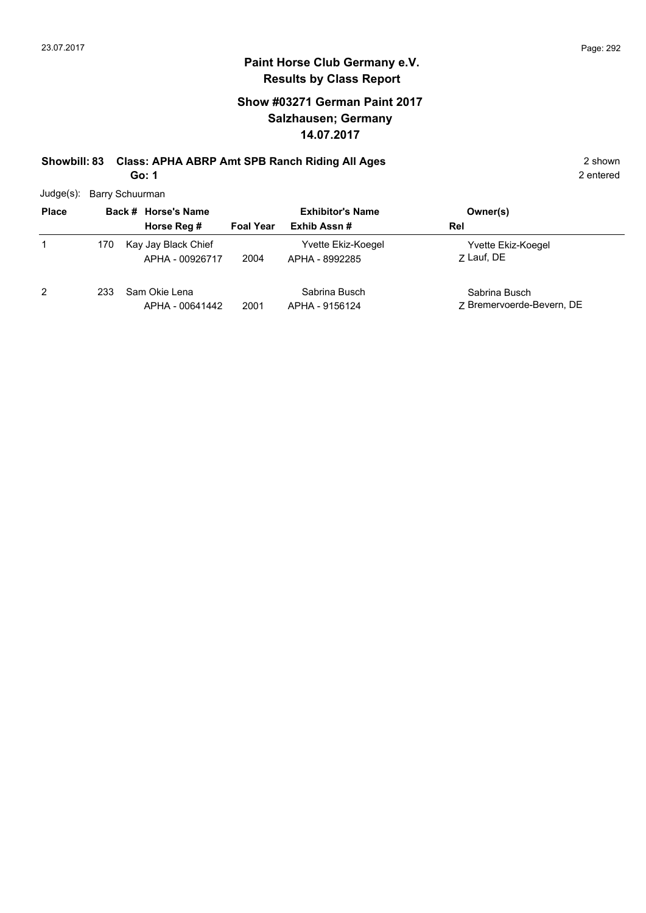# Paint Horse Club Germany e.V.
## Results by Class Report

### Show #03271 German Paint 2017
### Salzhausen; Germany
### 14.07.2017

**Showbill: 83 Class: APHA ABRP Amt SPB Ranch Riding All Ages** 2 shown

**Go: 1** 2 entered

Judge(s): Barry Schuurman

| Place | Back # | Horse's Name / Horse Reg # | Foal Year | Exhibitor's Name / Exhib Assn # | Owner(s) / Rel |
|---|---|---|---|---|---|
| 1 | 170 | Kay Jay Black Chief<br>APHA - 00926717 | 2004 | Yvette Ekiz-Koegel<br>APHA - 8992285 | Yvette Ekiz-Koegel<br>Z Lauf, DE |
| 2 | 233 | Sam Okie Lena<br>APHA - 00641442 | 2001 | Sabrina Busch<br>APHA - 9156124 | Sabrina Busch<br>Z Bremervoerde-Bevern, DE |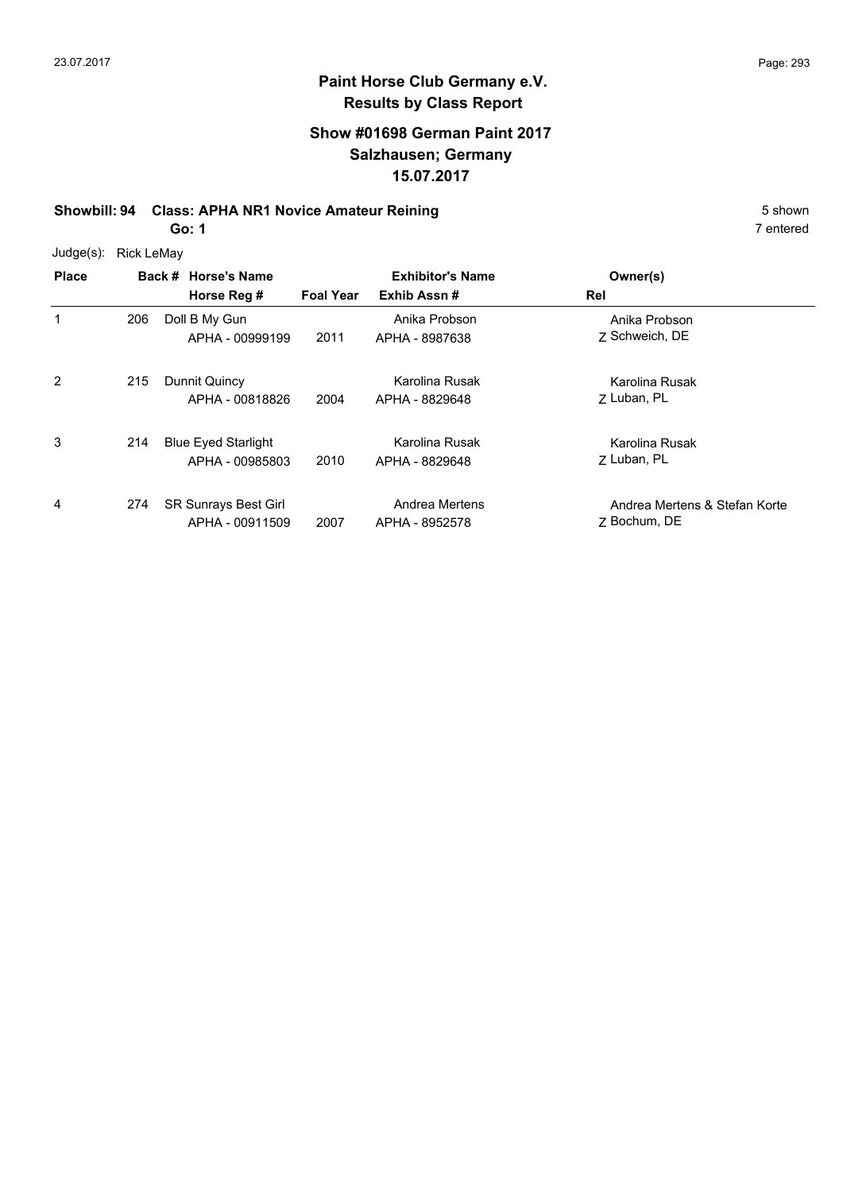## Paint Horse Club Germany e.V.
### Results by Class Report

### Show #01698 German Paint 2017
### Salzhausen; Germany
### 15.07.2017

**Showbill: 94 Class: APHA NR1 Novice Amateur Reining** — 5 shown

**Go: 1** — 7 entered

Judge(s): Rick LeMay

| Place | Back # | Horse's Name / Horse Reg # | Foal Year | Exhibitor's Name / Exhib Assn # | Owner(s) / Rel |
|---|---|---|---|---|---|
| 1 | 206 | Doll B My Gun<br>APHA - 00999199 | 2011 | Anika Probson<br>APHA - 8987638 | Anika Probson<br>Z Schweich, DE |
| 2 | 215 | Dunnit Quincy<br>APHA - 00818826 | 2004 | Karolina Rusak<br>APHA - 8829648 | Karolina Rusak<br>Z Luban, PL |
| 3 | 214 | Blue Eyed Starlight<br>APHA - 00985803 | 2010 | Karolina Rusak<br>APHA - 8829648 | Karolina Rusak<br>Z Luban, PL |
| 4 | 274 | SR Sunrays Best Girl<br>APHA - 00911509 | 2007 | Andrea Mertens<br>APHA - 8952578 | Andrea Mertens & Stefan Korte<br>Z Bochum, DE |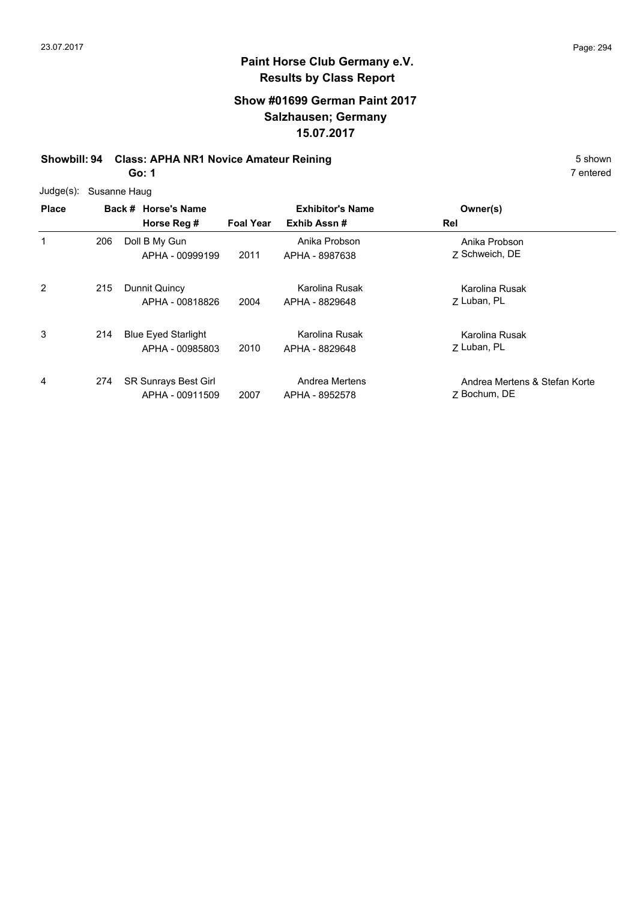# Paint Horse Club Germany e.V.

## Results by Class Report

### Show #01699 German Paint 2017
### Salzhausen; Germany
### 15.07.2017

**Showbill: 94 Class: APHA NR1 Novice Amateur Reining** 5 shown

**Go: 1** 7 entered

Judge(s): Susanne Haug

| Place | Back # | Horse's Name / Horse Reg # | Foal Year | Exhibitor's Name / Exhib Assn # | Owner(s) / Rel |
|---|---|---|---|---|---|
| 1 | 206 | Doll B My Gun<br>APHA - 00999199 | 2011 | Anika Probson<br>APHA - 8987638 | Anika Probson<br>Z Schweich, DE |
| 2 | 215 | Dunnit Quincy<br>APHA - 00818826 | 2004 | Karolina Rusak<br>APHA - 8829648 | Karolina Rusak<br>Z Luban, PL |
| 3 | 214 | Blue Eyed Starlight<br>APHA - 00985803 | 2010 | Karolina Rusak<br>APHA - 8829648 | Karolina Rusak<br>Z Luban, PL |
| 4 | 274 | SR Sunrays Best Girl<br>APHA - 00911509 | 2007 | Andrea Mertens<br>APHA - 8952578 | Andrea Mertens & Stefan Korte<br>Z Bochum, DE |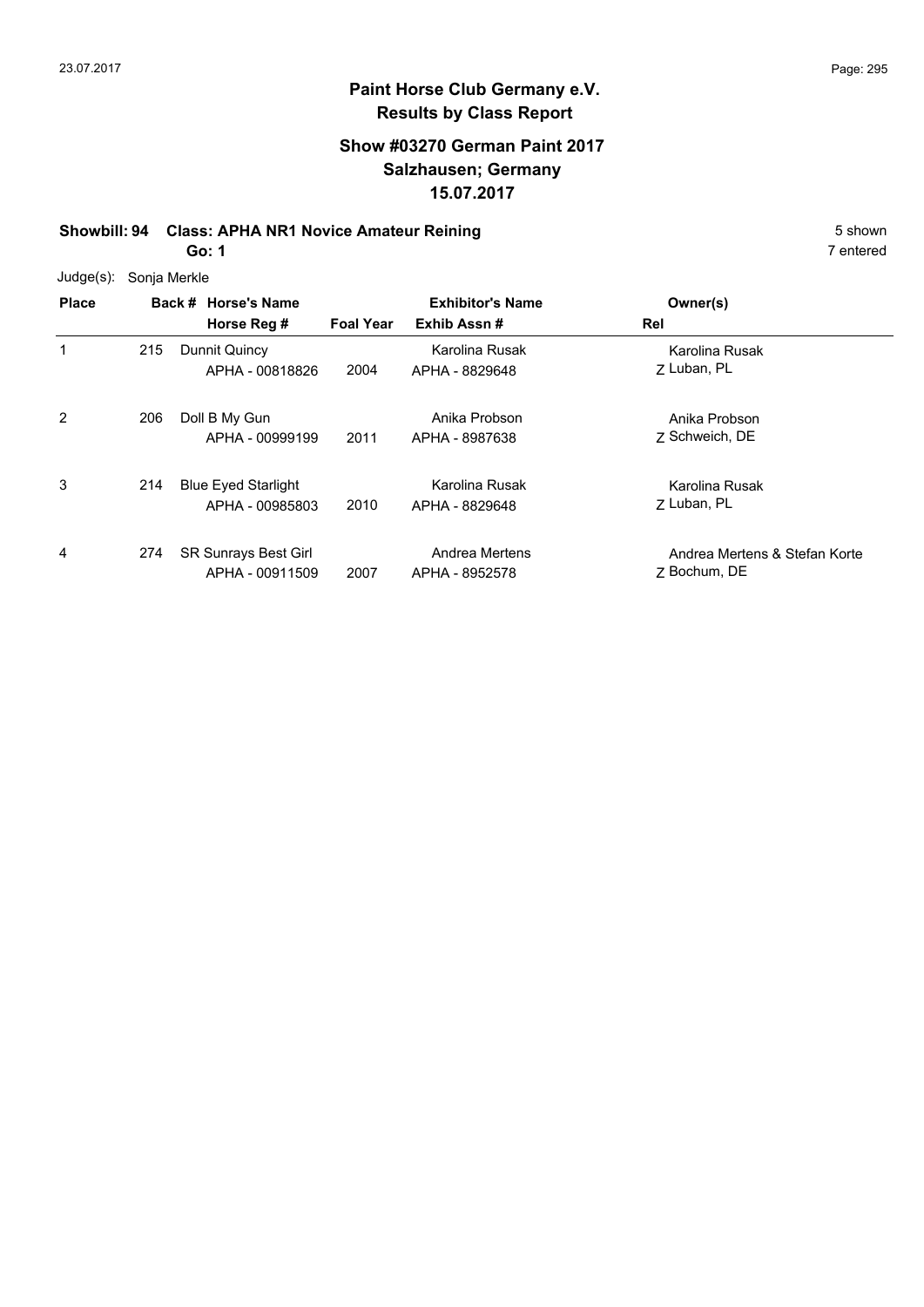**Paint Horse Club Germany e.V.**
**Results by Class Report**

## Show #03270 German Paint 2017
## Salzhausen; Germany
## 15.07.2017

**Showbill: 94 Class: APHA NR1 Novice Amateur Reining** 5 shown

**Go: 1** 7 entered

Judge(s): Sonja Merkle

| Place | Back # | Horse's Name / Horse Reg # | Foal Year | Exhibitor's Name / Exhib Assn # | Owner(s) / Rel |
|---|---|---|---|---|---|
| 1 | 215 | Dunnit Quincy<br>APHA - 00818826 | 2004 | Karolina Rusak<br>APHA - 8829648 | Karolina Rusak<br>Z Luban, PL |
| 2 | 206 | Doll B My Gun<br>APHA - 00999199 | 2011 | Anika Probson<br>APHA - 8987638 | Anika Probson<br>Z Schweich, DE |
| 3 | 214 | Blue Eyed Starlight<br>APHA - 00985803 | 2010 | Karolina Rusak<br>APHA - 8829648 | Karolina Rusak<br>Z Luban, PL |
| 4 | 274 | SR Sunrays Best Girl<br>APHA - 00911509 | 2007 | Andrea Mertens<br>APHA - 8952578 | Andrea Mertens & Stefan Korte<br>Z Bochum, DE |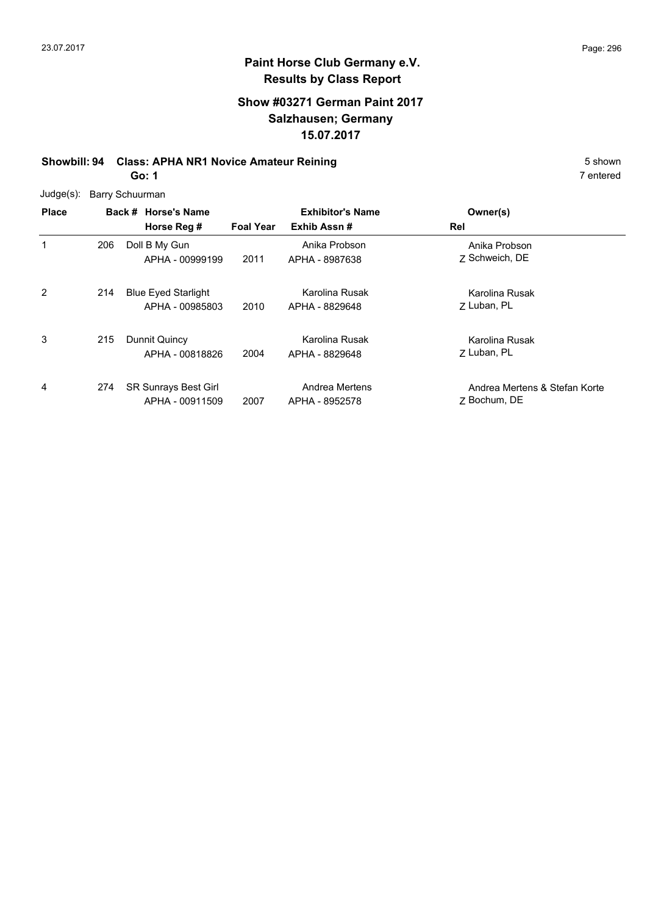## Paint Horse Club Germany e.V.
## Results by Class Report

### Show #03271 German Paint 2017
### Salzhausen; Germany
### 15.07.2017

**Showbill: 94 Class: APHA NR1 Novice Amateur Reining** 5 shown

**Go: 1** 7 entered

Judge(s): Barry Schuurman

| Place | Back # | Horse's Name / Horse Reg # | Foal Year | Exhibitor's Name / Exhib Assn # | Owner(s) / Rel |
|---|---|---|---|---|---|
| 1 | 206 | Doll B My Gun<br>APHA - 00999199 | 2011 | Anika Probson<br>APHA - 8987638 | Anika Probson<br>Z Schweich, DE |
| 2 | 214 | Blue Eyed Starlight<br>APHA - 00985803 | 2010 | Karolina Rusak<br>APHA - 8829648 | Karolina Rusak<br>Z Luban, PL |
| 3 | 215 | Dunnit Quincy<br>APHA - 00818826 | 2004 | Karolina Rusak<br>APHA - 8829648 | Karolina Rusak<br>Z Luban, PL |
| 4 | 274 | SR Sunrays Best Girl<br>APHA - 00911509 | 2007 | Andrea Mertens<br>APHA - 8952578 | Andrea Mertens & Stefan Korte<br>Z Bochum, DE |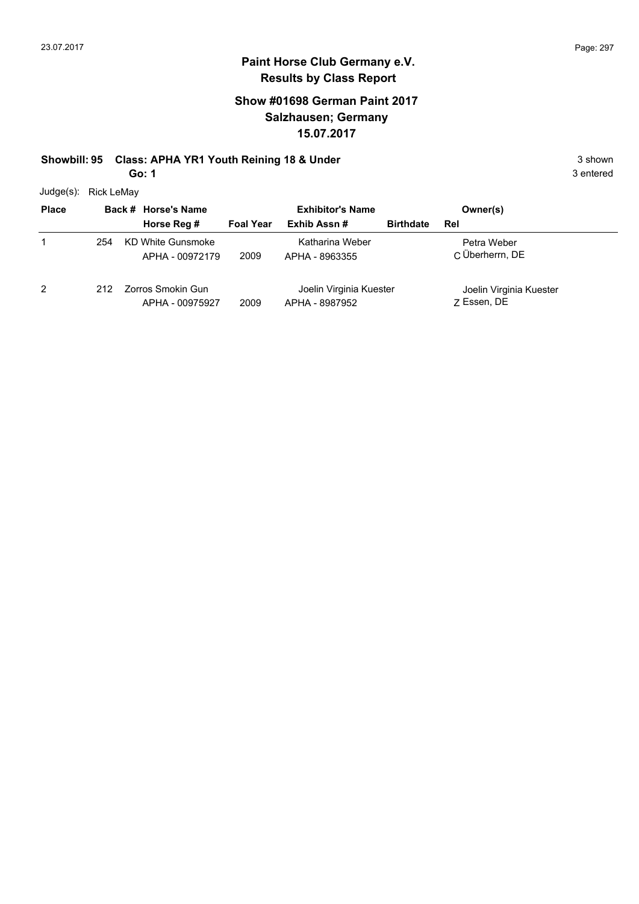# Paint Horse Club Germany e.V.
## Results by Class Report

### Show #01698 German Paint 2017
### Salzhausen; Germany
### 15.07.2017

**Showbill: 95 Class: APHA YR1 Youth Reining 18 & Under** 3 shown

**Go: 1** 3 entered

Judge(s): Rick LeMay

| Place | Back # | Horse's Name / Horse Reg # | Foal Year | Exhibitor's Name / Exhib Assn # | Birthdate | Owner(s) / Rel |
|---|---|---|---|---|---|---|
| 1 | 254 | KD White Gunsmoke<br>APHA - 00972179 | 2009 | Katharina Weber<br>APHA - 8963355 | | Petra Weber<br>C Überherrn, DE |
| 2 | 212 | Zorros Smokin Gun<br>APHA - 00975927 | 2009 | Joelin Virginia Kuester<br>APHA - 8987952 | | Joelin Virginia Kuester<br>Z Essen, DE |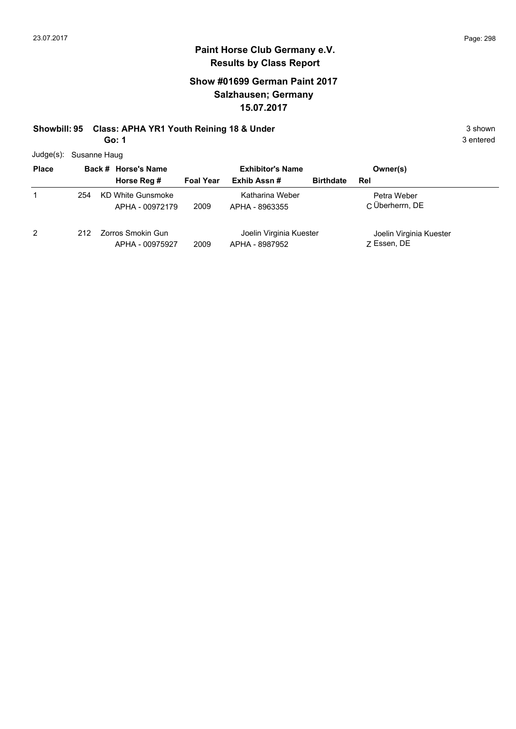# Paint Horse Club Germany e.V.
## Results by Class Report

### Show #01699 German Paint 2017
### Salzhausen; Germany
### 15.07.2017

**Showbill: 95 Class: APHA YR1 Youth Reining 18 & Under** 3 shown

**Go: 1** 3 entered

Judge(s): Susanne Haug

| Place | Back # | Horse's Name / Horse Reg # | Foal Year | Exhibitor's Name / Exhib Assn # | Birthdate | Owner(s) / Rel |
|---|---|---|---|---|---|---|
| 1 | 254 | KD White Gunsmoke<br>APHA - 00972179 | 2009 | Katharina Weber<br>APHA - 8963355 | | Petra Weber<br>C Überherrn, DE |
| 2 | 212 | Zorros Smokin Gun<br>APHA - 00975927 | 2009 | Joelin Virginia Kuester<br>APHA - 8987952 | | Joelin Virginia Kuester<br>Z Essen, DE |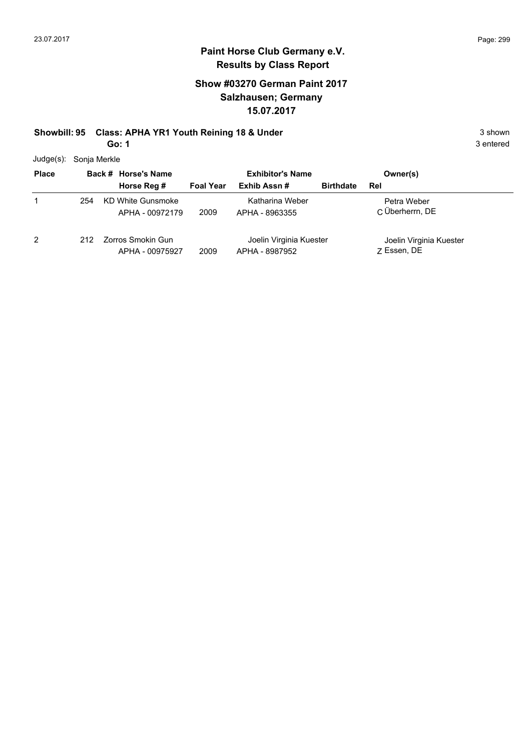**Paint Horse Club Germany e.V.**
**Results by Class Report**

## Show #03270 German Paint 2017
## Salzhausen; Germany
## 15.07.2017

**Showbill: 95 Class: APHA YR1 Youth Reining 18 & Under** 3 shown

**Go: 1** 3 entered

Judge(s): Sonja Merkle

| Place | Back # | Horse's Name / Horse Reg # | Foal Year | Exhibitor's Name / Exhib Assn # | Birthdate | Rel | Owner(s) |
|---|---|---|---|---|---|---|---|
| 1 | 254 | KD White Gunsmoke<br>APHA - 00972179 | 2009 | Katharina Weber<br>APHA - 8963355 | | C | Petra Weber<br>Überherrn, DE |
| 2 | 212 | Zorros Smokin Gun<br>APHA - 00975927 | 2009 | Joelin Virginia Kuester<br>APHA - 8987952 | | Z | Joelin Virginia Kuester<br>Essen, DE |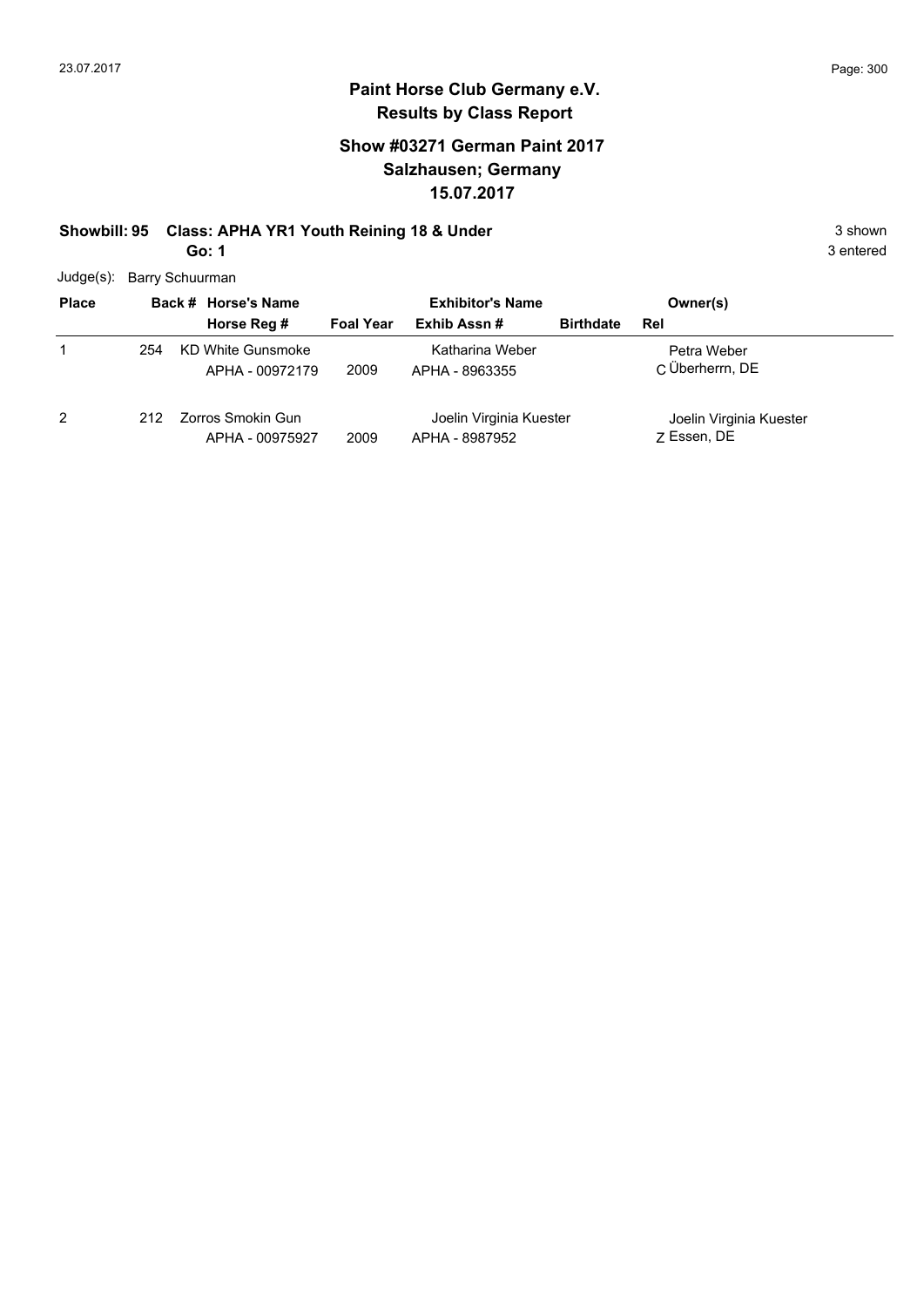# Paint Horse Club Germany e.V.
## Results by Class Report

### Show #03271 German Paint 2017
### Salzhausen; Germany
### 15.07.2017

**Showbill: 95 Class: APHA YR1 Youth Reining 18 & Under** 3 shown

**Go: 1** 3 entered

Judge(s): Barry Schuurman

| Place | Back # | Horse's Name / Horse Reg # | Foal Year | Exhibitor's Name / Exhib Assn # | Birthdate | Owner(s) / Rel |
|---|---|---|---|---|---|---|
| 1 | 254 | KD White Gunsmoke<br>APHA - 00972179 | 2009 | Katharina Weber<br>APHA - 8963355 | | Petra Weber<br>C Überherrn, DE |
| 2 | 212 | Zorros Smokin Gun<br>APHA - 00975927 | 2009 | Joelin Virginia Kuester<br>APHA - 8987952 | | Joelin Virginia Kuester<br>Z Essen, DE |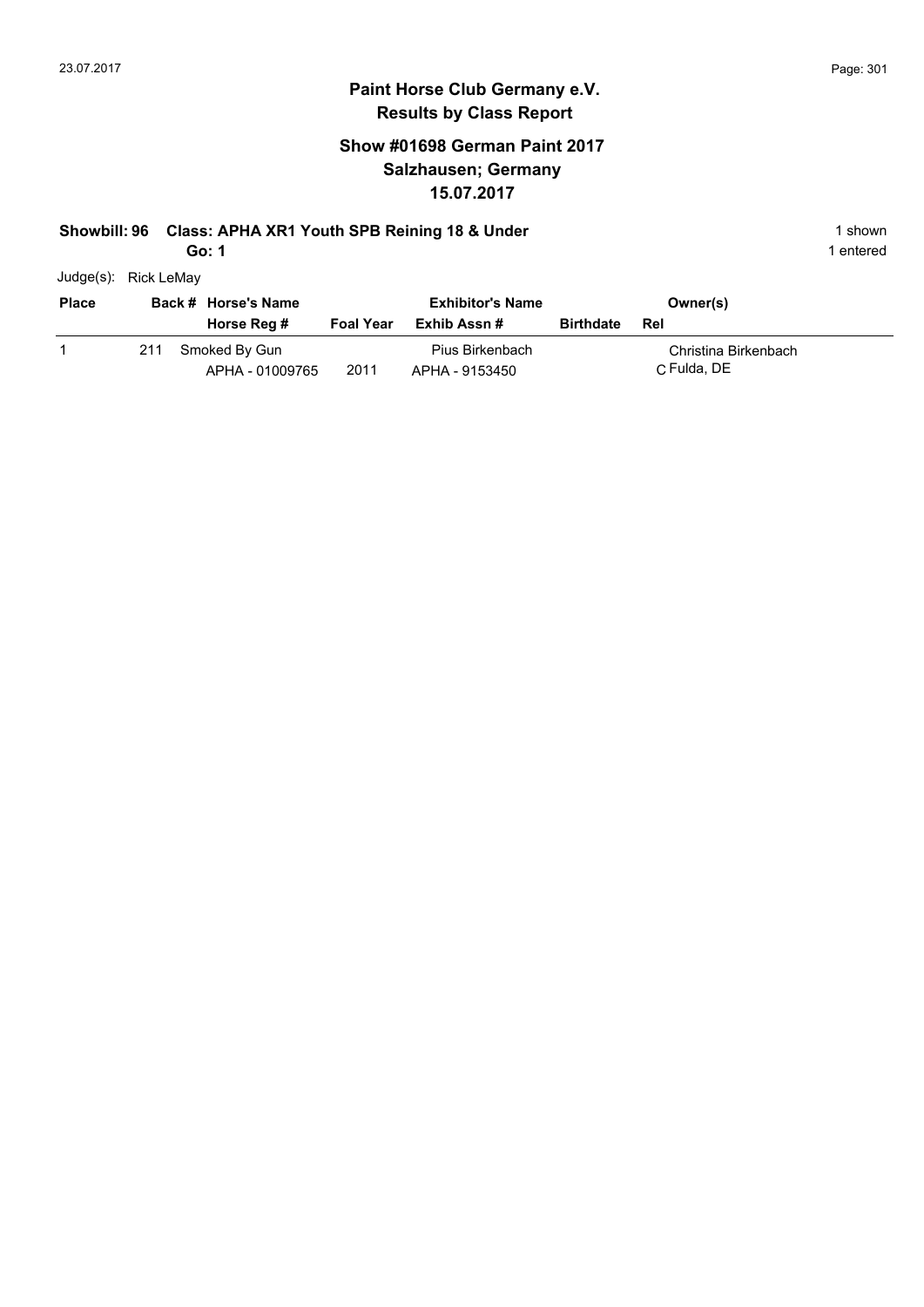# Paint Horse Club Germany e.V.
## Results by Class Report

### Show #01698 German Paint 2017
### Salzhausen; Germany
### 15.07.2017

**Showbill: 96 Class: APHA XR1 Youth SPB Reining 18 & Under** 1 shown

**Go: 1** 1 entered

Judge(s): Rick LeMay

| Place | Back # | Horse's Name / Horse Reg # | Foal Year | Exhibitor's Name / Exhib Assn # | Birthdate | Owner(s) / Rel |
|---|---|---|---|---|---|---|
| 1 | 211 | Smoked By Gun<br>APHA - 01009765 | 2011 | Pius Birkenbach<br>APHA - 9153450 | | Christina Birkenbach<br>C Fulda, DE |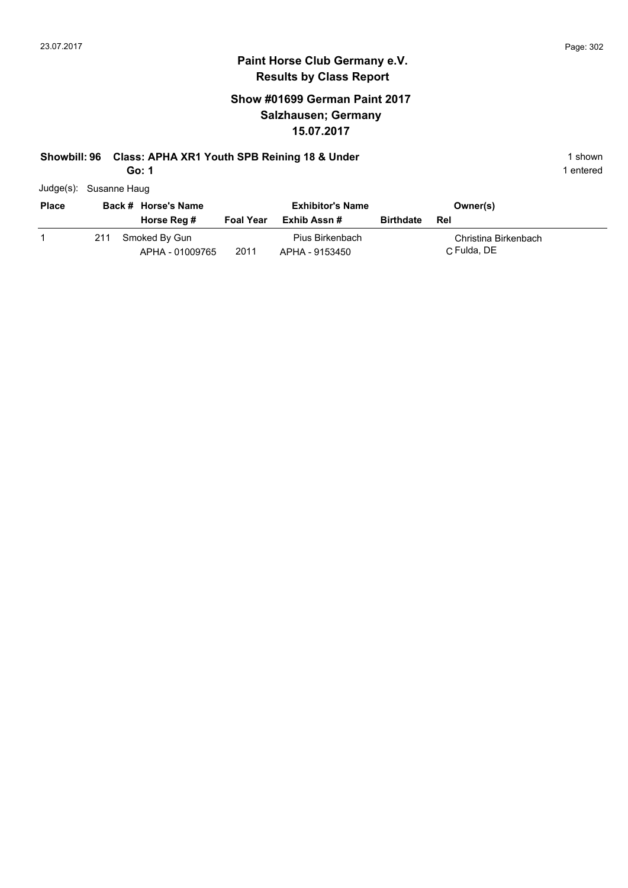# Paint Horse Club Germany e.V.
## Results by Class Report

### Show #01699 German Paint 2017
### Salzhausen; Germany
### 15.07.2017

**Showbill: 96 Class: APHA XR1 Youth SPB Reining 18 & Under** 1 shown
**Go: 1** 1 entered

Judge(s): Susanne Haug

| Place | Back # | Horse's Name / Horse Reg # | Foal Year | Exhibitor's Name / Exhib Assn # | Birthdate | Owner(s) / Rel |
|---|---|---|---|---|---|---|
| 1 | 211 | Smoked By Gun<br>APHA - 01009765 | 2011 | Pius Birkenbach<br>APHA - 9153450 | | Christina Birkenbach<br>C Fulda, DE |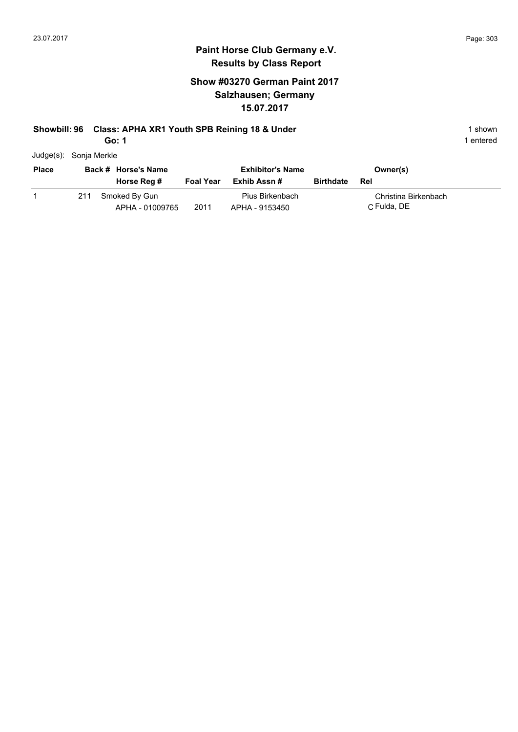# Paint Horse Club Germany e.V.

## Results by Class Report

### Show #03270 German Paint 2017
### Salzhausen; Germany
### 15.07.2017

**Showbill: 96 Class: APHA XR1 Youth SPB Reining 18 & Under** — 1 shown

**Go: 1** — 1 entered

Judge(s): Sonja Merkle

| Place | Back # | Horse's Name / Horse Reg # | Foal Year | Exhibitor's Name / Exhib Assn # | Birthdate | Owner(s) / Rel |
|---|---|---|---|---|---|---|
| 1 | 211 | Smoked By Gun<br>APHA - 01009765 | 2011 | Pius Birkenbach<br>APHA - 9153450 | | Christina Birkenbach<br>C Fulda, DE |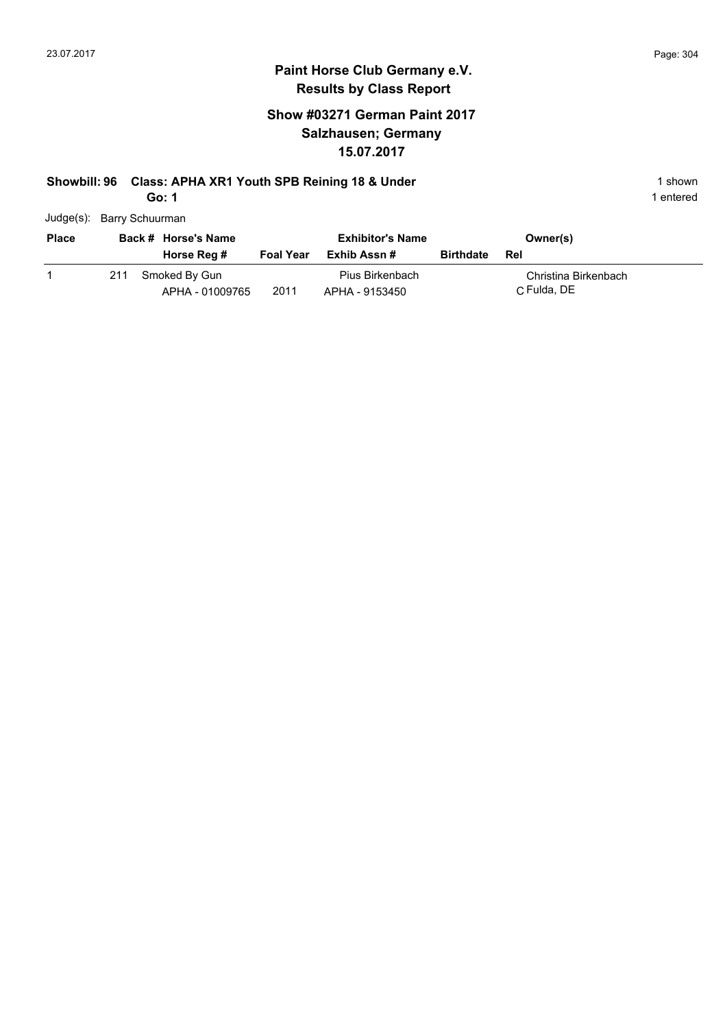# Paint Horse Club Germany e.V.

## Results by Class Report

### Show #03271 German Paint 2017
### Salzhausen; Germany
### 15.07.2017

**Showbill: 96 Class: APHA XR1 Youth SPB Reining 18 & Under** 1 shown

**Go: 1** 1 entered

Judge(s): Barry Schuurman

| Place | Back # | Horse's Name / Horse Reg # | Foal Year | Exhibitor's Name / Exhib Assn # | Birthdate | Owner(s) / Rel |
|---|---|---|---|---|---|---|
| 1 | 211 | Smoked By Gun<br>APHA - 01009765 | 2011 | Pius Birkenbach<br>APHA - 9153450 | | Christina Birkenbach<br>C Fulda, DE |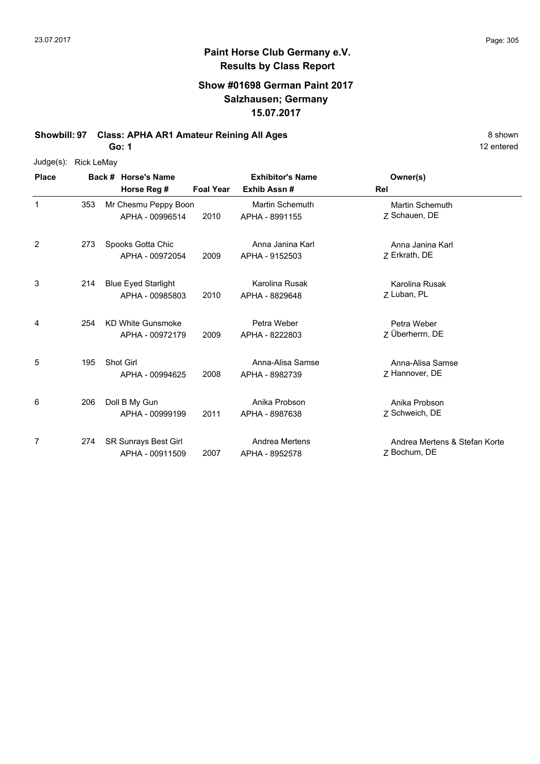# Paint Horse Club Germany e.V.
## Results by Class Report

### Show #01698 German Paint 2017
### Salzhausen; Germany
### 15.07.2017

**Showbill: 97 Class: APHA AR1 Amateur Reining All Ages** — 8 shown, 12 entered

**Go: 1**

Judge(s): Rick LeMay

| Place | Back # | Horse's Name / Horse Reg # | Foal Year | Exhibitor's Name / Exhib Assn # | Owner(s) / Rel |
|---|---|---|---|---|---|
| 1 | 353 | Mr Chesmu Peppy Boon<br>APHA - 00996514 | 2010 | Martin Schemuth<br>APHA - 8991155 | Martin Schemuth<br>Z Schauen, DE |
| 2 | 273 | Spooks Gotta Chic<br>APHA - 00972054 | 2009 | Anna Janina Karl<br>APHA - 9152503 | Anna Janina Karl<br>Z Erkrath, DE |
| 3 | 214 | Blue Eyed Starlight<br>APHA - 00985803 | 2010 | Karolina Rusak<br>APHA - 8829648 | Karolina Rusak<br>Z Luban, PL |
| 4 | 254 | KD White Gunsmoke<br>APHA - 00972179 | 2009 | Petra Weber<br>APHA - 8222803 | Petra Weber<br>Z Überherrn, DE |
| 5 | 195 | Shot Girl<br>APHA - 00994625 | 2008 | Anna-Alisa Samse<br>APHA - 8982739 | Anna-Alisa Samse<br>Z Hannover, DE |
| 6 | 206 | Doll B My Gun<br>APHA - 00999199 | 2011 | Anika Probson<br>APHA - 8987638 | Anika Probson<br>Z Schweich, DE |
| 7 | 274 | SR Sunrays Best Girl<br>APHA - 00911509 | 2007 | Andrea Mertens<br>APHA - 8952578 | Andrea Mertens & Stefan Korte<br>Z Bochum, DE |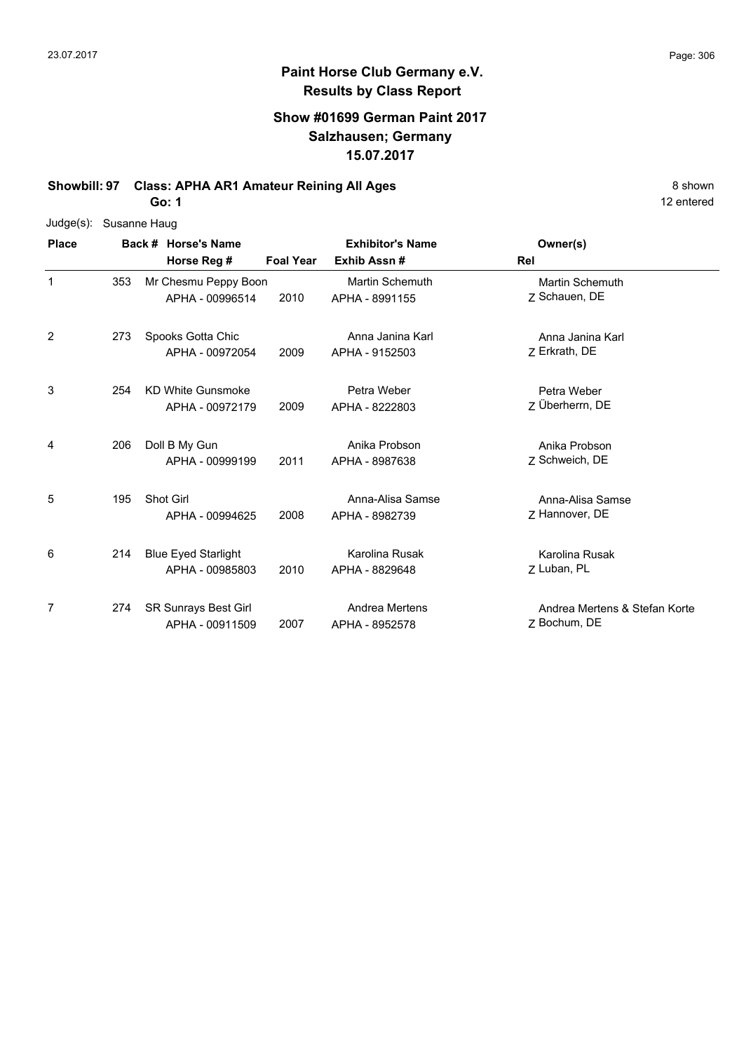# Paint Horse Club Germany e.V.

## Results by Class Report

### Show #01699 German Paint 2017
### Salzhausen; Germany
### 15.07.2017

**Showbill: 97 Class: APHA AR1 Amateur Reining All Ages** 8 shown

**Go: 1** 12 entered

Judge(s): Susanne Haug

| Place | Back # | Horse's Name / Horse Reg # | Foal Year | Exhibitor's Name / Exhib Assn # | Owner(s) / Rel |
|---|---|---|---|---|---|
| 1 | 353 | Mr Chesmu Peppy Boon<br>APHA - 00996514 | 2010 | Martin Schemuth<br>APHA - 8991155 | Martin Schemuth<br>Z Schauen, DE |
| 2 | 273 | Spooks Gotta Chic<br>APHA - 00972054 | 2009 | Anna Janina Karl<br>APHA - 9152503 | Anna Janina Karl<br>Z Erkrath, DE |
| 3 | 254 | KD White Gunsmoke<br>APHA - 00972179 | 2009 | Petra Weber<br>APHA - 8222803 | Petra Weber<br>Z Überherrn, DE |
| 4 | 206 | Doll B My Gun<br>APHA - 00999199 | 2011 | Anika Probson<br>APHA - 8987638 | Anika Probson<br>Z Schweich, DE |
| 5 | 195 | Shot Girl<br>APHA - 00994625 | 2008 | Anna-Alisa Samse<br>APHA - 8982739 | Anna-Alisa Samse<br>Z Hannover, DE |
| 6 | 214 | Blue Eyed Starlight<br>APHA - 00985803 | 2010 | Karolina Rusak<br>APHA - 8829648 | Karolina Rusak<br>Z Luban, PL |
| 7 | 274 | SR Sunrays Best Girl<br>APHA - 00911509 | 2007 | Andrea Mertens<br>APHA - 8952578 | Andrea Mertens & Stefan Korte<br>Z Bochum, DE |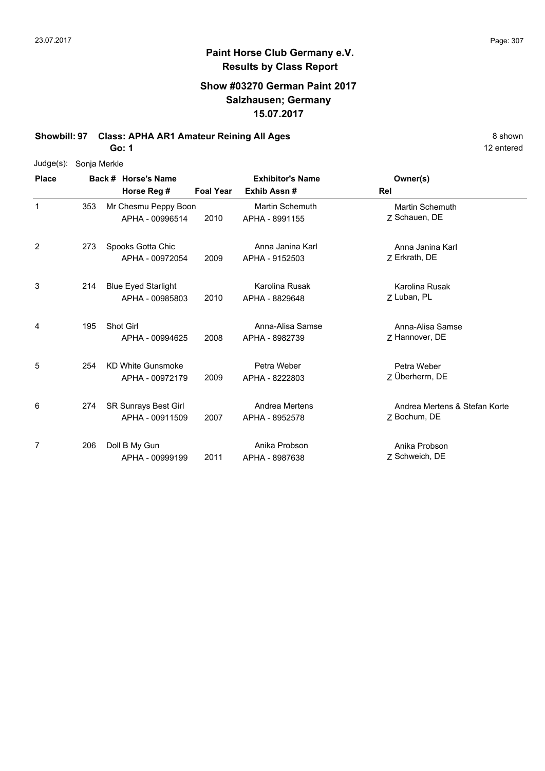# Paint Horse Club Germany e.V.

## Results by Class Report

### Show #03270 German Paint 2017
### Salzhausen; Germany
### 15.07.2017

**Showbill: 97 Class: APHA AR1 Amateur Reining All Ages** 8 shown

**Go: 1** 12 entered

Judge(s): Sonja Merkle

| Place | Back # | Horse's Name / Horse Reg # | Foal Year | Exhibitor's Name / Exhib Assn # | Owner(s) / Rel |
|---|---|---|---|---|---|
| 1 | 353 | Mr Chesmu Peppy Boon<br>APHA - 00996514 | 2010 | Martin Schemuth<br>APHA - 8991155 | Martin Schemuth<br>Z Schauen, DE |
| 2 | 273 | Spooks Gotta Chic<br>APHA - 00972054 | 2009 | Anna Janina Karl<br>APHA - 9152503 | Anna Janina Karl<br>Z Erkrath, DE |
| 3 | 214 | Blue Eyed Starlight<br>APHA - 00985803 | 2010 | Karolina Rusak<br>APHA - 8829648 | Karolina Rusak<br>Z Luban, PL |
| 4 | 195 | Shot Girl<br>APHA - 00994625 | 2008 | Anna-Alisa Samse<br>APHA - 8982739 | Anna-Alisa Samse<br>Z Hannover, DE |
| 5 | 254 | KD White Gunsmoke<br>APHA - 00972179 | 2009 | Petra Weber<br>APHA - 8222803 | Petra Weber<br>Z Überherrn, DE |
| 6 | 274 | SR Sunrays Best Girl<br>APHA - 00911509 | 2007 | Andrea Mertens<br>APHA - 8952578 | Andrea Mertens & Stefan Korte<br>Z Bochum, DE |
| 7 | 206 | Doll B My Gun<br>APHA - 00999199 | 2011 | Anika Probson<br>APHA - 8987638 | Anika Probson<br>Z Schweich, DE |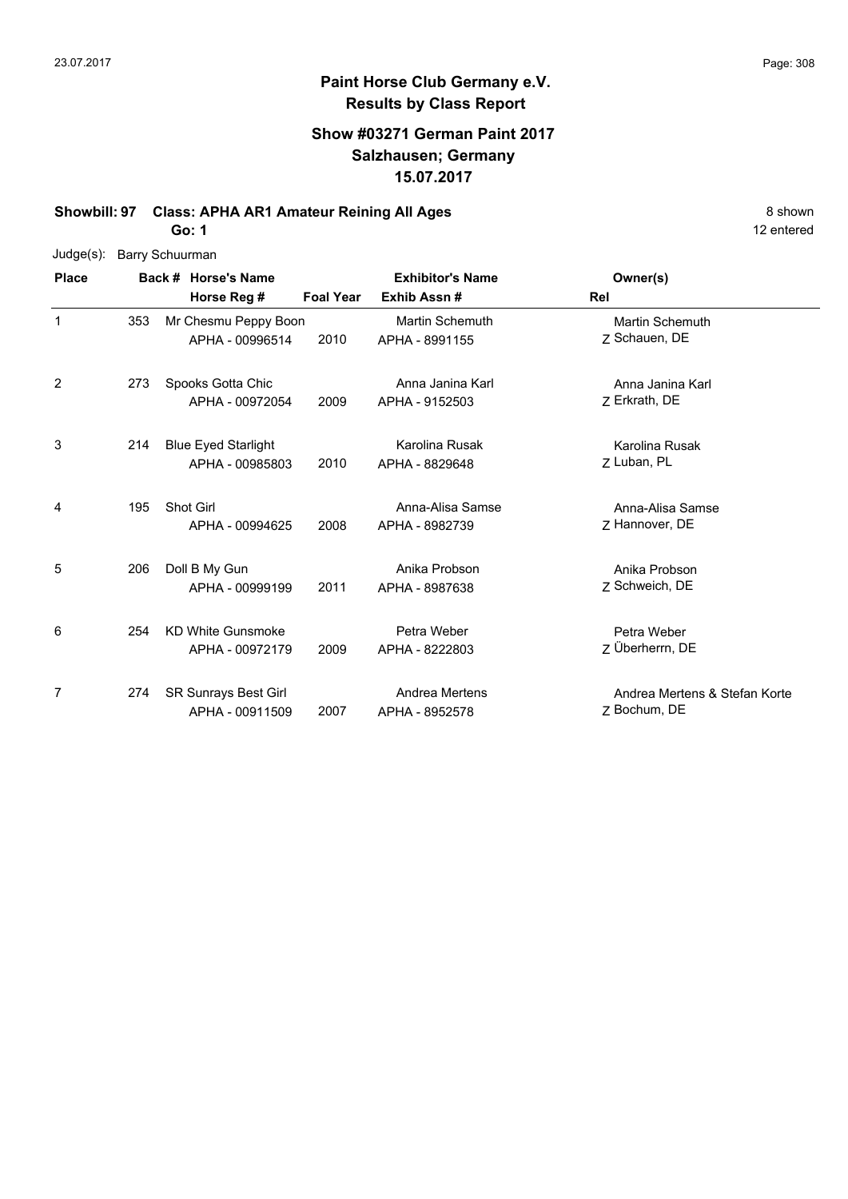**Paint Horse Club Germany e.V.**
**Results by Class Report**

**Show #03271 German Paint 2017**
**Salzhausen; Germany**
**15.07.2017**

**Showbill: 97 Class: APHA AR1 Amateur Reining All Ages** 8 shown

**Go: 1** 12 entered

Judge(s): Barry Schuurman

| Place | Back # | Horse's Name / Horse Reg # | Foal Year | Exhibitor's Name / Exhib Assn # | Rel | Owner(s) |
|---|---|---|---|---|---|---|
| 1 | 353 | Mr Chesmu Peppy Boon<br>APHA - 00996514 | 2010 | Martin Schemuth<br>APHA - 8991155 | Z | Martin Schemuth<br>Schauen, DE |
| 2 | 273 | Spooks Gotta Chic<br>APHA - 00972054 | 2009 | Anna Janina Karl<br>APHA - 9152503 | Z | Anna Janina Karl<br>Erkrath, DE |
| 3 | 214 | Blue Eyed Starlight<br>APHA - 00985803 | 2010 | Karolina Rusak<br>APHA - 8829648 | Z | Karolina Rusak<br>Luban, PL |
| 4 | 195 | Shot Girl<br>APHA - 00994625 | 2008 | Anna-Alisa Samse<br>APHA - 8982739 | Z | Anna-Alisa Samse<br>Hannover, DE |
| 5 | 206 | Doll B My Gun<br>APHA - 00999199 | 2011 | Anika Probson<br>APHA - 8987638 | Z | Anika Probson<br>Schweich, DE |
| 6 | 254 | KD White Gunsmoke<br>APHA - 00972179 | 2009 | Petra Weber<br>APHA - 8222803 | Z | Petra Weber<br>Überherrn, DE |
| 7 | 274 | SR Sunrays Best Girl<br>APHA - 00911509 | 2007 | Andrea Mertens<br>APHA - 8952578 | Z | Andrea Mertens & Stefan Korte<br>Bochum, DE |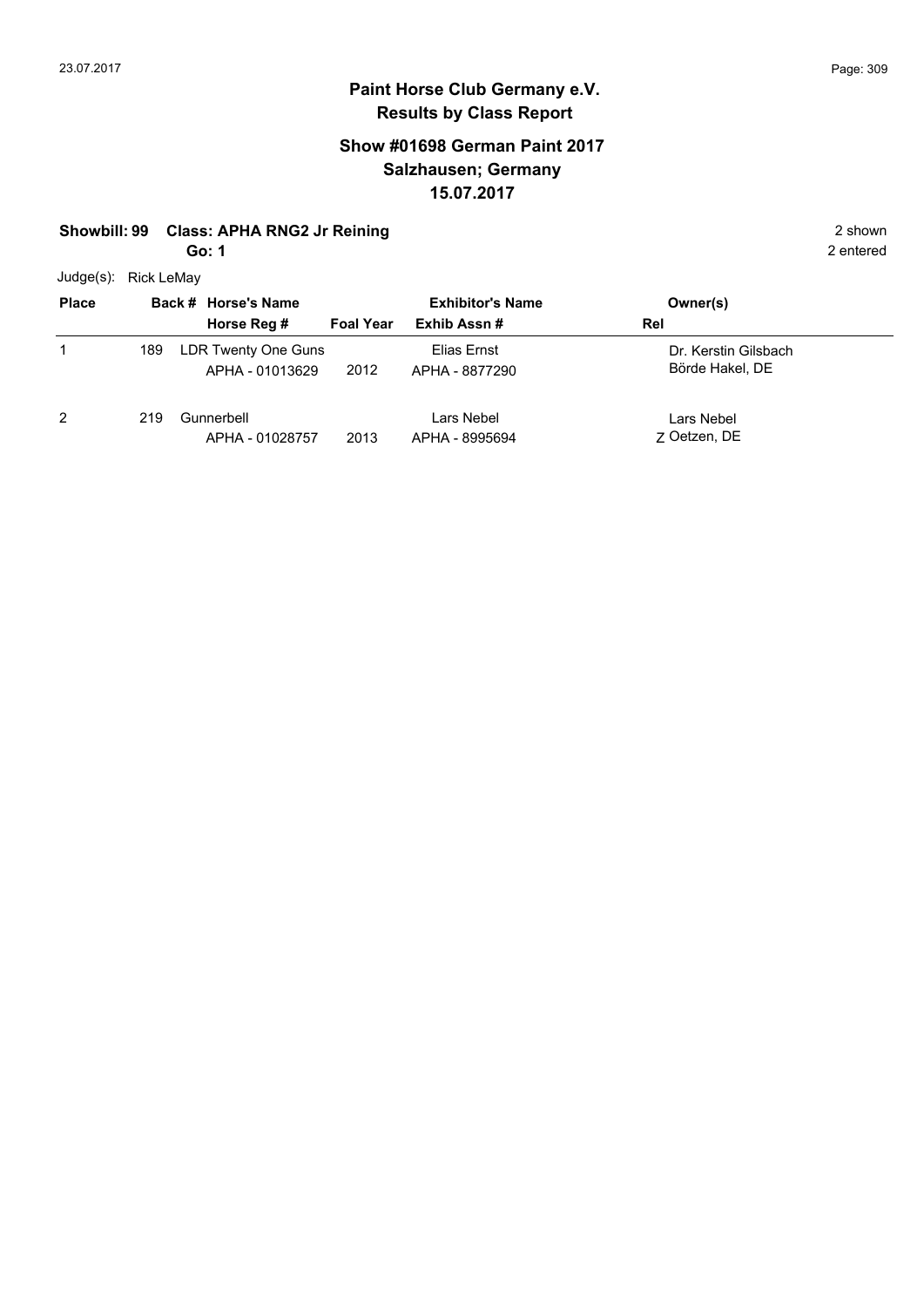# Paint Horse Club Germany e.V.
## Results by Class Report

### Show #01698 German Paint 2017
### Salzhausen; Germany
### 15.07.2017

**Showbill: 99 Class: APHA RNG2 Jr Reining** 2 shown

**Go: 1** 2 entered

Judge(s): Rick LeMay

| Place | Back # | Horse's Name / Horse Reg # | Foal Year | Exhibitor's Name / Exhib Assn # | Rel | Owner(s) |
|---|---|---|---|---|---|---|
| 1 | 189 | LDR Twenty One Guns<br>APHA - 01013629 | 2012 | Elias Ernst<br>APHA - 8877290 | | Dr. Kerstin Gilsbach<br>Börde Hakel, DE |
| 2 | 219 | Gunnerbell<br>APHA - 01028757 | 2013 | Lars Nebel<br>APHA - 8995694 | Z | Lars Nebel<br>Oetzen, DE |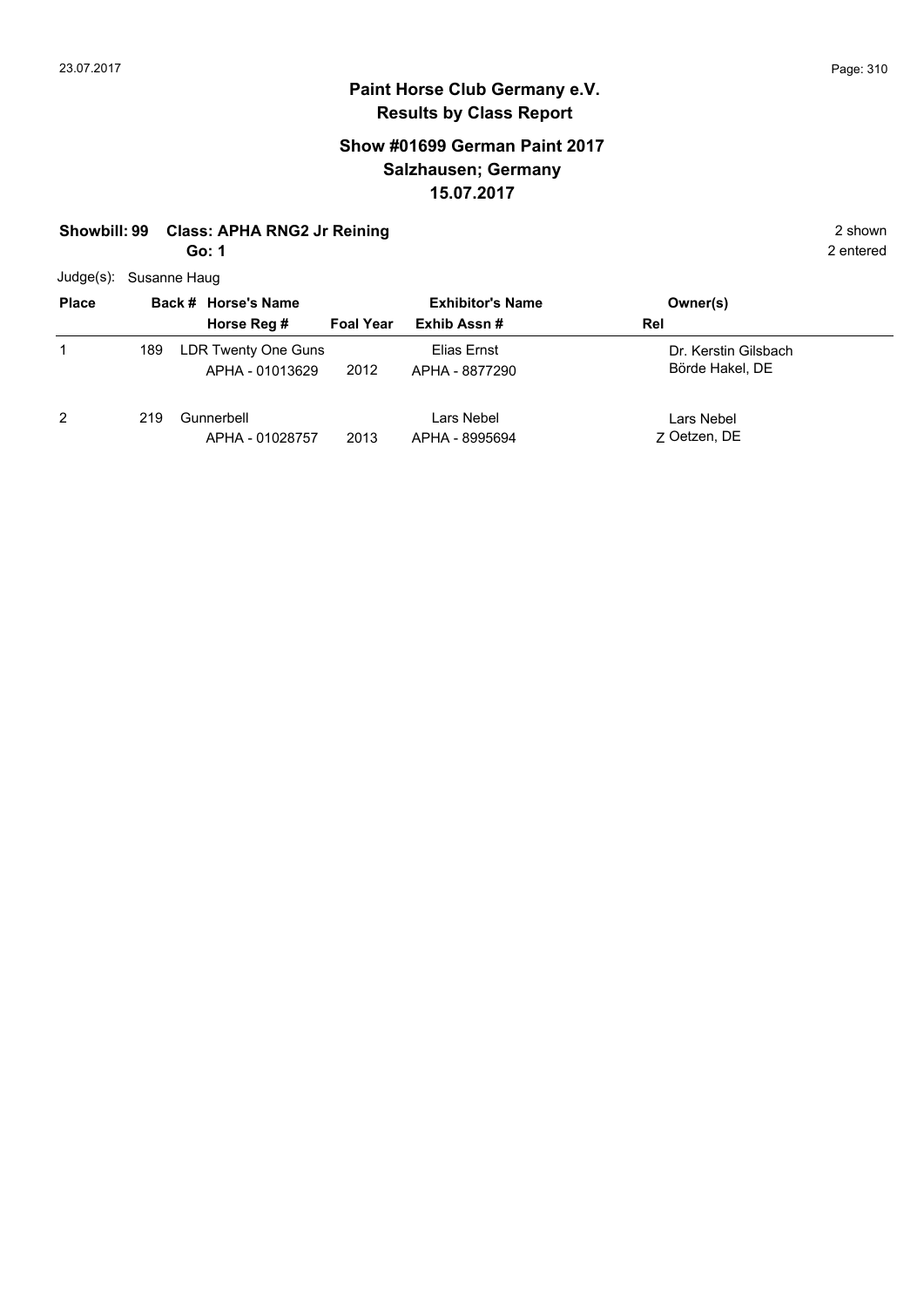# Paint Horse Club Germany e.V.
## Results by Class Report

### Show #01699 German Paint 2017
### Salzhausen; Germany
### 15.07.2017

**Showbill: 99 Class: APHA RNG2 Jr Reining** 2 shown

**Go: 1** 2 entered

Judge(s): Susanne Haug

| Place | Back # | Horse's Name / Horse Reg # | Foal Year | Exhibitor's Name / Exhib Assn # | Rel | Owner(s) |
|---|---|---|---|---|---|---|
| 1 | 189 | LDR Twenty One Guns<br>APHA - 01013629 | 2012 | Elias Ernst<br>APHA - 8877290 | | Dr. Kerstin Gilsbach<br>Börde Hakel, DE |
| 2 | 219 | Gunnerbell<br>APHA - 01028757 | 2013 | Lars Nebel<br>APHA - 8995694 | Z | Lars Nebel<br>Oetzen, DE |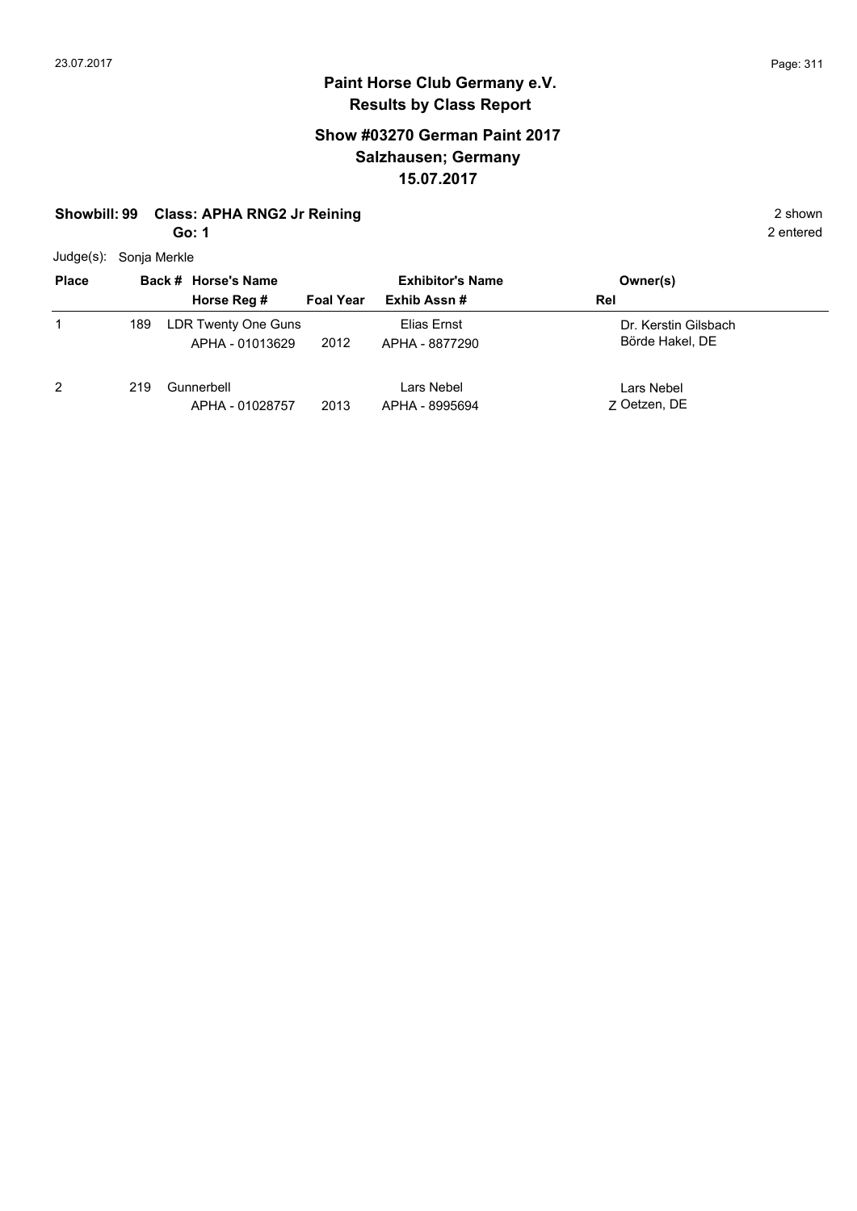# Paint Horse Club Germany e.V.

## Results by Class Report

### Show #03270 German Paint 2017
### Salzhausen; Germany
### 15.07.2017

**Showbill: 99 Class: APHA RNG2 Jr Reining** 2 shown

**Go: 1** 2 entered

Judge(s): Sonja Merkle

| Place | Back # | Horse's Name / Horse Reg # | Foal Year | Exhibitor's Name / Exhib Assn # | Rel | Owner(s) |
|---|---|---|---|---|---|---|
| 1 | 189 | LDR Twenty One Guns<br>APHA - 01013629 | 2012 | Elias Ernst<br>APHA - 8877290 | | Dr. Kerstin Gilsbach<br>Börde Hakel, DE |
| 2 | 219 | Gunnerbell<br>APHA - 01028757 | 2013 | Lars Nebel<br>APHA - 8995694 | Z | Lars Nebel<br>Oetzen, DE |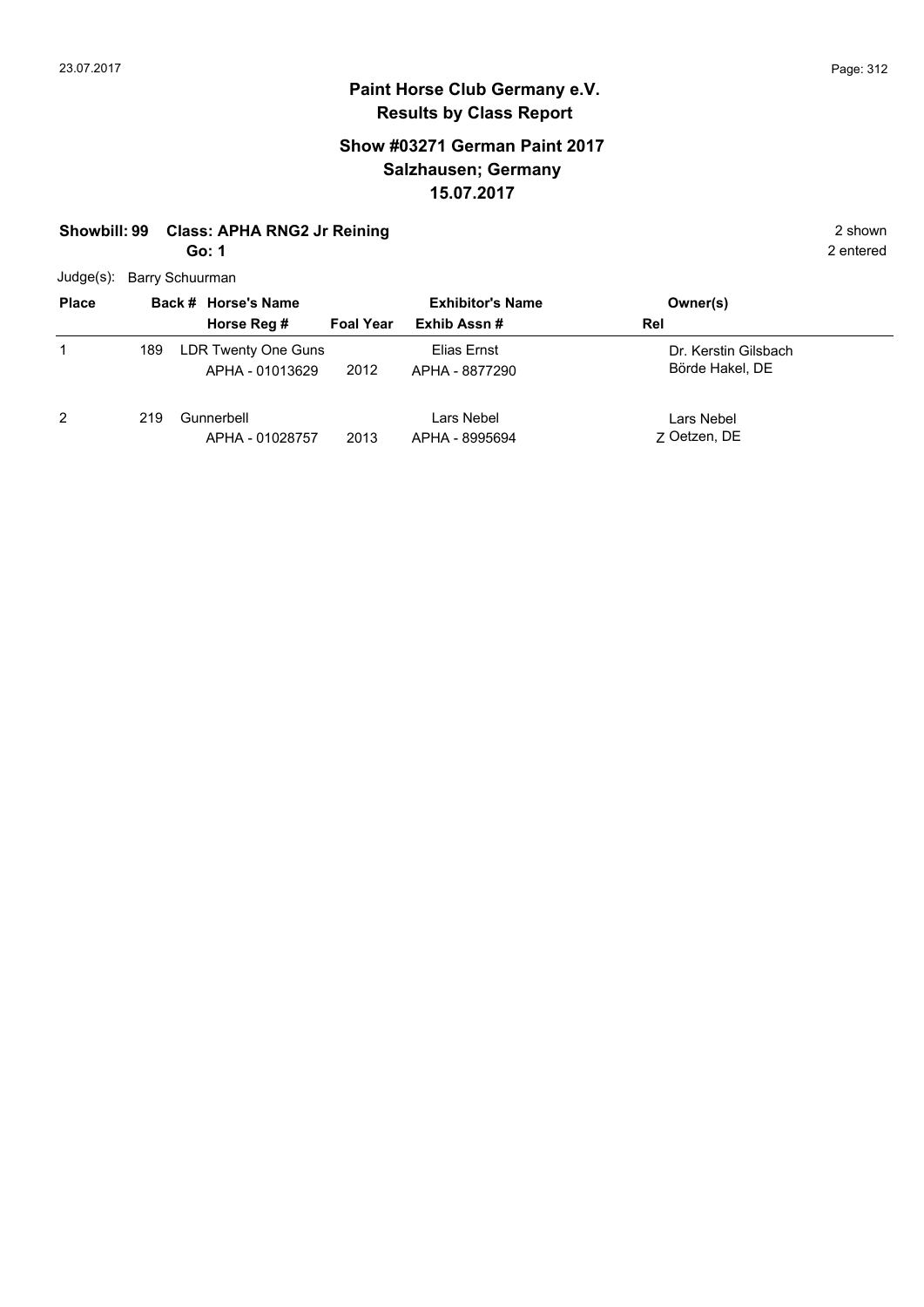# Paint Horse Club Germany e.V.

## Results by Class Report

### Show #03271 German Paint 2017
### Salzhausen; Germany
### 15.07.2017

**Showbill: 99 Class: APHA RNG2 Jr Reining** 2 shown

**Go: 1** 2 entered

Judge(s): Barry Schuurman

| Place | Back # | Horse's Name / Horse Reg # | Foal Year | Exhibitor's Name / Exhib Assn # | Rel | Owner(s) |
|---|---|---|---|---|---|---|
| 1 | 189 | LDR Twenty One Guns<br>APHA - 01013629 | 2012 | Elias Ernst<br>APHA - 8877290 | | Dr. Kerstin Gilsbach<br>Börde Hakel, DE |
| 2 | 219 | Gunnerbell<br>APHA - 01028757 | 2013 | Lars Nebel<br>APHA - 8995694 | Z | Lars Nebel<br>Oetzen, DE |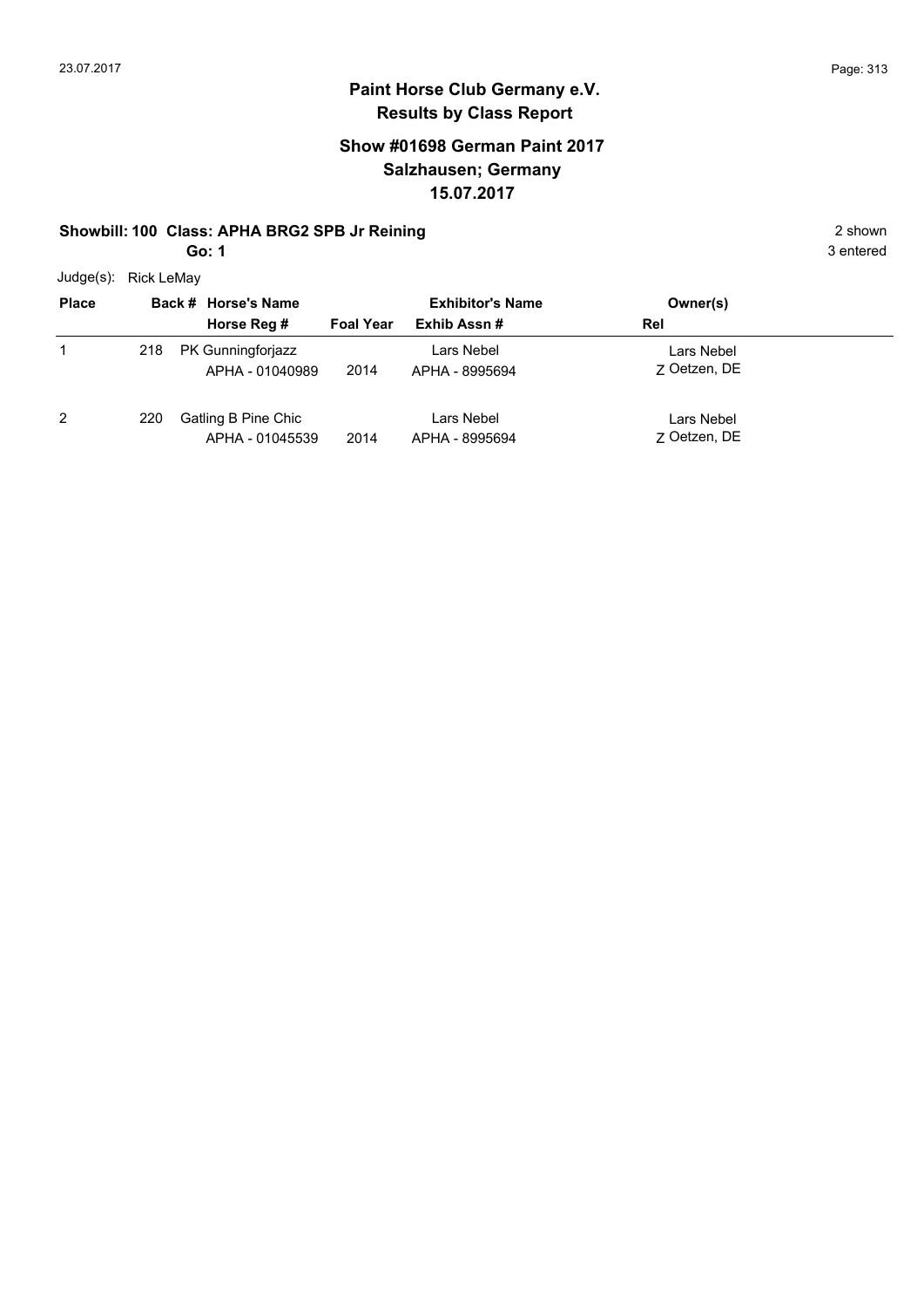# Paint Horse Club Germany e.V.
## Results by Class Report

### Show #01698 German Paint 2017
### Salzhausen; Germany
### 15.07.2017

**Showbill: 100 Class: APHA BRG2 SPB Jr Reining** — 2 shown

**Go: 1** — 3 entered

Judge(s): Rick LeMay

| Place | Back # | Horse's Name / Horse Reg # | Foal Year | Exhibitor's Name / Exhib Assn # | Owner(s) / Rel |
|---|---|---|---|---|---|
| 1 | 218 | PK Gunningforjazz<br>APHA - 01040989 | 2014 | Lars Nebel<br>APHA - 8995694 | Lars Nebel<br>Z Oetzen, DE |
| 2 | 220 | Gatling B Pine Chic<br>APHA - 01045539 | 2014 | Lars Nebel<br>APHA - 8995694 | Lars Nebel<br>Z Oetzen, DE |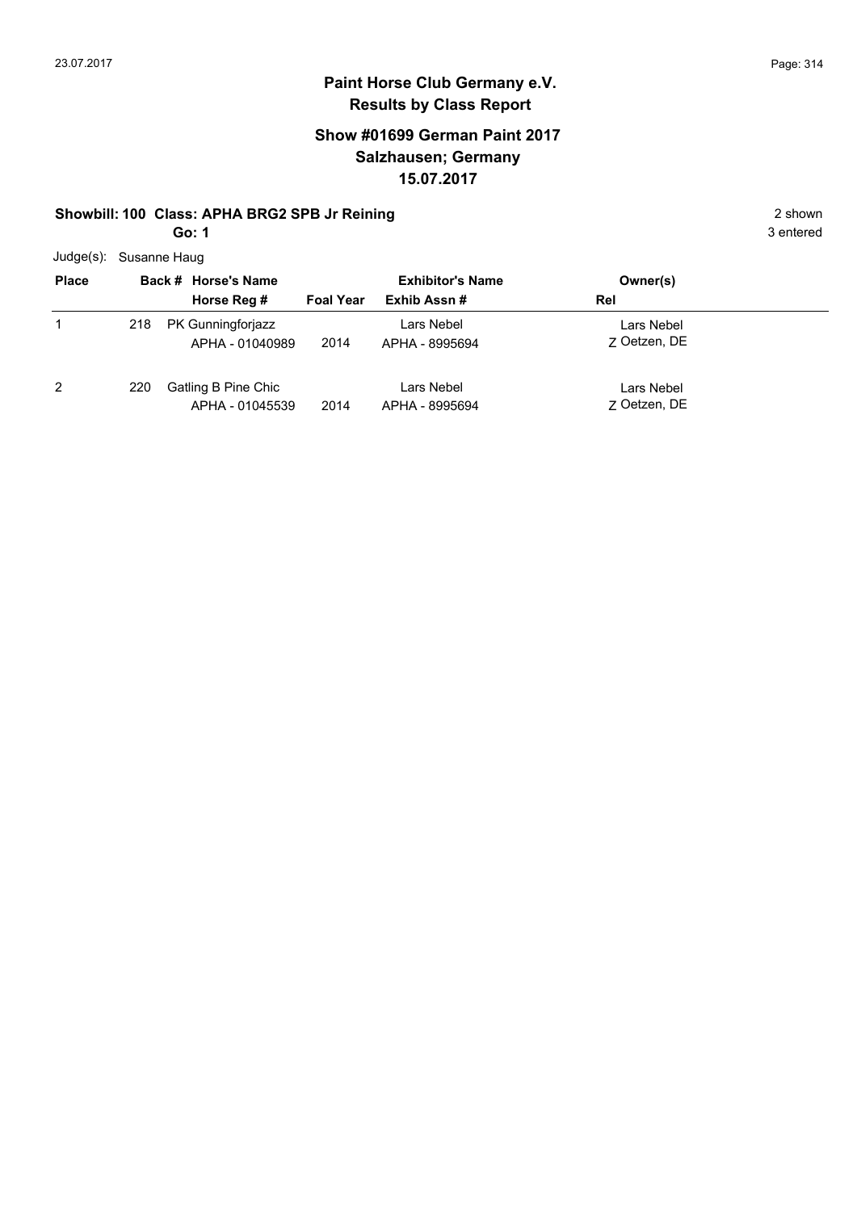# Paint Horse Club Germany e.V.
## Results by Class Report

### Show #01699 German Paint 2017
### Salzhausen; Germany
### 15.07.2017

**Showbill: 100 Class: APHA BRG2 SPB Jr Reining** — 2 shown

**Go: 1** — 3 entered

Judge(s): Susanne Haug

| Place | Back # | Horse's Name / Horse Reg # | Foal Year | Exhibitor's Name / Exhib Assn # | Owner(s) / Rel |
|---|---|---|---|---|---|
| 1 | 218 | PK Gunningforjazz<br>APHA - 01040989 | 2014 | Lars Nebel<br>APHA - 8995694 | Lars Nebel<br>Z Oetzen, DE |
| 2 | 220 | Gatling B Pine Chic<br>APHA - 01045539 | 2014 | Lars Nebel<br>APHA - 8995694 | Lars Nebel<br>Z Oetzen, DE |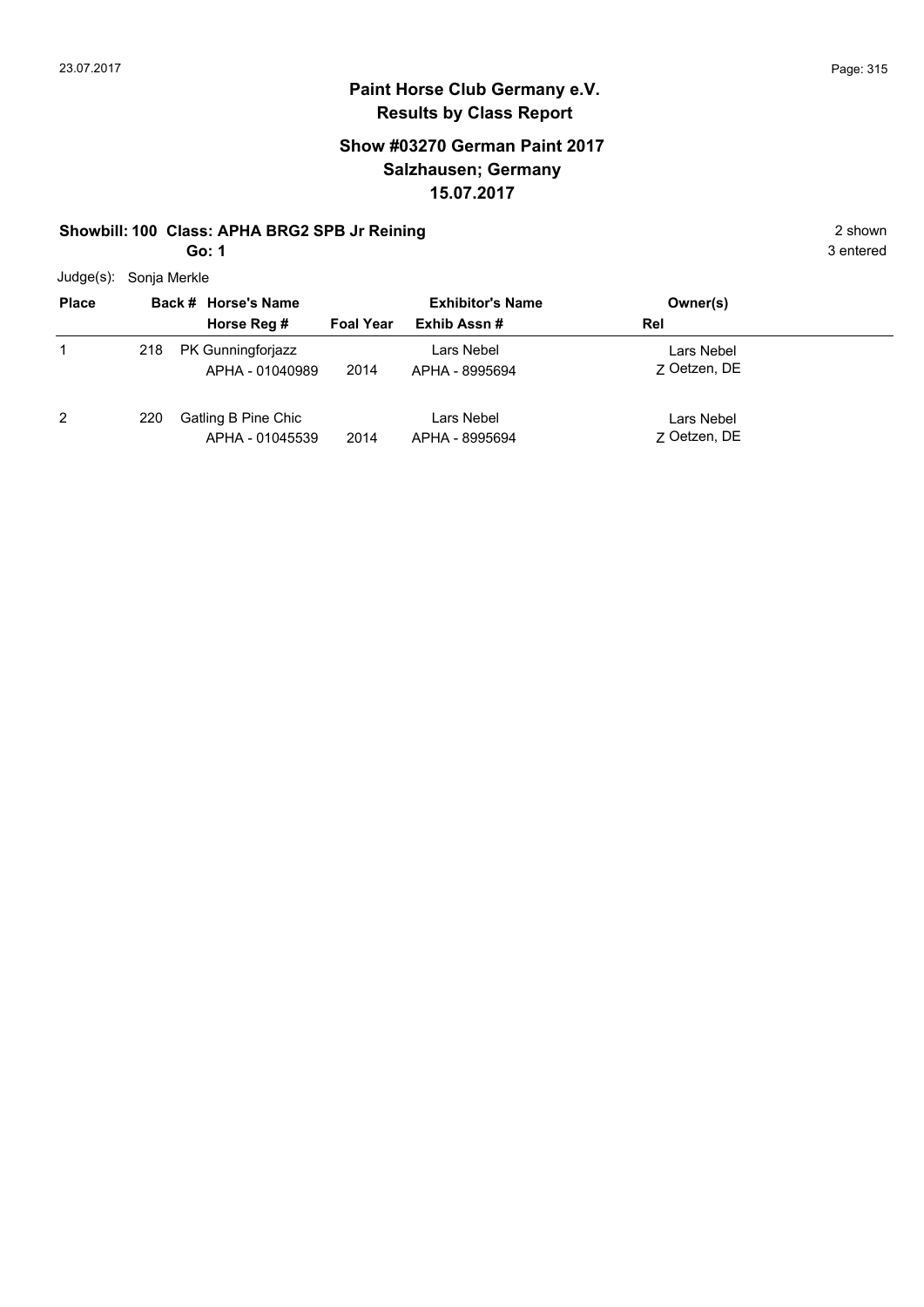**Paint Horse Club Germany e.V.**
**Results by Class Report**

**Show #03270 German Paint 2017**
**Salzhausen; Germany**
**15.07.2017**

**Showbill: 100 Class: APHA BRG2 SPB Jr Reining** — 2 shown

**Go: 1** — 3 entered

Judge(s): Sonja Merkle

| Place | Back # | Horse's Name / Horse Reg # | Foal Year | Exhibitor's Name / Exhib Assn # | Owner(s) / Rel |
|---|---|---|---|---|---|
| 1 | 218 | PK Gunningforjazz<br>APHA - 01040989 | 2014 | Lars Nebel<br>APHA - 8995694 | Lars Nebel<br>Z Oetzen, DE |
| 2 | 220 | Gatling B Pine Chic<br>APHA - 01045539 | 2014 | Lars Nebel<br>APHA - 8995694 | Lars Nebel<br>Z Oetzen, DE |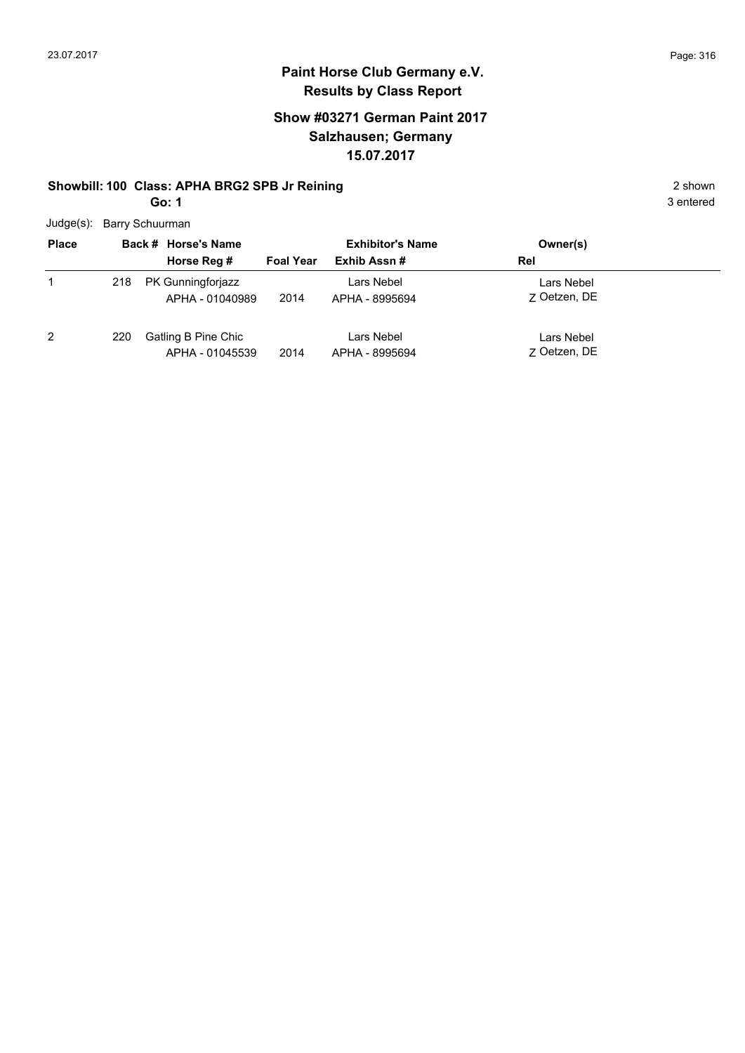# Paint Horse Club Germany e.V.

## Results by Class Report

### Show #03271 German Paint 2017
### Salzhausen; Germany
### 15.07.2017

**Showbill: 100 Class: APHA BRG2 SPB Jr Reining** 2 shown

**Go: 1** 3 entered

Judge(s): Barry Schuurman

| Place | Back # | Horse's Name / Horse Reg # | Foal Year | Exhibitor's Name / Exhib Assn # | Owner(s) / Rel |
|---|---|---|---|---|---|
| 1 | 218 | PK Gunningforjazz<br>APHA - 01040989 | 2014 | Lars Nebel<br>APHA - 8995694 | Lars Nebel<br>Z Oetzen, DE |
| 2 | 220 | Gatling B Pine Chic<br>APHA - 01045539 | 2014 | Lars Nebel<br>APHA - 8995694 | Lars Nebel<br>Z Oetzen, DE |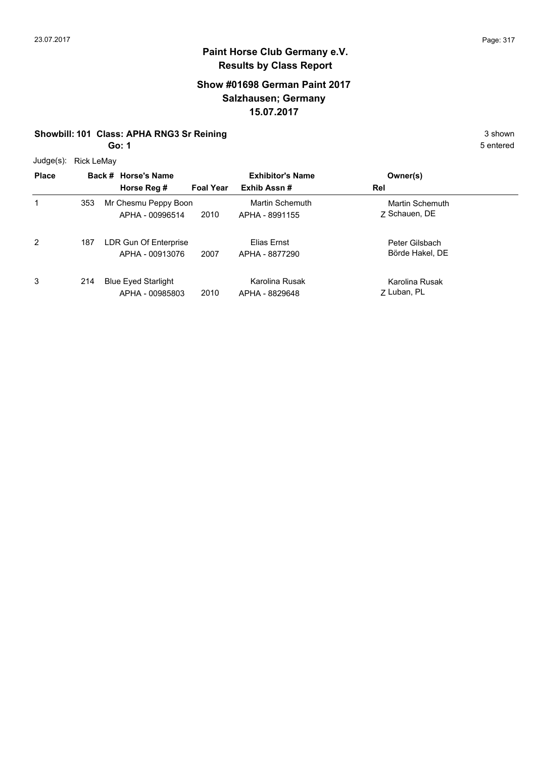## Paint Horse Club Germany e.V.
## Results by Class Report

### Show #01698 German Paint 2017
### Salzhausen; Germany
### 15.07.2017

**Showbill: 101 Class: APHA RNG3 Sr Reining** 3 shown

**Go: 1** 5 entered

Judge(s): Rick LeMay

| Place | Back # | Horse's Name / Horse Reg # | Foal Year | Exhibitor's Name / Exhib Assn # | Owner(s) / Rel |
|---|---|---|---|---|---|
| 1 | 353 | Mr Chesmu Peppy Boon<br>APHA - 00996514 | 2010 | Martin Schemuth<br>APHA - 8991155 | Martin Schemuth<br>Z Schauen, DE |
| 2 | 187 | LDR Gun Of Enterprise<br>APHA - 00913076 | 2007 | Elias Ernst<br>APHA - 8877290 | Peter Gilsbach<br>Börde Hakel, DE |
| 3 | 214 | Blue Eyed Starlight<br>APHA - 00985803 | 2010 | Karolina Rusak<br>APHA - 8829648 | Karolina Rusak<br>Z Luban, PL |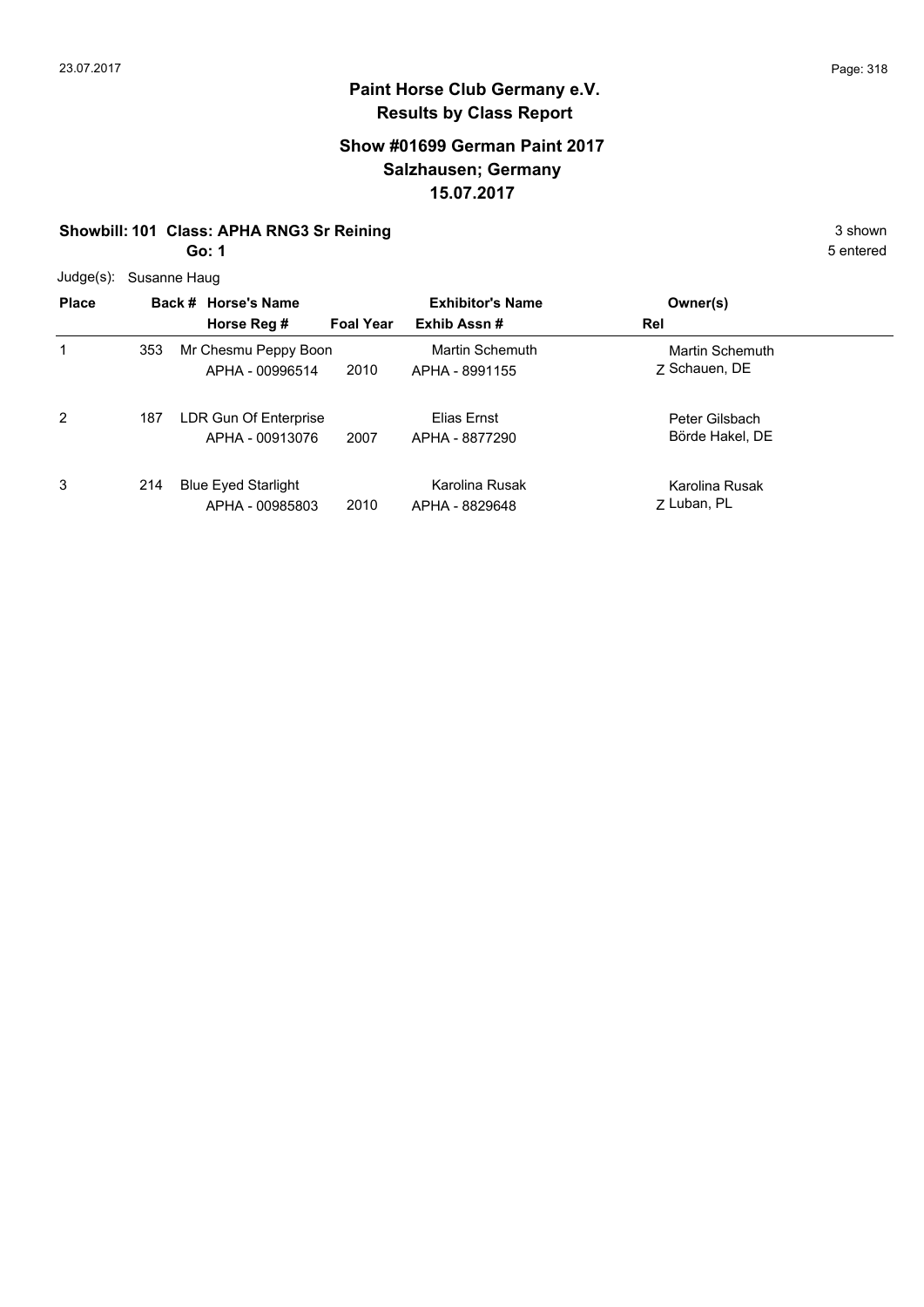# Paint Horse Club Germany e.V.

## Results by Class Report

### Show #01699 German Paint 2017
### Salzhausen; Germany
### 15.07.2017

**Showbill: 101 Class: APHA RNG3 Sr Reining** 3 shown

**Go: 1** 5 entered

Judge(s): Susanne Haug

| Place | Back # | Horse's Name / Horse Reg # | Foal Year | Exhibitor's Name / Exhib Assn # | Owner(s) / Rel |
|---|---|---|---|---|---|
| 1 | 353 | Mr Chesmu Peppy Boon<br>APHA - 00996514 | 2010 | Martin Schemuth<br>APHA - 8991155 | Martin Schemuth<br>Z Schauen, DE |
| 2 | 187 | LDR Gun Of Enterprise<br>APHA - 00913076 | 2007 | Elias Ernst<br>APHA - 8877290 | Peter Gilsbach<br>Börde Hakel, DE |
| 3 | 214 | Blue Eyed Starlight<br>APHA - 00985803 | 2010 | Karolina Rusak<br>APHA - 8829648 | Karolina Rusak<br>Z Luban, PL |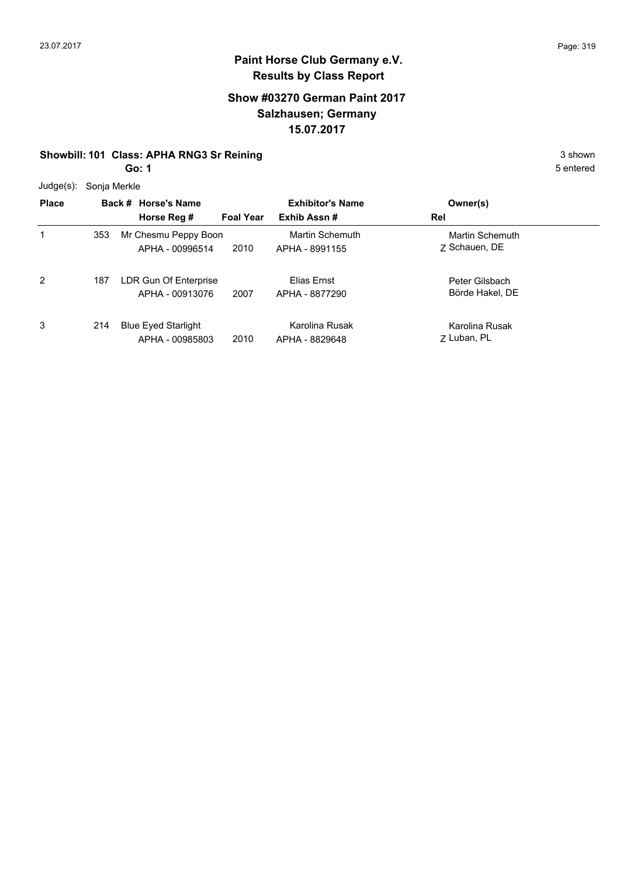## Paint Horse Club Germany e.V.
## Results by Class Report

### Show #03270 German Paint 2017
### Salzhausen; Germany
### 15.07.2017

**Showbill: 101 Class: APHA RNG3 Sr Reining** 3 shown
**Go: 1** 5 entered

Judge(s): Sonja Merkle

| Place | Back # | Horse's Name / Horse Reg # | Foal Year | Exhibitor's Name / Exhib Assn # | Rel | Owner(s) |
|---|---|---|---|---|---|---|
| 1 | 353 | Mr Chesmu Peppy Boon<br>APHA - 00996514 | 2010 | Martin Schemuth<br>APHA - 8991155 | Z | Martin Schemuth<br>Schauen, DE |
| 2 | 187 | LDR Gun Of Enterprise<br>APHA - 00913076 | 2007 | Elias Ernst<br>APHA - 8877290 | | Peter Gilsbach<br>Börde Hakel, DE |
| 3 | 214 | Blue Eyed Starlight<br>APHA - 00985803 | 2010 | Karolina Rusak<br>APHA - 8829648 | Z | Karolina Rusak<br>Luban, PL |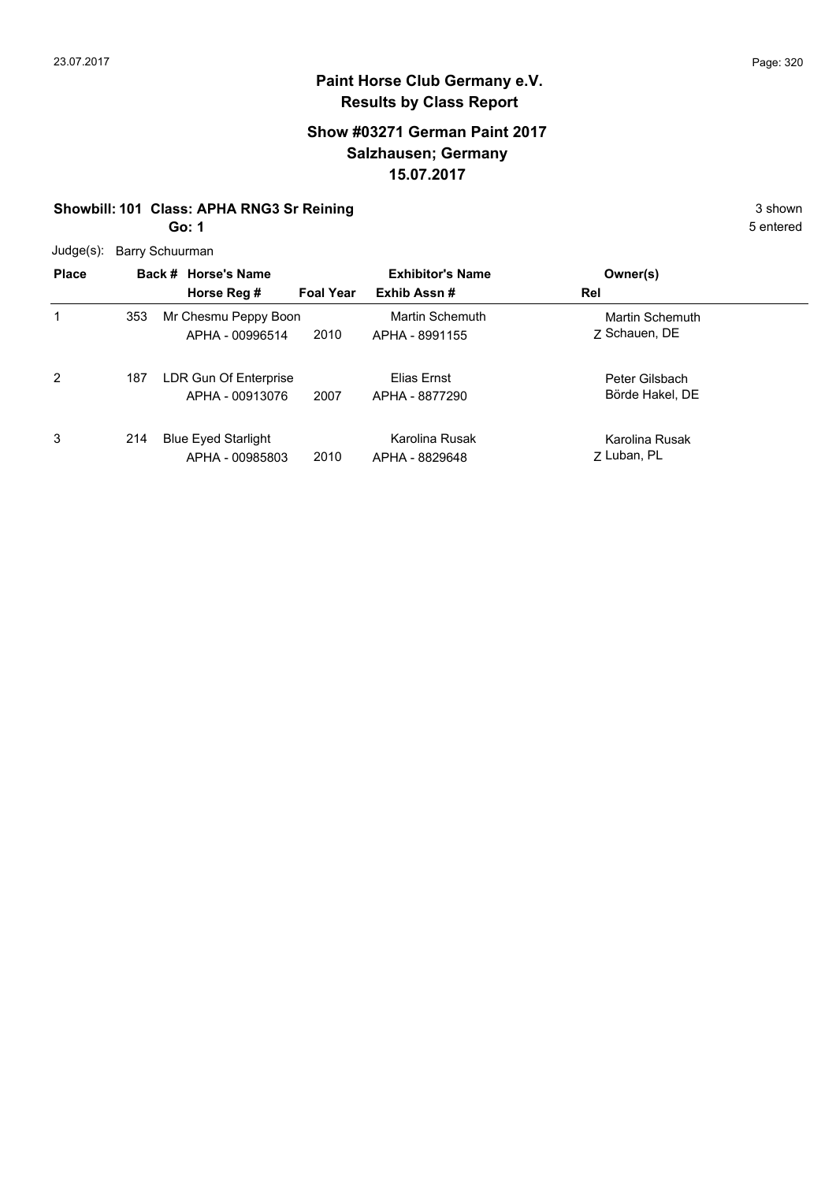# Paint Horse Club Germany e.V.

## Results by Class Report

### Show #03271 German Paint 2017
### Salzhausen; Germany
### 15.07.2017

**Showbill: 101 Class: APHA RNG3 Sr Reining** — 3 shown

**Go: 1** — 5 entered

Judge(s): Barry Schuurman

| Place | Back # | Horse's Name / Horse Reg # | Foal Year | Exhibitor's Name / Exhib Assn # | Rel | Owner(s) |
|---|---|---|---|---|---|---|
| 1 | 353 | Mr Chesmu Peppy Boon<br>APHA - 00996514 | 2010 | Martin Schemuth<br>APHA - 8991155 | Z | Martin Schemuth<br>Schauen, DE |
| 2 | 187 | LDR Gun Of Enterprise<br>APHA - 00913076 | 2007 | Elias Ernst<br>APHA - 8877290 | | Peter Gilsbach<br>Börde Hakel, DE |
| 3 | 214 | Blue Eyed Starlight<br>APHA - 00985803 | 2010 | Karolina Rusak<br>APHA - 8829648 | Z | Karolina Rusak<br>Luban, PL |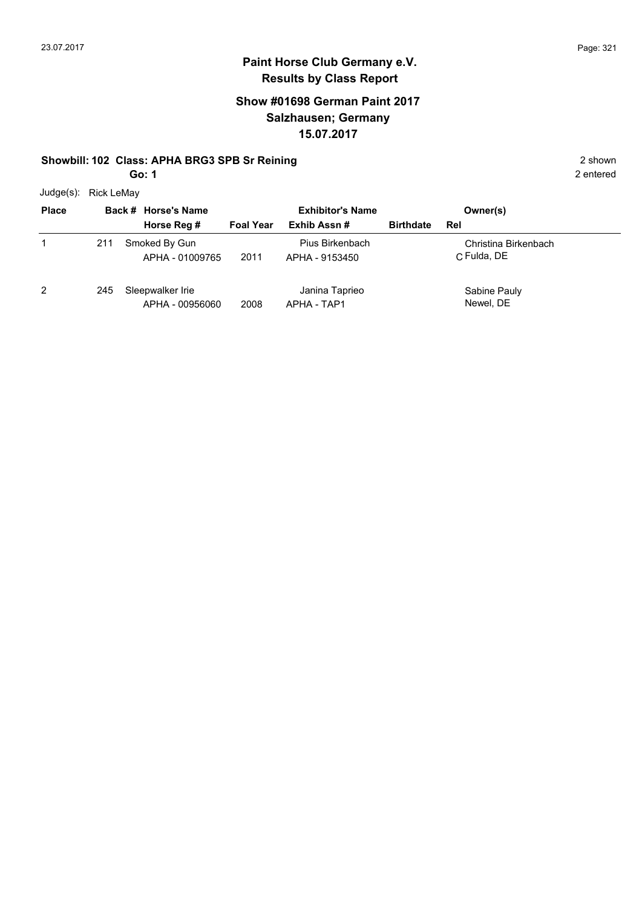**Paint Horse Club Germany e.V.**
**Results by Class Report**

**Show #01698 German Paint 2017**
**Salzhausen; Germany**
**15.07.2017**

**Showbill: 102 Class: APHA BRG3 SPB Sr Reining** — 2 shown

**Go: 1** — 2 entered

Judge(s): Rick LeMay

| Place | Back # | Horse's Name / Horse Reg # | Foal Year | Exhibitor's Name / Exhib Assn # | Birthdate | Rel | Owner(s) |
|---|---|---|---|---|---|---|---|
| 1 | 211 | Smoked By Gun<br>APHA - 01009765 | 2011 | Pius Birkenbach<br>APHA - 9153450 | | C | Christina Birkenbach<br>Fulda, DE |
| 2 | 245 | Sleepwalker Irie<br>APHA - 00956060 | 2008 | Janina Taprieo<br>APHA - TAP1 | | | Sabine Pauly<br>Newel, DE |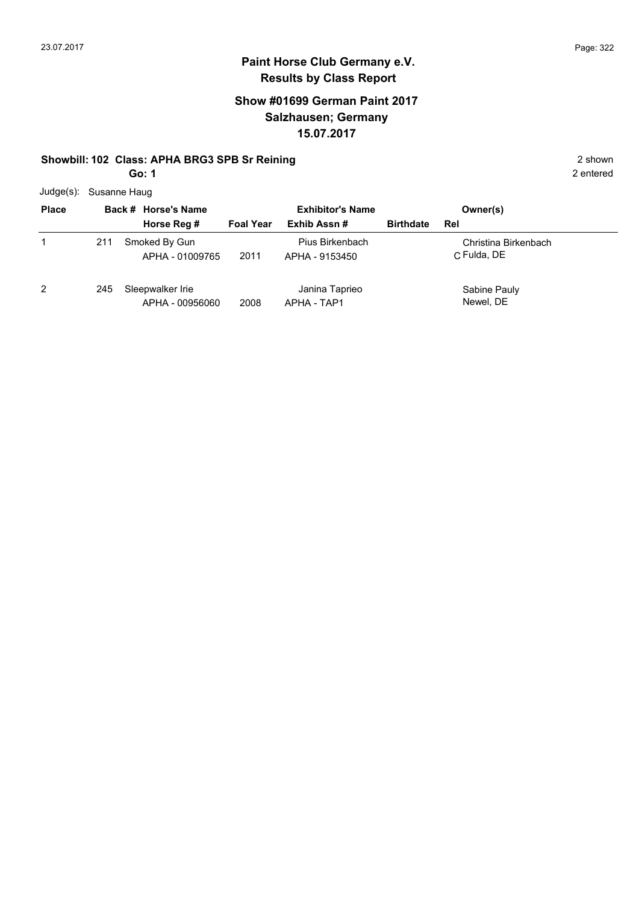# Paint Horse Club Germany e.V.
## Results by Class Report

### Show #01699 German Paint 2017
### Salzhausen; Germany
### 15.07.2017

**Showbill: 102 Class: APHA BRG3 SPB Sr Reining** 2 shown

**Go: 1** 2 entered

Judge(s): Susanne Haug

| Place | Back # | Horse's Name / Horse Reg # | Foal Year | Exhibitor's Name / Exhib Assn # | Birthdate | Owner(s) / Rel |
|---|---|---|---|---|---|---|
| 1 | 211 | Smoked By Gun<br>APHA - 01009765 | 2011 | Pius Birkenbach<br>APHA - 9153450 | | Christina Birkenbach<br>C Fulda, DE |
| 2 | 245 | Sleepwalker Irie<br>APHA - 00956060 | 2008 | Janina Taprieo<br>APHA - TAP1 | | Sabine Pauly<br>Newel, DE |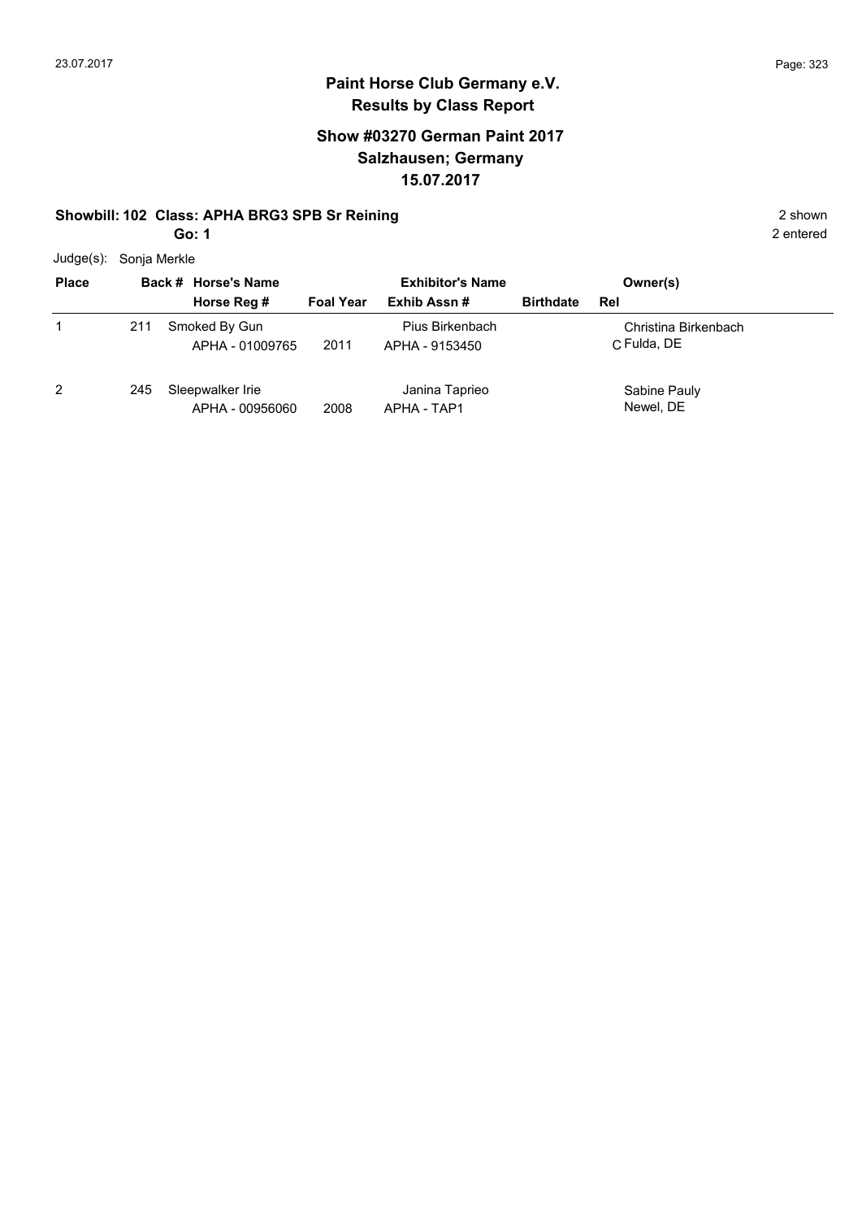# Paint Horse Club Germany e.V.
## Results by Class Report

### Show #03270 German Paint 2017
### Salzhausen; Germany
### 15.07.2017

**Showbill: 102 Class: APHA BRG3 SPB Sr Reining** 2 shown

**Go: 1** 2 entered

Judge(s): Sonja Merkle

| Place | Back # | Horse's Name / Horse Reg # | Foal Year | Exhibitor's Name / Exhib Assn # | Birthdate | Rel | Owner(s) |
|---|---|---|---|---|---|---|---|
| 1 | 211 | Smoked By Gun<br>APHA - 01009765 | 2011 | Pius Birkenbach<br>APHA - 9153450 | | C | Christina Birkenbach<br>Fulda, DE |
| 2 | 245 | Sleepwalker Irie<br>APHA - 00956060 | 2008 | Janina Taprieo<br>APHA - TAP1 | | | Sabine Pauly<br>Newel, DE |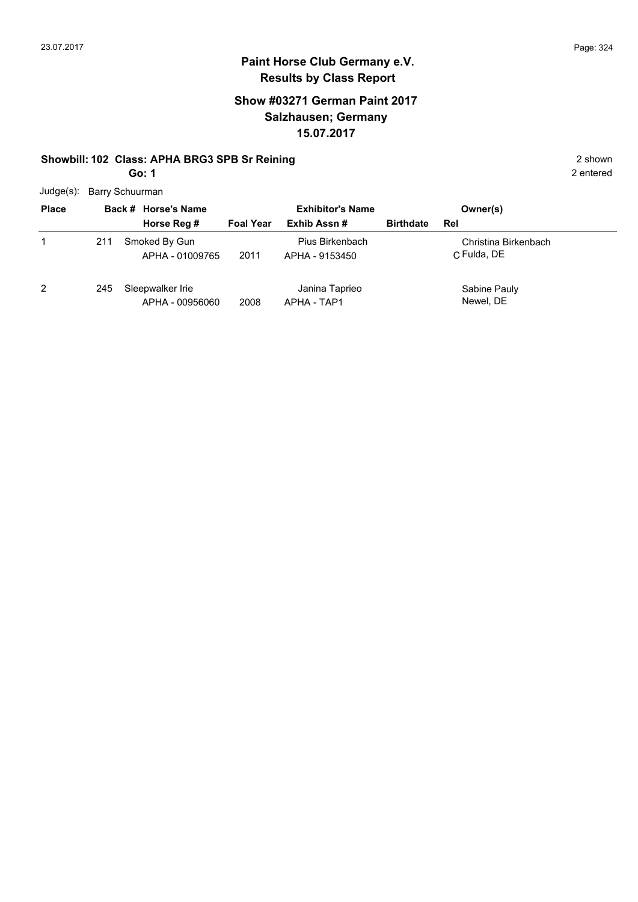# Paint Horse Club Germany e.V.

## Results by Class Report

### Show #03271 German Paint 2017
### Salzhausen; Germany
### 15.07.2017

**Showbill: 102 Class: APHA BRG3 SPB Sr Reining** — 2 shown

**Go: 1** — 2 entered

Judge(s): Barry Schuurman

| Place | Back # | Horse's Name / Horse Reg # | Foal Year | Exhibitor's Name / Exhib Assn # | Birthdate | Rel | Owner(s) |
|---|---|---|---|---|---|---|---|
| 1 | 211 | Smoked By Gun<br>APHA - 01009765 | 2011 | Pius Birkenbach<br>APHA - 9153450 | | C | Christina Birkenbach<br>Fulda, DE |
| 2 | 245 | Sleepwalker Irie<br>APHA - 00956060 | 2008 | Janina Taprieo<br>APHA - TAP1 | | | Sabine Pauly<br>Newel, DE |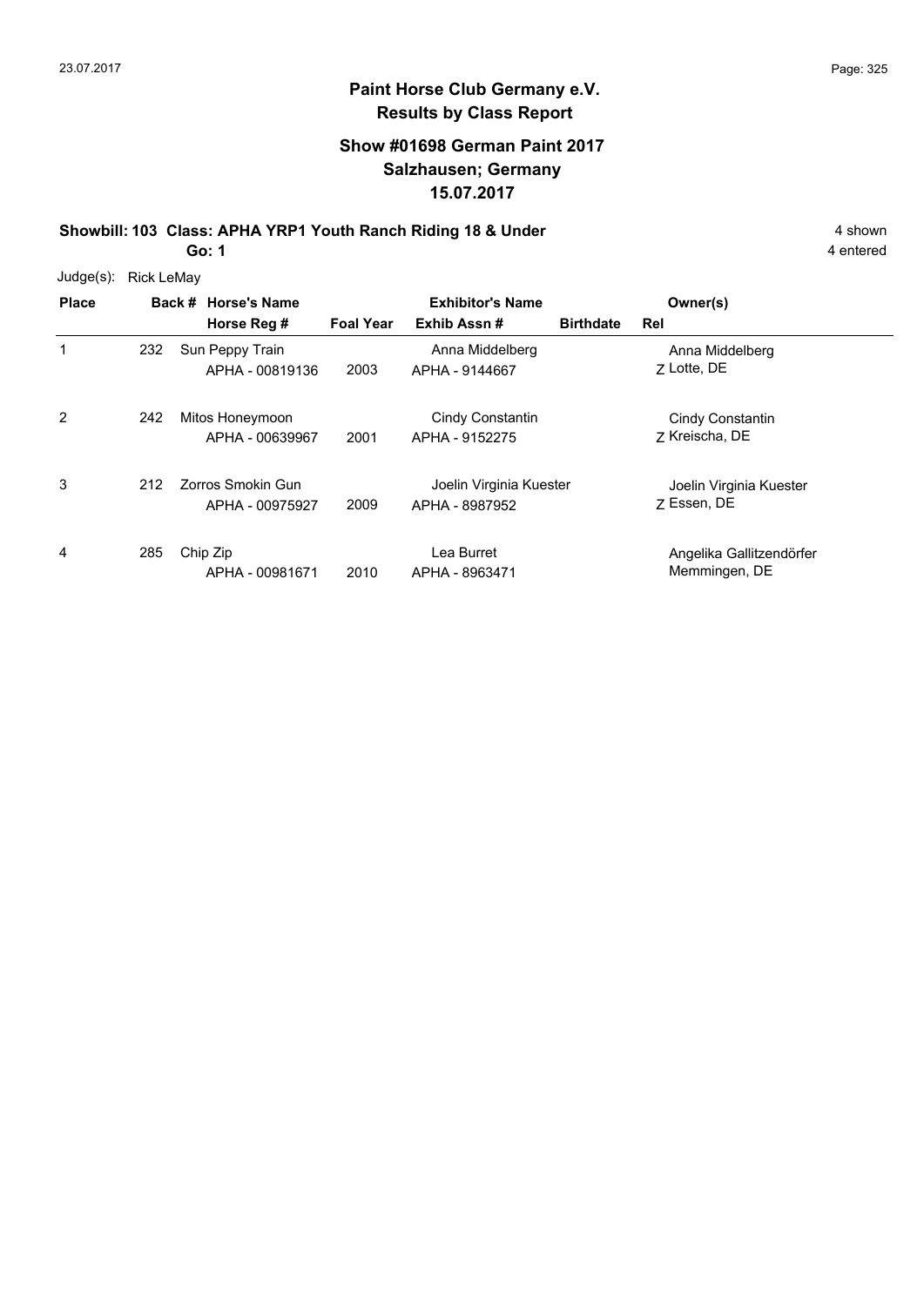## Paint Horse Club Germany e.V.
## Results by Class Report

### Show #01698 German Paint 2017
### Salzhausen; Germany
### 15.07.2017

**Showbill: 103 Class: APHA YRP1 Youth Ranch Riding 18 & Under** 4 shown
**Go: 1** 4 entered

Judge(s): Rick LeMay

| Place | Back # | Horse's Name / Horse Reg # | Foal Year | Exhibitor's Name / Exhib Assn # | Birthdate | Rel | Owner(s) |
|---|---|---|---|---|---|---|---|
| 1 | 232 | Sun Peppy Train<br>APHA - 00819136 | 2003 | Anna Middelberg<br>APHA - 9144667 | | Z | Anna Middelberg<br>Lotte, DE |
| 2 | 242 | Mitos Honeymoon<br>APHA - 00639967 | 2001 | Cindy Constantin<br>APHA - 9152275 | | Z | Cindy Constantin<br>Kreischa, DE |
| 3 | 212 | Zorros Smokin Gun<br>APHA - 00975927 | 2009 | Joelin Virginia Kuester<br>APHA - 8987952 | | Z | Joelin Virginia Kuester<br>Essen, DE |
| 4 | 285 | Chip Zip<br>APHA - 00981671 | 2010 | Lea Burret<br>APHA - 8963471 | | | Angelika Gallitzendörfer<br>Memmingen, DE |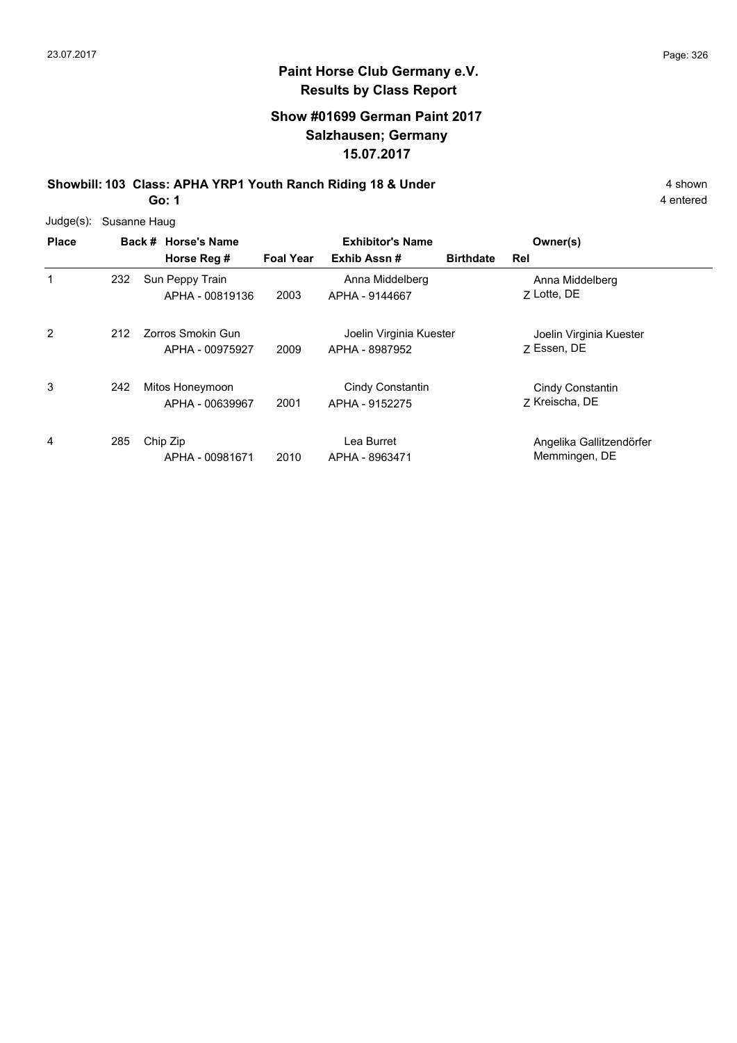# Paint Horse Club Germany e.V.
## Results by Class Report

### Show #01699 German Paint 2017
### Salzhausen; Germany
### 15.07.2017

**Showbill: 103 Class: APHA YRP1 Youth Ranch Riding 18 & Under** — 4 shown

**Go: 1** — 4 entered

Judge(s): Susanne Haug

| Place | Back # | Horse's Name / Horse Reg # | Foal Year | Exhibitor's Name / Exhib Assn # | Birthdate | Rel | Owner(s) |
|---|---|---|---|---|---|---|---|
| 1 | 232 | Sun Peppy Train<br>APHA - 00819136 | 2003 | Anna Middelberg<br>APHA - 9144667 | | Z | Anna Middelberg<br>Lotte, DE |
| 2 | 212 | Zorros Smokin Gun<br>APHA - 00975927 | 2009 | Joelin Virginia Kuester<br>APHA - 8987952 | | Z | Joelin Virginia Kuester<br>Essen, DE |
| 3 | 242 | Mitos Honeymoon<br>APHA - 00639967 | 2001 | Cindy Constantin<br>APHA - 9152275 | | Z | Cindy Constantin<br>Kreischa, DE |
| 4 | 285 | Chip Zip<br>APHA - 00981671 | 2010 | Lea Burret<br>APHA - 8963471 | | | Angelika Gallitzendörfer<br>Memmingen, DE |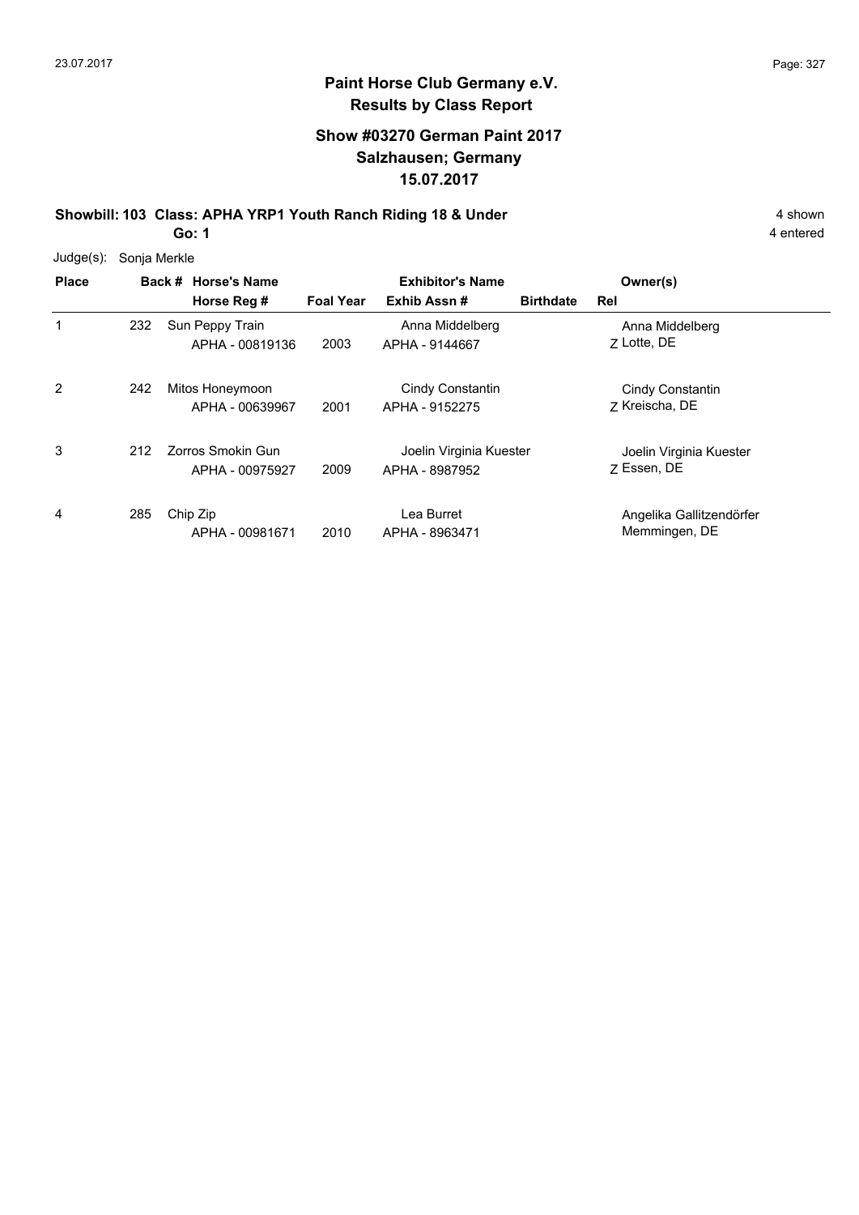# Paint Horse Club Germany e.V.

## Results by Class Report

### Show #03270 German Paint 2017
### Salzhausen; Germany
### 15.07.2017

**Showbill: 103 Class: APHA YRP1 Youth Ranch Riding 18 & Under** — 4 shown

**Go: 1** — 4 entered

Judge(s): Sonja Merkle

| Place | Back # | Horse's Name / Horse Reg # | Foal Year | Exhibitor's Name / Exhib Assn # | Birthdate | Rel | Owner(s) |
|---|---|---|---|---|---|---|---|
| 1 | 232 | Sun Peppy Train<br>APHA - 00819136 | 2003 | Anna Middelberg<br>APHA - 9144667 | | Z | Anna Middelberg<br>Lotte, DE |
| 2 | 242 | Mitos Honeymoon<br>APHA - 00639967 | 2001 | Cindy Constantin<br>APHA - 9152275 | | Z | Cindy Constantin<br>Kreischa, DE |
| 3 | 212 | Zorros Smokin Gun<br>APHA - 00975927 | 2009 | Joelin Virginia Kuester<br>APHA - 8987952 | | Z | Joelin Virginia Kuester<br>Essen, DE |
| 4 | 285 | Chip Zip<br>APHA - 00981671 | 2010 | Lea Burret<br>APHA - 8963471 | | | Angelika Gallitzendörfer<br>Memmingen, DE |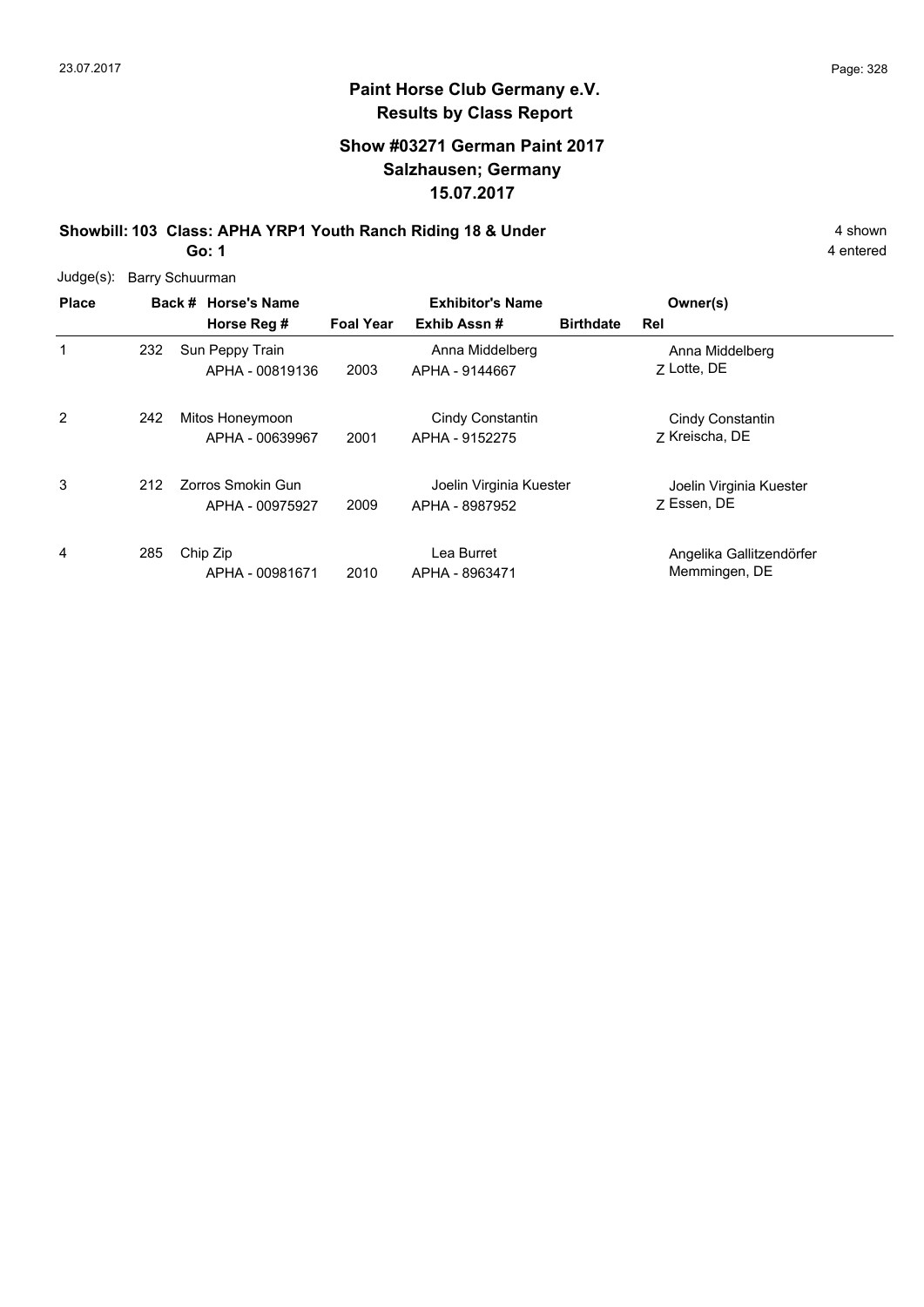# Paint Horse Club Germany e.V.

## Results by Class Report

### Show #03271 German Paint 2017
### Salzhausen; Germany
### 15.07.2017

**Showbill: 103 Class: APHA YRP1 Youth Ranch Riding 18 & Under** — 4 shown

**Go: 1** — 4 entered

Judge(s): Barry Schuurman

| Place | Back # | Horse's Name / Horse Reg # | Foal Year | Exhibitor's Name / Exhib Assn # | Birthdate | Rel | Owner(s) |
|---|---|---|---|---|---|---|---|
| 1 | 232 | Sun Peppy Train<br>APHA - 00819136 | 2003 | Anna Middelberg<br>APHA - 9144667 | | Z | Anna Middelberg<br>Lotte, DE |
| 2 | 242 | Mitos Honeymoon<br>APHA - 00639967 | 2001 | Cindy Constantin<br>APHA - 9152275 | | Z | Cindy Constantin<br>Kreischa, DE |
| 3 | 212 | Zorros Smokin Gun<br>APHA - 00975927 | 2009 | Joelin Virginia Kuester<br>APHA - 8987952 | | Z | Joelin Virginia Kuester<br>Essen, DE |
| 4 | 285 | Chip Zip<br>APHA - 00981671 | 2010 | Lea Burret<br>APHA - 8963471 | | | Angelika Gallitzendörfer<br>Memmingen, DE |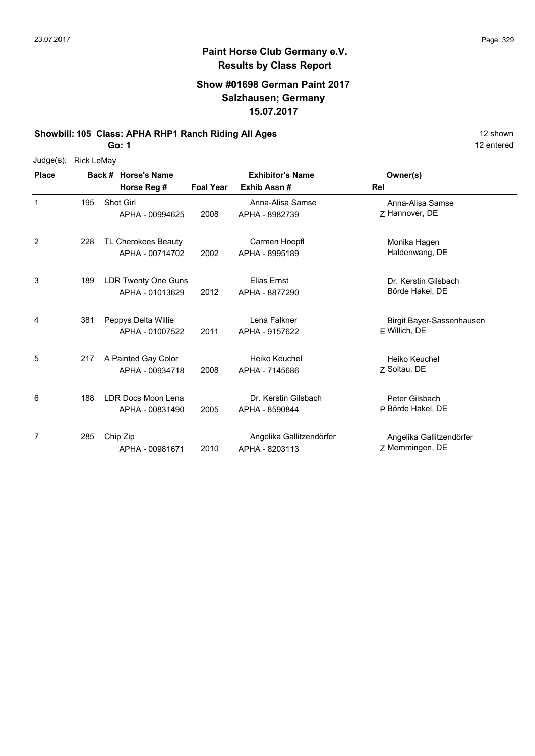**Paint Horse Club Germany e.V.**
**Results by Class Report**

**Show #01698 German Paint 2017**
**Salzhausen; Germany**
**15.07.2017**

**Showbill: 105 Class: APHA RHP1 Ranch Riding All Ages** 12 shown
**Go: 1** 12 entered

Judge(s): Rick LeMay

| Place | Back # | Horse's Name / Horse Reg # | Foal Year | Exhibitor's Name / Exhib Assn # | Rel | Owner(s) |
|---|---|---|---|---|---|---|
| 1 | 195 | Shot Girl<br>APHA - 00994625 | 2008 | Anna-Alisa Samse<br>APHA - 8982739 | Z | Anna-Alisa Samse<br>Hannover, DE |
| 2 | 228 | TL Cherokees Beauty<br>APHA - 00714702 | 2002 | Carmen Hoepfl<br>APHA - 8995189 | | Monika Hagen<br>Haldenwang, DE |
| 3 | 189 | LDR Twenty One Guns<br>APHA - 01013629 | 2012 | Elias Ernst<br>APHA - 8877290 | | Dr. Kerstin Gilsbach<br>Börde Hakel, DE |
| 4 | 381 | Peppys Delta Willie<br>APHA - 01007522 | 2011 | Lena Falkner<br>APHA - 9157622 | E | Birgit Bayer-Sassenhausen<br>Willich, DE |
| 5 | 217 | A Painted Gay Color<br>APHA - 00934718 | 2008 | Heiko Keuchel<br>APHA - 7145686 | Z | Heiko Keuchel<br>Soltau, DE |
| 6 | 188 | LDR Docs Moon Lena<br>APHA - 00831490 | 2005 | Dr. Kerstin Gilsbach<br>APHA - 8590844 | P | Peter Gilsbach<br>Börde Hakel, DE |
| 7 | 285 | Chip Zip<br>APHA - 00981671 | 2010 | Angelika Gallitzendörfer<br>APHA - 8203113 | Z | Angelika Gallitzendörfer<br>Memmingen, DE |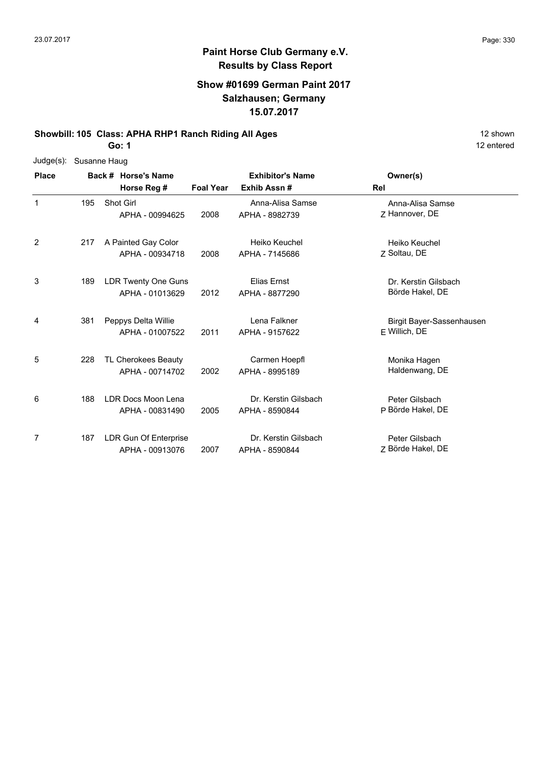## Paint Horse Club Germany e.V.
## Results by Class Report

### Show #01699 German Paint 2017
### Salzhausen; Germany
### 15.07.2017

**Showbill: 105 Class: APHA RHP1 Ranch Riding All Ages** — 12 shown, 12 entered

**Go: 1**

Judge(s): Susanne Haug

| Place | Back # | Horse's Name / Horse Reg # | Foal Year | Exhibitor's Name / Exhib Assn # | Rel | Owner(s) |
|---|---|---|---|---|---|---|
| 1 | 195 | Shot Girl<br>APHA - 00994625 | 2008 | Anna-Alisa Samse<br>APHA - 8982739 | Z | Anna-Alisa Samse<br>Hannover, DE |
| 2 | 217 | A Painted Gay Color<br>APHA - 00934718 | 2008 | Heiko Keuchel<br>APHA - 7145686 | Z | Heiko Keuchel<br>Soltau, DE |
| 3 | 189 | LDR Twenty One Guns<br>APHA - 01013629 | 2012 | Elias Ernst<br>APHA - 8877290 | | Dr. Kerstin Gilsbach<br>Börde Hakel, DE |
| 4 | 381 | Peppys Delta Willie<br>APHA - 01007522 | 2011 | Lena Falkner<br>APHA - 9157622 | E | Birgit Bayer-Sassenhausen<br>Willich, DE |
| 5 | 228 | TL Cherokees Beauty<br>APHA - 00714702 | 2002 | Carmen Hoepfl<br>APHA - 8995189 | | Monika Hagen<br>Haldenwang, DE |
| 6 | 188 | LDR Docs Moon Lena<br>APHA - 00831490 | 2005 | Dr. Kerstin Gilsbach<br>APHA - 8590844 | P | Peter Gilsbach<br>Börde Hakel, DE |
| 7 | 187 | LDR Gun Of Enterprise<br>APHA - 00913076 | 2007 | Dr. Kerstin Gilsbach<br>APHA - 8590844 | Z | Peter Gilsbach<br>Börde Hakel, DE |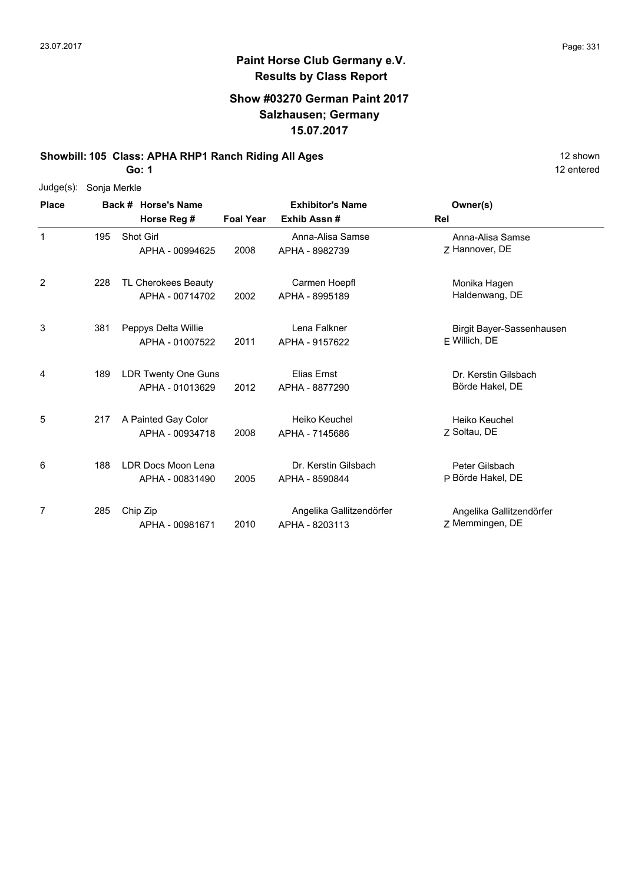**Paint Horse Club Germany e.V.**
**Results by Class Report**

**Show #03270 German Paint 2017**
**Salzhausen; Germany**
**15.07.2017**

**Showbill: 105 Class: APHA RHP1 Ranch Riding All Ages** — 12 shown

**Go: 1** — 12 entered

Judge(s): Sonja Merkle

| Place | Back # | Horse's Name / Horse Reg # | Foal Year | Exhibitor's Name / Exhib Assn # | Rel | Owner(s) |
|---|---|---|---|---|---|---|
| 1 | 195 | Shot Girl<br>APHA - 00994625 | 2008 | Anna-Alisa Samse<br>APHA - 8982739 | Z | Anna-Alisa Samse<br>Hannover, DE |
| 2 | 228 | TL Cherokees Beauty<br>APHA - 00714702 | 2002 | Carmen Hoepfl<br>APHA - 8995189 | | Monika Hagen<br>Haldenwang, DE |
| 3 | 381 | Peppys Delta Willie<br>APHA - 01007522 | 2011 | Lena Falkner<br>APHA - 9157622 | E | Birgit Bayer-Sassenhausen<br>Willich, DE |
| 4 | 189 | LDR Twenty One Guns<br>APHA - 01013629 | 2012 | Elias Ernst<br>APHA - 8877290 | | Dr. Kerstin Gilsbach<br>Börde Hakel, DE |
| 5 | 217 | A Painted Gay Color<br>APHA - 00934718 | 2008 | Heiko Keuchel<br>APHA - 7145686 | Z | Heiko Keuchel<br>Soltau, DE |
| 6 | 188 | LDR Docs Moon Lena<br>APHA - 00831490 | 2005 | Dr. Kerstin Gilsbach<br>APHA - 8590844 | P | Peter Gilsbach<br>Börde Hakel, DE |
| 7 | 285 | Chip Zip<br>APHA - 00981671 | 2010 | Angelika Gallitzendörfer<br>APHA - 8203113 | Z | Angelika Gallitzendörfer<br>Memmingen, DE |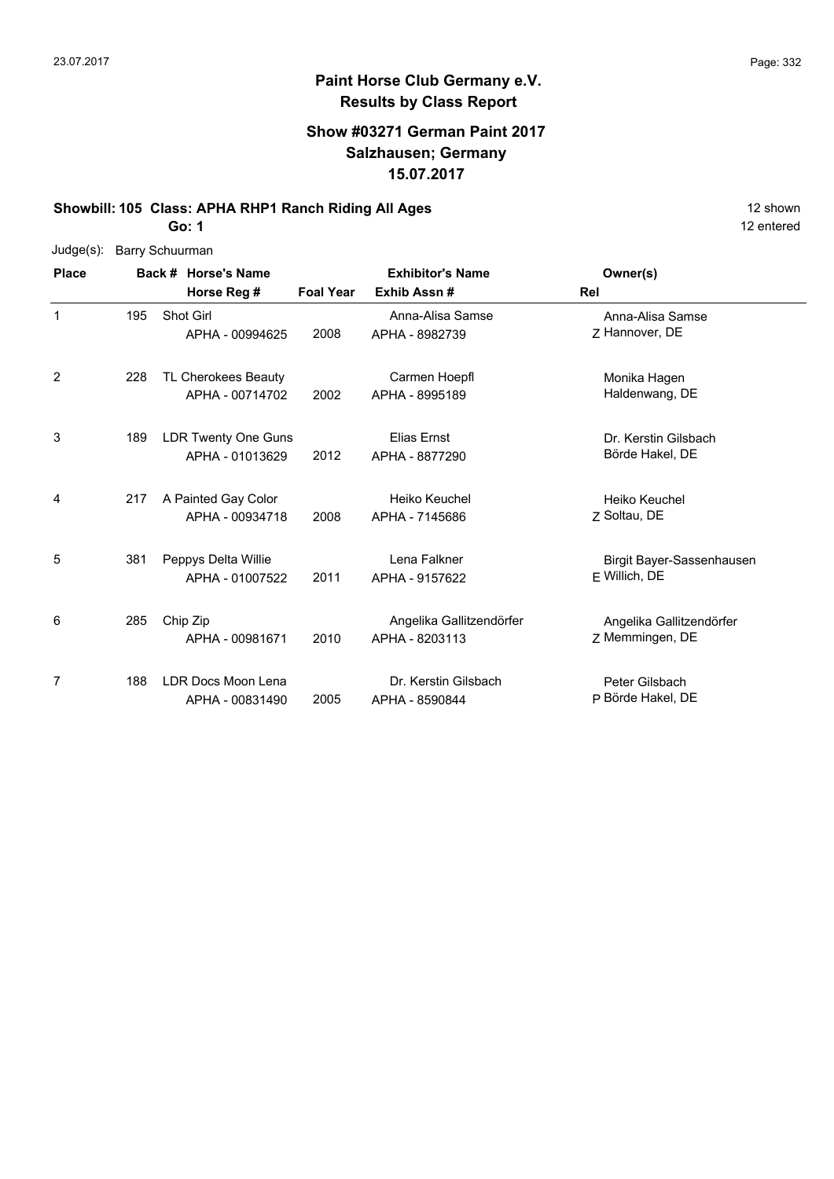# Paint Horse Club Germany e.V.

## Results by Class Report

### Show #03271 German Paint 2017
### Salzhausen; Germany
### 15.07.2017

**Showbill: 105 Class: APHA RHP1 Ranch Riding All Ages** — 12 shown

**Go: 1** — 12 entered

Judge(s): Barry Schuurman

| Place | Back # | Horse's Name / Horse Reg # | Foal Year | Exhibitor's Name / Exhib Assn # | Rel | Owner(s) |
|---|---|---|---|---|---|---|
| 1 | 195 | Shot Girl<br>APHA - 00994625 | 2008 | Anna-Alisa Samse<br>APHA - 8982739 | Z | Anna-Alisa Samse<br>Hannover, DE |
| 2 | 228 | TL Cherokees Beauty<br>APHA - 00714702 | 2002 | Carmen Hoepfl<br>APHA - 8995189 | | Monika Hagen<br>Haldenwang, DE |
| 3 | 189 | LDR Twenty One Guns<br>APHA - 01013629 | 2012 | Elias Ernst<br>APHA - 8877290 | | Dr. Kerstin Gilsbach<br>Börde Hakel, DE |
| 4 | 217 | A Painted Gay Color<br>APHA - 00934718 | 2008 | Heiko Keuchel<br>APHA - 7145686 | Z | Heiko Keuchel<br>Soltau, DE |
| 5 | 381 | Peppys Delta Willie<br>APHA - 01007522 | 2011 | Lena Falkner<br>APHA - 9157622 | E | Birgit Bayer-Sassenhausen<br>Willich, DE |
| 6 | 285 | Chip Zip<br>APHA - 00981671 | 2010 | Angelika Gallitzendörfer<br>APHA - 8203113 | Z | Angelika Gallitzendörfer<br>Memmingen, DE |
| 7 | 188 | LDR Docs Moon Lena<br>APHA - 00831490 | 2005 | Dr. Kerstin Gilsbach<br>APHA - 8590844 | P | Peter Gilsbach<br>Börde Hakel, DE |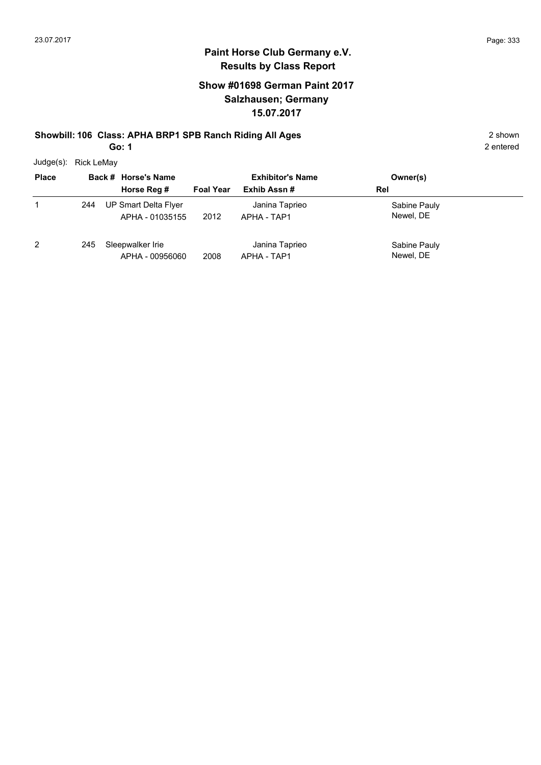**Paint Horse Club Germany e.V.**
**Results by Class Report**

## Show #01698 German Paint 2017
## Salzhausen; Germany
## 15.07.2017

**Showbill: 106 Class: APHA BRP1 SPB Ranch Riding All Ages** 2 shown
**Go: 1** 2 entered

Judge(s): Rick LeMay

| Place | Back # | Horse's Name / Horse Reg # | Foal Year | Exhibitor's Name / Exhib Assn # | Owner(s) / Rel |
|---|---|---|---|---|---|
| 1 | 244 | UP Smart Delta Flyer<br>APHA - 01035155 | 2012 | Janina Taprieo<br>APHA - TAP1 | Sabine Pauly<br>Newel, DE |
| 2 | 245 | Sleepwalker Irie<br>APHA - 00956060 | 2008 | Janina Taprieo<br>APHA - TAP1 | Sabine Pauly<br>Newel, DE |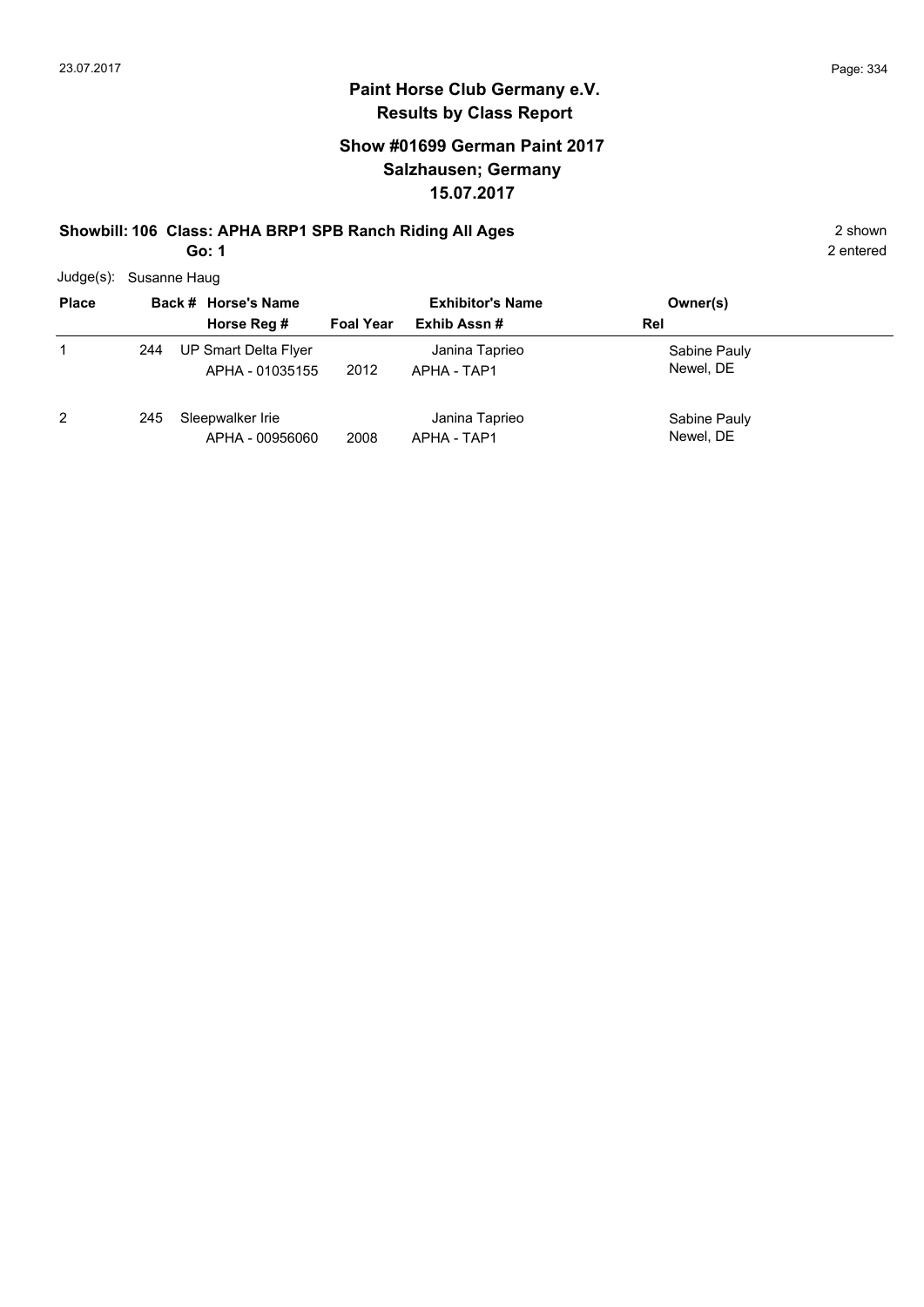# Paint Horse Club Germany e.V.
## Results by Class Report

### Show #01699 German Paint 2017
### Salzhausen; Germany
### 15.07.2017

**Showbill: 106 Class: APHA BRP1 SPB Ranch Riding All Ages** — 2 shown

**Go: 1** — 2 entered

Judge(s): Susanne Haug

| Place | Back # | Horse's Name / Horse Reg # | Foal Year | Exhibitor's Name / Exhib Assn # | Owner(s) / Rel |
|---|---|---|---|---|---|
| 1 | 244 | UP Smart Delta Flyer<br>APHA - 01035155 | 2012 | Janina Taprieo<br>APHA - TAP1 | Sabine Pauly<br>Newel, DE |
| 2 | 245 | Sleepwalker Irie<br>APHA - 00956060 | 2008 | Janina Taprieo<br>APHA - TAP1 | Sabine Pauly<br>Newel, DE |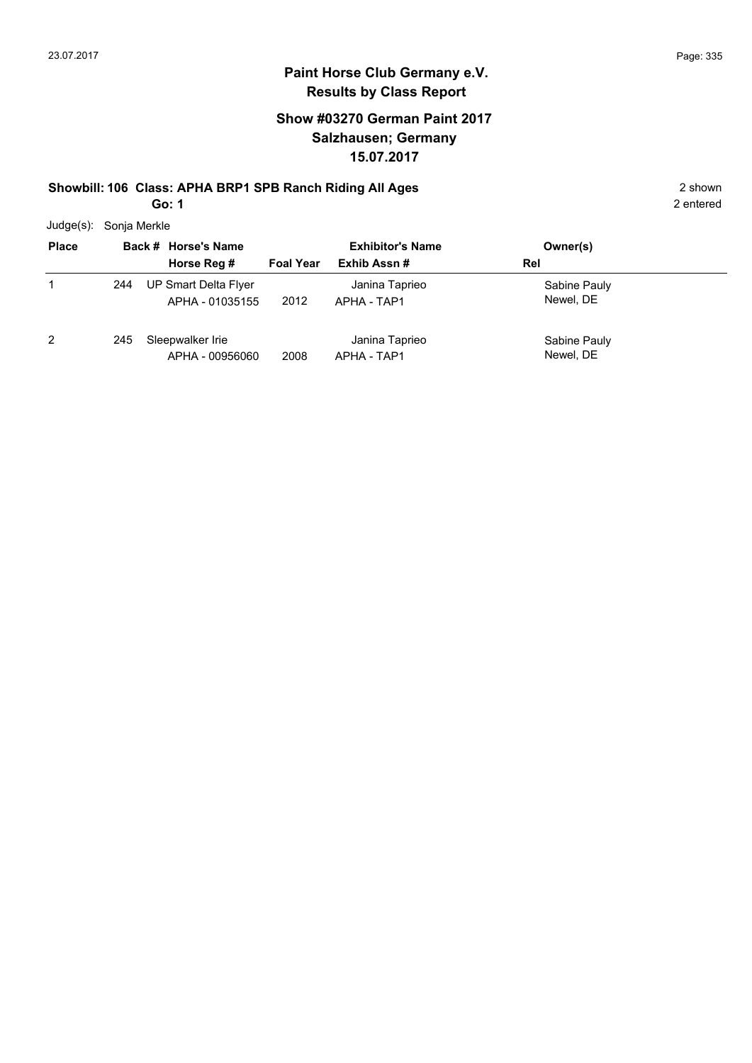# Paint Horse Club Germany e.V.
## Results by Class Report

### Show #03270 German Paint 2017
### Salzhausen; Germany
### 15.07.2017

**Showbill: 106 Class: APHA BRP1 SPB Ranch Riding All Ages** 2 shown

**Go: 1** 2 entered

Judge(s): Sonja Merkle

| Place | Back # | Horse's Name / Horse Reg # | Foal Year | Exhibitor's Name / Exhib Assn # | Owner(s) / Rel |
|---|---|---|---|---|---|
| 1 | 244 | UP Smart Delta Flyer<br>APHA - 01035155 | 2012 | Janina Taprieo<br>APHA - TAP1 | Sabine Pauly<br>Newel, DE |
| 2 | 245 | Sleepwalker Irie<br>APHA - 00956060 | 2008 | Janina Taprieo<br>APHA - TAP1 | Sabine Pauly<br>Newel, DE |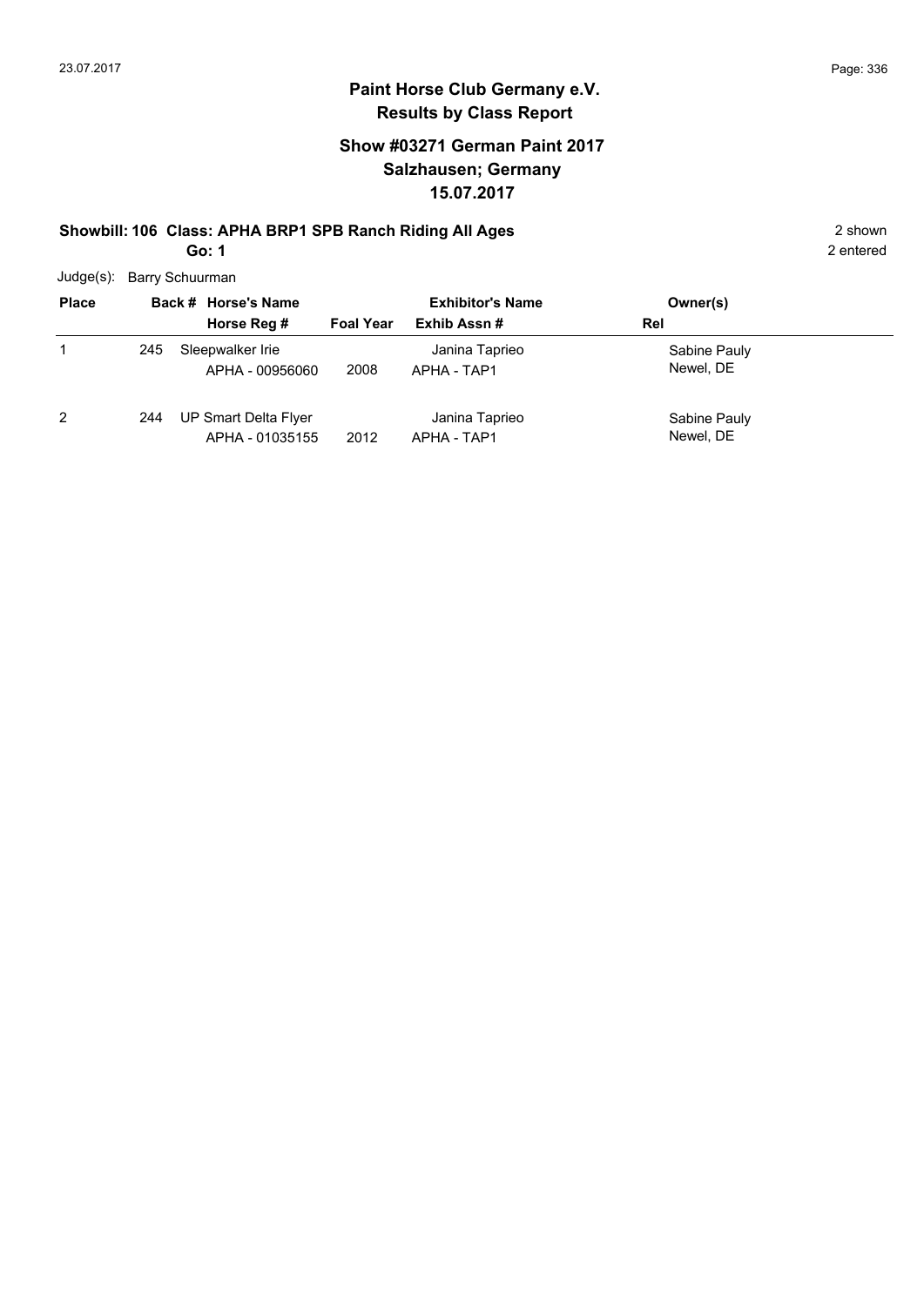# Paint Horse Club Germany e.V.
## Results by Class Report

### Show #03271 German Paint 2017
### Salzhausen; Germany
### 15.07.2017

**Showbill: 106 Class: APHA BRP1 SPB Ranch Riding All Ages** 2 shown

**Go: 1** 2 entered

Judge(s): Barry Schuurman

| Place | Back # | Horse's Name / Horse Reg # | Foal Year | Exhibitor's Name / Exhib Assn # | Owner(s) / Rel |
|---|---|---|---|---|---|
| 1 | 245 | Sleepwalker Irie<br>APHA - 00956060 | 2008 | Janina Taprieo<br>APHA - TAP1 | Sabine Pauly<br>Newel, DE |
| 2 | 244 | UP Smart Delta Flyer<br>APHA - 01035155 | 2012 | Janina Taprieo<br>APHA - TAP1 | Sabine Pauly<br>Newel, DE |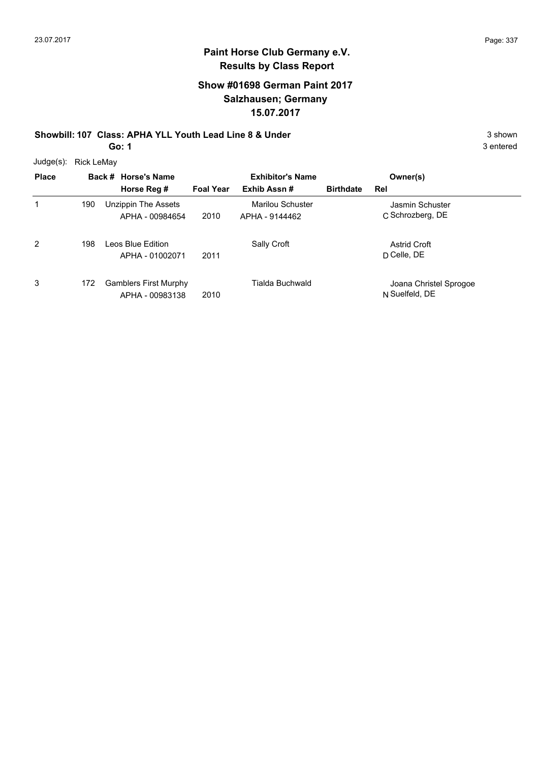# Paint Horse Club Germany e.V.
## Results by Class Report

### Show #01698 German Paint 2017
### Salzhausen; Germany
### 15.07.2017

**Showbill: 107 Class: APHA YLL Youth Lead Line 8 & Under** — 3 shown

**Go: 1** — 3 entered

Judge(s): Rick LeMay

| Place | Back # | Horse's Name / Horse Reg # | Foal Year | Exhibitor's Name / Exhib Assn # | Birthdate | Rel | Owner(s) |
|---|---|---|---|---|---|---|---|
| 1 | 190 | Unzippin The Assets<br>APHA - 00984654 | 2010 | Marilou Schuster<br>APHA - 9144462 | | C | Jasmin Schuster<br>Schrozberg, DE |
| 2 | 198 | Leos Blue Edition<br>APHA - 01002071 | 2011 | Sally Croft | | D | Astrid Croft<br>Celle, DE |
| 3 | 172 | Gamblers First Murphy<br>APHA - 00983138 | 2010 | Tialda Buchwald | | N | Joana Christel Sprogoe<br>Suelfeld, DE |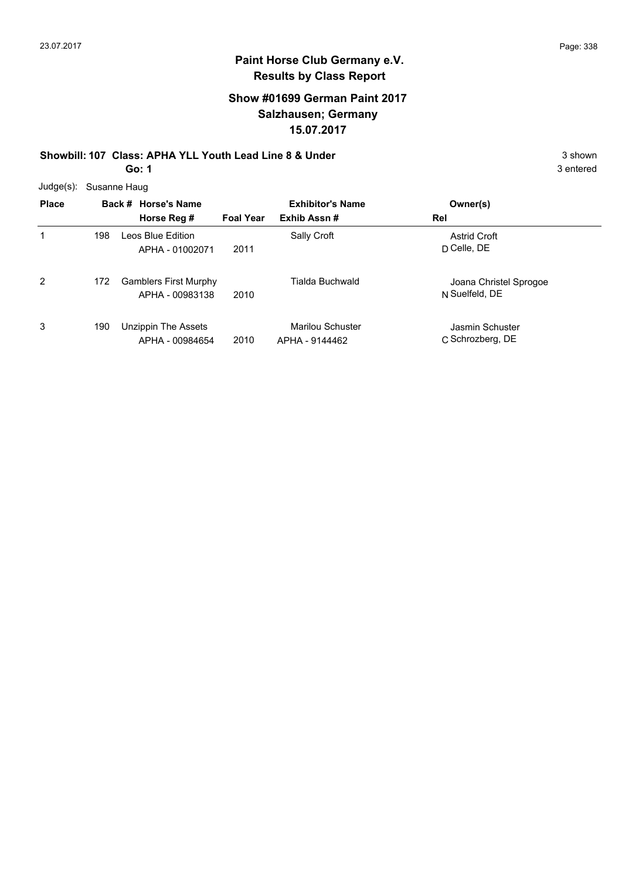**Paint Horse Club Germany e.V.**
**Results by Class Report**

**Show #01699 German Paint 2017**
**Salzhausen; Germany**
**15.07.2017**

**Showbill: 107 Class: APHA YLL Youth Lead Line 8 & Under** 3 shown
**Go: 1** 3 entered

Judge(s): Susanne Haug

| Place | Back # | Horse's Name / Horse Reg # | Foal Year | Exhibitor's Name / Exhib Assn # | Rel | Owner(s) |
|---|---|---|---|---|---|---|
| 1 | 198 | Leos Blue Edition<br>APHA - 01002071 | 2011 | Sally Croft | D | Astrid Croft<br>Celle, DE |
| 2 | 172 | Gamblers First Murphy<br>APHA - 00983138 | 2010 | Tialda Buchwald | N | Joana Christel Sprogoe<br>Suelfeld, DE |
| 3 | 190 | Unzippin The Assets<br>APHA - 00984654 | 2010 | Marilou Schuster<br>APHA - 9144462 | C | Jasmin Schuster<br>Schrozberg, DE |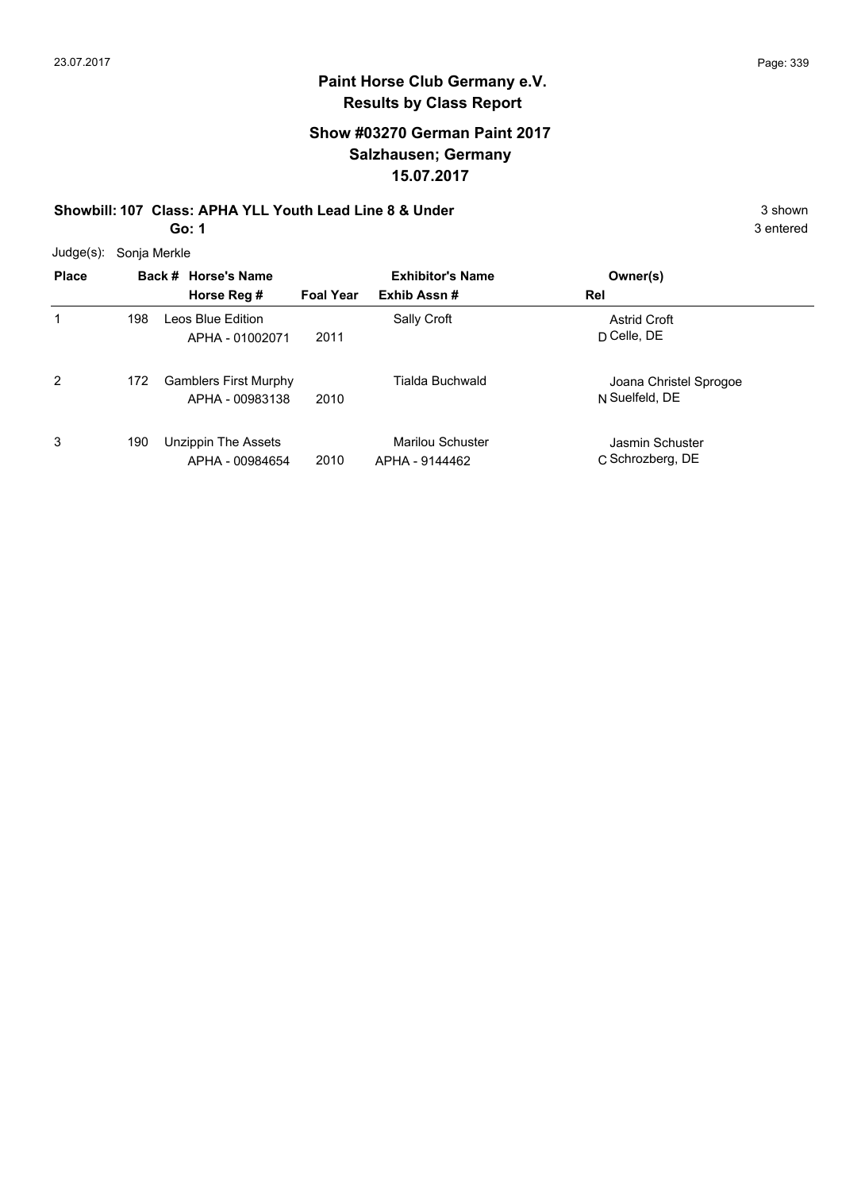# Paint Horse Club Germany e.V.

## Results by Class Report

### Show #03270 German Paint 2017
### Salzhausen; Germany
### 15.07.2017

**Showbill: 107 Class: APHA YLL Youth Lead Line 8 & Under** 3 shown

**Go: 1** 3 entered

Judge(s): Sonja Merkle

| Place | Back # | Horse's Name / Horse Reg # | Foal Year | Exhibitor's Name / Exhib Assn # | Rel | Owner(s) |
|---|---|---|---|---|---|---|
| 1 | 198 | Leos Blue Edition<br>APHA - 01002071 | 2011 | Sally Croft | D | Astrid Croft<br>Celle, DE |
| 2 | 172 | Gamblers First Murphy<br>APHA - 00983138 | 2010 | Tialda Buchwald | N | Joana Christel Sprogoe<br>Suelfeld, DE |
| 3 | 190 | Unzippin The Assets<br>APHA - 00984654 | 2010 | Marilou Schuster<br>APHA - 9144462 | C | Jasmin Schuster<br>Schrozberg, DE |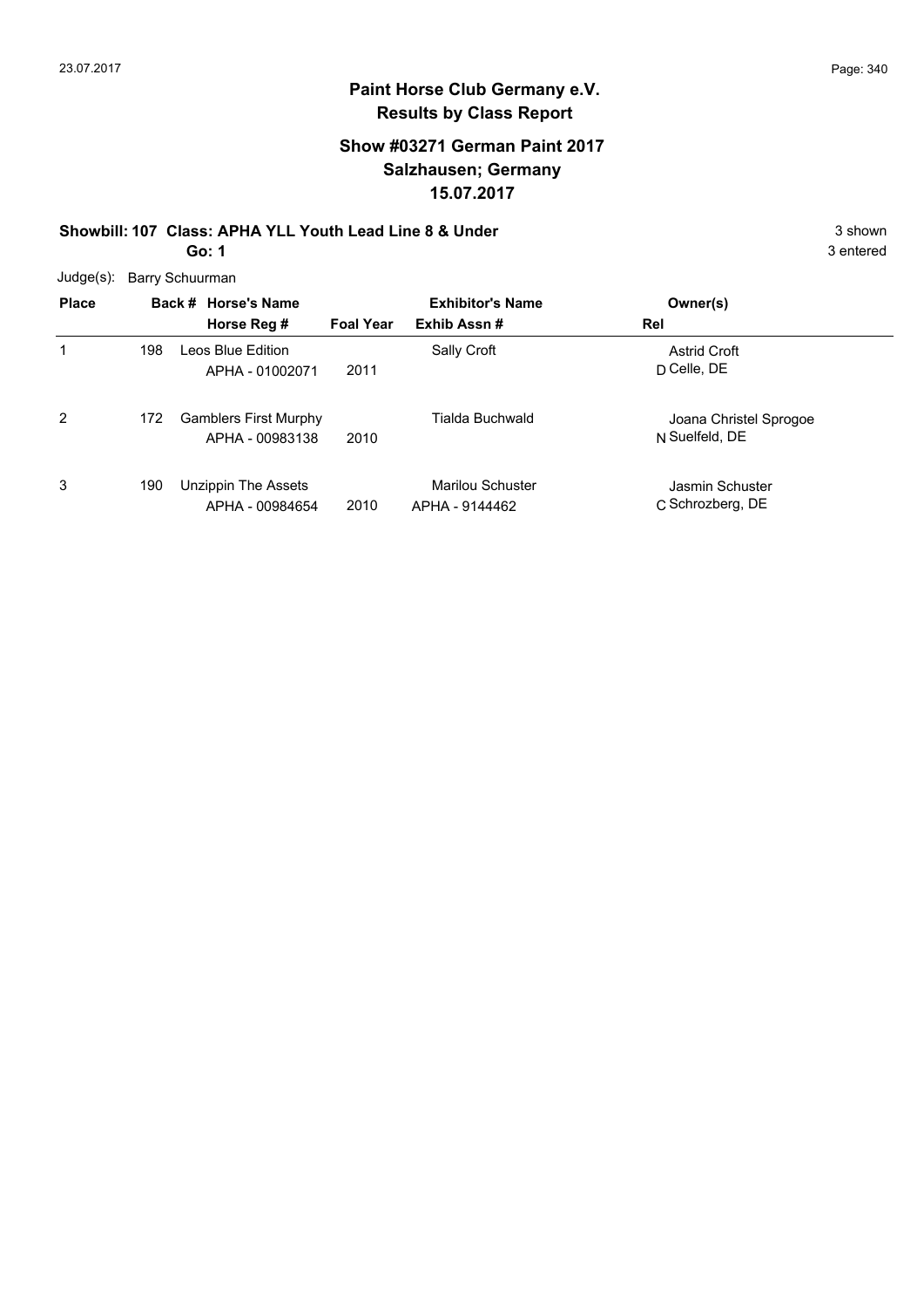# Paint Horse Club Germany e.V.
## Results by Class Report

### Show #03271 German Paint 2017
### Salzhausen; Germany
### 15.07.2017

**Showbill: 107 Class: APHA YLL Youth Lead Line 8 & Under** — 3 shown

**Go: 1** — 3 entered

Judge(s): Barry Schuurman

| Place | Back # | Horse's Name / Horse Reg # | Foal Year | Exhibitor's Name / Exhib Assn # | Rel | Owner(s) |
|---|---|---|---|---|---|---|
| 1 | 198 | Leos Blue Edition<br>APHA - 01002071 | 2011 | Sally Croft | D | Astrid Croft<br>Celle, DE |
| 2 | 172 | Gamblers First Murphy<br>APHA - 00983138 | 2010 | Tialda Buchwald | N | Joana Christel Sprogoe<br>Suelfeld, DE |
| 3 | 190 | Unzippin The Assets<br>APHA - 00984654 | 2010 | Marilou Schuster<br>APHA - 9144462 | C | Jasmin Schuster<br>Schrozberg, DE |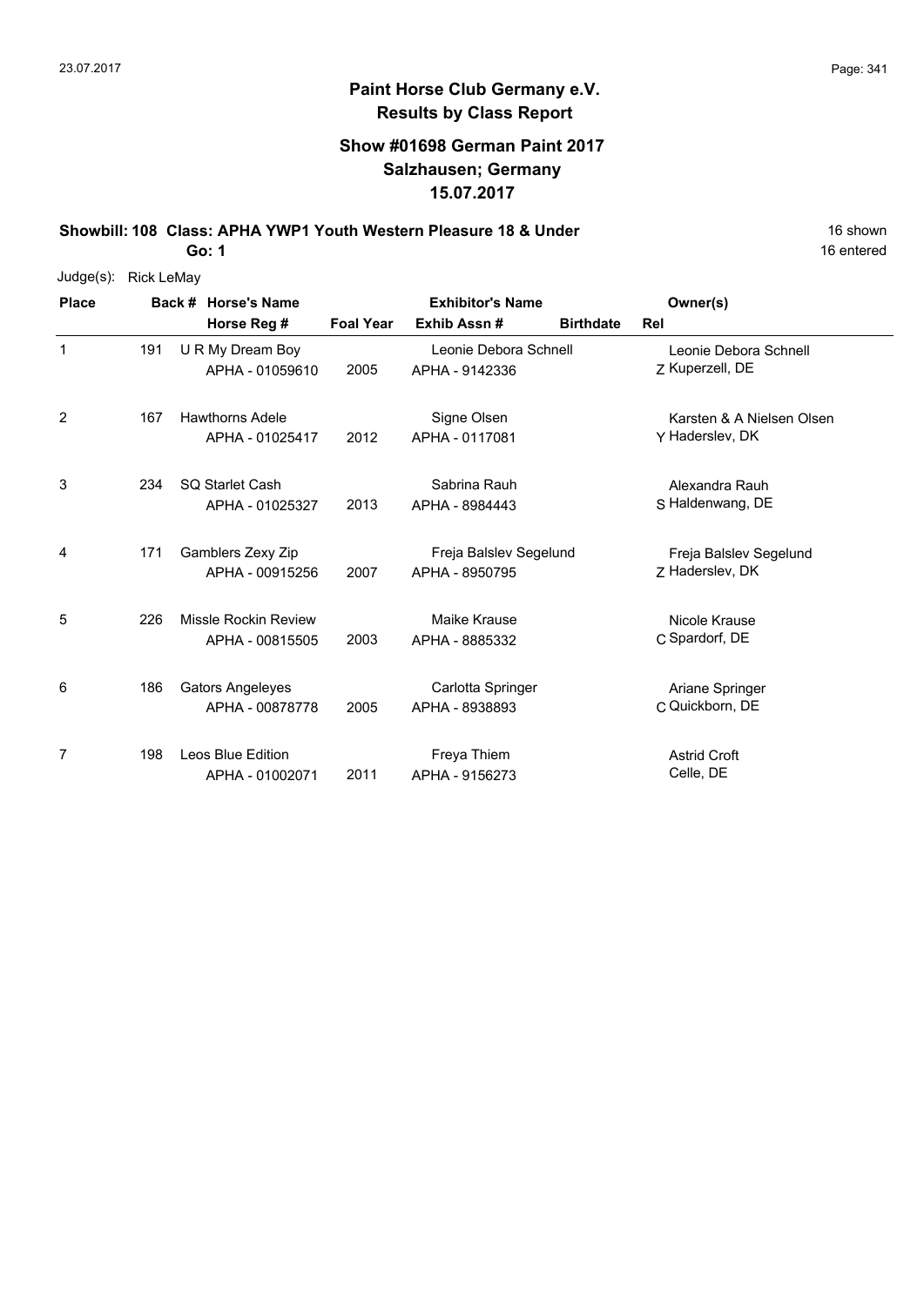# Paint Horse Club Germany e.V.
## Results by Class Report

### Show #01698 German Paint 2017
### Salzhausen; Germany
### 15.07.2017

**Showbill: 108 Class: APHA YWP1 Youth Western Pleasure 18 & Under** 16 shown
**Go: 1** 16 entered

Judge(s): Rick LeMay

| Place | Back # | Horse's Name / Horse Reg # | Foal Year | Exhibitor's Name / Exhib Assn # | Birthdate | Rel | Owner(s) |
|---|---|---|---|---|---|---|---|
| 1 | 191 | U R My Dream Boy / APHA - 01059610 | 2005 | Leonie Debora Schnell / APHA - 9142336 | | Z | Leonie Debora Schnell, Kuperzell, DE |
| 2 | 167 | Hawthorns Adele / APHA - 01025417 | 2012 | Signe Olsen / APHA - 0117081 | | Y | Karsten & A Nielsen Olsen, Haderslev, DK |
| 3 | 234 | SQ Starlet Cash / APHA - 01025327 | 2013 | Sabrina Rauh / APHA - 8984443 | | S | Alexandra Rauh, Haldenwang, DE |
| 4 | 171 | Gamblers Zexy Zip / APHA - 00915256 | 2007 | Freja Balslev Segelund / APHA - 8950795 | | Z | Freja Balslev Segelund, Haderslev, DK |
| 5 | 226 | Missle Rockin Review / APHA - 00815505 | 2003 | Maike Krause / APHA - 8885332 | | C | Nicole Krause, Spardorf, DE |
| 6 | 186 | Gators Angeleyes / APHA - 00878778 | 2005 | Carlotta Springer / APHA - 8938893 | | C | Ariane Springer, Quickborn, DE |
| 7 | 198 | Leos Blue Edition / APHA - 01002071 | 2011 | Freya Thiem / APHA - 9156273 | | | Astrid Croft, Celle, DE |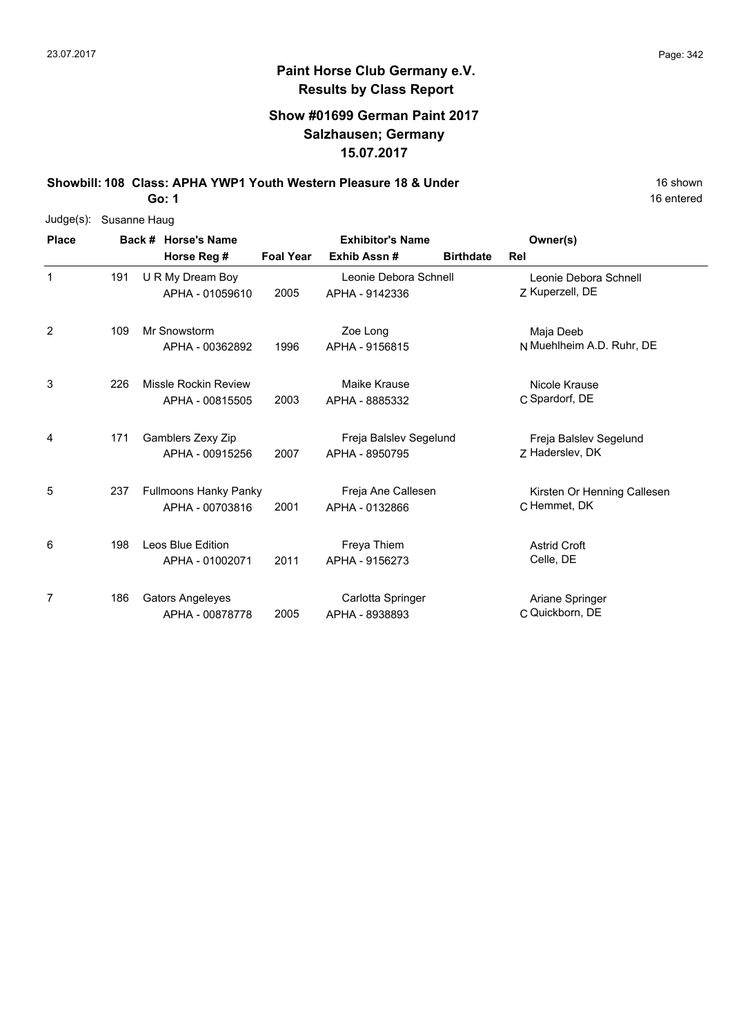## Paint Horse Club Germany e.V.
## Results by Class Report

### Show #01699 German Paint 2017
### Salzhausen; Germany
### 15.07.2017

**Showbill: 108 Class: APHA YWP1 Youth Western Pleasure 18 & Under** 16 shown
**Go: 1** 16 entered

Judge(s): Susanne Haug

| Place | Back # | Horse's Name / Horse Reg # | Foal Year | Exhibitor's Name / Exhib Assn # | Birthdate | Rel | Owner(s) |
|---|---|---|---|---|---|---|---|
| 1 | 191 | U R My Dream Boy<br>APHA - 01059610 | 2005 | Leonie Debora Schnell<br>APHA - 9142336 | | Z | Leonie Debora Schnell<br>Kuperzell, DE |
| 2 | 109 | Mr Snowstorm<br>APHA - 00362892 | 1996 | Zoe Long<br>APHA - 9156815 | | N | Maja Deeb<br>Muehlheim A.D. Ruhr, DE |
| 3 | 226 | Missle Rockin Review<br>APHA - 00815505 | 2003 | Maike Krause<br>APHA - 8885332 | | C | Nicole Krause<br>Spardorf, DE |
| 4 | 171 | Gamblers Zexy Zip<br>APHA - 00915256 | 2007 | Freja Balslev Segelund<br>APHA - 8950795 | | Z | Freja Balslev Segelund<br>Haderslev, DK |
| 5 | 237 | Fullmoons Hanky Panky<br>APHA - 00703816 | 2001 | Freja Ane Callesen<br>APHA - 0132866 | | C | Kirsten Or Henning Callesen<br>Hemmet, DK |
| 6 | 198 | Leos Blue Edition<br>APHA - 01002071 | 2011 | Freya Thiem<br>APHA - 9156273 | | | Astrid Croft<br>Celle, DE |
| 7 | 186 | Gators Angeleyes<br>APHA - 00878778 | 2005 | Carlotta Springer<br>APHA - 8938893 | | C | Ariane Springer<br>Quickborn, DE |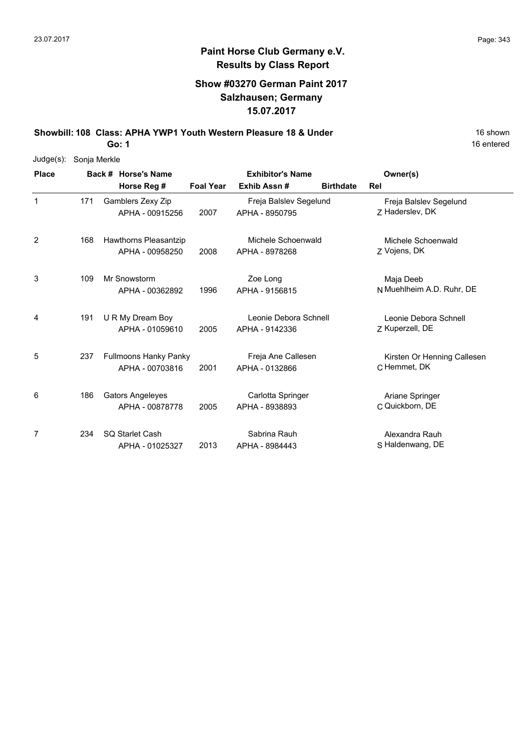# Paint Horse Club Germany e.V.
## Results by Class Report

### Show #03270 German Paint 2017
### Salzhausen; Germany
### 15.07.2017

**Showbill: 108 Class: APHA YWP1 Youth Western Pleasure 18 & Under** 16 shown

**Go: 1** 16 entered

Judge(s): Sonja Merkle

| Place | Back # | Horse's Name / Horse Reg # | Foal Year | Exhibitor's Name / Exhib Assn # | Birthdate | Rel | Owner(s) |
|---|---|---|---|---|---|---|---|
| 1 | 171 | Gamblers Zexy Zip<br>APHA - 00915256 | 2007 | Freja Balslev Segelund<br>APHA - 8950795 | | Z | Freja Balslev Segelund<br>Haderslev, DK |
| 2 | 168 | Hawthorns Pleasantzip<br>APHA - 00958250 | 2008 | Michele Schoenwald<br>APHA - 8978268 | | Z | Michele Schoenwald<br>Vojens, DK |
| 3 | 109 | Mr Snowstorm<br>APHA - 00362892 | 1996 | Zoe Long<br>APHA - 9156815 | | N | Maja Deeb<br>Muehlheim A.D. Ruhr, DE |
| 4 | 191 | U R My Dream Boy<br>APHA - 01059610 | 2005 | Leonie Debora Schnell<br>APHA - 9142336 | | Z | Leonie Debora Schnell<br>Kuperzell, DE |
| 5 | 237 | Fullmoons Hanky Panky<br>APHA - 00703816 | 2001 | Freja Ane Callesen<br>APHA - 0132866 | | C | Kirsten Or Henning Callesen<br>Hemmet, DK |
| 6 | 186 | Gators Angeleyes<br>APHA - 00878778 | 2005 | Carlotta Springer<br>APHA - 8938893 | | C | Ariane Springer<br>Quickborn, DE |
| 7 | 234 | SQ Starlet Cash<br>APHA - 01025327 | 2013 | Sabrina Rauh<br>APHA - 8984443 | | S | Alexandra Rauh<br>Haldenwang, DE |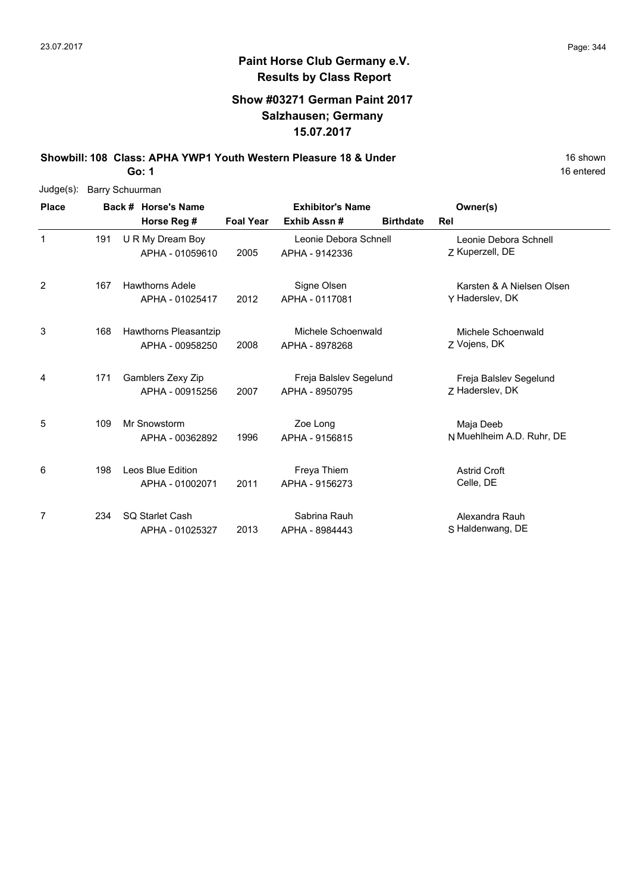# Paint Horse Club Germany e.V.
## Results by Class Report

### Show #03271 German Paint 2017
### Salzhausen; Germany
### 15.07.2017

**Showbill: 108 Class: APHA YWP1 Youth Western Pleasure 18 & Under** 16 shown

**Go: 1** 16 entered

Judge(s): Barry Schuurman

| Place | Back # | Horse's Name / Horse Reg # | Foal Year | Exhibitor's Name / Exhib Assn # | Birthdate | Rel | Owner(s) |
|---|---|---|---|---|---|---|---|
| 1 | 191 | U R My Dream Boy<br>APHA - 01059610 | 2005 | Leonie Debora Schnell<br>APHA - 9142336 | | Z | Leonie Debora Schnell<br>Kuperzell, DE |
| 2 | 167 | Hawthorns Adele<br>APHA - 01025417 | 2012 | Signe Olsen<br>APHA - 0117081 | | Y | Karsten & A Nielsen Olsen<br>Haderslev, DK |
| 3 | 168 | Hawthorns Pleasantzip<br>APHA - 00958250 | 2008 | Michele Schoenwald<br>APHA - 8978268 | | Z | Michele Schoenwald<br>Vojens, DK |
| 4 | 171 | Gamblers Zexy Zip<br>APHA - 00915256 | 2007 | Freja Balslev Segelund<br>APHA - 8950795 | | Z | Freja Balslev Segelund<br>Haderslev, DK |
| 5 | 109 | Mr Snowstorm<br>APHA - 00362892 | 1996 | Zoe Long<br>APHA - 9156815 | | N | Maja Deeb<br>Muehlheim A.D. Ruhr, DE |
| 6 | 198 | Leos Blue Edition<br>APHA - 01002071 | 2011 | Freya Thiem<br>APHA - 9156273 | | | Astrid Croft<br>Celle, DE |
| 7 | 234 | SQ Starlet Cash<br>APHA - 01025327 | 2013 | Sabrina Rauh<br>APHA - 8984443 | | S | Alexandra Rauh<br>Haldenwang, DE |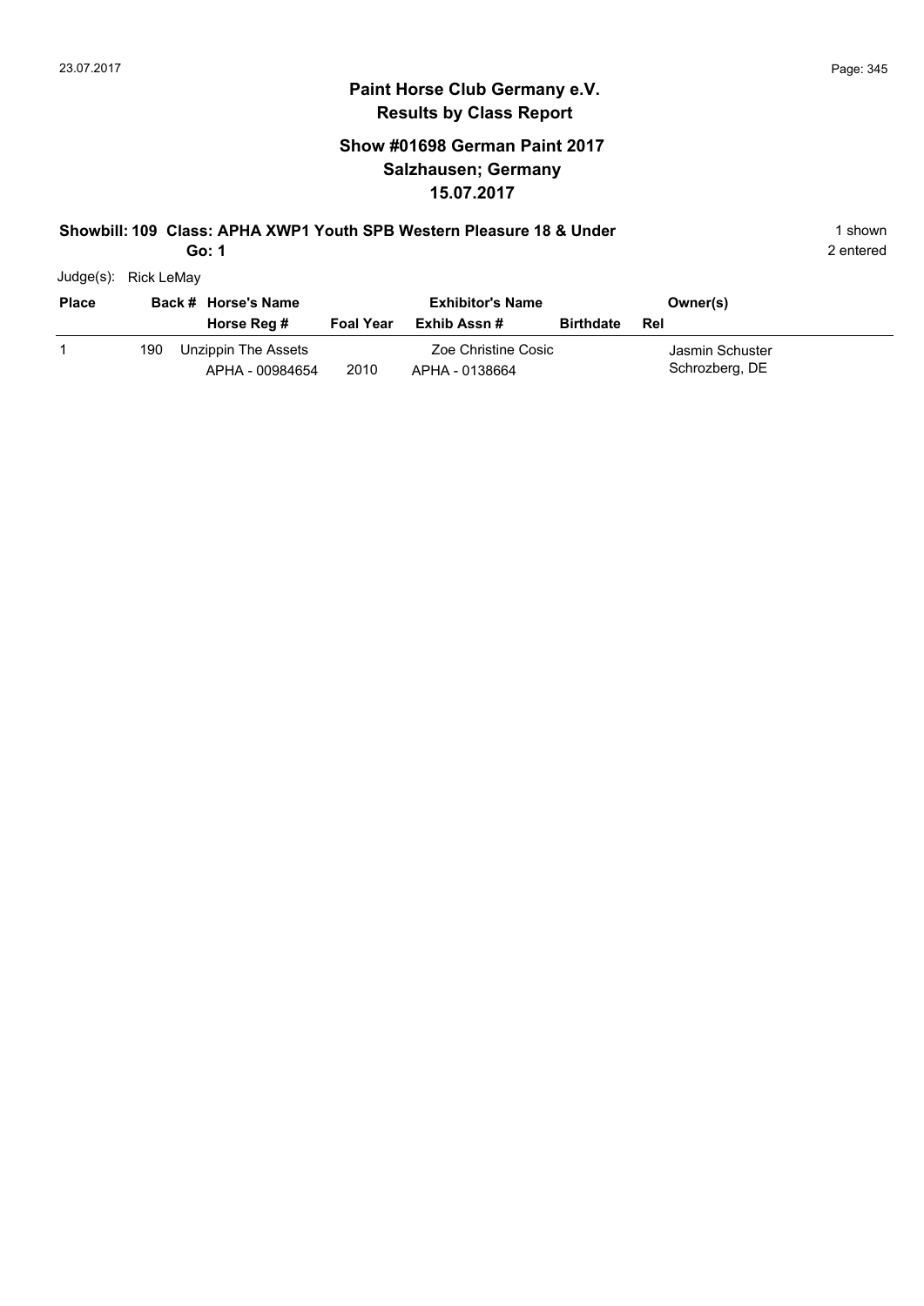## Paint Horse Club Germany e.V.
### Results by Class Report

### Show #01698 German Paint 2017
### Salzhausen; Germany
### 15.07.2017

**Showbill: 109 Class: APHA XWP1 Youth SPB Western Pleasure 18 & Under** 1 shown
**Go: 1** 2 entered

Judge(s): Rick LeMay

| Place | Back # | Horse's Name / Horse Reg # | Foal Year | Exhibitor's Name / Exhib Assn # | Birthdate | Owner(s) / Rel |
|---|---|---|---|---|---|---|
| 1 | 190 | Unzippin The Assets<br>APHA - 00984654 | 2010 | Zoe Christine Cosic<br>APHA - 0138664 | | Jasmin Schuster<br>Schrozberg, DE |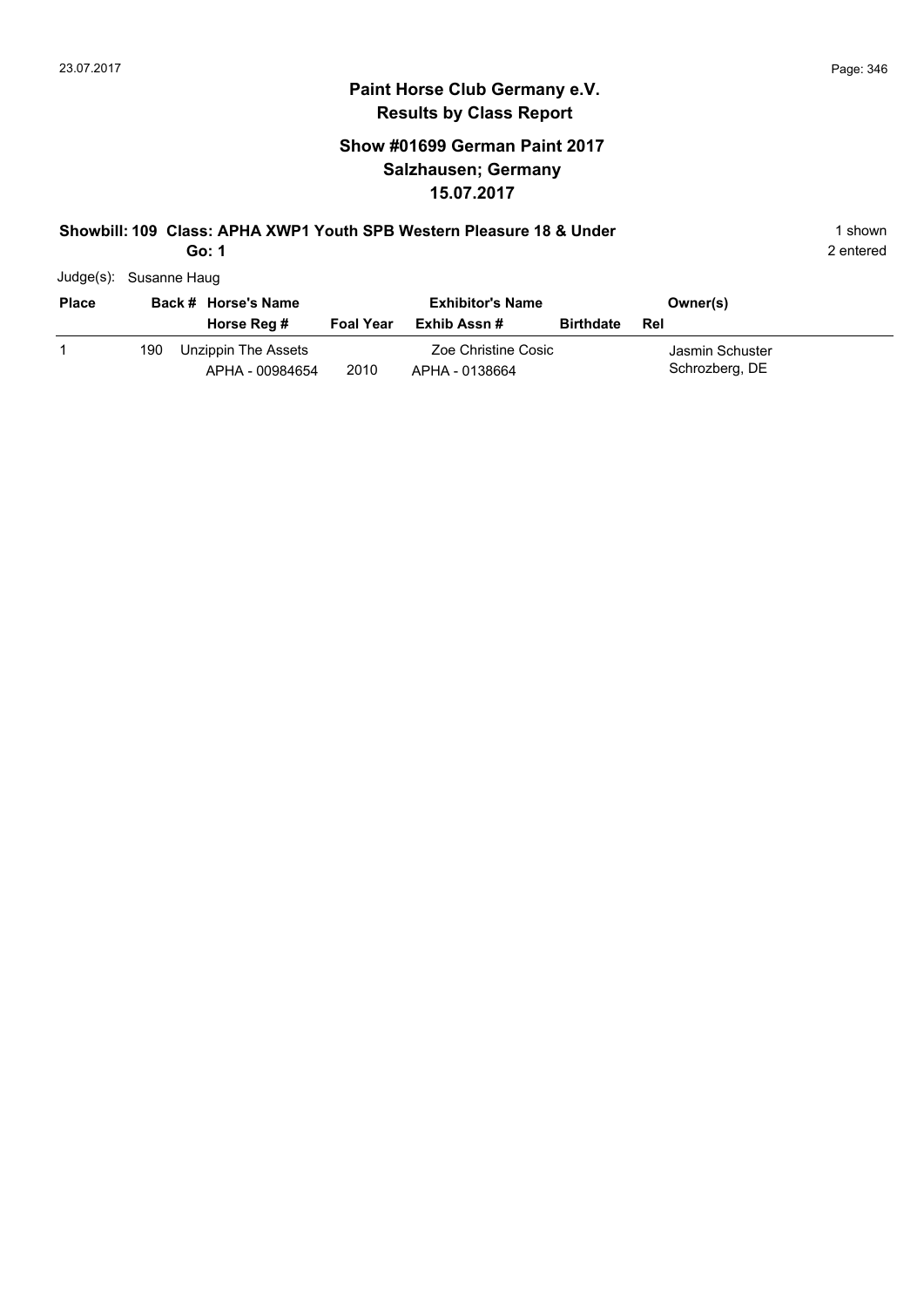# Paint Horse Club Germany e.V.

## Results by Class Report

### Show #01699 German Paint 2017
### Salzhausen; Germany
### 15.07.2017

**Showbill: 109 Class: APHA XWP1 Youth SPB Western Pleasure 18 & Under** 1 shown

**Go: 1** 2 entered

Judge(s): Susanne Haug

| Place | Back # | Horse's Name / Horse Reg # | Foal Year | Exhibitor's Name / Exhib Assn # | Birthdate | Owner(s) / Rel |
|---|---|---|---|---|---|---|
| 1 | 190 | Unzippin The Assets<br>APHA - 00984654 | 2010 | Zoe Christine Cosic<br>APHA - 0138664 | | Jasmin Schuster<br>Schrozberg, DE |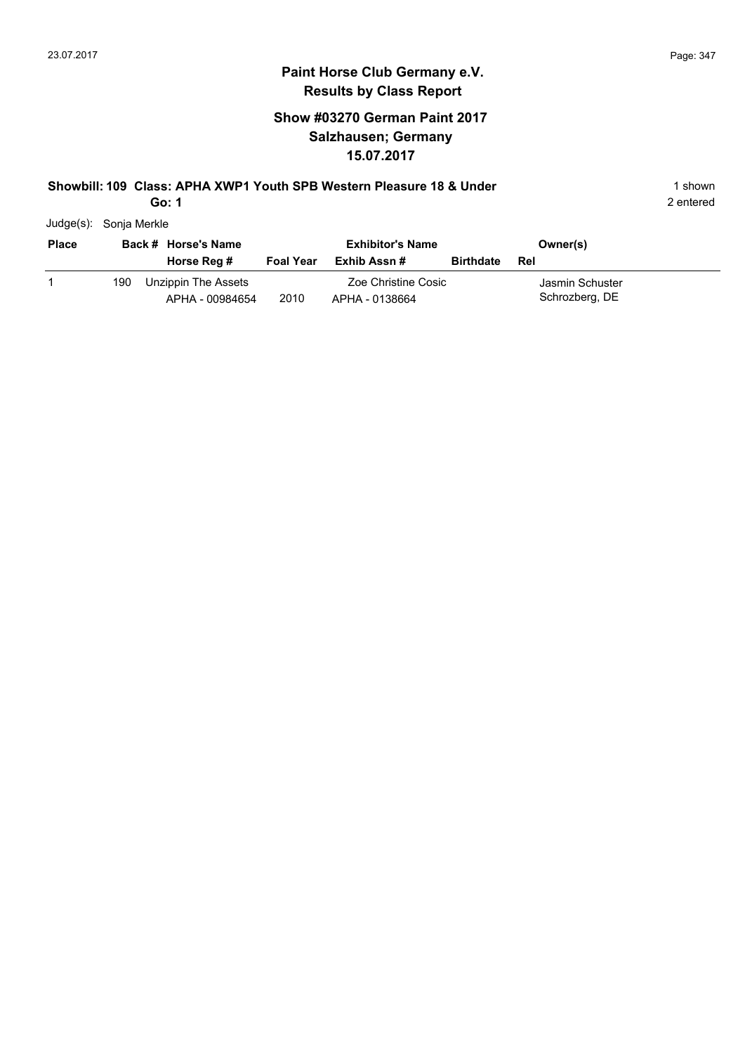# Paint Horse Club Germany e.V.
## Results by Class Report

### Show #03270 German Paint 2017
### Salzhausen; Germany
### 15.07.2017

**Showbill: 109 Class: APHA XWP1 Youth SPB Western Pleasure 18 & Under** 1 shown

**Go: 1** 2 entered

Judge(s): Sonja Merkle

| Place | Back # | Horse's Name / Horse Reg # | Foal Year | Exhibitor's Name / Exhib Assn # | Birthdate | Owner(s) / Rel |
|---|---|---|---|---|---|---|
| 1 | 190 | Unzippin The Assets<br>APHA - 00984654 | 2010 | Zoe Christine Cosic<br>APHA - 0138664 | | Jasmin Schuster<br>Schrozberg, DE |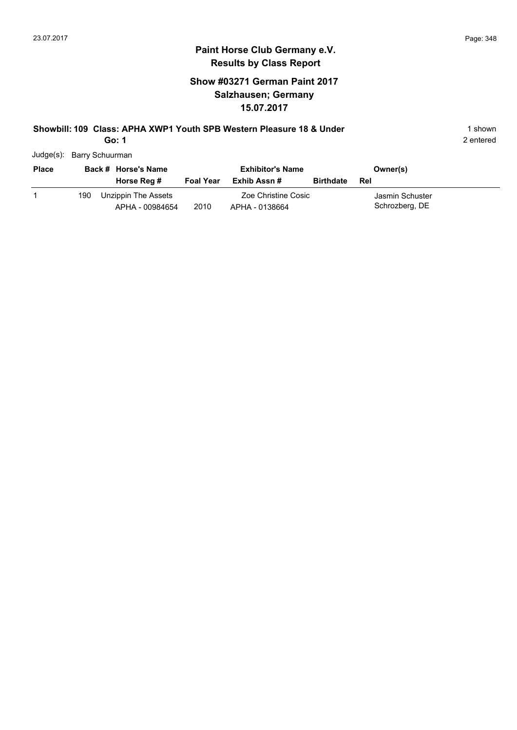# Paint Horse Club Germany e.V.

## Results by Class Report

### Show #03271 German Paint 2017
### Salzhausen; Germany
### 15.07.2017

**Showbill: 109 Class: APHA XWP1 Youth SPB Western Pleasure 18 & Under** 1 shown
**Go: 1** 2 entered

Judge(s): Barry Schuurman

| Place | Back # | Horse's Name / Horse Reg # | Foal Year | Exhibitor's Name / Exhib Assn # | Birthdate | Owner(s) / Rel |
|---|---|---|---|---|---|---|
| 1 | 190 | Unzippin The Assets<br>APHA - 00984654 | 2010 | Zoe Christine Cosic<br>APHA - 0138664 | | Jasmin Schuster<br>Schrozberg, DE |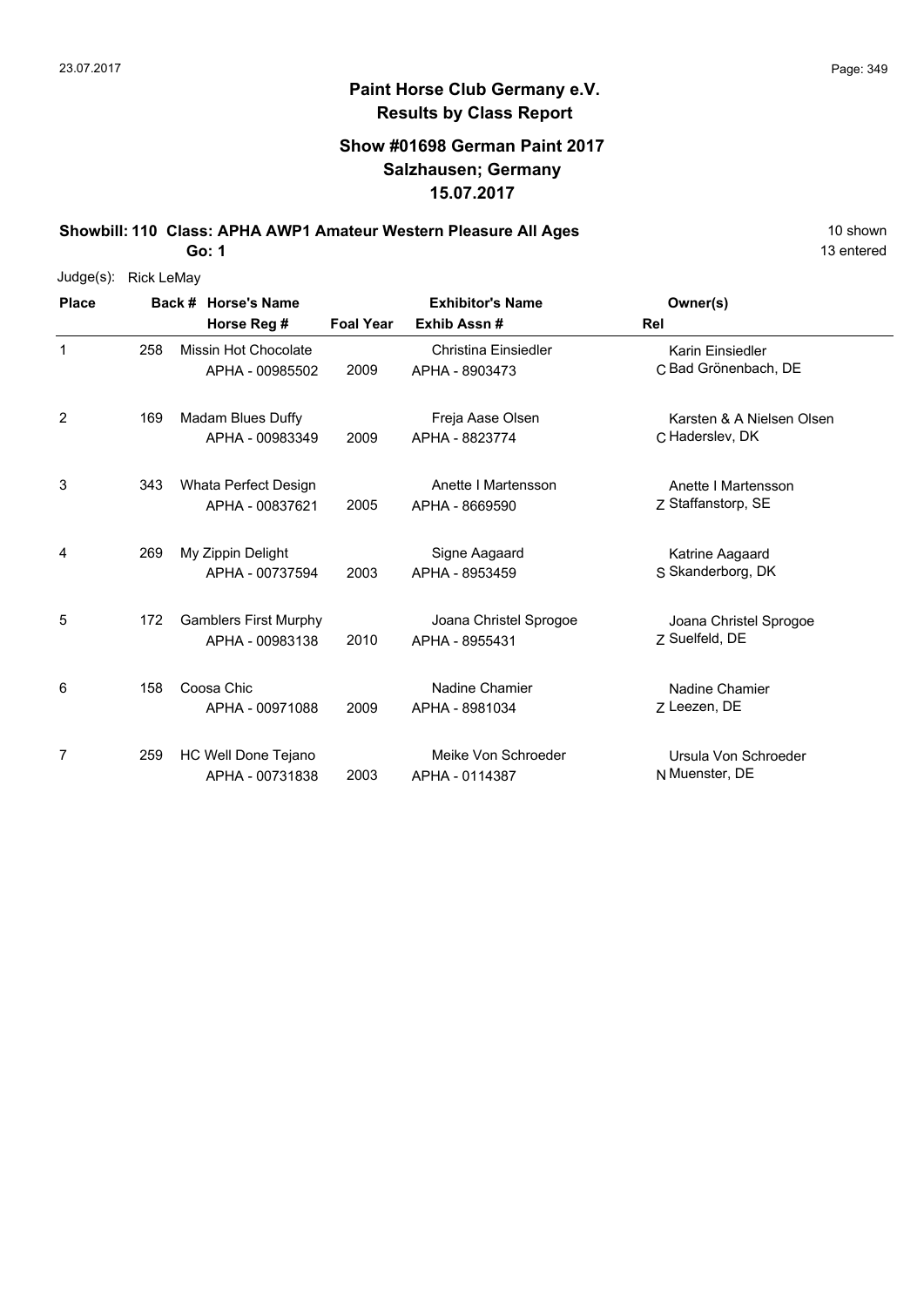## Paint Horse Club Germany e.V.
## Results by Class Report

### Show #01698 German Paint 2017
### Salzhausen; Germany
### 15.07.2017

**Showbill: 110 Class: APHA AWP1 Amateur Western Pleasure All Ages** 10 shown
**Go: 1** 13 entered

Judge(s): Rick LeMay

| Place | Back # | Horse's Name / Horse Reg # | Foal Year | Exhibitor's Name / Exhib Assn # | Rel | Owner(s) |
|---|---|---|---|---|---|---|
| 1 | 258 | Missin Hot Chocolate<br>APHA - 00985502 | 2009 | Christina Einsiedler<br>APHA - 8903473 | C | Karin Einsiedler<br>Bad Grönenbach, DE |
| 2 | 169 | Madam Blues Duffy<br>APHA - 00983349 | 2009 | Freja Aase Olsen<br>APHA - 8823774 | C | Karsten & A Nielsen Olsen<br>Haderslev, DK |
| 3 | 343 | Whata Perfect Design<br>APHA - 00837621 | 2005 | Anette I Martensson<br>APHA - 8669590 | Z | Anette I Martensson<br>Staffanstorp, SE |
| 4 | 269 | My Zippin Delight<br>APHA - 00737594 | 2003 | Signe Aagaard<br>APHA - 8953459 | S | Katrine Aagaard<br>Skanderborg, DK |
| 5 | 172 | Gamblers First Murphy<br>APHA - 00983138 | 2010 | Joana Christel Sprogoe<br>APHA - 8955431 | Z | Joana Christel Sprogoe<br>Suelfeld, DE |
| 6 | 158 | Coosa Chic<br>APHA - 00971088 | 2009 | Nadine Chamier<br>APHA - 8981034 | Z | Nadine Chamier<br>Leezen, DE |
| 7 | 259 | HC Well Done Tejano<br>APHA - 00731838 | 2003 | Meike Von Schroeder<br>APHA - 0114387 | N | Ursula Von Schroeder<br>Muenster, DE |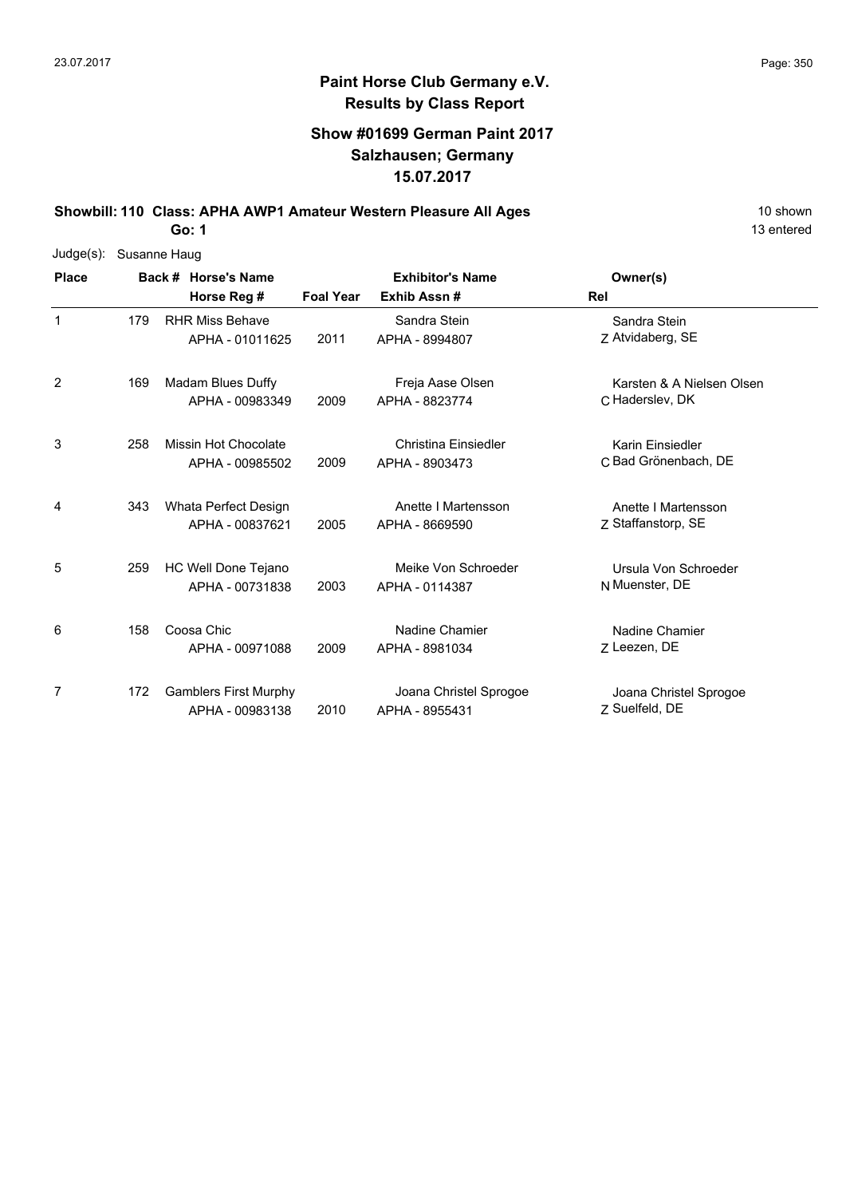## Paint Horse Club Germany e.V.
## Results by Class Report

### Show #01699 German Paint 2017
### Salzhausen; Germany
### 15.07.2017

**Showbill: 110 Class: APHA AWP1 Amateur Western Pleasure All Ages** 10 shown

**Go: 1** 13 entered

Judge(s): Susanne Haug

| Place | Back # | Horse's Name / Horse Reg # | Foal Year | Exhibitor's Name / Exhib Assn # | Rel | Owner(s) |
|---|---|---|---|---|---|---|
| 1 | 179 | RHR Miss Behave<br>APHA - 01011625 | 2011 | Sandra Stein<br>APHA - 8994807 | Z | Sandra Stein<br>Atvidaberg, SE |
| 2 | 169 | Madam Blues Duffy<br>APHA - 00983349 | 2009 | Freja Aase Olsen<br>APHA - 8823774 | C | Karsten & A Nielsen Olsen<br>Haderslev, DK |
| 3 | 258 | Missin Hot Chocolate<br>APHA - 00985502 | 2009 | Christina Einsiedler<br>APHA - 8903473 | C | Karin Einsiedler<br>Bad Grönenbach, DE |
| 4 | 343 | Whata Perfect Design<br>APHA - 00837621 | 2005 | Anette I Martensson<br>APHA - 8669590 | Z | Anette I Martensson<br>Staffanstorp, SE |
| 5 | 259 | HC Well Done Tejano<br>APHA - 00731838 | 2003 | Meike Von Schroeder<br>APHA - 0114387 | N | Ursula Von Schroeder<br>Muenster, DE |
| 6 | 158 | Coosa Chic<br>APHA - 00971088 | 2009 | Nadine Chamier<br>APHA - 8981034 | Z | Nadine Chamier<br>Leezen, DE |
| 7 | 172 | Gamblers First Murphy<br>APHA - 00983138 | 2010 | Joana Christel Sprogoe<br>APHA - 8955431 | Z | Joana Christel Sprogoe<br>Suelfeld, DE |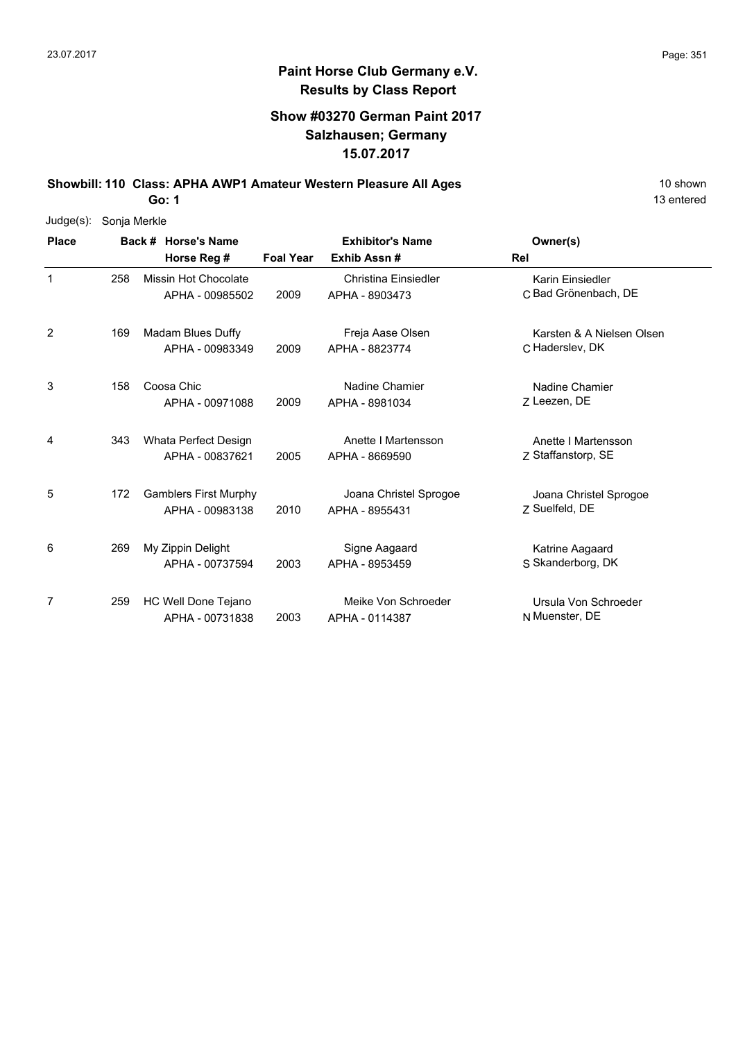# Paint Horse Club Germany e.V.
## Results by Class Report

### Show #03270 German Paint 2017
### Salzhausen; Germany
### 15.07.2017

**Showbill: 110 Class: APHA AWP1 Amateur Western Pleasure All Ages** — 10 shown, 13 entered

**Go: 1**

Judge(s): Sonja Merkle

| Place | Back # | Horse's Name / Horse Reg # | Foal Year | Exhibitor's Name / Exhib Assn # | Rel | Owner(s) |
|---|---|---|---|---|---|---|
| 1 | 258 | Missin Hot Chocolate<br>APHA - 00985502 | 2009 | Christina Einsiedler<br>APHA - 8903473 | C | Karin Einsiedler<br>Bad Grönenbach, DE |
| 2 | 169 | Madam Blues Duffy<br>APHA - 00983349 | 2009 | Freja Aase Olsen<br>APHA - 8823774 | C | Karsten & A Nielsen Olsen<br>Haderslev, DK |
| 3 | 158 | Coosa Chic<br>APHA - 00971088 | 2009 | Nadine Chamier<br>APHA - 8981034 | Z | Nadine Chamier<br>Leezen, DE |
| 4 | 343 | Whata Perfect Design<br>APHA - 00837621 | 2005 | Anette I Martensson<br>APHA - 8669590 | Z | Anette I Martensson<br>Staffanstorp, SE |
| 5 | 172 | Gamblers First Murphy<br>APHA - 00983138 | 2010 | Joana Christel Sprogoe<br>APHA - 8955431 | Z | Joana Christel Sprogoe<br>Suelfeld, DE |
| 6 | 269 | My Zippin Delight<br>APHA - 00737594 | 2003 | Signe Aagaard<br>APHA - 8953459 | S | Katrine Aagaard<br>Skanderborg, DK |
| 7 | 259 | HC Well Done Tejano<br>APHA - 00731838 | 2003 | Meike Von Schroeder<br>APHA - 0114387 | N | Ursula Von Schroeder<br>Muenster, DE |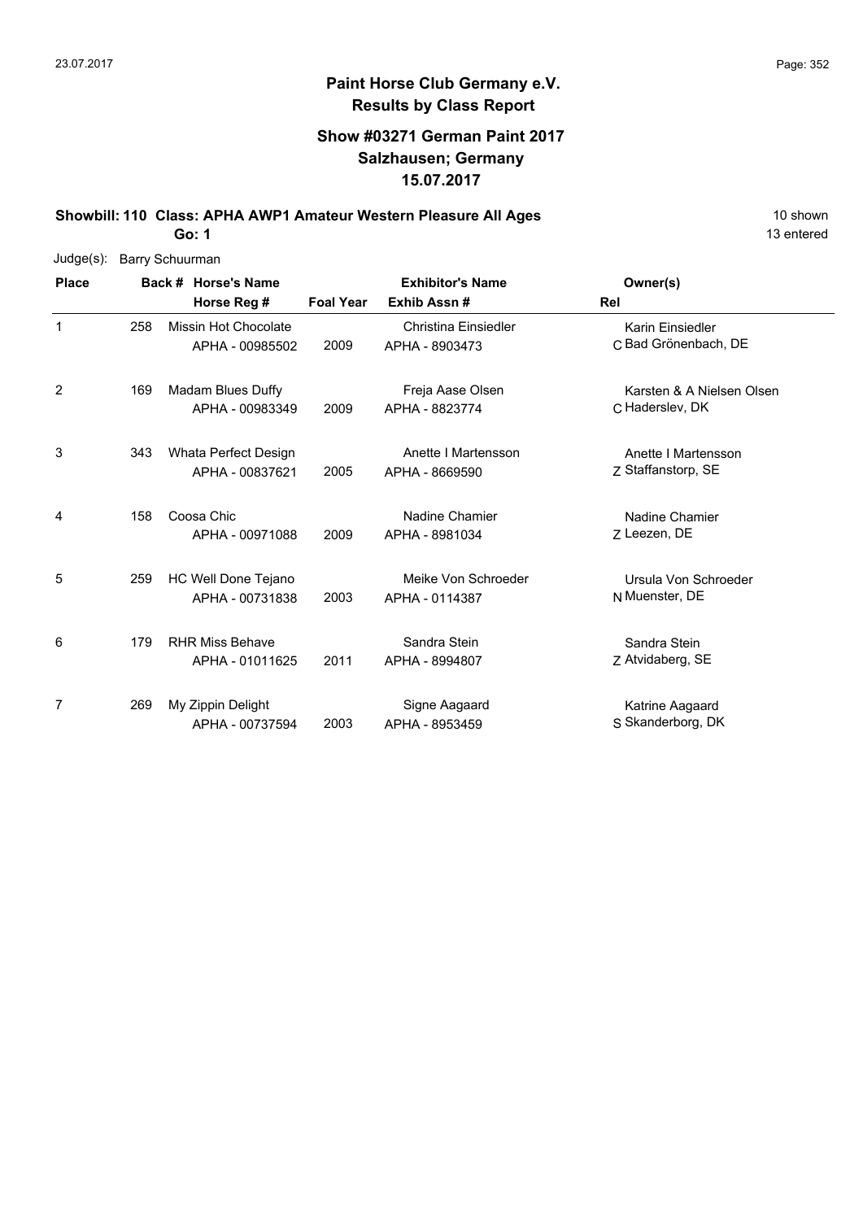# Paint Horse Club Germany e.V.

## Results by Class Report

### Show #03271 German Paint 2017
### Salzhausen; Germany
### 15.07.2017

**Showbill: 110 Class: APHA AWP1 Amateur Western Pleasure All Ages** 10 shown

**Go: 1** 13 entered

Judge(s): Barry Schuurman

| Place | Back # | Horse's Name / Horse Reg # | Foal Year | Exhibitor's Name / Exhib Assn # | Rel | Owner(s) |
|---|---|---|---|---|---|---|
| 1 | 258 | Missin Hot Chocolate<br>APHA - 00985502 | 2009 | Christina Einsiedler<br>APHA - 8903473 | C | Karin Einsiedler<br>Bad Grönenbach, DE |
| 2 | 169 | Madam Blues Duffy<br>APHA - 00983349 | 2009 | Freja Aase Olsen<br>APHA - 8823774 | C | Karsten & A Nielsen Olsen<br>Haderslev, DK |
| 3 | 343 | Whata Perfect Design<br>APHA - 00837621 | 2005 | Anette I Martensson<br>APHA - 8669590 | Z | Anette I Martensson<br>Staffanstorp, SE |
| 4 | 158 | Coosa Chic<br>APHA - 00971088 | 2009 | Nadine Chamier<br>APHA - 8981034 | Z | Nadine Chamier<br>Leezen, DE |
| 5 | 259 | HC Well Done Tejano<br>APHA - 00731838 | 2003 | Meike Von Schroeder<br>APHA - 0114387 | N | Ursula Von Schroeder<br>Muenster, DE |
| 6 | 179 | RHR Miss Behave<br>APHA - 01011625 | 2011 | Sandra Stein<br>APHA - 8994807 | Z | Sandra Stein<br>Atvidaberg, SE |
| 7 | 269 | My Zippin Delight<br>APHA - 00737594 | 2003 | Signe Aagaard<br>APHA - 8953459 | S | Katrine Aagaard<br>Skanderborg, DK |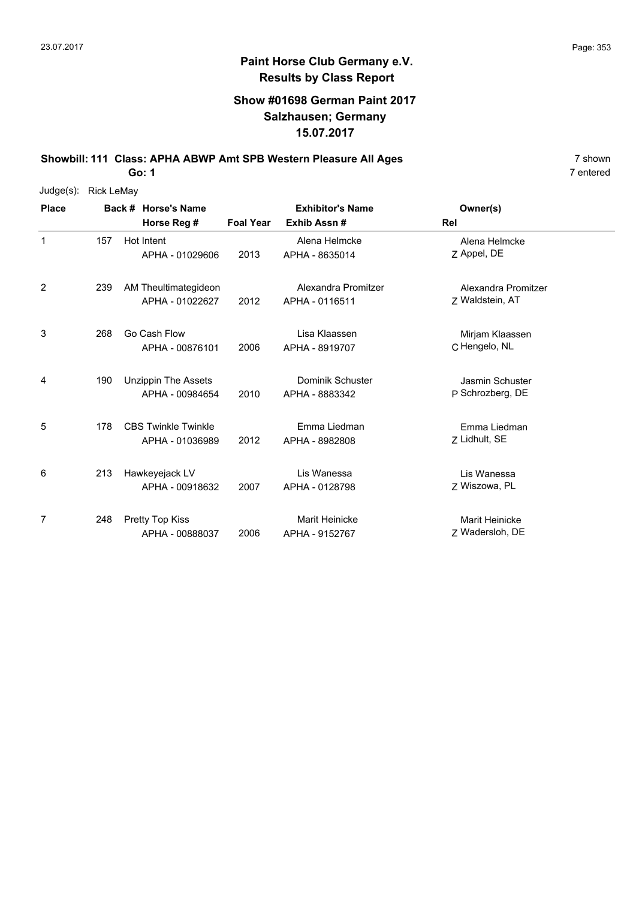# Paint Horse Club Germany e.V.
## Results by Class Report

### Show #01698 German Paint 2017
### Salzhausen; Germany
### 15.07.2017

**Showbill: 111 Class: APHA ABWP Amt SPB Western Pleasure All Ages** — 7 shown

**Go: 1** — 7 entered

Judge(s): Rick LeMay

| Place | Back # | Horse's Name / Horse Reg # | Foal Year | Exhibitor's Name / Exhib Assn # | Rel | Owner(s) |
|---|---|---|---|---|---|---|
| 1 | 157 | Hot Intent<br>APHA - 01029606 | 2013 | Alena Helmcke<br>APHA - 8635014 | Z | Alena Helmcke<br>Appel, DE |
| 2 | 239 | AM Theultimategideon<br>APHA - 01022627 | 2012 | Alexandra Promitzer<br>APHA - 0116511 | Z | Alexandra Promitzer<br>Waldstein, AT |
| 3 | 268 | Go Cash Flow<br>APHA - 00876101 | 2006 | Lisa Klaassen<br>APHA - 8919707 | C | Mirjam Klaassen<br>Hengelo, NL |
| 4 | 190 | Unzippin The Assets<br>APHA - 00984654 | 2010 | Dominik Schuster<br>APHA - 8883342 | P | Jasmin Schuster<br>Schrozberg, DE |
| 5 | 178 | CBS Twinkle Twinkle<br>APHA - 01036989 | 2012 | Emma Liedman<br>APHA - 8982808 | Z | Emma Liedman<br>Lidhult, SE |
| 6 | 213 | Hawkeyejack LV<br>APHA - 00918632 | 2007 | Lis Wanessa<br>APHA - 0128798 | Z | Lis Wanessa<br>Wiszowa, PL |
| 7 | 248 | Pretty Top Kiss<br>APHA - 00888037 | 2006 | Marit Heinicke<br>APHA - 9152767 | Z | Marit Heinicke<br>Wadersloh, DE |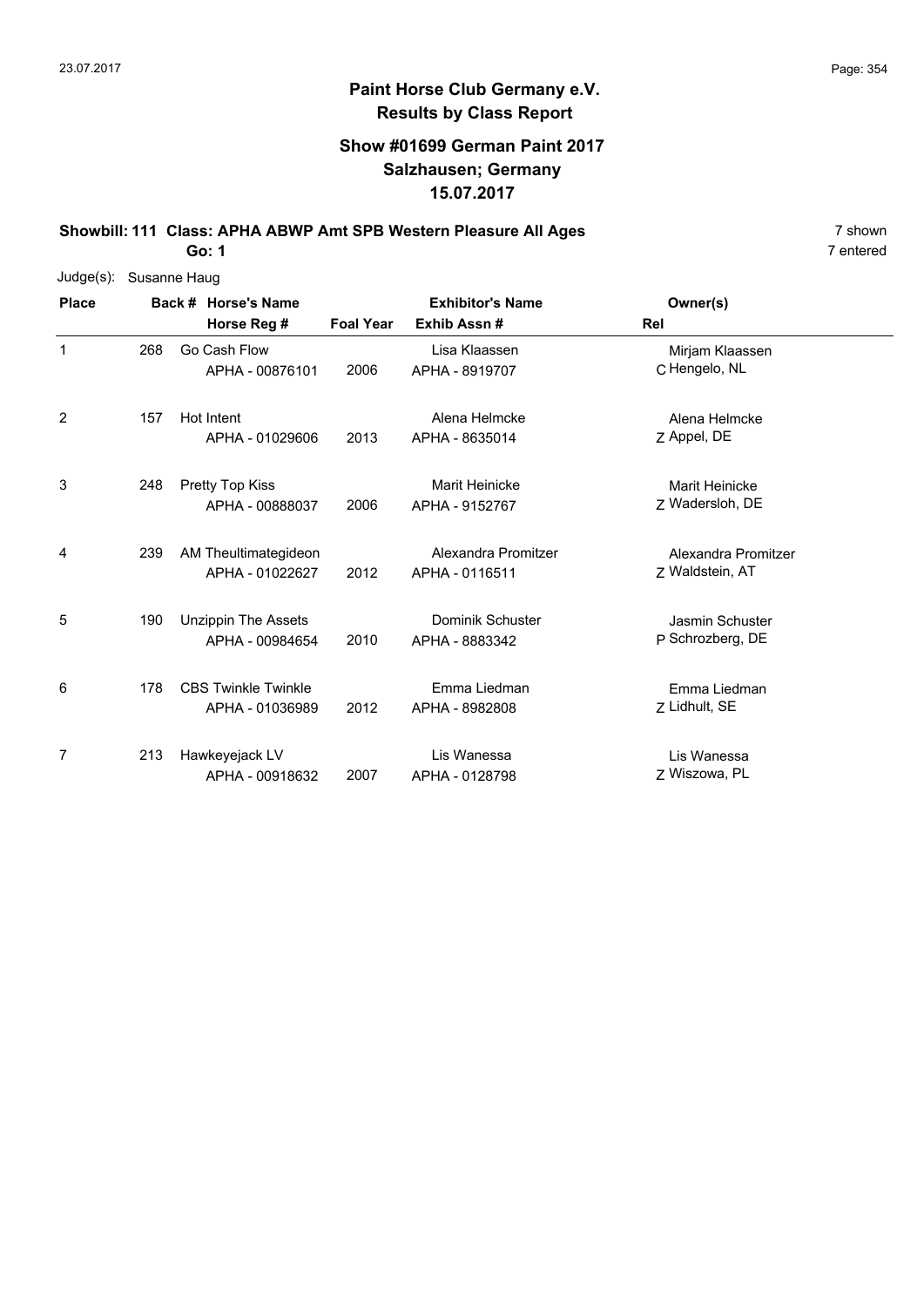# Paint Horse Club Germany e.V.
## Results by Class Report

### Show #01699 German Paint 2017
### Salzhausen; Germany
### 15.07.2017

**Showbill: 111 Class: APHA ABWP Amt SPB Western Pleasure All Ages** — 7 shown, 7 entered

**Go: 1**

Judge(s): Susanne Haug

| Place | Back # | Horse's Name / Horse Reg # | Foal Year | Exhibitor's Name / Exhib Assn # | Rel | Owner(s) |
|---|---|---|---|---|---|---|
| 1 | 268 | Go Cash Flow<br>APHA - 00876101 | 2006 | Lisa Klaassen<br>APHA - 8919707 | C | Mirjam Klaassen<br>Hengelo, NL |
| 2 | 157 | Hot Intent<br>APHA - 01029606 | 2013 | Alena Helmcke<br>APHA - 8635014 | Z | Alena Helmcke<br>Appel, DE |
| 3 | 248 | Pretty Top Kiss<br>APHA - 00888037 | 2006 | Marit Heinicke<br>APHA - 9152767 | Z | Marit Heinicke<br>Wadersloh, DE |
| 4 | 239 | AM Theultimategideon<br>APHA - 01022627 | 2012 | Alexandra Promitzer<br>APHA - 0116511 | Z | Alexandra Promitzer<br>Waldstein, AT |
| 5 | 190 | Unzippin The Assets<br>APHA - 00984654 | 2010 | Dominik Schuster<br>APHA - 8883342 | P | Jasmin Schuster<br>Schrozberg, DE |
| 6 | 178 | CBS Twinkle Twinkle<br>APHA - 01036989 | 2012 | Emma Liedman<br>APHA - 8982808 | Z | Emma Liedman<br>Lidhult, SE |
| 7 | 213 | Hawkeyejack LV<br>APHA - 00918632 | 2007 | Lis Wanessa<br>APHA - 0128798 | Z | Lis Wanessa<br>Wiszowa, PL |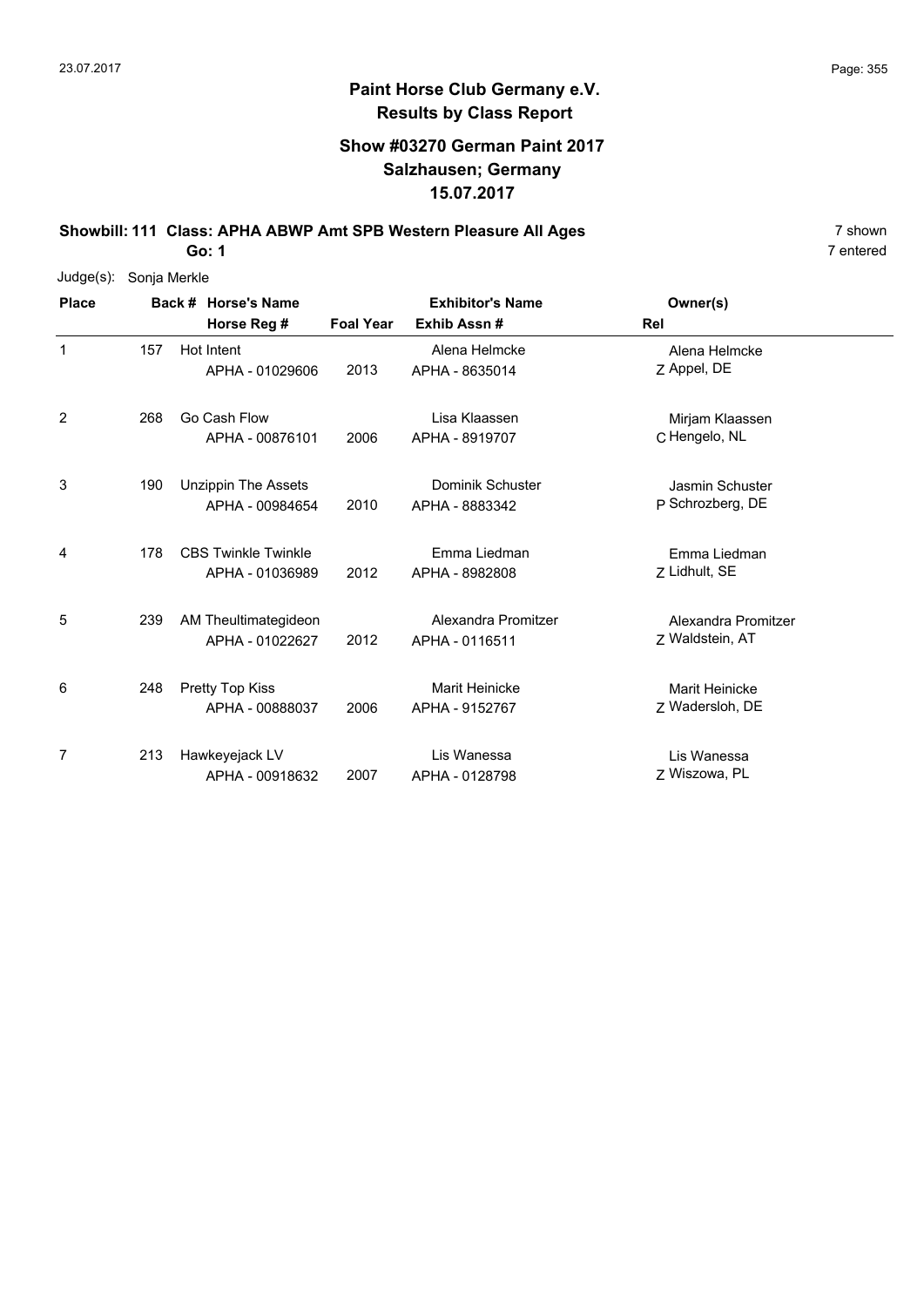# Paint Horse Club Germany e.V.
## Results by Class Report

### Show #03270 German Paint 2017
### Salzhausen; Germany
### 15.07.2017

**Showbill: 111 Class: APHA ABWP Amt SPB Western Pleasure All Ages** — 7 shown, 7 entered

**Go: 1**

Judge(s): Sonja Merkle

| Place | Back # | Horse's Name / Horse Reg # | Foal Year | Exhibitor's Name / Exhib Assn # | Rel | Owner(s) |
|---|---|---|---|---|---|---|
| 1 | 157 | Hot Intent<br>APHA - 01029606 | 2013 | Alena Helmcke<br>APHA - 8635014 | Z | Alena Helmcke<br>Appel, DE |
| 2 | 268 | Go Cash Flow<br>APHA - 00876101 | 2006 | Lisa Klaassen<br>APHA - 8919707 | C | Mirjam Klaassen<br>Hengelo, NL |
| 3 | 190 | Unzippin The Assets<br>APHA - 00984654 | 2010 | Dominik Schuster<br>APHA - 8883342 | P | Jasmin Schuster<br>Schrozberg, DE |
| 4 | 178 | CBS Twinkle Twinkle<br>APHA - 01036989 | 2012 | Emma Liedman<br>APHA - 8982808 | Z | Emma Liedman<br>Lidhult, SE |
| 5 | 239 | AM Theultimategideon<br>APHA - 01022627 | 2012 | Alexandra Promitzer<br>APHA - 0116511 | Z | Alexandra Promitzer<br>Waldstein, AT |
| 6 | 248 | Pretty Top Kiss<br>APHA - 00888037 | 2006 | Marit Heinicke<br>APHA - 9152767 | Z | Marit Heinicke<br>Wadersloh, DE |
| 7 | 213 | Hawkeyejack LV<br>APHA - 00918632 | 2007 | Lis Wanessa<br>APHA - 0128798 | Z | Lis Wanessa<br>Wiszowa, PL |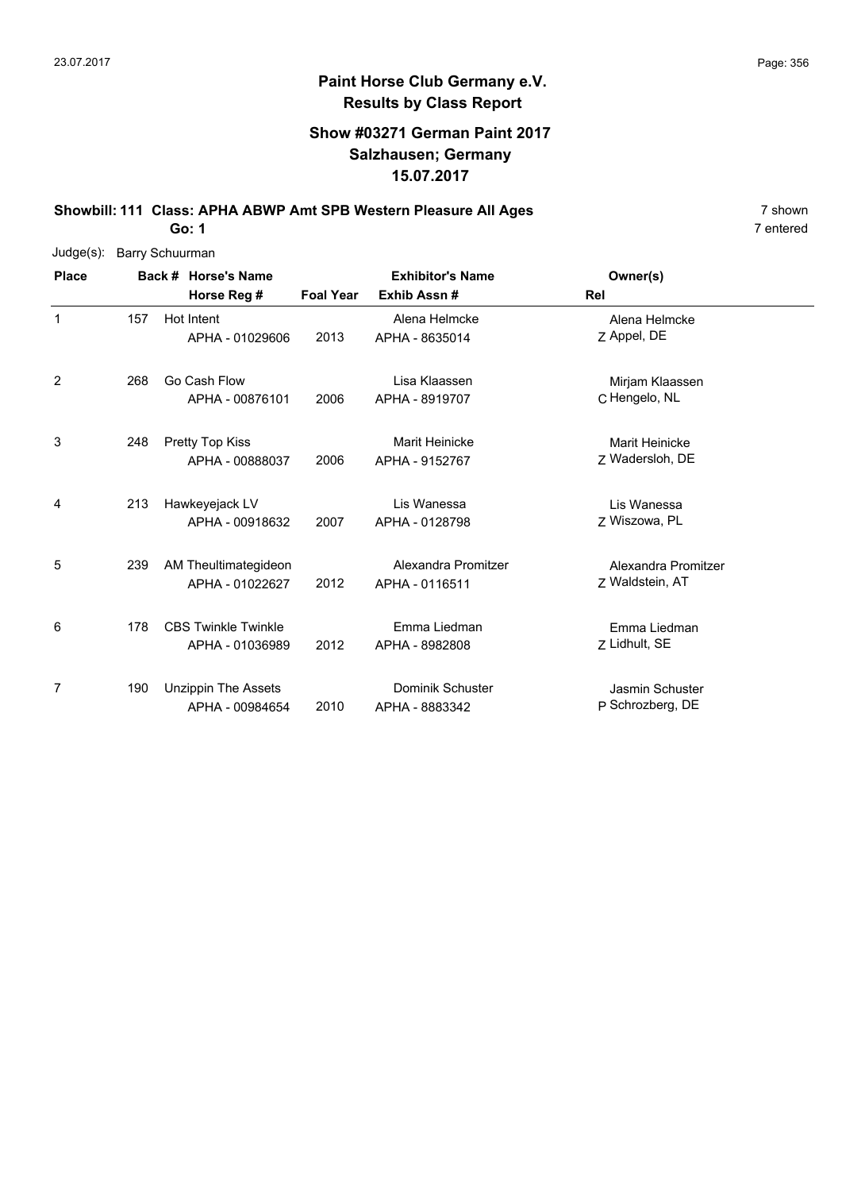**Paint Horse Club Germany e.V.**
**Results by Class Report**

**Show #03271 German Paint 2017**
**Salzhausen; Germany**
**15.07.2017**

**Showbill: 111 Class: APHA ABWP Amt SPB Western Pleasure All Ages** 7 shown
**Go: 1** 7 entered

Judge(s): Barry Schuurman

| Place | Back # | Horse's Name / Horse Reg # | Foal Year | Exhibitor's Name / Exhib Assn # | Rel | Owner(s) |
|---|---|---|---|---|---|---|
| 1 | 157 | Hot Intent<br>APHA - 01029606 | 2013 | Alena Helmcke<br>APHA - 8635014 | Z | Alena Helmcke<br>Appel, DE |
| 2 | 268 | Go Cash Flow<br>APHA - 00876101 | 2006 | Lisa Klaassen<br>APHA - 8919707 | C | Mirjam Klaassen<br>Hengelo, NL |
| 3 | 248 | Pretty Top Kiss<br>APHA - 00888037 | 2006 | Marit Heinicke<br>APHA - 9152767 | Z | Marit Heinicke<br>Wadersloh, DE |
| 4 | 213 | Hawkeyejack LV<br>APHA - 00918632 | 2007 | Lis Wanessa<br>APHA - 0128798 | Z | Lis Wanessa<br>Wiszowa, PL |
| 5 | 239 | AM Theultimategideon<br>APHA - 01022627 | 2012 | Alexandra Promitzer<br>APHA - 0116511 | Z | Alexandra Promitzer<br>Waldstein, AT |
| 6 | 178 | CBS Twinkle Twinkle<br>APHA - 01036989 | 2012 | Emma Liedman<br>APHA - 8982808 | Z | Emma Liedman<br>Lidhult, SE |
| 7 | 190 | Unzippin The Assets<br>APHA - 00984654 | 2010 | Dominik Schuster<br>APHA - 8883342 | P | Jasmin Schuster<br>Schrozberg, DE |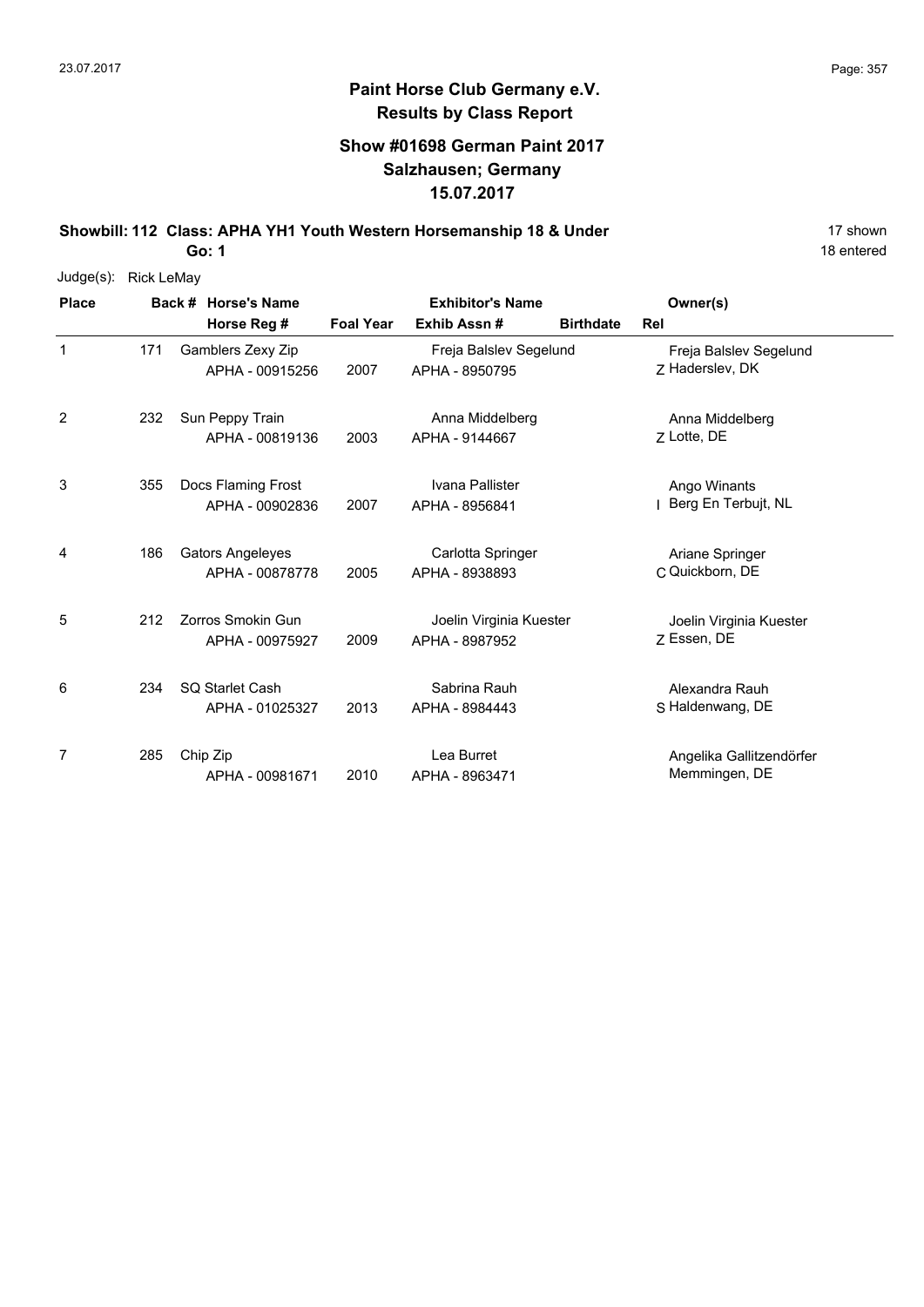# Paint Horse Club Germany e.V.

## Results by Class Report

### Show #01698 German Paint 2017
### Salzhausen; Germany
### 15.07.2017

**Showbill: 112 Class: APHA YH1 Youth Western Horsemanship 18 & Under** — 17 shown

**Go: 1** — 18 entered

Judge(s): Rick LeMay

| Place | Back # | Horse's Name / Horse Reg # | Foal Year | Exhibitor's Name / Exhib Assn # | Birthdate | Rel | Owner(s) |
|---|---|---|---|---|---|---|---|
| 1 | 171 | Gamblers Zexy Zip<br>APHA - 00915256 | 2007 | Freja Balslev Segelund<br>APHA - 8950795 | | Z | Freja Balslev Segelund<br>Haderslev, DK |
| 2 | 232 | Sun Peppy Train<br>APHA - 00819136 | 2003 | Anna Middelberg<br>APHA - 9144667 | | Z | Anna Middelberg<br>Lotte, DE |
| 3 | 355 | Docs Flaming Frost<br>APHA - 00902836 | 2007 | Ivana Pallister<br>APHA - 8956841 | | I | Ango Winants<br>Berg En Terbujt, NL |
| 4 | 186 | Gators Angeleyes<br>APHA - 00878778 | 2005 | Carlotta Springer<br>APHA - 8938893 | | C | Ariane Springer<br>Quickborn, DE |
| 5 | 212 | Zorros Smokin Gun<br>APHA - 00975927 | 2009 | Joelin Virginia Kuester<br>APHA - 8987952 | | Z | Joelin Virginia Kuester<br>Essen, DE |
| 6 | 234 | SQ Starlet Cash<br>APHA - 01025327 | 2013 | Sabrina Rauh<br>APHA - 8984443 | | S | Alexandra Rauh<br>Haldenwang, DE |
| 7 | 285 | Chip Zip<br>APHA - 00981671 | 2010 | Lea Burret<br>APHA - 8963471 | | | Angelika Gallitzendörfer<br>Memmingen, DE |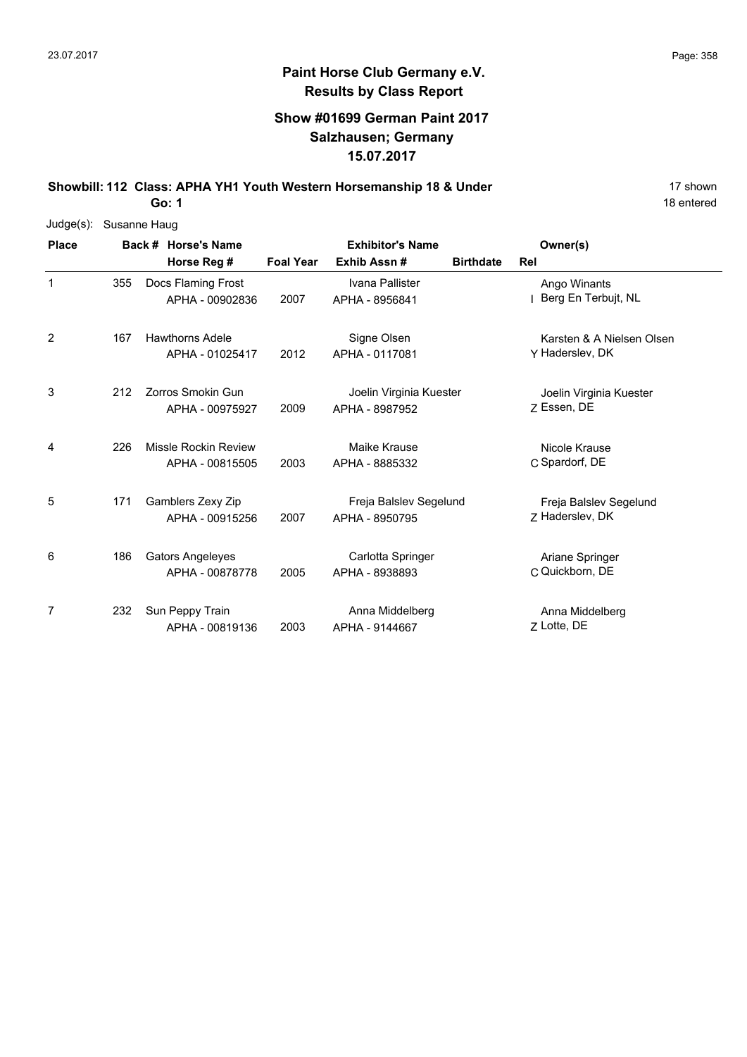# Paint Horse Club Germany e.V.

## Results by Class Report

### Show #01699 German Paint 2017
### Salzhausen; Germany
### 15.07.2017

**Showbill: 112 Class: APHA YH1 Youth Western Horsemanship 18 & Under** — 17 shown

**Go: 1** — 18 entered

Judge(s): Susanne Haug

| Place | Back # | Horse's Name / Horse Reg # | Foal Year | Exhibitor's Name / Exhib Assn # | Birthdate | Rel | Owner(s) |
|---|---|---|---|---|---|---|---|
| 1 | 355 | Docs Flaming Frost<br>APHA - 00902836 | 2007 | Ivana Pallister<br>APHA - 8956841 | | I | Ango Winants<br>Berg En Terbujt, NL |
| 2 | 167 | Hawthorns Adele<br>APHA - 01025417 | 2012 | Signe Olsen<br>APHA - 0117081 | | Y | Karsten & A Nielsen Olsen<br>Haderslev, DK |
| 3 | 212 | Zorros Smokin Gun<br>APHA - 00975927 | 2009 | Joelin Virginia Kuester<br>APHA - 8987952 | | Z | Joelin Virginia Kuester<br>Essen, DE |
| 4 | 226 | Missle Rockin Review<br>APHA - 00815505 | 2003 | Maike Krause<br>APHA - 8885332 | | C | Nicole Krause<br>Spardorf, DE |
| 5 | 171 | Gamblers Zexy Zip<br>APHA - 00915256 | 2007 | Freja Balslev Segelund<br>APHA - 8950795 | | Z | Freja Balslev Segelund<br>Haderslev, DK |
| 6 | 186 | Gators Angeleyes<br>APHA - 00878778 | 2005 | Carlotta Springer<br>APHA - 8938893 | | C | Ariane Springer<br>Quickborn, DE |
| 7 | 232 | Sun Peppy Train<br>APHA - 00819136 | 2003 | Anna Middelberg<br>APHA - 9144667 | | Z | Anna Middelberg<br>Lotte, DE |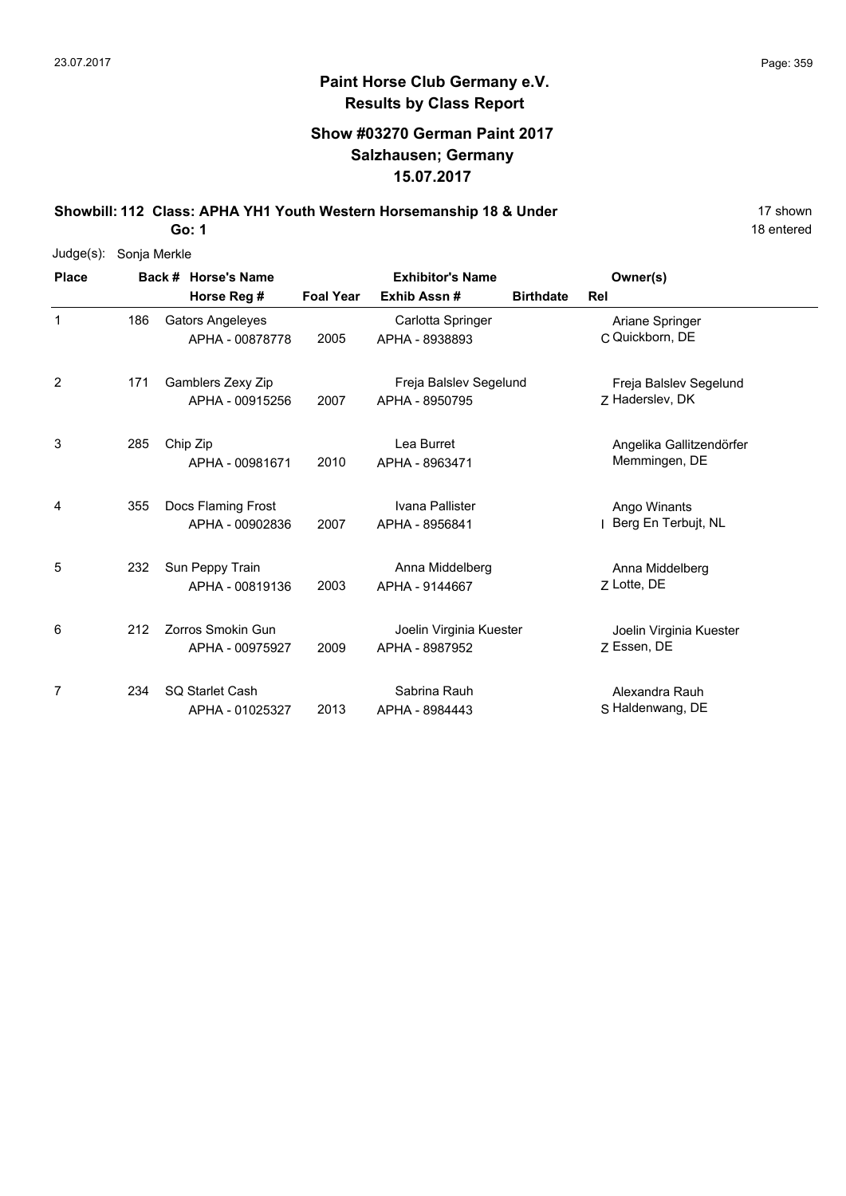**Paint Horse Club Germany e.V.**
**Results by Class Report**

**Show #03270 German Paint 2017**
**Salzhausen; Germany**
**15.07.2017**

**Showbill: 112 Class: APHA YH1 Youth Western Horsemanship 18 & Under** 17 shown
**Go: 1** 18 entered

Judge(s): Sonja Merkle

| Place | Back # | Horse's Name / Horse Reg # | Foal Year | Exhibitor's Name / Exhib Assn # | Birthdate | Rel | Owner(s) |
|---|---|---|---|---|---|---|---|
| 1 | 186 | Gators Angeleyes<br>APHA - 00878778 | 2005 | Carlotta Springer<br>APHA - 8938893 | | C | Ariane Springer<br>Quickborn, DE |
| 2 | 171 | Gamblers Zexy Zip<br>APHA - 00915256 | 2007 | Freja Balslev Segelund<br>APHA - 8950795 | | Z | Freja Balslev Segelund<br>Haderslev, DK |
| 3 | 285 | Chip Zip<br>APHA - 00981671 | 2010 | Lea Burret<br>APHA - 8963471 | | | Angelika Gallitzendörfer<br>Memmingen, DE |
| 4 | 355 | Docs Flaming Frost<br>APHA - 00902836 | 2007 | Ivana Pallister<br>APHA - 8956841 | | I | Ango Winants<br>Berg En Terbujt, NL |
| 5 | 232 | Sun Peppy Train<br>APHA - 00819136 | 2003 | Anna Middelberg<br>APHA - 9144667 | | Z | Anna Middelberg<br>Lotte, DE |
| 6 | 212 | Zorros Smokin Gun<br>APHA - 00975927 | 2009 | Joelin Virginia Kuester<br>APHA - 8987952 | | Z | Joelin Virginia Kuester<br>Essen, DE |
| 7 | 234 | SQ Starlet Cash<br>APHA - 01025327 | 2013 | Sabrina Rauh<br>APHA - 8984443 | | S | Alexandra Rauh<br>Haldenwang, DE |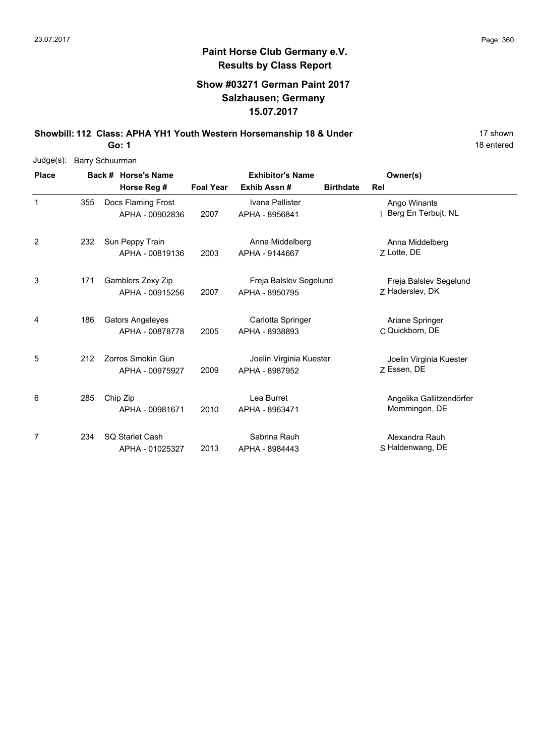**Paint Horse Club Germany e.V.**
**Results by Class Report**

**Show #03271 German Paint 2017**
**Salzhausen; Germany**
**15.07.2017**

**Showbill: 112 Class: APHA YH1 Youth Western Horsemanship 18 & Under** — 17 shown
**Go: 1** — 18 entered

Judge(s): Barry Schuurman

| Place | Back # | Horse's Name / Horse Reg # | Foal Year | Exhibitor's Name / Exhib Assn # | Birthdate | Rel | Owner(s) |
|---|---|---|---|---|---|---|---|
| 1 | 355 | Docs Flaming Frost / APHA - 00902836 | 2007 | Ivana Pallister / APHA - 8956841 | | I | Ango Winants / Berg En Terbujt, NL |
| 2 | 232 | Sun Peppy Train / APHA - 00819136 | 2003 | Anna Middelberg / APHA - 9144667 | | Z | Anna Middelberg / Lotte, DE |
| 3 | 171 | Gamblers Zexy Zip / APHA - 00915256 | 2007 | Freja Balslev Segelund / APHA - 8950795 | | Z | Freja Balslev Segelund / Haderslev, DK |
| 4 | 186 | Gators Angeleyes / APHA - 00878778 | 2005 | Carlotta Springer / APHA - 8938893 | | C | Ariane Springer / Quickborn, DE |
| 5 | 212 | Zorros Smokin Gun / APHA - 00975927 | 2009 | Joelin Virginia Kuester / APHA - 8987952 | | Z | Joelin Virginia Kuester / Essen, DE |
| 6 | 285 | Chip Zip / APHA - 00981671 | 2010 | Lea Burret / APHA - 8963471 | | | Angelika Gallitzendörfer / Memmingen, DE |
| 7 | 234 | SQ Starlet Cash / APHA - 01025327 | 2013 | Sabrina Rauh / APHA - 8984443 | | S | Alexandra Rauh / Haldenwang, DE |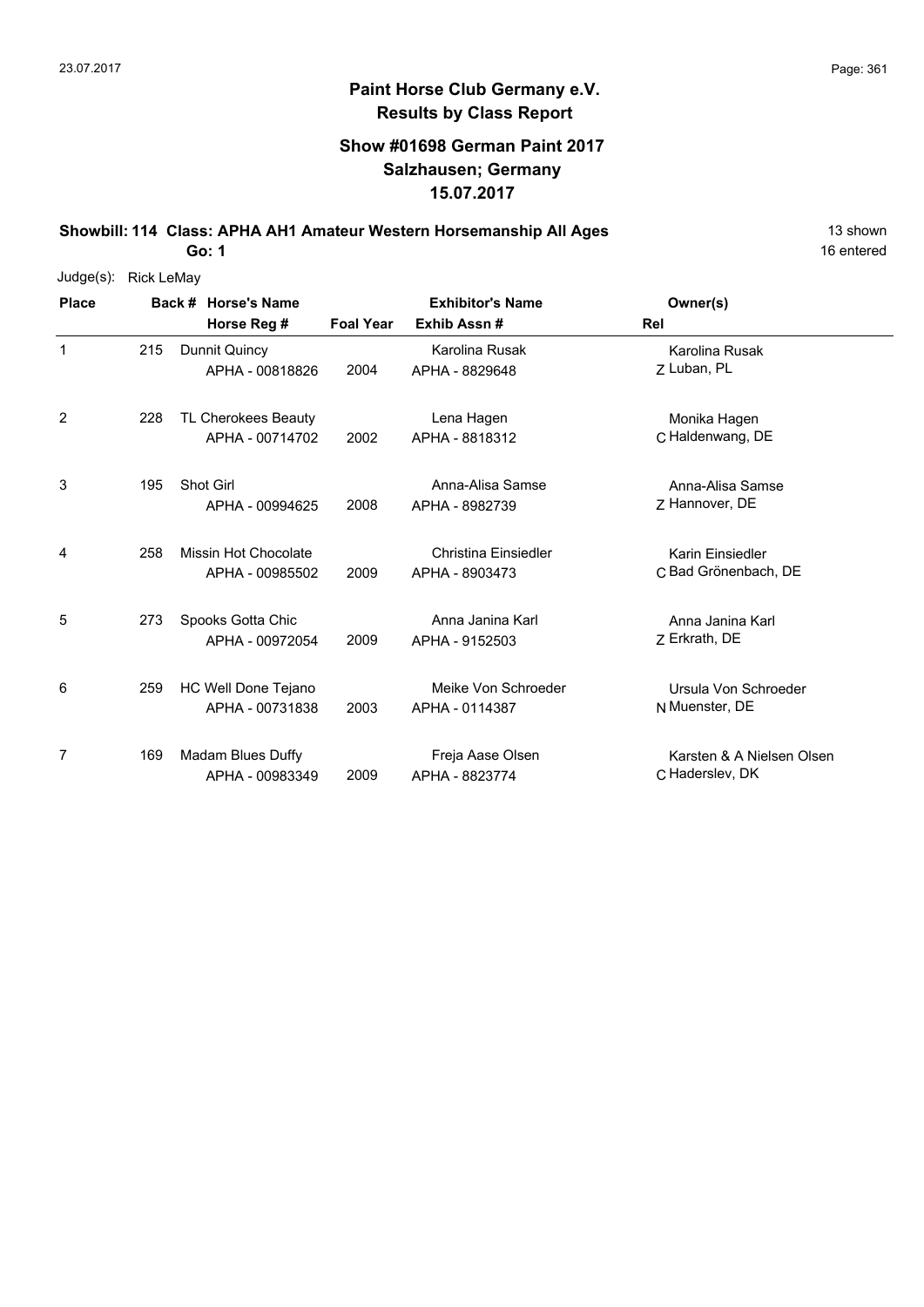# Paint Horse Club Germany e.V.
## Results by Class Report

### Show #01698 German Paint 2017
### Salzhausen; Germany
### 15.07.2017

**Showbill: 114 Class: APHA AH1 Amateur Western Horsemanship All Ages** — 13 shown

**Go: 1** — 16 entered

Judge(s): Rick LeMay

| Place | Back # | Horse's Name / Horse Reg # | Foal Year | Exhibitor's Name / Exhib Assn # | Rel | Owner(s) |
|---|---|---|---|---|---|---|
| 1 | 215 | Dunnit Quincy<br>APHA - 00818826 | 2004 | Karolina Rusak<br>APHA - 8829648 | Z | Karolina Rusak<br>Luban, PL |
| 2 | 228 | TL Cherokees Beauty<br>APHA - 00714702 | 2002 | Lena Hagen<br>APHA - 8818312 | C | Monika Hagen<br>Haldenwang, DE |
| 3 | 195 | Shot Girl<br>APHA - 00994625 | 2008 | Anna-Alisa Samse<br>APHA - 8982739 | Z | Anna-Alisa Samse<br>Hannover, DE |
| 4 | 258 | Missin Hot Chocolate<br>APHA - 00985502 | 2009 | Christina Einsiedler<br>APHA - 8903473 | C | Karin Einsiedler<br>Bad Grönenbach, DE |
| 5 | 273 | Spooks Gotta Chic<br>APHA - 00972054 | 2009 | Anna Janina Karl<br>APHA - 9152503 | Z | Anna Janina Karl<br>Erkrath, DE |
| 6 | 259 | HC Well Done Tejano<br>APHA - 00731838 | 2003 | Meike Von Schroeder<br>APHA - 0114387 | N | Ursula Von Schroeder<br>Muenster, DE |
| 7 | 169 | Madam Blues Duffy<br>APHA - 00983349 | 2009 | Freja Aase Olsen<br>APHA - 8823774 | C | Karsten & A Nielsen Olsen<br>Haderslev, DK |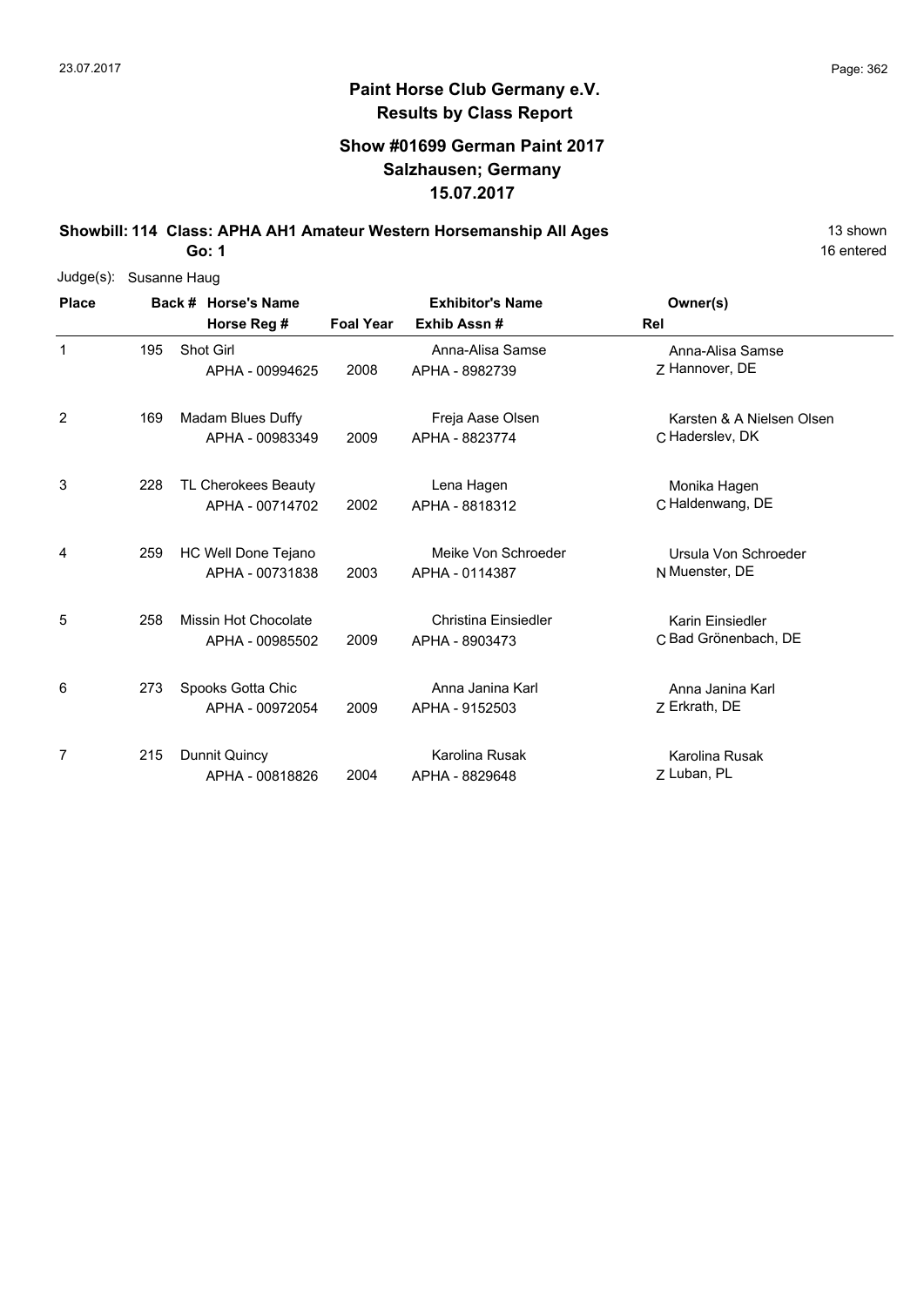# Paint Horse Club Germany e.V.
## Results by Class Report

### Show #01699 German Paint 2017
### Salzhausen; Germany
### 15.07.2017

**Showbill: 114 Class: APHA AH1 Amateur Western Horsemanship All Ages** 13 shown

**Go: 1** 16 entered

Judge(s): Susanne Haug

| Place | Back # | Horse's Name / Horse Reg # | Foal Year | Exhibitor's Name / Exhib Assn # | Owner(s) / Rel |
|---|---|---|---|---|---|
| 1 | 195 | Shot Girl<br>APHA - 00994625 | 2008 | Anna-Alisa Samse<br>APHA - 8982739 | Anna-Alisa Samse<br>Z Hannover, DE |
| 2 | 169 | Madam Blues Duffy<br>APHA - 00983349 | 2009 | Freja Aase Olsen<br>APHA - 8823774 | Karsten & A Nielsen Olsen<br>C Haderslev, DK |
| 3 | 228 | TL Cherokees Beauty<br>APHA - 00714702 | 2002 | Lena Hagen<br>APHA - 8818312 | Monika Hagen<br>C Haldenwang, DE |
| 4 | 259 | HC Well Done Tejano<br>APHA - 00731838 | 2003 | Meike Von Schroeder<br>APHA - 0114387 | Ursula Von Schroeder<br>N Muenster, DE |
| 5 | 258 | Missin Hot Chocolate<br>APHA - 00985502 | 2009 | Christina Einsiedler<br>APHA - 8903473 | Karin Einsiedler<br>C Bad Grönenbach, DE |
| 6 | 273 | Spooks Gotta Chic<br>APHA - 00972054 | 2009 | Anna Janina Karl<br>APHA - 9152503 | Anna Janina Karl<br>Z Erkrath, DE |
| 7 | 215 | Dunnit Quincy<br>APHA - 00818826 | 2004 | Karolina Rusak<br>APHA - 8829648 | Karolina Rusak<br>Z Luban, PL |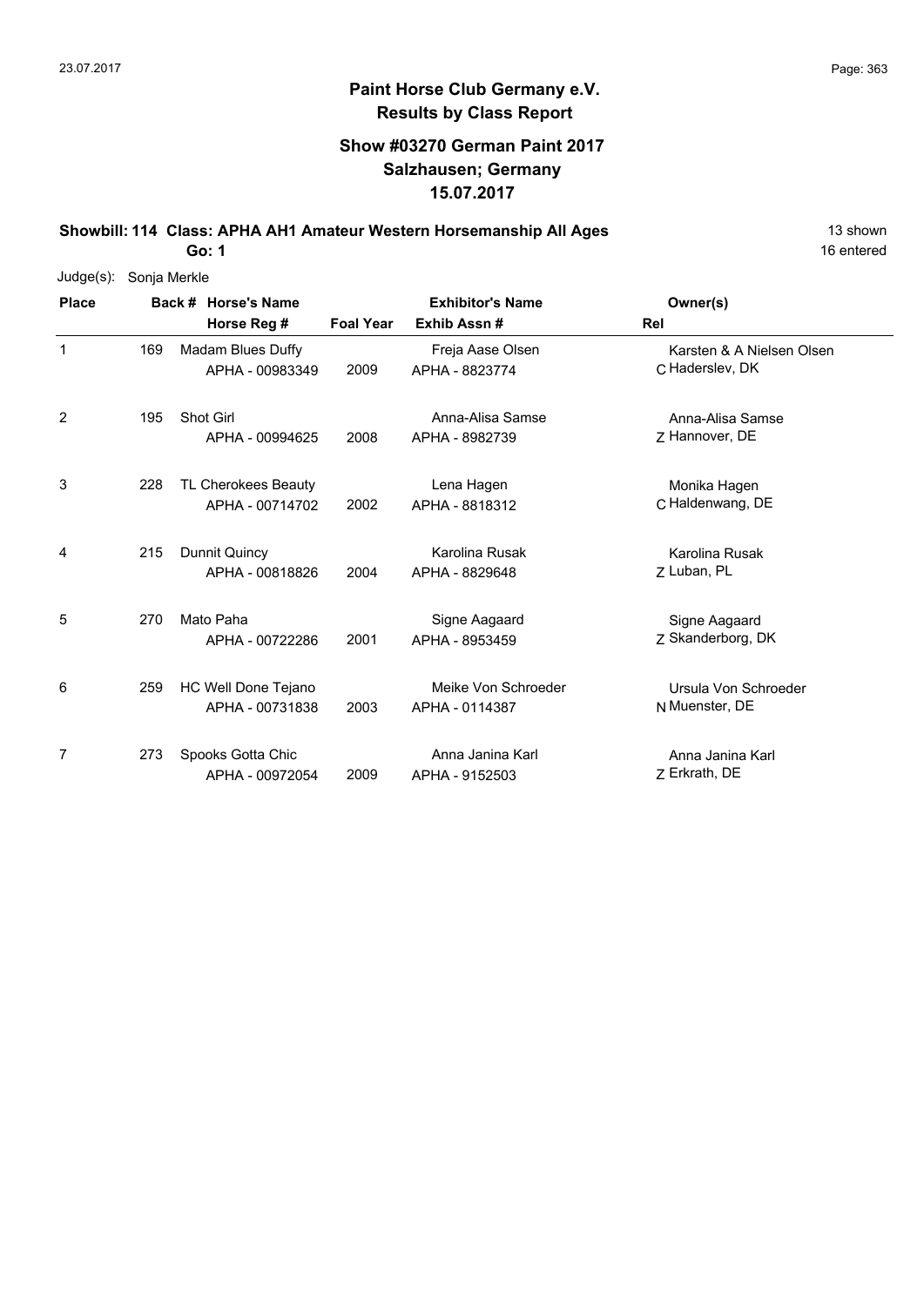**Paint Horse Club Germany e.V.**
**Results by Class Report**

**Show #03270 German Paint 2017**
**Salzhausen; Germany**
**15.07.2017**

**Showbill: 114 Class: APHA AH1 Amateur Western Horsemanship All Ages** — 13 shown, 16 entered

**Go: 1**

Judge(s): Sonja Merkle

| Place | Back # | Horse's Name / Horse Reg # | Foal Year | Exhibitor's Name / Exhib Assn # | Rel | Owner(s) |
|---|---|---|---|---|---|---|
| 1 | 169 | Madam Blues Duffy<br>APHA - 00983349 | 2009 | Freja Aase Olsen<br>APHA - 8823774 | C | Karsten & A Nielsen Olsen<br>Haderslev, DK |
| 2 | 195 | Shot Girl<br>APHA - 00994625 | 2008 | Anna-Alisa Samse<br>APHA - 8982739 | Z | Anna-Alisa Samse<br>Hannover, DE |
| 3 | 228 | TL Cherokees Beauty<br>APHA - 00714702 | 2002 | Lena Hagen<br>APHA - 8818312 | C | Monika Hagen<br>Haldenwang, DE |
| 4 | 215 | Dunnit Quincy<br>APHA - 00818826 | 2004 | Karolina Rusak<br>APHA - 8829648 | Z | Karolina Rusak<br>Luban, PL |
| 5 | 270 | Mato Paha<br>APHA - 00722286 | 2001 | Signe Aagaard<br>APHA - 8953459 | Z | Signe Aagaard<br>Skanderborg, DK |
| 6 | 259 | HC Well Done Tejano<br>APHA - 00731838 | 2003 | Meike Von Schroeder<br>APHA - 0114387 | N | Ursula Von Schroeder<br>Muenster, DE |
| 7 | 273 | Spooks Gotta Chic<br>APHA - 00972054 | 2009 | Anna Janina Karl<br>APHA - 9152503 | Z | Anna Janina Karl<br>Erkrath, DE |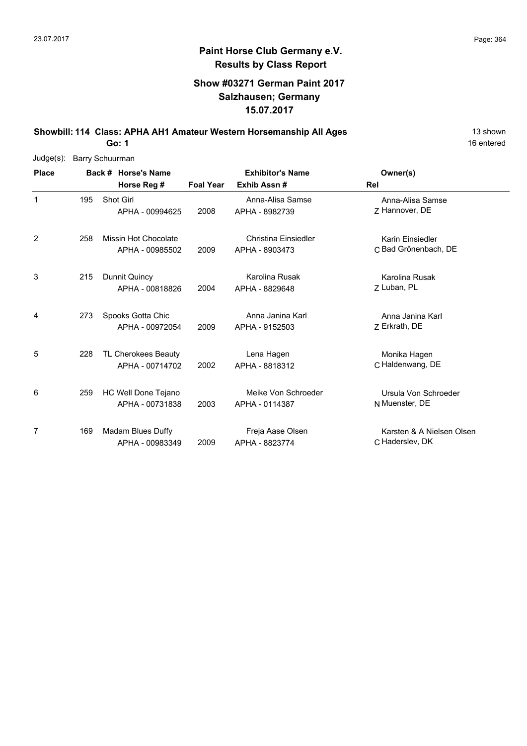# Paint Horse Club Germany e.V.

## Results by Class Report

### Show #03271 German Paint 2017
### Salzhausen; Germany
### 15.07.2017

**Showbill: 114 Class: APHA AH1 Amateur Western Horsemanship All Ages** — 13 shown

**Go: 1** — 16 entered

Judge(s): Barry Schuurman

| Place | Back # | Horse's Name / Horse Reg # | Foal Year | Exhibitor's Name / Exhib Assn # | Rel | Owner(s) |
|---|---|---|---|---|---|---|
| 1 | 195 | Shot Girl<br>APHA - 00994625 | 2008 | Anna-Alisa Samse<br>APHA - 8982739 | Z | Anna-Alisa Samse<br>Hannover, DE |
| 2 | 258 | Missin Hot Chocolate<br>APHA - 00985502 | 2009 | Christina Einsiedler<br>APHA - 8903473 | C | Karin Einsiedler<br>Bad Grönenbach, DE |
| 3 | 215 | Dunnit Quincy<br>APHA - 00818826 | 2004 | Karolina Rusak<br>APHA - 8829648 | Z | Karolina Rusak<br>Luban, PL |
| 4 | 273 | Spooks Gotta Chic<br>APHA - 00972054 | 2009 | Anna Janina Karl<br>APHA - 9152503 | Z | Anna Janina Karl<br>Erkrath, DE |
| 5 | 228 | TL Cherokees Beauty<br>APHA - 00714702 | 2002 | Lena Hagen<br>APHA - 8818312 | C | Monika Hagen<br>Haldenwang, DE |
| 6 | 259 | HC Well Done Tejano<br>APHA - 00731838 | 2003 | Meike Von Schroeder<br>APHA - 0114387 | N | Ursula Von Schroeder<br>Muenster, DE |
| 7 | 169 | Madam Blues Duffy<br>APHA - 00983349 | 2009 | Freja Aase Olsen<br>APHA - 8823774 | C | Karsten & A Nielsen Olsen<br>Haderslev, DK |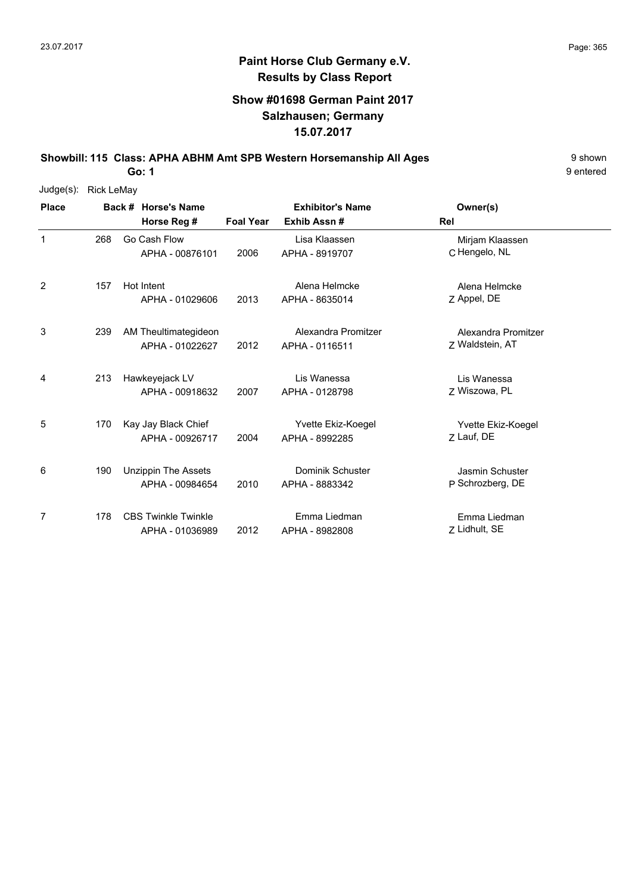## Paint Horse Club Germany e.V.
## Results by Class Report

### Show #01698 German Paint 2017
### Salzhausen; Germany
### 15.07.2017

**Showbill: 115 Class: APHA ABHM Amt SPB Western Horsemanship All Ages** 9 shown

**Go: 1** 9 entered

Judge(s): Rick LeMay

| Place | Back # | Horse's Name / Horse Reg # | Foal Year | Exhibitor's Name / Exhib Assn # | Owner(s) / Rel |
|---|---|---|---|---|---|
| 1 | 268 | Go Cash Flow<br>APHA - 00876101 | 2006 | Lisa Klaassen<br>APHA - 8919707 | Mirjam Klaassen<br>C Hengelo, NL |
| 2 | 157 | Hot Intent<br>APHA - 01029606 | 2013 | Alena Helmcke<br>APHA - 8635014 | Alena Helmcke<br>Z Appel, DE |
| 3 | 239 | AM Theultimategideon<br>APHA - 01022627 | 2012 | Alexandra Promitzer<br>APHA - 0116511 | Alexandra Promitzer<br>Z Waldstein, AT |
| 4 | 213 | Hawkeyejack LV<br>APHA - 00918632 | 2007 | Lis Wanessa<br>APHA - 0128798 | Lis Wanessa<br>Z Wiszowa, PL |
| 5 | 170 | Kay Jay Black Chief<br>APHA - 00926717 | 2004 | Yvette Ekiz-Koegel<br>APHA - 8992285 | Yvette Ekiz-Koegel<br>Z Lauf, DE |
| 6 | 190 | Unzippin The Assets<br>APHA - 00984654 | 2010 | Dominik Schuster<br>APHA - 8883342 | Jasmin Schuster<br>P Schrozberg, DE |
| 7 | 178 | CBS Twinkle Twinkle<br>APHA - 01036989 | 2012 | Emma Liedman<br>APHA - 8982808 | Emma Liedman<br>Z Lidhult, SE |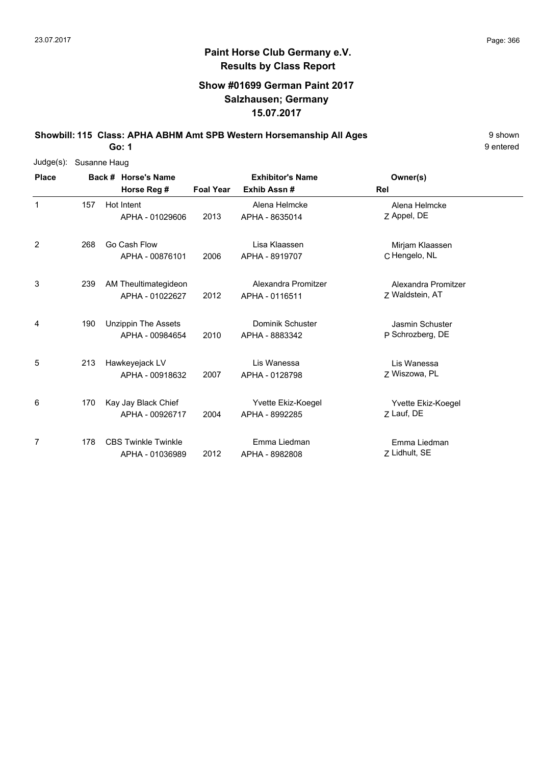**Paint Horse Club Germany e.V.**
**Results by Class Report**

**Show #01699 German Paint 2017**
**Salzhausen; Germany**
**15.07.2017**

**Showbill: 115 Class: APHA ABHM Amt SPB Western Horsemanship All Ages** 9 shown
**Go: 1** 9 entered

Judge(s): Susanne Haug

| Place | Back # | Horse's Name / Horse Reg # | Foal Year | Exhibitor's Name / Exhib Assn # | Rel | Owner(s) |
|---|---|---|---|---|---|---|
| 1 | 157 | Hot Intent<br>APHA - 01029606 | 2013 | Alena Helmcke<br>APHA - 8635014 | Z | Alena Helmcke<br>Appel, DE |
| 2 | 268 | Go Cash Flow<br>APHA - 00876101 | 2006 | Lisa Klaassen<br>APHA - 8919707 | C | Mirjam Klaassen<br>Hengelo, NL |
| 3 | 239 | AM Theultimategideon<br>APHA - 01022627 | 2012 | Alexandra Promitzer<br>APHA - 0116511 | Z | Alexandra Promitzer<br>Waldstein, AT |
| 4 | 190 | Unzippin The Assets<br>APHA - 00984654 | 2010 | Dominik Schuster<br>APHA - 8883342 | P | Jasmin Schuster<br>Schrozberg, DE |
| 5 | 213 | Hawkeyejack LV<br>APHA - 00918632 | 2007 | Lis Wanessa<br>APHA - 0128798 | Z | Lis Wanessa<br>Wiszowa, PL |
| 6 | 170 | Kay Jay Black Chief<br>APHA - 00926717 | 2004 | Yvette Ekiz-Koegel<br>APHA - 8992285 | Z | Yvette Ekiz-Koegel<br>Lauf, DE |
| 7 | 178 | CBS Twinkle Twinkle<br>APHA - 01036989 | 2012 | Emma Liedman<br>APHA - 8982808 | Z | Emma Liedman<br>Lidhult, SE |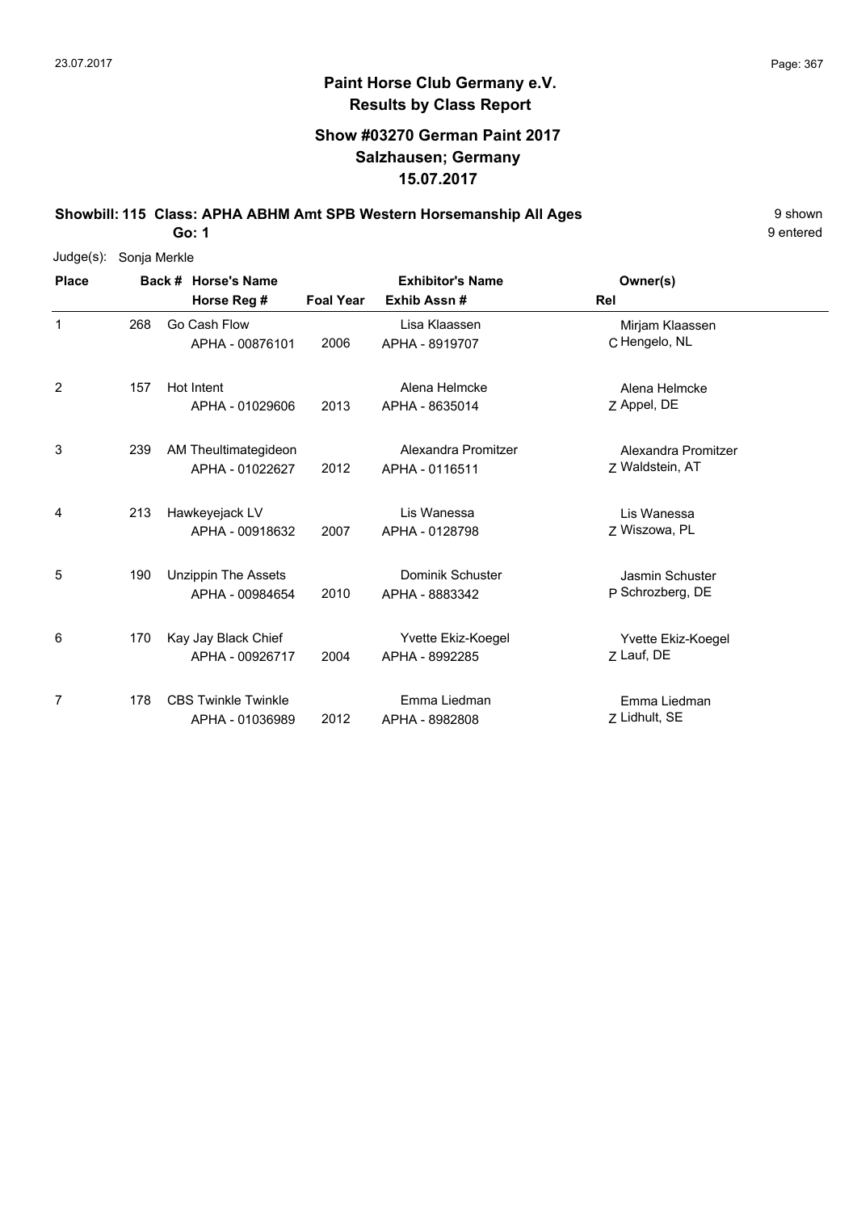**Paint Horse Club Germany e.V.**
**Results by Class Report**

**Show #03270 German Paint 2017**
**Salzhausen; Germany**
**15.07.2017**

**Showbill: 115 Class: APHA ABHM Amt SPB Western Horsemanship All Ages** — 9 shown

**Go: 1** — 9 entered

Judge(s): Sonja Merkle

| Place | Back # | Horse's Name / Horse Reg # | Foal Year | Exhibitor's Name / Exhib Assn # | Rel | Owner(s) |
|---|---|---|---|---|---|---|
| 1 | 268 | Go Cash Flow<br>APHA - 00876101 | 2006 | Lisa Klaassen<br>APHA - 8919707 | C | Mirjam Klaassen<br>Hengelo, NL |
| 2 | 157 | Hot Intent<br>APHA - 01029606 | 2013 | Alena Helmcke<br>APHA - 8635014 | Z | Alena Helmcke<br>Appel, DE |
| 3 | 239 | AM Theultimategideon<br>APHA - 01022627 | 2012 | Alexandra Promitzer<br>APHA - 0116511 | Z | Alexandra Promitzer<br>Waldstein, AT |
| 4 | 213 | Hawkeyejack LV<br>APHA - 00918632 | 2007 | Lis Wanessa<br>APHA - 0128798 | Z | Lis Wanessa<br>Wiszowa, PL |
| 5 | 190 | Unzippin The Assets<br>APHA - 00984654 | 2010 | Dominik Schuster<br>APHA - 8883342 | P | Jasmin Schuster<br>Schrozberg, DE |
| 6 | 170 | Kay Jay Black Chief<br>APHA - 00926717 | 2004 | Yvette Ekiz-Koegel<br>APHA - 8992285 | Z | Yvette Ekiz-Koegel<br>Lauf, DE |
| 7 | 178 | CBS Twinkle Twinkle<br>APHA - 01036989 | 2012 | Emma Liedman<br>APHA - 8982808 | Z | Emma Liedman<br>Lidhult, SE |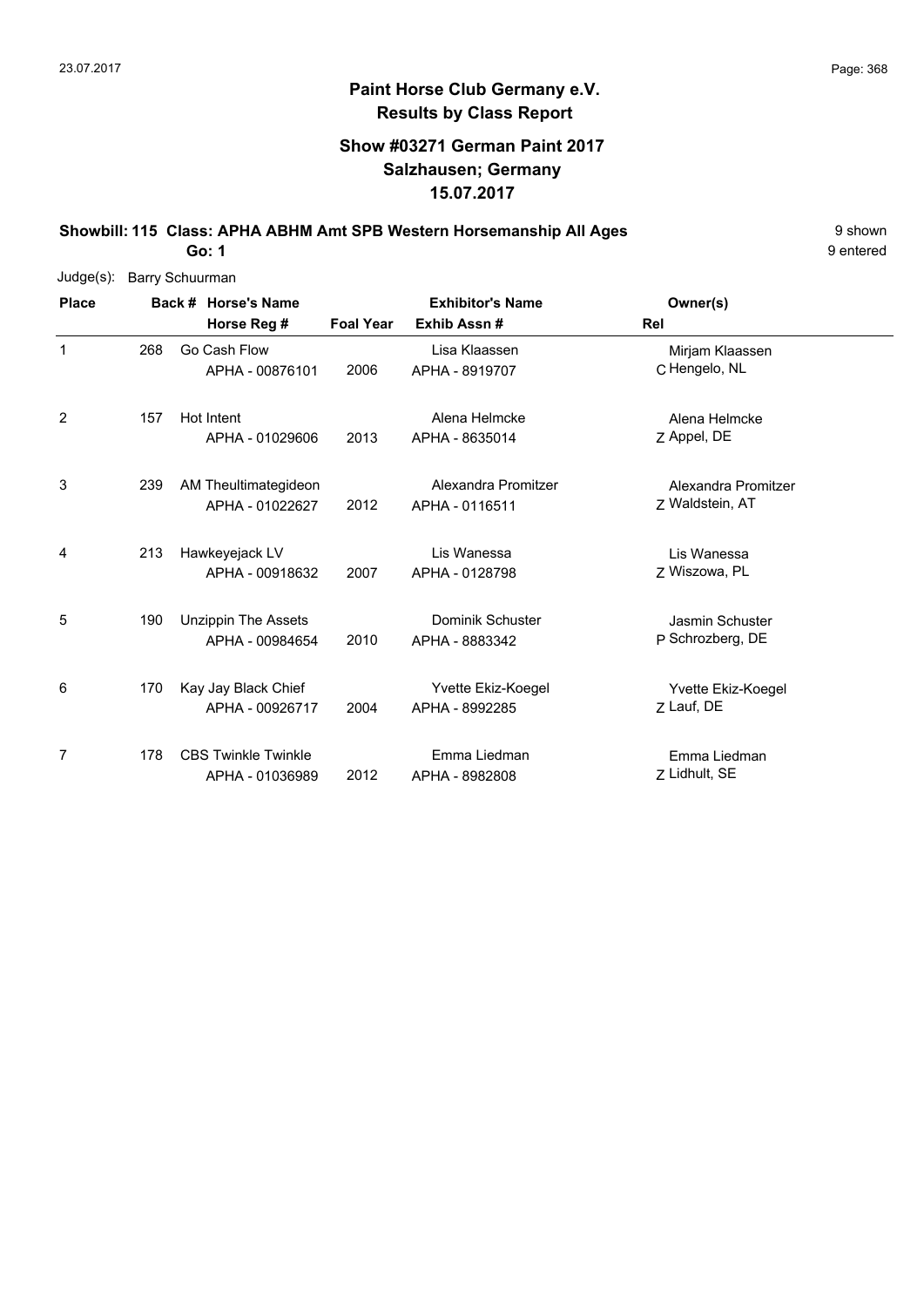**Paint Horse Club Germany e.V.**
**Results by Class Report**

**Show #03271 German Paint 2017**
**Salzhausen; Germany**
**15.07.2017**

**Showbill: 115 Class: APHA ABHM Amt SPB Western Horsemanship All Ages** 9 shown
**Go: 1** 9 entered

Judge(s): Barry Schuurman

| Place | Back # | Horse's Name / Horse Reg # | Foal Year | Exhibitor's Name / Exhib Assn # | Rel | Owner(s) |
|---|---|---|---|---|---|---|
| 1 | 268 | Go Cash Flow<br>APHA - 00876101 | 2006 | Lisa Klaassen<br>APHA - 8919707 | C | Mirjam Klaassen<br>Hengelo, NL |
| 2 | 157 | Hot Intent<br>APHA - 01029606 | 2013 | Alena Helmcke<br>APHA - 8635014 | Z | Alena Helmcke<br>Appel, DE |
| 3 | 239 | AM Theultimategideon<br>APHA - 01022627 | 2012 | Alexandra Promitzer<br>APHA - 0116511 | Z | Alexandra Promitzer<br>Waldstein, AT |
| 4 | 213 | Hawkeyejack LV<br>APHA - 00918632 | 2007 | Lis Wanessa<br>APHA - 0128798 | Z | Lis Wanessa<br>Wiszowa, PL |
| 5 | 190 | Unzippin The Assets<br>APHA - 00984654 | 2010 | Dominik Schuster<br>APHA - 8883342 | P | Jasmin Schuster<br>Schrozberg, DE |
| 6 | 170 | Kay Jay Black Chief<br>APHA - 00926717 | 2004 | Yvette Ekiz-Koegel<br>APHA - 8992285 | Z | Yvette Ekiz-Koegel<br>Lauf, DE |
| 7 | 178 | CBS Twinkle Twinkle<br>APHA - 01036989 | 2012 | Emma Liedman<br>APHA - 8982808 | Z | Emma Liedman<br>Lidhult, SE |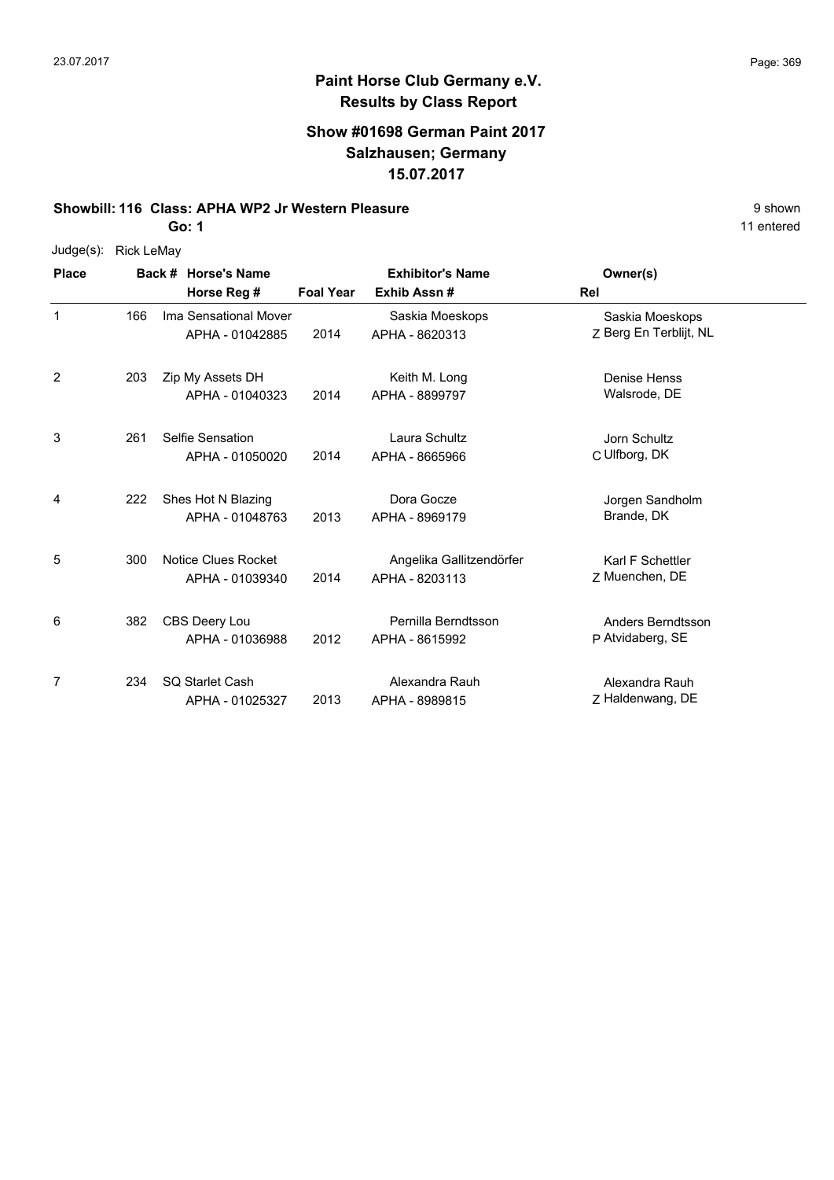**Paint Horse Club Germany e.V.**
**Results by Class Report**

**Show #01698 German Paint 2017**
**Salzhausen; Germany**
**15.07.2017**

**Showbill: 116 Class: APHA WP2 Jr Western Pleasure** — 9 shown, 11 entered

**Go: 1**

Judge(s): Rick LeMay

| Place | Back # | Horse's Name / Horse Reg # | Foal Year | Exhibitor's Name / Exhib Assn # | Rel | Owner(s) |
|---|---|---|---|---|---|---|
| 1 | 166 | Ima Sensational Mover<br>APHA - 01042885 | 2014 | Saskia Moeskops<br>APHA - 8620313 | Z | Saskia Moeskops<br>Berg En Terblijt, NL |
| 2 | 203 | Zip My Assets DH<br>APHA - 01040323 | 2014 | Keith M. Long<br>APHA - 8899797 | | Denise Henss<br>Walsrode, DE |
| 3 | 261 | Selfie Sensation<br>APHA - 01050020 | 2014 | Laura Schultz<br>APHA - 8665966 | C | Jorn Schultz<br>Ulfborg, DK |
| 4 | 222 | Shes Hot N Blazing<br>APHA - 01048763 | 2013 | Dora Gocze<br>APHA - 8969179 | | Jorgen Sandholm<br>Brande, DK |
| 5 | 300 | Notice Clues Rocket<br>APHA - 01039340 | 2014 | Angelika Gallitzendörfer<br>APHA - 8203113 | Z | Karl F Schettler<br>Muenchen, DE |
| 6 | 382 | CBS Deery Lou<br>APHA - 01036988 | 2012 | Pernilla Berndtsson<br>APHA - 8615992 | P | Anders Berndtsson<br>Atvidaberg, SE |
| 7 | 234 | SQ Starlet Cash<br>APHA - 01025327 | 2013 | Alexandra Rauh<br>APHA - 8989815 | Z | Alexandra Rauh<br>Haldenwang, DE |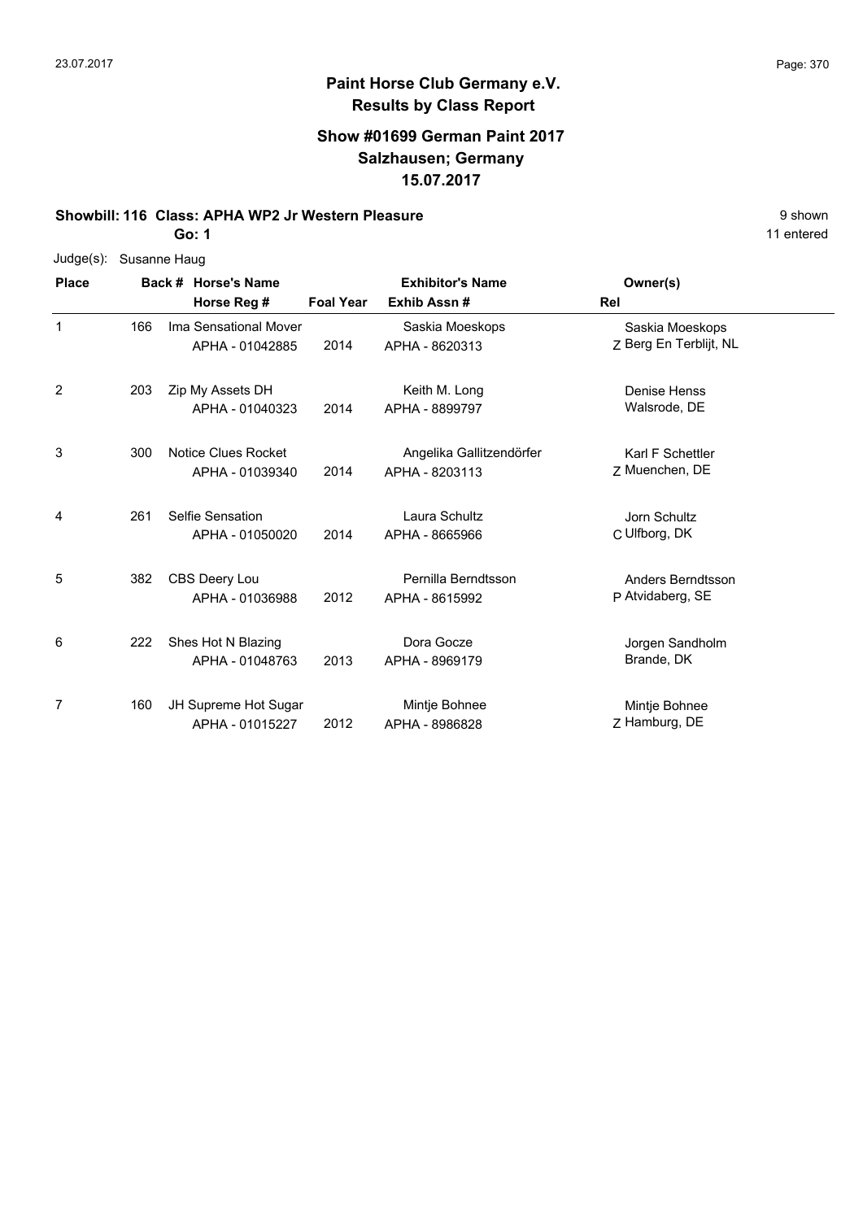# Paint Horse Club Germany e.V.
## Results by Class Report

### Show #01699 German Paint 2017
### Salzhausen; Germany
### 15.07.2017

**Showbill: 116 Class: APHA WP2 Jr Western Pleasure** — 9 shown

**Go: 1** — 11 entered

Judge(s): Susanne Haug

| Place | Back # | Horse's Name / Horse Reg # | Foal Year | Exhibitor's Name / Exhib Assn # | Rel | Owner(s) |
|---|---|---|---|---|---|---|
| 1 | 166 | Ima Sensational Mover<br>APHA - 01042885 | 2014 | Saskia Moeskops<br>APHA - 8620313 | Z | Saskia Moeskops<br>Berg En Terblijt, NL |
| 2 | 203 | Zip My Assets DH<br>APHA - 01040323 | 2014 | Keith M. Long<br>APHA - 8899797 | | Denise Henss<br>Walsrode, DE |
| 3 | 300 | Notice Clues Rocket<br>APHA - 01039340 | 2014 | Angelika Gallitzendörfer<br>APHA - 8203113 | Z | Karl F Schettler<br>Muenchen, DE |
| 4 | 261 | Selfie Sensation<br>APHA - 01050020 | 2014 | Laura Schultz<br>APHA - 8665966 | C | Jorn Schultz<br>Ulfborg, DK |
| 5 | 382 | CBS Deery Lou<br>APHA - 01036988 | 2012 | Pernilla Berndtsson<br>APHA - 8615992 | P | Anders Berndtsson<br>Atvidaberg, SE |
| 6 | 222 | Shes Hot N Blazing<br>APHA - 01048763 | 2013 | Dora Gocze<br>APHA - 8969179 | | Jorgen Sandholm<br>Brande, DK |
| 7 | 160 | JH Supreme Hot Sugar<br>APHA - 01015227 | 2012 | Mintje Bohnee<br>APHA - 8986828 | Z | Mintje Bohnee<br>Hamburg, DE |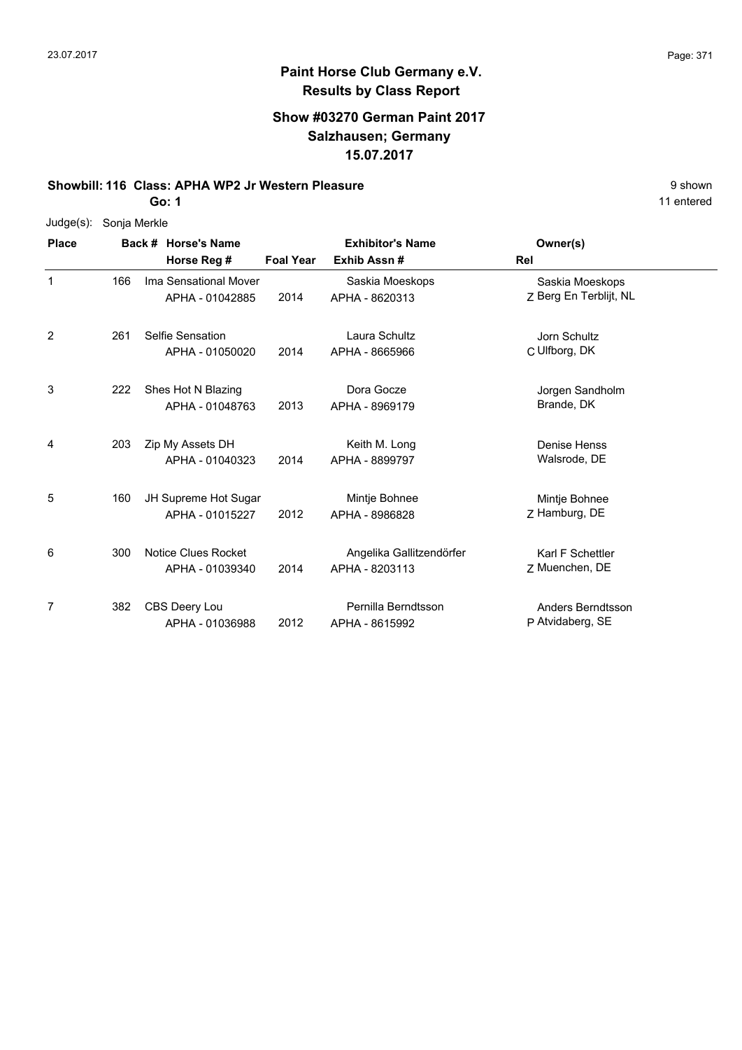## Paint Horse Club Germany e.V.
### Results by Class Report

**Show #03270 German Paint 2017**
**Salzhausen; Germany**
**15.07.2017**

**Showbill: 116 Class: APHA WP2 Jr Western Pleasure** 9 shown

**Go: 1** 11 entered

Judge(s): Sonja Merkle

| Place | Back # | Horse's Name / Horse Reg # | Foal Year | Exhibitor's Name / Exhib Assn # | Rel | Owner(s) |
|---|---|---|---|---|---|---|
| 1 | 166 | Ima Sensational Mover<br>APHA - 01042885 | 2014 | Saskia Moeskops<br>APHA - 8620313 | Z | Saskia Moeskops<br>Berg En Terblijt, NL |
| 2 | 261 | Selfie Sensation<br>APHA - 01050020 | 2014 | Laura Schultz<br>APHA - 8665966 | C | Jorn Schultz<br>Ulfborg, DK |
| 3 | 222 | Shes Hot N Blazing<br>APHA - 01048763 | 2013 | Dora Gocze<br>APHA - 8969179 | | Jorgen Sandholm<br>Brande, DK |
| 4 | 203 | Zip My Assets DH<br>APHA - 01040323 | 2014 | Keith M. Long<br>APHA - 8899797 | | Denise Henss<br>Walsrode, DE |
| 5 | 160 | JH Supreme Hot Sugar<br>APHA - 01015227 | 2012 | Mintje Bohnee<br>APHA - 8986828 | Z | Mintje Bohnee<br>Hamburg, DE |
| 6 | 300 | Notice Clues Rocket<br>APHA - 01039340 | 2014 | Angelika Gallitzendörfer<br>APHA - 8203113 | Z | Karl F Schettler<br>Muenchen, DE |
| 7 | 382 | CBS Deery Lou<br>APHA - 01036988 | 2012 | Pernilla Berndtsson<br>APHA - 8615992 | P | Anders Berndtsson<br>Atvidaberg, SE |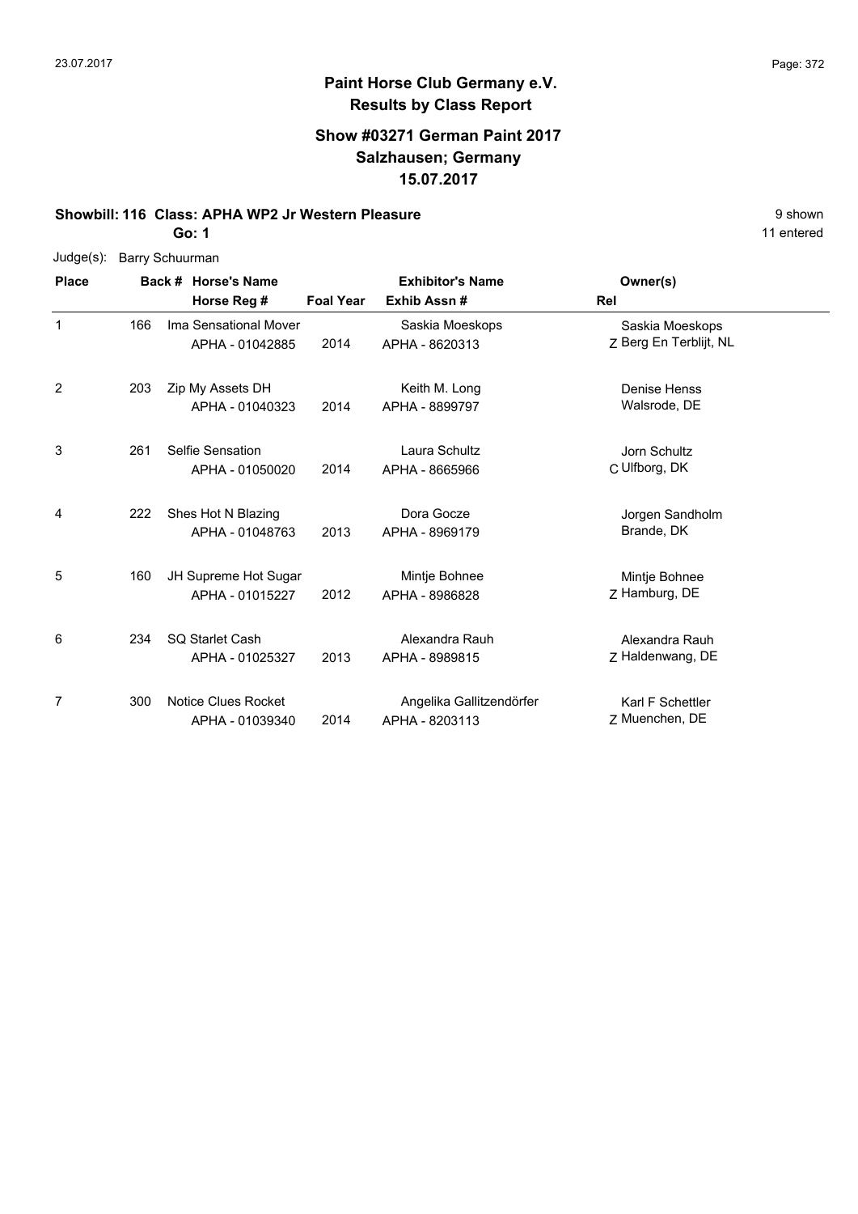**Paint Horse Club Germany e.V.**
**Results by Class Report**

**Show #03271 German Paint 2017**
**Salzhausen; Germany**
**15.07.2017**

**Showbill: 116 Class: APHA WP2 Jr Western Pleasure** 9 shown
**Go: 1** 11 entered

Judge(s): Barry Schuurman

| Place | Back # | Horse's Name / Horse Reg # | Foal Year | Exhibitor's Name / Exhib Assn # | Rel | Owner(s) |
|---|---|---|---|---|---|---|
| 1 | 166 | Ima Sensational Mover<br>APHA - 01042885 | 2014 | Saskia Moeskops<br>APHA - 8620313 | Z | Saskia Moeskops<br>Berg En Terblijt, NL |
| 2 | 203 | Zip My Assets DH<br>APHA - 01040323 | 2014 | Keith M. Long<br>APHA - 8899797 | | Denise Henss<br>Walsrode, DE |
| 3 | 261 | Selfie Sensation<br>APHA - 01050020 | 2014 | Laura Schultz<br>APHA - 8665966 | C | Jorn Schultz<br>Ulfborg, DK |
| 4 | 222 | Shes Hot N Blazing<br>APHA - 01048763 | 2013 | Dora Gocze<br>APHA - 8969179 | | Jorgen Sandholm<br>Brande, DK |
| 5 | 160 | JH Supreme Hot Sugar<br>APHA - 01015227 | 2012 | Mintje Bohnee<br>APHA - 8986828 | Z | Mintje Bohnee<br>Hamburg, DE |
| 6 | 234 | SQ Starlet Cash<br>APHA - 01025327 | 2013 | Alexandra Rauh<br>APHA - 8989815 | Z | Alexandra Rauh<br>Haldenwang, DE |
| 7 | 300 | Notice Clues Rocket<br>APHA - 01039340 | 2014 | Angelika Gallitzendörfer<br>APHA - 8203113 | Z | Karl F Schettler<br>Muenchen, DE |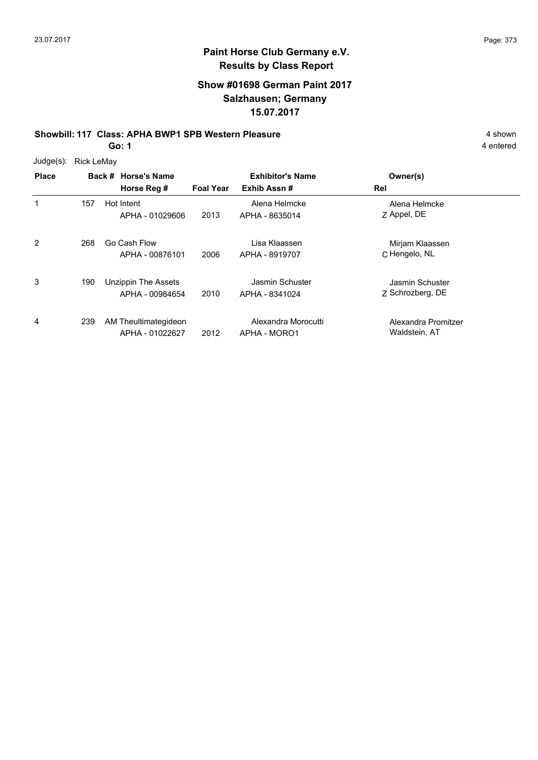# Paint Horse Club Germany e.V.
## Results by Class Report

### Show #01698 German Paint 2017
### Salzhausen; Germany
### 15.07.2017

**Showbill: 117 Class: APHA BWP1 SPB Western Pleasure** 4 shown

**Go: 1** 4 entered

Judge(s): Rick LeMay

| Place | Back # | Horse's Name / Horse Reg # | Foal Year | Exhibitor's Name / Exhib Assn # | Rel | Owner(s) |
|---|---|---|---|---|---|---|
| 1 | 157 | Hot Intent<br>APHA - 01029606 | 2013 | Alena Helmcke<br>APHA - 8635014 | Z | Alena Helmcke<br>Appel, DE |
| 2 | 268 | Go Cash Flow<br>APHA - 00876101 | 2006 | Lisa Klaassen<br>APHA - 8919707 | C | Mirjam Klaassen<br>Hengelo, NL |
| 3 | 190 | Unzippin The Assets<br>APHA - 00984654 | 2010 | Jasmin Schuster<br>APHA - 8341024 | Z | Jasmin Schuster<br>Schrozberg, DE |
| 4 | 239 | AM Theultimategideon<br>APHA - 01022627 | 2012 | Alexandra Morocutti<br>APHA - MORO1 | | Alexandra Promitzer<br>Waldstein, AT |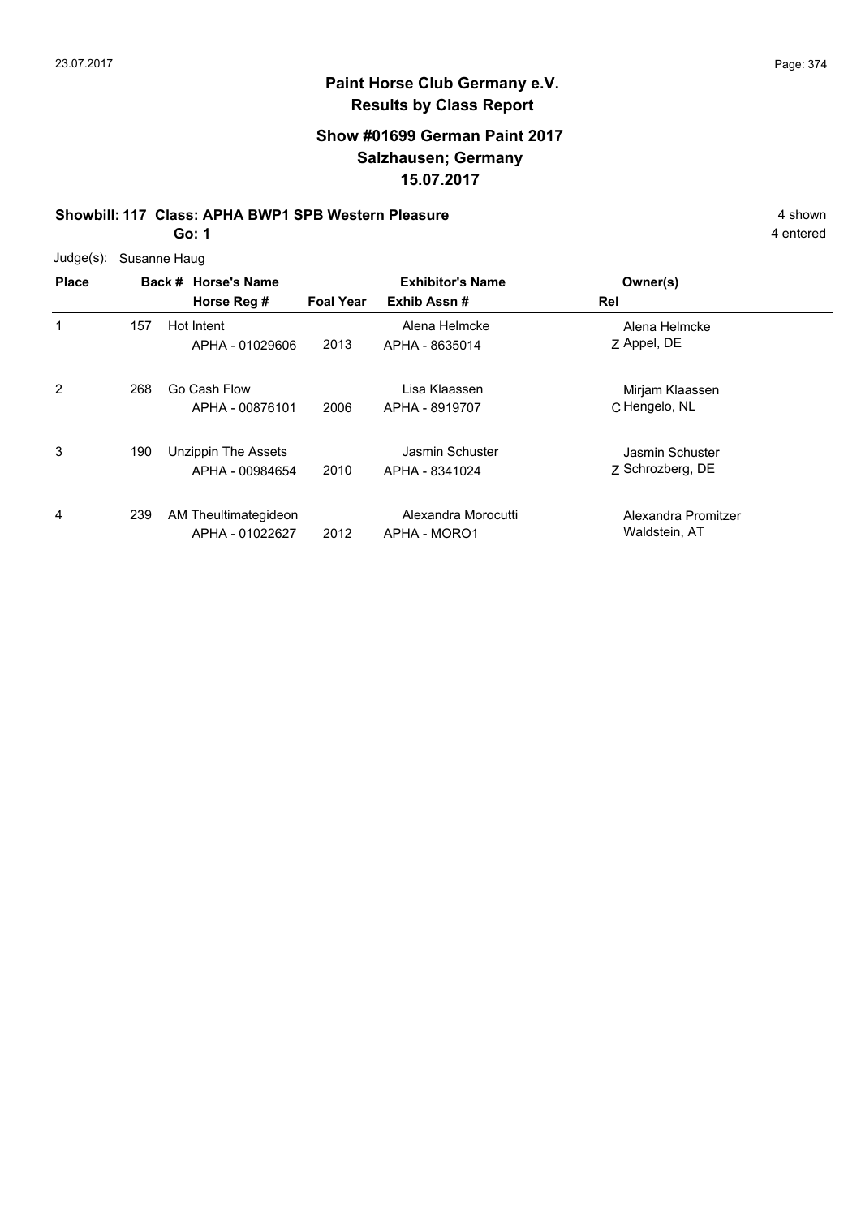# Paint Horse Club Germany e.V.
## Results by Class Report

### Show #01699 German Paint 2017
### Salzhausen; Germany
### 15.07.2017

**Showbill: 117 Class: APHA BWP1 SPB Western Pleasure** — 4 shown

**Go: 1** — 4 entered

Judge(s): Susanne Haug

| Place | Back # | Horse's Name / Horse Reg # | Foal Year | Exhibitor's Name / Exhib Assn # | Owner(s) | Rel |
|---|---|---|---|---|---|---|
| 1 | 157 | Hot Intent<br>APHA - 01029606 | 2013 | Alena Helmcke<br>APHA - 8635014 | Alena Helmcke<br>Appel, DE | Z |
| 2 | 268 | Go Cash Flow<br>APHA - 00876101 | 2006 | Lisa Klaassen<br>APHA - 8919707 | Mirjam Klaassen<br>Hengelo, NL | C |
| 3 | 190 | Unzippin The Assets<br>APHA - 00984654 | 2010 | Jasmin Schuster<br>APHA - 8341024 | Jasmin Schuster<br>Schrozberg, DE | Z |
| 4 | 239 | AM Theultimategideon<br>APHA - 01022627 | 2012 | Alexandra Morocutti<br>APHA - MORO1 | Alexandra Promitzer<br>Waldstein, AT | |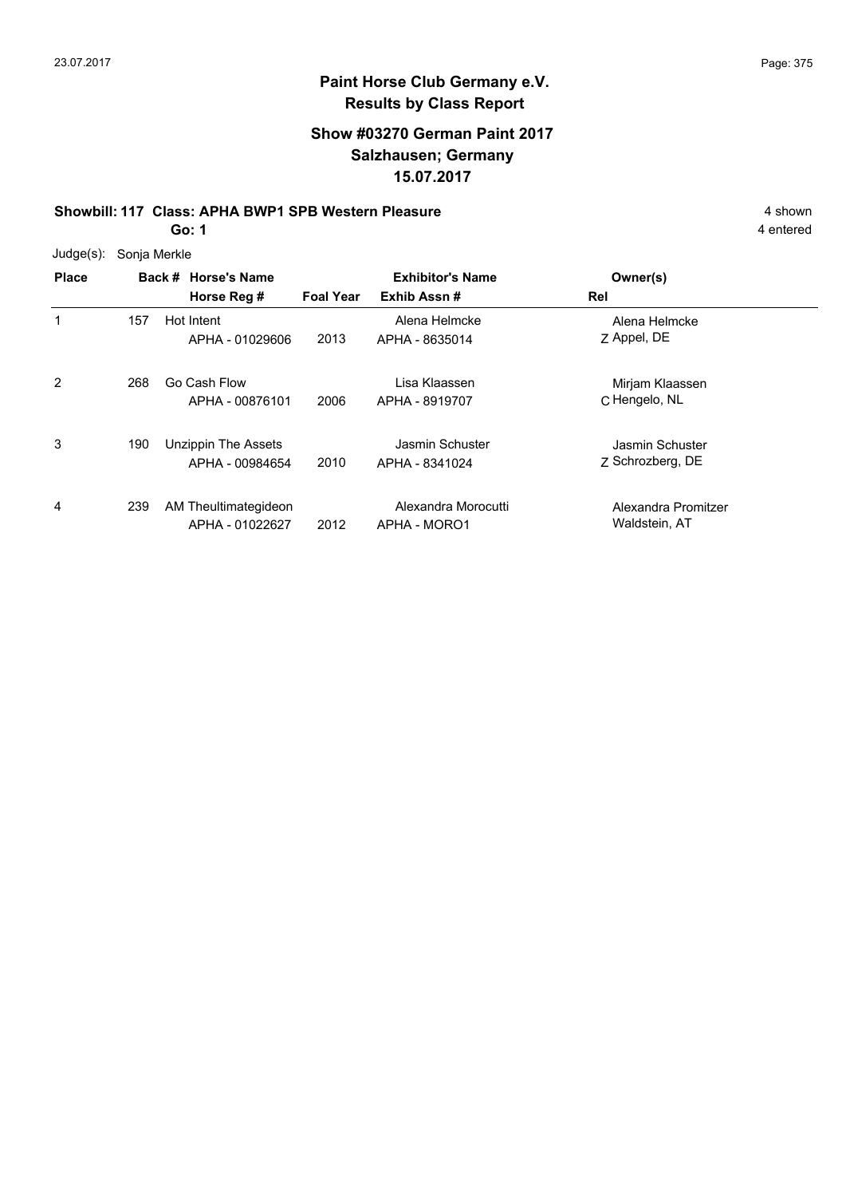## Paint Horse Club Germany e.V.
## Results by Class Report

### Show #03270 German Paint 2017
### Salzhausen; Germany
### 15.07.2017

**Showbill: 117 Class: APHA BWP1 SPB Western Pleasure** — 4 shown

**Go: 1** — 4 entered

Judge(s): Sonja Merkle

| Place | Back # | Horse's Name / Horse Reg # | Foal Year | Exhibitor's Name / Exhib Assn # | Rel | Owner(s) |
|---|---|---|---|---|---|---|
| 1 | 157 | Hot Intent<br>APHA - 01029606 | 2013 | Alena Helmcke<br>APHA - 8635014 | Z | Alena Helmcke<br>Appel, DE |
| 2 | 268 | Go Cash Flow<br>APHA - 00876101 | 2006 | Lisa Klaassen<br>APHA - 8919707 | C | Mirjam Klaassen<br>Hengelo, NL |
| 3 | 190 | Unzippin The Assets<br>APHA - 00984654 | 2010 | Jasmin Schuster<br>APHA - 8341024 | Z | Jasmin Schuster<br>Schrozberg, DE |
| 4 | 239 | AM Theultimategideon<br>APHA - 01022627 | 2012 | Alexandra Morocutti<br>APHA - MORO1 | | Alexandra Promitzer<br>Waldstein, AT |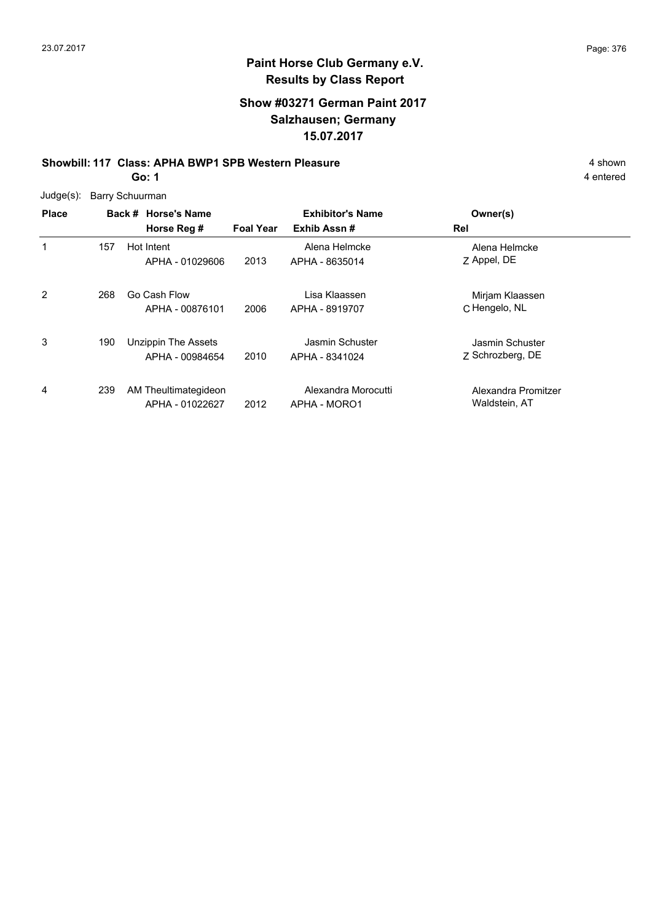# Paint Horse Club Germany e.V.
## Results by Class Report

### Show #03271 German Paint 2017
### Salzhausen; Germany
### 15.07.2017

**Showbill: 117 Class: APHA BWP1 SPB Western Pleasure** — 4 shown

**Go: 1** — 4 entered

Judge(s): Barry Schuurman

| Place | Back # | Horse's Name / Horse Reg # | Foal Year | Exhibitor's Name / Exhib Assn # | Rel | Owner(s) |
|---|---|---|---|---|---|---|
| 1 | 157 | Hot Intent<br>APHA - 01029606 | 2013 | Alena Helmcke<br>APHA - 8635014 | Z | Alena Helmcke<br>Appel, DE |
| 2 | 268 | Go Cash Flow<br>APHA - 00876101 | 2006 | Lisa Klaassen<br>APHA - 8919707 | C | Mirjam Klaassen<br>Hengelo, NL |
| 3 | 190 | Unzippin The Assets<br>APHA - 00984654 | 2010 | Jasmin Schuster<br>APHA - 8341024 | Z | Jasmin Schuster<br>Schrozberg, DE |
| 4 | 239 | AM Theultimategideon<br>APHA - 01022627 | 2012 | Alexandra Morocutti<br>APHA - MORO1 | | Alexandra Promitzer<br>Waldstein, AT |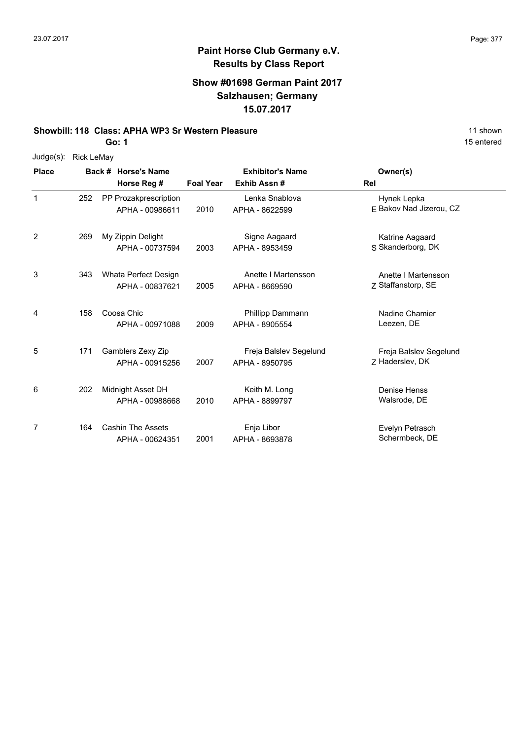## Paint Horse Club Germany e.V.
## Results by Class Report

### Show #01698 German Paint 2017
### Salzhausen; Germany
### 15.07.2017

**Showbill: 118 Class: APHA WP3 Sr Western Pleasure** 11 shown

**Go: 1** 15 entered

Judge(s): Rick LeMay

| Place | Back # | Horse's Name / Horse Reg # | Foal Year | Exhibitor's Name / Exhib Assn # | Rel | Owner(s) |
|---|---|---|---|---|---|---|
| 1 | 252 | PP Prozakprescription<br>APHA - 00986611 | 2010 | Lenka Snablova<br>APHA - 8622599 | E | Hynek Lepka<br>Bakov Nad Jizerou, CZ |
| 2 | 269 | My Zippin Delight<br>APHA - 00737594 | 2003 | Signe Aagaard<br>APHA - 8953459 | S | Katrine Aagaard<br>Skanderborg, DK |
| 3 | 343 | Whata Perfect Design<br>APHA - 00837621 | 2005 | Anette I Martensson<br>APHA - 8669590 | Z | Anette I Martensson<br>Staffanstorp, SE |
| 4 | 158 | Coosa Chic<br>APHA - 00971088 | 2009 | Phillipp Dammann<br>APHA - 8905554 | | Nadine Chamier<br>Leezen, DE |
| 5 | 171 | Gamblers Zexy Zip<br>APHA - 00915256 | 2007 | Freja Balslev Segelund<br>APHA - 8950795 | Z | Freja Balslev Segelund<br>Haderslev, DK |
| 6 | 202 | Midnight Asset DH<br>APHA - 00988668 | 2010 | Keith M. Long<br>APHA - 8899797 | | Denise Henss<br>Walsrode, DE |
| 7 | 164 | Cashin The Assets<br>APHA - 00624351 | 2001 | Enja Libor<br>APHA - 8693878 | | Evelyn Petrasch<br>Schermbeck, DE |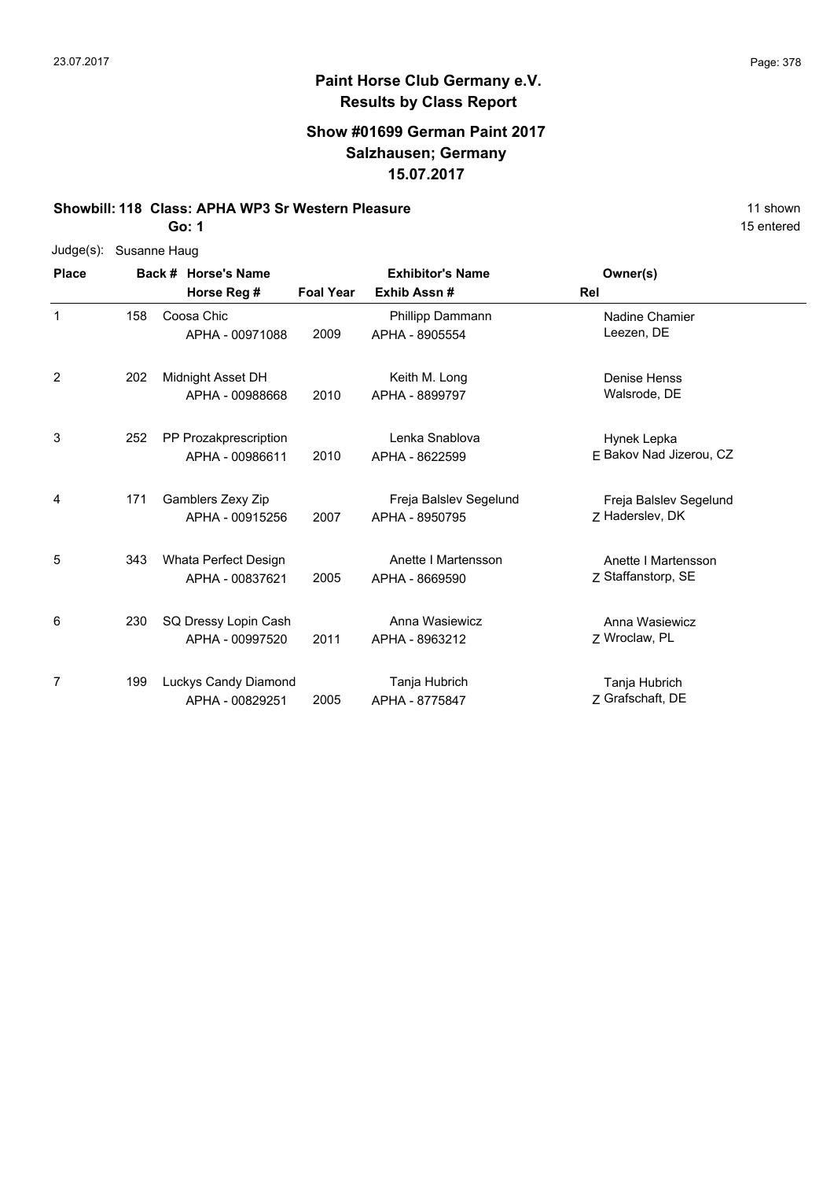# Paint Horse Club Germany e.V.
## Results by Class Report

### Show #01699 German Paint 2017
### Salzhausen; Germany
### 15.07.2017

**Showbill: 118 Class: APHA WP3 Sr Western Pleasure** 11 shown

**Go: 1** 15 entered

Judge(s): Susanne Haug

| Place | Back # | Horse's Name / Horse Reg # | Foal Year | Exhibitor's Name / Exhib Assn # | Rel | Owner(s) |
|---|---|---|---|---|---|---|
| 1 | 158 | Coosa Chic<br>APHA - 00971088 | 2009 | Phillipp Dammann<br>APHA - 8905554 | | Nadine Chamier<br>Leezen, DE |
| 2 | 202 | Midnight Asset DH<br>APHA - 00988668 | 2010 | Keith M. Long<br>APHA - 8899797 | | Denise Henss<br>Walsrode, DE |
| 3 | 252 | PP Prozakprescription<br>APHA - 00986611 | 2010 | Lenka Snablova<br>APHA - 8622599 | E | Hynek Lepka<br>Bakov Nad Jizerou, CZ |
| 4 | 171 | Gamblers Zexy Zip<br>APHA - 00915256 | 2007 | Freja Balslev Segelund<br>APHA - 8950795 | Z | Freja Balslev Segelund<br>Haderslev, DK |
| 5 | 343 | Whata Perfect Design<br>APHA - 00837621 | 2005 | Anette I Martensson<br>APHA - 8669590 | Z | Anette I Martensson<br>Staffanstorp, SE |
| 6 | 230 | SQ Dressy Lopin Cash<br>APHA - 00997520 | 2011 | Anna Wasiewicz<br>APHA - 8963212 | Z | Anna Wasiewicz<br>Wroclaw, PL |
| 7 | 199 | Luckys Candy Diamond<br>APHA - 00829251 | 2005 | Tanja Hubrich<br>APHA - 8775847 | Z | Tanja Hubrich<br>Grafschaft, DE |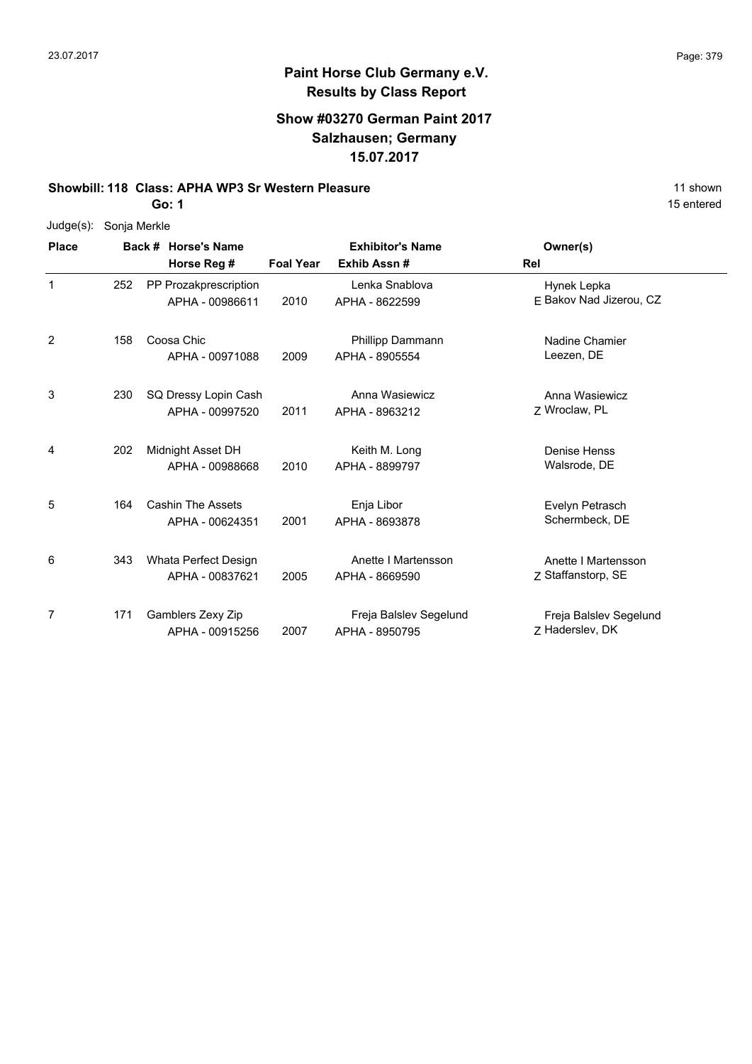# Paint Horse Club Germany e.V.
## Results by Class Report

### Show #03270 German Paint 2017
### Salzhausen; Germany
### 15.07.2017

**Showbill: 118 Class: APHA WP3 Sr Western Pleasure** — 11 shown

**Go: 1** — 15 entered

Judge(s): Sonja Merkle

| Place | Back # | Horse's Name / Horse Reg # | Foal Year | Exhibitor's Name / Exhib Assn # | Rel | Owner(s) |
|---|---|---|---|---|---|---|
| 1 | 252 | PP Prozakprescription<br>APHA - 00986611 | 2010 | Lenka Snablova<br>APHA - 8622599 | E | Hynek Lepka<br>Bakov Nad Jizerou, CZ |
| 2 | 158 | Coosa Chic<br>APHA - 00971088 | 2009 | Phillipp Dammann<br>APHA - 8905554 | | Nadine Chamier<br>Leezen, DE |
| 3 | 230 | SQ Dressy Lopin Cash<br>APHA - 00997520 | 2011 | Anna Wasiewicz<br>APHA - 8963212 | Z | Anna Wasiewicz<br>Wroclaw, PL |
| 4 | 202 | Midnight Asset DH<br>APHA - 00988668 | 2010 | Keith M. Long<br>APHA - 8899797 | | Denise Henss<br>Walsrode, DE |
| 5 | 164 | Cashin The Assets<br>APHA - 00624351 | 2001 | Enja Libor<br>APHA - 8693878 | | Evelyn Petrasch<br>Schermbeck, DE |
| 6 | 343 | Whata Perfect Design<br>APHA - 00837621 | 2005 | Anette I Martensson<br>APHA - 8669590 | Z | Anette I Martensson<br>Staffanstorp, SE |
| 7 | 171 | Gamblers Zexy Zip<br>APHA - 00915256 | 2007 | Freja Balslev Segelund<br>APHA - 8950795 | Z | Freja Balslev Segelund<br>Haderslev, DK |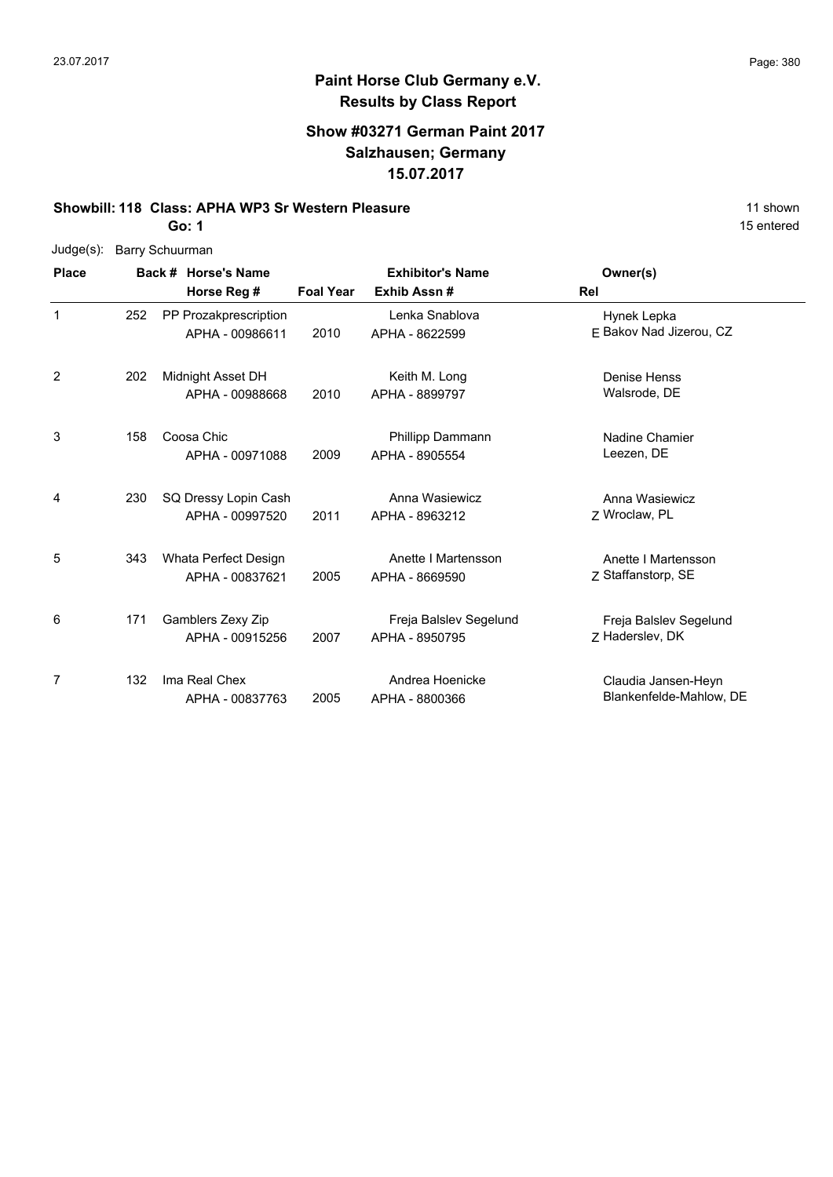# Paint Horse Club Germany e.V.

## Results by Class Report

### Show #03271 German Paint 2017
### Salzhausen; Germany
### 15.07.2017

**Showbill: 118 Class: APHA WP3 Sr Western Pleasure** — 11 shown, 15 entered

**Go: 1**

Judge(s): Barry Schuurman

| Place | Back # | Horse's Name / Horse Reg # | Foal Year | Exhibitor's Name / Exhib Assn # | Rel | Owner(s) |
|---|---|---|---|---|---|---|
| 1 | 252 | PP Prozakprescription<br>APHA - 00986611 | 2010 | Lenka Snablova<br>APHA - 8622599 | E | Hynek Lepka<br>Bakov Nad Jizerou, CZ |
| 2 | 202 | Midnight Asset DH<br>APHA - 00988668 | 2010 | Keith M. Long<br>APHA - 8899797 | | Denise Henss<br>Walsrode, DE |
| 3 | 158 | Coosa Chic<br>APHA - 00971088 | 2009 | Phillipp Dammann<br>APHA - 8905554 | | Nadine Chamier<br>Leezen, DE |
| 4 | 230 | SQ Dressy Lopin Cash<br>APHA - 00997520 | 2011 | Anna Wasiewicz<br>APHA - 8963212 | Z | Anna Wasiewicz<br>Wroclaw, PL |
| 5 | 343 | Whata Perfect Design<br>APHA - 00837621 | 2005 | Anette I Martensson<br>APHA - 8669590 | Z | Anette I Martensson<br>Staffanstorp, SE |
| 6 | 171 | Gamblers Zexy Zip<br>APHA - 00915256 | 2007 | Freja Balslev Segelund<br>APHA - 8950795 | Z | Freja Balslev Segelund<br>Haderslev, DK |
| 7 | 132 | Ima Real Chex<br>APHA - 00837763 | 2005 | Andrea Hoenicke<br>APHA - 8800366 | | Claudia Jansen-Heyn<br>Blankenfelde-Mahlow, DE |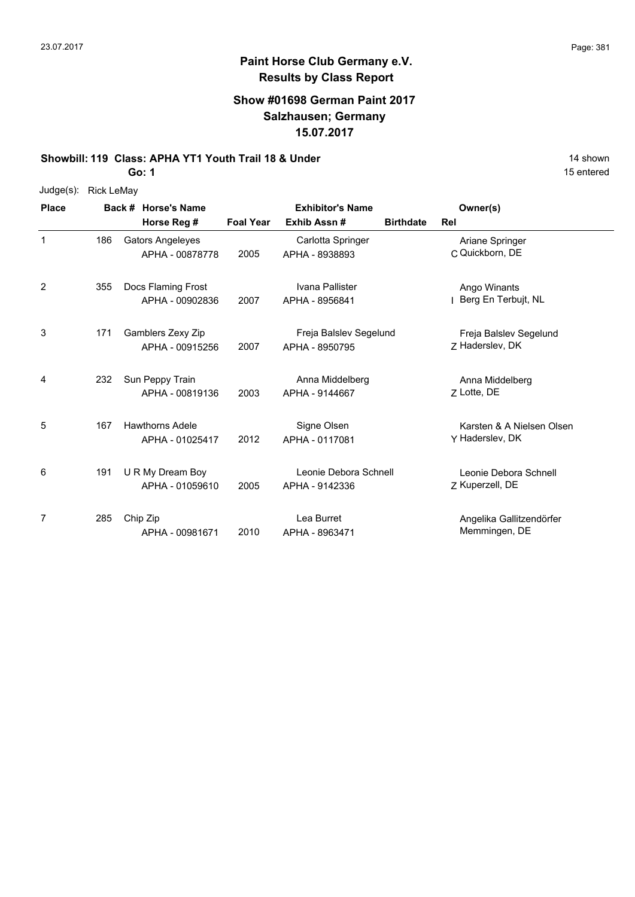# Paint Horse Club Germany e.V.
## Results by Class Report

### Show #01698 German Paint 2017
### Salzhausen; Germany
### 15.07.2017

**Showbill: 119 Class: APHA YT1 Youth Trail 18 & Under** 14 shown

**Go: 1** 15 entered

Judge(s): Rick LeMay

| Place | Back # | Horse's Name / Horse Reg # | Foal Year | Exhibitor's Name / Exhib Assn # | Birthdate | Rel | Owner(s) |
|---|---|---|---|---|---|---|---|
| 1 | 186 | Gators Angeleyes<br>APHA - 00878778 | 2005 | Carlotta Springer<br>APHA - 8938893 | | C | Ariane Springer<br>Quickborn, DE |
| 2 | 355 | Docs Flaming Frost<br>APHA - 00902836 | 2007 | Ivana Pallister<br>APHA - 8956841 | | I | Ango Winants<br>Berg En Terbujt, NL |
| 3 | 171 | Gamblers Zexy Zip<br>APHA - 00915256 | 2007 | Freja Balslev Segelund<br>APHA - 8950795 | | Z | Freja Balslev Segelund<br>Haderslev, DK |
| 4 | 232 | Sun Peppy Train<br>APHA - 00819136 | 2003 | Anna Middelberg<br>APHA - 9144667 | | Z | Anna Middelberg<br>Lotte, DE |
| 5 | 167 | Hawthorns Adele<br>APHA - 01025417 | 2012 | Signe Olsen<br>APHA - 0117081 | | Y | Karsten & A Nielsen Olsen<br>Haderslev, DK |
| 6 | 191 | U R My Dream Boy<br>APHA - 01059610 | 2005 | Leonie Debora Schnell<br>APHA - 9142336 | | Z | Leonie Debora Schnell<br>Kuperzell, DE |
| 7 | 285 | Chip Zip<br>APHA - 00981671 | 2010 | Lea Burret<br>APHA - 8963471 | | | Angelika Gallitzendörfer<br>Memmingen, DE |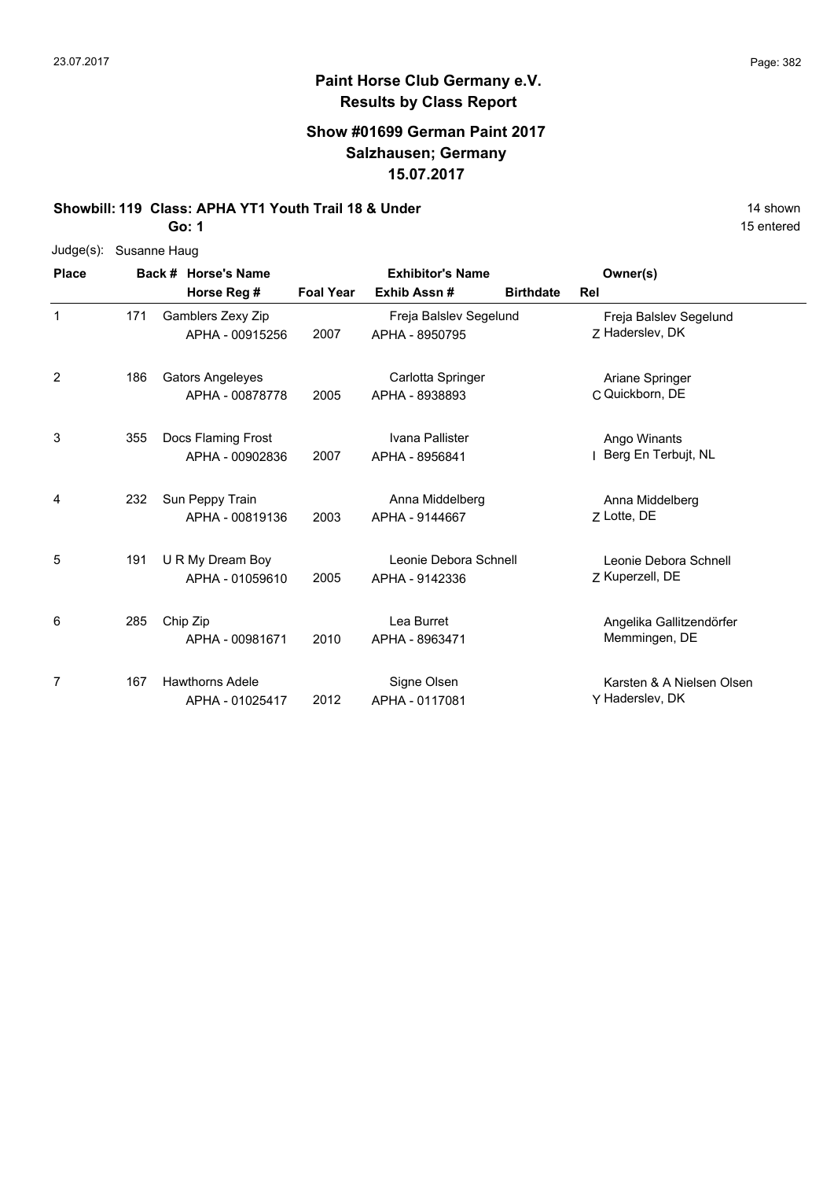## Paint Horse Club Germany e.V.
## Results by Class Report

### Show #01699 German Paint 2017
### Salzhausen; Germany
### 15.07.2017

**Showbill: 119 Class: APHA YT1 Youth Trail 18 & Under** 14 shown

**Go: 1** 15 entered

Judge(s): Susanne Haug

| Place | Back # | Horse's Name / Horse Reg # | Foal Year | Exhibitor's Name / Exhib Assn # | Birthdate | Rel | Owner(s) |
|---|---|---|---|---|---|---|---|
| 1 | 171 | Gamblers Zexy Zip<br>APHA - 00915256 | 2007 | Freja Balslev Segelund<br>APHA - 8950795 | | Z | Freja Balslev Segelund<br>Haderslev, DK |
| 2 | 186 | Gators Angeleyes<br>APHA - 00878778 | 2005 | Carlotta Springer<br>APHA - 8938893 | | C | Ariane Springer<br>Quickborn, DE |
| 3 | 355 | Docs Flaming Frost<br>APHA - 00902836 | 2007 | Ivana Pallister<br>APHA - 8956841 | | I | Ango Winants<br>Berg En Terbujt, NL |
| 4 | 232 | Sun Peppy Train<br>APHA - 00819136 | 2003 | Anna Middelberg<br>APHA - 9144667 | | Z | Anna Middelberg<br>Lotte, DE |
| 5 | 191 | U R My Dream Boy<br>APHA - 01059610 | 2005 | Leonie Debora Schnell<br>APHA - 9142336 | | Z | Leonie Debora Schnell<br>Kuperzell, DE |
| 6 | 285 | Chip Zip<br>APHA - 00981671 | 2010 | Lea Burret<br>APHA - 8963471 | | | Angelika Gallitzendörfer<br>Memmingen, DE |
| 7 | 167 | Hawthorns Adele<br>APHA - 01025417 | 2012 | Signe Olsen<br>APHA - 0117081 | | Y | Karsten & A Nielsen Olsen<br>Haderslev, DK |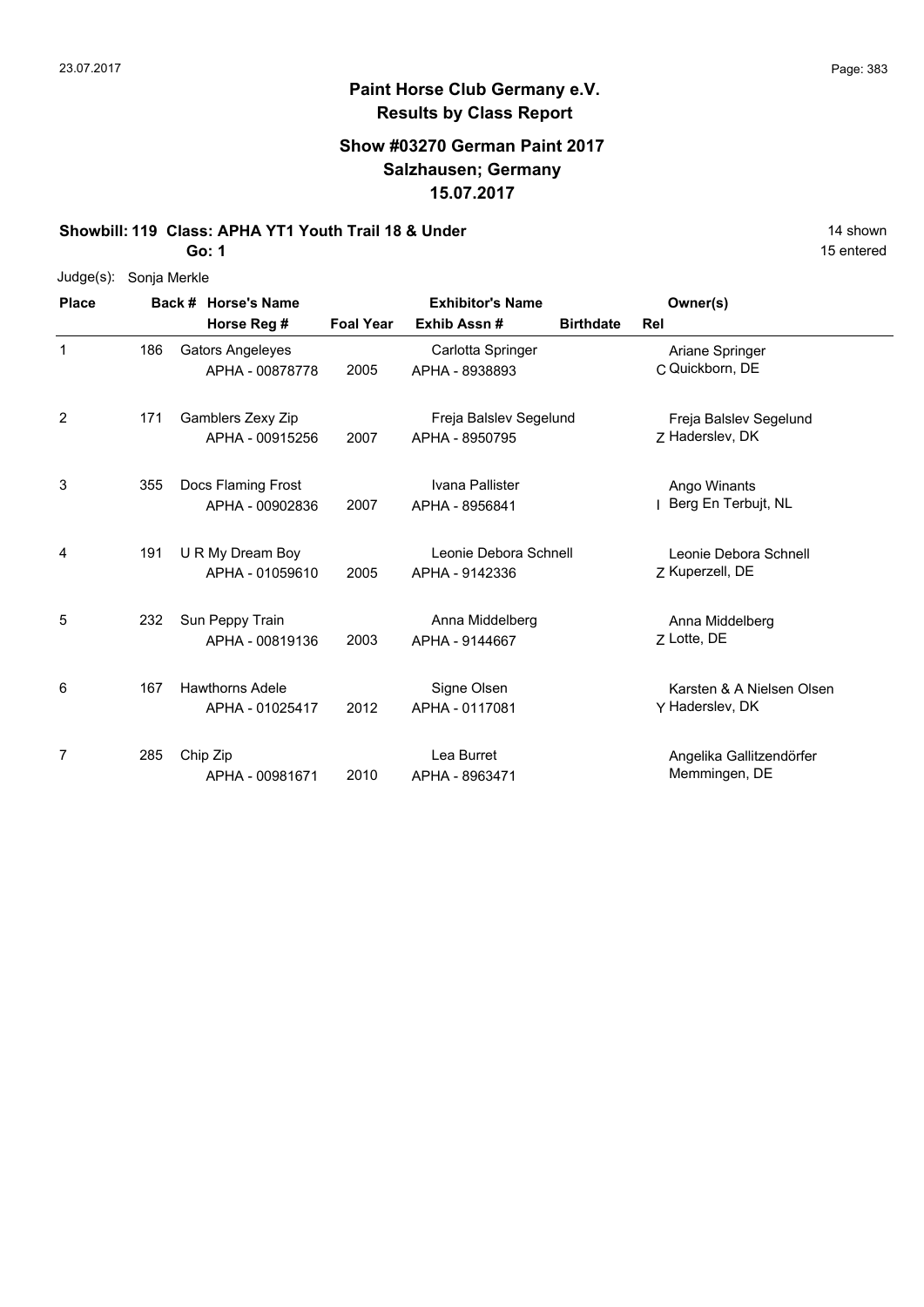**Paint Horse Club Germany e.V.**
**Results by Class Report**

**Show #03270 German Paint 2017**
**Salzhausen; Germany**
**15.07.2017**

**Showbill: 119 Class: APHA YT1 Youth Trail 18 & Under** — 14 shown, 15 entered

**Go: 1**

Judge(s): Sonja Merkle

| Place | Back # | Horse's Name / Horse Reg # | Foal Year | Exhibitor's Name / Exhib Assn # | Birthdate | Rel | Owner(s) |
|---|---|---|---|---|---|---|---|
| 1 | 186 | Gators Angeleyes<br>APHA - 00878778 | 2005 | Carlotta Springer<br>APHA - 8938893 | | C | Ariane Springer<br>Quickborn, DE |
| 2 | 171 | Gamblers Zexy Zip<br>APHA - 00915256 | 2007 | Freja Balslev Segelund<br>APHA - 8950795 | | Z | Freja Balslev Segelund<br>Haderslev, DK |
| 3 | 355 | Docs Flaming Frost<br>APHA - 00902836 | 2007 | Ivana Pallister<br>APHA - 8956841 | | I | Ango Winants<br>Berg En Terbujt, NL |
| 4 | 191 | U R My Dream Boy<br>APHA - 01059610 | 2005 | Leonie Debora Schnell<br>APHA - 9142336 | | Z | Leonie Debora Schnell<br>Kuperzell, DE |
| 5 | 232 | Sun Peppy Train<br>APHA - 00819136 | 2003 | Anna Middelberg<br>APHA - 9144667 | | Z | Anna Middelberg<br>Lotte, DE |
| 6 | 167 | Hawthorns Adele<br>APHA - 01025417 | 2012 | Signe Olsen<br>APHA - 0117081 | | Y | Karsten & A Nielsen Olsen<br>Haderslev, DK |
| 7 | 285 | Chip Zip<br>APHA - 00981671 | 2010 | Lea Burret<br>APHA - 8963471 | | | Angelika Gallitzendörfer<br>Memmingen, DE |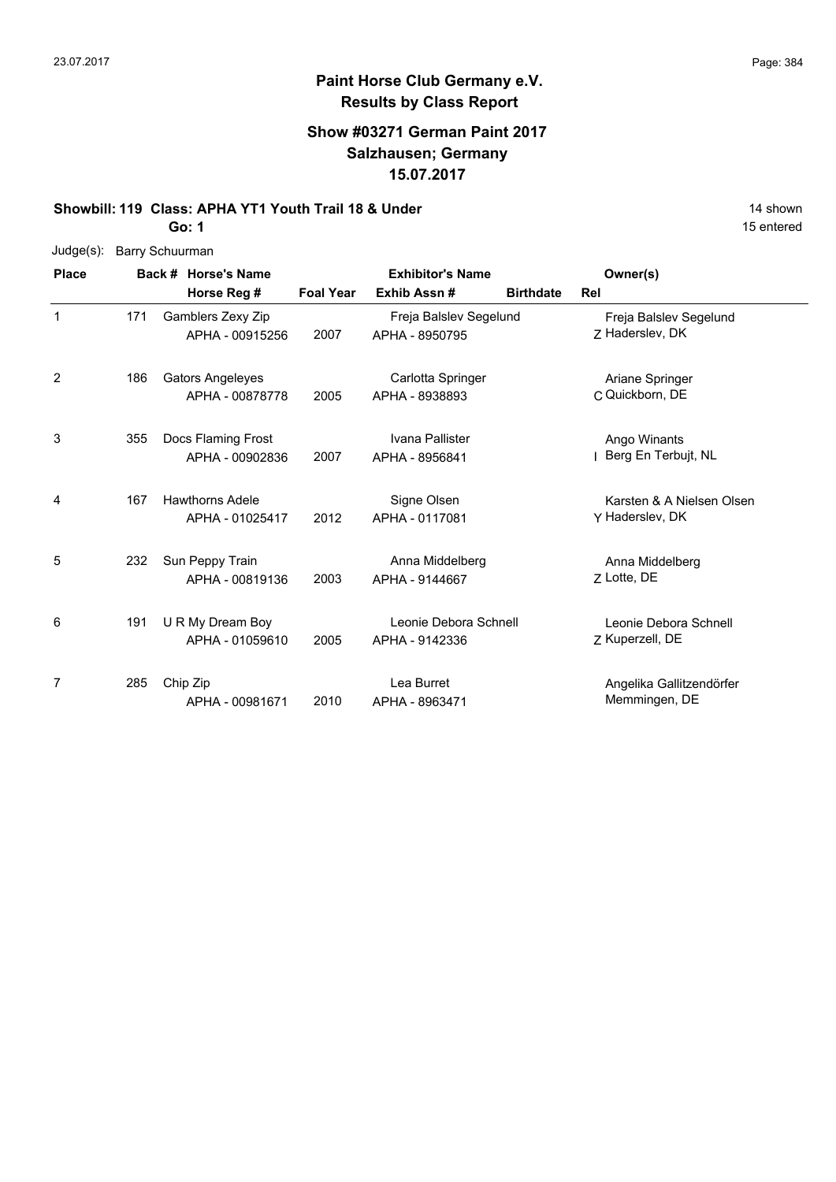**Paint Horse Club Germany e.V.**
**Results by Class Report**

**Show #03271 German Paint 2017**
**Salzhausen; Germany**
**15.07.2017**

**Showbill: 119 Class: APHA YT1 Youth Trail 18 & Under** — 14 shown

**Go: 1** — 15 entered

Judge(s): Barry Schuurman

| Place | Back # | Horse's Name / Horse Reg # | Foal Year | Exhibitor's Name / Exhib Assn # | Birthdate | Rel | Owner(s) |
|---|---|---|---|---|---|---|---|
| 1 | 171 | Gamblers Zexy Zip<br>APHA - 00915256 | 2007 | Freja Balslev Segelund<br>APHA - 8950795 | | Z | Freja Balslev Segelund<br>Haderslev, DK |
| 2 | 186 | Gators Angeleyes<br>APHA - 00878778 | 2005 | Carlotta Springer<br>APHA - 8938893 | | C | Ariane Springer<br>Quickborn, DE |
| 3 | 355 | Docs Flaming Frost<br>APHA - 00902836 | 2007 | Ivana Pallister<br>APHA - 8956841 | | I | Ango Winants<br>Berg En Terbujt, NL |
| 4 | 167 | Hawthorns Adele<br>APHA - 01025417 | 2012 | Signe Olsen<br>APHA - 0117081 | | Y | Karsten & A Nielsen Olsen<br>Haderslev, DK |
| 5 | 232 | Sun Peppy Train<br>APHA - 00819136 | 2003 | Anna Middelberg<br>APHA - 9144667 | | Z | Anna Middelberg<br>Lotte, DE |
| 6 | 191 | U R My Dream Boy<br>APHA - 01059610 | 2005 | Leonie Debora Schnell<br>APHA - 9142336 | | Z | Leonie Debora Schnell<br>Kuperzell, DE |
| 7 | 285 | Chip Zip<br>APHA - 00981671 | 2010 | Lea Burret<br>APHA - 8963471 | | | Angelika Gallitzendörfer<br>Memmingen, DE |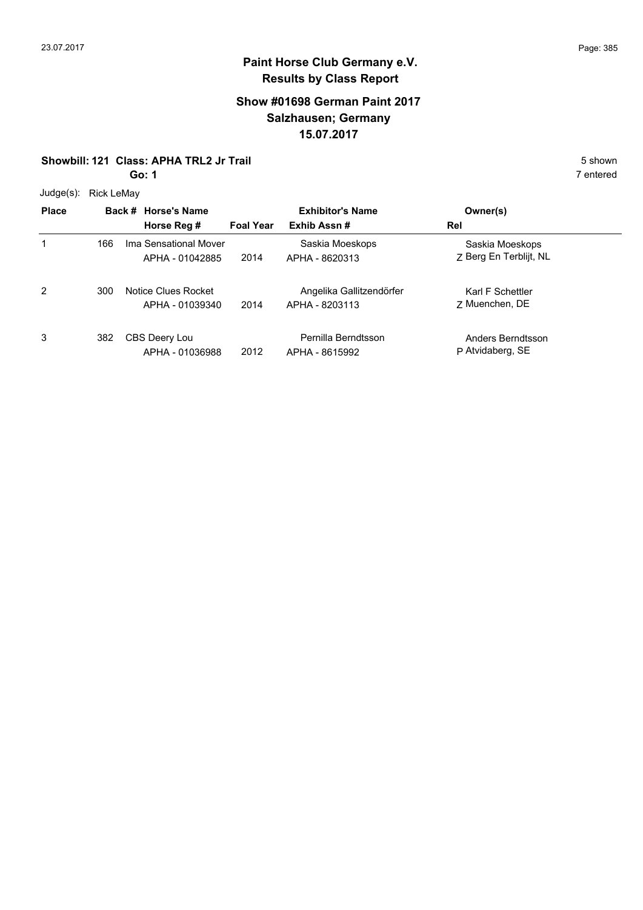23.07.2017

# Paint Horse Club Germany e.V.
## Results by Class Report

### Show #01698 German Paint 2017
### Salzhausen; Germany
### 15.07.2017

**Showbill: 121 Class: APHA TRL2 Jr Trail** 5 shown

**Go: 1** 7 entered

Judge(s): Rick LeMay

| Place | Back # | Horse's Name / Horse Reg # | Foal Year | Exhibitor's Name / Exhib Assn # | Owner(s) / Rel |
|---|---|---|---|---|---|
| 1 | 166 | Ima Sensational Mover<br>APHA - 01042885 | 2014 | Saskia Moeskops<br>APHA - 8620313 | Saskia Moeskops<br>Z Berg En Terblijt, NL |
| 2 | 300 | Notice Clues Rocket<br>APHA - 01039340 | 2014 | Angelika Gallitzendörfer<br>APHA - 8203113 | Karl F Schettler<br>Z Muenchen, DE |
| 3 | 382 | CBS Deery Lou<br>APHA - 01036988 | 2012 | Pernilla Berndtsson<br>APHA - 8615992 | Anders Berndtsson<br>P Atvidaberg, SE |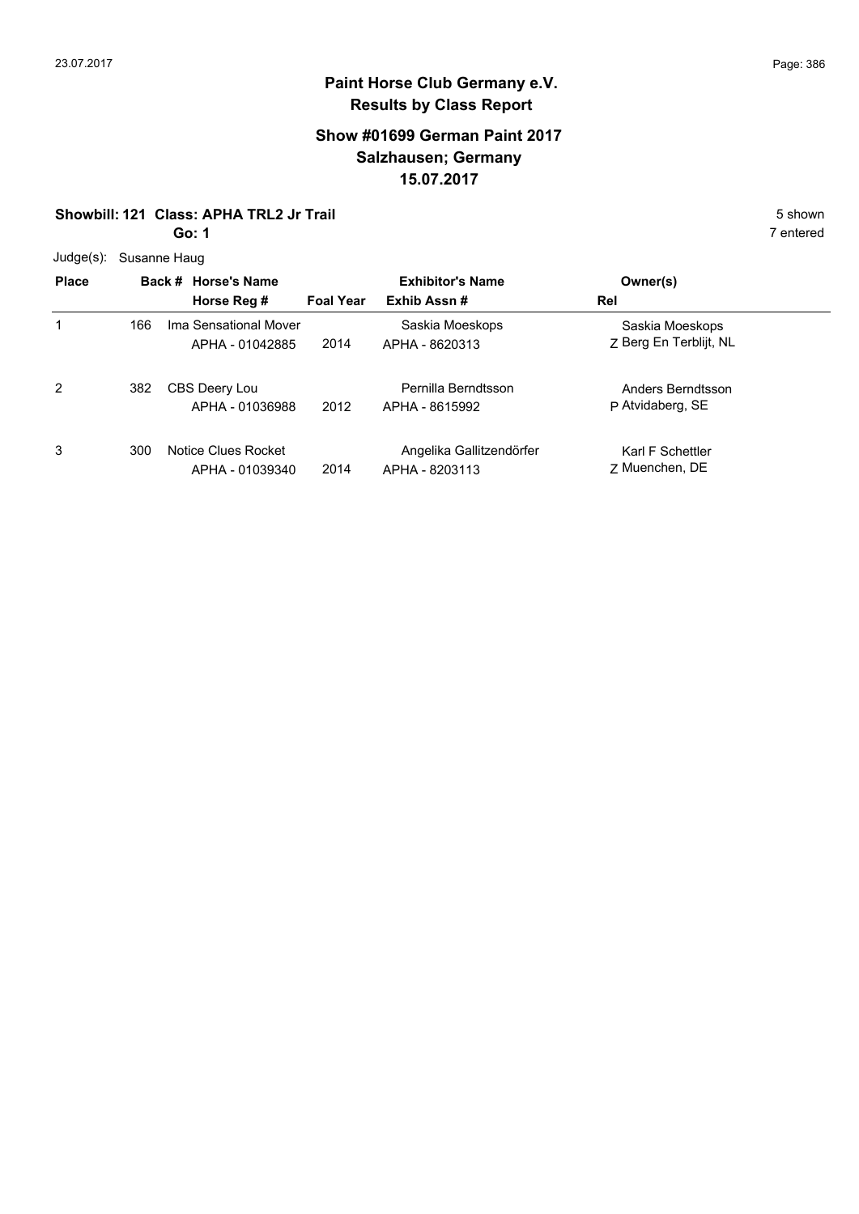# Paint Horse Club Germany e.V.
## Results by Class Report

### Show #01699 German Paint 2017
### Salzhausen; Germany
### 15.07.2017

**Showbill: 121 Class: APHA TRL2 Jr Trail** 5 shown

**Go: 1** 7 entered

Judge(s): Susanne Haug

| Place | Back # | Horse's Name / Horse Reg # | Foal Year | Exhibitor's Name / Exhib Assn # | Rel | Owner(s) |
|---|---|---|---|---|---|---|
| 1 | 166 | Ima Sensational Mover<br>APHA - 01042885 | 2014 | Saskia Moeskops<br>APHA - 8620313 | Z | Saskia Moeskops<br>Berg En Terblijt, NL |
| 2 | 382 | CBS Deery Lou<br>APHA - 01036988 | 2012 | Pernilla Berndtsson<br>APHA - 8615992 | P | Anders Berndtsson<br>Atvidaberg, SE |
| 3 | 300 | Notice Clues Rocket<br>APHA - 01039340 | 2014 | Angelika Gallitzendörfer<br>APHA - 8203113 | Z | Karl F Schettler<br>Muenchen, DE |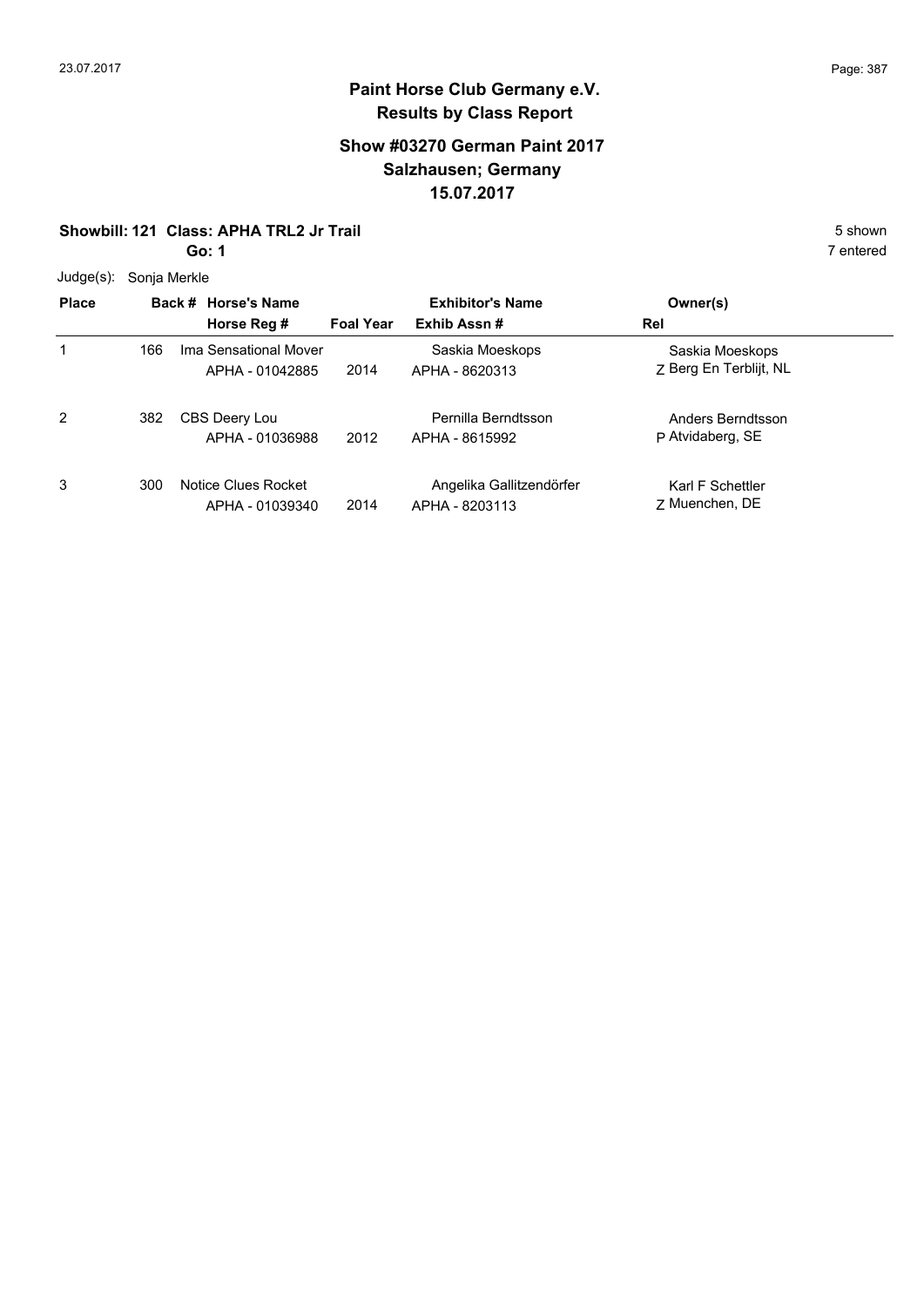**Paint Horse Club Germany e.V.**
**Results by Class Report**

**Show #03270 German Paint 2017**
**Salzhausen; Germany**
**15.07.2017**

**Showbill: 121 Class: APHA TRL2 Jr Trail** 5 shown
**Go: 1** 7 entered

Judge(s): Sonja Merkle

| Place | Back # | Horse's Name / Horse Reg # | Foal Year | Exhibitor's Name / Exhib Assn # | Rel | Owner(s) |
|---|---|---|---|---|---|---|
| 1 | 166 | Ima Sensational Mover<br>APHA - 01042885 | 2014 | Saskia Moeskops<br>APHA - 8620313 | Z | Saskia Moeskops<br>Berg En Terblijt, NL |
| 2 | 382 | CBS Deery Lou<br>APHA - 01036988 | 2012 | Pernilla Berndtsson<br>APHA - 8615992 | P | Anders Berndtsson<br>Atvidaberg, SE |
| 3 | 300 | Notice Clues Rocket<br>APHA - 01039340 | 2014 | Angelika Gallitzendörfer<br>APHA - 8203113 | Z | Karl F Schettler<br>Muenchen, DE |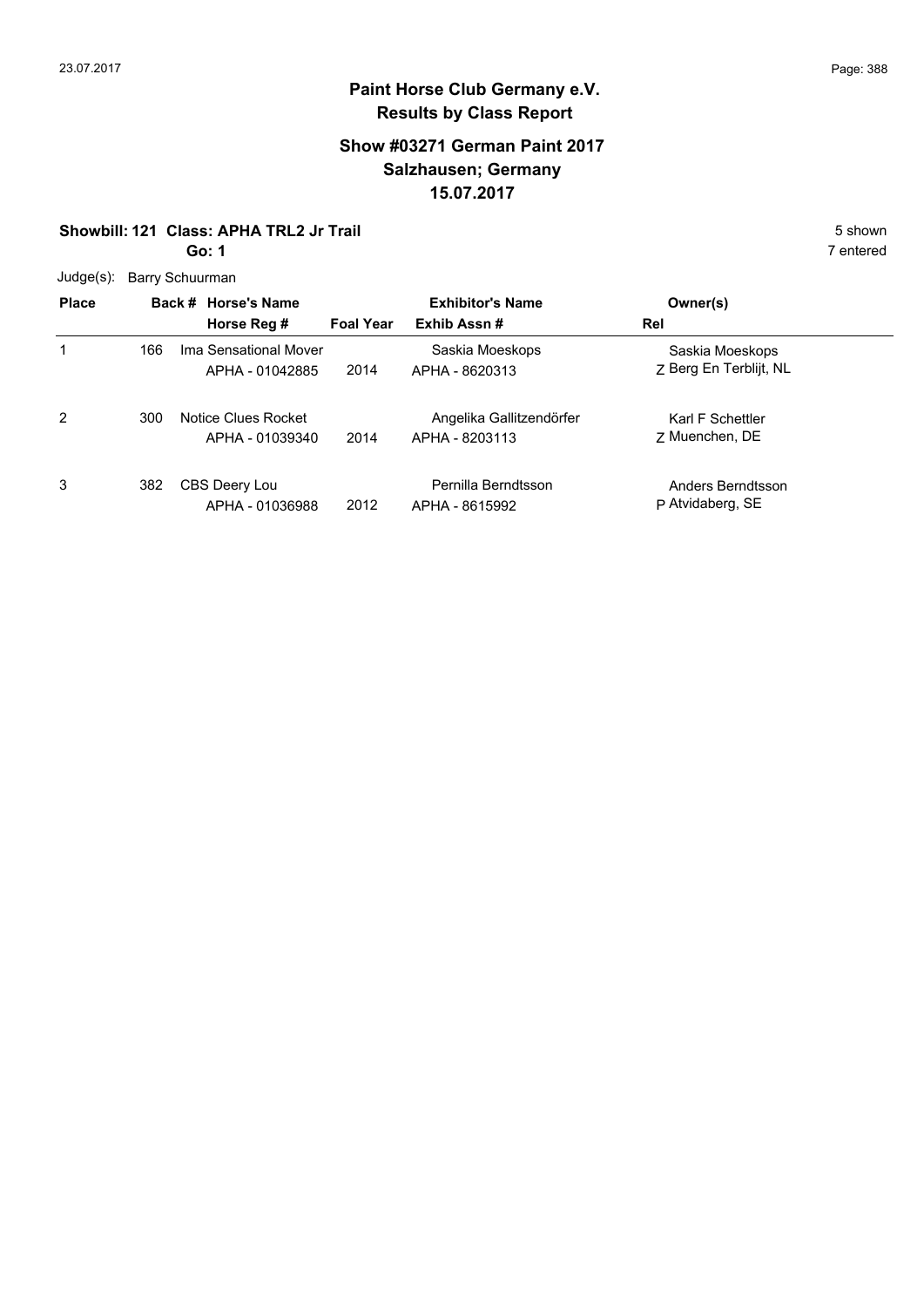**Paint Horse Club Germany e.V.**
**Results by Class Report**

**Show #03271 German Paint 2017**
**Salzhausen; Germany**
**15.07.2017**

**Showbill: 121 Class: APHA TRL2 Jr Trail** — 5 shown

**Go: 1** — 7 entered

Judge(s): Barry Schuurman

| Place | Back # | Horse's Name / Horse Reg # | Foal Year | Exhibitor's Name / Exhib Assn # | Rel | Owner(s) |
|---|---|---|---|---|---|---|
| 1 | 166 | Ima Sensational Mover / APHA - 01042885 | 2014 | Saskia Moeskops / APHA - 8620313 | Z | Saskia Moeskops, Berg En Terblijt, NL |
| 2 | 300 | Notice Clues Rocket / APHA - 01039340 | 2014 | Angelika Gallitzendörfer / APHA - 8203113 | Z | Karl F Schettler, Muenchen, DE |
| 3 | 382 | CBS Deery Lou / APHA - 01036988 | 2012 | Pernilla Berndtsson / APHA - 8615992 | P | Anders Berndtsson, Atvidaberg, SE |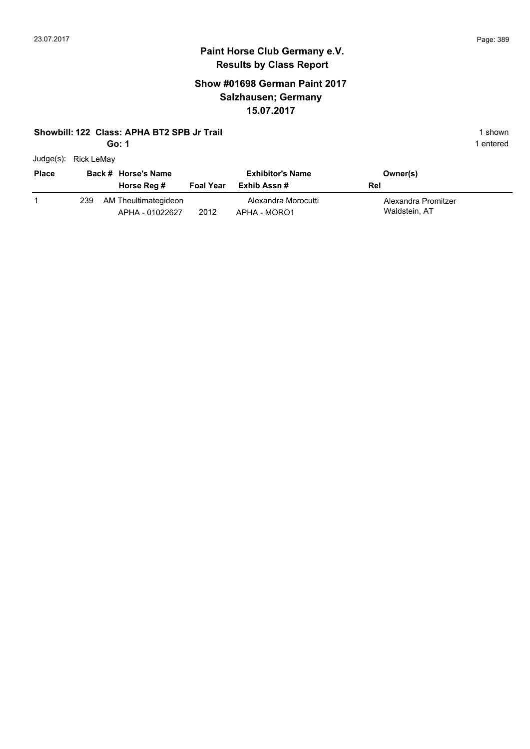## Paint Horse Club Germany e.V.
## Results by Class Report

### Show #01698 German Paint 2017
### Salzhausen; Germany
### 15.07.2017

**Showbill: 122 Class: APHA BT2 SPB Jr Trail** — 1 shown

**Go: 1** — 1 entered

Judge(s): Rick LeMay

| Place | Back # | Horse's Name / Horse Reg # | Foal Year | Exhibitor's Name / Exhib Assn # | Owner(s) / Rel |
|---|---|---|---|---|---|
| 1 | 239 | AM Theultimategideon<br>APHA - 01022627 | 2012 | Alexandra Morocutti<br>APHA - MORO1 | Alexandra Promitzer<br>Waldstein, AT |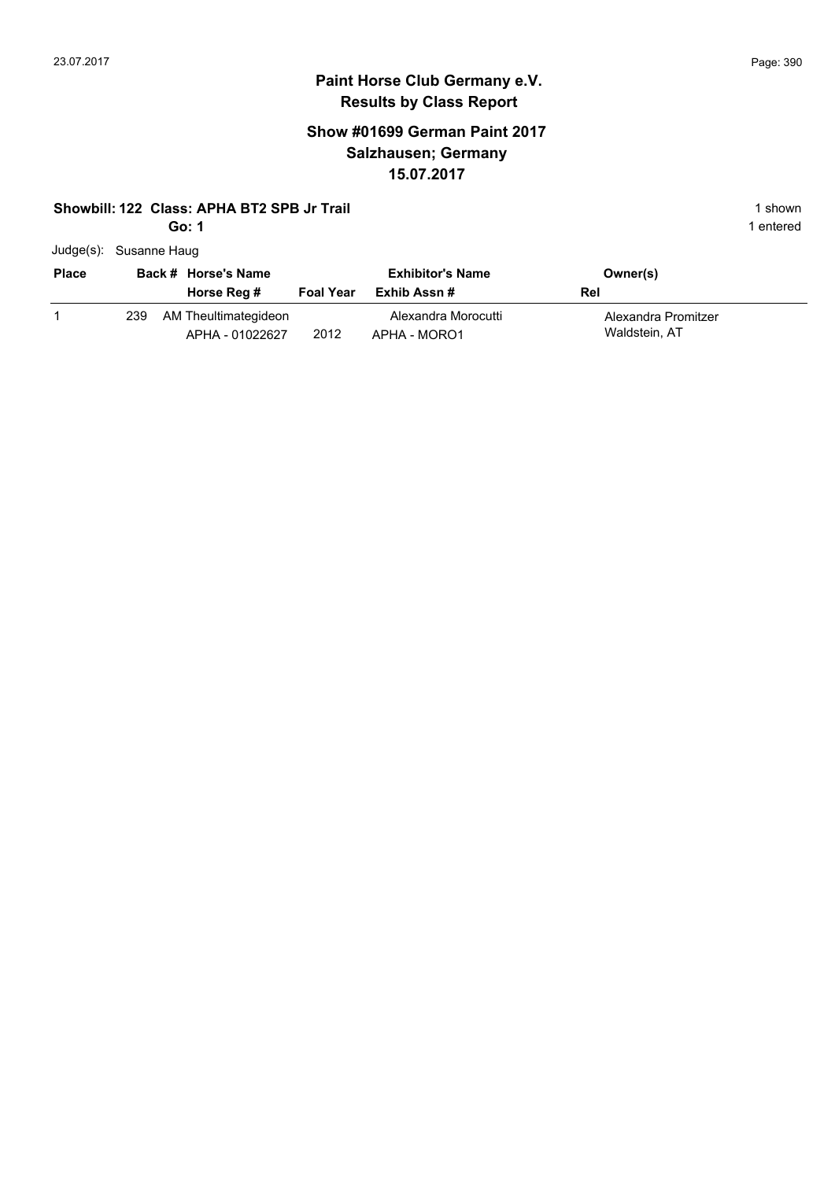# Paint Horse Club Germany e.V.
## Results by Class Report

### Show #01699 German Paint 2017
### Salzhausen; Germany
### 15.07.2017

**Showbill: 122 Class: APHA BT2 SPB Jr Trail** 1 shown

**Go: 1** 1 entered

Judge(s): Susanne Haug

| Place | Back # | Horse's Name / Horse Reg # | Foal Year | Exhibitor's Name / Exhib Assn # | Owner(s) / Rel |
|---|---|---|---|---|---|
| 1 | 239 | AM Theultimategideon<br>APHA - 01022627 | 2012 | Alexandra Morocutti<br>APHA - MORO1 | Alexandra Promitzer<br>Waldstein, AT |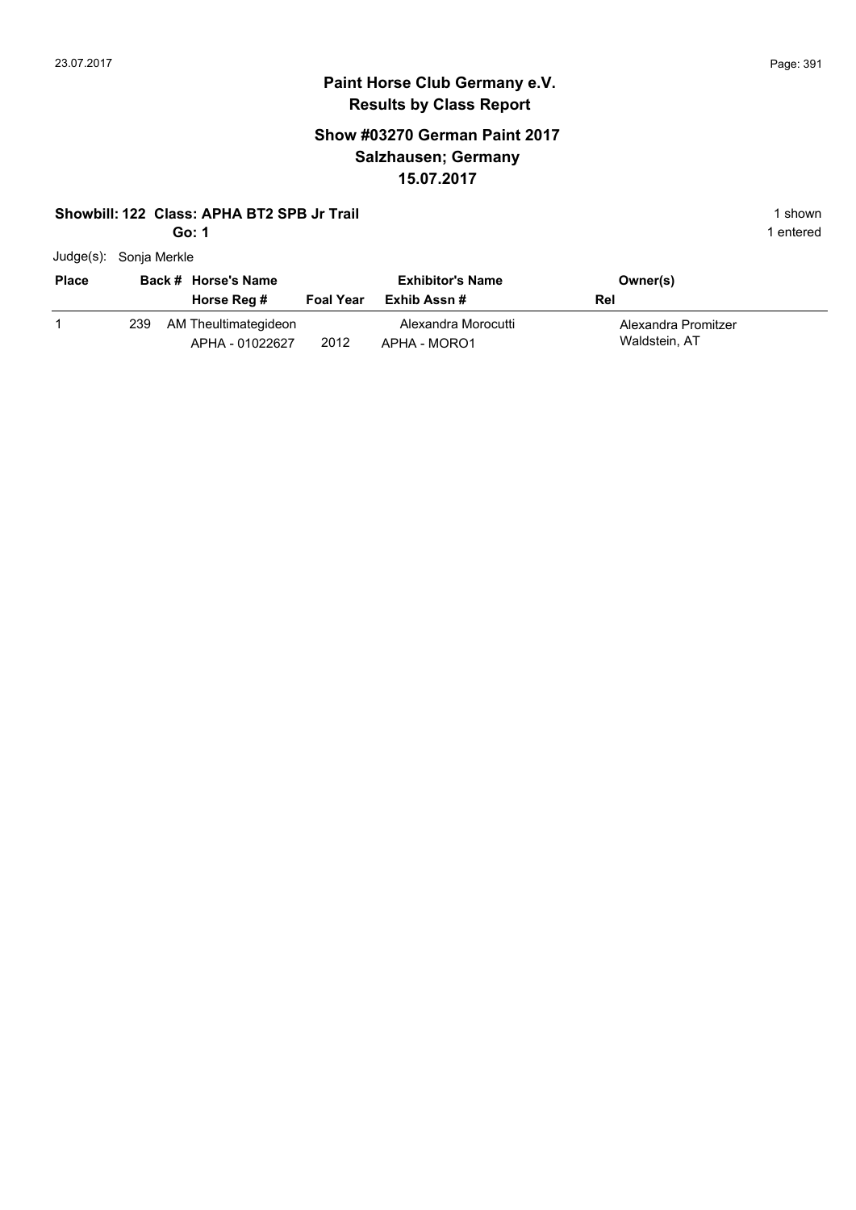# Paint Horse Club Germany e.V.
## Results by Class Report

### Show #03270 German Paint 2017
### Salzhausen; Germany
### 15.07.2017

**Showbill: 122 Class: APHA BT2 SPB Jr Trail** 1 shown

**Go: 1** 1 entered

Judge(s): Sonja Merkle

| Place | Back # | Horse's Name / Horse Reg # | Foal Year | Exhibitor's Name / Exhib Assn # | Owner(s) / Rel |
|---|---|---|---|---|---|
| 1 | 239 | AM Theultimategideon<br>APHA - 01022627 | 2012 | Alexandra Morocutti<br>APHA - MORO1 | Alexandra Promitzer<br>Waldstein, AT |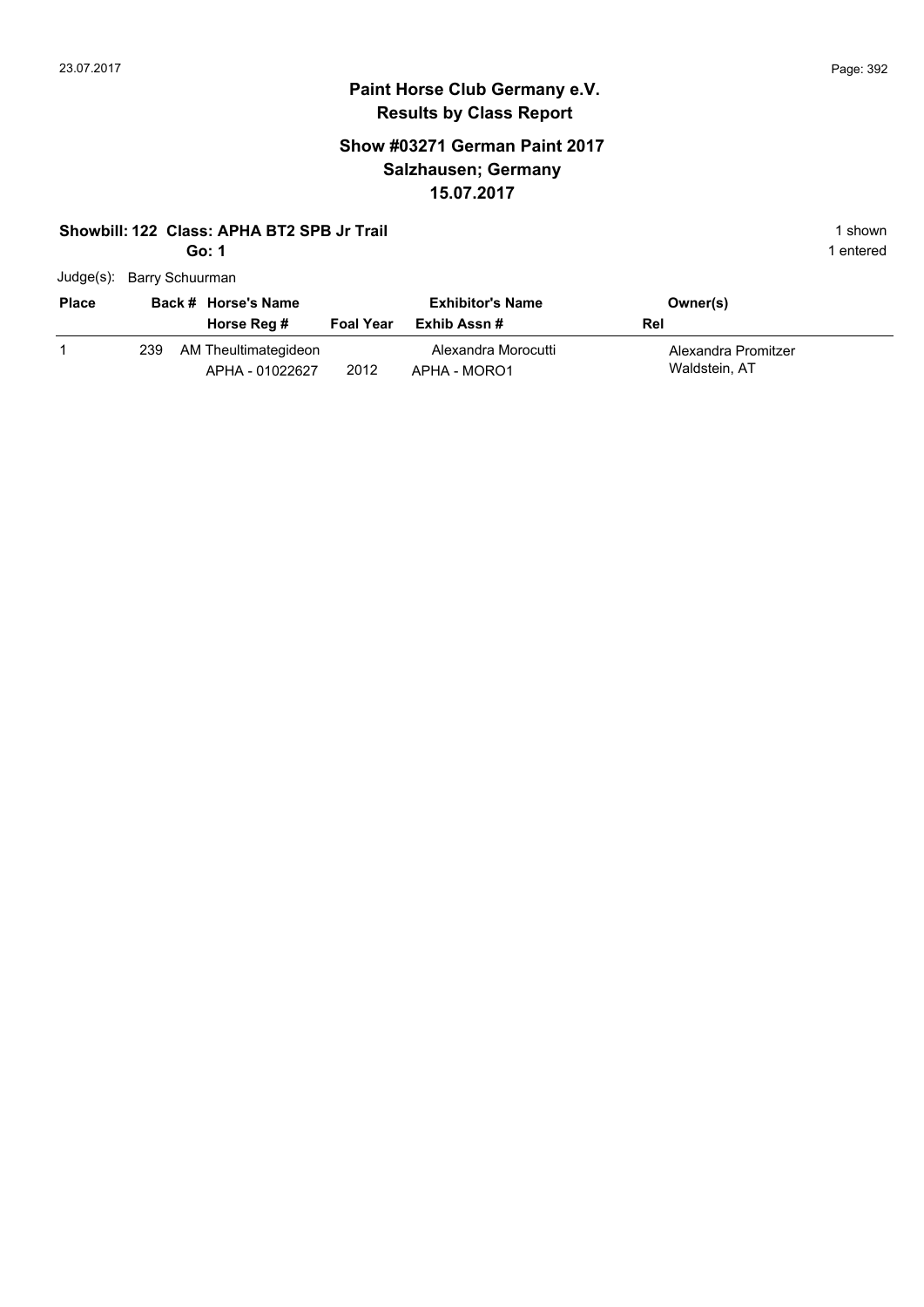# Paint Horse Club Germany e.V.
## Results by Class Report

### Show #03271 German Paint 2017
### Salzhausen; Germany
### 15.07.2017

**Showbill: 122 Class: APHA BT2 SPB Jr Trail** 1 shown

**Go: 1** 1 entered

Judge(s): Barry Schuurman

| Place | Back # | Horse's Name / Horse Reg # | Foal Year | Exhibitor's Name / Exhib Assn # | Owner(s) / Rel |
|---|---|---|---|---|---|
| 1 | 239 | AM Theultimategideon<br>APHA - 01022627 | 2012 | Alexandra Morocutti<br>APHA - MORO1 | Alexandra Promitzer<br>Waldstein, AT |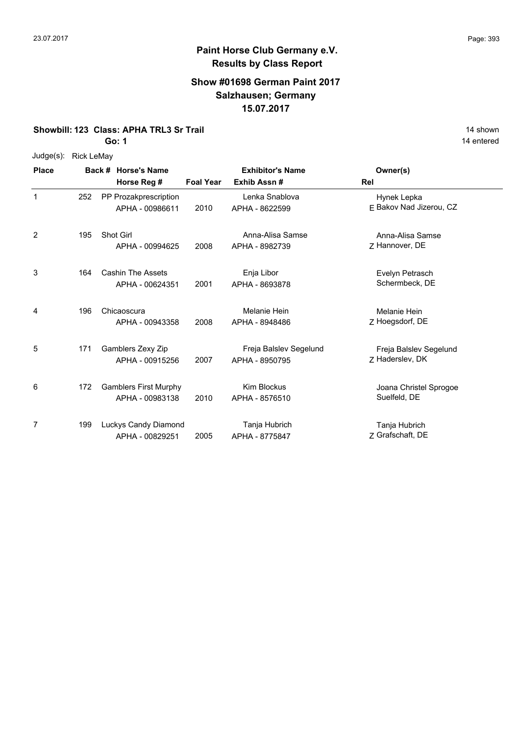**Paint Horse Club Germany e.V.**
**Results by Class Report**

**Show #01698 German Paint 2017**
**Salzhausen; Germany**
**15.07.2017**

**Showbill: 123 Class: APHA TRL3 Sr Trail** — 14 shown, 14 entered

**Go: 1**

Judge(s): Rick LeMay

| Place | Back # | Horse's Name / Horse Reg # | Foal Year | Exhibitor's Name / Exhib Assn # | Rel | Owner(s) |
|---|---|---|---|---|---|---|
| 1 | 252 | PP Prozakprescription<br>APHA - 00986611 | 2010 | Lenka Snablova<br>APHA - 8622599 | E | Hynek Lepka<br>Bakov Nad Jizerou, CZ |
| 2 | 195 | Shot Girl<br>APHA - 00994625 | 2008 | Anna-Alisa Samse<br>APHA - 8982739 | Z | Anna-Alisa Samse<br>Hannover, DE |
| 3 | 164 | Cashin The Assets<br>APHA - 00624351 | 2001 | Enja Libor<br>APHA - 8693878 | | Evelyn Petrasch<br>Schermbeck, DE |
| 4 | 196 | Chicaoscura<br>APHA - 00943358 | 2008 | Melanie Hein<br>APHA - 8948486 | Z | Melanie Hein<br>Hoegsdorf, DE |
| 5 | 171 | Gamblers Zexy Zip<br>APHA - 00915256 | 2007 | Freja Balslev Segelund<br>APHA - 8950795 | Z | Freja Balslev Segelund<br>Haderslev, DK |
| 6 | 172 | Gamblers First Murphy<br>APHA - 00983138 | 2010 | Kim Blockus<br>APHA - 8576510 | | Joana Christel Sprogoe<br>Suelfeld, DE |
| 7 | 199 | Luckys Candy Diamond<br>APHA - 00829251 | 2005 | Tanja Hubrich<br>APHA - 8775847 | Z | Tanja Hubrich<br>Grafschaft, DE |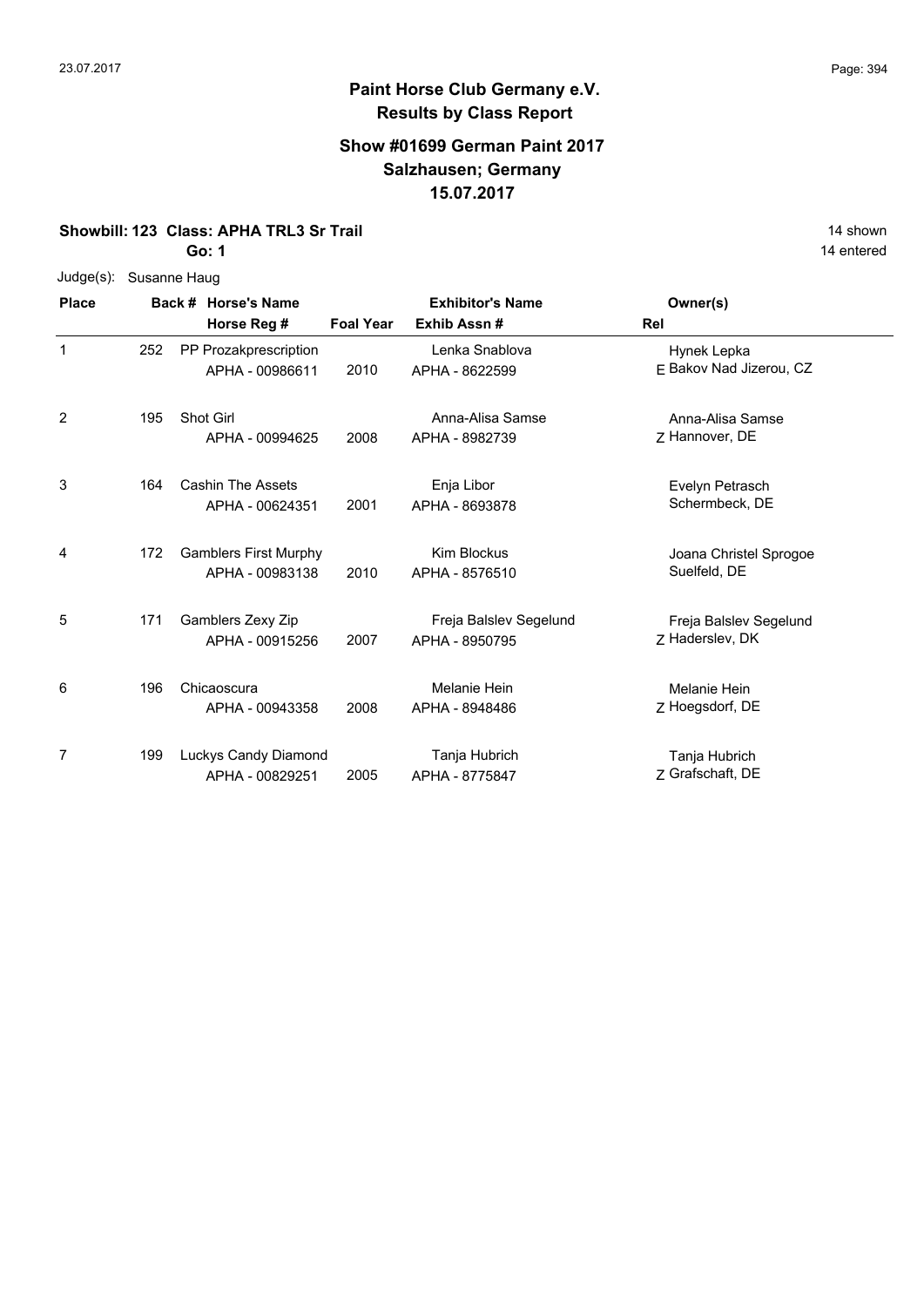**Paint Horse Club Germany e.V.**
**Results by Class Report**

**Show #01699 German Paint 2017**
**Salzhausen; Germany**
**15.07.2017**

**Showbill: 123 Class: APHA TRL3 Sr Trail** — 14 shown

**Go: 1** — 14 entered

Judge(s): Susanne Haug

| Place | Back # | Horse's Name / Horse Reg # | Foal Year | Exhibitor's Name / Exhib Assn # | Rel | Owner(s) |
|---|---|---|---|---|---|---|
| 1 | 252 | PP Prozakprescription<br>APHA - 00986611 | 2010 | Lenka Snablova<br>APHA - 8622599 | E | Hynek Lepka<br>Bakov Nad Jizerou, CZ |
| 2 | 195 | Shot Girl<br>APHA - 00994625 | 2008 | Anna-Alisa Samse<br>APHA - 8982739 | Z | Anna-Alisa Samse<br>Hannover, DE |
| 3 | 164 | Cashin The Assets<br>APHA - 00624351 | 2001 | Enja Libor<br>APHA - 8693878 | | Evelyn Petrasch<br>Schermbeck, DE |
| 4 | 172 | Gamblers First Murphy<br>APHA - 00983138 | 2010 | Kim Blockus<br>APHA - 8576510 | | Joana Christel Sprogoe<br>Suelfeld, DE |
| 5 | 171 | Gamblers Zexy Zip<br>APHA - 00915256 | 2007 | Freja Balslev Segelund<br>APHA - 8950795 | Z | Freja Balslev Segelund<br>Haderslev, DK |
| 6 | 196 | Chicaoscura<br>APHA - 00943358 | 2008 | Melanie Hein<br>APHA - 8948486 | Z | Melanie Hein<br>Hoegsdorf, DE |
| 7 | 199 | Luckys Candy Diamond<br>APHA - 00829251 | 2005 | Tanja Hubrich<br>APHA - 8775847 | Z | Tanja Hubrich<br>Grafschaft, DE |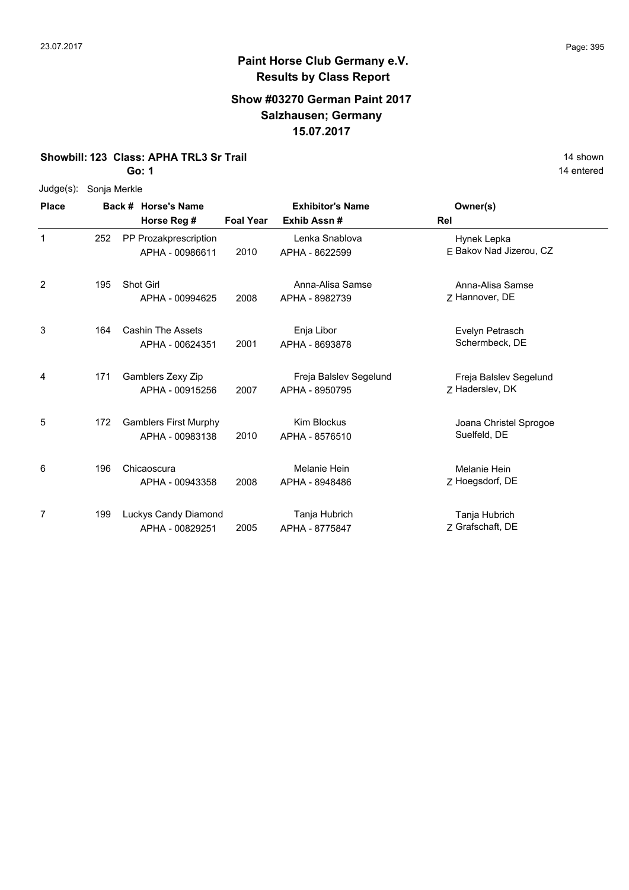# Paint Horse Club Germany e.V.
## Results by Class Report

### Show #03270 German Paint 2017
### Salzhausen; Germany
### 15.07.2017

**Showbill: 123 Class: APHA TRL3 Sr Trail** — 14 shown
**Go: 1** — 14 entered

Judge(s): Sonja Merkle

| Place | Back # | Horse's Name / Horse Reg # | Foal Year | Exhibitor's Name / Exhib Assn # | Rel | Owner(s) |
|---|---|---|---|---|---|---|
| 1 | 252 | PP Prozakprescription<br>APHA - 00986611 | 2010 | Lenka Snablova<br>APHA - 8622599 | E | Hynek Lepka<br>Bakov Nad Jizerou, CZ |
| 2 | 195 | Shot Girl<br>APHA - 00994625 | 2008 | Anna-Alisa Samse<br>APHA - 8982739 | Z | Anna-Alisa Samse<br>Hannover, DE |
| 3 | 164 | Cashin The Assets<br>APHA - 00624351 | 2001 | Enja Libor<br>APHA - 8693878 | | Evelyn Petrasch<br>Schermbeck, DE |
| 4 | 171 | Gamblers Zexy Zip<br>APHA - 00915256 | 2007 | Freja Balslev Segelund<br>APHA - 8950795 | Z | Freja Balslev Segelund<br>Haderslev, DK |
| 5 | 172 | Gamblers First Murphy<br>APHA - 00983138 | 2010 | Kim Blockus<br>APHA - 8576510 | | Joana Christel Sprogoe<br>Suelfeld, DE |
| 6 | 196 | Chicaoscura<br>APHA - 00943358 | 2008 | Melanie Hein<br>APHA - 8948486 | Z | Melanie Hein<br>Hoegsdorf, DE |
| 7 | 199 | Luckys Candy Diamond<br>APHA - 00829251 | 2005 | Tanja Hubrich<br>APHA - 8775847 | Z | Tanja Hubrich<br>Grafschaft, DE |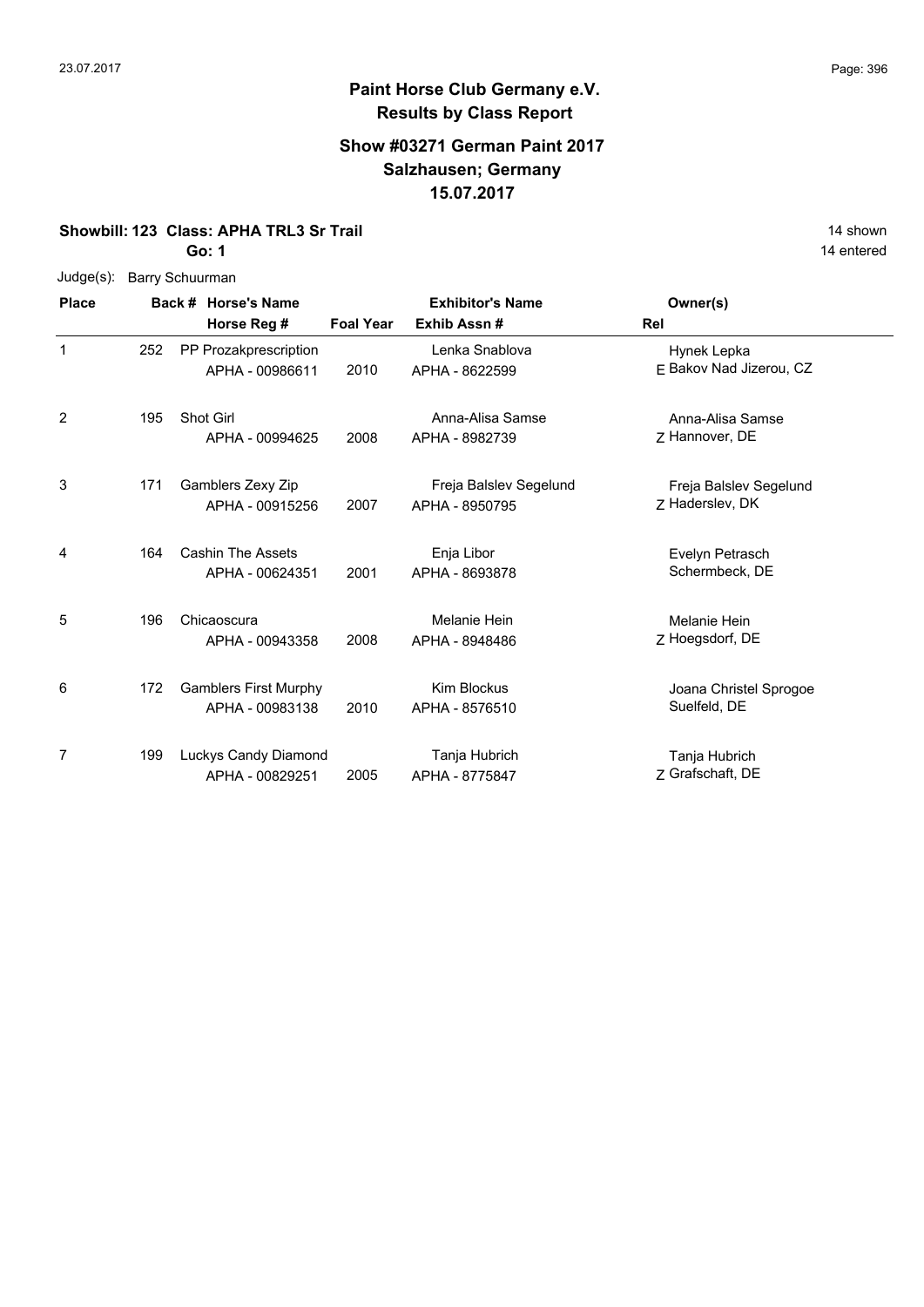# Paint Horse Club Germany e.V.

## Results by Class Report

### Show #03271 German Paint 2017
### Salzhausen; Germany
### 15.07.2017

**Showbill: 123 Class: APHA TRL3 Sr Trail** 14 shown

**Go: 1** 14 entered

Judge(s): Barry Schuurman

| Place | Back # | Horse's Name / Horse Reg # | Foal Year | Exhibitor's Name / Exhib Assn # | Rel | Owner(s) |
|---|---|---|---|---|---|---|
| 1 | 252 | PP Prozakprescription<br>APHA - 00986611 | 2010 | Lenka Snablova<br>APHA - 8622599 | E | Hynek Lepka<br>Bakov Nad Jizerou, CZ |
| 2 | 195 | Shot Girl<br>APHA - 00994625 | 2008 | Anna-Alisa Samse<br>APHA - 8982739 | Z | Anna-Alisa Samse<br>Hannover, DE |
| 3 | 171 | Gamblers Zexy Zip<br>APHA - 00915256 | 2007 | Freja Balslev Segelund<br>APHA - 8950795 | Z | Freja Balslev Segelund<br>Haderslev, DK |
| 4 | 164 | Cashin The Assets<br>APHA - 00624351 | 2001 | Enja Libor<br>APHA - 8693878 | | Evelyn Petrasch<br>Schermbeck, DE |
| 5 | 196 | Chicaoscura<br>APHA - 00943358 | 2008 | Melanie Hein<br>APHA - 8948486 | Z | Melanie Hein<br>Hoegsdorf, DE |
| 6 | 172 | Gamblers First Murphy<br>APHA - 00983138 | 2010 | Kim Blockus<br>APHA - 8576510 | | Joana Christel Sprogoe<br>Suelfeld, DE |
| 7 | 199 | Luckys Candy Diamond<br>APHA - 00829251 | 2005 | Tanja Hubrich<br>APHA - 8775847 | Z | Tanja Hubrich<br>Grafschaft, DE |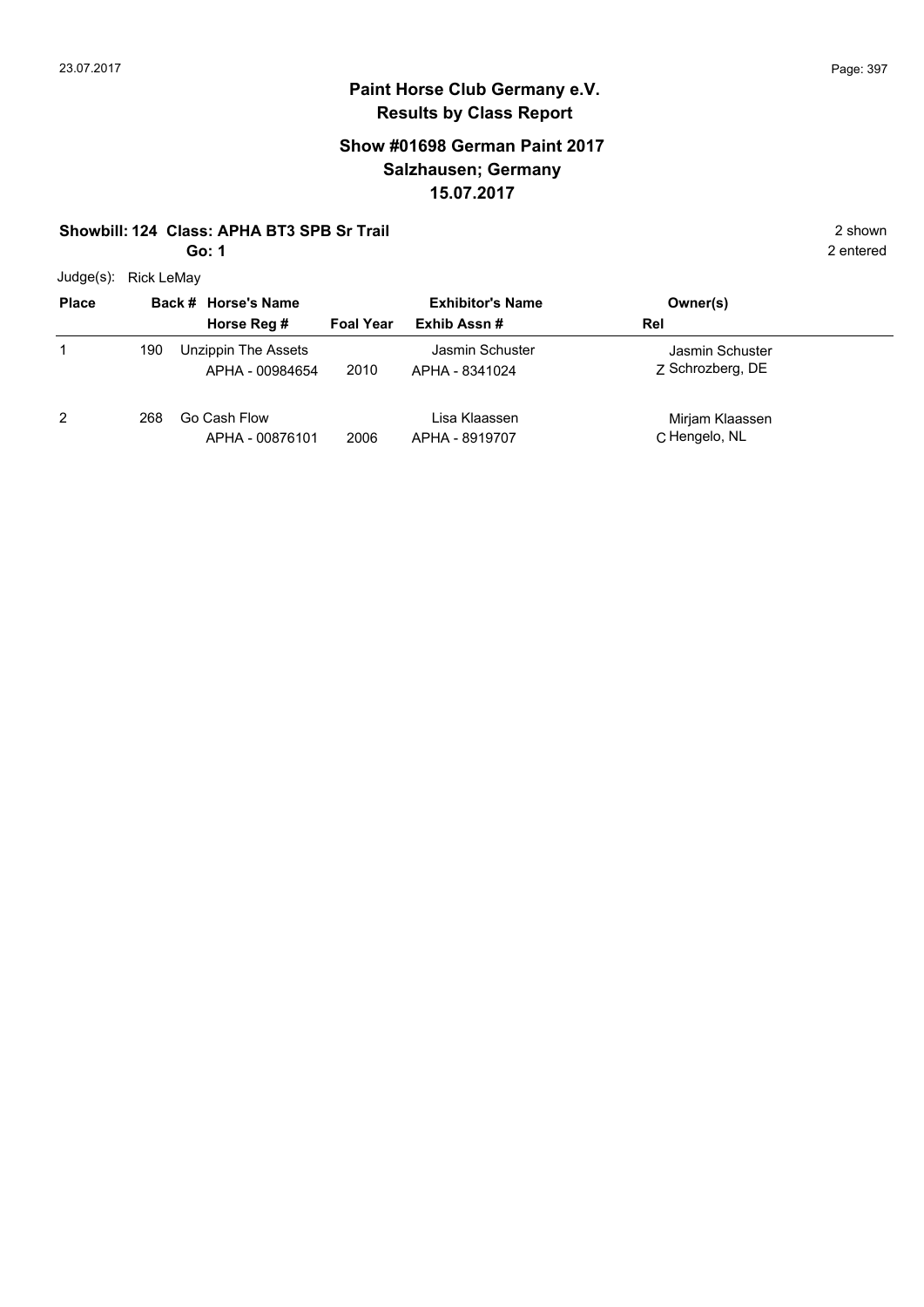## Paint Horse Club Germany e.V.
## Results by Class Report

### Show #01698 German Paint 2017
### Salzhausen; Germany
### 15.07.2017

**Showbill: 124 Class: APHA BT3 SPB Sr Trail** — 2 shown

**Go: 1** — 2 entered

Judge(s): Rick LeMay

| Place | Back # | Horse's Name / Horse Reg # | Foal Year | Exhibitor's Name / Exhib Assn # | Owner(s) / Rel |
|---|---|---|---|---|---|
| 1 | 190 | Unzippin The Assets<br>APHA - 00984654 | 2010 | Jasmin Schuster<br>APHA - 8341024 | Jasmin Schuster<br>Z Schrozberg, DE |
| 2 | 268 | Go Cash Flow<br>APHA - 00876101 | 2006 | Lisa Klaassen<br>APHA - 8919707 | Mirjam Klaassen<br>C Hengelo, NL |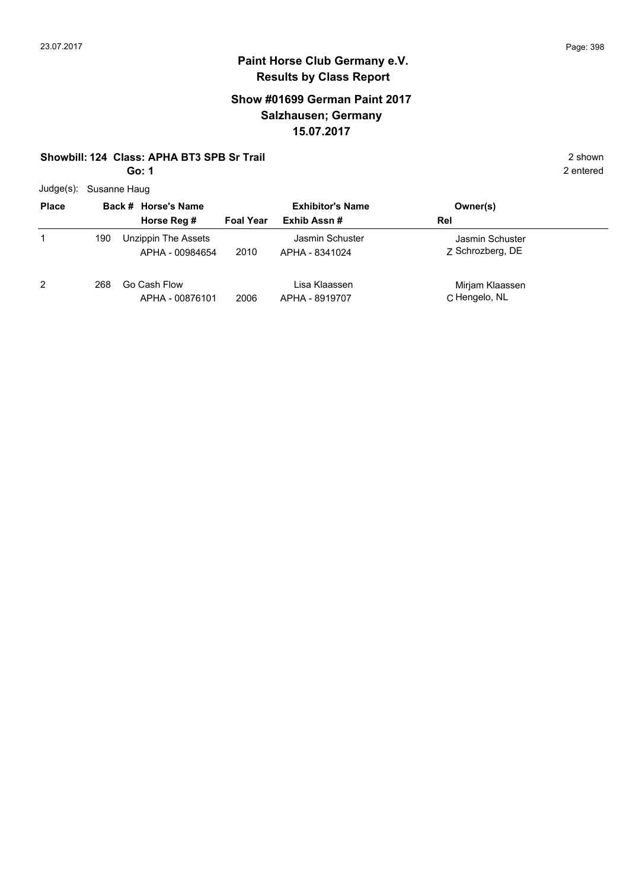# Paint Horse Club Germany e.V.
## Results by Class Report

### Show #01699 German Paint 2017
### Salzhausen; Germany
### 15.07.2017

**Showbill: 124 Class: APHA BT3 SPB Sr Trail** — 2 shown

**Go: 1** — 2 entered

Judge(s): Susanne Haug

| Place | Back # | Horse's Name / Horse Reg # | Foal Year | Exhibitor's Name / Exhib Assn # | Owner(s) / Rel |
|---|---|---|---|---|---|
| 1 | 190 | Unzippin The Assets<br>APHA - 00984654 | 2010 | Jasmin Schuster<br>APHA - 8341024 | Jasmin Schuster<br>Z Schrozberg, DE |
| 2 | 268 | Go Cash Flow<br>APHA - 00876101 | 2006 | Lisa Klaassen<br>APHA - 8919707 | Mirjam Klaassen<br>C Hengelo, NL |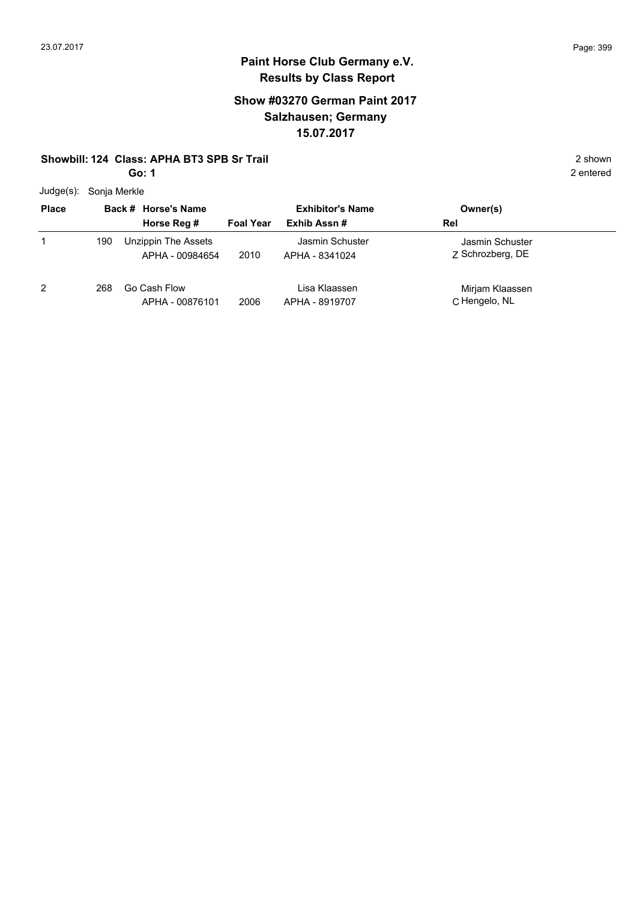# Paint Horse Club Germany e.V.
## Results by Class Report

### Show #03270 German Paint 2017
### Salzhausen; Germany
### 15.07.2017

**Showbill: 124 Class: APHA BT3 SPB Sr Trail** — 2 shown

**Go: 1** — 2 entered

Judge(s): Sonja Merkle

| Place | Back # | Horse's Name / Horse Reg # | Foal Year | Exhibitor's Name / Exhib Assn # | Owner(s) / Rel |
|---|---|---|---|---|---|
| 1 | 190 | Unzippin The Assets<br>APHA - 00984654 | 2010 | Jasmin Schuster<br>APHA - 8341024 | Jasmin Schuster<br>Z Schrozberg, DE |
| 2 | 268 | Go Cash Flow<br>APHA - 00876101 | 2006 | Lisa Klaassen<br>APHA - 8919707 | Mirjam Klaassen<br>C Hengelo, NL |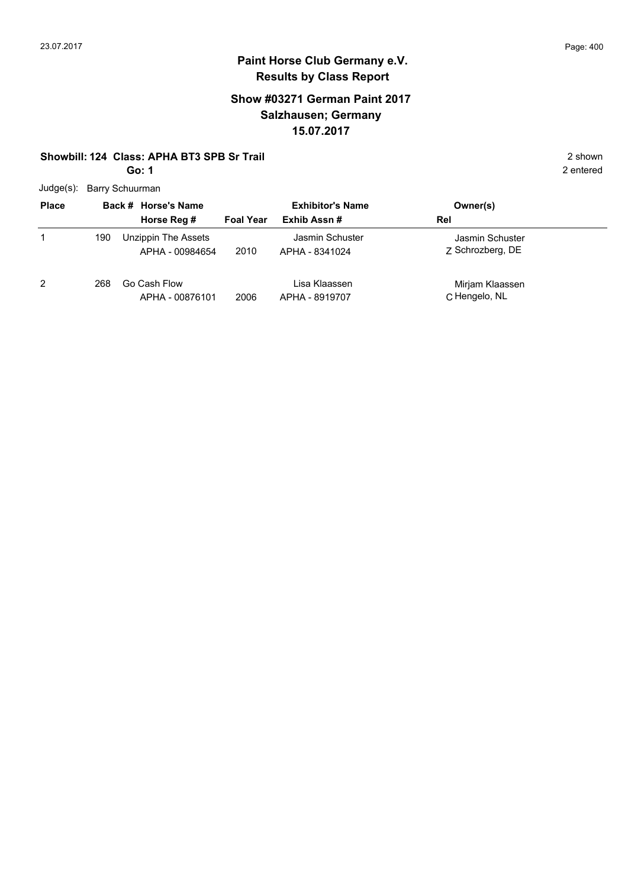## Paint Horse Club Germany e.V.
## Results by Class Report

### Show #03271 German Paint 2017
### Salzhausen; Germany
### 15.07.2017

**Showbill: 124 Class: APHA BT3 SPB Sr Trail**

**Go: 1**

2 shown

2 entered

Judge(s): Barry Schuurman

| Place | Back # | Horse's Name / Horse Reg # | Foal Year | Exhibitor's Name / Exhib Assn # | Rel | Owner(s) |
|---|---|---|---|---|---|---|
| 1 | 190 | Unzippin The Assets<br>APHA - 00984654 | 2010 | Jasmin Schuster<br>APHA - 8341024 | Z | Jasmin Schuster<br>Schrozberg, DE |
| 2 | 268 | Go Cash Flow<br>APHA - 00876101 | 2006 | Lisa Klaassen<br>APHA - 8919707 | C | Mirjam Klaassen<br>Hengelo, NL |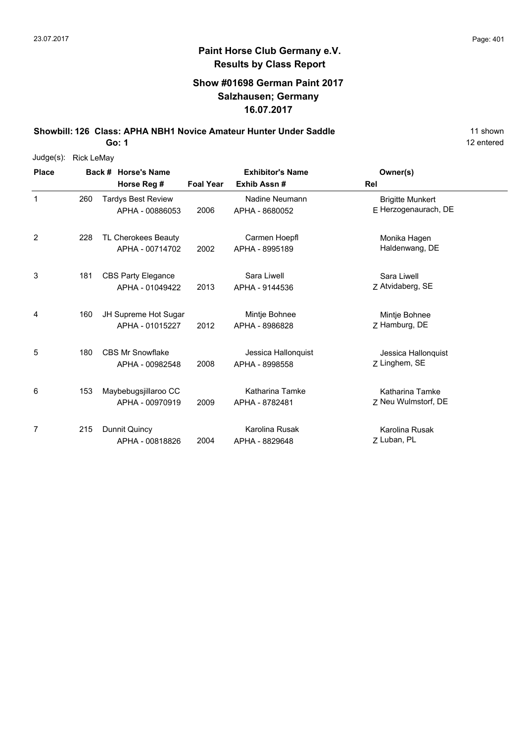# Paint Horse Club Germany e.V.
## Results by Class Report

### Show #01698 German Paint 2017
### Salzhausen; Germany
### 16.07.2017

**Showbill: 126 Class: APHA NBH1 Novice Amateur Hunter Under Saddle** — 11 shown

**Go: 1** — 12 entered

Judge(s): Rick LeMay

| Place | Back # | Horse's Name / Horse Reg # | Foal Year | Exhibitor's Name / Exhib Assn # | Rel | Owner(s) |
|---|---|---|---|---|---|---|
| 1 | 260 | Tardys Best Review<br>APHA - 00886053 | 2006 | Nadine Neumann<br>APHA - 8680052 | E | Brigitte Munkert<br>Herzogenaurach, DE |
| 2 | 228 | TL Cherokees Beauty<br>APHA - 00714702 | 2002 | Carmen Hoepfl<br>APHA - 8995189 | | Monika Hagen<br>Haldenwang, DE |
| 3 | 181 | CBS Party Elegance<br>APHA - 01049422 | 2013 | Sara Liwell<br>APHA - 9144536 | Z | Sara Liwell<br>Atvidaberg, SE |
| 4 | 160 | JH Supreme Hot Sugar<br>APHA - 01015227 | 2012 | Mintje Bohnee<br>APHA - 8986828 | Z | Mintje Bohnee<br>Hamburg, DE |
| 5 | 180 | CBS Mr Snowflake<br>APHA - 00982548 | 2008 | Jessica Hallonquist<br>APHA - 8998558 | Z | Jessica Hallonquist<br>Linghem, SE |
| 6 | 153 | Maybebugsjillaroo CC<br>APHA - 00970919 | 2009 | Katharina Tamke<br>APHA - 8782481 | Z | Katharina Tamke<br>Neu Wulmstorf, DE |
| 7 | 215 | Dunnit Quincy<br>APHA - 00818826 | 2004 | Karolina Rusak<br>APHA - 8829648 | Z | Karolina Rusak<br>Luban, PL |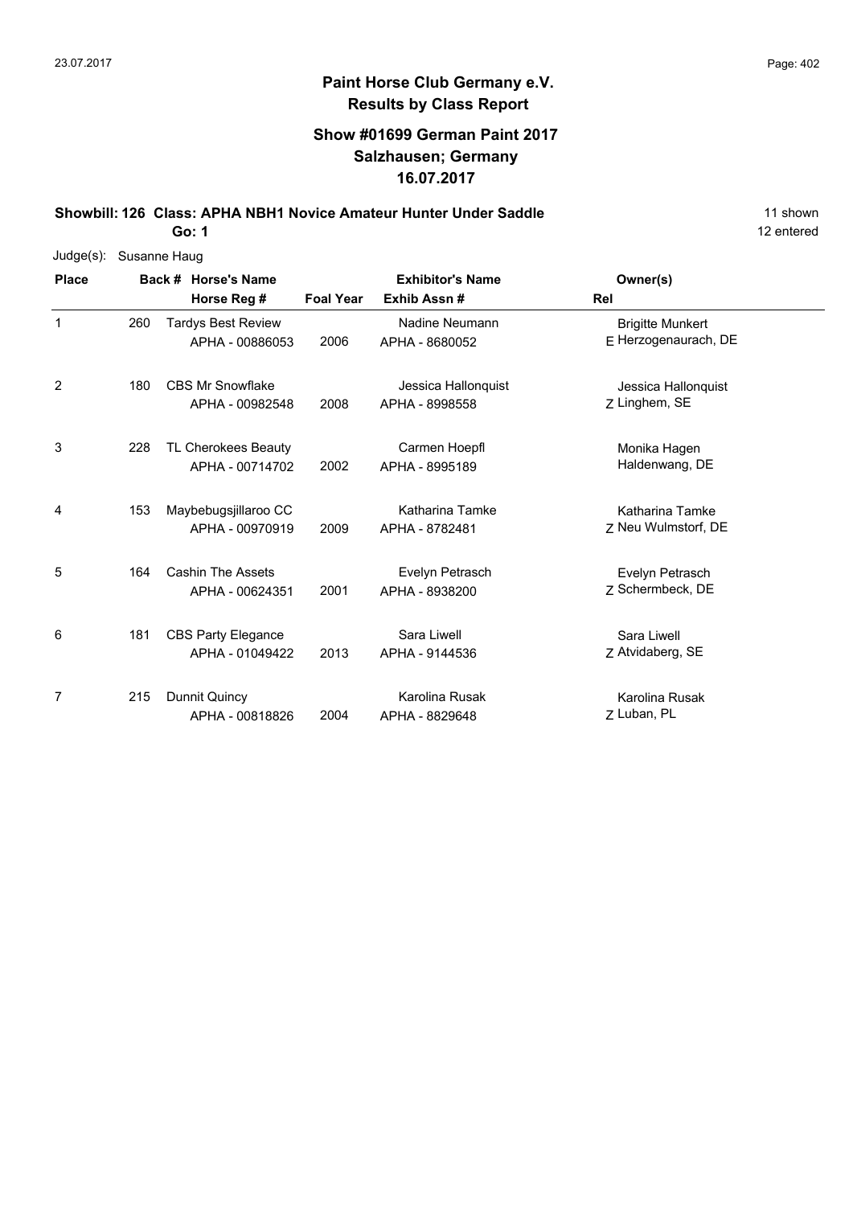## Paint Horse Club Germany e.V.
### Results by Class Report

### Show #01699 German Paint 2017
### Salzhausen; Germany
### 16.07.2017

**Showbill: 126 Class: APHA NBH1 Novice Amateur Hunter Under Saddle** 11 shown

**Go: 1** 12 entered

Judge(s): Susanne Haug

| Place | Back # | Horse's Name / Horse Reg # | Foal Year | Exhibitor's Name / Exhib Assn # | Rel | Owner(s) |
|---|---|---|---|---|---|---|
| 1 | 260 | Tardys Best Review<br>APHA - 00886053 | 2006 | Nadine Neumann<br>APHA - 8680052 | E | Brigitte Munkert<br>Herzogenaurach, DE |
| 2 | 180 | CBS Mr Snowflake<br>APHA - 00982548 | 2008 | Jessica Hallonquist<br>APHA - 8998558 | Z | Jessica Hallonquist<br>Linghem, SE |
| 3 | 228 | TL Cherokees Beauty<br>APHA - 00714702 | 2002 | Carmen Hoepfl<br>APHA - 8995189 | | Monika Hagen<br>Haldenwang, DE |
| 4 | 153 | Maybebugsjillaroo CC<br>APHA - 00970919 | 2009 | Katharina Tamke<br>APHA - 8782481 | Z | Katharina Tamke<br>Neu Wulmstorf, DE |
| 5 | 164 | Cashin The Assets<br>APHA - 00624351 | 2001 | Evelyn Petrasch<br>APHA - 8938200 | Z | Evelyn Petrasch<br>Schermbeck, DE |
| 6 | 181 | CBS Party Elegance<br>APHA - 01049422 | 2013 | Sara Liwell<br>APHA - 9144536 | Z | Sara Liwell<br>Atvidaberg, SE |
| 7 | 215 | Dunnit Quincy<br>APHA - 00818826 | 2004 | Karolina Rusak<br>APHA - 8829648 | Z | Karolina Rusak<br>Luban, PL |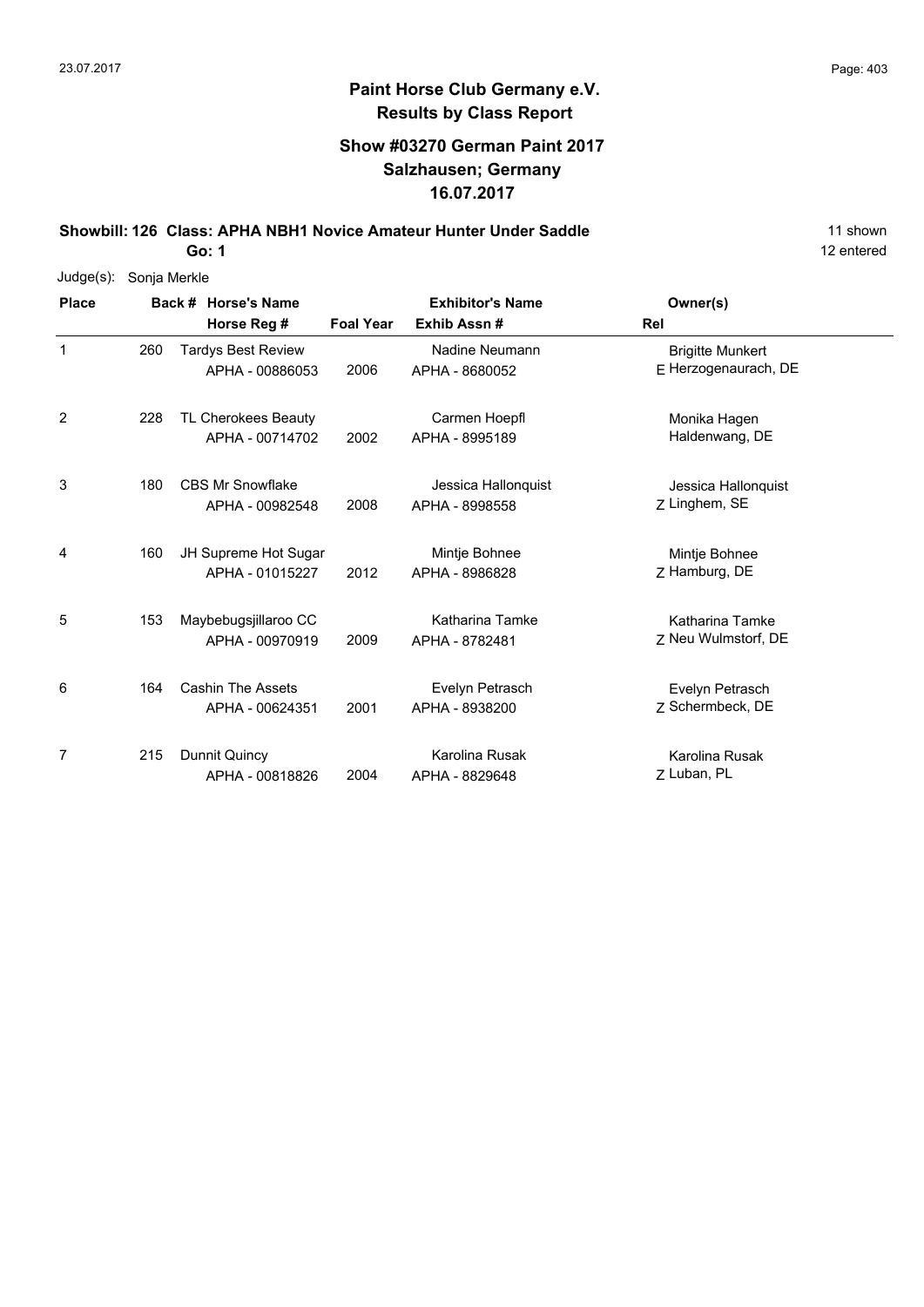## Paint Horse Club Germany e.V.
## Results by Class Report

### Show #03270 German Paint 2017
### Salzhausen; Germany
### 16.07.2017

**Showbill: 126 Class: APHA NBH1 Novice Amateur Hunter Under Saddle** — 11 shown, 12 entered

**Go: 1**

Judge(s): Sonja Merkle

| Place | Back # | Horse's Name / Horse Reg # | Foal Year | Exhibitor's Name / Exhib Assn # | Rel | Owner(s) |
|---|---|---|---|---|---|---|
| 1 | 260 | Tardys Best Review<br>APHA - 00886053 | 2006 | Nadine Neumann<br>APHA - 8680052 | E | Brigitte Munkert<br>Herzogenaurach, DE |
| 2 | 228 | TL Cherokees Beauty<br>APHA - 00714702 | 2002 | Carmen Hoepfl<br>APHA - 8995189 | | Monika Hagen<br>Haldenwang, DE |
| 3 | 180 | CBS Mr Snowflake<br>APHA - 00982548 | 2008 | Jessica Hallonquist<br>APHA - 8998558 | Z | Jessica Hallonquist<br>Linghem, SE |
| 4 | 160 | JH Supreme Hot Sugar<br>APHA - 01015227 | 2012 | Mintje Bohnee<br>APHA - 8986828 | Z | Mintje Bohnee<br>Hamburg, DE |
| 5 | 153 | Maybebugsjillaroo CC<br>APHA - 00970919 | 2009 | Katharina Tamke<br>APHA - 8782481 | Z | Katharina Tamke<br>Neu Wulmstorf, DE |
| 6 | 164 | Cashin The Assets<br>APHA - 00624351 | 2001 | Evelyn Petrasch<br>APHA - 8938200 | Z | Evelyn Petrasch<br>Schermbeck, DE |
| 7 | 215 | Dunnit Quincy<br>APHA - 00818826 | 2004 | Karolina Rusak<br>APHA - 8829648 | Z | Karolina Rusak<br>Luban, PL |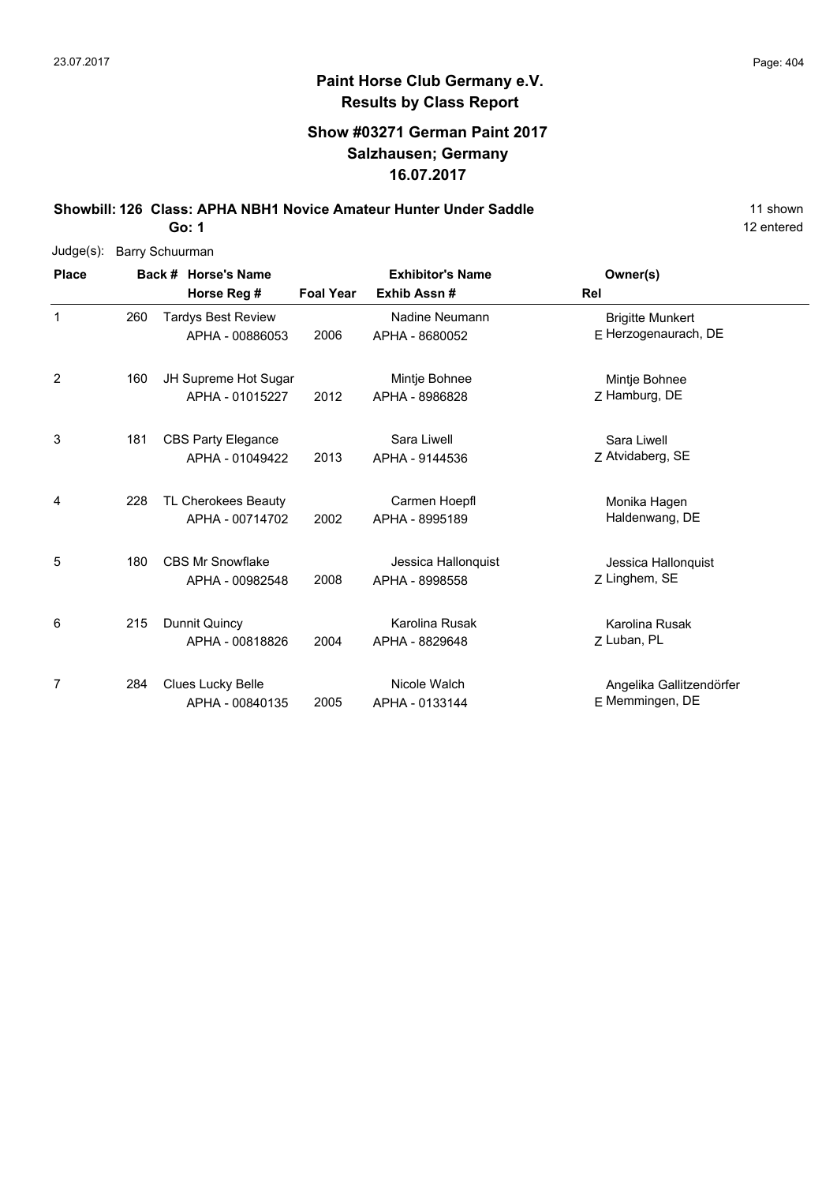# Paint Horse Club Germany e.V.

## Results by Class Report

### Show #03271 German Paint 2017
### Salzhausen; Germany
### 16.07.2017

**Showbill: 126 Class: APHA NBH1 Novice Amateur Hunter Under Saddle** — 11 shown, 12 entered

**Go: 1**

Judge(s): Barry Schuurman

| Place | Back # | Horse's Name / Horse Reg # | Foal Year | Exhibitor's Name / Exhib Assn # | Rel | Owner(s) |
|---|---|---|---|---|---|---|
| 1 | 260 | Tardys Best Review<br>APHA - 00886053 | 2006 | Nadine Neumann<br>APHA - 8680052 | E | Brigitte Munkert<br>Herzogenaurach, DE |
| 2 | 160 | JH Supreme Hot Sugar<br>APHA - 01015227 | 2012 | Mintje Bohnee<br>APHA - 8986828 | Z | Mintje Bohnee<br>Hamburg, DE |
| 3 | 181 | CBS Party Elegance<br>APHA - 01049422 | 2013 | Sara Liwell<br>APHA - 9144536 | Z | Sara Liwell<br>Atvidaberg, SE |
| 4 | 228 | TL Cherokees Beauty<br>APHA - 00714702 | 2002 | Carmen Hoepfl<br>APHA - 8995189 | | Monika Hagen<br>Haldenwang, DE |
| 5 | 180 | CBS Mr Snowflake<br>APHA - 00982548 | 2008 | Jessica Hallonquist<br>APHA - 8998558 | Z | Jessica Hallonquist<br>Linghem, SE |
| 6 | 215 | Dunnit Quincy<br>APHA - 00818826 | 2004 | Karolina Rusak<br>APHA - 8829648 | Z | Karolina Rusak<br>Luban, PL |
| 7 | 284 | Clues Lucky Belle<br>APHA - 00840135 | 2005 | Nicole Walch<br>APHA - 0133144 | E | Angelika Gallitzendörfer<br>Memmingen, DE |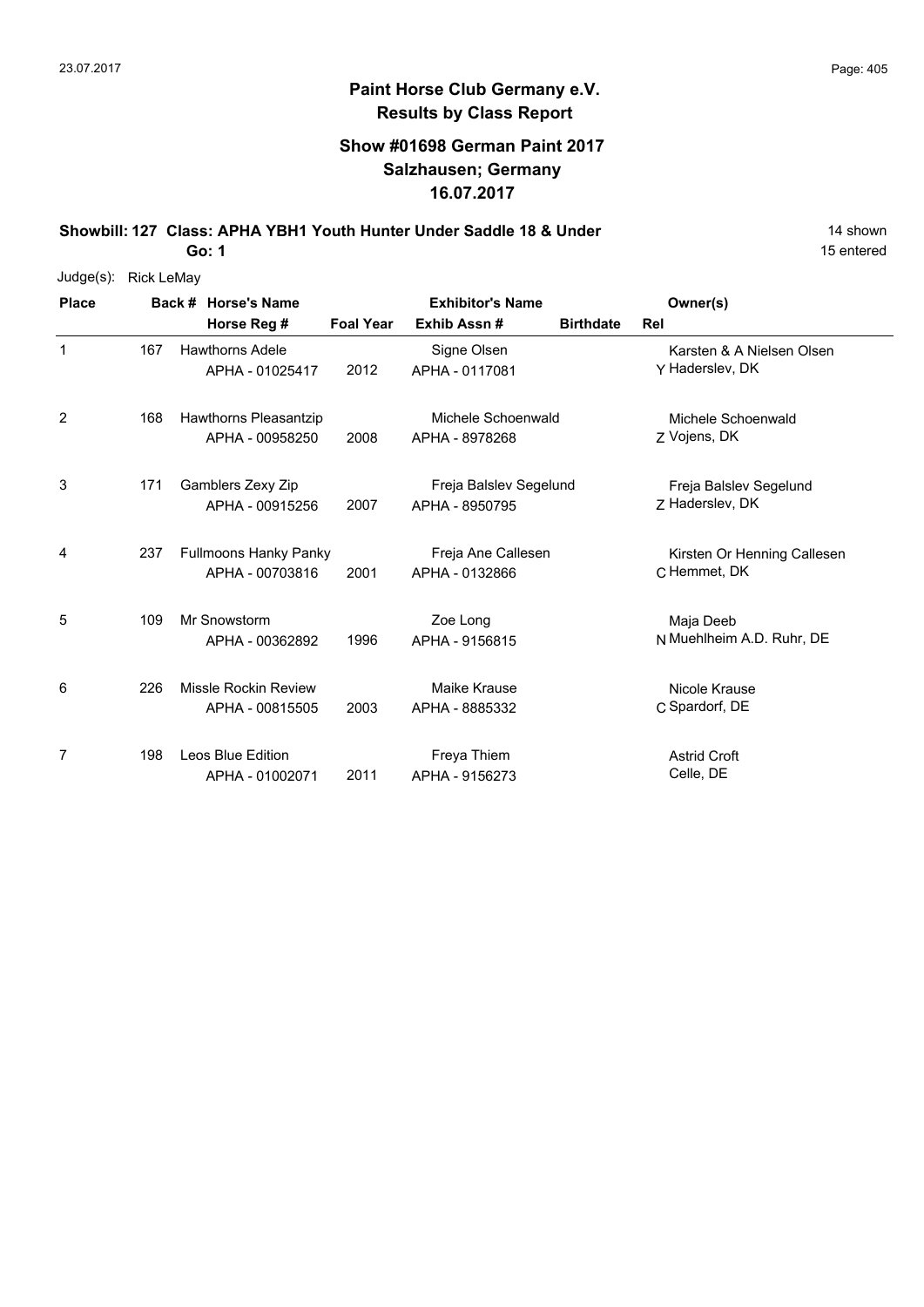**Paint Horse Club Germany e.V.**
**Results by Class Report**

**Show #01698 German Paint 2017**
**Salzhausen; Germany**
**16.07.2017**

**Showbill: 127 Class: APHA YBH1 Youth Hunter Under Saddle 18 & Under** — 14 shown
**Go: 1** — 15 entered

Judge(s): Rick LeMay

| Place | Back # | Horse's Name / Horse Reg # | Foal Year | Exhibitor's Name / Exhib Assn # | Birthdate | Rel | Owner(s) |
|---|---|---|---|---|---|---|---|
| 1 | 167 | Hawthorns Adele<br>APHA - 01025417 | 2012 | Signe Olsen<br>APHA - 0117081 | | Y | Karsten & A Nielsen Olsen<br>Haderslev, DK |
| 2 | 168 | Hawthorns Pleasantzip<br>APHA - 00958250 | 2008 | Michele Schoenwald<br>APHA - 8978268 | | Z | Michele Schoenwald<br>Vojens, DK |
| 3 | 171 | Gamblers Zexy Zip<br>APHA - 00915256 | 2007 | Freja Balslev Segelund<br>APHA - 8950795 | | Z | Freja Balslev Segelund<br>Haderslev, DK |
| 4 | 237 | Fullmoons Hanky Panky<br>APHA - 00703816 | 2001 | Freja Ane Callesen<br>APHA - 0132866 | | C | Kirsten Or Henning Callesen<br>Hemmet, DK |
| 5 | 109 | Mr Snowstorm<br>APHA - 00362892 | 1996 | Zoe Long<br>APHA - 9156815 | | N | Maja Deeb<br>Muehlheim A.D. Ruhr, DE |
| 6 | 226 | Missle Rockin Review<br>APHA - 00815505 | 2003 | Maike Krause<br>APHA - 8885332 | | C | Nicole Krause<br>Spardorf, DE |
| 7 | 198 | Leos Blue Edition<br>APHA - 01002071 | 2011 | Freya Thiem<br>APHA - 9156273 | | | Astrid Croft<br>Celle, DE |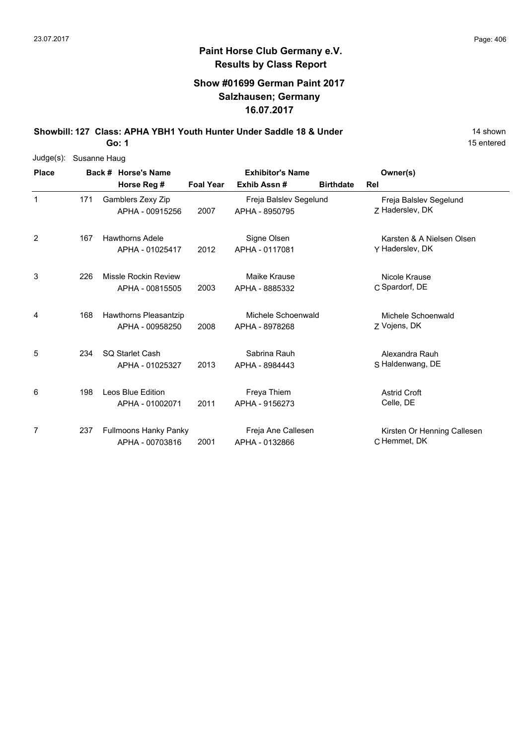# Paint Horse Club Germany e.V.

## Results by Class Report

### Show #01699 German Paint 2017
### Salzhausen; Germany
### 16.07.2017

**Showbill: 127 Class: APHA YBH1 Youth Hunter Under Saddle 18 & Under** — 14 shown

**Go: 1** — 15 entered

Judge(s): Susanne Haug

| Place | Back # | Horse's Name / Horse Reg # | Foal Year | Exhibitor's Name / Exhib Assn # | Birthdate | Rel | Owner(s) |
|---|---|---|---|---|---|---|---|
| 1 | 171 | Gamblers Zexy Zip<br>APHA - 00915256 | 2007 | Freja Balslev Segelund<br>APHA - 8950795 | | Z | Freja Balslev Segelund<br>Haderslev, DK |
| 2 | 167 | Hawthorns Adele<br>APHA - 01025417 | 2012 | Signe Olsen<br>APHA - 0117081 | | Y | Karsten & A Nielsen Olsen<br>Haderslev, DK |
| 3 | 226 | Missle Rockin Review<br>APHA - 00815505 | 2003 | Maike Krause<br>APHA - 8885332 | | C | Nicole Krause<br>Spardorf, DE |
| 4 | 168 | Hawthorns Pleasantzip<br>APHA - 00958250 | 2008 | Michele Schoenwald<br>APHA - 8978268 | | Z | Michele Schoenwald<br>Vojens, DK |
| 5 | 234 | SQ Starlet Cash<br>APHA - 01025327 | 2013 | Sabrina Rauh<br>APHA - 8984443 | | S | Alexandra Rauh<br>Haldenwang, DE |
| 6 | 198 | Leos Blue Edition<br>APHA - 01002071 | 2011 | Freya Thiem<br>APHA - 9156273 | | | Astrid Croft<br>Celle, DE |
| 7 | 237 | Fullmoons Hanky Panky<br>APHA - 00703816 | 2001 | Freja Ane Callesen<br>APHA - 0132866 | | C | Kirsten Or Henning Callesen<br>Hemmet, DK |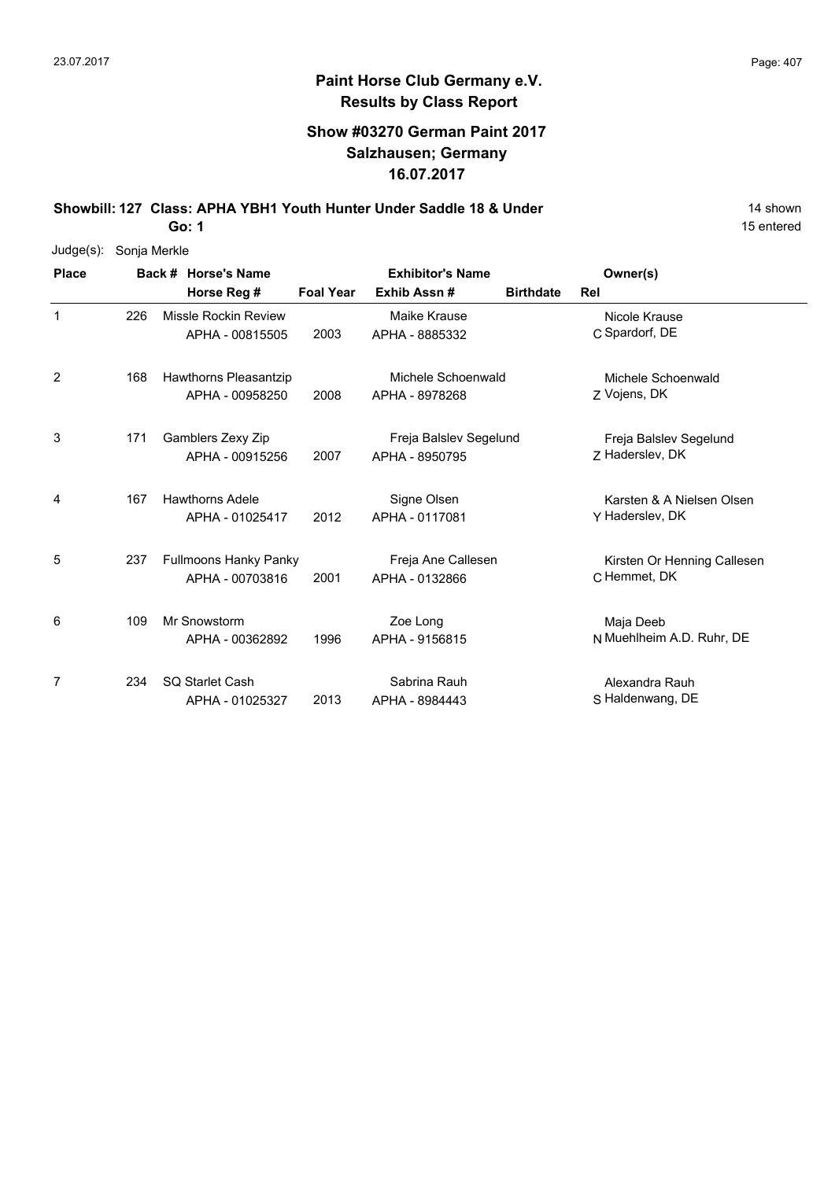# Paint Horse Club Germany e.V.

## Results by Class Report

### Show #03270 German Paint 2017
### Salzhausen; Germany
### 16.07.2017

**Showbill: 127 Class: APHA YBH1 Youth Hunter Under Saddle 18 & Under** — 14 shown

**Go: 1** — 15 entered

Judge(s): Sonja Merkle

| Place | Back # | Horse's Name / Horse Reg # | Foal Year | Exhibitor's Name / Exhib Assn # | Birthdate | Rel | Owner(s) |
|---|---|---|---|---|---|---|---|
| 1 | 226 | Missle Rockin Review<br>APHA - 00815505 | 2003 | Maike Krause<br>APHA - 8885332 | | C | Nicole Krause<br>Spardorf, DE |
| 2 | 168 | Hawthorns Pleasantzip<br>APHA - 00958250 | 2008 | Michele Schoenwald<br>APHA - 8978268 | | Z | Michele Schoenwald<br>Vojens, DK |
| 3 | 171 | Gamblers Zexy Zip<br>APHA - 00915256 | 2007 | Freja Balslev Segelund<br>APHA - 8950795 | | Z | Freja Balslev Segelund<br>Haderslev, DK |
| 4 | 167 | Hawthorns Adele<br>APHA - 01025417 | 2012 | Signe Olsen<br>APHA - 0117081 | | Y | Karsten & A Nielsen Olsen<br>Haderslev, DK |
| 5 | 237 | Fullmoons Hanky Panky<br>APHA - 00703816 | 2001 | Freja Ane Callesen<br>APHA - 0132866 | | C | Kirsten Or Henning Callesen<br>Hemmet, DK |
| 6 | 109 | Mr Snowstorm<br>APHA - 00362892 | 1996 | Zoe Long<br>APHA - 9156815 | | N | Maja Deeb<br>Muehlheim A.D. Ruhr, DE |
| 7 | 234 | SQ Starlet Cash<br>APHA - 01025327 | 2013 | Sabrina Rauh<br>APHA - 8984443 | | S | Alexandra Rauh<br>Haldenwang, DE |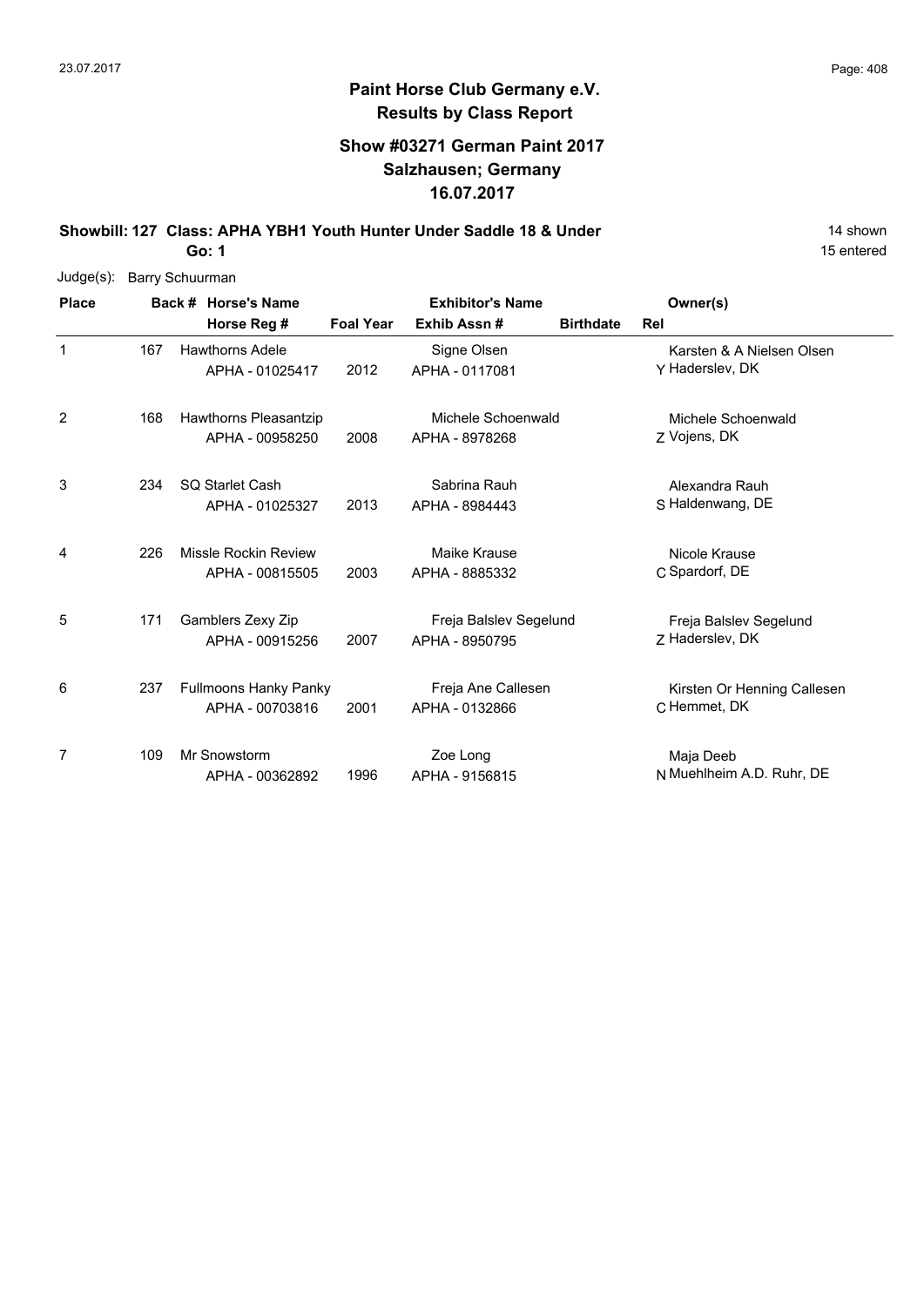# Paint Horse Club Germany e.V.

## Results by Class Report

### Show #03271 German Paint 2017
### Salzhausen; Germany
### 16.07.2017

**Showbill: 127 Class: APHA YBH1 Youth Hunter Under Saddle 18 & Under** — 14 shown

**Go: 1** — 15 entered

Judge(s): Barry Schuurman

| Place | Back # | Horse's Name / Horse Reg # | Foal Year | Exhibitor's Name / Exhib Assn # | Birthdate | Rel | Owner(s) |
|---|---|---|---|---|---|---|---|
| 1 | 167 | Hawthorns Adele<br>APHA - 01025417 | 2012 | Signe Olsen<br>APHA - 0117081 | | Y | Karsten & A Nielsen Olsen<br>Haderslev, DK |
| 2 | 168 | Hawthorns Pleasantzip<br>APHA - 00958250 | 2008 | Michele Schoenwald<br>APHA - 8978268 | | Z | Michele Schoenwald<br>Vojens, DK |
| 3 | 234 | SQ Starlet Cash<br>APHA - 01025327 | 2013 | Sabrina Rauh<br>APHA - 8984443 | | S | Alexandra Rauh<br>Haldenwang, DE |
| 4 | 226 | Missle Rockin Review<br>APHA - 00815505 | 2003 | Maike Krause<br>APHA - 8885332 | | C | Nicole Krause<br>Spardorf, DE |
| 5 | 171 | Gamblers Zexy Zip<br>APHA - 00915256 | 2007 | Freja Balslev Segelund<br>APHA - 8950795 | | Z | Freja Balslev Segelund<br>Haderslev, DK |
| 6 | 237 | Fullmoons Hanky Panky<br>APHA - 00703816 | 2001 | Freja Ane Callesen<br>APHA - 0132866 | | C | Kirsten Or Henning Callesen<br>Hemmet, DK |
| 7 | 109 | Mr Snowstorm<br>APHA - 00362892 | 1996 | Zoe Long<br>APHA - 9156815 | | N | Maja Deeb<br>Muehlheim A.D. Ruhr, DE |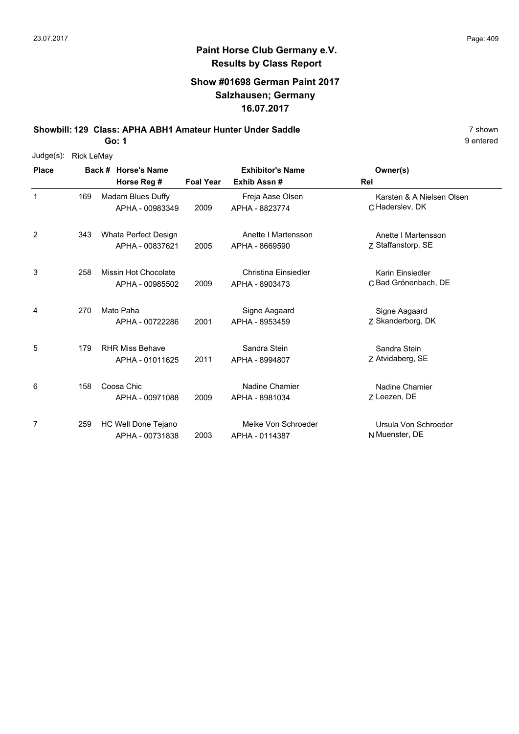# Paint Horse Club Germany e.V.
## Results by Class Report

### Show #01698 German Paint 2017
### Salzhausen; Germany
### 16.07.2017

**Showbill: 129 Class: APHA ABH1 Amateur Hunter Under Saddle** 7 shown
**Go: 1** 9 entered

Judge(s): Rick LeMay

| Place | Back # | Horse's Name / Horse Reg # | Foal Year | Exhibitor's Name / Exhib Assn # | Rel | Owner(s) |
|---|---|---|---|---|---|---|
| 1 | 169 | Madam Blues Duffy<br>APHA - 00983349 | 2009 | Freja Aase Olsen<br>APHA - 8823774 | C | Karsten & A Nielsen Olsen<br>Haderslev, DK |
| 2 | 343 | Whata Perfect Design<br>APHA - 00837621 | 2005 | Anette I Martensson<br>APHA - 8669590 | Z | Anette I Martensson<br>Staffanstorp, SE |
| 3 | 258 | Missin Hot Chocolate<br>APHA - 00985502 | 2009 | Christina Einsiedler<br>APHA - 8903473 | C | Karin Einsiedler<br>Bad Grönenbach, DE |
| 4 | 270 | Mato Paha<br>APHA - 00722286 | 2001 | Signe Aagaard<br>APHA - 8953459 | Z | Signe Aagaard<br>Skanderborg, DK |
| 5 | 179 | RHR Miss Behave<br>APHA - 01011625 | 2011 | Sandra Stein<br>APHA - 8994807 | Z | Sandra Stein<br>Atvidaberg, SE |
| 6 | 158 | Coosa Chic<br>APHA - 00971088 | 2009 | Nadine Chamier<br>APHA - 8981034 | Z | Nadine Chamier<br>Leezen, DE |
| 7 | 259 | HC Well Done Tejano<br>APHA - 00731838 | 2003 | Meike Von Schroeder<br>APHA - 0114387 | N | Ursula Von Schroeder<br>Muenster, DE |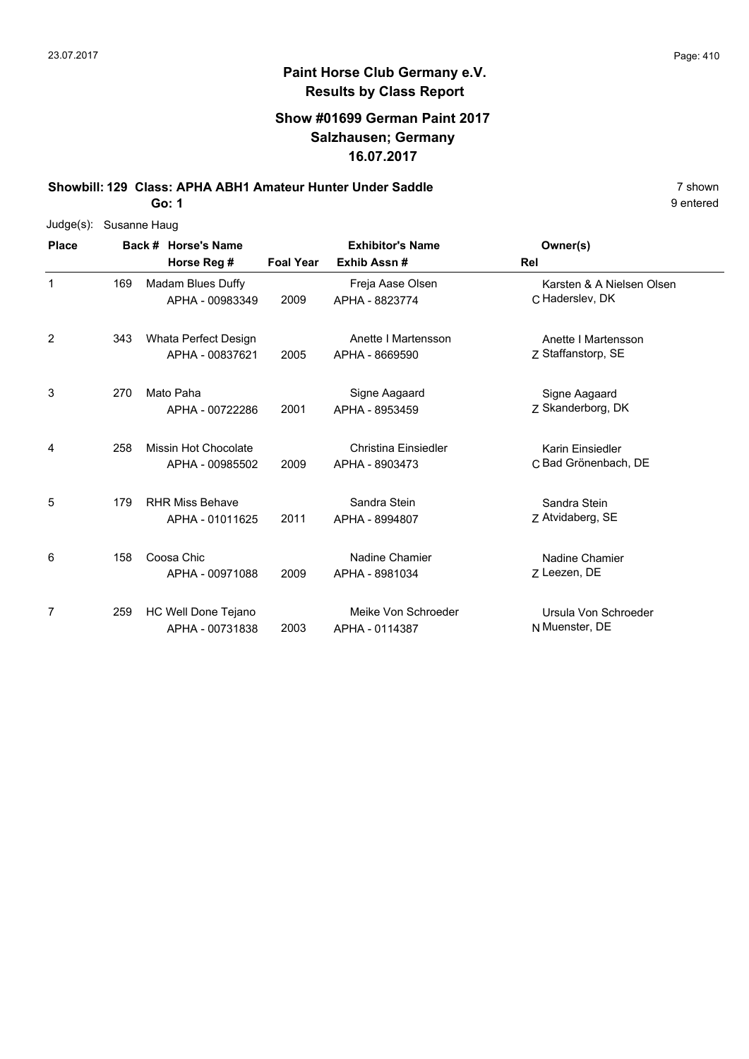# Paint Horse Club Germany e.V.
## Results by Class Report

### Show #01699 German Paint 2017
### Salzhausen; Germany
### 16.07.2017

**Showbill: 129 Class: APHA ABH1 Amateur Hunter Under Saddle** 7 shown

**Go: 1** 9 entered

Judge(s): Susanne Haug

| Place | Back # | Horse's Name / Horse Reg # | Foal Year | Exhibitor's Name / Exhib Assn # | Rel | Owner(s) |
|---|---|---|---|---|---|---|
| 1 | 169 | Madam Blues Duffy<br>APHA - 00983349 | 2009 | Freja Aase Olsen<br>APHA - 8823774 | C | Karsten & A Nielsen Olsen<br>Haderslev, DK |
| 2 | 343 | Whata Perfect Design<br>APHA - 00837621 | 2005 | Anette I Martensson<br>APHA - 8669590 | Z | Anette I Martensson<br>Staffanstorp, SE |
| 3 | 270 | Mato Paha<br>APHA - 00722286 | 2001 | Signe Aagaard<br>APHA - 8953459 | Z | Signe Aagaard<br>Skanderborg, DK |
| 4 | 258 | Missin Hot Chocolate<br>APHA - 00985502 | 2009 | Christina Einsiedler<br>APHA - 8903473 | C | Karin Einsiedler<br>Bad Grönenbach, DE |
| 5 | 179 | RHR Miss Behave<br>APHA - 01011625 | 2011 | Sandra Stein<br>APHA - 8994807 | Z | Sandra Stein<br>Atvidaberg, SE |
| 6 | 158 | Coosa Chic<br>APHA - 00971088 | 2009 | Nadine Chamier<br>APHA - 8981034 | Z | Nadine Chamier<br>Leezen, DE |
| 7 | 259 | HC Well Done Tejano<br>APHA - 00731838 | 2003 | Meike Von Schroeder<br>APHA - 0114387 | N | Ursula Von Schroeder<br>Muenster, DE |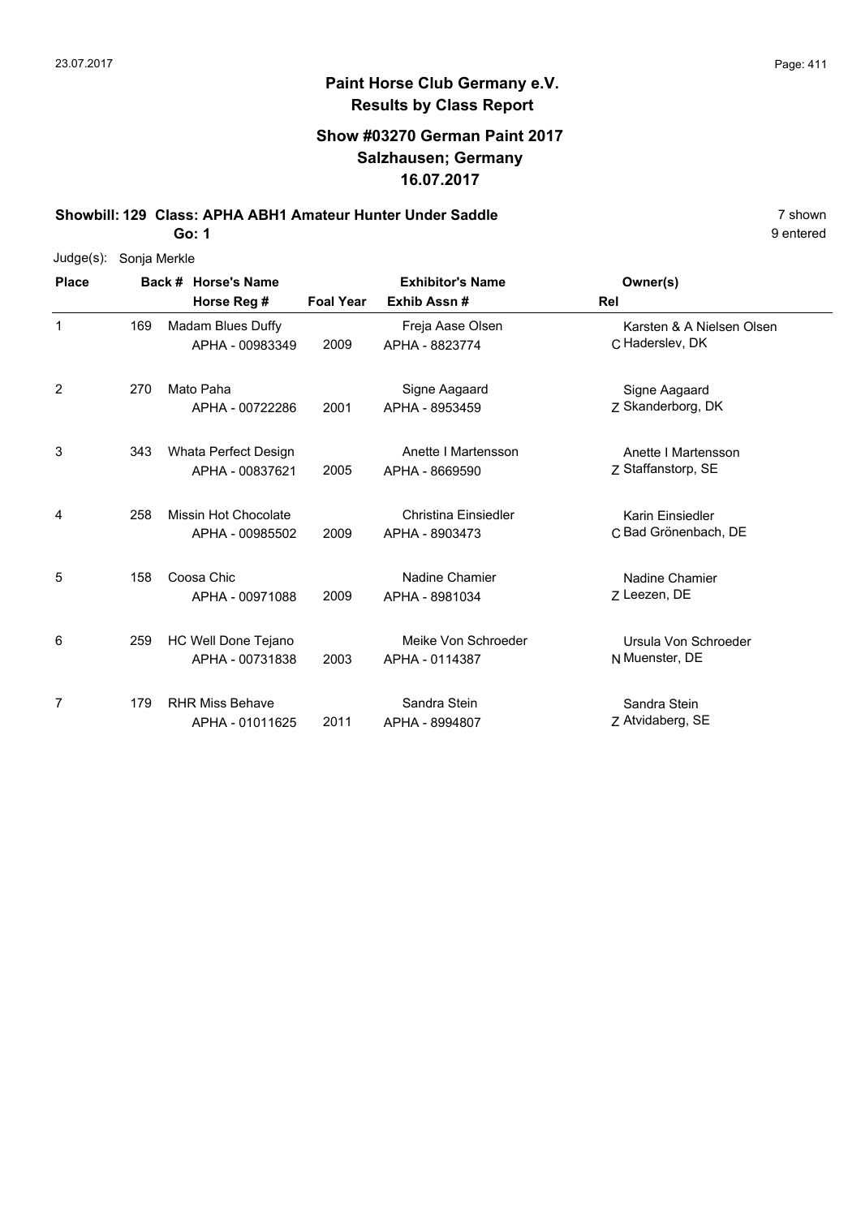# Paint Horse Club Germany e.V.

## Results by Class Report

### Show #03270 German Paint 2017
### Salzhausen; Germany
### 16.07.2017

**Showbill: 129 Class: APHA ABH1 Amateur Hunter Under Saddle** 7 shown

**Go: 1** 9 entered

Judge(s): Sonja Merkle

| Place | Back # | Horse's Name / Horse Reg # | Foal Year | Exhibitor's Name / Exhib Assn # | Rel | Owner(s) |
|---|---|---|---|---|---|---|
| 1 | 169 | Madam Blues Duffy<br>APHA - 00983349 | 2009 | Freja Aase Olsen<br>APHA - 8823774 | C | Karsten & A Nielsen Olsen<br>Haderslev, DK |
| 2 | 270 | Mato Paha<br>APHA - 00722286 | 2001 | Signe Aagaard<br>APHA - 8953459 | Z | Signe Aagaard<br>Skanderborg, DK |
| 3 | 343 | Whata Perfect Design<br>APHA - 00837621 | 2005 | Anette I Martensson<br>APHA - 8669590 | Z | Anette I Martensson<br>Staffanstorp, SE |
| 4 | 258 | Missin Hot Chocolate<br>APHA - 00985502 | 2009 | Christina Einsiedler<br>APHA - 8903473 | C | Karin Einsiedler<br>Bad Grönenbach, DE |
| 5 | 158 | Coosa Chic<br>APHA - 00971088 | 2009 | Nadine Chamier<br>APHA - 8981034 | Z | Nadine Chamier<br>Leezen, DE |
| 6 | 259 | HC Well Done Tejano<br>APHA - 00731838 | 2003 | Meike Von Schroeder<br>APHA - 0114387 | N | Ursula Von Schroeder<br>Muenster, DE |
| 7 | 179 | RHR Miss Behave<br>APHA - 01011625 | 2011 | Sandra Stein<br>APHA - 8994807 | Z | Sandra Stein<br>Atvidaberg, SE |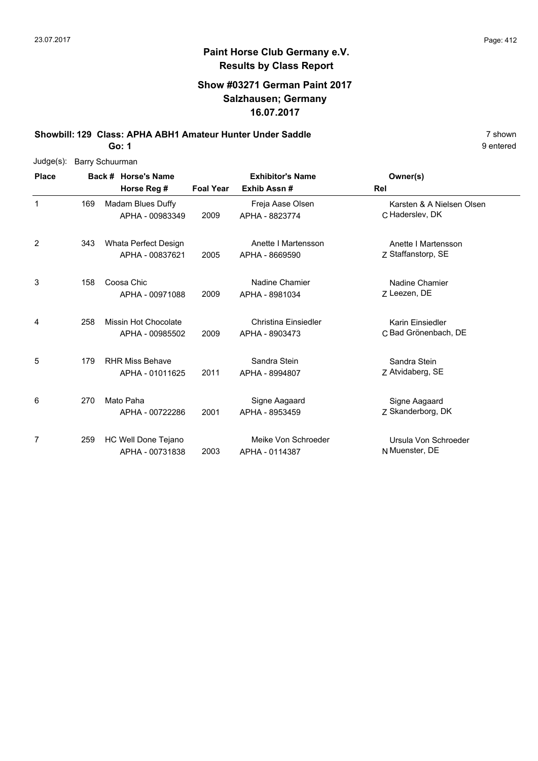# Paint Horse Club Germany e.V.
## Results by Class Report

### Show #03271 German Paint 2017
### Salzhausen; Germany
### 16.07.2017

**Showbill: 129 Class: APHA ABH1 Amateur Hunter Under Saddle** — 7 shown

**Go: 1** — 9 entered

Judge(s): Barry Schuurman

| Place | Back # | Horse's Name / Horse Reg # | Foal Year | Exhibitor's Name / Exhib Assn # | Rel | Owner(s) |
|---|---|---|---|---|---|---|
| 1 | 169 | Madam Blues Duffy<br>APHA - 00983349 | 2009 | Freja Aase Olsen<br>APHA - 8823774 | C | Karsten & A Nielsen Olsen<br>Haderslev, DK |
| 2 | 343 | Whata Perfect Design<br>APHA - 00837621 | 2005 | Anette I Martensson<br>APHA - 8669590 | Z | Anette I Martensson<br>Staffanstorp, SE |
| 3 | 158 | Coosa Chic<br>APHA - 00971088 | 2009 | Nadine Chamier<br>APHA - 8981034 | Z | Nadine Chamier<br>Leezen, DE |
| 4 | 258 | Missin Hot Chocolate<br>APHA - 00985502 | 2009 | Christina Einsiedler<br>APHA - 8903473 | C | Karin Einsiedler<br>Bad Grönenbach, DE |
| 5 | 179 | RHR Miss Behave<br>APHA - 01011625 | 2011 | Sandra Stein<br>APHA - 8994807 | Z | Sandra Stein<br>Atvidaberg, SE |
| 6 | 270 | Mato Paha<br>APHA - 00722286 | 2001 | Signe Aagaard<br>APHA - 8953459 | Z | Signe Aagaard<br>Skanderborg, DK |
| 7 | 259 | HC Well Done Tejano<br>APHA - 00731838 | 2003 | Meike Von Schroeder<br>APHA - 0114387 | N | Ursula Von Schroeder<br>Muenster, DE |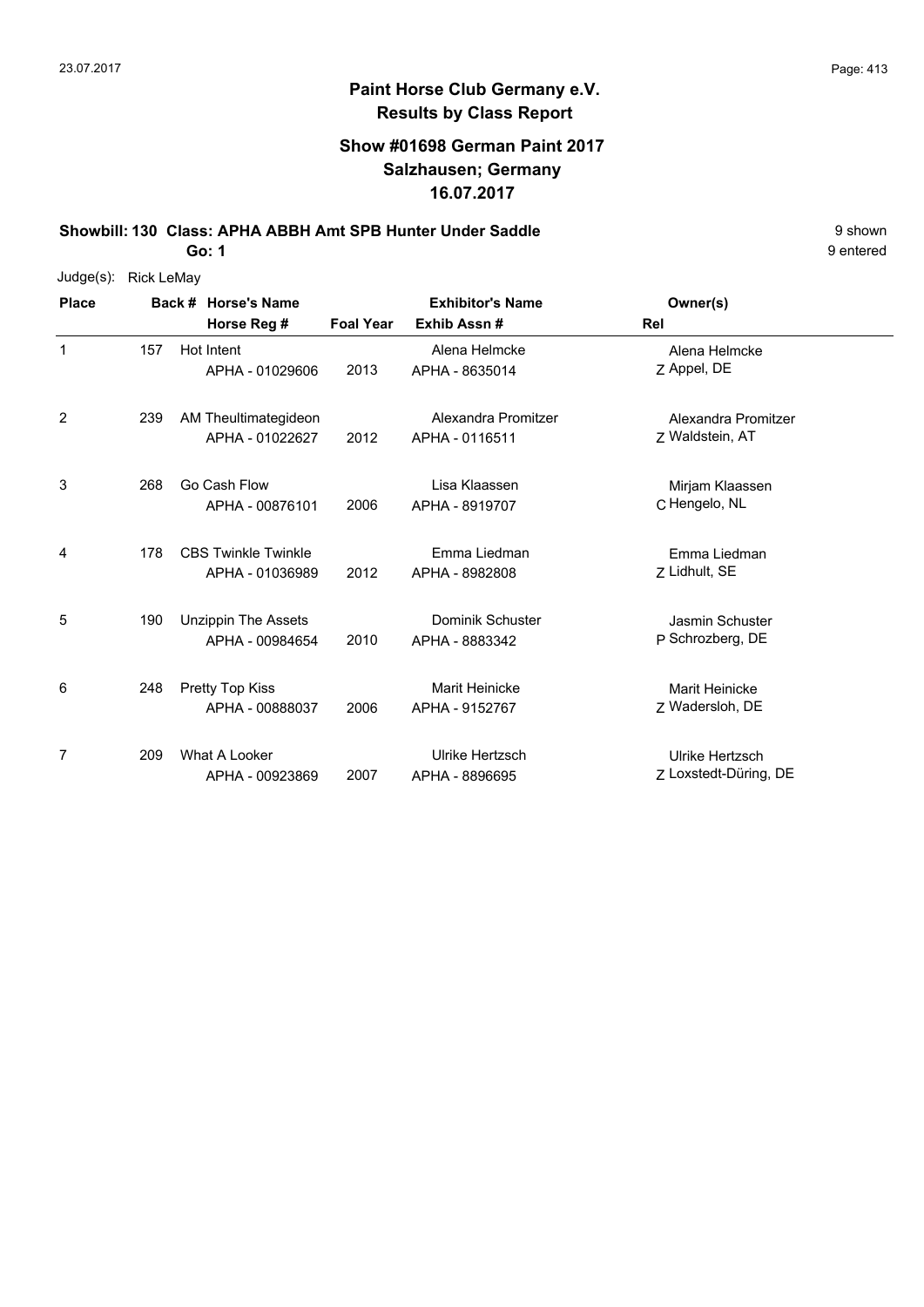# Paint Horse Club Germany e.V.

## Results by Class Report

### Show #01698 German Paint 2017
### Salzhausen; Germany
### 16.07.2017

**Showbill: 130 Class: APHA ABBH Amt SPB Hunter Under Saddle** 9 shown

**Go: 1** 9 entered

Judge(s): Rick LeMay

| Place | Back # | Horse's Name / Horse Reg # | Foal Year | Exhibitor's Name / Exhib Assn # | Rel | Owner(s) |
|---|---|---|---|---|---|---|
| 1 | 157 | Hot Intent<br>APHA - 01029606 | 2013 | Alena Helmcke<br>APHA - 8635014 | Z | Alena Helmcke<br>Appel, DE |
| 2 | 239 | AM Theultimategideon<br>APHA - 01022627 | 2012 | Alexandra Promitzer<br>APHA - 0116511 | Z | Alexandra Promitzer<br>Waldstein, AT |
| 3 | 268 | Go Cash Flow<br>APHA - 00876101 | 2006 | Lisa Klaassen<br>APHA - 8919707 | C | Mirjam Klaassen<br>Hengelo, NL |
| 4 | 178 | CBS Twinkle Twinkle<br>APHA - 01036989 | 2012 | Emma Liedman<br>APHA - 8982808 | Z | Emma Liedman<br>Lidhult, SE |
| 5 | 190 | Unzippin The Assets<br>APHA - 00984654 | 2010 | Dominik Schuster<br>APHA - 8883342 | P | Jasmin Schuster<br>Schrozberg, DE |
| 6 | 248 | Pretty Top Kiss<br>APHA - 00888037 | 2006 | Marit Heinicke<br>APHA - 9152767 | Z | Marit Heinicke<br>Wadersloh, DE |
| 7 | 209 | What A Looker<br>APHA - 00923869 | 2007 | Ulrike Hertzsch<br>APHA - 8896695 | Z | Ulrike Hertzsch<br>Loxstedt-Düring, DE |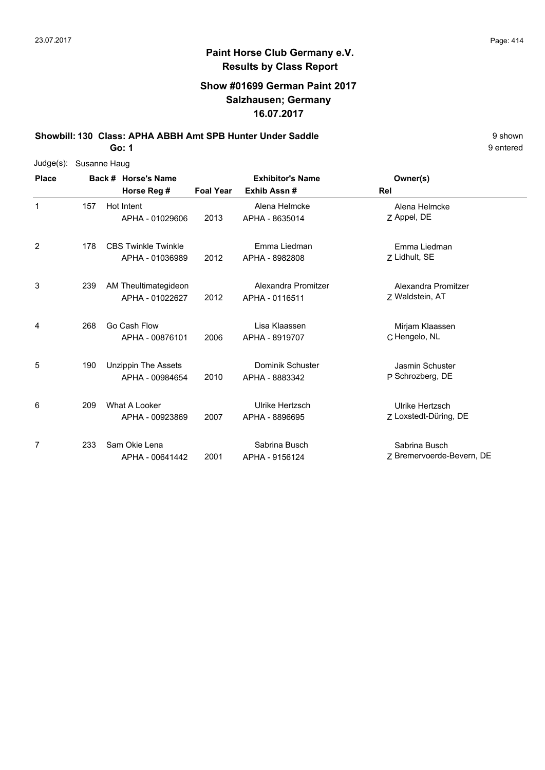## Paint Horse Club Germany e.V.
## Results by Class Report

### Show #01699 German Paint 2017
### Salzhausen; Germany
### 16.07.2017

**Showbill: 130 Class: APHA ABBH Amt SPB Hunter Under Saddle** 9 shown

**Go: 1** 9 entered

Judge(s): Susanne Haug

| Place | Back # | Horse's Name / Horse Reg # | Foal Year | Exhibitor's Name / Exhib Assn # | Rel | Owner(s) |
|---|---|---|---|---|---|---|
| 1 | 157 | Hot Intent<br>APHA - 01029606 | 2013 | Alena Helmcke<br>APHA - 8635014 | Z | Alena Helmcke<br>Appel, DE |
| 2 | 178 | CBS Twinkle Twinkle<br>APHA - 01036989 | 2012 | Emma Liedman<br>APHA - 8982808 | Z | Emma Liedman<br>Lidhult, SE |
| 3 | 239 | AM Theultimategideon<br>APHA - 01022627 | 2012 | Alexandra Promitzer<br>APHA - 0116511 | Z | Alexandra Promitzer<br>Waldstein, AT |
| 4 | 268 | Go Cash Flow<br>APHA - 00876101 | 2006 | Lisa Klaassen<br>APHA - 8919707 | C | Mirjam Klaassen<br>Hengelo, NL |
| 5 | 190 | Unzippin The Assets<br>APHA - 00984654 | 2010 | Dominik Schuster<br>APHA - 8883342 | P | Jasmin Schuster<br>Schrozberg, DE |
| 6 | 209 | What A Looker<br>APHA - 00923869 | 2007 | Ulrike Hertzsch<br>APHA - 8896695 | Z | Ulrike Hertzsch<br>Loxstedt-Düring, DE |
| 7 | 233 | Sam Okie Lena<br>APHA - 00641442 | 2001 | Sabrina Busch<br>APHA - 9156124 | Z | Sabrina Busch<br>Bremervoerde-Bevern, DE |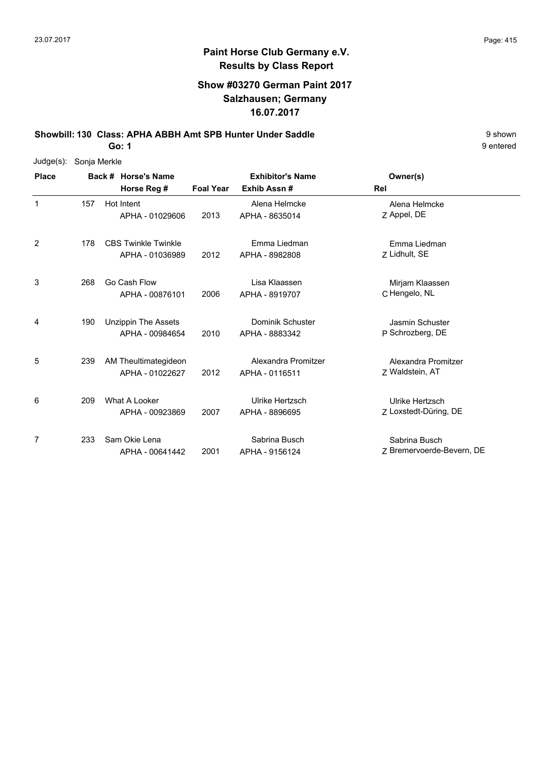# Paint Horse Club Germany e.V.
## Results by Class Report

### Show #03270 German Paint 2017
### Salzhausen; Germany
### 16.07.2017

**Showbill: 130 Class: APHA ABBH Amt SPB Hunter Under Saddle** — 9 shown

**Go: 1** — 9 entered

Judge(s): Sonja Merkle

| Place | Back # | Horse's Name / Horse Reg # | Foal Year | Exhibitor's Name / Exhib Assn # | Owner(s) / Rel |
|---|---|---|---|---|---|
| 1 | 157 | Hot Intent<br>APHA - 01029606 | 2013 | Alena Helmcke<br>APHA - 8635014 | Alena Helmcke<br>Z Appel, DE |
| 2 | 178 | CBS Twinkle Twinkle<br>APHA - 01036989 | 2012 | Emma Liedman<br>APHA - 8982808 | Emma Liedman<br>Z Lidhult, SE |
| 3 | 268 | Go Cash Flow<br>APHA - 00876101 | 2006 | Lisa Klaassen<br>APHA - 8919707 | Mirjam Klaassen<br>C Hengelo, NL |
| 4 | 190 | Unzippin The Assets<br>APHA - 00984654 | 2010 | Dominik Schuster<br>APHA - 8883342 | Jasmin Schuster<br>P Schrozberg, DE |
| 5 | 239 | AM Theultimategideon<br>APHA - 01022627 | 2012 | Alexandra Promitzer<br>APHA - 0116511 | Alexandra Promitzer<br>Z Waldstein, AT |
| 6 | 209 | What A Looker<br>APHA - 00923869 | 2007 | Ulrike Hertzsch<br>APHA - 8896695 | Ulrike Hertzsch<br>Z Loxstedt-Düring, DE |
| 7 | 233 | Sam Okie Lena<br>APHA - 00641442 | 2001 | Sabrina Busch<br>APHA - 9156124 | Sabrina Busch<br>Z Bremervoerde-Bevern, DE |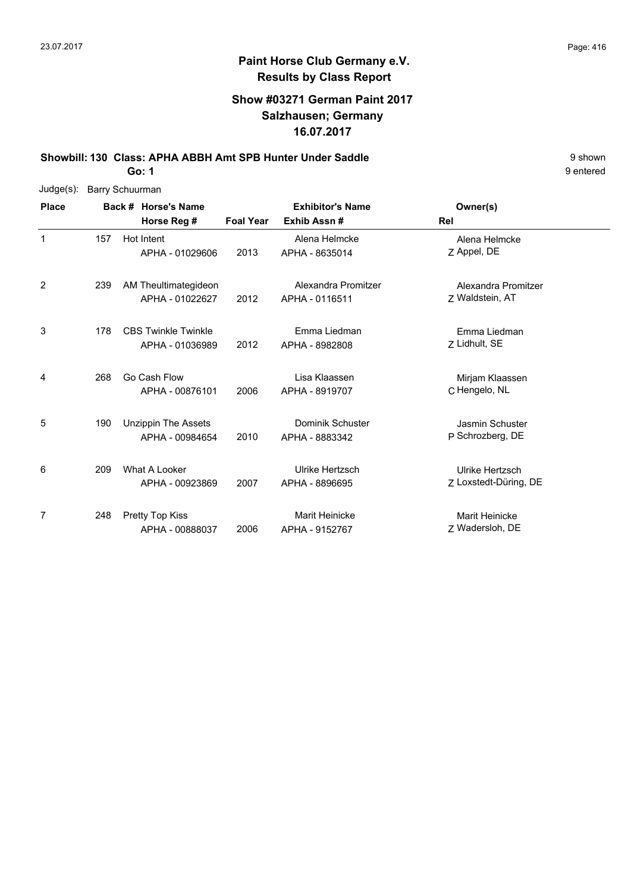# Paint Horse Club Germany e.V.

## Results by Class Report

### Show #03271 German Paint 2017
### Salzhausen; Germany
### 16.07.2017

**Showbill: 130 Class: APHA ABBH Amt SPB Hunter Under Saddle** — 9 shown, 9 entered

**Go: 1**

Judge(s): Barry Schuurman

| Place | Back # | Horse's Name / Horse Reg # | Foal Year | Exhibitor's Name / Exhib Assn # | Rel | Owner(s) |
|---|---|---|---|---|---|---|
| 1 | 157 | Hot Intent<br>APHA - 01029606 | 2013 | Alena Helmcke<br>APHA - 8635014 | Z | Alena Helmcke<br>Appel, DE |
| 2 | 239 | AM Theultimategideon<br>APHA - 01022627 | 2012 | Alexandra Promitzer<br>APHA - 0116511 | Z | Alexandra Promitzer<br>Waldstein, AT |
| 3 | 178 | CBS Twinkle Twinkle<br>APHA - 01036989 | 2012 | Emma Liedman<br>APHA - 8982808 | Z | Emma Liedman<br>Lidhult, SE |
| 4 | 268 | Go Cash Flow<br>APHA - 00876101 | 2006 | Lisa Klaassen<br>APHA - 8919707 | C | Mirjam Klaassen<br>Hengelo, NL |
| 5 | 190 | Unzippin The Assets<br>APHA - 00984654 | 2010 | Dominik Schuster<br>APHA - 8883342 | P | Jasmin Schuster<br>Schrozberg, DE |
| 6 | 209 | What A Looker<br>APHA - 00923869 | 2007 | Ulrike Hertzsch<br>APHA - 8896695 | Z | Ulrike Hertzsch<br>Loxstedt-Düring, DE |
| 7 | 248 | Pretty Top Kiss<br>APHA - 00888037 | 2006 | Marit Heinicke<br>APHA - 9152767 | Z | Marit Heinicke<br>Wadersloh, DE |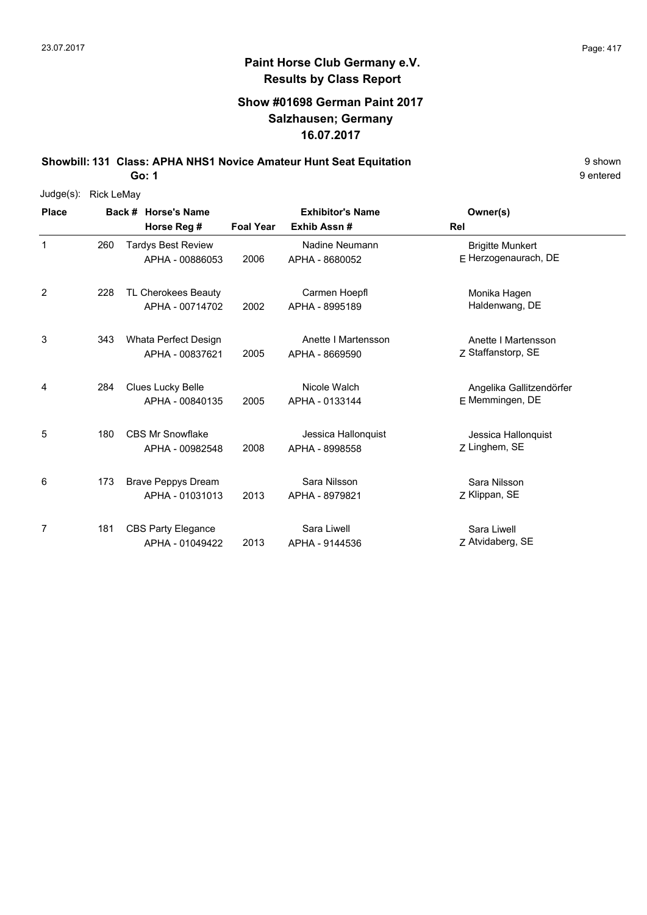**Paint Horse Club Germany e.V.**
**Results by Class Report**

**Show #01698 German Paint 2017**
**Salzhausen; Germany**
**16.07.2017**

**Showbill: 131 Class: APHA NHS1 Novice Amateur Hunt Seat Equitation** — 9 shown

**Go: 1** — 9 entered

Judge(s): Rick LeMay

| Place | Back # | Horse's Name / Horse Reg # | Foal Year | Exhibitor's Name / Exhib Assn # | Rel | Owner(s) |
|---|---|---|---|---|---|---|
| 1 | 260 | Tardys Best Review<br>APHA - 00886053 | 2006 | Nadine Neumann<br>APHA - 8680052 | E | Brigitte Munkert<br>Herzogenaurach, DE |
| 2 | 228 | TL Cherokees Beauty<br>APHA - 00714702 | 2002 | Carmen Hoepfl<br>APHA - 8995189 | | Monika Hagen<br>Haldenwang, DE |
| 3 | 343 | Whata Perfect Design<br>APHA - 00837621 | 2005 | Anette I Martensson<br>APHA - 8669590 | Z | Anette I Martensson<br>Staffanstorp, SE |
| 4 | 284 | Clues Lucky Belle<br>APHA - 00840135 | 2005 | Nicole Walch<br>APHA - 0133144 | E | Angelika Gallitzendörfer<br>Memmingen, DE |
| 5 | 180 | CBS Mr Snowflake<br>APHA - 00982548 | 2008 | Jessica Hallonquist<br>APHA - 8998558 | Z | Jessica Hallonquist<br>Linghem, SE |
| 6 | 173 | Brave Peppys Dream<br>APHA - 01031013 | 2013 | Sara Nilsson<br>APHA - 8979821 | Z | Sara Nilsson<br>Klippan, SE |
| 7 | 181 | CBS Party Elegance<br>APHA - 01049422 | 2013 | Sara Liwell<br>APHA - 9144536 | Z | Sara Liwell<br>Atvidaberg, SE |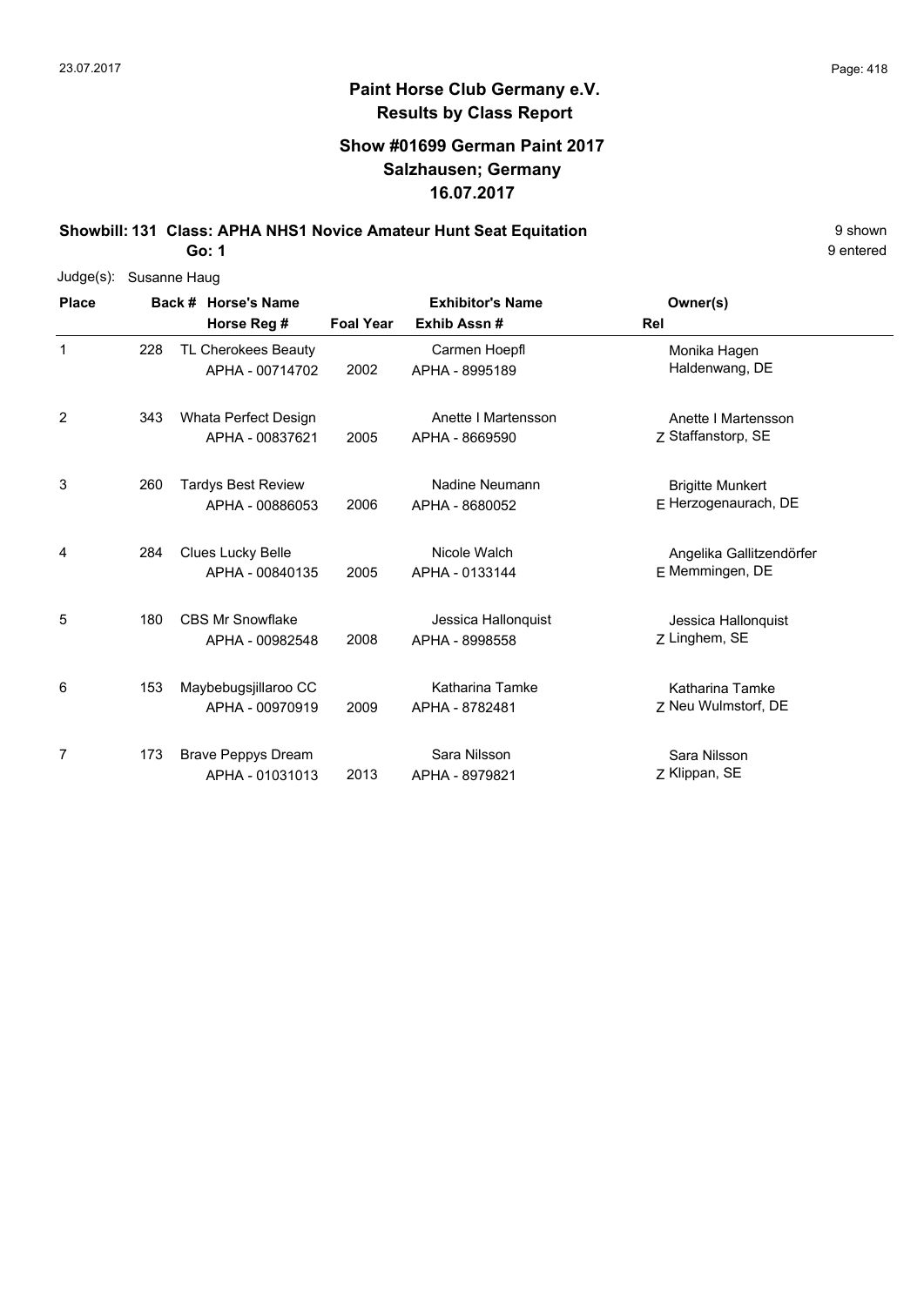# Paint Horse Club Germany e.V.

## Results by Class Report

### Show #01699 German Paint 2017
### Salzhausen; Germany
### 16.07.2017

**Showbill: 131 Class: APHA NHS1 Novice Amateur Hunt Seat Equitation** — 9 shown, 9 entered

**Go: 1**

Judge(s): Susanne Haug

| Place | Back # | Horse's Name / Horse Reg # | Foal Year | Exhibitor's Name / Exhib Assn # | Rel | Owner(s) |
|---|---|---|---|---|---|---|
| 1 | 228 | TL Cherokees Beauty<br>APHA - 00714702 | 2002 | Carmen Hoepfl<br>APHA - 8995189 | | Monika Hagen<br>Haldenwang, DE |
| 2 | 343 | Whata Perfect Design<br>APHA - 00837621 | 2005 | Anette I Martensson<br>APHA - 8669590 | Z | Anette I Martensson<br>Staffanstorp, SE |
| 3 | 260 | Tardys Best Review<br>APHA - 00886053 | 2006 | Nadine Neumann<br>APHA - 8680052 | E | Brigitte Munkert<br>Herzogenaurach, DE |
| 4 | 284 | Clues Lucky Belle<br>APHA - 00840135 | 2005 | Nicole Walch<br>APHA - 0133144 | E | Angelika Gallitzendörfer<br>Memmingen, DE |
| 5 | 180 | CBS Mr Snowflake<br>APHA - 00982548 | 2008 | Jessica Hallonquist<br>APHA - 8998558 | Z | Jessica Hallonquist<br>Linghem, SE |
| 6 | 153 | Maybebugsjillaroo CC<br>APHA - 00970919 | 2009 | Katharina Tamke<br>APHA - 8782481 | Z | Katharina Tamke<br>Neu Wulmstorf, DE |
| 7 | 173 | Brave Peppys Dream<br>APHA - 01031013 | 2013 | Sara Nilsson<br>APHA - 8979821 | Z | Sara Nilsson<br>Klippan, SE |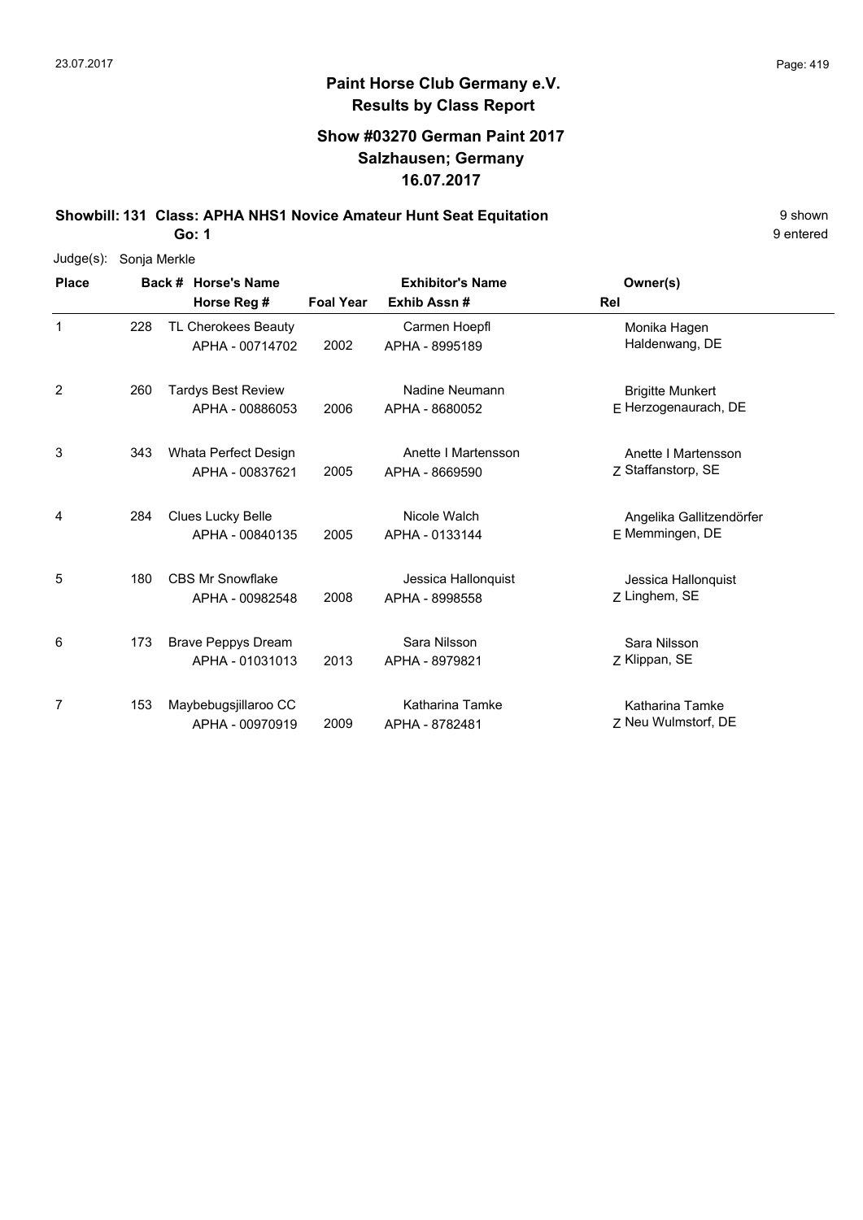# Paint Horse Club Germany e.V.

## Results by Class Report

### Show #03270 German Paint 2017
### Salzhausen; Germany
### 16.07.2017

**Showbill: 131 Class: APHA NHS1 Novice Amateur Hunt Seat Equitation** — 9 shown

**Go: 1** — 9 entered

Judge(s): Sonja Merkle

| Place | Back # | Horse's Name / Horse Reg # | Foal Year | Exhibitor's Name / Exhib Assn # | Rel | Owner(s) |
|---|---|---|---|---|---|---|
| 1 | 228 | TL Cherokees Beauty<br>APHA - 00714702 | 2002 | Carmen Hoepfl<br>APHA - 8995189 | | Monika Hagen<br>Haldenwang, DE |
| 2 | 260 | Tardys Best Review<br>APHA - 00886053 | 2006 | Nadine Neumann<br>APHA - 8680052 | E | Brigitte Munkert<br>Herzogenaurach, DE |
| 3 | 343 | Whata Perfect Design<br>APHA - 00837621 | 2005 | Anette I Martensson<br>APHA - 8669590 | Z | Anette I Martensson<br>Staffanstorp, SE |
| 4 | 284 | Clues Lucky Belle<br>APHA - 00840135 | 2005 | Nicole Walch<br>APHA - 0133144 | E | Angelika Gallitzendörfer<br>Memmingen, DE |
| 5 | 180 | CBS Mr Snowflake<br>APHA - 00982548 | 2008 | Jessica Hallonquist<br>APHA - 8998558 | Z | Jessica Hallonquist<br>Linghem, SE |
| 6 | 173 | Brave Peppys Dream<br>APHA - 01031013 | 2013 | Sara Nilsson<br>APHA - 8979821 | Z | Sara Nilsson<br>Klippan, SE |
| 7 | 153 | Maybebugsjillaroo CC<br>APHA - 00970919 | 2009 | Katharina Tamke<br>APHA - 8782481 | Z | Katharina Tamke<br>Neu Wulmstorf, DE |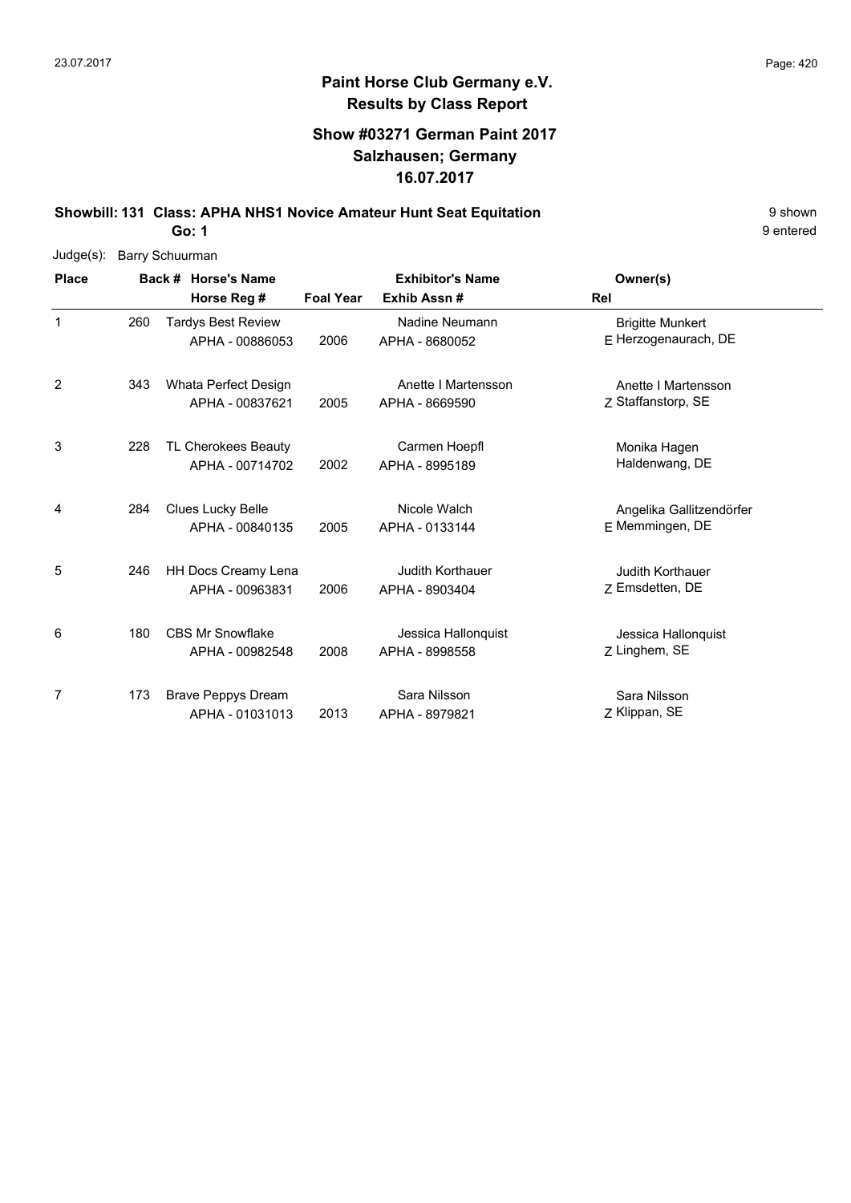# Paint Horse Club Germany e.V.

## Results by Class Report

### Show #03271 German Paint 2017
### Salzhausen; Germany
### 16.07.2017

**Showbill: 131 Class: APHA NHS1 Novice Amateur Hunt Seat Equitation** — 9 shown

**Go: 1** — 9 entered

Judge(s): Barry Schuurman

| Place | Back # | Horse's Name / Horse Reg # | Foal Year | Exhibitor's Name / Exhib Assn # | Rel | Owner(s) |
|---|---|---|---|---|---|---|
| 1 | 260 | Tardys Best Review<br>APHA - 00886053 | 2006 | Nadine Neumann<br>APHA - 8680052 | E | Brigitte Munkert<br>Herzogenaurach, DE |
| 2 | 343 | Whata Perfect Design<br>APHA - 00837621 | 2005 | Anette I Martensson<br>APHA - 8669590 | Z | Anette I Martensson<br>Staffanstorp, SE |
| 3 | 228 | TL Cherokees Beauty<br>APHA - 00714702 | 2002 | Carmen Hoepfl<br>APHA - 8995189 | | Monika Hagen<br>Haldenwang, DE |
| 4 | 284 | Clues Lucky Belle<br>APHA - 00840135 | 2005 | Nicole Walch<br>APHA - 0133144 | E | Angelika Gallitzendörfer<br>Memmingen, DE |
| 5 | 246 | HH Docs Creamy Lena<br>APHA - 00963831 | 2006 | Judith Korthauer<br>APHA - 8903404 | Z | Judith Korthauer<br>Emsdetten, DE |
| 6 | 180 | CBS Mr Snowflake<br>APHA - 00982548 | 2008 | Jessica Hallonquist<br>APHA - 8998558 | Z | Jessica Hallonquist<br>Linghem, SE |
| 7 | 173 | Brave Peppys Dream<br>APHA - 01031013 | 2013 | Sara Nilsson<br>APHA - 8979821 | Z | Sara Nilsson<br>Klippan, SE |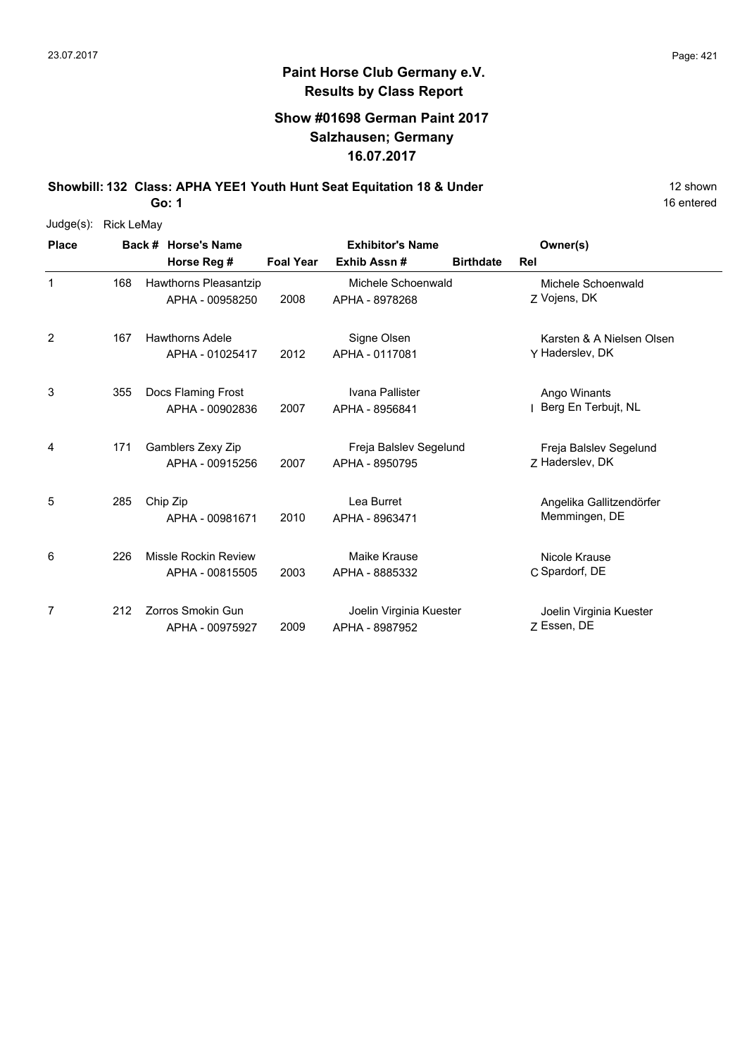**Paint Horse Club Germany e.V.**
**Results by Class Report**

## Show #01698 German Paint 2017
## Salzhausen; Germany
## 16.07.2017

**Showbill: 132 Class: APHA YEE1 Youth Hunt Seat Equitation 18 & Under** 12 shown
**Go: 1** 16 entered

Judge(s): Rick LeMay

| Place | Back # | Horse's Name / Horse Reg # | Foal Year | Exhibitor's Name / Exhib Assn # | Birthdate | Rel | Owner(s) |
|---|---|---|---|---|---|---|---|
| 1 | 168 | Hawthorns Pleasantzip<br>APHA - 00958250 | 2008 | Michele Schoenwald<br>APHA - 8978268 | | Z | Michele Schoenwald<br>Vojens, DK |
| 2 | 167 | Hawthorns Adele<br>APHA - 01025417 | 2012 | Signe Olsen<br>APHA - 0117081 | | Y | Karsten & A Nielsen Olsen<br>Haderslev, DK |
| 3 | 355 | Docs Flaming Frost<br>APHA - 00902836 | 2007 | Ivana Pallister<br>APHA - 8956841 | | I | Ango Winants<br>Berg En Terbujt, NL |
| 4 | 171 | Gamblers Zexy Zip<br>APHA - 00915256 | 2007 | Freja Balslev Segelund<br>APHA - 8950795 | | Z | Freja Balslev Segelund<br>Haderslev, DK |
| 5 | 285 | Chip Zip<br>APHA - 00981671 | 2010 | Lea Burret<br>APHA - 8963471 | | | Angelika Gallitzendörfer<br>Memmingen, DE |
| 6 | 226 | Missle Rockin Review<br>APHA - 00815505 | 2003 | Maike Krause<br>APHA - 8885332 | | C | Nicole Krause<br>Spardorf, DE |
| 7 | 212 | Zorros Smokin Gun<br>APHA - 00975927 | 2009 | Joelin Virginia Kuester<br>APHA - 8987952 | | Z | Joelin Virginia Kuester<br>Essen, DE |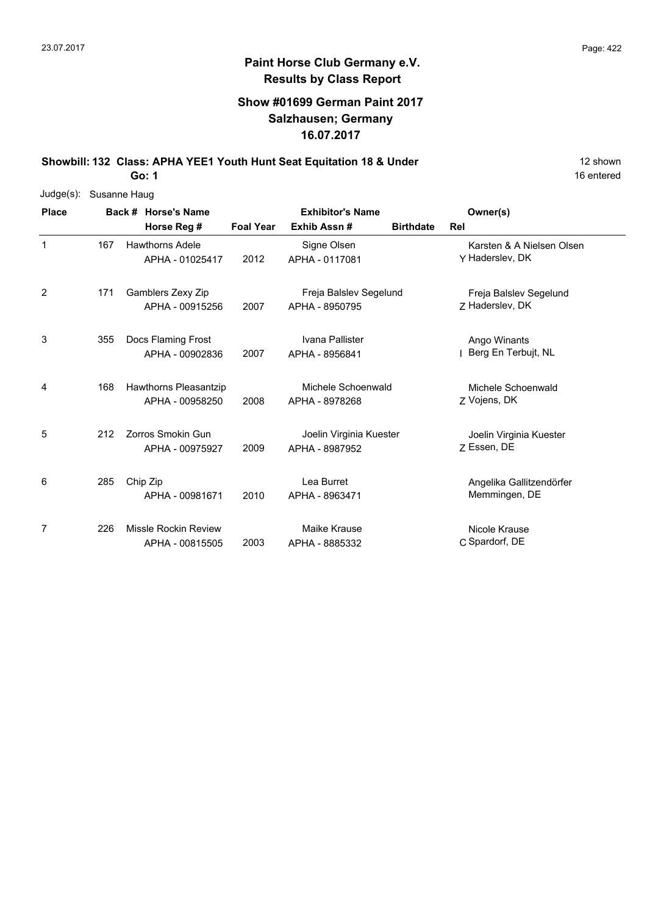# Paint Horse Club Germany e.V.
## Results by Class Report

### Show #01699 German Paint 2017
### Salzhausen; Germany
### 16.07.2017

**Showbill: 132 Class: APHA YEE1 Youth Hunt Seat Equitation 18 & Under** — 12 shown

**Go: 1** — 16 entered

Judge(s): Susanne Haug

| Place | Back # | Horse's Name / Horse Reg # | Foal Year | Exhibitor's Name / Exhib Assn # | Birthdate | Rel | Owner(s) |
|---|---|---|---|---|---|---|---|
| 1 | 167 | Hawthorns Adele<br>APHA - 01025417 | 2012 | Signe Olsen<br>APHA - 0117081 | | Y | Karsten & A Nielsen Olsen<br>Haderslev, DK |
| 2 | 171 | Gamblers Zexy Zip<br>APHA - 00915256 | 2007 | Freja Balslev Segelund<br>APHA - 8950795 | | Z | Freja Balslev Segelund<br>Haderslev, DK |
| 3 | 355 | Docs Flaming Frost<br>APHA - 00902836 | 2007 | Ivana Pallister<br>APHA - 8956841 | | I | Ango Winants<br>Berg En Terbujt, NL |
| 4 | 168 | Hawthorns Pleasantzip<br>APHA - 00958250 | 2008 | Michele Schoenwald<br>APHA - 8978268 | | Z | Michele Schoenwald<br>Vojens, DK |
| 5 | 212 | Zorros Smokin Gun<br>APHA - 00975927 | 2009 | Joelin Virginia Kuester<br>APHA - 8987952 | | Z | Joelin Virginia Kuester<br>Essen, DE |
| 6 | 285 | Chip Zip<br>APHA - 00981671 | 2010 | Lea Burret<br>APHA - 8963471 | | | Angelika Gallitzendörfer<br>Memmingen, DE |
| 7 | 226 | Missle Rockin Review<br>APHA - 00815505 | 2003 | Maike Krause<br>APHA - 8885332 | | C | Nicole Krause<br>Spardorf, DE |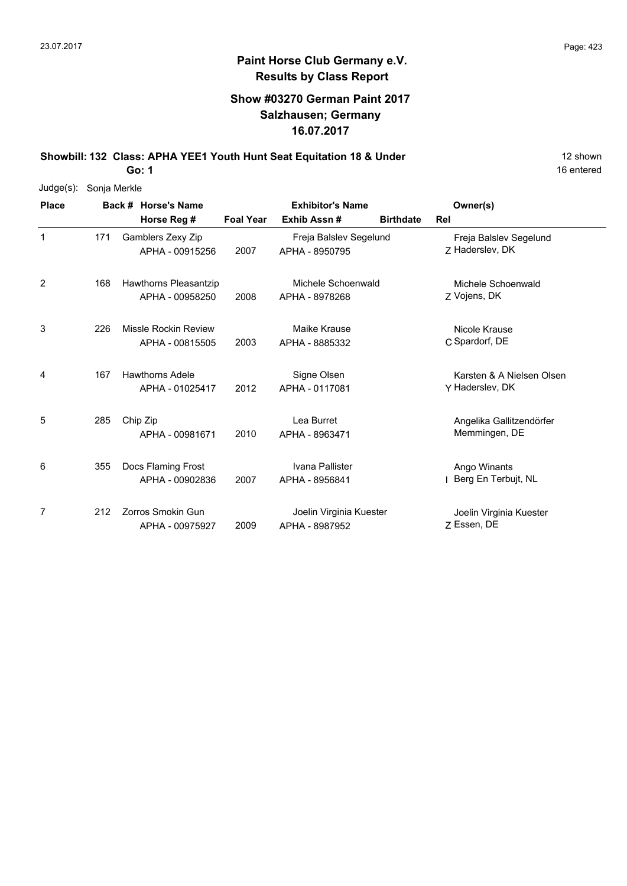# Paint Horse Club Germany e.V.
## Results by Class Report

### Show #03270 German Paint 2017
### Salzhausen; Germany
### 16.07.2017

**Showbill: 132 Class: APHA YEE1 Youth Hunt Seat Equitation 18 & Under** 12 shown
**Go: 1** 16 entered

Judge(s): Sonja Merkle

| Place | Back # | Horse's Name / Horse Reg # | Foal Year | Exhibitor's Name / Exhib Assn # | Birthdate | Rel | Owner(s) |
|---|---|---|---|---|---|---|---|
| 1 | 171 | Gamblers Zexy Zip<br>APHA - 00915256 | 2007 | Freja Balslev Segelund<br>APHA - 8950795 | | Z | Freja Balslev Segelund<br>Haderslev, DK |
| 2 | 168 | Hawthorns Pleasantzip<br>APHA - 00958250 | 2008 | Michele Schoenwald<br>APHA - 8978268 | | Z | Michele Schoenwald<br>Vojens, DK |
| 3 | 226 | Missle Rockin Review<br>APHA - 00815505 | 2003 | Maike Krause<br>APHA - 8885332 | | C | Nicole Krause<br>Spardorf, DE |
| 4 | 167 | Hawthorns Adele<br>APHA - 01025417 | 2012 | Signe Olsen<br>APHA - 0117081 | | Y | Karsten & A Nielsen Olsen<br>Haderslev, DK |
| 5 | 285 | Chip Zip<br>APHA - 00981671 | 2010 | Lea Burret<br>APHA - 8963471 | | | Angelika Gallitzendörfer<br>Memmingen, DE |
| 6 | 355 | Docs Flaming Frost<br>APHA - 00902836 | 2007 | Ivana Pallister<br>APHA - 8956841 | | I | Ango Winants<br>Berg En Terbujt, NL |
| 7 | 212 | Zorros Smokin Gun<br>APHA - 00975927 | 2009 | Joelin Virginia Kuester<br>APHA - 8987952 | | Z | Joelin Virginia Kuester<br>Essen, DE |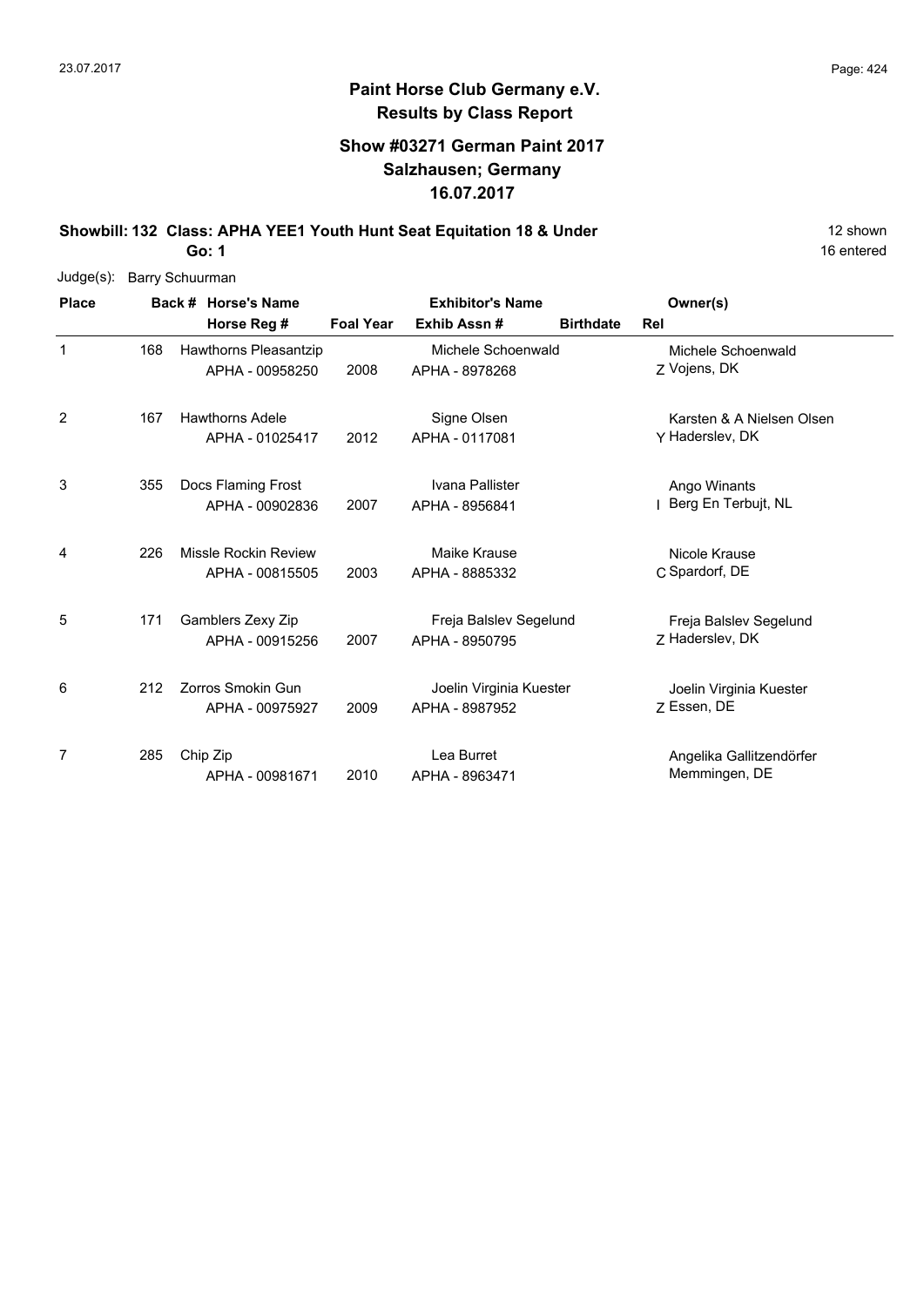# Paint Horse Club Germany e.V.
## Results by Class Report

### Show #03271 German Paint 2017
### Salzhausen; Germany
### 16.07.2017

**Showbill: 132 Class: APHA YEE1 Youth Hunt Seat Equitation 18 & Under** 12 shown

**Go: 1** 16 entered

Judge(s): Barry Schuurman

| Place | Back # | Horse's Name / Horse Reg # | Foal Year | Exhibitor's Name / Exhib Assn # | Birthdate | Rel | Owner(s) |
|---|---|---|---|---|---|---|---|
| 1 | 168 | Hawthorns Pleasantzip<br>APHA - 00958250 | 2008 | Michele Schoenwald<br>APHA - 8978268 | | Z | Michele Schoenwald<br>Vojens, DK |
| 2 | 167 | Hawthorns Adele<br>APHA - 01025417 | 2012 | Signe Olsen<br>APHA - 0117081 | | Y | Karsten & A Nielsen Olsen<br>Haderslev, DK |
| 3 | 355 | Docs Flaming Frost<br>APHA - 00902836 | 2007 | Ivana Pallister<br>APHA - 8956841 | | I | Ango Winants<br>Berg En Terbujt, NL |
| 4 | 226 | Missle Rockin Review<br>APHA - 00815505 | 2003 | Maike Krause<br>APHA - 8885332 | | C | Nicole Krause<br>Spardorf, DE |
| 5 | 171 | Gamblers Zexy Zip<br>APHA - 00915256 | 2007 | Freja Balslev Segelund<br>APHA - 8950795 | | Z | Freja Balslev Segelund<br>Haderslev, DK |
| 6 | 212 | Zorros Smokin Gun<br>APHA - 00975927 | 2009 | Joelin Virginia Kuester<br>APHA - 8987952 | | Z | Joelin Virginia Kuester<br>Essen, DE |
| 7 | 285 | Chip Zip<br>APHA - 00981671 | 2010 | Lea Burret<br>APHA - 8963471 | | | Angelika Gallitzendörfer<br>Memmingen, DE |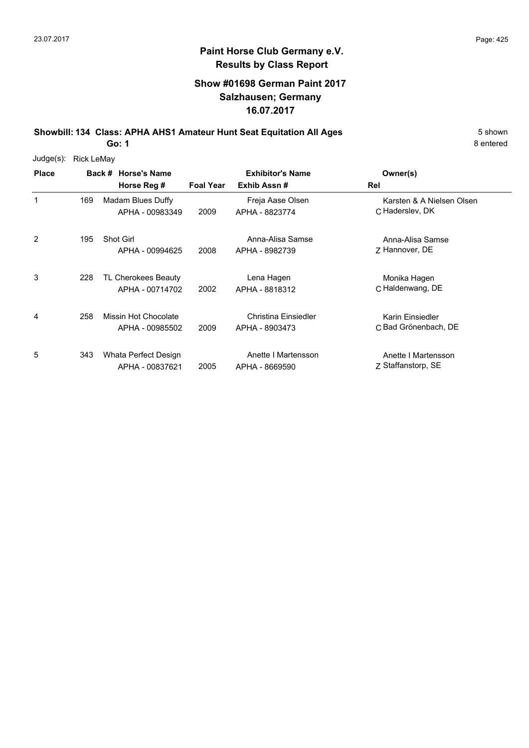# Paint Horse Club Germany e.V.
## Results by Class Report

### Show #01698 German Paint 2017
### Salzhausen; Germany
### 16.07.2017

**Showbill: 134 Class: APHA AHS1 Amateur Hunt Seat Equitation All Ages** — 5 shown

**Go: 1** — 8 entered

Judge(s): Rick LeMay

| Place | Back # | Horse's Name / Horse Reg # | Foal Year | Exhibitor's Name / Exhib Assn # | Rel | Owner(s) |
|---|---|---|---|---|---|---|
| 1 | 169 | Madam Blues Duffy<br>APHA - 00983349 | 2009 | Freja Aase Olsen<br>APHA - 8823774 | C | Karsten & A Nielsen Olsen<br>Haderslev, DK |
| 2 | 195 | Shot Girl<br>APHA - 00994625 | 2008 | Anna-Alisa Samse<br>APHA - 8982739 | Z | Anna-Alisa Samse<br>Hannover, DE |
| 3 | 228 | TL Cherokees Beauty<br>APHA - 00714702 | 2002 | Lena Hagen<br>APHA - 8818312 | C | Monika Hagen<br>Haldenwang, DE |
| 4 | 258 | Missin Hot Chocolate<br>APHA - 00985502 | 2009 | Christina Einsiedler<br>APHA - 8903473 | C | Karin Einsiedler<br>Bad Grönenbach, DE |
| 5 | 343 | Whata Perfect Design<br>APHA - 00837621 | 2005 | Anette I Martensson<br>APHA - 8669590 | Z | Anette I Martensson<br>Staffanstorp, SE |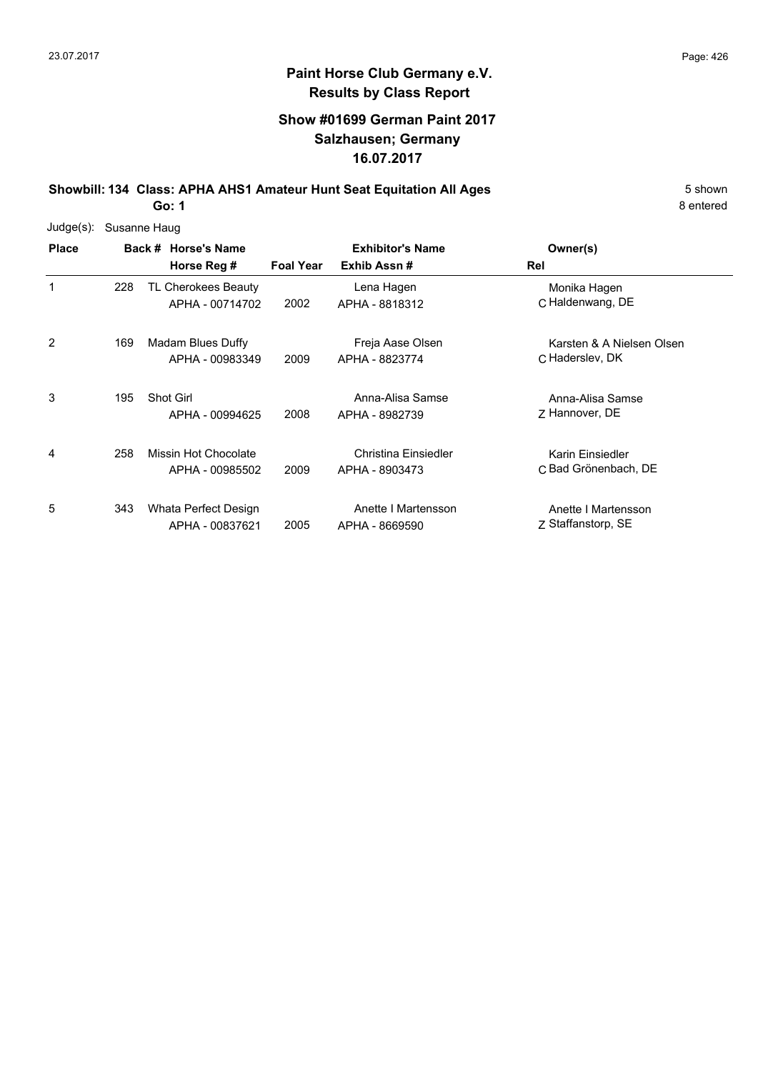# Paint Horse Club Germany e.V.

## Results by Class Report

### Show #01699 German Paint 2017
### Salzhausen; Germany
### 16.07.2017

**Showbill: 134 Class: APHA AHS1 Amateur Hunt Seat Equitation All Ages** 5 shown

**Go: 1** 8 entered

Judge(s): Susanne Haug

| Place | Back # | Horse's Name / Horse Reg # | Foal Year | Exhibitor's Name / Exhib Assn # | Rel | Owner(s) |
|---|---|---|---|---|---|---|
| 1 | 228 | TL Cherokees Beauty<br>APHA - 00714702 | 2002 | Lena Hagen<br>APHA - 8818312 | C | Monika Hagen<br>Haldenwang, DE |
| 2 | 169 | Madam Blues Duffy<br>APHA - 00983349 | 2009 | Freja Aase Olsen<br>APHA - 8823774 | C | Karsten & A Nielsen Olsen<br>Haderslev, DK |
| 3 | 195 | Shot Girl<br>APHA - 00994625 | 2008 | Anna-Alisa Samse<br>APHA - 8982739 | Z | Anna-Alisa Samse<br>Hannover, DE |
| 4 | 258 | Missin Hot Chocolate<br>APHA - 00985502 | 2009 | Christina Einsiedler<br>APHA - 8903473 | C | Karin Einsiedler<br>Bad Grönenbach, DE |
| 5 | 343 | Whata Perfect Design<br>APHA - 00837621 | 2005 | Anette I Martensson<br>APHA - 8669590 | Z | Anette I Martensson<br>Staffanstorp, SE |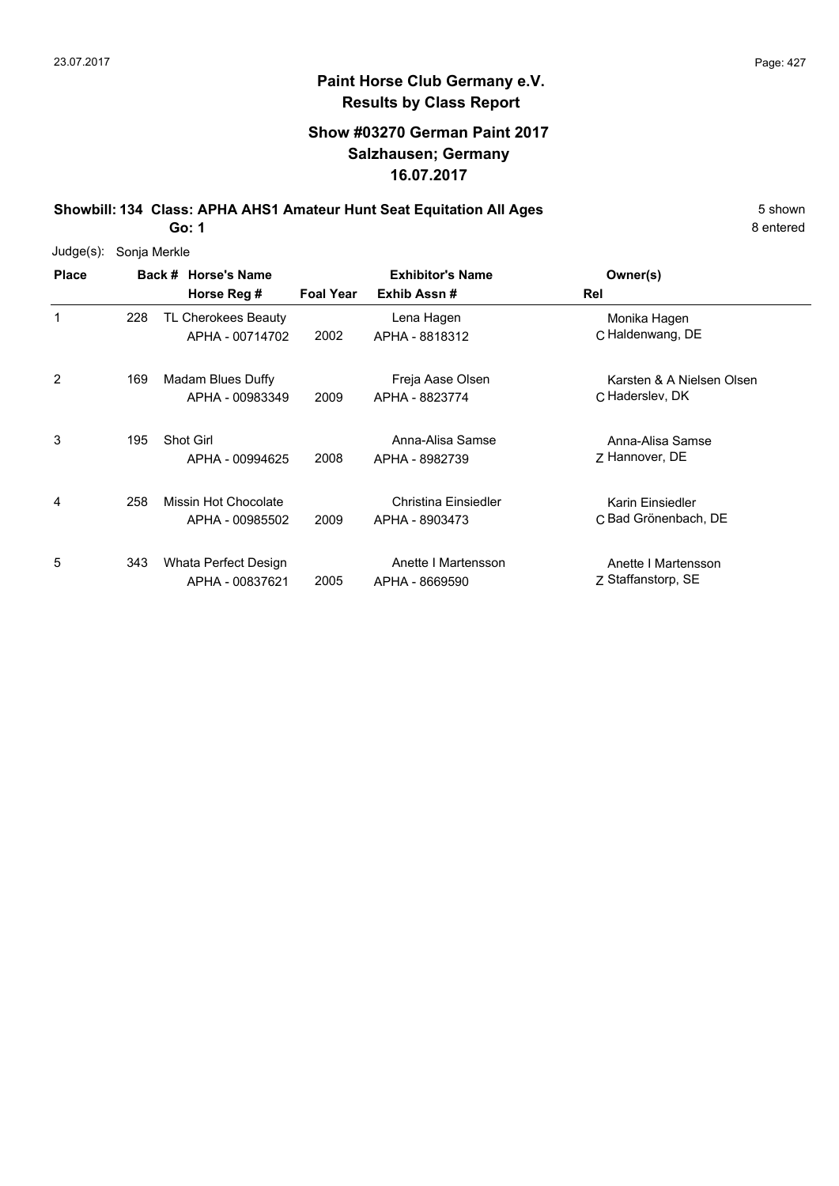## Paint Horse Club Germany e.V.
### Results by Class Report

### Show #03270 German Paint 2017
### Salzhausen; Germany
### 16.07.2017

**Showbill: 134 Class: APHA AHS1 Amateur Hunt Seat Equitation All Ages** 5 shown

**Go: 1** 8 entered

Judge(s): Sonja Merkle

| Place | Back # | Horse's Name / Horse Reg # | Foal Year | Exhibitor's Name / Exhib Assn # | Rel | Owner(s) |
|---|---|---|---|---|---|---|
| 1 | 228 | TL Cherokees Beauty<br>APHA - 00714702 | 2002 | Lena Hagen<br>APHA - 8818312 | C | Monika Hagen<br>Haldenwang, DE |
| 2 | 169 | Madam Blues Duffy<br>APHA - 00983349 | 2009 | Freja Aase Olsen<br>APHA - 8823774 | C | Karsten & A Nielsen Olsen<br>Haderslev, DK |
| 3 | 195 | Shot Girl<br>APHA - 00994625 | 2008 | Anna-Alisa Samse<br>APHA - 8982739 | Z | Anna-Alisa Samse<br>Hannover, DE |
| 4 | 258 | Missin Hot Chocolate<br>APHA - 00985502 | 2009 | Christina Einsiedler<br>APHA - 8903473 | C | Karin Einsiedler<br>Bad Grönenbach, DE |
| 5 | 343 | Whata Perfect Design<br>APHA - 00837621 | 2005 | Anette I Martensson<br>APHA - 8669590 | Z | Anette I Martensson<br>Staffanstorp, SE |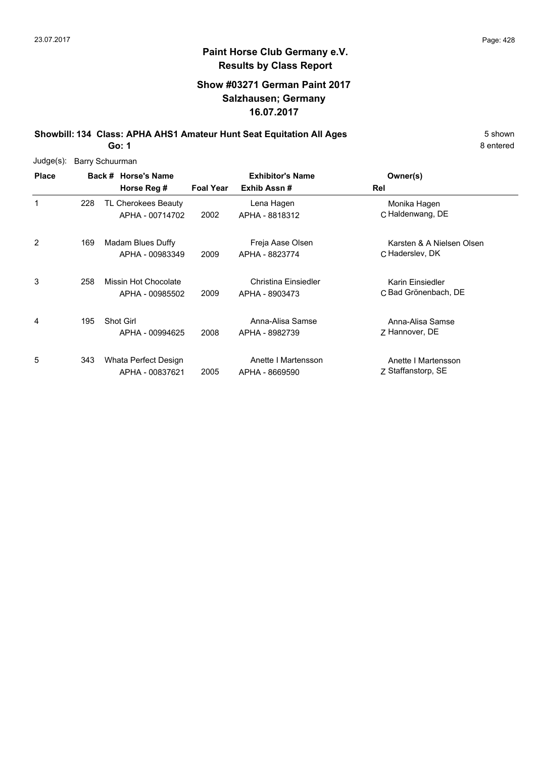## Paint Horse Club Germany e.V.
## Results by Class Report

### Show #03271 German Paint 2017
### Salzhausen; Germany
### 16.07.2017

**Showbill: 134 Class: APHA AHS1 Amateur Hunt Seat Equitation All Ages** 5 shown

**Go: 1** 8 entered

Judge(s): Barry Schuurman

| Place | Back # | Horse's Name / Horse Reg # | Foal Year | Exhibitor's Name / Exhib Assn # | Rel | Owner(s) |
|---|---|---|---|---|---|---|
| 1 | 228 | TL Cherokees Beauty<br>APHA - 00714702 | 2002 | Lena Hagen<br>APHA - 8818312 | C | Monika Hagen<br>Haldenwang, DE |
| 2 | 169 | Madam Blues Duffy<br>APHA - 00983349 | 2009 | Freja Aase Olsen<br>APHA - 8823774 | C | Karsten & A Nielsen Olsen<br>Haderslev, DK |
| 3 | 258 | Missin Hot Chocolate<br>APHA - 00985502 | 2009 | Christina Einsiedler<br>APHA - 8903473 | C | Karin Einsiedler<br>Bad Grönenbach, DE |
| 4 | 195 | Shot Girl<br>APHA - 00994625 | 2008 | Anna-Alisa Samse<br>APHA - 8982739 | Z | Anna-Alisa Samse<br>Hannover, DE |
| 5 | 343 | Whata Perfect Design<br>APHA - 00837621 | 2005 | Anette I Martensson<br>APHA - 8669590 | Z | Anette I Martensson<br>Staffanstorp, SE |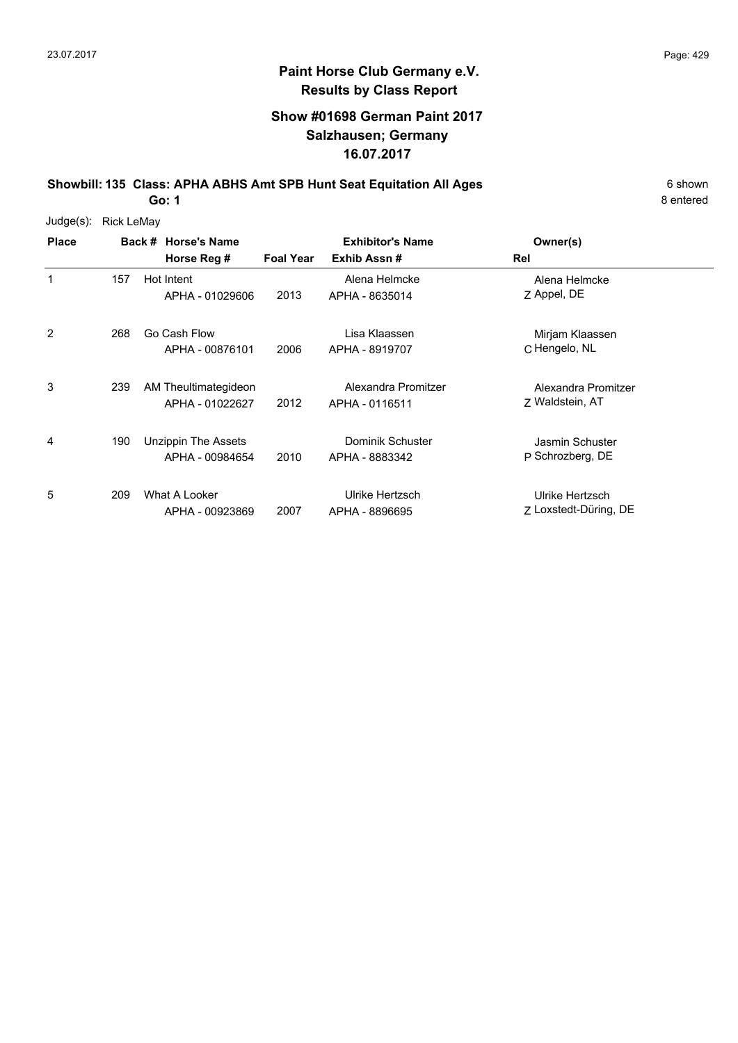# Paint Horse Club Germany e.V.
## Results by Class Report

### Show #01698 German Paint 2017
### Salzhausen; Germany
### 16.07.2017

**Showbill: 135 Class: APHA ABHS Amt SPB Hunt Seat Equitation All Ages** 6 shown

**Go: 1** 8 entered

Judge(s): Rick LeMay

| Place | Back # | Horse's Name / Horse Reg # | Foal Year | Exhibitor's Name / Exhib Assn # | Owner(s) / Rel |
|---|---|---|---|---|---|
| 1 | 157 | Hot Intent<br>APHA - 01029606 | 2013 | Alena Helmcke<br>APHA - 8635014 | Alena Helmcke<br>Z Appel, DE |
| 2 | 268 | Go Cash Flow<br>APHA - 00876101 | 2006 | Lisa Klaassen<br>APHA - 8919707 | Mirjam Klaassen<br>C Hengelo, NL |
| 3 | 239 | AM Theultimategideon<br>APHA - 01022627 | 2012 | Alexandra Promitzer<br>APHA - 0116511 | Alexandra Promitzer<br>Z Waldstein, AT |
| 4 | 190 | Unzippin The Assets<br>APHA - 00984654 | 2010 | Dominik Schuster<br>APHA - 8883342 | Jasmin Schuster<br>P Schrozberg, DE |
| 5 | 209 | What A Looker<br>APHA - 00923869 | 2007 | Ulrike Hertzsch<br>APHA - 8896695 | Ulrike Hertzsch<br>Z Loxstedt-Düring, DE |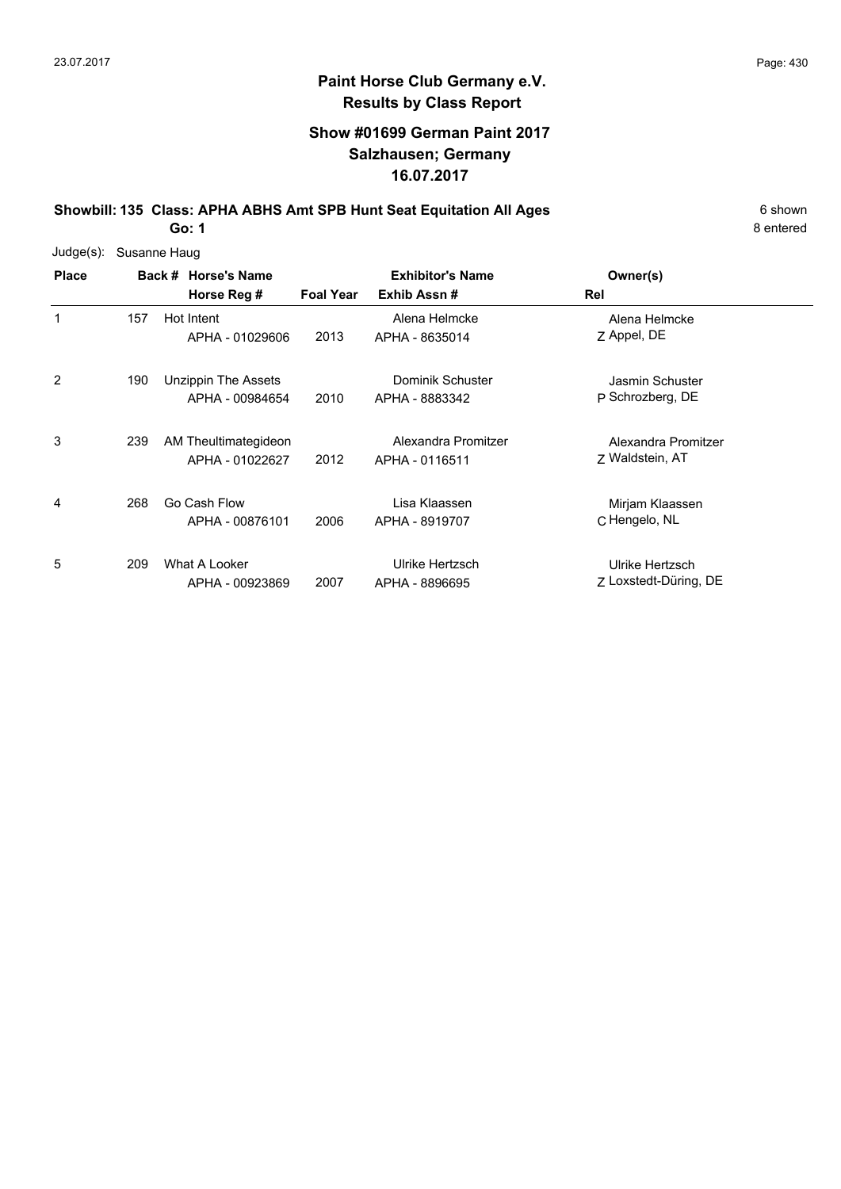# Paint Horse Club Germany e.V.

## Results by Class Report

### Show #01699 German Paint 2017
### Salzhausen; Germany
### 16.07.2017

**Showbill: 135 Class: APHA ABHS Amt SPB Hunt Seat Equitation All Ages** — 6 shown

**Go: 1** — 8 entered

Judge(s): Susanne Haug

| Place | Back # | Horse's Name / Horse Reg # | Foal Year | Exhibitor's Name / Exhib Assn # | Rel | Owner(s) |
|---|---|---|---|---|---|---|
| 1 | 157 | Hot Intent<br>APHA - 01029606 | 2013 | Alena Helmcke<br>APHA - 8635014 | Z | Alena Helmcke<br>Appel, DE |
| 2 | 190 | Unzippin The Assets<br>APHA - 00984654 | 2010 | Dominik Schuster<br>APHA - 8883342 | P | Jasmin Schuster<br>Schrozberg, DE |
| 3 | 239 | AM Theultimategideon<br>APHA - 01022627 | 2012 | Alexandra Promitzer<br>APHA - 0116511 | Z | Alexandra Promitzer<br>Waldstein, AT |
| 4 | 268 | Go Cash Flow<br>APHA - 00876101 | 2006 | Lisa Klaassen<br>APHA - 8919707 | C | Mirjam Klaassen<br>Hengelo, NL |
| 5 | 209 | What A Looker<br>APHA - 00923869 | 2007 | Ulrike Hertzsch<br>APHA - 8896695 | Z | Ulrike Hertzsch<br>Loxstedt-Düring, DE |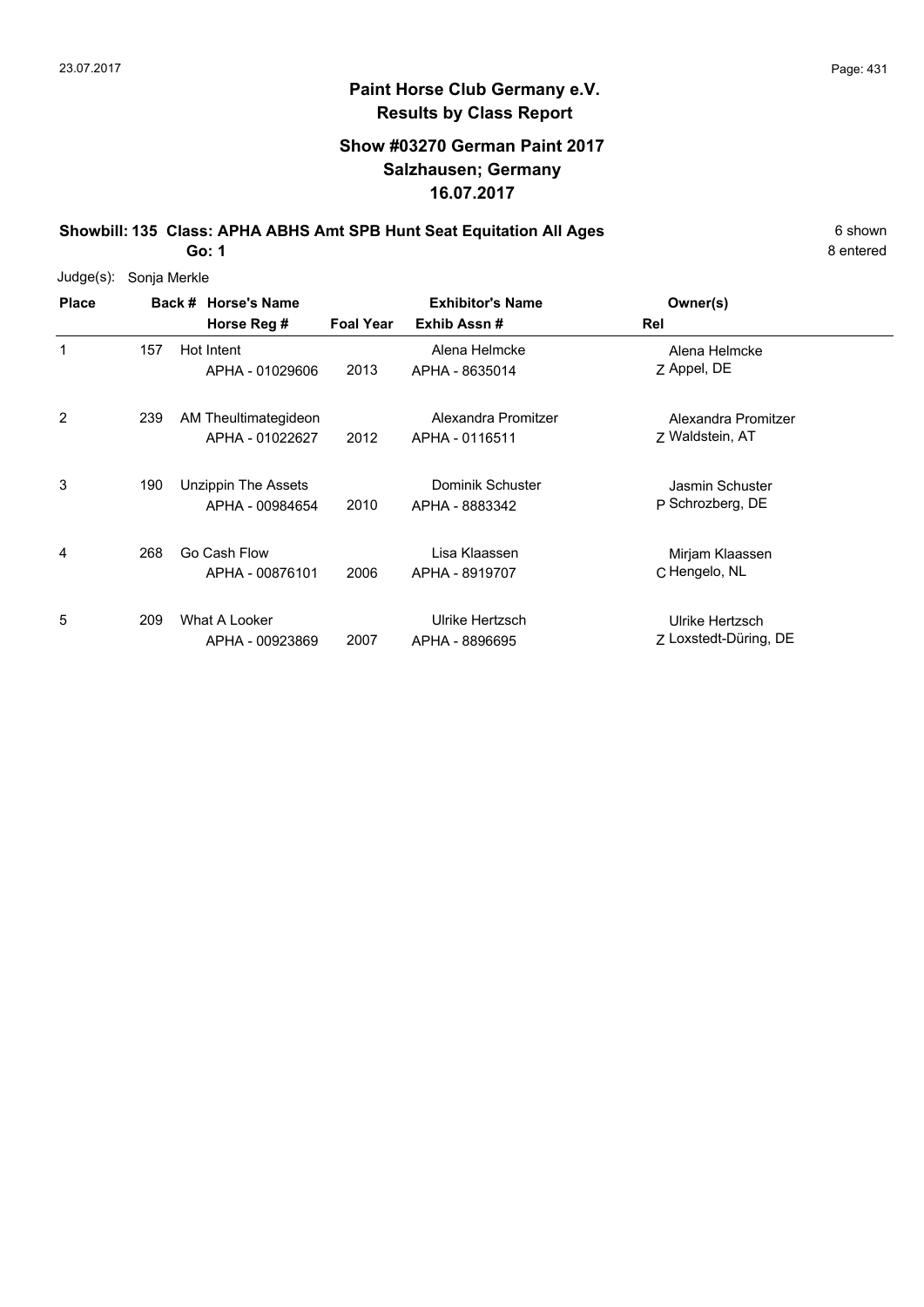# Paint Horse Club Germany e.V.
## Results by Class Report

### Show #03270 German Paint 2017
### Salzhausen; Germany
### 16.07.2017

**Showbill: 135 Class: APHA ABHS Amt SPB Hunt Seat Equitation All Ages** — 6 shown

**Go: 1** — 8 entered

Judge(s): Sonja Merkle

| Place | Back # | Horse's Name / Horse Reg # | Foal Year | Exhibitor's Name / Exhib Assn # | Rel | Owner(s) |
|---|---|---|---|---|---|---|
| 1 | 157 | Hot Intent<br>APHA - 01029606 | 2013 | Alena Helmcke<br>APHA - 8635014 | Z | Alena Helmcke<br>Appel, DE |
| 2 | 239 | AM Theultimategideon<br>APHA - 01022627 | 2012 | Alexandra Promitzer<br>APHA - 0116511 | Z | Alexandra Promitzer<br>Waldstein, AT |
| 3 | 190 | Unzippin The Assets<br>APHA - 00984654 | 2010 | Dominik Schuster<br>APHA - 8883342 | P | Jasmin Schuster<br>Schrozberg, DE |
| 4 | 268 | Go Cash Flow<br>APHA - 00876101 | 2006 | Lisa Klaassen<br>APHA - 8919707 | C | Mirjam Klaassen<br>Hengelo, NL |
| 5 | 209 | What A Looker<br>APHA - 00923869 | 2007 | Ulrike Hertzsch<br>APHA - 8896695 | Z | Ulrike Hertzsch<br>Loxstedt-Düring, DE |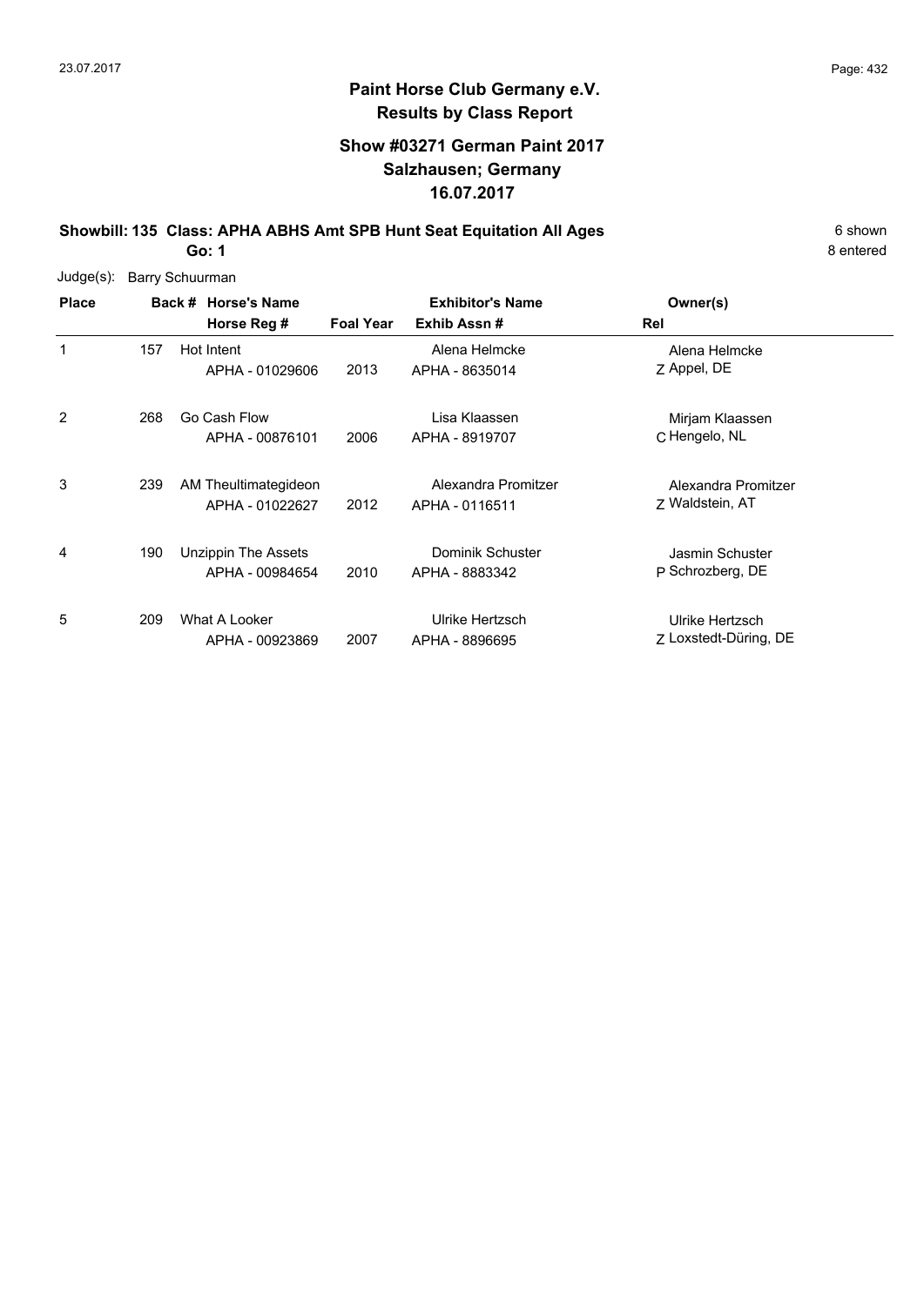## Paint Horse Club Germany e.V.
## Results by Class Report

### Show #03271 German Paint 2017
### Salzhausen; Germany
### 16.07.2017

**Showbill: 135 Class: APHA ABHS Amt SPB Hunt Seat Equitation All Ages** 6 shown

**Go: 1** 8 entered

Judge(s): Barry Schuurman

| Place | Back # | Horse's Name / Horse Reg # | Foal Year | Exhibitor's Name / Exhib Assn # | Rel | Owner(s) |
|---|---|---|---|---|---|---|
| 1 | 157 | Hot Intent<br>APHA - 01029606 | 2013 | Alena Helmcke<br>APHA - 8635014 | Z | Alena Helmcke<br>Appel, DE |
| 2 | 268 | Go Cash Flow<br>APHA - 00876101 | 2006 | Lisa Klaassen<br>APHA - 8919707 | C | Mirjam Klaassen<br>Hengelo, NL |
| 3 | 239 | AM Theultimategideon<br>APHA - 01022627 | 2012 | Alexandra Promitzer<br>APHA - 0116511 | Z | Alexandra Promitzer<br>Waldstein, AT |
| 4 | 190 | Unzippin The Assets<br>APHA - 00984654 | 2010 | Dominik Schuster<br>APHA - 8883342 | P | Jasmin Schuster<br>Schrozberg, DE |
| 5 | 209 | What A Looker<br>APHA - 00923869 | 2007 | Ulrike Hertzsch<br>APHA - 8896695 | Z | Ulrike Hertzsch<br>Loxstedt-Düring, DE |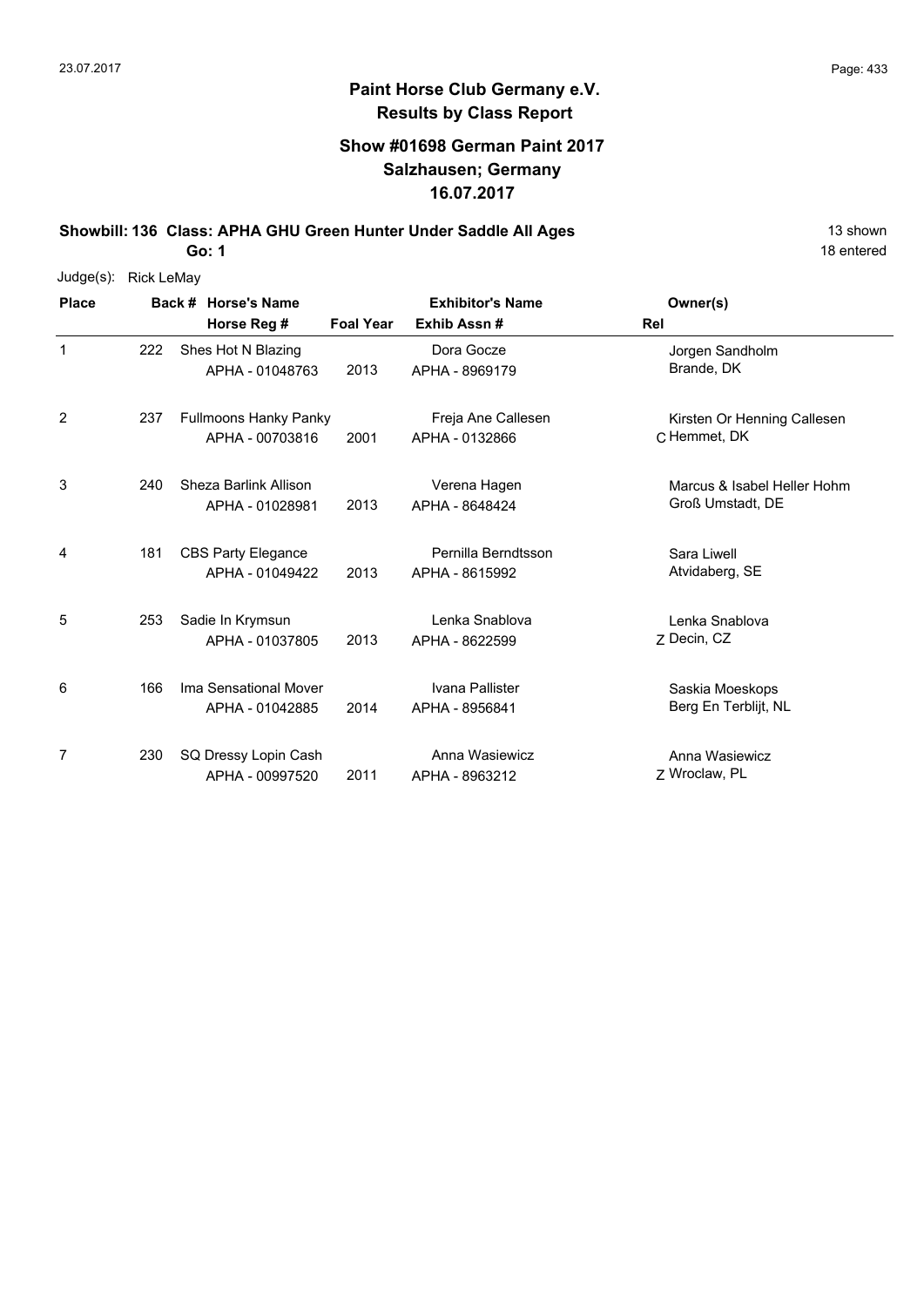# Paint Horse Club Germany e.V.

## Results by Class Report

### Show #01698 German Paint 2017
### Salzhausen; Germany
### 16.07.2017

**Showbill: 136 Class: APHA GHU Green Hunter Under Saddle All Ages** — 13 shown, 18 entered

**Go: 1**

Judge(s): Rick LeMay

| Place | Back # | Horse's Name / Horse Reg # | Foal Year | Exhibitor's Name / Exhib Assn # | Rel | Owner(s) |
|---|---|---|---|---|---|---|
| 1 | 222 | Shes Hot N Blazing<br>APHA - 01048763 | 2013 | Dora Gocze<br>APHA - 8969179 | | Jorgen Sandholm<br>Brande, DK |
| 2 | 237 | Fullmoons Hanky Panky<br>APHA - 00703816 | 2001 | Freja Ane Callesen<br>APHA - 0132866 | C | Kirsten Or Henning Callesen<br>Hemmet, DK |
| 3 | 240 | Sheza Barlink Allison<br>APHA - 01028981 | 2013 | Verena Hagen<br>APHA - 8648424 | | Marcus & Isabel Heller Hohm<br>Groß Umstadt, DE |
| 4 | 181 | CBS Party Elegance<br>APHA - 01049422 | 2013 | Pernilla Berndtsson<br>APHA - 8615992 | | Sara Liwell<br>Atvidaberg, SE |
| 5 | 253 | Sadie In Krymsun<br>APHA - 01037805 | 2013 | Lenka Snablova<br>APHA - 8622599 | Z | Lenka Snablova<br>Decin, CZ |
| 6 | 166 | Ima Sensational Mover<br>APHA - 01042885 | 2014 | Ivana Pallister<br>APHA - 8956841 | | Saskia Moeskops<br>Berg En Terblijt, NL |
| 7 | 230 | SQ Dressy Lopin Cash<br>APHA - 00997520 | 2011 | Anna Wasiewicz<br>APHA - 8963212 | Z | Anna Wasiewicz<br>Wroclaw, PL |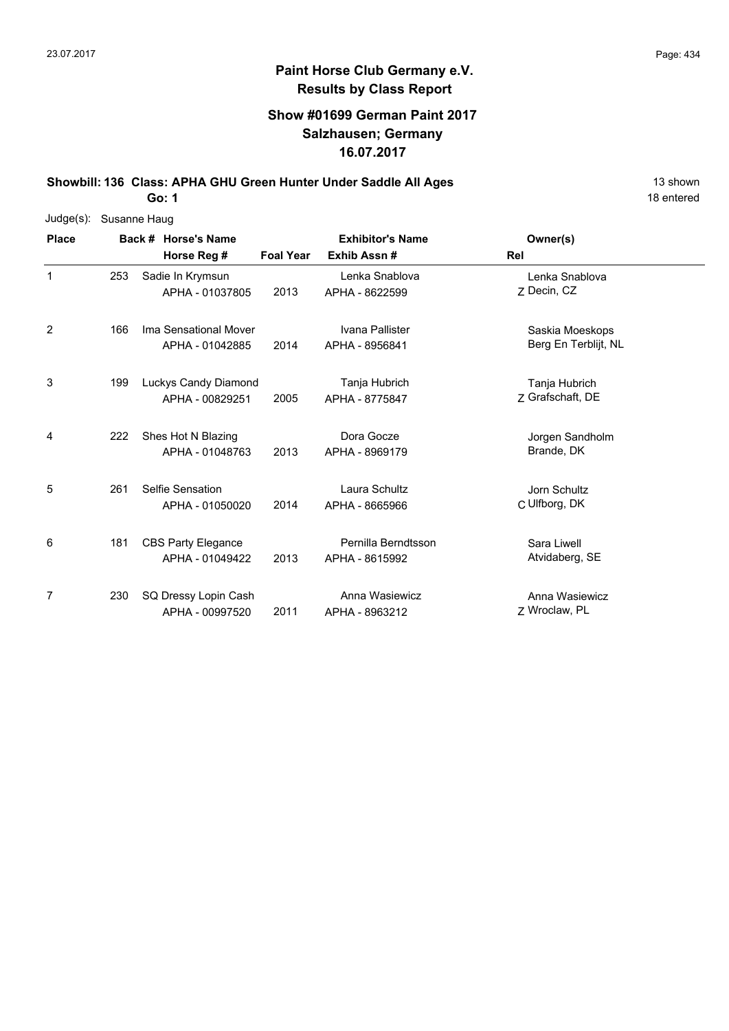# Paint Horse Club Germany e.V.

## Results by Class Report

### Show #01699 German Paint 2017
### Salzhausen; Germany
### 16.07.2017

**Showbill: 136 Class: APHA GHU Green Hunter Under Saddle All Ages** — 13 shown

**Go: 1** — 18 entered

Judge(s): Susanne Haug

| Place | Back # | Horse's Name / Horse Reg # | Foal Year | Exhibitor's Name / Exhib Assn # | Rel | Owner(s) |
|---|---|---|---|---|---|---|
| 1 | 253 | Sadie In Krymsun<br>APHA - 01037805 | 2013 | Lenka Snablova<br>APHA - 8622599 | Z | Lenka Snablova<br>Decin, CZ |
| 2 | 166 | Ima Sensational Mover<br>APHA - 01042885 | 2014 | Ivana Pallister<br>APHA - 8956841 | | Saskia Moeskops<br>Berg En Terblijt, NL |
| 3 | 199 | Luckys Candy Diamond<br>APHA - 00829251 | 2005 | Tanja Hubrich<br>APHA - 8775847 | Z | Tanja Hubrich<br>Grafschaft, DE |
| 4 | 222 | Shes Hot N Blazing<br>APHA - 01048763 | 2013 | Dora Gocze<br>APHA - 8969179 | | Jorgen Sandholm<br>Brande, DK |
| 5 | 261 | Selfie Sensation<br>APHA - 01050020 | 2014 | Laura Schultz<br>APHA - 8665966 | C | Jorn Schultz<br>Ulfborg, DK |
| 6 | 181 | CBS Party Elegance<br>APHA - 01049422 | 2013 | Pernilla Berndtsson<br>APHA - 8615992 | | Sara Liwell<br>Atvidaberg, SE |
| 7 | 230 | SQ Dressy Lopin Cash<br>APHA - 00997520 | 2011 | Anna Wasiewicz<br>APHA - 8963212 | Z | Anna Wasiewicz<br>Wroclaw, PL |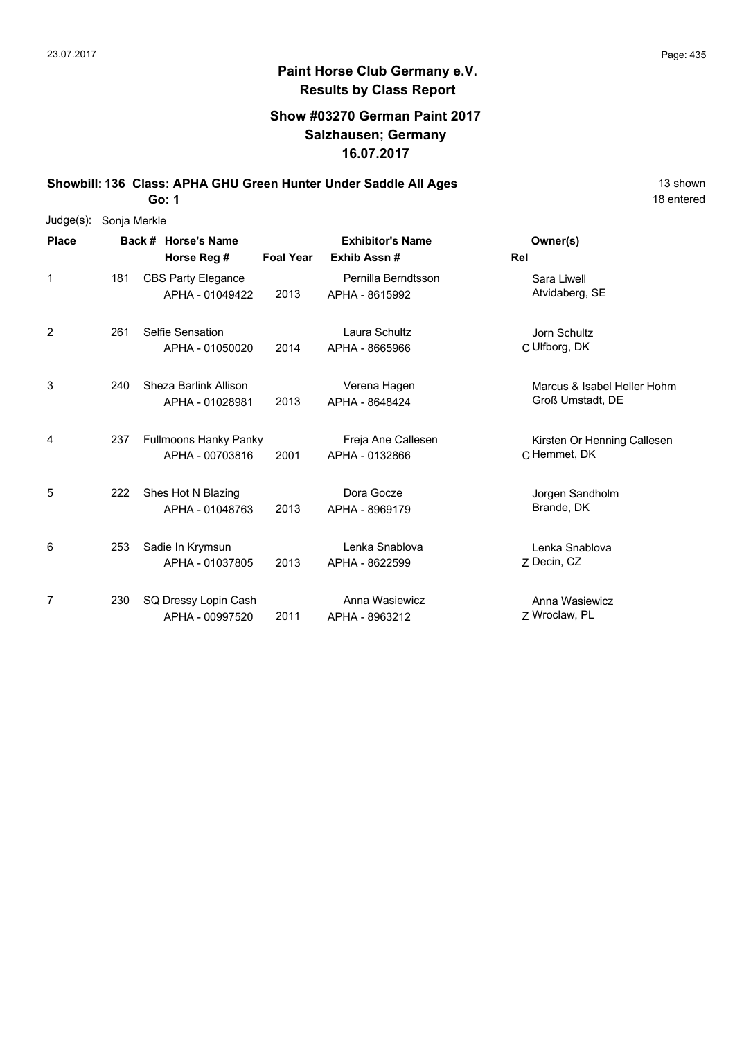## Paint Horse Club Germany e.V.
## Results by Class Report

### Show #03270 German Paint 2017
### Salzhausen; Germany
### 16.07.2017

**Showbill: 136 Class: APHA GHU Green Hunter Under Saddle All Ages** 13 shown

**Go: 1** 18 entered

Judge(s): Sonja Merkle

| Place | Back # | Horse's Name / Horse Reg # | Foal Year | Exhibitor's Name / Exhib Assn # | Owner(s) / Rel |
|---|---|---|---|---|---|
| 1 | 181 | CBS Party Elegance<br>APHA - 01049422 | 2013 | Pernilla Berndtsson<br>APHA - 8615992 | Sara Liwell<br>Atvidaberg, SE |
| 2 | 261 | Selfie Sensation<br>APHA - 01050020 | 2014 | Laura Schultz<br>APHA - 8665966 | Jorn Schultz<br>C Ulfborg, DK |
| 3 | 240 | Sheza Barlink Allison<br>APHA - 01028981 | 2013 | Verena Hagen<br>APHA - 8648424 | Marcus & Isabel Heller Hohm<br>Groß Umstadt, DE |
| 4 | 237 | Fullmoons Hanky Panky<br>APHA - 00703816 | 2001 | Freja Ane Callesen<br>APHA - 0132866 | Kirsten Or Henning Callesen<br>C Hemmet, DK |
| 5 | 222 | Shes Hot N Blazing<br>APHA - 01048763 | 2013 | Dora Gocze<br>APHA - 8969179 | Jorgen Sandholm<br>Brande, DK |
| 6 | 253 | Sadie In Krymsun<br>APHA - 01037805 | 2013 | Lenka Snablova<br>APHA - 8622599 | Lenka Snablova<br>Z Decin, CZ |
| 7 | 230 | SQ Dressy Lopin Cash<br>APHA - 00997520 | 2011 | Anna Wasiewicz<br>APHA - 8963212 | Anna Wasiewicz<br>Z Wroclaw, PL |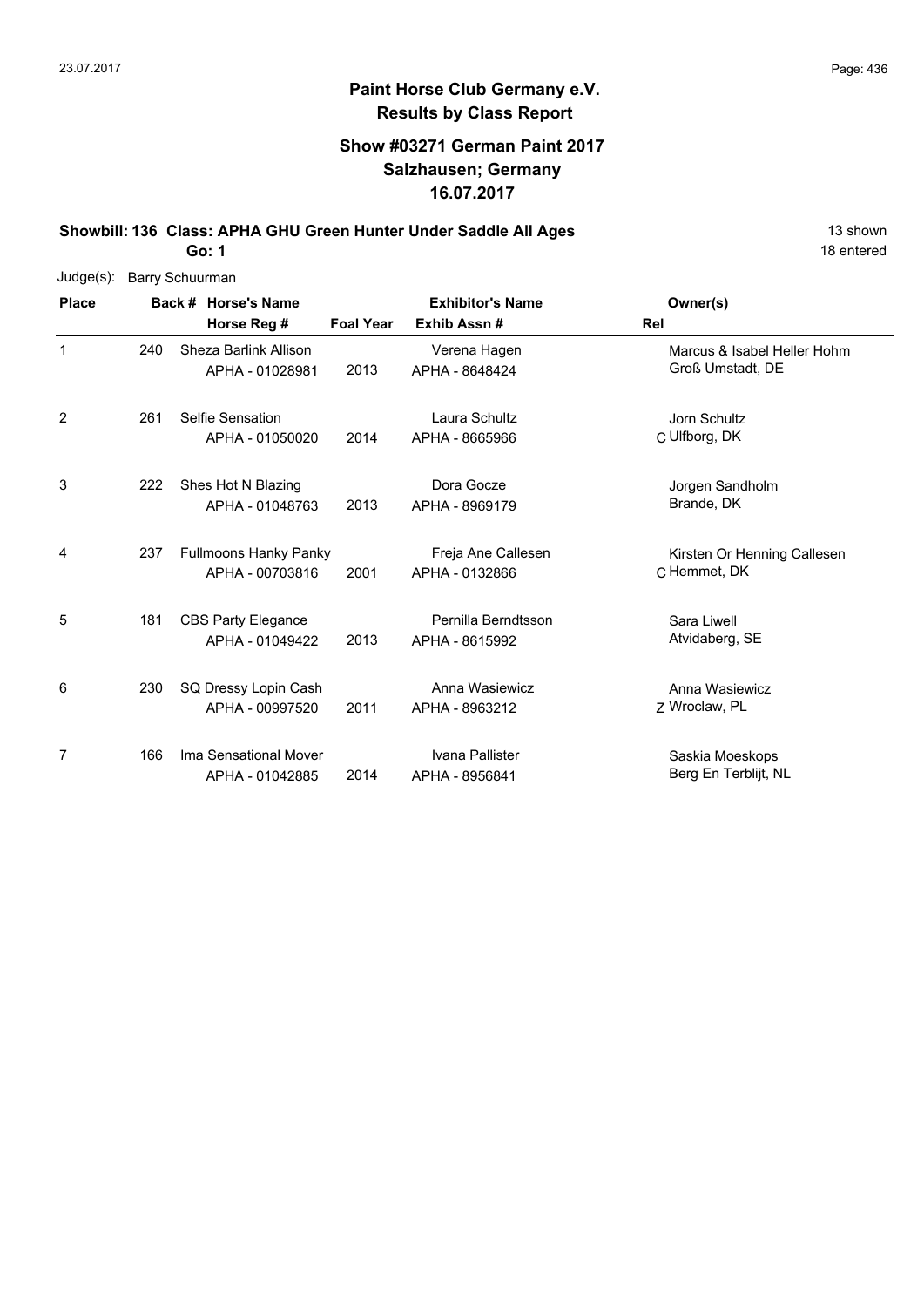# Paint Horse Club Germany e.V.
## Results by Class Report

### Show #03271 German Paint 2017
### Salzhausen; Germany
### 16.07.2017

**Showbill: 136 Class: APHA GHU Green Hunter Under Saddle All Ages** — 13 shown, 18 entered

**Go: 1**

Judge(s): Barry Schuurman

| Place | Back # | Horse's Name / Horse Reg # | Foal Year | Exhibitor's Name / Exhib Assn # | Rel | Owner(s) |
|---|---|---|---|---|---|---|
| 1 | 240 | Sheza Barlink Allison<br>APHA - 01028981 | 2013 | Verena Hagen<br>APHA - 8648424 | | Marcus & Isabel Heller Hohm<br>Groß Umstadt, DE |
| 2 | 261 | Selfie Sensation<br>APHA - 01050020 | 2014 | Laura Schultz<br>APHA - 8665966 | C | Jorn Schultz<br>Ulfborg, DK |
| 3 | 222 | Shes Hot N Blazing<br>APHA - 01048763 | 2013 | Dora Gocze<br>APHA - 8969179 | | Jorgen Sandholm<br>Brande, DK |
| 4 | 237 | Fullmoons Hanky Panky<br>APHA - 00703816 | 2001 | Freja Ane Callesen<br>APHA - 0132866 | C | Kirsten Or Henning Callesen<br>Hemmet, DK |
| 5 | 181 | CBS Party Elegance<br>APHA - 01049422 | 2013 | Pernilla Berndtsson<br>APHA - 8615992 | | Sara Liwell<br>Atvidaberg, SE |
| 6 | 230 | SQ Dressy Lopin Cash<br>APHA - 00997520 | 2011 | Anna Wasiewicz<br>APHA - 8963212 | Z | Anna Wasiewicz<br>Wroclaw, PL |
| 7 | 166 | Ima Sensational Mover<br>APHA - 01042885 | 2014 | Ivana Pallister<br>APHA - 8956841 | | Saskia Moeskops<br>Berg En Terblijt, NL |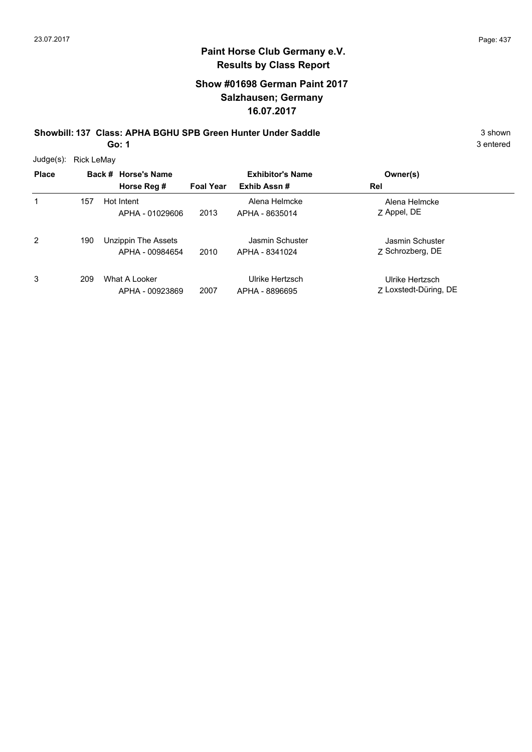# Paint Horse Club Germany e.V.
## Results by Class Report

### Show #01698 German Paint 2017
### Salzhausen; Germany
### 16.07.2017

**Showbill: 137 Class: APHA BGHU SPB Green Hunter Under Saddle** — 3 shown

**Go: 1** — 3 entered

Judge(s): Rick LeMay

| Place | Back # | Horse's Name / Horse Reg # | Foal Year | Exhibitor's Name / Exhib Assn # | Owner(s) / Rel |
|---|---|---|---|---|---|
| 1 | 157 | Hot Intent<br>APHA - 01029606 | 2013 | Alena Helmcke<br>APHA - 8635014 | Alena Helmcke<br>Z Appel, DE |
| 2 | 190 | Unzippin The Assets<br>APHA - 00984654 | 2010 | Jasmin Schuster<br>APHA - 8341024 | Jasmin Schuster<br>Z Schrozberg, DE |
| 3 | 209 | What A Looker<br>APHA - 00923869 | 2007 | Ulrike Hertzsch<br>APHA - 8896695 | Ulrike Hertzsch<br>Z Loxstedt-Düring, DE |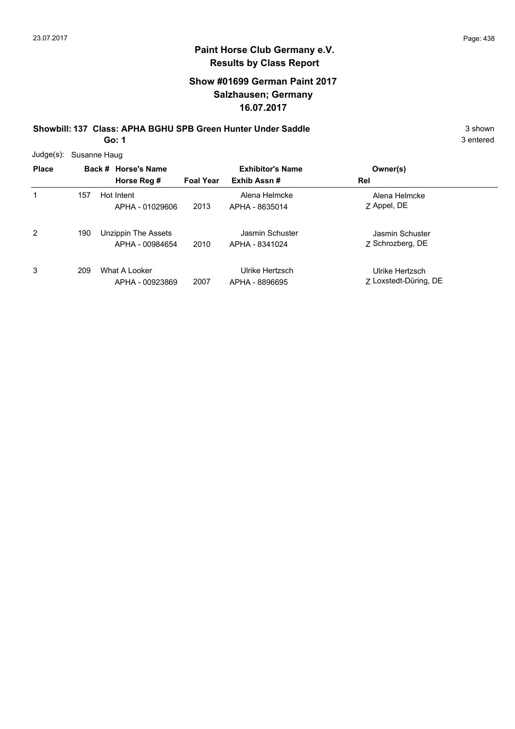# Paint Horse Club Germany e.V.

## Results by Class Report

### Show #01699 German Paint 2017
### Salzhausen; Germany
### 16.07.2017

**Showbill: 137 Class: APHA BGHU SPB Green Hunter Under Saddle** 3 shown

**Go: 1** 3 entered

Judge(s): Susanne Haug

| Place | Back # | Horse's Name / Horse Reg # | Foal Year | Exhibitor's Name / Exhib Assn # | Owner(s) / Rel |
|---|---|---|---|---|---|
| 1 | 157 | Hot Intent<br>APHA - 01029606 | 2013 | Alena Helmcke<br>APHA - 8635014 | Alena Helmcke<br>Z Appel, DE |
| 2 | 190 | Unzippin The Assets<br>APHA - 00984654 | 2010 | Jasmin Schuster<br>APHA - 8341024 | Jasmin Schuster<br>Z Schrozberg, DE |
| 3 | 209 | What A Looker<br>APHA - 00923869 | 2007 | Ulrike Hertzsch<br>APHA - 8896695 | Ulrike Hertzsch<br>Z Loxstedt-Düring, DE |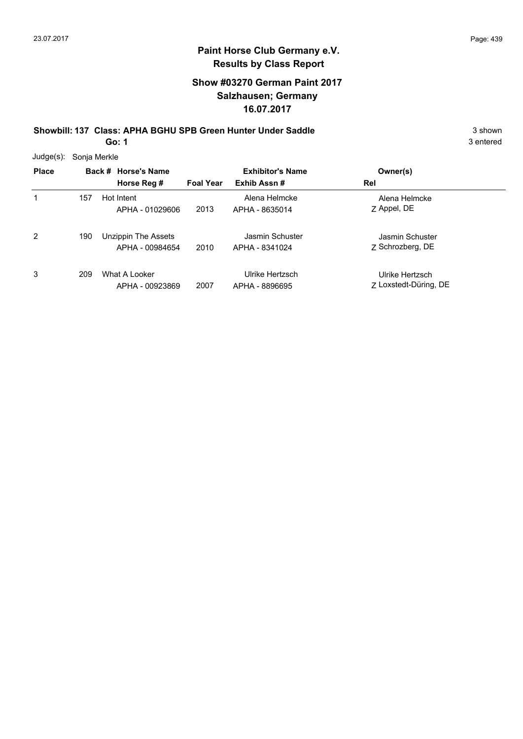**Paint Horse Club Germany e.V.**
**Results by Class Report**

**Show #03270 German Paint 2017**
**Salzhausen; Germany**
**16.07.2017**

**Showbill: 137 Class: APHA BGHU SPB Green Hunter Under Saddle** — 3 shown, 3 entered

**Go: 1**

Judge(s): Sonja Merkle

| Place | Back # | Horse's Name / Horse Reg # | Foal Year | Exhibitor's Name / Exhib Assn # | Owner(s) / Rel |
|---|---|---|---|---|---|
| 1 | 157 | Hot Intent<br>APHA - 01029606 | 2013 | Alena Helmcke<br>APHA - 8635014 | Alena Helmcke<br>Z Appel, DE |
| 2 | 190 | Unzippin The Assets<br>APHA - 00984654 | 2010 | Jasmin Schuster<br>APHA - 8341024 | Jasmin Schuster<br>Z Schrozberg, DE |
| 3 | 209 | What A Looker<br>APHA - 00923869 | 2007 | Ulrike Hertzsch<br>APHA - 8896695 | Ulrike Hertzsch<br>Z Loxstedt-Düring, DE |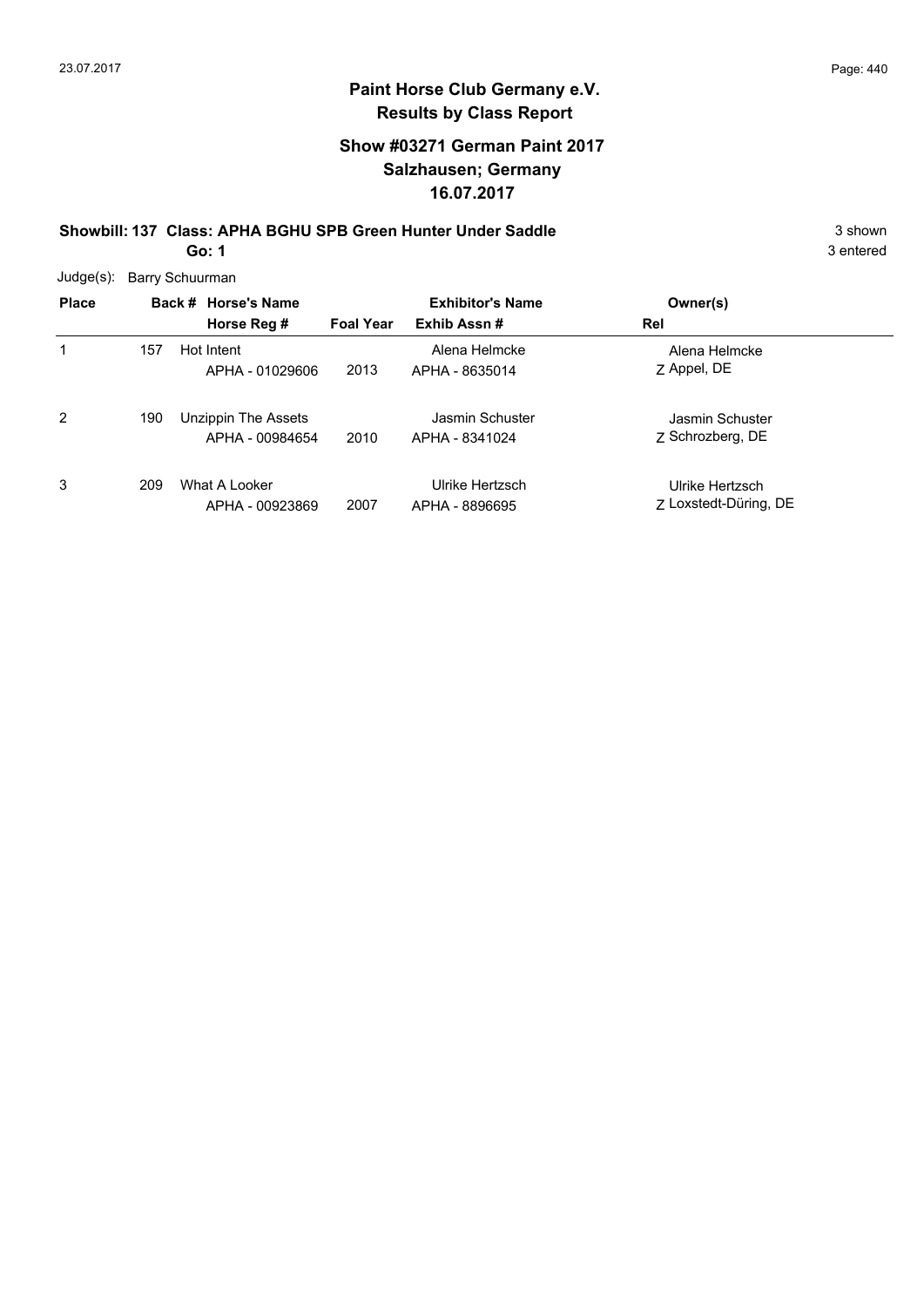## Paint Horse Club Germany e.V.
## Results by Class Report

### Show #03271 German Paint 2017
### Salzhausen; Germany
### 16.07.2017

**Showbill: 137 Class: APHA BGHU SPB Green Hunter Under Saddle** — 3 shown, 3 entered

**Go: 1**

Judge(s): Barry Schuurman

| Place | Back # | Horse's Name / Horse Reg # | Foal Year | Exhibitor's Name / Exhib Assn # | Owner(s) / Rel |
|---|---|---|---|---|---|
| 1 | 157 | Hot Intent<br>APHA - 01029606 | 2013 | Alena Helmcke<br>APHA - 8635014 | Alena Helmcke<br>Z Appel, DE |
| 2 | 190 | Unzippin The Assets<br>APHA - 00984654 | 2010 | Jasmin Schuster<br>APHA - 8341024 | Jasmin Schuster<br>Z Schrozberg, DE |
| 3 | 209 | What A Looker<br>APHA - 00923869 | 2007 | Ulrike Hertzsch<br>APHA - 8896695 | Ulrike Hertzsch<br>Z Loxstedt-Düring, DE |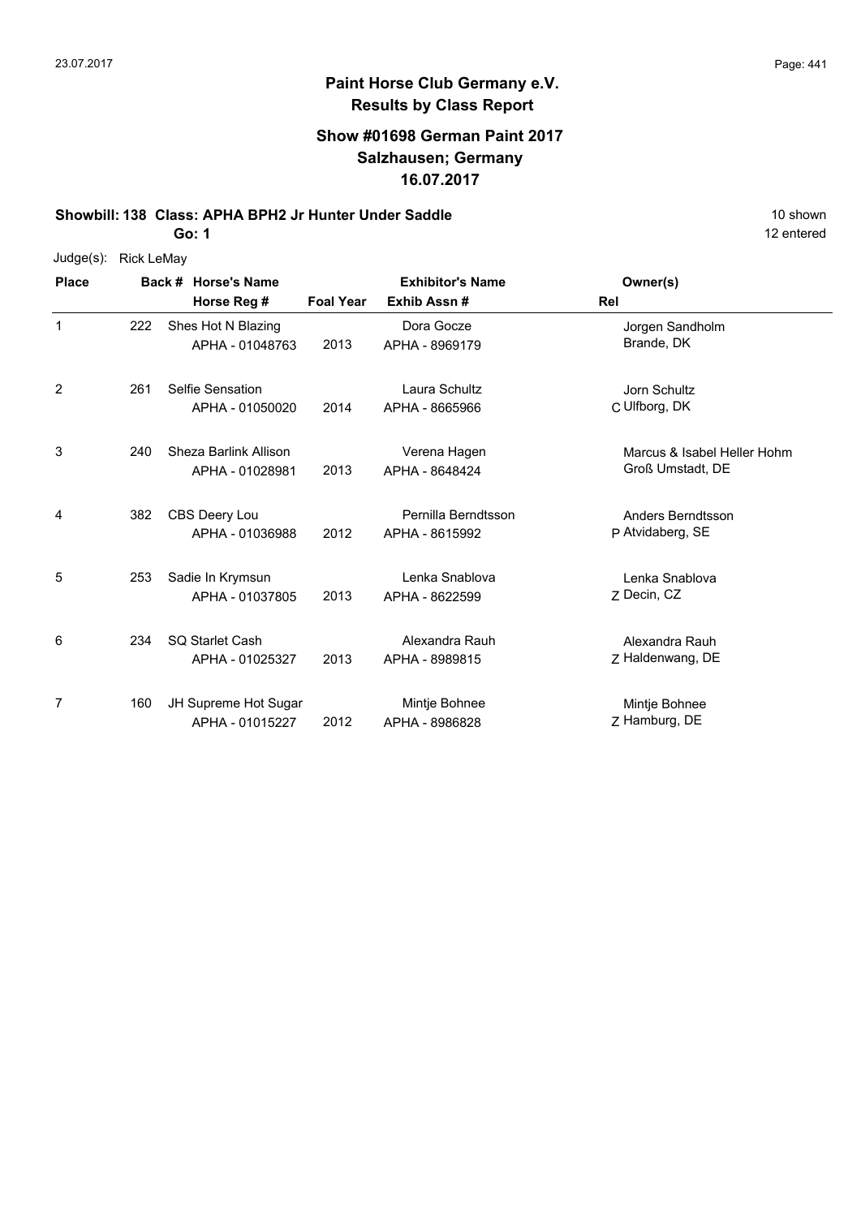# Paint Horse Club Germany e.V.

## Results by Class Report

### Show #01698 German Paint 2017
### Salzhausen; Germany
### 16.07.2017

**Showbill: 138 Class: APHA BPH2 Jr Hunter Under Saddle** — 10 shown

**Go: 1** — 12 entered

Judge(s): Rick LeMay

| Place | Back # | Horse's Name / Horse Reg # | Foal Year | Exhibitor's Name / Exhib Assn # | Rel | Owner(s) |
|---|---|---|---|---|---|---|
| 1 | 222 | Shes Hot N Blazing<br>APHA - 01048763 | 2013 | Dora Gocze<br>APHA - 8969179 | | Jorgen Sandholm<br>Brande, DK |
| 2 | 261 | Selfie Sensation<br>APHA - 01050020 | 2014 | Laura Schultz<br>APHA - 8665966 | C | Jorn Schultz<br>Ulfborg, DK |
| 3 | 240 | Sheza Barlink Allison<br>APHA - 01028981 | 2013 | Verena Hagen<br>APHA - 8648424 | | Marcus & Isabel Heller Hohm<br>Groß Umstadt, DE |
| 4 | 382 | CBS Deery Lou<br>APHA - 01036988 | 2012 | Pernilla Berndtsson<br>APHA - 8615992 | P | Anders Berndtsson<br>Atvidaberg, SE |
| 5 | 253 | Sadie In Krymsun<br>APHA - 01037805 | 2013 | Lenka Snablova<br>APHA - 8622599 | Z | Lenka Snablova<br>Decin, CZ |
| 6 | 234 | SQ Starlet Cash<br>APHA - 01025327 | 2013 | Alexandra Rauh<br>APHA - 8989815 | Z | Alexandra Rauh<br>Haldenwang, DE |
| 7 | 160 | JH Supreme Hot Sugar<br>APHA - 01015227 | 2012 | Mintje Bohnee<br>APHA - 8986828 | Z | Mintje Bohnee<br>Hamburg, DE |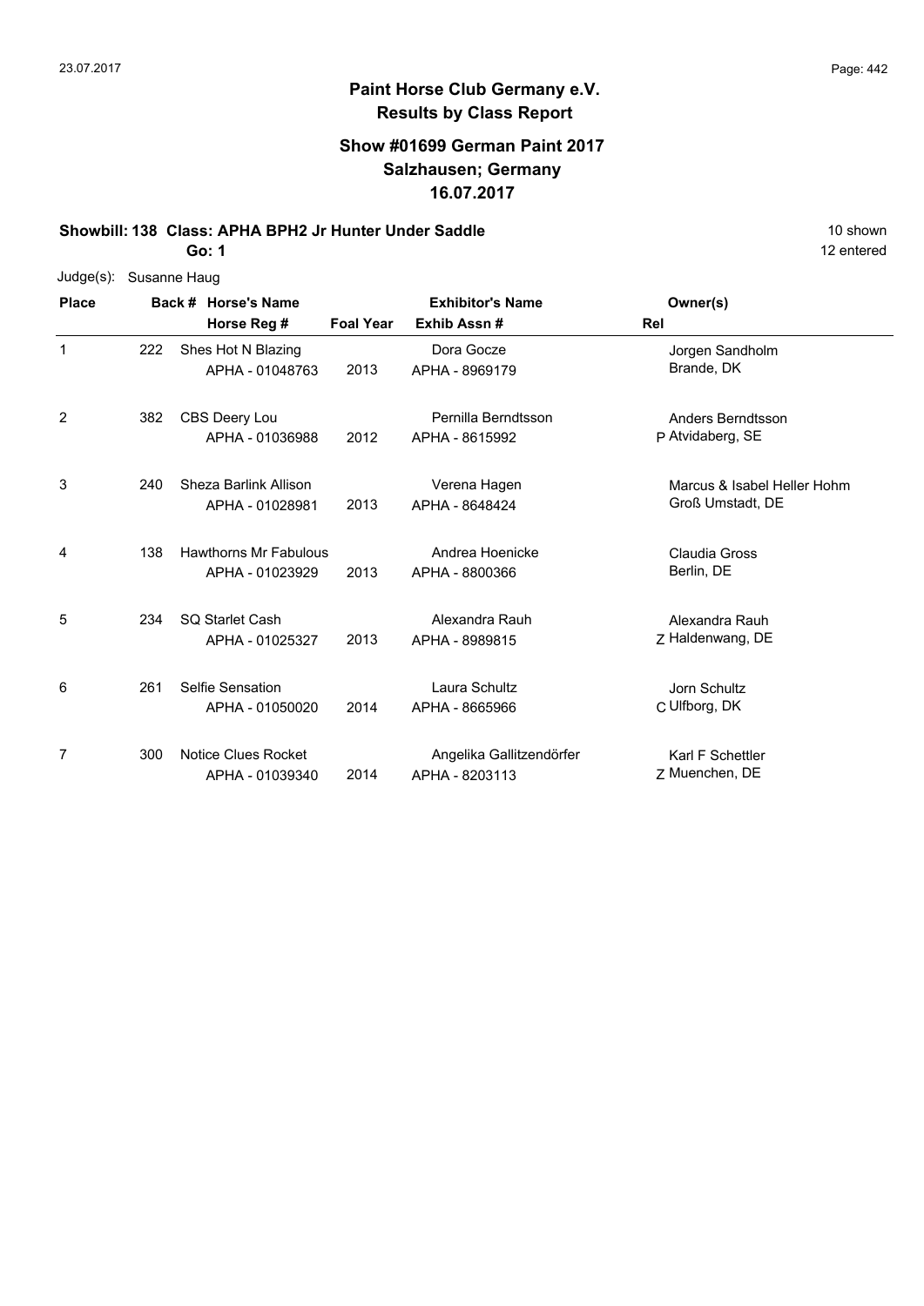**Paint Horse Club Germany e.V.**
**Results by Class Report**

**Show #01699 German Paint 2017**
**Salzhausen; Germany**
**16.07.2017**

**Showbill: 138 Class: APHA BPH2 Jr Hunter Under Saddle** — 10 shown

**Go: 1** — 12 entered

Judge(s): Susanne Haug

| Place | Back # | Horse's Name / Horse Reg # | Foal Year | Exhibitor's Name / Exhib Assn # | Rel | Owner(s) |
|---|---|---|---|---|---|---|
| 1 | 222 | Shes Hot N Blazing<br>APHA - 01048763 | 2013 | Dora Gocze<br>APHA - 8969179 | | Jorgen Sandholm<br>Brande, DK |
| 2 | 382 | CBS Deery Lou<br>APHA - 01036988 | 2012 | Pernilla Berndtsson<br>APHA - 8615992 | P | Anders Berndtsson<br>Atvidaberg, SE |
| 3 | 240 | Sheza Barlink Allison<br>APHA - 01028981 | 2013 | Verena Hagen<br>APHA - 8648424 | | Marcus & Isabel Heller Hohm<br>Groß Umstadt, DE |
| 4 | 138 | Hawthorns Mr Fabulous<br>APHA - 01023929 | 2013 | Andrea Hoenicke<br>APHA - 8800366 | | Claudia Gross<br>Berlin, DE |
| 5 | 234 | SQ Starlet Cash<br>APHA - 01025327 | 2013 | Alexandra Rauh<br>APHA - 8989815 | Z | Alexandra Rauh<br>Haldenwang, DE |
| 6 | 261 | Selfie Sensation<br>APHA - 01050020 | 2014 | Laura Schultz<br>APHA - 8665966 | C | Jorn Schultz<br>Ulfborg, DK |
| 7 | 300 | Notice Clues Rocket<br>APHA - 01039340 | 2014 | Angelika Gallitzendörfer<br>APHA - 8203113 | Z | Karl F Schettler<br>Muenchen, DE |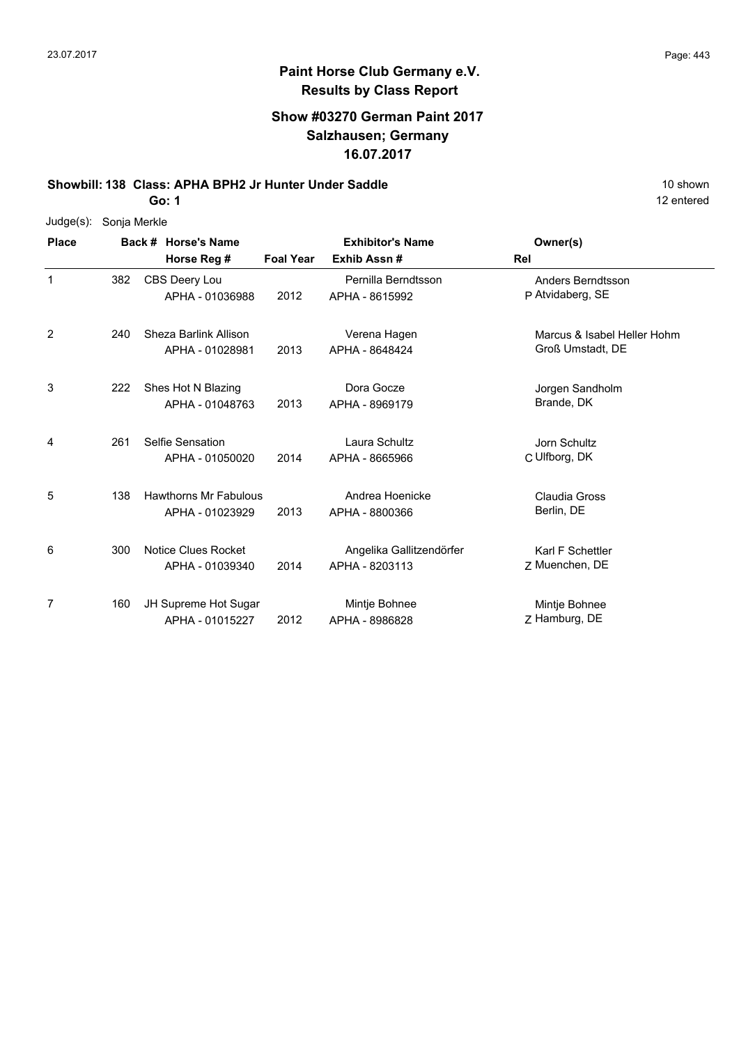# Paint Horse Club Germany e.V.

## Results by Class Report

### Show #03270 German Paint 2017
### Salzhausen; Germany
### 16.07.2017

**Showbill: 138 Class: APHA BPH2 Jr Hunter Under Saddle** 10 shown

**Go: 1** 12 entered

Judge(s): Sonja Merkle

| Place | Back # | Horse's Name / Horse Reg # | Foal Year | Exhibitor's Name / Exhib Assn # | Rel | Owner(s) |
|---|---|---|---|---|---|---|
| 1 | 382 | CBS Deery Lou<br>APHA - 01036988 | 2012 | Pernilla Berndtsson<br>APHA - 8615992 | P | Anders Berndtsson<br>Atvidaberg, SE |
| 2 | 240 | Sheza Barlink Allison<br>APHA - 01028981 | 2013 | Verena Hagen<br>APHA - 8648424 | | Marcus & Isabel Heller Hohm<br>Groß Umstadt, DE |
| 3 | 222 | Shes Hot N Blazing<br>APHA - 01048763 | 2013 | Dora Gocze<br>APHA - 8969179 | | Jorgen Sandholm<br>Brande, DK |
| 4 | 261 | Selfie Sensation<br>APHA - 01050020 | 2014 | Laura Schultz<br>APHA - 8665966 | C | Jorn Schultz<br>Ulfborg, DK |
| 5 | 138 | Hawthorns Mr Fabulous<br>APHA - 01023929 | 2013 | Andrea Hoenicke<br>APHA - 8800366 | | Claudia Gross<br>Berlin, DE |
| 6 | 300 | Notice Clues Rocket<br>APHA - 01039340 | 2014 | Angelika Gallitzendörfer<br>APHA - 8203113 | Z | Karl F Schettler<br>Muenchen, DE |
| 7 | 160 | JH Supreme Hot Sugar<br>APHA - 01015227 | 2012 | Mintje Bohnee<br>APHA - 8986828 | Z | Mintje Bohnee<br>Hamburg, DE |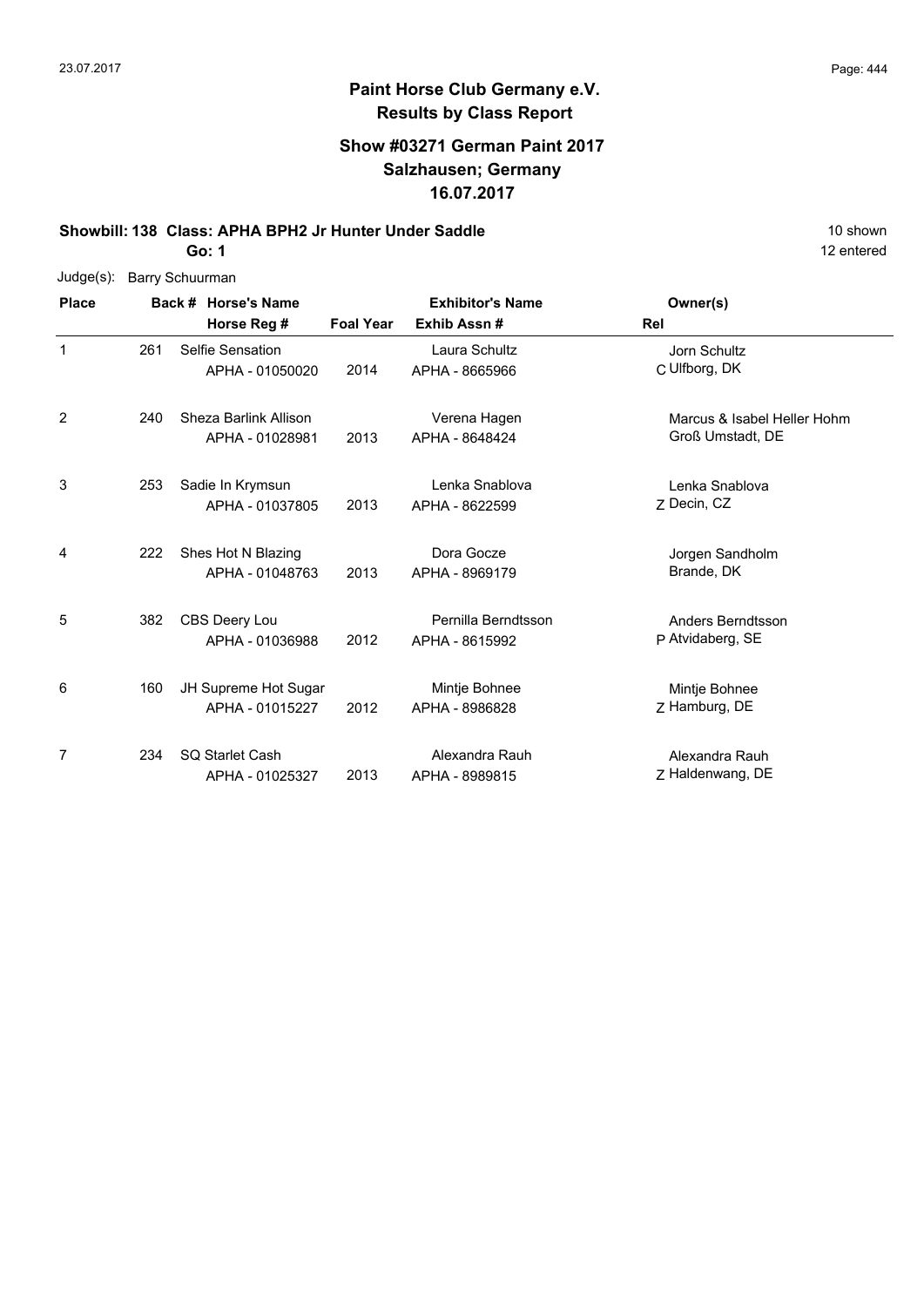**Paint Horse Club Germany e.V.**
**Results by Class Report**

**Show #03271 German Paint 2017**
**Salzhausen; Germany**
**16.07.2017**

**Showbill: 138 Class: APHA BPH2 Jr Hunter Under Saddle** — 10 shown, 12 entered

**Go: 1**

Judge(s): Barry Schuurman

| Place | Back # | Horse's Name / Horse Reg # | Foal Year | Exhibitor's Name / Exhib Assn # | Rel | Owner(s) |
|---|---|---|---|---|---|---|
| 1 | 261 | Selfie Sensation<br>APHA - 01050020 | 2014 | Laura Schultz<br>APHA - 8665966 | C | Jorn Schultz<br>Ulfborg, DK |
| 2 | 240 | Sheza Barlink Allison<br>APHA - 01028981 | 2013 | Verena Hagen<br>APHA - 8648424 | | Marcus & Isabel Heller Hohm<br>Groß Umstadt, DE |
| 3 | 253 | Sadie In Krymsun<br>APHA - 01037805 | 2013 | Lenka Snablova<br>APHA - 8622599 | Z | Lenka Snablova<br>Decin, CZ |
| 4 | 222 | Shes Hot N Blazing<br>APHA - 01048763 | 2013 | Dora Gocze<br>APHA - 8969179 | | Jorgen Sandholm<br>Brande, DK |
| 5 | 382 | CBS Deery Lou<br>APHA - 01036988 | 2012 | Pernilla Berndtsson<br>APHA - 8615992 | P | Anders Berndtsson<br>Atvidaberg, SE |
| 6 | 160 | JH Supreme Hot Sugar<br>APHA - 01015227 | 2012 | Mintje Bohnee<br>APHA - 8986828 | Z | Mintje Bohnee<br>Hamburg, DE |
| 7 | 234 | SQ Starlet Cash<br>APHA - 01025327 | 2013 | Alexandra Rauh<br>APHA - 8989815 | Z | Alexandra Rauh<br>Haldenwang, DE |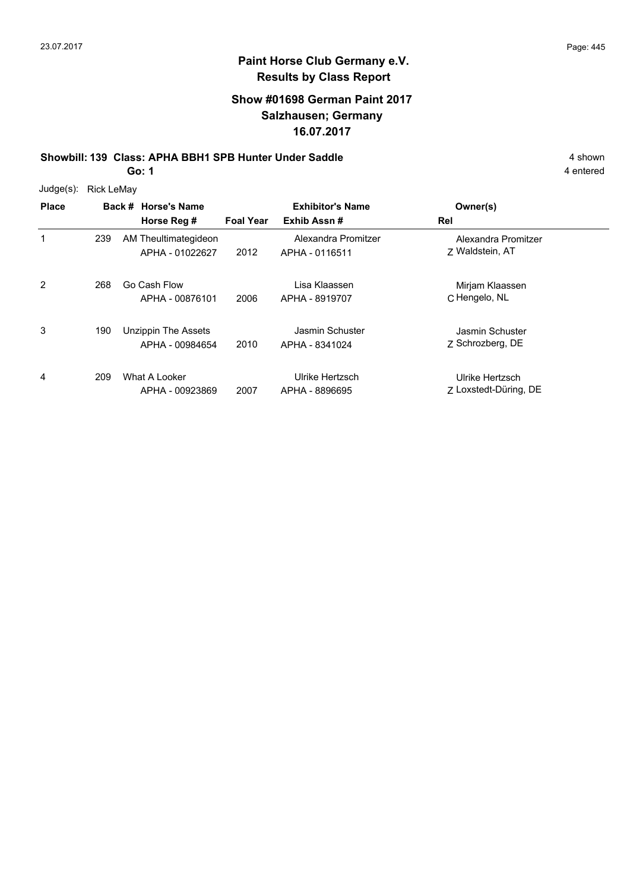# Paint Horse Club Germany e.V.
## Results by Class Report

### Show #01698 German Paint 2017
### Salzhausen; Germany
### 16.07.2017

**Showbill: 139 Class: APHA BBH1 SPB Hunter Under Saddle** 4 shown

**Go: 1** 4 entered

Judge(s): Rick LeMay

| Place | Back # | Horse's Name / Horse Reg # | Foal Year | Exhibitor's Name / Exhib Assn # | Rel | Owner(s) |
|---|---|---|---|---|---|---|
| 1 | 239 | AM Theultimategideon<br>APHA - 01022627 | 2012 | Alexandra Promitzer<br>APHA - 0116511 | Z | Alexandra Promitzer<br>Waldstein, AT |
| 2 | 268 | Go Cash Flow<br>APHA - 00876101 | 2006 | Lisa Klaassen<br>APHA - 8919707 | C | Mirjam Klaassen<br>Hengelo, NL |
| 3 | 190 | Unzippin The Assets<br>APHA - 00984654 | 2010 | Jasmin Schuster<br>APHA - 8341024 | Z | Jasmin Schuster<br>Schrozberg, DE |
| 4 | 209 | What A Looker<br>APHA - 00923869 | 2007 | Ulrike Hertzsch<br>APHA - 8896695 | Z | Ulrike Hertzsch<br>Loxstedt-Düring, DE |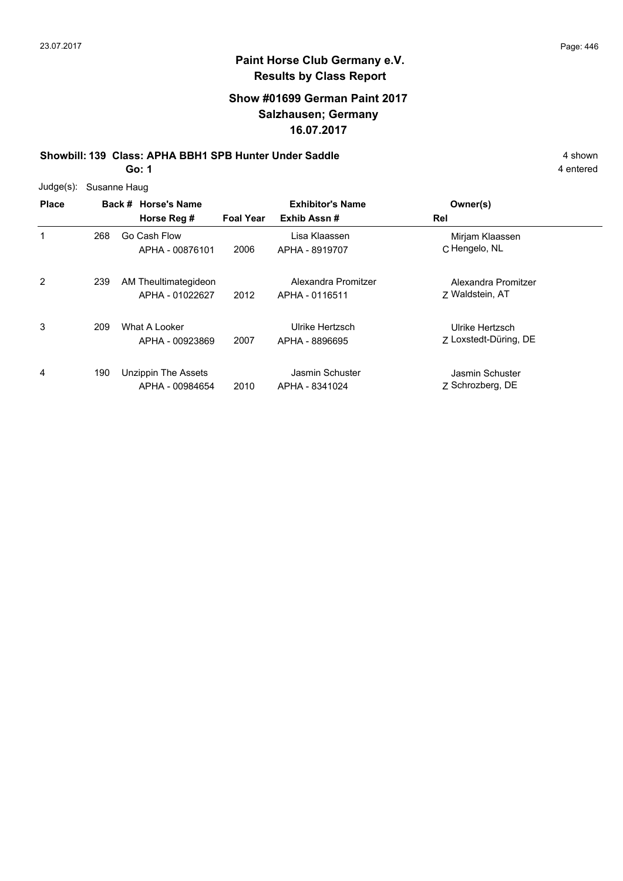# Paint Horse Club Germany e.V.

## Results by Class Report

### Show #01699 German Paint 2017
### Salzhausen; Germany
### 16.07.2017

**Showbill: 139 Class: APHA BBH1 SPB Hunter Under Saddle** — 4 shown

**Go: 1** — 4 entered

Judge(s): Susanne Haug

| Place | Back # | Horse's Name / Horse Reg # | Foal Year | Exhibitor's Name / Exhib Assn # | Rel | Owner(s) |
|---|---|---|---|---|---|---|
| 1 | 268 | Go Cash Flow<br>APHA - 00876101 | 2006 | Lisa Klaassen<br>APHA - 8919707 | C | Mirjam Klaassen<br>Hengelo, NL |
| 2 | 239 | AM Theultimategideon<br>APHA - 01022627 | 2012 | Alexandra Promitzer<br>APHA - 0116511 | Z | Alexandra Promitzer<br>Waldstein, AT |
| 3 | 209 | What A Looker<br>APHA - 00923869 | 2007 | Ulrike Hertzsch<br>APHA - 8896695 | Z | Ulrike Hertzsch<br>Loxstedt-Düring, DE |
| 4 | 190 | Unzippin The Assets<br>APHA - 00984654 | 2010 | Jasmin Schuster<br>APHA - 8341024 | Z | Jasmin Schuster<br>Schrozberg, DE |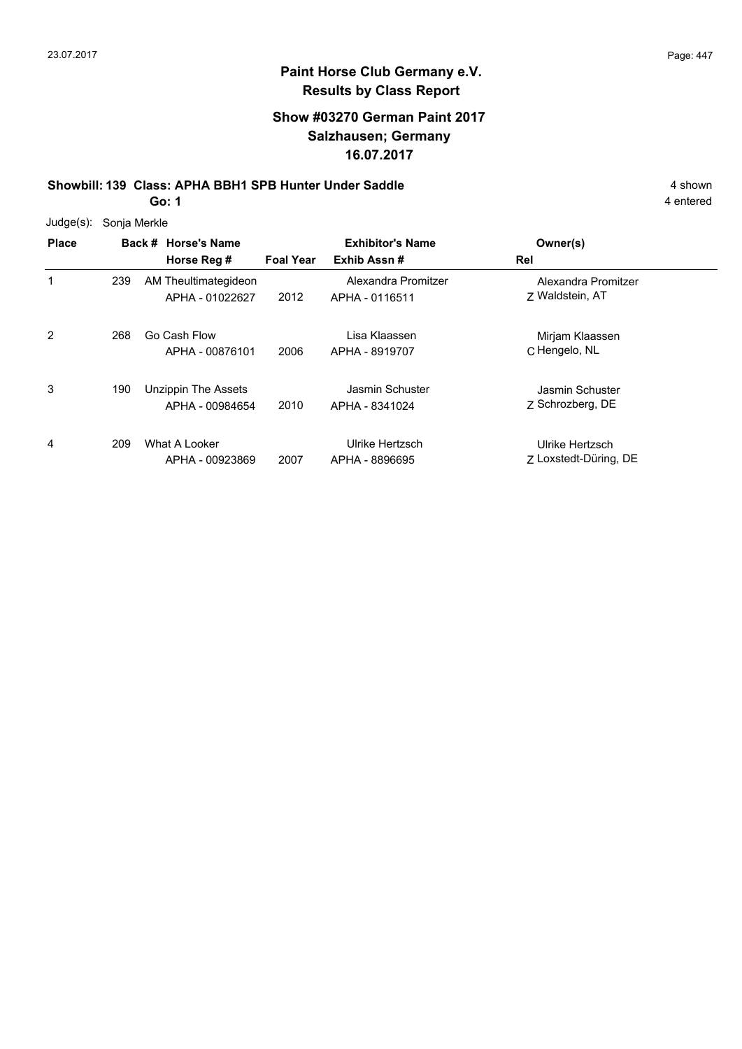## Paint Horse Club Germany e.V.
## Results by Class Report

### Show #03270 German Paint 2017
### Salzhausen; Germany
### 16.07.2017

**Showbill: 139 Class: APHA BBH1 SPB Hunter Under Saddle** 4 shown

**Go: 1** 4 entered

Judge(s): Sonja Merkle

| Place | Back # | Horse's Name / Horse Reg # | Foal Year | Exhibitor's Name / Exhib Assn # | Rel | Owner(s) |
|---|---|---|---|---|---|---|
| 1 | 239 | AM Theultimategideon<br>APHA - 01022627 | 2012 | Alexandra Promitzer<br>APHA - 0116511 | Z | Alexandra Promitzer<br>Waldstein, AT |
| 2 | 268 | Go Cash Flow<br>APHA - 00876101 | 2006 | Lisa Klaassen<br>APHA - 8919707 | C | Mirjam Klaassen<br>Hengelo, NL |
| 3 | 190 | Unzippin The Assets<br>APHA - 00984654 | 2010 | Jasmin Schuster<br>APHA - 8341024 | Z | Jasmin Schuster<br>Schrozberg, DE |
| 4 | 209 | What A Looker<br>APHA - 00923869 | 2007 | Ulrike Hertzsch<br>APHA - 8896695 | Z | Ulrike Hertzsch<br>Loxstedt-Düring, DE |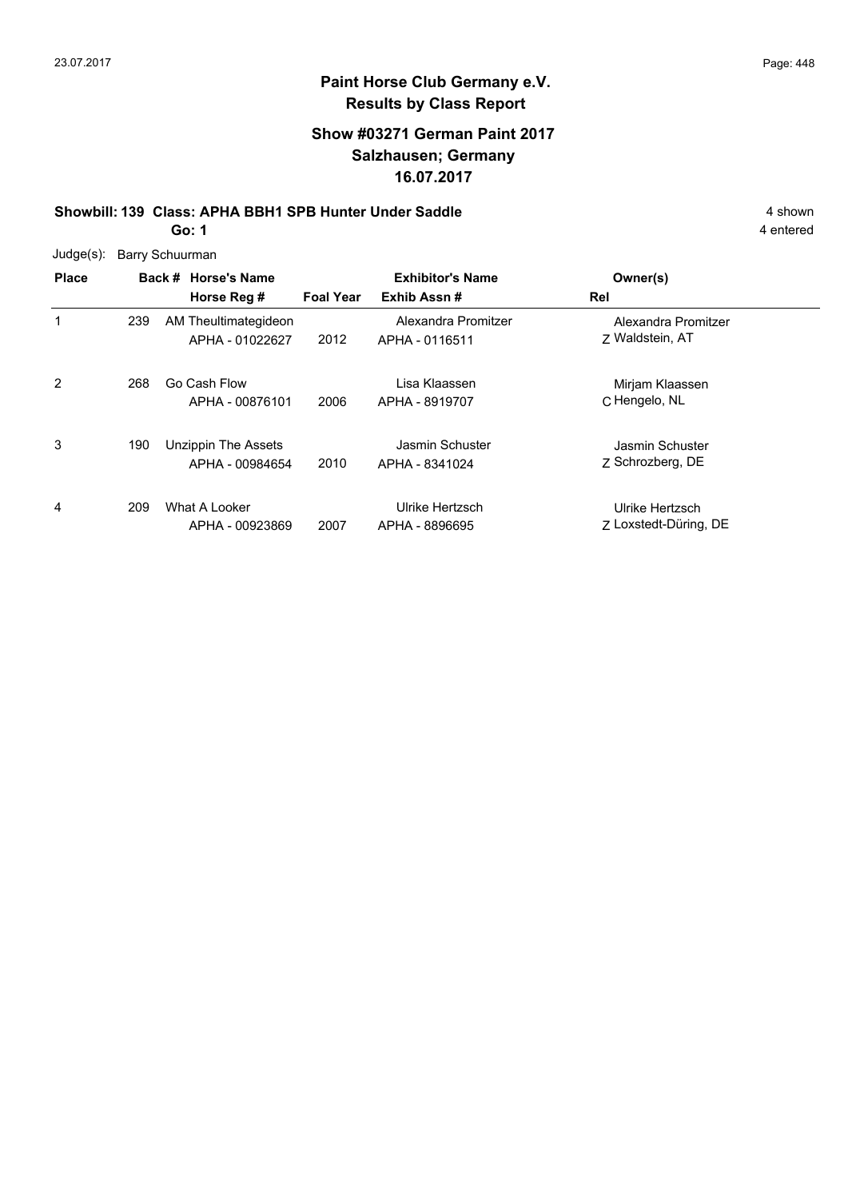## Paint Horse Club Germany e.V.
## Results by Class Report

### Show #03271 German Paint 2017
### Salzhausen; Germany
### 16.07.2017

**Showbill: 139 Class: APHA BBH1 SPB Hunter Under Saddle** 4 shown

**Go: 1** 4 entered

Judge(s): Barry Schuurman

| Place | Back # | Horse's Name / Horse Reg # | Foal Year | Exhibitor's Name / Exhib Assn # | Rel | Owner(s) |
|---|---|---|---|---|---|---|
| 1 | 239 | AM Theultimategideon<br>APHA - 01022627 | 2012 | Alexandra Promitzer<br>APHA - 0116511 | Z | Alexandra Promitzer<br>Waldstein, AT |
| 2 | 268 | Go Cash Flow<br>APHA - 00876101 | 2006 | Lisa Klaassen<br>APHA - 8919707 | C | Mirjam Klaassen<br>Hengelo, NL |
| 3 | 190 | Unzippin The Assets<br>APHA - 00984654 | 2010 | Jasmin Schuster<br>APHA - 8341024 | Z | Jasmin Schuster<br>Schrozberg, DE |
| 4 | 209 | What A Looker<br>APHA - 00923869 | 2007 | Ulrike Hertzsch<br>APHA - 8896695 | Z | Ulrike Hertzsch<br>Loxstedt-Düring, DE |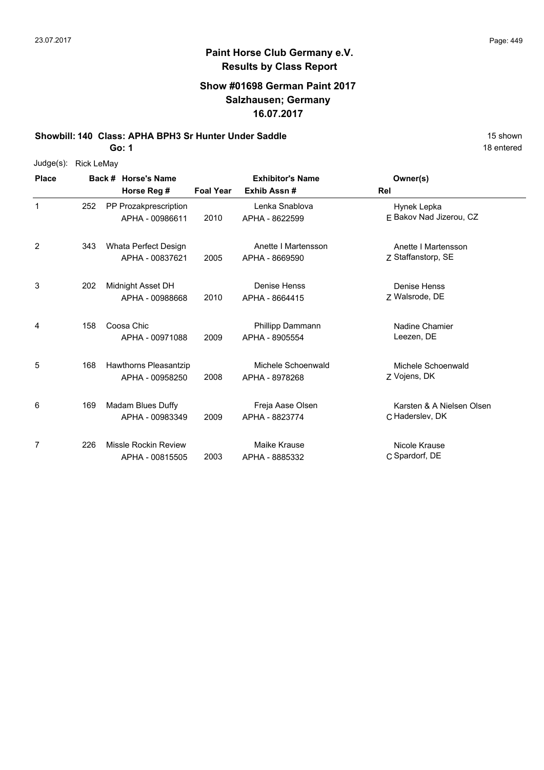**Paint Horse Club Germany e.V.**
**Results by Class Report**

**Show #01698 German Paint 2017**
**Salzhausen; Germany**
**16.07.2017**

**Showbill: 140 Class: APHA BPH3 Sr Hunter Under Saddle** 15 shown

**Go: 1** 18 entered

Judge(s): Rick LeMay

| Place | Back # | Horse's Name / Horse Reg # | Foal Year | Exhibitor's Name / Exhib Assn # | Rel | Owner(s) |
|---|---|---|---|---|---|---|
| 1 | 252 | PP Prozakprescription<br>APHA - 00986611 | 2010 | Lenka Snablova<br>APHA - 8622599 | E | Hynek Lepka<br>Bakov Nad Jizerou, CZ |
| 2 | 343 | Whata Perfect Design<br>APHA - 00837621 | 2005 | Anette I Martensson<br>APHA - 8669590 | Z | Anette I Martensson<br>Staffanstorp, SE |
| 3 | 202 | Midnight Asset DH<br>APHA - 00988668 | 2010 | Denise Henss<br>APHA - 8664415 | Z | Denise Henss<br>Walsrode, DE |
| 4 | 158 | Coosa Chic<br>APHA - 00971088 | 2009 | Phillipp Dammann<br>APHA - 8905554 | | Nadine Chamier<br>Leezen, DE |
| 5 | 168 | Hawthorns Pleasantzip<br>APHA - 00958250 | 2008 | Michele Schoenwald<br>APHA - 8978268 | Z | Michele Schoenwald<br>Vojens, DK |
| 6 | 169 | Madam Blues Duffy<br>APHA - 00983349 | 2009 | Freja Aase Olsen<br>APHA - 8823774 | C | Karsten & A Nielsen Olsen<br>Haderslev, DK |
| 7 | 226 | Missle Rockin Review<br>APHA - 00815505 | 2003 | Maike Krause<br>APHA - 8885332 | C | Nicole Krause<br>Spardorf, DE |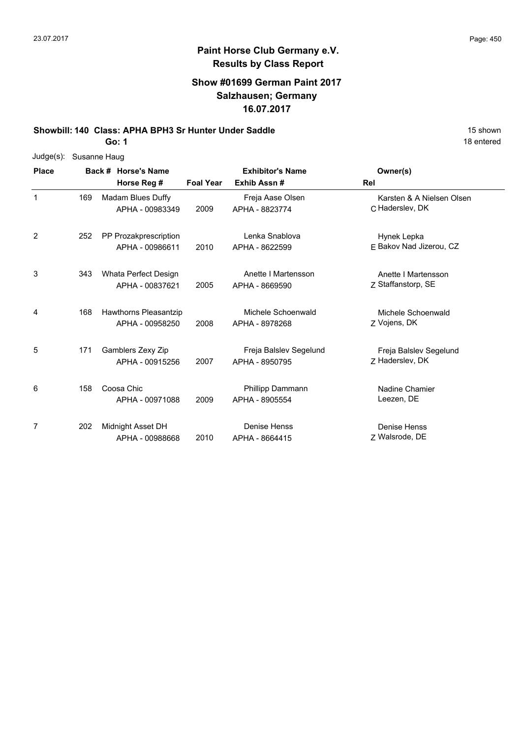# Paint Horse Club Germany e.V.
## Results by Class Report

### Show #01699 German Paint 2017
### Salzhausen; Germany
### 16.07.2017

**Showbill: 140 Class: APHA BPH3 Sr Hunter Under Saddle** 15 shown

**Go: 1** 18 entered

Judge(s): Susanne Haug

| Place | Back # | Horse's Name / Horse Reg # | Foal Year | Exhibitor's Name / Exhib Assn # | Rel | Owner(s) |
|---|---|---|---|---|---|---|
| 1 | 169 | Madam Blues Duffy<br>APHA - 00983349 | 2009 | Freja Aase Olsen<br>APHA - 8823774 | C | Karsten & A Nielsen Olsen<br>Haderslev, DK |
| 2 | 252 | PP Prozakprescription<br>APHA - 00986611 | 2010 | Lenka Snablova<br>APHA - 8622599 | E | Hynek Lepka<br>Bakov Nad Jizerou, CZ |
| 3 | 343 | Whata Perfect Design<br>APHA - 00837621 | 2005 | Anette I Martensson<br>APHA - 8669590 | Z | Anette I Martensson<br>Staffanstorp, SE |
| 4 | 168 | Hawthorns Pleasantzip<br>APHA - 00958250 | 2008 | Michele Schoenwald<br>APHA - 8978268 | Z | Michele Schoenwald<br>Vojens, DK |
| 5 | 171 | Gamblers Zexy Zip<br>APHA - 00915256 | 2007 | Freja Balslev Segelund<br>APHA - 8950795 | Z | Freja Balslev Segelund<br>Haderslev, DK |
| 6 | 158 | Coosa Chic<br>APHA - 00971088 | 2009 | Phillipp Dammann<br>APHA - 8905554 | | Nadine Chamier<br>Leezen, DE |
| 7 | 202 | Midnight Asset DH<br>APHA - 00988668 | 2010 | Denise Henss<br>APHA - 8664415 | Z | Denise Henss<br>Walsrode, DE |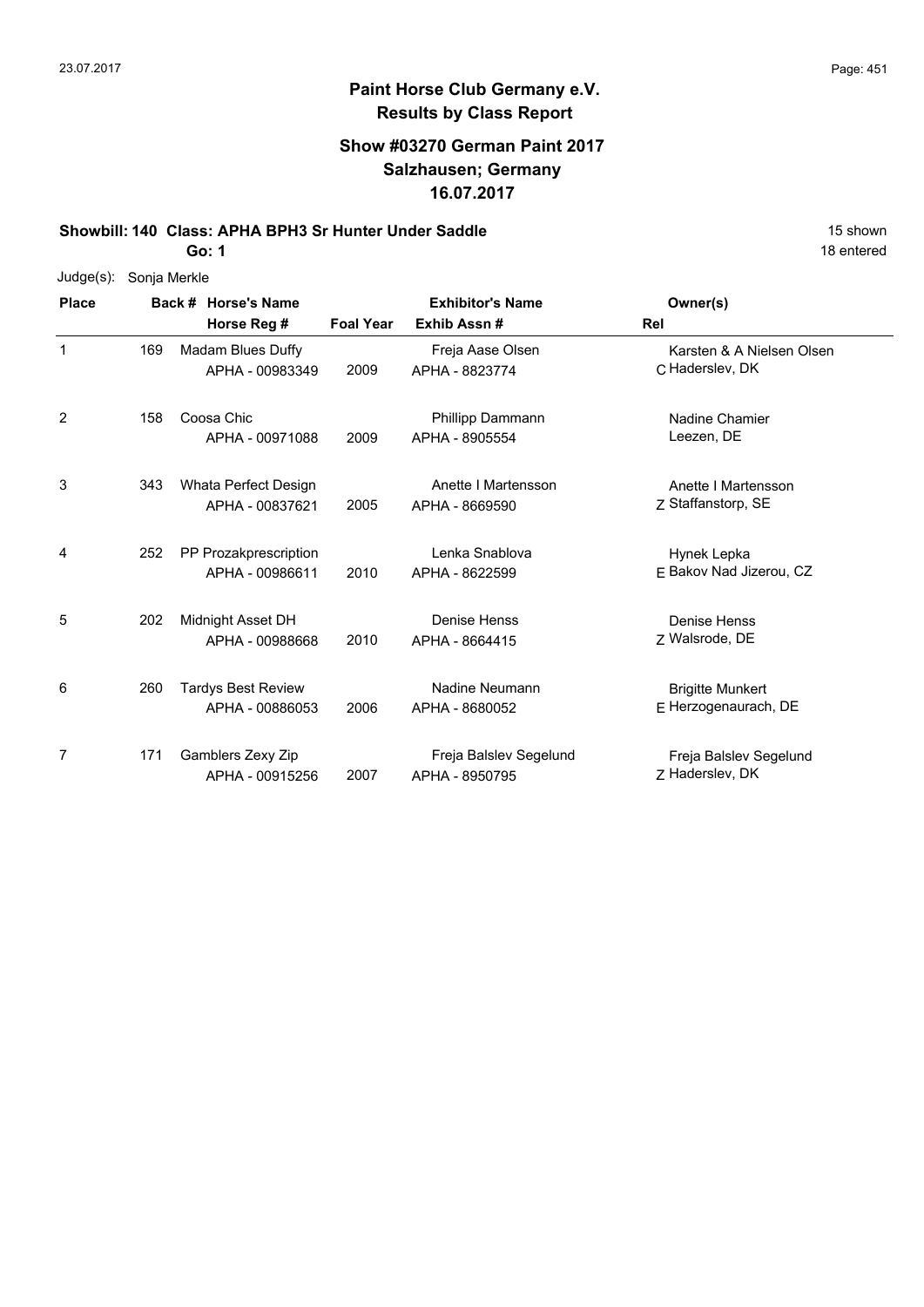# Paint Horse Club Germany e.V.
## Results by Class Report

### Show #03270 German Paint 2017
### Salzhausen; Germany
### 16.07.2017

**Showbill: 140 Class: APHA BPH3 Sr Hunter Under Saddle** 15 shown

**Go: 1** 18 entered

Judge(s): Sonja Merkle

| Place | Back # | Horse's Name / Horse Reg # | Foal Year | Exhibitor's Name / Exhib Assn # | Rel | Owner(s) |
|---|---|---|---|---|---|---|
| 1 | 169 | Madam Blues Duffy<br>APHA - 00983349 | 2009 | Freja Aase Olsen<br>APHA - 8823774 | C | Karsten & A Nielsen Olsen<br>Haderslev, DK |
| 2 | 158 | Coosa Chic<br>APHA - 00971088 | 2009 | Phillipp Dammann<br>APHA - 8905554 | | Nadine Chamier<br>Leezen, DE |
| 3 | 343 | Whata Perfect Design<br>APHA - 00837621 | 2005 | Anette I Martensson<br>APHA - 8669590 | Z | Anette I Martensson<br>Staffanstorp, SE |
| 4 | 252 | PP Prozakprescription<br>APHA - 00986611 | 2010 | Lenka Snablova<br>APHA - 8622599 | E | Hynek Lepka<br>Bakov Nad Jizerou, CZ |
| 5 | 202 | Midnight Asset DH<br>APHA - 00988668 | 2010 | Denise Henss<br>APHA - 8664415 | Z | Denise Henss<br>Walsrode, DE |
| 6 | 260 | Tardys Best Review<br>APHA - 00886053 | 2006 | Nadine Neumann<br>APHA - 8680052 | E | Brigitte Munkert<br>Herzogenaurach, DE |
| 7 | 171 | Gamblers Zexy Zip<br>APHA - 00915256 | 2007 | Freja Balslev Segelund<br>APHA - 8950795 | Z | Freja Balslev Segelund<br>Haderslev, DK |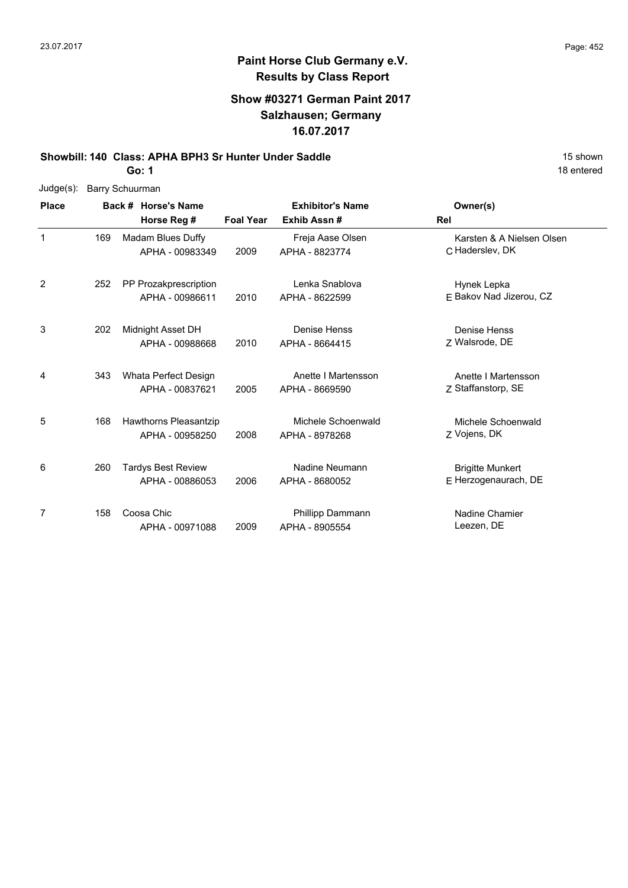# Paint Horse Club Germany e.V.
## Results by Class Report

### Show #03271 German Paint 2017
### Salzhausen; Germany
### 16.07.2017

**Showbill: 140 Class: APHA BPH3 Sr Hunter Under Saddle** — 15 shown

**Go: 1** — 18 entered

Judge(s): Barry Schuurman

| Place | Back # | Horse's Name / Horse Reg # | Foal Year | Exhibitor's Name / Exhib Assn # | Rel | Owner(s) |
|---|---|---|---|---|---|---|
| 1 | 169 | Madam Blues Duffy<br>APHA - 00983349 | 2009 | Freja Aase Olsen<br>APHA - 8823774 | C | Karsten & A Nielsen Olsen<br>Haderslev, DK |
| 2 | 252 | PP Prozakprescription<br>APHA - 00986611 | 2010 | Lenka Snablova<br>APHA - 8622599 | E | Hynek Lepka<br>Bakov Nad Jizerou, CZ |
| 3 | 202 | Midnight Asset DH<br>APHA - 00988668 | 2010 | Denise Henss<br>APHA - 8664415 | Z | Denise Henss<br>Walsrode, DE |
| 4 | 343 | Whata Perfect Design<br>APHA - 00837621 | 2005 | Anette I Martensson<br>APHA - 8669590 | Z | Anette I Martensson<br>Staffanstorp, SE |
| 5 | 168 | Hawthorns Pleasantzip<br>APHA - 00958250 | 2008 | Michele Schoenwald<br>APHA - 8978268 | Z | Michele Schoenwald<br>Vojens, DK |
| 6 | 260 | Tardys Best Review<br>APHA - 00886053 | 2006 | Nadine Neumann<br>APHA - 8680052 | E | Brigitte Munkert<br>Herzogenaurach, DE |
| 7 | 158 | Coosa Chic<br>APHA - 00971088 | 2009 | Phillipp Dammann<br>APHA - 8905554 | | Nadine Chamier<br>Leezen, DE |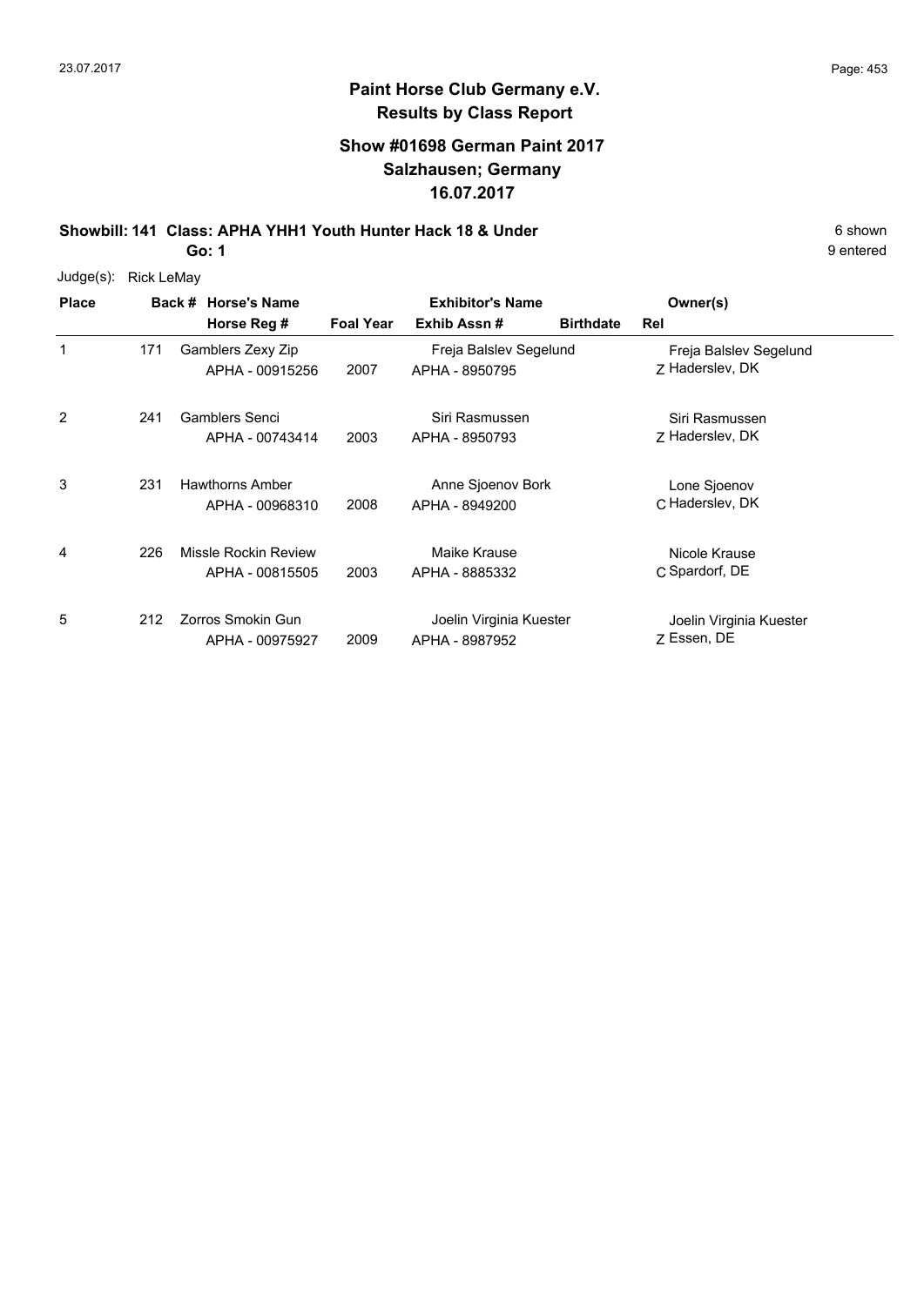## Paint Horse Club Germany e.V.
## Results by Class Report

### Show #01698 German Paint 2017
### Salzhausen; Germany
### 16.07.2017

**Showbill: 141 Class: APHA YHH1 Youth Hunter Hack 18 & Under** — 6 shown

**Go: 1** — 9 entered

Judge(s): Rick LeMay

| Place | Back # | Horse's Name / Horse Reg # | Foal Year | Exhibitor's Name / Exhib Assn # | Birthdate | Rel | Owner(s) |
|---|---|---|---|---|---|---|---|
| 1 | 171 | Gamblers Zexy Zip<br>APHA - 00915256 | 2007 | Freja Balslev Segelund<br>APHA - 8950795 | | Z | Freja Balslev Segelund<br>Haderslev, DK |
| 2 | 241 | Gamblers Senci<br>APHA - 00743414 | 2003 | Siri Rasmussen<br>APHA - 8950793 | | Z | Siri Rasmussen<br>Haderslev, DK |
| 3 | 231 | Hawthorns Amber<br>APHA - 00968310 | 2008 | Anne Sjoenov Bork<br>APHA - 8949200 | | C | Lone Sjoenov<br>Haderslev, DK |
| 4 | 226 | Missle Rockin Review<br>APHA - 00815505 | 2003 | Maike Krause<br>APHA - 8885332 | | C | Nicole Krause<br>Spardorf, DE |
| 5 | 212 | Zorros Smokin Gun<br>APHA - 00975927 | 2009 | Joelin Virginia Kuester<br>APHA - 8987952 | | Z | Joelin Virginia Kuester<br>Essen, DE |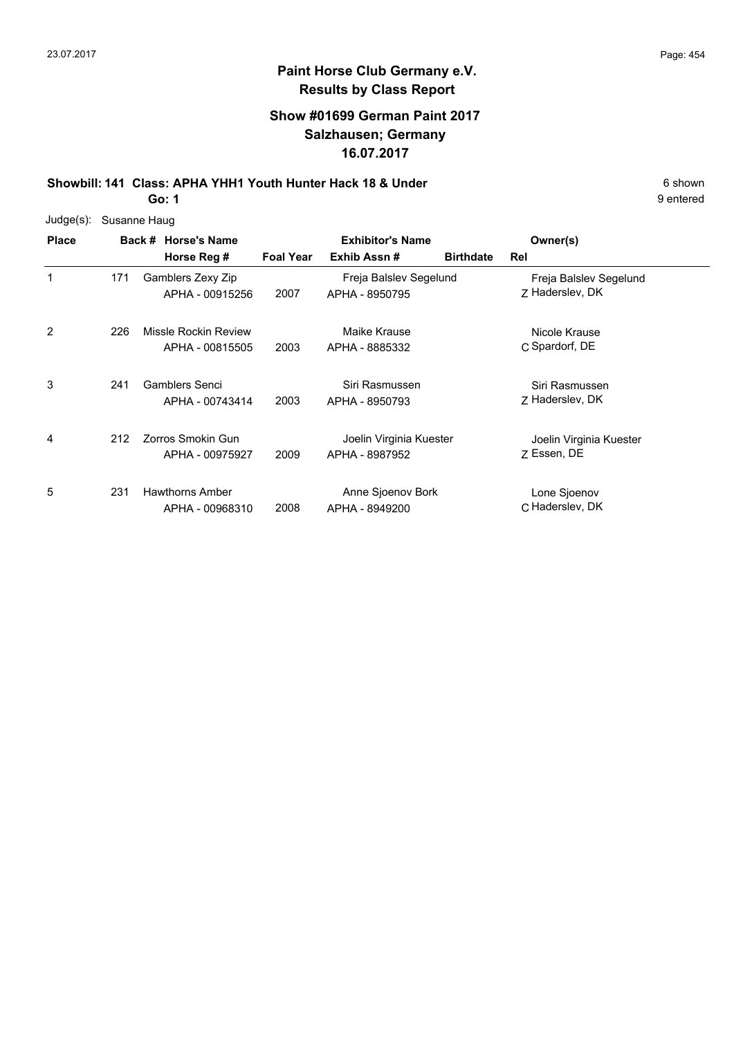# Paint Horse Club Germany e.V.
## Results by Class Report

### Show #01699 German Paint 2017
### Salzhausen; Germany
### 16.07.2017

**Showbill: 141 Class: APHA YHH1 Youth Hunter Hack 18 & Under** — 6 shown

**Go: 1** — 9 entered

Judge(s): Susanne Haug

| Place | Back # | Horse's Name / Horse Reg # | Foal Year | Exhibitor's Name / Exhib Assn # | Birthdate | Rel | Owner(s) |
|---|---|---|---|---|---|---|---|
| 1 | 171 | Gamblers Zexy Zip<br>APHA - 00915256 | 2007 | Freja Balslev Segelund<br>APHA - 8950795 | | Z | Freja Balslev Segelund<br>Haderslev, DK |
| 2 | 226 | Missle Rockin Review<br>APHA - 00815505 | 2003 | Maike Krause<br>APHA - 8885332 | | C | Nicole Krause<br>Spardorf, DE |
| 3 | 241 | Gamblers Senci<br>APHA - 00743414 | 2003 | Siri Rasmussen<br>APHA - 8950793 | | Z | Siri Rasmussen<br>Haderslev, DK |
| 4 | 212 | Zorros Smokin Gun<br>APHA - 00975927 | 2009 | Joelin Virginia Kuester<br>APHA - 8987952 | | Z | Joelin Virginia Kuester<br>Essen, DE |
| 5 | 231 | Hawthorns Amber<br>APHA - 00968310 | 2008 | Anne Sjoenov Bork<br>APHA - 8949200 | | C | Lone Sjoenov<br>Haderslev, DK |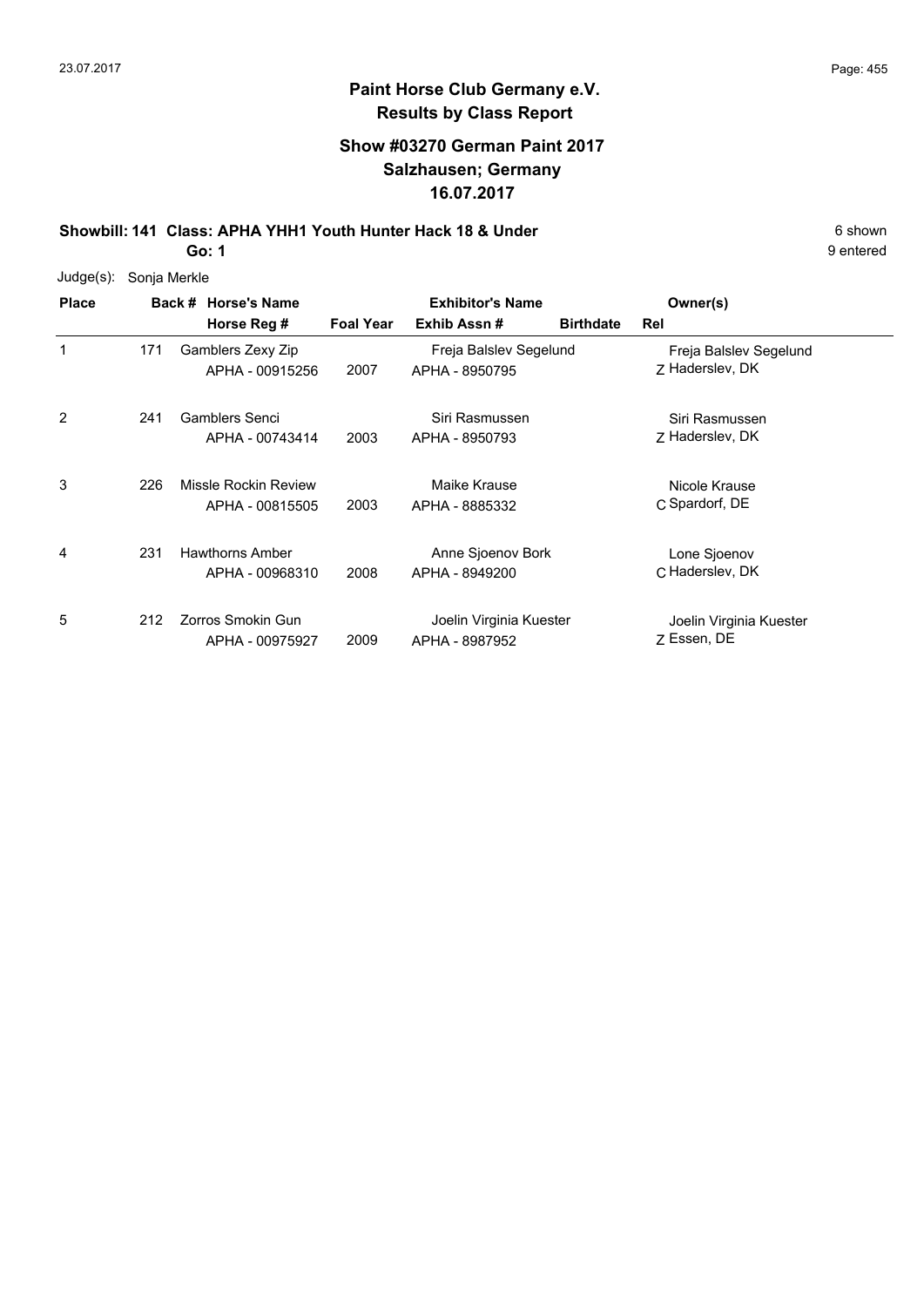# Paint Horse Club Germany e.V.

## Results by Class Report

### Show #03270 German Paint 2017
### Salzhausen; Germany
### 16.07.2017

**Showbill: 141 Class: APHA YHH1 Youth Hunter Hack 18 & Under** 6 shown

**Go: 1** 9 entered

Judge(s): Sonja Merkle

| Place | Back # | Horse's Name / Horse Reg # | Foal Year | Exhibitor's Name / Exhib Assn # | Birthdate | Rel | Owner(s) |
|---|---|---|---|---|---|---|---|
| 1 | 171 | Gamblers Zexy Zip<br>APHA - 00915256 | 2007 | Freja Balslev Segelund<br>APHA - 8950795 | | Z | Freja Balslev Segelund<br>Haderslev, DK |
| 2 | 241 | Gamblers Senci<br>APHA - 00743414 | 2003 | Siri Rasmussen<br>APHA - 8950793 | | Z | Siri Rasmussen<br>Haderslev, DK |
| 3 | 226 | Missle Rockin Review<br>APHA - 00815505 | 2003 | Maike Krause<br>APHA - 8885332 | | C | Nicole Krause<br>Spardorf, DE |
| 4 | 231 | Hawthorns Amber<br>APHA - 00968310 | 2008 | Anne Sjoenov Bork<br>APHA - 8949200 | | C | Lone Sjoenov<br>Haderslev, DK |
| 5 | 212 | Zorros Smokin Gun<br>APHA - 00975927 | 2009 | Joelin Virginia Kuester<br>APHA - 8987952 | | Z | Joelin Virginia Kuester<br>Essen, DE |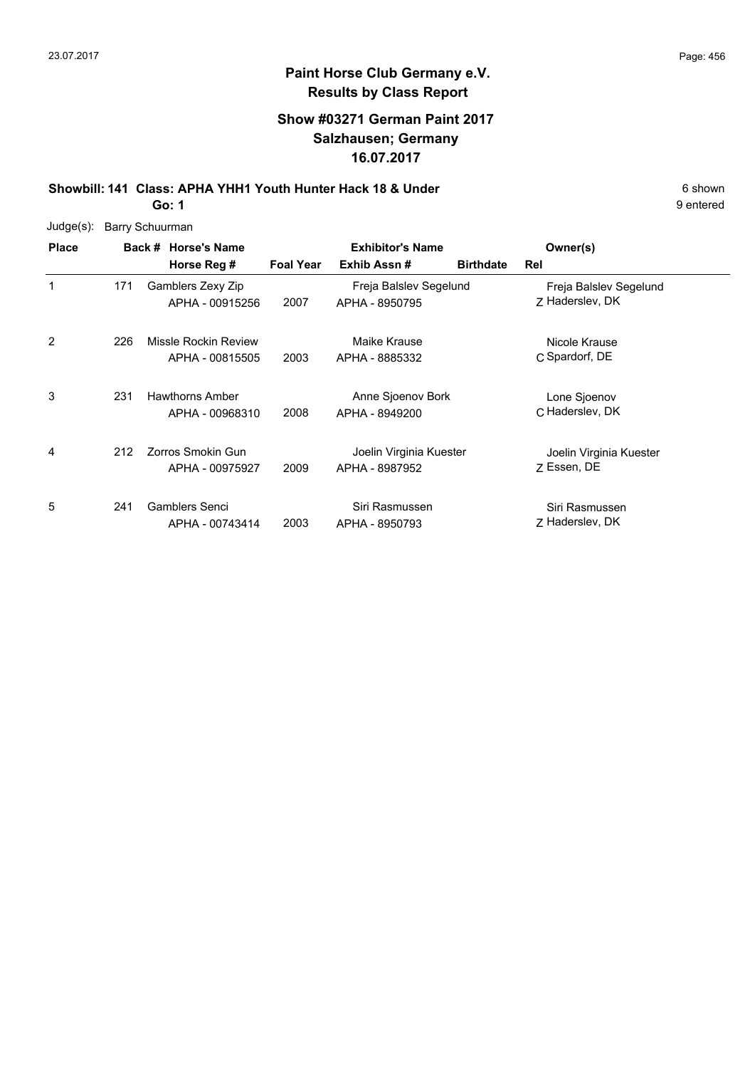# Paint Horse Club Germany e.V.
## Results by Class Report

### Show #03271 German Paint 2017
### Salzhausen; Germany
### 16.07.2017

**Showbill: 141 Class: APHA YHH1 Youth Hunter Hack 18 & Under** — 6 shown

**Go: 1** — 9 entered

Judge(s): Barry Schuurman

| Place | Back # | Horse's Name / Horse Reg # | Foal Year | Exhibitor's Name / Exhib Assn # | Birthdate | Rel | Owner(s) |
|---|---|---|---|---|---|---|---|
| 1 | 171 | Gamblers Zexy Zip<br>APHA - 00915256 | 2007 | Freja Balslev Segelund<br>APHA - 8950795 | | Z | Freja Balslev Segelund<br>Haderslev, DK |
| 2 | 226 | Missle Rockin Review<br>APHA - 00815505 | 2003 | Maike Krause<br>APHA - 8885332 | | C | Nicole Krause<br>Spardorf, DE |
| 3 | 231 | Hawthorns Amber<br>APHA - 00968310 | 2008 | Anne Sjoenov Bork<br>APHA - 8949200 | | C | Lone Sjoenov<br>Haderslev, DK |
| 4 | 212 | Zorros Smokin Gun<br>APHA - 00975927 | 2009 | Joelin Virginia Kuester<br>APHA - 8987952 | | Z | Joelin Virginia Kuester<br>Essen, DE |
| 5 | 241 | Gamblers Senci<br>APHA - 00743414 | 2003 | Siri Rasmussen<br>APHA - 8950793 | | Z | Siri Rasmussen<br>Haderslev, DK |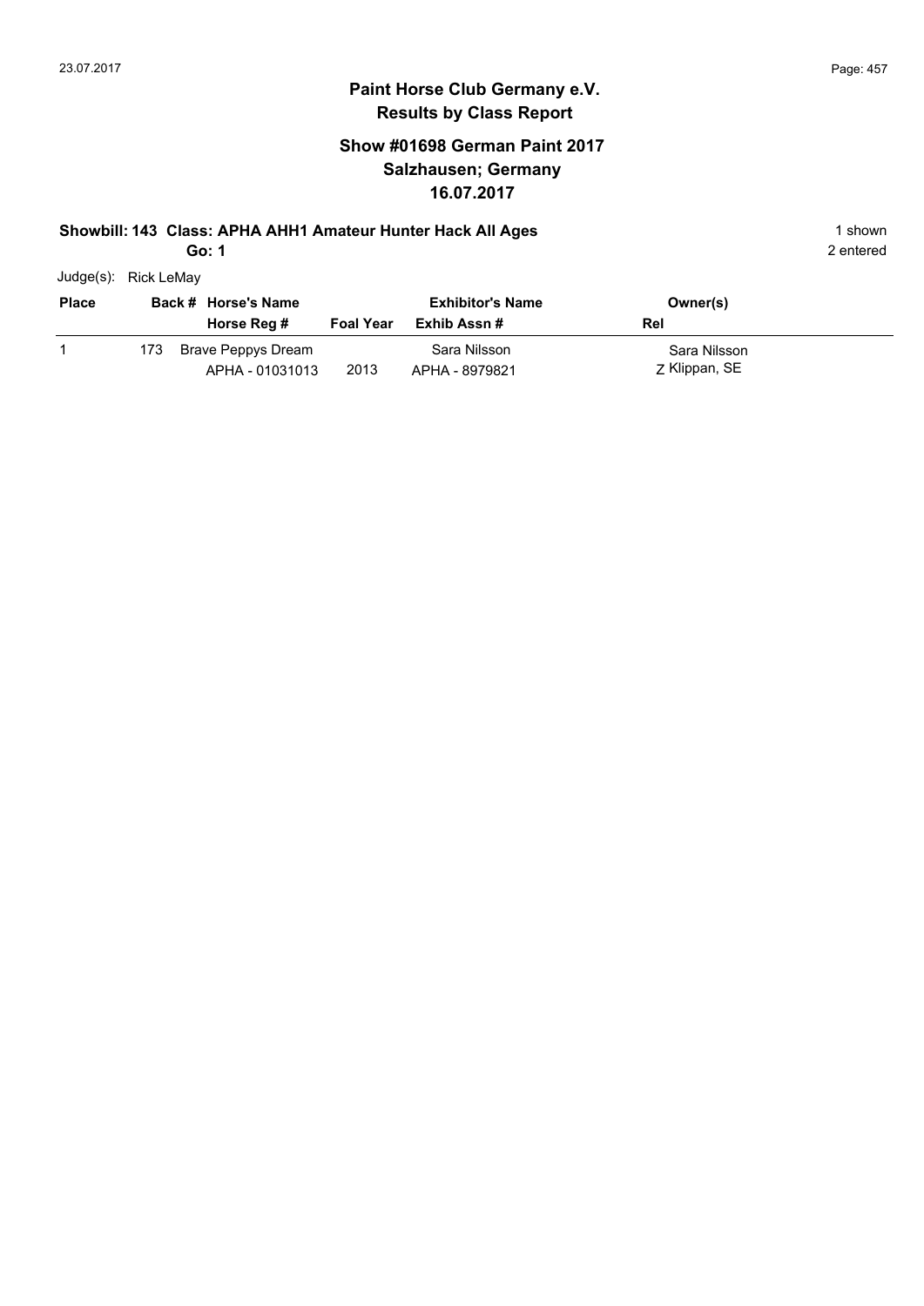# Paint Horse Club Germany e.V.
## Results by Class Report

### Show #01698 German Paint 2017
### Salzhausen; Germany
### 16.07.2017

**Showbill: 143 Class: APHA AHH1 Amateur Hunter Hack All Ages** 1 shown

**Go: 1** 2 entered

Judge(s): Rick LeMay

| Place | Back # | Horse's Name / Horse Reg # | Foal Year | Exhibitor's Name / Exhib Assn # | Owner(s) / Rel |
|---|---|---|---|---|---|
| 1 | 173 | Brave Peppys Dream<br>APHA - 01031013 | 2013 | Sara Nilsson<br>APHA - 8979821 | Sara Nilsson<br>Z Klippan, SE |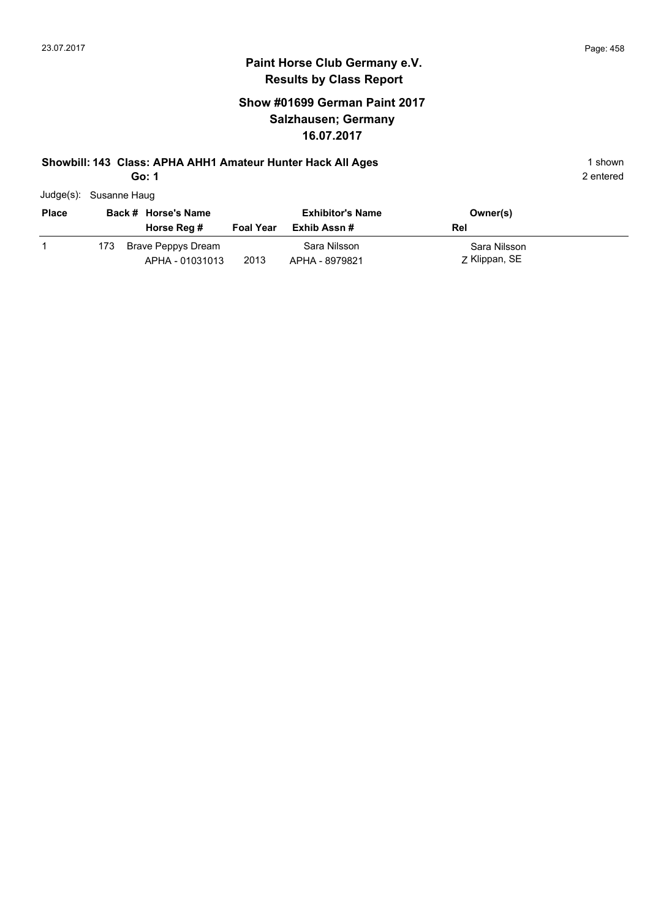# Paint Horse Club Germany e.V.
## Results by Class Report

### Show #01699 German Paint 2017
### Salzhausen; Germany
### 16.07.2017

**Showbill: 143 Class: APHA AHH1 Amateur Hunter Hack All Ages** 1 shown

**Go: 1** 2 entered

Judge(s): Susanne Haug

| Place | Back # | Horse's Name / Horse Reg # | Foal Year | Exhibitor's Name / Exhib Assn # | Owner(s) / Rel |
|---|---|---|---|---|---|
| 1 | 173 | Brave Peppys Dream<br>APHA - 01031013 | 2013 | Sara Nilsson<br>APHA - 8979821 | Sara Nilsson<br>Z Klippan, SE |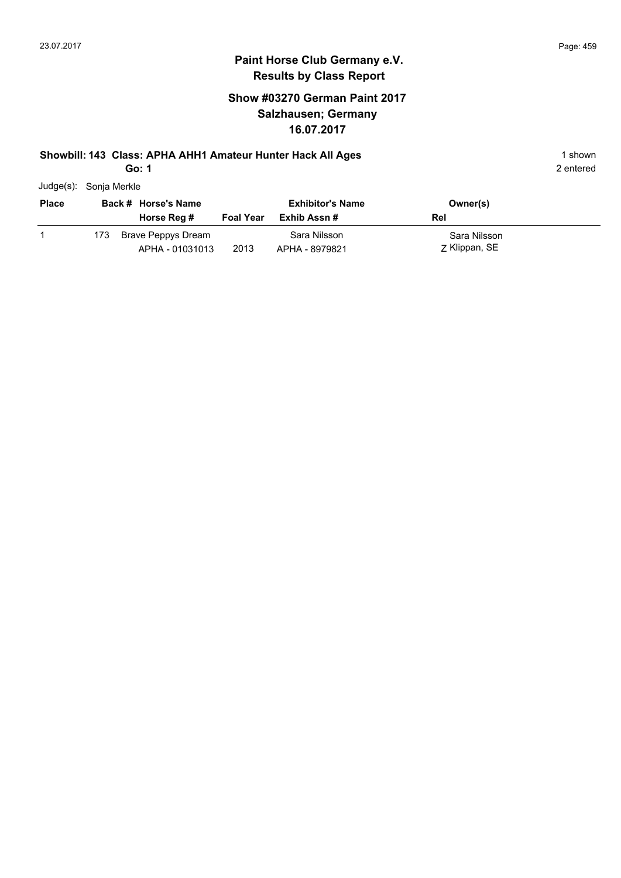# Paint Horse Club Germany e.V.

## Results by Class Report

### Show #03270 German Paint 2017
### Salzhausen; Germany
### 16.07.2017

**Showbill: 143 Class: APHA AHH1 Amateur Hunter Hack All Ages** 1 shown

**Go: 1** 2 entered

Judge(s): Sonja Merkle

| Place | Back # | Horse's Name / Horse Reg # | Foal Year | Exhibitor's Name / Exhib Assn # | Owner(s) / Rel |
|---|---|---|---|---|---|
| 1 | 173 | Brave Peppys Dream<br>APHA - 01031013 | 2013 | Sara Nilsson<br>APHA - 8979821 | Sara Nilsson<br>Z Klippan, SE |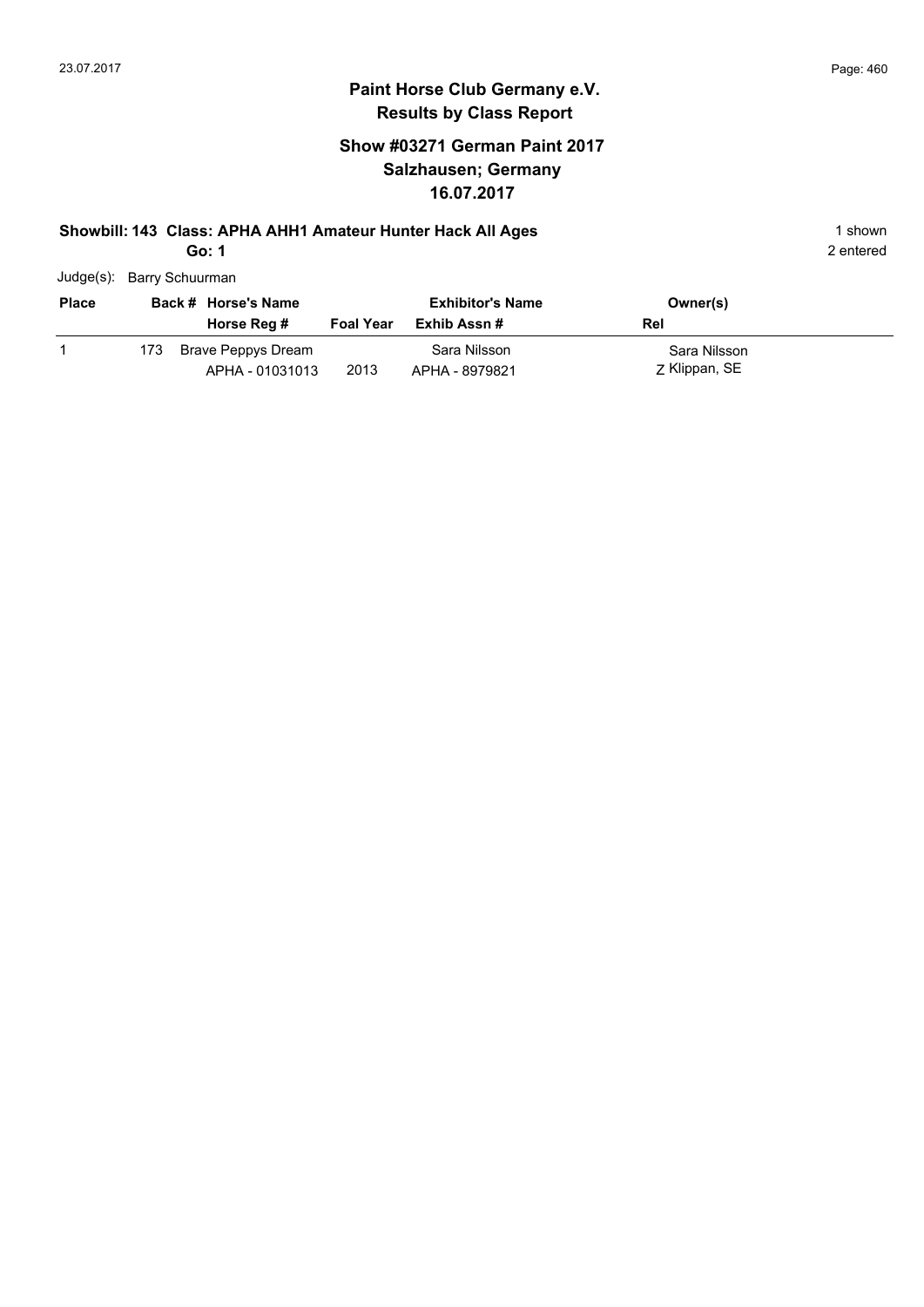# Paint Horse Club Germany e.V.

## Results by Class Report

### Show #03271 German Paint 2017
### Salzhausen; Germany
### 16.07.2017

**Showbill: 143 Class: APHA AHH1 Amateur Hunter Hack All Ages** 1 shown

**Go: 1** 2 entered

Judge(s): Barry Schuurman

| Place | Back # | Horse's Name / Horse Reg # | Foal Year | Exhibitor's Name / Exhib Assn # | Owner(s) / Rel |
|---|---|---|---|---|---|
| 1 | 173 | Brave Peppys Dream<br>APHA - 01031013 | 2013 | Sara Nilsson<br>APHA - 8979821 | Sara Nilsson<br>Z Klippan, SE |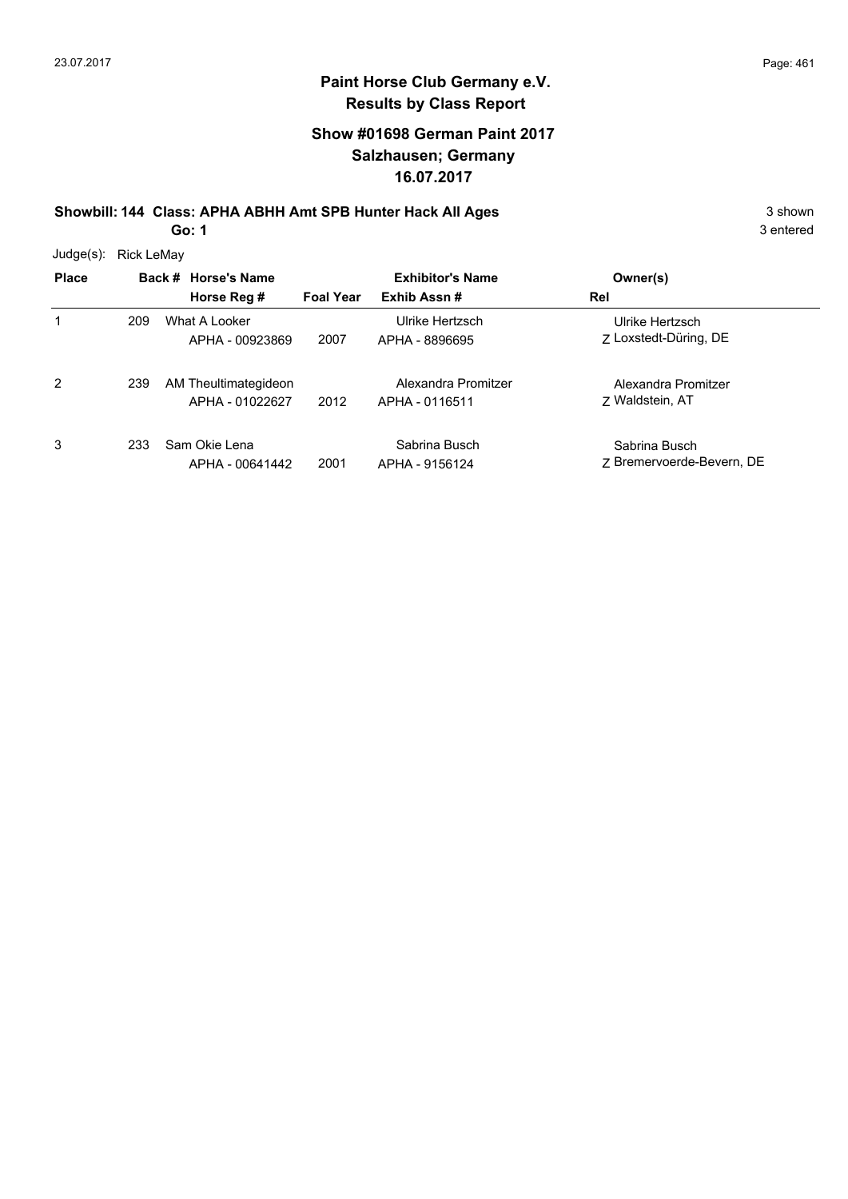**Paint Horse Club Germany e.V.**
**Results by Class Report**

## Show #01698 German Paint 2017
## Salzhausen; Germany
## 16.07.2017

**Showbill: 144 Class: APHA ABHH Amt SPB Hunter Hack All Ages** 3 shown
**Go: 1** 3 entered

Judge(s): Rick LeMay

| Place | Back # | Horse's Name / Horse Reg # | Foal Year | Exhibitor's Name / Exhib Assn # | Owner(s) / Rel |
|---|---|---|---|---|---|
| 1 | 209 | What A Looker<br>APHA - 00923869 | 2007 | Ulrike Hertzsch<br>APHA - 8896695 | Ulrike Hertzsch<br>Z Loxstedt-Düring, DE |
| 2 | 239 | AM Theultimategideon<br>APHA - 01022627 | 2012 | Alexandra Promitzer<br>APHA - 0116511 | Alexandra Promitzer<br>Z Waldstein, AT |
| 3 | 233 | Sam Okie Lena<br>APHA - 00641442 | 2001 | Sabrina Busch<br>APHA - 9156124 | Sabrina Busch<br>Z Bremervoerde-Bevern, DE |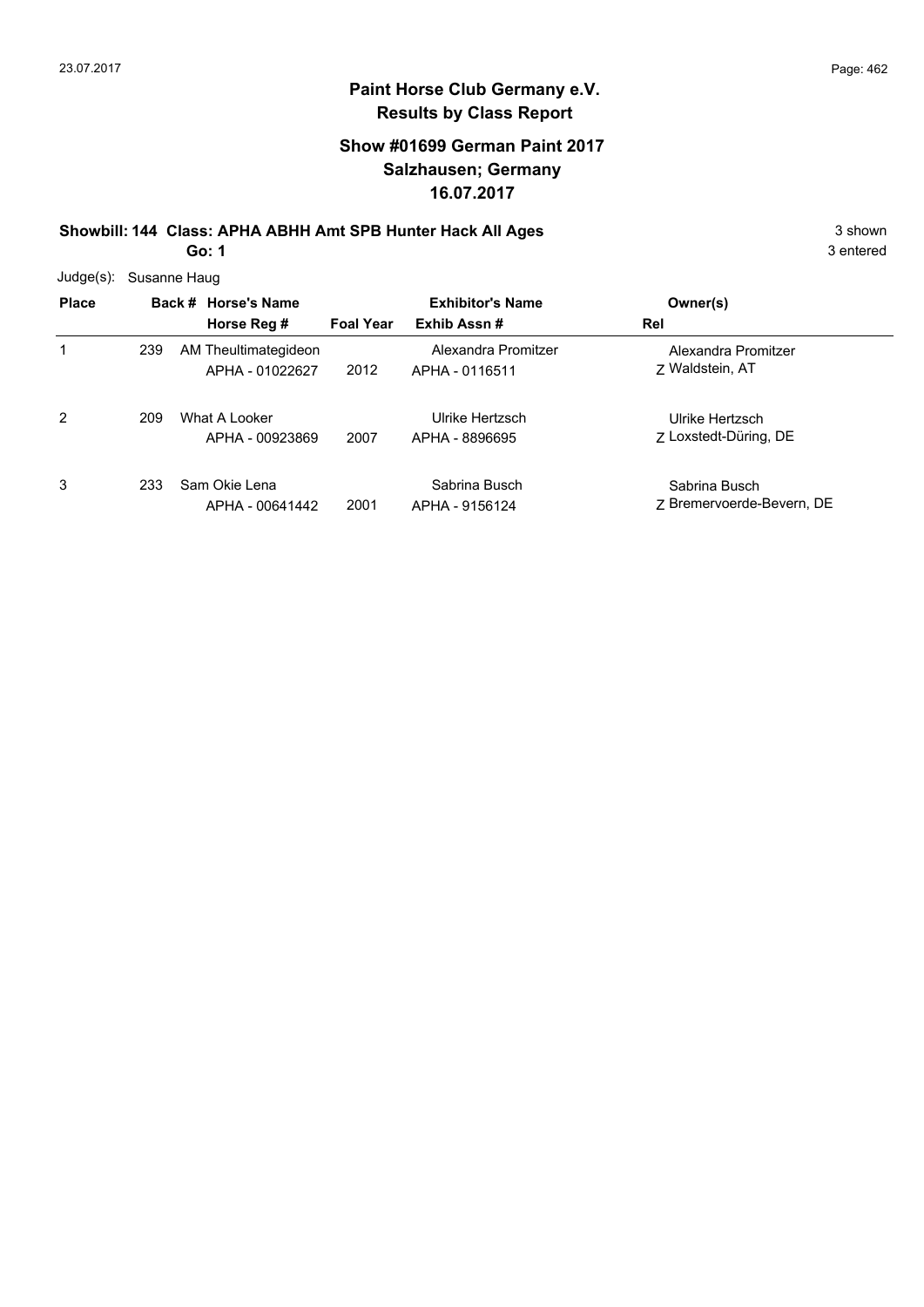# Paint Horse Club Germany e.V.
## Results by Class Report

### Show #01699 German Paint 2017
### Salzhausen; Germany
### 16.07.2017

**Showbill: 144 Class: APHA ABHH Amt SPB Hunter Hack All Ages** — 3 shown

**Go: 1** — 3 entered

Judge(s): Susanne Haug

| Place | Back # | Horse's Name / Horse Reg # | Foal Year | Exhibitor's Name / Exhib Assn # | Owner(s) / Rel |
|---|---|---|---|---|---|
| 1 | 239 | AM Theultimategideon<br>APHA - 01022627 | 2012 | Alexandra Promitzer<br>APHA - 0116511 | Alexandra Promitzer<br>Z Waldstein, AT |
| 2 | 209 | What A Looker<br>APHA - 00923869 | 2007 | Ulrike Hertzsch<br>APHA - 8896695 | Ulrike Hertzsch<br>Z Loxstedt-Düring, DE |
| 3 | 233 | Sam Okie Lena<br>APHA - 00641442 | 2001 | Sabrina Busch<br>APHA - 9156124 | Sabrina Busch<br>Z Bremervoerde-Bevern, DE |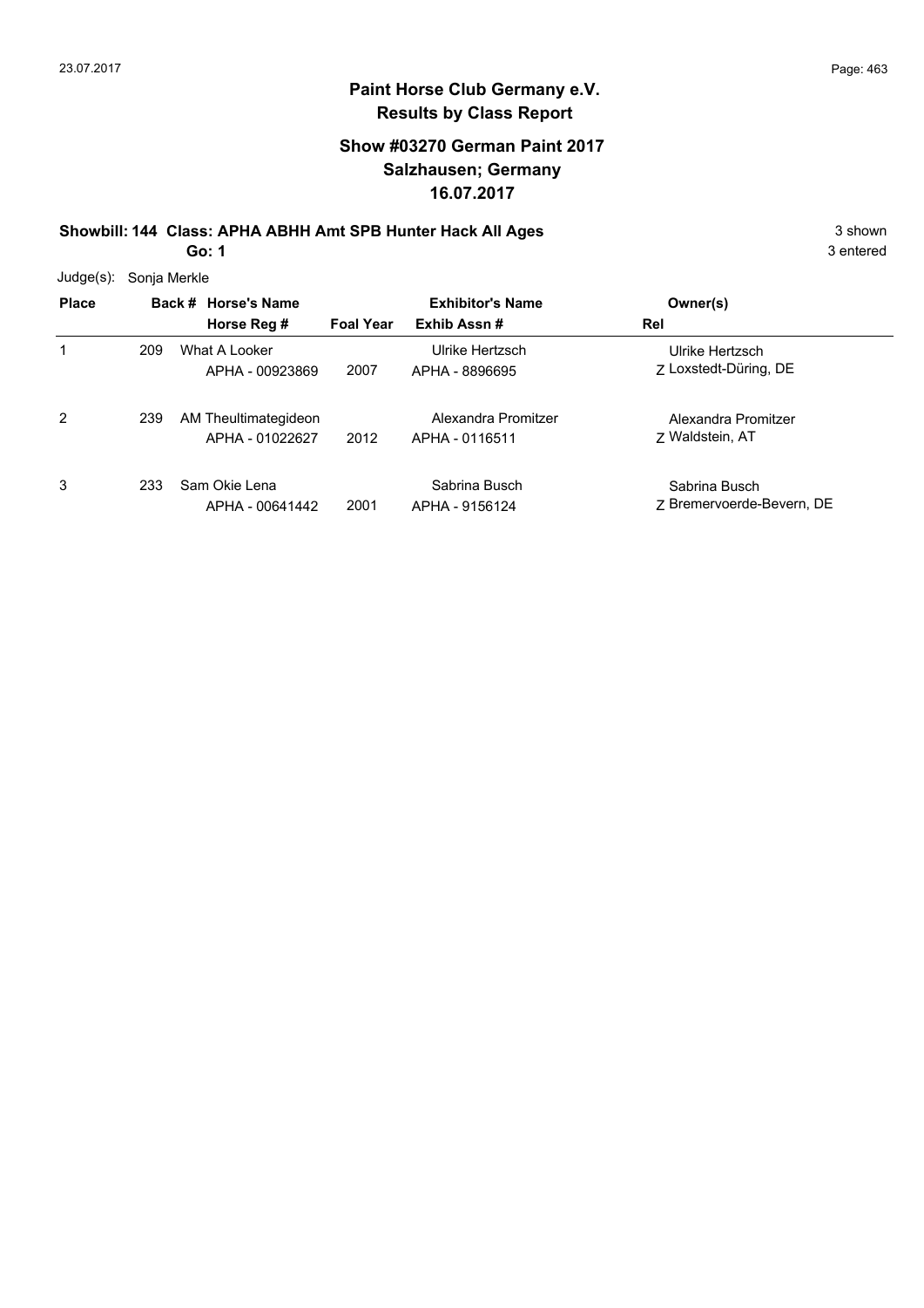## Paint Horse Club Germany e.V.
## Results by Class Report

### Show #03270 German Paint 2017
### Salzhausen; Germany
### 16.07.2017

**Showbill: 144 Class: APHA ABHH Amt SPB Hunter Hack All Ages** 3 shown

**Go: 1** 3 entered

Judge(s): Sonja Merkle

| Place | Back # | Horse's Name / Horse Reg # | Foal Year | Exhibitor's Name / Exhib Assn # | Owner(s) / Rel |
|---|---|---|---|---|---|
| 1 | 209 | What A Looker<br>APHA - 00923869 | 2007 | Ulrike Hertzsch<br>APHA - 8896695 | Ulrike Hertzsch<br>Z Loxstedt-Düring, DE |
| 2 | 239 | AM Theultimategideon<br>APHA - 01022627 | 2012 | Alexandra Promitzer<br>APHA - 0116511 | Alexandra Promitzer<br>Z Waldstein, AT |
| 3 | 233 | Sam Okie Lena<br>APHA - 00641442 | 2001 | Sabrina Busch<br>APHA - 9156124 | Sabrina Busch<br>Z Bremervoerde-Bevern, DE |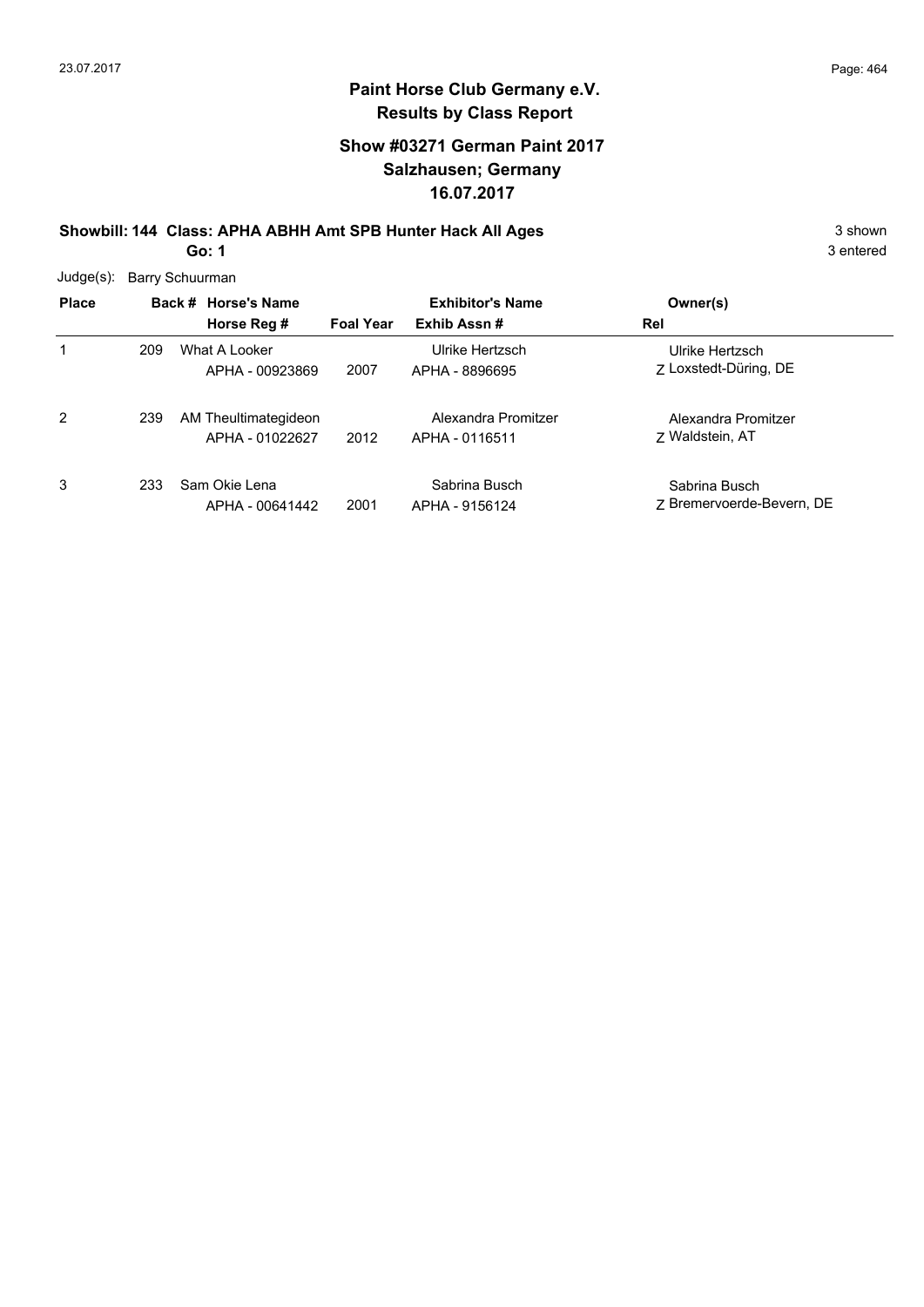# Paint Horse Club Germany e.V.
## Results by Class Report

### Show #03271 German Paint 2017
### Salzhausen; Germany
### 16.07.2017

**Showbill: 144 Class: APHA ABHH Amt SPB Hunter Hack All Ages** 3 shown

**Go: 1** 3 entered

Judge(s): Barry Schuurman

| Place | Back # | Horse's Name / Horse Reg # | Foal Year | Exhibitor's Name / Exhib Assn # | Owner(s) / Rel |
|---|---|---|---|---|---|
| 1 | 209 | What A Looker<br>APHA - 00923869 | 2007 | Ulrike Hertzsch<br>APHA - 8896695 | Ulrike Hertzsch<br>Z Loxstedt-Düring, DE |
| 2 | 239 | AM Theultimategideon<br>APHA - 01022627 | 2012 | Alexandra Promitzer<br>APHA - 0116511 | Alexandra Promitzer<br>Z Waldstein, AT |
| 3 | 233 | Sam Okie Lena<br>APHA - 00641442 | 2001 | Sabrina Busch<br>APHA - 9156124 | Sabrina Busch<br>Z Bremervoerde-Bevern, DE |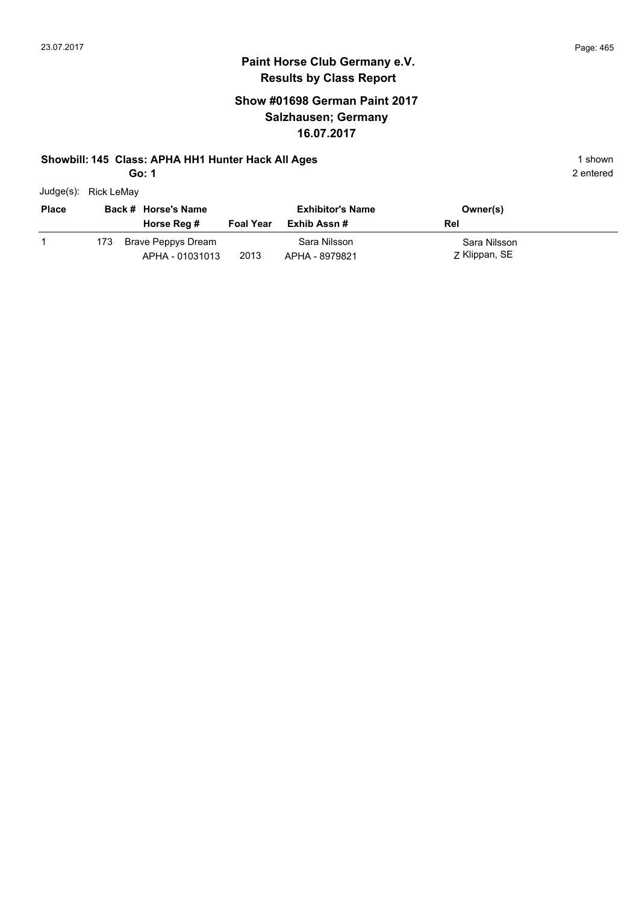# Paint Horse Club Germany e.V.

## Results by Class Report

### Show #01698 German Paint 2017
### Salzhausen; Germany
### 16.07.2017

**Showbill: 145 Class: APHA HH1 Hunter Hack All Ages** — 1 shown

**Go: 1** — 2 entered

Judge(s): Rick LeMay

| Place | Back # | Horse's Name / Horse Reg # | Foal Year | Exhibitor's Name / Exhib Assn # | Owner(s) / Rel |
|---|---|---|---|---|---|
| 1 | 173 | Brave Peppys Dream<br>APHA - 01031013 | 2013 | Sara Nilsson<br>APHA - 8979821 | Sara Nilsson<br>Z Klippan, SE |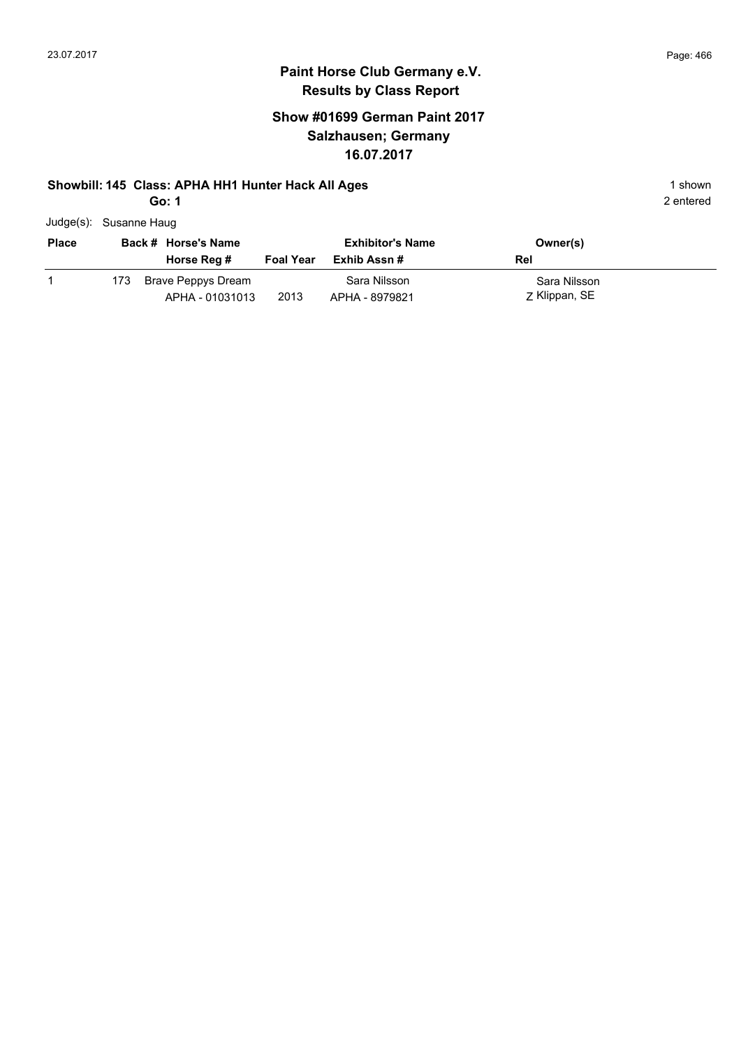# Paint Horse Club Germany e.V.
## Results by Class Report

### Show #01699 German Paint 2017
### Salzhausen; Germany
### 16.07.2017

**Showbill: 145 Class: APHA HH1 Hunter Hack All Ages** — 1 shown

**Go: 1** — 2 entered

Judge(s): Susanne Haug

| Place | Back # | Horse's Name / Horse Reg # | Foal Year | Exhibitor's Name / Exhib Assn # | Owner(s) / Rel |
|---|---|---|---|---|---|
| 1 | 173 | Brave Peppys Dream<br>APHA - 01031013 | 2013 | Sara Nilsson<br>APHA - 8979821 | Sara Nilsson<br>Z Klippan, SE |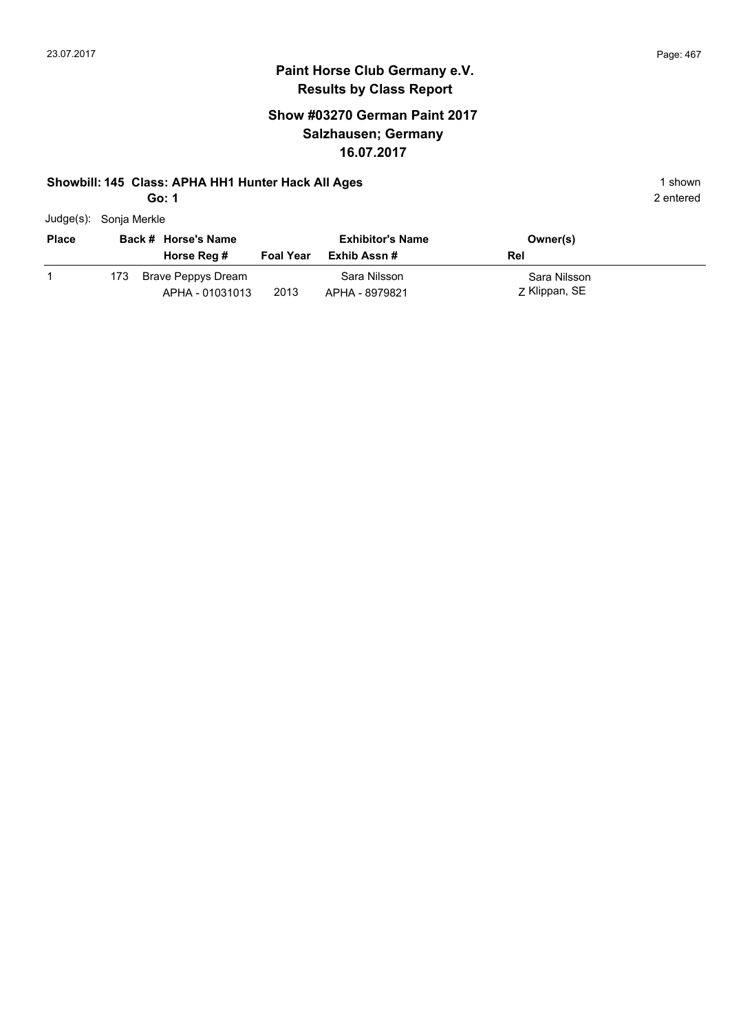# Paint Horse Club Germany e.V.
## Results by Class Report

### Show #03270 German Paint 2017
### Salzhausen; Germany
### 16.07.2017

**Showbill: 145 Class: APHA HH1 Hunter Hack All Ages** — 1 shown

**Go: 1** — 2 entered

Judge(s): Sonja Merkle

| Place | Back # | Horse's Name / Horse Reg # | Foal Year | Exhibitor's Name / Exhib Assn # | Owner(s) / Rel |
|---|---|---|---|---|---|
| 1 | 173 | Brave Peppys Dream / APHA - 01031013 | 2013 | Sara Nilsson / APHA - 8979821 | Sara Nilsson / Z Klippan, SE |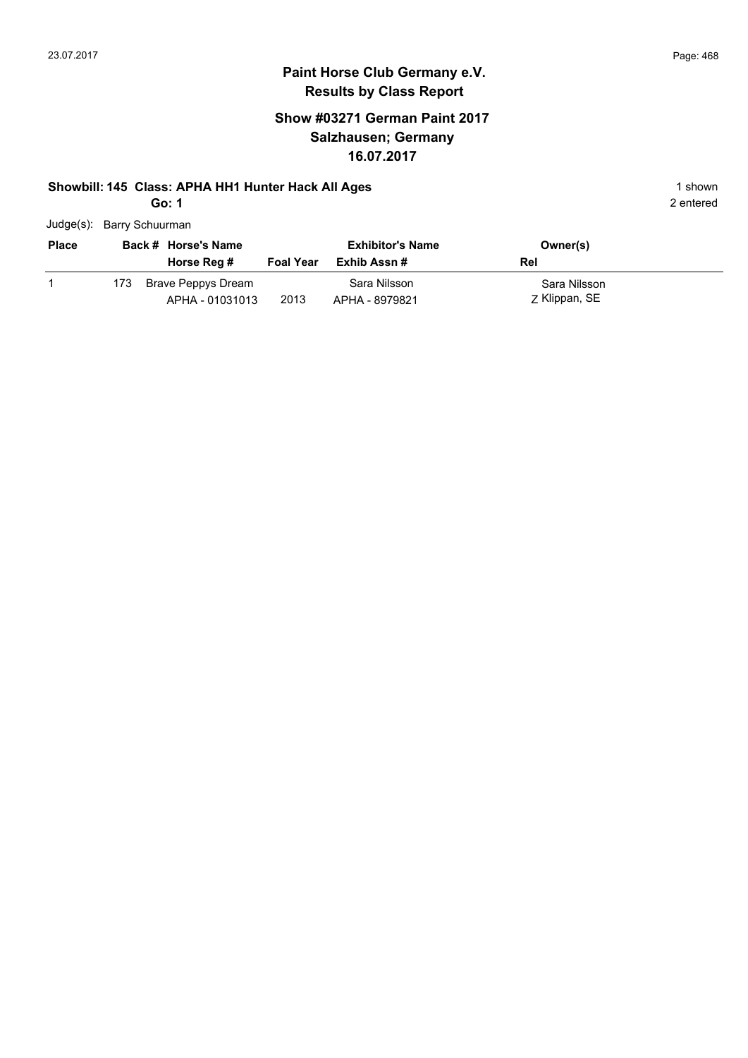# Paint Horse Club Germany e.V.
## Results by Class Report

### Show #03271 German Paint 2017
### Salzhausen; Germany
### 16.07.2017

**Showbill: 145 Class: APHA HH1 Hunter Hack All Ages** — 1 shown

**Go: 1** — 2 entered

Judge(s): Barry Schuurman

| Place | Back # | Horse's Name / Horse Reg # | Foal Year | Exhibitor's Name / Exhib Assn # | Owner(s) / Rel |
|---|---|---|---|---|---|
| 1 | 173 | Brave Peppys Dream<br>APHA - 01031013 | 2013 | Sara Nilsson<br>APHA - 8979821 | Sara Nilsson<br>Z Klippan, SE |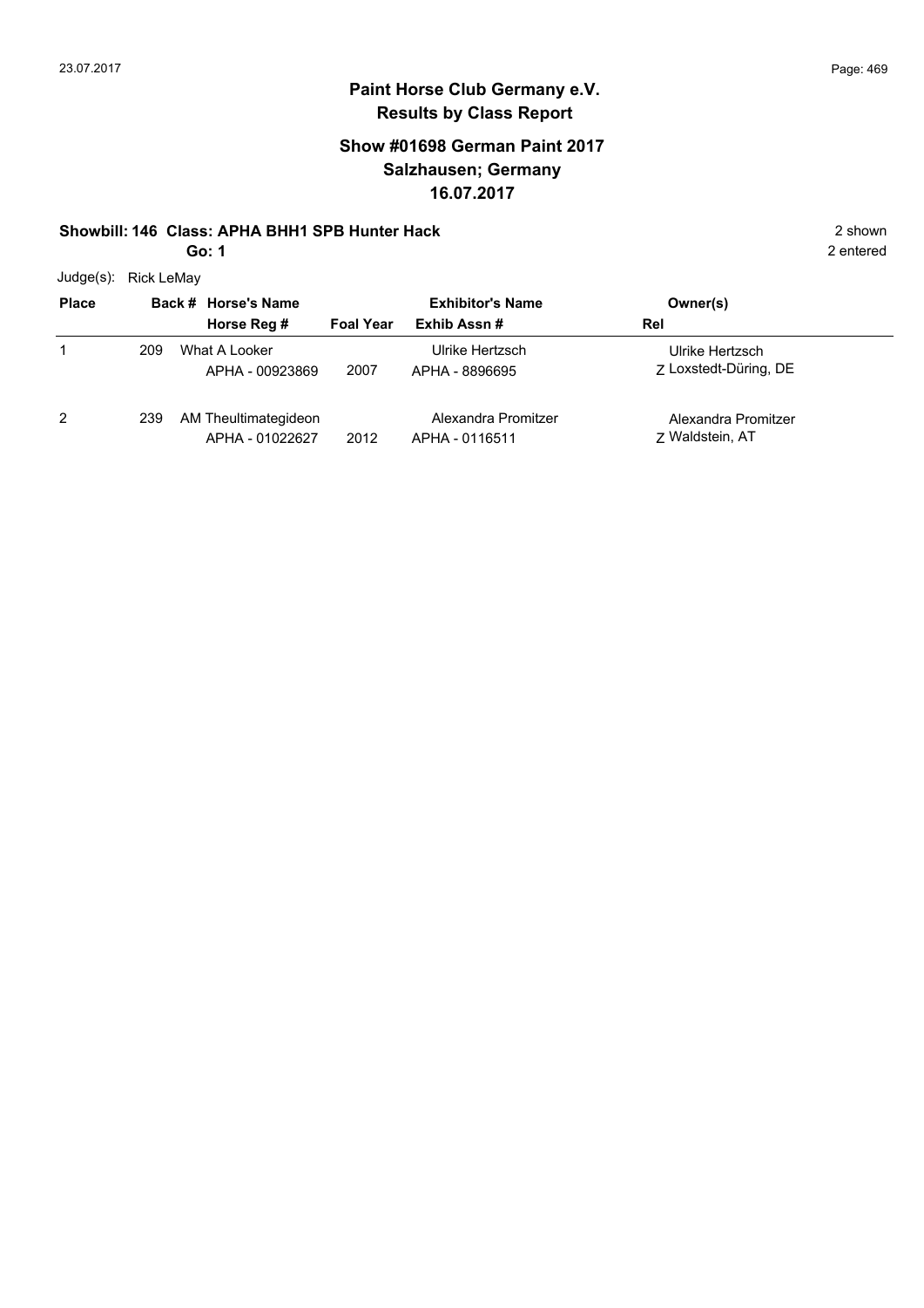## Paint Horse Club Germany e.V.
## Results by Class Report

### Show #01698 German Paint 2017
### Salzhausen; Germany
### 16.07.2017

**Showbill: 146 Class: APHA BHH1 SPB Hunter Hack** 2 shown

**Go: 1** 2 entered

Judge(s): Rick LeMay

| Place | Back # | Horse's Name / Horse Reg # | Foal Year | Exhibitor's Name / Exhib Assn # | Owner(s) / Rel |
|---|---|---|---|---|---|
| 1 | 209 | What A Looker<br>APHA - 00923869 | 2007 | Ulrike Hertzsch<br>APHA - 8896695 | Ulrike Hertzsch<br>Z Loxstedt-Düring, DE |
| 2 | 239 | AM Theultimategideon<br>APHA - 01022627 | 2012 | Alexandra Promitzer<br>APHA - 0116511 | Alexandra Promitzer<br>Z Waldstein, AT |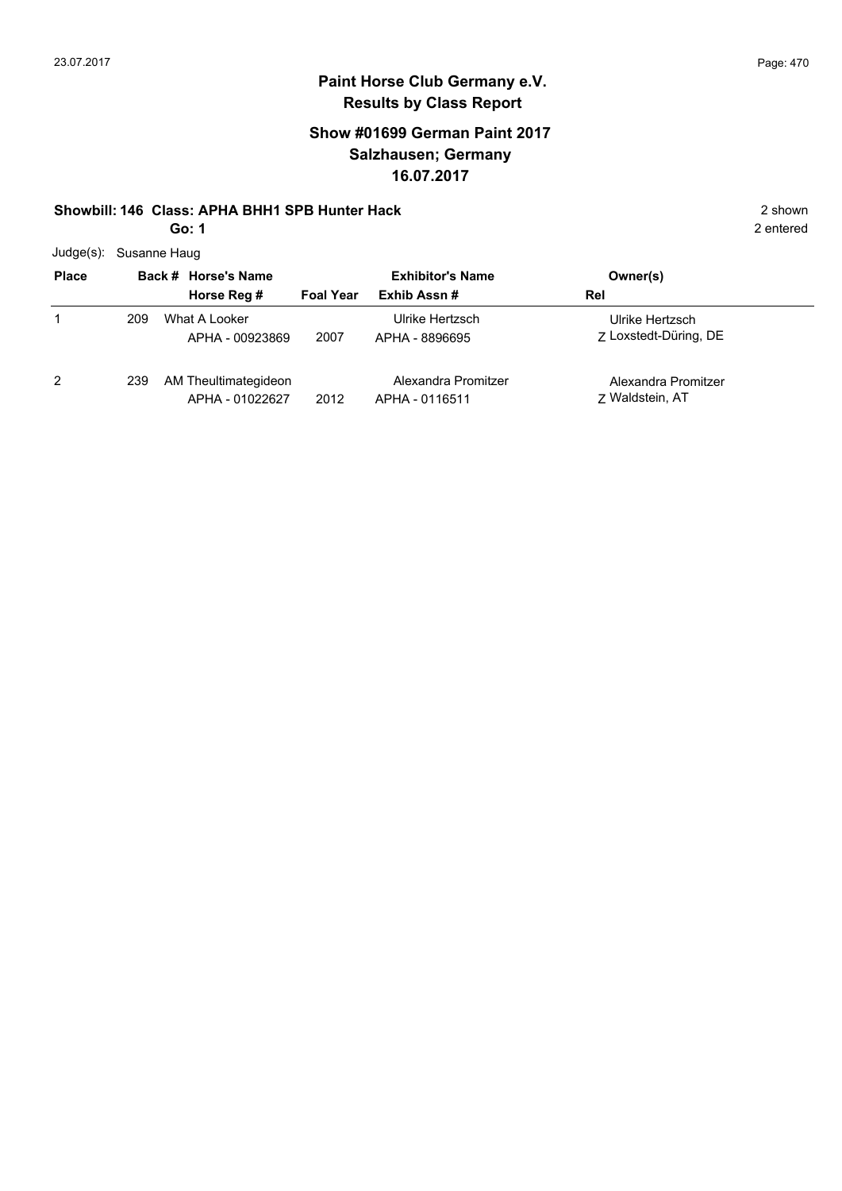# Paint Horse Club Germany e.V.
## Results by Class Report

### Show #01699 German Paint 2017
### Salzhausen; Germany
### 16.07.2017

**Showbill: 146 Class: APHA BHH1 SPB Hunter Hack** — 2 shown, 2 entered

**Go: 1**

Judge(s): Susanne Haug

| Place | Back # | Horse's Name / Horse Reg # | Foal Year | Exhibitor's Name / Exhib Assn # | Rel | Owner(s) |
|---|---|---|---|---|---|---|
| 1 | 209 | What A Looker<br>APHA - 00923869 | 2007 | Ulrike Hertzsch<br>APHA - 8896695 | Z | Ulrike Hertzsch<br>Loxstedt-Düring, DE |
| 2 | 239 | AM Theultimategideon<br>APHA - 01022627 | 2012 | Alexandra Promitzer<br>APHA - 0116511 | Z | Alexandra Promitzer<br>Waldstein, AT |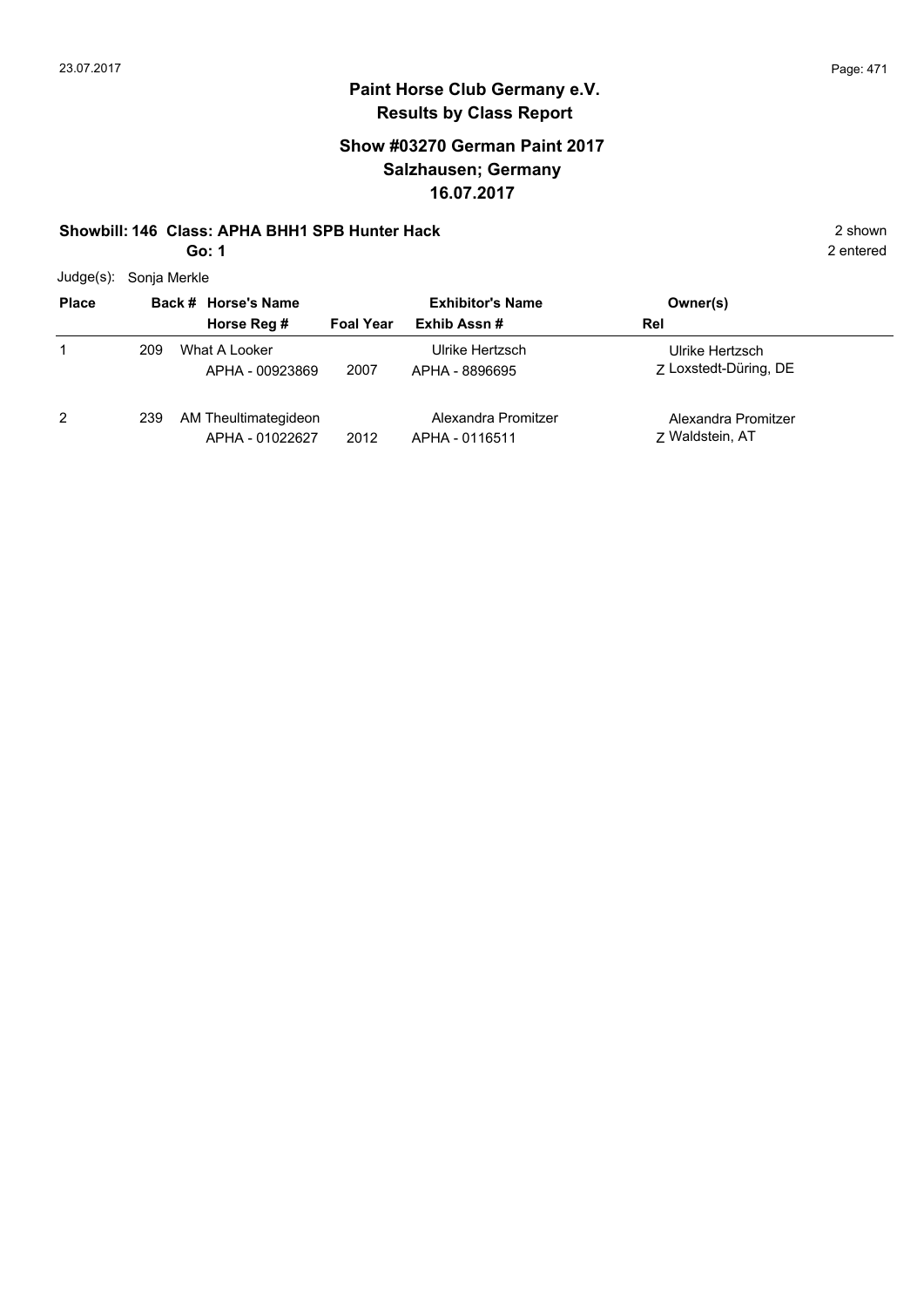23.07.2017

# Paint Horse Club Germany e.V.
## Results by Class Report

### Show #03270 German Paint 2017
### Salzhausen; Germany
### 16.07.2017

**Showbill: 146 Class: APHA BHH1 SPB Hunter Hack** 2 shown

**Go: 1** 2 entered

Judge(s): Sonja Merkle

| Place | Back # | Horse's Name / Horse Reg # | Foal Year | Exhibitor's Name / Exhib Assn # | Owner(s) / Rel |
|---|---|---|---|---|---|
| 1 | 209 | What A Looker<br>APHA - 00923869 | 2007 | Ulrike Hertzsch<br>APHA - 8896695 | Ulrike Hertzsch<br>Z Loxstedt-Düring, DE |
| 2 | 239 | AM Theultimategideon<br>APHA - 01022627 | 2012 | Alexandra Promitzer<br>APHA - 0116511 | Alexandra Promitzer<br>Z Waldstein, AT |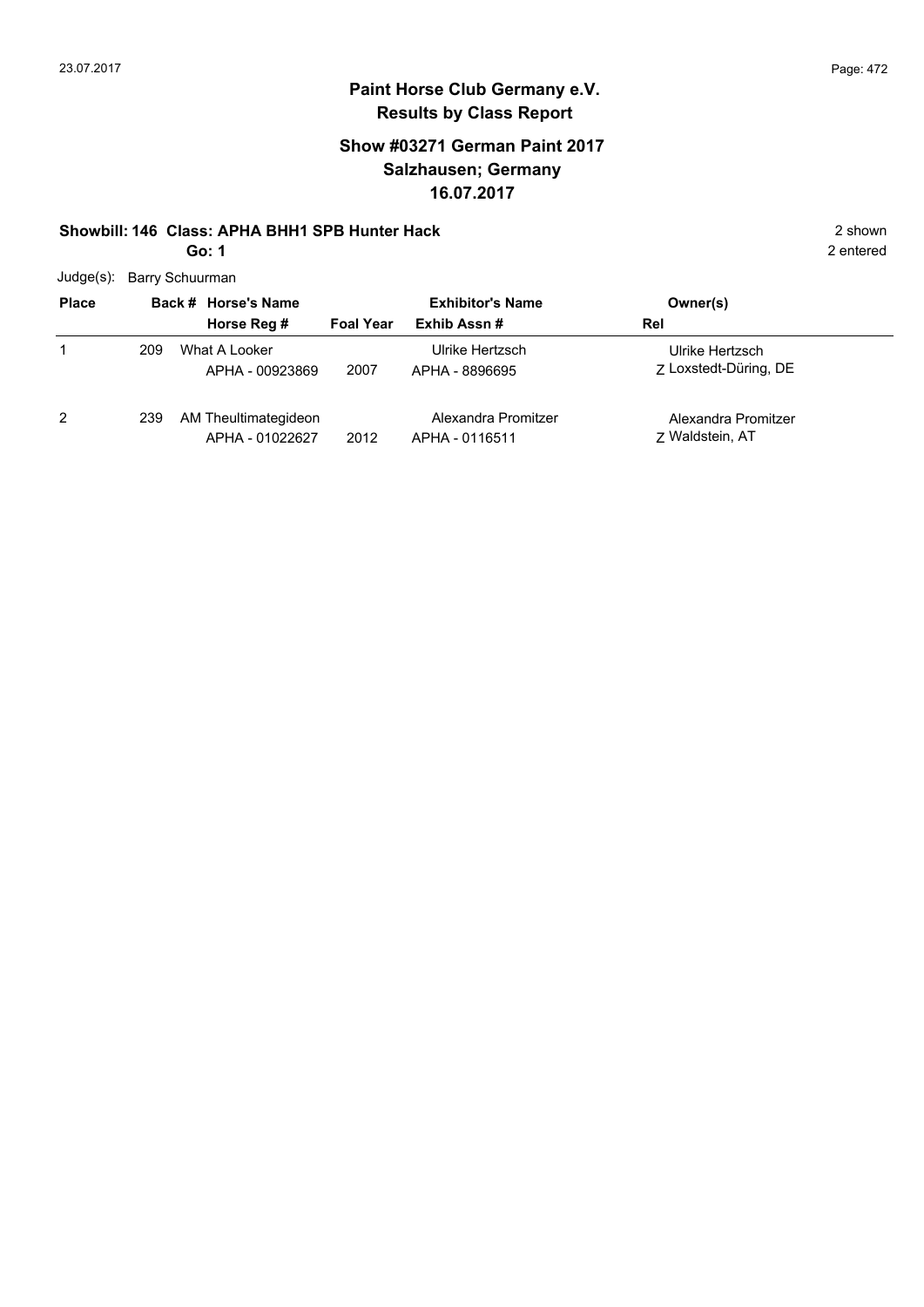## Paint Horse Club Germany e.V.
## Results by Class Report

### Show #03271 German Paint 2017
### Salzhausen; Germany
### 16.07.2017

**Showbill: 146 Class: APHA BHH1 SPB Hunter Hack** 2 shown

**Go: 1** 2 entered

Judge(s): Barry Schuurman

| Place | Back # | Horse's Name / Horse Reg # | Foal Year | Exhibitor's Name / Exhib Assn # | Rel | Owner(s) |
|---|---|---|---|---|---|---|
| 1 | 209 | What A Looker<br>APHA - 00923869 | 2007 | Ulrike Hertzsch<br>APHA - 8896695 | Z | Ulrike Hertzsch<br>Loxstedt-Düring, DE |
| 2 | 239 | AM Theultimategideon<br>APHA - 01022627 | 2012 | Alexandra Promitzer<br>APHA - 0116511 | Z | Alexandra Promitzer<br>Waldstein, AT |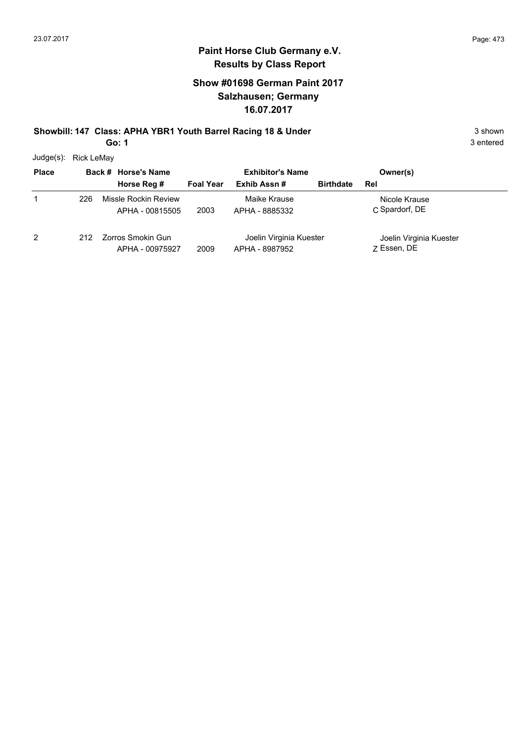# Paint Horse Club Germany e.V.
## Results by Class Report

### Show #01698 German Paint 2017
### Salzhausen; Germany
### 16.07.2017

**Showbill: 147 Class: APHA YBR1 Youth Barrel Racing 18 & Under** — 3 shown

**Go: 1** — 3 entered

Judge(s): Rick LeMay

| Place | Back # | Horse's Name / Horse Reg # | Foal Year | Exhibitor's Name / Exhib Assn # | Birthdate | Owner(s) / Rel |
|---|---|---|---|---|---|---|
| 1 | 226 | Missle Rockin Review<br>APHA - 00815505 | 2003 | Maike Krause<br>APHA - 8885332 | | Nicole Krause<br>C Spardorf, DE |
| 2 | 212 | Zorros Smokin Gun<br>APHA - 00975927 | 2009 | Joelin Virginia Kuester<br>APHA - 8987952 | | Joelin Virginia Kuester<br>Z Essen, DE |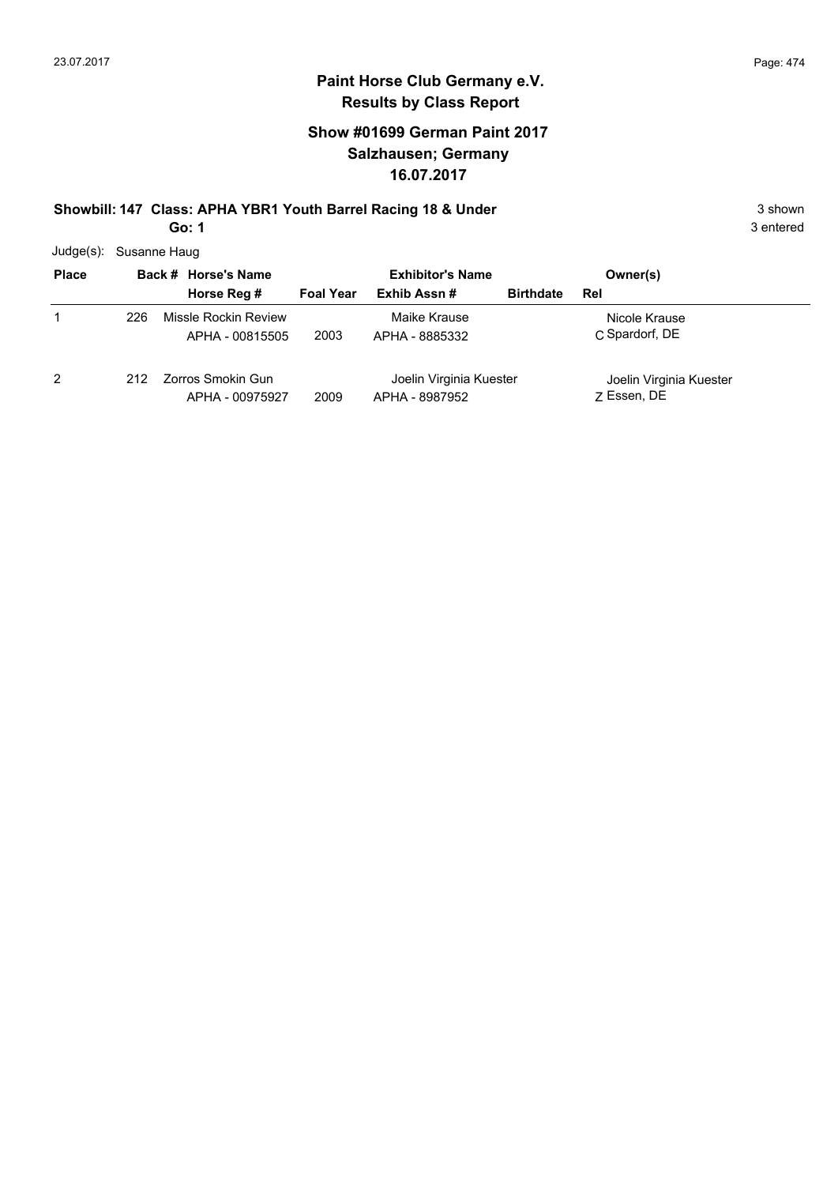# Paint Horse Club Germany e.V.

## Results by Class Report

### Show #01699 German Paint 2017
### Salzhausen; Germany
### 16.07.2017

**Showbill: 147 Class: APHA YBR1 Youth Barrel Racing 18 & Under** — 3 shown

**Go: 1** — 3 entered

Judge(s): Susanne Haug

| Place | Back # | Horse's Name / Horse Reg # | Foal Year | Exhibitor's Name / Exhib Assn # | Birthdate | Owner(s) / Rel |
|---|---|---|---|---|---|---|
| 1 | 226 | Missle Rockin Review<br>APHA - 00815505 | 2003 | Maike Krause<br>APHA - 8885332 | | Nicole Krause<br>C Spardorf, DE |
| 2 | 212 | Zorros Smokin Gun<br>APHA - 00975927 | 2009 | Joelin Virginia Kuester<br>APHA - 8987952 | | Joelin Virginia Kuester<br>Z Essen, DE |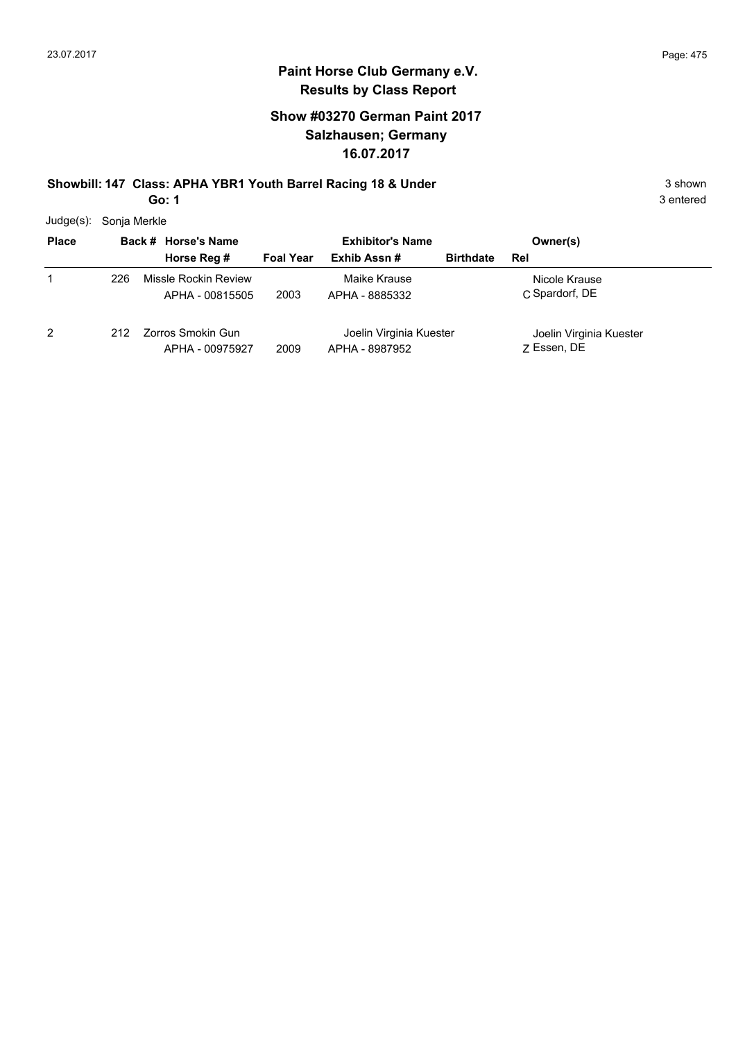**Paint Horse Club Germany e.V.**
**Results by Class Report**

**Show #03270 German Paint 2017**
**Salzhausen; Germany**
**16.07.2017**

**Showbill: 147 Class: APHA YBR1 Youth Barrel Racing 18 & Under** 3 shown
**Go: 1** 3 entered

Judge(s): Sonja Merkle

| Place | Back # | Horse's Name / Horse Reg # | Foal Year | Exhibitor's Name / Exhib Assn # | Birthdate | Owner(s) / Rel |
|---|---|---|---|---|---|---|
| 1 | 226 | Missle Rockin Review<br>APHA - 00815505 | 2003 | Maike Krause<br>APHA - 8885332 | | Nicole Krause<br>C Spardorf, DE |
| 2 | 212 | Zorros Smokin Gun<br>APHA - 00975927 | 2009 | Joelin Virginia Kuester<br>APHA - 8987952 | | Joelin Virginia Kuester<br>Z Essen, DE |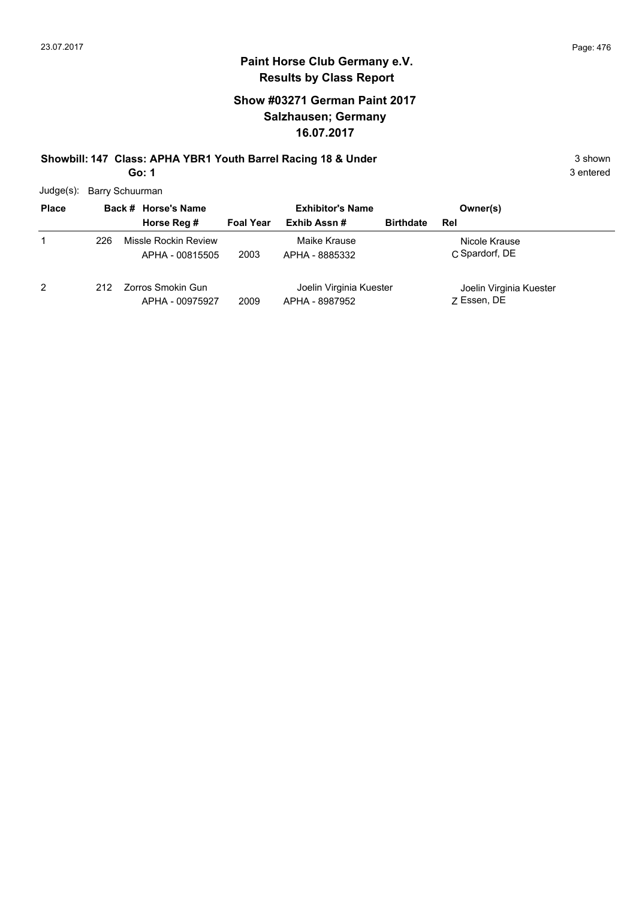# Paint Horse Club Germany e.V.
## Results by Class Report

### Show #03271 German Paint 2017
### Salzhausen; Germany
### 16.07.2017

**Showbill: 147 Class: APHA YBR1 Youth Barrel Racing 18 & Under** 3 shown

**Go: 1** 3 entered

Judge(s): Barry Schuurman

| Place | Back # | Horse's Name / Horse Reg # | Foal Year | Exhibitor's Name / Exhib Assn # | Birthdate | Owner(s) / Rel |
|---|---|---|---|---|---|---|
| 1 | 226 | Missle Rockin Review<br>APHA - 00815505 | 2003 | Maike Krause<br>APHA - 8885332 | | Nicole Krause<br>C Spardorf, DE |
| 2 | 212 | Zorros Smokin Gun<br>APHA - 00975927 | 2009 | Joelin Virginia Kuester<br>APHA - 8987952 | | Joelin Virginia Kuester<br>Z Essen, DE |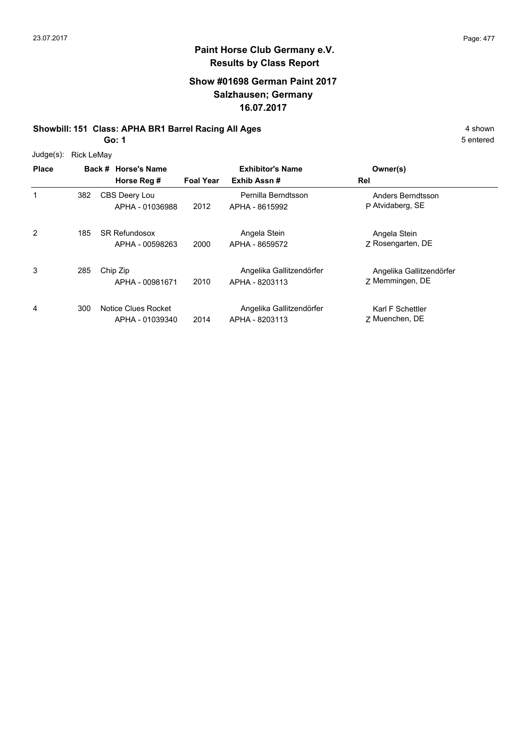**Paint Horse Club Germany e.V.**
**Results by Class Report**

**Show #01698 German Paint 2017**
**Salzhausen; Germany**
**16.07.2017**

**Showbill: 151 Class: APHA BR1 Barrel Racing All Ages** 4 shown

**Go: 1** 5 entered

Judge(s): Rick LeMay

| Place | Back # | Horse's Name / Horse Reg # | Foal Year | Exhibitor's Name / Exhib Assn # | Rel | Owner(s) |
|---|---|---|---|---|---|---|
| 1 | 382 | CBS Deery Lou<br>APHA - 01036988 | 2012 | Pernilla Berndtsson<br>APHA - 8615992 | P | Anders Berndtsson<br>Atvidaberg, SE |
| 2 | 185 | SR Refundosox<br>APHA - 00598263 | 2000 | Angela Stein<br>APHA - 8659572 | Z | Angela Stein<br>Rosengarten, DE |
| 3 | 285 | Chip Zip<br>APHA - 00981671 | 2010 | Angelika Gallitzendörfer<br>APHA - 8203113 | Z | Angelika Gallitzendörfer<br>Memmingen, DE |
| 4 | 300 | Notice Clues Rocket<br>APHA - 01039340 | 2014 | Angelika Gallitzendörfer<br>APHA - 8203113 | Z | Karl F Schettler<br>Muenchen, DE |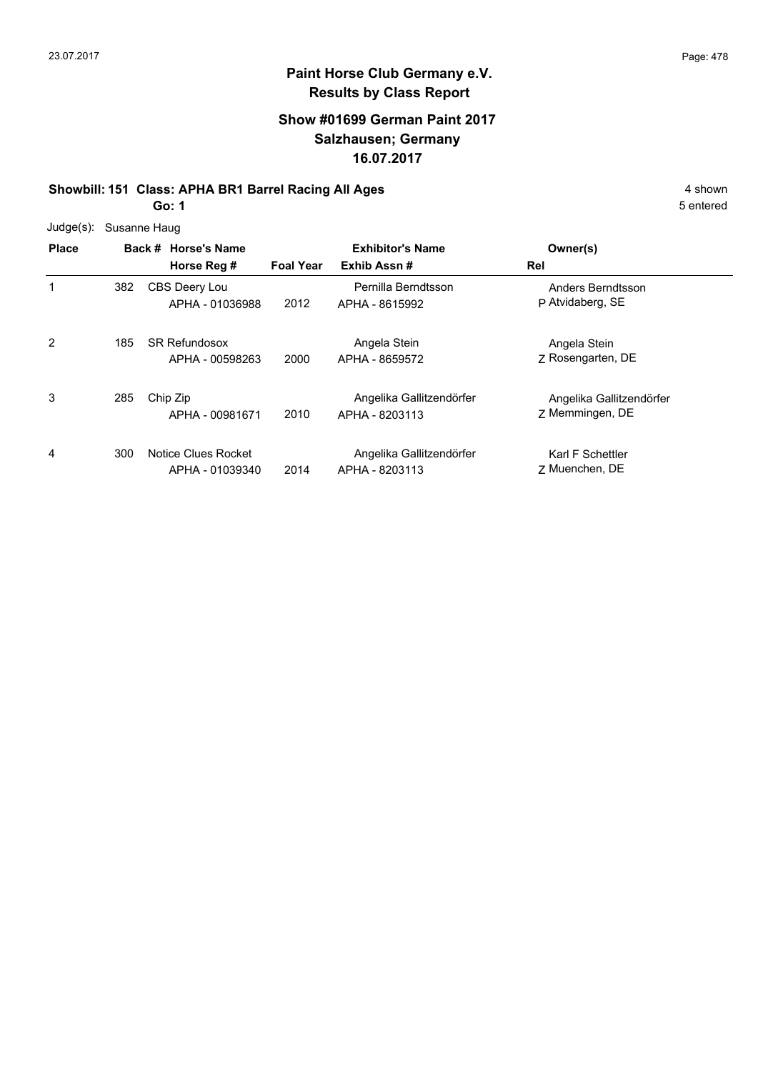# Paint Horse Club Germany e.V.
## Results by Class Report

### Show #01699 German Paint 2017
### Salzhausen; Germany
### 16.07.2017

**Showbill: 151 Class: APHA BR1 Barrel Racing All Ages** — 4 shown

**Go: 1** — 5 entered

Judge(s): Susanne Haug

| Place | Back # | Horse's Name / Horse Reg # | Foal Year | Exhibitor's Name / Exhib Assn # | Rel | Owner(s) |
|---|---|---|---|---|---|---|
| 1 | 382 | CBS Deery Lou<br>APHA - 01036988 | 2012 | Pernilla Berndtsson<br>APHA - 8615992 | P | Anders Berndtsson<br>Atvidaberg, SE |
| 2 | 185 | SR Refundosox<br>APHA - 00598263 | 2000 | Angela Stein<br>APHA - 8659572 | Z | Angela Stein<br>Rosengarten, DE |
| 3 | 285 | Chip Zip<br>APHA - 00981671 | 2010 | Angelika Gallitzendörfer<br>APHA - 8203113 | Z | Angelika Gallitzendörfer<br>Memmingen, DE |
| 4 | 300 | Notice Clues Rocket<br>APHA - 01039340 | 2014 | Angelika Gallitzendörfer<br>APHA - 8203113 | Z | Karl F Schettler<br>Muenchen, DE |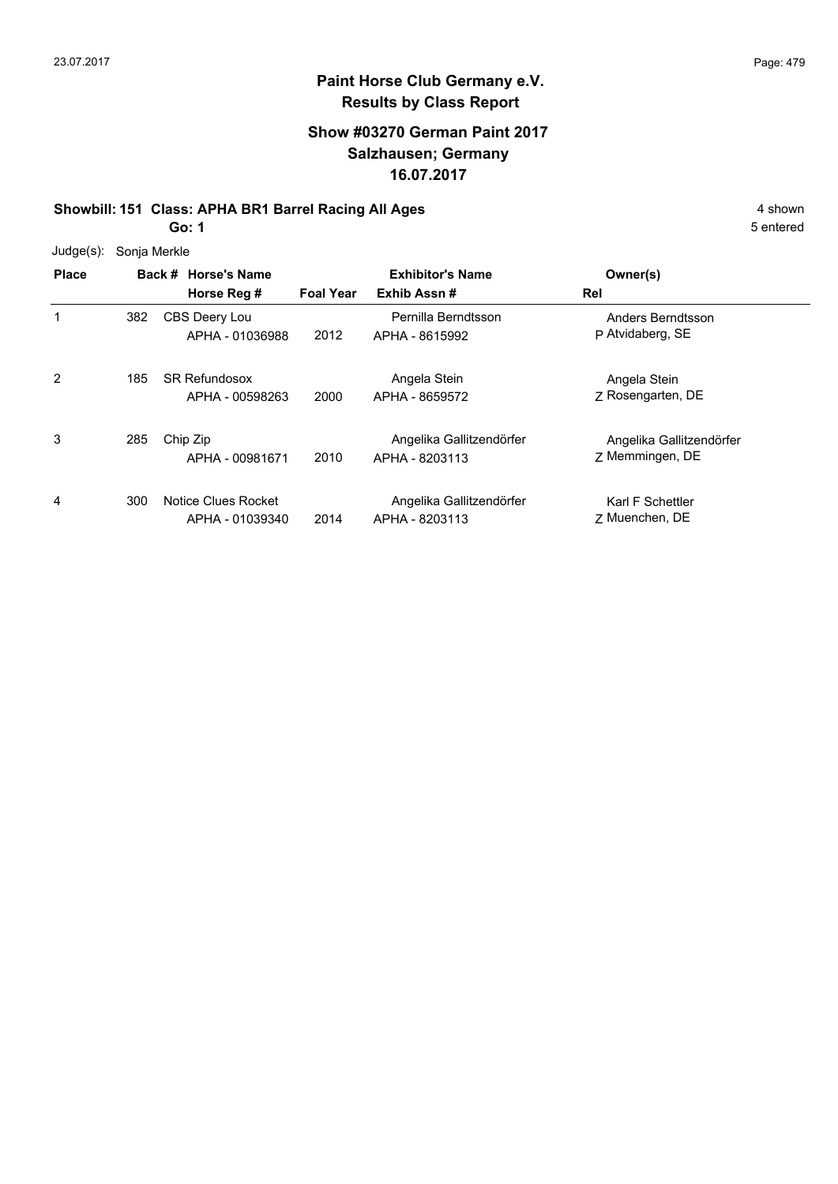# Paint Horse Club Germany e.V.
## Results by Class Report

### Show #03270 German Paint 2017
### Salzhausen; Germany
### 16.07.2017

**Showbill: 151 Class: APHA BR1 Barrel Racing All Ages** — 4 shown

**Go: 1** — 5 entered

Judge(s): Sonja Merkle

| Place | Back # | Horse's Name / Horse Reg # | Foal Year | Exhibitor's Name / Exhib Assn # | Rel | Owner(s) |
|---|---|---|---|---|---|---|
| 1 | 382 | CBS Deery Lou<br>APHA - 01036988 | 2012 | Pernilla Berndtsson<br>APHA - 8615992 | P | Anders Berndtsson<br>Atvidaberg, SE |
| 2 | 185 | SR Refundosox<br>APHA - 00598263 | 2000 | Angela Stein<br>APHA - 8659572 | Z | Angela Stein<br>Rosengarten, DE |
| 3 | 285 | Chip Zip<br>APHA - 00981671 | 2010 | Angelika Gallitzendörfer<br>APHA - 8203113 | Z | Angelika Gallitzendörfer<br>Memmingen, DE |
| 4 | 300 | Notice Clues Rocket<br>APHA - 01039340 | 2014 | Angelika Gallitzendörfer<br>APHA - 8203113 | Z | Karl F Schettler<br>Muenchen, DE |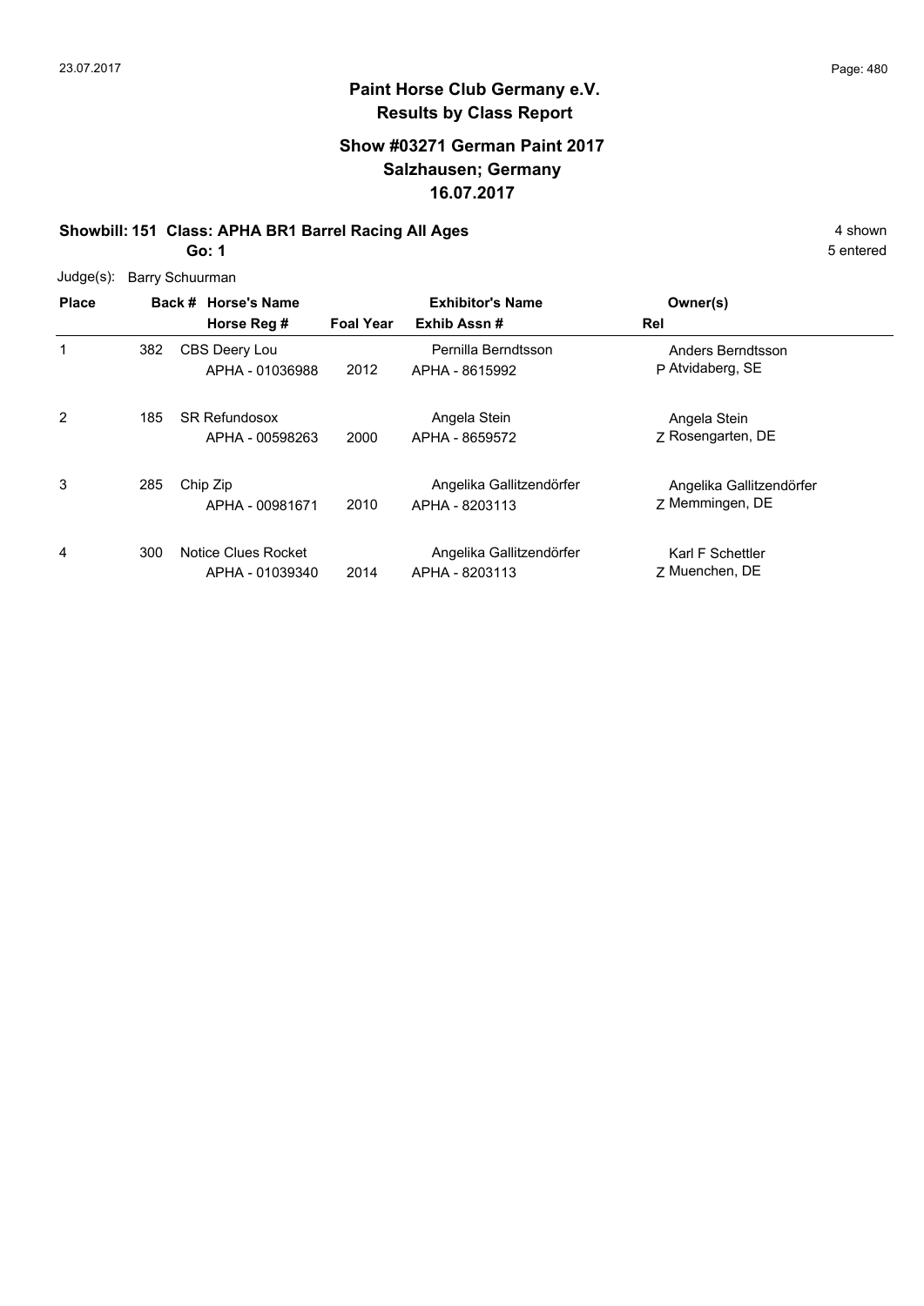# Paint Horse Club Germany e.V.

## Results by Class Report

### Show #03271 German Paint 2017
### Salzhausen; Germany
### 16.07.2017

**Showbill: 151 Class: APHA BR1 Barrel Racing All Ages** — 4 shown

**Go: 1** — 5 entered

Judge(s): Barry Schuurman

| Place | Back # | Horse's Name / Horse Reg # | Foal Year | Exhibitor's Name / Exhib Assn # | Rel | Owner(s) |
|---|---|---|---|---|---|---|
| 1 | 382 | CBS Deery Lou<br>APHA - 01036988 | 2012 | Pernilla Berndtsson<br>APHA - 8615992 | P | Anders Berndtsson<br>Atvidaberg, SE |
| 2 | 185 | SR Refundosox<br>APHA - 00598263 | 2000 | Angela Stein<br>APHA - 8659572 | Z | Angela Stein<br>Rosengarten, DE |
| 3 | 285 | Chip Zip<br>APHA - 00981671 | 2010 | Angelika Gallitzendörfer<br>APHA - 8203113 | Z | Angelika Gallitzendörfer<br>Memmingen, DE |
| 4 | 300 | Notice Clues Rocket<br>APHA - 01039340 | 2014 | Angelika Gallitzendörfer<br>APHA - 8203113 | Z | Karl F Schettler<br>Muenchen, DE |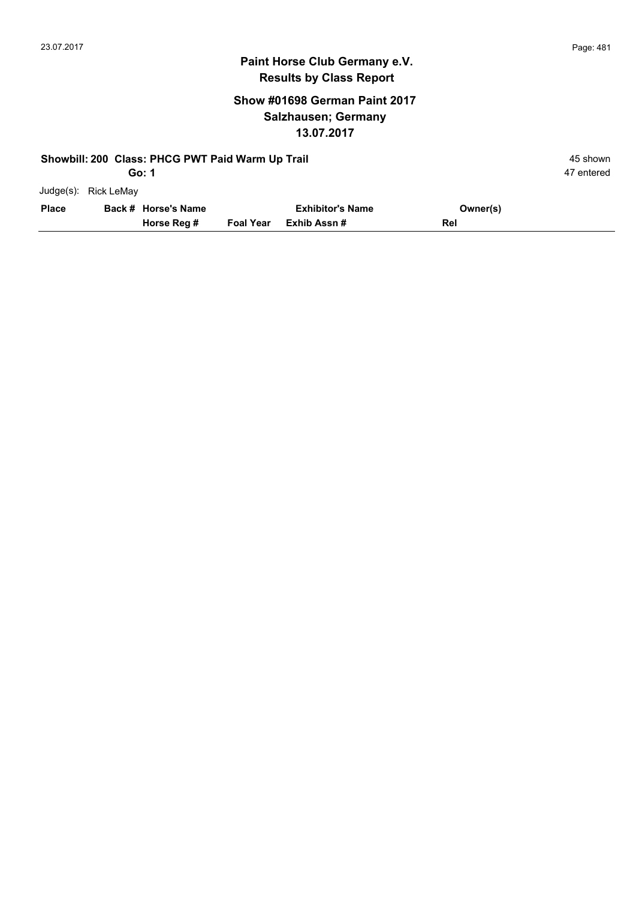# Paint Horse Club Germany e.V.
## Results by Class Report

### Show #01698 German Paint 2017
### Salzhausen; Germany
### 13.07.2017

**Showbill: 200 Class: PHCG PWT Paid Warm Up Trail** — 45 shown

**Go: 1** — 47 entered

Judge(s): Rick LeMay

| Place | Back # | Horse's Name / Horse Reg # | Foal Year | Exhibitor's Name / Exhib Assn # | Owner(s) / Rel |
|---|---|---|---|---|---|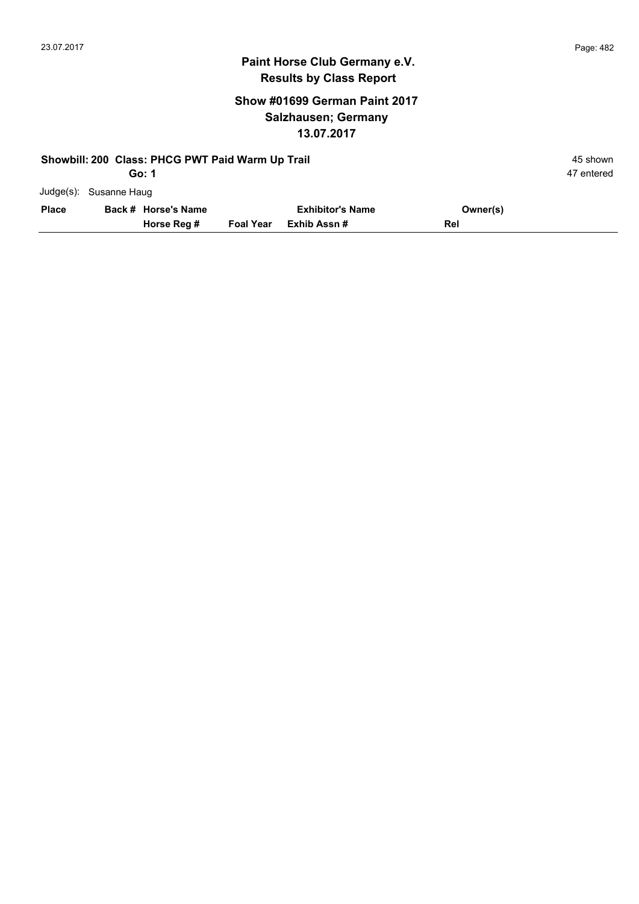# Paint Horse Club Germany e.V.

## Results by Class Report

### Show #01699 German Paint 2017
### Salzhausen; Germany
### 13.07.2017

**Showbill: 200 Class: PHCG PWT Paid Warm Up Trail** 45 shown

**Go: 1** 47 entered

Judge(s): Susanne Haug

| Place | Back # Horse's Name | | Exhibitor's Name | Owner(s) |
|---|---|---|---|---|
| | Horse Reg # | Foal Year | Exhib Assn # | Rel |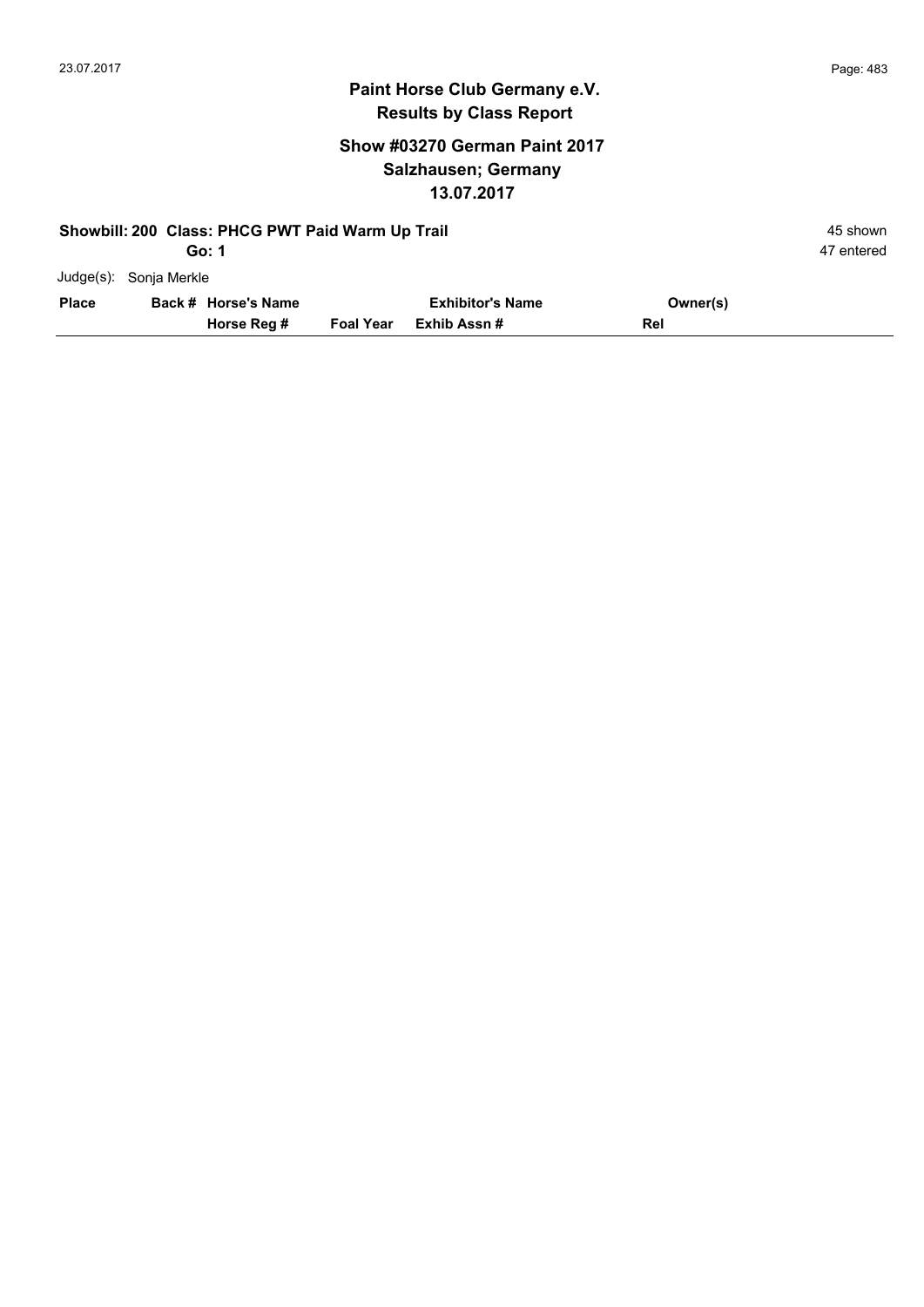# Paint Horse Club Germany e.V.
## Results by Class Report

### Show #03270 German Paint 2017
### Salzhausen; Germany
### 13.07.2017

**Showbill: 200 Class: PHCG PWT Paid Warm Up Trail** 45 shown

**Go: 1** 47 entered

Judge(s): Sonja Merkle

| Place | Back # | Horse's Name / Horse Reg # | Foal Year | Exhibitor's Name / Exhib Assn # | Owner(s) / Rel |
|---|---|---|---|---|---|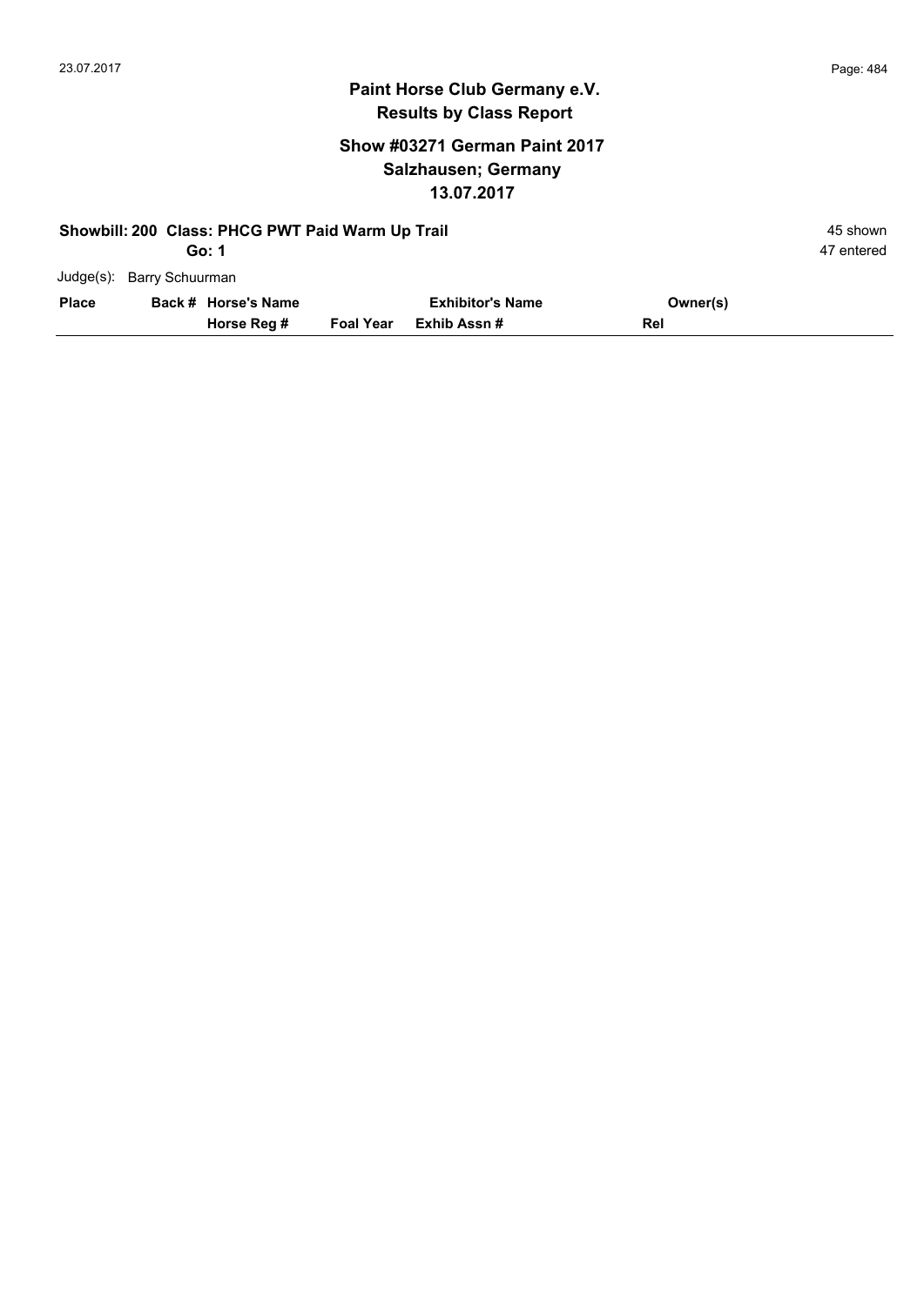# Paint Horse Club Germany e.V.
## Results by Class Report

### Show #03271 German Paint 2017
### Salzhausen; Germany
### 13.07.2017

**Showbill: 200 Class: PHCG PWT Paid Warm Up Trail** — 45 shown

**Go: 1** — 47 entered

Judge(s): Barry Schuurman

| Place | Back # Horse's Name<br>Horse Reg # | Foal Year | Exhibitor's Name<br>Exhib Assn # | Owner(s)<br>Rel |
|---|---|---|---|---|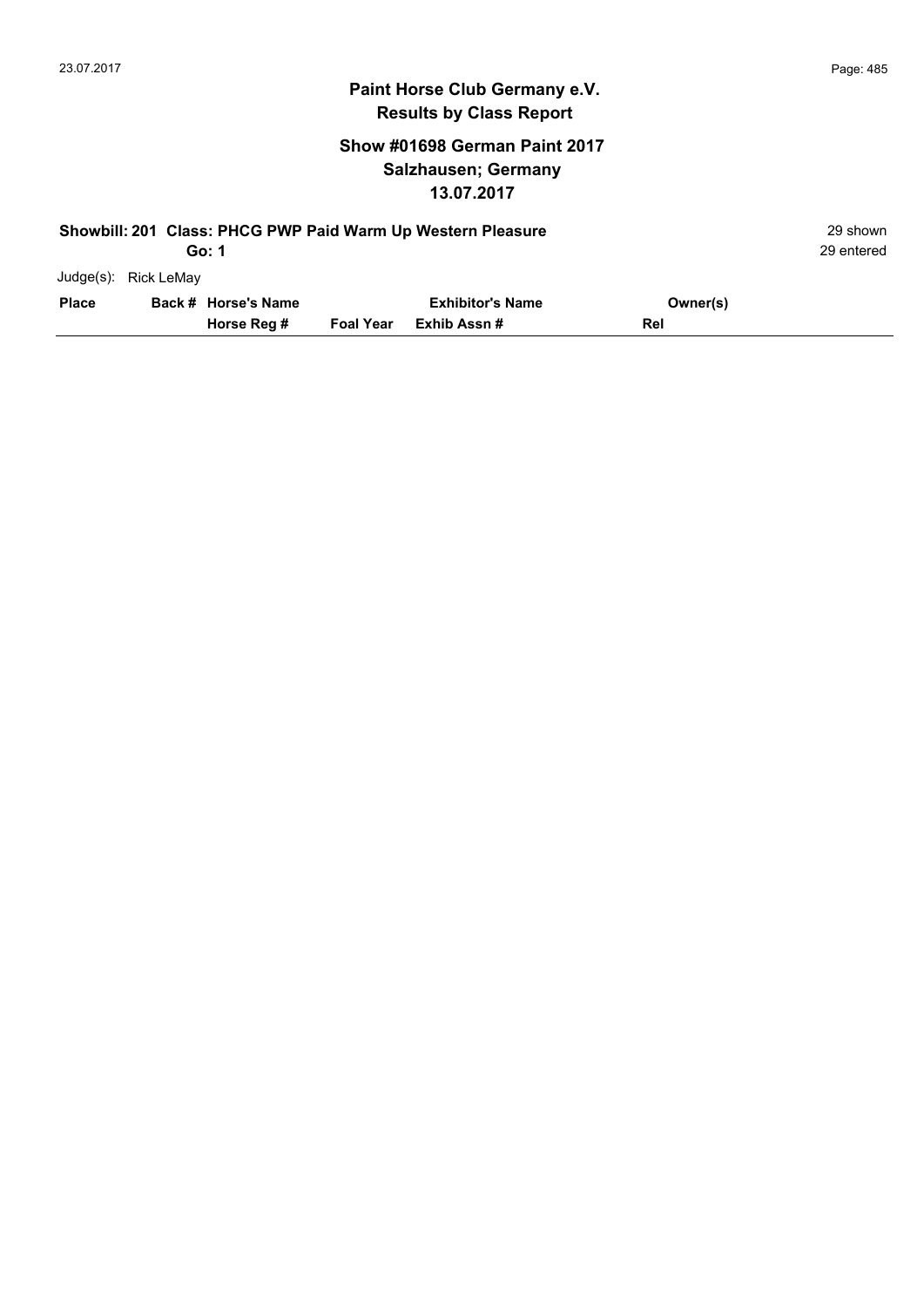## Paint Horse Club Germany e.V.
## Results by Class Report

### Show #01698 German Paint 2017
### Salzhausen; Germany
### 13.07.2017

**Showbill: 201 Class: PHCG PWP Paid Warm Up Western Pleasure** 29 shown

**Go: 1** 29 entered

Judge(s): Rick LeMay

| Place | Back # | Horse's Name / Horse Reg # | Foal Year | Exhibitor's Name / Exhib Assn # | Owner(s) / Rel |
|---|---|---|---|---|---|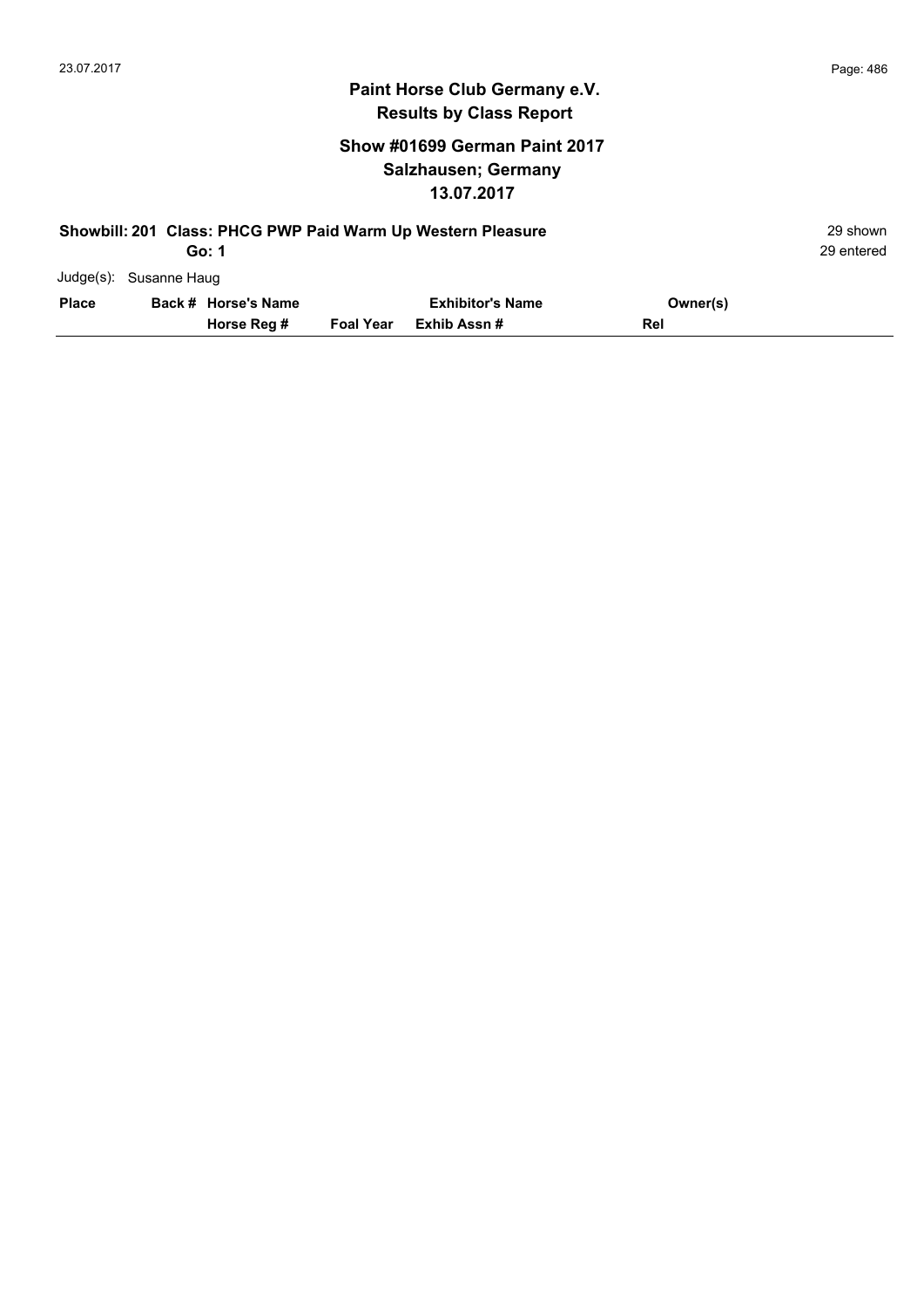## Paint Horse Club Germany e.V.
## Results by Class Report

### Show #01699 German Paint 2017
### Salzhausen; Germany
### 13.07.2017

**Showbill: 201 Class: PHCG PWP Paid Warm Up Western Pleasure** 29 shown

**Go: 1** 29 entered

Judge(s): Susanne Haug

| Place | Back # | Horse's Name / Horse Reg # | Foal Year | Exhibitor's Name / Exhib Assn # | Owner(s) / Rel |
|---|---|---|---|---|---|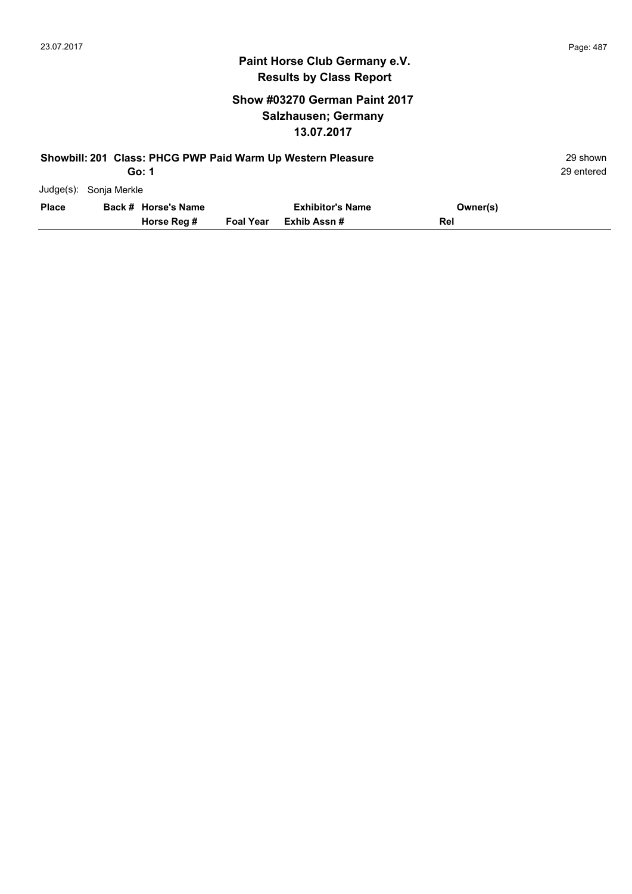# Paint Horse Club Germany e.V.
## Results by Class Report

### Show #03270 German Paint 2017
### Salzhausen; Germany
### 13.07.2017

**Showbill: 201 Class: PHCG PWP Paid Warm Up Western Pleasure** 29 shown
**Go: 1** 29 entered

Judge(s): Sonja Merkle

| Place | Back # | Horse's Name / Horse Reg # | Foal Year | Exhibitor's Name / Exhib Assn # | Owner(s) / Rel |
|---|---|---|---|---|---|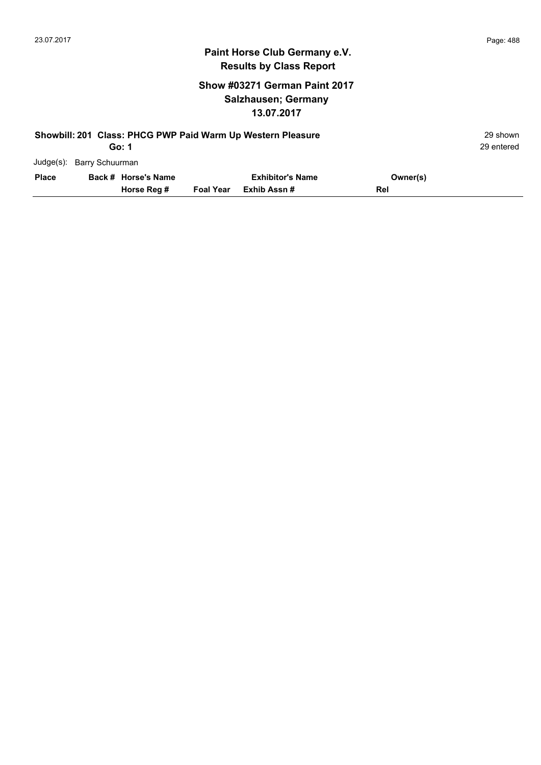# Paint Horse Club Germany e.V.

## Results by Class Report

### Show #03271 German Paint 2017
### Salzhausen; Germany
### 13.07.2017

**Showbill: 201 Class: PHCG PWP Paid Warm Up Western Pleasure** — 29 shown

**Go: 1** — 29 entered

Judge(s): Barry Schuurman

| Place | Back # | Horse's Name / Horse Reg # | Foal Year | Exhibitor's Name / Exhib Assn # | Owner(s) / Rel |
|---|---|---|---|---|---|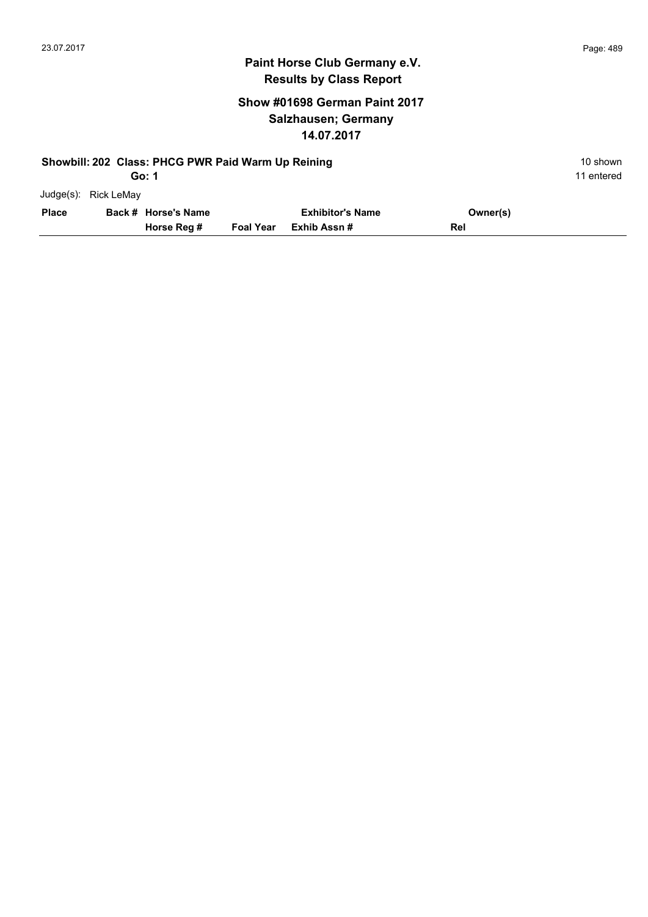# Paint Horse Club Germany e.V.
## Results by Class Report

### Show #01698 German Paint 2017
### Salzhausen; Germany
### 14.07.2017

**Showbill: 202 Class: PHCG PWR Paid Warm Up Reining** 10 shown

**Go: 1** 11 entered

Judge(s): Rick LeMay

| Place | Back # | Horse's Name | | Exhibitor's Name | Owner(s) |
|---|---|---|---|---|---|
| | | Horse Reg # | Foal Year | Exhib Assn # | Rel |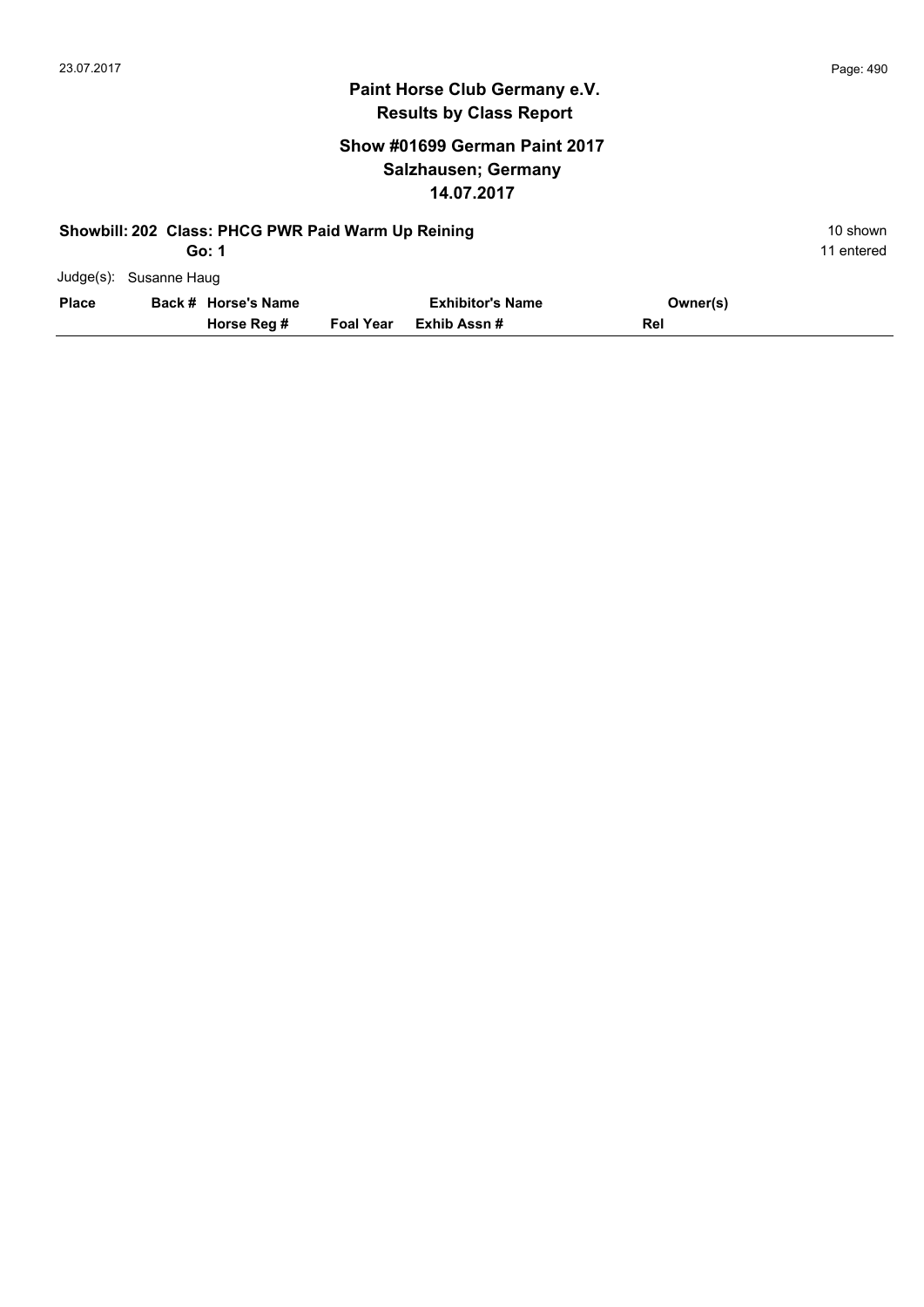# Paint Horse Club Germany e.V.
## Results by Class Report

### Show #01699 German Paint 2017
### Salzhausen; Germany
### 14.07.2017

**Showbill: 202 Class: PHCG PWR Paid Warm Up Reining** 10 shown

**Go: 1** 11 entered

Judge(s): Susanne Haug

| Place | Back # | Horse's Name / Horse Reg # | Foal Year | Exhibitor's Name / Exhib Assn # | Owner(s) / Rel |
|---|---|---|---|---|---|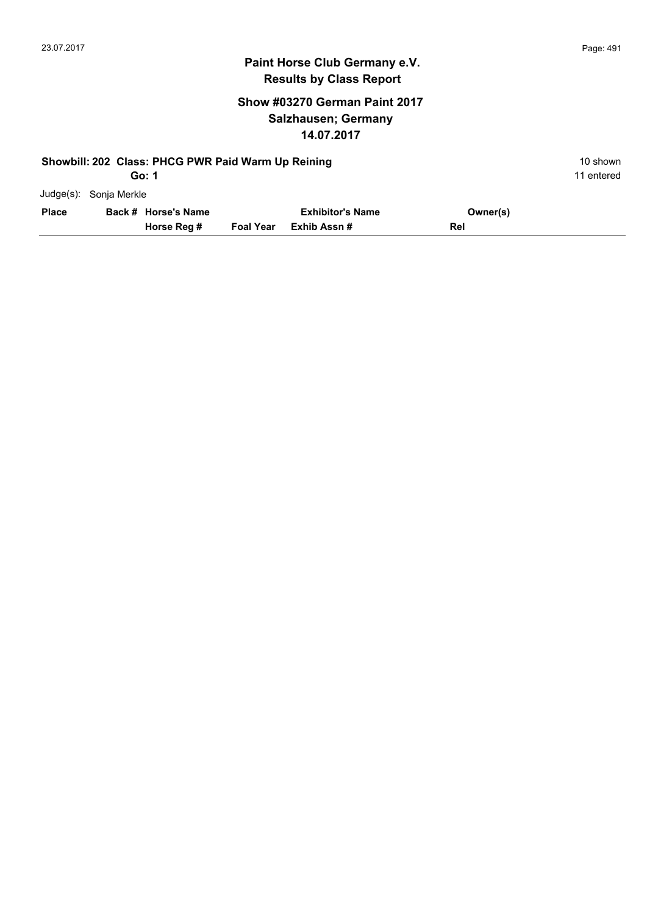# Paint Horse Club Germany e.V.
## Results by Class Report

### Show #03270 German Paint 2017
### Salzhausen; Germany
### 14.07.2017

**Showbill: 202 Class: PHCG PWR Paid Warm Up Reining** — 10 shown

**Go: 1** — 11 entered

Judge(s): Sonja Merkle

| Place | Back # | Horse's Name / Horse Reg # | Foal Year | Exhibitor's Name / Exhib Assn # | Owner(s) / Rel |
|---|---|---|---|---|---|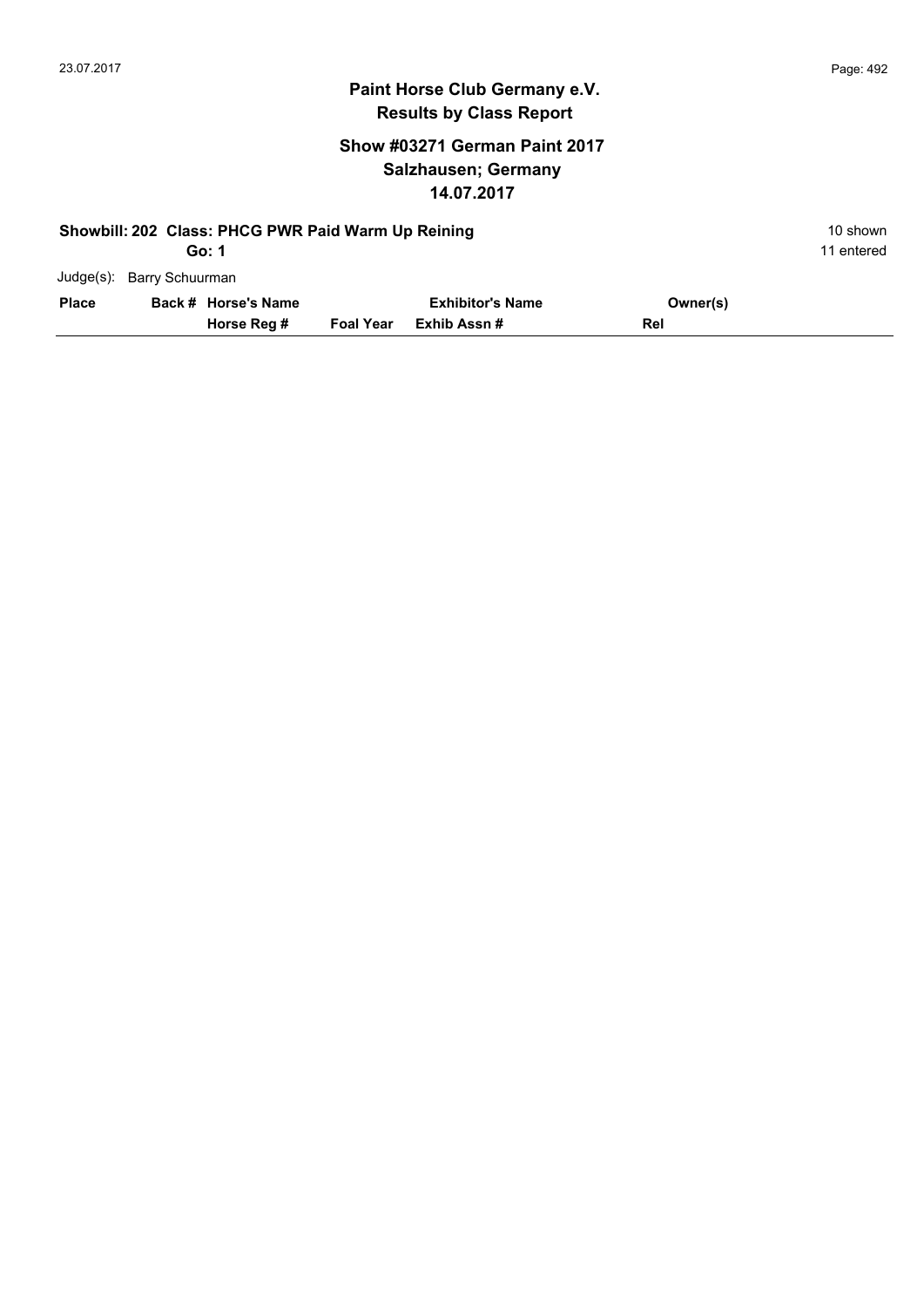# Paint Horse Club Germany e.V.

## Results by Class Report

### Show #03271 German Paint 2017
### Salzhausen; Germany
### 14.07.2017

**Showbill: 202 Class: PHCG PWR Paid Warm Up Reining** — 10 shown

**Go: 1** — 11 entered

Judge(s): Barry Schuurman

| Place | Back # | Horse's Name / Horse Reg # | Foal Year | Exhibitor's Name / Exhib Assn # | Owner(s) / Rel |
|---|---|---|---|---|---|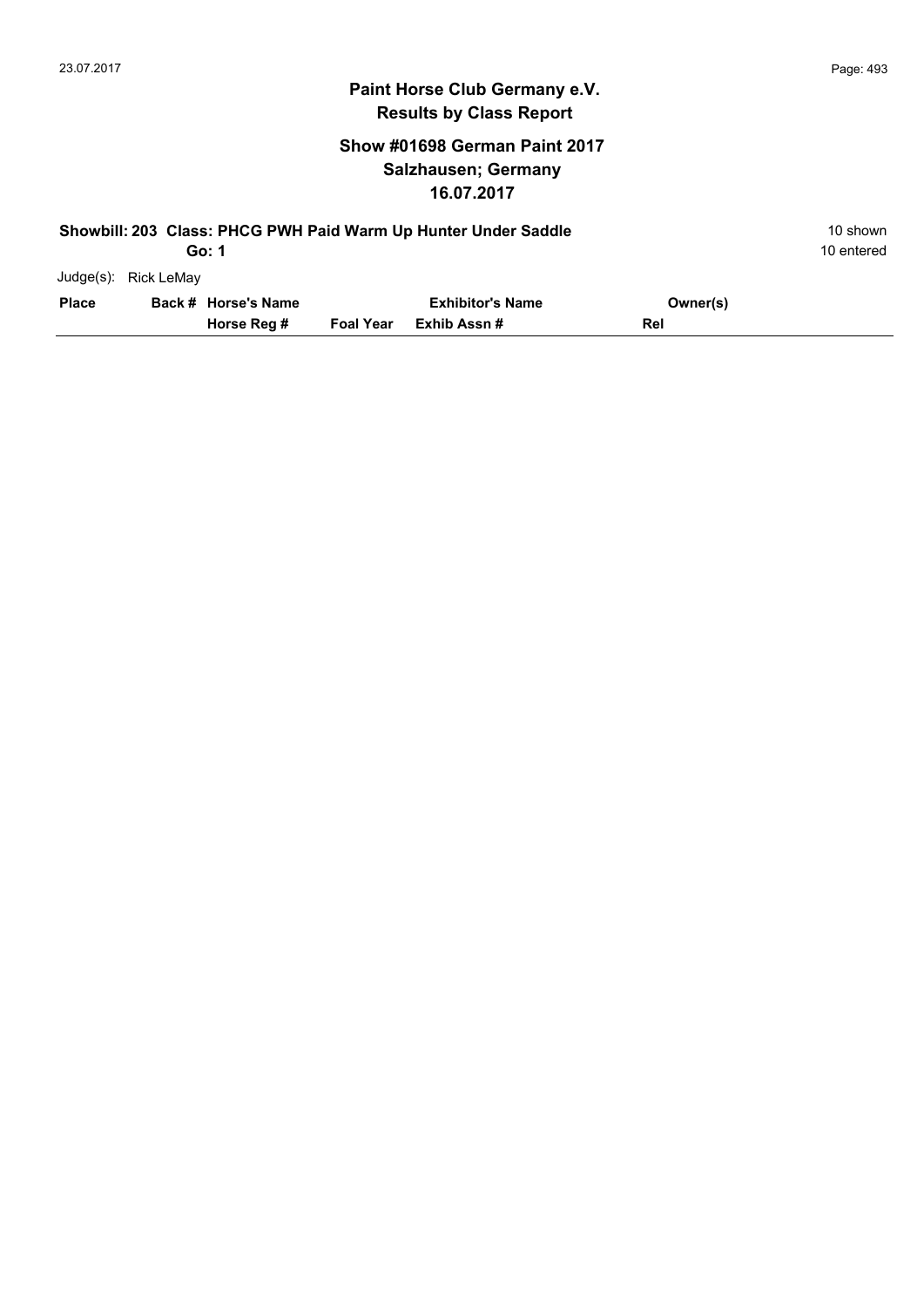## Paint Horse Club Germany e.V.
## Results by Class Report

### Show #01698 German Paint 2017
### Salzhausen; Germany
### 16.07.2017

**Showbill: 203 Class: PHCG PWH Paid Warm Up Hunter Under Saddle** 10 shown

**Go: 1** 10 entered

Judge(s): Rick LeMay

| Place | Back # | Horse's Name / Horse Reg # | Foal Year | Exhibitor's Name / Exhib Assn # | Owner(s) / Rel |
|---|---|---|---|---|---|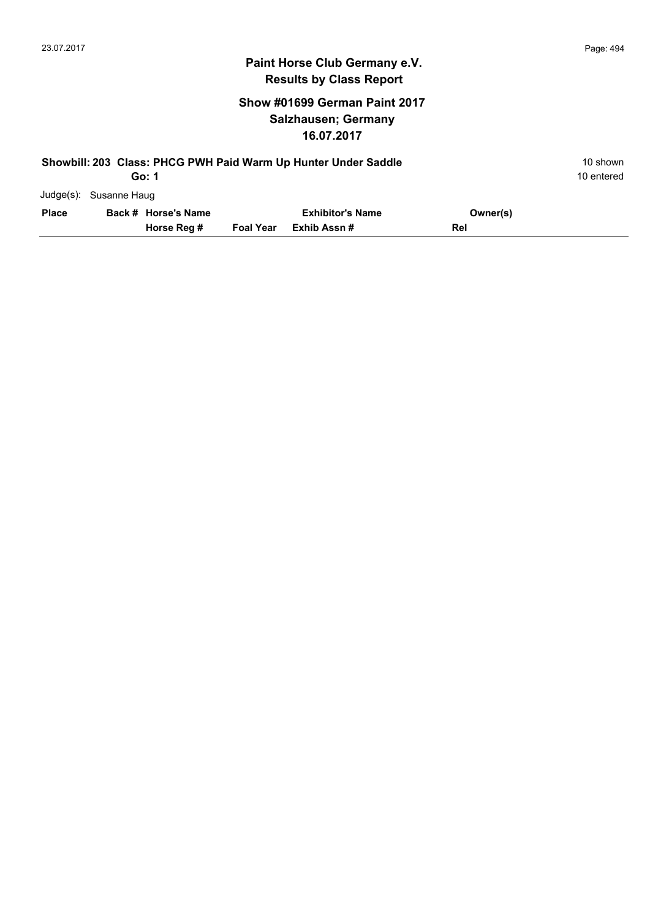# Paint Horse Club Germany e.V.

## Results by Class Report

### Show #01699 German Paint 2017

### Salzhausen; Germany

### 16.07.2017

**Showbill: 203 Class: PHCG PWH Paid Warm Up Hunter Under Saddle** — 10 shown

**Go: 1** — 10 entered

Judge(s): Susanne Haug

| Place | Back # | Horse's Name / Horse Reg # | Foal Year | Exhibitor's Name / Exhib Assn # | Owner(s) / Rel |
|---|---|---|---|---|---|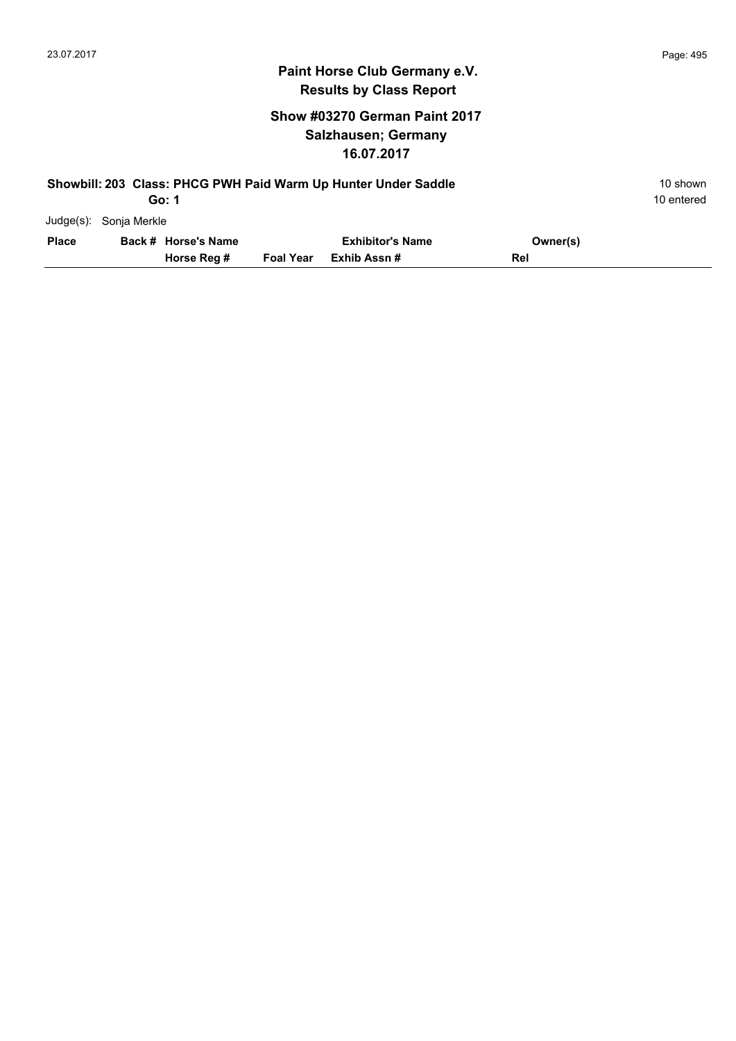# Paint Horse Club Germany e.V.
## Results by Class Report

### Show #03270 German Paint 2017
### Salzhausen; Germany
### 16.07.2017

**Showbill: 203 Class: PHCG PWH Paid Warm Up Hunter Under Saddle** — 10 shown

**Go: 1** — 10 entered

Judge(s): Sonja Merkle

| Place | Back # | Horse's Name / Horse Reg # | Foal Year | Exhibitor's Name / Exhib Assn # | Owner(s) / Rel |
|---|---|---|---|---|---|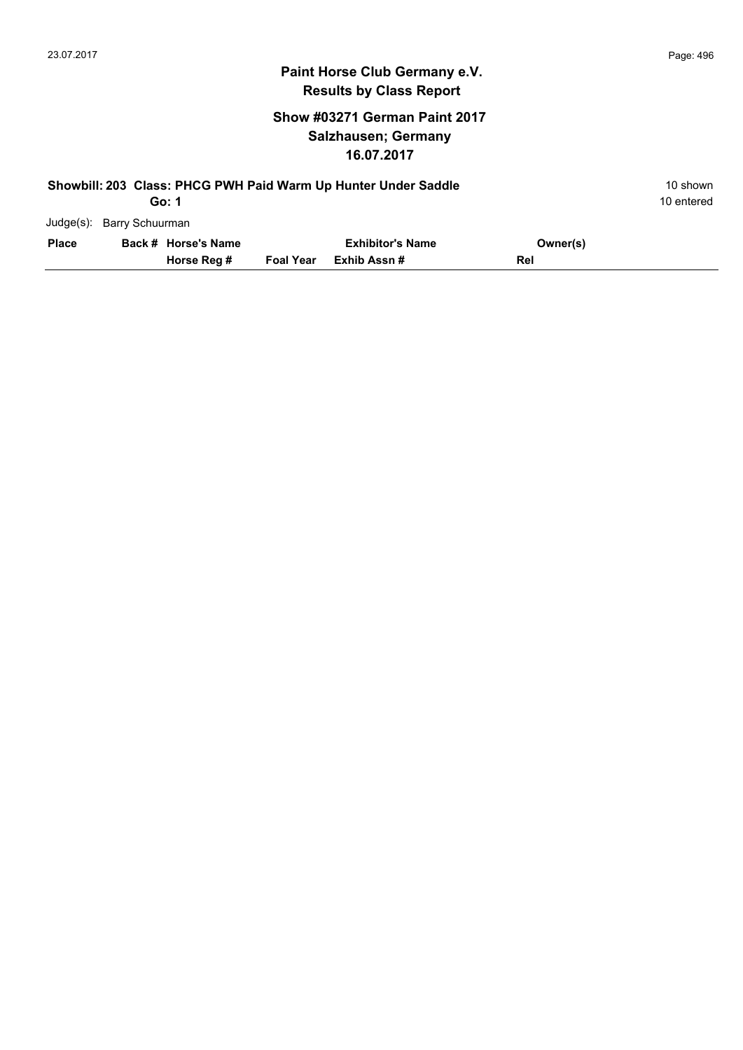## Paint Horse Club Germany e.V.
## Results by Class Report

### Show #03271 German Paint 2017
### Salzhausen; Germany
### 16.07.2017

**Showbill: 203 Class: PHCG PWH Paid Warm Up Hunter Under Saddle** 10 shown

**Go: 1** 10 entered

Judge(s): Barry Schuurman

| Place | Back # | Horse's Name / Horse Reg # | Foal Year | Exhibitor's Name / Exhib Assn # | Owner(s) / Rel |
|---|---|---|---|---|---|